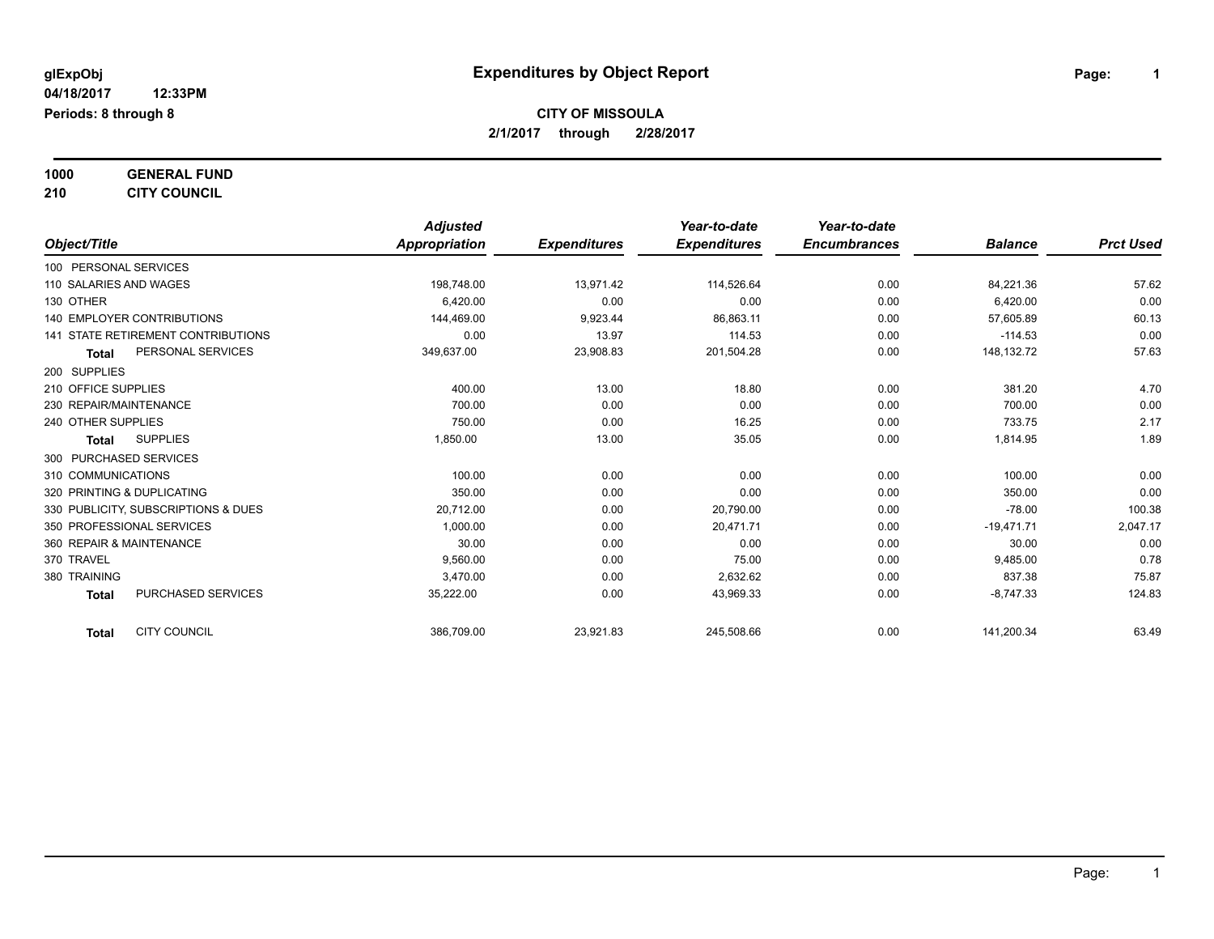**glExpObj** | **Expenditures by Object Report**

**04/18/2017 12:33PM**

**Periods: 8 through 8**

**CITY OF MISSOULA**

**2/1/2017 through 2/28/2017**

**1000 GENERAL FUND**

**210 CITY COUNCIL**

| Object/Title | Adjusted Appropriation | Expenditures | Year-to-date Expenditures | Year-to-date Encumbrances | Balance | Prct Used |
|---|---|---|---|---|---|---|
| 100 PERSONAL SERVICES | | | | | | |
| 110 SALARIES AND WAGES | 198,748.00 | 13,971.42 | 114,526.64 | 0.00 | 84,221.36 | 57.62 |
| 130 OTHER | 6,420.00 | 0.00 | 0.00 | 0.00 | 6,420.00 | 0.00 |
| 140 EMPLOYER CONTRIBUTIONS | 144,469.00 | 9,923.44 | 86,863.11 | 0.00 | 57,605.89 | 60.13 |
| 141 STATE RETIREMENT CONTRIBUTIONS | 0.00 | 13.97 | 114.53 | 0.00 | -114.53 | 0.00 |
| **Total** PERSONAL SERVICES | 349,637.00 | 23,908.83 | 201,504.28 | 0.00 | 148,132.72 | 57.63 |
| 200 SUPPLIES | | | | | | |
| 210 OFFICE SUPPLIES | 400.00 | 13.00 | 18.80 | 0.00 | 381.20 | 4.70 |
| 230 REPAIR/MAINTENANCE | 700.00 | 0.00 | 0.00 | 0.00 | 700.00 | 0.00 |
| 240 OTHER SUPPLIES | 750.00 | 0.00 | 16.25 | 0.00 | 733.75 | 2.17 |
| **Total** SUPPLIES | 1,850.00 | 13.00 | 35.05 | 0.00 | 1,814.95 | 1.89 |
| 300 PURCHASED SERVICES | | | | | | |
| 310 COMMUNICATIONS | 100.00 | 0.00 | 0.00 | 0.00 | 100.00 | 0.00 |
| 320 PRINTING & DUPLICATING | 350.00 | 0.00 | 0.00 | 0.00 | 350.00 | 0.00 |
| 330 PUBLICITY, SUBSCRIPTIONS & DUES | 20,712.00 | 0.00 | 20,790.00 | 0.00 | -78.00 | 100.38 |
| 350 PROFESSIONAL SERVICES | 1,000.00 | 0.00 | 20,471.71 | 0.00 | -19,471.71 | 2,047.17 |
| 360 REPAIR & MAINTENANCE | 30.00 | 0.00 | 0.00 | 0.00 | 30.00 | 0.00 |
| 370 TRAVEL | 9,560.00 | 0.00 | 75.00 | 0.00 | 9,485.00 | 0.78 |
| 380 TRAINING | 3,470.00 | 0.00 | 2,632.62 | 0.00 | 837.38 | 75.87 |
| **Total** PURCHASED SERVICES | 35,222.00 | 0.00 | 43,969.33 | 0.00 | -8,747.33 | 124.83 |
| **Total** CITY COUNCIL | 386,709.00 | 23,921.83 | 245,508.66 | 0.00 | 141,200.34 | 63.49 |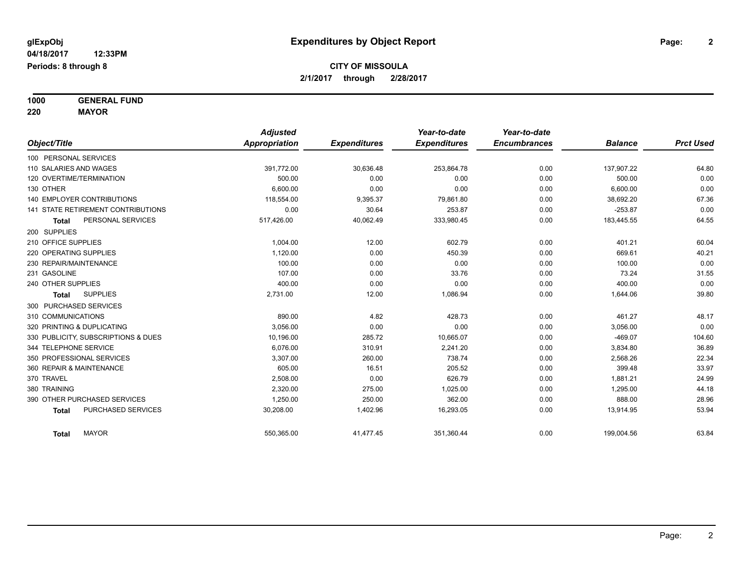# Expenditures by Object Report

glExpObj
04/18/2017 12:33PM
Periods: 8 through 8

**CITY OF MISSOULA**
**2/1/2017 through 2/28/2017**

**1000 GENERAL FUND**
**220 MAYOR**

| Object/Title | Adjusted Appropriation | Expenditures | Year-to-date Expenditures | Year-to-date Encumbrances | Balance | Prct Used |
|---|---|---|---|---|---|---|
| 100 PERSONAL SERVICES | | | | | | |
| 110 SALARIES AND WAGES | 391,772.00 | 30,636.48 | 253,864.78 | 0.00 | 137,907.22 | 64.80 |
| 120 OVERTIME/TERMINATION | 500.00 | 0.00 | 0.00 | 0.00 | 500.00 | 0.00 |
| 130 OTHER | 6,600.00 | 0.00 | 0.00 | 0.00 | 6,600.00 | 0.00 |
| 140 EMPLOYER CONTRIBUTIONS | 118,554.00 | 9,395.37 | 79,861.80 | 0.00 | 38,692.20 | 67.36 |
| 141 STATE RETIREMENT CONTRIBUTIONS | 0.00 | 30.64 | 253.87 | 0.00 | -253.87 | 0.00 |
| **Total** PERSONAL SERVICES | 517,426.00 | 40,062.49 | 333,980.45 | 0.00 | 183,445.55 | 64.55 |
| 200 SUPPLIES | | | | | | |
| 210 OFFICE SUPPLIES | 1,004.00 | 12.00 | 602.79 | 0.00 | 401.21 | 60.04 |
| 220 OPERATING SUPPLIES | 1,120.00 | 0.00 | 450.39 | 0.00 | 669.61 | 40.21 |
| 230 REPAIR/MAINTENANCE | 100.00 | 0.00 | 0.00 | 0.00 | 100.00 | 0.00 |
| 231 GASOLINE | 107.00 | 0.00 | 33.76 | 0.00 | 73.24 | 31.55 |
| 240 OTHER SUPPLIES | 400.00 | 0.00 | 0.00 | 0.00 | 400.00 | 0.00 |
| **Total** SUPPLIES | 2,731.00 | 12.00 | 1,086.94 | 0.00 | 1,644.06 | 39.80 |
| 300 PURCHASED SERVICES | | | | | | |
| 310 COMMUNICATIONS | 890.00 | 4.82 | 428.73 | 0.00 | 461.27 | 48.17 |
| 320 PRINTING & DUPLICATING | 3,056.00 | 0.00 | 0.00 | 0.00 | 3,056.00 | 0.00 |
| 330 PUBLICITY, SUBSCRIPTIONS & DUES | 10,196.00 | 285.72 | 10,665.07 | 0.00 | -469.07 | 104.60 |
| 344 TELEPHONE SERVICE | 6,076.00 | 310.91 | 2,241.20 | 0.00 | 3,834.80 | 36.89 |
| 350 PROFESSIONAL SERVICES | 3,307.00 | 260.00 | 738.74 | 0.00 | 2,568.26 | 22.34 |
| 360 REPAIR & MAINTENANCE | 605.00 | 16.51 | 205.52 | 0.00 | 399.48 | 33.97 |
| 370 TRAVEL | 2,508.00 | 0.00 | 626.79 | 0.00 | 1,881.21 | 24.99 |
| 380 TRAINING | 2,320.00 | 275.00 | 1,025.00 | 0.00 | 1,295.00 | 44.18 |
| 390 OTHER PURCHASED SERVICES | 1,250.00 | 250.00 | 362.00 | 0.00 | 888.00 | 28.96 |
| **Total** PURCHASED SERVICES | 30,208.00 | 1,402.96 | 16,293.05 | 0.00 | 13,914.95 | 53.94 |
| **Total** MAYOR | 550,365.00 | 41,477.45 | 351,360.44 | 0.00 | 199,004.56 | 63.84 |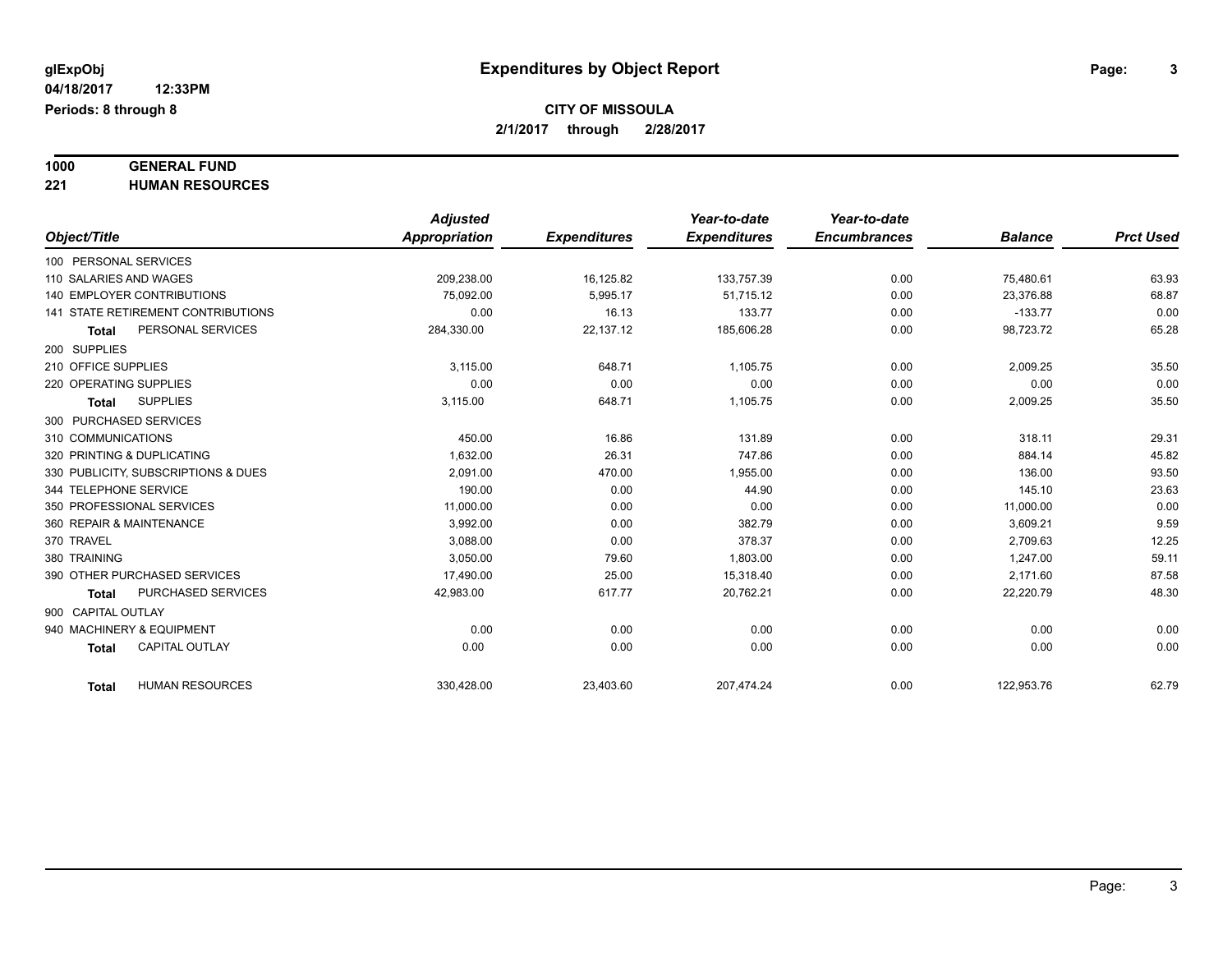**glExpObj**
**04/18/2017 12:33PM**
**Periods: 8 through 8**

# Expenditures by Object Report

**CITY OF MISSOULA**
**2/1/2017 through 2/28/2017**

**1000 GENERAL FUND**
**221 HUMAN RESOURCES**

| Object/Title | Adjusted Appropriation | Expenditures | Year-to-date Expenditures | Year-to-date Encumbrances | Balance | Prct Used |
|---|---|---|---|---|---|---|
| 100 PERSONAL SERVICES | | | | | | |
| 110 SALARIES AND WAGES | 209,238.00 | 16,125.82 | 133,757.39 | 0.00 | 75,480.61 | 63.93 |
| 140 EMPLOYER CONTRIBUTIONS | 75,092.00 | 5,995.17 | 51,715.12 | 0.00 | 23,376.88 | 68.87 |
| 141 STATE RETIREMENT CONTRIBUTIONS | 0.00 | 16.13 | 133.77 | 0.00 | -133.77 | 0.00 |
| **Total** PERSONAL SERVICES | 284,330.00 | 22,137.12 | 185,606.28 | 0.00 | 98,723.72 | 65.28 |
| 200 SUPPLIES | | | | | | |
| 210 OFFICE SUPPLIES | 3,115.00 | 648.71 | 1,105.75 | 0.00 | 2,009.25 | 35.50 |
| 220 OPERATING SUPPLIES | 0.00 | 0.00 | 0.00 | 0.00 | 0.00 | 0.00 |
| **Total** SUPPLIES | 3,115.00 | 648.71 | 1,105.75 | 0.00 | 2,009.25 | 35.50 |
| 300 PURCHASED SERVICES | | | | | | |
| 310 COMMUNICATIONS | 450.00 | 16.86 | 131.89 | 0.00 | 318.11 | 29.31 |
| 320 PRINTING & DUPLICATING | 1,632.00 | 26.31 | 747.86 | 0.00 | 884.14 | 45.82 |
| 330 PUBLICITY, SUBSCRIPTIONS & DUES | 2,091.00 | 470.00 | 1,955.00 | 0.00 | 136.00 | 93.50 |
| 344 TELEPHONE SERVICE | 190.00 | 0.00 | 44.90 | 0.00 | 145.10 | 23.63 |
| 350 PROFESSIONAL SERVICES | 11,000.00 | 0.00 | 0.00 | 0.00 | 11,000.00 | 0.00 |
| 360 REPAIR & MAINTENANCE | 3,992.00 | 0.00 | 382.79 | 0.00 | 3,609.21 | 9.59 |
| 370 TRAVEL | 3,088.00 | 0.00 | 378.37 | 0.00 | 2,709.63 | 12.25 |
| 380 TRAINING | 3,050.00 | 79.60 | 1,803.00 | 0.00 | 1,247.00 | 59.11 |
| 390 OTHER PURCHASED SERVICES | 17,490.00 | 25.00 | 15,318.40 | 0.00 | 2,171.60 | 87.58 |
| **Total** PURCHASED SERVICES | 42,983.00 | 617.77 | 20,762.21 | 0.00 | 22,220.79 | 48.30 |
| 900 CAPITAL OUTLAY | | | | | | |
| 940 MACHINERY & EQUIPMENT | 0.00 | 0.00 | 0.00 | 0.00 | 0.00 | 0.00 |
| **Total** CAPITAL OUTLAY | 0.00 | 0.00 | 0.00 | 0.00 | 0.00 | 0.00 |
| **Total** HUMAN RESOURCES | 330,428.00 | 23,403.60 | 207,474.24 | 0.00 | 122,953.76 | 62.79 |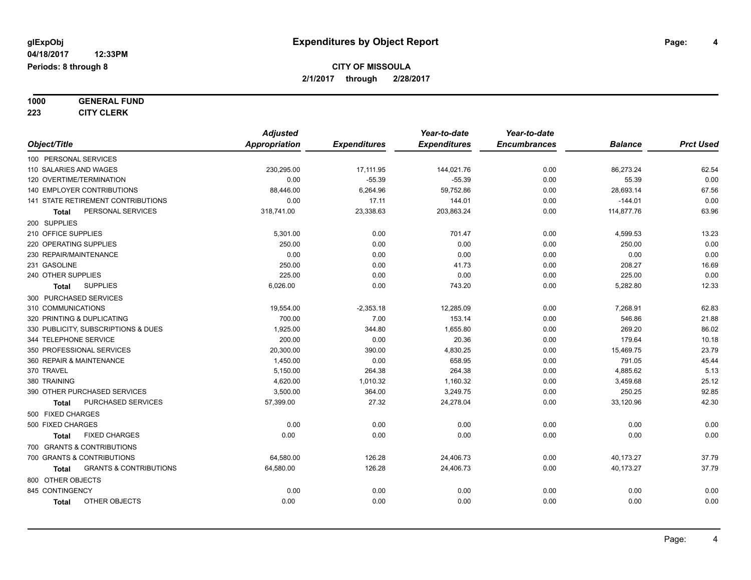**glExpObj**
**04/18/2017 12:33PM**
**Periods: 8 through 8**

# Expenditures by Object Report

**CITY OF MISSOULA**
**2/1/2017 through 2/28/2017**

**1000 GENERAL FUND**
**223 CITY CLERK**

| Object/Title | Adjusted Appropriation | Expenditures | Year-to-date Expenditures | Year-to-date Encumbrances | Balance | Prct Used |
|---|---|---|---|---|---|---|
| 100 PERSONAL SERVICES | | | | | | |
| 110 SALARIES AND WAGES | 230,295.00 | 17,111.95 | 144,021.76 | 0.00 | 86,273.24 | 62.54 |
| 120 OVERTIME/TERMINATION | 0.00 | -55.39 | -55.39 | 0.00 | 55.39 | 0.00 |
| 140 EMPLOYER CONTRIBUTIONS | 88,446.00 | 6,264.96 | 59,752.86 | 0.00 | 28,693.14 | 67.56 |
| 141 STATE RETIREMENT CONTRIBUTIONS | 0.00 | 17.11 | 144.01 | 0.00 | -144.01 | 0.00 |
| **Total** PERSONAL SERVICES | 318,741.00 | 23,338.63 | 203,863.24 | 0.00 | 114,877.76 | 63.96 |
| 200 SUPPLIES | | | | | | |
| 210 OFFICE SUPPLIES | 5,301.00 | 0.00 | 701.47 | 0.00 | 4,599.53 | 13.23 |
| 220 OPERATING SUPPLIES | 250.00 | 0.00 | 0.00 | 0.00 | 250.00 | 0.00 |
| 230 REPAIR/MAINTENANCE | 0.00 | 0.00 | 0.00 | 0.00 | 0.00 | 0.00 |
| 231 GASOLINE | 250.00 | 0.00 | 41.73 | 0.00 | 208.27 | 16.69 |
| 240 OTHER SUPPLIES | 225.00 | 0.00 | 0.00 | 0.00 | 225.00 | 0.00 |
| **Total** SUPPLIES | 6,026.00 | 0.00 | 743.20 | 0.00 | 5,282.80 | 12.33 |
| 300 PURCHASED SERVICES | | | | | | |
| 310 COMMUNICATIONS | 19,554.00 | -2,353.18 | 12,285.09 | 0.00 | 7,268.91 | 62.83 |
| 320 PRINTING & DUPLICATING | 700.00 | 7.00 | 153.14 | 0.00 | 546.86 | 21.88 |
| 330 PUBLICITY, SUBSCRIPTIONS & DUES | 1,925.00 | 344.80 | 1,655.80 | 0.00 | 269.20 | 86.02 |
| 344 TELEPHONE SERVICE | 200.00 | 0.00 | 20.36 | 0.00 | 179.64 | 10.18 |
| 350 PROFESSIONAL SERVICES | 20,300.00 | 390.00 | 4,830.25 | 0.00 | 15,469.75 | 23.79 |
| 360 REPAIR & MAINTENANCE | 1,450.00 | 0.00 | 658.95 | 0.00 | 791.05 | 45.44 |
| 370 TRAVEL | 5,150.00 | 264.38 | 264.38 | 0.00 | 4,885.62 | 5.13 |
| 380 TRAINING | 4,620.00 | 1,010.32 | 1,160.32 | 0.00 | 3,459.68 | 25.12 |
| 390 OTHER PURCHASED SERVICES | 3,500.00 | 364.00 | 3,249.75 | 0.00 | 250.25 | 92.85 |
| **Total** PURCHASED SERVICES | 57,399.00 | 27.32 | 24,278.04 | 0.00 | 33,120.96 | 42.30 |
| 500 FIXED CHARGES | | | | | | |
| 500 FIXED CHARGES | 0.00 | 0.00 | 0.00 | 0.00 | 0.00 | 0.00 |
| **Total** FIXED CHARGES | 0.00 | 0.00 | 0.00 | 0.00 | 0.00 | 0.00 |
| 700 GRANTS & CONTRIBUTIONS | | | | | | |
| 700 GRANTS & CONTRIBUTIONS | 64,580.00 | 126.28 | 24,406.73 | 0.00 | 40,173.27 | 37.79 |
| **Total** GRANTS & CONTRIBUTIONS | 64,580.00 | 126.28 | 24,406.73 | 0.00 | 40,173.27 | 37.79 |
| 800 OTHER OBJECTS | | | | | | |
| 845 CONTINGENCY | 0.00 | 0.00 | 0.00 | 0.00 | 0.00 | 0.00 |
| **Total** OTHER OBJECTS | 0.00 | 0.00 | 0.00 | 0.00 | 0.00 | 0.00 |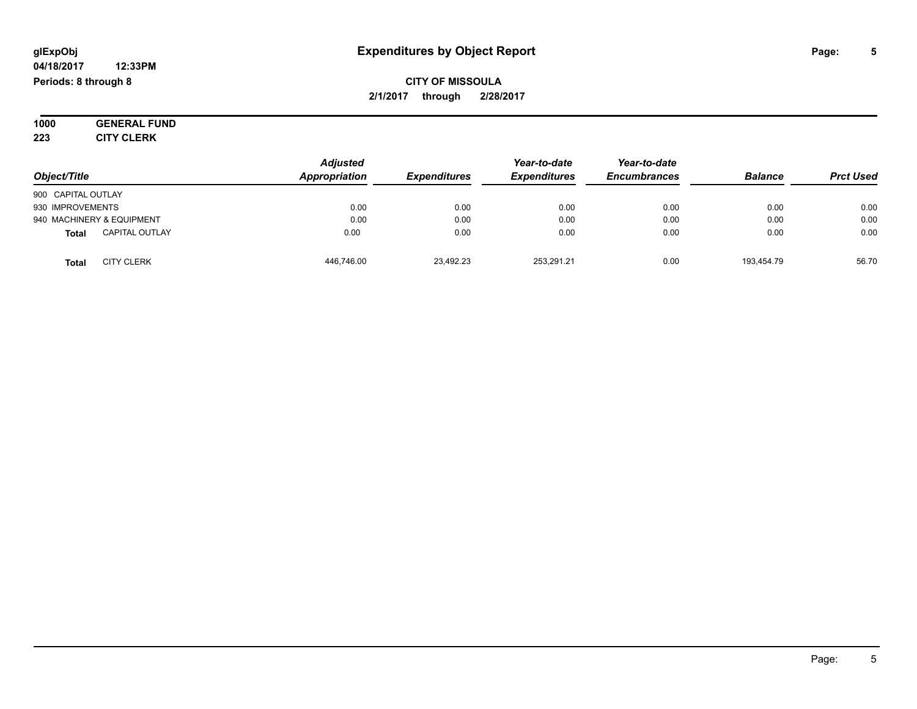**glExpObj**
**04/18/2017 12:33PM**
**Periods: 8 through 8**

# Expenditures by Object Report

**CITY OF MISSOULA**
**2/1/2017 through 2/28/2017**

**1000 GENERAL FUND**
**223 CITY CLERK**

| Object/Title | | Adjusted Appropriation | Expenditures | Year-to-date Expenditures | Year-to-date Encumbrances | Balance | Prct Used |
|---|---|---|---|---|---|---|---|
| 900 CAPITAL OUTLAY | | | | | | | |
| 930 IMPROVEMENTS | | 0.00 | 0.00 | 0.00 | 0.00 | 0.00 | 0.00 |
| 940 MACHINERY & EQUIPMENT | | 0.00 | 0.00 | 0.00 | 0.00 | 0.00 | 0.00 |
| **Total** | CAPITAL OUTLAY | 0.00 | 0.00 | 0.00 | 0.00 | 0.00 | 0.00 |
| **Total** | CITY CLERK | 446,746.00 | 23,492.23 | 253,291.21 | 0.00 | 193,454.79 | 56.70 |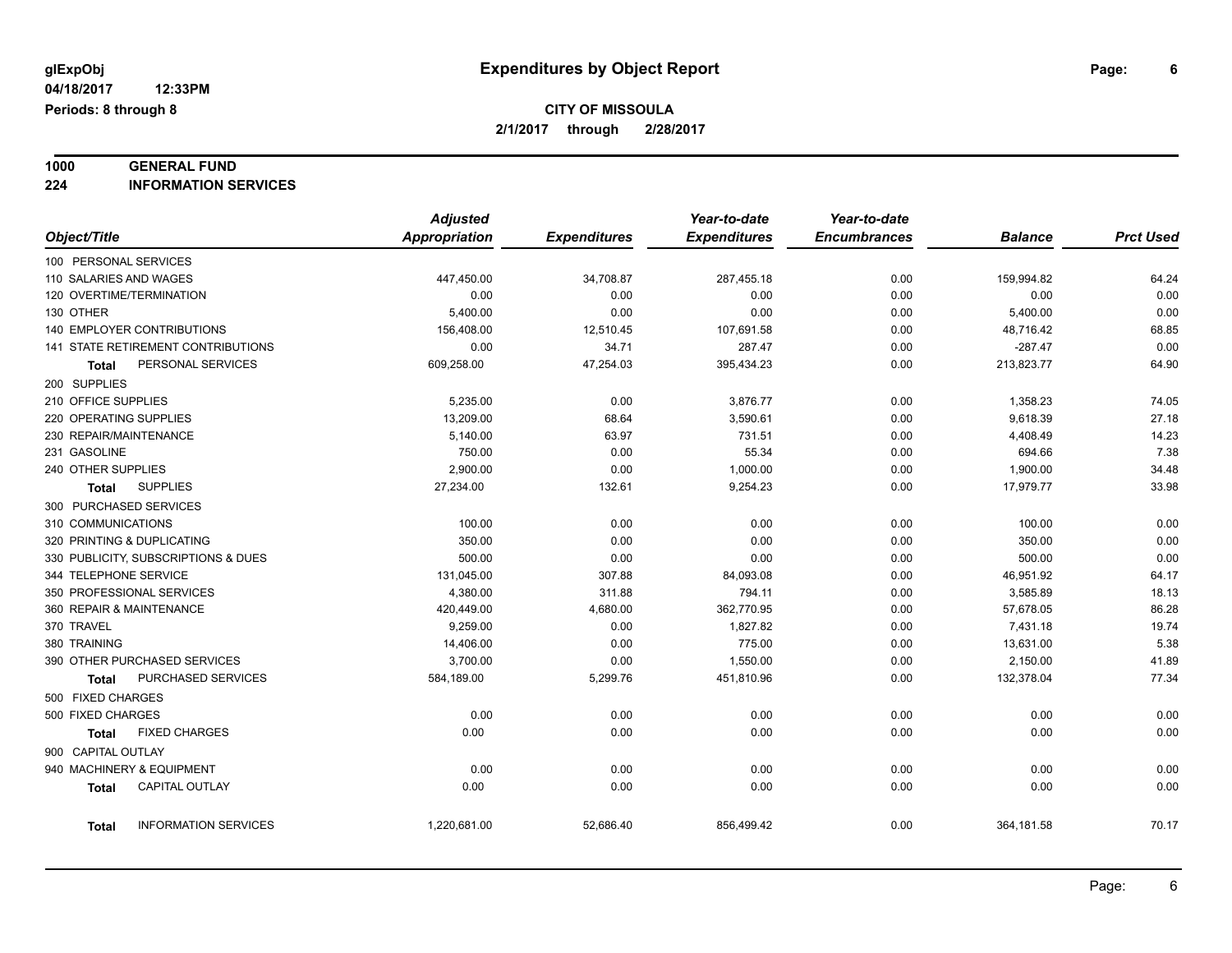# Expenditures by Object Report

glExpObj
04/18/2017 12:33PM
Periods: 8 through 8

**CITY OF MISSOULA**
**2/1/2017 through 2/28/2017**

**1000 GENERAL FUND**
**224 INFORMATION SERVICES**

| Object/Title | Adjusted Appropriation | Expenditures | Year-to-date Expenditures | Year-to-date Encumbrances | Balance | Prct Used |
|---|---|---|---|---|---|---|
| 100 PERSONAL SERVICES | | | | | | |
| 110 SALARIES AND WAGES | 447,450.00 | 34,708.87 | 287,455.18 | 0.00 | 159,994.82 | 64.24 |
| 120 OVERTIME/TERMINATION | 0.00 | 0.00 | 0.00 | 0.00 | 0.00 | 0.00 |
| 130 OTHER | 5,400.00 | 0.00 | 0.00 | 0.00 | 5,400.00 | 0.00 |
| 140 EMPLOYER CONTRIBUTIONS | 156,408.00 | 12,510.45 | 107,691.58 | 0.00 | 48,716.42 | 68.85 |
| 141 STATE RETIREMENT CONTRIBUTIONS | 0.00 | 34.71 | 287.47 | 0.00 | -287.47 | 0.00 |
| **Total** PERSONAL SERVICES | 609,258.00 | 47,254.03 | 395,434.23 | 0.00 | 213,823.77 | 64.90 |
| 200 SUPPLIES | | | | | | |
| 210 OFFICE SUPPLIES | 5,235.00 | 0.00 | 3,876.77 | 0.00 | 1,358.23 | 74.05 |
| 220 OPERATING SUPPLIES | 13,209.00 | 68.64 | 3,590.61 | 0.00 | 9,618.39 | 27.18 |
| 230 REPAIR/MAINTENANCE | 5,140.00 | 63.97 | 731.51 | 0.00 | 4,408.49 | 14.23 |
| 231 GASOLINE | 750.00 | 0.00 | 55.34 | 0.00 | 694.66 | 7.38 |
| 240 OTHER SUPPLIES | 2,900.00 | 0.00 | 1,000.00 | 0.00 | 1,900.00 | 34.48 |
| **Total** SUPPLIES | 27,234.00 | 132.61 | 9,254.23 | 0.00 | 17,979.77 | 33.98 |
| 300 PURCHASED SERVICES | | | | | | |
| 310 COMMUNICATIONS | 100.00 | 0.00 | 0.00 | 0.00 | 100.00 | 0.00 |
| 320 PRINTING & DUPLICATING | 350.00 | 0.00 | 0.00 | 0.00 | 350.00 | 0.00 |
| 330 PUBLICITY, SUBSCRIPTIONS & DUES | 500.00 | 0.00 | 0.00 | 0.00 | 500.00 | 0.00 |
| 344 TELEPHONE SERVICE | 131,045.00 | 307.88 | 84,093.08 | 0.00 | 46,951.92 | 64.17 |
| 350 PROFESSIONAL SERVICES | 4,380.00 | 311.88 | 794.11 | 0.00 | 3,585.89 | 18.13 |
| 360 REPAIR & MAINTENANCE | 420,449.00 | 4,680.00 | 362,770.95 | 0.00 | 57,678.05 | 86.28 |
| 370 TRAVEL | 9,259.00 | 0.00 | 1,827.82 | 0.00 | 7,431.18 | 19.74 |
| 380 TRAINING | 14,406.00 | 0.00 | 775.00 | 0.00 | 13,631.00 | 5.38 |
| 390 OTHER PURCHASED SERVICES | 3,700.00 | 0.00 | 1,550.00 | 0.00 | 2,150.00 | 41.89 |
| **Total** PURCHASED SERVICES | 584,189.00 | 5,299.76 | 451,810.96 | 0.00 | 132,378.04 | 77.34 |
| 500 FIXED CHARGES | | | | | | |
| 500 FIXED CHARGES | 0.00 | 0.00 | 0.00 | 0.00 | 0.00 | 0.00 |
| **Total** FIXED CHARGES | 0.00 | 0.00 | 0.00 | 0.00 | 0.00 | 0.00 |
| 900 CAPITAL OUTLAY | | | | | | |
| 940 MACHINERY & EQUIPMENT | 0.00 | 0.00 | 0.00 | 0.00 | 0.00 | 0.00 |
| **Total** CAPITAL OUTLAY | 0.00 | 0.00 | 0.00 | 0.00 | 0.00 | 0.00 |
| **Total** INFORMATION SERVICES | 1,220,681.00 | 52,686.40 | 856,499.42 | 0.00 | 364,181.58 | 70.17 |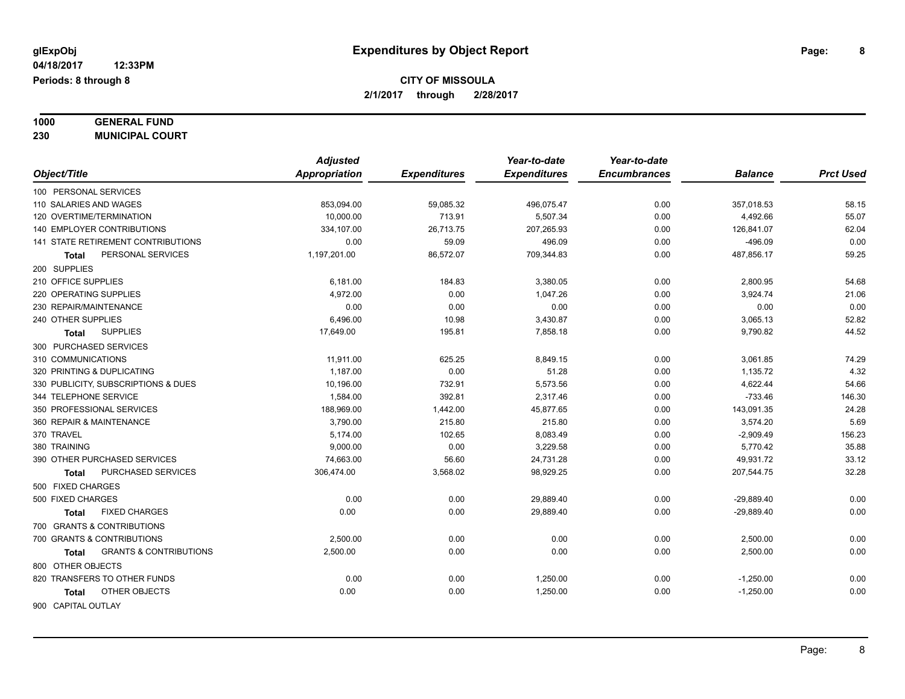**glExpObj**
**04/18/2017 12:33PM**
**Periods: 8 through 8**

# Expenditures by Object Report

## CITY OF MISSOULA

**2/1/2017 through 2/28/2017**

**1000 GENERAL FUND**
**230 MUNICIPAL COURT**

| Object/Title | Adjusted Appropriation | Expenditures | Year-to-date Expenditures | Year-to-date Encumbrances | Balance | Prct Used |
|---|---|---|---|---|---|---|
| 100 PERSONAL SERVICES | | | | | | |
| 110 SALARIES AND WAGES | 853,094.00 | 59,085.32 | 496,075.47 | 0.00 | 357,018.53 | 58.15 |
| 120 OVERTIME/TERMINATION | 10,000.00 | 713.91 | 5,507.34 | 0.00 | 4,492.66 | 55.07 |
| 140 EMPLOYER CONTRIBUTIONS | 334,107.00 | 26,713.75 | 207,265.93 | 0.00 | 126,841.07 | 62.04 |
| 141 STATE RETIREMENT CONTRIBUTIONS | 0.00 | 59.09 | 496.09 | 0.00 | -496.09 | 0.00 |
| **Total** PERSONAL SERVICES | 1,197,201.00 | 86,572.07 | 709,344.83 | 0.00 | 487,856.17 | 59.25 |
| 200 SUPPLIES | | | | | | |
| 210 OFFICE SUPPLIES | 6,181.00 | 184.83 | 3,380.05 | 0.00 | 2,800.95 | 54.68 |
| 220 OPERATING SUPPLIES | 4,972.00 | 0.00 | 1,047.26 | 0.00 | 3,924.74 | 21.06 |
| 230 REPAIR/MAINTENANCE | 0.00 | 0.00 | 0.00 | 0.00 | 0.00 | 0.00 |
| 240 OTHER SUPPLIES | 6,496.00 | 10.98 | 3,430.87 | 0.00 | 3,065.13 | 52.82 |
| **Total** SUPPLIES | 17,649.00 | 195.81 | 7,858.18 | 0.00 | 9,790.82 | 44.52 |
| 300 PURCHASED SERVICES | | | | | | |
| 310 COMMUNICATIONS | 11,911.00 | 625.25 | 8,849.15 | 0.00 | 3,061.85 | 74.29 |
| 320 PRINTING & DUPLICATING | 1,187.00 | 0.00 | 51.28 | 0.00 | 1,135.72 | 4.32 |
| 330 PUBLICITY, SUBSCRIPTIONS & DUES | 10,196.00 | 732.91 | 5,573.56 | 0.00 | 4,622.44 | 54.66 |
| 344 TELEPHONE SERVICE | 1,584.00 | 392.81 | 2,317.46 | 0.00 | -733.46 | 146.30 |
| 350 PROFESSIONAL SERVICES | 188,969.00 | 1,442.00 | 45,877.65 | 0.00 | 143,091.35 | 24.28 |
| 360 REPAIR & MAINTENANCE | 3,790.00 | 215.80 | 215.80 | 0.00 | 3,574.20 | 5.69 |
| 370 TRAVEL | 5,174.00 | 102.65 | 8,083.49 | 0.00 | -2,909.49 | 156.23 |
| 380 TRAINING | 9,000.00 | 0.00 | 3,229.58 | 0.00 | 5,770.42 | 35.88 |
| 390 OTHER PURCHASED SERVICES | 74,663.00 | 56.60 | 24,731.28 | 0.00 | 49,931.72 | 33.12 |
| **Total** PURCHASED SERVICES | 306,474.00 | 3,568.02 | 98,929.25 | 0.00 | 207,544.75 | 32.28 |
| 500 FIXED CHARGES | | | | | | |
| 500 FIXED CHARGES | 0.00 | 0.00 | 29,889.40 | 0.00 | -29,889.40 | 0.00 |
| **Total** FIXED CHARGES | 0.00 | 0.00 | 29,889.40 | 0.00 | -29,889.40 | 0.00 |
| 700 GRANTS & CONTRIBUTIONS | | | | | | |
| 700 GRANTS & CONTRIBUTIONS | 2,500.00 | 0.00 | 0.00 | 0.00 | 2,500.00 | 0.00 |
| **Total** GRANTS & CONTRIBUTIONS | 2,500.00 | 0.00 | 0.00 | 0.00 | 2,500.00 | 0.00 |
| 800 OTHER OBJECTS | | | | | | |
| 820 TRANSFERS TO OTHER FUNDS | 0.00 | 0.00 | 1,250.00 | 0.00 | -1,250.00 | 0.00 |
| **Total** OTHER OBJECTS | 0.00 | 0.00 | 1,250.00 | 0.00 | -1,250.00 | 0.00 |
| 900 CAPITAL OUTLAY | | | | | | |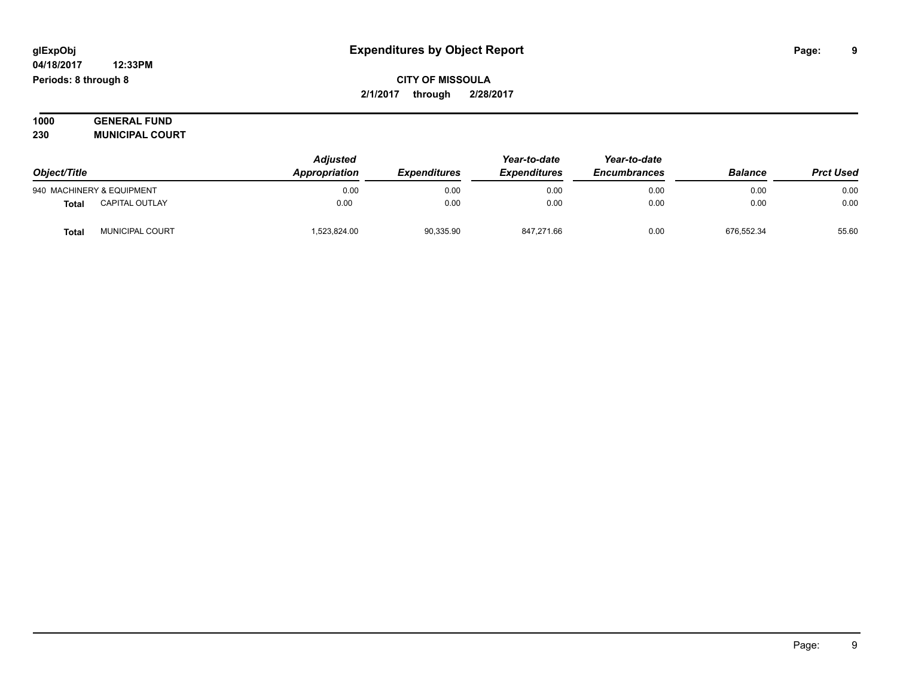# Expenditures by Object Report

glExpObj
04/18/2017 12:33PM
Periods: 8 through 8

**CITY OF MISSOULA**
**2/1/2017 through 2/28/2017**

**1000 GENERAL FUND**
**230 MUNICIPAL COURT**

| Object/Title | | Adjusted Appropriation | Expenditures | Year-to-date Expenditures | Year-to-date Encumbrances | Balance | Prct Used |
|---|---|---|---|---|---|---|---|
| 940 MACHINERY & EQUIPMENT | | 0.00 | 0.00 | 0.00 | 0.00 | 0.00 | 0.00 |
| **Total** | CAPITAL OUTLAY | 0.00 | 0.00 | 0.00 | 0.00 | 0.00 | 0.00 |
| **Total** | MUNICIPAL COURT | 1,523,824.00 | 90,335.90 | 847,271.66 | 0.00 | 676,552.34 | 55.60 |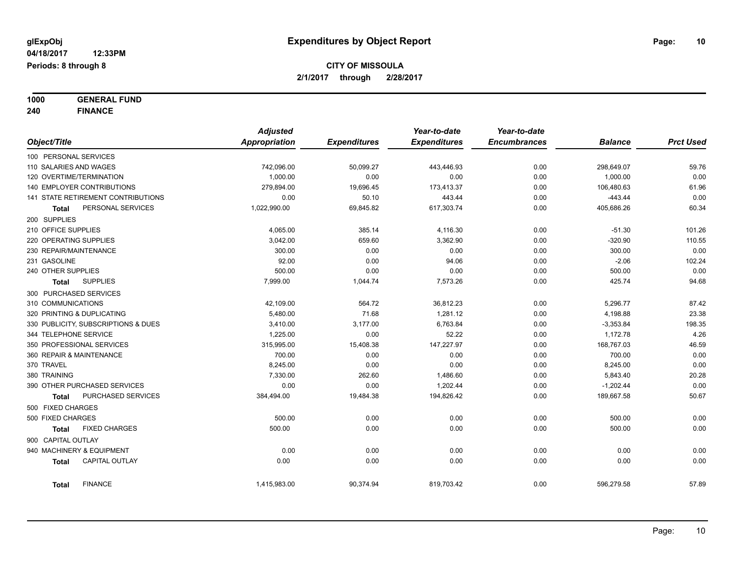glExpObj
04/18/2017 12:33PM
Periods: 8 through 8

# Expenditures by Object Report

**CITY OF MISSOULA**
**2/1/2017 through 2/28/2017**

**1000 GENERAL FUND**
**240 FINANCE**

| Object/Title | Adjusted Appropriation | Expenditures | Year-to-date Expenditures | Year-to-date Encumbrances | Balance | Prct Used |
|---|---|---|---|---|---|---|
| 100 PERSONAL SERVICES | | | | | | |
| 110 SALARIES AND WAGES | 742,096.00 | 50,099.27 | 443,446.93 | 0.00 | 298,649.07 | 59.76 |
| 120 OVERTIME/TERMINATION | 1,000.00 | 0.00 | 0.00 | 0.00 | 1,000.00 | 0.00 |
| 140 EMPLOYER CONTRIBUTIONS | 279,894.00 | 19,696.45 | 173,413.37 | 0.00 | 106,480.63 | 61.96 |
| 141 STATE RETIREMENT CONTRIBUTIONS | 0.00 | 50.10 | 443.44 | 0.00 | -443.44 | 0.00 |
| **Total** PERSONAL SERVICES | 1,022,990.00 | 69,845.82 | 617,303.74 | 0.00 | 405,686.26 | 60.34 |
| 200 SUPPLIES | | | | | | |
| 210 OFFICE SUPPLIES | 4,065.00 | 385.14 | 4,116.30 | 0.00 | -51.30 | 101.26 |
| 220 OPERATING SUPPLIES | 3,042.00 | 659.60 | 3,362.90 | 0.00 | -320.90 | 110.55 |
| 230 REPAIR/MAINTENANCE | 300.00 | 0.00 | 0.00 | 0.00 | 300.00 | 0.00 |
| 231 GASOLINE | 92.00 | 0.00 | 94.06 | 0.00 | -2.06 | 102.24 |
| 240 OTHER SUPPLIES | 500.00 | 0.00 | 0.00 | 0.00 | 500.00 | 0.00 |
| **Total** SUPPLIES | 7,999.00 | 1,044.74 | 7,573.26 | 0.00 | 425.74 | 94.68 |
| 300 PURCHASED SERVICES | | | | | | |
| 310 COMMUNICATIONS | 42,109.00 | 564.72 | 36,812.23 | 0.00 | 5,296.77 | 87.42 |
| 320 PRINTING & DUPLICATING | 5,480.00 | 71.68 | 1,281.12 | 0.00 | 4,198.88 | 23.38 |
| 330 PUBLICITY, SUBSCRIPTIONS & DUES | 3,410.00 | 3,177.00 | 6,763.84 | 0.00 | -3,353.84 | 198.35 |
| 344 TELEPHONE SERVICE | 1,225.00 | 0.00 | 52.22 | 0.00 | 1,172.78 | 4.26 |
| 350 PROFESSIONAL SERVICES | 315,995.00 | 15,408.38 | 147,227.97 | 0.00 | 168,767.03 | 46.59 |
| 360 REPAIR & MAINTENANCE | 700.00 | 0.00 | 0.00 | 0.00 | 700.00 | 0.00 |
| 370 TRAVEL | 8,245.00 | 0.00 | 0.00 | 0.00 | 8,245.00 | 0.00 |
| 380 TRAINING | 7,330.00 | 262.60 | 1,486.60 | 0.00 | 5,843.40 | 20.28 |
| 390 OTHER PURCHASED SERVICES | 0.00 | 0.00 | 1,202.44 | 0.00 | -1,202.44 | 0.00 |
| **Total** PURCHASED SERVICES | 384,494.00 | 19,484.38 | 194,826.42 | 0.00 | 189,667.58 | 50.67 |
| 500 FIXED CHARGES | | | | | | |
| 500 FIXED CHARGES | 500.00 | 0.00 | 0.00 | 0.00 | 500.00 | 0.00 |
| **Total** FIXED CHARGES | 500.00 | 0.00 | 0.00 | 0.00 | 500.00 | 0.00 |
| 900 CAPITAL OUTLAY | | | | | | |
| 940 MACHINERY & EQUIPMENT | 0.00 | 0.00 | 0.00 | 0.00 | 0.00 | 0.00 |
| **Total** CAPITAL OUTLAY | 0.00 | 0.00 | 0.00 | 0.00 | 0.00 | 0.00 |
| **Total** FINANCE | 1,415,983.00 | 90,374.94 | 819,703.42 | 0.00 | 596,279.58 | 57.89 |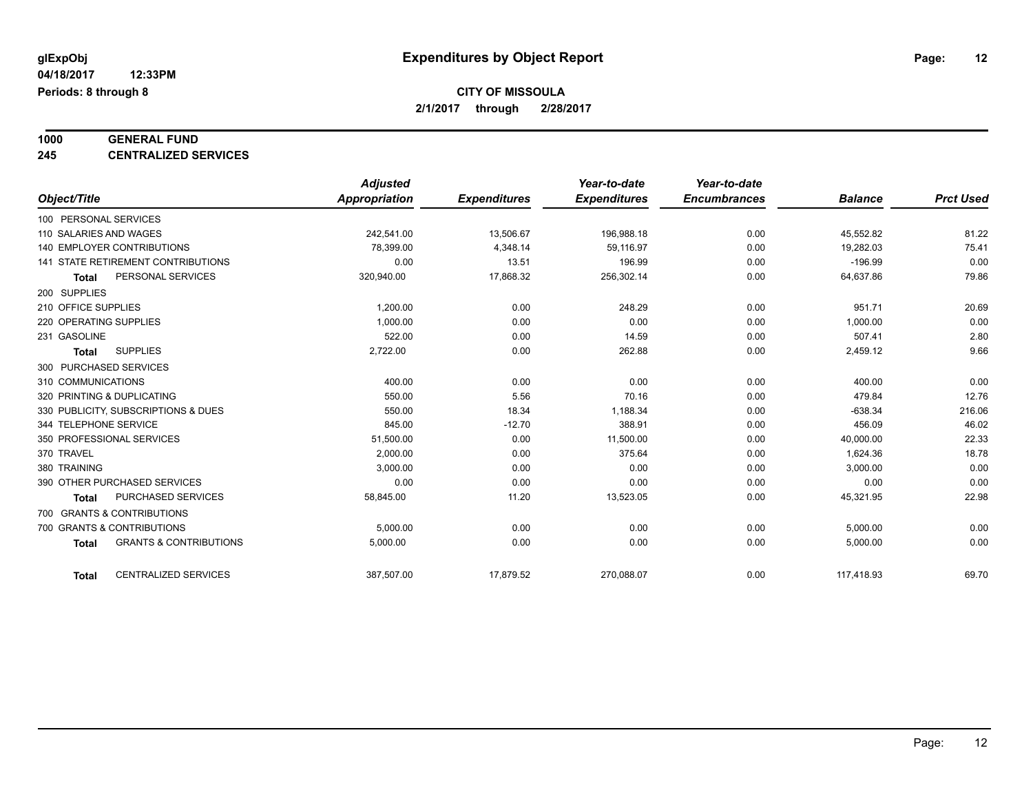glExpObj
04/18/2017 12:33PM
Periods: 8 through 8

# Expenditures by Object Report

**CITY OF MISSOULA**
**2/1/2017 through 2/28/2017**

**1000 GENERAL FUND**
**245 CENTRALIZED SERVICES**

| Object/Title | Adjusted Appropriation | Expenditures | Year-to-date Expenditures | Year-to-date Encumbrances | Balance | Prct Used |
|---|---|---|---|---|---|---|
| 100 PERSONAL SERVICES | | | | | | |
| 110 SALARIES AND WAGES | 242,541.00 | 13,506.67 | 196,988.18 | 0.00 | 45,552.82 | 81.22 |
| 140 EMPLOYER CONTRIBUTIONS | 78,399.00 | 4,348.14 | 59,116.97 | 0.00 | 19,282.03 | 75.41 |
| 141 STATE RETIREMENT CONTRIBUTIONS | 0.00 | 13.51 | 196.99 | 0.00 | -196.99 | 0.00 |
| **Total** PERSONAL SERVICES | 320,940.00 | 17,868.32 | 256,302.14 | 0.00 | 64,637.86 | 79.86 |
| 200 SUPPLIES | | | | | | |
| 210 OFFICE SUPPLIES | 1,200.00 | 0.00 | 248.29 | 0.00 | 951.71 | 20.69 |
| 220 OPERATING SUPPLIES | 1,000.00 | 0.00 | 0.00 | 0.00 | 1,000.00 | 0.00 |
| 231 GASOLINE | 522.00 | 0.00 | 14.59 | 0.00 | 507.41 | 2.80 |
| **Total** SUPPLIES | 2,722.00 | 0.00 | 262.88 | 0.00 | 2,459.12 | 9.66 |
| 300 PURCHASED SERVICES | | | | | | |
| 310 COMMUNICATIONS | 400.00 | 0.00 | 0.00 | 0.00 | 400.00 | 0.00 |
| 320 PRINTING & DUPLICATING | 550.00 | 5.56 | 70.16 | 0.00 | 479.84 | 12.76 |
| 330 PUBLICITY, SUBSCRIPTIONS & DUES | 550.00 | 18.34 | 1,188.34 | 0.00 | -638.34 | 216.06 |
| 344 TELEPHONE SERVICE | 845.00 | -12.70 | 388.91 | 0.00 | 456.09 | 46.02 |
| 350 PROFESSIONAL SERVICES | 51,500.00 | 0.00 | 11,500.00 | 0.00 | 40,000.00 | 22.33 |
| 370 TRAVEL | 2,000.00 | 0.00 | 375.64 | 0.00 | 1,624.36 | 18.78 |
| 380 TRAINING | 3,000.00 | 0.00 | 0.00 | 0.00 | 3,000.00 | 0.00 |
| 390 OTHER PURCHASED SERVICES | 0.00 | 0.00 | 0.00 | 0.00 | 0.00 | 0.00 |
| **Total** PURCHASED SERVICES | 58,845.00 | 11.20 | 13,523.05 | 0.00 | 45,321.95 | 22.98 |
| 700 GRANTS & CONTRIBUTIONS | | | | | | |
| 700 GRANTS & CONTRIBUTIONS | 5,000.00 | 0.00 | 0.00 | 0.00 | 5,000.00 | 0.00 |
| **Total** GRANTS & CONTRIBUTIONS | 5,000.00 | 0.00 | 0.00 | 0.00 | 5,000.00 | 0.00 |
| **Total** CENTRALIZED SERVICES | 387,507.00 | 17,879.52 | 270,088.07 | 0.00 | 117,418.93 | 69.70 |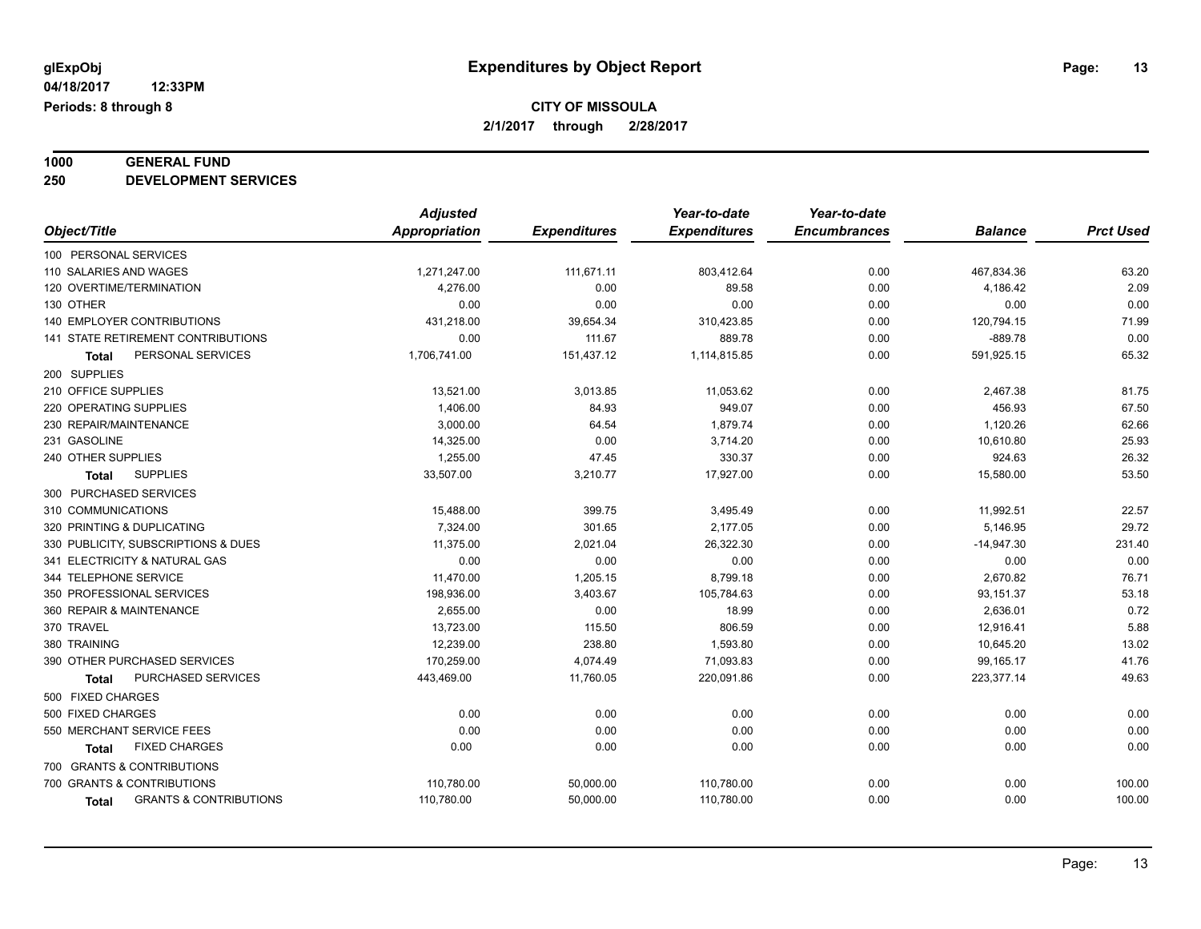# Expenditures by Object Report

glExpObj
04/18/2017 12:33PM
Periods: 8 through 8

**CITY OF MISSOULA**
**2/1/2017 through 2/28/2017**

**1000 GENERAL FUND**
**250 DEVELOPMENT SERVICES**

| Object/Title | Adjusted Appropriation | Expenditures | Year-to-date Expenditures | Year-to-date Encumbrances | Balance | Prct Used |
|---|---|---|---|---|---|---|
| 100 PERSONAL SERVICES | | | | | | |
| 110 SALARIES AND WAGES | 1,271,247.00 | 111,671.11 | 803,412.64 | 0.00 | 467,834.36 | 63.20 |
| 120 OVERTIME/TERMINATION | 4,276.00 | 0.00 | 89.58 | 0.00 | 4,186.42 | 2.09 |
| 130 OTHER | 0.00 | 0.00 | 0.00 | 0.00 | 0.00 | 0.00 |
| 140 EMPLOYER CONTRIBUTIONS | 431,218.00 | 39,654.34 | 310,423.85 | 0.00 | 120,794.15 | 71.99 |
| 141 STATE RETIREMENT CONTRIBUTIONS | 0.00 | 111.67 | 889.78 | 0.00 | -889.78 | 0.00 |
| **Total** PERSONAL SERVICES | 1,706,741.00 | 151,437.12 | 1,114,815.85 | 0.00 | 591,925.15 | 65.32 |
| 200 SUPPLIES | | | | | | |
| 210 OFFICE SUPPLIES | 13,521.00 | 3,013.85 | 11,053.62 | 0.00 | 2,467.38 | 81.75 |
| 220 OPERATING SUPPLIES | 1,406.00 | 84.93 | 949.07 | 0.00 | 456.93 | 67.50 |
| 230 REPAIR/MAINTENANCE | 3,000.00 | 64.54 | 1,879.74 | 0.00 | 1,120.26 | 62.66 |
| 231 GASOLINE | 14,325.00 | 0.00 | 3,714.20 | 0.00 | 10,610.80 | 25.93 |
| 240 OTHER SUPPLIES | 1,255.00 | 47.45 | 330.37 | 0.00 | 924.63 | 26.32 |
| **Total** SUPPLIES | 33,507.00 | 3,210.77 | 17,927.00 | 0.00 | 15,580.00 | 53.50 |
| 300 PURCHASED SERVICES | | | | | | |
| 310 COMMUNICATIONS | 15,488.00 | 399.75 | 3,495.49 | 0.00 | 11,992.51 | 22.57 |
| 320 PRINTING & DUPLICATING | 7,324.00 | 301.65 | 2,177.05 | 0.00 | 5,146.95 | 29.72 |
| 330 PUBLICITY, SUBSCRIPTIONS & DUES | 11,375.00 | 2,021.04 | 26,322.30 | 0.00 | -14,947.30 | 231.40 |
| 341 ELECTRICITY & NATURAL GAS | 0.00 | 0.00 | 0.00 | 0.00 | 0.00 | 0.00 |
| 344 TELEPHONE SERVICE | 11,470.00 | 1,205.15 | 8,799.18 | 0.00 | 2,670.82 | 76.71 |
| 350 PROFESSIONAL SERVICES | 198,936.00 | 3,403.67 | 105,784.63 | 0.00 | 93,151.37 | 53.18 |
| 360 REPAIR & MAINTENANCE | 2,655.00 | 0.00 | 18.99 | 0.00 | 2,636.01 | 0.72 |
| 370 TRAVEL | 13,723.00 | 115.50 | 806.59 | 0.00 | 12,916.41 | 5.88 |
| 380 TRAINING | 12,239.00 | 238.80 | 1,593.80 | 0.00 | 10,645.20 | 13.02 |
| 390 OTHER PURCHASED SERVICES | 170,259.00 | 4,074.49 | 71,093.83 | 0.00 | 99,165.17 | 41.76 |
| **Total** PURCHASED SERVICES | 443,469.00 | 11,760.05 | 220,091.86 | 0.00 | 223,377.14 | 49.63 |
| 500 FIXED CHARGES | | | | | | |
| 500 FIXED CHARGES | 0.00 | 0.00 | 0.00 | 0.00 | 0.00 | 0.00 |
| 550 MERCHANT SERVICE FEES | 0.00 | 0.00 | 0.00 | 0.00 | 0.00 | 0.00 |
| **Total** FIXED CHARGES | 0.00 | 0.00 | 0.00 | 0.00 | 0.00 | 0.00 |
| 700 GRANTS & CONTRIBUTIONS | | | | | | |
| 700 GRANTS & CONTRIBUTIONS | 110,780.00 | 50,000.00 | 110,780.00 | 0.00 | 0.00 | 100.00 |
| **Total** GRANTS & CONTRIBUTIONS | 110,780.00 | 50,000.00 | 110,780.00 | 0.00 | 0.00 | 100.00 |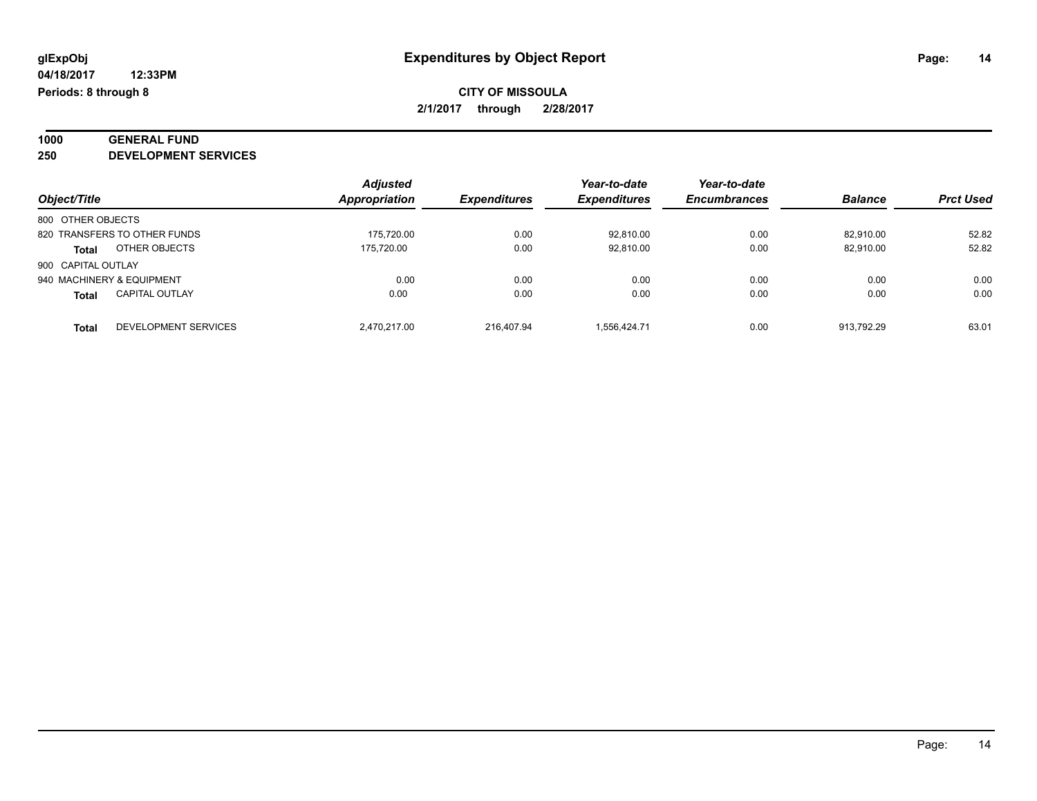**glExpObj** | **Expenditures by Object Report**
**04/18/2017 12:33PM**
**Periods: 8 through 8**

**CITY OF MISSOULA**
**2/1/2017 through 2/28/2017**

**1000 GENERAL FUND**
**250 DEVELOPMENT SERVICES**

| Object/Title | | Adjusted Appropriation | Expenditures | Year-to-date Expenditures | Year-to-date Encumbrances | Balance | Prct Used |
|---|---|---|---|---|---|---|---|
| 800 OTHER OBJECTS | | | | | | | |
| 820 TRANSFERS TO OTHER FUNDS | | 175,720.00 | 0.00 | 92,810.00 | 0.00 | 82,910.00 | 52.82 |
| **Total** | OTHER OBJECTS | 175,720.00 | 0.00 | 92,810.00 | 0.00 | 82,910.00 | 52.82 |
| 900 CAPITAL OUTLAY | | | | | | | |
| 940 MACHINERY & EQUIPMENT | | 0.00 | 0.00 | 0.00 | 0.00 | 0.00 | 0.00 |
| **Total** | CAPITAL OUTLAY | 0.00 | 0.00 | 0.00 | 0.00 | 0.00 | 0.00 |
| **Total** | DEVELOPMENT SERVICES | 2,470,217.00 | 216,407.94 | 1,556,424.71 | 0.00 | 913,792.29 | 63.01 |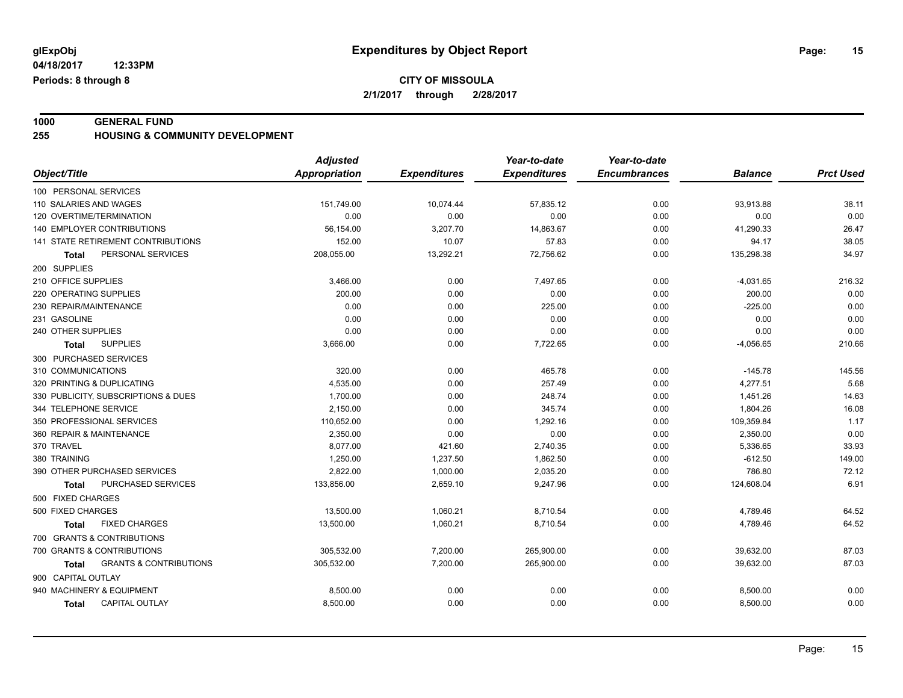# Expenditures by Object Report

glExpObj
04/18/2017 12:33PM
Periods: 8 through 8

**CITY OF MISSOULA**
**2/1/2017 through 2/28/2017**

**1000 GENERAL FUND**
**255 HOUSING & COMMUNITY DEVELOPMENT**

| Object/Title | Adjusted Appropriation | Expenditures | Year-to-date Expenditures | Year-to-date Encumbrances | Balance | Prct Used |
|---|---|---|---|---|---|---|
| 100 PERSONAL SERVICES | | | | | | |
| 110 SALARIES AND WAGES | 151,749.00 | 10,074.44 | 57,835.12 | 0.00 | 93,913.88 | 38.11 |
| 120 OVERTIME/TERMINATION | 0.00 | 0.00 | 0.00 | 0.00 | 0.00 | 0.00 |
| 140 EMPLOYER CONTRIBUTIONS | 56,154.00 | 3,207.70 | 14,863.67 | 0.00 | 41,290.33 | 26.47 |
| 141 STATE RETIREMENT CONTRIBUTIONS | 152.00 | 10.07 | 57.83 | 0.00 | 94.17 | 38.05 |
| **Total** PERSONAL SERVICES | 208,055.00 | 13,292.21 | 72,756.62 | 0.00 | 135,298.38 | 34.97 |
| 200 SUPPLIES | | | | | | |
| 210 OFFICE SUPPLIES | 3,466.00 | 0.00 | 7,497.65 | 0.00 | -4,031.65 | 216.32 |
| 220 OPERATING SUPPLIES | 200.00 | 0.00 | 0.00 | 0.00 | 200.00 | 0.00 |
| 230 REPAIR/MAINTENANCE | 0.00 | 0.00 | 225.00 | 0.00 | -225.00 | 0.00 |
| 231 GASOLINE | 0.00 | 0.00 | 0.00 | 0.00 | 0.00 | 0.00 |
| 240 OTHER SUPPLIES | 0.00 | 0.00 | 0.00 | 0.00 | 0.00 | 0.00 |
| **Total** SUPPLIES | 3,666.00 | 0.00 | 7,722.65 | 0.00 | -4,056.65 | 210.66 |
| 300 PURCHASED SERVICES | | | | | | |
| 310 COMMUNICATIONS | 320.00 | 0.00 | 465.78 | 0.00 | -145.78 | 145.56 |
| 320 PRINTING & DUPLICATING | 4,535.00 | 0.00 | 257.49 | 0.00 | 4,277.51 | 5.68 |
| 330 PUBLICITY, SUBSCRIPTIONS & DUES | 1,700.00 | 0.00 | 248.74 | 0.00 | 1,451.26 | 14.63 |
| 344 TELEPHONE SERVICE | 2,150.00 | 0.00 | 345.74 | 0.00 | 1,804.26 | 16.08 |
| 350 PROFESSIONAL SERVICES | 110,652.00 | 0.00 | 1,292.16 | 0.00 | 109,359.84 | 1.17 |
| 360 REPAIR & MAINTENANCE | 2,350.00 | 0.00 | 0.00 | 0.00 | 2,350.00 | 0.00 |
| 370 TRAVEL | 8,077.00 | 421.60 | 2,740.35 | 0.00 | 5,336.65 | 33.93 |
| 380 TRAINING | 1,250.00 | 1,237.50 | 1,862.50 | 0.00 | -612.50 | 149.00 |
| 390 OTHER PURCHASED SERVICES | 2,822.00 | 1,000.00 | 2,035.20 | 0.00 | 786.80 | 72.12 |
| **Total** PURCHASED SERVICES | 133,856.00 | 2,659.10 | 9,247.96 | 0.00 | 124,608.04 | 6.91 |
| 500 FIXED CHARGES | | | | | | |
| 500 FIXED CHARGES | 13,500.00 | 1,060.21 | 8,710.54 | 0.00 | 4,789.46 | 64.52 |
| **Total** FIXED CHARGES | 13,500.00 | 1,060.21 | 8,710.54 | 0.00 | 4,789.46 | 64.52 |
| 700 GRANTS & CONTRIBUTIONS | | | | | | |
| 700 GRANTS & CONTRIBUTIONS | 305,532.00 | 7,200.00 | 265,900.00 | 0.00 | 39,632.00 | 87.03 |
| **Total** GRANTS & CONTRIBUTIONS | 305,532.00 | 7,200.00 | 265,900.00 | 0.00 | 39,632.00 | 87.03 |
| 900 CAPITAL OUTLAY | | | | | | |
| 940 MACHINERY & EQUIPMENT | 8,500.00 | 0.00 | 0.00 | 0.00 | 8,500.00 | 0.00 |
| **Total** CAPITAL OUTLAY | 8,500.00 | 0.00 | 0.00 | 0.00 | 8,500.00 | 0.00 |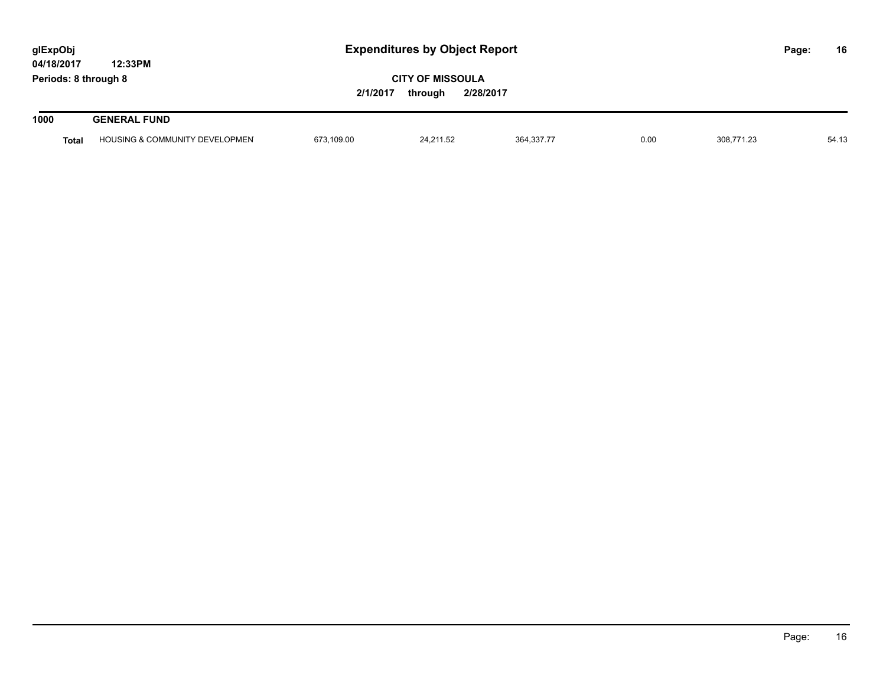**glExpObj**
**04/18/2017 12:33PM**
**Periods: 8 through 8**

# Expenditures by Object Report

**CITY OF MISSOULA**

**2/1/2017 through 2/28/2017**

| **1000** | **GENERAL FUND** | | | | | | |
|---|---|---|---|---|---|---|---|
| **Total** | HOUSING & COMMUNITY DEVELOPMEN | 673,109.00 | 24,211.52 | 364,337.77 | 0.00 | 308,771.23 | 54.13 |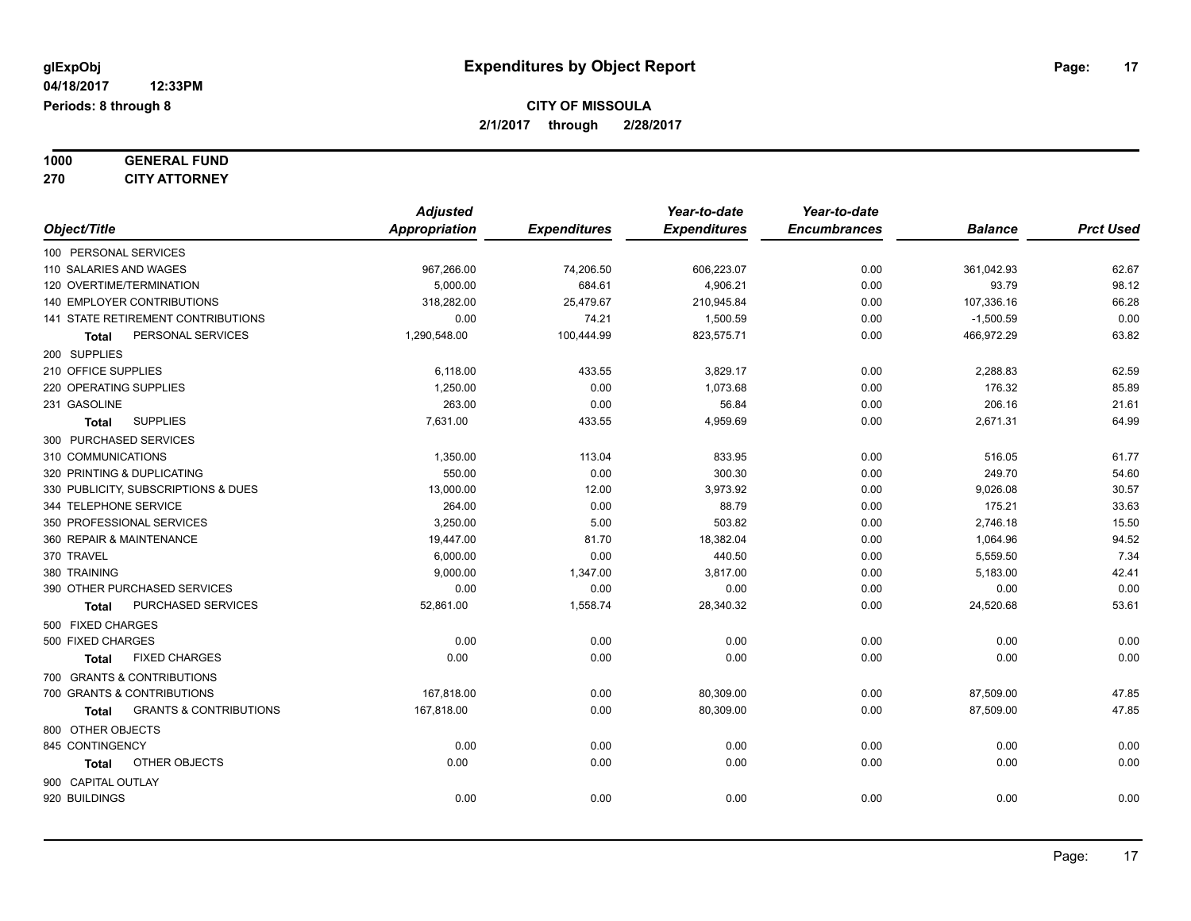# Expenditures by Object Report

glExpObj
04/18/2017 12:33PM
Periods: 8 through 8

**CITY OF MISSOULA**
**2/1/2017 through 2/28/2017**

**1000 GENERAL FUND**
**270 CITY ATTORNEY**

| Object/Title | Adjusted Appropriation | Expenditures | Year-to-date Expenditures | Year-to-date Encumbrances | Balance | Prct Used |
|---|---|---|---|---|---|---|
| 100 PERSONAL SERVICES | | | | | | |
| 110 SALARIES AND WAGES | 967,266.00 | 74,206.50 | 606,223.07 | 0.00 | 361,042.93 | 62.67 |
| 120 OVERTIME/TERMINATION | 5,000.00 | 684.61 | 4,906.21 | 0.00 | 93.79 | 98.12 |
| 140 EMPLOYER CONTRIBUTIONS | 318,282.00 | 25,479.67 | 210,945.84 | 0.00 | 107,336.16 | 66.28 |
| 141 STATE RETIREMENT CONTRIBUTIONS | 0.00 | 74.21 | 1,500.59 | 0.00 | -1,500.59 | 0.00 |
| **Total** PERSONAL SERVICES | 1,290,548.00 | 100,444.99 | 823,575.71 | 0.00 | 466,972.29 | 63.82 |
| 200 SUPPLIES | | | | | | |
| 210 OFFICE SUPPLIES | 6,118.00 | 433.55 | 3,829.17 | 0.00 | 2,288.83 | 62.59 |
| 220 OPERATING SUPPLIES | 1,250.00 | 0.00 | 1,073.68 | 0.00 | 176.32 | 85.89 |
| 231 GASOLINE | 263.00 | 0.00 | 56.84 | 0.00 | 206.16 | 21.61 |
| **Total** SUPPLIES | 7,631.00 | 433.55 | 4,959.69 | 0.00 | 2,671.31 | 64.99 |
| 300 PURCHASED SERVICES | | | | | | |
| 310 COMMUNICATIONS | 1,350.00 | 113.04 | 833.95 | 0.00 | 516.05 | 61.77 |
| 320 PRINTING & DUPLICATING | 550.00 | 0.00 | 300.30 | 0.00 | 249.70 | 54.60 |
| 330 PUBLICITY, SUBSCRIPTIONS & DUES | 13,000.00 | 12.00 | 3,973.92 | 0.00 | 9,026.08 | 30.57 |
| 344 TELEPHONE SERVICE | 264.00 | 0.00 | 88.79 | 0.00 | 175.21 | 33.63 |
| 350 PROFESSIONAL SERVICES | 3,250.00 | 5.00 | 503.82 | 0.00 | 2,746.18 | 15.50 |
| 360 REPAIR & MAINTENANCE | 19,447.00 | 81.70 | 18,382.04 | 0.00 | 1,064.96 | 94.52 |
| 370 TRAVEL | 6,000.00 | 0.00 | 440.50 | 0.00 | 5,559.50 | 7.34 |
| 380 TRAINING | 9,000.00 | 1,347.00 | 3,817.00 | 0.00 | 5,183.00 | 42.41 |
| 390 OTHER PURCHASED SERVICES | 0.00 | 0.00 | 0.00 | 0.00 | 0.00 | 0.00 |
| **Total** PURCHASED SERVICES | 52,861.00 | 1,558.74 | 28,340.32 | 0.00 | 24,520.68 | 53.61 |
| 500 FIXED CHARGES | | | | | | |
| 500 FIXED CHARGES | 0.00 | 0.00 | 0.00 | 0.00 | 0.00 | 0.00 |
| **Total** FIXED CHARGES | 0.00 | 0.00 | 0.00 | 0.00 | 0.00 | 0.00 |
| 700 GRANTS & CONTRIBUTIONS | | | | | | |
| 700 GRANTS & CONTRIBUTIONS | 167,818.00 | 0.00 | 80,309.00 | 0.00 | 87,509.00 | 47.85 |
| **Total** GRANTS & CONTRIBUTIONS | 167,818.00 | 0.00 | 80,309.00 | 0.00 | 87,509.00 | 47.85 |
| 800 OTHER OBJECTS | | | | | | |
| 845 CONTINGENCY | 0.00 | 0.00 | 0.00 | 0.00 | 0.00 | 0.00 |
| **Total** OTHER OBJECTS | 0.00 | 0.00 | 0.00 | 0.00 | 0.00 | 0.00 |
| 900 CAPITAL OUTLAY | | | | | | |
| 920 BUILDINGS | 0.00 | 0.00 | 0.00 | 0.00 | 0.00 | 0.00 |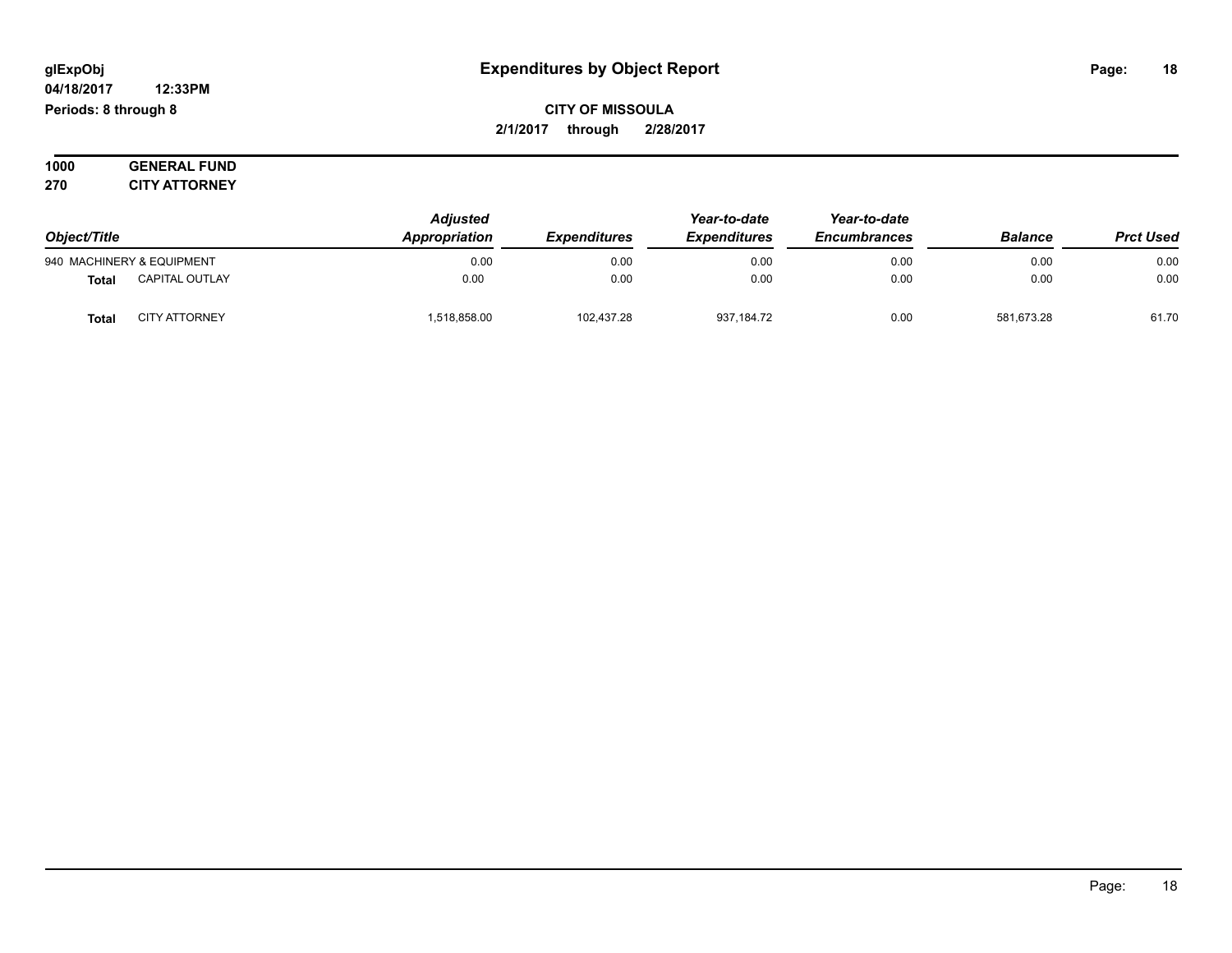**glExpObj**
**04/18/2017 12:33PM**
**Periods: 8 through 8**

# Expenditures by Object Report

**CITY OF MISSOULA**
**2/1/2017 through 2/28/2017**

**1000 GENERAL FUND**
**270 CITY ATTORNEY**

| Object/Title | | *Adjusted Appropriation* | *Expenditures* | *Year-to-date Expenditures* | *Year-to-date Encumbrances* | *Balance* | *Prct Used* |
|---|---|---|---|---|---|---|---|
| 940 MACHINERY & EQUIPMENT | | 0.00 | 0.00 | 0.00 | 0.00 | 0.00 | 0.00 |
| **Total** | CAPITAL OUTLAY | 0.00 | 0.00 | 0.00 | 0.00 | 0.00 | 0.00 |
| **Total** | CITY ATTORNEY | 1,518,858.00 | 102,437.28 | 937,184.72 | 0.00 | 581,673.28 | 61.70 |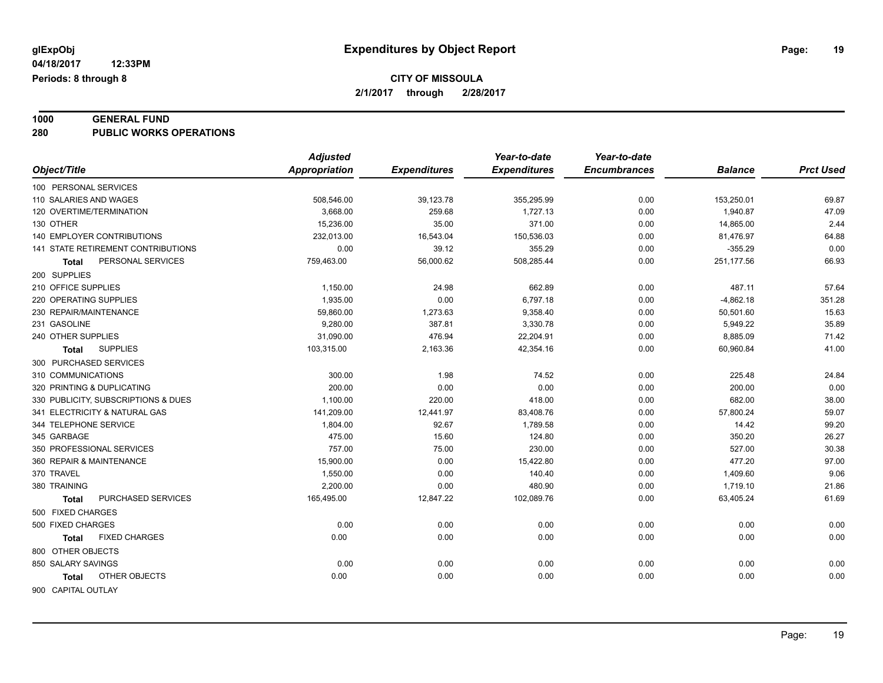# Expenditures by Object Report

glExpObj
04/18/2017 12:33PM
Periods: 8 through 8

**CITY OF MISSOULA**
**2/1/2017 through 2/28/2017**

**1000 GENERAL FUND**
**280 PUBLIC WORKS OPERATIONS**

| Object/Title | Adjusted Appropriation | Expenditures | Year-to-date Expenditures | Year-to-date Encumbrances | Balance | Prct Used |
|---|---|---|---|---|---|---|
| 100 PERSONAL SERVICES | | | | | | |
| 110 SALARIES AND WAGES | 508,546.00 | 39,123.78 | 355,295.99 | 0.00 | 153,250.01 | 69.87 |
| 120 OVERTIME/TERMINATION | 3,668.00 | 259.68 | 1,727.13 | 0.00 | 1,940.87 | 47.09 |
| 130 OTHER | 15,236.00 | 35.00 | 371.00 | 0.00 | 14,865.00 | 2.44 |
| 140 EMPLOYER CONTRIBUTIONS | 232,013.00 | 16,543.04 | 150,536.03 | 0.00 | 81,476.97 | 64.88 |
| 141 STATE RETIREMENT CONTRIBUTIONS | 0.00 | 39.12 | 355.29 | 0.00 | -355.29 | 0.00 |
| **Total** PERSONAL SERVICES | 759,463.00 | 56,000.62 | 508,285.44 | 0.00 | 251,177.56 | 66.93 |
| 200 SUPPLIES | | | | | | |
| 210 OFFICE SUPPLIES | 1,150.00 | 24.98 | 662.89 | 0.00 | 487.11 | 57.64 |
| 220 OPERATING SUPPLIES | 1,935.00 | 0.00 | 6,797.18 | 0.00 | -4,862.18 | 351.28 |
| 230 REPAIR/MAINTENANCE | 59,860.00 | 1,273.63 | 9,358.40 | 0.00 | 50,501.60 | 15.63 |
| 231 GASOLINE | 9,280.00 | 387.81 | 3,330.78 | 0.00 | 5,949.22 | 35.89 |
| 240 OTHER SUPPLIES | 31,090.00 | 476.94 | 22,204.91 | 0.00 | 8,885.09 | 71.42 |
| **Total** SUPPLIES | 103,315.00 | 2,163.36 | 42,354.16 | 0.00 | 60,960.84 | 41.00 |
| 300 PURCHASED SERVICES | | | | | | |
| 310 COMMUNICATIONS | 300.00 | 1.98 | 74.52 | 0.00 | 225.48 | 24.84 |
| 320 PRINTING & DUPLICATING | 200.00 | 0.00 | 0.00 | 0.00 | 200.00 | 0.00 |
| 330 PUBLICITY, SUBSCRIPTIONS & DUES | 1,100.00 | 220.00 | 418.00 | 0.00 | 682.00 | 38.00 |
| 341 ELECTRICITY & NATURAL GAS | 141,209.00 | 12,441.97 | 83,408.76 | 0.00 | 57,800.24 | 59.07 |
| 344 TELEPHONE SERVICE | 1,804.00 | 92.67 | 1,789.58 | 0.00 | 14.42 | 99.20 |
| 345 GARBAGE | 475.00 | 15.60 | 124.80 | 0.00 | 350.20 | 26.27 |
| 350 PROFESSIONAL SERVICES | 757.00 | 75.00 | 230.00 | 0.00 | 527.00 | 30.38 |
| 360 REPAIR & MAINTENANCE | 15,900.00 | 0.00 | 15,422.80 | 0.00 | 477.20 | 97.00 |
| 370 TRAVEL | 1,550.00 | 0.00 | 140.40 | 0.00 | 1,409.60 | 9.06 |
| 380 TRAINING | 2,200.00 | 0.00 | 480.90 | 0.00 | 1,719.10 | 21.86 |
| **Total** PURCHASED SERVICES | 165,495.00 | 12,847.22 | 102,089.76 | 0.00 | 63,405.24 | 61.69 |
| 500 FIXED CHARGES | | | | | | |
| 500 FIXED CHARGES | 0.00 | 0.00 | 0.00 | 0.00 | 0.00 | 0.00 |
| **Total** FIXED CHARGES | 0.00 | 0.00 | 0.00 | 0.00 | 0.00 | 0.00 |
| 800 OTHER OBJECTS | | | | | | |
| 850 SALARY SAVINGS | 0.00 | 0.00 | 0.00 | 0.00 | 0.00 | 0.00 |
| **Total** OTHER OBJECTS | 0.00 | 0.00 | 0.00 | 0.00 | 0.00 | 0.00 |
| 900 CAPITAL OUTLAY | | | | | | |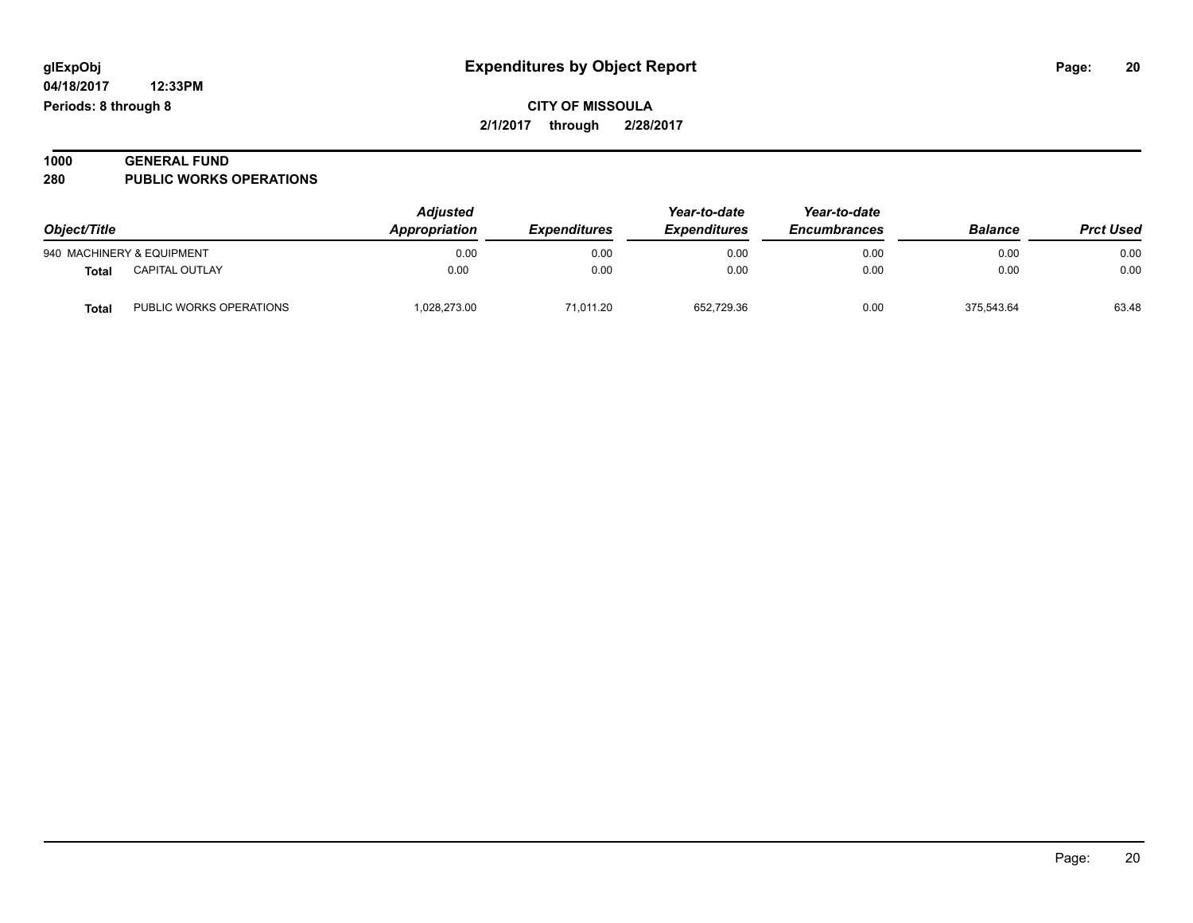**glExpObj**
**04/18/2017 12:33PM**
**Periods: 8 through 8**

# Expenditures by Object Report

**CITY OF MISSOULA**
**2/1/2017 through 2/28/2017**

**1000 GENERAL FUND**
**280 PUBLIC WORKS OPERATIONS**

| Object/Title | | *Adjusted Appropriation* | *Expenditures* | *Year-to-date Expenditures* | *Year-to-date Encumbrances* | *Balance* | *Prct Used* |
|---|---|---|---|---|---|---|---|
| 940 MACHINERY & EQUIPMENT | | 0.00 | 0.00 | 0.00 | 0.00 | 0.00 | 0.00 |
| **Total** | CAPITAL OUTLAY | 0.00 | 0.00 | 0.00 | 0.00 | 0.00 | 0.00 |
| **Total** | PUBLIC WORKS OPERATIONS | 1,028,273.00 | 71,011.20 | 652,729.36 | 0.00 | 375,543.64 | 63.48 |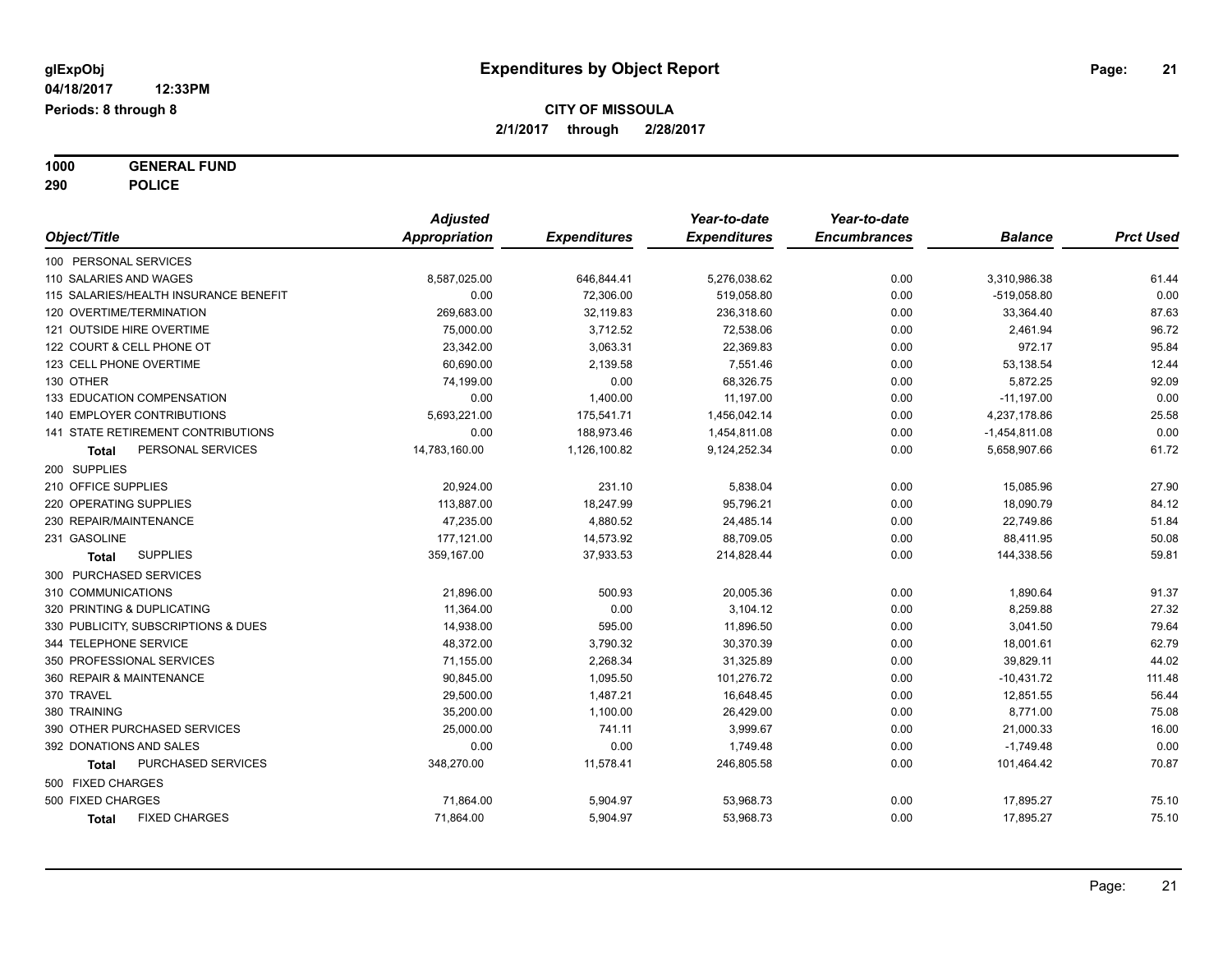**glExpObj** **Expenditures by Object Report**

**04/18/2017 12:33PM**

**Periods: 8 through 8**

**CITY OF MISSOULA**

**2/1/2017 through 2/28/2017**

**1000 GENERAL FUND**

**290 POLICE**

| Object/Title | Adjusted Appropriation | Expenditures | Year-to-date Expenditures | Year-to-date Encumbrances | Balance | Prct Used |
|---|---|---|---|---|---|---|
| 100 PERSONAL SERVICES | | | | | | |
| 110 SALARIES AND WAGES | 8,587,025.00 | 646,844.41 | 5,276,038.62 | 0.00 | 3,310,986.38 | 61.44 |
| 115 SALARIES/HEALTH INSURANCE BENEFIT | 0.00 | 72,306.00 | 519,058.80 | 0.00 | -519,058.80 | 0.00 |
| 120 OVERTIME/TERMINATION | 269,683.00 | 32,119.83 | 236,318.60 | 0.00 | 33,364.40 | 87.63 |
| 121 OUTSIDE HIRE OVERTIME | 75,000.00 | 3,712.52 | 72,538.06 | 0.00 | 2,461.94 | 96.72 |
| 122 COURT & CELL PHONE OT | 23,342.00 | 3,063.31 | 22,369.83 | 0.00 | 972.17 | 95.84 |
| 123 CELL PHONE OVERTIME | 60,690.00 | 2,139.58 | 7,551.46 | 0.00 | 53,138.54 | 12.44 |
| 130 OTHER | 74,199.00 | 0.00 | 68,326.75 | 0.00 | 5,872.25 | 92.09 |
| 133 EDUCATION COMPENSATION | 0.00 | 1,400.00 | 11,197.00 | 0.00 | -11,197.00 | 0.00 |
| 140 EMPLOYER CONTRIBUTIONS | 5,693,221.00 | 175,541.71 | 1,456,042.14 | 0.00 | 4,237,178.86 | 25.58 |
| 141 STATE RETIREMENT CONTRIBUTIONS | 0.00 | 188,973.46 | 1,454,811.08 | 0.00 | -1,454,811.08 | 0.00 |
| **Total** PERSONAL SERVICES | 14,783,160.00 | 1,126,100.82 | 9,124,252.34 | 0.00 | 5,658,907.66 | 61.72 |
| 200 SUPPLIES | | | | | | |
| 210 OFFICE SUPPLIES | 20,924.00 | 231.10 | 5,838.04 | 0.00 | 15,085.96 | 27.90 |
| 220 OPERATING SUPPLIES | 113,887.00 | 18,247.99 | 95,796.21 | 0.00 | 18,090.79 | 84.12 |
| 230 REPAIR/MAINTENANCE | 47,235.00 | 4,880.52 | 24,485.14 | 0.00 | 22,749.86 | 51.84 |
| 231 GASOLINE | 177,121.00 | 14,573.92 | 88,709.05 | 0.00 | 88,411.95 | 50.08 |
| **Total** SUPPLIES | 359,167.00 | 37,933.53 | 214,828.44 | 0.00 | 144,338.56 | 59.81 |
| 300 PURCHASED SERVICES | | | | | | |
| 310 COMMUNICATIONS | 21,896.00 | 500.93 | 20,005.36 | 0.00 | 1,890.64 | 91.37 |
| 320 PRINTING & DUPLICATING | 11,364.00 | 0.00 | 3,104.12 | 0.00 | 8,259.88 | 27.32 |
| 330 PUBLICITY, SUBSCRIPTIONS & DUES | 14,938.00 | 595.00 | 11,896.50 | 0.00 | 3,041.50 | 79.64 |
| 344 TELEPHONE SERVICE | 48,372.00 | 3,790.32 | 30,370.39 | 0.00 | 18,001.61 | 62.79 |
| 350 PROFESSIONAL SERVICES | 71,155.00 | 2,268.34 | 31,325.89 | 0.00 | 39,829.11 | 44.02 |
| 360 REPAIR & MAINTENANCE | 90,845.00 | 1,095.50 | 101,276.72 | 0.00 | -10,431.72 | 111.48 |
| 370 TRAVEL | 29,500.00 | 1,487.21 | 16,648.45 | 0.00 | 12,851.55 | 56.44 |
| 380 TRAINING | 35,200.00 | 1,100.00 | 26,429.00 | 0.00 | 8,771.00 | 75.08 |
| 390 OTHER PURCHASED SERVICES | 25,000.00 | 741.11 | 3,999.67 | 0.00 | 21,000.33 | 16.00 |
| 392 DONATIONS AND SALES | 0.00 | 0.00 | 1,749.48 | 0.00 | -1,749.48 | 0.00 |
| **Total** PURCHASED SERVICES | 348,270.00 | 11,578.41 | 246,805.58 | 0.00 | 101,464.42 | 70.87 |
| 500 FIXED CHARGES | | | | | | |
| 500 FIXED CHARGES | 71,864.00 | 5,904.97 | 53,968.73 | 0.00 | 17,895.27 | 75.10 |
| **Total** FIXED CHARGES | 71,864.00 | 5,904.97 | 53,968.73 | 0.00 | 17,895.27 | 75.10 |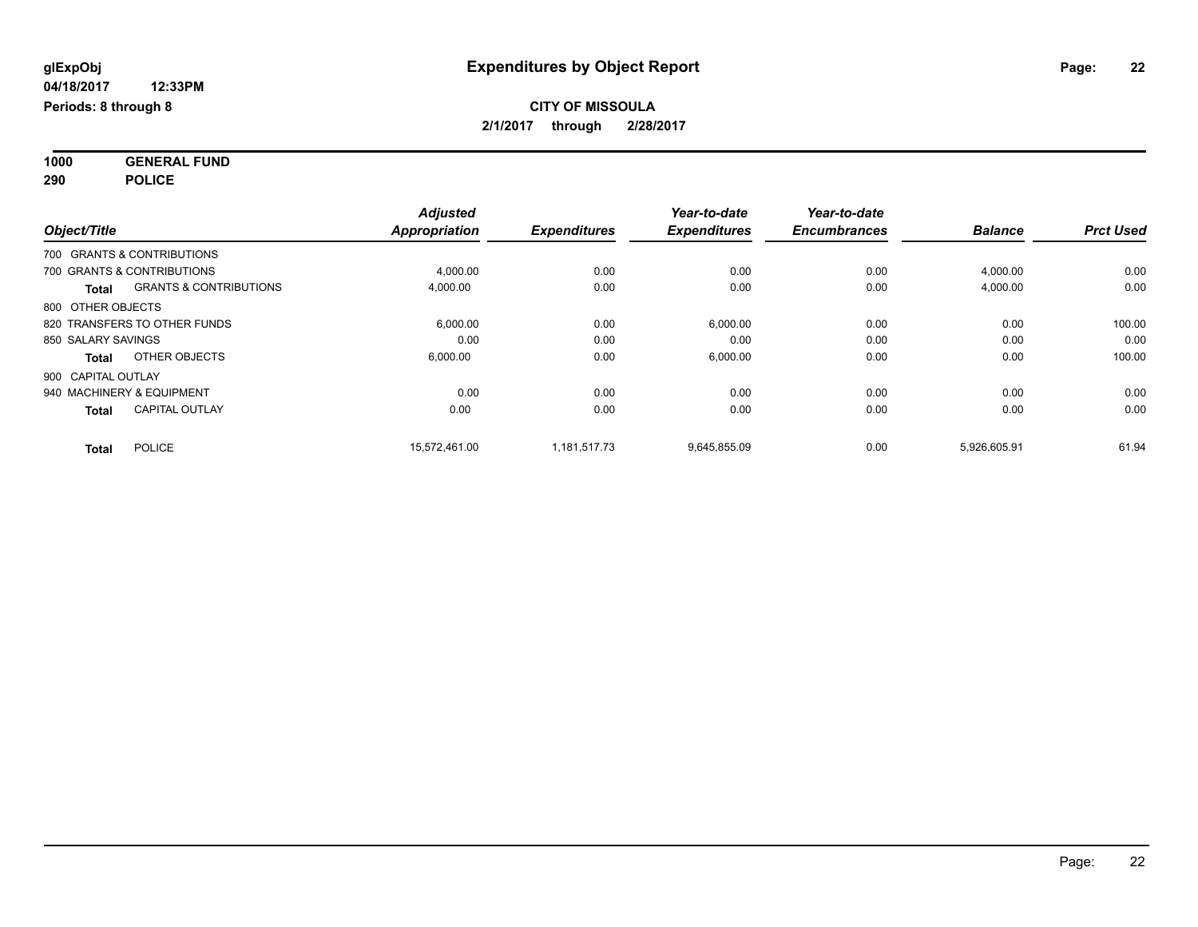# Expenditures by Object Report

glExpObj
04/18/2017 12:33PM
Periods: 8 through 8

**CITY OF MISSOULA**
**2/1/2017 through 2/28/2017**

**1000 GENERAL FUND**
**290 POLICE**

| Object/Title | | Adjusted Appropriation | Expenditures | Year-to-date Expenditures | Year-to-date Encumbrances | Balance | Prct Used |
|---|---|---|---|---|---|---|---|
| 700 GRANTS & CONTRIBUTIONS | | | | | | | |
| 700 GRANTS & CONTRIBUTIONS | | 4,000.00 | 0.00 | 0.00 | 0.00 | 4,000.00 | 0.00 |
| **Total** | GRANTS & CONTRIBUTIONS | 4,000.00 | 0.00 | 0.00 | 0.00 | 4,000.00 | 0.00 |
| 800 OTHER OBJECTS | | | | | | | |
| 820 TRANSFERS TO OTHER FUNDS | | 6,000.00 | 0.00 | 6,000.00 | 0.00 | 0.00 | 100.00 |
| 850 SALARY SAVINGS | | 0.00 | 0.00 | 0.00 | 0.00 | 0.00 | 0.00 |
| **Total** | OTHER OBJECTS | 6,000.00 | 0.00 | 6,000.00 | 0.00 | 0.00 | 100.00 |
| 900 CAPITAL OUTLAY | | | | | | | |
| 940 MACHINERY & EQUIPMENT | | 0.00 | 0.00 | 0.00 | 0.00 | 0.00 | 0.00 |
| **Total** | CAPITAL OUTLAY | 0.00 | 0.00 | 0.00 | 0.00 | 0.00 | 0.00 |
| **Total** | POLICE | 15,572,461.00 | 1,181,517.73 | 9,645,855.09 | 0.00 | 5,926,605.91 | 61.94 |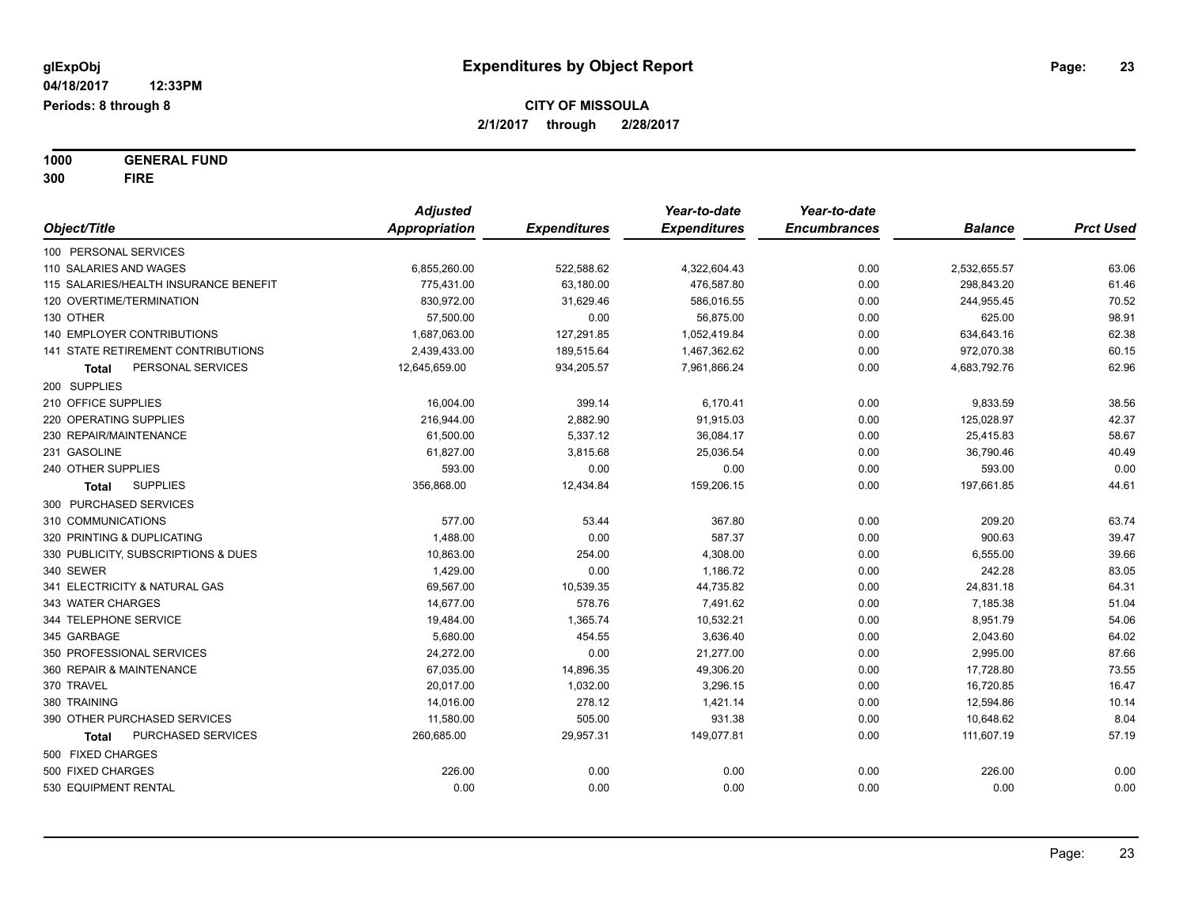# Expenditures by Object Report

glExpObj
04/18/2017 12:33PM
Periods: 8 through 8

**CITY OF MISSOULA**
**2/1/2017 through 2/28/2017**

**1000 GENERAL FUND**
**300 FIRE**

| Object/Title | Adjusted Appropriation | Expenditures | Year-to-date Expenditures | Year-to-date Encumbrances | Balance | Prct Used |
|---|---|---|---|---|---|---|
| 100 PERSONAL SERVICES | | | | | | |
| 110 SALARIES AND WAGES | 6,855,260.00 | 522,588.62 | 4,322,604.43 | 0.00 | 2,532,655.57 | 63.06 |
| 115 SALARIES/HEALTH INSURANCE BENEFIT | 775,431.00 | 63,180.00 | 476,587.80 | 0.00 | 298,843.20 | 61.46 |
| 120 OVERTIME/TERMINATION | 830,972.00 | 31,629.46 | 586,016.55 | 0.00 | 244,955.45 | 70.52 |
| 130 OTHER | 57,500.00 | 0.00 | 56,875.00 | 0.00 | 625.00 | 98.91 |
| 140 EMPLOYER CONTRIBUTIONS | 1,687,063.00 | 127,291.85 | 1,052,419.84 | 0.00 | 634,643.16 | 62.38 |
| 141 STATE RETIREMENT CONTRIBUTIONS | 2,439,433.00 | 189,515.64 | 1,467,362.62 | 0.00 | 972,070.38 | 60.15 |
| **Total** PERSONAL SERVICES | 12,645,659.00 | 934,205.57 | 7,961,866.24 | 0.00 | 4,683,792.76 | 62.96 |
| 200 SUPPLIES | | | | | | |
| 210 OFFICE SUPPLIES | 16,004.00 | 399.14 | 6,170.41 | 0.00 | 9,833.59 | 38.56 |
| 220 OPERATING SUPPLIES | 216,944.00 | 2,882.90 | 91,915.03 | 0.00 | 125,028.97 | 42.37 |
| 230 REPAIR/MAINTENANCE | 61,500.00 | 5,337.12 | 36,084.17 | 0.00 | 25,415.83 | 58.67 |
| 231 GASOLINE | 61,827.00 | 3,815.68 | 25,036.54 | 0.00 | 36,790.46 | 40.49 |
| 240 OTHER SUPPLIES | 593.00 | 0.00 | 0.00 | 0.00 | 593.00 | 0.00 |
| **Total** SUPPLIES | 356,868.00 | 12,434.84 | 159,206.15 | 0.00 | 197,661.85 | 44.61 |
| 300 PURCHASED SERVICES | | | | | | |
| 310 COMMUNICATIONS | 577.00 | 53.44 | 367.80 | 0.00 | 209.20 | 63.74 |
| 320 PRINTING & DUPLICATING | 1,488.00 | 0.00 | 587.37 | 0.00 | 900.63 | 39.47 |
| 330 PUBLICITY, SUBSCRIPTIONS & DUES | 10,863.00 | 254.00 | 4,308.00 | 0.00 | 6,555.00 | 39.66 |
| 340 SEWER | 1,429.00 | 0.00 | 1,186.72 | 0.00 | 242.28 | 83.05 |
| 341 ELECTRICITY & NATURAL GAS | 69,567.00 | 10,539.35 | 44,735.82 | 0.00 | 24,831.18 | 64.31 |
| 343 WATER CHARGES | 14,677.00 | 578.76 | 7,491.62 | 0.00 | 7,185.38 | 51.04 |
| 344 TELEPHONE SERVICE | 19,484.00 | 1,365.74 | 10,532.21 | 0.00 | 8,951.79 | 54.06 |
| 345 GARBAGE | 5,680.00 | 454.55 | 3,636.40 | 0.00 | 2,043.60 | 64.02 |
| 350 PROFESSIONAL SERVICES | 24,272.00 | 0.00 | 21,277.00 | 0.00 | 2,995.00 | 87.66 |
| 360 REPAIR & MAINTENANCE | 67,035.00 | 14,896.35 | 49,306.20 | 0.00 | 17,728.80 | 73.55 |
| 370 TRAVEL | 20,017.00 | 1,032.00 | 3,296.15 | 0.00 | 16,720.85 | 16.47 |
| 380 TRAINING | 14,016.00 | 278.12 | 1,421.14 | 0.00 | 12,594.86 | 10.14 |
| 390 OTHER PURCHASED SERVICES | 11,580.00 | 505.00 | 931.38 | 0.00 | 10,648.62 | 8.04 |
| **Total** PURCHASED SERVICES | 260,685.00 | 29,957.31 | 149,077.81 | 0.00 | 111,607.19 | 57.19 |
| 500 FIXED CHARGES | | | | | | |
| 500 FIXED CHARGES | 226.00 | 0.00 | 0.00 | 0.00 | 226.00 | 0.00 |
| 530 EQUIPMENT RENTAL | 0.00 | 0.00 | 0.00 | 0.00 | 0.00 | 0.00 |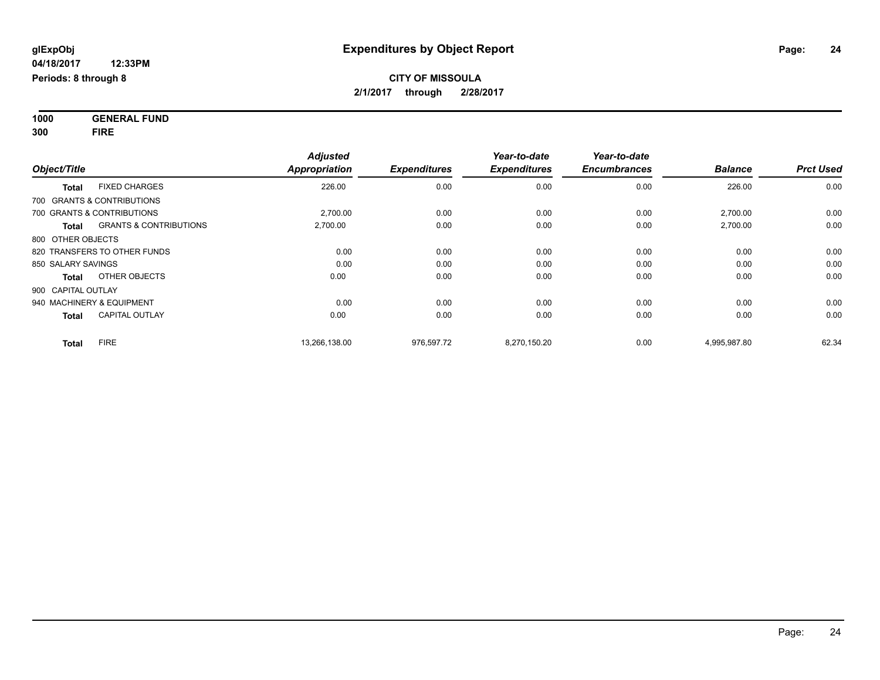**glExpObj**
**04/18/2017 12:33PM**
**Periods: 8 through 8**

# Expenditures by Object Report

**CITY OF MISSOULA**
**2/1/2017 through 2/28/2017**

**1000 GENERAL FUND**
**300 FIRE**

| Object/Title | | Adjusted Appropriation | Expenditures | Year-to-date Expenditures | Year-to-date Encumbrances | Balance | Prct Used |
|---|---|---|---|---|---|---|---|
| **Total** | FIXED CHARGES | 226.00 | 0.00 | 0.00 | 0.00 | 226.00 | 0.00 |
| 700 GRANTS & CONTRIBUTIONS | | | | | | | |
| 700 GRANTS & CONTRIBUTIONS | | 2,700.00 | 0.00 | 0.00 | 0.00 | 2,700.00 | 0.00 |
| **Total** | GRANTS & CONTRIBUTIONS | 2,700.00 | 0.00 | 0.00 | 0.00 | 2,700.00 | 0.00 |
| 800 OTHER OBJECTS | | | | | | | |
| 820 TRANSFERS TO OTHER FUNDS | | 0.00 | 0.00 | 0.00 | 0.00 | 0.00 | 0.00 |
| 850 SALARY SAVINGS | | 0.00 | 0.00 | 0.00 | 0.00 | 0.00 | 0.00 |
| **Total** | OTHER OBJECTS | 0.00 | 0.00 | 0.00 | 0.00 | 0.00 | 0.00 |
| 900 CAPITAL OUTLAY | | | | | | | |
| 940 MACHINERY & EQUIPMENT | | 0.00 | 0.00 | 0.00 | 0.00 | 0.00 | 0.00 |
| **Total** | CAPITAL OUTLAY | 0.00 | 0.00 | 0.00 | 0.00 | 0.00 | 0.00 |
| **Total** | FIRE | 13,266,138.00 | 976,597.72 | 8,270,150.20 | 0.00 | 4,995,987.80 | 62.34 |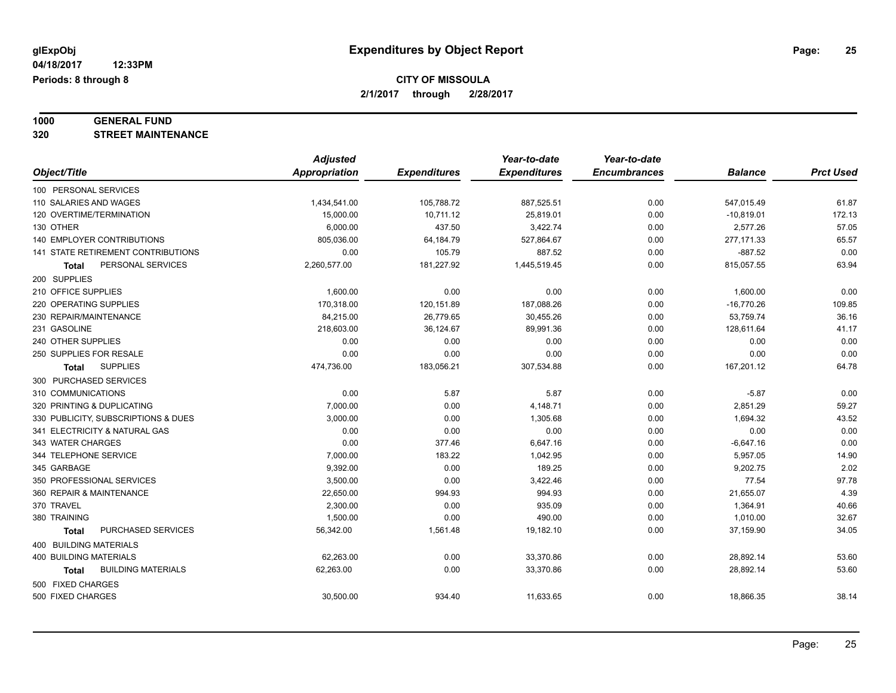# Expenditures by Object Report

glExpObj
04/18/2017 12:33PM
Periods: 8 through 8

**CITY OF MISSOULA**
**2/1/2017 through 2/28/2017**

**1000 GENERAL FUND**
**320 STREET MAINTENANCE**

| Object/Title | Adjusted Appropriation | Expenditures | Year-to-date Expenditures | Year-to-date Encumbrances | Balance | Prct Used |
|---|---|---|---|---|---|---|
| 100 PERSONAL SERVICES | | | | | | |
| 110 SALARIES AND WAGES | 1,434,541.00 | 105,788.72 | 887,525.51 | 0.00 | 547,015.49 | 61.87 |
| 120 OVERTIME/TERMINATION | 15,000.00 | 10,711.12 | 25,819.01 | 0.00 | -10,819.01 | 172.13 |
| 130 OTHER | 6,000.00 | 437.50 | 3,422.74 | 0.00 | 2,577.26 | 57.05 |
| 140 EMPLOYER CONTRIBUTIONS | 805,036.00 | 64,184.79 | 527,864.67 | 0.00 | 277,171.33 | 65.57 |
| 141 STATE RETIREMENT CONTRIBUTIONS | 0.00 | 105.79 | 887.52 | 0.00 | -887.52 | 0.00 |
| **Total** PERSONAL SERVICES | 2,260,577.00 | 181,227.92 | 1,445,519.45 | 0.00 | 815,057.55 | 63.94 |
| 200 SUPPLIES | | | | | | |
| 210 OFFICE SUPPLIES | 1,600.00 | 0.00 | 0.00 | 0.00 | 1,600.00 | 0.00 |
| 220 OPERATING SUPPLIES | 170,318.00 | 120,151.89 | 187,088.26 | 0.00 | -16,770.26 | 109.85 |
| 230 REPAIR/MAINTENANCE | 84,215.00 | 26,779.65 | 30,455.26 | 0.00 | 53,759.74 | 36.16 |
| 231 GASOLINE | 218,603.00 | 36,124.67 | 89,991.36 | 0.00 | 128,611.64 | 41.17 |
| 240 OTHER SUPPLIES | 0.00 | 0.00 | 0.00 | 0.00 | 0.00 | 0.00 |
| 250 SUPPLIES FOR RESALE | 0.00 | 0.00 | 0.00 | 0.00 | 0.00 | 0.00 |
| **Total** SUPPLIES | 474,736.00 | 183,056.21 | 307,534.88 | 0.00 | 167,201.12 | 64.78 |
| 300 PURCHASED SERVICES | | | | | | |
| 310 COMMUNICATIONS | 0.00 | 5.87 | 5.87 | 0.00 | -5.87 | 0.00 |
| 320 PRINTING & DUPLICATING | 7,000.00 | 0.00 | 4,148.71 | 0.00 | 2,851.29 | 59.27 |
| 330 PUBLICITY, SUBSCRIPTIONS & DUES | 3,000.00 | 0.00 | 1,305.68 | 0.00 | 1,694.32 | 43.52 |
| 341 ELECTRICITY & NATURAL GAS | 0.00 | 0.00 | 0.00 | 0.00 | 0.00 | 0.00 |
| 343 WATER CHARGES | 0.00 | 377.46 | 6,647.16 | 0.00 | -6,647.16 | 0.00 |
| 344 TELEPHONE SERVICE | 7,000.00 | 183.22 | 1,042.95 | 0.00 | 5,957.05 | 14.90 |
| 345 GARBAGE | 9,392.00 | 0.00 | 189.25 | 0.00 | 9,202.75 | 2.02 |
| 350 PROFESSIONAL SERVICES | 3,500.00 | 0.00 | 3,422.46 | 0.00 | 77.54 | 97.78 |
| 360 REPAIR & MAINTENANCE | 22,650.00 | 994.93 | 994.93 | 0.00 | 21,655.07 | 4.39 |
| 370 TRAVEL | 2,300.00 | 0.00 | 935.09 | 0.00 | 1,364.91 | 40.66 |
| 380 TRAINING | 1,500.00 | 0.00 | 490.00 | 0.00 | 1,010.00 | 32.67 |
| **Total** PURCHASED SERVICES | 56,342.00 | 1,561.48 | 19,182.10 | 0.00 | 37,159.90 | 34.05 |
| 400 BUILDING MATERIALS | | | | | | |
| 400 BUILDING MATERIALS | 62,263.00 | 0.00 | 33,370.86 | 0.00 | 28,892.14 | 53.60 |
| **Total** BUILDING MATERIALS | 62,263.00 | 0.00 | 33,370.86 | 0.00 | 28,892.14 | 53.60 |
| 500 FIXED CHARGES | | | | | | |
| 500 FIXED CHARGES | 30,500.00 | 934.40 | 11,633.65 | 0.00 | 18,866.35 | 38.14 |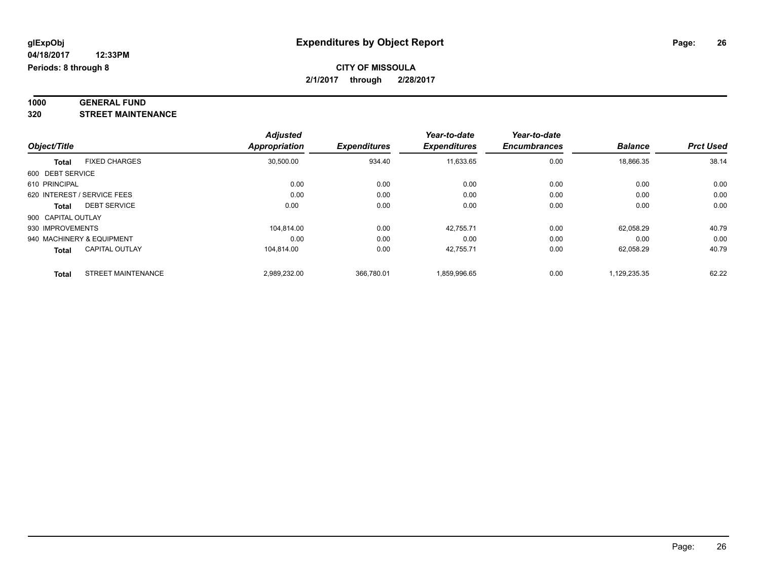**glExpObj** | **Expenditures by Object Report**

**04/18/2017 12:33PM**

**Periods: 8 through 8**

**CITY OF MISSOULA**

**2/1/2017 through 2/28/2017**

**1000 GENERAL FUND**

**320 STREET MAINTENANCE**

| Object/Title | Adjusted Appropriation | Expenditures | Year-to-date Expenditures | Year-to-date Encumbrances | Balance | Prct Used |
|---|---|---|---|---|---|---|
| **Total** FIXED CHARGES | 30,500.00 | 934.40 | 11,633.65 | 0.00 | 18,866.35 | 38.14 |
| 600 DEBT SERVICE | | | | | | |
| 610 PRINCIPAL | 0.00 | 0.00 | 0.00 | 0.00 | 0.00 | 0.00 |
| 620 INTEREST / SERVICE FEES | 0.00 | 0.00 | 0.00 | 0.00 | 0.00 | 0.00 |
| **Total** DEBT SERVICE | 0.00 | 0.00 | 0.00 | 0.00 | 0.00 | 0.00 |
| 900 CAPITAL OUTLAY | | | | | | |
| 930 IMPROVEMENTS | 104,814.00 | 0.00 | 42,755.71 | 0.00 | 62,058.29 | 40.79 |
| 940 MACHINERY & EQUIPMENT | 0.00 | 0.00 | 0.00 | 0.00 | 0.00 | 0.00 |
| **Total** CAPITAL OUTLAY | 104,814.00 | 0.00 | 42,755.71 | 0.00 | 62,058.29 | 40.79 |
| **Total** STREET MAINTENANCE | 2,989,232.00 | 366,780.01 | 1,859,996.65 | 0.00 | 1,129,235.35 | 62.22 |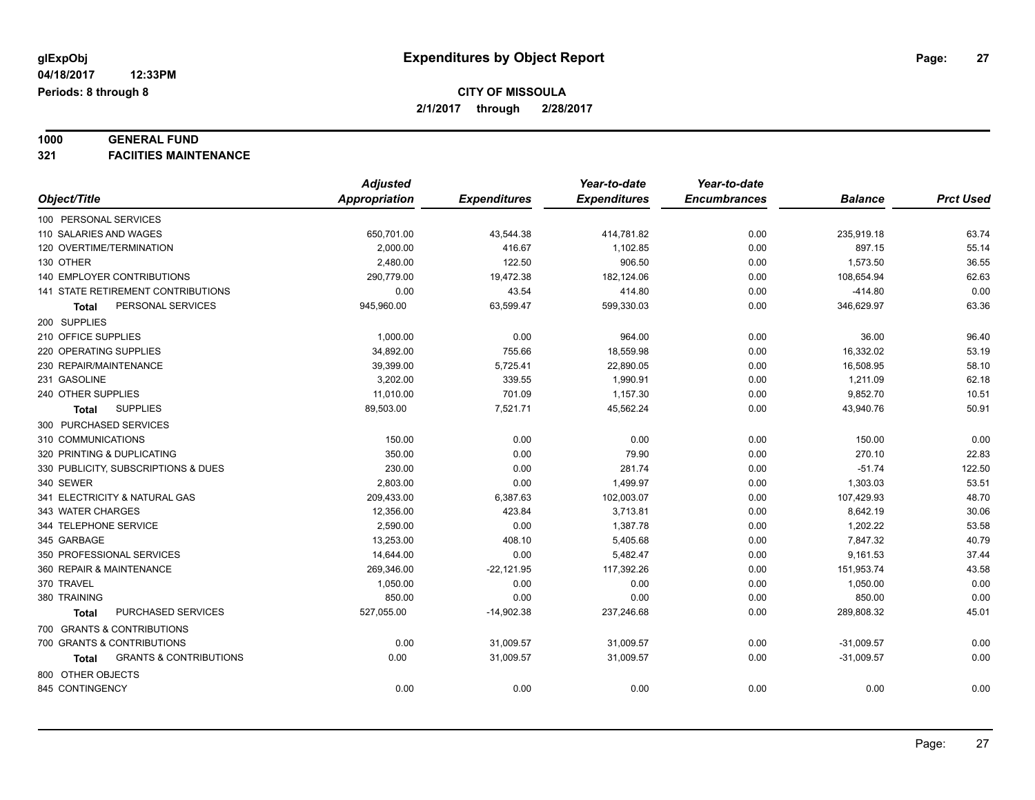# Expenditures by Object Report

glExpObj
04/18/2017 12:33PM
Periods: 8 through 8

**CITY OF MISSOULA**
**2/1/2017 through 2/28/2017**

**1000 GENERAL FUND**
**321 FACIITIES MAINTENANCE**

| Object/Title | Adjusted Appropriation | Expenditures | Year-to-date Expenditures | Year-to-date Encumbrances | Balance | Prct Used |
|---|---|---|---|---|---|---|
| 100 PERSONAL SERVICES | | | | | | |
| 110 SALARIES AND WAGES | 650,701.00 | 43,544.38 | 414,781.82 | 0.00 | 235,919.18 | 63.74 |
| 120 OVERTIME/TERMINATION | 2,000.00 | 416.67 | 1,102.85 | 0.00 | 897.15 | 55.14 |
| 130 OTHER | 2,480.00 | 122.50 | 906.50 | 0.00 | 1,573.50 | 36.55 |
| 140 EMPLOYER CONTRIBUTIONS | 290,779.00 | 19,472.38 | 182,124.06 | 0.00 | 108,654.94 | 62.63 |
| 141 STATE RETIREMENT CONTRIBUTIONS | 0.00 | 43.54 | 414.80 | 0.00 | -414.80 | 0.00 |
| **Total** PERSONAL SERVICES | 945,960.00 | 63,599.47 | 599,330.03 | 0.00 | 346,629.97 | 63.36 |
| 200 SUPPLIES | | | | | | |
| 210 OFFICE SUPPLIES | 1,000.00 | 0.00 | 964.00 | 0.00 | 36.00 | 96.40 |
| 220 OPERATING SUPPLIES | 34,892.00 | 755.66 | 18,559.98 | 0.00 | 16,332.02 | 53.19 |
| 230 REPAIR/MAINTENANCE | 39,399.00 | 5,725.41 | 22,890.05 | 0.00 | 16,508.95 | 58.10 |
| 231 GASOLINE | 3,202.00 | 339.55 | 1,990.91 | 0.00 | 1,211.09 | 62.18 |
| 240 OTHER SUPPLIES | 11,010.00 | 701.09 | 1,157.30 | 0.00 | 9,852.70 | 10.51 |
| **Total** SUPPLIES | 89,503.00 | 7,521.71 | 45,562.24 | 0.00 | 43,940.76 | 50.91 |
| 300 PURCHASED SERVICES | | | | | | |
| 310 COMMUNICATIONS | 150.00 | 0.00 | 0.00 | 0.00 | 150.00 | 0.00 |
| 320 PRINTING & DUPLICATING | 350.00 | 0.00 | 79.90 | 0.00 | 270.10 | 22.83 |
| 330 PUBLICITY, SUBSCRIPTIONS & DUES | 230.00 | 0.00 | 281.74 | 0.00 | -51.74 | 122.50 |
| 340 SEWER | 2,803.00 | 0.00 | 1,499.97 | 0.00 | 1,303.03 | 53.51 |
| 341 ELECTRICITY & NATURAL GAS | 209,433.00 | 6,387.63 | 102,003.07 | 0.00 | 107,429.93 | 48.70 |
| 343 WATER CHARGES | 12,356.00 | 423.84 | 3,713.81 | 0.00 | 8,642.19 | 30.06 |
| 344 TELEPHONE SERVICE | 2,590.00 | 0.00 | 1,387.78 | 0.00 | 1,202.22 | 53.58 |
| 345 GARBAGE | 13,253.00 | 408.10 | 5,405.68 | 0.00 | 7,847.32 | 40.79 |
| 350 PROFESSIONAL SERVICES | 14,644.00 | 0.00 | 5,482.47 | 0.00 | 9,161.53 | 37.44 |
| 360 REPAIR & MAINTENANCE | 269,346.00 | -22,121.95 | 117,392.26 | 0.00 | 151,953.74 | 43.58 |
| 370 TRAVEL | 1,050.00 | 0.00 | 0.00 | 0.00 | 1,050.00 | 0.00 |
| 380 TRAINING | 850.00 | 0.00 | 0.00 | 0.00 | 850.00 | 0.00 |
| **Total** PURCHASED SERVICES | 527,055.00 | -14,902.38 | 237,246.68 | 0.00 | 289,808.32 | 45.01 |
| 700 GRANTS & CONTRIBUTIONS | | | | | | |
| 700 GRANTS & CONTRIBUTIONS | 0.00 | 31,009.57 | 31,009.57 | 0.00 | -31,009.57 | 0.00 |
| **Total** GRANTS & CONTRIBUTIONS | 0.00 | 31,009.57 | 31,009.57 | 0.00 | -31,009.57 | 0.00 |
| 800 OTHER OBJECTS | | | | | | |
| 845 CONTINGENCY | 0.00 | 0.00 | 0.00 | 0.00 | 0.00 | 0.00 |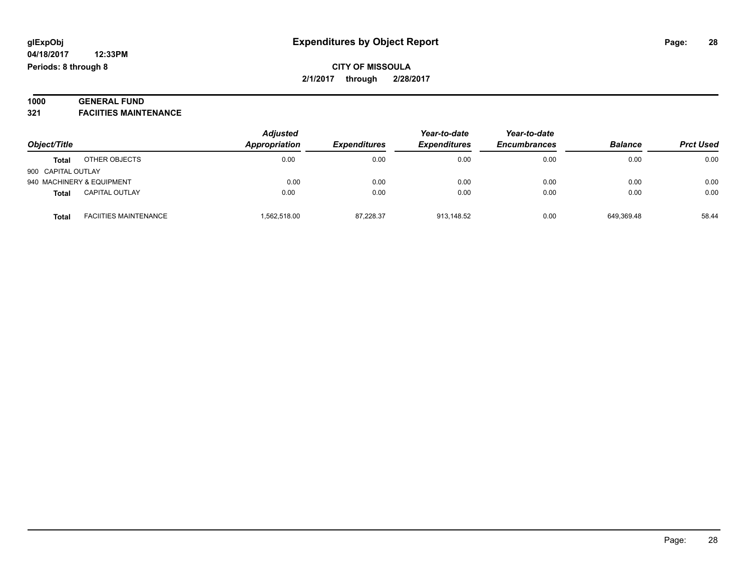**glExpObj**
**04/18/2017 12:33PM**
**Periods: 8 through 8**

# Expenditures by Object Report

**CITY OF MISSOULA**
**2/1/2017 through 2/28/2017**

**1000 GENERAL FUND**
**321 FACIITIES MAINTENANCE**

| Object/Title | | *Adjusted Appropriation* | *Expenditures* | *Year-to-date Expenditures* | *Year-to-date Encumbrances* | *Balance* | *Prct Used* |
|---|---|---|---|---|---|---|---|
| **Total** | OTHER OBJECTS | 0.00 | 0.00 | 0.00 | 0.00 | 0.00 | 0.00 |
| 900 CAPITAL OUTLAY | | | | | | | |
| 940 MACHINERY & EQUIPMENT | | 0.00 | 0.00 | 0.00 | 0.00 | 0.00 | 0.00 |
| **Total** | CAPITAL OUTLAY | 0.00 | 0.00 | 0.00 | 0.00 | 0.00 | 0.00 |
| **Total** | FACIITIES MAINTENANCE | 1,562,518.00 | 87,228.37 | 913,148.52 | 0.00 | 649,369.48 | 58.44 |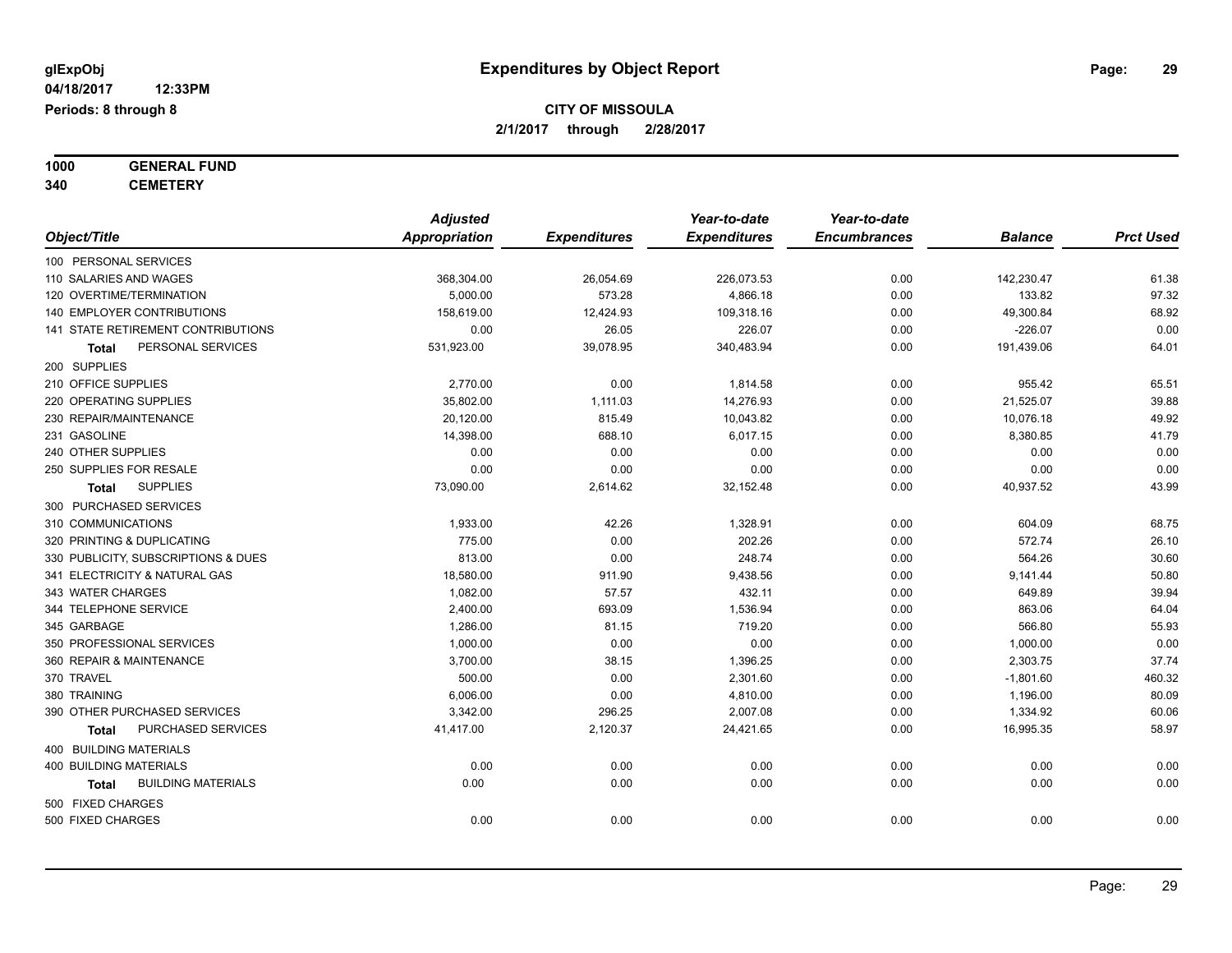**glExpObj** 04/18/2017 12:33PM Periods: 8 through 8

# Expenditures by Object Report

**CITY OF MISSOULA**
**2/1/2017 through 2/28/2017**

**1000 GENERAL FUND**
**340 CEMETERY**

| Object/Title | Adjusted Appropriation | Expenditures | Year-to-date Expenditures | Year-to-date Encumbrances | Balance | Prct Used |
|---|---|---|---|---|---|---|
| 100 PERSONAL SERVICES | | | | | | |
| 110 SALARIES AND WAGES | 368,304.00 | 26,054.69 | 226,073.53 | 0.00 | 142,230.47 | 61.38 |
| 120 OVERTIME/TERMINATION | 5,000.00 | 573.28 | 4,866.18 | 0.00 | 133.82 | 97.32 |
| 140 EMPLOYER CONTRIBUTIONS | 158,619.00 | 12,424.93 | 109,318.16 | 0.00 | 49,300.84 | 68.92 |
| 141 STATE RETIREMENT CONTRIBUTIONS | 0.00 | 26.05 | 226.07 | 0.00 | -226.07 | 0.00 |
| **Total** PERSONAL SERVICES | 531,923.00 | 39,078.95 | 340,483.94 | 0.00 | 191,439.06 | 64.01 |
| 200 SUPPLIES | | | | | | |
| 210 OFFICE SUPPLIES | 2,770.00 | 0.00 | 1,814.58 | 0.00 | 955.42 | 65.51 |
| 220 OPERATING SUPPLIES | 35,802.00 | 1,111.03 | 14,276.93 | 0.00 | 21,525.07 | 39.88 |
| 230 REPAIR/MAINTENANCE | 20,120.00 | 815.49 | 10,043.82 | 0.00 | 10,076.18 | 49.92 |
| 231 GASOLINE | 14,398.00 | 688.10 | 6,017.15 | 0.00 | 8,380.85 | 41.79 |
| 240 OTHER SUPPLIES | 0.00 | 0.00 | 0.00 | 0.00 | 0.00 | 0.00 |
| 250 SUPPLIES FOR RESALE | 0.00 | 0.00 | 0.00 | 0.00 | 0.00 | 0.00 |
| **Total** SUPPLIES | 73,090.00 | 2,614.62 | 32,152.48 | 0.00 | 40,937.52 | 43.99 |
| 300 PURCHASED SERVICES | | | | | | |
| 310 COMMUNICATIONS | 1,933.00 | 42.26 | 1,328.91 | 0.00 | 604.09 | 68.75 |
| 320 PRINTING & DUPLICATING | 775.00 | 0.00 | 202.26 | 0.00 | 572.74 | 26.10 |
| 330 PUBLICITY, SUBSCRIPTIONS & DUES | 813.00 | 0.00 | 248.74 | 0.00 | 564.26 | 30.60 |
| 341 ELECTRICITY & NATURAL GAS | 18,580.00 | 911.90 | 9,438.56 | 0.00 | 9,141.44 | 50.80 |
| 343 WATER CHARGES | 1,082.00 | 57.57 | 432.11 | 0.00 | 649.89 | 39.94 |
| 344 TELEPHONE SERVICE | 2,400.00 | 693.09 | 1,536.94 | 0.00 | 863.06 | 64.04 |
| 345 GARBAGE | 1,286.00 | 81.15 | 719.20 | 0.00 | 566.80 | 55.93 |
| 350 PROFESSIONAL SERVICES | 1,000.00 | 0.00 | 0.00 | 0.00 | 1,000.00 | 0.00 |
| 360 REPAIR & MAINTENANCE | 3,700.00 | 38.15 | 1,396.25 | 0.00 | 2,303.75 | 37.74 |
| 370 TRAVEL | 500.00 | 0.00 | 2,301.60 | 0.00 | -1,801.60 | 460.32 |
| 380 TRAINING | 6,006.00 | 0.00 | 4,810.00 | 0.00 | 1,196.00 | 80.09 |
| 390 OTHER PURCHASED SERVICES | 3,342.00 | 296.25 | 2,007.08 | 0.00 | 1,334.92 | 60.06 |
| **Total** PURCHASED SERVICES | 41,417.00 | 2,120.37 | 24,421.65 | 0.00 | 16,995.35 | 58.97 |
| 400 BUILDING MATERIALS | | | | | | |
| 400 BUILDING MATERIALS | 0.00 | 0.00 | 0.00 | 0.00 | 0.00 | 0.00 |
| **Total** BUILDING MATERIALS | 0.00 | 0.00 | 0.00 | 0.00 | 0.00 | 0.00 |
| 500 FIXED CHARGES | | | | | | |
| 500 FIXED CHARGES | 0.00 | 0.00 | 0.00 | 0.00 | 0.00 | 0.00 |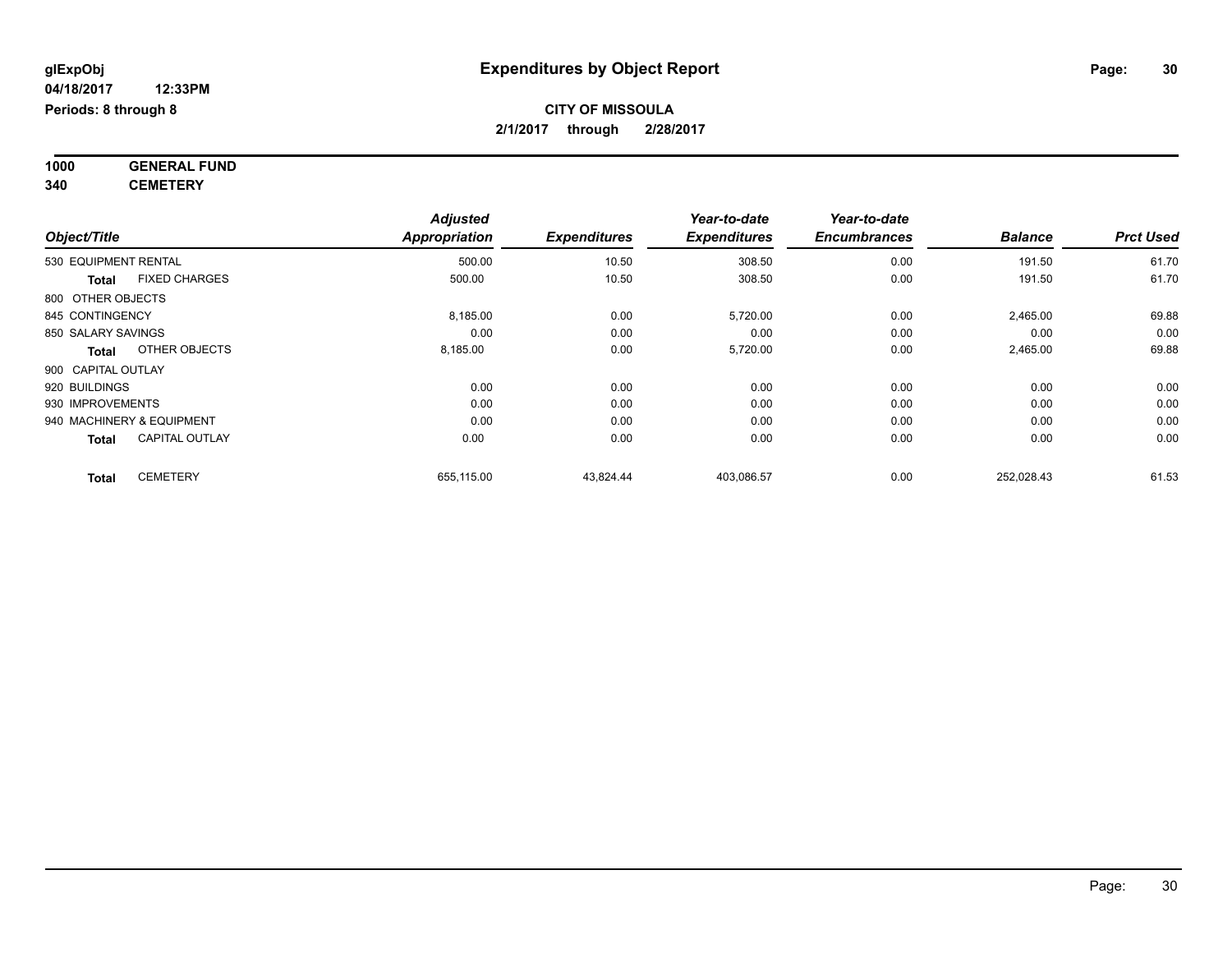**glExpObj**
**04/18/2017 12:33PM**
**Periods: 8 through 8**

# Expenditures by Object Report

**CITY OF MISSOULA**
**2/1/2017 through 2/28/2017**

**1000 GENERAL FUND**
**340 CEMETERY**

| Object/Title | | Adjusted Appropriation | Expenditures | Year-to-date Expenditures | Year-to-date Encumbrances | Balance | Prct Used |
|---|---|---|---|---|---|---|---|
| 530 EQUIPMENT RENTAL | | 500.00 | 10.50 | 308.50 | 0.00 | 191.50 | 61.70 |
| **Total** | FIXED CHARGES | 500.00 | 10.50 | 308.50 | 0.00 | 191.50 | 61.70 |
| 800 OTHER OBJECTS | | | | | | | |
| 845 CONTINGENCY | | 8,185.00 | 0.00 | 5,720.00 | 0.00 | 2,465.00 | 69.88 |
| 850 SALARY SAVINGS | | 0.00 | 0.00 | 0.00 | 0.00 | 0.00 | 0.00 |
| **Total** | OTHER OBJECTS | 8,185.00 | 0.00 | 5,720.00 | 0.00 | 2,465.00 | 69.88 |
| 900 CAPITAL OUTLAY | | | | | | | |
| 920 BUILDINGS | | 0.00 | 0.00 | 0.00 | 0.00 | 0.00 | 0.00 |
| 930 IMPROVEMENTS | | 0.00 | 0.00 | 0.00 | 0.00 | 0.00 | 0.00 |
| 940 MACHINERY & EQUIPMENT | | 0.00 | 0.00 | 0.00 | 0.00 | 0.00 | 0.00 |
| **Total** | CAPITAL OUTLAY | 0.00 | 0.00 | 0.00 | 0.00 | 0.00 | 0.00 |
| **Total** | CEMETERY | 655,115.00 | 43,824.44 | 403,086.57 | 0.00 | 252,028.43 | 61.53 |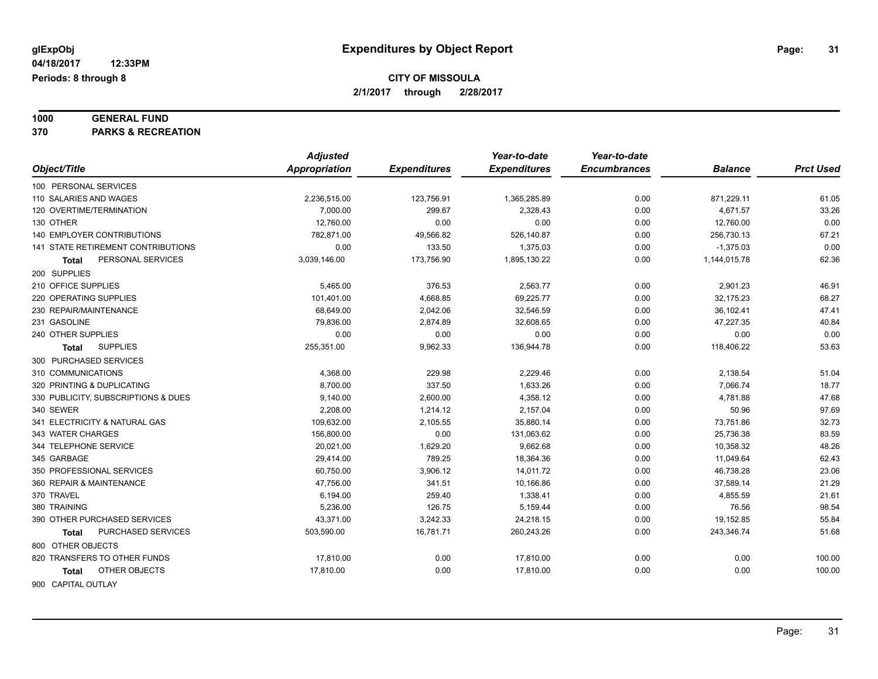# Expenditures by Object Report

glExpObj
04/18/2017 12:33PM
Periods: 8 through 8

**CITY OF MISSOULA**
**2/1/2017 through 2/28/2017**

**1000 GENERAL FUND**
**370 PARKS & RECREATION**

| Object/Title | Adjusted Appropriation | Expenditures | Year-to-date Expenditures | Year-to-date Encumbrances | Balance | Prct Used |
|---|---|---|---|---|---|---|
| 100 PERSONAL SERVICES | | | | | | |
| 110 SALARIES AND WAGES | 2,236,515.00 | 123,756.91 | 1,365,285.89 | 0.00 | 871,229.11 | 61.05 |
| 120 OVERTIME/TERMINATION | 7,000.00 | 299.67 | 2,328.43 | 0.00 | 4,671.57 | 33.26 |
| 130 OTHER | 12,760.00 | 0.00 | 0.00 | 0.00 | 12,760.00 | 0.00 |
| 140 EMPLOYER CONTRIBUTIONS | 782,871.00 | 49,566.82 | 526,140.87 | 0.00 | 256,730.13 | 67.21 |
| 141 STATE RETIREMENT CONTRIBUTIONS | 0.00 | 133.50 | 1,375.03 | 0.00 | -1,375.03 | 0.00 |
| **Total** PERSONAL SERVICES | 3,039,146.00 | 173,756.90 | 1,895,130.22 | 0.00 | 1,144,015.78 | 62.36 |
| 200 SUPPLIES | | | | | | |
| 210 OFFICE SUPPLIES | 5,465.00 | 376.53 | 2,563.77 | 0.00 | 2,901.23 | 46.91 |
| 220 OPERATING SUPPLIES | 101,401.00 | 4,668.85 | 69,225.77 | 0.00 | 32,175.23 | 68.27 |
| 230 REPAIR/MAINTENANCE | 68,649.00 | 2,042.06 | 32,546.59 | 0.00 | 36,102.41 | 47.41 |
| 231 GASOLINE | 79,836.00 | 2,874.89 | 32,608.65 | 0.00 | 47,227.35 | 40.84 |
| 240 OTHER SUPPLIES | 0.00 | 0.00 | 0.00 | 0.00 | 0.00 | 0.00 |
| **Total** SUPPLIES | 255,351.00 | 9,962.33 | 136,944.78 | 0.00 | 118,406.22 | 53.63 |
| 300 PURCHASED SERVICES | | | | | | |
| 310 COMMUNICATIONS | 4,368.00 | 229.98 | 2,229.46 | 0.00 | 2,138.54 | 51.04 |
| 320 PRINTING & DUPLICATING | 8,700.00 | 337.50 | 1,633.26 | 0.00 | 7,066.74 | 18.77 |
| 330 PUBLICITY, SUBSCRIPTIONS & DUES | 9,140.00 | 2,600.00 | 4,358.12 | 0.00 | 4,781.88 | 47.68 |
| 340 SEWER | 2,208.00 | 1,214.12 | 2,157.04 | 0.00 | 50.96 | 97.69 |
| 341 ELECTRICITY & NATURAL GAS | 109,632.00 | 2,105.55 | 35,880.14 | 0.00 | 73,751.86 | 32.73 |
| 343 WATER CHARGES | 156,800.00 | 0.00 | 131,063.62 | 0.00 | 25,736.38 | 83.59 |
| 344 TELEPHONE SERVICE | 20,021.00 | 1,629.20 | 9,662.68 | 0.00 | 10,358.32 | 48.26 |
| 345 GARBAGE | 29,414.00 | 789.25 | 18,364.36 | 0.00 | 11,049.64 | 62.43 |
| 350 PROFESSIONAL SERVICES | 60,750.00 | 3,906.12 | 14,011.72 | 0.00 | 46,738.28 | 23.06 |
| 360 REPAIR & MAINTENANCE | 47,756.00 | 341.51 | 10,166.86 | 0.00 | 37,589.14 | 21.29 |
| 370 TRAVEL | 6,194.00 | 259.40 | 1,338.41 | 0.00 | 4,855.59 | 21.61 |
| 380 TRAINING | 5,236.00 | 126.75 | 5,159.44 | 0.00 | 76.56 | 98.54 |
| 390 OTHER PURCHASED SERVICES | 43,371.00 | 3,242.33 | 24,218.15 | 0.00 | 19,152.85 | 55.84 |
| **Total** PURCHASED SERVICES | 503,590.00 | 16,781.71 | 260,243.26 | 0.00 | 243,346.74 | 51.68 |
| 800 OTHER OBJECTS | | | | | | |
| 820 TRANSFERS TO OTHER FUNDS | 17,810.00 | 0.00 | 17,810.00 | 0.00 | 0.00 | 100.00 |
| **Total** OTHER OBJECTS | 17,810.00 | 0.00 | 17,810.00 | 0.00 | 0.00 | 100.00 |
| 900 CAPITAL OUTLAY | | | | | | |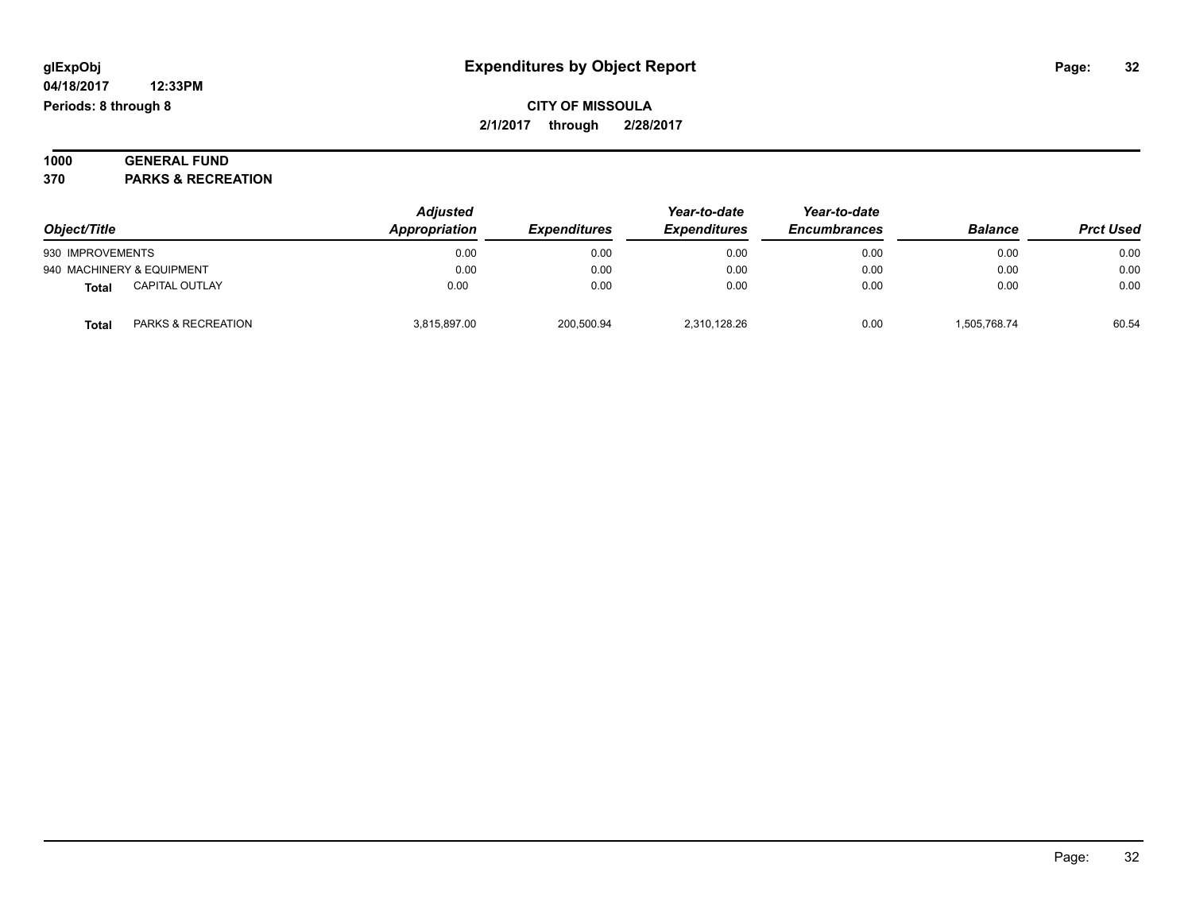# Expenditures by Object Report

glExpObj
04/18/2017 12:33PM
Periods: 8 through 8

**CITY OF MISSOULA**
**2/1/2017 through 2/28/2017**

**1000 GENERAL FUND**
**370 PARKS & RECREATION**

| Object/Title | Adjusted Appropriation | Expenditures | Year-to-date Expenditures | Year-to-date Encumbrances | Balance | Prct Used |
|---|---|---|---|---|---|---|
| 930 IMPROVEMENTS | 0.00 | 0.00 | 0.00 | 0.00 | 0.00 | 0.00 |
| 940 MACHINERY & EQUIPMENT | 0.00 | 0.00 | 0.00 | 0.00 | 0.00 | 0.00 |
| **Total** CAPITAL OUTLAY | 0.00 | 0.00 | 0.00 | 0.00 | 0.00 | 0.00 |
| **Total** PARKS & RECREATION | 3,815,897.00 | 200,500.94 | 2,310,128.26 | 0.00 | 1,505,768.74 | 60.54 |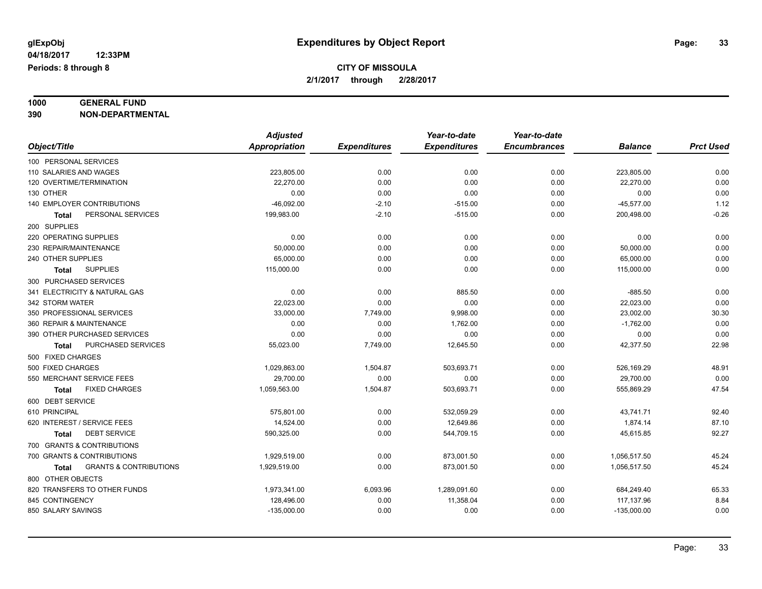# Expenditures by Object Report

glExpObj
04/18/2017 12:33PM
Periods: 8 through 8

**CITY OF MISSOULA**
**2/1/2017 through 2/28/2017**

**1000 GENERAL FUND**
**390 NON-DEPARTMENTAL**

| Object/Title | Adjusted Appropriation | Expenditures | Year-to-date Expenditures | Year-to-date Encumbrances | Balance | Prct Used |
|---|---|---|---|---|---|---|
| 100 PERSONAL SERVICES | | | | | | |
| 110 SALARIES AND WAGES | 223,805.00 | 0.00 | 0.00 | 0.00 | 223,805.00 | 0.00 |
| 120 OVERTIME/TERMINATION | 22,270.00 | 0.00 | 0.00 | 0.00 | 22,270.00 | 0.00 |
| 130 OTHER | 0.00 | 0.00 | 0.00 | 0.00 | 0.00 | 0.00 |
| 140 EMPLOYER CONTRIBUTIONS | -46,092.00 | -2.10 | -515.00 | 0.00 | -45,577.00 | 1.12 |
| **Total** PERSONAL SERVICES | 199,983.00 | -2.10 | -515.00 | 0.00 | 200,498.00 | -0.26 |
| 200 SUPPLIES | | | | | | |
| 220 OPERATING SUPPLIES | 0.00 | 0.00 | 0.00 | 0.00 | 0.00 | 0.00 |
| 230 REPAIR/MAINTENANCE | 50,000.00 | 0.00 | 0.00 | 0.00 | 50,000.00 | 0.00 |
| 240 OTHER SUPPLIES | 65,000.00 | 0.00 | 0.00 | 0.00 | 65,000.00 | 0.00 |
| **Total** SUPPLIES | 115,000.00 | 0.00 | 0.00 | 0.00 | 115,000.00 | 0.00 |
| 300 PURCHASED SERVICES | | | | | | |
| 341 ELECTRICITY & NATURAL GAS | 0.00 | 0.00 | 885.50 | 0.00 | -885.50 | 0.00 |
| 342 STORM WATER | 22,023.00 | 0.00 | 0.00 | 0.00 | 22,023.00 | 0.00 |
| 350 PROFESSIONAL SERVICES | 33,000.00 | 7,749.00 | 9,998.00 | 0.00 | 23,002.00 | 30.30 |
| 360 REPAIR & MAINTENANCE | 0.00 | 0.00 | 1,762.00 | 0.00 | -1,762.00 | 0.00 |
| 390 OTHER PURCHASED SERVICES | 0.00 | 0.00 | 0.00 | 0.00 | 0.00 | 0.00 |
| **Total** PURCHASED SERVICES | 55,023.00 | 7,749.00 | 12,645.50 | 0.00 | 42,377.50 | 22.98 |
| 500 FIXED CHARGES | | | | | | |
| 500 FIXED CHARGES | 1,029,863.00 | 1,504.87 | 503,693.71 | 0.00 | 526,169.29 | 48.91 |
| 550 MERCHANT SERVICE FEES | 29,700.00 | 0.00 | 0.00 | 0.00 | 29,700.00 | 0.00 |
| **Total** FIXED CHARGES | 1,059,563.00 | 1,504.87 | 503,693.71 | 0.00 | 555,869.29 | 47.54 |
| 600 DEBT SERVICE | | | | | | |
| 610 PRINCIPAL | 575,801.00 | 0.00 | 532,059.29 | 0.00 | 43,741.71 | 92.40 |
| 620 INTEREST / SERVICE FEES | 14,524.00 | 0.00 | 12,649.86 | 0.00 | 1,874.14 | 87.10 |
| **Total** DEBT SERVICE | 590,325.00 | 0.00 | 544,709.15 | 0.00 | 45,615.85 | 92.27 |
| 700 GRANTS & CONTRIBUTIONS | | | | | | |
| 700 GRANTS & CONTRIBUTIONS | 1,929,519.00 | 0.00 | 873,001.50 | 0.00 | 1,056,517.50 | 45.24 |
| **Total** GRANTS & CONTRIBUTIONS | 1,929,519.00 | 0.00 | 873,001.50 | 0.00 | 1,056,517.50 | 45.24 |
| 800 OTHER OBJECTS | | | | | | |
| 820 TRANSFERS TO OTHER FUNDS | 1,973,341.00 | 6,093.96 | 1,289,091.60 | 0.00 | 684,249.40 | 65.33 |
| 845 CONTINGENCY | 128,496.00 | 0.00 | 11,358.04 | 0.00 | 117,137.96 | 8.84 |
| 850 SALARY SAVINGS | -135,000.00 | 0.00 | 0.00 | 0.00 | -135,000.00 | 0.00 |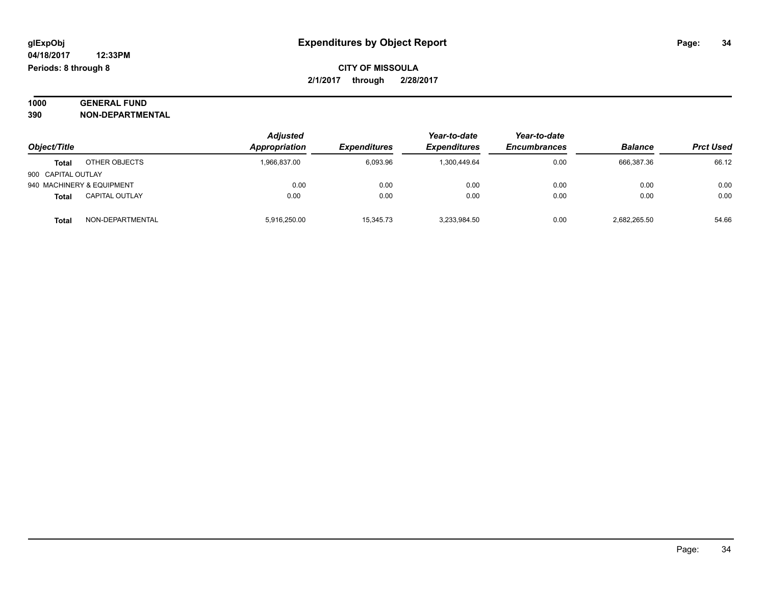**Expenditures by Object Report**

**CITY OF MISSOULA**

**2/1/2017 through 2/28/2017**

glExpObj
04/18/2017 12:33PM
Periods: 8 through 8

**1000 GENERAL FUND**
**390 NON-DEPARTMENTAL**

| Object/Title | | Adjusted Appropriation | Expenditures | Year-to-date Expenditures | Year-to-date Encumbrances | Balance | Prct Used |
|---|---|---|---|---|---|---|---|
| Total | OTHER OBJECTS | 1,966,837.00 | 6,093.96 | 1,300,449.64 | 0.00 | 666,387.36 | 66.12 |
| 900 CAPITAL OUTLAY | | | | | | | |
| 940 MACHINERY & EQUIPMENT | | 0.00 | 0.00 | 0.00 | 0.00 | 0.00 | 0.00 |
| Total | CAPITAL OUTLAY | 0.00 | 0.00 | 0.00 | 0.00 | 0.00 | 0.00 |
| Total | NON-DEPARTMENTAL | 5,916,250.00 | 15,345.73 | 3,233,984.50 | 0.00 | 2,682,265.50 | 54.66 |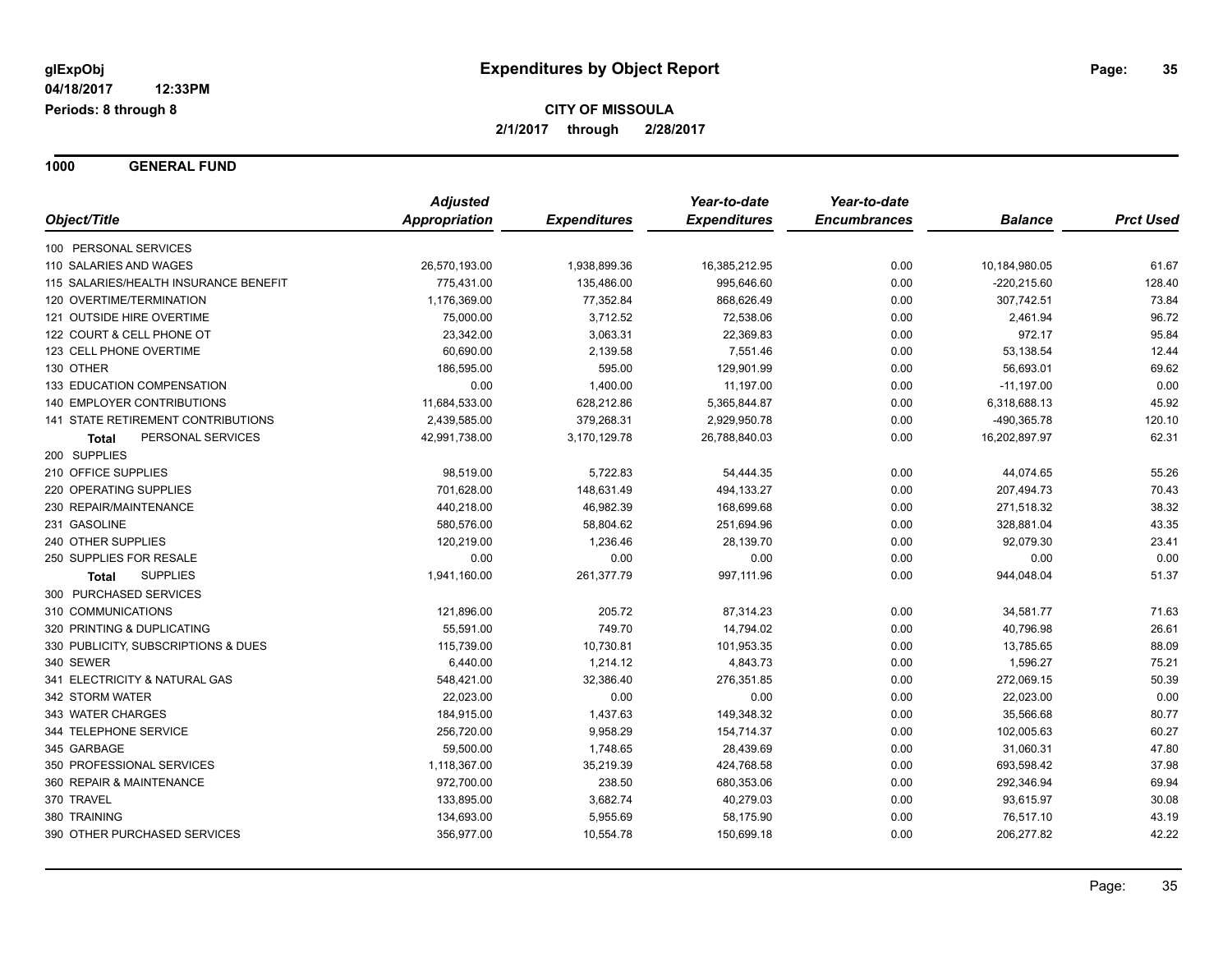glExpObj
04/18/2017 12:33PM
Periods: 8 through 8

# Expenditures by Object Report

**CITY OF MISSOULA**
**2/1/2017 through 2/28/2017**

**1000 GENERAL FUND**

| Object/Title | Adjusted Appropriation | Expenditures | Year-to-date Expenditures | Year-to-date Encumbrances | Balance | Prct Used |
|---|---|---|---|---|---|---|
| 100 PERSONAL SERVICES | | | | | | |
| 110 SALARIES AND WAGES | 26,570,193.00 | 1,938,899.36 | 16,385,212.95 | 0.00 | 10,184,980.05 | 61.67 |
| 115 SALARIES/HEALTH INSURANCE BENEFIT | 775,431.00 | 135,486.00 | 995,646.60 | 0.00 | -220,215.60 | 128.40 |
| 120 OVERTIME/TERMINATION | 1,176,369.00 | 77,352.84 | 868,626.49 | 0.00 | 307,742.51 | 73.84 |
| 121 OUTSIDE HIRE OVERTIME | 75,000.00 | 3,712.52 | 72,538.06 | 0.00 | 2,461.94 | 96.72 |
| 122 COURT & CELL PHONE OT | 23,342.00 | 3,063.31 | 22,369.83 | 0.00 | 972.17 | 95.84 |
| 123 CELL PHONE OVERTIME | 60,690.00 | 2,139.58 | 7,551.46 | 0.00 | 53,138.54 | 12.44 |
| 130 OTHER | 186,595.00 | 595.00 | 129,901.99 | 0.00 | 56,693.01 | 69.62 |
| 133 EDUCATION COMPENSATION | 0.00 | 1,400.00 | 11,197.00 | 0.00 | -11,197.00 | 0.00 |
| 140 EMPLOYER CONTRIBUTIONS | 11,684,533.00 | 628,212.86 | 5,365,844.87 | 0.00 | 6,318,688.13 | 45.92 |
| 141 STATE RETIREMENT CONTRIBUTIONS | 2,439,585.00 | 379,268.31 | 2,929,950.78 | 0.00 | -490,365.78 | 120.10 |
| **Total** PERSONAL SERVICES | 42,991,738.00 | 3,170,129.78 | 26,788,840.03 | 0.00 | 16,202,897.97 | 62.31 |
| 200 SUPPLIES | | | | | | |
| 210 OFFICE SUPPLIES | 98,519.00 | 5,722.83 | 54,444.35 | 0.00 | 44,074.65 | 55.26 |
| 220 OPERATING SUPPLIES | 701,628.00 | 148,631.49 | 494,133.27 | 0.00 | 207,494.73 | 70.43 |
| 230 REPAIR/MAINTENANCE | 440,218.00 | 46,982.39 | 168,699.68 | 0.00 | 271,518.32 | 38.32 |
| 231 GASOLINE | 580,576.00 | 58,804.62 | 251,694.96 | 0.00 | 328,881.04 | 43.35 |
| 240 OTHER SUPPLIES | 120,219.00 | 1,236.46 | 28,139.70 | 0.00 | 92,079.30 | 23.41 |
| 250 SUPPLIES FOR RESALE | 0.00 | 0.00 | 0.00 | 0.00 | 0.00 | 0.00 |
| **Total** SUPPLIES | 1,941,160.00 | 261,377.79 | 997,111.96 | 0.00 | 944,048.04 | 51.37 |
| 300 PURCHASED SERVICES | | | | | | |
| 310 COMMUNICATIONS | 121,896.00 | 205.72 | 87,314.23 | 0.00 | 34,581.77 | 71.63 |
| 320 PRINTING & DUPLICATING | 55,591.00 | 749.70 | 14,794.02 | 0.00 | 40,796.98 | 26.61 |
| 330 PUBLICITY, SUBSCRIPTIONS & DUES | 115,739.00 | 10,730.81 | 101,953.35 | 0.00 | 13,785.65 | 88.09 |
| 340 SEWER | 6,440.00 | 1,214.12 | 4,843.73 | 0.00 | 1,596.27 | 75.21 |
| 341 ELECTRICITY & NATURAL GAS | 548,421.00 | 32,386.40 | 276,351.85 | 0.00 | 272,069.15 | 50.39 |
| 342 STORM WATER | 22,023.00 | 0.00 | 0.00 | 0.00 | 22,023.00 | 0.00 |
| 343 WATER CHARGES | 184,915.00 | 1,437.63 | 149,348.32 | 0.00 | 35,566.68 | 80.77 |
| 344 TELEPHONE SERVICE | 256,720.00 | 9,958.29 | 154,714.37 | 0.00 | 102,005.63 | 60.27 |
| 345 GARBAGE | 59,500.00 | 1,748.65 | 28,439.69 | 0.00 | 31,060.31 | 47.80 |
| 350 PROFESSIONAL SERVICES | 1,118,367.00 | 35,219.39 | 424,768.58 | 0.00 | 693,598.42 | 37.98 |
| 360 REPAIR & MAINTENANCE | 972,700.00 | 238.50 | 680,353.06 | 0.00 | 292,346.94 | 69.94 |
| 370 TRAVEL | 133,895.00 | 3,682.74 | 40,279.03 | 0.00 | 93,615.97 | 30.08 |
| 380 TRAINING | 134,693.00 | 5,955.69 | 58,175.90 | 0.00 | 76,517.10 | 43.19 |
| 390 OTHER PURCHASED SERVICES | 356,977.00 | 10,554.78 | 150,699.18 | 0.00 | 206,277.82 | 42.22 |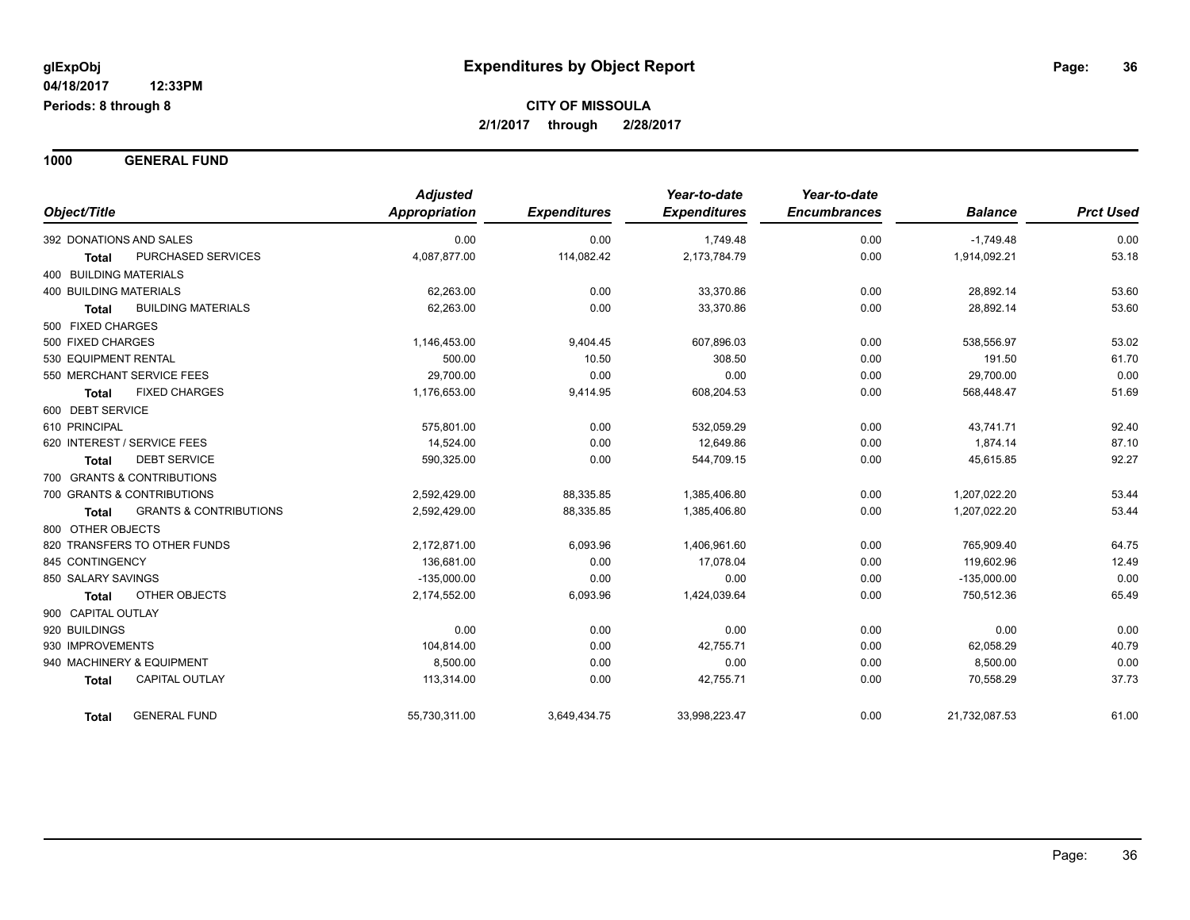**glExpObj** | **Expenditures by Object Report**

**04/18/2017 12:33PM**

**Periods: 8 through 8**

**CITY OF MISSOULA**

**2/1/2017 through 2/28/2017**

## 1000 GENERAL FUND

| Object/Title | | Adjusted Appropriation | Expenditures | Year-to-date Expenditures | Year-to-date Encumbrances | Balance | Prct Used |
|---|---|---|---|---|---|---|---|
| 392 DONATIONS AND SALES | | 0.00 | 0.00 | 1,749.48 | 0.00 | -1,749.48 | 0.00 |
| **Total** | PURCHASED SERVICES | 4,087,877.00 | 114,082.42 | 2,173,784.79 | 0.00 | 1,914,092.21 | 53.18 |
| 400 BUILDING MATERIALS | | | | | | | |
| 400 BUILDING MATERIALS | | 62,263.00 | 0.00 | 33,370.86 | 0.00 | 28,892.14 | 53.60 |
| **Total** | BUILDING MATERIALS | 62,263.00 | 0.00 | 33,370.86 | 0.00 | 28,892.14 | 53.60 |
| 500 FIXED CHARGES | | | | | | | |
| 500 FIXED CHARGES | | 1,146,453.00 | 9,404.45 | 607,896.03 | 0.00 | 538,556.97 | 53.02 |
| 530 EQUIPMENT RENTAL | | 500.00 | 10.50 | 308.50 | 0.00 | 191.50 | 61.70 |
| 550 MERCHANT SERVICE FEES | | 29,700.00 | 0.00 | 0.00 | 0.00 | 29,700.00 | 0.00 |
| **Total** | FIXED CHARGES | 1,176,653.00 | 9,414.95 | 608,204.53 | 0.00 | 568,448.47 | 51.69 |
| 600 DEBT SERVICE | | | | | | | |
| 610 PRINCIPAL | | 575,801.00 | 0.00 | 532,059.29 | 0.00 | 43,741.71 | 92.40 |
| 620 INTEREST / SERVICE FEES | | 14,524.00 | 0.00 | 12,649.86 | 0.00 | 1,874.14 | 87.10 |
| **Total** | DEBT SERVICE | 590,325.00 | 0.00 | 544,709.15 | 0.00 | 45,615.85 | 92.27 |
| 700 GRANTS & CONTRIBUTIONS | | | | | | | |
| 700 GRANTS & CONTRIBUTIONS | | 2,592,429.00 | 88,335.85 | 1,385,406.80 | 0.00 | 1,207,022.20 | 53.44 |
| **Total** | GRANTS & CONTRIBUTIONS | 2,592,429.00 | 88,335.85 | 1,385,406.80 | 0.00 | 1,207,022.20 | 53.44 |
| 800 OTHER OBJECTS | | | | | | | |
| 820 TRANSFERS TO OTHER FUNDS | | 2,172,871.00 | 6,093.96 | 1,406,961.60 | 0.00 | 765,909.40 | 64.75 |
| 845 CONTINGENCY | | 136,681.00 | 0.00 | 17,078.04 | 0.00 | 119,602.96 | 12.49 |
| 850 SALARY SAVINGS | | -135,000.00 | 0.00 | 0.00 | 0.00 | -135,000.00 | 0.00 |
| **Total** | OTHER OBJECTS | 2,174,552.00 | 6,093.96 | 1,424,039.64 | 0.00 | 750,512.36 | 65.49 |
| 900 CAPITAL OUTLAY | | | | | | | |
| 920 BUILDINGS | | 0.00 | 0.00 | 0.00 | 0.00 | 0.00 | 0.00 |
| 930 IMPROVEMENTS | | 104,814.00 | 0.00 | 42,755.71 | 0.00 | 62,058.29 | 40.79 |
| 940 MACHINERY & EQUIPMENT | | 8,500.00 | 0.00 | 0.00 | 0.00 | 8,500.00 | 0.00 |
| **Total** | CAPITAL OUTLAY | 113,314.00 | 0.00 | 42,755.71 | 0.00 | 70,558.29 | 37.73 |
| **Total** | GENERAL FUND | 55,730,311.00 | 3,649,434.75 | 33,998,223.47 | 0.00 | 21,732,087.53 | 61.00 |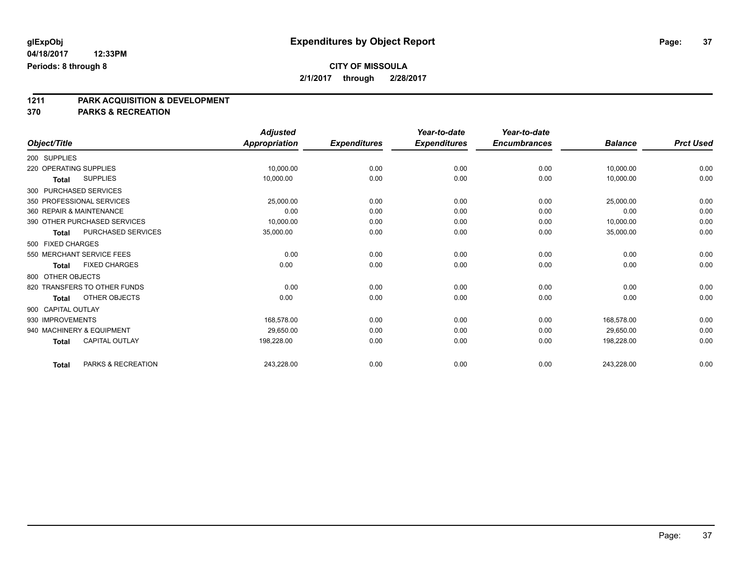**glExpObj**
**04/18/2017 12:33PM**
**Periods: 8 through 8**

# Expenditures by Object Report

**CITY OF MISSOULA**
**2/1/2017 through 2/28/2017**

## 1211 PARK ACQUISITION & DEVELOPMENT
## 370 PARKS & RECREATION

| Object/Title | Adjusted Appropriation | Expenditures | Year-to-date Expenditures | Year-to-date Encumbrances | Balance | Prct Used |
|---|---|---|---|---|---|---|
| 200 SUPPLIES | | | | | | |
| 220 OPERATING SUPPLIES | 10,000.00 | 0.00 | 0.00 | 0.00 | 10,000.00 | 0.00 |
| **Total** SUPPLIES | 10,000.00 | 0.00 | 0.00 | 0.00 | 10,000.00 | 0.00 |
| 300 PURCHASED SERVICES | | | | | | |
| 350 PROFESSIONAL SERVICES | 25,000.00 | 0.00 | 0.00 | 0.00 | 25,000.00 | 0.00 |
| 360 REPAIR & MAINTENANCE | 0.00 | 0.00 | 0.00 | 0.00 | 0.00 | 0.00 |
| 390 OTHER PURCHASED SERVICES | 10,000.00 | 0.00 | 0.00 | 0.00 | 10,000.00 | 0.00 |
| **Total** PURCHASED SERVICES | 35,000.00 | 0.00 | 0.00 | 0.00 | 35,000.00 | 0.00 |
| 500 FIXED CHARGES | | | | | | |
| 550 MERCHANT SERVICE FEES | 0.00 | 0.00 | 0.00 | 0.00 | 0.00 | 0.00 |
| **Total** FIXED CHARGES | 0.00 | 0.00 | 0.00 | 0.00 | 0.00 | 0.00 |
| 800 OTHER OBJECTS | | | | | | |
| 820 TRANSFERS TO OTHER FUNDS | 0.00 | 0.00 | 0.00 | 0.00 | 0.00 | 0.00 |
| **Total** OTHER OBJECTS | 0.00 | 0.00 | 0.00 | 0.00 | 0.00 | 0.00 |
| 900 CAPITAL OUTLAY | | | | | | |
| 930 IMPROVEMENTS | 168,578.00 | 0.00 | 0.00 | 0.00 | 168,578.00 | 0.00 |
| 940 MACHINERY & EQUIPMENT | 29,650.00 | 0.00 | 0.00 | 0.00 | 29,650.00 | 0.00 |
| **Total** CAPITAL OUTLAY | 198,228.00 | 0.00 | 0.00 | 0.00 | 198,228.00 | 0.00 |
| **Total** PARKS & RECREATION | 243,228.00 | 0.00 | 0.00 | 0.00 | 243,228.00 | 0.00 |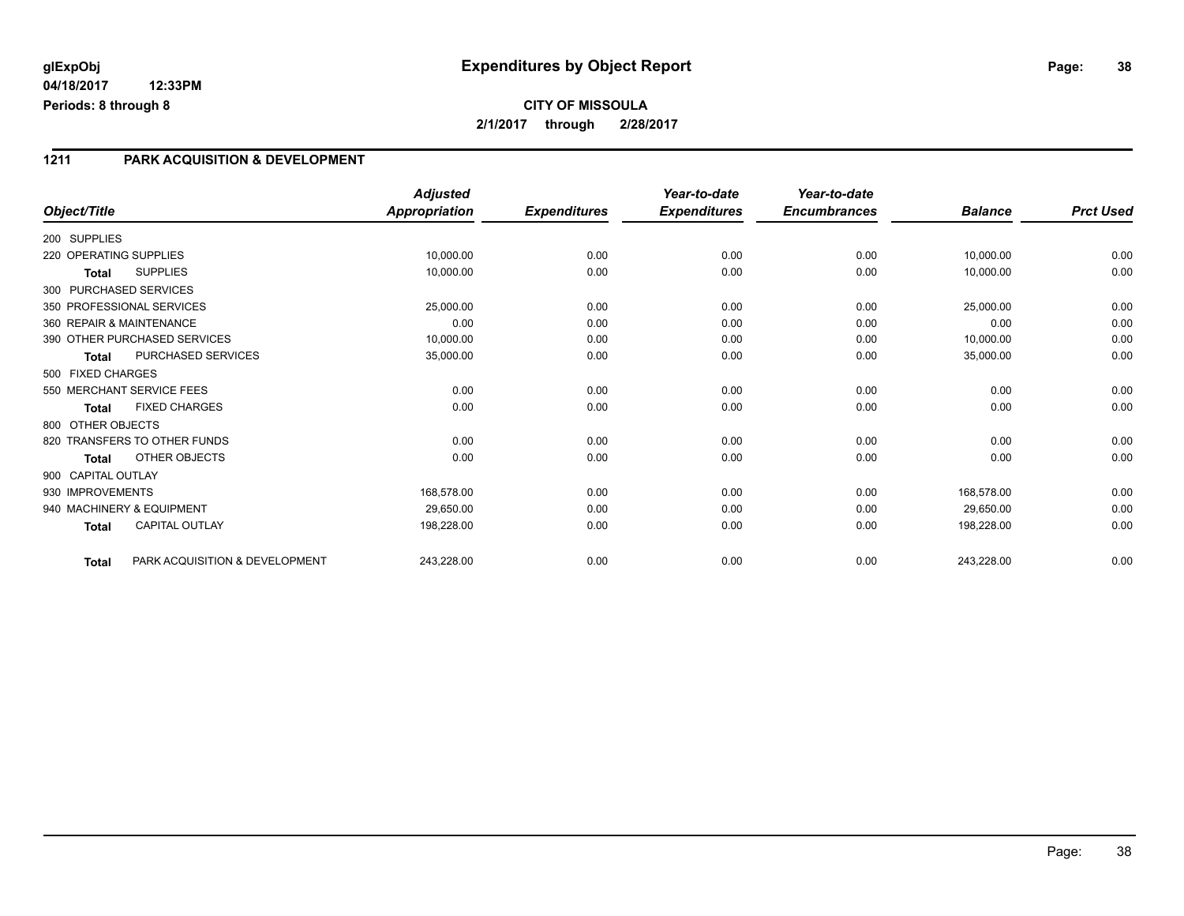**glExpObj** | **Expenditures by Object Report**
**04/18/2017 12:33PM**
**Periods: 8 through 8**

**CITY OF MISSOULA**
**2/1/2017 through 2/28/2017**

## 1211 PARK ACQUISITION & DEVELOPMENT

| Object/Title | | Adjusted Appropriation | Expenditures | Year-to-date Expenditures | Year-to-date Encumbrances | Balance | Prct Used |
|---|---|---|---|---|---|---|---|
| 200 SUPPLIES | | | | | | | |
| 220 OPERATING SUPPLIES | | 10,000.00 | 0.00 | 0.00 | 0.00 | 10,000.00 | 0.00 |
| **Total** | SUPPLIES | 10,000.00 | 0.00 | 0.00 | 0.00 | 10,000.00 | 0.00 |
| 300 PURCHASED SERVICES | | | | | | | |
| 350 PROFESSIONAL SERVICES | | 25,000.00 | 0.00 | 0.00 | 0.00 | 25,000.00 | 0.00 |
| 360 REPAIR & MAINTENANCE | | 0.00 | 0.00 | 0.00 | 0.00 | 0.00 | 0.00 |
| 390 OTHER PURCHASED SERVICES | | 10,000.00 | 0.00 | 0.00 | 0.00 | 10,000.00 | 0.00 |
| **Total** | PURCHASED SERVICES | 35,000.00 | 0.00 | 0.00 | 0.00 | 35,000.00 | 0.00 |
| 500 FIXED CHARGES | | | | | | | |
| 550 MERCHANT SERVICE FEES | | 0.00 | 0.00 | 0.00 | 0.00 | 0.00 | 0.00 |
| **Total** | FIXED CHARGES | 0.00 | 0.00 | 0.00 | 0.00 | 0.00 | 0.00 |
| 800 OTHER OBJECTS | | | | | | | |
| 820 TRANSFERS TO OTHER FUNDS | | 0.00 | 0.00 | 0.00 | 0.00 | 0.00 | 0.00 |
| **Total** | OTHER OBJECTS | 0.00 | 0.00 | 0.00 | 0.00 | 0.00 | 0.00 |
| 900 CAPITAL OUTLAY | | | | | | | |
| 930 IMPROVEMENTS | | 168,578.00 | 0.00 | 0.00 | 0.00 | 168,578.00 | 0.00 |
| 940 MACHINERY & EQUIPMENT | | 29,650.00 | 0.00 | 0.00 | 0.00 | 29,650.00 | 0.00 |
| **Total** | CAPITAL OUTLAY | 198,228.00 | 0.00 | 0.00 | 0.00 | 198,228.00 | 0.00 |
| **Total** | PARK ACQUISITION & DEVELOPMENT | 243,228.00 | 0.00 | 0.00 | 0.00 | 243,228.00 | 0.00 |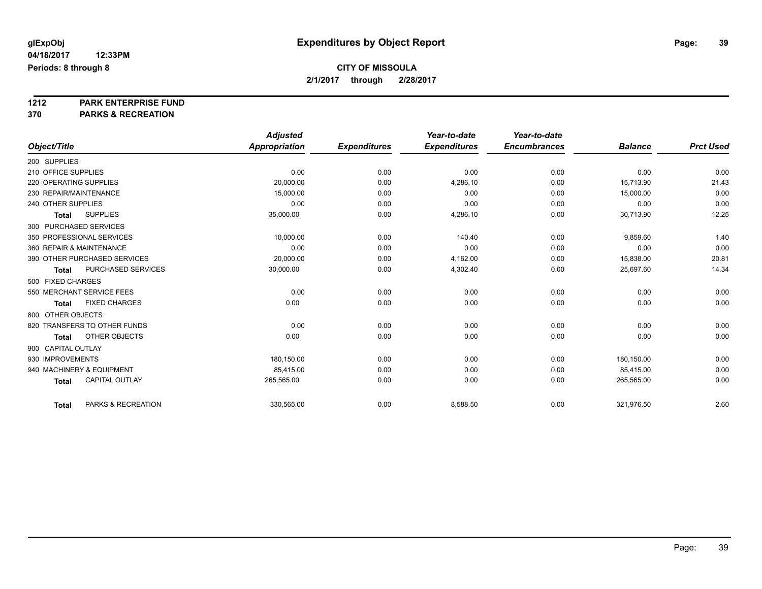glExpObj
04/18/2017 12:33PM
Periods: 8 through 8

# Expenditures by Object Report

**CITY OF MISSOULA**
**2/1/2017 through 2/28/2017**

**1212 PARK ENTERPRISE FUND**
**370 PARKS & RECREATION**

| Object/Title | Adjusted Appropriation | Expenditures | Year-to-date Expenditures | Year-to-date Encumbrances | Balance | Prct Used |
|---|---|---|---|---|---|---|
| 200 SUPPLIES | | | | | | |
| 210 OFFICE SUPPLIES | 0.00 | 0.00 | 0.00 | 0.00 | 0.00 | 0.00 |
| 220 OPERATING SUPPLIES | 20,000.00 | 0.00 | 4,286.10 | 0.00 | 15,713.90 | 21.43 |
| 230 REPAIR/MAINTENANCE | 15,000.00 | 0.00 | 0.00 | 0.00 | 15,000.00 | 0.00 |
| 240 OTHER SUPPLIES | 0.00 | 0.00 | 0.00 | 0.00 | 0.00 | 0.00 |
| **Total** SUPPLIES | 35,000.00 | 0.00 | 4,286.10 | 0.00 | 30,713.90 | 12.25 |
| 300 PURCHASED SERVICES | | | | | | |
| 350 PROFESSIONAL SERVICES | 10,000.00 | 0.00 | 140.40 | 0.00 | 9,859.60 | 1.40 |
| 360 REPAIR & MAINTENANCE | 0.00 | 0.00 | 0.00 | 0.00 | 0.00 | 0.00 |
| 390 OTHER PURCHASED SERVICES | 20,000.00 | 0.00 | 4,162.00 | 0.00 | 15,838.00 | 20.81 |
| **Total** PURCHASED SERVICES | 30,000.00 | 0.00 | 4,302.40 | 0.00 | 25,697.60 | 14.34 |
| 500 FIXED CHARGES | | | | | | |
| 550 MERCHANT SERVICE FEES | 0.00 | 0.00 | 0.00 | 0.00 | 0.00 | 0.00 |
| **Total** FIXED CHARGES | 0.00 | 0.00 | 0.00 | 0.00 | 0.00 | 0.00 |
| 800 OTHER OBJECTS | | | | | | |
| 820 TRANSFERS TO OTHER FUNDS | 0.00 | 0.00 | 0.00 | 0.00 | 0.00 | 0.00 |
| **Total** OTHER OBJECTS | 0.00 | 0.00 | 0.00 | 0.00 | 0.00 | 0.00 |
| 900 CAPITAL OUTLAY | | | | | | |
| 930 IMPROVEMENTS | 180,150.00 | 0.00 | 0.00 | 0.00 | 180,150.00 | 0.00 |
| 940 MACHINERY & EQUIPMENT | 85,415.00 | 0.00 | 0.00 | 0.00 | 85,415.00 | 0.00 |
| **Total** CAPITAL OUTLAY | 265,565.00 | 0.00 | 0.00 | 0.00 | 265,565.00 | 0.00 |
| **Total** PARKS & RECREATION | 330,565.00 | 0.00 | 8,588.50 | 0.00 | 321,976.50 | 2.60 |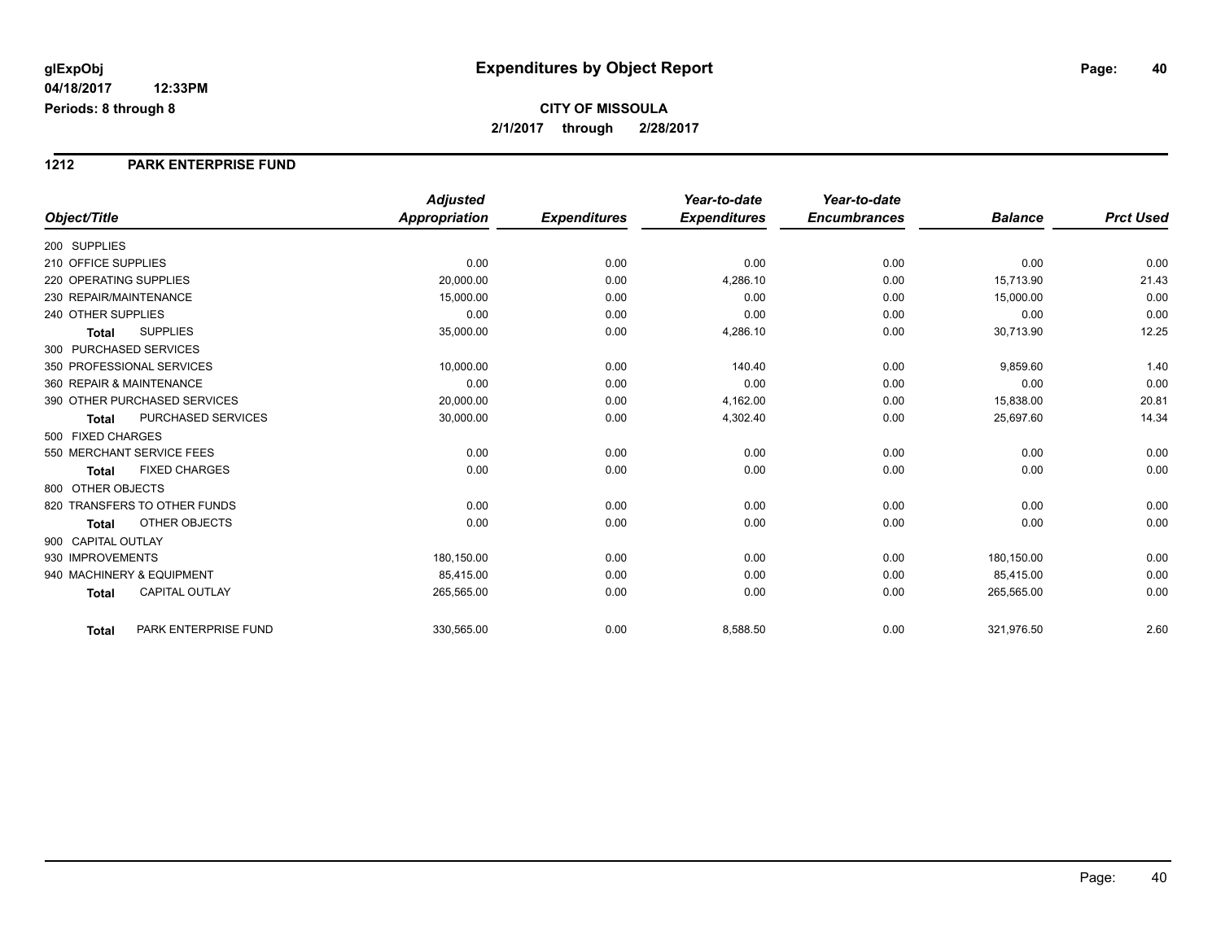glExpObj
04/18/2017 12:33PM
Periods: 8 through 8

# Expenditures by Object Report

**CITY OF MISSOULA**
**2/1/2017 through 2/28/2017**

## 1212 PARK ENTERPRISE FUND

| Object/Title | Adjusted Appropriation | Expenditures | Year-to-date Expenditures | Year-to-date Encumbrances | Balance | Prct Used |
|---|---|---|---|---|---|---|
| 200 SUPPLIES | | | | | | |
| 210 OFFICE SUPPLIES | 0.00 | 0.00 | 0.00 | 0.00 | 0.00 | 0.00 |
| 220 OPERATING SUPPLIES | 20,000.00 | 0.00 | 4,286.10 | 0.00 | 15,713.90 | 21.43 |
| 230 REPAIR/MAINTENANCE | 15,000.00 | 0.00 | 0.00 | 0.00 | 15,000.00 | 0.00 |
| 240 OTHER SUPPLIES | 0.00 | 0.00 | 0.00 | 0.00 | 0.00 | 0.00 |
| **Total** SUPPLIES | 35,000.00 | 0.00 | 4,286.10 | 0.00 | 30,713.90 | 12.25 |
| 300 PURCHASED SERVICES | | | | | | |
| 350 PROFESSIONAL SERVICES | 10,000.00 | 0.00 | 140.40 | 0.00 | 9,859.60 | 1.40 |
| 360 REPAIR & MAINTENANCE | 0.00 | 0.00 | 0.00 | 0.00 | 0.00 | 0.00 |
| 390 OTHER PURCHASED SERVICES | 20,000.00 | 0.00 | 4,162.00 | 0.00 | 15,838.00 | 20.81 |
| **Total** PURCHASED SERVICES | 30,000.00 | 0.00 | 4,302.40 | 0.00 | 25,697.60 | 14.34 |
| 500 FIXED CHARGES | | | | | | |
| 550 MERCHANT SERVICE FEES | 0.00 | 0.00 | 0.00 | 0.00 | 0.00 | 0.00 |
| **Total** FIXED CHARGES | 0.00 | 0.00 | 0.00 | 0.00 | 0.00 | 0.00 |
| 800 OTHER OBJECTS | | | | | | |
| 820 TRANSFERS TO OTHER FUNDS | 0.00 | 0.00 | 0.00 | 0.00 | 0.00 | 0.00 |
| **Total** OTHER OBJECTS | 0.00 | 0.00 | 0.00 | 0.00 | 0.00 | 0.00 |
| 900 CAPITAL OUTLAY | | | | | | |
| 930 IMPROVEMENTS | 180,150.00 | 0.00 | 0.00 | 0.00 | 180,150.00 | 0.00 |
| 940 MACHINERY & EQUIPMENT | 85,415.00 | 0.00 | 0.00 | 0.00 | 85,415.00 | 0.00 |
| **Total** CAPITAL OUTLAY | 265,565.00 | 0.00 | 0.00 | 0.00 | 265,565.00 | 0.00 |
| **Total** PARK ENTERPRISE FUND | 330,565.00 | 0.00 | 8,588.50 | 0.00 | 321,976.50 | 2.60 |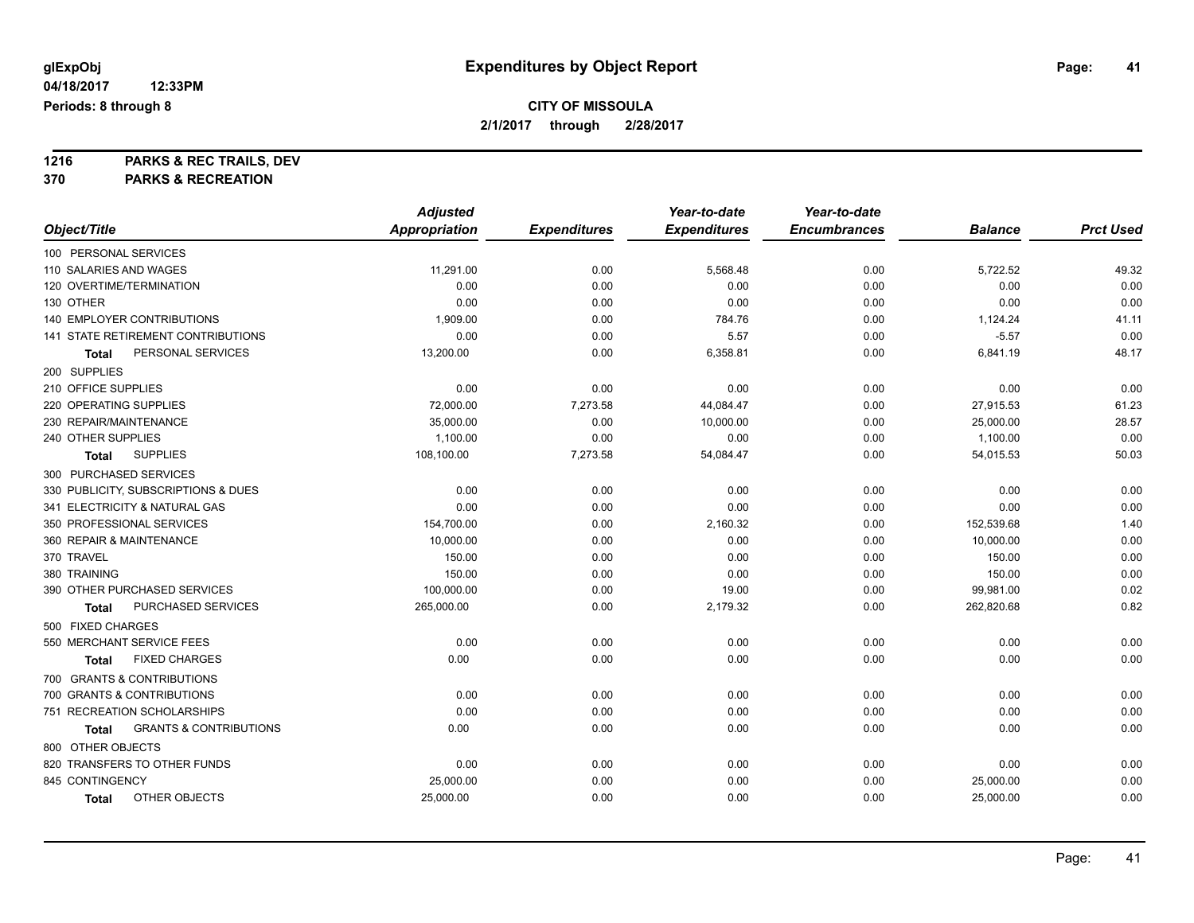# Expenditures by Object Report

**glExpObj**
**04/18/2017 12:33PM**
**Periods: 8 through 8**

**CITY OF MISSOULA**
**2/1/2017 through 2/28/2017**

**1216 PARKS & REC TRAILS, DEV**
**370 PARKS & RECREATION**

| Object/Title | Adjusted Appropriation | Expenditures | Year-to-date Expenditures | Year-to-date Encumbrances | Balance | Prct Used |
|---|---|---|---|---|---|---|
| 100 PERSONAL SERVICES | | | | | | |
| 110 SALARIES AND WAGES | 11,291.00 | 0.00 | 5,568.48 | 0.00 | 5,722.52 | 49.32 |
| 120 OVERTIME/TERMINATION | 0.00 | 0.00 | 0.00 | 0.00 | 0.00 | 0.00 |
| 130 OTHER | 0.00 | 0.00 | 0.00 | 0.00 | 0.00 | 0.00 |
| 140 EMPLOYER CONTRIBUTIONS | 1,909.00 | 0.00 | 784.76 | 0.00 | 1,124.24 | 41.11 |
| 141 STATE RETIREMENT CONTRIBUTIONS | 0.00 | 0.00 | 5.57 | 0.00 | -5.57 | 0.00 |
| **Total** PERSONAL SERVICES | 13,200.00 | 0.00 | 6,358.81 | 0.00 | 6,841.19 | 48.17 |
| 200 SUPPLIES | | | | | | |
| 210 OFFICE SUPPLIES | 0.00 | 0.00 | 0.00 | 0.00 | 0.00 | 0.00 |
| 220 OPERATING SUPPLIES | 72,000.00 | 7,273.58 | 44,084.47 | 0.00 | 27,915.53 | 61.23 |
| 230 REPAIR/MAINTENANCE | 35,000.00 | 0.00 | 10,000.00 | 0.00 | 25,000.00 | 28.57 |
| 240 OTHER SUPPLIES | 1,100.00 | 0.00 | 0.00 | 0.00 | 1,100.00 | 0.00 |
| **Total** SUPPLIES | 108,100.00 | 7,273.58 | 54,084.47 | 0.00 | 54,015.53 | 50.03 |
| 300 PURCHASED SERVICES | | | | | | |
| 330 PUBLICITY, SUBSCRIPTIONS & DUES | 0.00 | 0.00 | 0.00 | 0.00 | 0.00 | 0.00 |
| 341 ELECTRICITY & NATURAL GAS | 0.00 | 0.00 | 0.00 | 0.00 | 0.00 | 0.00 |
| 350 PROFESSIONAL SERVICES | 154,700.00 | 0.00 | 2,160.32 | 0.00 | 152,539.68 | 1.40 |
| 360 REPAIR & MAINTENANCE | 10,000.00 | 0.00 | 0.00 | 0.00 | 10,000.00 | 0.00 |
| 370 TRAVEL | 150.00 | 0.00 | 0.00 | 0.00 | 150.00 | 0.00 |
| 380 TRAINING | 150.00 | 0.00 | 0.00 | 0.00 | 150.00 | 0.00 |
| 390 OTHER PURCHASED SERVICES | 100,000.00 | 0.00 | 19.00 | 0.00 | 99,981.00 | 0.02 |
| **Total** PURCHASED SERVICES | 265,000.00 | 0.00 | 2,179.32 | 0.00 | 262,820.68 | 0.82 |
| 500 FIXED CHARGES | | | | | | |
| 550 MERCHANT SERVICE FEES | 0.00 | 0.00 | 0.00 | 0.00 | 0.00 | 0.00 |
| **Total** FIXED CHARGES | 0.00 | 0.00 | 0.00 | 0.00 | 0.00 | 0.00 |
| 700 GRANTS & CONTRIBUTIONS | | | | | | |
| 700 GRANTS & CONTRIBUTIONS | 0.00 | 0.00 | 0.00 | 0.00 | 0.00 | 0.00 |
| 751 RECREATION SCHOLARSHIPS | 0.00 | 0.00 | 0.00 | 0.00 | 0.00 | 0.00 |
| **Total** GRANTS & CONTRIBUTIONS | 0.00 | 0.00 | 0.00 | 0.00 | 0.00 | 0.00 |
| 800 OTHER OBJECTS | | | | | | |
| 820 TRANSFERS TO OTHER FUNDS | 0.00 | 0.00 | 0.00 | 0.00 | 0.00 | 0.00 |
| 845 CONTINGENCY | 25,000.00 | 0.00 | 0.00 | 0.00 | 25,000.00 | 0.00 |
| **Total** OTHER OBJECTS | 25,000.00 | 0.00 | 0.00 | 0.00 | 25,000.00 | 0.00 |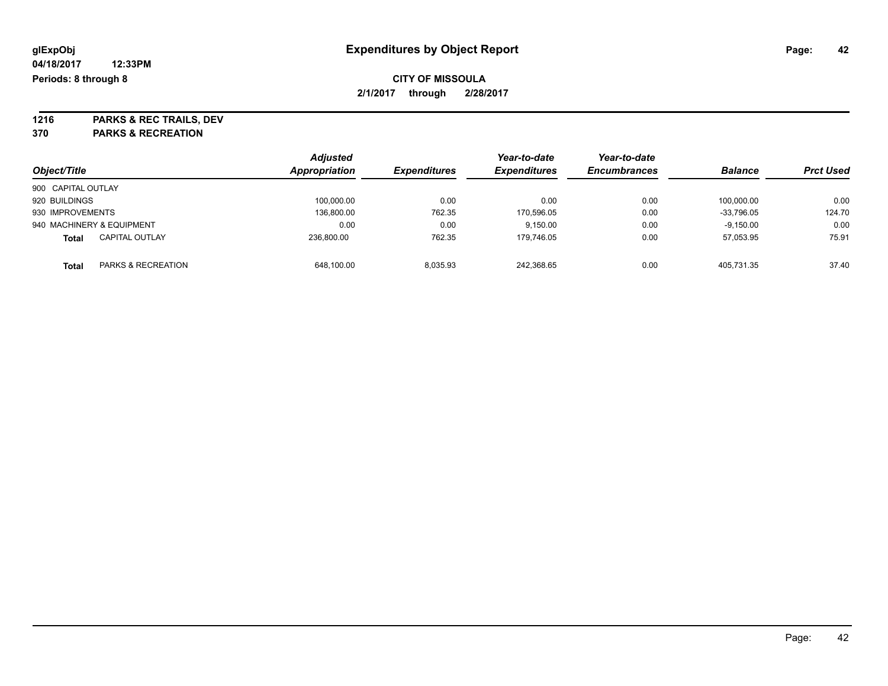**glExpObj** **Expenditures by Object Report**

**04/18/2017 12:33PM**

**Periods: 8 through 8**

**CITY OF MISSOULA**

**2/1/2017 through 2/28/2017**

**1216 PARKS & REC TRAILS, DEV**

**370 PARKS & RECREATION**

| Object/Title | Adjusted Appropriation | Expenditures | Year-to-date Expenditures | Year-to-date Encumbrances | Balance | Prct Used |
|---|---|---|---|---|---|---|
| 900 CAPITAL OUTLAY | | | | | | |
| 920 BUILDINGS | 100,000.00 | 0.00 | 0.00 | 0.00 | 100,000.00 | 0.00 |
| 930 IMPROVEMENTS | 136,800.00 | 762.35 | 170,596.05 | 0.00 | -33,796.05 | 124.70 |
| 940 MACHINERY & EQUIPMENT | 0.00 | 0.00 | 9,150.00 | 0.00 | -9,150.00 | 0.00 |
| **Total** CAPITAL OUTLAY | 236,800.00 | 762.35 | 179,746.05 | 0.00 | 57,053.95 | 75.91 |
| **Total** PARKS & RECREATION | 648,100.00 | 8,035.93 | 242,368.65 | 0.00 | 405,731.35 | 37.40 |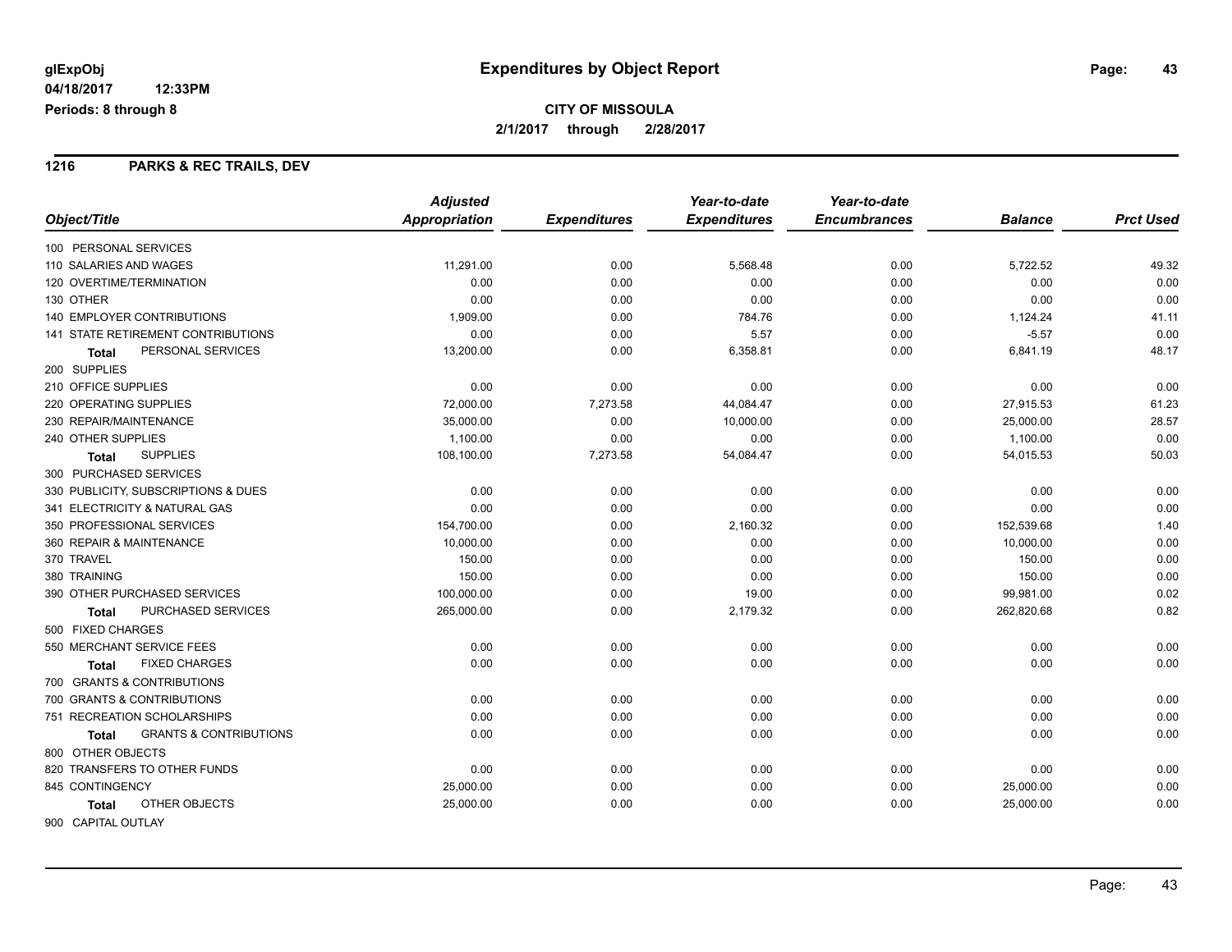glExpObj
04/18/2017 12:33PM
Periods: 8 through 8

# Expenditures by Object Report

**CITY OF MISSOULA**
**2/1/2017 through 2/28/2017**

## 1216 PARKS & REC TRAILS, DEV

| Object/Title | Adjusted Appropriation | Expenditures | Year-to-date Expenditures | Year-to-date Encumbrances | Balance | Prct Used |
|---|---|---|---|---|---|---|
| 100 PERSONAL SERVICES | | | | | | |
| 110 SALARIES AND WAGES | 11,291.00 | 0.00 | 5,568.48 | 0.00 | 5,722.52 | 49.32 |
| 120 OVERTIME/TERMINATION | 0.00 | 0.00 | 0.00 | 0.00 | 0.00 | 0.00 |
| 130 OTHER | 0.00 | 0.00 | 0.00 | 0.00 | 0.00 | 0.00 |
| 140 EMPLOYER CONTRIBUTIONS | 1,909.00 | 0.00 | 784.76 | 0.00 | 1,124.24 | 41.11 |
| 141 STATE RETIREMENT CONTRIBUTIONS | 0.00 | 0.00 | 5.57 | 0.00 | -5.57 | 0.00 |
| **Total** PERSONAL SERVICES | 13,200.00 | 0.00 | 6,358.81 | 0.00 | 6,841.19 | 48.17 |
| 200 SUPPLIES | | | | | | |
| 210 OFFICE SUPPLIES | 0.00 | 0.00 | 0.00 | 0.00 | 0.00 | 0.00 |
| 220 OPERATING SUPPLIES | 72,000.00 | 7,273.58 | 44,084.47 | 0.00 | 27,915.53 | 61.23 |
| 230 REPAIR/MAINTENANCE | 35,000.00 | 0.00 | 10,000.00 | 0.00 | 25,000.00 | 28.57 |
| 240 OTHER SUPPLIES | 1,100.00 | 0.00 | 0.00 | 0.00 | 1,100.00 | 0.00 |
| **Total** SUPPLIES | 108,100.00 | 7,273.58 | 54,084.47 | 0.00 | 54,015.53 | 50.03 |
| 300 PURCHASED SERVICES | | | | | | |
| 330 PUBLICITY, SUBSCRIPTIONS & DUES | 0.00 | 0.00 | 0.00 | 0.00 | 0.00 | 0.00 |
| 341 ELECTRICITY & NATURAL GAS | 0.00 | 0.00 | 0.00 | 0.00 | 0.00 | 0.00 |
| 350 PROFESSIONAL SERVICES | 154,700.00 | 0.00 | 2,160.32 | 0.00 | 152,539.68 | 1.40 |
| 360 REPAIR & MAINTENANCE | 10,000.00 | 0.00 | 0.00 | 0.00 | 10,000.00 | 0.00 |
| 370 TRAVEL | 150.00 | 0.00 | 0.00 | 0.00 | 150.00 | 0.00 |
| 380 TRAINING | 150.00 | 0.00 | 0.00 | 0.00 | 150.00 | 0.00 |
| 390 OTHER PURCHASED SERVICES | 100,000.00 | 0.00 | 19.00 | 0.00 | 99,981.00 | 0.02 |
| **Total** PURCHASED SERVICES | 265,000.00 | 0.00 | 2,179.32 | 0.00 | 262,820.68 | 0.82 |
| 500 FIXED CHARGES | | | | | | |
| 550 MERCHANT SERVICE FEES | 0.00 | 0.00 | 0.00 | 0.00 | 0.00 | 0.00 |
| **Total** FIXED CHARGES | 0.00 | 0.00 | 0.00 | 0.00 | 0.00 | 0.00 |
| 700 GRANTS & CONTRIBUTIONS | | | | | | |
| 700 GRANTS & CONTRIBUTIONS | 0.00 | 0.00 | 0.00 | 0.00 | 0.00 | 0.00 |
| 751 RECREATION SCHOLARSHIPS | 0.00 | 0.00 | 0.00 | 0.00 | 0.00 | 0.00 |
| **Total** GRANTS & CONTRIBUTIONS | 0.00 | 0.00 | 0.00 | 0.00 | 0.00 | 0.00 |
| 800 OTHER OBJECTS | | | | | | |
| 820 TRANSFERS TO OTHER FUNDS | 0.00 | 0.00 | 0.00 | 0.00 | 0.00 | 0.00 |
| 845 CONTINGENCY | 25,000.00 | 0.00 | 0.00 | 0.00 | 25,000.00 | 0.00 |
| **Total** OTHER OBJECTS | 25,000.00 | 0.00 | 0.00 | 0.00 | 25,000.00 | 0.00 |
| 900 CAPITAL OUTLAY | | | | | | |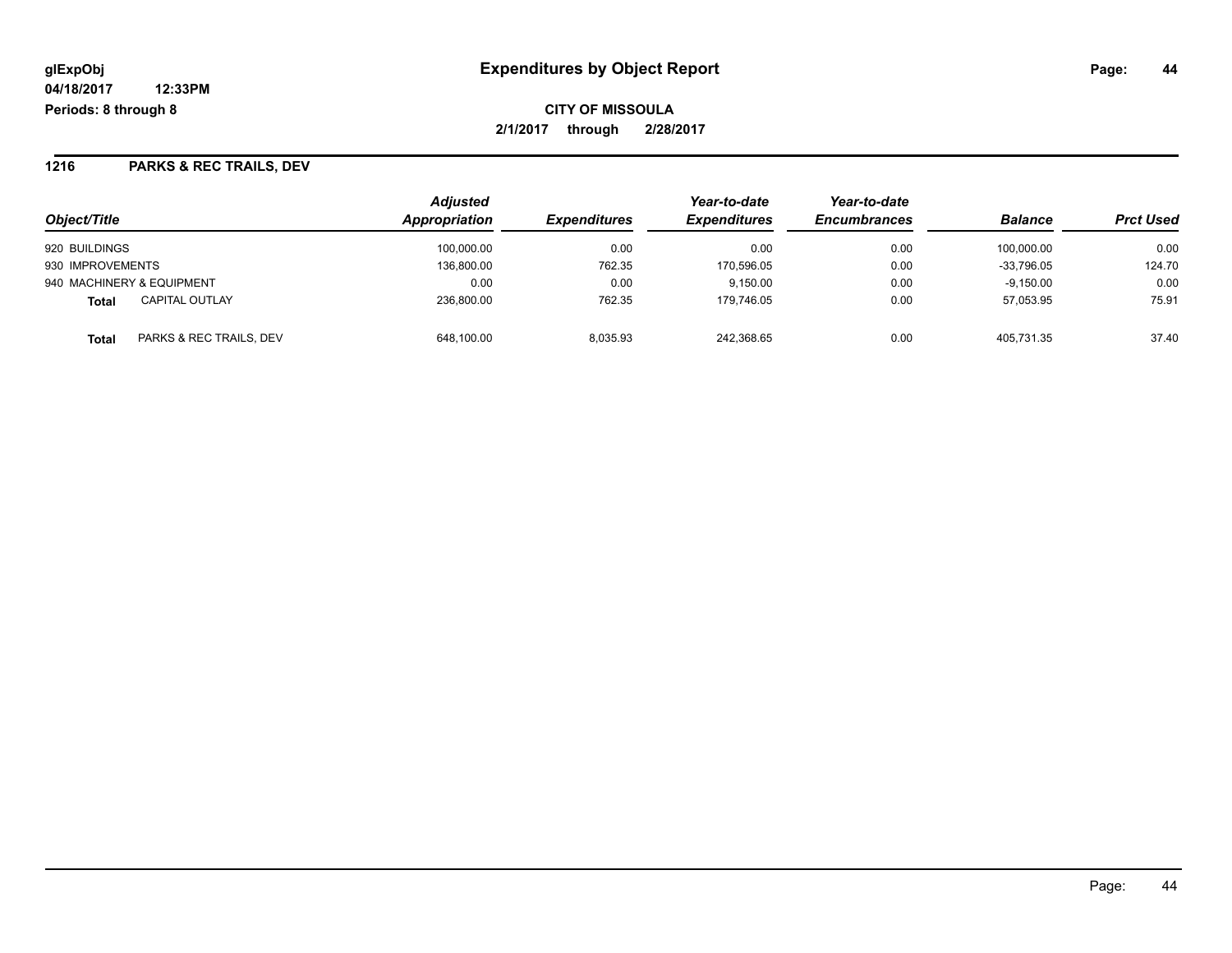# Expenditures by Object Report

glExpObj
04/18/2017 12:33PM
Periods: 8 through 8

**CITY OF MISSOULA**
**2/1/2017 through 2/28/2017**

## 1216 PARKS & REC TRAILS, DEV

| Object/Title | | Adjusted Appropriation | Expenditures | Year-to-date Expenditures | Year-to-date Encumbrances | Balance | Prct Used |
|---|---|---|---|---|---|---|---|
| 920 BUILDINGS | | 100,000.00 | 0.00 | 0.00 | 0.00 | 100,000.00 | 0.00 |
| 930 IMPROVEMENTS | | 136,800.00 | 762.35 | 170,596.05 | 0.00 | -33,796.05 | 124.70 |
| 940 MACHINERY & EQUIPMENT | | 0.00 | 0.00 | 9,150.00 | 0.00 | -9,150.00 | 0.00 |
| **Total** | CAPITAL OUTLAY | 236,800.00 | 762.35 | 179,746.05 | 0.00 | 57,053.95 | 75.91 |
| **Total** | PARKS & REC TRAILS, DEV | 648,100.00 | 8,035.93 | 242,368.65 | 0.00 | 405,731.35 | 37.40 |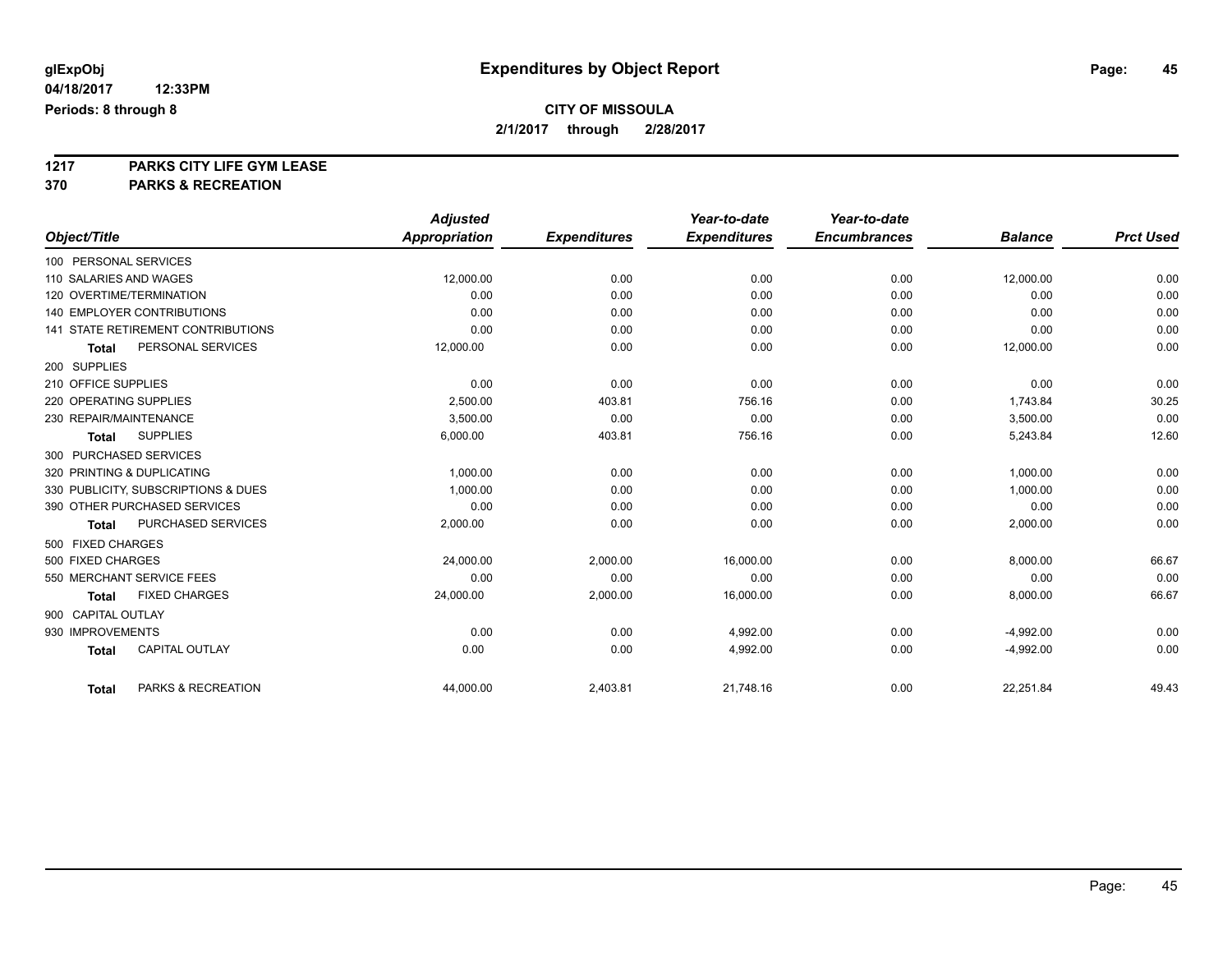# Expenditures by Object Report

glExpObj
04/18/2017 12:33PM
Periods: 8 through 8

**CITY OF MISSOULA**
**2/1/2017 through 2/28/2017**

**1217 PARKS CITY LIFE GYM LEASE**
**370 PARKS & RECREATION**

| Object/Title | Adjusted Appropriation | Expenditures | Year-to-date Expenditures | Year-to-date Encumbrances | Balance | Prct Used |
|---|---|---|---|---|---|---|
| 100 PERSONAL SERVICES | | | | | | |
| 110 SALARIES AND WAGES | 12,000.00 | 0.00 | 0.00 | 0.00 | 12,000.00 | 0.00 |
| 120 OVERTIME/TERMINATION | 0.00 | 0.00 | 0.00 | 0.00 | 0.00 | 0.00 |
| 140 EMPLOYER CONTRIBUTIONS | 0.00 | 0.00 | 0.00 | 0.00 | 0.00 | 0.00 |
| 141 STATE RETIREMENT CONTRIBUTIONS | 0.00 | 0.00 | 0.00 | 0.00 | 0.00 | 0.00 |
| **Total** PERSONAL SERVICES | 12,000.00 | 0.00 | 0.00 | 0.00 | 12,000.00 | 0.00 |
| 200 SUPPLIES | | | | | | |
| 210 OFFICE SUPPLIES | 0.00 | 0.00 | 0.00 | 0.00 | 0.00 | 0.00 |
| 220 OPERATING SUPPLIES | 2,500.00 | 403.81 | 756.16 | 0.00 | 1,743.84 | 30.25 |
| 230 REPAIR/MAINTENANCE | 3,500.00 | 0.00 | 0.00 | 0.00 | 3,500.00 | 0.00 |
| **Total** SUPPLIES | 6,000.00 | 403.81 | 756.16 | 0.00 | 5,243.84 | 12.60 |
| 300 PURCHASED SERVICES | | | | | | |
| 320 PRINTING & DUPLICATING | 1,000.00 | 0.00 | 0.00 | 0.00 | 1,000.00 | 0.00 |
| 330 PUBLICITY, SUBSCRIPTIONS & DUES | 1,000.00 | 0.00 | 0.00 | 0.00 | 1,000.00 | 0.00 |
| 390 OTHER PURCHASED SERVICES | 0.00 | 0.00 | 0.00 | 0.00 | 0.00 | 0.00 |
| **Total** PURCHASED SERVICES | 2,000.00 | 0.00 | 0.00 | 0.00 | 2,000.00 | 0.00 |
| 500 FIXED CHARGES | | | | | | |
| 500 FIXED CHARGES | 24,000.00 | 2,000.00 | 16,000.00 | 0.00 | 8,000.00 | 66.67 |
| 550 MERCHANT SERVICE FEES | 0.00 | 0.00 | 0.00 | 0.00 | 0.00 | 0.00 |
| **Total** FIXED CHARGES | 24,000.00 | 2,000.00 | 16,000.00 | 0.00 | 8,000.00 | 66.67 |
| 900 CAPITAL OUTLAY | | | | | | |
| 930 IMPROVEMENTS | 0.00 | 0.00 | 4,992.00 | 0.00 | -4,992.00 | 0.00 |
| **Total** CAPITAL OUTLAY | 0.00 | 0.00 | 4,992.00 | 0.00 | -4,992.00 | 0.00 |
| **Total** PARKS & RECREATION | 44,000.00 | 2,403.81 | 21,748.16 | 0.00 | 22,251.84 | 49.43 |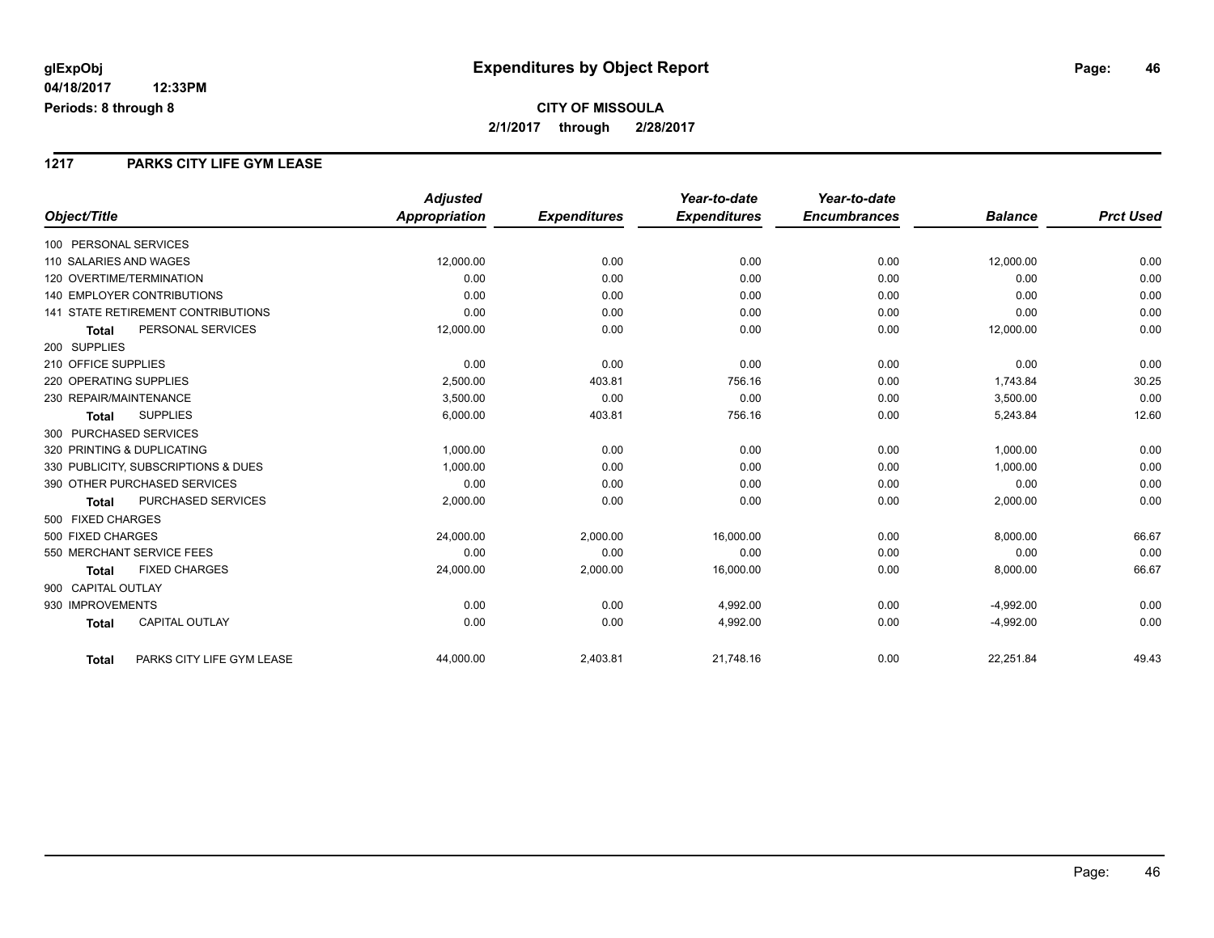# Expenditures by Object Report

glExpObj
04/18/2017 12:33PM
Periods: 8 through 8

**CITY OF MISSOULA**
**2/1/2017 through 2/28/2017**

## 1217 PARKS CITY LIFE GYM LEASE

| Object/Title | Adjusted Appropriation | Expenditures | Year-to-date Expenditures | Year-to-date Encumbrances | Balance | Prct Used |
|---|---|---|---|---|---|---|
| 100 PERSONAL SERVICES | | | | | | |
| 110 SALARIES AND WAGES | 12,000.00 | 0.00 | 0.00 | 0.00 | 12,000.00 | 0.00 |
| 120 OVERTIME/TERMINATION | 0.00 | 0.00 | 0.00 | 0.00 | 0.00 | 0.00 |
| 140 EMPLOYER CONTRIBUTIONS | 0.00 | 0.00 | 0.00 | 0.00 | 0.00 | 0.00 |
| 141 STATE RETIREMENT CONTRIBUTIONS | 0.00 | 0.00 | 0.00 | 0.00 | 0.00 | 0.00 |
| **Total** PERSONAL SERVICES | 12,000.00 | 0.00 | 0.00 | 0.00 | 12,000.00 | 0.00 |
| 200 SUPPLIES | | | | | | |
| 210 OFFICE SUPPLIES | 0.00 | 0.00 | 0.00 | 0.00 | 0.00 | 0.00 |
| 220 OPERATING SUPPLIES | 2,500.00 | 403.81 | 756.16 | 0.00 | 1,743.84 | 30.25 |
| 230 REPAIR/MAINTENANCE | 3,500.00 | 0.00 | 0.00 | 0.00 | 3,500.00 | 0.00 |
| **Total** SUPPLIES | 6,000.00 | 403.81 | 756.16 | 0.00 | 5,243.84 | 12.60 |
| 300 PURCHASED SERVICES | | | | | | |
| 320 PRINTING & DUPLICATING | 1,000.00 | 0.00 | 0.00 | 0.00 | 1,000.00 | 0.00 |
| 330 PUBLICITY, SUBSCRIPTIONS & DUES | 1,000.00 | 0.00 | 0.00 | 0.00 | 1,000.00 | 0.00 |
| 390 OTHER PURCHASED SERVICES | 0.00 | 0.00 | 0.00 | 0.00 | 0.00 | 0.00 |
| **Total** PURCHASED SERVICES | 2,000.00 | 0.00 | 0.00 | 0.00 | 2,000.00 | 0.00 |
| 500 FIXED CHARGES | | | | | | |
| 500 FIXED CHARGES | 24,000.00 | 2,000.00 | 16,000.00 | 0.00 | 8,000.00 | 66.67 |
| 550 MERCHANT SERVICE FEES | 0.00 | 0.00 | 0.00 | 0.00 | 0.00 | 0.00 |
| **Total** FIXED CHARGES | 24,000.00 | 2,000.00 | 16,000.00 | 0.00 | 8,000.00 | 66.67 |
| 900 CAPITAL OUTLAY | | | | | | |
| 930 IMPROVEMENTS | 0.00 | 0.00 | 4,992.00 | 0.00 | -4,992.00 | 0.00 |
| **Total** CAPITAL OUTLAY | 0.00 | 0.00 | 4,992.00 | 0.00 | -4,992.00 | 0.00 |
| **Total** PARKS CITY LIFE GYM LEASE | 44,000.00 | 2,403.81 | 21,748.16 | 0.00 | 22,251.84 | 49.43 |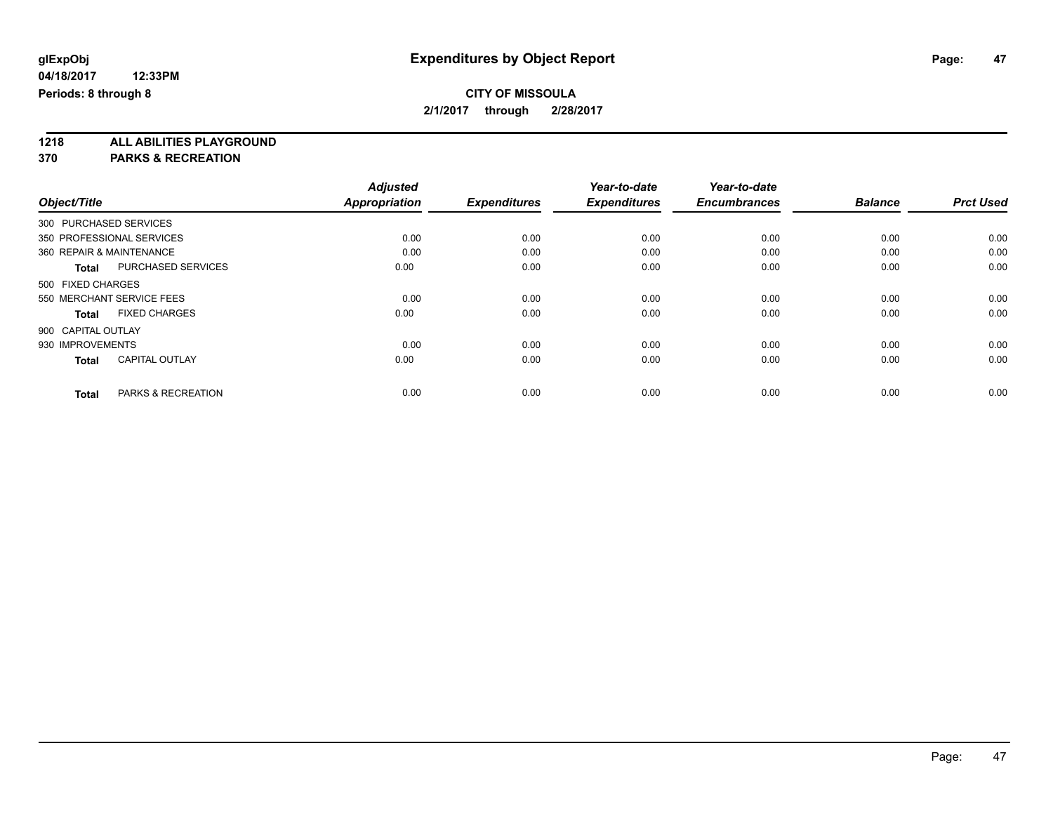**glExpObj** **Expenditures by Object Report**

**04/18/2017 12:33PM**

**Periods: 8 through 8**

**CITY OF MISSOULA**

**2/1/2017 through 2/28/2017**

## 1218 ALL ABILITIES PLAYGROUND

## 370 PARKS & RECREATION

| Object/Title | | Adjusted Appropriation | Expenditures | Year-to-date Expenditures | Year-to-date Encumbrances | Balance | Prct Used |
|---|---|---|---|---|---|---|---|
| 300 PURCHASED SERVICES | | | | | | | |
| 350 PROFESSIONAL SERVICES | | 0.00 | 0.00 | 0.00 | 0.00 | 0.00 | 0.00 |
| 360 REPAIR & MAINTENANCE | | 0.00 | 0.00 | 0.00 | 0.00 | 0.00 | 0.00 |
| **Total** | PURCHASED SERVICES | 0.00 | 0.00 | 0.00 | 0.00 | 0.00 | 0.00 |
| 500 FIXED CHARGES | | | | | | | |
| 550 MERCHANT SERVICE FEES | | 0.00 | 0.00 | 0.00 | 0.00 | 0.00 | 0.00 |
| **Total** | FIXED CHARGES | 0.00 | 0.00 | 0.00 | 0.00 | 0.00 | 0.00 |
| 900 CAPITAL OUTLAY | | | | | | | |
| 930 IMPROVEMENTS | | 0.00 | 0.00 | 0.00 | 0.00 | 0.00 | 0.00 |
| **Total** | CAPITAL OUTLAY | 0.00 | 0.00 | 0.00 | 0.00 | 0.00 | 0.00 |
| **Total** | PARKS & RECREATION | 0.00 | 0.00 | 0.00 | 0.00 | 0.00 | 0.00 |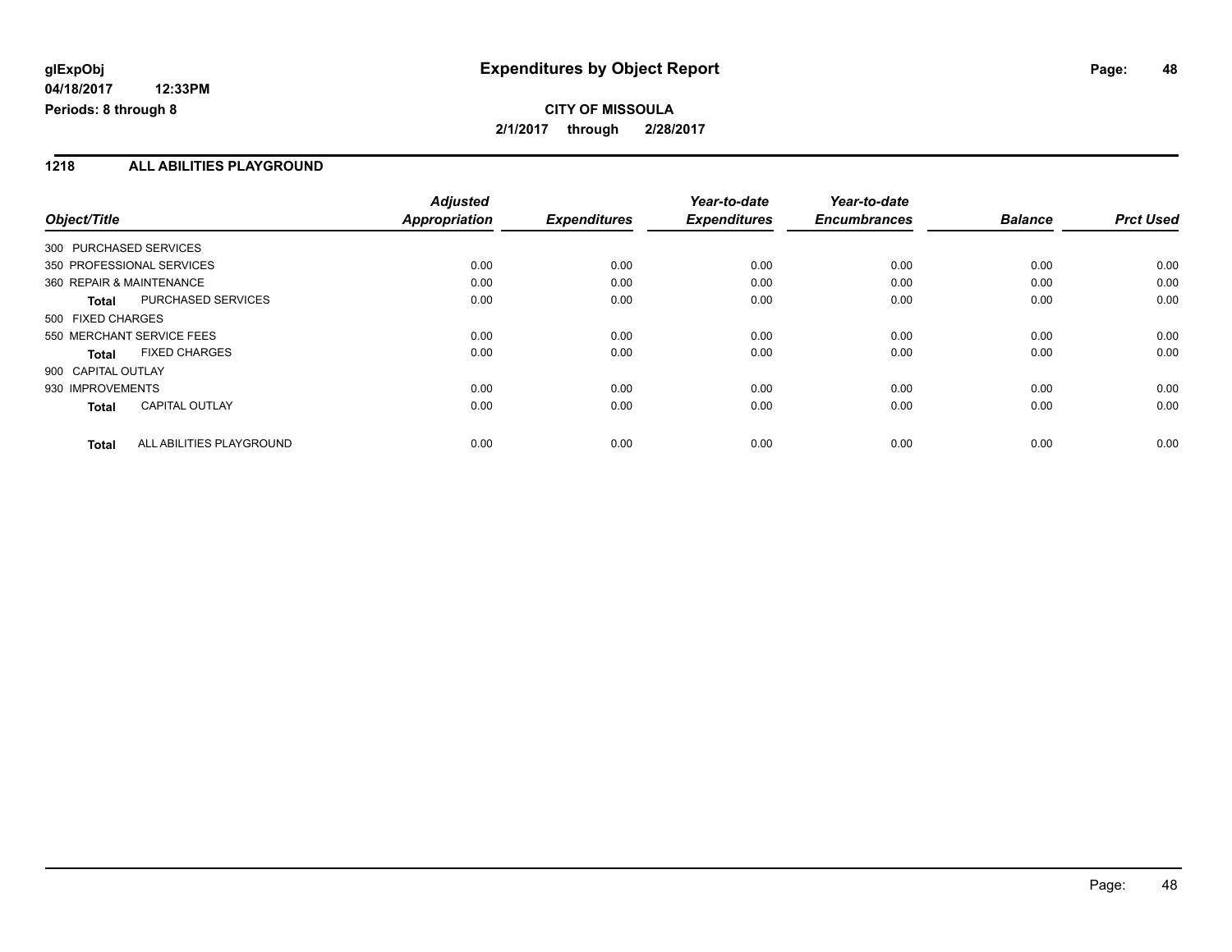# Expenditures by Object Report

**glExpObj**
**04/18/2017 12:33PM**
**Periods: 8 through 8**

**CITY OF MISSOULA**
**2/1/2017 through 2/28/2017**

## 1218 ALL ABILITIES PLAYGROUND

| Object/Title | Adjusted Appropriation | Expenditures | Year-to-date Expenditures | Year-to-date Encumbrances | Balance | Prct Used |
|---|---|---|---|---|---|---|
| 300 PURCHASED SERVICES | | | | | | |
| 350 PROFESSIONAL SERVICES | 0.00 | 0.00 | 0.00 | 0.00 | 0.00 | 0.00 |
| 360 REPAIR & MAINTENANCE | 0.00 | 0.00 | 0.00 | 0.00 | 0.00 | 0.00 |
| **Total** PURCHASED SERVICES | 0.00 | 0.00 | 0.00 | 0.00 | 0.00 | 0.00 |
| 500 FIXED CHARGES | | | | | | |
| 550 MERCHANT SERVICE FEES | 0.00 | 0.00 | 0.00 | 0.00 | 0.00 | 0.00 |
| **Total** FIXED CHARGES | 0.00 | 0.00 | 0.00 | 0.00 | 0.00 | 0.00 |
| 900 CAPITAL OUTLAY | | | | | | |
| 930 IMPROVEMENTS | 0.00 | 0.00 | 0.00 | 0.00 | 0.00 | 0.00 |
| **Total** CAPITAL OUTLAY | 0.00 | 0.00 | 0.00 | 0.00 | 0.00 | 0.00 |
| **Total** ALL ABILITIES PLAYGROUND | 0.00 | 0.00 | 0.00 | 0.00 | 0.00 | 0.00 |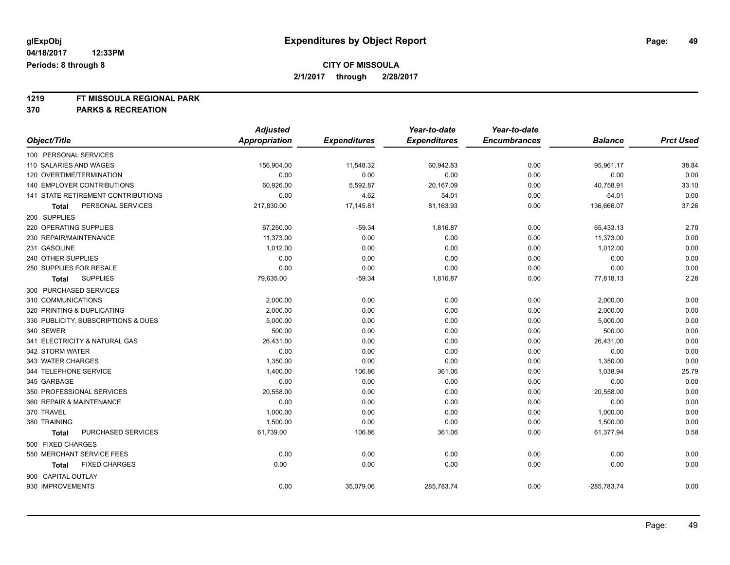# Expenditures by Object Report

glExpObj
04/18/2017 12:33PM
Periods: 8 through 8

**CITY OF MISSOULA**
**2/1/2017 through 2/28/2017**

**1219 FT MISSOULA REGIONAL PARK**
**370 PARKS & RECREATION**

| Object/Title | Adjusted Appropriation | Expenditures | Year-to-date Expenditures | Year-to-date Encumbrances | Balance | Prct Used |
|---|---|---|---|---|---|---|
| 100 PERSONAL SERVICES | | | | | | |
| 110 SALARIES AND WAGES | 156,904.00 | 11,548.32 | 60,942.83 | 0.00 | 95,961.17 | 38.84 |
| 120 OVERTIME/TERMINATION | 0.00 | 0.00 | 0.00 | 0.00 | 0.00 | 0.00 |
| 140 EMPLOYER CONTRIBUTIONS | 60,926.00 | 5,592.87 | 20,167.09 | 0.00 | 40,758.91 | 33.10 |
| 141 STATE RETIREMENT CONTRIBUTIONS | 0.00 | 4.62 | 54.01 | 0.00 | -54.01 | 0.00 |
| **Total** PERSONAL SERVICES | 217,830.00 | 17,145.81 | 81,163.93 | 0.00 | 136,666.07 | 37.26 |
| 200 SUPPLIES | | | | | | |
| 220 OPERATING SUPPLIES | 67,250.00 | -59.34 | 1,816.87 | 0.00 | 65,433.13 | 2.70 |
| 230 REPAIR/MAINTENANCE | 11,373.00 | 0.00 | 0.00 | 0.00 | 11,373.00 | 0.00 |
| 231 GASOLINE | 1,012.00 | 0.00 | 0.00 | 0.00 | 1,012.00 | 0.00 |
| 240 OTHER SUPPLIES | 0.00 | 0.00 | 0.00 | 0.00 | 0.00 | 0.00 |
| 250 SUPPLIES FOR RESALE | 0.00 | 0.00 | 0.00 | 0.00 | 0.00 | 0.00 |
| **Total** SUPPLIES | 79,635.00 | -59.34 | 1,816.87 | 0.00 | 77,818.13 | 2.28 |
| 300 PURCHASED SERVICES | | | | | | |
| 310 COMMUNICATIONS | 2,000.00 | 0.00 | 0.00 | 0.00 | 2,000.00 | 0.00 |
| 320 PRINTING & DUPLICATING | 2,000.00 | 0.00 | 0.00 | 0.00 | 2,000.00 | 0.00 |
| 330 PUBLICITY, SUBSCRIPTIONS & DUES | 5,000.00 | 0.00 | 0.00 | 0.00 | 5,000.00 | 0.00 |
| 340 SEWER | 500.00 | 0.00 | 0.00 | 0.00 | 500.00 | 0.00 |
| 341 ELECTRICITY & NATURAL GAS | 26,431.00 | 0.00 | 0.00 | 0.00 | 26,431.00 | 0.00 |
| 342 STORM WATER | 0.00 | 0.00 | 0.00 | 0.00 | 0.00 | 0.00 |
| 343 WATER CHARGES | 1,350.00 | 0.00 | 0.00 | 0.00 | 1,350.00 | 0.00 |
| 344 TELEPHONE SERVICE | 1,400.00 | 106.86 | 361.06 | 0.00 | 1,038.94 | 25.79 |
| 345 GARBAGE | 0.00 | 0.00 | 0.00 | 0.00 | 0.00 | 0.00 |
| 350 PROFESSIONAL SERVICES | 20,558.00 | 0.00 | 0.00 | 0.00 | 20,558.00 | 0.00 |
| 360 REPAIR & MAINTENANCE | 0.00 | 0.00 | 0.00 | 0.00 | 0.00 | 0.00 |
| 370 TRAVEL | 1,000.00 | 0.00 | 0.00 | 0.00 | 1,000.00 | 0.00 |
| 380 TRAINING | 1,500.00 | 0.00 | 0.00 | 0.00 | 1,500.00 | 0.00 |
| **Total** PURCHASED SERVICES | 61,739.00 | 106.86 | 361.06 | 0.00 | 61,377.94 | 0.58 |
| 500 FIXED CHARGES | | | | | | |
| 550 MERCHANT SERVICE FEES | 0.00 | 0.00 | 0.00 | 0.00 | 0.00 | 0.00 |
| **Total** FIXED CHARGES | 0.00 | 0.00 | 0.00 | 0.00 | 0.00 | 0.00 |
| 900 CAPITAL OUTLAY | | | | | | |
| 930 IMPROVEMENTS | 0.00 | 35,079.06 | 285,783.74 | 0.00 | -285,783.74 | 0.00 |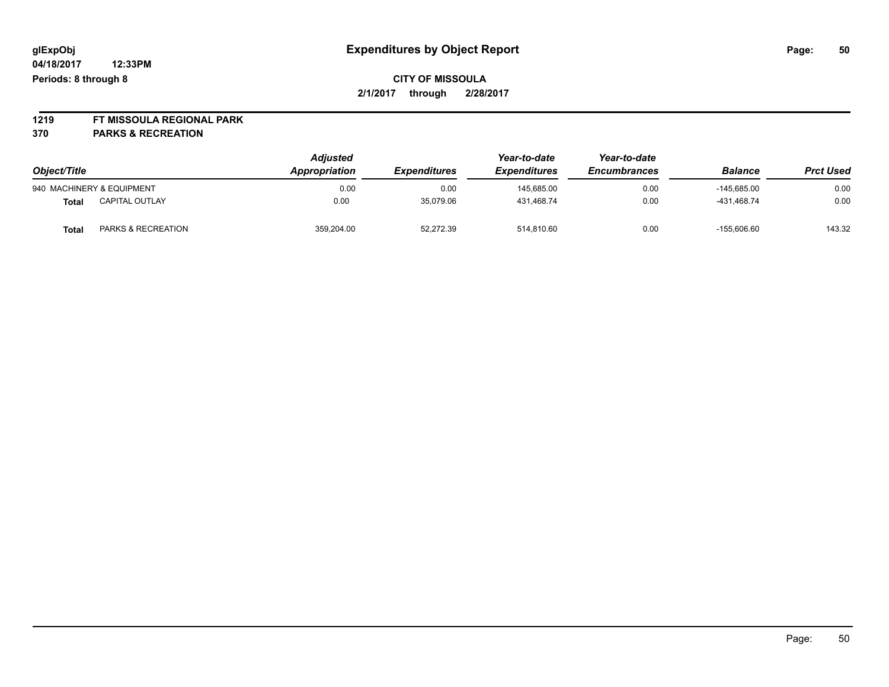**glExpObj**
**04/18/2017 12:33PM**
**Periods: 8 through 8**

# Expenditures by Object Report

**CITY OF MISSOULA**
**2/1/2017 through 2/28/2017**

**1219 FT MISSOULA REGIONAL PARK**
**370 PARKS & RECREATION**

| Object/Title | | Adjusted Appropriation | Expenditures | Year-to-date Expenditures | Year-to-date Encumbrances | Balance | Prct Used |
|---|---|---|---|---|---|---|---|
| 940 MACHINERY & EQUIPMENT | | 0.00 | 0.00 | 145,685.00 | 0.00 | -145,685.00 | 0.00 |
| **Total** | CAPITAL OUTLAY | 0.00 | 35,079.06 | 431,468.74 | 0.00 | -431,468.74 | 0.00 |
| **Total** | PARKS & RECREATION | 359,204.00 | 52,272.39 | 514,810.60 | 0.00 | -155,606.60 | 143.32 |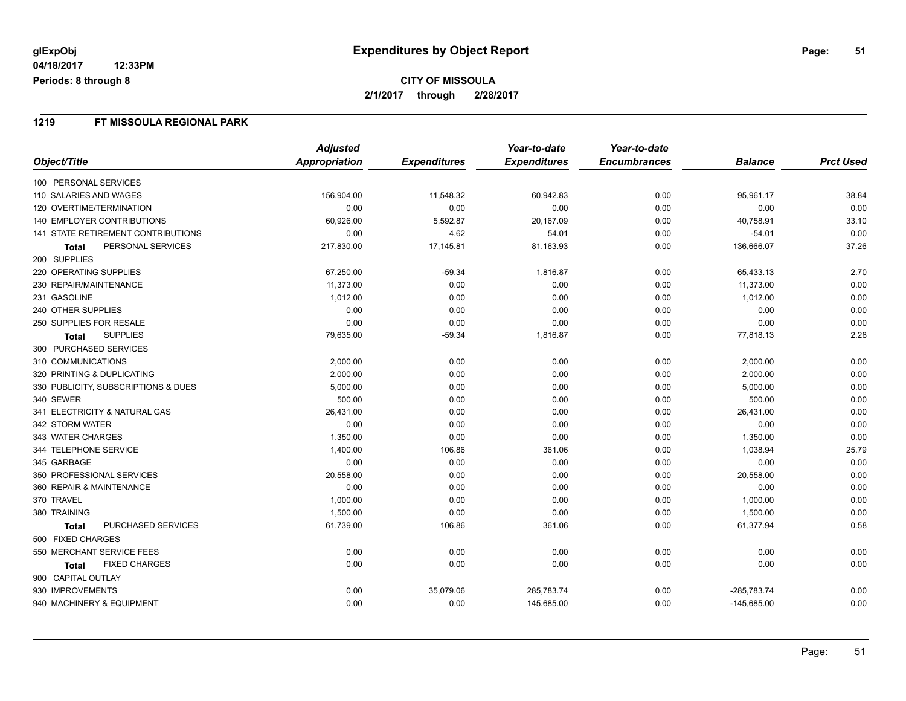**glExpObj** | **Expenditures by Object Report**

**04/18/2017 12:33PM**

**Periods: 8 through 8**

**CITY OF MISSOULA**

**2/1/2017 through 2/28/2017**

## 1219 FT MISSOULA REGIONAL PARK

| Object/Title | Adjusted Appropriation | Expenditures | Year-to-date Expenditures | Year-to-date Encumbrances | Balance | Prct Used |
|---|---|---|---|---|---|---|
| 100 PERSONAL SERVICES | | | | | | |
| 110 SALARIES AND WAGES | 156,904.00 | 11,548.32 | 60,942.83 | 0.00 | 95,961.17 | 38.84 |
| 120 OVERTIME/TERMINATION | 0.00 | 0.00 | 0.00 | 0.00 | 0.00 | 0.00 |
| 140 EMPLOYER CONTRIBUTIONS | 60,926.00 | 5,592.87 | 20,167.09 | 0.00 | 40,758.91 | 33.10 |
| 141 STATE RETIREMENT CONTRIBUTIONS | 0.00 | 4.62 | 54.01 | 0.00 | -54.01 | 0.00 |
| **Total** PERSONAL SERVICES | 217,830.00 | 17,145.81 | 81,163.93 | 0.00 | 136,666.07 | 37.26 |
| 200 SUPPLIES | | | | | | |
| 220 OPERATING SUPPLIES | 67,250.00 | -59.34 | 1,816.87 | 0.00 | 65,433.13 | 2.70 |
| 230 REPAIR/MAINTENANCE | 11,373.00 | 0.00 | 0.00 | 0.00 | 11,373.00 | 0.00 |
| 231 GASOLINE | 1,012.00 | 0.00 | 0.00 | 0.00 | 1,012.00 | 0.00 |
| 240 OTHER SUPPLIES | 0.00 | 0.00 | 0.00 | 0.00 | 0.00 | 0.00 |
| 250 SUPPLIES FOR RESALE | 0.00 | 0.00 | 0.00 | 0.00 | 0.00 | 0.00 |
| **Total** SUPPLIES | 79,635.00 | -59.34 | 1,816.87 | 0.00 | 77,818.13 | 2.28 |
| 300 PURCHASED SERVICES | | | | | | |
| 310 COMMUNICATIONS | 2,000.00 | 0.00 | 0.00 | 0.00 | 2,000.00 | 0.00 |
| 320 PRINTING & DUPLICATING | 2,000.00 | 0.00 | 0.00 | 0.00 | 2,000.00 | 0.00 |
| 330 PUBLICITY, SUBSCRIPTIONS & DUES | 5,000.00 | 0.00 | 0.00 | 0.00 | 5,000.00 | 0.00 |
| 340 SEWER | 500.00 | 0.00 | 0.00 | 0.00 | 500.00 | 0.00 |
| 341 ELECTRICITY & NATURAL GAS | 26,431.00 | 0.00 | 0.00 | 0.00 | 26,431.00 | 0.00 |
| 342 STORM WATER | 0.00 | 0.00 | 0.00 | 0.00 | 0.00 | 0.00 |
| 343 WATER CHARGES | 1,350.00 | 0.00 | 0.00 | 0.00 | 1,350.00 | 0.00 |
| 344 TELEPHONE SERVICE | 1,400.00 | 106.86 | 361.06 | 0.00 | 1,038.94 | 25.79 |
| 345 GARBAGE | 0.00 | 0.00 | 0.00 | 0.00 | 0.00 | 0.00 |
| 350 PROFESSIONAL SERVICES | 20,558.00 | 0.00 | 0.00 | 0.00 | 20,558.00 | 0.00 |
| 360 REPAIR & MAINTENANCE | 0.00 | 0.00 | 0.00 | 0.00 | 0.00 | 0.00 |
| 370 TRAVEL | 1,000.00 | 0.00 | 0.00 | 0.00 | 1,000.00 | 0.00 |
| 380 TRAINING | 1,500.00 | 0.00 | 0.00 | 0.00 | 1,500.00 | 0.00 |
| **Total** PURCHASED SERVICES | 61,739.00 | 106.86 | 361.06 | 0.00 | 61,377.94 | 0.58 |
| 500 FIXED CHARGES | | | | | | |
| 550 MERCHANT SERVICE FEES | 0.00 | 0.00 | 0.00 | 0.00 | 0.00 | 0.00 |
| **Total** FIXED CHARGES | 0.00 | 0.00 | 0.00 | 0.00 | 0.00 | 0.00 |
| 900 CAPITAL OUTLAY | | | | | | |
| 930 IMPROVEMENTS | 0.00 | 35,079.06 | 285,783.74 | 0.00 | -285,783.74 | 0.00 |
| 940 MACHINERY & EQUIPMENT | 0.00 | 0.00 | 145,685.00 | 0.00 | -145,685.00 | 0.00 |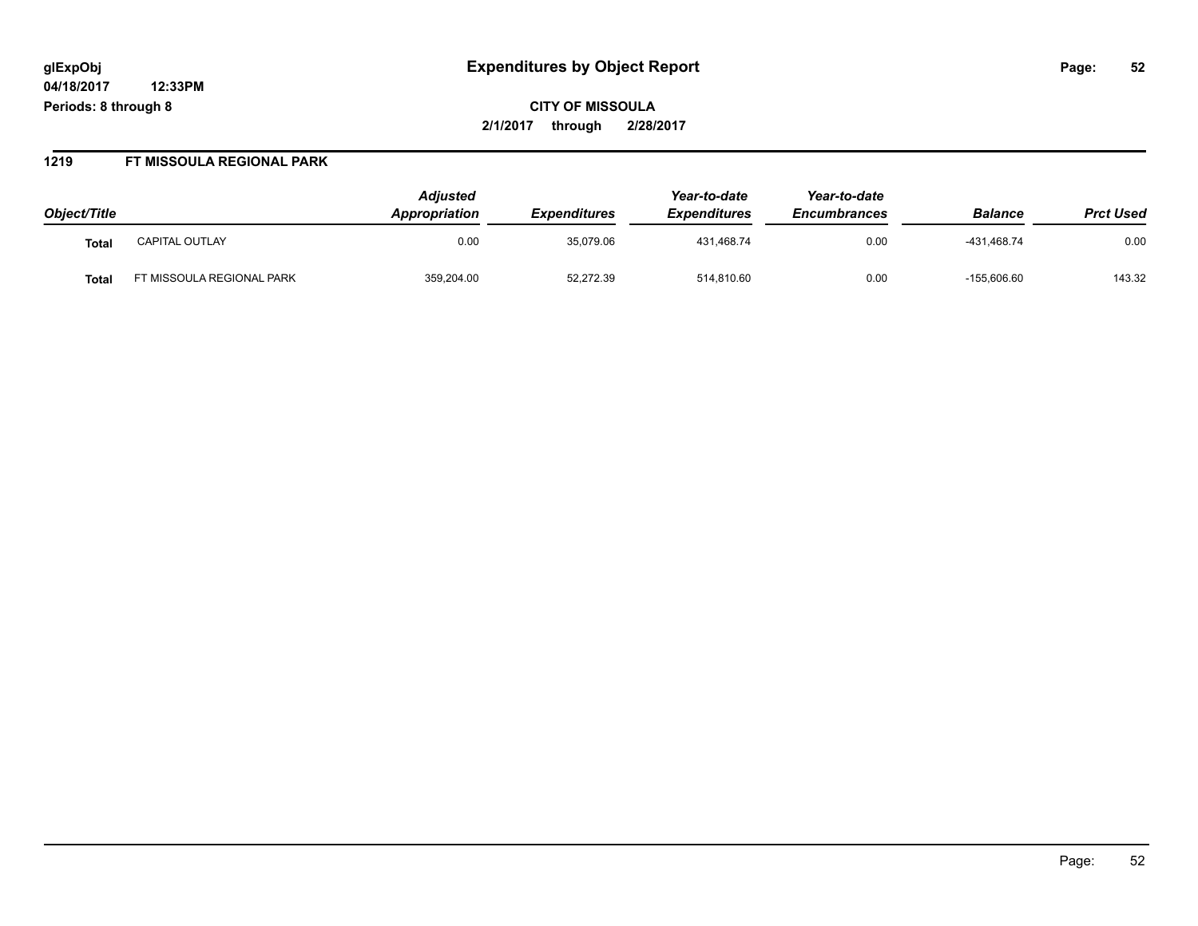# Expenditures by Object Report

glExpObj
04/18/2017 12:33PM
Periods: 8 through 8

**CITY OF MISSOULA**
**2/1/2017 through 2/28/2017**

## 1219 FT MISSOULA REGIONAL PARK

| Object/Title | | Adjusted Appropriation | Expenditures | Year-to-date Expenditures | Year-to-date Encumbrances | Balance | Prct Used |
|---|---|---|---|---|---|---|---|
| **Total** | CAPITAL OUTLAY | 0.00 | 35,079.06 | 431,468.74 | 0.00 | -431,468.74 | 0.00 |
| **Total** | FT MISSOULA REGIONAL PARK | 359,204.00 | 52,272.39 | 514,810.60 | 0.00 | -155,606.60 | 143.32 |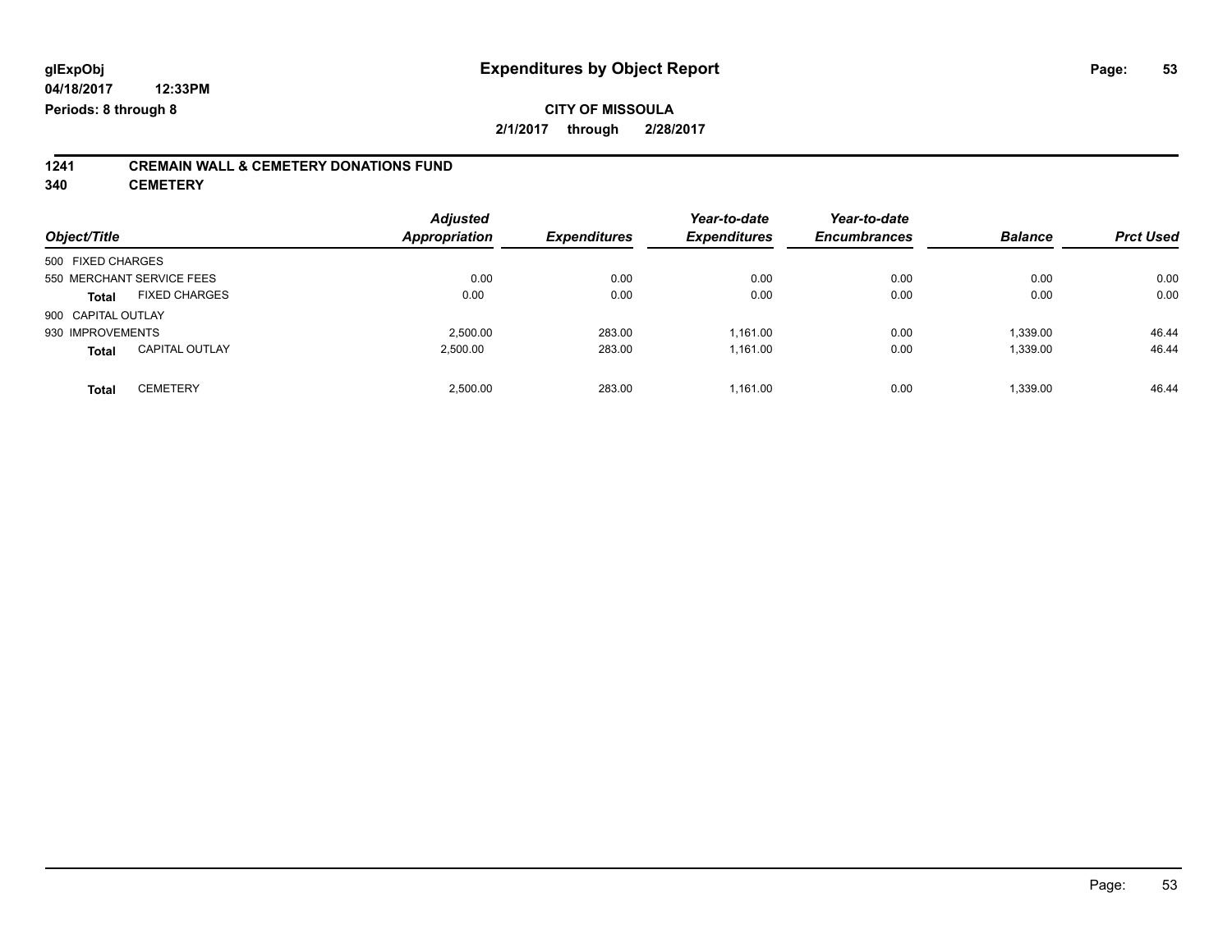**glExpObj**
**04/18/2017 12:33PM**
**Periods: 8 through 8**

# Expenditures by Object Report

**CITY OF MISSOULA**
**2/1/2017 through 2/28/2017**

## 1241 CREMAIN WALL & CEMETERY DONATIONS FUND
## 340 CEMETERY

| Object/Title | | Adjusted Appropriation | Expenditures | Year-to-date Expenditures | Year-to-date Encumbrances | Balance | Prct Used |
|---|---|---|---|---|---|---|---|
| 500 FIXED CHARGES | | | | | | | |
| 550 MERCHANT SERVICE FEES | | 0.00 | 0.00 | 0.00 | 0.00 | 0.00 | 0.00 |
| **Total** | FIXED CHARGES | 0.00 | 0.00 | 0.00 | 0.00 | 0.00 | 0.00 |
| 900 CAPITAL OUTLAY | | | | | | | |
| 930 IMPROVEMENTS | | 2,500.00 | 283.00 | 1,161.00 | 0.00 | 1,339.00 | 46.44 |
| **Total** | CAPITAL OUTLAY | 2,500.00 | 283.00 | 1,161.00 | 0.00 | 1,339.00 | 46.44 |
| **Total** | CEMETERY | 2,500.00 | 283.00 | 1,161.00 | 0.00 | 1,339.00 | 46.44 |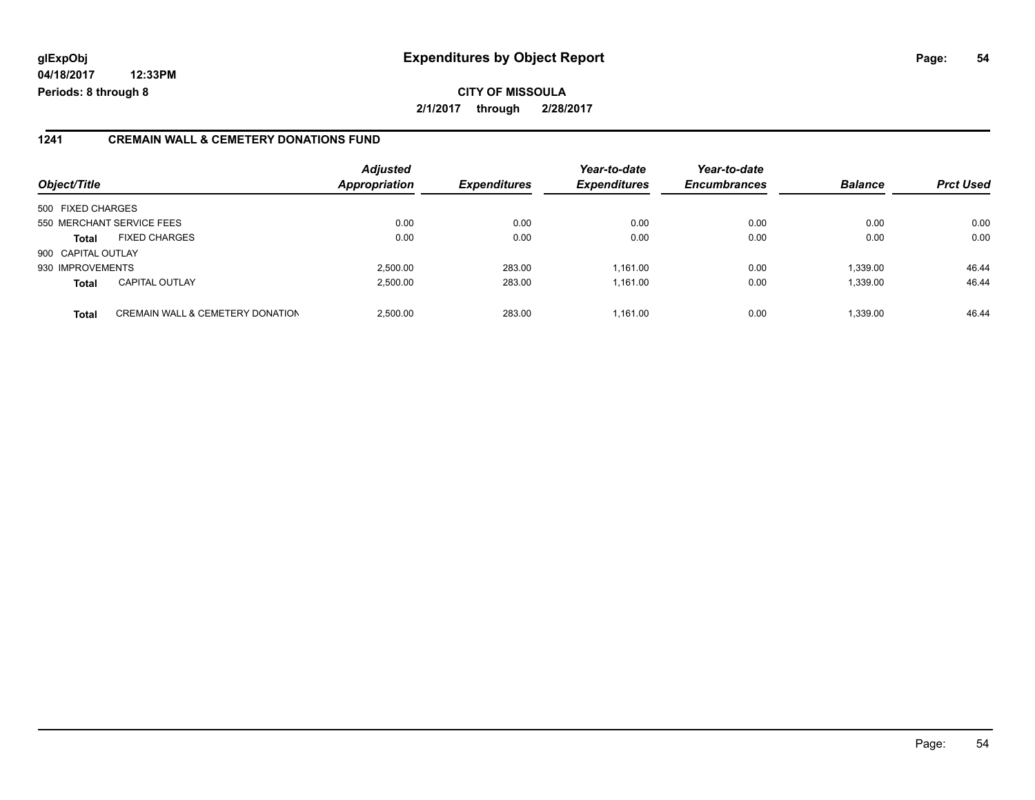**glExpObj**
**04/18/2017 12:33PM**
**Periods: 8 through 8**

# Expenditures by Object Report

**CITY OF MISSOULA**
**2/1/2017 through 2/28/2017**

## 1241 CREMAIN WALL & CEMETERY DONATIONS FUND

| Object/Title | | *Adjusted Appropriation* | *Expenditures* | *Year-to-date Expenditures* | *Year-to-date Encumbrances* | *Balance* | *Prct Used* |
|---|---|---|---|---|---|---|---|
| 500 FIXED CHARGES | | | | | | | |
| 550 MERCHANT SERVICE FEES | | 0.00 | 0.00 | 0.00 | 0.00 | 0.00 | 0.00 |
| **Total** | FIXED CHARGES | 0.00 | 0.00 | 0.00 | 0.00 | 0.00 | 0.00 |
| 900 CAPITAL OUTLAY | | | | | | | |
| 930 IMPROVEMENTS | | 2,500.00 | 283.00 | 1,161.00 | 0.00 | 1,339.00 | 46.44 |
| **Total** | CAPITAL OUTLAY | 2,500.00 | 283.00 | 1,161.00 | 0.00 | 1,339.00 | 46.44 |
| **Total** | CREMAIN WALL & CEMETERY DONATION | 2,500.00 | 283.00 | 1,161.00 | 0.00 | 1,339.00 | 46.44 |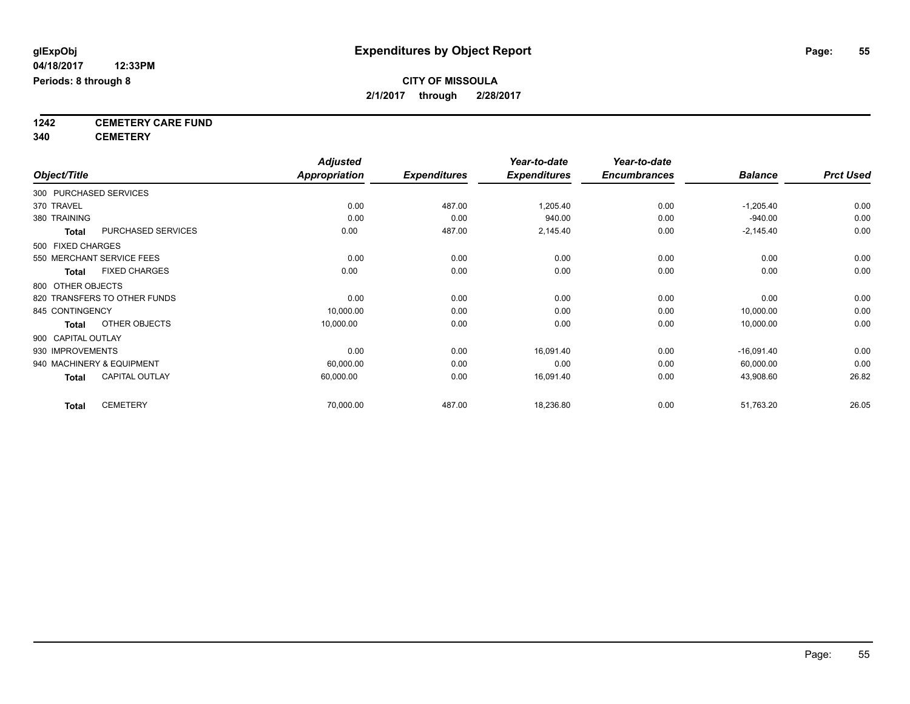**glExpObj** **Expenditures by Object Report**

04/18/2017 12:33PM

Periods: 8 through 8

**CITY OF MISSOULA**

**2/1/2017 through 2/28/2017**

**1242 CEMETERY CARE FUND**

**340 CEMETERY**

| Object/Title | | Adjusted Appropriation | Expenditures | Year-to-date Expenditures | Year-to-date Encumbrances | Balance | Prct Used |
|---|---|---|---|---|---|---|---|
| 300 PURCHASED SERVICES | | | | | | | |
| 370 TRAVEL | | 0.00 | 487.00 | 1,205.40 | 0.00 | -1,205.40 | 0.00 |
| 380 TRAINING | | 0.00 | 0.00 | 940.00 | 0.00 | -940.00 | 0.00 |
| Total | PURCHASED SERVICES | 0.00 | 487.00 | 2,145.40 | 0.00 | -2,145.40 | 0.00 |
| 500 FIXED CHARGES | | | | | | | |
| 550 MERCHANT SERVICE FEES | | 0.00 | 0.00 | 0.00 | 0.00 | 0.00 | 0.00 |
| Total | FIXED CHARGES | 0.00 | 0.00 | 0.00 | 0.00 | 0.00 | 0.00 |
| 800 OTHER OBJECTS | | | | | | | |
| 820 TRANSFERS TO OTHER FUNDS | | 0.00 | 0.00 | 0.00 | 0.00 | 0.00 | 0.00 |
| 845 CONTINGENCY | | 10,000.00 | 0.00 | 0.00 | 0.00 | 10,000.00 | 0.00 |
| Total | OTHER OBJECTS | 10,000.00 | 0.00 | 0.00 | 0.00 | 10,000.00 | 0.00 |
| 900 CAPITAL OUTLAY | | | | | | | |
| 930 IMPROVEMENTS | | 0.00 | 0.00 | 16,091.40 | 0.00 | -16,091.40 | 0.00 |
| 940 MACHINERY & EQUIPMENT | | 60,000.00 | 0.00 | 0.00 | 0.00 | 60,000.00 | 0.00 |
| Total | CAPITAL OUTLAY | 60,000.00 | 0.00 | 16,091.40 | 0.00 | 43,908.60 | 26.82 |
| Total | CEMETERY | 70,000.00 | 487.00 | 18,236.80 | 0.00 | 51,763.20 | 26.05 |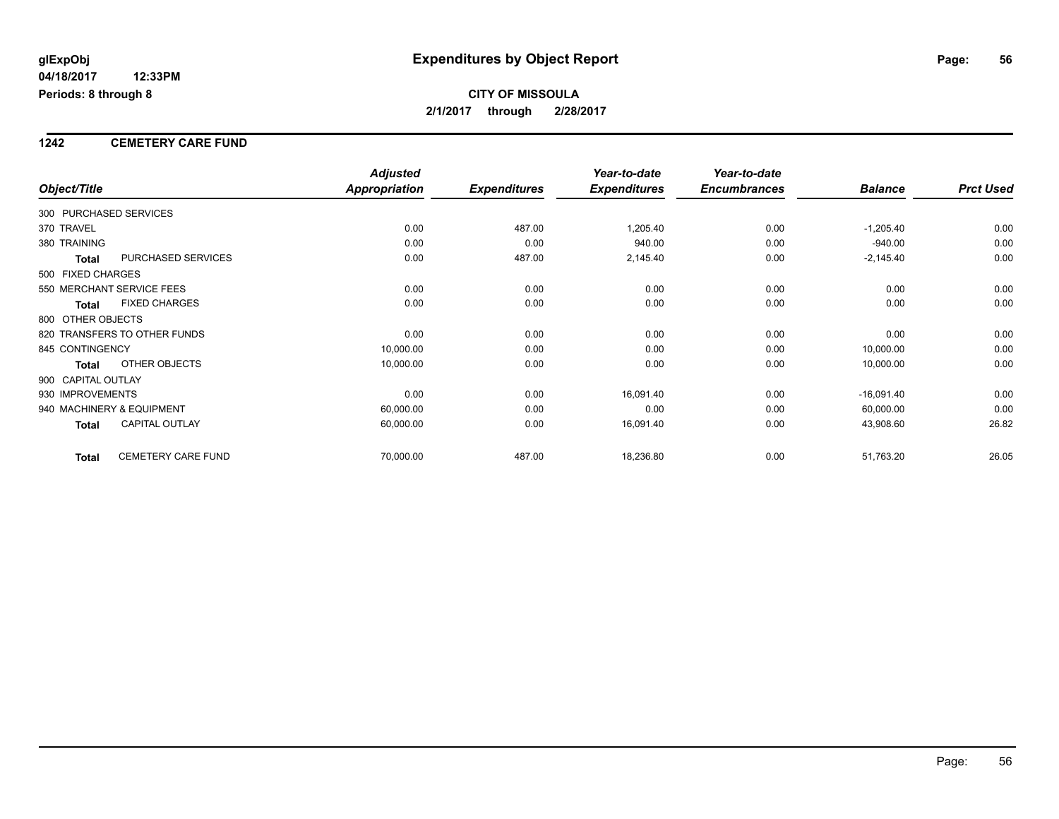**glExpObj**
**04/18/2017 12:33PM**
**Periods: 8 through 8**

# Expenditures by Object Report

**CITY OF MISSOULA**
**2/1/2017 through 2/28/2017**

## 1242 CEMETERY CARE FUND

| Object/Title | | Adjusted Appropriation | Expenditures | Year-to-date Expenditures | Year-to-date Encumbrances | Balance | Prct Used |
|---|---|---|---|---|---|---|---|
| 300 PURCHASED SERVICES | | | | | | | |
| 370 TRAVEL | | 0.00 | 487.00 | 1,205.40 | 0.00 | -1,205.40 | 0.00 |
| 380 TRAINING | | 0.00 | 0.00 | 940.00 | 0.00 | -940.00 | 0.00 |
| **Total** | PURCHASED SERVICES | 0.00 | 487.00 | 2,145.40 | 0.00 | -2,145.40 | 0.00 |
| 500 FIXED CHARGES | | | | | | | |
| 550 MERCHANT SERVICE FEES | | 0.00 | 0.00 | 0.00 | 0.00 | 0.00 | 0.00 |
| **Total** | FIXED CHARGES | 0.00 | 0.00 | 0.00 | 0.00 | 0.00 | 0.00 |
| 800 OTHER OBJECTS | | | | | | | |
| 820 TRANSFERS TO OTHER FUNDS | | 0.00 | 0.00 | 0.00 | 0.00 | 0.00 | 0.00 |
| 845 CONTINGENCY | | 10,000.00 | 0.00 | 0.00 | 0.00 | 10,000.00 | 0.00 |
| **Total** | OTHER OBJECTS | 10,000.00 | 0.00 | 0.00 | 0.00 | 10,000.00 | 0.00 |
| 900 CAPITAL OUTLAY | | | | | | | |
| 930 IMPROVEMENTS | | 0.00 | 0.00 | 16,091.40 | 0.00 | -16,091.40 | 0.00 |
| 940 MACHINERY & EQUIPMENT | | 60,000.00 | 0.00 | 0.00 | 0.00 | 60,000.00 | 0.00 |
| **Total** | CAPITAL OUTLAY | 60,000.00 | 0.00 | 16,091.40 | 0.00 | 43,908.60 | 26.82 |
| **Total** | CEMETERY CARE FUND | 70,000.00 | 487.00 | 18,236.80 | 0.00 | 51,763.20 | 26.05 |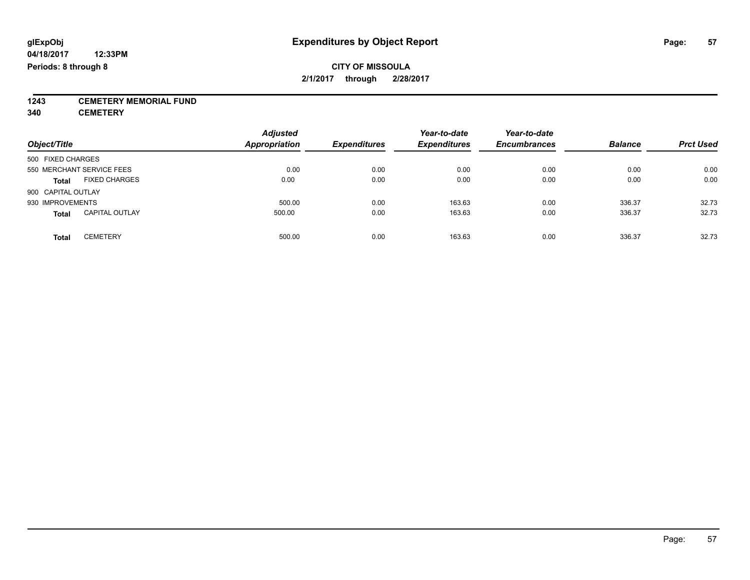# Expenditures by Object Report

glExpObj
04/18/2017 12:33PM
Periods: 8 through 8

**CITY OF MISSOULA**
**2/1/2017 through 2/28/2017**

**1243 CEMETERY MEMORIAL FUND**
**340 CEMETERY**

| Object/Title | Adjusted Appropriation | Expenditures | Year-to-date Expenditures | Year-to-date Encumbrances | Balance | Prct Used |
|---|---|---|---|---|---|---|
| 500 FIXED CHARGES | | | | | | |
| 550 MERCHANT SERVICE FEES | 0.00 | 0.00 | 0.00 | 0.00 | 0.00 | 0.00 |
| **Total** FIXED CHARGES | 0.00 | 0.00 | 0.00 | 0.00 | 0.00 | 0.00 |
| 900 CAPITAL OUTLAY | | | | | | |
| 930 IMPROVEMENTS | 500.00 | 0.00 | 163.63 | 0.00 | 336.37 | 32.73 |
| **Total** CAPITAL OUTLAY | 500.00 | 0.00 | 163.63 | 0.00 | 336.37 | 32.73 |
| **Total** CEMETERY | 500.00 | 0.00 | 163.63 | 0.00 | 336.37 | 32.73 |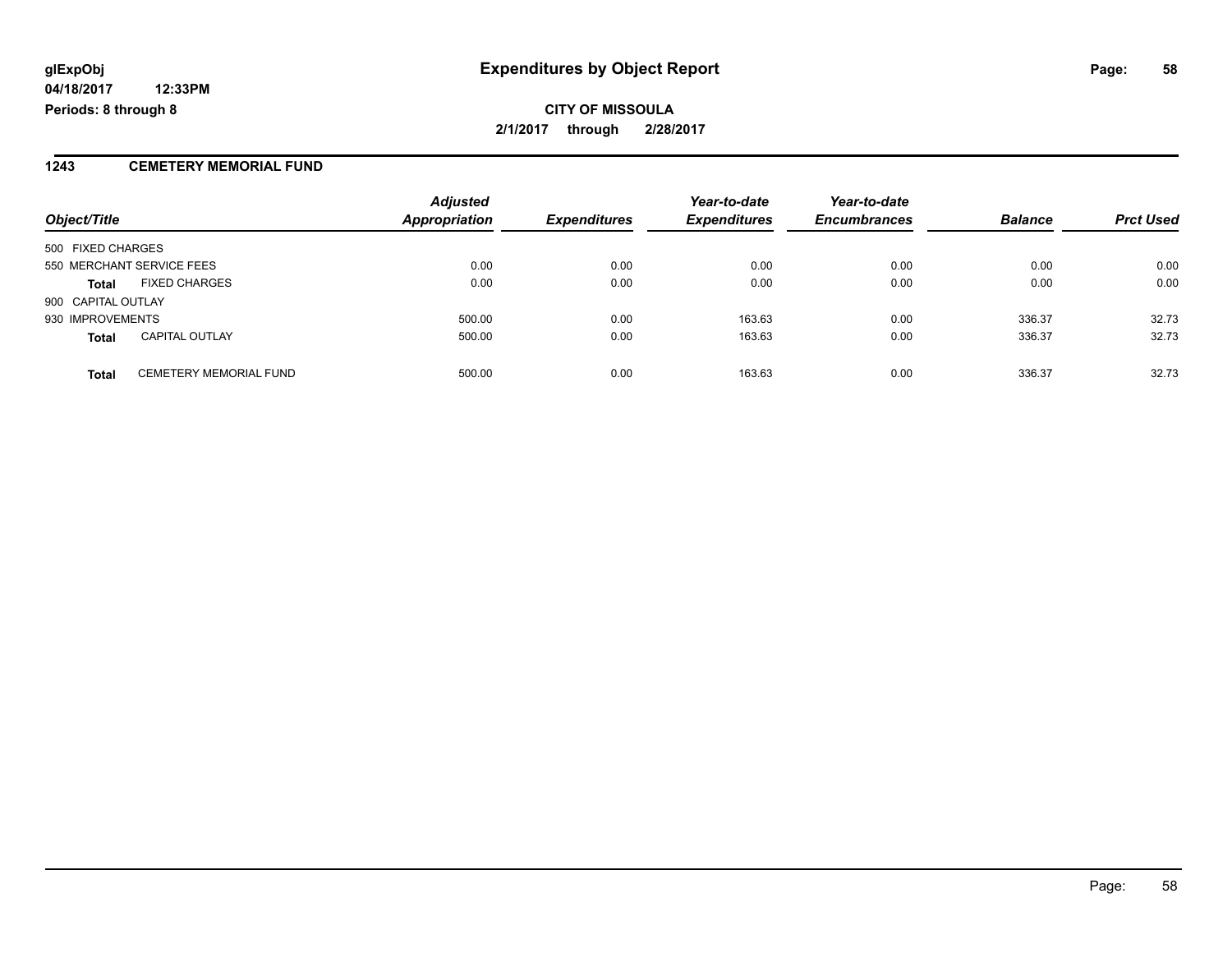**glExpObj**
**04/18/2017 12:33PM**
**Periods: 8 through 8**

# Expenditures by Object Report

**CITY OF MISSOULA**
**2/1/2017 through 2/28/2017**

## 1243 CEMETERY MEMORIAL FUND

| Object/Title | | *Adjusted Appropriation* | *Expenditures* | *Year-to-date Expenditures* | *Year-to-date Encumbrances* | *Balance* | *Prct Used* |
|---|---|---|---|---|---|---|---|
| 500 FIXED CHARGES | | | | | | | |
| 550 MERCHANT SERVICE FEES | | 0.00 | 0.00 | 0.00 | 0.00 | 0.00 | 0.00 |
| **Total** | FIXED CHARGES | 0.00 | 0.00 | 0.00 | 0.00 | 0.00 | 0.00 |
| 900 CAPITAL OUTLAY | | | | | | | |
| 930 IMPROVEMENTS | | 500.00 | 0.00 | 163.63 | 0.00 | 336.37 | 32.73 |
| **Total** | CAPITAL OUTLAY | 500.00 | 0.00 | 163.63 | 0.00 | 336.37 | 32.73 |
| **Total** | CEMETERY MEMORIAL FUND | 500.00 | 0.00 | 163.63 | 0.00 | 336.37 | 32.73 |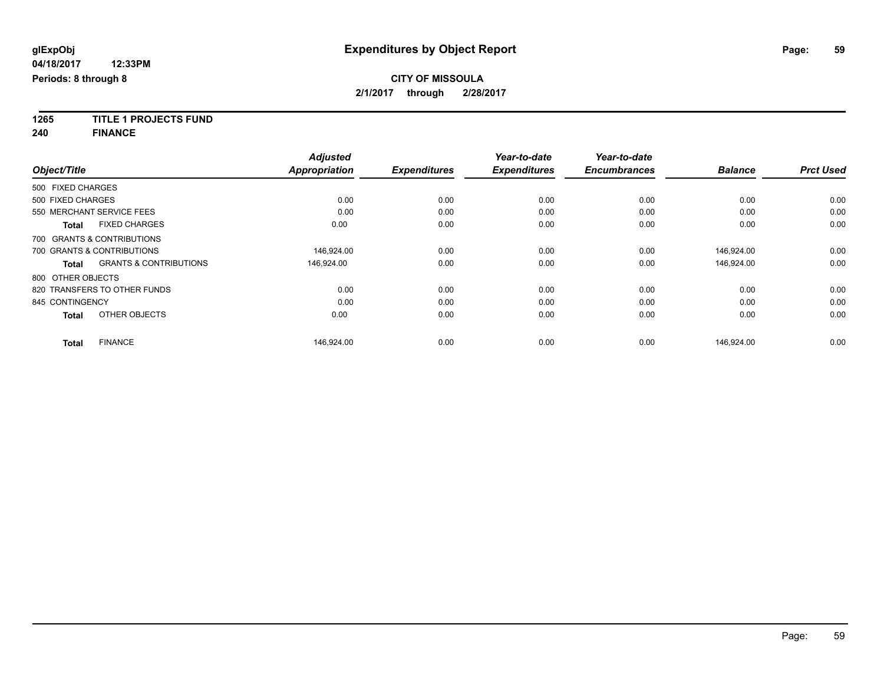**glExpObj**
**04/18/2017 12:33PM**
**Periods: 8 through 8**

# Expenditures by Object Report

**CITY OF MISSOULA**
**2/1/2017 through 2/28/2017**

**1265 TITLE 1 PROJECTS FUND**
**240 FINANCE**

| Object/Title | Adjusted Appropriation | Expenditures | Year-to-date Expenditures | Year-to-date Encumbrances | Balance | Prct Used |
|---|---|---|---|---|---|---|
| 500 FIXED CHARGES | | | | | | |
| 500 FIXED CHARGES | 0.00 | 0.00 | 0.00 | 0.00 | 0.00 | 0.00 |
| 550 MERCHANT SERVICE FEES | 0.00 | 0.00 | 0.00 | 0.00 | 0.00 | 0.00 |
| **Total** FIXED CHARGES | 0.00 | 0.00 | 0.00 | 0.00 | 0.00 | 0.00 |
| 700 GRANTS & CONTRIBUTIONS | | | | | | |
| 700 GRANTS & CONTRIBUTIONS | 146,924.00 | 0.00 | 0.00 | 0.00 | 146,924.00 | 0.00 |
| **Total** GRANTS & CONTRIBUTIONS | 146,924.00 | 0.00 | 0.00 | 0.00 | 146,924.00 | 0.00 |
| 800 OTHER OBJECTS | | | | | | |
| 820 TRANSFERS TO OTHER FUNDS | 0.00 | 0.00 | 0.00 | 0.00 | 0.00 | 0.00 |
| 845 CONTINGENCY | 0.00 | 0.00 | 0.00 | 0.00 | 0.00 | 0.00 |
| **Total** OTHER OBJECTS | 0.00 | 0.00 | 0.00 | 0.00 | 0.00 | 0.00 |
| **Total** FINANCE | 146,924.00 | 0.00 | 0.00 | 0.00 | 146,924.00 | 0.00 |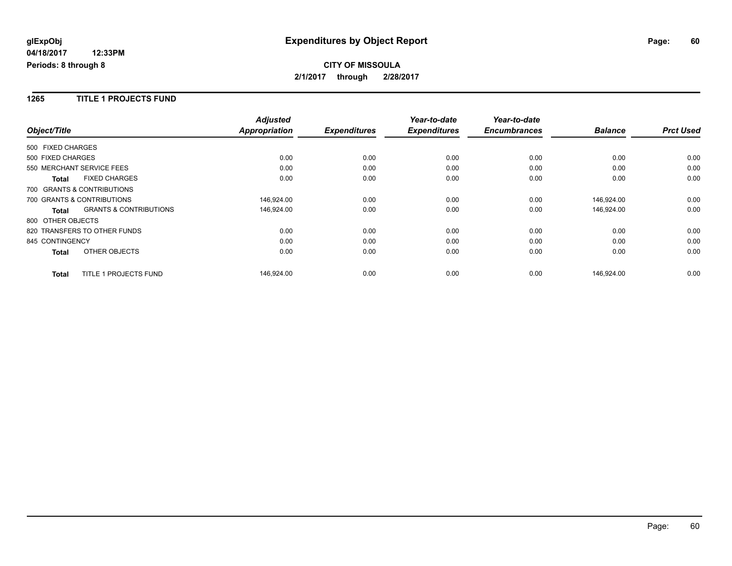# Expenditures by Object Report

glExpObj
04/18/2017 12:33PM
Periods: 8 through 8

**CITY OF MISSOULA**
**2/1/2017 through 2/28/2017**

## 1265 TITLE 1 PROJECTS FUND

| Object/Title | Adjusted Appropriation | Expenditures | Year-to-date Expenditures | Year-to-date Encumbrances | Balance | Prct Used |
|---|---|---|---|---|---|---|
| 500 FIXED CHARGES | | | | | | |
| 500 FIXED CHARGES | 0.00 | 0.00 | 0.00 | 0.00 | 0.00 | 0.00 |
| 550 MERCHANT SERVICE FEES | 0.00 | 0.00 | 0.00 | 0.00 | 0.00 | 0.00 |
| **Total** FIXED CHARGES | 0.00 | 0.00 | 0.00 | 0.00 | 0.00 | 0.00 |
| 700 GRANTS & CONTRIBUTIONS | | | | | | |
| 700 GRANTS & CONTRIBUTIONS | 146,924.00 | 0.00 | 0.00 | 0.00 | 146,924.00 | 0.00 |
| **Total** GRANTS & CONTRIBUTIONS | 146,924.00 | 0.00 | 0.00 | 0.00 | 146,924.00 | 0.00 |
| 800 OTHER OBJECTS | | | | | | |
| 820 TRANSFERS TO OTHER FUNDS | 0.00 | 0.00 | 0.00 | 0.00 | 0.00 | 0.00 |
| 845 CONTINGENCY | 0.00 | 0.00 | 0.00 | 0.00 | 0.00 | 0.00 |
| **Total** OTHER OBJECTS | 0.00 | 0.00 | 0.00 | 0.00 | 0.00 | 0.00 |
| **Total** TITLE 1 PROJECTS FUND | 146,924.00 | 0.00 | 0.00 | 0.00 | 146,924.00 | 0.00 |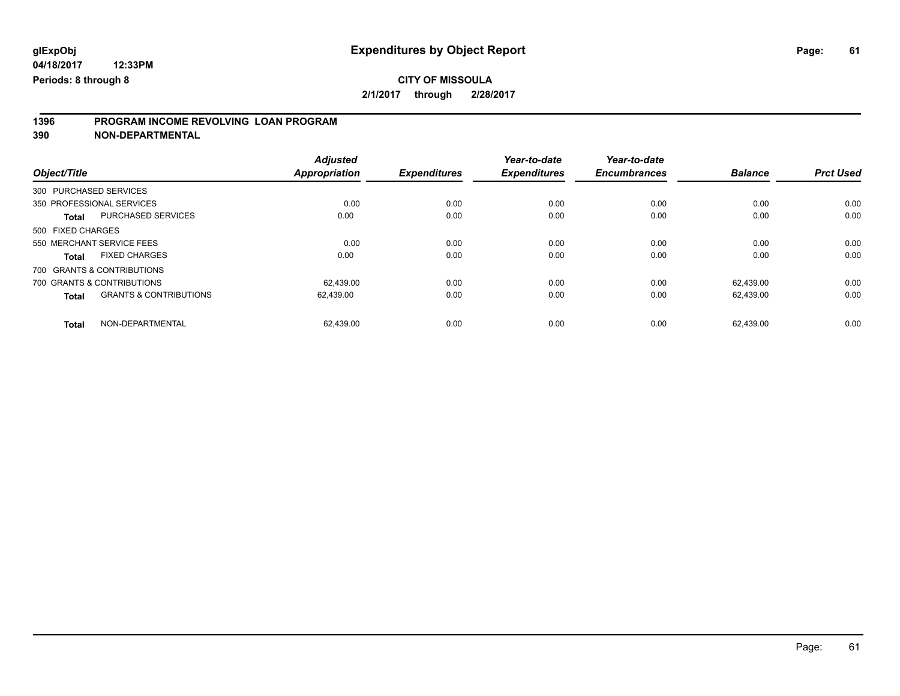**glExpObj** — **Expenditures by Object Report**

**04/18/2017 12:33PM**

**Periods: 8 through 8**

**CITY OF MISSOULA**

**2/1/2017 through 2/28/2017**

## 1396 PROGRAM INCOME REVOLVING LOAN PROGRAM

## 390 NON-DEPARTMENTAL

| Object/Title | | Adjusted Appropriation | Expenditures | Year-to-date Expenditures | Year-to-date Encumbrances | Balance | Prct Used |
|---|---|---|---|---|---|---|---|
| 300 PURCHASED SERVICES | | | | | | | |
| 350 PROFESSIONAL SERVICES | | 0.00 | 0.00 | 0.00 | 0.00 | 0.00 | 0.00 |
| **Total** | PURCHASED SERVICES | 0.00 | 0.00 | 0.00 | 0.00 | 0.00 | 0.00 |
| 500 FIXED CHARGES | | | | | | | |
| 550 MERCHANT SERVICE FEES | | 0.00 | 0.00 | 0.00 | 0.00 | 0.00 | 0.00 |
| **Total** | FIXED CHARGES | 0.00 | 0.00 | 0.00 | 0.00 | 0.00 | 0.00 |
| 700 GRANTS & CONTRIBUTIONS | | | | | | | |
| 700 GRANTS & CONTRIBUTIONS | | 62,439.00 | 0.00 | 0.00 | 0.00 | 62,439.00 | 0.00 |
| **Total** | GRANTS & CONTRIBUTIONS | 62,439.00 | 0.00 | 0.00 | 0.00 | 62,439.00 | 0.00 |
| **Total** | NON-DEPARTMENTAL | 62,439.00 | 0.00 | 0.00 | 0.00 | 62,439.00 | 0.00 |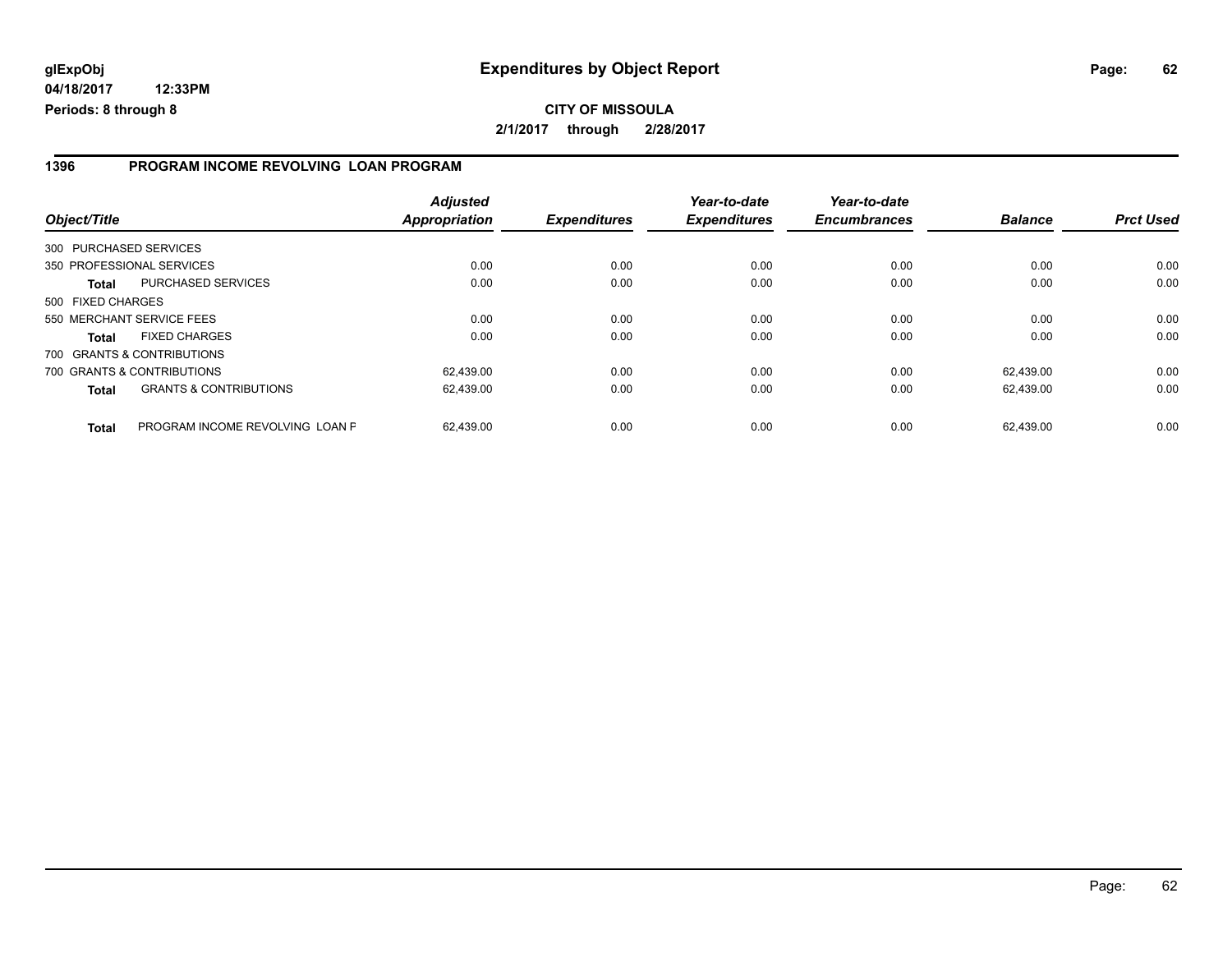**glExpObj**
**04/18/2017 12:33PM**
**Periods: 8 through 8**

# Expenditures by Object Report

**CITY OF MISSOULA**
**2/1/2017 through 2/28/2017**

## 1396 PROGRAM INCOME REVOLVING LOAN PROGRAM

| Object/Title | | Adjusted Appropriation | Expenditures | Year-to-date Expenditures | Year-to-date Encumbrances | Balance | Prct Used |
|---|---|---|---|---|---|---|---|
| 300 PURCHASED SERVICES | | | | | | | |
| 350 PROFESSIONAL SERVICES | | 0.00 | 0.00 | 0.00 | 0.00 | 0.00 | 0.00 |
| **Total** | PURCHASED SERVICES | 0.00 | 0.00 | 0.00 | 0.00 | 0.00 | 0.00 |
| 500 FIXED CHARGES | | | | | | | |
| 550 MERCHANT SERVICE FEES | | 0.00 | 0.00 | 0.00 | 0.00 | 0.00 | 0.00 |
| **Total** | FIXED CHARGES | 0.00 | 0.00 | 0.00 | 0.00 | 0.00 | 0.00 |
| 700 GRANTS & CONTRIBUTIONS | | | | | | | |
| 700 GRANTS & CONTRIBUTIONS | | 62,439.00 | 0.00 | 0.00 | 0.00 | 62,439.00 | 0.00 |
| **Total** | GRANTS & CONTRIBUTIONS | 62,439.00 | 0.00 | 0.00 | 0.00 | 62,439.00 | 0.00 |
| **Total** | PROGRAM INCOME REVOLVING LOAN F | 62,439.00 | 0.00 | 0.00 | 0.00 | 62,439.00 | 0.00 |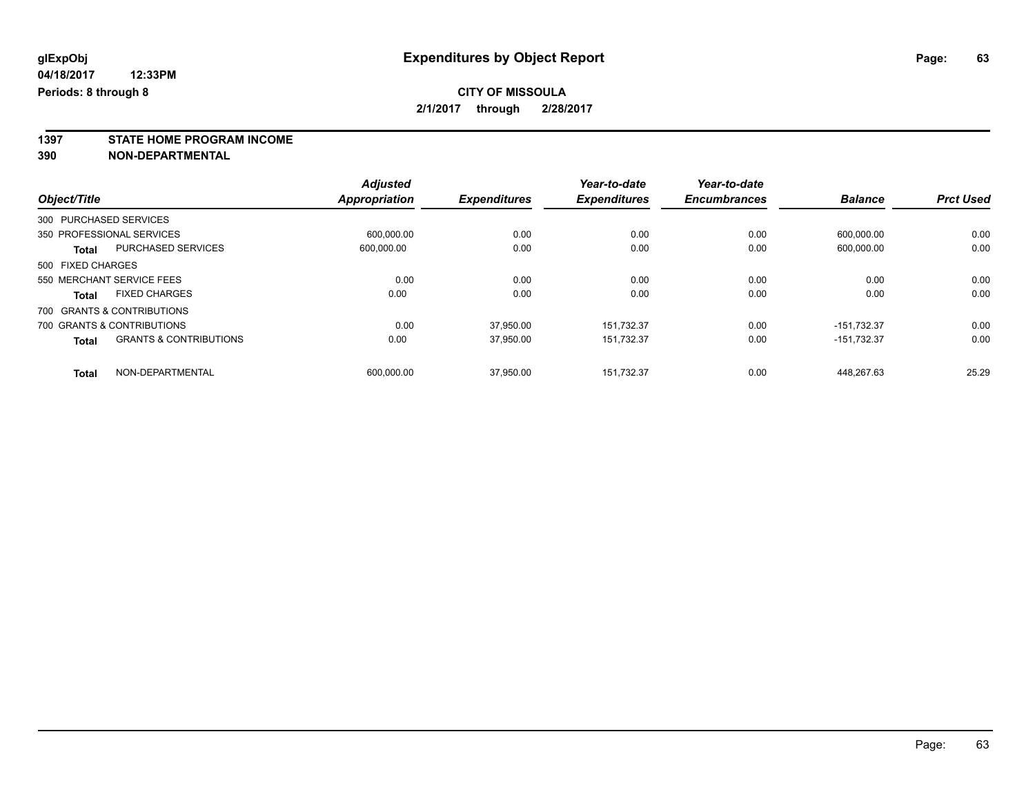**glExpObj** | **Expenditures by Object Report**

**04/18/2017 12:33PM**

**Periods: 8 through 8**

**CITY OF MISSOULA**

**2/1/2017 through 2/28/2017**

**1397 STATE HOME PROGRAM INCOME**

**390 NON-DEPARTMENTAL**

| Object/Title | | Adjusted Appropriation | Expenditures | Year-to-date Expenditures | Year-to-date Encumbrances | Balance | Prct Used |
|---|---|---|---|---|---|---|---|
| 300 PURCHASED SERVICES | | | | | | | |
| 350 PROFESSIONAL SERVICES | | 600,000.00 | 0.00 | 0.00 | 0.00 | 600,000.00 | 0.00 |
| **Total** | PURCHASED SERVICES | 600,000.00 | 0.00 | 0.00 | 0.00 | 600,000.00 | 0.00 |
| 500 FIXED CHARGES | | | | | | | |
| 550 MERCHANT SERVICE FEES | | 0.00 | 0.00 | 0.00 | 0.00 | 0.00 | 0.00 |
| **Total** | FIXED CHARGES | 0.00 | 0.00 | 0.00 | 0.00 | 0.00 | 0.00 |
| 700 GRANTS & CONTRIBUTIONS | | | | | | | |
| 700 GRANTS & CONTRIBUTIONS | | 0.00 | 37,950.00 | 151,732.37 | 0.00 | -151,732.37 | 0.00 |
| **Total** | GRANTS & CONTRIBUTIONS | 0.00 | 37,950.00 | 151,732.37 | 0.00 | -151,732.37 | 0.00 |
| **Total** | NON-DEPARTMENTAL | 600,000.00 | 37,950.00 | 151,732.37 | 0.00 | 448,267.63 | 25.29 |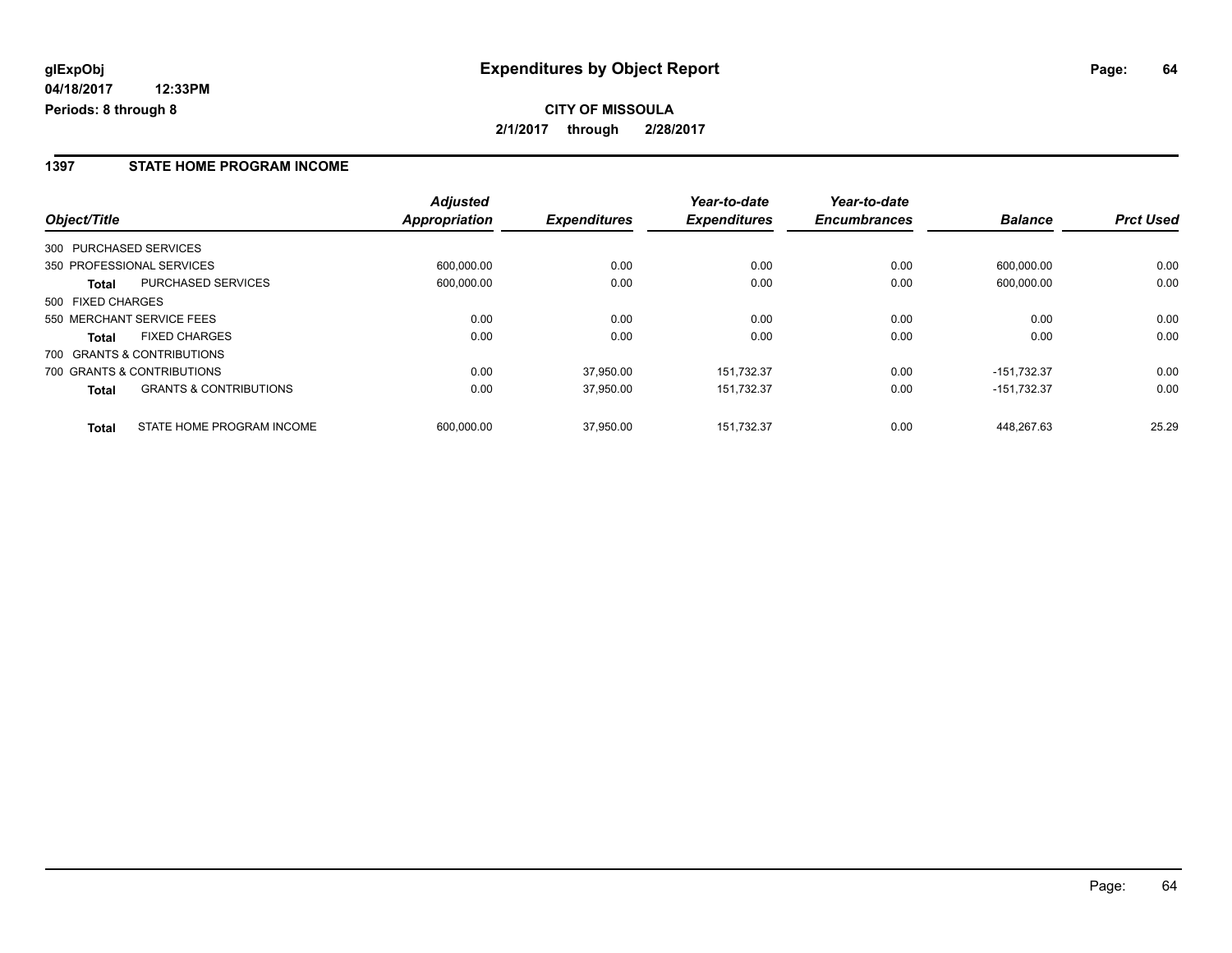# Expenditures by Object Report

glExpObj
04/18/2017 12:33PM
Periods: 8 through 8

**CITY OF MISSOULA**
**2/1/2017 through 2/28/2017**

## 1397 STATE HOME PROGRAM INCOME

| Object/Title | | Adjusted Appropriation | Expenditures | Year-to-date Expenditures | Year-to-date Encumbrances | Balance | Prct Used |
|---|---|---|---|---|---|---|---|
| 300 PURCHASED SERVICES | | | | | | | |
| 350 PROFESSIONAL SERVICES | | 600,000.00 | 0.00 | 0.00 | 0.00 | 600,000.00 | 0.00 |
| **Total** | PURCHASED SERVICES | 600,000.00 | 0.00 | 0.00 | 0.00 | 600,000.00 | 0.00 |
| 500 FIXED CHARGES | | | | | | | |
| 550 MERCHANT SERVICE FEES | | 0.00 | 0.00 | 0.00 | 0.00 | 0.00 | 0.00 |
| **Total** | FIXED CHARGES | 0.00 | 0.00 | 0.00 | 0.00 | 0.00 | 0.00 |
| 700 GRANTS & CONTRIBUTIONS | | | | | | | |
| 700 GRANTS & CONTRIBUTIONS | | 0.00 | 37,950.00 | 151,732.37 | 0.00 | -151,732.37 | 0.00 |
| **Total** | GRANTS & CONTRIBUTIONS | 0.00 | 37,950.00 | 151,732.37 | 0.00 | -151,732.37 | 0.00 |
| **Total** | STATE HOME PROGRAM INCOME | 600,000.00 | 37,950.00 | 151,732.37 | 0.00 | 448,267.63 | 25.29 |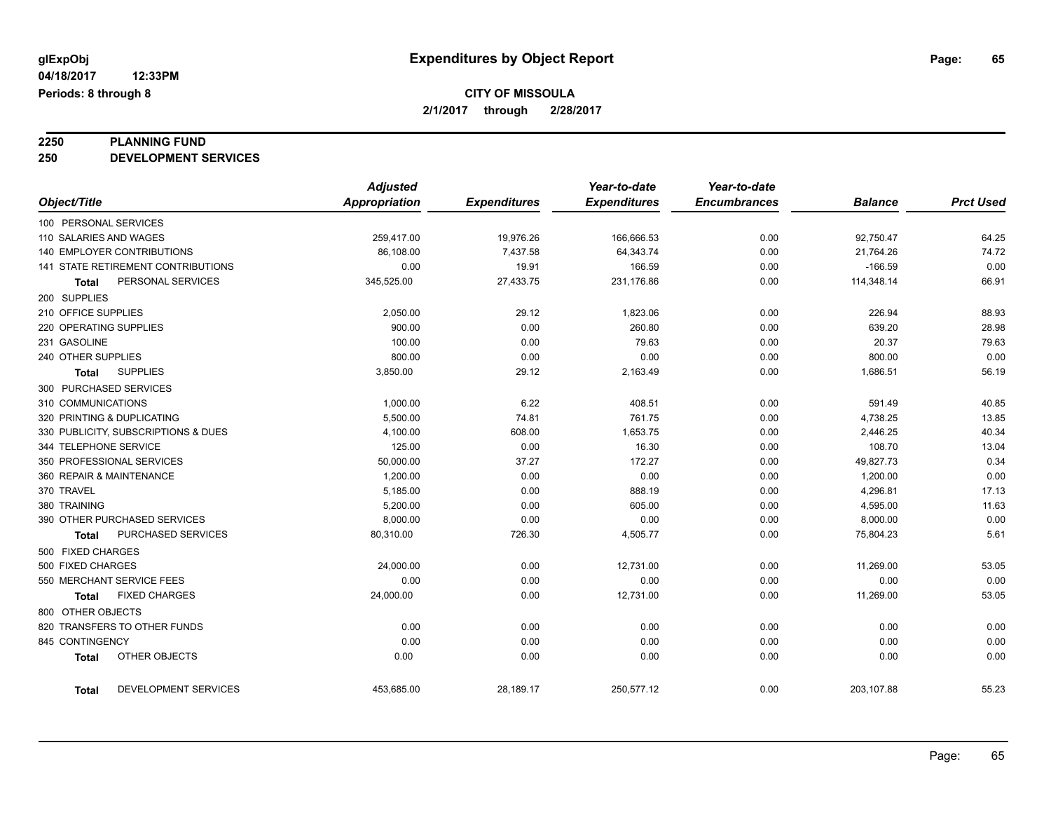# Expenditures by Object Report

glExpObj
04/18/2017 12:33PM
Periods: 8 through 8

**CITY OF MISSOULA**
**2/1/2017 through 2/28/2017**

**2250 PLANNING FUND**
**250 DEVELOPMENT SERVICES**

| Object/Title | Adjusted Appropriation | Expenditures | Year-to-date Expenditures | Year-to-date Encumbrances | Balance | Prct Used |
|---|---|---|---|---|---|---|
| 100 PERSONAL SERVICES | | | | | | |
| 110 SALARIES AND WAGES | 259,417.00 | 19,976.26 | 166,666.53 | 0.00 | 92,750.47 | 64.25 |
| 140 EMPLOYER CONTRIBUTIONS | 86,108.00 | 7,437.58 | 64,343.74 | 0.00 | 21,764.26 | 74.72 |
| 141 STATE RETIREMENT CONTRIBUTIONS | 0.00 | 19.91 | 166.59 | 0.00 | -166.59 | 0.00 |
| **Total** PERSONAL SERVICES | 345,525.00 | 27,433.75 | 231,176.86 | 0.00 | 114,348.14 | 66.91 |
| 200 SUPPLIES | | | | | | |
| 210 OFFICE SUPPLIES | 2,050.00 | 29.12 | 1,823.06 | 0.00 | 226.94 | 88.93 |
| 220 OPERATING SUPPLIES | 900.00 | 0.00 | 260.80 | 0.00 | 639.20 | 28.98 |
| 231 GASOLINE | 100.00 | 0.00 | 79.63 | 0.00 | 20.37 | 79.63 |
| 240 OTHER SUPPLIES | 800.00 | 0.00 | 0.00 | 0.00 | 800.00 | 0.00 |
| **Total** SUPPLIES | 3,850.00 | 29.12 | 2,163.49 | 0.00 | 1,686.51 | 56.19 |
| 300 PURCHASED SERVICES | | | | | | |
| 310 COMMUNICATIONS | 1,000.00 | 6.22 | 408.51 | 0.00 | 591.49 | 40.85 |
| 320 PRINTING & DUPLICATING | 5,500.00 | 74.81 | 761.75 | 0.00 | 4,738.25 | 13.85 |
| 330 PUBLICITY, SUBSCRIPTIONS & DUES | 4,100.00 | 608.00 | 1,653.75 | 0.00 | 2,446.25 | 40.34 |
| 344 TELEPHONE SERVICE | 125.00 | 0.00 | 16.30 | 0.00 | 108.70 | 13.04 |
| 350 PROFESSIONAL SERVICES | 50,000.00 | 37.27 | 172.27 | 0.00 | 49,827.73 | 0.34 |
| 360 REPAIR & MAINTENANCE | 1,200.00 | 0.00 | 0.00 | 0.00 | 1,200.00 | 0.00 |
| 370 TRAVEL | 5,185.00 | 0.00 | 888.19 | 0.00 | 4,296.81 | 17.13 |
| 380 TRAINING | 5,200.00 | 0.00 | 605.00 | 0.00 | 4,595.00 | 11.63 |
| 390 OTHER PURCHASED SERVICES | 8,000.00 | 0.00 | 0.00 | 0.00 | 8,000.00 | 0.00 |
| **Total** PURCHASED SERVICES | 80,310.00 | 726.30 | 4,505.77 | 0.00 | 75,804.23 | 5.61 |
| 500 FIXED CHARGES | | | | | | |
| 500 FIXED CHARGES | 24,000.00 | 0.00 | 12,731.00 | 0.00 | 11,269.00 | 53.05 |
| 550 MERCHANT SERVICE FEES | 0.00 | 0.00 | 0.00 | 0.00 | 0.00 | 0.00 |
| **Total** FIXED CHARGES | 24,000.00 | 0.00 | 12,731.00 | 0.00 | 11,269.00 | 53.05 |
| 800 OTHER OBJECTS | | | | | | |
| 820 TRANSFERS TO OTHER FUNDS | 0.00 | 0.00 | 0.00 | 0.00 | 0.00 | 0.00 |
| 845 CONTINGENCY | 0.00 | 0.00 | 0.00 | 0.00 | 0.00 | 0.00 |
| **Total** OTHER OBJECTS | 0.00 | 0.00 | 0.00 | 0.00 | 0.00 | 0.00 |
| **Total** DEVELOPMENT SERVICES | 453,685.00 | 28,189.17 | 250,577.12 | 0.00 | 203,107.88 | 55.23 |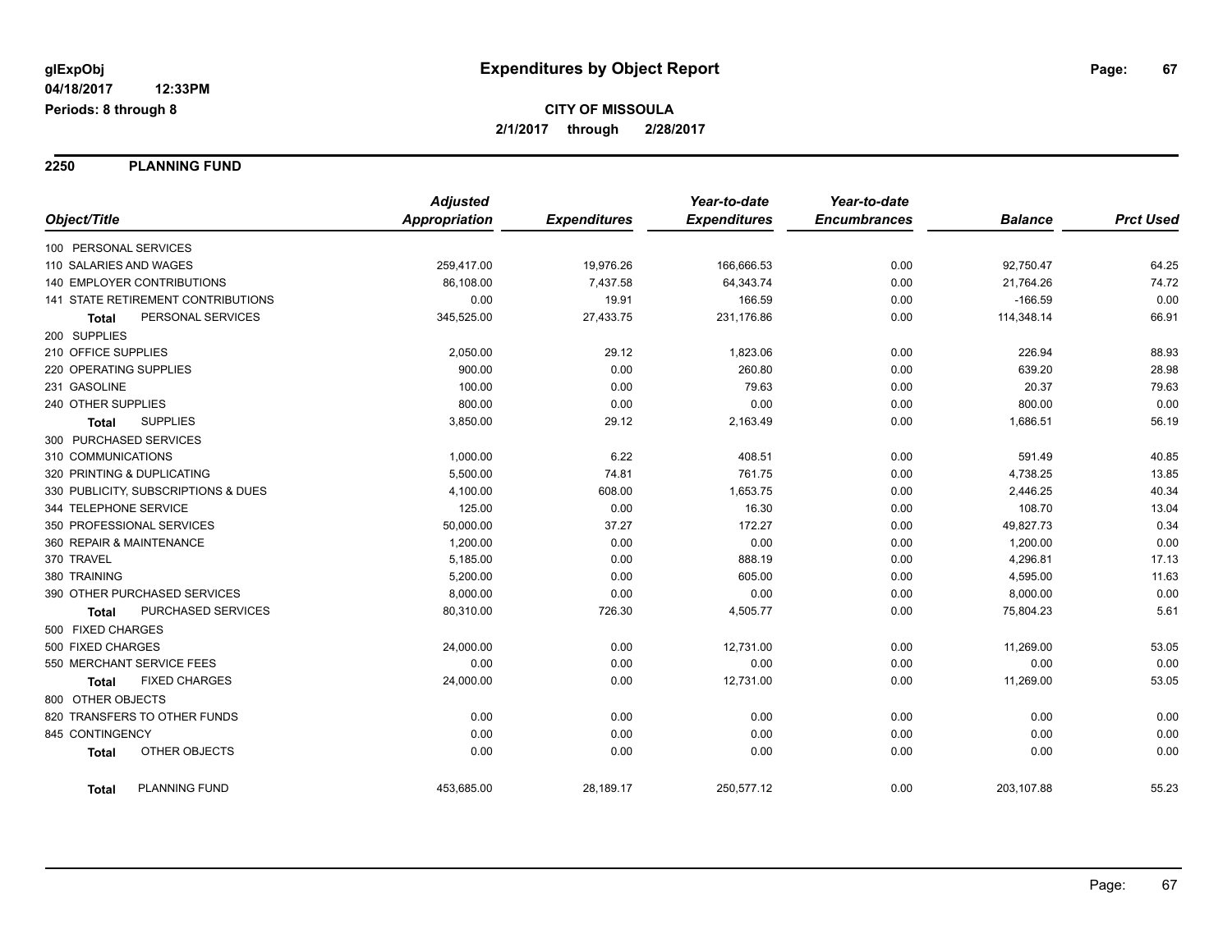**glExpObj**
**04/18/2017 12:33PM**
**Periods: 8 through 8**

# Expenditures by Object Report

**CITY OF MISSOULA**
**2/1/2017 through 2/28/2017**

## 2250 PLANNING FUND

| Object/Title | Adjusted Appropriation | Expenditures | Year-to-date Expenditures | Year-to-date Encumbrances | Balance | Prct Used |
|---|---|---|---|---|---|---|
| 100 PERSONAL SERVICES | | | | | | |
| 110 SALARIES AND WAGES | 259,417.00 | 19,976.26 | 166,666.53 | 0.00 | 92,750.47 | 64.25 |
| 140 EMPLOYER CONTRIBUTIONS | 86,108.00 | 7,437.58 | 64,343.74 | 0.00 | 21,764.26 | 74.72 |
| 141 STATE RETIREMENT CONTRIBUTIONS | 0.00 | 19.91 | 166.59 | 0.00 | -166.59 | 0.00 |
| **Total** PERSONAL SERVICES | 345,525.00 | 27,433.75 | 231,176.86 | 0.00 | 114,348.14 | 66.91 |
| 200 SUPPLIES | | | | | | |
| 210 OFFICE SUPPLIES | 2,050.00 | 29.12 | 1,823.06 | 0.00 | 226.94 | 88.93 |
| 220 OPERATING SUPPLIES | 900.00 | 0.00 | 260.80 | 0.00 | 639.20 | 28.98 |
| 231 GASOLINE | 100.00 | 0.00 | 79.63 | 0.00 | 20.37 | 79.63 |
| 240 OTHER SUPPLIES | 800.00 | 0.00 | 0.00 | 0.00 | 800.00 | 0.00 |
| **Total** SUPPLIES | 3,850.00 | 29.12 | 2,163.49 | 0.00 | 1,686.51 | 56.19 |
| 300 PURCHASED SERVICES | | | | | | |
| 310 COMMUNICATIONS | 1,000.00 | 6.22 | 408.51 | 0.00 | 591.49 | 40.85 |
| 320 PRINTING & DUPLICATING | 5,500.00 | 74.81 | 761.75 | 0.00 | 4,738.25 | 13.85 |
| 330 PUBLICITY, SUBSCRIPTIONS & DUES | 4,100.00 | 608.00 | 1,653.75 | 0.00 | 2,446.25 | 40.34 |
| 344 TELEPHONE SERVICE | 125.00 | 0.00 | 16.30 | 0.00 | 108.70 | 13.04 |
| 350 PROFESSIONAL SERVICES | 50,000.00 | 37.27 | 172.27 | 0.00 | 49,827.73 | 0.34 |
| 360 REPAIR & MAINTENANCE | 1,200.00 | 0.00 | 0.00 | 0.00 | 1,200.00 | 0.00 |
| 370 TRAVEL | 5,185.00 | 0.00 | 888.19 | 0.00 | 4,296.81 | 17.13 |
| 380 TRAINING | 5,200.00 | 0.00 | 605.00 | 0.00 | 4,595.00 | 11.63 |
| 390 OTHER PURCHASED SERVICES | 8,000.00 | 0.00 | 0.00 | 0.00 | 8,000.00 | 0.00 |
| **Total** PURCHASED SERVICES | 80,310.00 | 726.30 | 4,505.77 | 0.00 | 75,804.23 | 5.61 |
| 500 FIXED CHARGES | | | | | | |
| 500 FIXED CHARGES | 24,000.00 | 0.00 | 12,731.00 | 0.00 | 11,269.00 | 53.05 |
| 550 MERCHANT SERVICE FEES | 0.00 | 0.00 | 0.00 | 0.00 | 0.00 | 0.00 |
| **Total** FIXED CHARGES | 24,000.00 | 0.00 | 12,731.00 | 0.00 | 11,269.00 | 53.05 |
| 800 OTHER OBJECTS | | | | | | |
| 820 TRANSFERS TO OTHER FUNDS | 0.00 | 0.00 | 0.00 | 0.00 | 0.00 | 0.00 |
| 845 CONTINGENCY | 0.00 | 0.00 | 0.00 | 0.00 | 0.00 | 0.00 |
| **Total** OTHER OBJECTS | 0.00 | 0.00 | 0.00 | 0.00 | 0.00 | 0.00 |
| **Total** PLANNING FUND | 453,685.00 | 28,189.17 | 250,577.12 | 0.00 | 203,107.88 | 55.23 |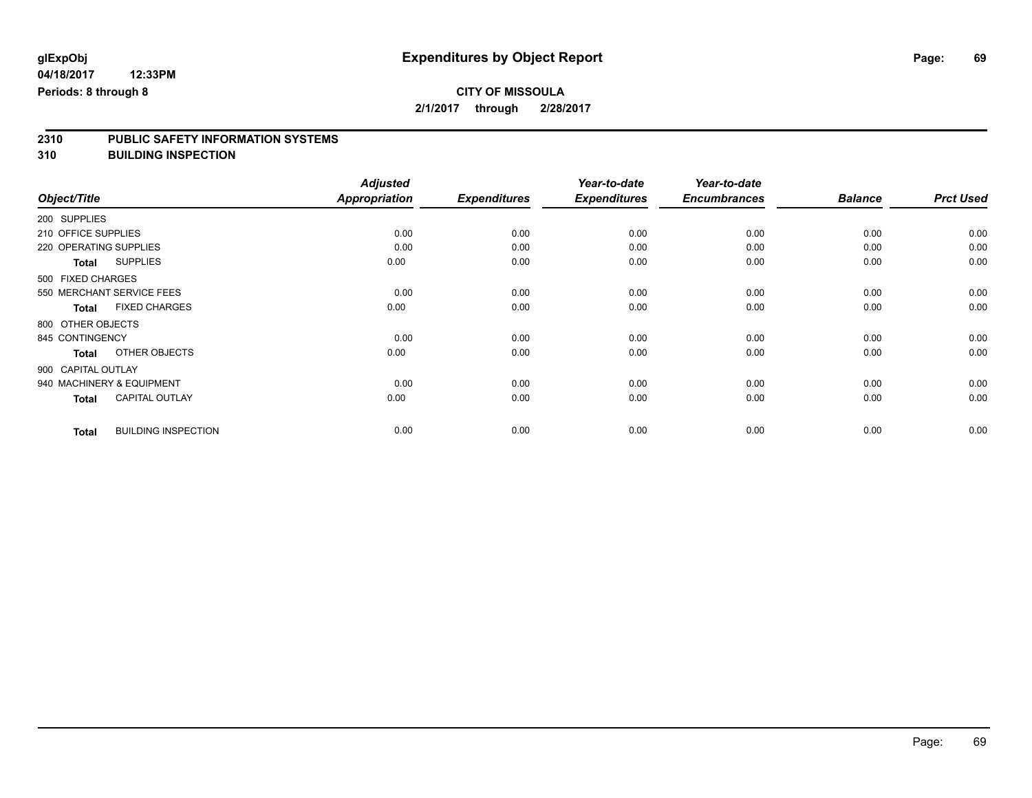**glExpObj** **Expenditures by Object Report**

**04/18/2017 12:33PM**

**Periods: 8 through 8**

**CITY OF MISSOULA**

**2/1/2017 through 2/28/2017**

## 2310 PUBLIC SAFETY INFORMATION SYSTEMS
## 310 BUILDING INSPECTION

| Object/Title | Adjusted Appropriation | Expenditures | Year-to-date Expenditures | Year-to-date Encumbrances | Balance | Prct Used |
|---|---|---|---|---|---|---|
| 200 SUPPLIES | | | | | | |
| 210 OFFICE SUPPLIES | 0.00 | 0.00 | 0.00 | 0.00 | 0.00 | 0.00 |
| 220 OPERATING SUPPLIES | 0.00 | 0.00 | 0.00 | 0.00 | 0.00 | 0.00 |
| **Total** SUPPLIES | 0.00 | 0.00 | 0.00 | 0.00 | 0.00 | 0.00 |
| 500 FIXED CHARGES | | | | | | |
| 550 MERCHANT SERVICE FEES | 0.00 | 0.00 | 0.00 | 0.00 | 0.00 | 0.00 |
| **Total** FIXED CHARGES | 0.00 | 0.00 | 0.00 | 0.00 | 0.00 | 0.00 |
| 800 OTHER OBJECTS | | | | | | |
| 845 CONTINGENCY | 0.00 | 0.00 | 0.00 | 0.00 | 0.00 | 0.00 |
| **Total** OTHER OBJECTS | 0.00 | 0.00 | 0.00 | 0.00 | 0.00 | 0.00 |
| 900 CAPITAL OUTLAY | | | | | | |
| 940 MACHINERY & EQUIPMENT | 0.00 | 0.00 | 0.00 | 0.00 | 0.00 | 0.00 |
| **Total** CAPITAL OUTLAY | 0.00 | 0.00 | 0.00 | 0.00 | 0.00 | 0.00 |
| **Total** BUILDING INSPECTION | 0.00 | 0.00 | 0.00 | 0.00 | 0.00 | 0.00 |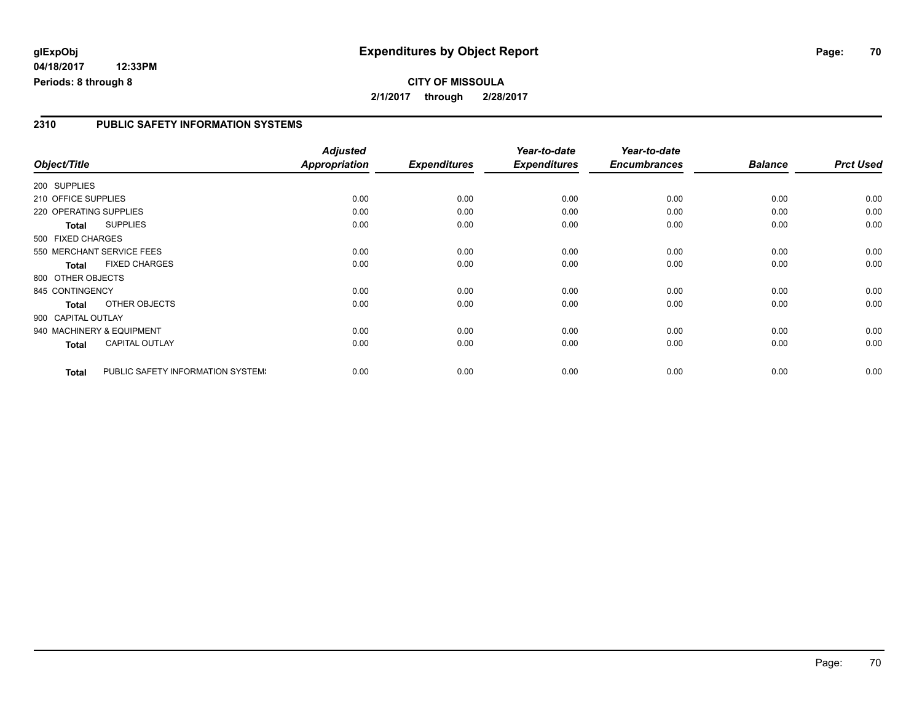glExpObj
04/18/2017 12:33PM
Periods: 8 through 8

# Expenditures by Object Report

**CITY OF MISSOULA**
**2/1/2017 through 2/28/2017**

## 2310 PUBLIC SAFETY INFORMATION SYSTEMS

| Object/Title | Adjusted Appropriation | Expenditures | Year-to-date Expenditures | Year-to-date Encumbrances | Balance | Prct Used |
|---|---|---|---|---|---|---|
| 200 SUPPLIES | | | | | | |
| 210 OFFICE SUPPLIES | 0.00 | 0.00 | 0.00 | 0.00 | 0.00 | 0.00 |
| 220 OPERATING SUPPLIES | 0.00 | 0.00 | 0.00 | 0.00 | 0.00 | 0.00 |
| **Total** SUPPLIES | 0.00 | 0.00 | 0.00 | 0.00 | 0.00 | 0.00 |
| 500 FIXED CHARGES | | | | | | |
| 550 MERCHANT SERVICE FEES | 0.00 | 0.00 | 0.00 | 0.00 | 0.00 | 0.00 |
| **Total** FIXED CHARGES | 0.00 | 0.00 | 0.00 | 0.00 | 0.00 | 0.00 |
| 800 OTHER OBJECTS | | | | | | |
| 845 CONTINGENCY | 0.00 | 0.00 | 0.00 | 0.00 | 0.00 | 0.00 |
| **Total** OTHER OBJECTS | 0.00 | 0.00 | 0.00 | 0.00 | 0.00 | 0.00 |
| 900 CAPITAL OUTLAY | | | | | | |
| 940 MACHINERY & EQUIPMENT | 0.00 | 0.00 | 0.00 | 0.00 | 0.00 | 0.00 |
| **Total** CAPITAL OUTLAY | 0.00 | 0.00 | 0.00 | 0.00 | 0.00 | 0.00 |
| **Total** PUBLIC SAFETY INFORMATION SYSTEMS | 0.00 | 0.00 | 0.00 | 0.00 | 0.00 | 0.00 |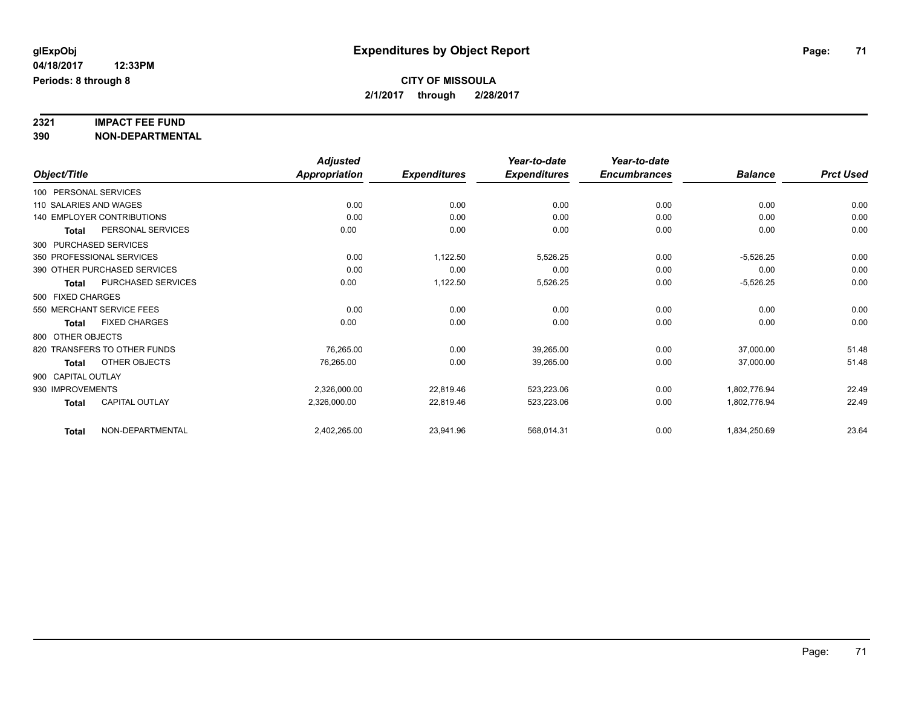# Expenditures by Object Report

glExpObj
04/18/2017 12:33PM
Periods: 8 through 8

**CITY OF MISSOULA**
**2/1/2017 through 2/28/2017**

**2321 IMPACT FEE FUND**
**390 NON-DEPARTMENTAL**

| Object/Title | Adjusted Appropriation | Expenditures | Year-to-date Expenditures | Year-to-date Encumbrances | Balance | Prct Used |
|---|---|---|---|---|---|---|
| 100 PERSONAL SERVICES | | | | | | |
| 110 SALARIES AND WAGES | 0.00 | 0.00 | 0.00 | 0.00 | 0.00 | 0.00 |
| 140 EMPLOYER CONTRIBUTIONS | 0.00 | 0.00 | 0.00 | 0.00 | 0.00 | 0.00 |
| **Total** PERSONAL SERVICES | 0.00 | 0.00 | 0.00 | 0.00 | 0.00 | 0.00 |
| 300 PURCHASED SERVICES | | | | | | |
| 350 PROFESSIONAL SERVICES | 0.00 | 1,122.50 | 5,526.25 | 0.00 | -5,526.25 | 0.00 |
| 390 OTHER PURCHASED SERVICES | 0.00 | 0.00 | 0.00 | 0.00 | 0.00 | 0.00 |
| **Total** PURCHASED SERVICES | 0.00 | 1,122.50 | 5,526.25 | 0.00 | -5,526.25 | 0.00 |
| 500 FIXED CHARGES | | | | | | |
| 550 MERCHANT SERVICE FEES | 0.00 | 0.00 | 0.00 | 0.00 | 0.00 | 0.00 |
| **Total** FIXED CHARGES | 0.00 | 0.00 | 0.00 | 0.00 | 0.00 | 0.00 |
| 800 OTHER OBJECTS | | | | | | |
| 820 TRANSFERS TO OTHER FUNDS | 76,265.00 | 0.00 | 39,265.00 | 0.00 | 37,000.00 | 51.48 |
| **Total** OTHER OBJECTS | 76,265.00 | 0.00 | 39,265.00 | 0.00 | 37,000.00 | 51.48 |
| 900 CAPITAL OUTLAY | | | | | | |
| 930 IMPROVEMENTS | 2,326,000.00 | 22,819.46 | 523,223.06 | 0.00 | 1,802,776.94 | 22.49 |
| **Total** CAPITAL OUTLAY | 2,326,000.00 | 22,819.46 | 523,223.06 | 0.00 | 1,802,776.94 | 22.49 |
| **Total** NON-DEPARTMENTAL | 2,402,265.00 | 23,941.96 | 568,014.31 | 0.00 | 1,834,250.69 | 23.64 |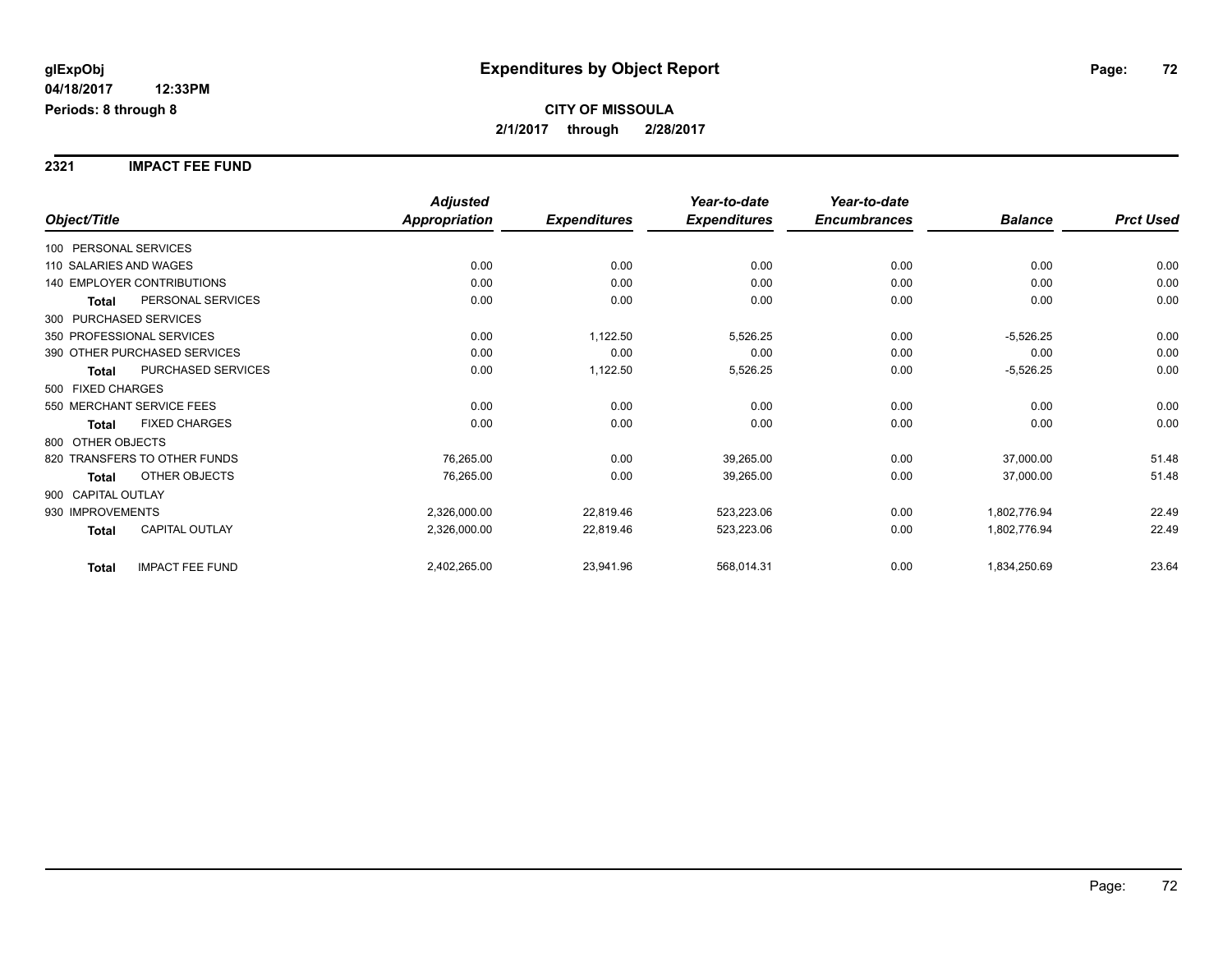**glExpObj** | **Expenditures by Object Report**

**04/18/2017 12:33PM**

**Periods: 8 through 8**

**CITY OF MISSOULA**

**2/1/2017 through 2/28/2017**

## 2321 IMPACT FEE FUND

| Object/Title | Adjusted Appropriation | Expenditures | Year-to-date Expenditures | Year-to-date Encumbrances | Balance | Prct Used |
|---|---|---|---|---|---|---|
| 100 PERSONAL SERVICES | | | | | | |
| 110 SALARIES AND WAGES | 0.00 | 0.00 | 0.00 | 0.00 | 0.00 | 0.00 |
| 140 EMPLOYER CONTRIBUTIONS | 0.00 | 0.00 | 0.00 | 0.00 | 0.00 | 0.00 |
| **Total** PERSONAL SERVICES | 0.00 | 0.00 | 0.00 | 0.00 | 0.00 | 0.00 |
| 300 PURCHASED SERVICES | | | | | | |
| 350 PROFESSIONAL SERVICES | 0.00 | 1,122.50 | 5,526.25 | 0.00 | -5,526.25 | 0.00 |
| 390 OTHER PURCHASED SERVICES | 0.00 | 0.00 | 0.00 | 0.00 | 0.00 | 0.00 |
| **Total** PURCHASED SERVICES | 0.00 | 1,122.50 | 5,526.25 | 0.00 | -5,526.25 | 0.00 |
| 500 FIXED CHARGES | | | | | | |
| 550 MERCHANT SERVICE FEES | 0.00 | 0.00 | 0.00 | 0.00 | 0.00 | 0.00 |
| **Total** FIXED CHARGES | 0.00 | 0.00 | 0.00 | 0.00 | 0.00 | 0.00 |
| 800 OTHER OBJECTS | | | | | | |
| 820 TRANSFERS TO OTHER FUNDS | 76,265.00 | 0.00 | 39,265.00 | 0.00 | 37,000.00 | 51.48 |
| **Total** OTHER OBJECTS | 76,265.00 | 0.00 | 39,265.00 | 0.00 | 37,000.00 | 51.48 |
| 900 CAPITAL OUTLAY | | | | | | |
| 930 IMPROVEMENTS | 2,326,000.00 | 22,819.46 | 523,223.06 | 0.00 | 1,802,776.94 | 22.49 |
| **Total** CAPITAL OUTLAY | 2,326,000.00 | 22,819.46 | 523,223.06 | 0.00 | 1,802,776.94 | 22.49 |
| **Total** IMPACT FEE FUND | 2,402,265.00 | 23,941.96 | 568,014.31 | 0.00 | 1,834,250.69 | 23.64 |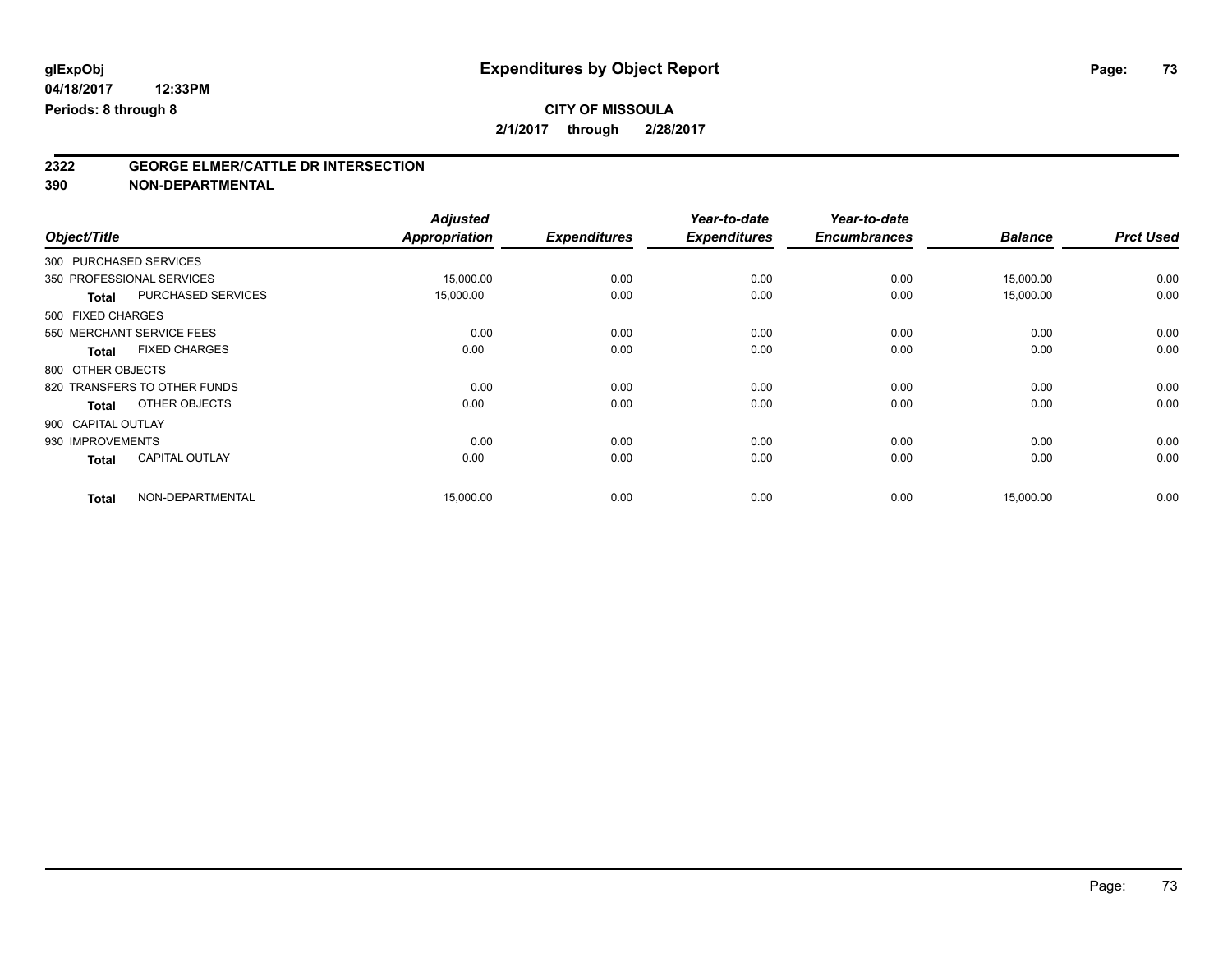# Expenditures by Object Report

glExpObj
04/18/2017 12:33PM
Periods: 8 through 8

**CITY OF MISSOULA**
**2/1/2017 through 2/28/2017**

## 2322 GEORGE ELMER/CATTLE DR INTERSECTION
## 390 NON-DEPARTMENTAL

| Object/Title | Adjusted Appropriation | Expenditures | Year-to-date Expenditures | Year-to-date Encumbrances | Balance | Prct Used |
|---|---|---|---|---|---|---|
| 300 PURCHASED SERVICES | | | | | | |
| 350 PROFESSIONAL SERVICES | 15,000.00 | 0.00 | 0.00 | 0.00 | 15,000.00 | 0.00 |
| **Total** PURCHASED SERVICES | 15,000.00 | 0.00 | 0.00 | 0.00 | 15,000.00 | 0.00 |
| 500 FIXED CHARGES | | | | | | |
| 550 MERCHANT SERVICE FEES | 0.00 | 0.00 | 0.00 | 0.00 | 0.00 | 0.00 |
| **Total** FIXED CHARGES | 0.00 | 0.00 | 0.00 | 0.00 | 0.00 | 0.00 |
| 800 OTHER OBJECTS | | | | | | |
| 820 TRANSFERS TO OTHER FUNDS | 0.00 | 0.00 | 0.00 | 0.00 | 0.00 | 0.00 |
| **Total** OTHER OBJECTS | 0.00 | 0.00 | 0.00 | 0.00 | 0.00 | 0.00 |
| 900 CAPITAL OUTLAY | | | | | | |
| 930 IMPROVEMENTS | 0.00 | 0.00 | 0.00 | 0.00 | 0.00 | 0.00 |
| **Total** CAPITAL OUTLAY | 0.00 | 0.00 | 0.00 | 0.00 | 0.00 | 0.00 |
| **Total** NON-DEPARTMENTAL | 15,000.00 | 0.00 | 0.00 | 0.00 | 15,000.00 | 0.00 |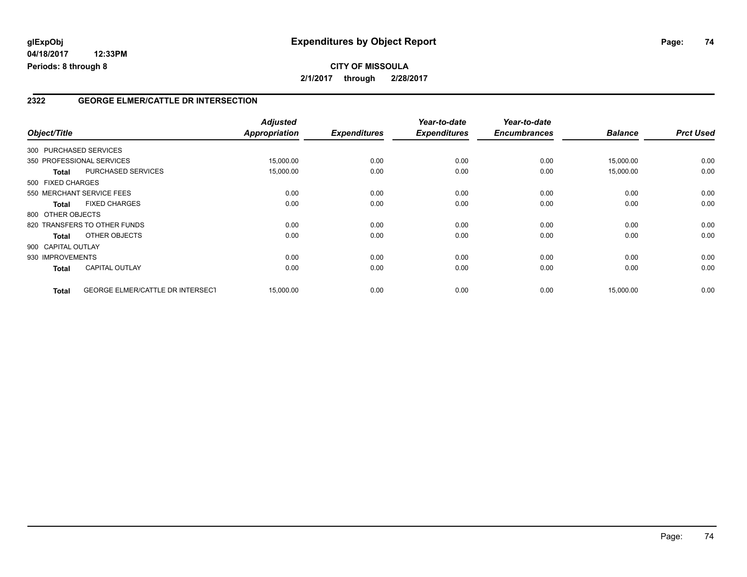glExpObj
04/18/2017 12:33PM
Periods: 8 through 8

# Expenditures by Object Report

**CITY OF MISSOULA**
**2/1/2017 through 2/28/2017**

## 2322 GEORGE ELMER/CATTLE DR INTERSECTION

| Object/Title | | Adjusted Appropriation | Expenditures | Year-to-date Expenditures | Year-to-date Encumbrances | Balance | Prct Used |
|---|---|---|---|---|---|---|---|
| 300 PURCHASED SERVICES | | | | | | | |
| 350 PROFESSIONAL SERVICES | | 15,000.00 | 0.00 | 0.00 | 0.00 | 15,000.00 | 0.00 |
| **Total** | PURCHASED SERVICES | 15,000.00 | 0.00 | 0.00 | 0.00 | 15,000.00 | 0.00 |
| 500 FIXED CHARGES | | | | | | | |
| 550 MERCHANT SERVICE FEES | | 0.00 | 0.00 | 0.00 | 0.00 | 0.00 | 0.00 |
| **Total** | FIXED CHARGES | 0.00 | 0.00 | 0.00 | 0.00 | 0.00 | 0.00 |
| 800 OTHER OBJECTS | | | | | | | |
| 820 TRANSFERS TO OTHER FUNDS | | 0.00 | 0.00 | 0.00 | 0.00 | 0.00 | 0.00 |
| **Total** | OTHER OBJECTS | 0.00 | 0.00 | 0.00 | 0.00 | 0.00 | 0.00 |
| 900 CAPITAL OUTLAY | | | | | | | |
| 930 IMPROVEMENTS | | 0.00 | 0.00 | 0.00 | 0.00 | 0.00 | 0.00 |
| **Total** | CAPITAL OUTLAY | 0.00 | 0.00 | 0.00 | 0.00 | 0.00 | 0.00 |
| **Total** | GEORGE ELMER/CATTLE DR INTERSECT | 15,000.00 | 0.00 | 0.00 | 0.00 | 15,000.00 | 0.00 |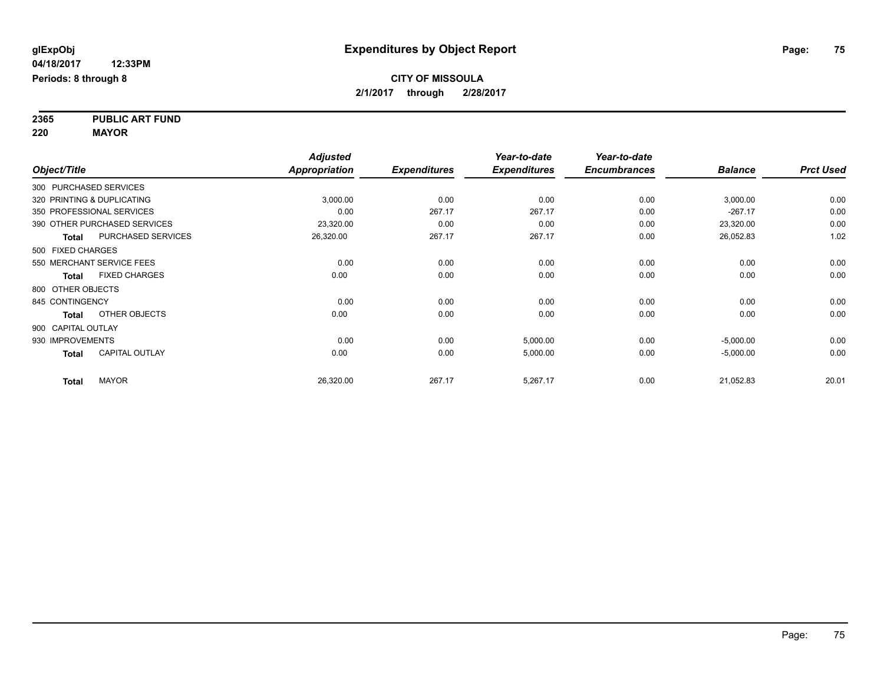# Expenditures by Object Report

glExpObj
04/18/2017 12:33PM
Periods: 8 through 8

**CITY OF MISSOULA**
**2/1/2017 through 2/28/2017**

**2365 PUBLIC ART FUND**
**220 MAYOR**

| Object/Title | Adjusted Appropriation | Expenditures | Year-to-date Expenditures | Year-to-date Encumbrances | Balance | Prct Used |
|---|---|---|---|---|---|---|
| 300 PURCHASED SERVICES | | | | | | |
| 320 PRINTING & DUPLICATING | 3,000.00 | 0.00 | 0.00 | 0.00 | 3,000.00 | 0.00 |
| 350 PROFESSIONAL SERVICES | 0.00 | 267.17 | 267.17 | 0.00 | -267.17 | 0.00 |
| 390 OTHER PURCHASED SERVICES | 23,320.00 | 0.00 | 0.00 | 0.00 | 23,320.00 | 0.00 |
| **Total** PURCHASED SERVICES | 26,320.00 | 267.17 | 267.17 | 0.00 | 26,052.83 | 1.02 |
| 500 FIXED CHARGES | | | | | | |
| 550 MERCHANT SERVICE FEES | 0.00 | 0.00 | 0.00 | 0.00 | 0.00 | 0.00 |
| **Total** FIXED CHARGES | 0.00 | 0.00 | 0.00 | 0.00 | 0.00 | 0.00 |
| 800 OTHER OBJECTS | | | | | | |
| 845 CONTINGENCY | 0.00 | 0.00 | 0.00 | 0.00 | 0.00 | 0.00 |
| **Total** OTHER OBJECTS | 0.00 | 0.00 | 0.00 | 0.00 | 0.00 | 0.00 |
| 900 CAPITAL OUTLAY | | | | | | |
| 930 IMPROVEMENTS | 0.00 | 0.00 | 5,000.00 | 0.00 | -5,000.00 | 0.00 |
| **Total** CAPITAL OUTLAY | 0.00 | 0.00 | 5,000.00 | 0.00 | -5,000.00 | 0.00 |
| **Total** MAYOR | 26,320.00 | 267.17 | 5,267.17 | 0.00 | 21,052.83 | 20.01 |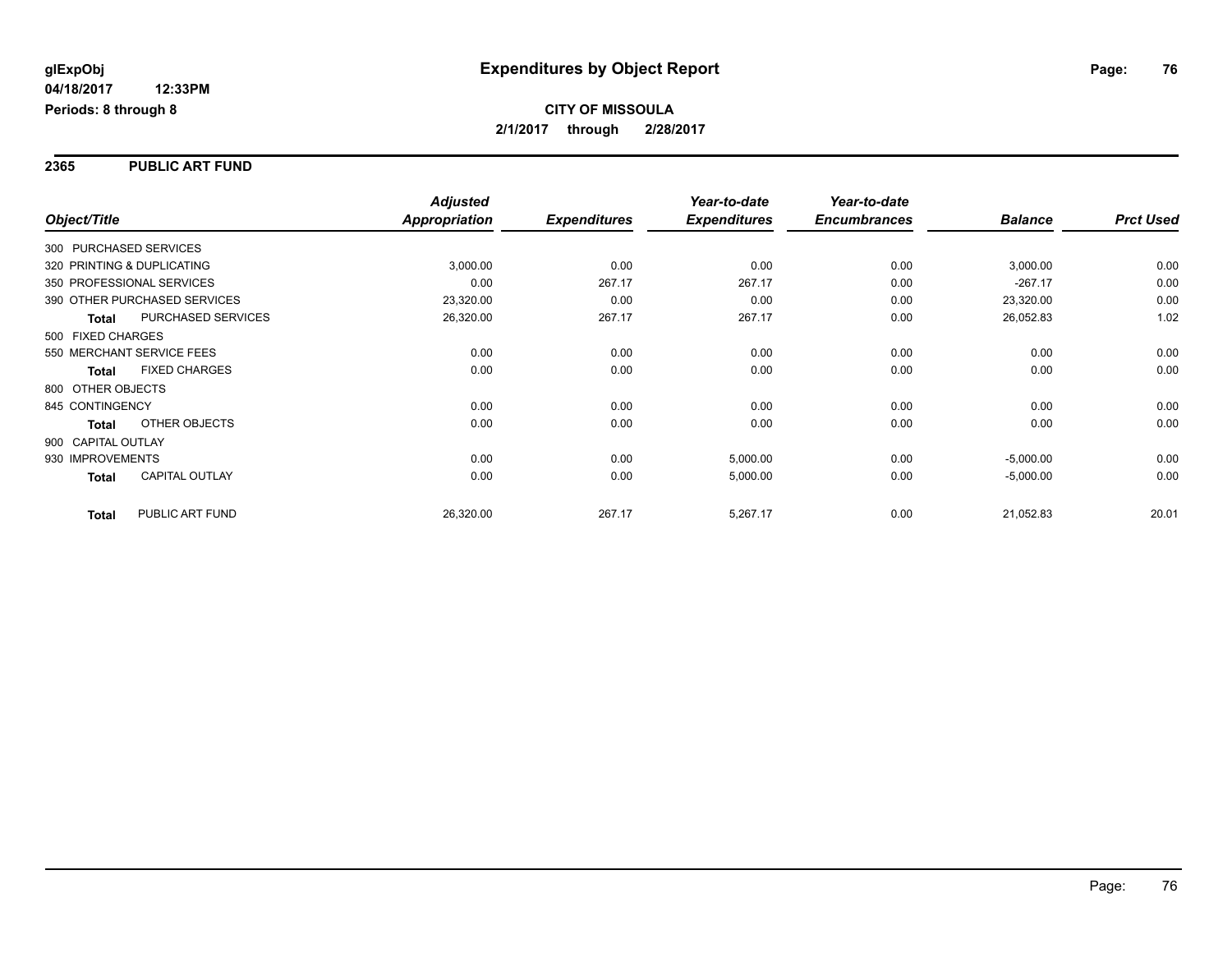# Expenditures by Object Report

glExpObj
04/18/2017 12:33PM
Periods: 8 through 8

**CITY OF MISSOULA**
**2/1/2017 through 2/28/2017**

## 2365 PUBLIC ART FUND

| Object/Title | | Adjusted Appropriation | Expenditures | Year-to-date Expenditures | Year-to-date Encumbrances | Balance | Prct Used |
|---|---|---|---|---|---|---|---|
| 300 PURCHASED SERVICES | | | | | | | |
| 320 PRINTING & DUPLICATING | | 3,000.00 | 0.00 | 0.00 | 0.00 | 3,000.00 | 0.00 |
| 350 PROFESSIONAL SERVICES | | 0.00 | 267.17 | 267.17 | 0.00 | -267.17 | 0.00 |
| 390 OTHER PURCHASED SERVICES | | 23,320.00 | 0.00 | 0.00 | 0.00 | 23,320.00 | 0.00 |
| **Total** | PURCHASED SERVICES | 26,320.00 | 267.17 | 267.17 | 0.00 | 26,052.83 | 1.02 |
| 500 FIXED CHARGES | | | | | | | |
| 550 MERCHANT SERVICE FEES | | 0.00 | 0.00 | 0.00 | 0.00 | 0.00 | 0.00 |
| **Total** | FIXED CHARGES | 0.00 | 0.00 | 0.00 | 0.00 | 0.00 | 0.00 |
| 800 OTHER OBJECTS | | | | | | | |
| 845 CONTINGENCY | | 0.00 | 0.00 | 0.00 | 0.00 | 0.00 | 0.00 |
| **Total** | OTHER OBJECTS | 0.00 | 0.00 | 0.00 | 0.00 | 0.00 | 0.00 |
| 900 CAPITAL OUTLAY | | | | | | | |
| 930 IMPROVEMENTS | | 0.00 | 0.00 | 5,000.00 | 0.00 | -5,000.00 | 0.00 |
| **Total** | CAPITAL OUTLAY | 0.00 | 0.00 | 5,000.00 | 0.00 | -5,000.00 | 0.00 |
| **Total** | PUBLIC ART FUND | 26,320.00 | 267.17 | 5,267.17 | 0.00 | 21,052.83 | 20.01 |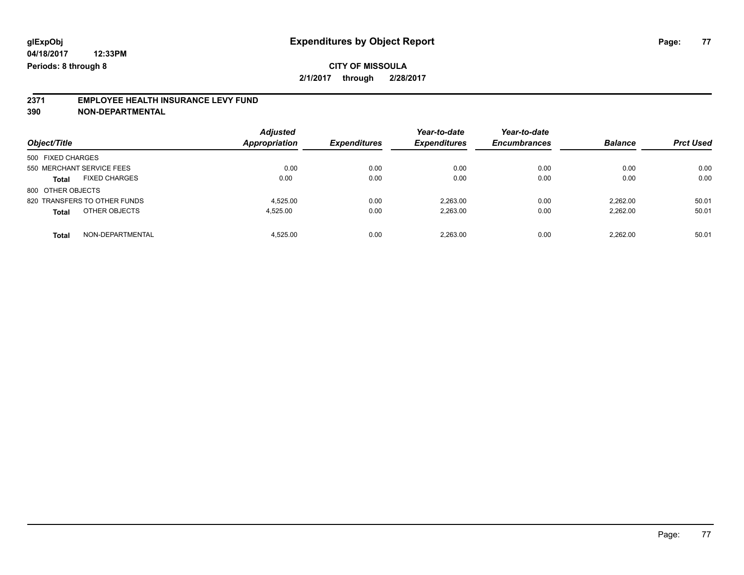glExpObj
04/18/2017 12:33PM
Periods: 8 through 8

# Expenditures by Object Report

**CITY OF MISSOULA**

**2/1/2017 through 2/28/2017**

**2371 EMPLOYEE HEALTH INSURANCE LEVY FUND**

**390 NON-DEPARTMENTAL**

| Object/Title | Adjusted Appropriation | Expenditures | Year-to-date Expenditures | Year-to-date Encumbrances | Balance | Prct Used |
|---|---|---|---|---|---|---|
| 500 FIXED CHARGES | | | | | | |
| 550 MERCHANT SERVICE FEES | 0.00 | 0.00 | 0.00 | 0.00 | 0.00 | 0.00 |
| **Total** FIXED CHARGES | 0.00 | 0.00 | 0.00 | 0.00 | 0.00 | 0.00 |
| 800 OTHER OBJECTS | | | | | | |
| 820 TRANSFERS TO OTHER FUNDS | 4,525.00 | 0.00 | 2,263.00 | 0.00 | 2,262.00 | 50.01 |
| **Total** OTHER OBJECTS | 4,525.00 | 0.00 | 2,263.00 | 0.00 | 2,262.00 | 50.01 |
| **Total** NON-DEPARTMENTAL | 4,525.00 | 0.00 | 2,263.00 | 0.00 | 2,262.00 | 50.01 |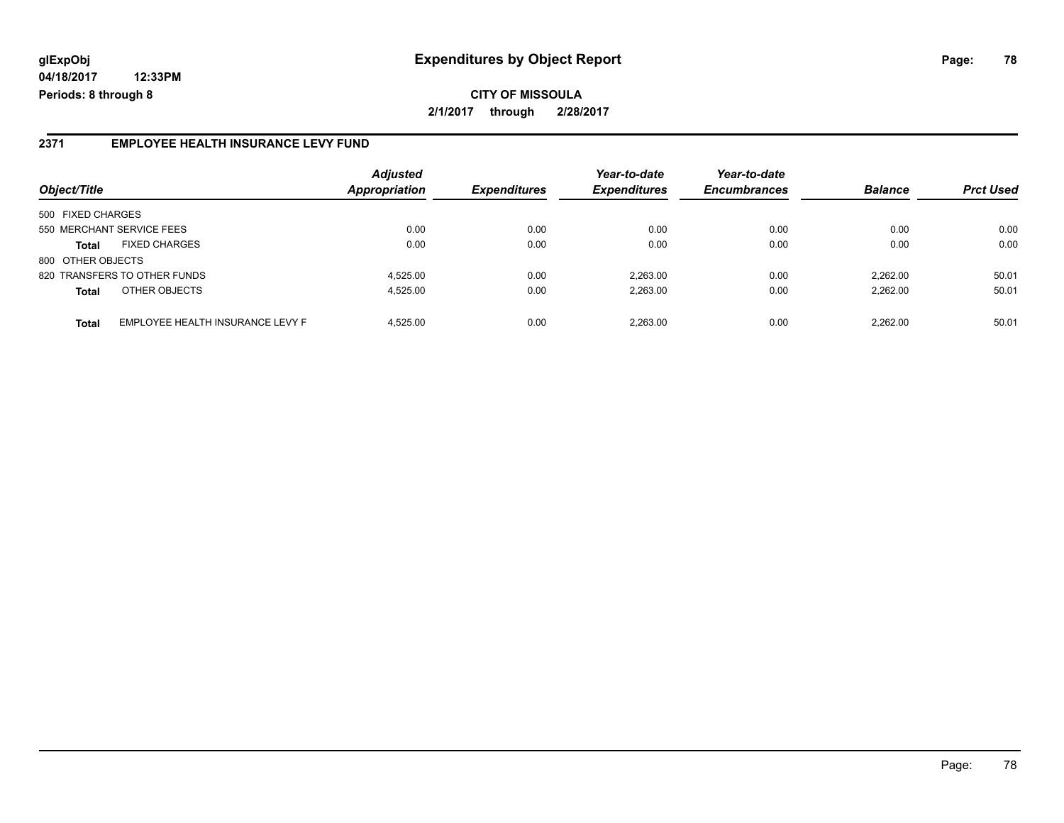**glExpObj** — **Expenditures by Object Report**

**04/18/2017 12:33PM**

**Periods: 8 through 8**

**CITY OF MISSOULA**

**2/1/2017 through 2/28/2017**

## 2371 EMPLOYEE HEALTH INSURANCE LEVY FUND

| Object/Title | | Adjusted Appropriation | Expenditures | Year-to-date Expenditures | Year-to-date Encumbrances | Balance | Prct Used |
|---|---|---|---|---|---|---|---|
| 500 FIXED CHARGES | | | | | | | |
| 550 MERCHANT SERVICE FEES | | 0.00 | 0.00 | 0.00 | 0.00 | 0.00 | 0.00 |
| **Total** | FIXED CHARGES | 0.00 | 0.00 | 0.00 | 0.00 | 0.00 | 0.00 |
| 800 OTHER OBJECTS | | | | | | | |
| 820 TRANSFERS TO OTHER FUNDS | | 4,525.00 | 0.00 | 2,263.00 | 0.00 | 2,262.00 | 50.01 |
| **Total** | OTHER OBJECTS | 4,525.00 | 0.00 | 2,263.00 | 0.00 | 2,262.00 | 50.01 |
| **Total** | EMPLOYEE HEALTH INSURANCE LEVY F | 4,525.00 | 0.00 | 2,263.00 | 0.00 | 2,262.00 | 50.01 |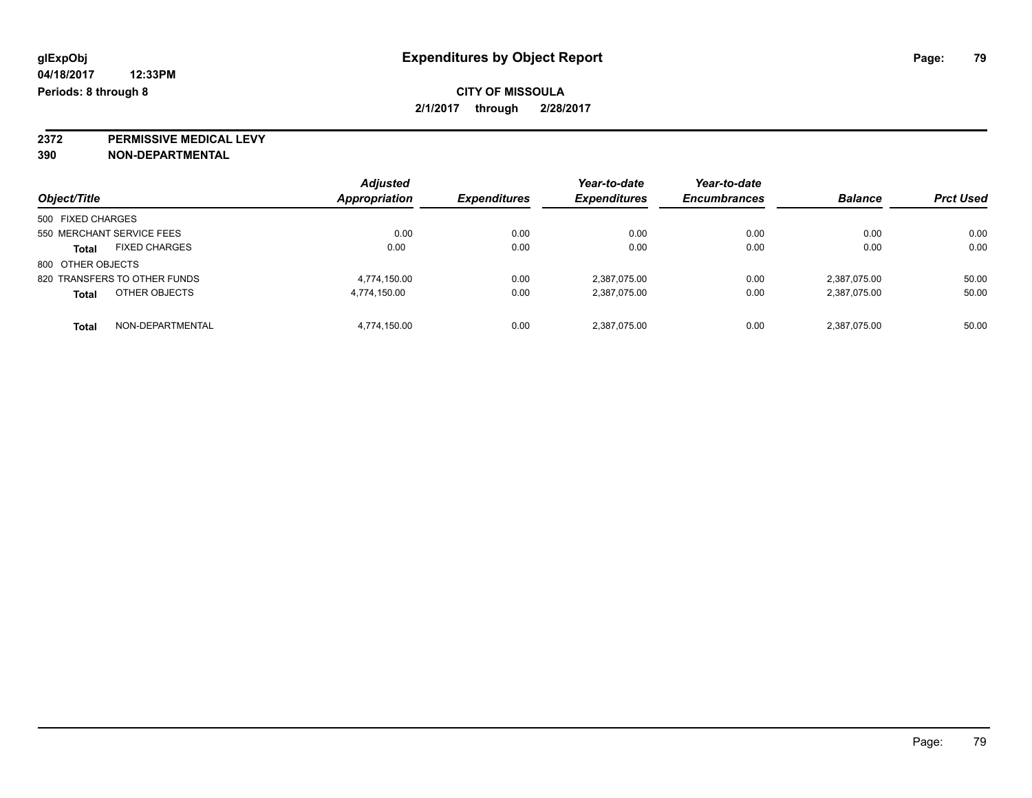**glExpObj**
**04/18/2017 12:33PM**
**Periods: 8 through 8**

# Expenditures by Object Report

**CITY OF MISSOULA**
**2/1/2017 through 2/28/2017**

**2372 PERMISSIVE MEDICAL LEVY**
**390 NON-DEPARTMENTAL**

| Object/Title | | Adjusted Appropriation | Expenditures | Year-to-date Expenditures | Year-to-date Encumbrances | Balance | Prct Used |
|---|---|---|---|---|---|---|---|
| 500 FIXED CHARGES | | | | | | | |
| 550 MERCHANT SERVICE FEES | | 0.00 | 0.00 | 0.00 | 0.00 | 0.00 | 0.00 |
| **Total** | FIXED CHARGES | 0.00 | 0.00 | 0.00 | 0.00 | 0.00 | 0.00 |
| 800 OTHER OBJECTS | | | | | | | |
| 820 TRANSFERS TO OTHER FUNDS | | 4,774,150.00 | 0.00 | 2,387,075.00 | 0.00 | 2,387,075.00 | 50.00 |
| **Total** | OTHER OBJECTS | 4,774,150.00 | 0.00 | 2,387,075.00 | 0.00 | 2,387,075.00 | 50.00 |
| **Total** | NON-DEPARTMENTAL | 4,774,150.00 | 0.00 | 2,387,075.00 | 0.00 | 2,387,075.00 | 50.00 |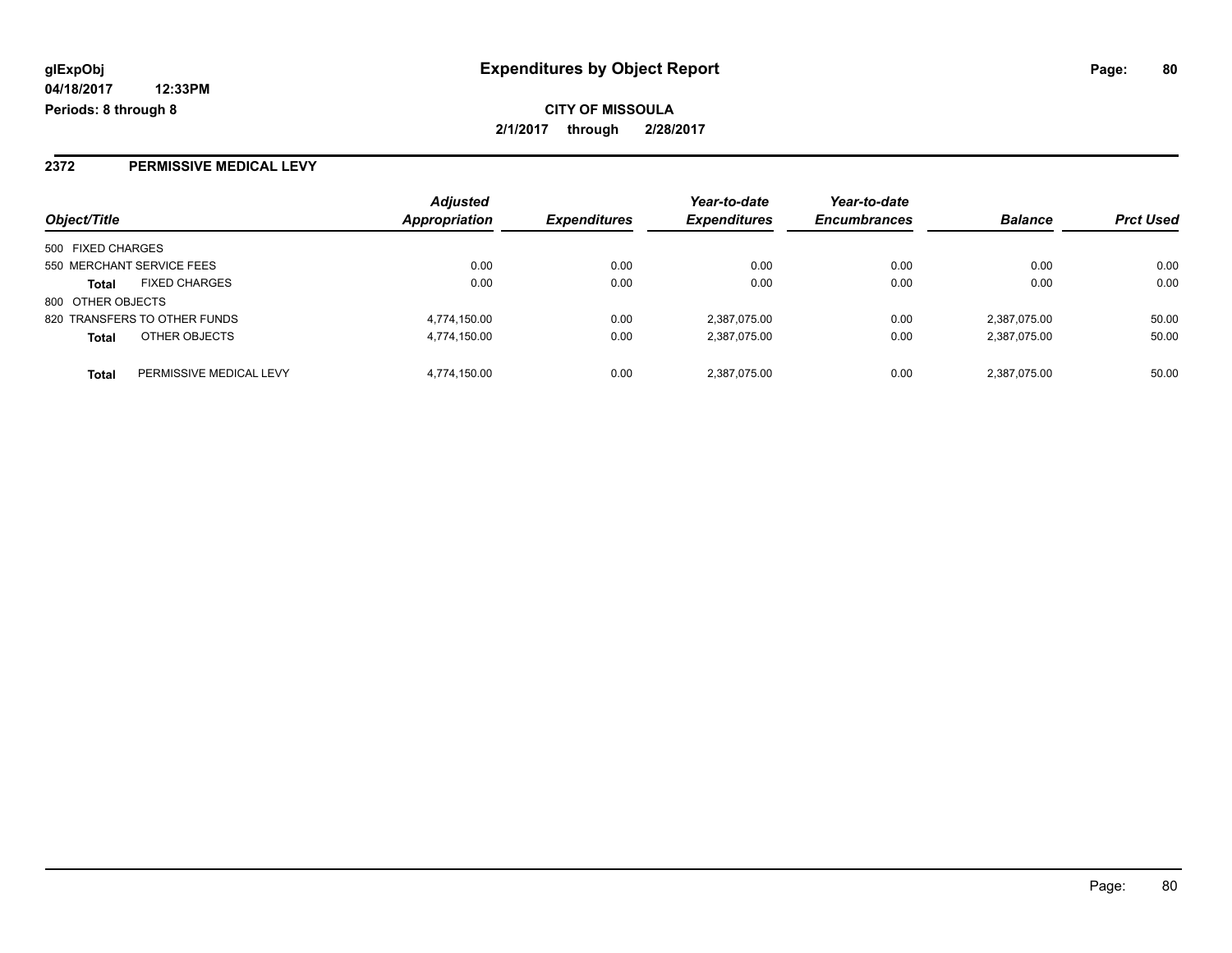**glExpObj**
**04/18/2017 12:33PM**
**Periods: 8 through 8**

# Expenditures by Object Report

**CITY OF MISSOULA**
**2/1/2017 through 2/28/2017**

## 2372 PERMISSIVE MEDICAL LEVY

| Object/Title | | Adjusted Appropriation | Expenditures | Year-to-date Expenditures | Year-to-date Encumbrances | Balance | Prct Used |
|---|---|---|---|---|---|---|---|
| 500 FIXED CHARGES | | | | | | | |
| 550 MERCHANT SERVICE FEES | | 0.00 | 0.00 | 0.00 | 0.00 | 0.00 | 0.00 |
| **Total** | FIXED CHARGES | 0.00 | 0.00 | 0.00 | 0.00 | 0.00 | 0.00 |
| 800 OTHER OBJECTS | | | | | | | |
| 820 TRANSFERS TO OTHER FUNDS | | 4,774,150.00 | 0.00 | 2,387,075.00 | 0.00 | 2,387,075.00 | 50.00 |
| **Total** | OTHER OBJECTS | 4,774,150.00 | 0.00 | 2,387,075.00 | 0.00 | 2,387,075.00 | 50.00 |
| **Total** | PERMISSIVE MEDICAL LEVY | 4,774,150.00 | 0.00 | 2,387,075.00 | 0.00 | 2,387,075.00 | 50.00 |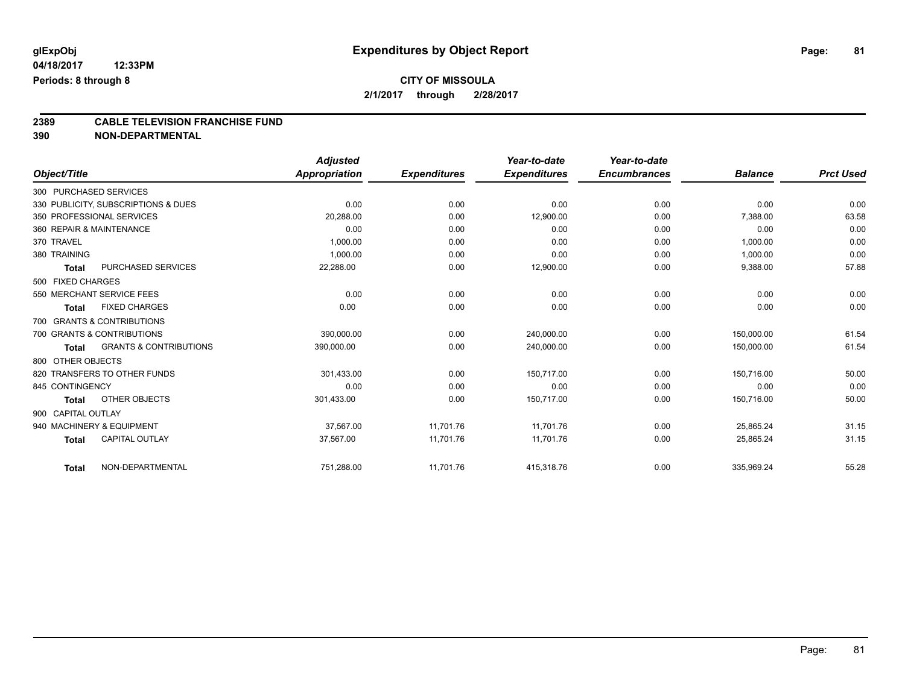# Expenditures by Object Report

glExpObj
04/18/2017 12:33PM
Periods: 8 through 8

**CITY OF MISSOULA**
**2/1/2017 through 2/28/2017**

## 2389 CABLE TELEVISION FRANCHISE FUND
## 390 NON-DEPARTMENTAL

| Object/Title | | Adjusted Appropriation | Expenditures | Year-to-date Expenditures | Year-to-date Encumbrances | Balance | Prct Used |
|---|---|---|---|---|---|---|---|
| 300 PURCHASED SERVICES | | | | | | | |
| 330 PUBLICITY, SUBSCRIPTIONS & DUES | | 0.00 | 0.00 | 0.00 | 0.00 | 0.00 | 0.00 |
| 350 PROFESSIONAL SERVICES | | 20,288.00 | 0.00 | 12,900.00 | 0.00 | 7,388.00 | 63.58 |
| 360 REPAIR & MAINTENANCE | | 0.00 | 0.00 | 0.00 | 0.00 | 0.00 | 0.00 |
| 370 TRAVEL | | 1,000.00 | 0.00 | 0.00 | 0.00 | 1,000.00 | 0.00 |
| 380 TRAINING | | 1,000.00 | 0.00 | 0.00 | 0.00 | 1,000.00 | 0.00 |
| **Total** | PURCHASED SERVICES | 22,288.00 | 0.00 | 12,900.00 | 0.00 | 9,388.00 | 57.88 |
| 500 FIXED CHARGES | | | | | | | |
| 550 MERCHANT SERVICE FEES | | 0.00 | 0.00 | 0.00 | 0.00 | 0.00 | 0.00 |
| **Total** | FIXED CHARGES | 0.00 | 0.00 | 0.00 | 0.00 | 0.00 | 0.00 |
| 700 GRANTS & CONTRIBUTIONS | | | | | | | |
| 700 GRANTS & CONTRIBUTIONS | | 390,000.00 | 0.00 | 240,000.00 | 0.00 | 150,000.00 | 61.54 |
| **Total** | GRANTS & CONTRIBUTIONS | 390,000.00 | 0.00 | 240,000.00 | 0.00 | 150,000.00 | 61.54 |
| 800 OTHER OBJECTS | | | | | | | |
| 820 TRANSFERS TO OTHER FUNDS | | 301,433.00 | 0.00 | 150,717.00 | 0.00 | 150,716.00 | 50.00 |
| 845 CONTINGENCY | | 0.00 | 0.00 | 0.00 | 0.00 | 0.00 | 0.00 |
| **Total** | OTHER OBJECTS | 301,433.00 | 0.00 | 150,717.00 | 0.00 | 150,716.00 | 50.00 |
| 900 CAPITAL OUTLAY | | | | | | | |
| 940 MACHINERY & EQUIPMENT | | 37,567.00 | 11,701.76 | 11,701.76 | 0.00 | 25,865.24 | 31.15 |
| **Total** | CAPITAL OUTLAY | 37,567.00 | 11,701.76 | 11,701.76 | 0.00 | 25,865.24 | 31.15 |
| **Total** | NON-DEPARTMENTAL | 751,288.00 | 11,701.76 | 415,318.76 | 0.00 | 335,969.24 | 55.28 |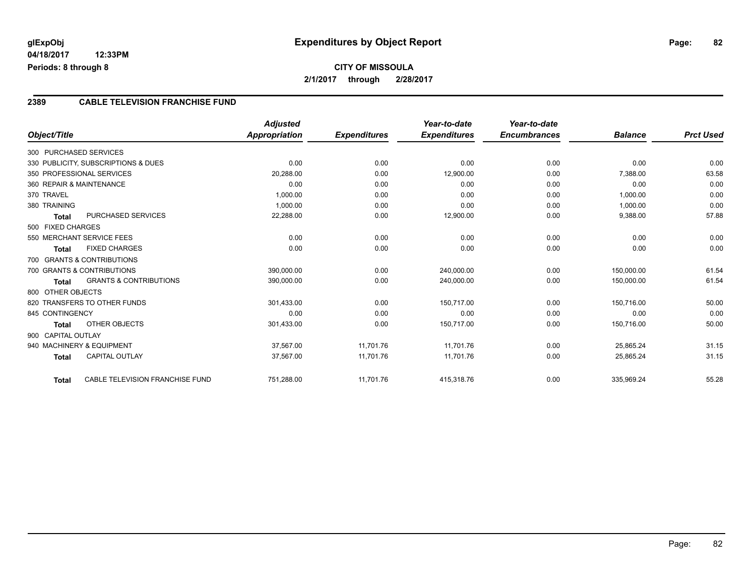**glExpObj**
**04/18/2017 12:33PM**
**Periods: 8 through 8**

# Expenditures by Object Report

**CITY OF MISSOULA**
**2/1/2017 through 2/28/2017**

## 2389 CABLE TELEVISION FRANCHISE FUND

| Object/Title | | Adjusted Appropriation | Expenditures | Year-to-date Expenditures | Year-to-date Encumbrances | Balance | Prct Used |
|---|---|---|---|---|---|---|---|
| 300 PURCHASED SERVICES | | | | | | | |
| 330 PUBLICITY, SUBSCRIPTIONS & DUES | | 0.00 | 0.00 | 0.00 | 0.00 | 0.00 | 0.00 |
| 350 PROFESSIONAL SERVICES | | 20,288.00 | 0.00 | 12,900.00 | 0.00 | 7,388.00 | 63.58 |
| 360 REPAIR & MAINTENANCE | | 0.00 | 0.00 | 0.00 | 0.00 | 0.00 | 0.00 |
| 370 TRAVEL | | 1,000.00 | 0.00 | 0.00 | 0.00 | 1,000.00 | 0.00 |
| 380 TRAINING | | 1,000.00 | 0.00 | 0.00 | 0.00 | 1,000.00 | 0.00 |
| **Total** | PURCHASED SERVICES | 22,288.00 | 0.00 | 12,900.00 | 0.00 | 9,388.00 | 57.88 |
| 500 FIXED CHARGES | | | | | | | |
| 550 MERCHANT SERVICE FEES | | 0.00 | 0.00 | 0.00 | 0.00 | 0.00 | 0.00 |
| **Total** | FIXED CHARGES | 0.00 | 0.00 | 0.00 | 0.00 | 0.00 | 0.00 |
| 700 GRANTS & CONTRIBUTIONS | | | | | | | |
| 700 GRANTS & CONTRIBUTIONS | | 390,000.00 | 0.00 | 240,000.00 | 0.00 | 150,000.00 | 61.54 |
| **Total** | GRANTS & CONTRIBUTIONS | 390,000.00 | 0.00 | 240,000.00 | 0.00 | 150,000.00 | 61.54 |
| 800 OTHER OBJECTS | | | | | | | |
| 820 TRANSFERS TO OTHER FUNDS | | 301,433.00 | 0.00 | 150,717.00 | 0.00 | 150,716.00 | 50.00 |
| 845 CONTINGENCY | | 0.00 | 0.00 | 0.00 | 0.00 | 0.00 | 0.00 |
| **Total** | OTHER OBJECTS | 301,433.00 | 0.00 | 150,717.00 | 0.00 | 150,716.00 | 50.00 |
| 900 CAPITAL OUTLAY | | | | | | | |
| 940 MACHINERY & EQUIPMENT | | 37,567.00 | 11,701.76 | 11,701.76 | 0.00 | 25,865.24 | 31.15 |
| **Total** | CAPITAL OUTLAY | 37,567.00 | 11,701.76 | 11,701.76 | 0.00 | 25,865.24 | 31.15 |
| **Total** | CABLE TELEVISION FRANCHISE FUND | 751,288.00 | 11,701.76 | 415,318.76 | 0.00 | 335,969.24 | 55.28 |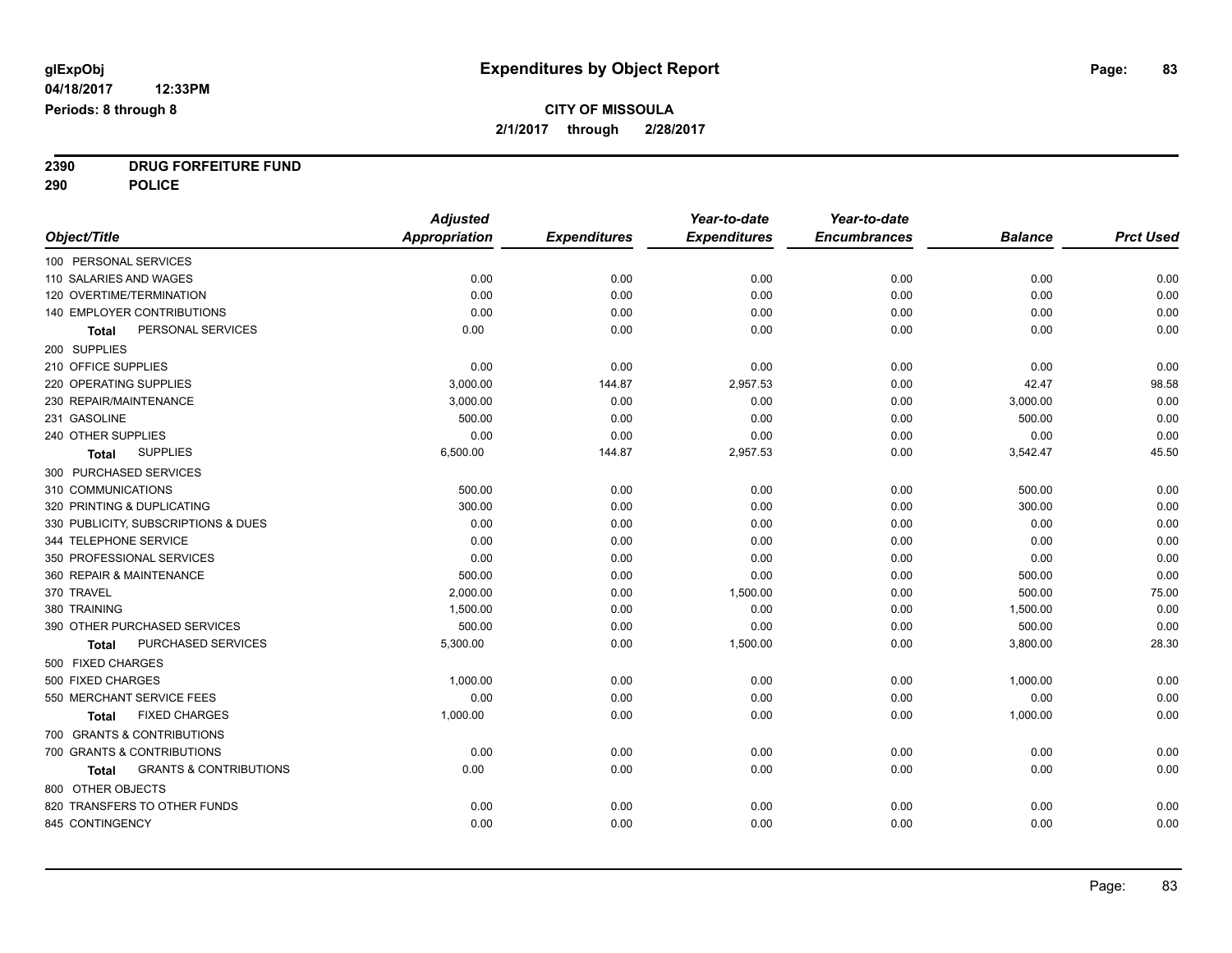# Expenditures by Object Report

glExpObj
04/18/2017 12:33PM
Periods: 8 through 8

**CITY OF MISSOULA**
**2/1/2017 through 2/28/2017**

**2390 DRUG FORFEITURE FUND**
**290 POLICE**

| Object/Title | Adjusted Appropriation | Expenditures | Year-to-date Expenditures | Year-to-date Encumbrances | Balance | Prct Used |
|---|---|---|---|---|---|---|
| 100 PERSONAL SERVICES | | | | | | |
| 110 SALARIES AND WAGES | 0.00 | 0.00 | 0.00 | 0.00 | 0.00 | 0.00 |
| 120 OVERTIME/TERMINATION | 0.00 | 0.00 | 0.00 | 0.00 | 0.00 | 0.00 |
| 140 EMPLOYER CONTRIBUTIONS | 0.00 | 0.00 | 0.00 | 0.00 | 0.00 | 0.00 |
| **Total** PERSONAL SERVICES | 0.00 | 0.00 | 0.00 | 0.00 | 0.00 | 0.00 |
| 200 SUPPLIES | | | | | | |
| 210 OFFICE SUPPLIES | 0.00 | 0.00 | 0.00 | 0.00 | 0.00 | 0.00 |
| 220 OPERATING SUPPLIES | 3,000.00 | 144.87 | 2,957.53 | 0.00 | 42.47 | 98.58 |
| 230 REPAIR/MAINTENANCE | 3,000.00 | 0.00 | 0.00 | 0.00 | 3,000.00 | 0.00 |
| 231 GASOLINE | 500.00 | 0.00 | 0.00 | 0.00 | 500.00 | 0.00 |
| 240 OTHER SUPPLIES | 0.00 | 0.00 | 0.00 | 0.00 | 0.00 | 0.00 |
| **Total** SUPPLIES | 6,500.00 | 144.87 | 2,957.53 | 0.00 | 3,542.47 | 45.50 |
| 300 PURCHASED SERVICES | | | | | | |
| 310 COMMUNICATIONS | 500.00 | 0.00 | 0.00 | 0.00 | 500.00 | 0.00 |
| 320 PRINTING & DUPLICATING | 300.00 | 0.00 | 0.00 | 0.00 | 300.00 | 0.00 |
| 330 PUBLICITY, SUBSCRIPTIONS & DUES | 0.00 | 0.00 | 0.00 | 0.00 | 0.00 | 0.00 |
| 344 TELEPHONE SERVICE | 0.00 | 0.00 | 0.00 | 0.00 | 0.00 | 0.00 |
| 350 PROFESSIONAL SERVICES | 0.00 | 0.00 | 0.00 | 0.00 | 0.00 | 0.00 |
| 360 REPAIR & MAINTENANCE | 500.00 | 0.00 | 0.00 | 0.00 | 500.00 | 0.00 |
| 370 TRAVEL | 2,000.00 | 0.00 | 1,500.00 | 0.00 | 500.00 | 75.00 |
| 380 TRAINING | 1,500.00 | 0.00 | 0.00 | 0.00 | 1,500.00 | 0.00 |
| 390 OTHER PURCHASED SERVICES | 500.00 | 0.00 | 0.00 | 0.00 | 500.00 | 0.00 |
| **Total** PURCHASED SERVICES | 5,300.00 | 0.00 | 1,500.00 | 0.00 | 3,800.00 | 28.30 |
| 500 FIXED CHARGES | | | | | | |
| 500 FIXED CHARGES | 1,000.00 | 0.00 | 0.00 | 0.00 | 1,000.00 | 0.00 |
| 550 MERCHANT SERVICE FEES | 0.00 | 0.00 | 0.00 | 0.00 | 0.00 | 0.00 |
| **Total** FIXED CHARGES | 1,000.00 | 0.00 | 0.00 | 0.00 | 1,000.00 | 0.00 |
| 700 GRANTS & CONTRIBUTIONS | | | | | | |
| 700 GRANTS & CONTRIBUTIONS | 0.00 | 0.00 | 0.00 | 0.00 | 0.00 | 0.00 |
| **Total** GRANTS & CONTRIBUTIONS | 0.00 | 0.00 | 0.00 | 0.00 | 0.00 | 0.00 |
| 800 OTHER OBJECTS | | | | | | |
| 820 TRANSFERS TO OTHER FUNDS | 0.00 | 0.00 | 0.00 | 0.00 | 0.00 | 0.00 |
| 845 CONTINGENCY | 0.00 | 0.00 | 0.00 | 0.00 | 0.00 | 0.00 |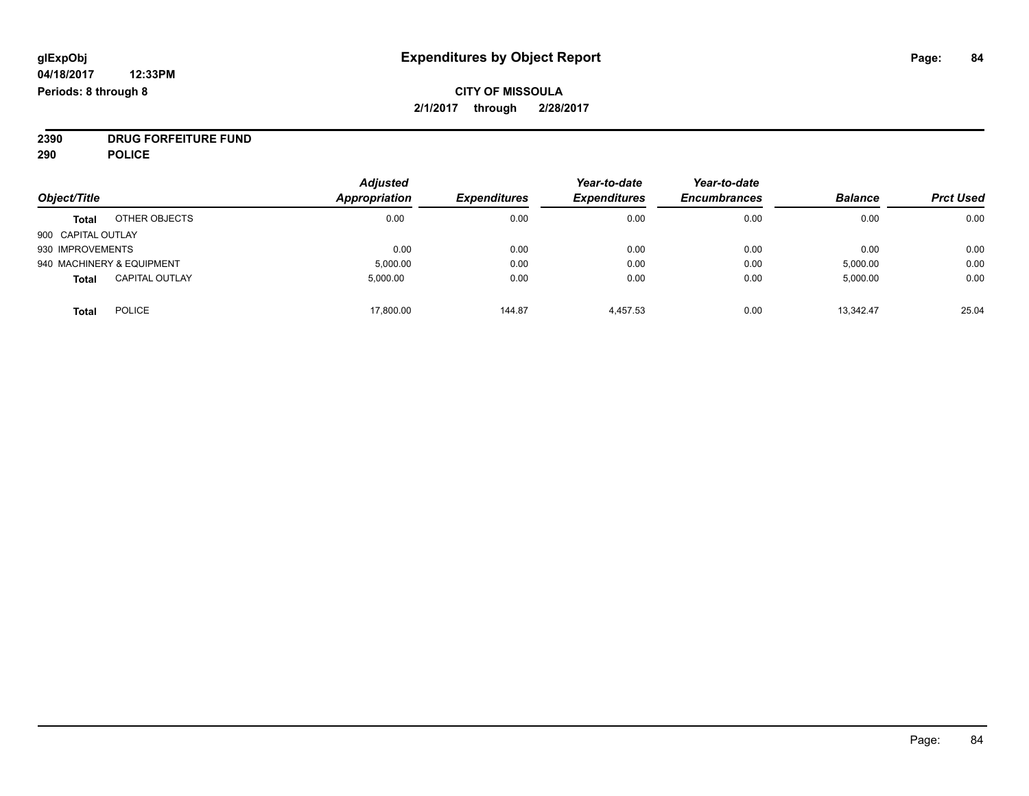**glExpObj** | **Expenditures by Object Report**

**04/18/2017 12:33PM**

**Periods: 8 through 8**

**CITY OF MISSOULA**

**2/1/2017 through 2/28/2017**

**2390 DRUG FORFEITURE FUND**

**290 POLICE**

| Object/Title | | Adjusted Appropriation | Expenditures | Year-to-date Expenditures | Year-to-date Encumbrances | Balance | Prct Used |
|---|---|---|---|---|---|---|---|
| **Total** | OTHER OBJECTS | 0.00 | 0.00 | 0.00 | 0.00 | 0.00 | 0.00 |
| 900 CAPITAL OUTLAY | | | | | | | |
| 930 IMPROVEMENTS | | 0.00 | 0.00 | 0.00 | 0.00 | 0.00 | 0.00 |
| 940 MACHINERY & EQUIPMENT | | 5,000.00 | 0.00 | 0.00 | 0.00 | 5,000.00 | 0.00 |
| **Total** | CAPITAL OUTLAY | 5,000.00 | 0.00 | 0.00 | 0.00 | 5,000.00 | 0.00 |
| **Total** | POLICE | 17,800.00 | 144.87 | 4,457.53 | 0.00 | 13,342.47 | 25.04 |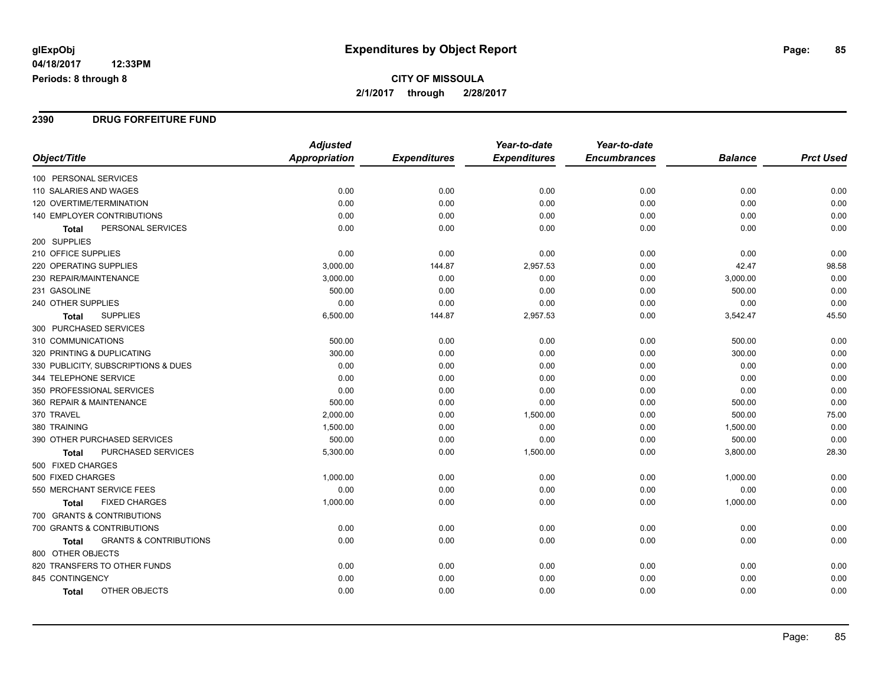# Expenditures by Object Report

glExpObj
04/18/2017 12:33PM
Periods: 8 through 8

**CITY OF MISSOULA**
**2/1/2017 through 2/28/2017**

## 2390 DRUG FORFEITURE FUND

| Object/Title | Adjusted Appropriation | Expenditures | Year-to-date Expenditures | Year-to-date Encumbrances | Balance | Prct Used |
|---|---|---|---|---|---|---|
| 100 PERSONAL SERVICES | | | | | | |
| 110 SALARIES AND WAGES | 0.00 | 0.00 | 0.00 | 0.00 | 0.00 | 0.00 |
| 120 OVERTIME/TERMINATION | 0.00 | 0.00 | 0.00 | 0.00 | 0.00 | 0.00 |
| 140 EMPLOYER CONTRIBUTIONS | 0.00 | 0.00 | 0.00 | 0.00 | 0.00 | 0.00 |
| **Total** PERSONAL SERVICES | 0.00 | 0.00 | 0.00 | 0.00 | 0.00 | 0.00 |
| 200 SUPPLIES | | | | | | |
| 210 OFFICE SUPPLIES | 0.00 | 0.00 | 0.00 | 0.00 | 0.00 | 0.00 |
| 220 OPERATING SUPPLIES | 3,000.00 | 144.87 | 2,957.53 | 0.00 | 42.47 | 98.58 |
| 230 REPAIR/MAINTENANCE | 3,000.00 | 0.00 | 0.00 | 0.00 | 3,000.00 | 0.00 |
| 231 GASOLINE | 500.00 | 0.00 | 0.00 | 0.00 | 500.00 | 0.00 |
| 240 OTHER SUPPLIES | 0.00 | 0.00 | 0.00 | 0.00 | 0.00 | 0.00 |
| **Total** SUPPLIES | 6,500.00 | 144.87 | 2,957.53 | 0.00 | 3,542.47 | 45.50 |
| 300 PURCHASED SERVICES | | | | | | |
| 310 COMMUNICATIONS | 500.00 | 0.00 | 0.00 | 0.00 | 500.00 | 0.00 |
| 320 PRINTING & DUPLICATING | 300.00 | 0.00 | 0.00 | 0.00 | 300.00 | 0.00 |
| 330 PUBLICITY, SUBSCRIPTIONS & DUES | 0.00 | 0.00 | 0.00 | 0.00 | 0.00 | 0.00 |
| 344 TELEPHONE SERVICE | 0.00 | 0.00 | 0.00 | 0.00 | 0.00 | 0.00 |
| 350 PROFESSIONAL SERVICES | 0.00 | 0.00 | 0.00 | 0.00 | 0.00 | 0.00 |
| 360 REPAIR & MAINTENANCE | 500.00 | 0.00 | 0.00 | 0.00 | 500.00 | 0.00 |
| 370 TRAVEL | 2,000.00 | 0.00 | 1,500.00 | 0.00 | 500.00 | 75.00 |
| 380 TRAINING | 1,500.00 | 0.00 | 0.00 | 0.00 | 1,500.00 | 0.00 |
| 390 OTHER PURCHASED SERVICES | 500.00 | 0.00 | 0.00 | 0.00 | 500.00 | 0.00 |
| **Total** PURCHASED SERVICES | 5,300.00 | 0.00 | 1,500.00 | 0.00 | 3,800.00 | 28.30 |
| 500 FIXED CHARGES | | | | | | |
| 500 FIXED CHARGES | 1,000.00 | 0.00 | 0.00 | 0.00 | 1,000.00 | 0.00 |
| 550 MERCHANT SERVICE FEES | 0.00 | 0.00 | 0.00 | 0.00 | 0.00 | 0.00 |
| **Total** FIXED CHARGES | 1,000.00 | 0.00 | 0.00 | 0.00 | 1,000.00 | 0.00 |
| 700 GRANTS & CONTRIBUTIONS | | | | | | |
| 700 GRANTS & CONTRIBUTIONS | 0.00 | 0.00 | 0.00 | 0.00 | 0.00 | 0.00 |
| **Total** GRANTS & CONTRIBUTIONS | 0.00 | 0.00 | 0.00 | 0.00 | 0.00 | 0.00 |
| 800 OTHER OBJECTS | | | | | | |
| 820 TRANSFERS TO OTHER FUNDS | 0.00 | 0.00 | 0.00 | 0.00 | 0.00 | 0.00 |
| 845 CONTINGENCY | 0.00 | 0.00 | 0.00 | 0.00 | 0.00 | 0.00 |
| **Total** OTHER OBJECTS | 0.00 | 0.00 | 0.00 | 0.00 | 0.00 | 0.00 |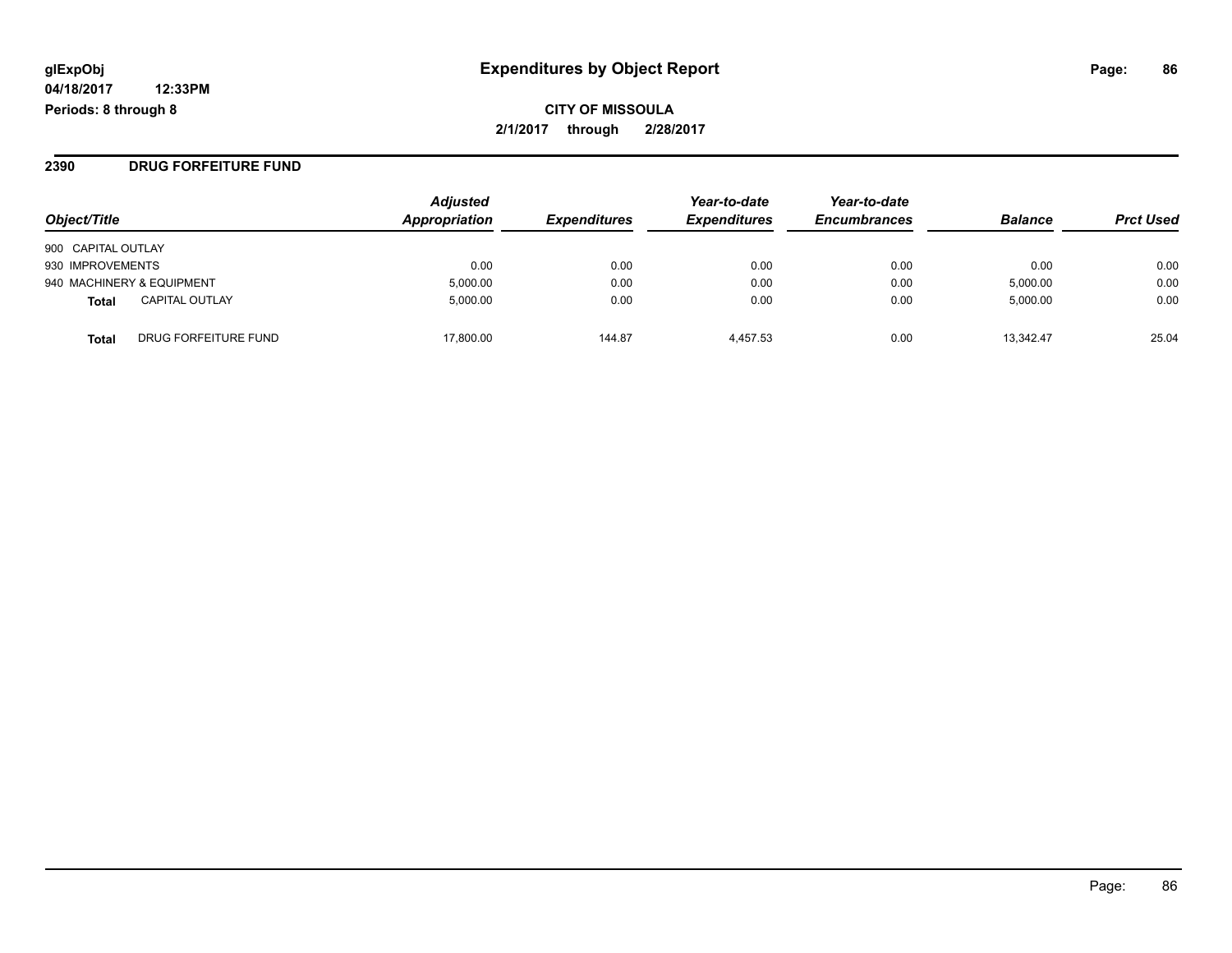**glExpObj** **Expenditures by Object Report**

**04/18/2017 12:33PM**

**Periods: 8 through 8**

**CITY OF MISSOULA**

**2/1/2017 through 2/28/2017**

## 2390 DRUG FORFEITURE FUND

| Object/Title | Adjusted Appropriation | Expenditures | Year-to-date Expenditures | Year-to-date Encumbrances | Balance | Prct Used |
|---|---|---|---|---|---|---|
| 900 CAPITAL OUTLAY | | | | | | |
| 930 IMPROVEMENTS | 0.00 | 0.00 | 0.00 | 0.00 | 0.00 | 0.00 |
| 940 MACHINERY & EQUIPMENT | 5,000.00 | 0.00 | 0.00 | 0.00 | 5,000.00 | 0.00 |
| **Total** CAPITAL OUTLAY | 5,000.00 | 0.00 | 0.00 | 0.00 | 5,000.00 | 0.00 |
| **Total** DRUG FORFEITURE FUND | 17,800.00 | 144.87 | 4,457.53 | 0.00 | 13,342.47 | 25.04 |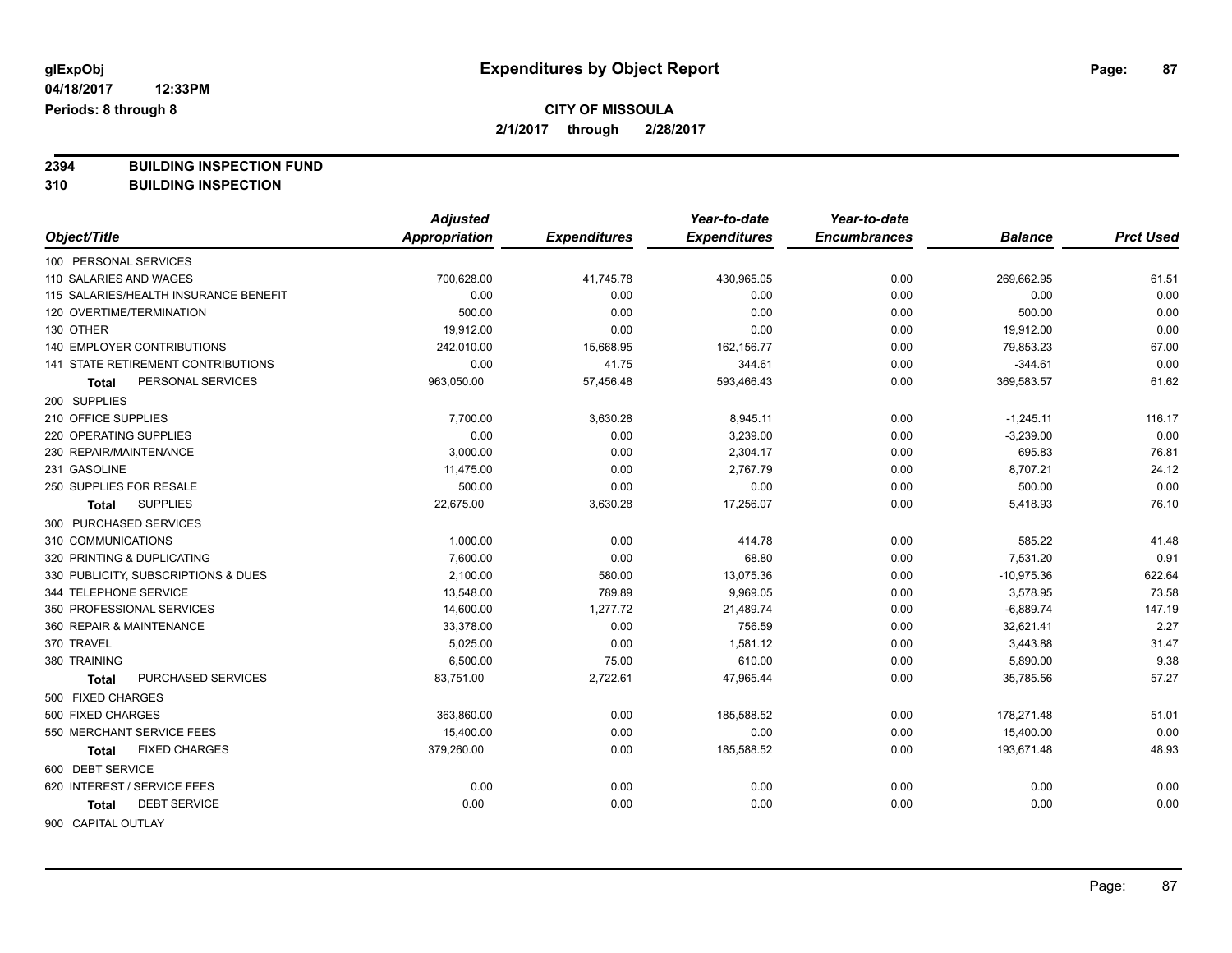**glExpObj**
**04/18/2017 12:33PM**
**Periods: 8 through 8**

# Expenditures by Object Report

**CITY OF MISSOULA**
**2/1/2017 through 2/28/2017**

**2394 BUILDING INSPECTION FUND**
**310 BUILDING INSPECTION**

| Object/Title | Adjusted Appropriation | Expenditures | Year-to-date Expenditures | Year-to-date Encumbrances | Balance | Prct Used |
|---|---|---|---|---|---|---|
| 100 PERSONAL SERVICES | | | | | | |
| 110 SALARIES AND WAGES | 700,628.00 | 41,745.78 | 430,965.05 | 0.00 | 269,662.95 | 61.51 |
| 115 SALARIES/HEALTH INSURANCE BENEFIT | 0.00 | 0.00 | 0.00 | 0.00 | 0.00 | 0.00 |
| 120 OVERTIME/TERMINATION | 500.00 | 0.00 | 0.00 | 0.00 | 500.00 | 0.00 |
| 130 OTHER | 19,912.00 | 0.00 | 0.00 | 0.00 | 19,912.00 | 0.00 |
| 140 EMPLOYER CONTRIBUTIONS | 242,010.00 | 15,668.95 | 162,156.77 | 0.00 | 79,853.23 | 67.00 |
| 141 STATE RETIREMENT CONTRIBUTIONS | 0.00 | 41.75 | 344.61 | 0.00 | -344.61 | 0.00 |
| **Total** PERSONAL SERVICES | 963,050.00 | 57,456.48 | 593,466.43 | 0.00 | 369,583.57 | 61.62 |
| 200 SUPPLIES | | | | | | |
| 210 OFFICE SUPPLIES | 7,700.00 | 3,630.28 | 8,945.11 | 0.00 | -1,245.11 | 116.17 |
| 220 OPERATING SUPPLIES | 0.00 | 0.00 | 3,239.00 | 0.00 | -3,239.00 | 0.00 |
| 230 REPAIR/MAINTENANCE | 3,000.00 | 0.00 | 2,304.17 | 0.00 | 695.83 | 76.81 |
| 231 GASOLINE | 11,475.00 | 0.00 | 2,767.79 | 0.00 | 8,707.21 | 24.12 |
| 250 SUPPLIES FOR RESALE | 500.00 | 0.00 | 0.00 | 0.00 | 500.00 | 0.00 |
| **Total** SUPPLIES | 22,675.00 | 3,630.28 | 17,256.07 | 0.00 | 5,418.93 | 76.10 |
| 300 PURCHASED SERVICES | | | | | | |
| 310 COMMUNICATIONS | 1,000.00 | 0.00 | 414.78 | 0.00 | 585.22 | 41.48 |
| 320 PRINTING & DUPLICATING | 7,600.00 | 0.00 | 68.80 | 0.00 | 7,531.20 | 0.91 |
| 330 PUBLICITY, SUBSCRIPTIONS & DUES | 2,100.00 | 580.00 | 13,075.36 | 0.00 | -10,975.36 | 622.64 |
| 344 TELEPHONE SERVICE | 13,548.00 | 789.89 | 9,969.05 | 0.00 | 3,578.95 | 73.58 |
| 350 PROFESSIONAL SERVICES | 14,600.00 | 1,277.72 | 21,489.74 | 0.00 | -6,889.74 | 147.19 |
| 360 REPAIR & MAINTENANCE | 33,378.00 | 0.00 | 756.59 | 0.00 | 32,621.41 | 2.27 |
| 370 TRAVEL | 5,025.00 | 0.00 | 1,581.12 | 0.00 | 3,443.88 | 31.47 |
| 380 TRAINING | 6,500.00 | 75.00 | 610.00 | 0.00 | 5,890.00 | 9.38 |
| **Total** PURCHASED SERVICES | 83,751.00 | 2,722.61 | 47,965.44 | 0.00 | 35,785.56 | 57.27 |
| 500 FIXED CHARGES | | | | | | |
| 500 FIXED CHARGES | 363,860.00 | 0.00 | 185,588.52 | 0.00 | 178,271.48 | 51.01 |
| 550 MERCHANT SERVICE FEES | 15,400.00 | 0.00 | 0.00 | 0.00 | 15,400.00 | 0.00 |
| **Total** FIXED CHARGES | 379,260.00 | 0.00 | 185,588.52 | 0.00 | 193,671.48 | 48.93 |
| 600 DEBT SERVICE | | | | | | |
| 620 INTEREST / SERVICE FEES | 0.00 | 0.00 | 0.00 | 0.00 | 0.00 | 0.00 |
| **Total** DEBT SERVICE | 0.00 | 0.00 | 0.00 | 0.00 | 0.00 | 0.00 |
| 900 CAPITAL OUTLAY | | | | | | |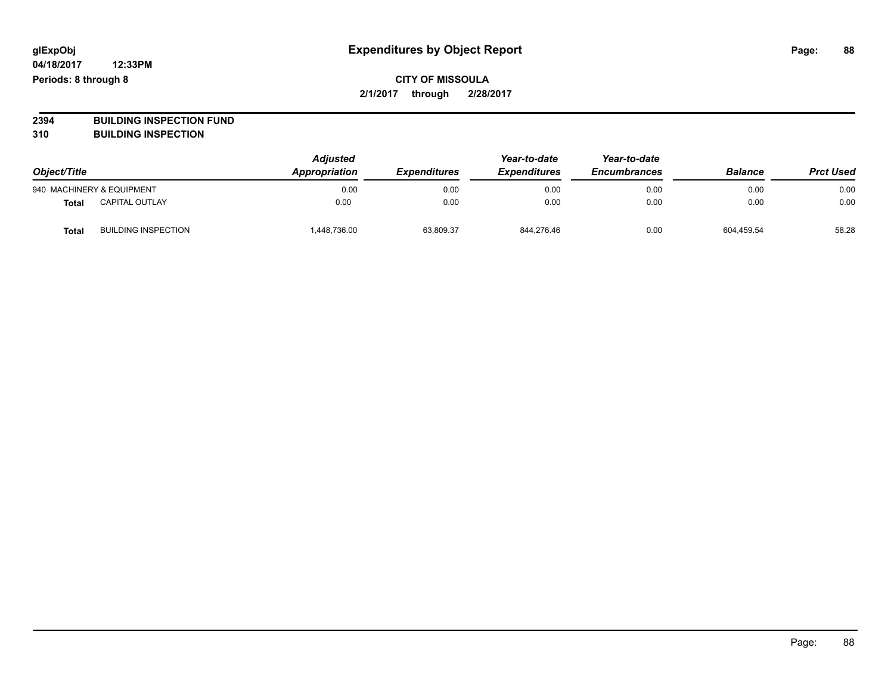**Expenditures by Object Report**

**CITY OF MISSOULA**

**2/1/2017 through 2/28/2017**

glExpObj
04/18/2017 12:33PM
Periods: 8 through 8

**2394 BUILDING INSPECTION FUND**
**310 BUILDING INSPECTION**

| Object/Title | | Adjusted Appropriation | Expenditures | Year-to-date Expenditures | Year-to-date Encumbrances | Balance | Prct Used |
|---|---|---|---|---|---|---|---|
| 940 MACHINERY & EQUIPMENT | | 0.00 | 0.00 | 0.00 | 0.00 | 0.00 | 0.00 |
| **Total** | CAPITAL OUTLAY | 0.00 | 0.00 | 0.00 | 0.00 | 0.00 | 0.00 |
| **Total** | BUILDING INSPECTION | 1,448,736.00 | 63,809.37 | 844,276.46 | 0.00 | 604,459.54 | 58.28 |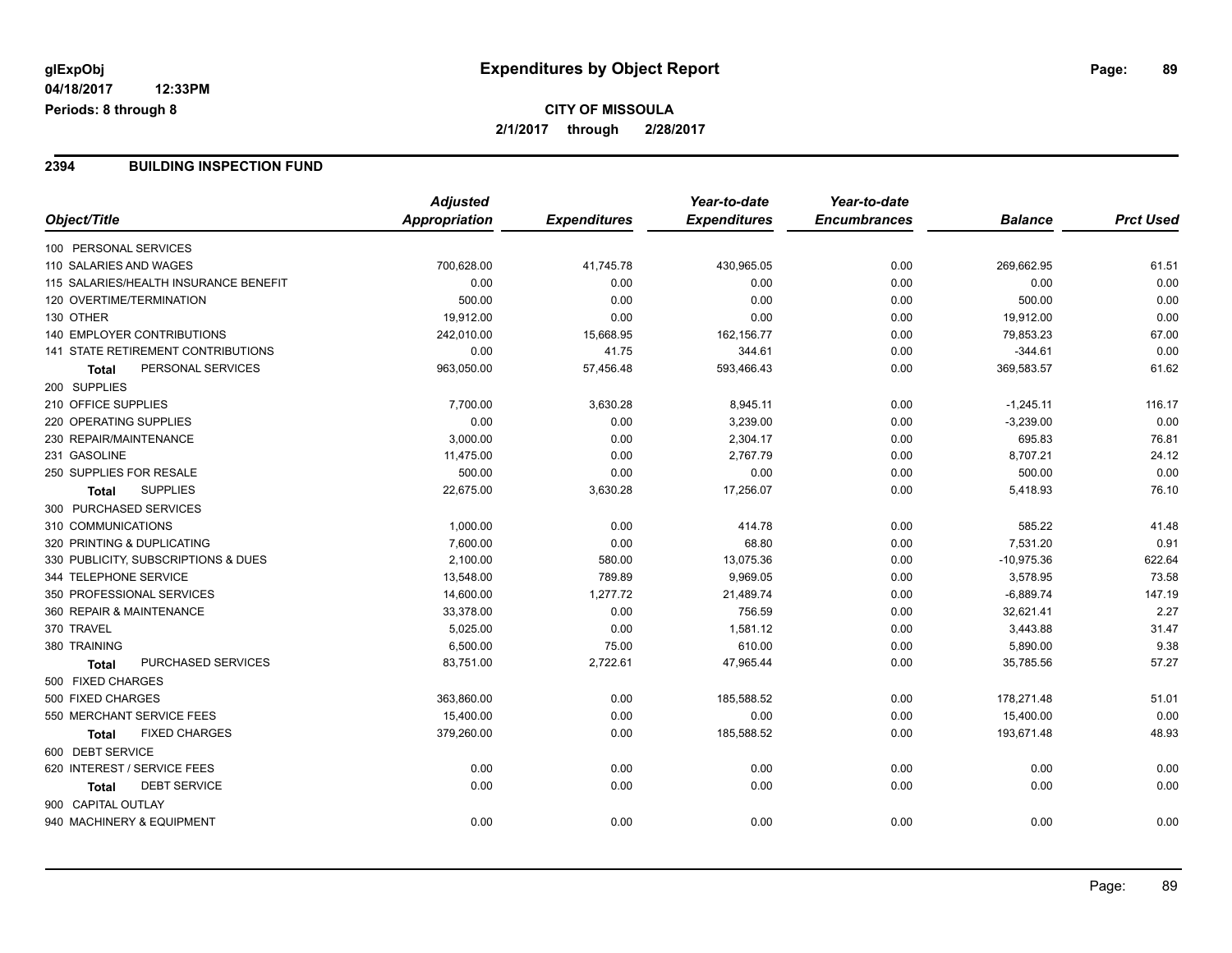**glExpObj**
**04/18/2017 12:33PM**
**Periods: 8 through 8**

# Expenditures by Object Report

**CITY OF MISSOULA**
**2/1/2017 through 2/28/2017**

## 2394 BUILDING INSPECTION FUND

| Object/Title | Adjusted Appropriation | Expenditures | Year-to-date Expenditures | Year-to-date Encumbrances | Balance | Prct Used |
|---|---|---|---|---|---|---|
| 100 PERSONAL SERVICES | | | | | | |
| 110 SALARIES AND WAGES | 700,628.00 | 41,745.78 | 430,965.05 | 0.00 | 269,662.95 | 61.51 |
| 115 SALARIES/HEALTH INSURANCE BENEFIT | 0.00 | 0.00 | 0.00 | 0.00 | 0.00 | 0.00 |
| 120 OVERTIME/TERMINATION | 500.00 | 0.00 | 0.00 | 0.00 | 500.00 | 0.00 |
| 130 OTHER | 19,912.00 | 0.00 | 0.00 | 0.00 | 19,912.00 | 0.00 |
| 140 EMPLOYER CONTRIBUTIONS | 242,010.00 | 15,668.95 | 162,156.77 | 0.00 | 79,853.23 | 67.00 |
| 141 STATE RETIREMENT CONTRIBUTIONS | 0.00 | 41.75 | 344.61 | 0.00 | -344.61 | 0.00 |
| **Total** PERSONAL SERVICES | 963,050.00 | 57,456.48 | 593,466.43 | 0.00 | 369,583.57 | 61.62 |
| 200 SUPPLIES | | | | | | |
| 210 OFFICE SUPPLIES | 7,700.00 | 3,630.28 | 8,945.11 | 0.00 | -1,245.11 | 116.17 |
| 220 OPERATING SUPPLIES | 0.00 | 0.00 | 3,239.00 | 0.00 | -3,239.00 | 0.00 |
| 230 REPAIR/MAINTENANCE | 3,000.00 | 0.00 | 2,304.17 | 0.00 | 695.83 | 76.81 |
| 231 GASOLINE | 11,475.00 | 0.00 | 2,767.79 | 0.00 | 8,707.21 | 24.12 |
| 250 SUPPLIES FOR RESALE | 500.00 | 0.00 | 0.00 | 0.00 | 500.00 | 0.00 |
| **Total** SUPPLIES | 22,675.00 | 3,630.28 | 17,256.07 | 0.00 | 5,418.93 | 76.10 |
| 300 PURCHASED SERVICES | | | | | | |
| 310 COMMUNICATIONS | 1,000.00 | 0.00 | 414.78 | 0.00 | 585.22 | 41.48 |
| 320 PRINTING & DUPLICATING | 7,600.00 | 0.00 | 68.80 | 0.00 | 7,531.20 | 0.91 |
| 330 PUBLICITY, SUBSCRIPTIONS & DUES | 2,100.00 | 580.00 | 13,075.36 | 0.00 | -10,975.36 | 622.64 |
| 344 TELEPHONE SERVICE | 13,548.00 | 789.89 | 9,969.05 | 0.00 | 3,578.95 | 73.58 |
| 350 PROFESSIONAL SERVICES | 14,600.00 | 1,277.72 | 21,489.74 | 0.00 | -6,889.74 | 147.19 |
| 360 REPAIR & MAINTENANCE | 33,378.00 | 0.00 | 756.59 | 0.00 | 32,621.41 | 2.27 |
| 370 TRAVEL | 5,025.00 | 0.00 | 1,581.12 | 0.00 | 3,443.88 | 31.47 |
| 380 TRAINING | 6,500.00 | 75.00 | 610.00 | 0.00 | 5,890.00 | 9.38 |
| **Total** PURCHASED SERVICES | 83,751.00 | 2,722.61 | 47,965.44 | 0.00 | 35,785.56 | 57.27 |
| 500 FIXED CHARGES | | | | | | |
| 500 FIXED CHARGES | 363,860.00 | 0.00 | 185,588.52 | 0.00 | 178,271.48 | 51.01 |
| 550 MERCHANT SERVICE FEES | 15,400.00 | 0.00 | 0.00 | 0.00 | 15,400.00 | 0.00 |
| **Total** FIXED CHARGES | 379,260.00 | 0.00 | 185,588.52 | 0.00 | 193,671.48 | 48.93 |
| 600 DEBT SERVICE | | | | | | |
| 620 INTEREST / SERVICE FEES | 0.00 | 0.00 | 0.00 | 0.00 | 0.00 | 0.00 |
| **Total** DEBT SERVICE | 0.00 | 0.00 | 0.00 | 0.00 | 0.00 | 0.00 |
| 900 CAPITAL OUTLAY | | | | | | |
| 940 MACHINERY & EQUIPMENT | 0.00 | 0.00 | 0.00 | 0.00 | 0.00 | 0.00 |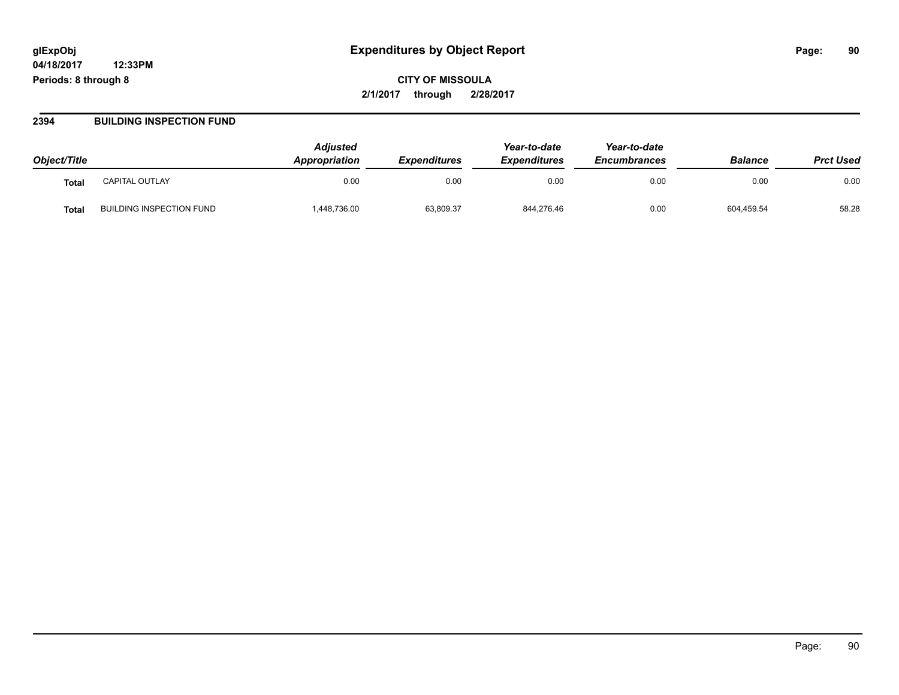glExpObj
04/18/2017 12:33PM
Periods: 8 through 8

# Expenditures by Object Report

**CITY OF MISSOULA**
**2/1/2017 through 2/28/2017**

## 2394 BUILDING INSPECTION FUND

| Object/Title | | Adjusted Appropriation | Expenditures | Year-to-date Expenditures | Year-to-date Encumbrances | Balance | Prct Used |
|---|---|---|---|---|---|---|---|
| **Total** | CAPITAL OUTLAY | 0.00 | 0.00 | 0.00 | 0.00 | 0.00 | 0.00 |
| **Total** | BUILDING INSPECTION FUND | 1,448,736.00 | 63,809.37 | 844,276.46 | 0.00 | 604,459.54 | 58.28 |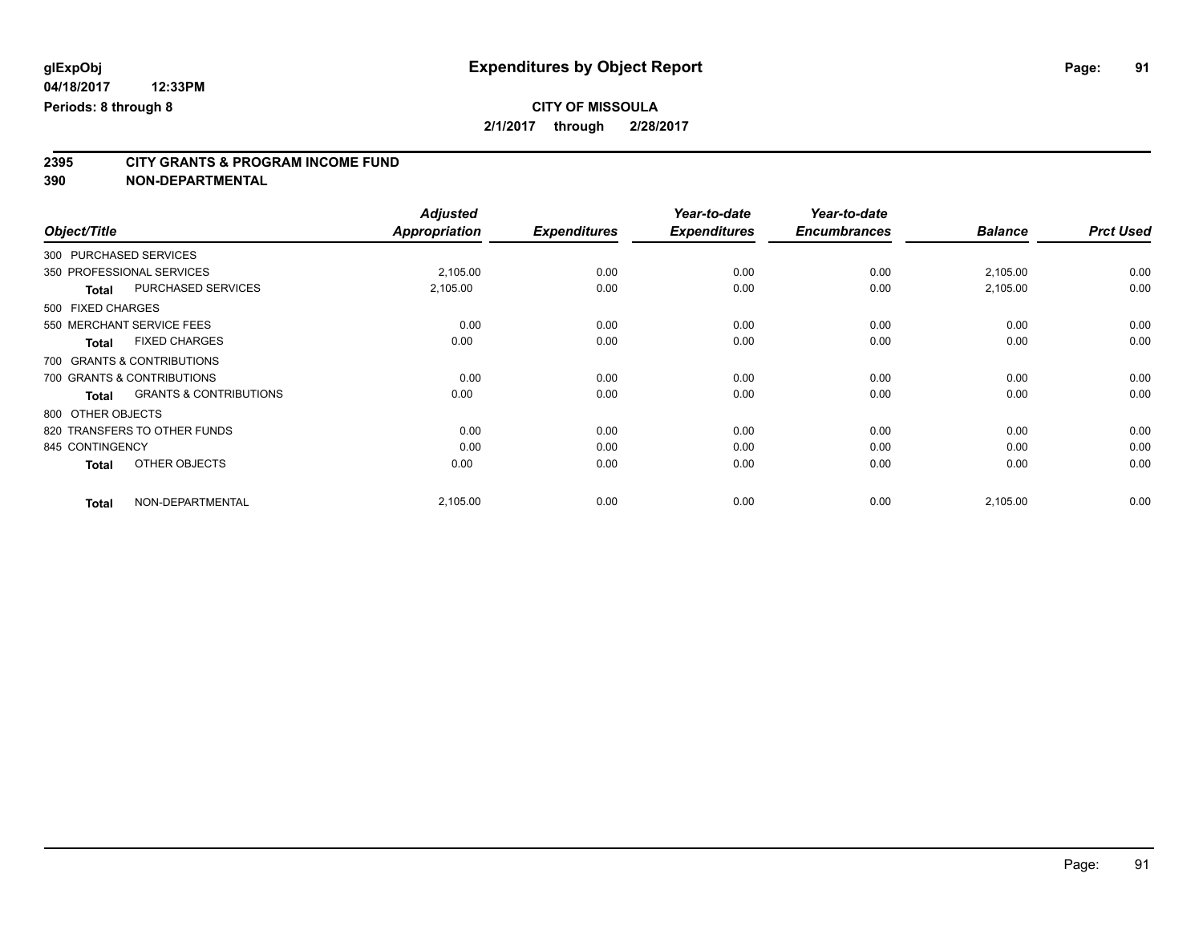glExpObj
04/18/2017 12:33PM
Periods: 8 through 8

# Expenditures by Object Report

**CITY OF MISSOULA**
**2/1/2017 through 2/28/2017**

## 2395 CITY GRANTS & PROGRAM INCOME FUND
## 390 NON-DEPARTMENTAL

| Object/Title | | Adjusted Appropriation | Expenditures | Year-to-date Expenditures | Year-to-date Encumbrances | Balance | Prct Used |
|---|---|---|---|---|---|---|---|
| 300 PURCHASED SERVICES | | | | | | | |
| 350 PROFESSIONAL SERVICES | | 2,105.00 | 0.00 | 0.00 | 0.00 | 2,105.00 | 0.00 |
| **Total** | PURCHASED SERVICES | 2,105.00 | 0.00 | 0.00 | 0.00 | 2,105.00 | 0.00 |
| 500 FIXED CHARGES | | | | | | | |
| 550 MERCHANT SERVICE FEES | | 0.00 | 0.00 | 0.00 | 0.00 | 0.00 | 0.00 |
| **Total** | FIXED CHARGES | 0.00 | 0.00 | 0.00 | 0.00 | 0.00 | 0.00 |
| 700 GRANTS & CONTRIBUTIONS | | | | | | | |
| 700 GRANTS & CONTRIBUTIONS | | 0.00 | 0.00 | 0.00 | 0.00 | 0.00 | 0.00 |
| **Total** | GRANTS & CONTRIBUTIONS | 0.00 | 0.00 | 0.00 | 0.00 | 0.00 | 0.00 |
| 800 OTHER OBJECTS | | | | | | | |
| 820 TRANSFERS TO OTHER FUNDS | | 0.00 | 0.00 | 0.00 | 0.00 | 0.00 | 0.00 |
| 845 CONTINGENCY | | 0.00 | 0.00 | 0.00 | 0.00 | 0.00 | 0.00 |
| **Total** | OTHER OBJECTS | 0.00 | 0.00 | 0.00 | 0.00 | 0.00 | 0.00 |
| **Total** | NON-DEPARTMENTAL | 2,105.00 | 0.00 | 0.00 | 0.00 | 2,105.00 | 0.00 |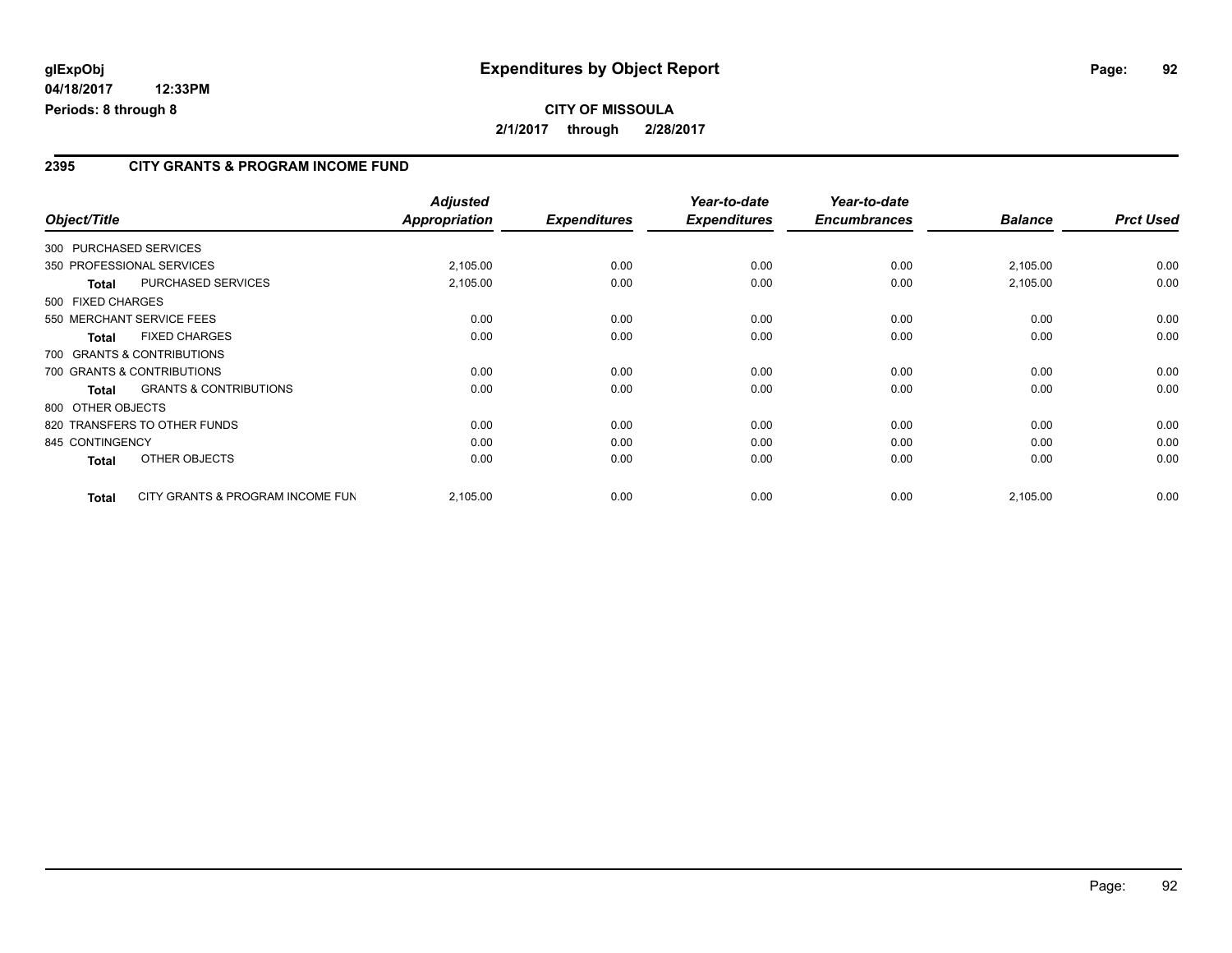# Expenditures by Object Report

glExpObj
04/18/2017 12:33PM
Periods: 8 through 8

**CITY OF MISSOULA**
**2/1/2017 through 2/28/2017**

## 2395 CITY GRANTS & PROGRAM INCOME FUND

| Object/Title | | Adjusted Appropriation | Expenditures | Year-to-date Expenditures | Year-to-date Encumbrances | Balance | Prct Used |
|---|---|---|---|---|---|---|---|
| 300 PURCHASED SERVICES | | | | | | | |
| 350 PROFESSIONAL SERVICES | | 2,105.00 | 0.00 | 0.00 | 0.00 | 2,105.00 | 0.00 |
| **Total** | PURCHASED SERVICES | 2,105.00 | 0.00 | 0.00 | 0.00 | 2,105.00 | 0.00 |
| 500 FIXED CHARGES | | | | | | | |
| 550 MERCHANT SERVICE FEES | | 0.00 | 0.00 | 0.00 | 0.00 | 0.00 | 0.00 |
| **Total** | FIXED CHARGES | 0.00 | 0.00 | 0.00 | 0.00 | 0.00 | 0.00 |
| 700 GRANTS & CONTRIBUTIONS | | | | | | | |
| 700 GRANTS & CONTRIBUTIONS | | 0.00 | 0.00 | 0.00 | 0.00 | 0.00 | 0.00 |
| **Total** | GRANTS & CONTRIBUTIONS | 0.00 | 0.00 | 0.00 | 0.00 | 0.00 | 0.00 |
| 800 OTHER OBJECTS | | | | | | | |
| 820 TRANSFERS TO OTHER FUNDS | | 0.00 | 0.00 | 0.00 | 0.00 | 0.00 | 0.00 |
| 845 CONTINGENCY | | 0.00 | 0.00 | 0.00 | 0.00 | 0.00 | 0.00 |
| **Total** | OTHER OBJECTS | 0.00 | 0.00 | 0.00 | 0.00 | 0.00 | 0.00 |
| **Total** | CITY GRANTS & PROGRAM INCOME FUN | 2,105.00 | 0.00 | 0.00 | 0.00 | 2,105.00 | 0.00 |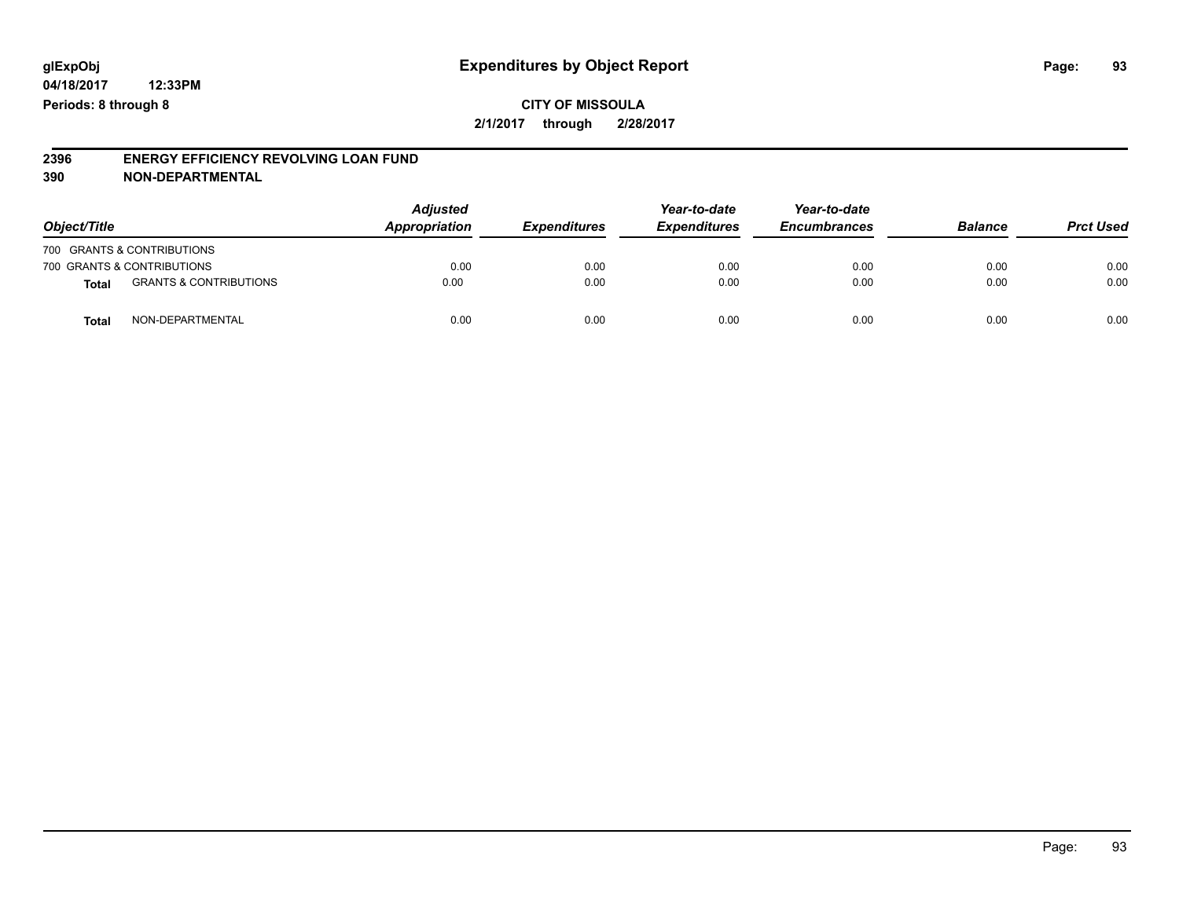**glExpObj**
**04/18/2017 12:33PM**
**Periods: 8 through 8**

# Expenditures by Object Report

**CITY OF MISSOULA**
**2/1/2017 through 2/28/2017**

**2396 ENERGY EFFICIENCY REVOLVING LOAN FUND**
**390 NON-DEPARTMENTAL**

| Object/Title | | Adjusted Appropriation | Expenditures | Year-to-date Expenditures | Year-to-date Encumbrances | Balance | Prct Used |
|---|---|---|---|---|---|---|---|
| 700 GRANTS & CONTRIBUTIONS | | | | | | | |
| 700 GRANTS & CONTRIBUTIONS | | 0.00 | 0.00 | 0.00 | 0.00 | 0.00 | 0.00 |
| **Total** | GRANTS & CONTRIBUTIONS | 0.00 | 0.00 | 0.00 | 0.00 | 0.00 | 0.00 |
| **Total** | NON-DEPARTMENTAL | 0.00 | 0.00 | 0.00 | 0.00 | 0.00 | 0.00 |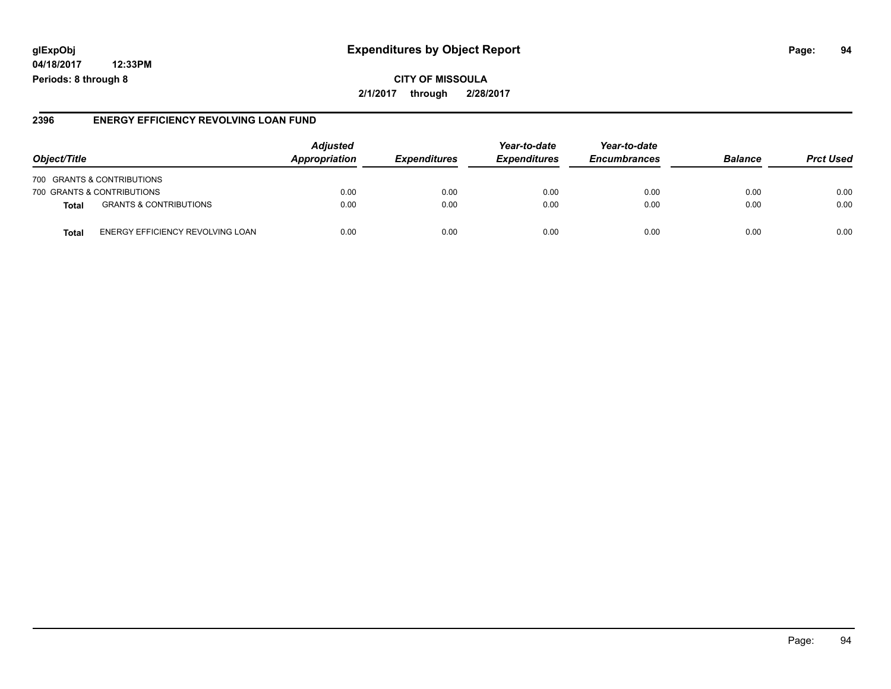# Expenditures by Object Report

**CITY OF MISSOULA**

**2/1/2017 through 2/28/2017**

glExpObj
04/18/2017 12:33PM
Periods: 8 through 8

## 2396 ENERGY EFFICIENCY REVOLVING LOAN FUND

| Object/Title | | Adjusted Appropriation | Expenditures | Year-to-date Expenditures | Year-to-date Encumbrances | Balance | Prct Used |
|---|---|---|---|---|---|---|---|
| 700 GRANTS & CONTRIBUTIONS | | | | | | | |
| 700 GRANTS & CONTRIBUTIONS | | 0.00 | 0.00 | 0.00 | 0.00 | 0.00 | 0.00 |
| **Total** | GRANTS & CONTRIBUTIONS | 0.00 | 0.00 | 0.00 | 0.00 | 0.00 | 0.00 |
| **Total** | ENERGY EFFICIENCY REVOLVING LOAN | 0.00 | 0.00 | 0.00 | 0.00 | 0.00 | 0.00 |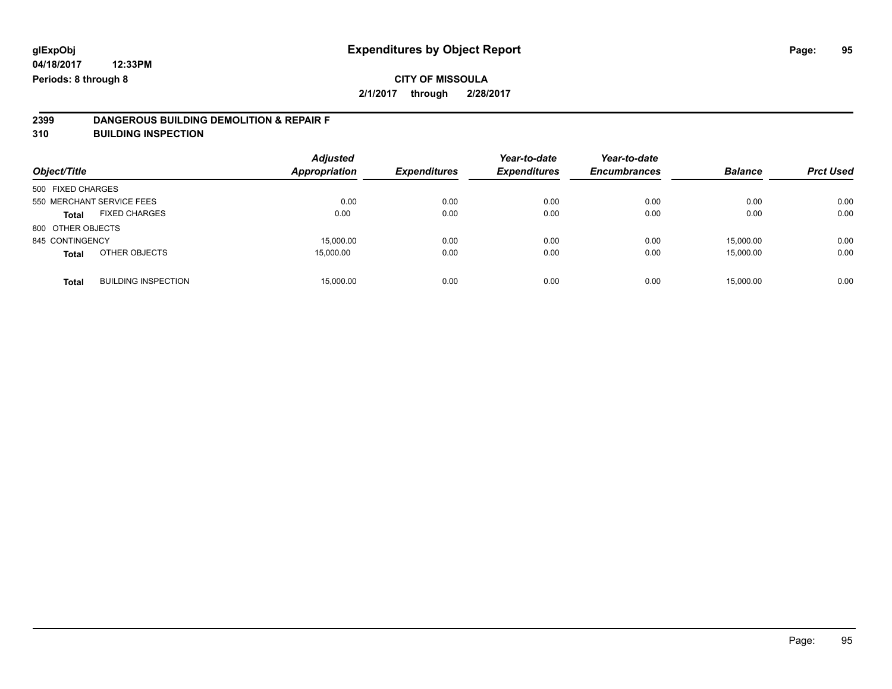**glExpObj**
**04/18/2017 12:33PM**
**Periods: 8 through 8**

# Expenditures by Object Report

**CITY OF MISSOULA**
**2/1/2017 through 2/28/2017**

## 2399 DANGEROUS BUILDING DEMOLITION & REPAIR F
## 310 BUILDING INSPECTION

| Object/Title | | Adjusted Appropriation | Expenditures | Year-to-date Expenditures | Year-to-date Encumbrances | Balance | Prct Used |
|---|---|---|---|---|---|---|---|
| 500 FIXED CHARGES | | | | | | | |
| 550 MERCHANT SERVICE FEES | | 0.00 | 0.00 | 0.00 | 0.00 | 0.00 | 0.00 |
| **Total** | FIXED CHARGES | 0.00 | 0.00 | 0.00 | 0.00 | 0.00 | 0.00 |
| 800 OTHER OBJECTS | | | | | | | |
| 845 CONTINGENCY | | 15,000.00 | 0.00 | 0.00 | 0.00 | 15,000.00 | 0.00 |
| **Total** | OTHER OBJECTS | 15,000.00 | 0.00 | 0.00 | 0.00 | 15,000.00 | 0.00 |
| **Total** | BUILDING INSPECTION | 15,000.00 | 0.00 | 0.00 | 0.00 | 15,000.00 | 0.00 |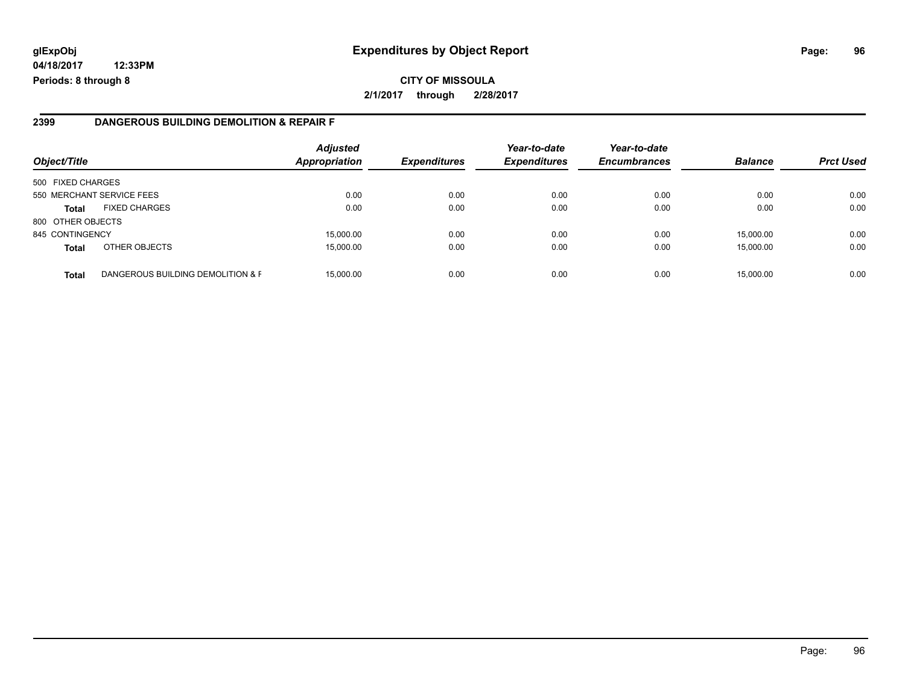**glExpObj**
**04/18/2017 12:33PM**
**Periods: 8 through 8**

# Expenditures by Object Report

**CITY OF MISSOULA**
**2/1/2017 through 2/28/2017**

## 2399 DANGEROUS BUILDING DEMOLITION & REPAIR F

| Object/Title | | Adjusted Appropriation | Expenditures | Year-to-date Expenditures | Year-to-date Encumbrances | Balance | Prct Used |
|---|---|---|---|---|---|---|---|
| 500 FIXED CHARGES | | | | | | | |
| 550 MERCHANT SERVICE FEES | | 0.00 | 0.00 | 0.00 | 0.00 | 0.00 | 0.00 |
| **Total** | FIXED CHARGES | 0.00 | 0.00 | 0.00 | 0.00 | 0.00 | 0.00 |
| 800 OTHER OBJECTS | | | | | | | |
| 845 CONTINGENCY | | 15,000.00 | 0.00 | 0.00 | 0.00 | 15,000.00 | 0.00 |
| **Total** | OTHER OBJECTS | 15,000.00 | 0.00 | 0.00 | 0.00 | 15,000.00 | 0.00 |
| **Total** | DANGEROUS BUILDING DEMOLITION & F | 15,000.00 | 0.00 | 0.00 | 0.00 | 15,000.00 | 0.00 |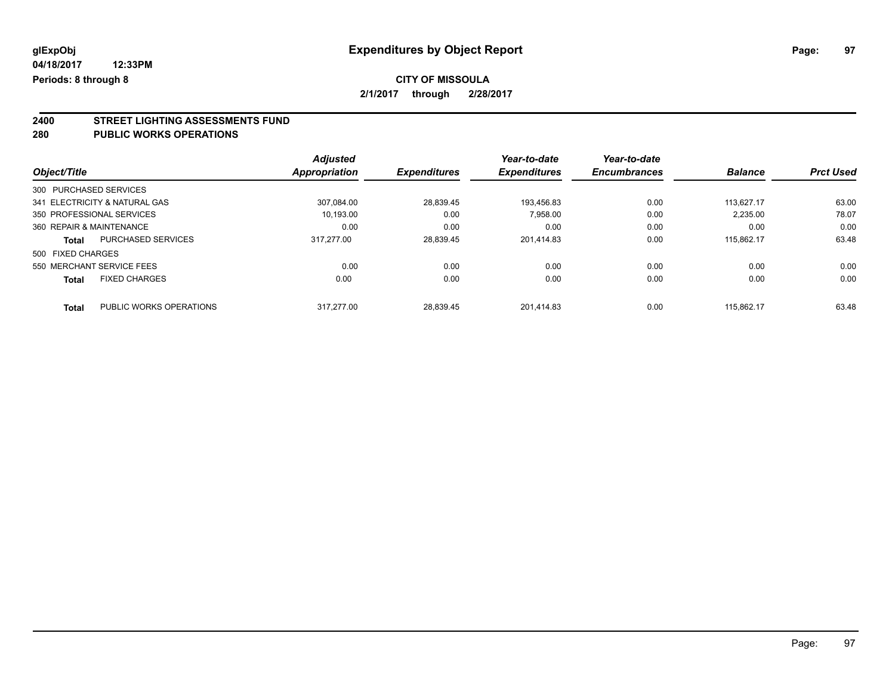**glExpObj**
**04/18/2017 12:33PM**
**Periods: 8 through 8**

# Expenditures by Object Report

**CITY OF MISSOULA**
**2/1/2017 through 2/28/2017**

## 2400 STREET LIGHTING ASSESSMENTS FUND
## 280 PUBLIC WORKS OPERATIONS

| Object/Title | | Adjusted Appropriation | Expenditures | Year-to-date Expenditures | Year-to-date Encumbrances | Balance | Prct Used |
|---|---|---|---|---|---|---|---|
| 300 PURCHASED SERVICES | | | | | | | |
| 341 ELECTRICITY & NATURAL GAS | | 307,084.00 | 28,839.45 | 193,456.83 | 0.00 | 113,627.17 | 63.00 |
| 350 PROFESSIONAL SERVICES | | 10,193.00 | 0.00 | 7,958.00 | 0.00 | 2,235.00 | 78.07 |
| 360 REPAIR & MAINTENANCE | | 0.00 | 0.00 | 0.00 | 0.00 | 0.00 | 0.00 |
| **Total** | PURCHASED SERVICES | 317,277.00 | 28,839.45 | 201,414.83 | 0.00 | 115,862.17 | 63.48 |
| 500 FIXED CHARGES | | | | | | | |
| 550 MERCHANT SERVICE FEES | | 0.00 | 0.00 | 0.00 | 0.00 | 0.00 | 0.00 |
| **Total** | FIXED CHARGES | 0.00 | 0.00 | 0.00 | 0.00 | 0.00 | 0.00 |
| **Total** | PUBLIC WORKS OPERATIONS | 317,277.00 | 28,839.45 | 201,414.83 | 0.00 | 115,862.17 | 63.48 |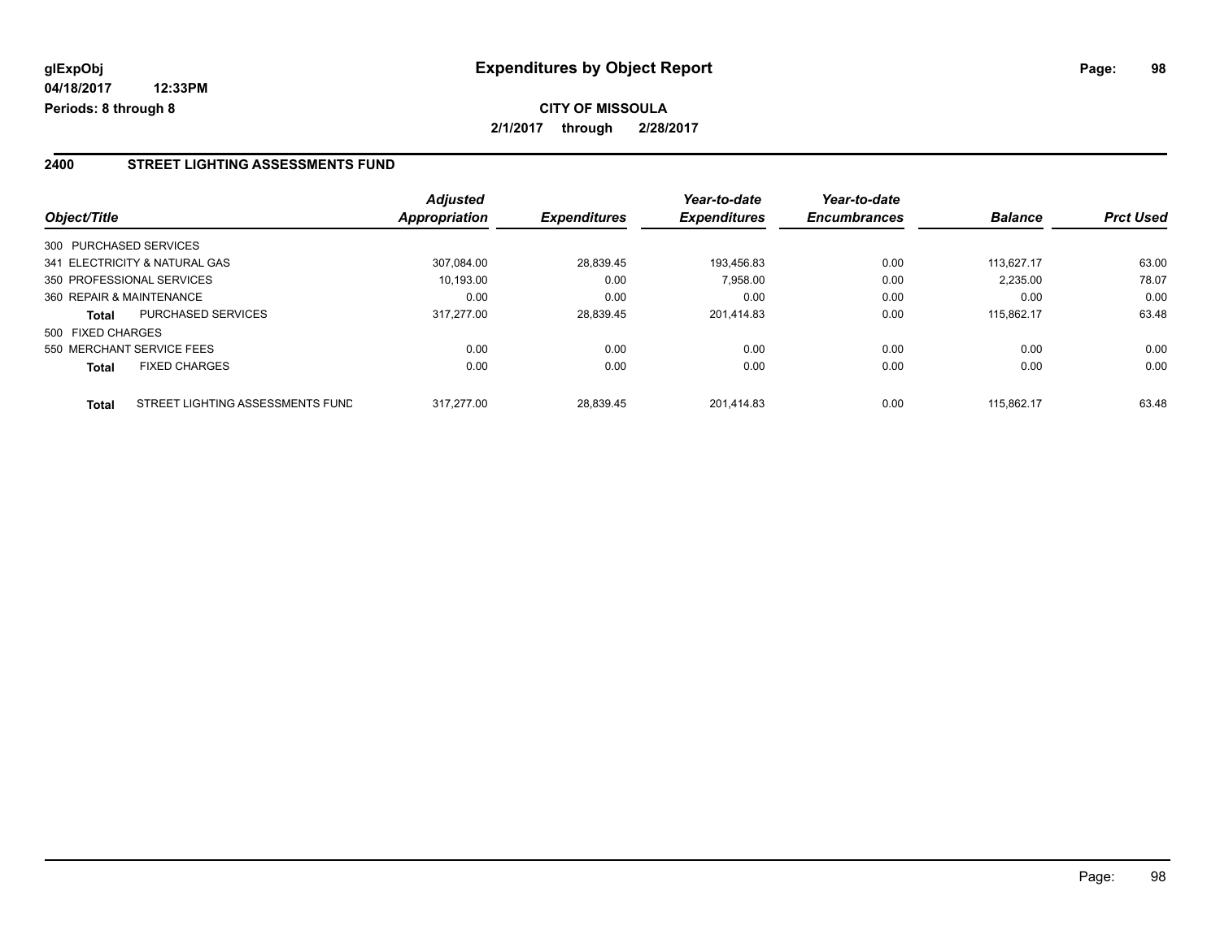**glExpObj** **Expenditures by Object Report**

**04/18/2017 12:33PM**

**Periods: 8 through 8**

**CITY OF MISSOULA**

**2/1/2017 through 2/28/2017**

## 2400 STREET LIGHTING ASSESSMENTS FUND

| Object/Title | | *Adjusted Appropriation* | *Expenditures* | *Year-to-date Expenditures* | *Year-to-date Encumbrances* | *Balance* | *Prct Used* |
|---|---|---|---|---|---|---|---|
| 300 PURCHASED SERVICES | | | | | | | |
| 341 ELECTRICITY & NATURAL GAS | | 307,084.00 | 28,839.45 | 193,456.83 | 0.00 | 113,627.17 | 63.00 |
| 350 PROFESSIONAL SERVICES | | 10,193.00 | 0.00 | 7,958.00 | 0.00 | 2,235.00 | 78.07 |
| 360 REPAIR & MAINTENANCE | | 0.00 | 0.00 | 0.00 | 0.00 | 0.00 | 0.00 |
| **Total** | PURCHASED SERVICES | 317,277.00 | 28,839.45 | 201,414.83 | 0.00 | 115,862.17 | 63.48 |
| 500 FIXED CHARGES | | | | | | | |
| 550 MERCHANT SERVICE FEES | | 0.00 | 0.00 | 0.00 | 0.00 | 0.00 | 0.00 |
| **Total** | FIXED CHARGES | 0.00 | 0.00 | 0.00 | 0.00 | 0.00 | 0.00 |
| **Total** | STREET LIGHTING ASSESSMENTS FUND | 317,277.00 | 28,839.45 | 201,414.83 | 0.00 | 115,862.17 | 63.48 |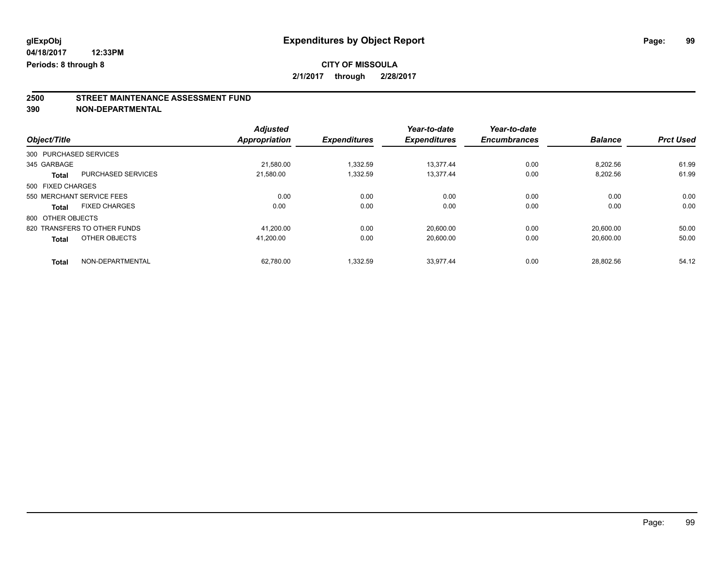# Expenditures by Object Report

glExpObj
04/18/2017 12:33PM
Periods: 8 through 8

**CITY OF MISSOULA**
**2/1/2017 through 2/28/2017**

## 2500 STREET MAINTENANCE ASSESSMENT FUND
## 390 NON-DEPARTMENTAL

| Object/Title | | Adjusted Appropriation | Expenditures | Year-to-date Expenditures | Year-to-date Encumbrances | Balance | Prct Used |
|---|---|---|---|---|---|---|---|
| 300 PURCHASED SERVICES | | | | | | | |
| 345 GARBAGE | | 21,580.00 | 1,332.59 | 13,377.44 | 0.00 | 8,202.56 | 61.99 |
| **Total** | PURCHASED SERVICES | 21,580.00 | 1,332.59 | 13,377.44 | 0.00 | 8,202.56 | 61.99 |
| 500 FIXED CHARGES | | | | | | | |
| 550 MERCHANT SERVICE FEES | | 0.00 | 0.00 | 0.00 | 0.00 | 0.00 | 0.00 |
| **Total** | FIXED CHARGES | 0.00 | 0.00 | 0.00 | 0.00 | 0.00 | 0.00 |
| 800 OTHER OBJECTS | | | | | | | |
| 820 TRANSFERS TO OTHER FUNDS | | 41,200.00 | 0.00 | 20,600.00 | 0.00 | 20,600.00 | 50.00 |
| **Total** | OTHER OBJECTS | 41,200.00 | 0.00 | 20,600.00 | 0.00 | 20,600.00 | 50.00 |
| **Total** | NON-DEPARTMENTAL | 62,780.00 | 1,332.59 | 33,977.44 | 0.00 | 28,802.56 | 54.12 |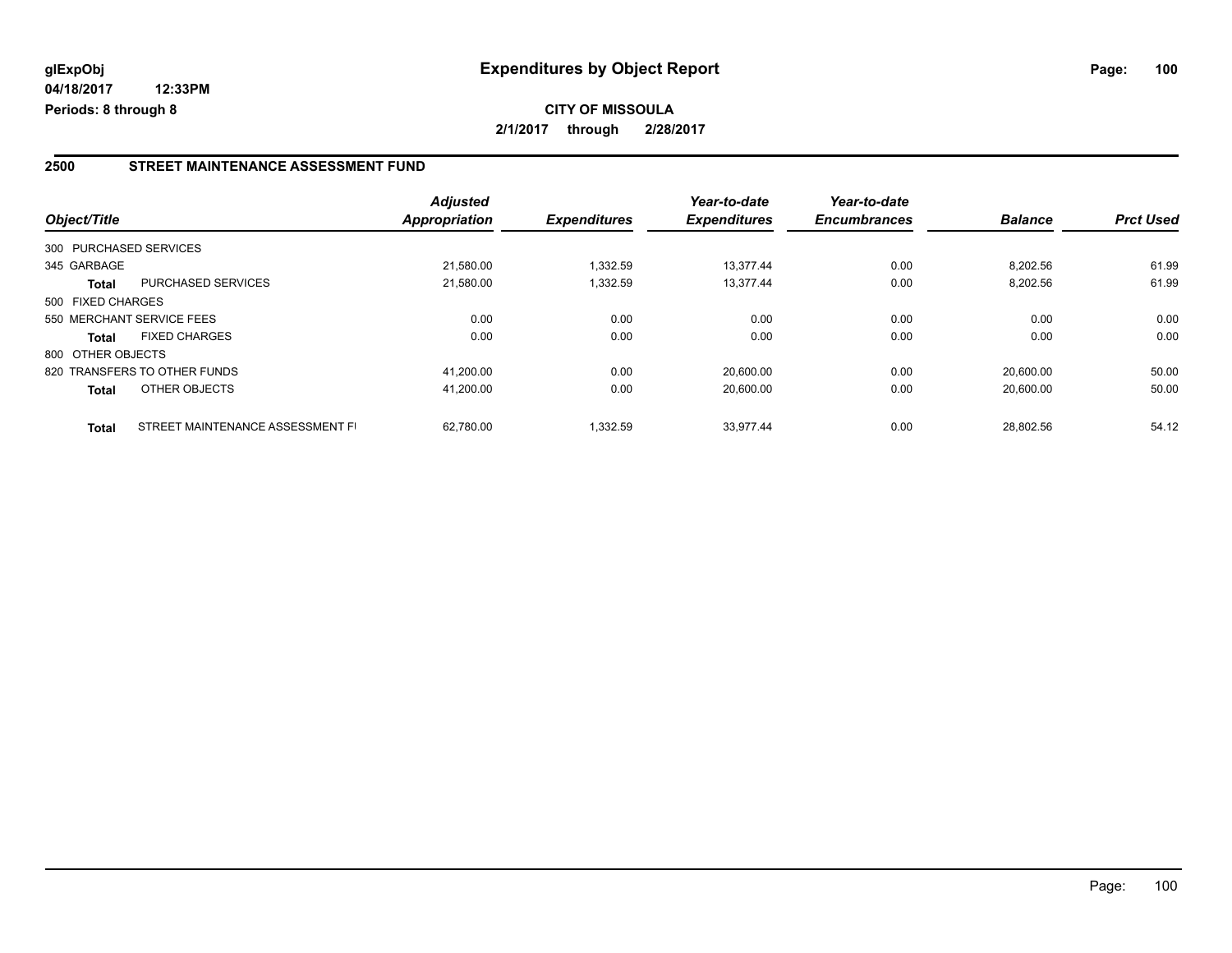**glExpObj**
**04/18/2017 12:33PM**
**Periods: 8 through 8**

# Expenditures by Object Report

**CITY OF MISSOULA**
**2/1/2017 through 2/28/2017**

## 2500 STREET MAINTENANCE ASSESSMENT FUND

| Object/Title | | Adjusted Appropriation | Expenditures | Year-to-date Expenditures | Year-to-date Encumbrances | Balance | Prct Used |
|---|---|---|---|---|---|---|---|
| 300 PURCHASED SERVICES | | | | | | | |
| 345 GARBAGE | | 21,580.00 | 1,332.59 | 13,377.44 | 0.00 | 8,202.56 | 61.99 |
| **Total** | PURCHASED SERVICES | 21,580.00 | 1,332.59 | 13,377.44 | 0.00 | 8,202.56 | 61.99 |
| 500 FIXED CHARGES | | | | | | | |
| 550 MERCHANT SERVICE FEES | | 0.00 | 0.00 | 0.00 | 0.00 | 0.00 | 0.00 |
| **Total** | FIXED CHARGES | 0.00 | 0.00 | 0.00 | 0.00 | 0.00 | 0.00 |
| 800 OTHER OBJECTS | | | | | | | |
| 820 TRANSFERS TO OTHER FUNDS | | 41,200.00 | 0.00 | 20,600.00 | 0.00 | 20,600.00 | 50.00 |
| **Total** | OTHER OBJECTS | 41,200.00 | 0.00 | 20,600.00 | 0.00 | 20,600.00 | 50.00 |
| **Total** | STREET MAINTENANCE ASSESSMENT FI | 62,780.00 | 1,332.59 | 33,977.44 | 0.00 | 28,802.56 | 54.12 |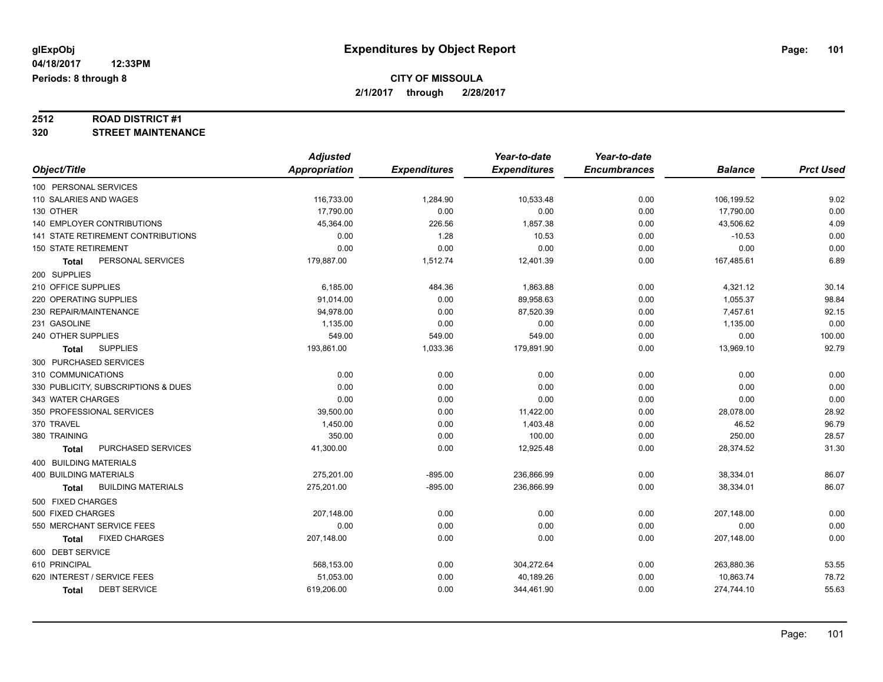**glExpObj**
**04/18/2017 12:33PM**
**Periods: 8 through 8**

# Expenditures by Object Report

**CITY OF MISSOULA**
**2/1/2017 through 2/28/2017**

**2512 ROAD DISTRICT #1**
**320 STREET MAINTENANCE**

| Object/Title | Adjusted Appropriation | Expenditures | Year-to-date Expenditures | Year-to-date Encumbrances | Balance | Prct Used |
|---|---|---|---|---|---|---|
| 100 PERSONAL SERVICES | | | | | | |
| 110 SALARIES AND WAGES | 116,733.00 | 1,284.90 | 10,533.48 | 0.00 | 106,199.52 | 9.02 |
| 130 OTHER | 17,790.00 | 0.00 | 0.00 | 0.00 | 17,790.00 | 0.00 |
| 140 EMPLOYER CONTRIBUTIONS | 45,364.00 | 226.56 | 1,857.38 | 0.00 | 43,506.62 | 4.09 |
| 141 STATE RETIREMENT CONTRIBUTIONS | 0.00 | 1.28 | 10.53 | 0.00 | -10.53 | 0.00 |
| 150 STATE RETIREMENT | 0.00 | 0.00 | 0.00 | 0.00 | 0.00 | 0.00 |
| **Total** PERSONAL SERVICES | 179,887.00 | 1,512.74 | 12,401.39 | 0.00 | 167,485.61 | 6.89 |
| 200 SUPPLIES | | | | | | |
| 210 OFFICE SUPPLIES | 6,185.00 | 484.36 | 1,863.88 | 0.00 | 4,321.12 | 30.14 |
| 220 OPERATING SUPPLIES | 91,014.00 | 0.00 | 89,958.63 | 0.00 | 1,055.37 | 98.84 |
| 230 REPAIR/MAINTENANCE | 94,978.00 | 0.00 | 87,520.39 | 0.00 | 7,457.61 | 92.15 |
| 231 GASOLINE | 1,135.00 | 0.00 | 0.00 | 0.00 | 1,135.00 | 0.00 |
| 240 OTHER SUPPLIES | 549.00 | 549.00 | 549.00 | 0.00 | 0.00 | 100.00 |
| **Total** SUPPLIES | 193,861.00 | 1,033.36 | 179,891.90 | 0.00 | 13,969.10 | 92.79 |
| 300 PURCHASED SERVICES | | | | | | |
| 310 COMMUNICATIONS | 0.00 | 0.00 | 0.00 | 0.00 | 0.00 | 0.00 |
| 330 PUBLICITY, SUBSCRIPTIONS & DUES | 0.00 | 0.00 | 0.00 | 0.00 | 0.00 | 0.00 |
| 343 WATER CHARGES | 0.00 | 0.00 | 0.00 | 0.00 | 0.00 | 0.00 |
| 350 PROFESSIONAL SERVICES | 39,500.00 | 0.00 | 11,422.00 | 0.00 | 28,078.00 | 28.92 |
| 370 TRAVEL | 1,450.00 | 0.00 | 1,403.48 | 0.00 | 46.52 | 96.79 |
| 380 TRAINING | 350.00 | 0.00 | 100.00 | 0.00 | 250.00 | 28.57 |
| **Total** PURCHASED SERVICES | 41,300.00 | 0.00 | 12,925.48 | 0.00 | 28,374.52 | 31.30 |
| 400 BUILDING MATERIALS | | | | | | |
| 400 BUILDING MATERIALS | 275,201.00 | -895.00 | 236,866.99 | 0.00 | 38,334.01 | 86.07 |
| **Total** BUILDING MATERIALS | 275,201.00 | -895.00 | 236,866.99 | 0.00 | 38,334.01 | 86.07 |
| 500 FIXED CHARGES | | | | | | |
| 500 FIXED CHARGES | 207,148.00 | 0.00 | 0.00 | 0.00 | 207,148.00 | 0.00 |
| 550 MERCHANT SERVICE FEES | 0.00 | 0.00 | 0.00 | 0.00 | 0.00 | 0.00 |
| **Total** FIXED CHARGES | 207,148.00 | 0.00 | 0.00 | 0.00 | 207,148.00 | 0.00 |
| 600 DEBT SERVICE | | | | | | |
| 610 PRINCIPAL | 568,153.00 | 0.00 | 304,272.64 | 0.00 | 263,880.36 | 53.55 |
| 620 INTEREST / SERVICE FEES | 51,053.00 | 0.00 | 40,189.26 | 0.00 | 10,863.74 | 78.72 |
| **Total** DEBT SERVICE | 619,206.00 | 0.00 | 344,461.90 | 0.00 | 274,744.10 | 55.63 |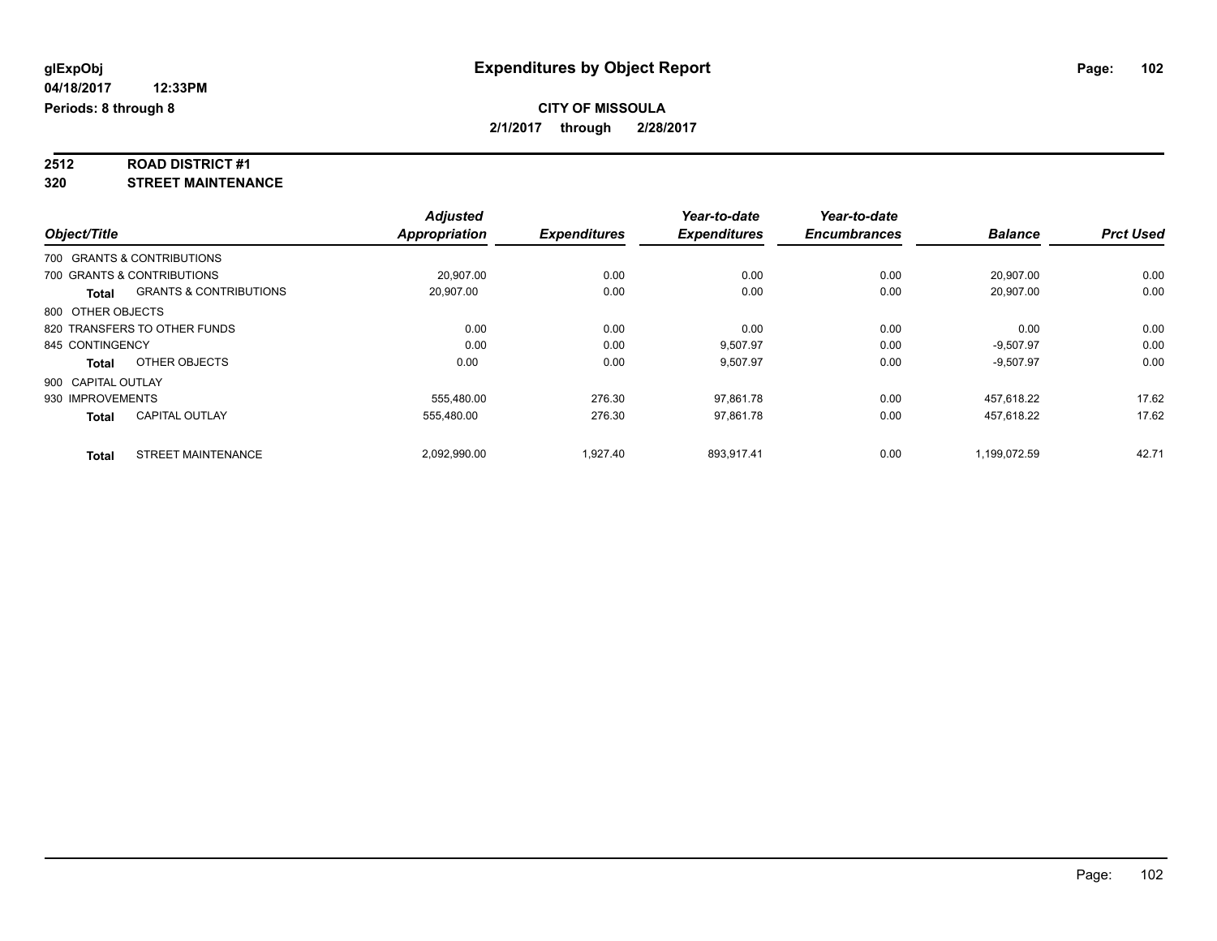# Expenditures by Object Report

glExpObj
04/18/2017 12:33PM
Periods: 8 through 8

**CITY OF MISSOULA**
**2/1/2017 through 2/28/2017**

## 2512 ROAD DISTRICT #1
## 320 STREET MAINTENANCE

| Object/Title | | Adjusted Appropriation | Expenditures | Year-to-date Expenditures | Year-to-date Encumbrances | Balance | Prct Used |
|---|---|---|---|---|---|---|---|
| 700 GRANTS & CONTRIBUTIONS | | | | | | | |
| 700 GRANTS & CONTRIBUTIONS | | 20,907.00 | 0.00 | 0.00 | 0.00 | 20,907.00 | 0.00 |
| **Total** | GRANTS & CONTRIBUTIONS | 20,907.00 | 0.00 | 0.00 | 0.00 | 20,907.00 | 0.00 |
| 800 OTHER OBJECTS | | | | | | | |
| 820 TRANSFERS TO OTHER FUNDS | | 0.00 | 0.00 | 0.00 | 0.00 | 0.00 | 0.00 |
| 845 CONTINGENCY | | 0.00 | 0.00 | 9,507.97 | 0.00 | -9,507.97 | 0.00 |
| **Total** | OTHER OBJECTS | 0.00 | 0.00 | 9,507.97 | 0.00 | -9,507.97 | 0.00 |
| 900 CAPITAL OUTLAY | | | | | | | |
| 930 IMPROVEMENTS | | 555,480.00 | 276.30 | 97,861.78 | 0.00 | 457,618.22 | 17.62 |
| **Total** | CAPITAL OUTLAY | 555,480.00 | 276.30 | 97,861.78 | 0.00 | 457,618.22 | 17.62 |
| **Total** | STREET MAINTENANCE | 2,092,990.00 | 1,927.40 | 893,917.41 | 0.00 | 1,199,072.59 | 42.71 |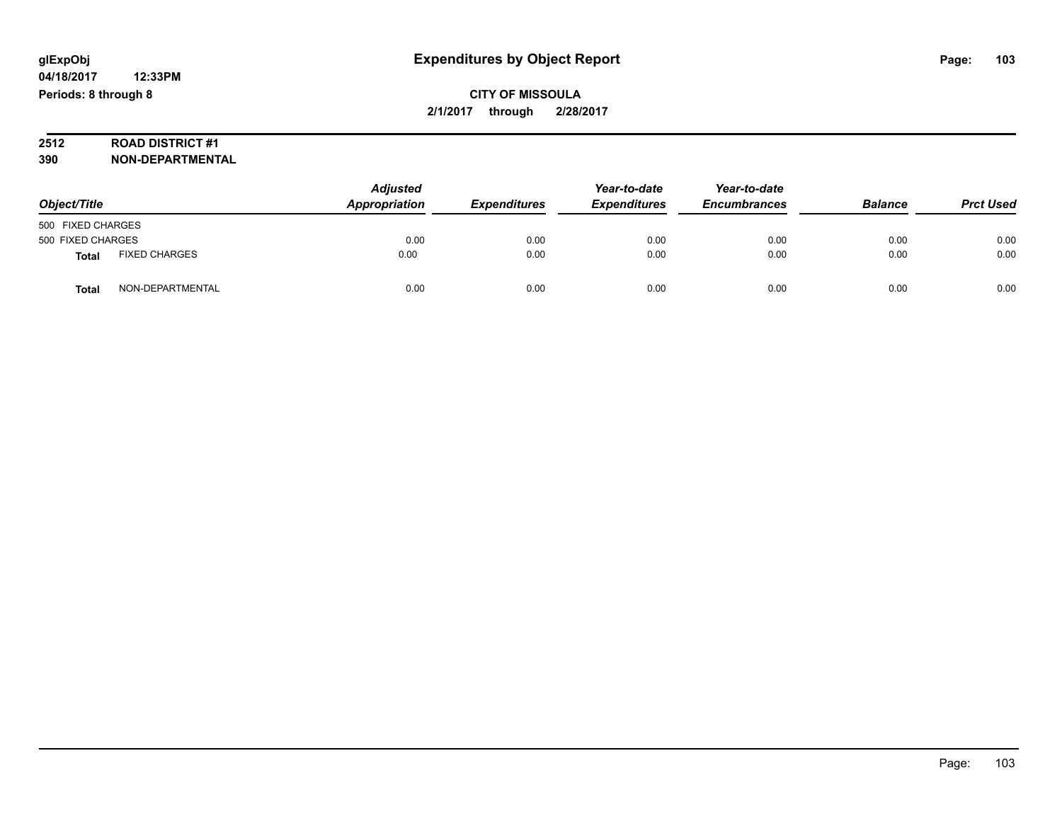**glExpObj**
**04/18/2017 12:33PM**
**Periods: 8 through 8**

# Expenditures by Object Report

**CITY OF MISSOULA**
**2/1/2017 through 2/28/2017**

**2512 ROAD DISTRICT #1**
**390 NON-DEPARTMENTAL**

| Object/Title | | Adjusted Appropriation | Expenditures | Year-to-date Expenditures | Year-to-date Encumbrances | Balance | Prct Used |
|---|---|---|---|---|---|---|---|
| 500 FIXED CHARGES | | | | | | | |
| 500 FIXED CHARGES | | 0.00 | 0.00 | 0.00 | 0.00 | 0.00 | 0.00 |
| **Total** | FIXED CHARGES | 0.00 | 0.00 | 0.00 | 0.00 | 0.00 | 0.00 |
| **Total** | NON-DEPARTMENTAL | 0.00 | 0.00 | 0.00 | 0.00 | 0.00 | 0.00 |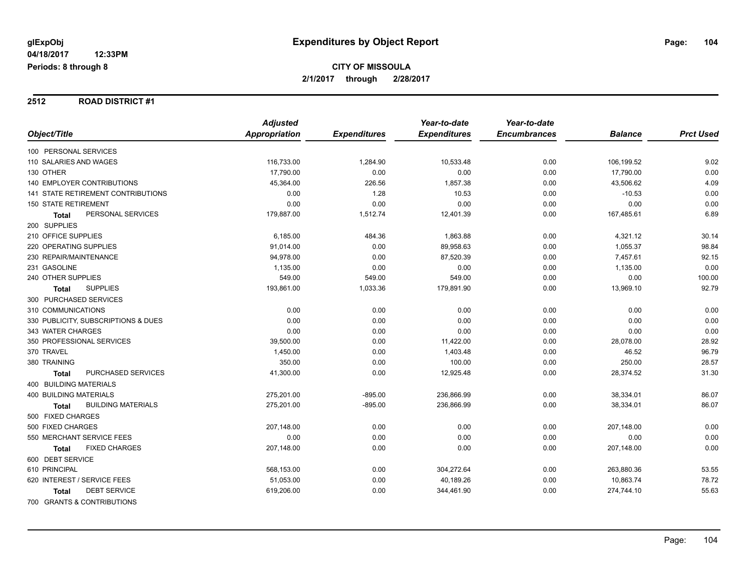**glExpObj** **Expenditures by Object Report**

**04/18/2017 12:33PM**

**Periods: 8 through 8**

**CITY OF MISSOULA**

**2/1/2017 through 2/28/2017**

## 2512 ROAD DISTRICT #1

| Object/Title | Adjusted Appropriation | Expenditures | Year-to-date Expenditures | Year-to-date Encumbrances | Balance | Prct Used |
|---|---|---|---|---|---|---|
| 100 PERSONAL SERVICES | | | | | | |
| 110 SALARIES AND WAGES | 116,733.00 | 1,284.90 | 10,533.48 | 0.00 | 106,199.52 | 9.02 |
| 130 OTHER | 17,790.00 | 0.00 | 0.00 | 0.00 | 17,790.00 | 0.00 |
| 140 EMPLOYER CONTRIBUTIONS | 45,364.00 | 226.56 | 1,857.38 | 0.00 | 43,506.62 | 4.09 |
| 141 STATE RETIREMENT CONTRIBUTIONS | 0.00 | 1.28 | 10.53 | 0.00 | -10.53 | 0.00 |
| 150 STATE RETIREMENT | 0.00 | 0.00 | 0.00 | 0.00 | 0.00 | 0.00 |
| **Total** PERSONAL SERVICES | 179,887.00 | 1,512.74 | 12,401.39 | 0.00 | 167,485.61 | 6.89 |
| 200 SUPPLIES | | | | | | |
| 210 OFFICE SUPPLIES | 6,185.00 | 484.36 | 1,863.88 | 0.00 | 4,321.12 | 30.14 |
| 220 OPERATING SUPPLIES | 91,014.00 | 0.00 | 89,958.63 | 0.00 | 1,055.37 | 98.84 |
| 230 REPAIR/MAINTENANCE | 94,978.00 | 0.00 | 87,520.39 | 0.00 | 7,457.61 | 92.15 |
| 231 GASOLINE | 1,135.00 | 0.00 | 0.00 | 0.00 | 1,135.00 | 0.00 |
| 240 OTHER SUPPLIES | 549.00 | 549.00 | 549.00 | 0.00 | 0.00 | 100.00 |
| **Total** SUPPLIES | 193,861.00 | 1,033.36 | 179,891.90 | 0.00 | 13,969.10 | 92.79 |
| 300 PURCHASED SERVICES | | | | | | |
| 310 COMMUNICATIONS | 0.00 | 0.00 | 0.00 | 0.00 | 0.00 | 0.00 |
| 330 PUBLICITY, SUBSCRIPTIONS & DUES | 0.00 | 0.00 | 0.00 | 0.00 | 0.00 | 0.00 |
| 343 WATER CHARGES | 0.00 | 0.00 | 0.00 | 0.00 | 0.00 | 0.00 |
| 350 PROFESSIONAL SERVICES | 39,500.00 | 0.00 | 11,422.00 | 0.00 | 28,078.00 | 28.92 |
| 370 TRAVEL | 1,450.00 | 0.00 | 1,403.48 | 0.00 | 46.52 | 96.79 |
| 380 TRAINING | 350.00 | 0.00 | 100.00 | 0.00 | 250.00 | 28.57 |
| **Total** PURCHASED SERVICES | 41,300.00 | 0.00 | 12,925.48 | 0.00 | 28,374.52 | 31.30 |
| 400 BUILDING MATERIALS | | | | | | |
| 400 BUILDING MATERIALS | 275,201.00 | -895.00 | 236,866.99 | 0.00 | 38,334.01 | 86.07 |
| **Total** BUILDING MATERIALS | 275,201.00 | -895.00 | 236,866.99 | 0.00 | 38,334.01 | 86.07 |
| 500 FIXED CHARGES | | | | | | |
| 500 FIXED CHARGES | 207,148.00 | 0.00 | 0.00 | 0.00 | 207,148.00 | 0.00 |
| 550 MERCHANT SERVICE FEES | 0.00 | 0.00 | 0.00 | 0.00 | 0.00 | 0.00 |
| **Total** FIXED CHARGES | 207,148.00 | 0.00 | 0.00 | 0.00 | 207,148.00 | 0.00 |
| 600 DEBT SERVICE | | | | | | |
| 610 PRINCIPAL | 568,153.00 | 0.00 | 304,272.64 | 0.00 | 263,880.36 | 53.55 |
| 620 INTEREST / SERVICE FEES | 51,053.00 | 0.00 | 40,189.26 | 0.00 | 10,863.74 | 78.72 |
| **Total** DEBT SERVICE | 619,206.00 | 0.00 | 344,461.90 | 0.00 | 274,744.10 | 55.63 |
| 700 GRANTS & CONTRIBUTIONS | | | | | | |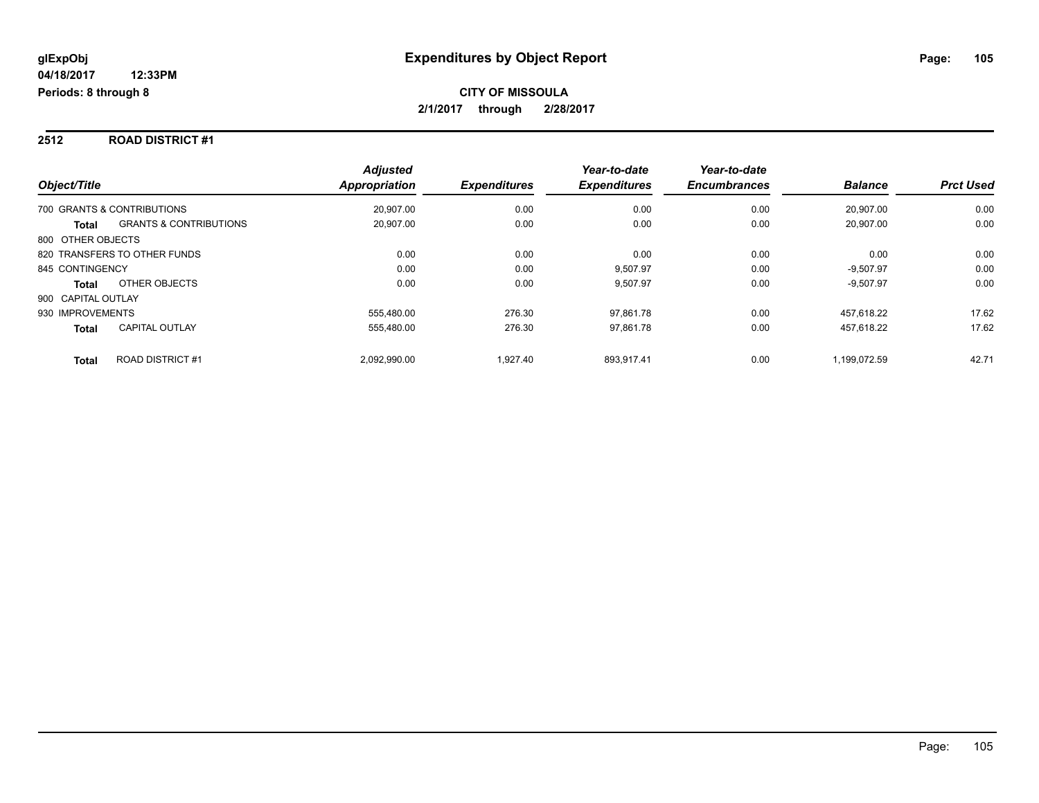**glExpObj**
**04/18/2017 12:33PM**
**Periods: 8 through 8**

# Expenditures by Object Report

**CITY OF MISSOULA**
**2/1/2017 through 2/28/2017**

## 2512 ROAD DISTRICT #1

| Object/Title | | Adjusted Appropriation | Expenditures | Year-to-date Expenditures | Year-to-date Encumbrances | Balance | Prct Used |
|---|---|---|---|---|---|---|---|
| 700 GRANTS & CONTRIBUTIONS | | 20,907.00 | 0.00 | 0.00 | 0.00 | 20,907.00 | 0.00 |
| **Total** | GRANTS & CONTRIBUTIONS | 20,907.00 | 0.00 | 0.00 | 0.00 | 20,907.00 | 0.00 |
| 800 OTHER OBJECTS | | | | | | | |
| 820 TRANSFERS TO OTHER FUNDS | | 0.00 | 0.00 | 0.00 | 0.00 | 0.00 | 0.00 |
| 845 CONTINGENCY | | 0.00 | 0.00 | 9,507.97 | 0.00 | -9,507.97 | 0.00 |
| **Total** | OTHER OBJECTS | 0.00 | 0.00 | 9,507.97 | 0.00 | -9,507.97 | 0.00 |
| 900 CAPITAL OUTLAY | | | | | | | |
| 930 IMPROVEMENTS | | 555,480.00 | 276.30 | 97,861.78 | 0.00 | 457,618.22 | 17.62 |
| **Total** | CAPITAL OUTLAY | 555,480.00 | 276.30 | 97,861.78 | 0.00 | 457,618.22 | 17.62 |
| **Total** | ROAD DISTRICT #1 | 2,092,990.00 | 1,927.40 | 893,917.41 | 0.00 | 1,199,072.59 | 42.71 |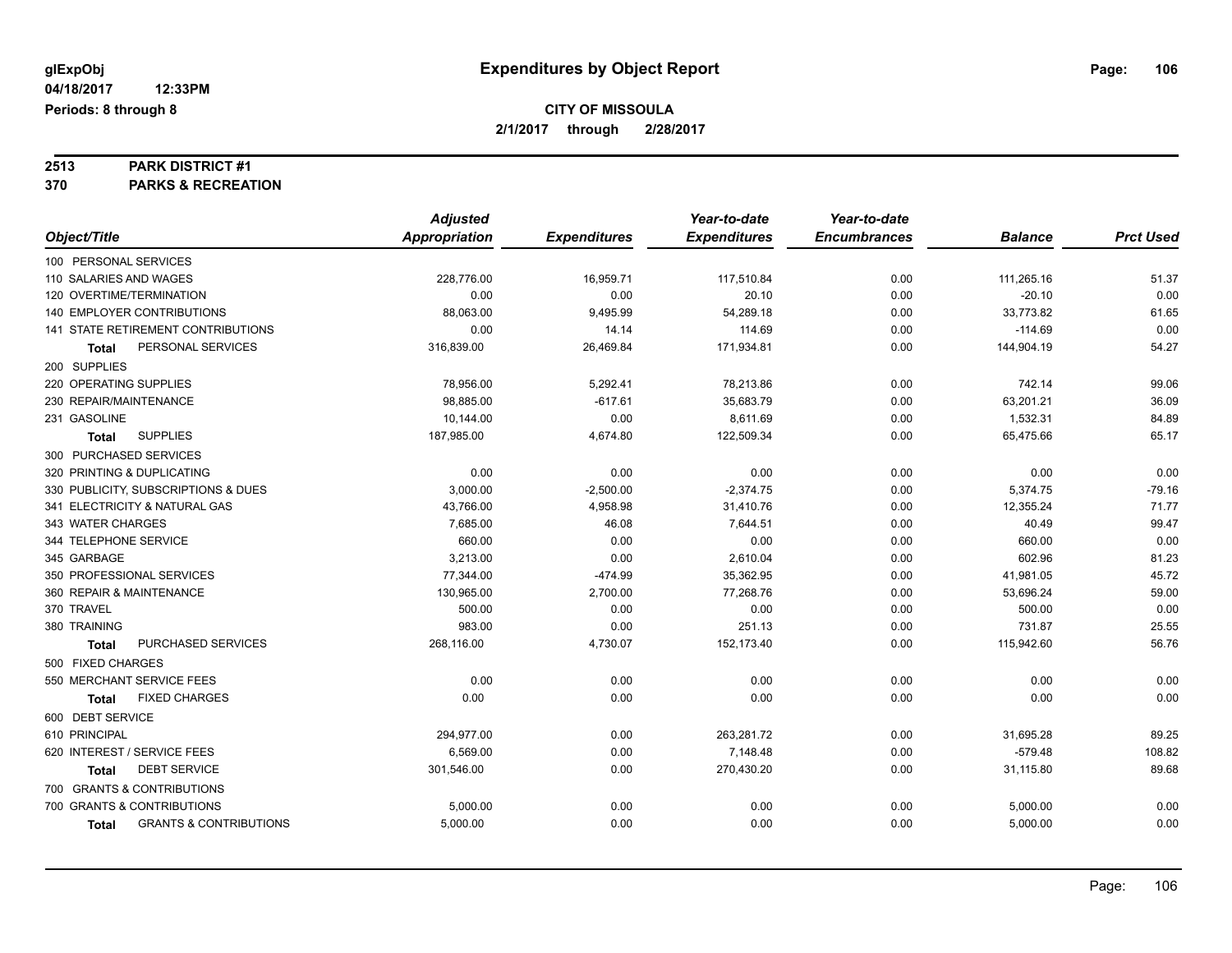glExpObj
04/18/2017 12:33PM
Periods: 8 through 8

# Expenditures by Object Report

**CITY OF MISSOULA**
**2/1/2017 through 2/28/2017**

**2513 PARK DISTRICT #1**
**370 PARKS & RECREATION**

| Object/Title | Adjusted Appropriation | Expenditures | Year-to-date Expenditures | Year-to-date Encumbrances | Balance | Prct Used |
|---|---|---|---|---|---|---|
| 100 PERSONAL SERVICES | | | | | | |
| 110 SALARIES AND WAGES | 228,776.00 | 16,959.71 | 117,510.84 | 0.00 | 111,265.16 | 51.37 |
| 120 OVERTIME/TERMINATION | 0.00 | 0.00 | 20.10 | 0.00 | -20.10 | 0.00 |
| 140 EMPLOYER CONTRIBUTIONS | 88,063.00 | 9,495.99 | 54,289.18 | 0.00 | 33,773.82 | 61.65 |
| 141 STATE RETIREMENT CONTRIBUTIONS | 0.00 | 14.14 | 114.69 | 0.00 | -114.69 | 0.00 |
| **Total** PERSONAL SERVICES | 316,839.00 | 26,469.84 | 171,934.81 | 0.00 | 144,904.19 | 54.27 |
| 200 SUPPLIES | | | | | | |
| 220 OPERATING SUPPLIES | 78,956.00 | 5,292.41 | 78,213.86 | 0.00 | 742.14 | 99.06 |
| 230 REPAIR/MAINTENANCE | 98,885.00 | -617.61 | 35,683.79 | 0.00 | 63,201.21 | 36.09 |
| 231 GASOLINE | 10,144.00 | 0.00 | 8,611.69 | 0.00 | 1,532.31 | 84.89 |
| **Total** SUPPLIES | 187,985.00 | 4,674.80 | 122,509.34 | 0.00 | 65,475.66 | 65.17 |
| 300 PURCHASED SERVICES | | | | | | |
| 320 PRINTING & DUPLICATING | 0.00 | 0.00 | 0.00 | 0.00 | 0.00 | 0.00 |
| 330 PUBLICITY, SUBSCRIPTIONS & DUES | 3,000.00 | -2,500.00 | -2,374.75 | 0.00 | 5,374.75 | -79.16 |
| 341 ELECTRICITY & NATURAL GAS | 43,766.00 | 4,958.98 | 31,410.76 | 0.00 | 12,355.24 | 71.77 |
| 343 WATER CHARGES | 7,685.00 | 46.08 | 7,644.51 | 0.00 | 40.49 | 99.47 |
| 344 TELEPHONE SERVICE | 660.00 | 0.00 | 0.00 | 0.00 | 660.00 | 0.00 |
| 345 GARBAGE | 3,213.00 | 0.00 | 2,610.04 | 0.00 | 602.96 | 81.23 |
| 350 PROFESSIONAL SERVICES | 77,344.00 | -474.99 | 35,362.95 | 0.00 | 41,981.05 | 45.72 |
| 360 REPAIR & MAINTENANCE | 130,965.00 | 2,700.00 | 77,268.76 | 0.00 | 53,696.24 | 59.00 |
| 370 TRAVEL | 500.00 | 0.00 | 0.00 | 0.00 | 500.00 | 0.00 |
| 380 TRAINING | 983.00 | 0.00 | 251.13 | 0.00 | 731.87 | 25.55 |
| **Total** PURCHASED SERVICES | 268,116.00 | 4,730.07 | 152,173.40 | 0.00 | 115,942.60 | 56.76 |
| 500 FIXED CHARGES | | | | | | |
| 550 MERCHANT SERVICE FEES | 0.00 | 0.00 | 0.00 | 0.00 | 0.00 | 0.00 |
| **Total** FIXED CHARGES | 0.00 | 0.00 | 0.00 | 0.00 | 0.00 | 0.00 |
| 600 DEBT SERVICE | | | | | | |
| 610 PRINCIPAL | 294,977.00 | 0.00 | 263,281.72 | 0.00 | 31,695.28 | 89.25 |
| 620 INTEREST / SERVICE FEES | 6,569.00 | 0.00 | 7,148.48 | 0.00 | -579.48 | 108.82 |
| **Total** DEBT SERVICE | 301,546.00 | 0.00 | 270,430.20 | 0.00 | 31,115.80 | 89.68 |
| 700 GRANTS & CONTRIBUTIONS | | | | | | |
| 700 GRANTS & CONTRIBUTIONS | 5,000.00 | 0.00 | 0.00 | 0.00 | 5,000.00 | 0.00 |
| **Total** GRANTS & CONTRIBUTIONS | 5,000.00 | 0.00 | 0.00 | 0.00 | 5,000.00 | 0.00 |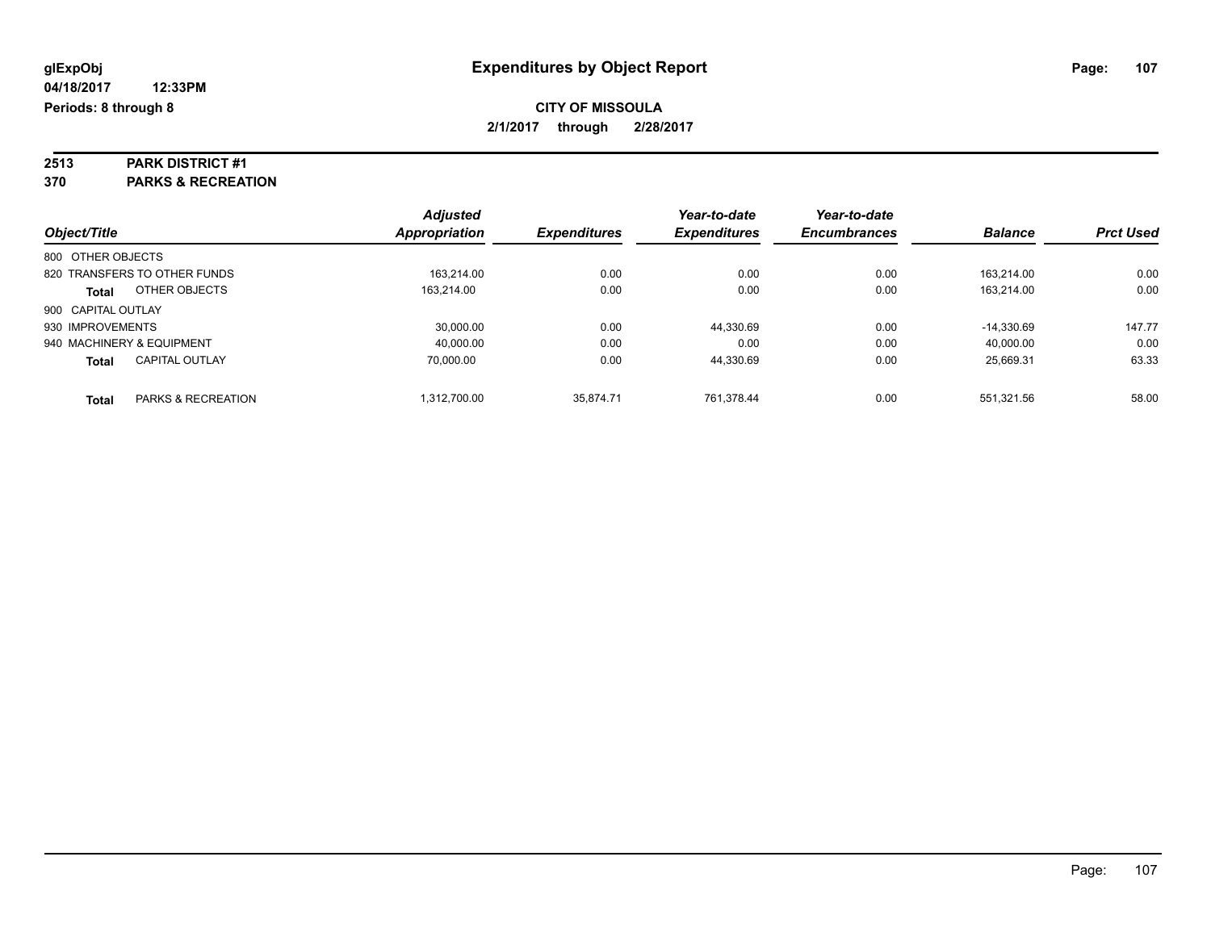**glExpObj** **Expenditures by Object Report**

**04/18/2017 12:33PM**

**Periods: 8 through 8**

**CITY OF MISSOULA**

**2/1/2017 through 2/28/2017**

**2513 PARK DISTRICT #1**

**370 PARKS & RECREATION**

| Object/Title | Adjusted Appropriation | Expenditures | Year-to-date Expenditures | Year-to-date Encumbrances | Balance | Prct Used |
|---|---|---|---|---|---|---|
| 800 OTHER OBJECTS | | | | | | |
| 820 TRANSFERS TO OTHER FUNDS | 163,214.00 | 0.00 | 0.00 | 0.00 | 163,214.00 | 0.00 |
| **Total** OTHER OBJECTS | 163,214.00 | 0.00 | 0.00 | 0.00 | 163,214.00 | 0.00 |
| 900 CAPITAL OUTLAY | | | | | | |
| 930 IMPROVEMENTS | 30,000.00 | 0.00 | 44,330.69 | 0.00 | -14,330.69 | 147.77 |
| 940 MACHINERY & EQUIPMENT | 40,000.00 | 0.00 | 0.00 | 0.00 | 40,000.00 | 0.00 |
| **Total** CAPITAL OUTLAY | 70,000.00 | 0.00 | 44,330.69 | 0.00 | 25,669.31 | 63.33 |
| **Total** PARKS & RECREATION | 1,312,700.00 | 35,874.71 | 761,378.44 | 0.00 | 551,321.56 | 58.00 |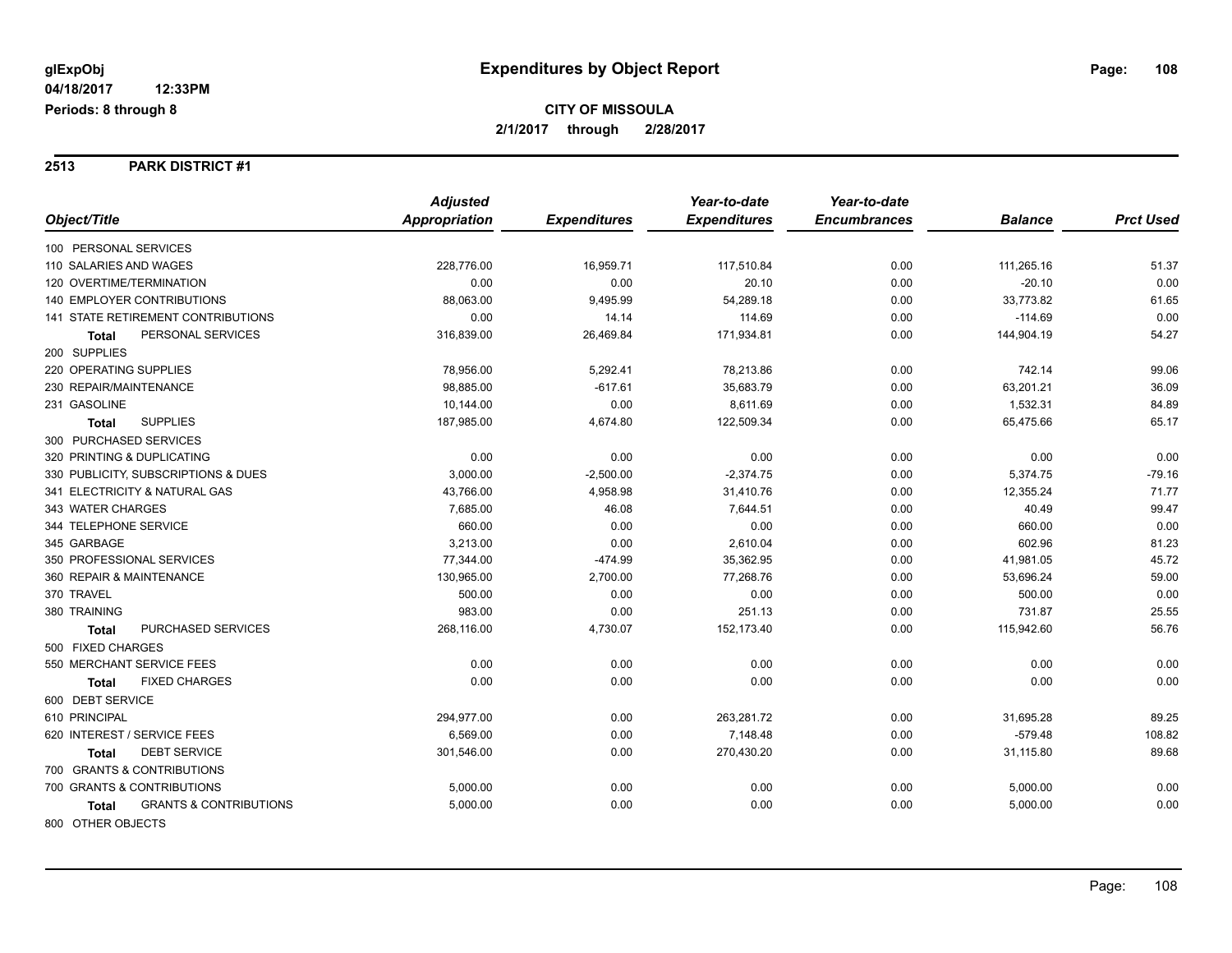# Expenditures by Object Report

glExpObj
04/18/2017 12:33PM
Periods: 8 through 8

**CITY OF MISSOULA**
**2/1/2017 through 2/28/2017**

## 2513 PARK DISTRICT #1

| Object/Title | Adjusted Appropriation | Expenditures | Year-to-date Expenditures | Year-to-date Encumbrances | Balance | Prct Used |
|---|---|---|---|---|---|---|
| 100 PERSONAL SERVICES | | | | | | |
| 110 SALARIES AND WAGES | 228,776.00 | 16,959.71 | 117,510.84 | 0.00 | 111,265.16 | 51.37 |
| 120 OVERTIME/TERMINATION | 0.00 | 0.00 | 20.10 | 0.00 | -20.10 | 0.00 |
| 140 EMPLOYER CONTRIBUTIONS | 88,063.00 | 9,495.99 | 54,289.18 | 0.00 | 33,773.82 | 61.65 |
| 141 STATE RETIREMENT CONTRIBUTIONS | 0.00 | 14.14 | 114.69 | 0.00 | -114.69 | 0.00 |
| **Total** PERSONAL SERVICES | 316,839.00 | 26,469.84 | 171,934.81 | 0.00 | 144,904.19 | 54.27 |
| 200 SUPPLIES | | | | | | |
| 220 OPERATING SUPPLIES | 78,956.00 | 5,292.41 | 78,213.86 | 0.00 | 742.14 | 99.06 |
| 230 REPAIR/MAINTENANCE | 98,885.00 | -617.61 | 35,683.79 | 0.00 | 63,201.21 | 36.09 |
| 231 GASOLINE | 10,144.00 | 0.00 | 8,611.69 | 0.00 | 1,532.31 | 84.89 |
| **Total** SUPPLIES | 187,985.00 | 4,674.80 | 122,509.34 | 0.00 | 65,475.66 | 65.17 |
| 300 PURCHASED SERVICES | | | | | | |
| 320 PRINTING & DUPLICATING | 0.00 | 0.00 | 0.00 | 0.00 | 0.00 | 0.00 |
| 330 PUBLICITY, SUBSCRIPTIONS & DUES | 3,000.00 | -2,500.00 | -2,374.75 | 0.00 | 5,374.75 | -79.16 |
| 341 ELECTRICITY & NATURAL GAS | 43,766.00 | 4,958.98 | 31,410.76 | 0.00 | 12,355.24 | 71.77 |
| 343 WATER CHARGES | 7,685.00 | 46.08 | 7,644.51 | 0.00 | 40.49 | 99.47 |
| 344 TELEPHONE SERVICE | 660.00 | 0.00 | 0.00 | 0.00 | 660.00 | 0.00 |
| 345 GARBAGE | 3,213.00 | 0.00 | 2,610.04 | 0.00 | 602.96 | 81.23 |
| 350 PROFESSIONAL SERVICES | 77,344.00 | -474.99 | 35,362.95 | 0.00 | 41,981.05 | 45.72 |
| 360 REPAIR & MAINTENANCE | 130,965.00 | 2,700.00 | 77,268.76 | 0.00 | 53,696.24 | 59.00 |
| 370 TRAVEL | 500.00 | 0.00 | 0.00 | 0.00 | 500.00 | 0.00 |
| 380 TRAINING | 983.00 | 0.00 | 251.13 | 0.00 | 731.87 | 25.55 |
| **Total** PURCHASED SERVICES | 268,116.00 | 4,730.07 | 152,173.40 | 0.00 | 115,942.60 | 56.76 |
| 500 FIXED CHARGES | | | | | | |
| 550 MERCHANT SERVICE FEES | 0.00 | 0.00 | 0.00 | 0.00 | 0.00 | 0.00 |
| **Total** FIXED CHARGES | 0.00 | 0.00 | 0.00 | 0.00 | 0.00 | 0.00 |
| 600 DEBT SERVICE | | | | | | |
| 610 PRINCIPAL | 294,977.00 | 0.00 | 263,281.72 | 0.00 | 31,695.28 | 89.25 |
| 620 INTEREST / SERVICE FEES | 6,569.00 | 0.00 | 7,148.48 | 0.00 | -579.48 | 108.82 |
| **Total** DEBT SERVICE | 301,546.00 | 0.00 | 270,430.20 | 0.00 | 31,115.80 | 89.68 |
| 700 GRANTS & CONTRIBUTIONS | | | | | | |
| 700 GRANTS & CONTRIBUTIONS | 5,000.00 | 0.00 | 0.00 | 0.00 | 5,000.00 | 0.00 |
| **Total** GRANTS & CONTRIBUTIONS | 5,000.00 | 0.00 | 0.00 | 0.00 | 5,000.00 | 0.00 |
| 800 OTHER OBJECTS | | | | | | |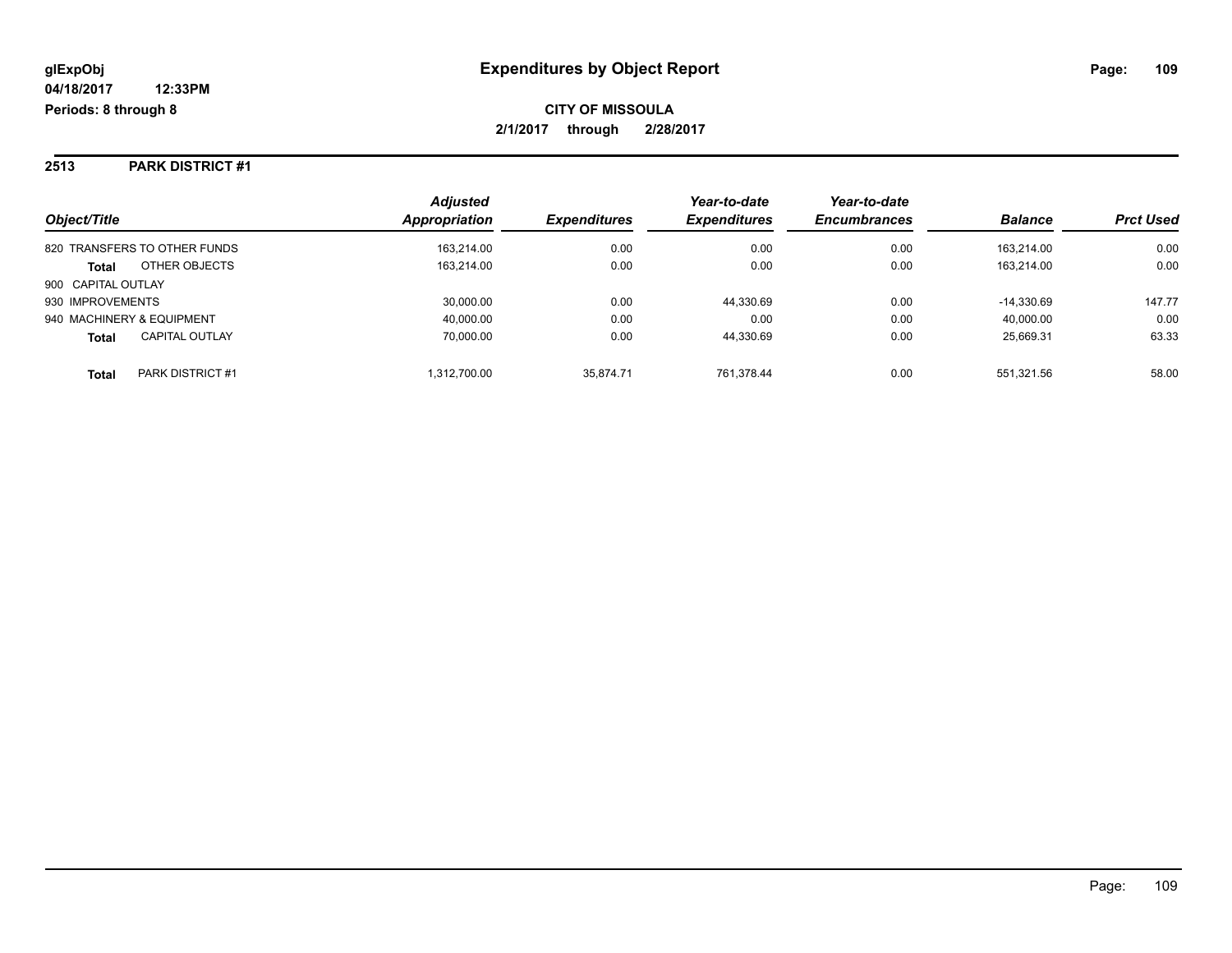**glExpObj** **Expenditures by Object Report**

**04/18/2017 12:33PM**

**Periods: 8 through 8**

**CITY OF MISSOULA**

**2/1/2017 through 2/28/2017**

## 2513 PARK DISTRICT #1

| Object/Title | | Adjusted Appropriation | Expenditures | Year-to-date Expenditures | Year-to-date Encumbrances | Balance | Prct Used |
|---|---|---|---|---|---|---|---|
| 820 TRANSFERS TO OTHER FUNDS | | 163,214.00 | 0.00 | 0.00 | 0.00 | 163,214.00 | 0.00 |
| **Total** | OTHER OBJECTS | 163,214.00 | 0.00 | 0.00 | 0.00 | 163,214.00 | 0.00 |
| 900 CAPITAL OUTLAY | | | | | | | |
| 930 IMPROVEMENTS | | 30,000.00 | 0.00 | 44,330.69 | 0.00 | -14,330.69 | 147.77 |
| 940 MACHINERY & EQUIPMENT | | 40,000.00 | 0.00 | 0.00 | 0.00 | 40,000.00 | 0.00 |
| **Total** | CAPITAL OUTLAY | 70,000.00 | 0.00 | 44,330.69 | 0.00 | 25,669.31 | 63.33 |
| **Total** | PARK DISTRICT #1 | 1,312,700.00 | 35,874.71 | 761,378.44 | 0.00 | 551,321.56 | 58.00 |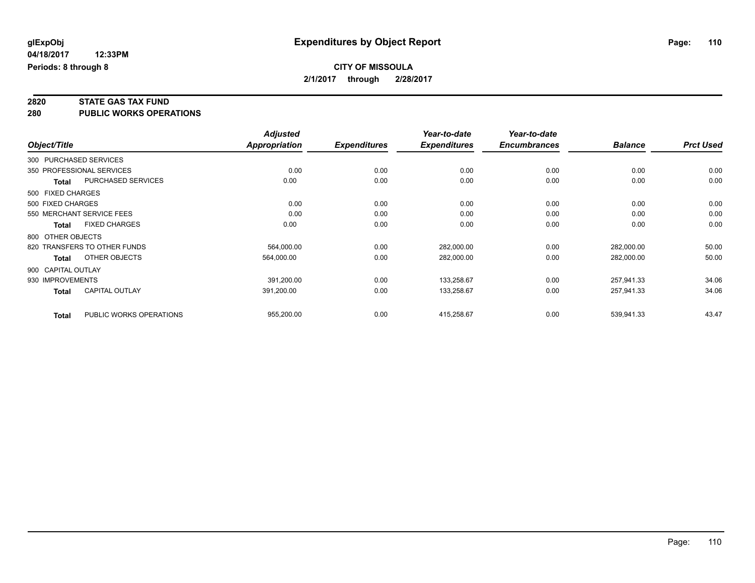**glExpObj** **Expenditures by Object Report**

**04/18/2017 12:33PM**

**Periods: 8 through 8**

**CITY OF MISSOULA**

**2/1/2017 through 2/28/2017**

## 2820 STATE GAS TAX FUND

## 280 PUBLIC WORKS OPERATIONS

| Object/Title | | *Adjusted Appropriation* | *Expenditures* | *Year-to-date Expenditures* | *Year-to-date Encumbrances* | *Balance* | *Prct Used* |
|---|---|---|---|---|---|---|---|
| 300 PURCHASED SERVICES | | | | | | | |
| 350 PROFESSIONAL SERVICES | | 0.00 | 0.00 | 0.00 | 0.00 | 0.00 | 0.00 |
| **Total** | PURCHASED SERVICES | 0.00 | 0.00 | 0.00 | 0.00 | 0.00 | 0.00 |
| 500 FIXED CHARGES | | | | | | | |
| 500 FIXED CHARGES | | 0.00 | 0.00 | 0.00 | 0.00 | 0.00 | 0.00 |
| 550 MERCHANT SERVICE FEES | | 0.00 | 0.00 | 0.00 | 0.00 | 0.00 | 0.00 |
| **Total** | FIXED CHARGES | 0.00 | 0.00 | 0.00 | 0.00 | 0.00 | 0.00 |
| 800 OTHER OBJECTS | | | | | | | |
| 820 TRANSFERS TO OTHER FUNDS | | 564,000.00 | 0.00 | 282,000.00 | 0.00 | 282,000.00 | 50.00 |
| **Total** | OTHER OBJECTS | 564,000.00 | 0.00 | 282,000.00 | 0.00 | 282,000.00 | 50.00 |
| 900 CAPITAL OUTLAY | | | | | | | |
| 930 IMPROVEMENTS | | 391,200.00 | 0.00 | 133,258.67 | 0.00 | 257,941.33 | 34.06 |
| **Total** | CAPITAL OUTLAY | 391,200.00 | 0.00 | 133,258.67 | 0.00 | 257,941.33 | 34.06 |
| **Total** | PUBLIC WORKS OPERATIONS | 955,200.00 | 0.00 | 415,258.67 | 0.00 | 539,941.33 | 43.47 |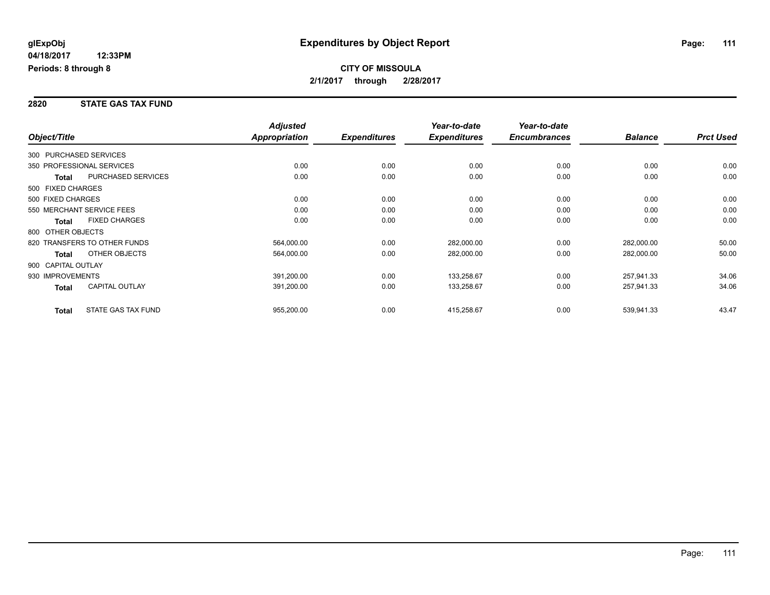**glExpObj**
**04/18/2017 12:33PM**
**Periods: 8 through 8**

# Expenditures by Object Report

**CITY OF MISSOULA**
**2/1/2017 through 2/28/2017**

## 2820 STATE GAS TAX FUND

| Object/Title | | Adjusted Appropriation | Expenditures | Year-to-date Expenditures | Year-to-date Encumbrances | Balance | Prct Used |
|---|---|---|---|---|---|---|---|
| 300 PURCHASED SERVICES | | | | | | | |
| 350 PROFESSIONAL SERVICES | | 0.00 | 0.00 | 0.00 | 0.00 | 0.00 | 0.00 |
| **Total** | PURCHASED SERVICES | 0.00 | 0.00 | 0.00 | 0.00 | 0.00 | 0.00 |
| 500 FIXED CHARGES | | | | | | | |
| 500 FIXED CHARGES | | 0.00 | 0.00 | 0.00 | 0.00 | 0.00 | 0.00 |
| 550 MERCHANT SERVICE FEES | | 0.00 | 0.00 | 0.00 | 0.00 | 0.00 | 0.00 |
| **Total** | FIXED CHARGES | 0.00 | 0.00 | 0.00 | 0.00 | 0.00 | 0.00 |
| 800 OTHER OBJECTS | | | | | | | |
| 820 TRANSFERS TO OTHER FUNDS | | 564,000.00 | 0.00 | 282,000.00 | 0.00 | 282,000.00 | 50.00 |
| **Total** | OTHER OBJECTS | 564,000.00 | 0.00 | 282,000.00 | 0.00 | 282,000.00 | 50.00 |
| 900 CAPITAL OUTLAY | | | | | | | |
| 930 IMPROVEMENTS | | 391,200.00 | 0.00 | 133,258.67 | 0.00 | 257,941.33 | 34.06 |
| **Total** | CAPITAL OUTLAY | 391,200.00 | 0.00 | 133,258.67 | 0.00 | 257,941.33 | 34.06 |
| **Total** | STATE GAS TAX FUND | 955,200.00 | 0.00 | 415,258.67 | 0.00 | 539,941.33 | 43.47 |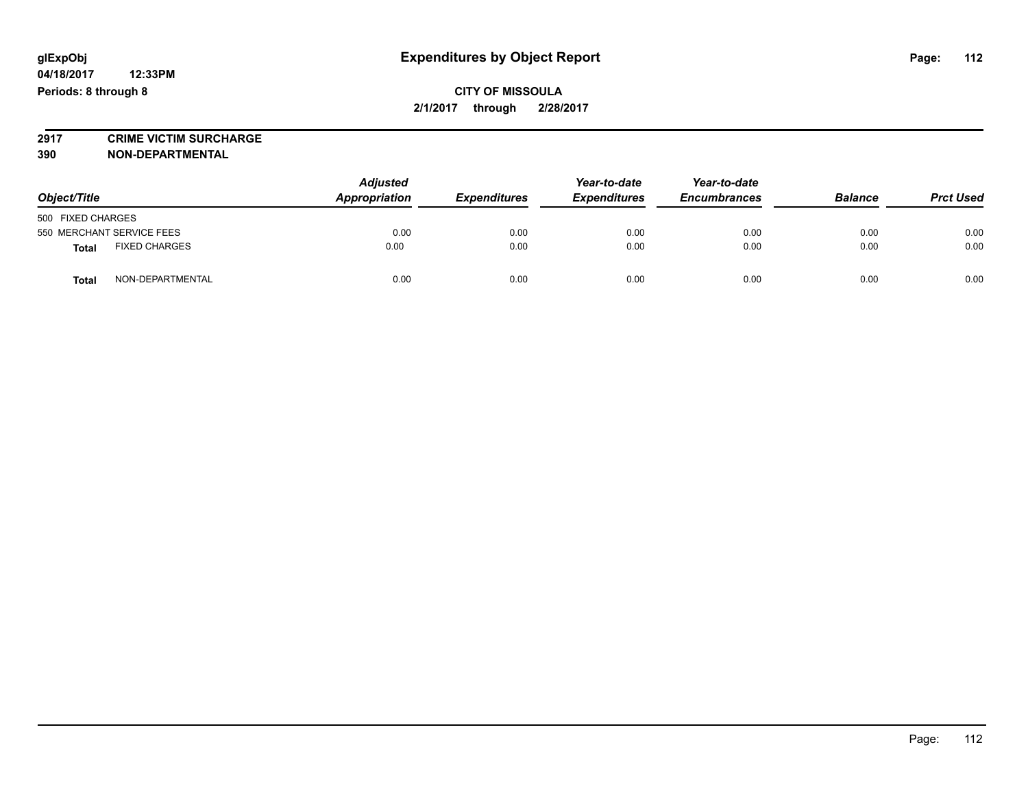glExpObj
04/18/2017 12:33PM
Periods: 8 through 8

# Expenditures by Object Report

**CITY OF MISSOULA**
**2/1/2017 through 2/28/2017**

**2917 CRIME VICTIM SURCHARGE**
**390 NON-DEPARTMENTAL**

| Object/Title | Adjusted Appropriation | Expenditures | Year-to-date Expenditures | Year-to-date Encumbrances | Balance | Prct Used |
|---|---|---|---|---|---|---|
| 500 FIXED CHARGES | | | | | | |
| 550 MERCHANT SERVICE FEES | 0.00 | 0.00 | 0.00 | 0.00 | 0.00 | 0.00 |
| **Total** FIXED CHARGES | 0.00 | 0.00 | 0.00 | 0.00 | 0.00 | 0.00 |
| **Total** NON-DEPARTMENTAL | 0.00 | 0.00 | 0.00 | 0.00 | 0.00 | 0.00 |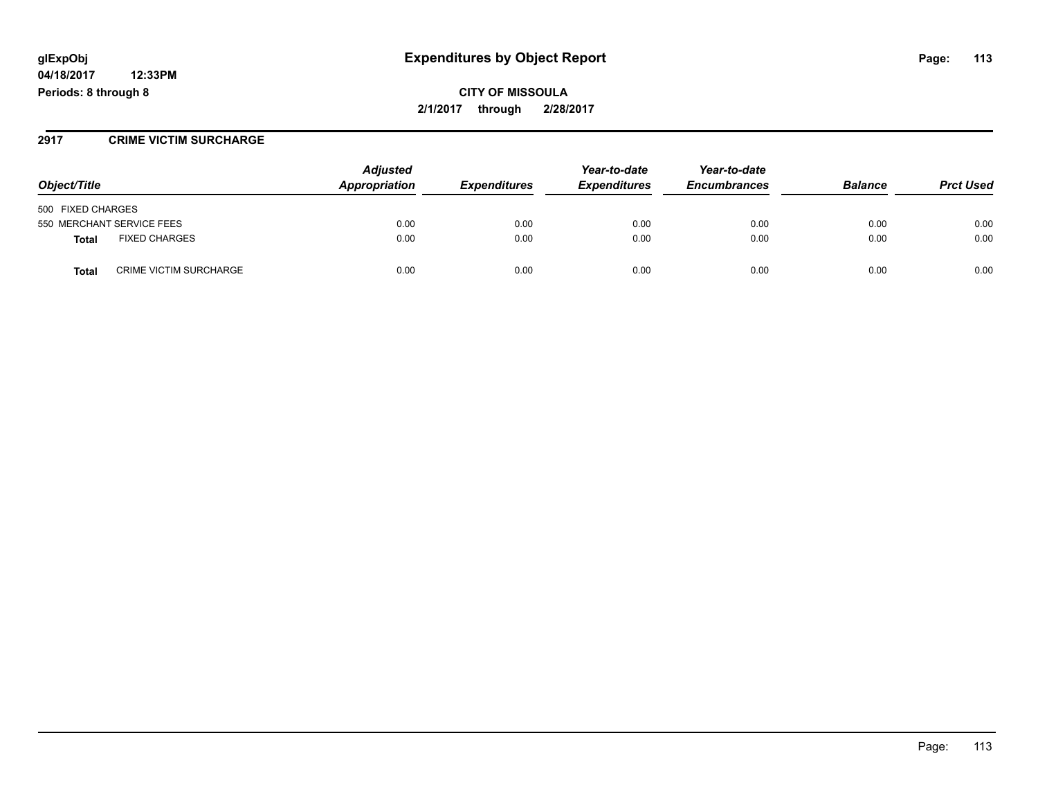**glExpObj** | **Expenditures by Object Report**

**04/18/2017 12:33PM**

**Periods: 8 through 8**

**CITY OF MISSOULA**

**2/1/2017 through 2/28/2017**

## 2917 CRIME VICTIM SURCHARGE

| Object/Title | Adjusted Appropriation | Expenditures | Year-to-date Expenditures | Year-to-date Encumbrances | Balance | Prct Used |
|---|---|---|---|---|---|---|
| 500 FIXED CHARGES | | | | | | |
| 550 MERCHANT SERVICE FEES | 0.00 | 0.00 | 0.00 | 0.00 | 0.00 | 0.00 |
| **Total** FIXED CHARGES | 0.00 | 0.00 | 0.00 | 0.00 | 0.00 | 0.00 |
| **Total** CRIME VICTIM SURCHARGE | 0.00 | 0.00 | 0.00 | 0.00 | 0.00 | 0.00 |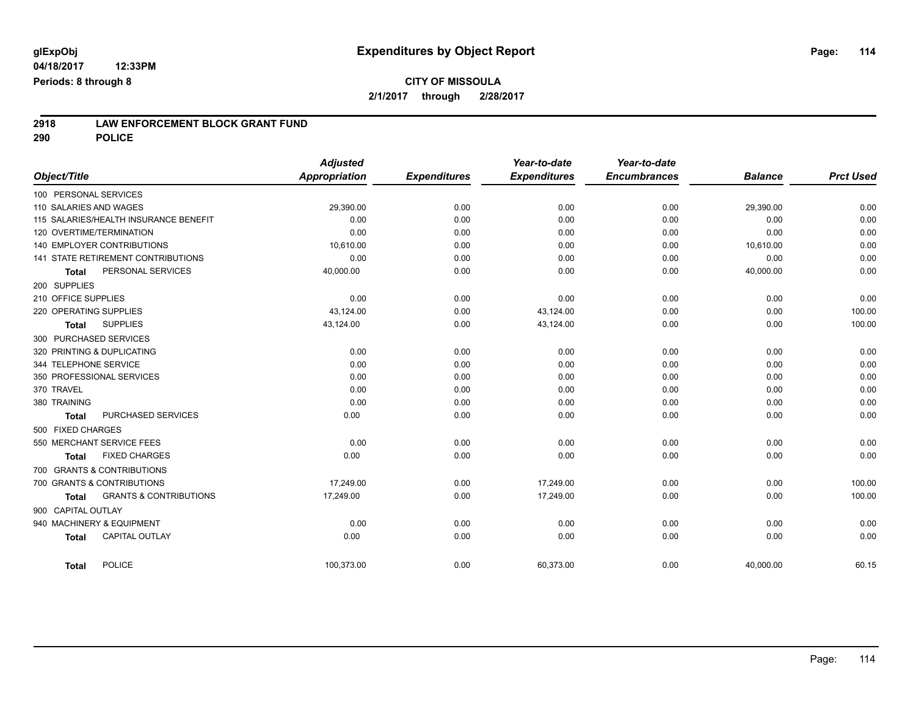**glExpObj**
**04/18/2017 12:33PM**
**Periods: 8 through 8**

# Expenditures by Object Report

**CITY OF MISSOULA**
**2/1/2017 through 2/28/2017**

## 2918 LAW ENFORCEMENT BLOCK GRANT FUND
## 290 POLICE

| Object/Title | Adjusted Appropriation | Expenditures | Year-to-date Expenditures | Year-to-date Encumbrances | Balance | Prct Used |
|---|---|---|---|---|---|---|
| 100 PERSONAL SERVICES | | | | | | |
| 110 SALARIES AND WAGES | 29,390.00 | 0.00 | 0.00 | 0.00 | 29,390.00 | 0.00 |
| 115 SALARIES/HEALTH INSURANCE BENEFIT | 0.00 | 0.00 | 0.00 | 0.00 | 0.00 | 0.00 |
| 120 OVERTIME/TERMINATION | 0.00 | 0.00 | 0.00 | 0.00 | 0.00 | 0.00 |
| 140 EMPLOYER CONTRIBUTIONS | 10,610.00 | 0.00 | 0.00 | 0.00 | 10,610.00 | 0.00 |
| 141 STATE RETIREMENT CONTRIBUTIONS | 0.00 | 0.00 | 0.00 | 0.00 | 0.00 | 0.00 |
| **Total** PERSONAL SERVICES | 40,000.00 | 0.00 | 0.00 | 0.00 | 40,000.00 | 0.00 |
| 200 SUPPLIES | | | | | | |
| 210 OFFICE SUPPLIES | 0.00 | 0.00 | 0.00 | 0.00 | 0.00 | 0.00 |
| 220 OPERATING SUPPLIES | 43,124.00 | 0.00 | 43,124.00 | 0.00 | 0.00 | 100.00 |
| **Total** SUPPLIES | 43,124.00 | 0.00 | 43,124.00 | 0.00 | 0.00 | 100.00 |
| 300 PURCHASED SERVICES | | | | | | |
| 320 PRINTING & DUPLICATING | 0.00 | 0.00 | 0.00 | 0.00 | 0.00 | 0.00 |
| 344 TELEPHONE SERVICE | 0.00 | 0.00 | 0.00 | 0.00 | 0.00 | 0.00 |
| 350 PROFESSIONAL SERVICES | 0.00 | 0.00 | 0.00 | 0.00 | 0.00 | 0.00 |
| 370 TRAVEL | 0.00 | 0.00 | 0.00 | 0.00 | 0.00 | 0.00 |
| 380 TRAINING | 0.00 | 0.00 | 0.00 | 0.00 | 0.00 | 0.00 |
| **Total** PURCHASED SERVICES | 0.00 | 0.00 | 0.00 | 0.00 | 0.00 | 0.00 |
| 500 FIXED CHARGES | | | | | | |
| 550 MERCHANT SERVICE FEES | 0.00 | 0.00 | 0.00 | 0.00 | 0.00 | 0.00 |
| **Total** FIXED CHARGES | 0.00 | 0.00 | 0.00 | 0.00 | 0.00 | 0.00 |
| 700 GRANTS & CONTRIBUTIONS | | | | | | |
| 700 GRANTS & CONTRIBUTIONS | 17,249.00 | 0.00 | 17,249.00 | 0.00 | 0.00 | 100.00 |
| **Total** GRANTS & CONTRIBUTIONS | 17,249.00 | 0.00 | 17,249.00 | 0.00 | 0.00 | 100.00 |
| 900 CAPITAL OUTLAY | | | | | | |
| 940 MACHINERY & EQUIPMENT | 0.00 | 0.00 | 0.00 | 0.00 | 0.00 | 0.00 |
| **Total** CAPITAL OUTLAY | 0.00 | 0.00 | 0.00 | 0.00 | 0.00 | 0.00 |
| **Total** POLICE | 100,373.00 | 0.00 | 60,373.00 | 0.00 | 40,000.00 | 60.15 |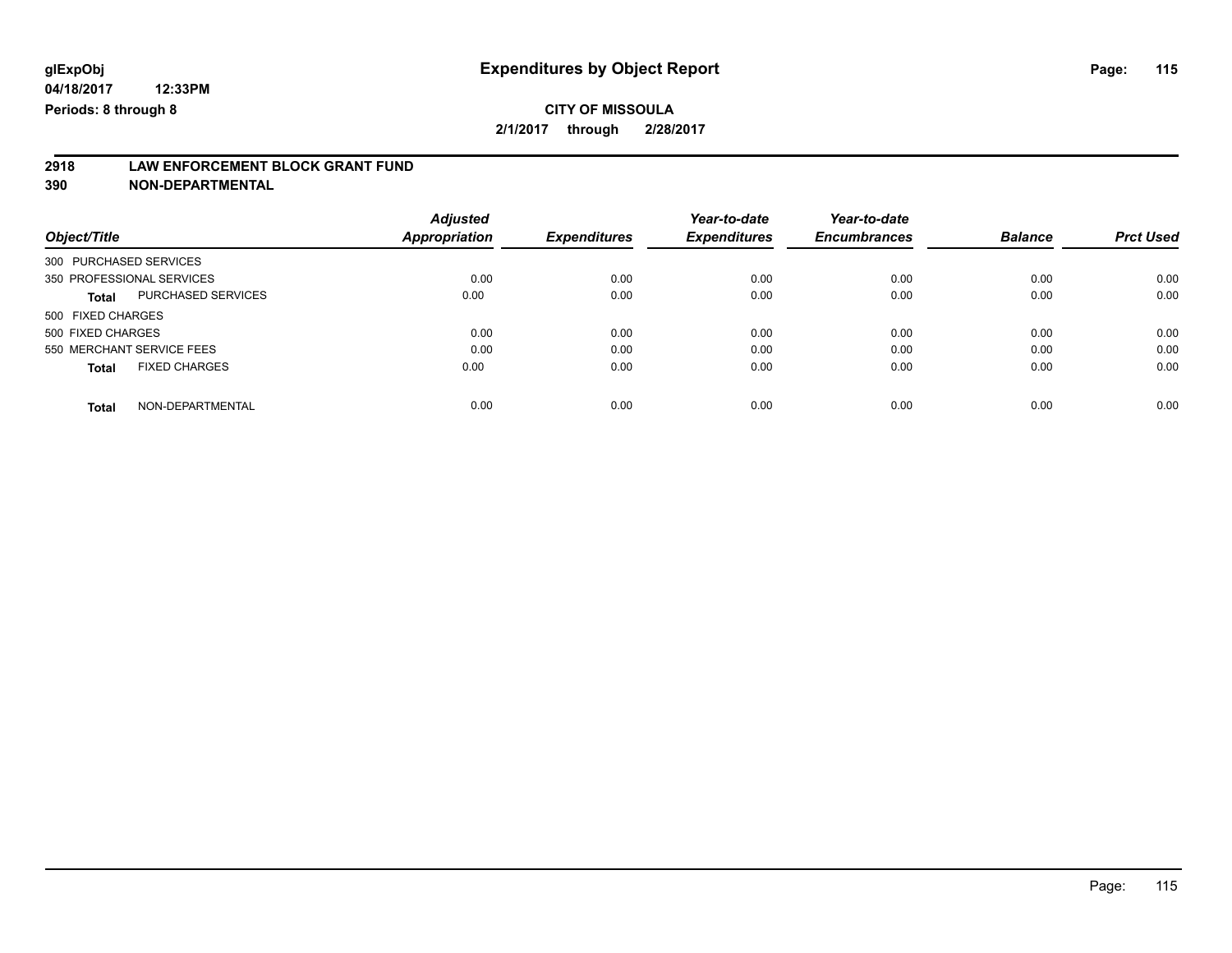**glExpObj**
**04/18/2017 12:33PM**
**Periods: 8 through 8**

# Expenditures by Object Report

**CITY OF MISSOULA**
**2/1/2017 through 2/28/2017**

**2918 LAW ENFORCEMENT BLOCK GRANT FUND**
**390 NON-DEPARTMENTAL**

| Object/Title | Adjusted Appropriation | Expenditures | Year-to-date Expenditures | Year-to-date Encumbrances | Balance | Prct Used |
|---|---|---|---|---|---|---|
| 300 PURCHASED SERVICES | | | | | | |
| 350 PROFESSIONAL SERVICES | 0.00 | 0.00 | 0.00 | 0.00 | 0.00 | 0.00 |
| **Total** PURCHASED SERVICES | 0.00 | 0.00 | 0.00 | 0.00 | 0.00 | 0.00 |
| 500 FIXED CHARGES | | | | | | |
| 500 FIXED CHARGES | 0.00 | 0.00 | 0.00 | 0.00 | 0.00 | 0.00 |
| 550 MERCHANT SERVICE FEES | 0.00 | 0.00 | 0.00 | 0.00 | 0.00 | 0.00 |
| **Total** FIXED CHARGES | 0.00 | 0.00 | 0.00 | 0.00 | 0.00 | 0.00 |
| **Total** NON-DEPARTMENTAL | 0.00 | 0.00 | 0.00 | 0.00 | 0.00 | 0.00 |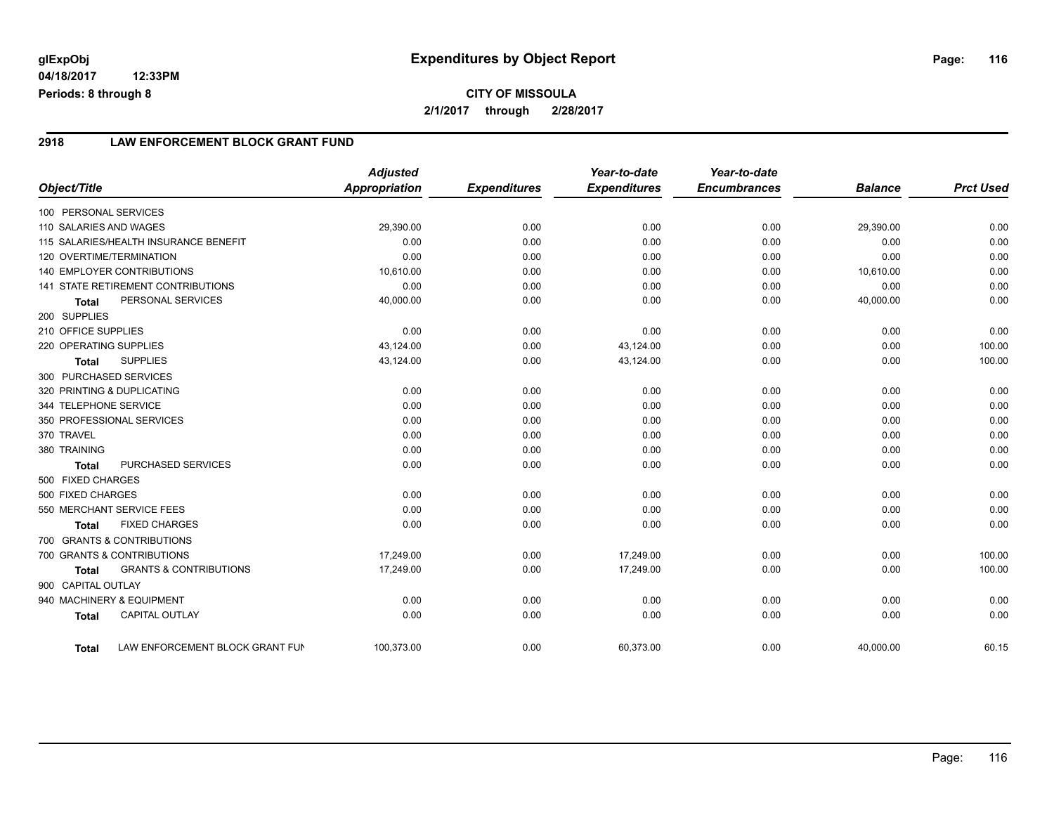**glExpObj**
**04/18/2017 12:33PM**
**Periods: 8 through 8**

# Expenditures by Object Report

**CITY OF MISSOULA**
**2/1/2017 through 2/28/2017**

## 2918 LAW ENFORCEMENT BLOCK GRANT FUND

| Object/Title | | Adjusted Appropriation | Expenditures | Year-to-date Expenditures | Year-to-date Encumbrances | Balance | Prct Used |
|---|---|---|---|---|---|---|---|
| 100 PERSONAL SERVICES | | | | | | | |
| 110 SALARIES AND WAGES | | 29,390.00 | 0.00 | 0.00 | 0.00 | 29,390.00 | 0.00 |
| 115 SALARIES/HEALTH INSURANCE BENEFIT | | 0.00 | 0.00 | 0.00 | 0.00 | 0.00 | 0.00 |
| 120 OVERTIME/TERMINATION | | 0.00 | 0.00 | 0.00 | 0.00 | 0.00 | 0.00 |
| 140 EMPLOYER CONTRIBUTIONS | | 10,610.00 | 0.00 | 0.00 | 0.00 | 10,610.00 | 0.00 |
| 141 STATE RETIREMENT CONTRIBUTIONS | | 0.00 | 0.00 | 0.00 | 0.00 | 0.00 | 0.00 |
| **Total** | PERSONAL SERVICES | 40,000.00 | 0.00 | 0.00 | 0.00 | 40,000.00 | 0.00 |
| 200 SUPPLIES | | | | | | | |
| 210 OFFICE SUPPLIES | | 0.00 | 0.00 | 0.00 | 0.00 | 0.00 | 0.00 |
| 220 OPERATING SUPPLIES | | 43,124.00 | 0.00 | 43,124.00 | 0.00 | 0.00 | 100.00 |
| **Total** | SUPPLIES | 43,124.00 | 0.00 | 43,124.00 | 0.00 | 0.00 | 100.00 |
| 300 PURCHASED SERVICES | | | | | | | |
| 320 PRINTING & DUPLICATING | | 0.00 | 0.00 | 0.00 | 0.00 | 0.00 | 0.00 |
| 344 TELEPHONE SERVICE | | 0.00 | 0.00 | 0.00 | 0.00 | 0.00 | 0.00 |
| 350 PROFESSIONAL SERVICES | | 0.00 | 0.00 | 0.00 | 0.00 | 0.00 | 0.00 |
| 370 TRAVEL | | 0.00 | 0.00 | 0.00 | 0.00 | 0.00 | 0.00 |
| 380 TRAINING | | 0.00 | 0.00 | 0.00 | 0.00 | 0.00 | 0.00 |
| **Total** | PURCHASED SERVICES | 0.00 | 0.00 | 0.00 | 0.00 | 0.00 | 0.00 |
| 500 FIXED CHARGES | | | | | | | |
| 500 FIXED CHARGES | | 0.00 | 0.00 | 0.00 | 0.00 | 0.00 | 0.00 |
| 550 MERCHANT SERVICE FEES | | 0.00 | 0.00 | 0.00 | 0.00 | 0.00 | 0.00 |
| **Total** | FIXED CHARGES | 0.00 | 0.00 | 0.00 | 0.00 | 0.00 | 0.00 |
| 700 GRANTS & CONTRIBUTIONS | | | | | | | |
| 700 GRANTS & CONTRIBUTIONS | | 17,249.00 | 0.00 | 17,249.00 | 0.00 | 0.00 | 100.00 |
| **Total** | GRANTS & CONTRIBUTIONS | 17,249.00 | 0.00 | 17,249.00 | 0.00 | 0.00 | 100.00 |
| 900 CAPITAL OUTLAY | | | | | | | |
| 940 MACHINERY & EQUIPMENT | | 0.00 | 0.00 | 0.00 | 0.00 | 0.00 | 0.00 |
| **Total** | CAPITAL OUTLAY | 0.00 | 0.00 | 0.00 | 0.00 | 0.00 | 0.00 |
| **Total** | LAW ENFORCEMENT BLOCK GRANT FUN | 100,373.00 | 0.00 | 60,373.00 | 0.00 | 40,000.00 | 60.15 |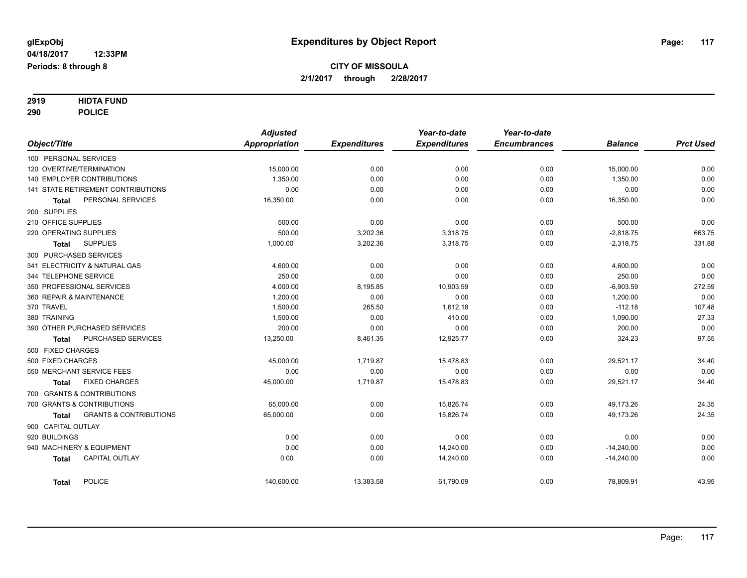# Expenditures by Object Report

glExpObj
04/18/2017 12:33PM
Periods: 8 through 8

**CITY OF MISSOULA**
**2/1/2017 through 2/28/2017**

**2919 HIDTA FUND**
**290 POLICE**

| Object/Title | Adjusted Appropriation | Expenditures | Year-to-date Expenditures | Year-to-date Encumbrances | Balance | Prct Used |
|---|---|---|---|---|---|---|
| 100 PERSONAL SERVICES | | | | | | |
| 120 OVERTIME/TERMINATION | 15,000.00 | 0.00 | 0.00 | 0.00 | 15,000.00 | 0.00 |
| 140 EMPLOYER CONTRIBUTIONS | 1,350.00 | 0.00 | 0.00 | 0.00 | 1,350.00 | 0.00 |
| 141 STATE RETIREMENT CONTRIBUTIONS | 0.00 | 0.00 | 0.00 | 0.00 | 0.00 | 0.00 |
| **Total** PERSONAL SERVICES | 16,350.00 | 0.00 | 0.00 | 0.00 | 16,350.00 | 0.00 |
| 200 SUPPLIES | | | | | | |
| 210 OFFICE SUPPLIES | 500.00 | 0.00 | 0.00 | 0.00 | 500.00 | 0.00 |
| 220 OPERATING SUPPLIES | 500.00 | 3,202.36 | 3,318.75 | 0.00 | -2,818.75 | 663.75 |
| **Total** SUPPLIES | 1,000.00 | 3,202.36 | 3,318.75 | 0.00 | -2,318.75 | 331.88 |
| 300 PURCHASED SERVICES | | | | | | |
| 341 ELECTRICITY & NATURAL GAS | 4,600.00 | 0.00 | 0.00 | 0.00 | 4,600.00 | 0.00 |
| 344 TELEPHONE SERVICE | 250.00 | 0.00 | 0.00 | 0.00 | 250.00 | 0.00 |
| 350 PROFESSIONAL SERVICES | 4,000.00 | 8,195.85 | 10,903.59 | 0.00 | -6,903.59 | 272.59 |
| 360 REPAIR & MAINTENANCE | 1,200.00 | 0.00 | 0.00 | 0.00 | 1,200.00 | 0.00 |
| 370 TRAVEL | 1,500.00 | 265.50 | 1,612.18 | 0.00 | -112.18 | 107.48 |
| 380 TRAINING | 1,500.00 | 0.00 | 410.00 | 0.00 | 1,090.00 | 27.33 |
| 390 OTHER PURCHASED SERVICES | 200.00 | 0.00 | 0.00 | 0.00 | 200.00 | 0.00 |
| **Total** PURCHASED SERVICES | 13,250.00 | 8,461.35 | 12,925.77 | 0.00 | 324.23 | 97.55 |
| 500 FIXED CHARGES | | | | | | |
| 500 FIXED CHARGES | 45,000.00 | 1,719.87 | 15,478.83 | 0.00 | 29,521.17 | 34.40 |
| 550 MERCHANT SERVICE FEES | 0.00 | 0.00 | 0.00 | 0.00 | 0.00 | 0.00 |
| **Total** FIXED CHARGES | 45,000.00 | 1,719.87 | 15,478.83 | 0.00 | 29,521.17 | 34.40 |
| 700 GRANTS & CONTRIBUTIONS | | | | | | |
| 700 GRANTS & CONTRIBUTIONS | 65,000.00 | 0.00 | 15,826.74 | 0.00 | 49,173.26 | 24.35 |
| **Total** GRANTS & CONTRIBUTIONS | 65,000.00 | 0.00 | 15,826.74 | 0.00 | 49,173.26 | 24.35 |
| 900 CAPITAL OUTLAY | | | | | | |
| 920 BUILDINGS | 0.00 | 0.00 | 0.00 | 0.00 | 0.00 | 0.00 |
| 940 MACHINERY & EQUIPMENT | 0.00 | 0.00 | 14,240.00 | 0.00 | -14,240.00 | 0.00 |
| **Total** CAPITAL OUTLAY | 0.00 | 0.00 | 14,240.00 | 0.00 | -14,240.00 | 0.00 |
| **Total** POLICE | 140,600.00 | 13,383.58 | 61,790.09 | 0.00 | 78,809.91 | 43.95 |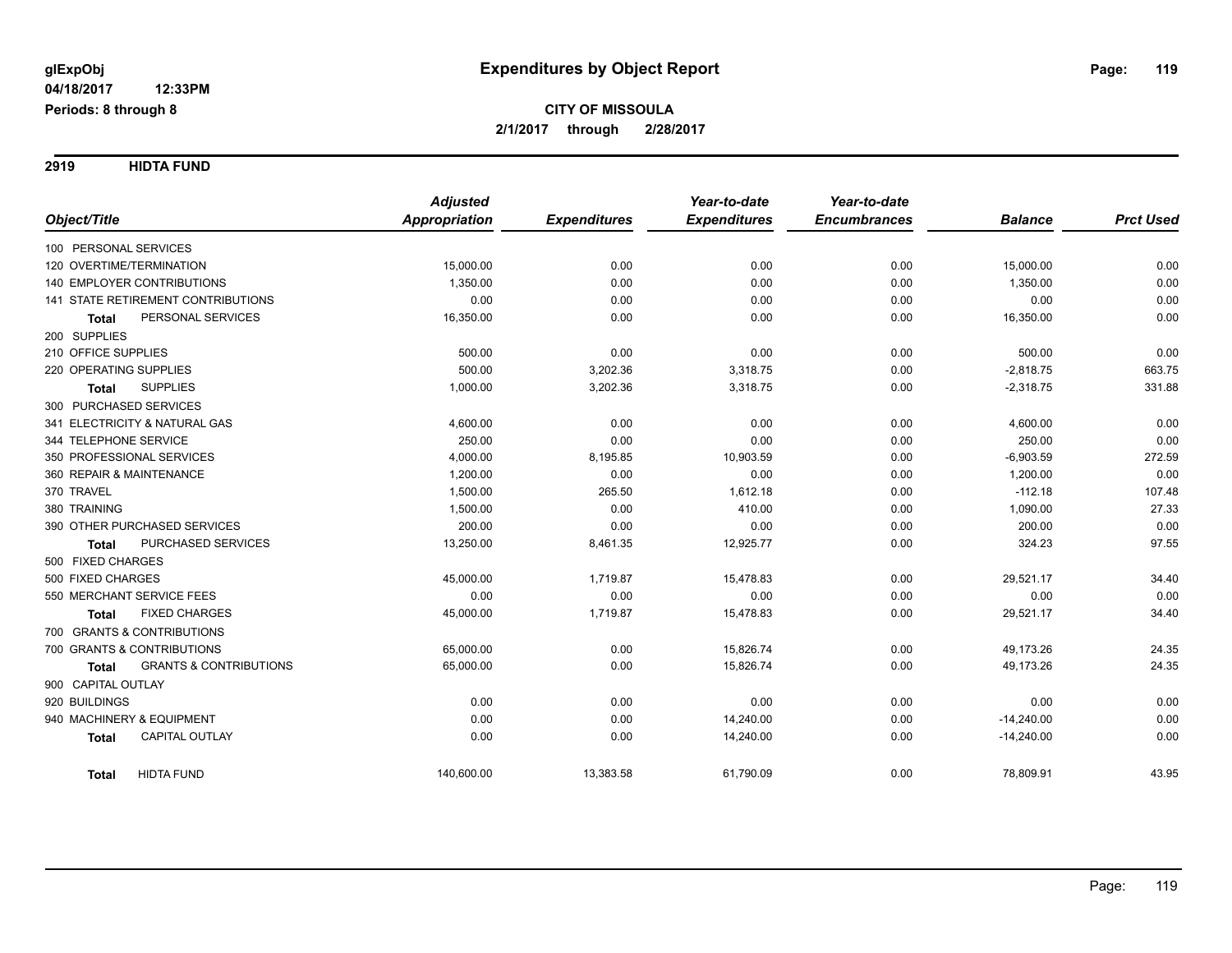**glExpObj**
**04/18/2017 12:33PM**
**Periods: 8 through 8**

# Expenditures by Object Report

**CITY OF MISSOULA**
**2/1/2017 through 2/28/2017**

## 2919 HIDTA FUND

| Object/Title | | Adjusted Appropriation | Expenditures | Year-to-date Expenditures | Year-to-date Encumbrances | Balance | Prct Used |
|---|---|---|---|---|---|---|---|
| 100 PERSONAL SERVICES | | | | | | | |
| 120 OVERTIME/TERMINATION | | 15,000.00 | 0.00 | 0.00 | 0.00 | 15,000.00 | 0.00 |
| 140 EMPLOYER CONTRIBUTIONS | | 1,350.00 | 0.00 | 0.00 | 0.00 | 1,350.00 | 0.00 |
| 141 STATE RETIREMENT CONTRIBUTIONS | | 0.00 | 0.00 | 0.00 | 0.00 | 0.00 | 0.00 |
| **Total** | PERSONAL SERVICES | 16,350.00 | 0.00 | 0.00 | 0.00 | 16,350.00 | 0.00 |
| 200 SUPPLIES | | | | | | | |
| 210 OFFICE SUPPLIES | | 500.00 | 0.00 | 0.00 | 0.00 | 500.00 | 0.00 |
| 220 OPERATING SUPPLIES | | 500.00 | 3,202.36 | 3,318.75 | 0.00 | -2,818.75 | 663.75 |
| **Total** | SUPPLIES | 1,000.00 | 3,202.36 | 3,318.75 | 0.00 | -2,318.75 | 331.88 |
| 300 PURCHASED SERVICES | | | | | | | |
| 341 ELECTRICITY & NATURAL GAS | | 4,600.00 | 0.00 | 0.00 | 0.00 | 4,600.00 | 0.00 |
| 344 TELEPHONE SERVICE | | 250.00 | 0.00 | 0.00 | 0.00 | 250.00 | 0.00 |
| 350 PROFESSIONAL SERVICES | | 4,000.00 | 8,195.85 | 10,903.59 | 0.00 | -6,903.59 | 272.59 |
| 360 REPAIR & MAINTENANCE | | 1,200.00 | 0.00 | 0.00 | 0.00 | 1,200.00 | 0.00 |
| 370 TRAVEL | | 1,500.00 | 265.50 | 1,612.18 | 0.00 | -112.18 | 107.48 |
| 380 TRAINING | | 1,500.00 | 0.00 | 410.00 | 0.00 | 1,090.00 | 27.33 |
| 390 OTHER PURCHASED SERVICES | | 200.00 | 0.00 | 0.00 | 0.00 | 200.00 | 0.00 |
| **Total** | PURCHASED SERVICES | 13,250.00 | 8,461.35 | 12,925.77 | 0.00 | 324.23 | 97.55 |
| 500 FIXED CHARGES | | | | | | | |
| 500 FIXED CHARGES | | 45,000.00 | 1,719.87 | 15,478.83 | 0.00 | 29,521.17 | 34.40 |
| 550 MERCHANT SERVICE FEES | | 0.00 | 0.00 | 0.00 | 0.00 | 0.00 | 0.00 |
| **Total** | FIXED CHARGES | 45,000.00 | 1,719.87 | 15,478.83 | 0.00 | 29,521.17 | 34.40 |
| 700 GRANTS & CONTRIBUTIONS | | | | | | | |
| 700 GRANTS & CONTRIBUTIONS | | 65,000.00 | 0.00 | 15,826.74 | 0.00 | 49,173.26 | 24.35 |
| **Total** | GRANTS & CONTRIBUTIONS | 65,000.00 | 0.00 | 15,826.74 | 0.00 | 49,173.26 | 24.35 |
| 900 CAPITAL OUTLAY | | | | | | | |
| 920 BUILDINGS | | 0.00 | 0.00 | 0.00 | 0.00 | 0.00 | 0.00 |
| 940 MACHINERY & EQUIPMENT | | 0.00 | 0.00 | 14,240.00 | 0.00 | -14,240.00 | 0.00 |
| **Total** | CAPITAL OUTLAY | 0.00 | 0.00 | 14,240.00 | 0.00 | -14,240.00 | 0.00 |
| **Total** | HIDTA FUND | 140,600.00 | 13,383.58 | 61,790.09 | 0.00 | 78,809.91 | 43.95 |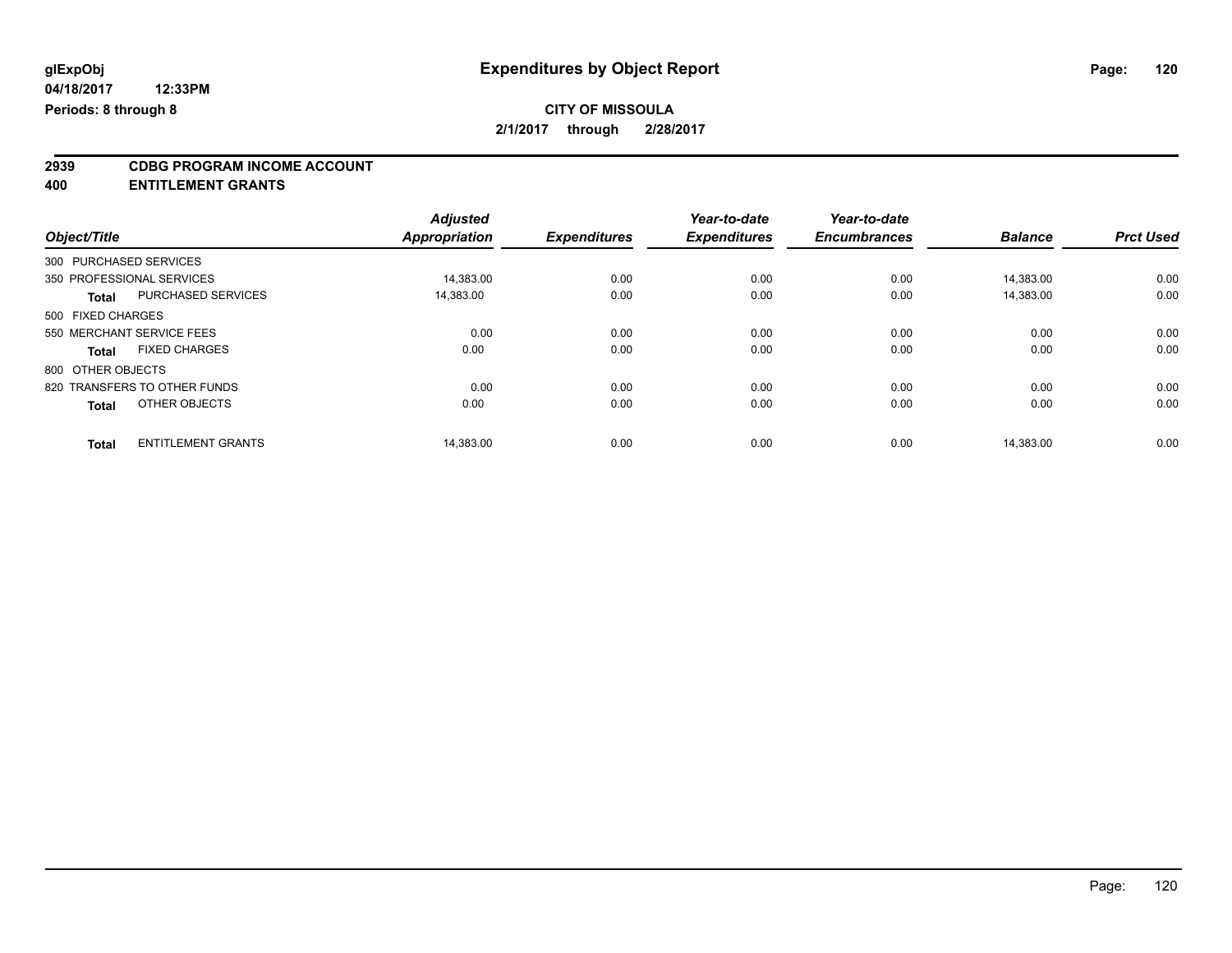**glExpObj**
**04/18/2017 12:33PM**
**Periods: 8 through 8**

# Expenditures by Object Report

**CITY OF MISSOULA**
**2/1/2017 through 2/28/2017**

**2939 CDBG PROGRAM INCOME ACCOUNT**
**400 ENTITLEMENT GRANTS**

| Object/Title | | Adjusted Appropriation | Expenditures | Year-to-date Expenditures | Year-to-date Encumbrances | Balance | Prct Used |
|---|---|---|---|---|---|---|---|
| 300 PURCHASED SERVICES | | | | | | | |
| 350 PROFESSIONAL SERVICES | | 14,383.00 | 0.00 | 0.00 | 0.00 | 14,383.00 | 0.00 |
| **Total** | PURCHASED SERVICES | 14,383.00 | 0.00 | 0.00 | 0.00 | 14,383.00 | 0.00 |
| 500 FIXED CHARGES | | | | | | | |
| 550 MERCHANT SERVICE FEES | | 0.00 | 0.00 | 0.00 | 0.00 | 0.00 | 0.00 |
| **Total** | FIXED CHARGES | 0.00 | 0.00 | 0.00 | 0.00 | 0.00 | 0.00 |
| 800 OTHER OBJECTS | | | | | | | |
| 820 TRANSFERS TO OTHER FUNDS | | 0.00 | 0.00 | 0.00 | 0.00 | 0.00 | 0.00 |
| **Total** | OTHER OBJECTS | 0.00 | 0.00 | 0.00 | 0.00 | 0.00 | 0.00 |
| **Total** | ENTITLEMENT GRANTS | 14,383.00 | 0.00 | 0.00 | 0.00 | 14,383.00 | 0.00 |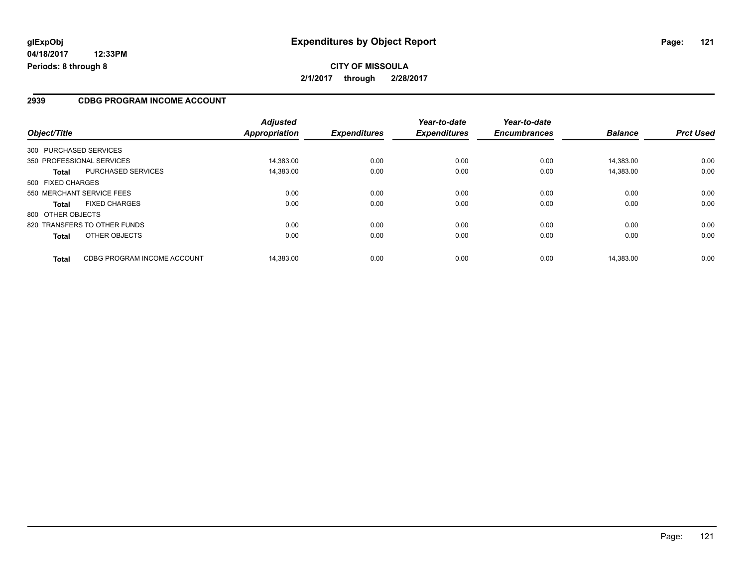# Expenditures by Object Report

**CITY OF MISSOULA**
**2/1/2017 through 2/28/2017**

glExpObj
04/18/2017 12:33PM
Periods: 8 through 8

## 2939 CDBG PROGRAM INCOME ACCOUNT

| Object/Title | Adjusted Appropriation | Expenditures | Year-to-date Expenditures | Year-to-date Encumbrances | Balance | Prct Used |
|---|---|---|---|---|---|---|
| 300 PURCHASED SERVICES | | | | | | |
| 350 PROFESSIONAL SERVICES | 14,383.00 | 0.00 | 0.00 | 0.00 | 14,383.00 | 0.00 |
| **Total** PURCHASED SERVICES | 14,383.00 | 0.00 | 0.00 | 0.00 | 14,383.00 | 0.00 |
| 500 FIXED CHARGES | | | | | | |
| 550 MERCHANT SERVICE FEES | 0.00 | 0.00 | 0.00 | 0.00 | 0.00 | 0.00 |
| **Total** FIXED CHARGES | 0.00 | 0.00 | 0.00 | 0.00 | 0.00 | 0.00 |
| 800 OTHER OBJECTS | | | | | | |
| 820 TRANSFERS TO OTHER FUNDS | 0.00 | 0.00 | 0.00 | 0.00 | 0.00 | 0.00 |
| **Total** OTHER OBJECTS | 0.00 | 0.00 | 0.00 | 0.00 | 0.00 | 0.00 |
| **Total** CDBG PROGRAM INCOME ACCOUNT | 14,383.00 | 0.00 | 0.00 | 0.00 | 14,383.00 | 0.00 |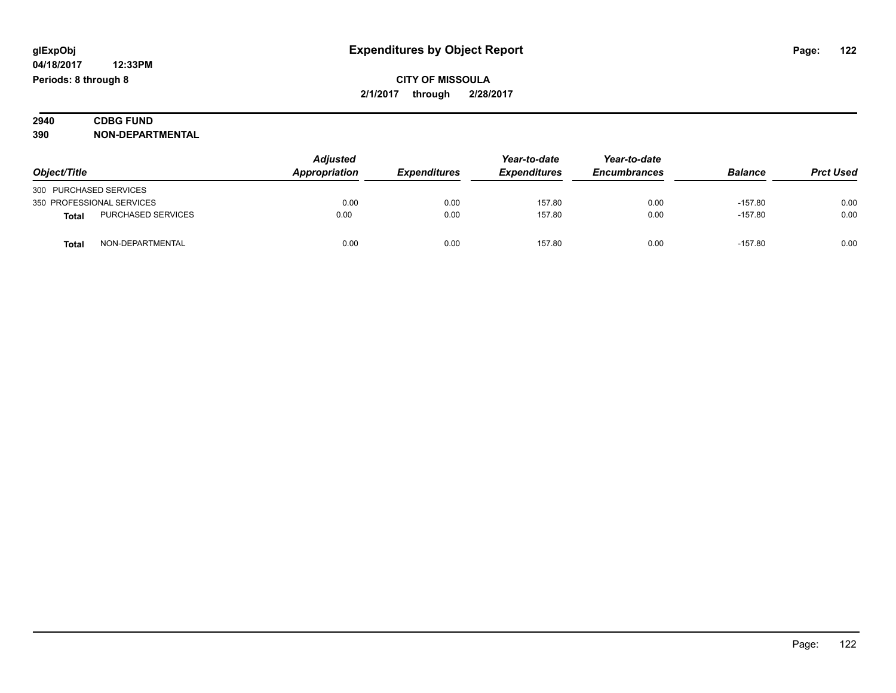# Expenditures by Object Report

glExpObj
04/18/2017 12:33PM
Periods: 8 through 8

**CITY OF MISSOULA**
**2/1/2017 through 2/28/2017**

**2940 CDBG FUND**
**390 NON-DEPARTMENTAL**

| Object/Title | | *Adjusted Appropriation* | *Expenditures* | *Year-to-date Expenditures* | *Year-to-date Encumbrances* | *Balance* | *Prct Used* |
|---|---|---|---|---|---|---|---|
| 300 PURCHASED SERVICES | | | | | | | |
| 350 PROFESSIONAL SERVICES | | 0.00 | 0.00 | 157.80 | 0.00 | -157.80 | 0.00 |
| **Total** | PURCHASED SERVICES | 0.00 | 0.00 | 157.80 | 0.00 | -157.80 | 0.00 |
| **Total** | NON-DEPARTMENTAL | 0.00 | 0.00 | 157.80 | 0.00 | -157.80 | 0.00 |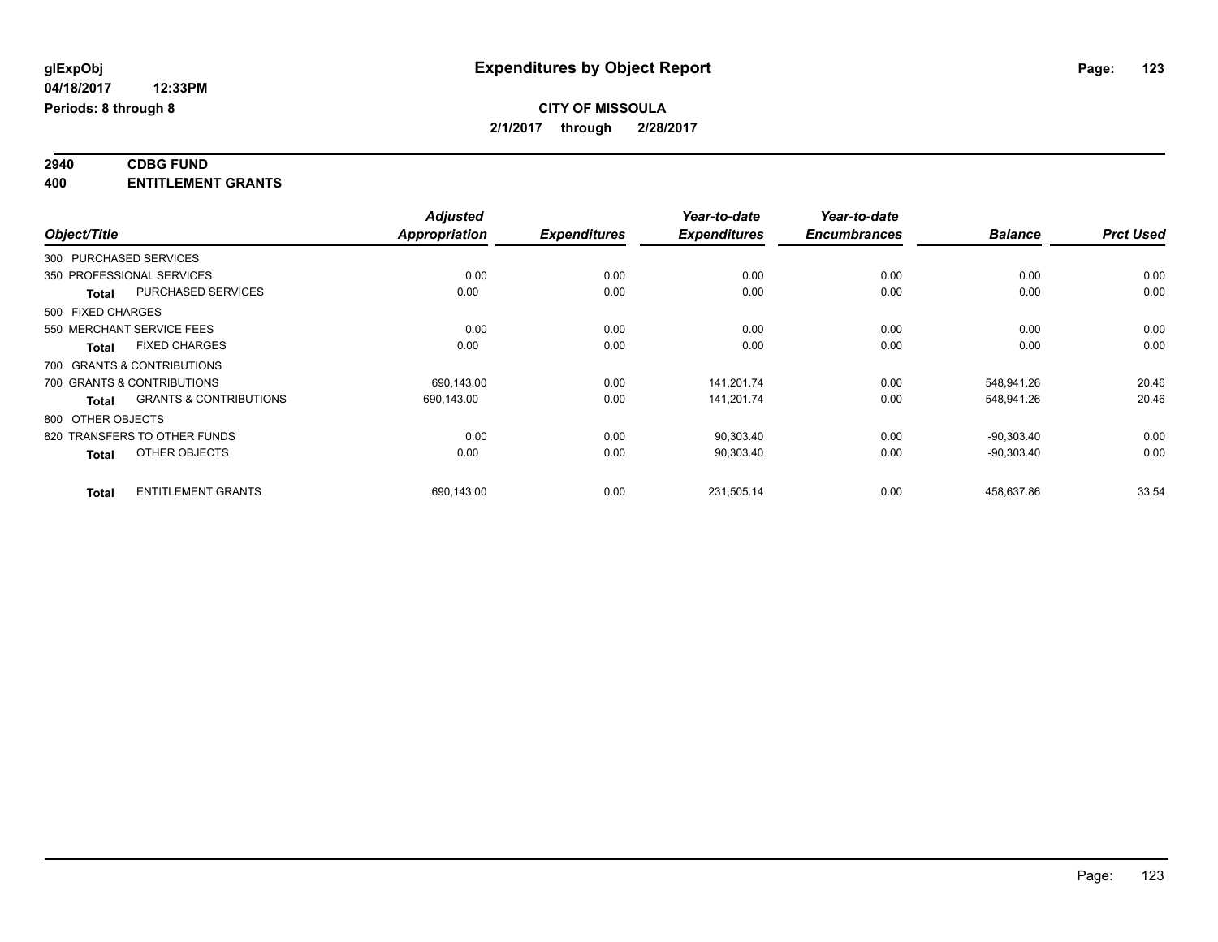# Expenditures by Object Report

glExpObj
04/18/2017 12:33PM
Periods: 8 through 8

**CITY OF MISSOULA**
**2/1/2017 through 2/28/2017**

**2940 CDBG FUND**
**400 ENTITLEMENT GRANTS**

| Object/Title | | Adjusted Appropriation | Expenditures | Year-to-date Expenditures | Year-to-date Encumbrances | Balance | Prct Used |
|---|---|---|---|---|---|---|---|
| 300 PURCHASED SERVICES | | | | | | | |
| 350 PROFESSIONAL SERVICES | | 0.00 | 0.00 | 0.00 | 0.00 | 0.00 | 0.00 |
| **Total** | PURCHASED SERVICES | 0.00 | 0.00 | 0.00 | 0.00 | 0.00 | 0.00 |
| 500 FIXED CHARGES | | | | | | | |
| 550 MERCHANT SERVICE FEES | | 0.00 | 0.00 | 0.00 | 0.00 | 0.00 | 0.00 |
| **Total** | FIXED CHARGES | 0.00 | 0.00 | 0.00 | 0.00 | 0.00 | 0.00 |
| 700 GRANTS & CONTRIBUTIONS | | | | | | | |
| 700 GRANTS & CONTRIBUTIONS | | 690,143.00 | 0.00 | 141,201.74 | 0.00 | 548,941.26 | 20.46 |
| **Total** | GRANTS & CONTRIBUTIONS | 690,143.00 | 0.00 | 141,201.74 | 0.00 | 548,941.26 | 20.46 |
| 800 OTHER OBJECTS | | | | | | | |
| 820 TRANSFERS TO OTHER FUNDS | | 0.00 | 0.00 | 90,303.40 | 0.00 | -90,303.40 | 0.00 |
| **Total** | OTHER OBJECTS | 0.00 | 0.00 | 90,303.40 | 0.00 | -90,303.40 | 0.00 |
| **Total** | ENTITLEMENT GRANTS | 690,143.00 | 0.00 | 231,505.14 | 0.00 | 458,637.86 | 33.54 |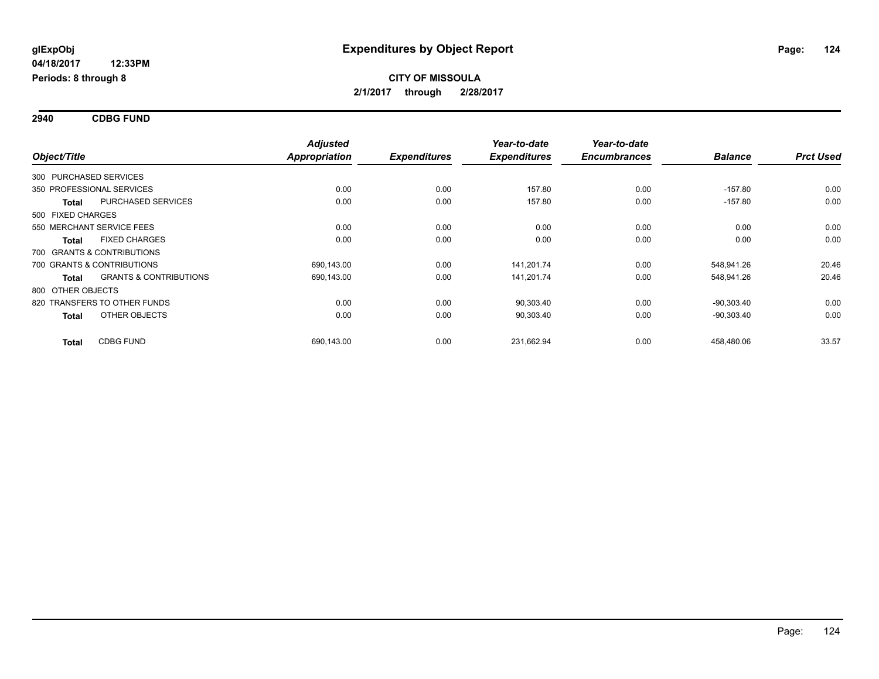**glExpObj**
**04/18/2017 12:33PM**
**Periods: 8 through 8**

# Expenditures by Object Report

**CITY OF MISSOULA**
**2/1/2017 through 2/28/2017**

## 2940 CDBG FUND

| Object/Title | | Adjusted Appropriation | Expenditures | Year-to-date Expenditures | Year-to-date Encumbrances | Balance | Prct Used |
|---|---|---|---|---|---|---|---|
| 300 PURCHASED SERVICES | | | | | | | |
| 350 PROFESSIONAL SERVICES | | 0.00 | 0.00 | 157.80 | 0.00 | -157.80 | 0.00 |
| **Total** | PURCHASED SERVICES | 0.00 | 0.00 | 157.80 | 0.00 | -157.80 | 0.00 |
| 500 FIXED CHARGES | | | | | | | |
| 550 MERCHANT SERVICE FEES | | 0.00 | 0.00 | 0.00 | 0.00 | 0.00 | 0.00 |
| **Total** | FIXED CHARGES | 0.00 | 0.00 | 0.00 | 0.00 | 0.00 | 0.00 |
| 700 GRANTS & CONTRIBUTIONS | | | | | | | |
| 700 GRANTS & CONTRIBUTIONS | | 690,143.00 | 0.00 | 141,201.74 | 0.00 | 548,941.26 | 20.46 |
| **Total** | GRANTS & CONTRIBUTIONS | 690,143.00 | 0.00 | 141,201.74 | 0.00 | 548,941.26 | 20.46 |
| 800 OTHER OBJECTS | | | | | | | |
| 820 TRANSFERS TO OTHER FUNDS | | 0.00 | 0.00 | 90,303.40 | 0.00 | -90,303.40 | 0.00 |
| **Total** | OTHER OBJECTS | 0.00 | 0.00 | 90,303.40 | 0.00 | -90,303.40 | 0.00 |
| **Total** | CDBG FUND | 690,143.00 | 0.00 | 231,662.94 | 0.00 | 458,480.06 | 33.57 |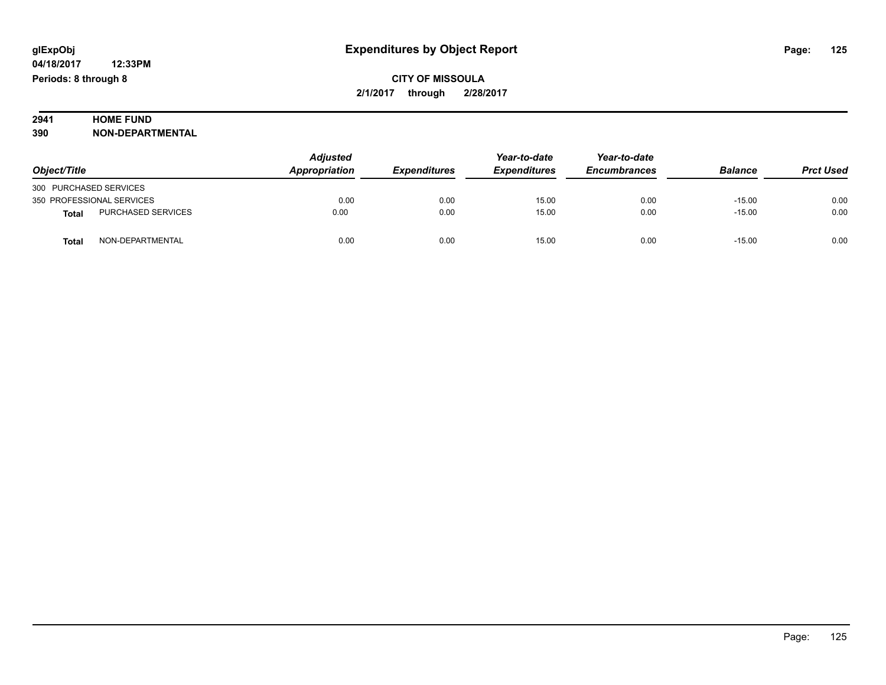glExpObj
04/18/2017 12:33PM
Periods: 8 through 8

# Expenditures by Object Report

**CITY OF MISSOULA**
**2/1/2017 through 2/28/2017**

**2941 HOME FUND**
**390 NON-DEPARTMENTAL**

| Object/Title | | Adjusted Appropriation | Expenditures | Year-to-date Expenditures | Year-to-date Encumbrances | Balance | Prct Used |
|---|---|---|---|---|---|---|---|
| 300 PURCHASED SERVICES | | | | | | | |
| 350 PROFESSIONAL SERVICES | | 0.00 | 0.00 | 15.00 | 0.00 | -15.00 | 0.00 |
| **Total** | PURCHASED SERVICES | 0.00 | 0.00 | 15.00 | 0.00 | -15.00 | 0.00 |
| **Total** | NON-DEPARTMENTAL | 0.00 | 0.00 | 15.00 | 0.00 | -15.00 | 0.00 |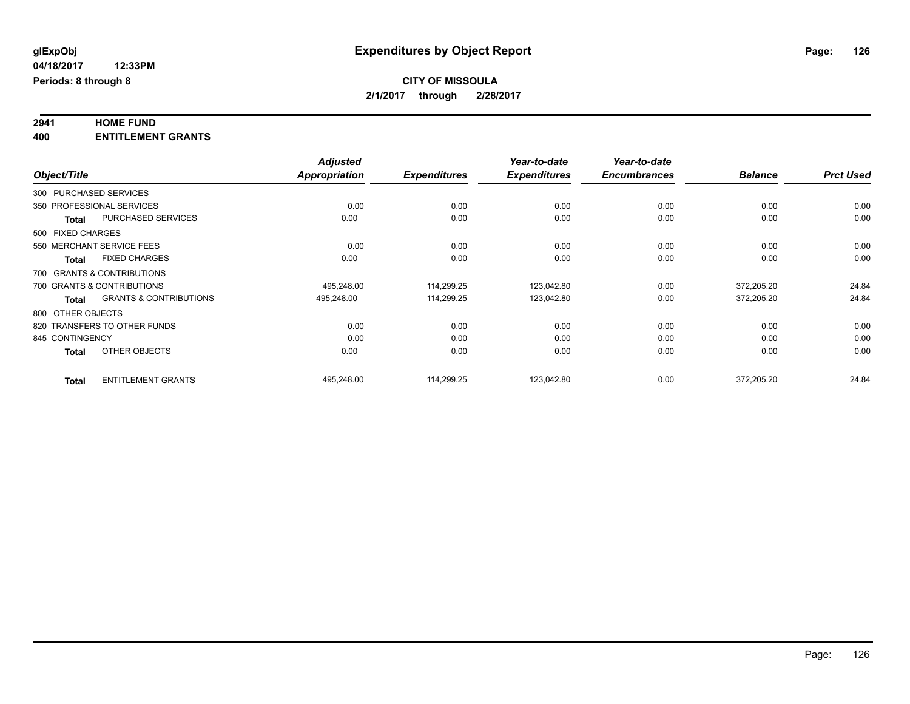**glExpObj**
**04/18/2017 12:33PM**
**Periods: 8 through 8**

# Expenditures by Object Report

**CITY OF MISSOULA**
**2/1/2017 through 2/28/2017**

**2941 HOME FUND**
**400 ENTITLEMENT GRANTS**

| Object/Title | | Adjusted Appropriation | Expenditures | Year-to-date Expenditures | Year-to-date Encumbrances | Balance | Prct Used |
|---|---|---|---|---|---|---|---|
| 300 PURCHASED SERVICES | | | | | | | |
| 350 PROFESSIONAL SERVICES | | 0.00 | 0.00 | 0.00 | 0.00 | 0.00 | 0.00 |
| **Total** | PURCHASED SERVICES | 0.00 | 0.00 | 0.00 | 0.00 | 0.00 | 0.00 |
| 500 FIXED CHARGES | | | | | | | |
| 550 MERCHANT SERVICE FEES | | 0.00 | 0.00 | 0.00 | 0.00 | 0.00 | 0.00 |
| **Total** | FIXED CHARGES | 0.00 | 0.00 | 0.00 | 0.00 | 0.00 | 0.00 |
| 700 GRANTS & CONTRIBUTIONS | | | | | | | |
| 700 GRANTS & CONTRIBUTIONS | | 495,248.00 | 114,299.25 | 123,042.80 | 0.00 | 372,205.20 | 24.84 |
| **Total** | GRANTS & CONTRIBUTIONS | 495,248.00 | 114,299.25 | 123,042.80 | 0.00 | 372,205.20 | 24.84 |
| 800 OTHER OBJECTS | | | | | | | |
| 820 TRANSFERS TO OTHER FUNDS | | 0.00 | 0.00 | 0.00 | 0.00 | 0.00 | 0.00 |
| 845 CONTINGENCY | | 0.00 | 0.00 | 0.00 | 0.00 | 0.00 | 0.00 |
| **Total** | OTHER OBJECTS | 0.00 | 0.00 | 0.00 | 0.00 | 0.00 | 0.00 |
| **Total** | ENTITLEMENT GRANTS | 495,248.00 | 114,299.25 | 123,042.80 | 0.00 | 372,205.20 | 24.84 |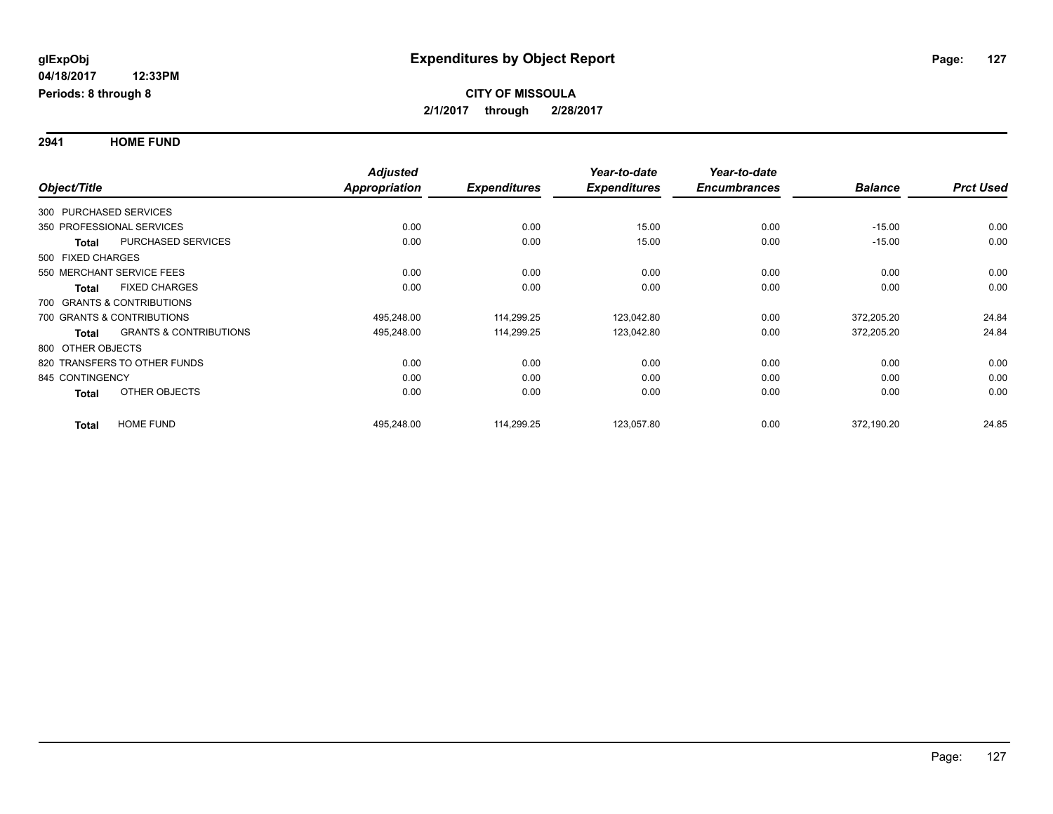**glExpObj**
**04/18/2017 12:33PM**
**Periods: 8 through 8**

# Expenditures by Object Report

**CITY OF MISSOULA**
**2/1/2017 through 2/28/2017**

## 2941 HOME FUND

| Object/Title | Adjusted Appropriation | Expenditures | Year-to-date Expenditures | Year-to-date Encumbrances | Balance | Prct Used |
|---|---|---|---|---|---|---|
| 300 PURCHASED SERVICES | | | | | | |
| 350 PROFESSIONAL SERVICES | 0.00 | 0.00 | 15.00 | 0.00 | -15.00 | 0.00 |
| **Total** PURCHASED SERVICES | 0.00 | 0.00 | 15.00 | 0.00 | -15.00 | 0.00 |
| 500 FIXED CHARGES | | | | | | |
| 550 MERCHANT SERVICE FEES | 0.00 | 0.00 | 0.00 | 0.00 | 0.00 | 0.00 |
| **Total** FIXED CHARGES | 0.00 | 0.00 | 0.00 | 0.00 | 0.00 | 0.00 |
| 700 GRANTS & CONTRIBUTIONS | | | | | | |
| 700 GRANTS & CONTRIBUTIONS | 495,248.00 | 114,299.25 | 123,042.80 | 0.00 | 372,205.20 | 24.84 |
| **Total** GRANTS & CONTRIBUTIONS | 495,248.00 | 114,299.25 | 123,042.80 | 0.00 | 372,205.20 | 24.84 |
| 800 OTHER OBJECTS | | | | | | |
| 820 TRANSFERS TO OTHER FUNDS | 0.00 | 0.00 | 0.00 | 0.00 | 0.00 | 0.00 |
| 845 CONTINGENCY | 0.00 | 0.00 | 0.00 | 0.00 | 0.00 | 0.00 |
| **Total** OTHER OBJECTS | 0.00 | 0.00 | 0.00 | 0.00 | 0.00 | 0.00 |
| **Total** HOME FUND | 495,248.00 | 114,299.25 | 123,057.80 | 0.00 | 372,190.20 | 24.85 |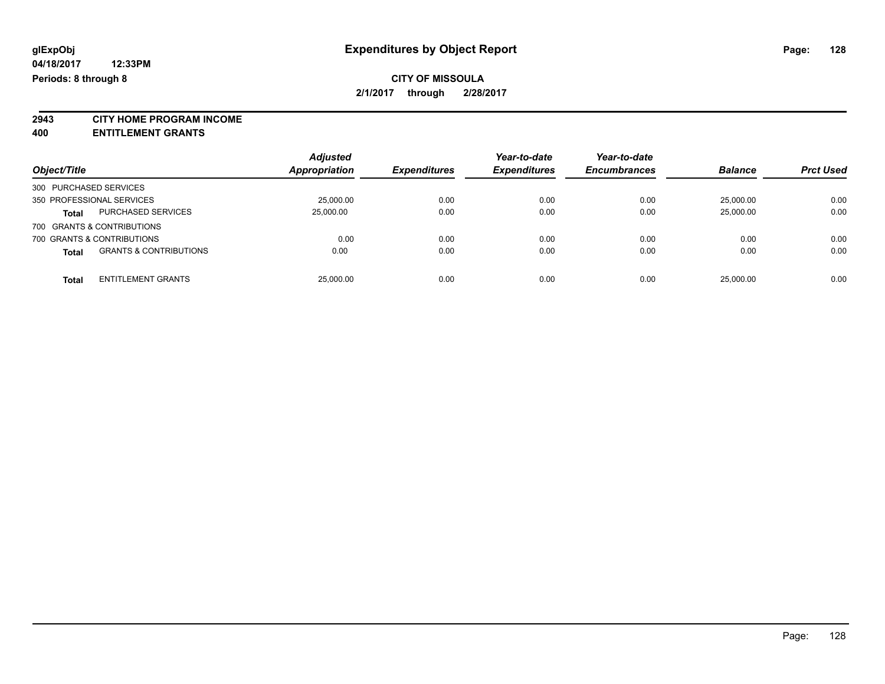glExpObj
04/18/2017 12:33PM
Periods: 8 through 8

# Expenditures by Object Report

**CITY OF MISSOULA**
**2/1/2017 through 2/28/2017**

**2943 CITY HOME PROGRAM INCOME**
**400 ENTITLEMENT GRANTS**

| Object/Title | | Adjusted Appropriation | Expenditures | Year-to-date Expenditures | Year-to-date Encumbrances | Balance | Prct Used |
|---|---|---|---|---|---|---|---|
| 300 PURCHASED SERVICES | | | | | | | |
| 350 PROFESSIONAL SERVICES | | 25,000.00 | 0.00 | 0.00 | 0.00 | 25,000.00 | 0.00 |
| **Total** | PURCHASED SERVICES | 25,000.00 | 0.00 | 0.00 | 0.00 | 25,000.00 | 0.00 |
| 700 GRANTS & CONTRIBUTIONS | | | | | | | |
| 700 GRANTS & CONTRIBUTIONS | | 0.00 | 0.00 | 0.00 | 0.00 | 0.00 | 0.00 |
| **Total** | GRANTS & CONTRIBUTIONS | 0.00 | 0.00 | 0.00 | 0.00 | 0.00 | 0.00 |
| **Total** | ENTITLEMENT GRANTS | 25,000.00 | 0.00 | 0.00 | 0.00 | 25,000.00 | 0.00 |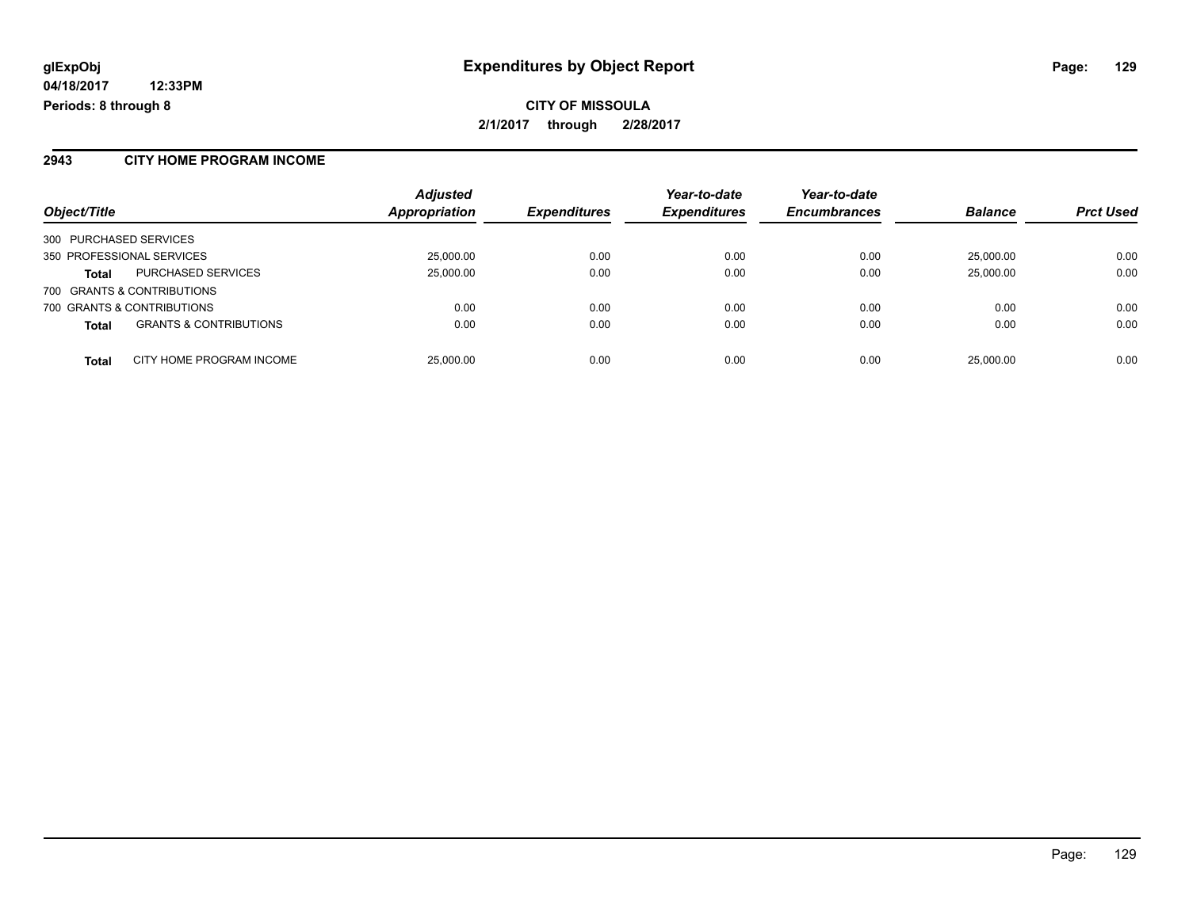**glExpObj**
**04/18/2017 12:33PM**
**Periods: 8 through 8**

# Expenditures by Object Report

**CITY OF MISSOULA**
**2/1/2017 through 2/28/2017**

## 2943 CITY HOME PROGRAM INCOME

| Object/Title | | Adjusted Appropriation | Expenditures | Year-to-date Expenditures | Year-to-date Encumbrances | Balance | Prct Used |
|---|---|---|---|---|---|---|---|
| 300 PURCHASED SERVICES | | | | | | | |
| 350 PROFESSIONAL SERVICES | | 25,000.00 | 0.00 | 0.00 | 0.00 | 25,000.00 | 0.00 |
| **Total** | PURCHASED SERVICES | 25,000.00 | 0.00 | 0.00 | 0.00 | 25,000.00 | 0.00 |
| 700 GRANTS & CONTRIBUTIONS | | | | | | | |
| 700 GRANTS & CONTRIBUTIONS | | 0.00 | 0.00 | 0.00 | 0.00 | 0.00 | 0.00 |
| **Total** | GRANTS & CONTRIBUTIONS | 0.00 | 0.00 | 0.00 | 0.00 | 0.00 | 0.00 |
| **Total** | CITY HOME PROGRAM INCOME | 25,000.00 | 0.00 | 0.00 | 0.00 | 25,000.00 | 0.00 |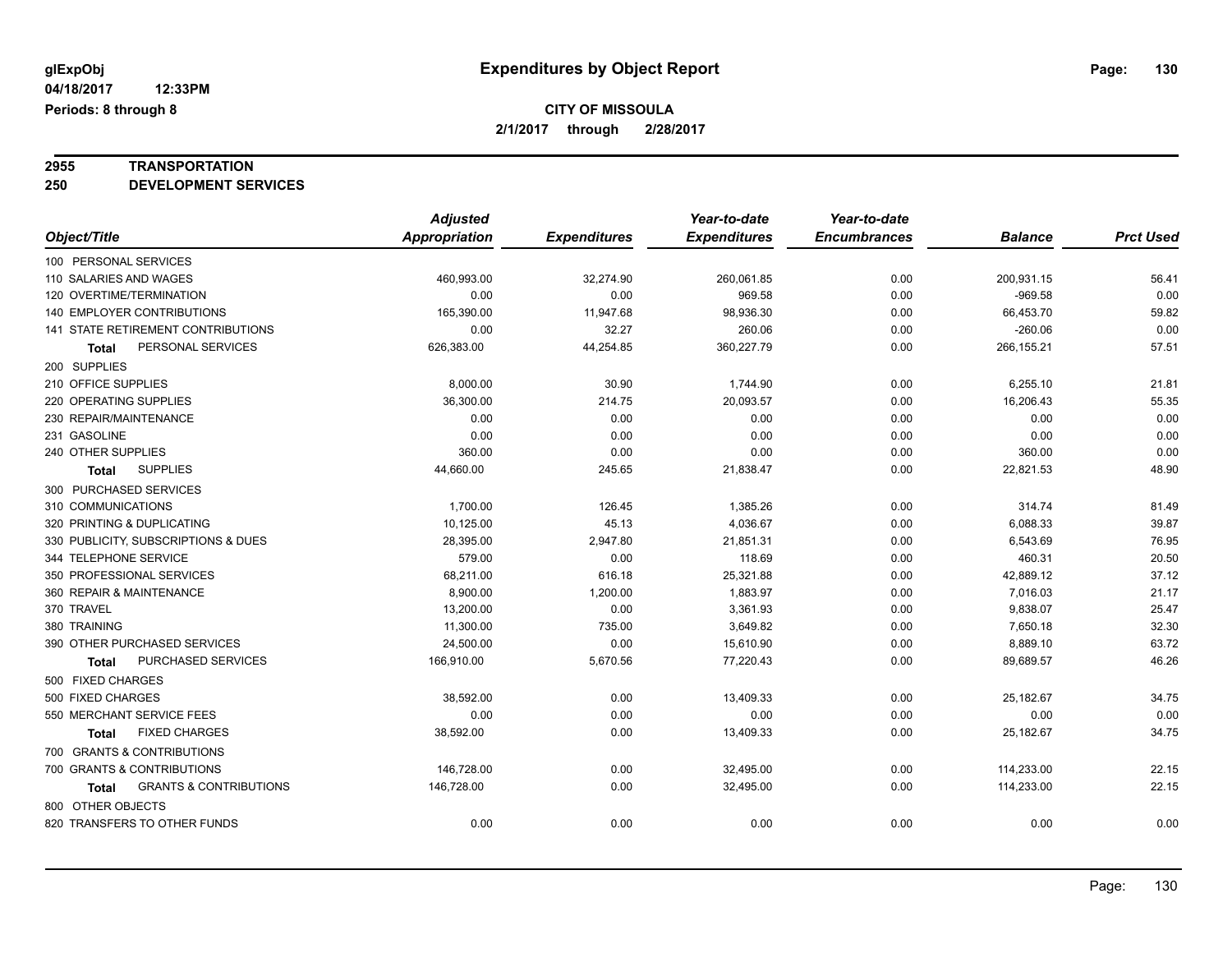# Expenditures by Object Report

glExpObj
04/18/2017 12:33PM
Periods: 8 through 8

**CITY OF MISSOULA**
**2/1/2017 through 2/28/2017**

**2955 TRANSPORTATION**
**250 DEVELOPMENT SERVICES**

| Object/Title | Adjusted Appropriation | Expenditures | Year-to-date Expenditures | Year-to-date Encumbrances | Balance | Prct Used |
|---|---|---|---|---|---|---|
| 100 PERSONAL SERVICES | | | | | | |
| 110 SALARIES AND WAGES | 460,993.00 | 32,274.90 | 260,061.85 | 0.00 | 200,931.15 | 56.41 |
| 120 OVERTIME/TERMINATION | 0.00 | 0.00 | 969.58 | 0.00 | -969.58 | 0.00 |
| 140 EMPLOYER CONTRIBUTIONS | 165,390.00 | 11,947.68 | 98,936.30 | 0.00 | 66,453.70 | 59.82 |
| 141 STATE RETIREMENT CONTRIBUTIONS | 0.00 | 32.27 | 260.06 | 0.00 | -260.06 | 0.00 |
| **Total** PERSONAL SERVICES | 626,383.00 | 44,254.85 | 360,227.79 | 0.00 | 266,155.21 | 57.51 |
| 200 SUPPLIES | | | | | | |
| 210 OFFICE SUPPLIES | 8,000.00 | 30.90 | 1,744.90 | 0.00 | 6,255.10 | 21.81 |
| 220 OPERATING SUPPLIES | 36,300.00 | 214.75 | 20,093.57 | 0.00 | 16,206.43 | 55.35 |
| 230 REPAIR/MAINTENANCE | 0.00 | 0.00 | 0.00 | 0.00 | 0.00 | 0.00 |
| 231 GASOLINE | 0.00 | 0.00 | 0.00 | 0.00 | 0.00 | 0.00 |
| 240 OTHER SUPPLIES | 360.00 | 0.00 | 0.00 | 0.00 | 360.00 | 0.00 |
| **Total** SUPPLIES | 44,660.00 | 245.65 | 21,838.47 | 0.00 | 22,821.53 | 48.90 |
| 300 PURCHASED SERVICES | | | | | | |
| 310 COMMUNICATIONS | 1,700.00 | 126.45 | 1,385.26 | 0.00 | 314.74 | 81.49 |
| 320 PRINTING & DUPLICATING | 10,125.00 | 45.13 | 4,036.67 | 0.00 | 6,088.33 | 39.87 |
| 330 PUBLICITY, SUBSCRIPTIONS & DUES | 28,395.00 | 2,947.80 | 21,851.31 | 0.00 | 6,543.69 | 76.95 |
| 344 TELEPHONE SERVICE | 579.00 | 0.00 | 118.69 | 0.00 | 460.31 | 20.50 |
| 350 PROFESSIONAL SERVICES | 68,211.00 | 616.18 | 25,321.88 | 0.00 | 42,889.12 | 37.12 |
| 360 REPAIR & MAINTENANCE | 8,900.00 | 1,200.00 | 1,883.97 | 0.00 | 7,016.03 | 21.17 |
| 370 TRAVEL | 13,200.00 | 0.00 | 3,361.93 | 0.00 | 9,838.07 | 25.47 |
| 380 TRAINING | 11,300.00 | 735.00 | 3,649.82 | 0.00 | 7,650.18 | 32.30 |
| 390 OTHER PURCHASED SERVICES | 24,500.00 | 0.00 | 15,610.90 | 0.00 | 8,889.10 | 63.72 |
| **Total** PURCHASED SERVICES | 166,910.00 | 5,670.56 | 77,220.43 | 0.00 | 89,689.57 | 46.26 |
| 500 FIXED CHARGES | | | | | | |
| 500 FIXED CHARGES | 38,592.00 | 0.00 | 13,409.33 | 0.00 | 25,182.67 | 34.75 |
| 550 MERCHANT SERVICE FEES | 0.00 | 0.00 | 0.00 | 0.00 | 0.00 | 0.00 |
| **Total** FIXED CHARGES | 38,592.00 | 0.00 | 13,409.33 | 0.00 | 25,182.67 | 34.75 |
| 700 GRANTS & CONTRIBUTIONS | | | | | | |
| 700 GRANTS & CONTRIBUTIONS | 146,728.00 | 0.00 | 32,495.00 | 0.00 | 114,233.00 | 22.15 |
| **Total** GRANTS & CONTRIBUTIONS | 146,728.00 | 0.00 | 32,495.00 | 0.00 | 114,233.00 | 22.15 |
| 800 OTHER OBJECTS | | | | | | |
| 820 TRANSFERS TO OTHER FUNDS | 0.00 | 0.00 | 0.00 | 0.00 | 0.00 | 0.00 |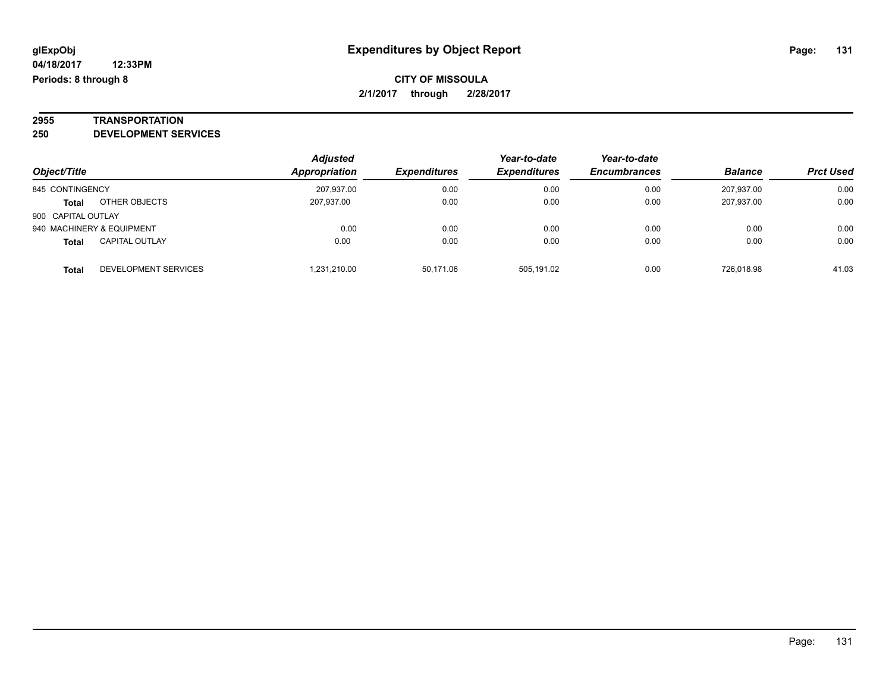**glExpObj** | **Expenditures by Object Report**

**04/18/2017 12:33PM**

**Periods: 8 through 8**

**CITY OF MISSOULA**

**2/1/2017 through 2/28/2017**

**2955 TRANSPORTATION**

**250 DEVELOPMENT SERVICES**

| Object/Title | | Adjusted Appropriation | Expenditures | Year-to-date Expenditures | Year-to-date Encumbrances | Balance | Prct Used |
|---|---|---|---|---|---|---|---|
| 845 CONTINGENCY | | 207,937.00 | 0.00 | 0.00 | 0.00 | 207,937.00 | 0.00 |
| **Total** | OTHER OBJECTS | 207,937.00 | 0.00 | 0.00 | 0.00 | 207,937.00 | 0.00 |
| 900 CAPITAL OUTLAY | | | | | | | |
| 940 MACHINERY & EQUIPMENT | | 0.00 | 0.00 | 0.00 | 0.00 | 0.00 | 0.00 |
| **Total** | CAPITAL OUTLAY | 0.00 | 0.00 | 0.00 | 0.00 | 0.00 | 0.00 |
| **Total** | DEVELOPMENT SERVICES | 1,231,210.00 | 50,171.06 | 505,191.02 | 0.00 | 726,018.98 | 41.03 |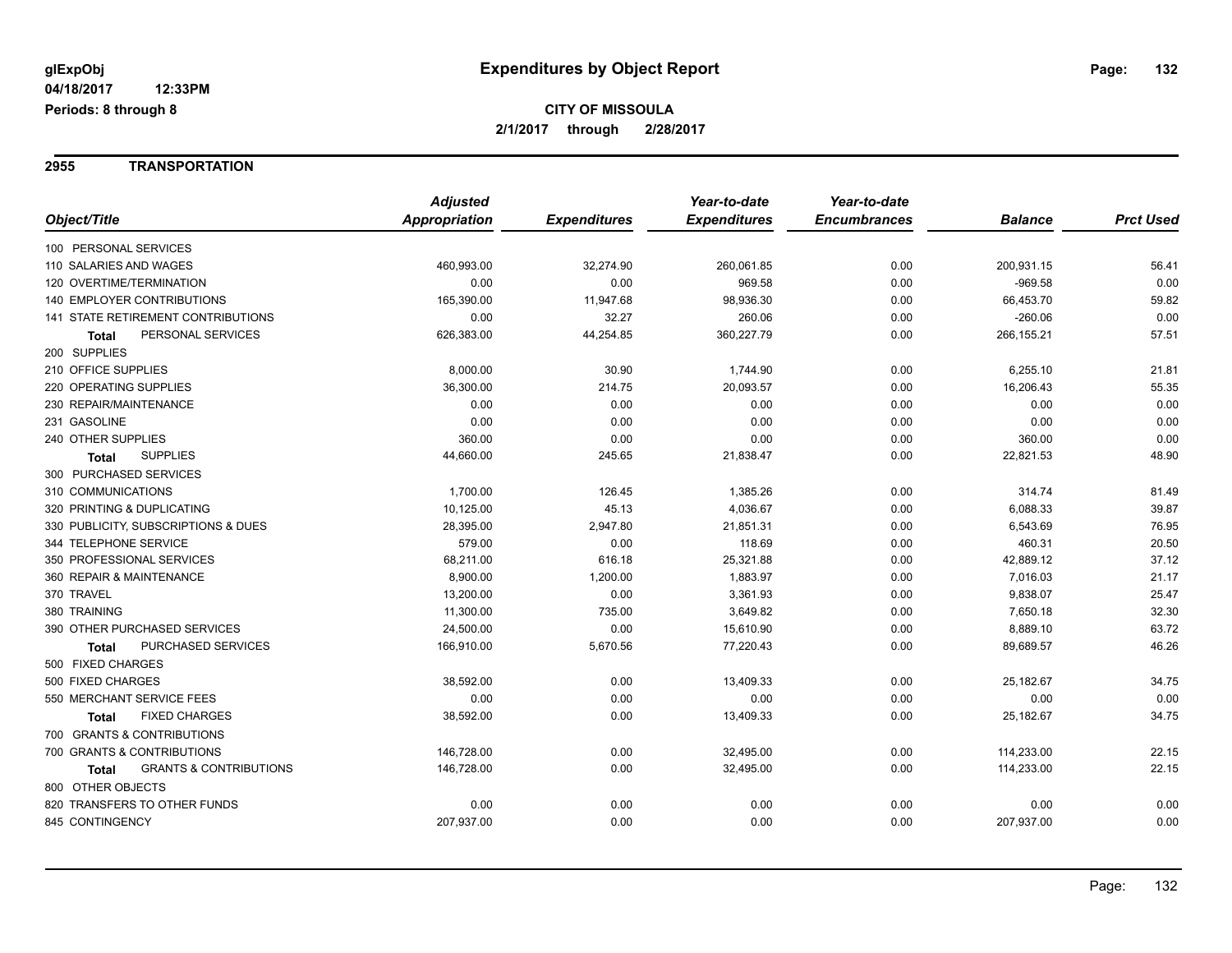glExpObj
04/18/2017 12:33PM
Periods: 8 through 8

# Expenditures by Object Report

**CITY OF MISSOULA**
**2/1/2017 through 2/28/2017**

## 2955 TRANSPORTATION

| Object/Title | Adjusted Appropriation | Expenditures | Year-to-date Expenditures | Year-to-date Encumbrances | Balance | Prct Used |
|---|---|---|---|---|---|---|
| 100 PERSONAL SERVICES | | | | | | |
| 110 SALARIES AND WAGES | 460,993.00 | 32,274.90 | 260,061.85 | 0.00 | 200,931.15 | 56.41 |
| 120 OVERTIME/TERMINATION | 0.00 | 0.00 | 969.58 | 0.00 | -969.58 | 0.00 |
| 140 EMPLOYER CONTRIBUTIONS | 165,390.00 | 11,947.68 | 98,936.30 | 0.00 | 66,453.70 | 59.82 |
| 141 STATE RETIREMENT CONTRIBUTIONS | 0.00 | 32.27 | 260.06 | 0.00 | -260.06 | 0.00 |
| **Total** PERSONAL SERVICES | 626,383.00 | 44,254.85 | 360,227.79 | 0.00 | 266,155.21 | 57.51 |
| 200 SUPPLIES | | | | | | |
| 210 OFFICE SUPPLIES | 8,000.00 | 30.90 | 1,744.90 | 0.00 | 6,255.10 | 21.81 |
| 220 OPERATING SUPPLIES | 36,300.00 | 214.75 | 20,093.57 | 0.00 | 16,206.43 | 55.35 |
| 230 REPAIR/MAINTENANCE | 0.00 | 0.00 | 0.00 | 0.00 | 0.00 | 0.00 |
| 231 GASOLINE | 0.00 | 0.00 | 0.00 | 0.00 | 0.00 | 0.00 |
| 240 OTHER SUPPLIES | 360.00 | 0.00 | 0.00 | 0.00 | 360.00 | 0.00 |
| **Total** SUPPLIES | 44,660.00 | 245.65 | 21,838.47 | 0.00 | 22,821.53 | 48.90 |
| 300 PURCHASED SERVICES | | | | | | |
| 310 COMMUNICATIONS | 1,700.00 | 126.45 | 1,385.26 | 0.00 | 314.74 | 81.49 |
| 320 PRINTING & DUPLICATING | 10,125.00 | 45.13 | 4,036.67 | 0.00 | 6,088.33 | 39.87 |
| 330 PUBLICITY, SUBSCRIPTIONS & DUES | 28,395.00 | 2,947.80 | 21,851.31 | 0.00 | 6,543.69 | 76.95 |
| 344 TELEPHONE SERVICE | 579.00 | 0.00 | 118.69 | 0.00 | 460.31 | 20.50 |
| 350 PROFESSIONAL SERVICES | 68,211.00 | 616.18 | 25,321.88 | 0.00 | 42,889.12 | 37.12 |
| 360 REPAIR & MAINTENANCE | 8,900.00 | 1,200.00 | 1,883.97 | 0.00 | 7,016.03 | 21.17 |
| 370 TRAVEL | 13,200.00 | 0.00 | 3,361.93 | 0.00 | 9,838.07 | 25.47 |
| 380 TRAINING | 11,300.00 | 735.00 | 3,649.82 | 0.00 | 7,650.18 | 32.30 |
| 390 OTHER PURCHASED SERVICES | 24,500.00 | 0.00 | 15,610.90 | 0.00 | 8,889.10 | 63.72 |
| **Total** PURCHASED SERVICES | 166,910.00 | 5,670.56 | 77,220.43 | 0.00 | 89,689.57 | 46.26 |
| 500 FIXED CHARGES | | | | | | |
| 500 FIXED CHARGES | 38,592.00 | 0.00 | 13,409.33 | 0.00 | 25,182.67 | 34.75 |
| 550 MERCHANT SERVICE FEES | 0.00 | 0.00 | 0.00 | 0.00 | 0.00 | 0.00 |
| **Total** FIXED CHARGES | 38,592.00 | 0.00 | 13,409.33 | 0.00 | 25,182.67 | 34.75 |
| 700 GRANTS & CONTRIBUTIONS | | | | | | |
| 700 GRANTS & CONTRIBUTIONS | 146,728.00 | 0.00 | 32,495.00 | 0.00 | 114,233.00 | 22.15 |
| **Total** GRANTS & CONTRIBUTIONS | 146,728.00 | 0.00 | 32,495.00 | 0.00 | 114,233.00 | 22.15 |
| 800 OTHER OBJECTS | | | | | | |
| 820 TRANSFERS TO OTHER FUNDS | 0.00 | 0.00 | 0.00 | 0.00 | 0.00 | 0.00 |
| 845 CONTINGENCY | 207,937.00 | 0.00 | 0.00 | 0.00 | 207,937.00 | 0.00 |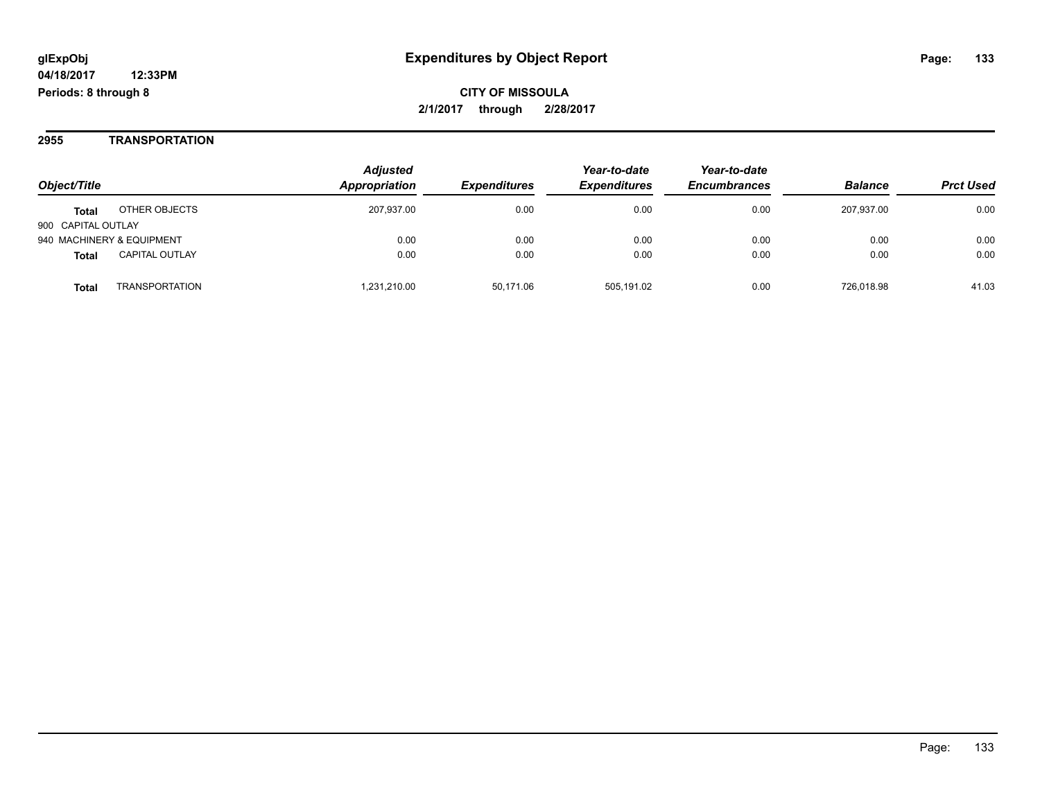**glExpObj**
**04/18/2017 12:33PM**
**Periods: 8 through 8**

# Expenditures by Object Report

**CITY OF MISSOULA**
**2/1/2017 through 2/28/2017**

## 2955 TRANSPORTATION

| Object/Title | | *Adjusted Appropriation* | *Expenditures* | *Year-to-date Expenditures* | *Year-to-date Encumbrances* | *Balance* | *Prct Used* |
|---|---|---|---|---|---|---|---|
| **Total** | OTHER OBJECTS | 207,937.00 | 0.00 | 0.00 | 0.00 | 207,937.00 | 0.00 |
| 900 CAPITAL OUTLAY | | | | | | | |
| 940 MACHINERY & EQUIPMENT | | 0.00 | 0.00 | 0.00 | 0.00 | 0.00 | 0.00 |
| **Total** | CAPITAL OUTLAY | 0.00 | 0.00 | 0.00 | 0.00 | 0.00 | 0.00 |
| **Total** | TRANSPORTATION | 1,231,210.00 | 50,171.06 | 505,191.02 | 0.00 | 726,018.98 | 41.03 |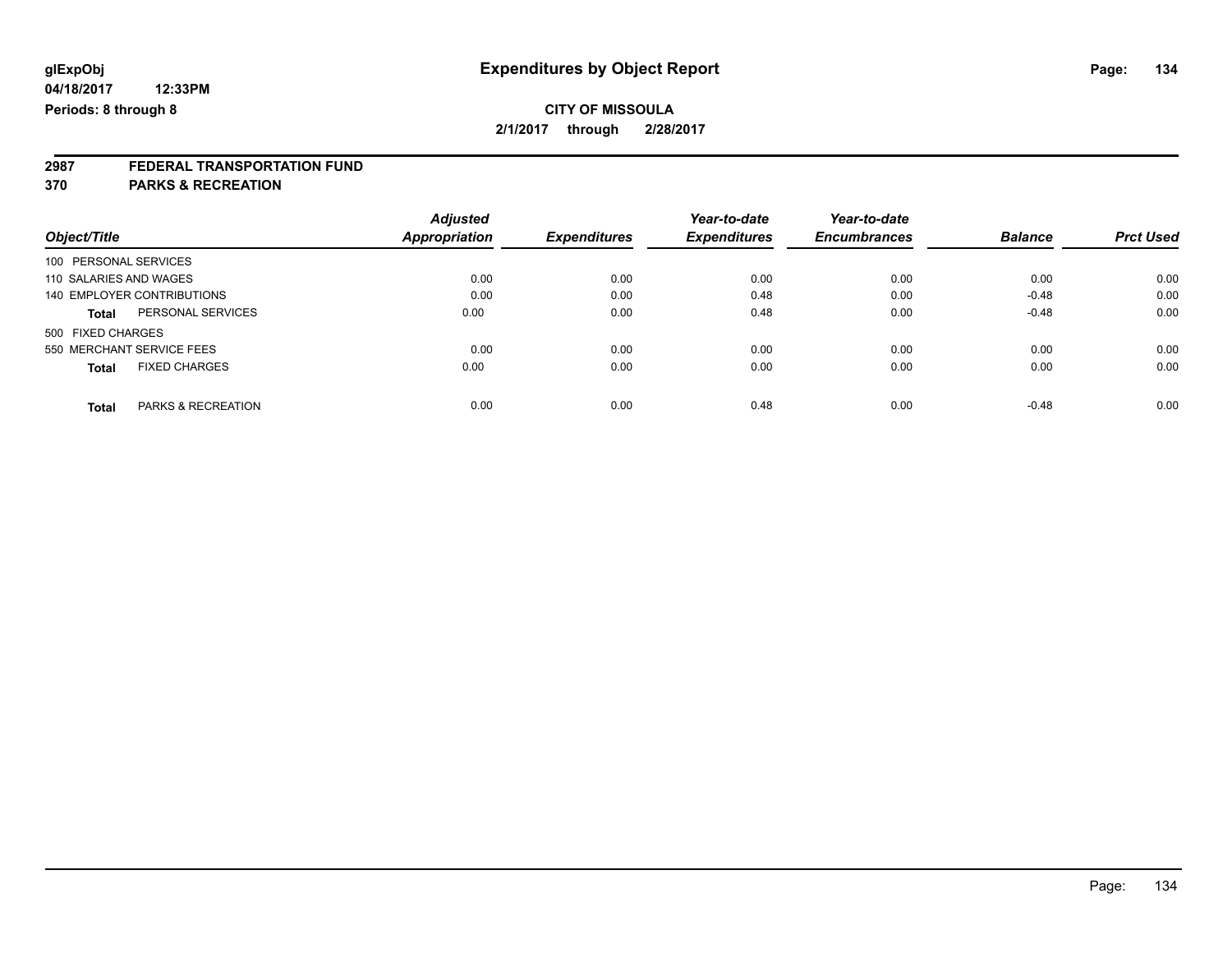**glExpObj** **Expenditures by Object Report**

**04/18/2017 12:33PM**

**Periods: 8 through 8**

**CITY OF MISSOULA**

**2/1/2017 through 2/28/2017**

## 2987 FEDERAL TRANSPORTATION FUND

## 370 PARKS & RECREATION

| Object/Title | | Adjusted Appropriation | Expenditures | Year-to-date Expenditures | Year-to-date Encumbrances | Balance | Prct Used |
|---|---|---|---|---|---|---|---|
| 100 PERSONAL SERVICES | | | | | | | |
| 110 SALARIES AND WAGES | | 0.00 | 0.00 | 0.00 | 0.00 | 0.00 | 0.00 |
| 140 EMPLOYER CONTRIBUTIONS | | 0.00 | 0.00 | 0.48 | 0.00 | -0.48 | 0.00 |
| **Total** | PERSONAL SERVICES | 0.00 | 0.00 | 0.48 | 0.00 | -0.48 | 0.00 |
| 500 FIXED CHARGES | | | | | | | |
| 550 MERCHANT SERVICE FEES | | 0.00 | 0.00 | 0.00 | 0.00 | 0.00 | 0.00 |
| **Total** | FIXED CHARGES | 0.00 | 0.00 | 0.00 | 0.00 | 0.00 | 0.00 |
| **Total** | PARKS & RECREATION | 0.00 | 0.00 | 0.48 | 0.00 | -0.48 | 0.00 |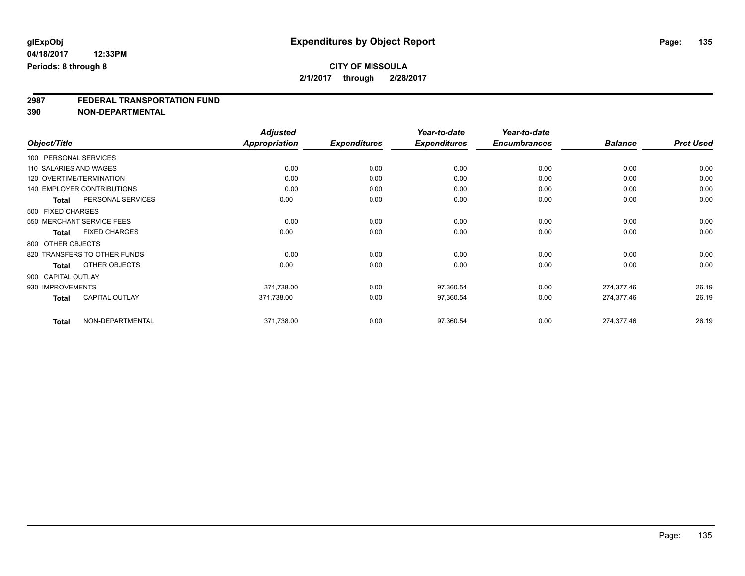glExpObj
04/18/2017 12:33PM
Periods: 8 through 8

# Expenditures by Object Report

**CITY OF MISSOULA**
**2/1/2017 through 2/28/2017**

**2987 FEDERAL TRANSPORTATION FUND**
**390 NON-DEPARTMENTAL**

| Object/Title | Adjusted Appropriation | Expenditures | Year-to-date Expenditures | Year-to-date Encumbrances | Balance | Prct Used |
|---|---|---|---|---|---|---|
| 100 PERSONAL SERVICES | | | | | | |
| 110 SALARIES AND WAGES | 0.00 | 0.00 | 0.00 | 0.00 | 0.00 | 0.00 |
| 120 OVERTIME/TERMINATION | 0.00 | 0.00 | 0.00 | 0.00 | 0.00 | 0.00 |
| 140 EMPLOYER CONTRIBUTIONS | 0.00 | 0.00 | 0.00 | 0.00 | 0.00 | 0.00 |
| **Total** PERSONAL SERVICES | 0.00 | 0.00 | 0.00 | 0.00 | 0.00 | 0.00 |
| 500 FIXED CHARGES | | | | | | |
| 550 MERCHANT SERVICE FEES | 0.00 | 0.00 | 0.00 | 0.00 | 0.00 | 0.00 |
| **Total** FIXED CHARGES | 0.00 | 0.00 | 0.00 | 0.00 | 0.00 | 0.00 |
| 800 OTHER OBJECTS | | | | | | |
| 820 TRANSFERS TO OTHER FUNDS | 0.00 | 0.00 | 0.00 | 0.00 | 0.00 | 0.00 |
| **Total** OTHER OBJECTS | 0.00 | 0.00 | 0.00 | 0.00 | 0.00 | 0.00 |
| 900 CAPITAL OUTLAY | | | | | | |
| 930 IMPROVEMENTS | 371,738.00 | 0.00 | 97,360.54 | 0.00 | 274,377.46 | 26.19 |
| **Total** CAPITAL OUTLAY | 371,738.00 | 0.00 | 97,360.54 | 0.00 | 274,377.46 | 26.19 |
| **Total** NON-DEPARTMENTAL | 371,738.00 | 0.00 | 97,360.54 | 0.00 | 274,377.46 | 26.19 |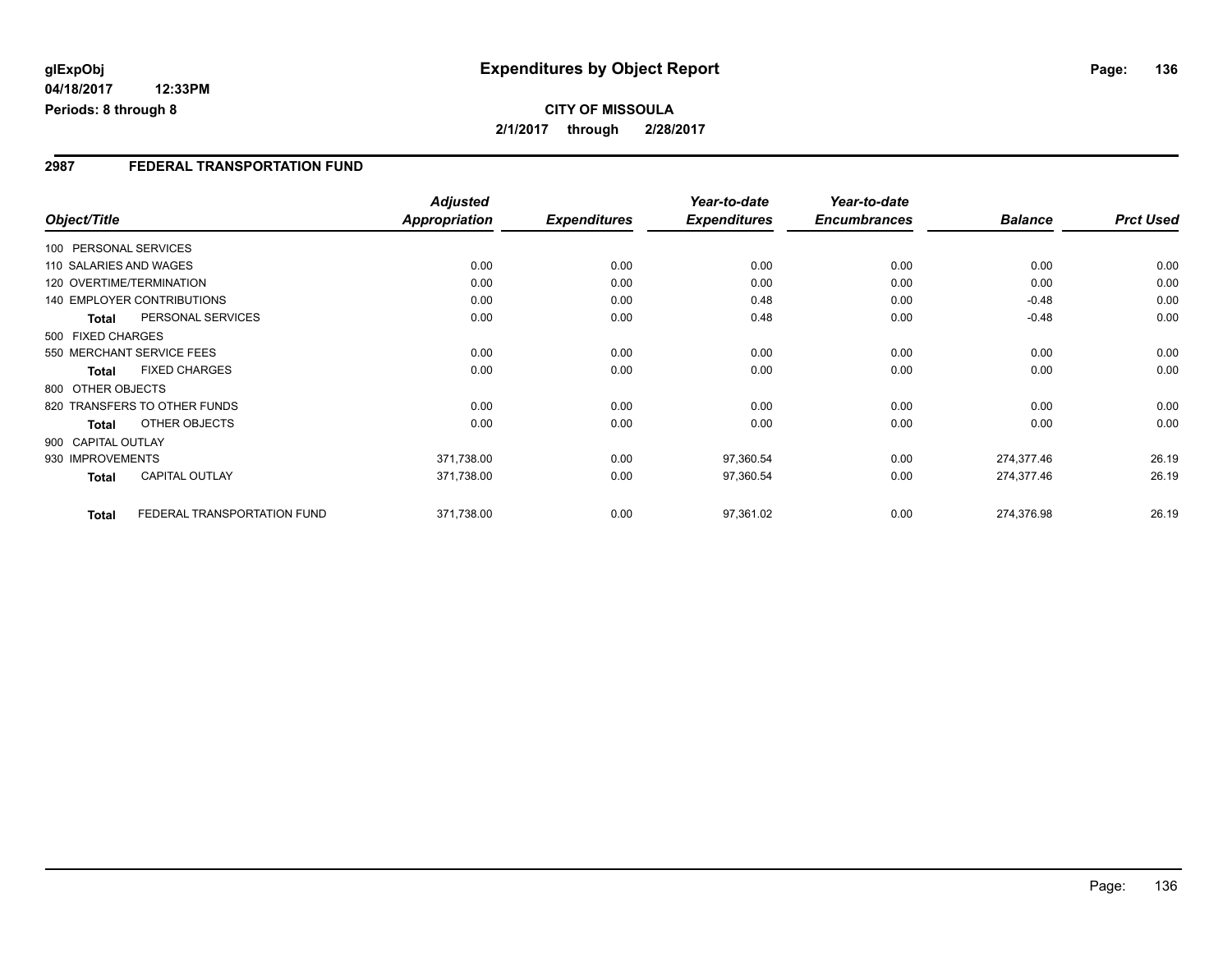glExpObj
04/18/2017 12:33PM
Periods: 8 through 8

# Expenditures by Object Report

**CITY OF MISSOULA**

**2/1/2017 through 2/28/2017**

## 2987 FEDERAL TRANSPORTATION FUND

| Object/Title | | Adjusted Appropriation | Expenditures | Year-to-date Expenditures | Year-to-date Encumbrances | Balance | Prct Used |
|---|---|---|---|---|---|---|---|
| 100 PERSONAL SERVICES | | | | | | | |
| 110 SALARIES AND WAGES | | 0.00 | 0.00 | 0.00 | 0.00 | 0.00 | 0.00 |
| 120 OVERTIME/TERMINATION | | 0.00 | 0.00 | 0.00 | 0.00 | 0.00 | 0.00 |
| 140 EMPLOYER CONTRIBUTIONS | | 0.00 | 0.00 | 0.48 | 0.00 | -0.48 | 0.00 |
| **Total** | PERSONAL SERVICES | 0.00 | 0.00 | 0.48 | 0.00 | -0.48 | 0.00 |
| 500 FIXED CHARGES | | | | | | | |
| 550 MERCHANT SERVICE FEES | | 0.00 | 0.00 | 0.00 | 0.00 | 0.00 | 0.00 |
| **Total** | FIXED CHARGES | 0.00 | 0.00 | 0.00 | 0.00 | 0.00 | 0.00 |
| 800 OTHER OBJECTS | | | | | | | |
| 820 TRANSFERS TO OTHER FUNDS | | 0.00 | 0.00 | 0.00 | 0.00 | 0.00 | 0.00 |
| **Total** | OTHER OBJECTS | 0.00 | 0.00 | 0.00 | 0.00 | 0.00 | 0.00 |
| 900 CAPITAL OUTLAY | | | | | | | |
| 930 IMPROVEMENTS | | 371,738.00 | 0.00 | 97,360.54 | 0.00 | 274,377.46 | 26.19 |
| **Total** | CAPITAL OUTLAY | 371,738.00 | 0.00 | 97,360.54 | 0.00 | 274,377.46 | 26.19 |
| **Total** | FEDERAL TRANSPORTATION FUND | 371,738.00 | 0.00 | 97,361.02 | 0.00 | 274,376.98 | 26.19 |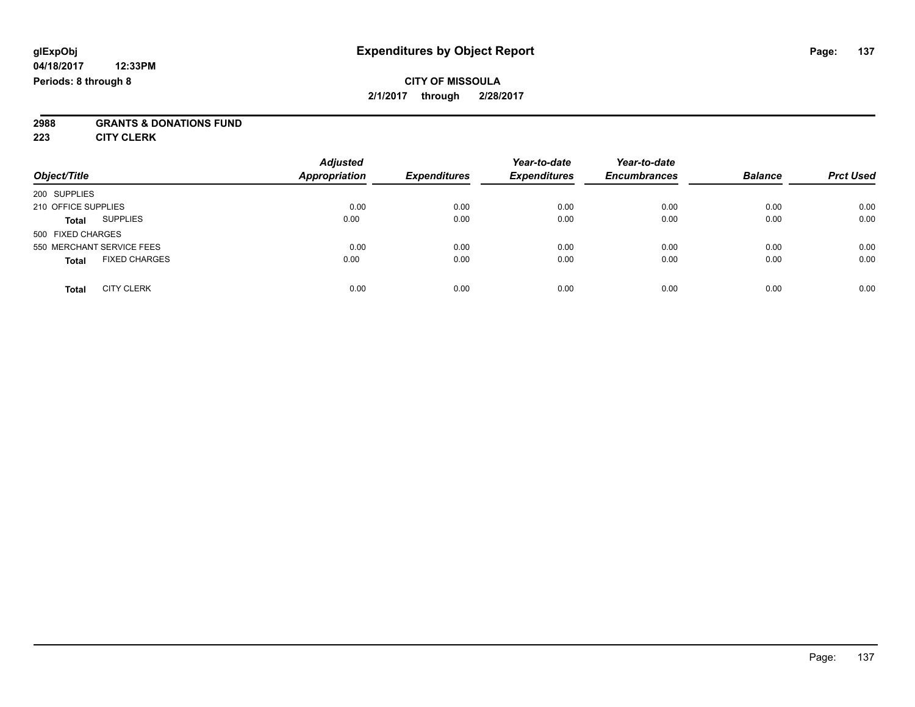**glExpObj**
**04/18/2017 12:33PM**
**Periods: 8 through 8**

# Expenditures by Object Report

**CITY OF MISSOULA**
**2/1/2017 through 2/28/2017**

**2988 GRANTS & DONATIONS FUND**
**223 CITY CLERK**

| Object/Title | Adjusted Appropriation | Expenditures | Year-to-date Expenditures | Year-to-date Encumbrances | Balance | Prct Used |
|---|---|---|---|---|---|---|
| 200 SUPPLIES | | | | | | |
| 210 OFFICE SUPPLIES | 0.00 | 0.00 | 0.00 | 0.00 | 0.00 | 0.00 |
| **Total** SUPPLIES | 0.00 | 0.00 | 0.00 | 0.00 | 0.00 | 0.00 |
| 500 FIXED CHARGES | | | | | | |
| 550 MERCHANT SERVICE FEES | 0.00 | 0.00 | 0.00 | 0.00 | 0.00 | 0.00 |
| **Total** FIXED CHARGES | 0.00 | 0.00 | 0.00 | 0.00 | 0.00 | 0.00 |
| **Total** CITY CLERK | 0.00 | 0.00 | 0.00 | 0.00 | 0.00 | 0.00 |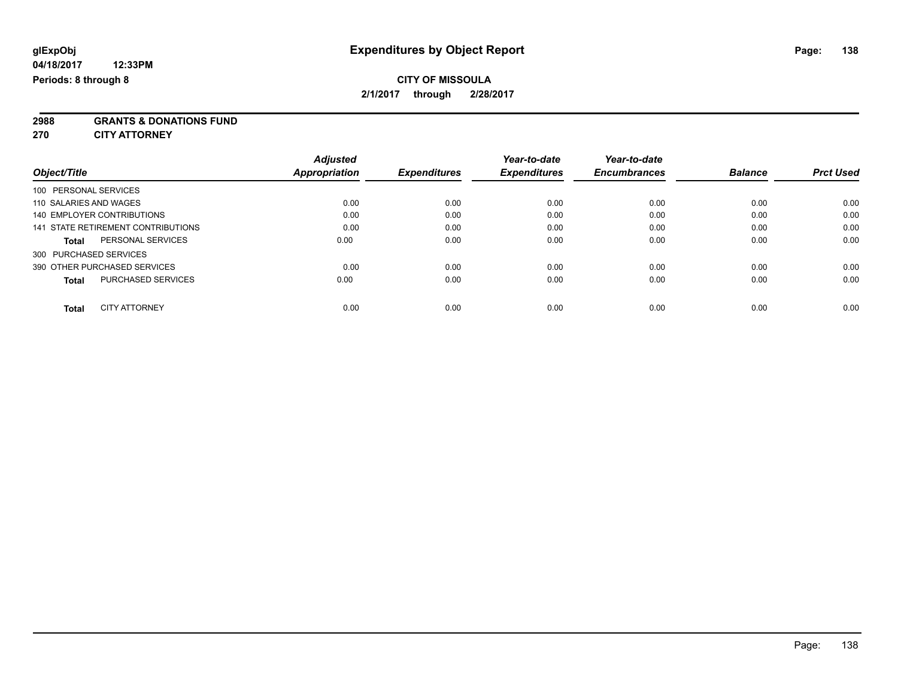**glExpObj**
**04/18/2017 12:33PM**
**Periods: 8 through 8**

# Expenditures by Object Report

**CITY OF MISSOULA**
**2/1/2017 through 2/28/2017**

**2988 GRANTS & DONATIONS FUND**
**270 CITY ATTORNEY**

| Object/Title | | Adjusted Appropriation | Expenditures | Year-to-date Expenditures | Year-to-date Encumbrances | Balance | Prct Used |
|---|---|---|---|---|---|---|---|
| 100 PERSONAL SERVICES | | | | | | | |
| 110 SALARIES AND WAGES | | 0.00 | 0.00 | 0.00 | 0.00 | 0.00 | 0.00 |
| 140 EMPLOYER CONTRIBUTIONS | | 0.00 | 0.00 | 0.00 | 0.00 | 0.00 | 0.00 |
| 141 STATE RETIREMENT CONTRIBUTIONS | | 0.00 | 0.00 | 0.00 | 0.00 | 0.00 | 0.00 |
| **Total** | PERSONAL SERVICES | 0.00 | 0.00 | 0.00 | 0.00 | 0.00 | 0.00 |
| 300 PURCHASED SERVICES | | | | | | | |
| 390 OTHER PURCHASED SERVICES | | 0.00 | 0.00 | 0.00 | 0.00 | 0.00 | 0.00 |
| **Total** | PURCHASED SERVICES | 0.00 | 0.00 | 0.00 | 0.00 | 0.00 | 0.00 |
| **Total** | CITY ATTORNEY | 0.00 | 0.00 | 0.00 | 0.00 | 0.00 | 0.00 |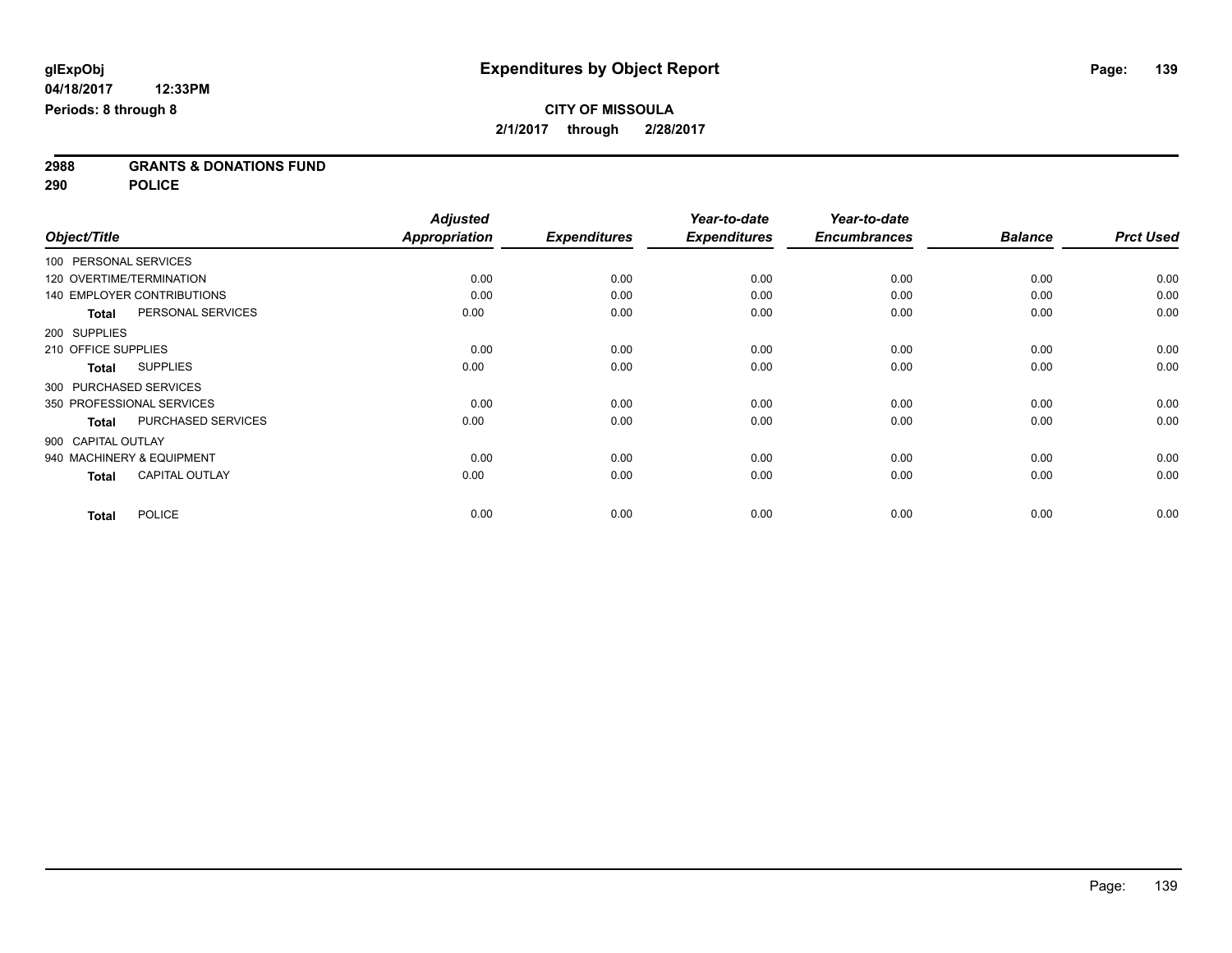**glExpObj**
**04/18/2017 12:33PM**
**Periods: 8 through 8**

# Expenditures by Object Report

**CITY OF MISSOULA**
**2/1/2017 through 2/28/2017**

## 2988 GRANTS & DONATIONS FUND
## 290 POLICE

| Object/Title | Adjusted Appropriation | Expenditures | Year-to-date Expenditures | Year-to-date Encumbrances | Balance | Prct Used |
|---|---|---|---|---|---|---|
| 100 PERSONAL SERVICES | | | | | | |
| 120 OVERTIME/TERMINATION | 0.00 | 0.00 | 0.00 | 0.00 | 0.00 | 0.00 |
| 140 EMPLOYER CONTRIBUTIONS | 0.00 | 0.00 | 0.00 | 0.00 | 0.00 | 0.00 |
| **Total** PERSONAL SERVICES | 0.00 | 0.00 | 0.00 | 0.00 | 0.00 | 0.00 |
| 200 SUPPLIES | | | | | | |
| 210 OFFICE SUPPLIES | 0.00 | 0.00 | 0.00 | 0.00 | 0.00 | 0.00 |
| **Total** SUPPLIES | 0.00 | 0.00 | 0.00 | 0.00 | 0.00 | 0.00 |
| 300 PURCHASED SERVICES | | | | | | |
| 350 PROFESSIONAL SERVICES | 0.00 | 0.00 | 0.00 | 0.00 | 0.00 | 0.00 |
| **Total** PURCHASED SERVICES | 0.00 | 0.00 | 0.00 | 0.00 | 0.00 | 0.00 |
| 900 CAPITAL OUTLAY | | | | | | |
| 940 MACHINERY & EQUIPMENT | 0.00 | 0.00 | 0.00 | 0.00 | 0.00 | 0.00 |
| **Total** CAPITAL OUTLAY | 0.00 | 0.00 | 0.00 | 0.00 | 0.00 | 0.00 |
| **Total** POLICE | 0.00 | 0.00 | 0.00 | 0.00 | 0.00 | 0.00 |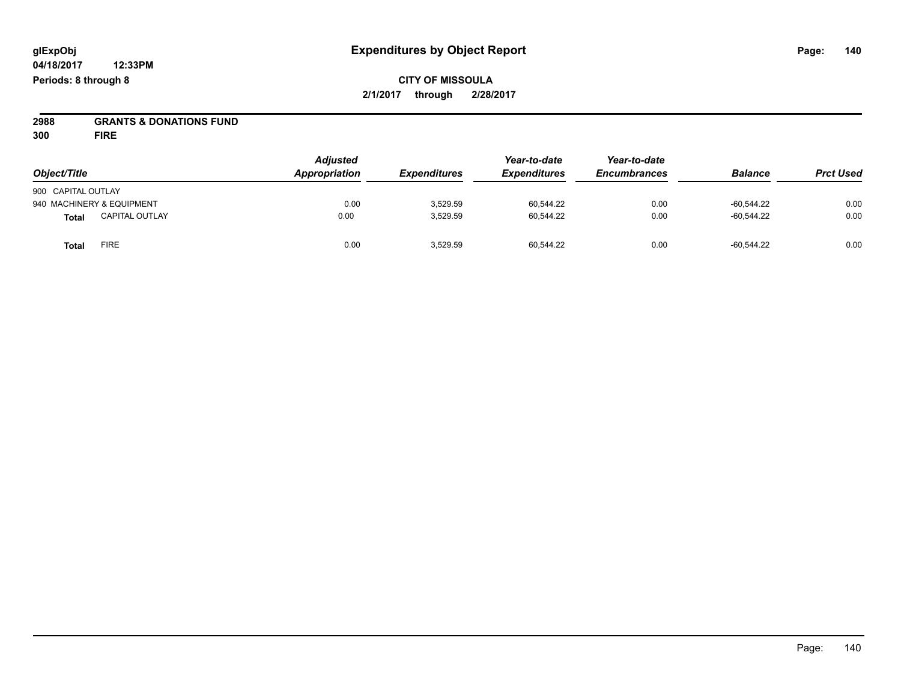**glExpObj**
**04/18/2017 12:33PM**
**Periods: 8 through 8**

# Expenditures by Object Report

**CITY OF MISSOULA**
**2/1/2017 through 2/28/2017**

**2988 GRANTS & DONATIONS FUND**
**300 FIRE**

| Object/Title | Adjusted Appropriation | Expenditures | Year-to-date Expenditures | Year-to-date Encumbrances | Balance | Prct Used |
|---|---|---|---|---|---|---|
| 900 CAPITAL OUTLAY | | | | | | |
| 940 MACHINERY & EQUIPMENT | 0.00 | 3,529.59 | 60,544.22 | 0.00 | -60,544.22 | 0.00 |
| **Total** CAPITAL OUTLAY | 0.00 | 3,529.59 | 60,544.22 | 0.00 | -60,544.22 | 0.00 |
| **Total** FIRE | 0.00 | 3,529.59 | 60,544.22 | 0.00 | -60,544.22 | 0.00 |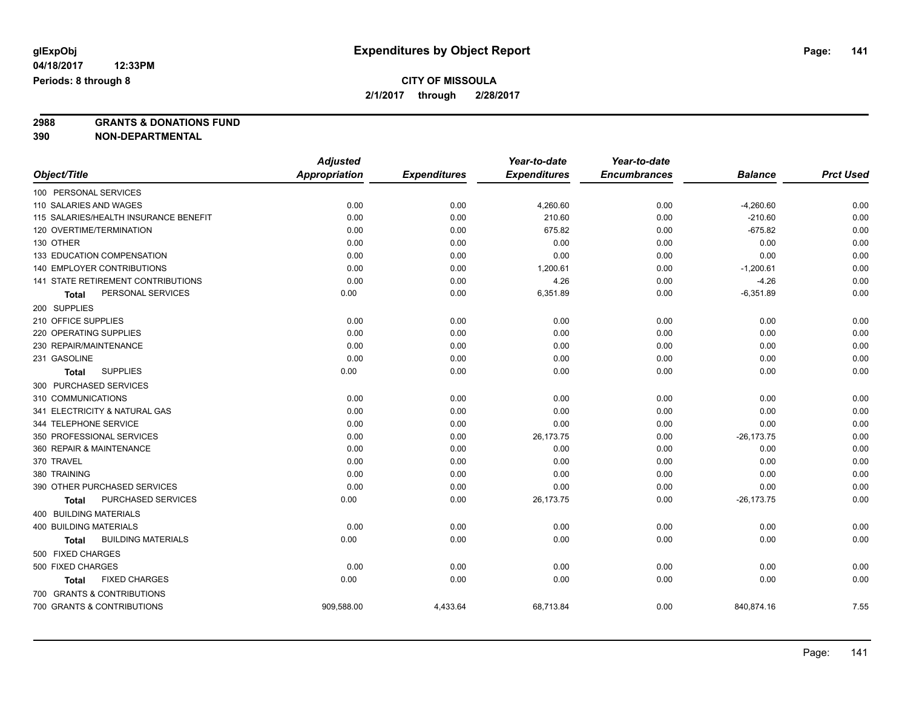**glExpObj** 
**04/18/2017 12:33PM**
**Periods: 8 through 8**

# Expenditures by Object Report

**CITY OF MISSOULA**
**2/1/2017 through 2/28/2017**

**2988 GRANTS & DONATIONS FUND**
**390 NON-DEPARTMENTAL**

| Object/Title | Adjusted Appropriation | Expenditures | Year-to-date Expenditures | Year-to-date Encumbrances | Balance | Prct Used |
|---|---|---|---|---|---|---|
| 100 PERSONAL SERVICES | | | | | | |
| 110 SALARIES AND WAGES | 0.00 | 0.00 | 4,260.60 | 0.00 | -4,260.60 | 0.00 |
| 115 SALARIES/HEALTH INSURANCE BENEFIT | 0.00 | 0.00 | 210.60 | 0.00 | -210.60 | 0.00 |
| 120 OVERTIME/TERMINATION | 0.00 | 0.00 | 675.82 | 0.00 | -675.82 | 0.00 |
| 130 OTHER | 0.00 | 0.00 | 0.00 | 0.00 | 0.00 | 0.00 |
| 133 EDUCATION COMPENSATION | 0.00 | 0.00 | 0.00 | 0.00 | 0.00 | 0.00 |
| 140 EMPLOYER CONTRIBUTIONS | 0.00 | 0.00 | 1,200.61 | 0.00 | -1,200.61 | 0.00 |
| 141 STATE RETIREMENT CONTRIBUTIONS | 0.00 | 0.00 | 4.26 | 0.00 | -4.26 | 0.00 |
| **Total** PERSONAL SERVICES | 0.00 | 0.00 | 6,351.89 | 0.00 | -6,351.89 | 0.00 |
| 200 SUPPLIES | | | | | | |
| 210 OFFICE SUPPLIES | 0.00 | 0.00 | 0.00 | 0.00 | 0.00 | 0.00 |
| 220 OPERATING SUPPLIES | 0.00 | 0.00 | 0.00 | 0.00 | 0.00 | 0.00 |
| 230 REPAIR/MAINTENANCE | 0.00 | 0.00 | 0.00 | 0.00 | 0.00 | 0.00 |
| 231 GASOLINE | 0.00 | 0.00 | 0.00 | 0.00 | 0.00 | 0.00 |
| **Total** SUPPLIES | 0.00 | 0.00 | 0.00 | 0.00 | 0.00 | 0.00 |
| 300 PURCHASED SERVICES | | | | | | |
| 310 COMMUNICATIONS | 0.00 | 0.00 | 0.00 | 0.00 | 0.00 | 0.00 |
| 341 ELECTRICITY & NATURAL GAS | 0.00 | 0.00 | 0.00 | 0.00 | 0.00 | 0.00 |
| 344 TELEPHONE SERVICE | 0.00 | 0.00 | 0.00 | 0.00 | 0.00 | 0.00 |
| 350 PROFESSIONAL SERVICES | 0.00 | 0.00 | 26,173.75 | 0.00 | -26,173.75 | 0.00 |
| 360 REPAIR & MAINTENANCE | 0.00 | 0.00 | 0.00 | 0.00 | 0.00 | 0.00 |
| 370 TRAVEL | 0.00 | 0.00 | 0.00 | 0.00 | 0.00 | 0.00 |
| 380 TRAINING | 0.00 | 0.00 | 0.00 | 0.00 | 0.00 | 0.00 |
| 390 OTHER PURCHASED SERVICES | 0.00 | 0.00 | 0.00 | 0.00 | 0.00 | 0.00 |
| **Total** PURCHASED SERVICES | 0.00 | 0.00 | 26,173.75 | 0.00 | -26,173.75 | 0.00 |
| 400 BUILDING MATERIALS | | | | | | |
| 400 BUILDING MATERIALS | 0.00 | 0.00 | 0.00 | 0.00 | 0.00 | 0.00 |
| **Total** BUILDING MATERIALS | 0.00 | 0.00 | 0.00 | 0.00 | 0.00 | 0.00 |
| 500 FIXED CHARGES | | | | | | |
| 500 FIXED CHARGES | 0.00 | 0.00 | 0.00 | 0.00 | 0.00 | 0.00 |
| **Total** FIXED CHARGES | 0.00 | 0.00 | 0.00 | 0.00 | 0.00 | 0.00 |
| 700 GRANTS & CONTRIBUTIONS | | | | | | |
| 700 GRANTS & CONTRIBUTIONS | 909,588.00 | 4,433.64 | 68,713.84 | 0.00 | 840,874.16 | 7.55 |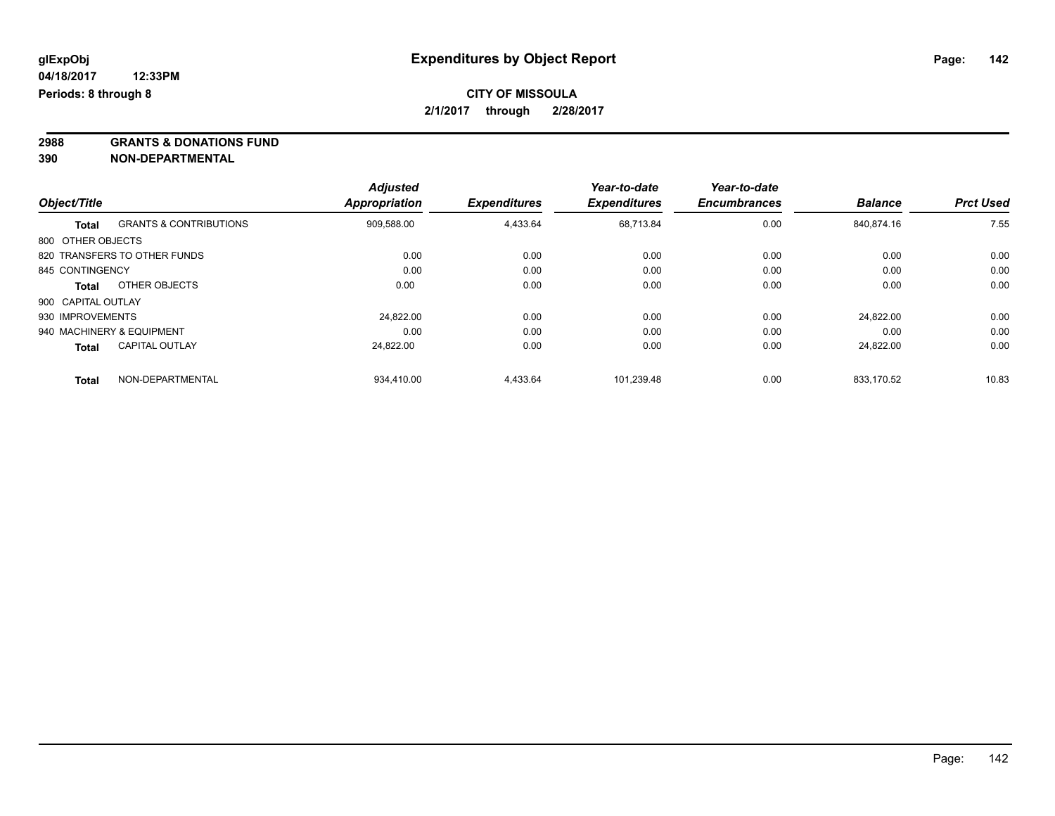**glExpObj** | **Expenditures by Object Report**

**04/18/2017 12:33PM**

**Periods: 8 through 8**

**CITY OF MISSOULA**

**2/1/2017 through 2/28/2017**

**2988 GRANTS & DONATIONS FUND**

**390 NON-DEPARTMENTAL**

| Object/Title | | *Adjusted Appropriation* | *Expenditures* | *Year-to-date Expenditures* | *Year-to-date Encumbrances* | *Balance* | *Prct Used* |
|---|---|---|---|---|---|---|---|
| **Total** | GRANTS & CONTRIBUTIONS | 909,588.00 | 4,433.64 | 68,713.84 | 0.00 | 840,874.16 | 7.55 |
| 800 OTHER OBJECTS | | | | | | | |
| 820 TRANSFERS TO OTHER FUNDS | | 0.00 | 0.00 | 0.00 | 0.00 | 0.00 | 0.00 |
| 845 CONTINGENCY | | 0.00 | 0.00 | 0.00 | 0.00 | 0.00 | 0.00 |
| **Total** | OTHER OBJECTS | 0.00 | 0.00 | 0.00 | 0.00 | 0.00 | 0.00 |
| 900 CAPITAL OUTLAY | | | | | | | |
| 930 IMPROVEMENTS | | 24,822.00 | 0.00 | 0.00 | 0.00 | 24,822.00 | 0.00 |
| 940 MACHINERY & EQUIPMENT | | 0.00 | 0.00 | 0.00 | 0.00 | 0.00 | 0.00 |
| **Total** | CAPITAL OUTLAY | 24,822.00 | 0.00 | 0.00 | 0.00 | 24,822.00 | 0.00 |
| **Total** | NON-DEPARTMENTAL | 934,410.00 | 4,433.64 | 101,239.48 | 0.00 | 833,170.52 | 10.83 |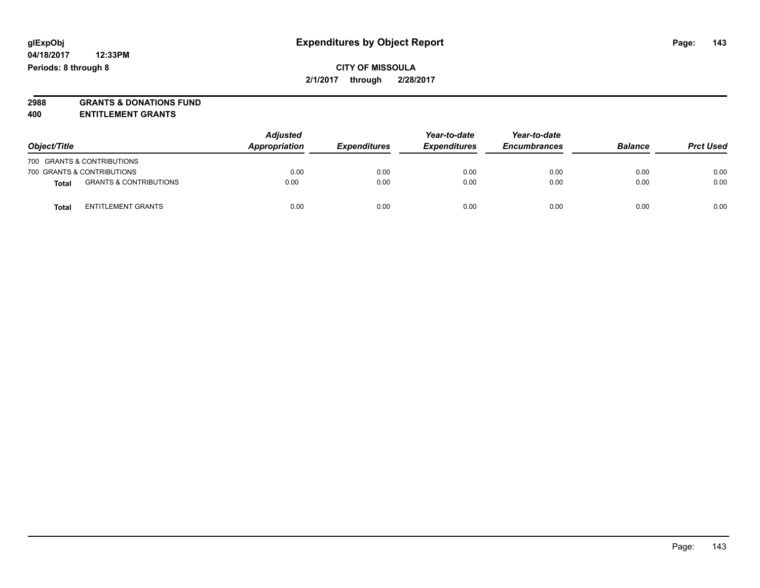**glExpObj** **Expenditures by Object Report**

**04/18/2017 12:33PM**

**Periods: 8 through 8**

**CITY OF MISSOULA**

**2/1/2017 through 2/28/2017**

**2988 GRANTS & DONATIONS FUND**

**400 ENTITLEMENT GRANTS**

| Object/Title | | Adjusted Appropriation | Expenditures | Year-to-date Expenditures | Year-to-date Encumbrances | Balance | Prct Used |
|---|---|---|---|---|---|---|---|
| 700 GRANTS & CONTRIBUTIONS | | | | | | | |
| 700 GRANTS & CONTRIBUTIONS | | 0.00 | 0.00 | 0.00 | 0.00 | 0.00 | 0.00 |
| **Total** | GRANTS & CONTRIBUTIONS | 0.00 | 0.00 | 0.00 | 0.00 | 0.00 | 0.00 |
| **Total** | ENTITLEMENT GRANTS | 0.00 | 0.00 | 0.00 | 0.00 | 0.00 | 0.00 |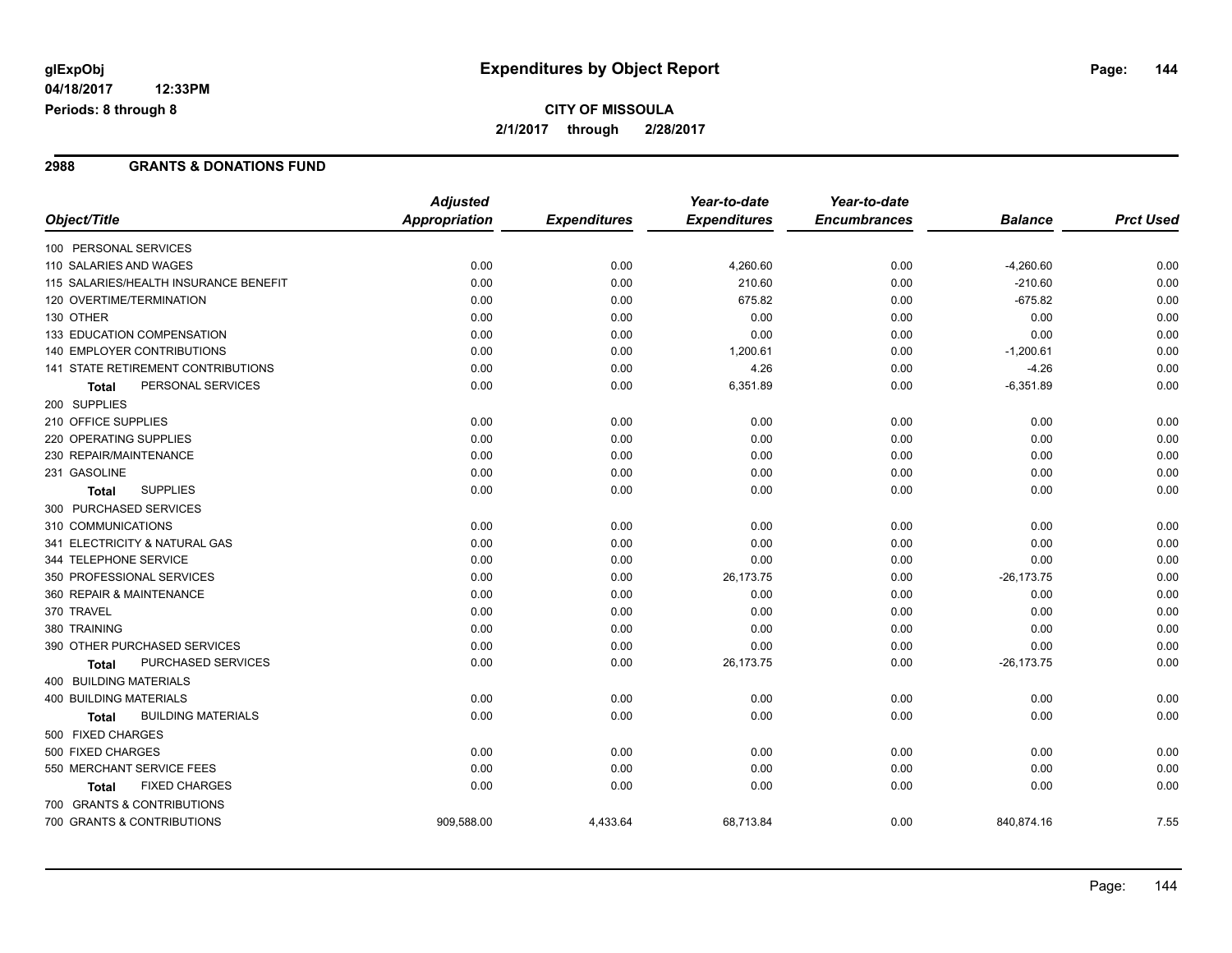glExpObj
04/18/2017 12:33PM
Periods: 8 through 8

# Expenditures by Object Report

**CITY OF MISSOULA**
**2/1/2017 through 2/28/2017**

## 2988 GRANTS & DONATIONS FUND

| Object/Title | Adjusted Appropriation | Expenditures | Year-to-date Expenditures | Year-to-date Encumbrances | Balance | Prct Used |
|---|---|---|---|---|---|---|
| 100 PERSONAL SERVICES | | | | | | |
| 110 SALARIES AND WAGES | 0.00 | 0.00 | 4,260.60 | 0.00 | -4,260.60 | 0.00 |
| 115 SALARIES/HEALTH INSURANCE BENEFIT | 0.00 | 0.00 | 210.60 | 0.00 | -210.60 | 0.00 |
| 120 OVERTIME/TERMINATION | 0.00 | 0.00 | 675.82 | 0.00 | -675.82 | 0.00 |
| 130 OTHER | 0.00 | 0.00 | 0.00 | 0.00 | 0.00 | 0.00 |
| 133 EDUCATION COMPENSATION | 0.00 | 0.00 | 0.00 | 0.00 | 0.00 | 0.00 |
| 140 EMPLOYER CONTRIBUTIONS | 0.00 | 0.00 | 1,200.61 | 0.00 | -1,200.61 | 0.00 |
| 141 STATE RETIREMENT CONTRIBUTIONS | 0.00 | 0.00 | 4.26 | 0.00 | -4.26 | 0.00 |
| **Total** PERSONAL SERVICES | 0.00 | 0.00 | 6,351.89 | 0.00 | -6,351.89 | 0.00 |
| 200 SUPPLIES | | | | | | |
| 210 OFFICE SUPPLIES | 0.00 | 0.00 | 0.00 | 0.00 | 0.00 | 0.00 |
| 220 OPERATING SUPPLIES | 0.00 | 0.00 | 0.00 | 0.00 | 0.00 | 0.00 |
| 230 REPAIR/MAINTENANCE | 0.00 | 0.00 | 0.00 | 0.00 | 0.00 | 0.00 |
| 231 GASOLINE | 0.00 | 0.00 | 0.00 | 0.00 | 0.00 | 0.00 |
| **Total** SUPPLIES | 0.00 | 0.00 | 0.00 | 0.00 | 0.00 | 0.00 |
| 300 PURCHASED SERVICES | | | | | | |
| 310 COMMUNICATIONS | 0.00 | 0.00 | 0.00 | 0.00 | 0.00 | 0.00 |
| 341 ELECTRICITY & NATURAL GAS | 0.00 | 0.00 | 0.00 | 0.00 | 0.00 | 0.00 |
| 344 TELEPHONE SERVICE | 0.00 | 0.00 | 0.00 | 0.00 | 0.00 | 0.00 |
| 350 PROFESSIONAL SERVICES | 0.00 | 0.00 | 26,173.75 | 0.00 | -26,173.75 | 0.00 |
| 360 REPAIR & MAINTENANCE | 0.00 | 0.00 | 0.00 | 0.00 | 0.00 | 0.00 |
| 370 TRAVEL | 0.00 | 0.00 | 0.00 | 0.00 | 0.00 | 0.00 |
| 380 TRAINING | 0.00 | 0.00 | 0.00 | 0.00 | 0.00 | 0.00 |
| 390 OTHER PURCHASED SERVICES | 0.00 | 0.00 | 0.00 | 0.00 | 0.00 | 0.00 |
| **Total** PURCHASED SERVICES | 0.00 | 0.00 | 26,173.75 | 0.00 | -26,173.75 | 0.00 |
| 400 BUILDING MATERIALS | | | | | | |
| 400 BUILDING MATERIALS | 0.00 | 0.00 | 0.00 | 0.00 | 0.00 | 0.00 |
| **Total** BUILDING MATERIALS | 0.00 | 0.00 | 0.00 | 0.00 | 0.00 | 0.00 |
| 500 FIXED CHARGES | | | | | | |
| 500 FIXED CHARGES | 0.00 | 0.00 | 0.00 | 0.00 | 0.00 | 0.00 |
| 550 MERCHANT SERVICE FEES | 0.00 | 0.00 | 0.00 | 0.00 | 0.00 | 0.00 |
| **Total** FIXED CHARGES | 0.00 | 0.00 | 0.00 | 0.00 | 0.00 | 0.00 |
| 700 GRANTS & CONTRIBUTIONS | | | | | | |
| 700 GRANTS & CONTRIBUTIONS | 909,588.00 | 4,433.64 | 68,713.84 | 0.00 | 840,874.16 | 7.55 |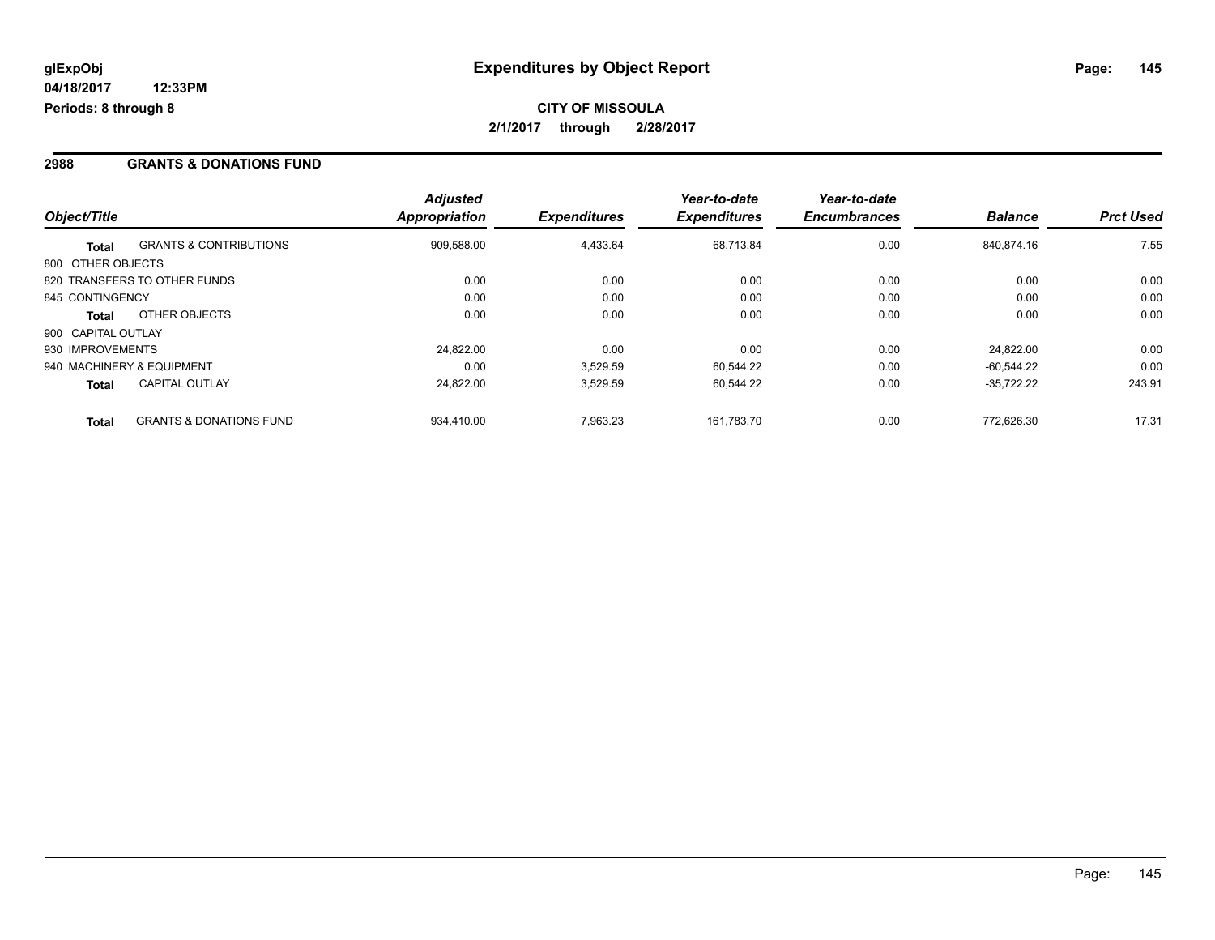**glExpObj** | **Expenditures by Object Report**

**04/18/2017 12:33PM**

**Periods: 8 through 8**

**CITY OF MISSOULA**

**2/1/2017 through 2/28/2017**

## 2988 GRANTS & DONATIONS FUND

| Object/Title | | *Adjusted Appropriation* | *Expenditures* | *Year-to-date Expenditures* | *Year-to-date Encumbrances* | *Balance* | *Prct Used* |
|---|---|---|---|---|---|---|---|
| **Total** | GRANTS & CONTRIBUTIONS | 909,588.00 | 4,433.64 | 68,713.84 | 0.00 | 840,874.16 | 7.55 |
| 800 OTHER OBJECTS | | | | | | | |
| 820 TRANSFERS TO OTHER FUNDS | | 0.00 | 0.00 | 0.00 | 0.00 | 0.00 | 0.00 |
| 845 CONTINGENCY | | 0.00 | 0.00 | 0.00 | 0.00 | 0.00 | 0.00 |
| **Total** | OTHER OBJECTS | 0.00 | 0.00 | 0.00 | 0.00 | 0.00 | 0.00 |
| 900 CAPITAL OUTLAY | | | | | | | |
| 930 IMPROVEMENTS | | 24,822.00 | 0.00 | 0.00 | 0.00 | 24,822.00 | 0.00 |
| 940 MACHINERY & EQUIPMENT | | 0.00 | 3,529.59 | 60,544.22 | 0.00 | -60,544.22 | 0.00 |
| **Total** | CAPITAL OUTLAY | 24,822.00 | 3,529.59 | 60,544.22 | 0.00 | -35,722.22 | 243.91 |
| **Total** | GRANTS & DONATIONS FUND | 934,410.00 | 7,963.23 | 161,783.70 | 0.00 | 772,626.30 | 17.31 |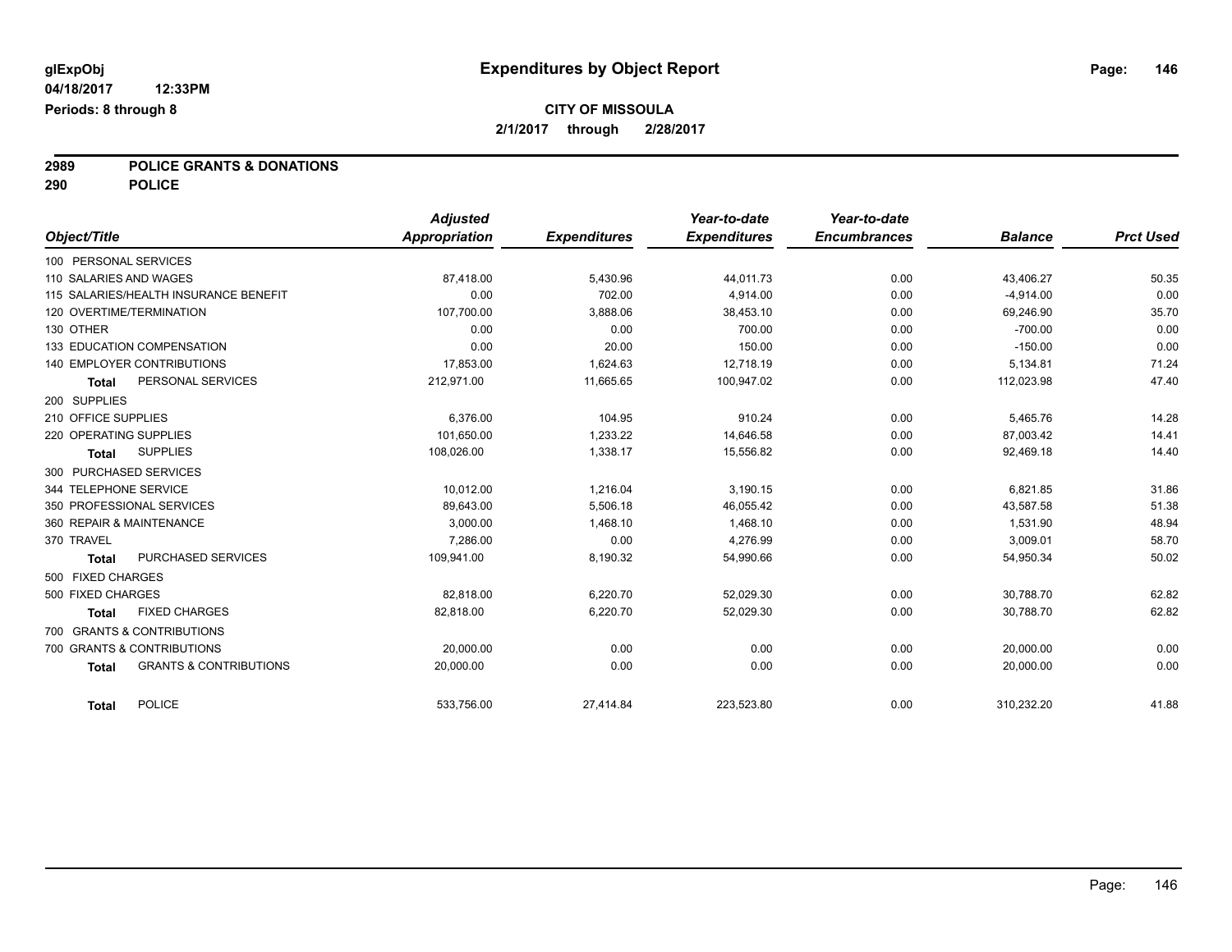# Expenditures by Object Report

glExpObj
04/18/2017 12:33PM
Periods: 8 through 8

**CITY OF MISSOULA**
**2/1/2017 through 2/28/2017**

**2989 POLICE GRANTS & DONATIONS**
**290 POLICE**

| Object/Title | Adjusted Appropriation | Expenditures | Year-to-date Expenditures | Year-to-date Encumbrances | Balance | Prct Used |
|---|---|---|---|---|---|---|
| 100 PERSONAL SERVICES | | | | | | |
| 110 SALARIES AND WAGES | 87,418.00 | 5,430.96 | 44,011.73 | 0.00 | 43,406.27 | 50.35 |
| 115 SALARIES/HEALTH INSURANCE BENEFIT | 0.00 | 702.00 | 4,914.00 | 0.00 | -4,914.00 | 0.00 |
| 120 OVERTIME/TERMINATION | 107,700.00 | 3,888.06 | 38,453.10 | 0.00 | 69,246.90 | 35.70 |
| 130 OTHER | 0.00 | 0.00 | 700.00 | 0.00 | -700.00 | 0.00 |
| 133 EDUCATION COMPENSATION | 0.00 | 20.00 | 150.00 | 0.00 | -150.00 | 0.00 |
| 140 EMPLOYER CONTRIBUTIONS | 17,853.00 | 1,624.63 | 12,718.19 | 0.00 | 5,134.81 | 71.24 |
| **Total** PERSONAL SERVICES | 212,971.00 | 11,665.65 | 100,947.02 | 0.00 | 112,023.98 | 47.40 |
| 200 SUPPLIES | | | | | | |
| 210 OFFICE SUPPLIES | 6,376.00 | 104.95 | 910.24 | 0.00 | 5,465.76 | 14.28 |
| 220 OPERATING SUPPLIES | 101,650.00 | 1,233.22 | 14,646.58 | 0.00 | 87,003.42 | 14.41 |
| **Total** SUPPLIES | 108,026.00 | 1,338.17 | 15,556.82 | 0.00 | 92,469.18 | 14.40 |
| 300 PURCHASED SERVICES | | | | | | |
| 344 TELEPHONE SERVICE | 10,012.00 | 1,216.04 | 3,190.15 | 0.00 | 6,821.85 | 31.86 |
| 350 PROFESSIONAL SERVICES | 89,643.00 | 5,506.18 | 46,055.42 | 0.00 | 43,587.58 | 51.38 |
| 360 REPAIR & MAINTENANCE | 3,000.00 | 1,468.10 | 1,468.10 | 0.00 | 1,531.90 | 48.94 |
| 370 TRAVEL | 7,286.00 | 0.00 | 4,276.99 | 0.00 | 3,009.01 | 58.70 |
| **Total** PURCHASED SERVICES | 109,941.00 | 8,190.32 | 54,990.66 | 0.00 | 54,950.34 | 50.02 |
| 500 FIXED CHARGES | | | | | | |
| 500 FIXED CHARGES | 82,818.00 | 6,220.70 | 52,029.30 | 0.00 | 30,788.70 | 62.82 |
| **Total** FIXED CHARGES | 82,818.00 | 6,220.70 | 52,029.30 | 0.00 | 30,788.70 | 62.82 |
| 700 GRANTS & CONTRIBUTIONS | | | | | | |
| 700 GRANTS & CONTRIBUTIONS | 20,000.00 | 0.00 | 0.00 | 0.00 | 20,000.00 | 0.00 |
| **Total** GRANTS & CONTRIBUTIONS | 20,000.00 | 0.00 | 0.00 | 0.00 | 20,000.00 | 0.00 |
| **Total** POLICE | 533,756.00 | 27,414.84 | 223,523.80 | 0.00 | 310,232.20 | 41.88 |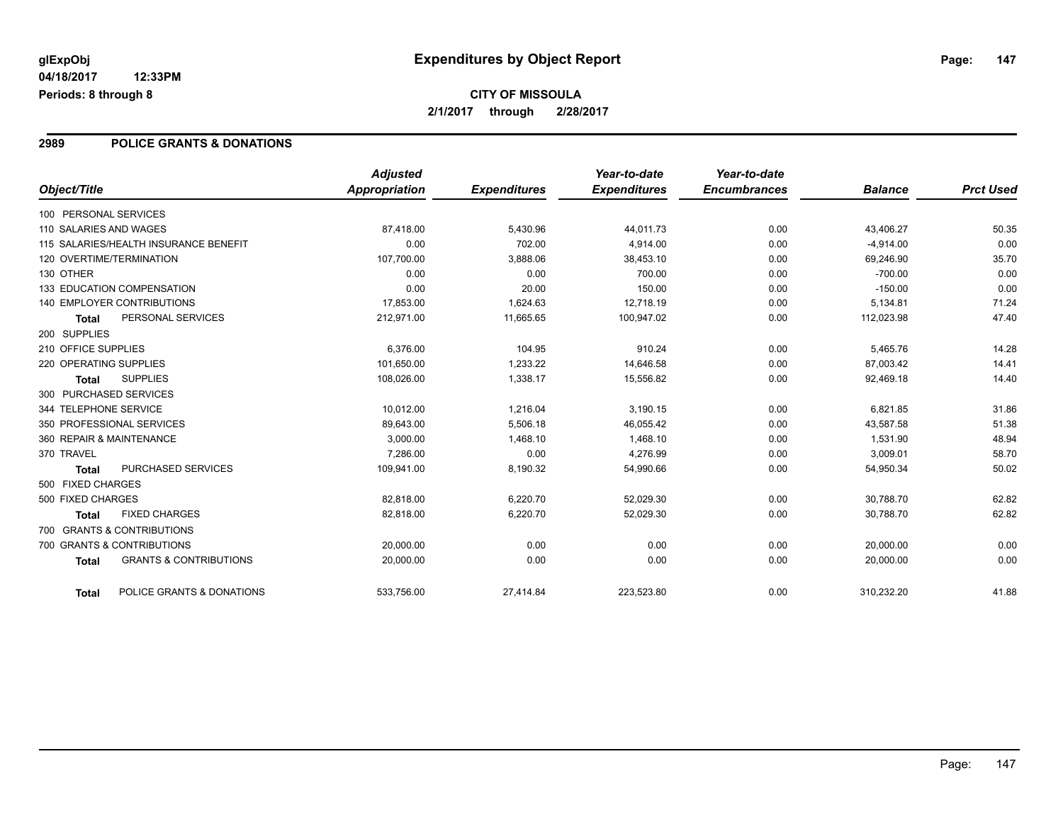glExpObj
04/18/2017 12:33PM
Periods: 8 through 8

# Expenditures by Object Report

**CITY OF MISSOULA**
**2/1/2017 through 2/28/2017**

## 2989 POLICE GRANTS & DONATIONS

| Object/Title | | Adjusted Appropriation | Expenditures | Year-to-date Expenditures | Year-to-date Encumbrances | Balance | Prct Used |
|---|---|---|---|---|---|---|---|
| 100 PERSONAL SERVICES | | | | | | | |
| 110 SALARIES AND WAGES | | 87,418.00 | 5,430.96 | 44,011.73 | 0.00 | 43,406.27 | 50.35 |
| 115 SALARIES/HEALTH INSURANCE BENEFIT | | 0.00 | 702.00 | 4,914.00 | 0.00 | -4,914.00 | 0.00 |
| 120 OVERTIME/TERMINATION | | 107,700.00 | 3,888.06 | 38,453.10 | 0.00 | 69,246.90 | 35.70 |
| 130 OTHER | | 0.00 | 0.00 | 700.00 | 0.00 | -700.00 | 0.00 |
| 133 EDUCATION COMPENSATION | | 0.00 | 20.00 | 150.00 | 0.00 | -150.00 | 0.00 |
| 140 EMPLOYER CONTRIBUTIONS | | 17,853.00 | 1,624.63 | 12,718.19 | 0.00 | 5,134.81 | 71.24 |
| **Total** | PERSONAL SERVICES | 212,971.00 | 11,665.65 | 100,947.02 | 0.00 | 112,023.98 | 47.40 |
| 200 SUPPLIES | | | | | | | |
| 210 OFFICE SUPPLIES | | 6,376.00 | 104.95 | 910.24 | 0.00 | 5,465.76 | 14.28 |
| 220 OPERATING SUPPLIES | | 101,650.00 | 1,233.22 | 14,646.58 | 0.00 | 87,003.42 | 14.41 |
| **Total** | SUPPLIES | 108,026.00 | 1,338.17 | 15,556.82 | 0.00 | 92,469.18 | 14.40 |
| 300 PURCHASED SERVICES | | | | | | | |
| 344 TELEPHONE SERVICE | | 10,012.00 | 1,216.04 | 3,190.15 | 0.00 | 6,821.85 | 31.86 |
| 350 PROFESSIONAL SERVICES | | 89,643.00 | 5,506.18 | 46,055.42 | 0.00 | 43,587.58 | 51.38 |
| 360 REPAIR & MAINTENANCE | | 3,000.00 | 1,468.10 | 1,468.10 | 0.00 | 1,531.90 | 48.94 |
| 370 TRAVEL | | 7,286.00 | 0.00 | 4,276.99 | 0.00 | 3,009.01 | 58.70 |
| **Total** | PURCHASED SERVICES | 109,941.00 | 8,190.32 | 54,990.66 | 0.00 | 54,950.34 | 50.02 |
| 500 FIXED CHARGES | | | | | | | |
| 500 FIXED CHARGES | | 82,818.00 | 6,220.70 | 52,029.30 | 0.00 | 30,788.70 | 62.82 |
| **Total** | FIXED CHARGES | 82,818.00 | 6,220.70 | 52,029.30 | 0.00 | 30,788.70 | 62.82 |
| 700 GRANTS & CONTRIBUTIONS | | | | | | | |
| 700 GRANTS & CONTRIBUTIONS | | 20,000.00 | 0.00 | 0.00 | 0.00 | 20,000.00 | 0.00 |
| **Total** | GRANTS & CONTRIBUTIONS | 20,000.00 | 0.00 | 0.00 | 0.00 | 20,000.00 | 0.00 |
| **Total** | POLICE GRANTS & DONATIONS | 533,756.00 | 27,414.84 | 223,523.80 | 0.00 | 310,232.20 | 41.88 |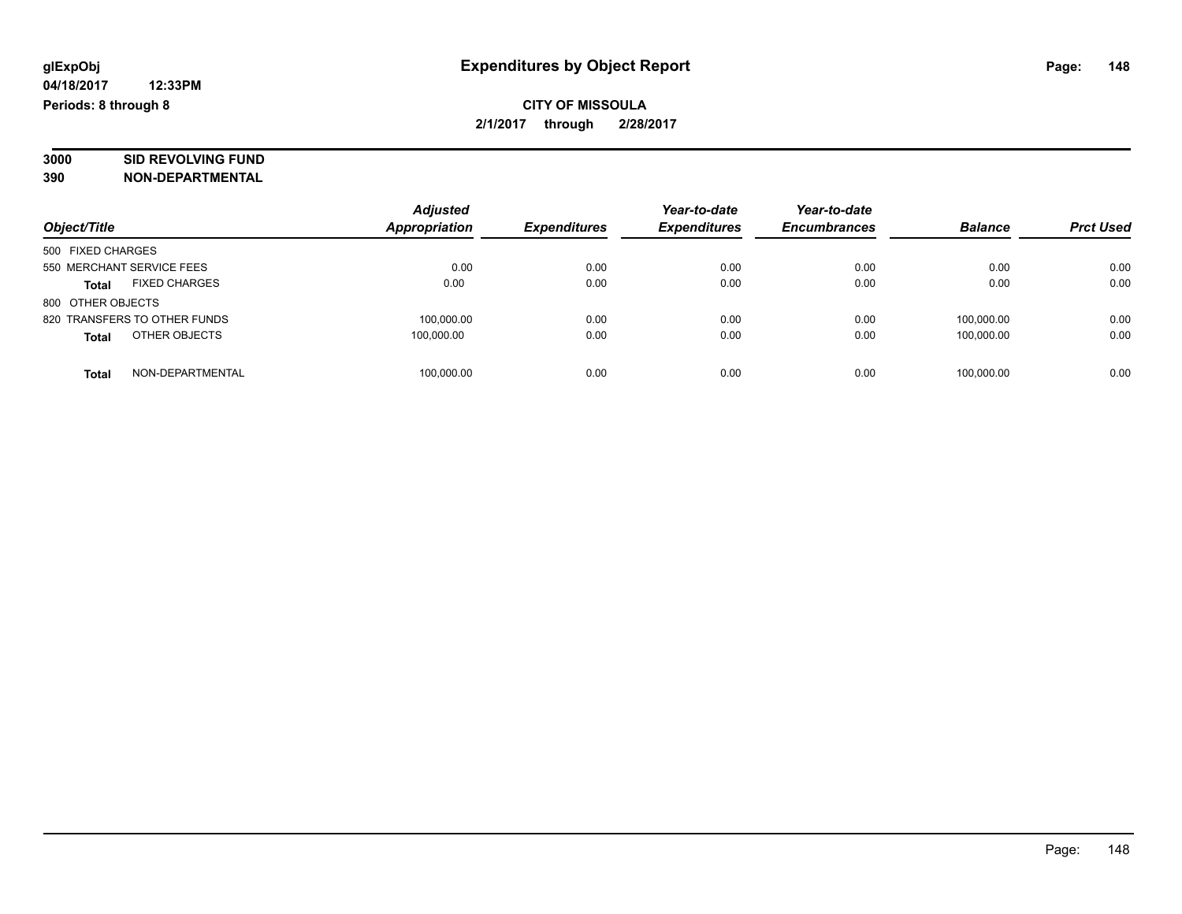# Expenditures by Object Report

glExpObj
04/18/2017 12:33PM
Periods: 8 through 8

**CITY OF MISSOULA**
**2/1/2017 through 2/28/2017**

**3000 SID REVOLVING FUND**
**390 NON-DEPARTMENTAL**

| Object/Title | Adjusted Appropriation | Expenditures | Year-to-date Expenditures | Year-to-date Encumbrances | Balance | Prct Used |
|---|---|---|---|---|---|---|
| 500 FIXED CHARGES | | | | | | |
| 550 MERCHANT SERVICE FEES | 0.00 | 0.00 | 0.00 | 0.00 | 0.00 | 0.00 |
| **Total** FIXED CHARGES | 0.00 | 0.00 | 0.00 | 0.00 | 0.00 | 0.00 |
| 800 OTHER OBJECTS | | | | | | |
| 820 TRANSFERS TO OTHER FUNDS | 100,000.00 | 0.00 | 0.00 | 0.00 | 100,000.00 | 0.00 |
| **Total** OTHER OBJECTS | 100,000.00 | 0.00 | 0.00 | 0.00 | 100,000.00 | 0.00 |
| **Total** NON-DEPARTMENTAL | 100,000.00 | 0.00 | 0.00 | 0.00 | 100,000.00 | 0.00 |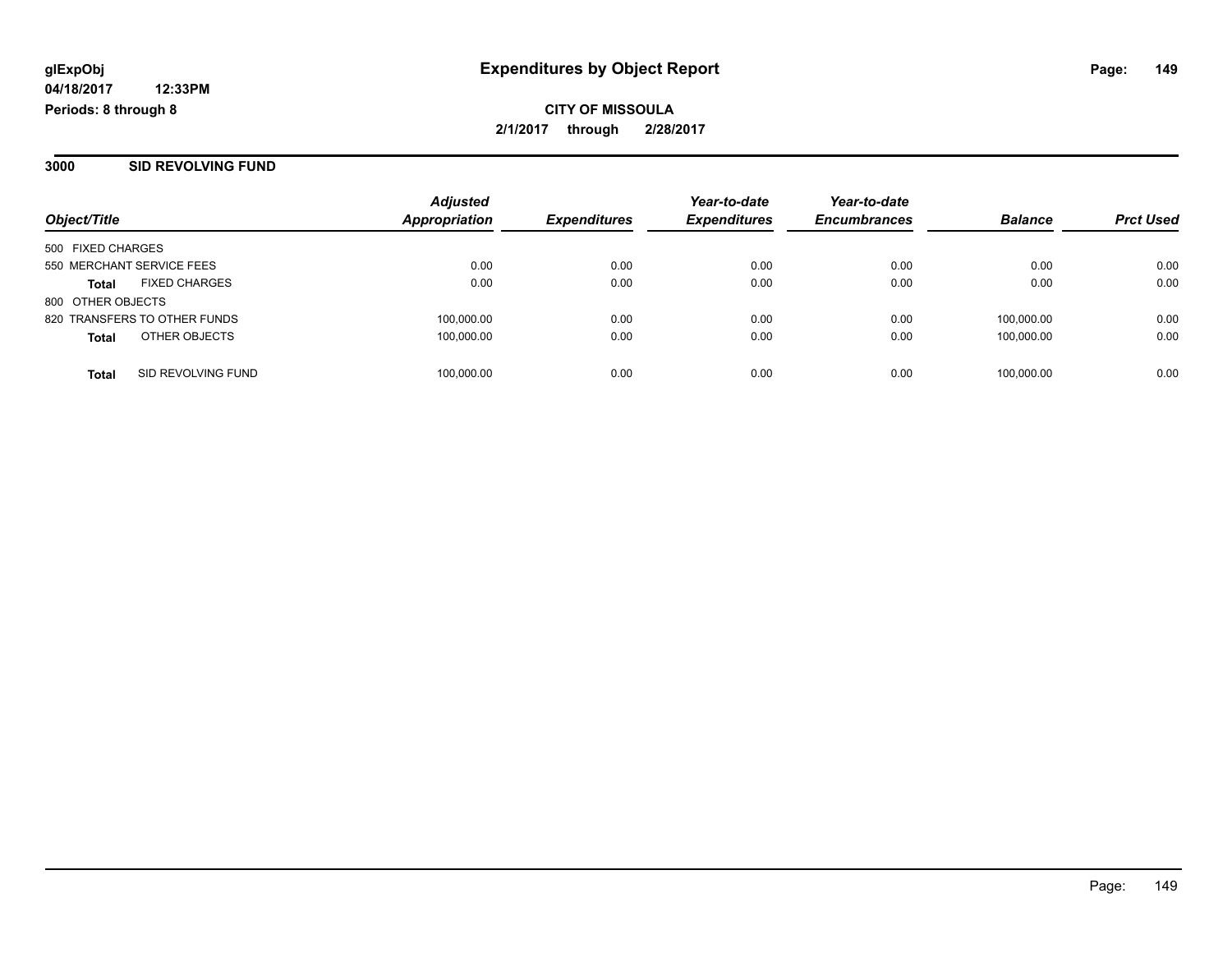**glExpObj**
**04/18/2017 12:33PM**
**Periods: 8 through 8**

# Expenditures by Object Report

**CITY OF MISSOULA**
**2/1/2017 through 2/28/2017**

## 3000 SID REVOLVING FUND

| Object/Title | Adjusted Appropriation | Expenditures | Year-to-date Expenditures | Year-to-date Encumbrances | Balance | Prct Used |
|---|---|---|---|---|---|---|
| 500 FIXED CHARGES | | | | | | |
| 550 MERCHANT SERVICE FEES | 0.00 | 0.00 | 0.00 | 0.00 | 0.00 | 0.00 |
| **Total** FIXED CHARGES | 0.00 | 0.00 | 0.00 | 0.00 | 0.00 | 0.00 |
| 800 OTHER OBJECTS | | | | | | |
| 820 TRANSFERS TO OTHER FUNDS | 100,000.00 | 0.00 | 0.00 | 0.00 | 100,000.00 | 0.00 |
| **Total** OTHER OBJECTS | 100,000.00 | 0.00 | 0.00 | 0.00 | 100,000.00 | 0.00 |
| **Total** SID REVOLVING FUND | 100,000.00 | 0.00 | 0.00 | 0.00 | 100,000.00 | 0.00 |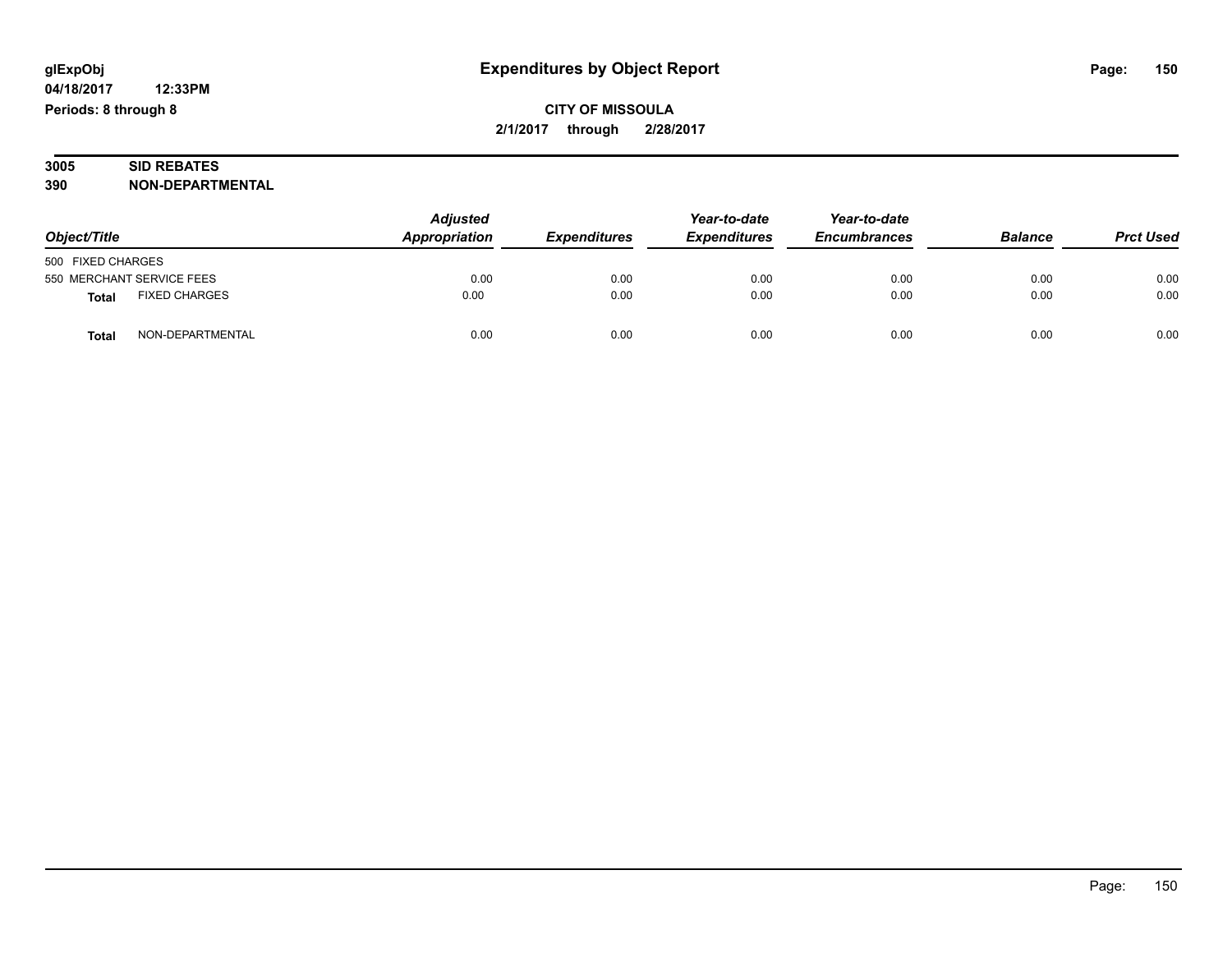glExpObj
04/18/2017 12:33PM
Periods: 8 through 8

# Expenditures by Object Report

**CITY OF MISSOULA**
**2/1/2017 through 2/28/2017**

**3005 SID REBATES**
**390 NON-DEPARTMENTAL**

| Object/Title | | Adjusted Appropriation | Expenditures | Year-to-date Expenditures | Year-to-date Encumbrances | Balance | Prct Used |
|---|---|---|---|---|---|---|---|
| 500 FIXED CHARGES | | | | | | | |
| 550 MERCHANT SERVICE FEES | | 0.00 | 0.00 | 0.00 | 0.00 | 0.00 | 0.00 |
| **Total** | FIXED CHARGES | 0.00 | 0.00 | 0.00 | 0.00 | 0.00 | 0.00 |
| **Total** | NON-DEPARTMENTAL | 0.00 | 0.00 | 0.00 | 0.00 | 0.00 | 0.00 |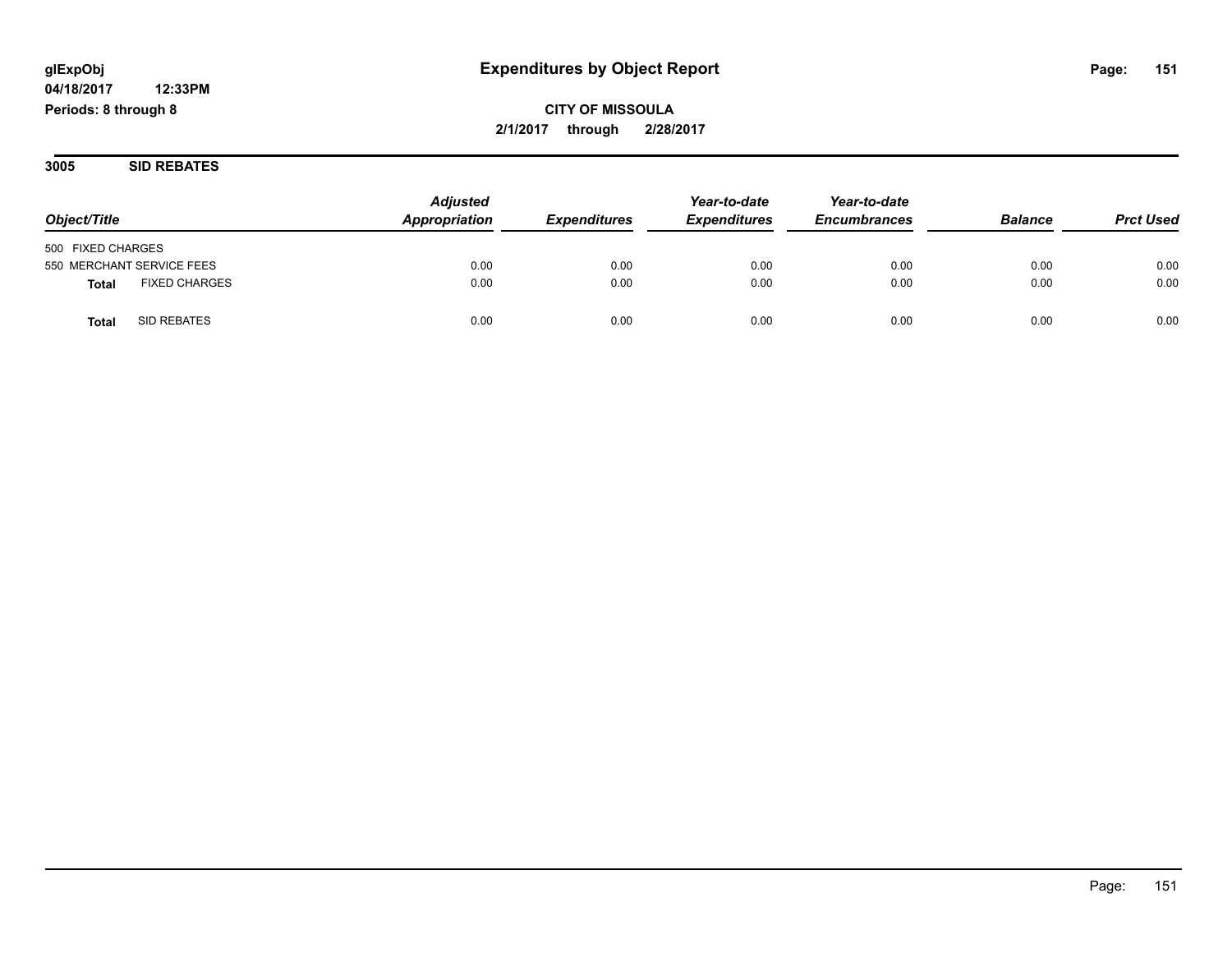**glExpObj**
**04/18/2017 12:33PM**
**Periods: 8 through 8**

# Expenditures by Object Report

**CITY OF MISSOULA**
**2/1/2017 through 2/28/2017**

## 3005 SID REBATES

| Object/Title | Adjusted Appropriation | Expenditures | Year-to-date Expenditures | Year-to-date Encumbrances | Balance | Prct Used |
|---|---|---|---|---|---|---|
| 500 FIXED CHARGES | | | | | | |
| 550 MERCHANT SERVICE FEES | 0.00 | 0.00 | 0.00 | 0.00 | 0.00 | 0.00 |
| **Total** FIXED CHARGES | 0.00 | 0.00 | 0.00 | 0.00 | 0.00 | 0.00 |
| **Total** SID REBATES | 0.00 | 0.00 | 0.00 | 0.00 | 0.00 | 0.00 |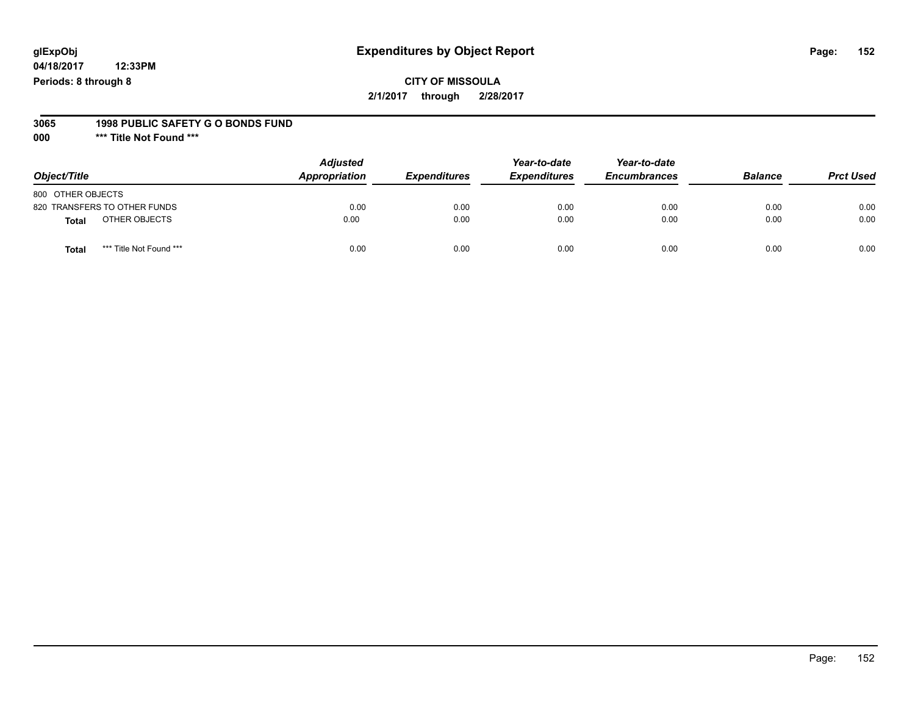**glExpObj**
**04/18/2017 12:33PM**
**Periods: 8 through 8**

# Expenditures by Object Report

**CITY OF MISSOULA**
**2/1/2017 through 2/28/2017**

**3065 1998 PUBLIC SAFETY G O BONDS FUND**
**000 \*\*\* Title Not Found \*\*\***

| Object/Title | Adjusted Appropriation | Expenditures | Year-to-date Expenditures | Year-to-date Encumbrances | Balance | Prct Used |
|---|---|---|---|---|---|---|
| 800 OTHER OBJECTS | | | | | | |
| 820 TRANSFERS TO OTHER FUNDS | 0.00 | 0.00 | 0.00 | 0.00 | 0.00 | 0.00 |
| **Total** OTHER OBJECTS | 0.00 | 0.00 | 0.00 | 0.00 | 0.00 | 0.00 |
| **Total** *** Title Not Found *** | 0.00 | 0.00 | 0.00 | 0.00 | 0.00 | 0.00 |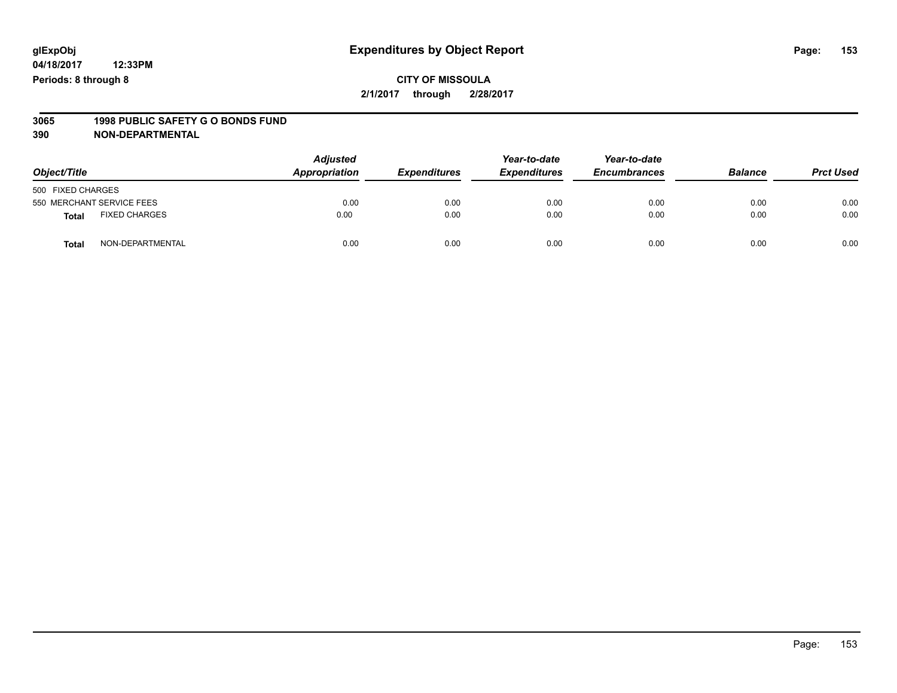glExpObj
04/18/2017 12:33PM
Periods: 8 through 8

# Expenditures by Object Report

**CITY OF MISSOULA**
**2/1/2017 through 2/28/2017**

**3065 1998 PUBLIC SAFETY G O BONDS FUND**
**390 NON-DEPARTMENTAL**

| Object/Title | Adjusted Appropriation | Expenditures | Year-to-date Expenditures | Year-to-date Encumbrances | Balance | Prct Used |
|---|---|---|---|---|---|---|
| 500 FIXED CHARGES | | | | | | |
| 550 MERCHANT SERVICE FEES | 0.00 | 0.00 | 0.00 | 0.00 | 0.00 | 0.00 |
| **Total** FIXED CHARGES | 0.00 | 0.00 | 0.00 | 0.00 | 0.00 | 0.00 |
| **Total** NON-DEPARTMENTAL | 0.00 | 0.00 | 0.00 | 0.00 | 0.00 | 0.00 |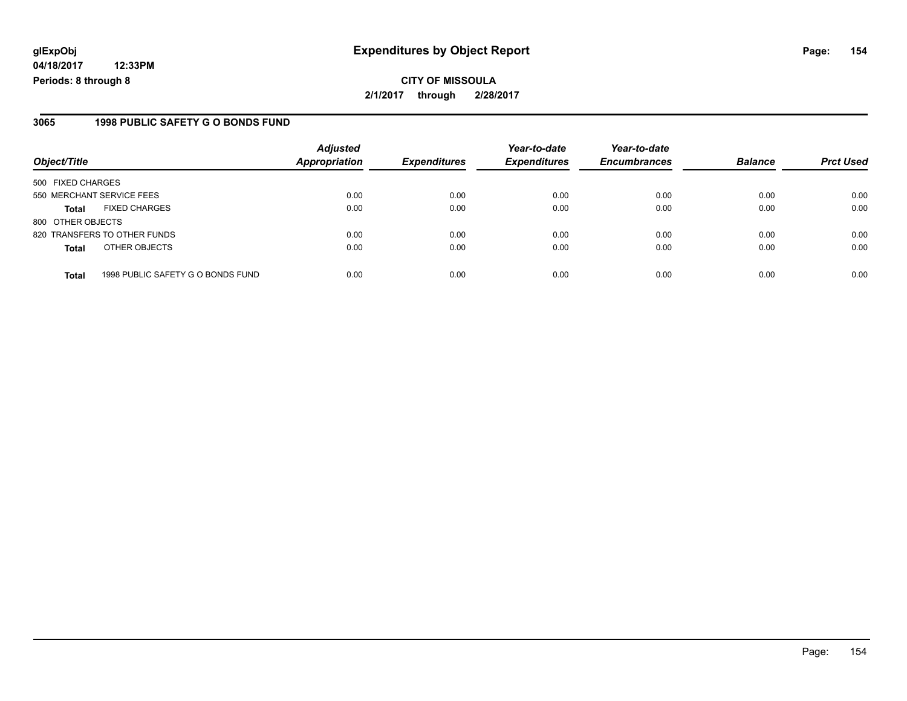**glExpObj**
**04/18/2017 12:33PM**
**Periods: 8 through 8**

# Expenditures by Object Report

**CITY OF MISSOULA**
**2/1/2017 through 2/28/2017**

## 3065 1998 PUBLIC SAFETY G O BONDS FUND

| Object/Title | | *Adjusted Appropriation* | *Expenditures* | *Year-to-date Expenditures* | *Year-to-date Encumbrances* | *Balance* | *Prct Used* |
|---|---|---|---|---|---|---|---|
| 500 FIXED CHARGES | | | | | | | |
| 550 MERCHANT SERVICE FEES | | 0.00 | 0.00 | 0.00 | 0.00 | 0.00 | 0.00 |
| **Total** | FIXED CHARGES | 0.00 | 0.00 | 0.00 | 0.00 | 0.00 | 0.00 |
| 800 OTHER OBJECTS | | | | | | | |
| 820 TRANSFERS TO OTHER FUNDS | | 0.00 | 0.00 | 0.00 | 0.00 | 0.00 | 0.00 |
| **Total** | OTHER OBJECTS | 0.00 | 0.00 | 0.00 | 0.00 | 0.00 | 0.00 |
| **Total** | 1998 PUBLIC SAFETY G O BONDS FUND | 0.00 | 0.00 | 0.00 | 0.00 | 0.00 | 0.00 |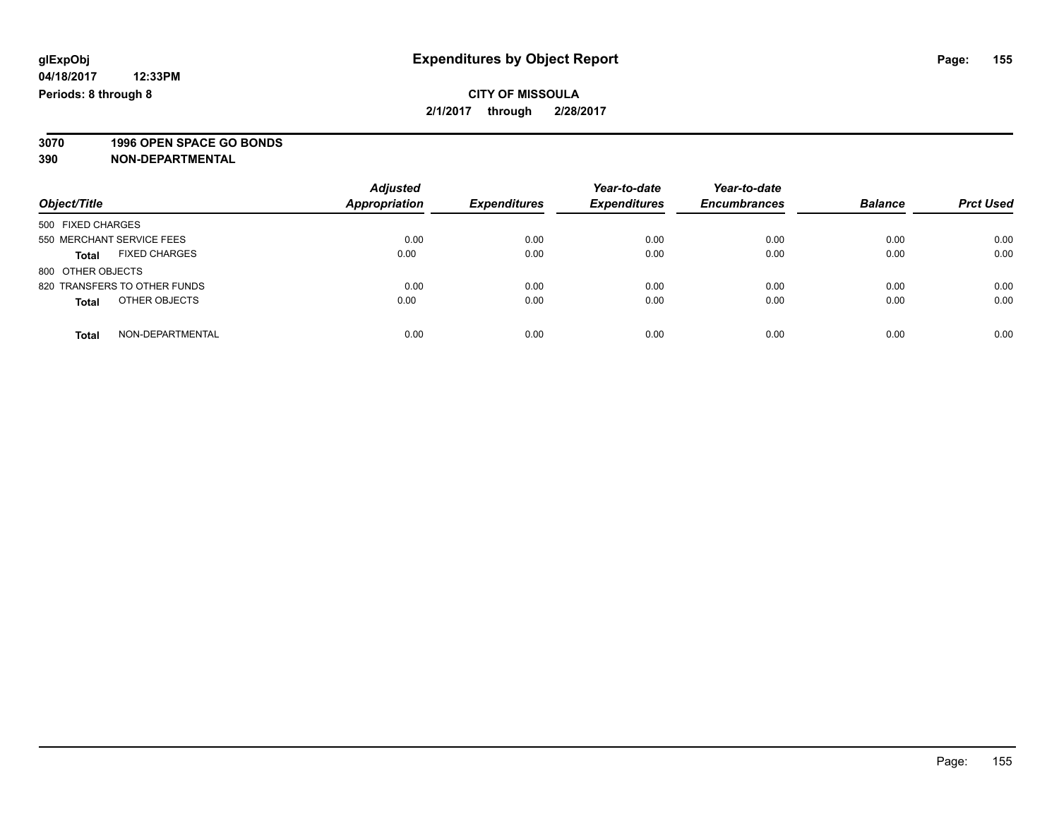**glExpObj** **Expenditures by Object Report**

**04/18/2017 12:33PM**

**Periods: 8 through 8**

**CITY OF MISSOULA**

**2/1/2017 through 2/28/2017**

**3070 1996 OPEN SPACE GO BONDS**

**390 NON-DEPARTMENTAL**

| Object/Title | Adjusted Appropriation | Expenditures | Year-to-date Expenditures | Year-to-date Encumbrances | Balance | Prct Used |
|---|---|---|---|---|---|---|
| 500 FIXED CHARGES | | | | | | |
| 550 MERCHANT SERVICE FEES | 0.00 | 0.00 | 0.00 | 0.00 | 0.00 | 0.00 |
| **Total** FIXED CHARGES | 0.00 | 0.00 | 0.00 | 0.00 | 0.00 | 0.00 |
| 800 OTHER OBJECTS | | | | | | |
| 820 TRANSFERS TO OTHER FUNDS | 0.00 | 0.00 | 0.00 | 0.00 | 0.00 | 0.00 |
| **Total** OTHER OBJECTS | 0.00 | 0.00 | 0.00 | 0.00 | 0.00 | 0.00 |
| **Total** NON-DEPARTMENTAL | 0.00 | 0.00 | 0.00 | 0.00 | 0.00 | 0.00 |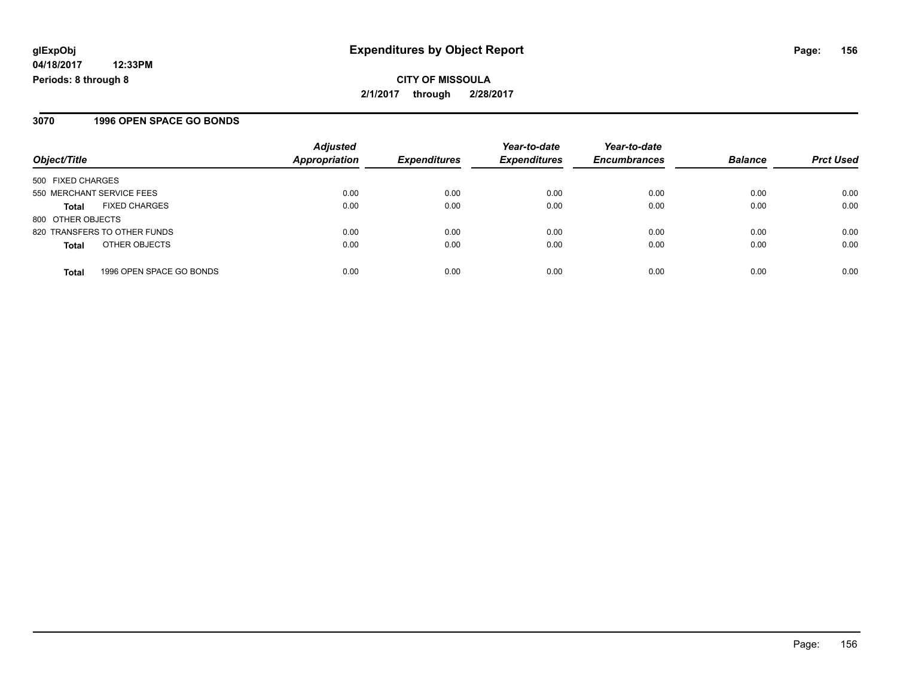# Expenditures by Object Report

glExpObj
04/18/2017 12:33PM
Periods: 8 through 8

**CITY OF MISSOULA**
**2/1/2017 through 2/28/2017**

## 3070 1996 OPEN SPACE GO BONDS

| Object/Title | Adjusted Appropriation | Expenditures | Year-to-date Expenditures | Year-to-date Encumbrances | Balance | Prct Used |
|---|---|---|---|---|---|---|
| 500 FIXED CHARGES | | | | | | |
| 550 MERCHANT SERVICE FEES | 0.00 | 0.00 | 0.00 | 0.00 | 0.00 | 0.00 |
| **Total** FIXED CHARGES | 0.00 | 0.00 | 0.00 | 0.00 | 0.00 | 0.00 |
| 800 OTHER OBJECTS | | | | | | |
| 820 TRANSFERS TO OTHER FUNDS | 0.00 | 0.00 | 0.00 | 0.00 | 0.00 | 0.00 |
| **Total** OTHER OBJECTS | 0.00 | 0.00 | 0.00 | 0.00 | 0.00 | 0.00 |
| **Total** 1996 OPEN SPACE GO BONDS | 0.00 | 0.00 | 0.00 | 0.00 | 0.00 | 0.00 |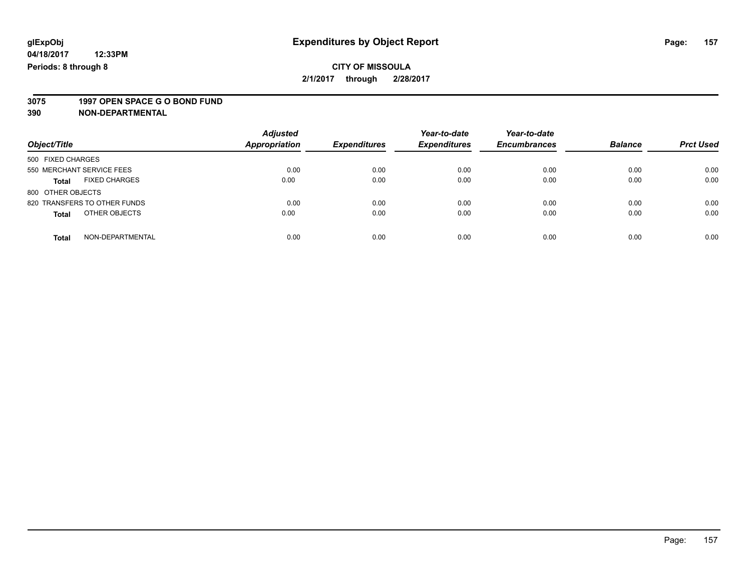**glExpObj**
**04/18/2017 12:33PM**
**Periods: 8 through 8**

# Expenditures by Object Report

**CITY OF MISSOULA**
**2/1/2017 through 2/28/2017**

**3075 1997 OPEN SPACE G O BOND FUND**
**390 NON-DEPARTMENTAL**

| Object/Title | Adjusted Appropriation | Expenditures | Year-to-date Expenditures | Year-to-date Encumbrances | Balance | Prct Used |
|---|---|---|---|---|---|---|
| 500 FIXED CHARGES | | | | | | |
| 550 MERCHANT SERVICE FEES | 0.00 | 0.00 | 0.00 | 0.00 | 0.00 | 0.00 |
| **Total** FIXED CHARGES | 0.00 | 0.00 | 0.00 | 0.00 | 0.00 | 0.00 |
| 800 OTHER OBJECTS | | | | | | |
| 820 TRANSFERS TO OTHER FUNDS | 0.00 | 0.00 | 0.00 | 0.00 | 0.00 | 0.00 |
| **Total** OTHER OBJECTS | 0.00 | 0.00 | 0.00 | 0.00 | 0.00 | 0.00 |
| **Total** NON-DEPARTMENTAL | 0.00 | 0.00 | 0.00 | 0.00 | 0.00 | 0.00 |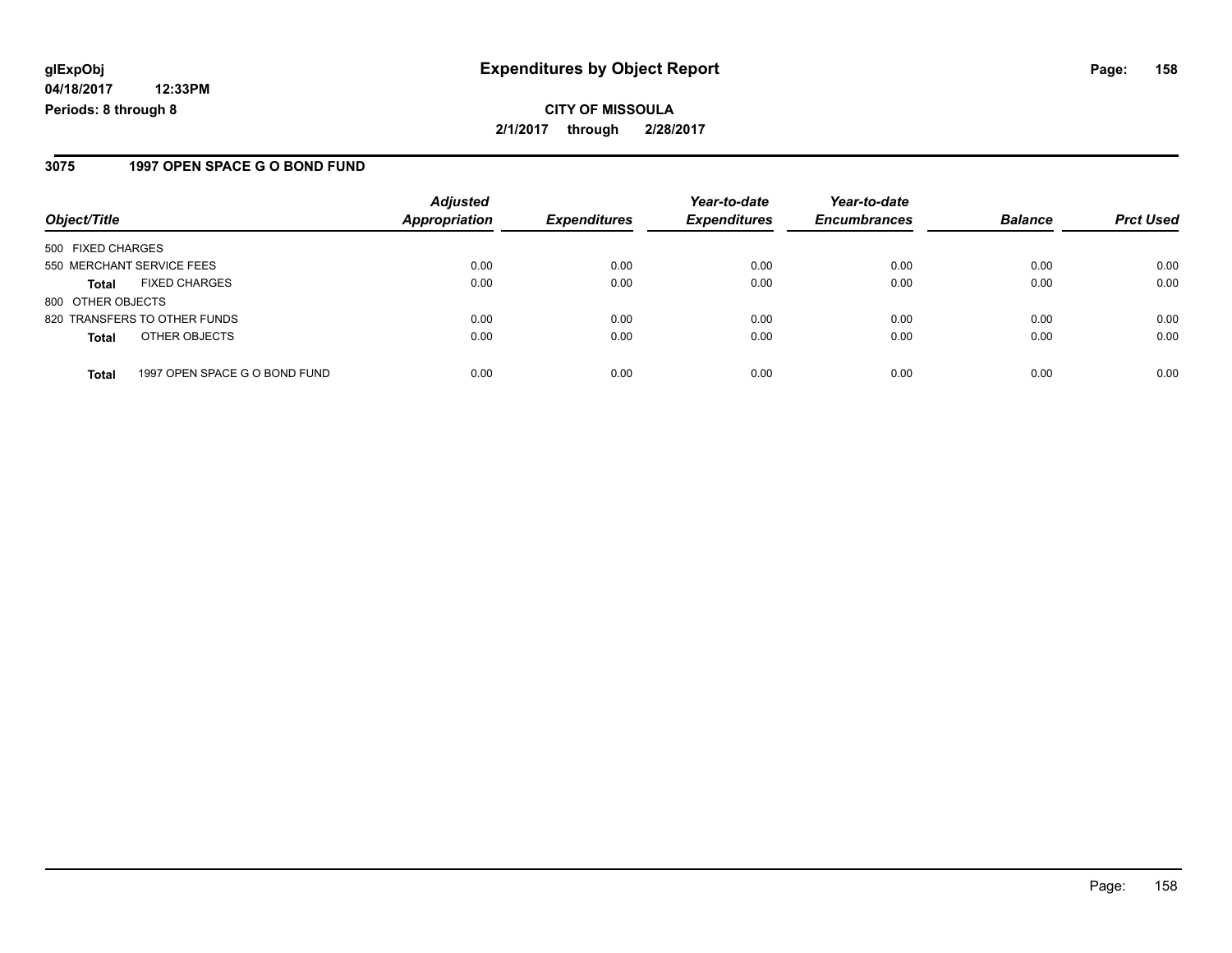# Expenditures by Object Report

**CITY OF MISSOULA**

**2/1/2017 through 2/28/2017**

glExpObj
04/18/2017 12:33PM
Periods: 8 through 8

## 3075 1997 OPEN SPACE G O BOND FUND

| Object/Title | Adjusted Appropriation | Expenditures | Year-to-date Expenditures | Year-to-date Encumbrances | Balance | Prct Used |
|---|---|---|---|---|---|---|
| 500 FIXED CHARGES | | | | | | |
| 550 MERCHANT SERVICE FEES | 0.00 | 0.00 | 0.00 | 0.00 | 0.00 | 0.00 |
| **Total** FIXED CHARGES | 0.00 | 0.00 | 0.00 | 0.00 | 0.00 | 0.00 |
| 800 OTHER OBJECTS | | | | | | |
| 820 TRANSFERS TO OTHER FUNDS | 0.00 | 0.00 | 0.00 | 0.00 | 0.00 | 0.00 |
| **Total** OTHER OBJECTS | 0.00 | 0.00 | 0.00 | 0.00 | 0.00 | 0.00 |
| **Total** 1997 OPEN SPACE G O BOND FUND | 0.00 | 0.00 | 0.00 | 0.00 | 0.00 | 0.00 |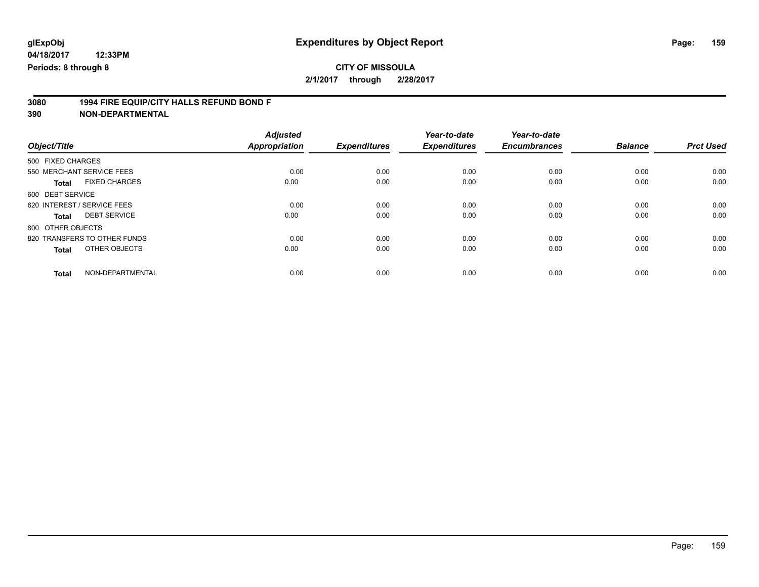**glExpObj** **Expenditures by Object Report**

**04/18/2017 12:33PM**

**Periods: 8 through 8**

**CITY OF MISSOULA**

**2/1/2017 through 2/28/2017**

## 3080 1994 FIRE EQUIP/CITY HALLS REFUND BOND F

## 390 NON-DEPARTMENTAL

| *Object/Title* | *Adjusted Appropriation* | *Expenditures* | *Year-to-date Expenditures* | *Year-to-date Encumbrances* | *Balance* | *Prct Used* |
|---|---|---|---|---|---|---|
| 500 FIXED CHARGES | | | | | | |
| 550 MERCHANT SERVICE FEES | 0.00 | 0.00 | 0.00 | 0.00 | 0.00 | 0.00 |
| **Total** FIXED CHARGES | 0.00 | 0.00 | 0.00 | 0.00 | 0.00 | 0.00 |
| 600 DEBT SERVICE | | | | | | |
| 620 INTEREST / SERVICE FEES | 0.00 | 0.00 | 0.00 | 0.00 | 0.00 | 0.00 |
| **Total** DEBT SERVICE | 0.00 | 0.00 | 0.00 | 0.00 | 0.00 | 0.00 |
| 800 OTHER OBJECTS | | | | | | |
| 820 TRANSFERS TO OTHER FUNDS | 0.00 | 0.00 | 0.00 | 0.00 | 0.00 | 0.00 |
| **Total** OTHER OBJECTS | 0.00 | 0.00 | 0.00 | 0.00 | 0.00 | 0.00 |
| **Total** NON-DEPARTMENTAL | 0.00 | 0.00 | 0.00 | 0.00 | 0.00 | 0.00 |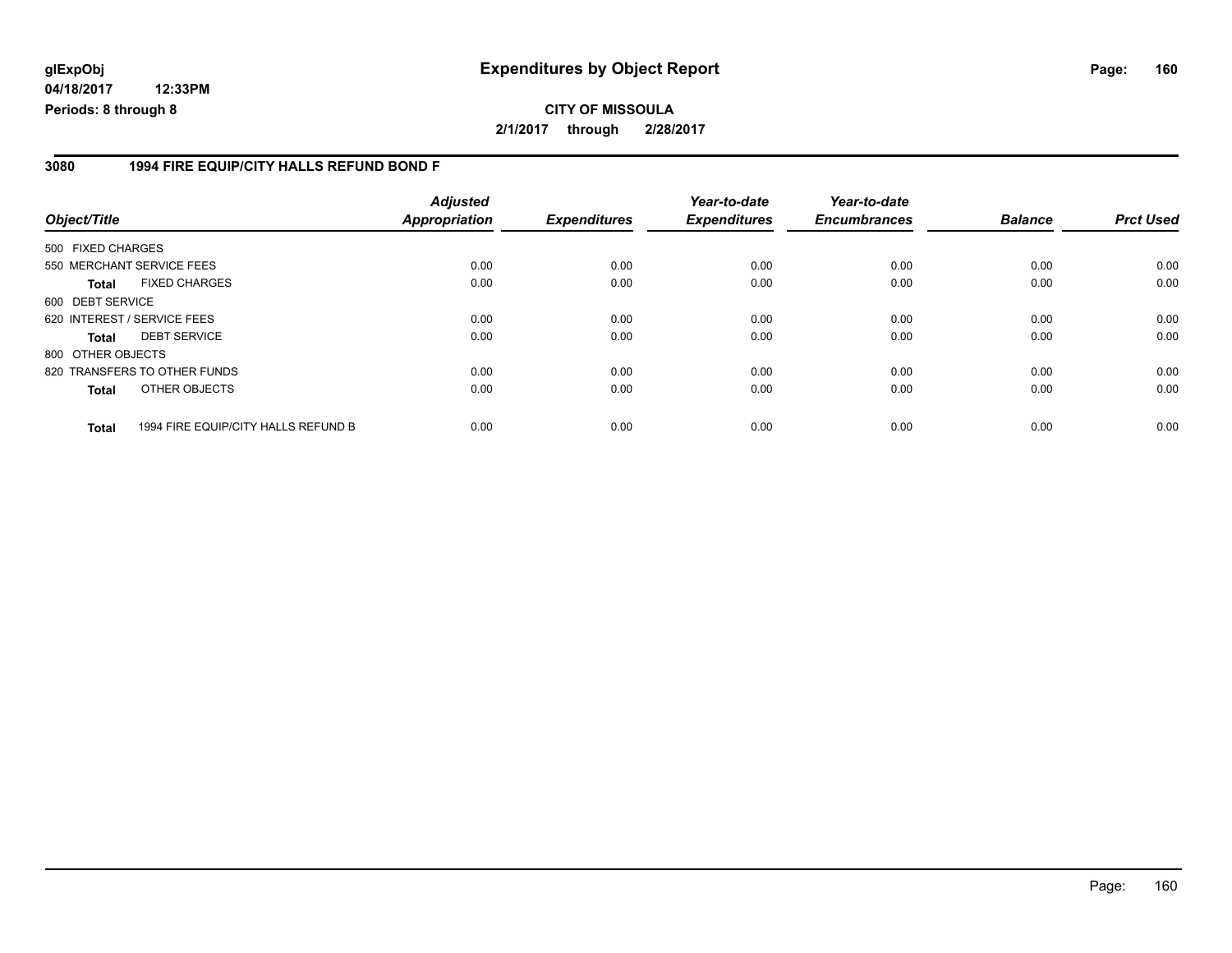**glExpObj**
**04/18/2017 12:33PM**
**Periods: 8 through 8**

# Expenditures by Object Report

**CITY OF MISSOULA**
**2/1/2017 through 2/28/2017**

## 3080 1994 FIRE EQUIP/CITY HALLS REFUND BOND F

| Object/Title | | Adjusted Appropriation | Expenditures | Year-to-date Expenditures | Year-to-date Encumbrances | Balance | Prct Used |
|---|---|---|---|---|---|---|---|
| 500 FIXED CHARGES | | | | | | | |
| 550 MERCHANT SERVICE FEES | | 0.00 | 0.00 | 0.00 | 0.00 | 0.00 | 0.00 |
| **Total** | FIXED CHARGES | 0.00 | 0.00 | 0.00 | 0.00 | 0.00 | 0.00 |
| 600 DEBT SERVICE | | | | | | | |
| 620 INTEREST / SERVICE FEES | | 0.00 | 0.00 | 0.00 | 0.00 | 0.00 | 0.00 |
| **Total** | DEBT SERVICE | 0.00 | 0.00 | 0.00 | 0.00 | 0.00 | 0.00 |
| 800 OTHER OBJECTS | | | | | | | |
| 820 TRANSFERS TO OTHER FUNDS | | 0.00 | 0.00 | 0.00 | 0.00 | 0.00 | 0.00 |
| **Total** | OTHER OBJECTS | 0.00 | 0.00 | 0.00 | 0.00 | 0.00 | 0.00 |
| **Total** | 1994 FIRE EQUIP/CITY HALLS REFUND B | 0.00 | 0.00 | 0.00 | 0.00 | 0.00 | 0.00 |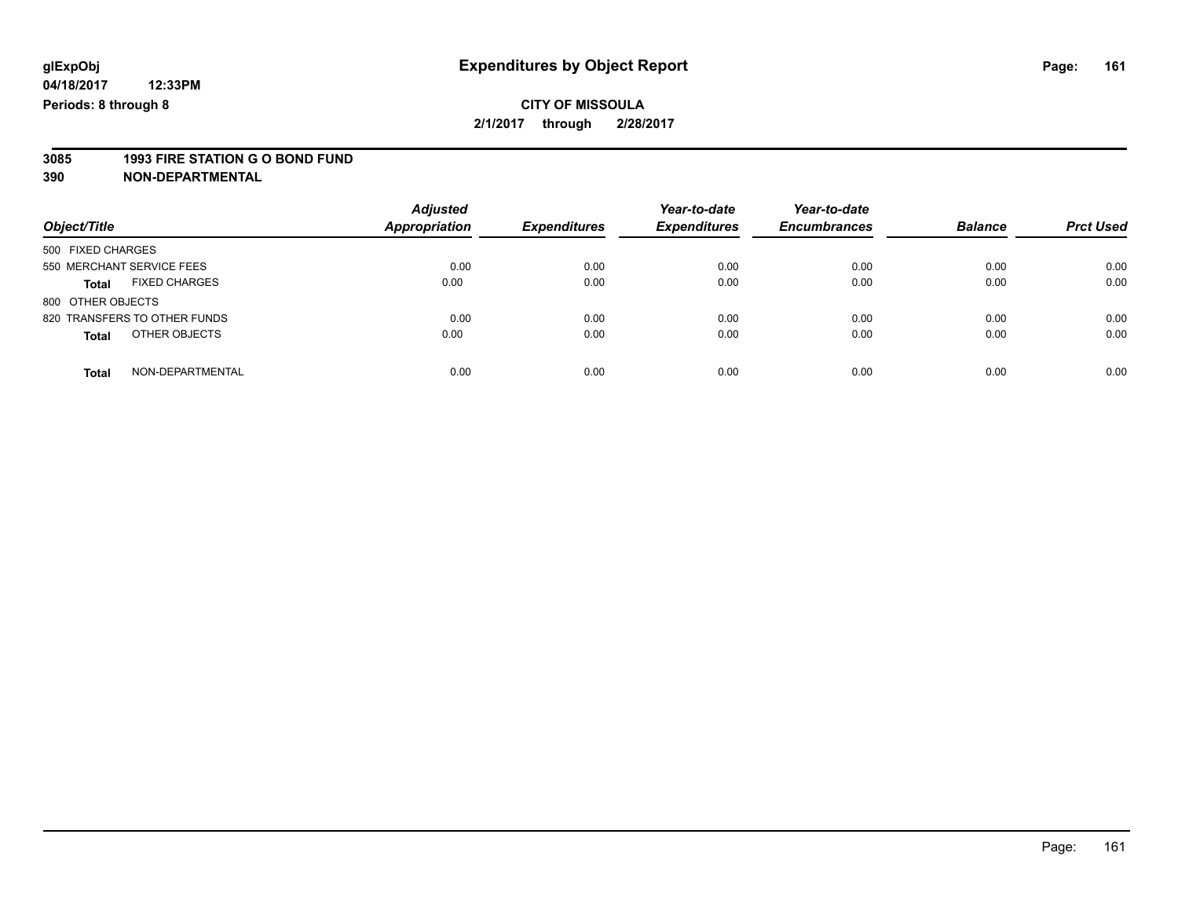# Expenditures by Object Report

glExpObj
04/18/2017 12:33PM
Periods: 8 through 8

**CITY OF MISSOULA**
**2/1/2017 through 2/28/2017**

**3085 1993 FIRE STATION G O BOND FUND**
**390 NON-DEPARTMENTAL**

| Object/Title | Adjusted Appropriation | Expenditures | Year-to-date Expenditures | Year-to-date Encumbrances | Balance | Prct Used |
|---|---|---|---|---|---|---|
| 500 FIXED CHARGES | | | | | | |
| 550 MERCHANT SERVICE FEES | 0.00 | 0.00 | 0.00 | 0.00 | 0.00 | 0.00 |
| **Total** FIXED CHARGES | 0.00 | 0.00 | 0.00 | 0.00 | 0.00 | 0.00 |
| 800 OTHER OBJECTS | | | | | | |
| 820 TRANSFERS TO OTHER FUNDS | 0.00 | 0.00 | 0.00 | 0.00 | 0.00 | 0.00 |
| **Total** OTHER OBJECTS | 0.00 | 0.00 | 0.00 | 0.00 | 0.00 | 0.00 |
| **Total** NON-DEPARTMENTAL | 0.00 | 0.00 | 0.00 | 0.00 | 0.00 | 0.00 |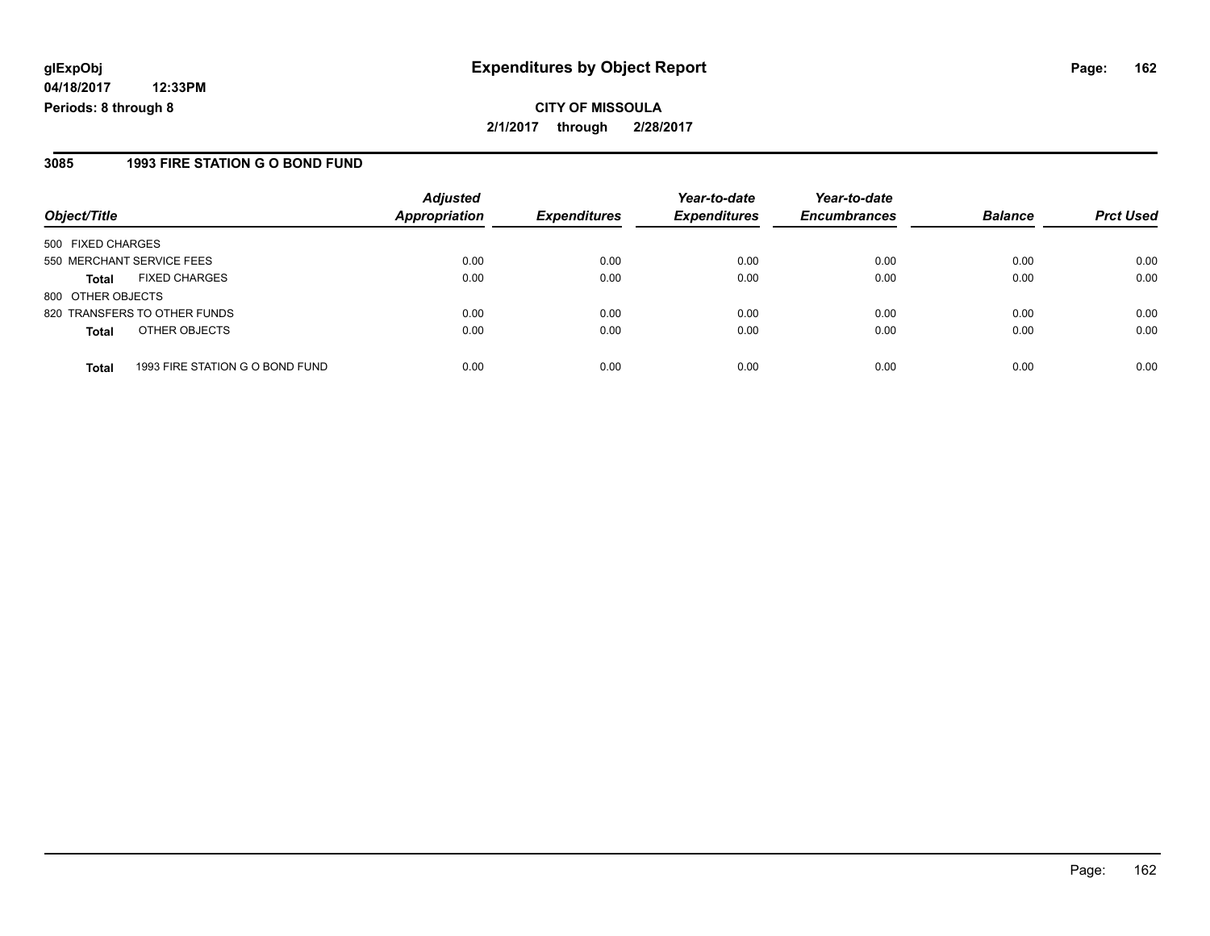**glExpObj** **Expenditures by Object Report**

**04/18/2017 12:33PM**

**Periods: 8 through 8**

**CITY OF MISSOULA**

**2/1/2017 through 2/28/2017**

## 3085 1993 FIRE STATION G O BOND FUND

| Object/Title | | Adjusted Appropriation | Expenditures | Year-to-date Expenditures | Year-to-date Encumbrances | Balance | Prct Used |
|---|---|---|---|---|---|---|---|
| 500 FIXED CHARGES | | | | | | | |
| 550 MERCHANT SERVICE FEES | | 0.00 | 0.00 | 0.00 | 0.00 | 0.00 | 0.00 |
| **Total** | FIXED CHARGES | 0.00 | 0.00 | 0.00 | 0.00 | 0.00 | 0.00 |
| 800 OTHER OBJECTS | | | | | | | |
| 820 TRANSFERS TO OTHER FUNDS | | 0.00 | 0.00 | 0.00 | 0.00 | 0.00 | 0.00 |
| **Total** | OTHER OBJECTS | 0.00 | 0.00 | 0.00 | 0.00 | 0.00 | 0.00 |
| **Total** | 1993 FIRE STATION G O BOND FUND | 0.00 | 0.00 | 0.00 | 0.00 | 0.00 | 0.00 |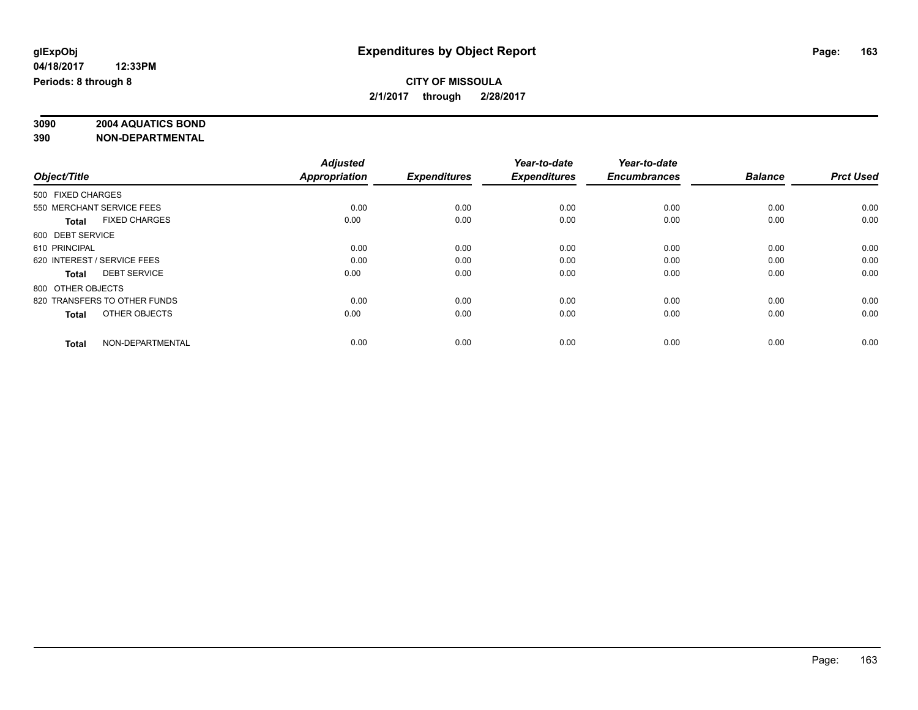**glExpObj**
**04/18/2017 12:33PM**
**Periods: 8 through 8**

# Expenditures by Object Report

**CITY OF MISSOULA**
**2/1/2017 through 2/28/2017**

**3090 2004 AQUATICS BOND**
**390 NON-DEPARTMENTAL**

| Object/Title | Adjusted Appropriation | Expenditures | Year-to-date Expenditures | Year-to-date Encumbrances | Balance | Prct Used |
|---|---|---|---|---|---|---|
| 500 FIXED CHARGES | | | | | | |
| 550 MERCHANT SERVICE FEES | 0.00 | 0.00 | 0.00 | 0.00 | 0.00 | 0.00 |
| **Total** FIXED CHARGES | 0.00 | 0.00 | 0.00 | 0.00 | 0.00 | 0.00 |
| 600 DEBT SERVICE | | | | | | |
| 610 PRINCIPAL | 0.00 | 0.00 | 0.00 | 0.00 | 0.00 | 0.00 |
| 620 INTEREST / SERVICE FEES | 0.00 | 0.00 | 0.00 | 0.00 | 0.00 | 0.00 |
| **Total** DEBT SERVICE | 0.00 | 0.00 | 0.00 | 0.00 | 0.00 | 0.00 |
| 800 OTHER OBJECTS | | | | | | |
| 820 TRANSFERS TO OTHER FUNDS | 0.00 | 0.00 | 0.00 | 0.00 | 0.00 | 0.00 |
| **Total** OTHER OBJECTS | 0.00 | 0.00 | 0.00 | 0.00 | 0.00 | 0.00 |
| **Total** NON-DEPARTMENTAL | 0.00 | 0.00 | 0.00 | 0.00 | 0.00 | 0.00 |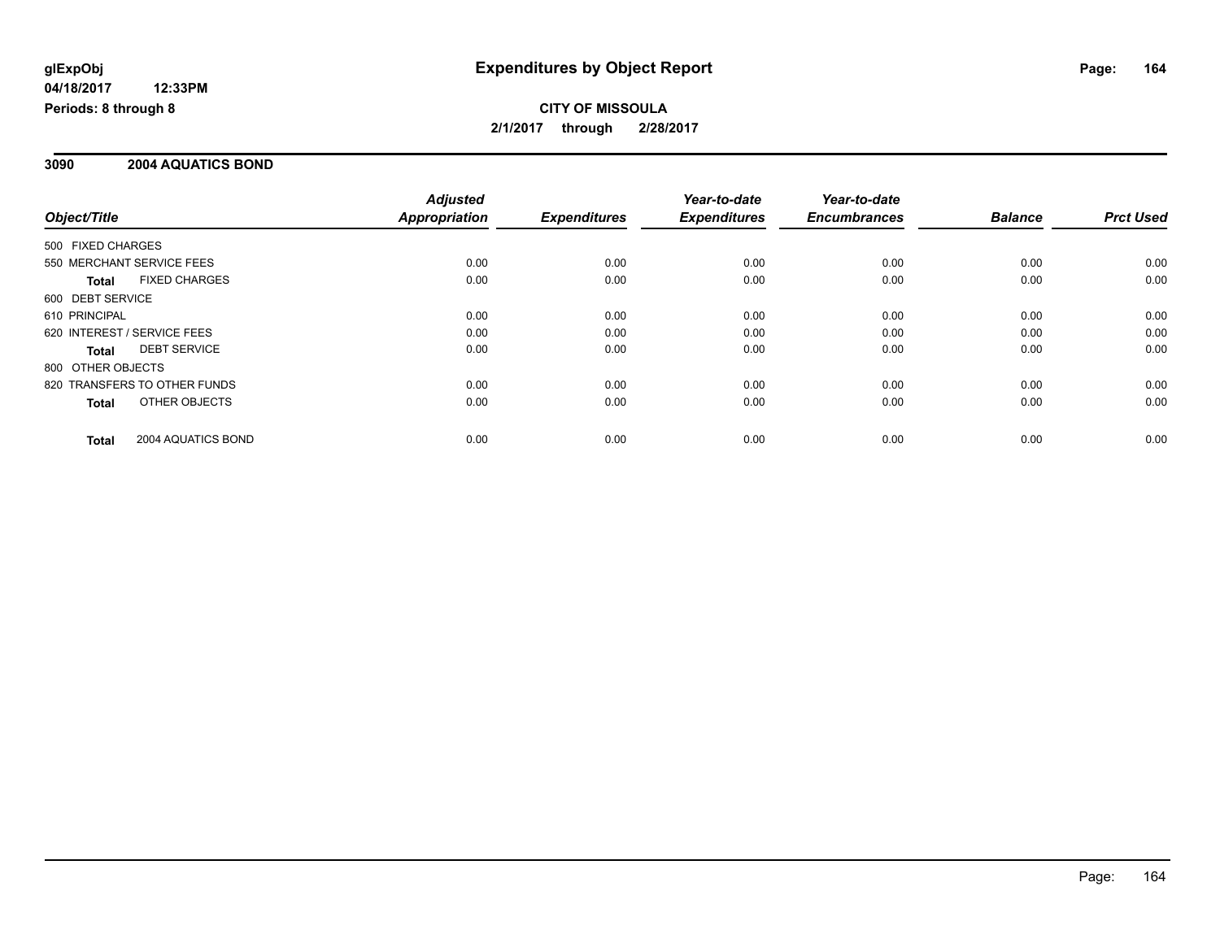# Expenditures by Object Report

glExpObj
04/18/2017 12:33PM
Periods: 8 through 8

**CITY OF MISSOULA**
**2/1/2017 through 2/28/2017**

## 3090 2004 AQUATICS BOND

| Object/Title | Adjusted Appropriation | Expenditures | Year-to-date Expenditures | Year-to-date Encumbrances | Balance | Prct Used |
|---|---|---|---|---|---|---|
| 500 FIXED CHARGES | | | | | | |
| 550 MERCHANT SERVICE FEES | 0.00 | 0.00 | 0.00 | 0.00 | 0.00 | 0.00 |
| **Total** FIXED CHARGES | 0.00 | 0.00 | 0.00 | 0.00 | 0.00 | 0.00 |
| 600 DEBT SERVICE | | | | | | |
| 610 PRINCIPAL | 0.00 | 0.00 | 0.00 | 0.00 | 0.00 | 0.00 |
| 620 INTEREST / SERVICE FEES | 0.00 | 0.00 | 0.00 | 0.00 | 0.00 | 0.00 |
| **Total** DEBT SERVICE | 0.00 | 0.00 | 0.00 | 0.00 | 0.00 | 0.00 |
| 800 OTHER OBJECTS | | | | | | |
| 820 TRANSFERS TO OTHER FUNDS | 0.00 | 0.00 | 0.00 | 0.00 | 0.00 | 0.00 |
| **Total** OTHER OBJECTS | 0.00 | 0.00 | 0.00 | 0.00 | 0.00 | 0.00 |
| **Total** 2004 AQUATICS BOND | 0.00 | 0.00 | 0.00 | 0.00 | 0.00 | 0.00 |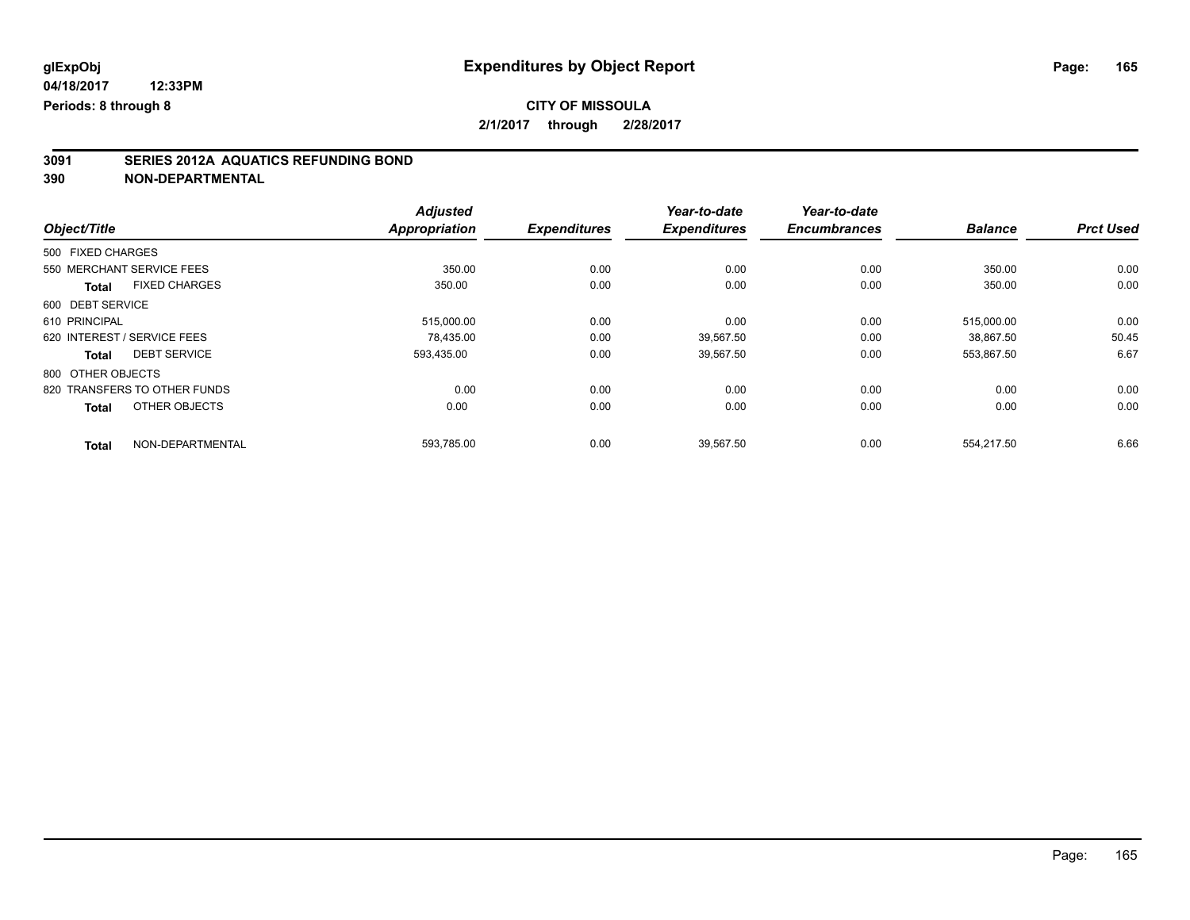**glExpObj**
**04/18/2017 12:33PM**
**Periods: 8 through 8**

# Expenditures by Object Report

**CITY OF MISSOULA**
**2/1/2017 through 2/28/2017**

## 3091 SERIES 2012A AQUATICS REFUNDING BOND
## 390 NON-DEPARTMENTAL

| Object/Title | Adjusted Appropriation | Expenditures | Year-to-date Expenditures | Year-to-date Encumbrances | Balance | Prct Used |
|---|---|---|---|---|---|---|
| 500 FIXED CHARGES | | | | | | |
| 550 MERCHANT SERVICE FEES | 350.00 | 0.00 | 0.00 | 0.00 | 350.00 | 0.00 |
| **Total** FIXED CHARGES | 350.00 | 0.00 | 0.00 | 0.00 | 350.00 | 0.00 |
| 600 DEBT SERVICE | | | | | | |
| 610 PRINCIPAL | 515,000.00 | 0.00 | 0.00 | 0.00 | 515,000.00 | 0.00 |
| 620 INTEREST / SERVICE FEES | 78,435.00 | 0.00 | 39,567.50 | 0.00 | 38,867.50 | 50.45 |
| **Total** DEBT SERVICE | 593,435.00 | 0.00 | 39,567.50 | 0.00 | 553,867.50 | 6.67 |
| 800 OTHER OBJECTS | | | | | | |
| 820 TRANSFERS TO OTHER FUNDS | 0.00 | 0.00 | 0.00 | 0.00 | 0.00 | 0.00 |
| **Total** OTHER OBJECTS | 0.00 | 0.00 | 0.00 | 0.00 | 0.00 | 0.00 |
| **Total** NON-DEPARTMENTAL | 593,785.00 | 0.00 | 39,567.50 | 0.00 | 554,217.50 | 6.66 |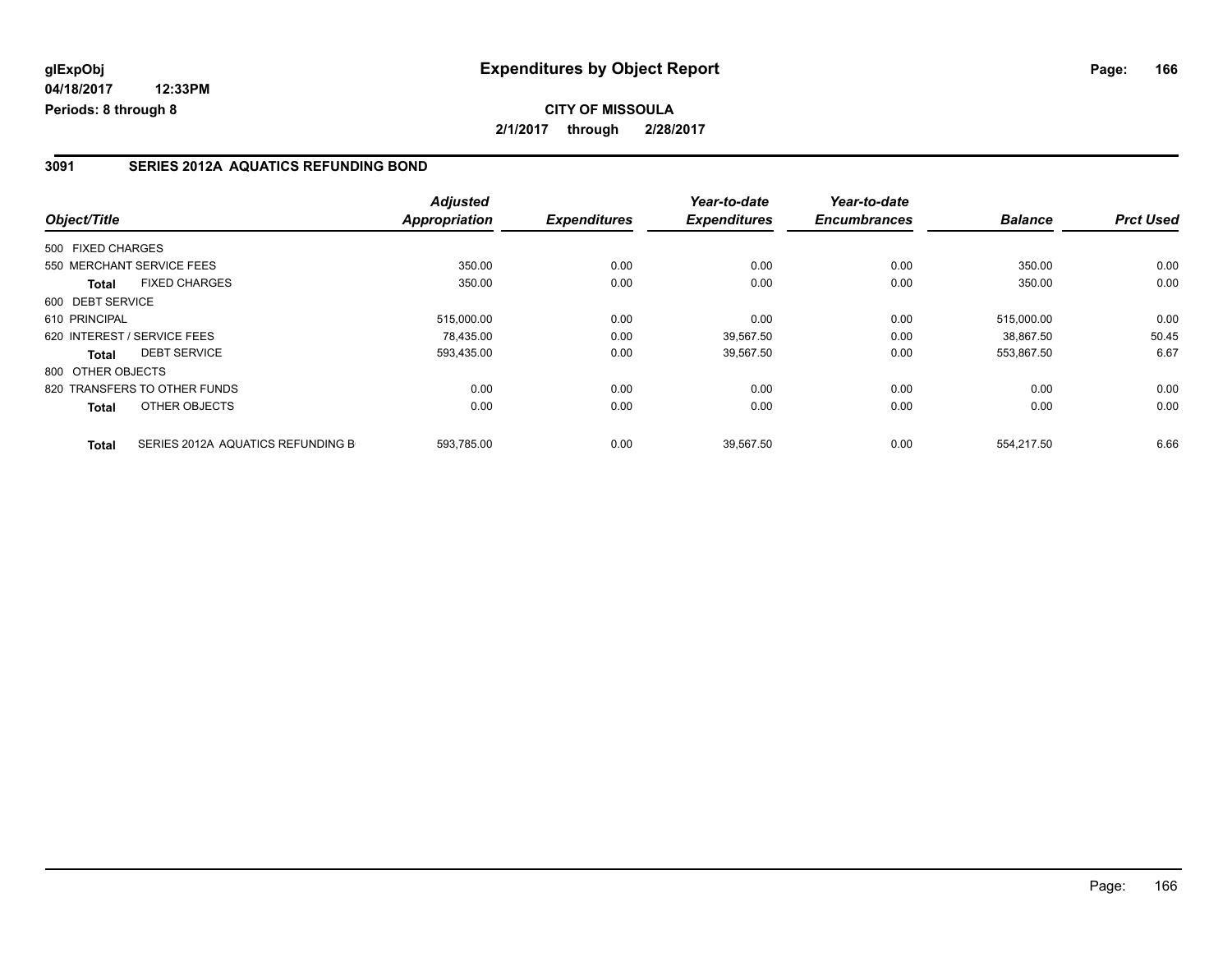# Expenditures by Object Report

glExpObj
04/18/2017 12:33PM
Periods: 8 through 8

**CITY OF MISSOULA**

**2/1/2017 through 2/28/2017**

## 3091 SERIES 2012A AQUATICS REFUNDING BOND

| Object/Title | | Adjusted Appropriation | Expenditures | Year-to-date Expenditures | Year-to-date Encumbrances | Balance | Prct Used |
|---|---|---|---|---|---|---|---|
| 500 FIXED CHARGES | | | | | | | |
| 550 MERCHANT SERVICE FEES | | 350.00 | 0.00 | 0.00 | 0.00 | 350.00 | 0.00 |
| **Total** | FIXED CHARGES | 350.00 | 0.00 | 0.00 | 0.00 | 350.00 | 0.00 |
| 600 DEBT SERVICE | | | | | | | |
| 610 PRINCIPAL | | 515,000.00 | 0.00 | 0.00 | 0.00 | 515,000.00 | 0.00 |
| 620 INTEREST / SERVICE FEES | | 78,435.00 | 0.00 | 39,567.50 | 0.00 | 38,867.50 | 50.45 |
| **Total** | DEBT SERVICE | 593,435.00 | 0.00 | 39,567.50 | 0.00 | 553,867.50 | 6.67 |
| 800 OTHER OBJECTS | | | | | | | |
| 820 TRANSFERS TO OTHER FUNDS | | 0.00 | 0.00 | 0.00 | 0.00 | 0.00 | 0.00 |
| **Total** | OTHER OBJECTS | 0.00 | 0.00 | 0.00 | 0.00 | 0.00 | 0.00 |
| **Total** | SERIES 2012A AQUATICS REFUNDING B | 593,785.00 | 0.00 | 39,567.50 | 0.00 | 554,217.50 | 6.66 |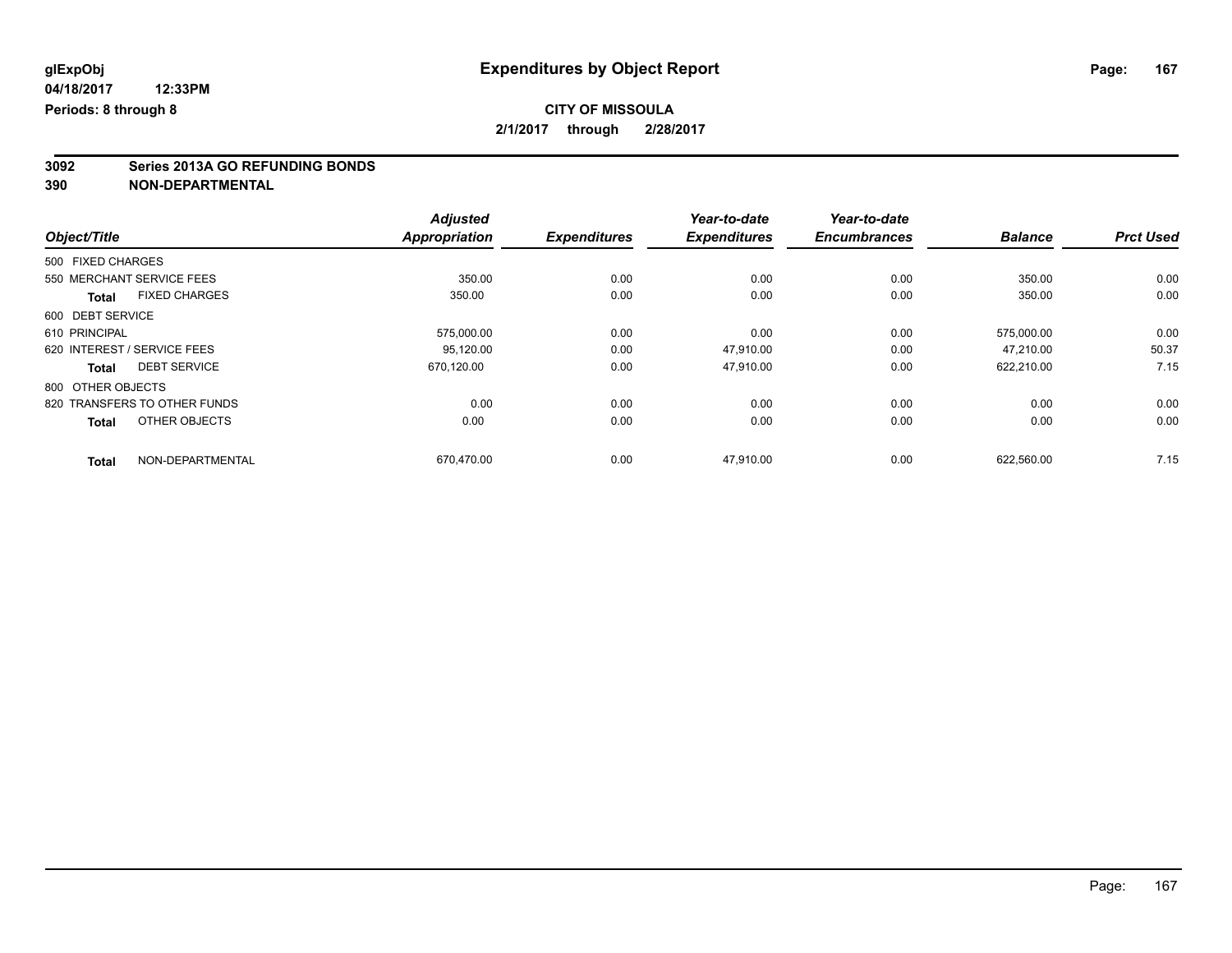**glExpObj** **Expenditures by Object Report**

**04/18/2017 12:33PM**

**Periods: 8 through 8**

**CITY OF MISSOULA**

**2/1/2017 through 2/28/2017**

**3092 Series 2013A GO REFUNDING BONDS**

**390 NON-DEPARTMENTAL**

| Object/Title | | Adjusted Appropriation | Expenditures | Year-to-date Expenditures | Year-to-date Encumbrances | Balance | Prct Used |
|---|---|---|---|---|---|---|---|
| 500 FIXED CHARGES | | | | | | | |
| 550 MERCHANT SERVICE FEES | | 350.00 | 0.00 | 0.00 | 0.00 | 350.00 | 0.00 |
| **Total** | FIXED CHARGES | 350.00 | 0.00 | 0.00 | 0.00 | 350.00 | 0.00 |
| 600 DEBT SERVICE | | | | | | | |
| 610 PRINCIPAL | | 575,000.00 | 0.00 | 0.00 | 0.00 | 575,000.00 | 0.00 |
| 620 INTEREST / SERVICE FEES | | 95,120.00 | 0.00 | 47,910.00 | 0.00 | 47,210.00 | 50.37 |
| **Total** | DEBT SERVICE | 670,120.00 | 0.00 | 47,910.00 | 0.00 | 622,210.00 | 7.15 |
| 800 OTHER OBJECTS | | | | | | | |
| 820 TRANSFERS TO OTHER FUNDS | | 0.00 | 0.00 | 0.00 | 0.00 | 0.00 | 0.00 |
| **Total** | OTHER OBJECTS | 0.00 | 0.00 | 0.00 | 0.00 | 0.00 | 0.00 |
| **Total** | NON-DEPARTMENTAL | 670,470.00 | 0.00 | 47,910.00 | 0.00 | 622,560.00 | 7.15 |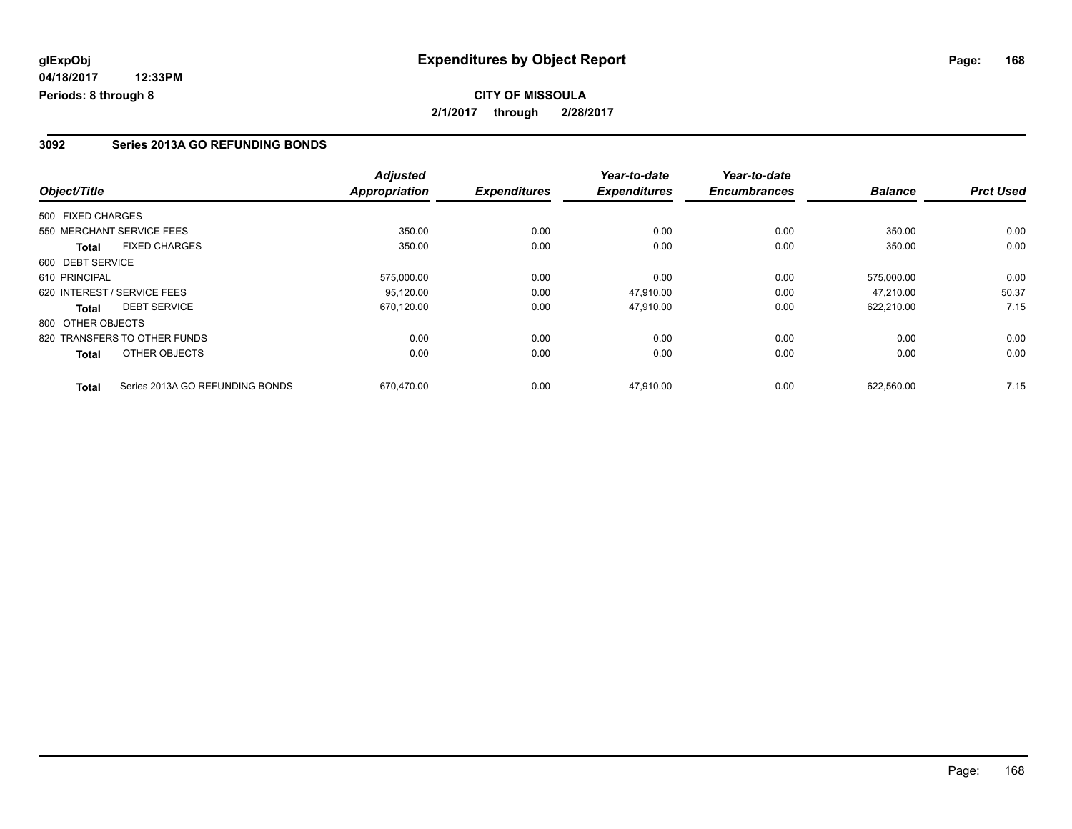glExpObj
04/18/2017 12:33PM
Periods: 8 through 8

# Expenditures by Object Report

**CITY OF MISSOULA**
**2/1/2017 through 2/28/2017**

## 3092 Series 2013A GO REFUNDING BONDS

| Object/Title | Adjusted Appropriation | Expenditures | Year-to-date Expenditures | Year-to-date Encumbrances | Balance | Prct Used |
|---|---|---|---|---|---|---|
| 500 FIXED CHARGES | | | | | | |
| 550 MERCHANT SERVICE FEES | 350.00 | 0.00 | 0.00 | 0.00 | 350.00 | 0.00 |
| **Total** FIXED CHARGES | 350.00 | 0.00 | 0.00 | 0.00 | 350.00 | 0.00 |
| 600 DEBT SERVICE | | | | | | |
| 610 PRINCIPAL | 575,000.00 | 0.00 | 0.00 | 0.00 | 575,000.00 | 0.00 |
| 620 INTEREST / SERVICE FEES | 95,120.00 | 0.00 | 47,910.00 | 0.00 | 47,210.00 | 50.37 |
| **Total** DEBT SERVICE | 670,120.00 | 0.00 | 47,910.00 | 0.00 | 622,210.00 | 7.15 |
| 800 OTHER OBJECTS | | | | | | |
| 820 TRANSFERS TO OTHER FUNDS | 0.00 | 0.00 | 0.00 | 0.00 | 0.00 | 0.00 |
| **Total** OTHER OBJECTS | 0.00 | 0.00 | 0.00 | 0.00 | 0.00 | 0.00 |
| **Total** Series 2013A GO REFUNDING BONDS | 670,470.00 | 0.00 | 47,910.00 | 0.00 | 622,560.00 | 7.15 |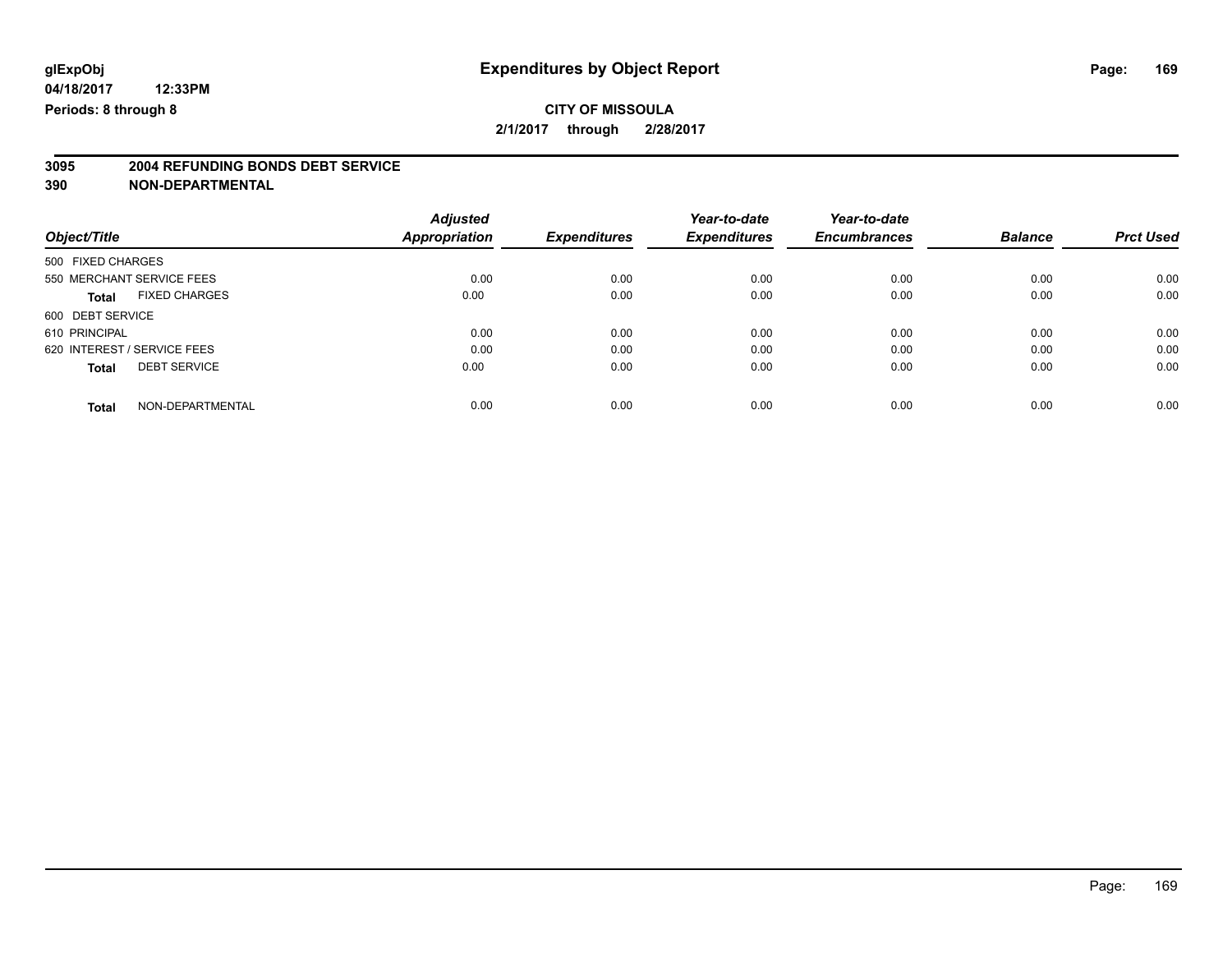**glExpObj**
**04/18/2017 12:33PM**
**Periods: 8 through 8**

# Expenditures by Object Report

**CITY OF MISSOULA**
**2/1/2017 through 2/28/2017**

## 3095 2004 REFUNDING BONDS DEBT SERVICE
## 390 NON-DEPARTMENTAL

| Object/Title | Adjusted Appropriation | Expenditures | Year-to-date Expenditures | Year-to-date Encumbrances | Balance | Prct Used |
|---|---|---|---|---|---|---|
| 500 FIXED CHARGES | | | | | | |
| 550 MERCHANT SERVICE FEES | 0.00 | 0.00 | 0.00 | 0.00 | 0.00 | 0.00 |
| **Total** FIXED CHARGES | 0.00 | 0.00 | 0.00 | 0.00 | 0.00 | 0.00 |
| 600 DEBT SERVICE | | | | | | |
| 610 PRINCIPAL | 0.00 | 0.00 | 0.00 | 0.00 | 0.00 | 0.00 |
| 620 INTEREST / SERVICE FEES | 0.00 | 0.00 | 0.00 | 0.00 | 0.00 | 0.00 |
| **Total** DEBT SERVICE | 0.00 | 0.00 | 0.00 | 0.00 | 0.00 | 0.00 |
| **Total** NON-DEPARTMENTAL | 0.00 | 0.00 | 0.00 | 0.00 | 0.00 | 0.00 |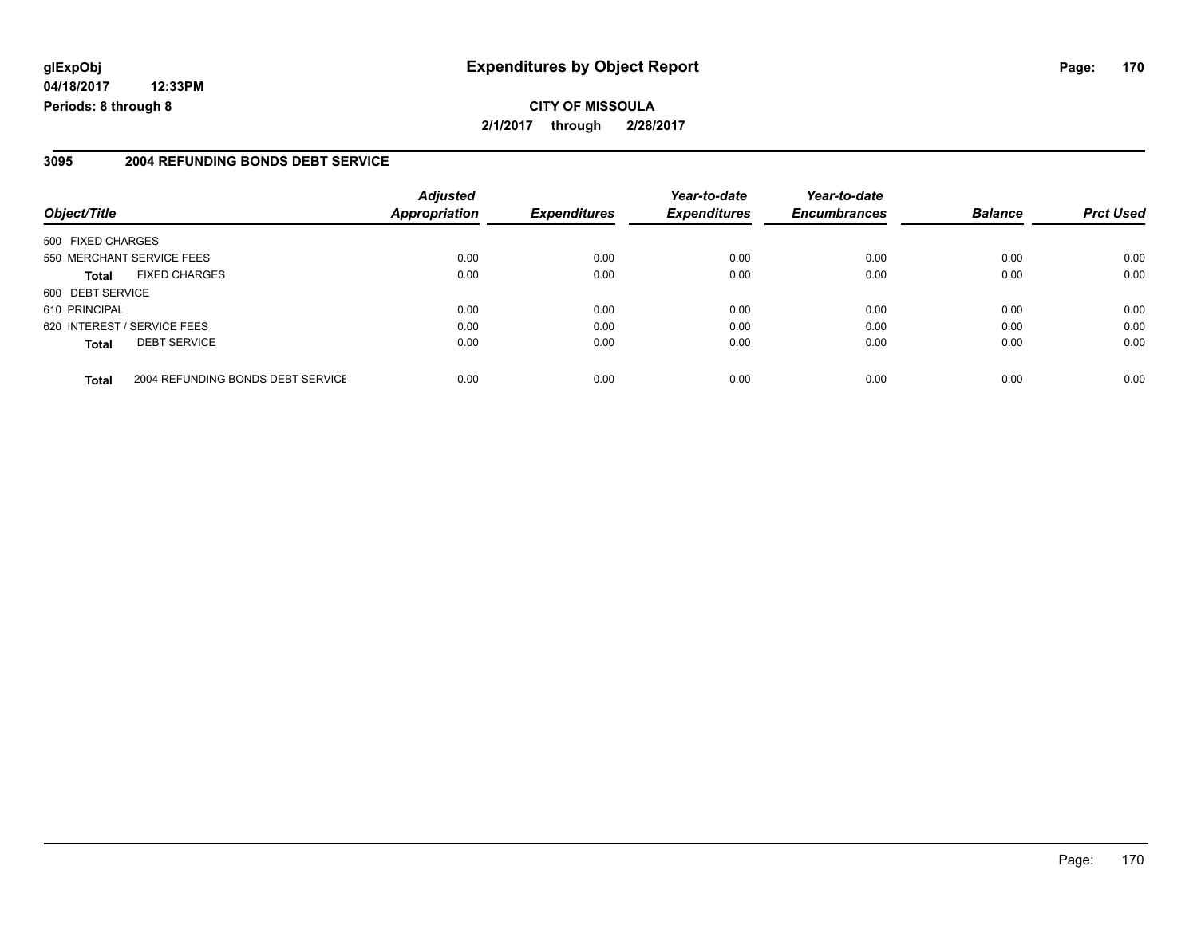# Expenditures by Object Report

**glExpObj**
**04/18/2017 12:33PM**
**Periods: 8 through 8**

**CITY OF MISSOULA**
**2/1/2017 through 2/28/2017**

## 3095 2004 REFUNDING BONDS DEBT SERVICE

| Object/Title | | Adjusted Appropriation | Expenditures | Year-to-date Expenditures | Year-to-date Encumbrances | Balance | Prct Used |
|---|---|---|---|---|---|---|---|
| 500 FIXED CHARGES | | | | | | | |
| 550 MERCHANT SERVICE FEES | | 0.00 | 0.00 | 0.00 | 0.00 | 0.00 | 0.00 |
| **Total** | FIXED CHARGES | 0.00 | 0.00 | 0.00 | 0.00 | 0.00 | 0.00 |
| 600 DEBT SERVICE | | | | | | | |
| 610 PRINCIPAL | | 0.00 | 0.00 | 0.00 | 0.00 | 0.00 | 0.00 |
| 620 INTEREST / SERVICE FEES | | 0.00 | 0.00 | 0.00 | 0.00 | 0.00 | 0.00 |
| **Total** | DEBT SERVICE | 0.00 | 0.00 | 0.00 | 0.00 | 0.00 | 0.00 |
| **Total** | 2004 REFUNDING BONDS DEBT SERVICE | 0.00 | 0.00 | 0.00 | 0.00 | 0.00 | 0.00 |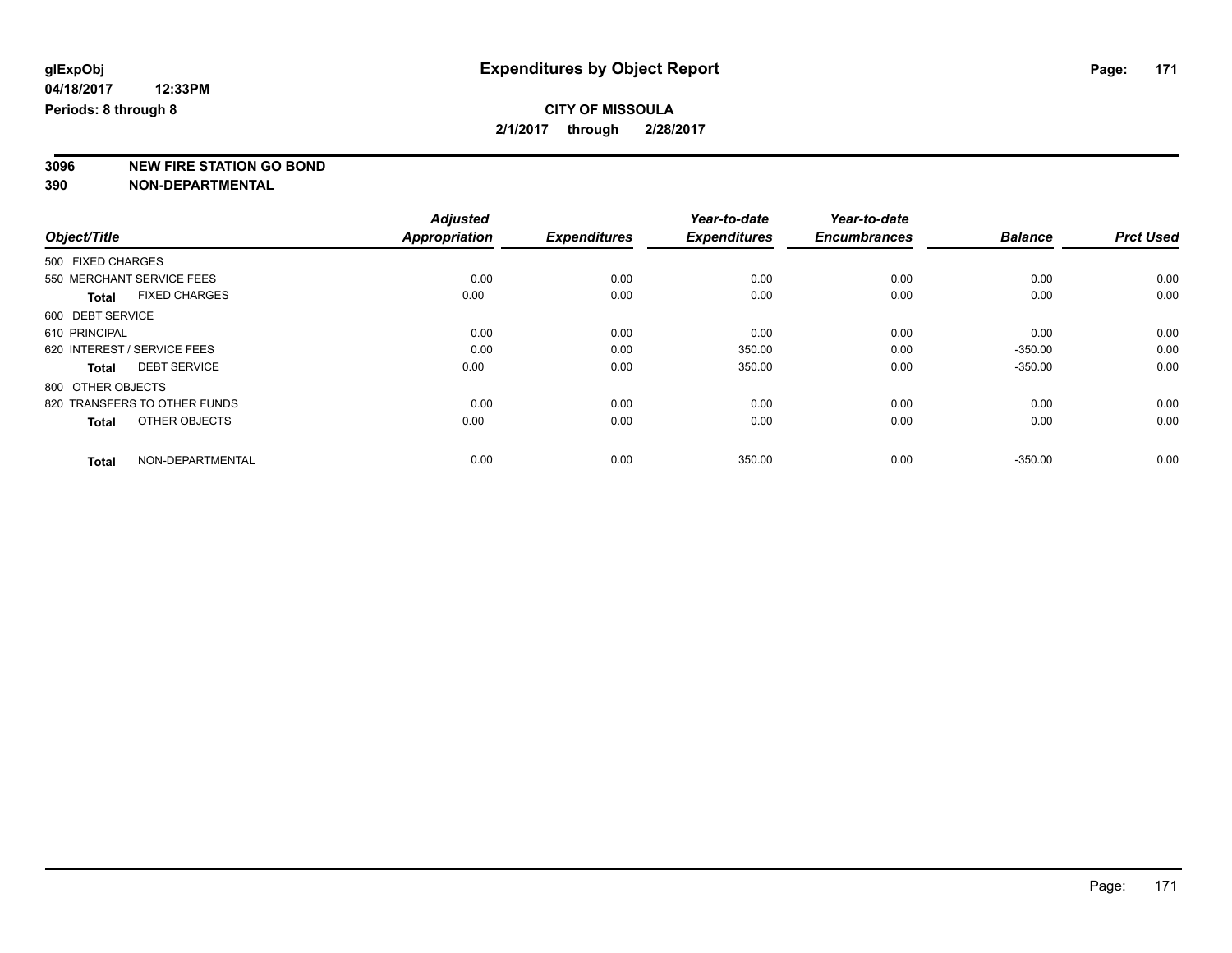**glExpObj** | **Expenditures by Object Report**

**04/18/2017 12:33PM**

**Periods: 8 through 8**

**CITY OF MISSOULA**

**2/1/2017 through 2/28/2017**

## 3096 NEW FIRE STATION GO BOND
## 390 NON-DEPARTMENTAL

| Object/Title | Adjusted Appropriation | Expenditures | Year-to-date Expenditures | Year-to-date Encumbrances | Balance | Prct Used |
|---|---|---|---|---|---|---|
| 500 FIXED CHARGES | | | | | | |
| 550 MERCHANT SERVICE FEES | 0.00 | 0.00 | 0.00 | 0.00 | 0.00 | 0.00 |
| **Total** FIXED CHARGES | 0.00 | 0.00 | 0.00 | 0.00 | 0.00 | 0.00 |
| 600 DEBT SERVICE | | | | | | |
| 610 PRINCIPAL | 0.00 | 0.00 | 0.00 | 0.00 | 0.00 | 0.00 |
| 620 INTEREST / SERVICE FEES | 0.00 | 0.00 | 350.00 | 0.00 | -350.00 | 0.00 |
| **Total** DEBT SERVICE | 0.00 | 0.00 | 350.00 | 0.00 | -350.00 | 0.00 |
| 800 OTHER OBJECTS | | | | | | |
| 820 TRANSFERS TO OTHER FUNDS | 0.00 | 0.00 | 0.00 | 0.00 | 0.00 | 0.00 |
| **Total** OTHER OBJECTS | 0.00 | 0.00 | 0.00 | 0.00 | 0.00 | 0.00 |
| **Total** NON-DEPARTMENTAL | 0.00 | 0.00 | 350.00 | 0.00 | -350.00 | 0.00 |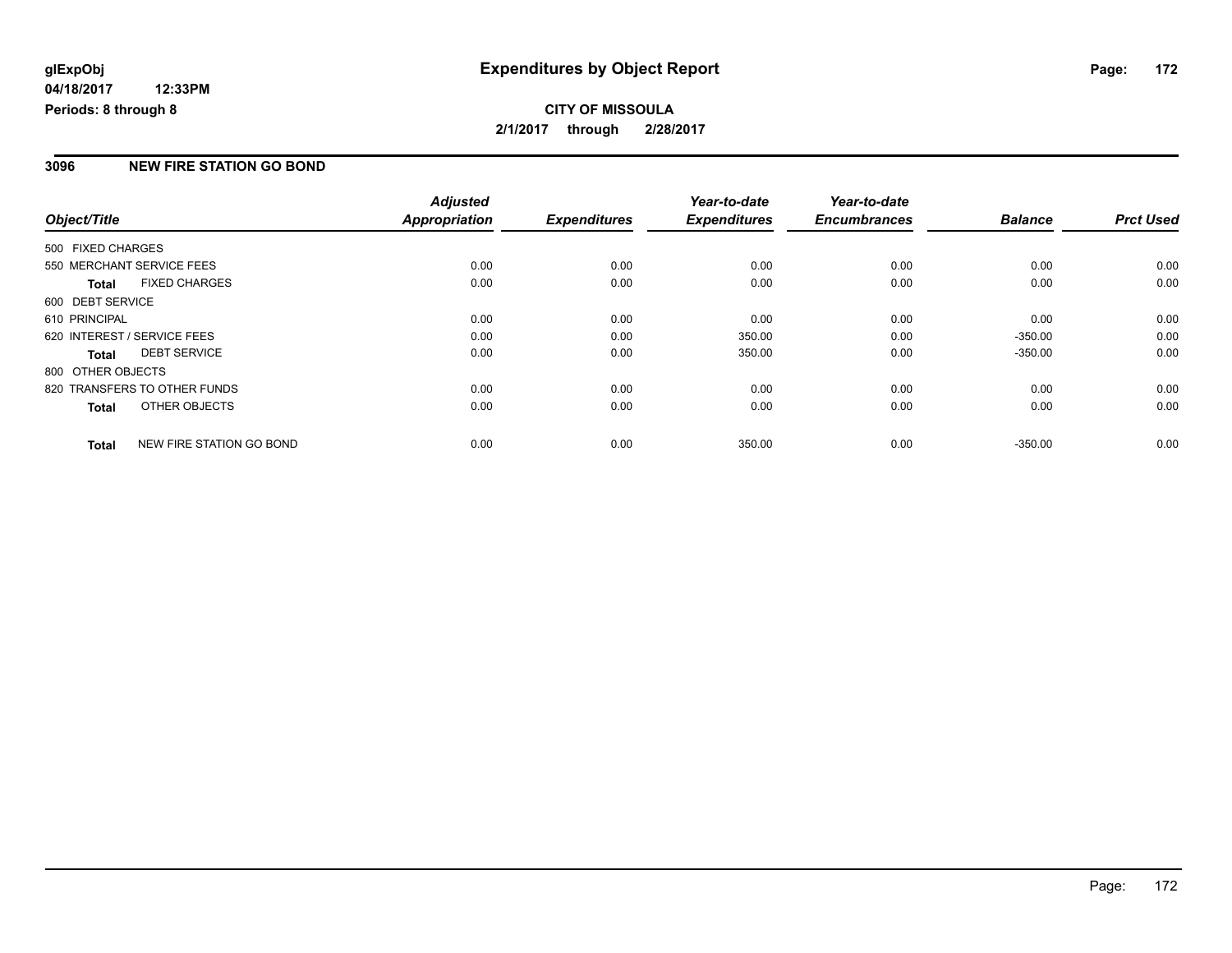**glExpObj**
**04/18/2017 12:33PM**
**Periods: 8 through 8**

# Expenditures by Object Report

**CITY OF MISSOULA**
**2/1/2017 through 2/28/2017**

## 3096 NEW FIRE STATION GO BOND

| Object/Title | Adjusted Appropriation | Expenditures | Year-to-date Expenditures | Year-to-date Encumbrances | Balance | Prct Used |
|---|---|---|---|---|---|---|
| 500 FIXED CHARGES | | | | | | |
| 550 MERCHANT SERVICE FEES | 0.00 | 0.00 | 0.00 | 0.00 | 0.00 | 0.00 |
| **Total** FIXED CHARGES | 0.00 | 0.00 | 0.00 | 0.00 | 0.00 | 0.00 |
| 600 DEBT SERVICE | | | | | | |
| 610 PRINCIPAL | 0.00 | 0.00 | 0.00 | 0.00 | 0.00 | 0.00 |
| 620 INTEREST / SERVICE FEES | 0.00 | 0.00 | 350.00 | 0.00 | -350.00 | 0.00 |
| **Total** DEBT SERVICE | 0.00 | 0.00 | 350.00 | 0.00 | -350.00 | 0.00 |
| 800 OTHER OBJECTS | | | | | | |
| 820 TRANSFERS TO OTHER FUNDS | 0.00 | 0.00 | 0.00 | 0.00 | 0.00 | 0.00 |
| **Total** OTHER OBJECTS | 0.00 | 0.00 | 0.00 | 0.00 | 0.00 | 0.00 |
| **Total** NEW FIRE STATION GO BOND | 0.00 | 0.00 | 350.00 | 0.00 | -350.00 | 0.00 |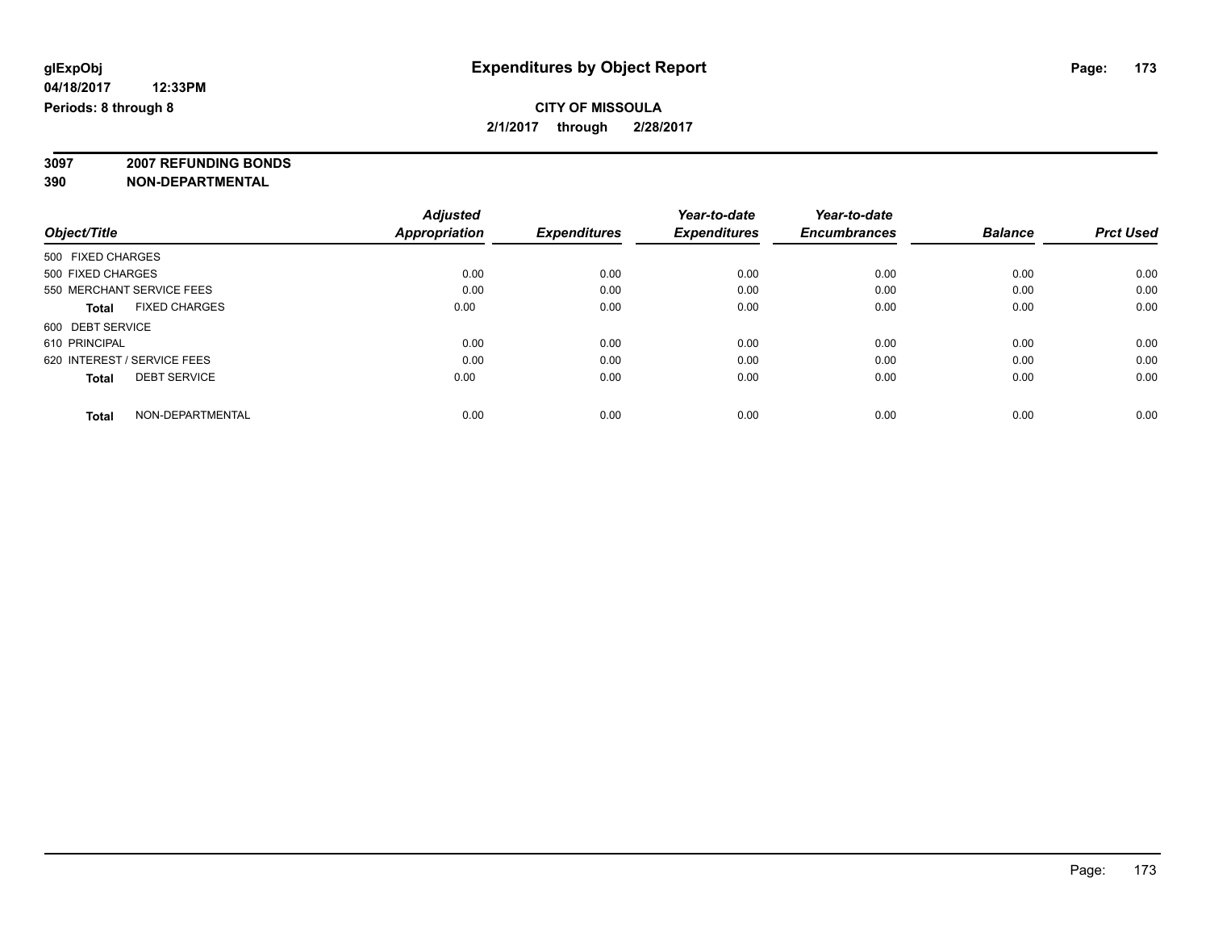**glExpObj** | **Expenditures by Object Report**

**04/18/2017 12:33PM**

**Periods: 8 through 8**

**CITY OF MISSOULA**

**2/1/2017 through 2/28/2017**

**3097 2007 REFUNDING BONDS**

**390 NON-DEPARTMENTAL**

| Object/Title | Adjusted Appropriation | Expenditures | Year-to-date Expenditures | Year-to-date Encumbrances | Balance | Prct Used |
|---|---|---|---|---|---|---|
| 500 FIXED CHARGES | | | | | | |
| 500 FIXED CHARGES | 0.00 | 0.00 | 0.00 | 0.00 | 0.00 | 0.00 |
| 550 MERCHANT SERVICE FEES | 0.00 | 0.00 | 0.00 | 0.00 | 0.00 | 0.00 |
| **Total** FIXED CHARGES | 0.00 | 0.00 | 0.00 | 0.00 | 0.00 | 0.00 |
| 600 DEBT SERVICE | | | | | | |
| 610 PRINCIPAL | 0.00 | 0.00 | 0.00 | 0.00 | 0.00 | 0.00 |
| 620 INTEREST / SERVICE FEES | 0.00 | 0.00 | 0.00 | 0.00 | 0.00 | 0.00 |
| **Total** DEBT SERVICE | 0.00 | 0.00 | 0.00 | 0.00 | 0.00 | 0.00 |
| **Total** NON-DEPARTMENTAL | 0.00 | 0.00 | 0.00 | 0.00 | 0.00 | 0.00 |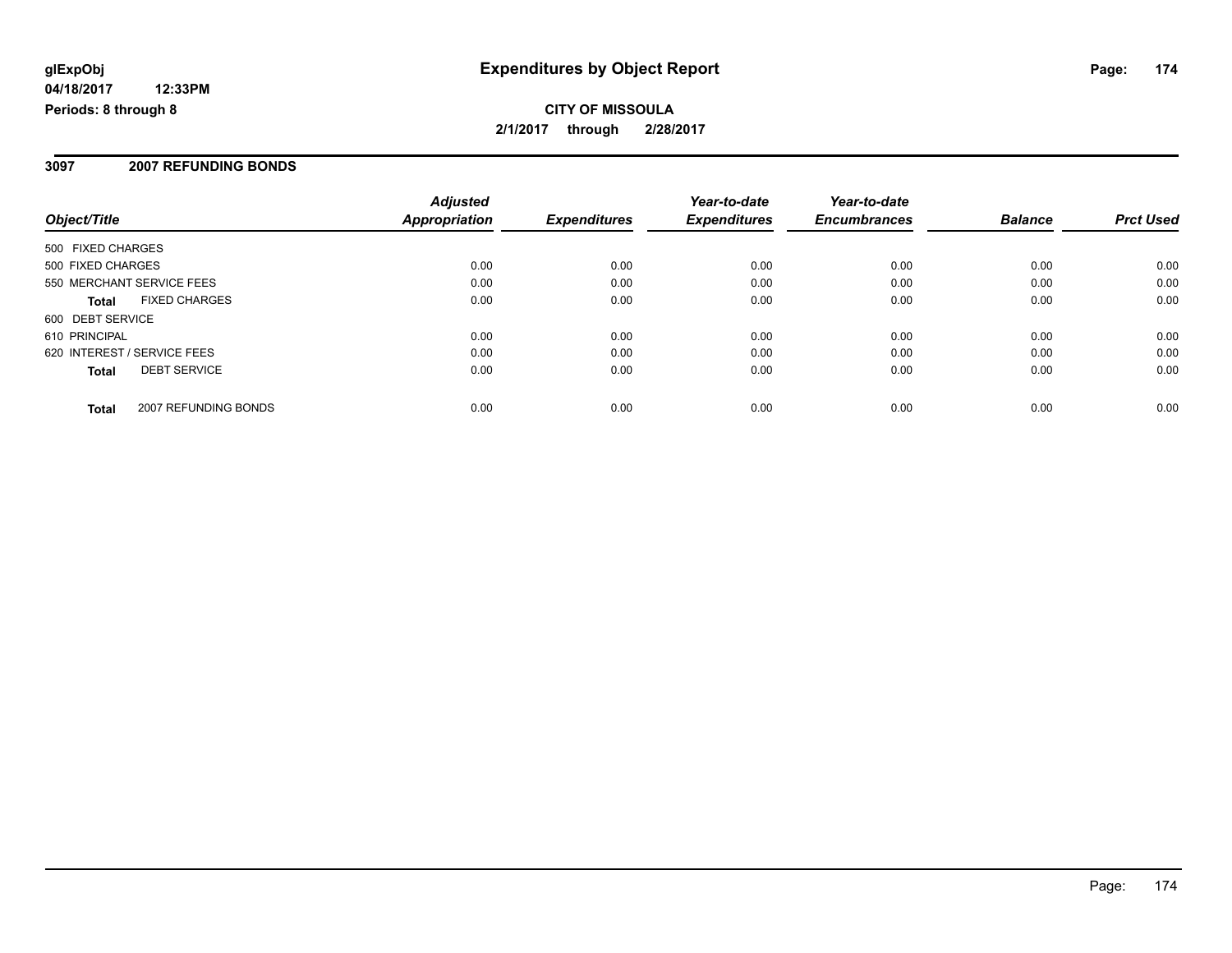# Expenditures by Object Report

**glExpObj**
**04/18/2017 12:33PM**
**Periods: 8 through 8**

**CITY OF MISSOULA**
**2/1/2017 through 2/28/2017**

## 3097 2007 REFUNDING BONDS

| Object/Title | Adjusted Appropriation | Expenditures | Year-to-date Expenditures | Year-to-date Encumbrances | Balance | Prct Used |
|---|---|---|---|---|---|---|
| 500 FIXED CHARGES | | | | | | |
| 500 FIXED CHARGES | 0.00 | 0.00 | 0.00 | 0.00 | 0.00 | 0.00 |
| 550 MERCHANT SERVICE FEES | 0.00 | 0.00 | 0.00 | 0.00 | 0.00 | 0.00 |
| **Total** FIXED CHARGES | 0.00 | 0.00 | 0.00 | 0.00 | 0.00 | 0.00 |
| 600 DEBT SERVICE | | | | | | |
| 610 PRINCIPAL | 0.00 | 0.00 | 0.00 | 0.00 | 0.00 | 0.00 |
| 620 INTEREST / SERVICE FEES | 0.00 | 0.00 | 0.00 | 0.00 | 0.00 | 0.00 |
| **Total** DEBT SERVICE | 0.00 | 0.00 | 0.00 | 0.00 | 0.00 | 0.00 |
| **Total** 2007 REFUNDING BONDS | 0.00 | 0.00 | 0.00 | 0.00 | 0.00 | 0.00 |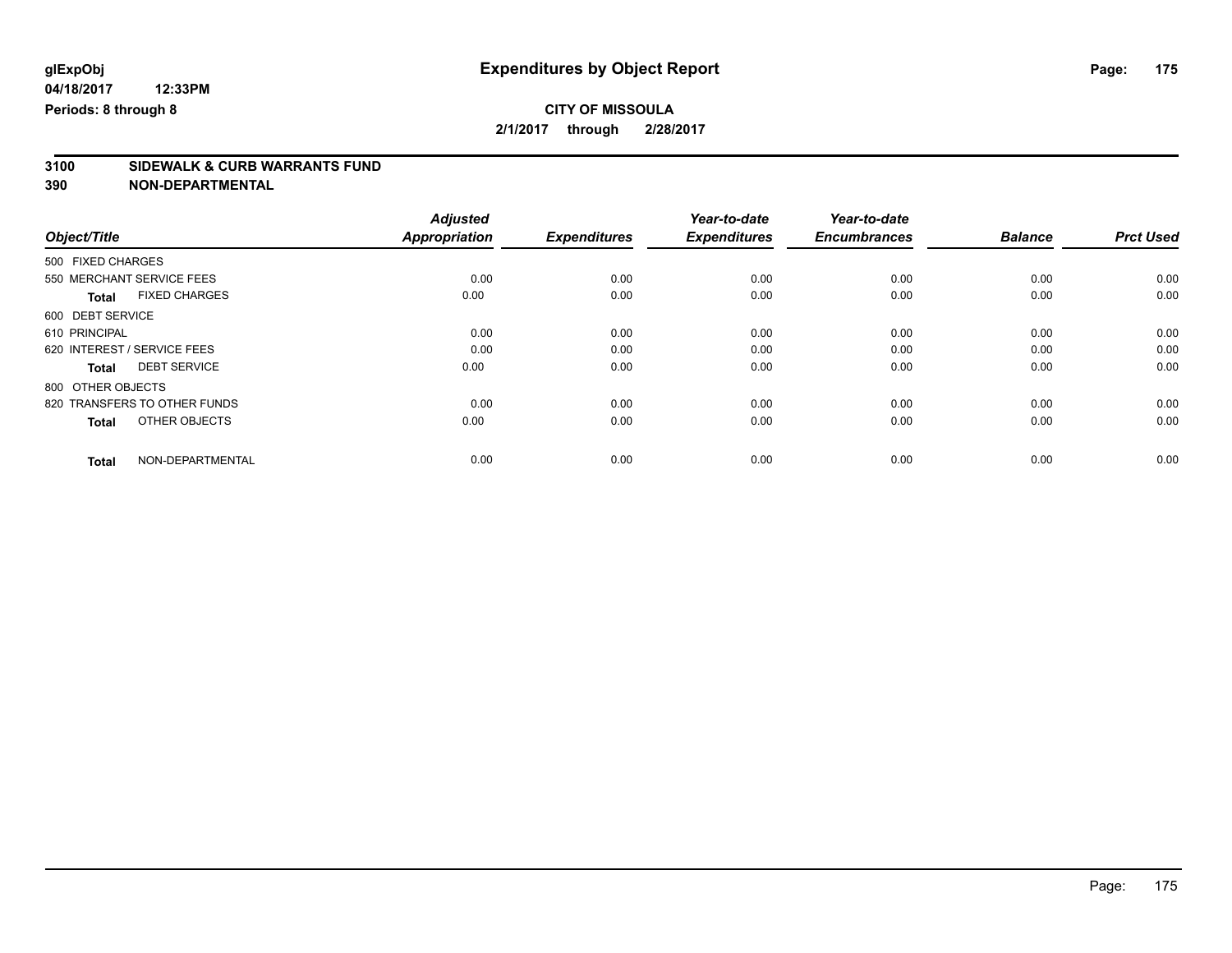**glExpObj**
**04/18/2017 12:33PM**
**Periods: 8 through 8**

# Expenditures by Object Report

**CITY OF MISSOULA**
**2/1/2017 through 2/28/2017**

## 3100 SIDEWALK & CURB WARRANTS FUND
## 390 NON-DEPARTMENTAL

| Object/Title | | Adjusted Appropriation | Expenditures | Year-to-date Expenditures | Year-to-date Encumbrances | Balance | Prct Used |
|---|---|---|---|---|---|---|---|
| 500 FIXED CHARGES | | | | | | | |
| 550 MERCHANT SERVICE FEES | | 0.00 | 0.00 | 0.00 | 0.00 | 0.00 | 0.00 |
| **Total** | FIXED CHARGES | 0.00 | 0.00 | 0.00 | 0.00 | 0.00 | 0.00 |
| 600 DEBT SERVICE | | | | | | | |
| 610 PRINCIPAL | | 0.00 | 0.00 | 0.00 | 0.00 | 0.00 | 0.00 |
| 620 INTEREST / SERVICE FEES | | 0.00 | 0.00 | 0.00 | 0.00 | 0.00 | 0.00 |
| **Total** | DEBT SERVICE | 0.00 | 0.00 | 0.00 | 0.00 | 0.00 | 0.00 |
| 800 OTHER OBJECTS | | | | | | | |
| 820 TRANSFERS TO OTHER FUNDS | | 0.00 | 0.00 | 0.00 | 0.00 | 0.00 | 0.00 |
| **Total** | OTHER OBJECTS | 0.00 | 0.00 | 0.00 | 0.00 | 0.00 | 0.00 |
| **Total** | NON-DEPARTMENTAL | 0.00 | 0.00 | 0.00 | 0.00 | 0.00 | 0.00 |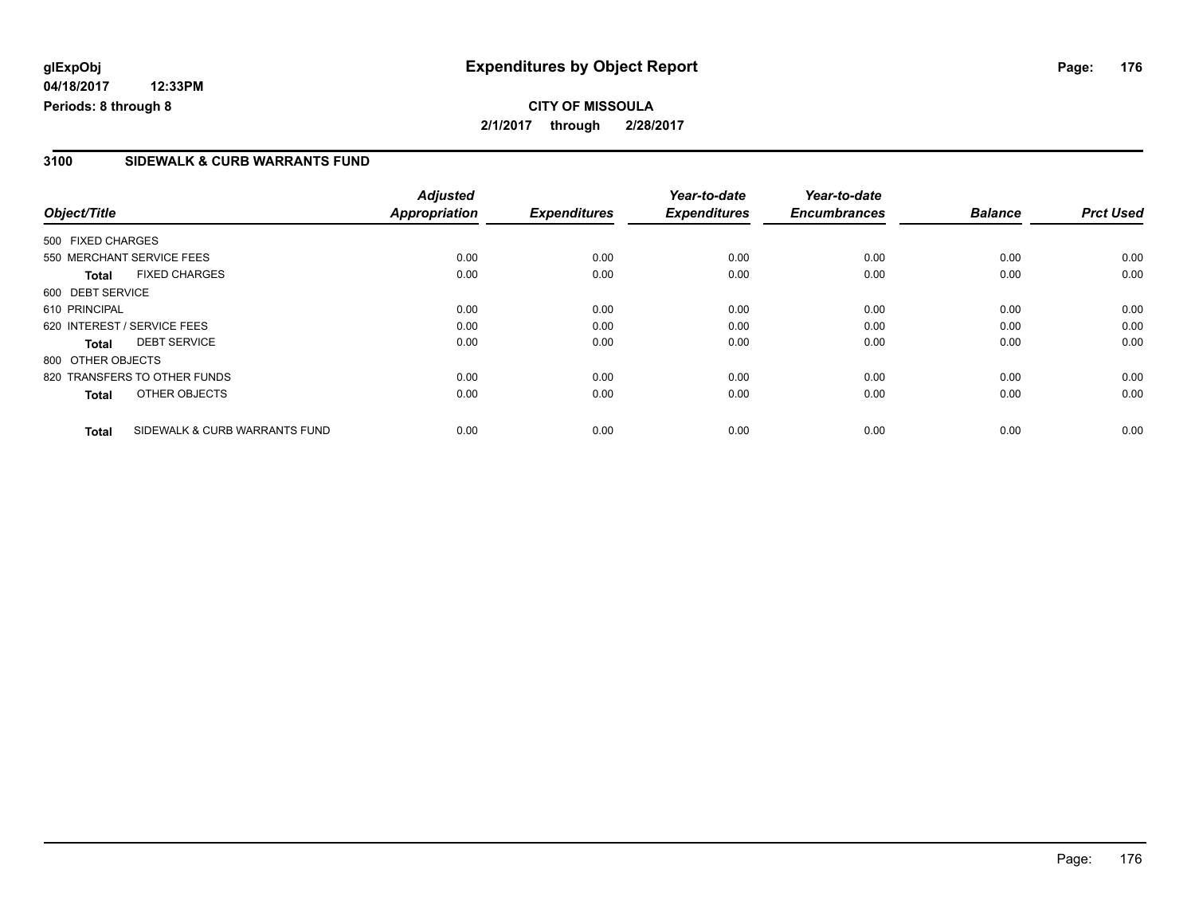glExpObj
04/18/2017 12:33PM
Periods: 8 through 8

# Expenditures by Object Report

**CITY OF MISSOULA**

**2/1/2017 through 2/28/2017**

## 3100 SIDEWALK & CURB WARRANTS FUND

| Object/Title | Adjusted Appropriation | Expenditures | Year-to-date Expenditures | Year-to-date Encumbrances | Balance | Prct Used |
|---|---|---|---|---|---|---|
| 500 FIXED CHARGES | | | | | | |
| 550 MERCHANT SERVICE FEES | 0.00 | 0.00 | 0.00 | 0.00 | 0.00 | 0.00 |
| **Total** FIXED CHARGES | 0.00 | 0.00 | 0.00 | 0.00 | 0.00 | 0.00 |
| 600 DEBT SERVICE | | | | | | |
| 610 PRINCIPAL | 0.00 | 0.00 | 0.00 | 0.00 | 0.00 | 0.00 |
| 620 INTEREST / SERVICE FEES | 0.00 | 0.00 | 0.00 | 0.00 | 0.00 | 0.00 |
| **Total** DEBT SERVICE | 0.00 | 0.00 | 0.00 | 0.00 | 0.00 | 0.00 |
| 800 OTHER OBJECTS | | | | | | |
| 820 TRANSFERS TO OTHER FUNDS | 0.00 | 0.00 | 0.00 | 0.00 | 0.00 | 0.00 |
| **Total** OTHER OBJECTS | 0.00 | 0.00 | 0.00 | 0.00 | 0.00 | 0.00 |
| **Total** SIDEWALK & CURB WARRANTS FUND | 0.00 | 0.00 | 0.00 | 0.00 | 0.00 | 0.00 |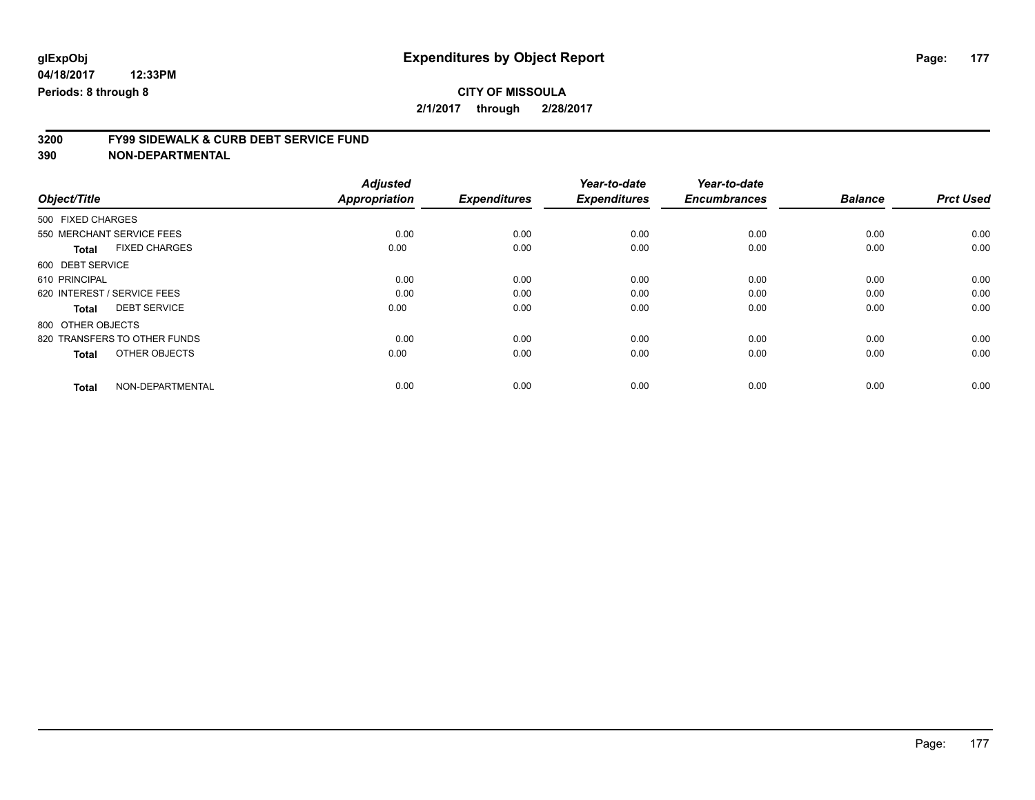**glExpObj**
**04/18/2017 12:33PM**
**Periods: 8 through 8**

# Expenditures by Object Report

**CITY OF MISSOULA**
**2/1/2017 through 2/28/2017**

## 3200 FY99 SIDEWALK & CURB DEBT SERVICE FUND
## 390 NON-DEPARTMENTAL

| Object/Title | Adjusted Appropriation | Expenditures | Year-to-date Expenditures | Year-to-date Encumbrances | Balance | Prct Used |
|---|---|---|---|---|---|---|
| 500 FIXED CHARGES | | | | | | |
| 550 MERCHANT SERVICE FEES | 0.00 | 0.00 | 0.00 | 0.00 | 0.00 | 0.00 |
| **Total** FIXED CHARGES | 0.00 | 0.00 | 0.00 | 0.00 | 0.00 | 0.00 |
| 600 DEBT SERVICE | | | | | | |
| 610 PRINCIPAL | 0.00 | 0.00 | 0.00 | 0.00 | 0.00 | 0.00 |
| 620 INTEREST / SERVICE FEES | 0.00 | 0.00 | 0.00 | 0.00 | 0.00 | 0.00 |
| **Total** DEBT SERVICE | 0.00 | 0.00 | 0.00 | 0.00 | 0.00 | 0.00 |
| 800 OTHER OBJECTS | | | | | | |
| 820 TRANSFERS TO OTHER FUNDS | 0.00 | 0.00 | 0.00 | 0.00 | 0.00 | 0.00 |
| **Total** OTHER OBJECTS | 0.00 | 0.00 | 0.00 | 0.00 | 0.00 | 0.00 |
| **Total** NON-DEPARTMENTAL | 0.00 | 0.00 | 0.00 | 0.00 | 0.00 | 0.00 |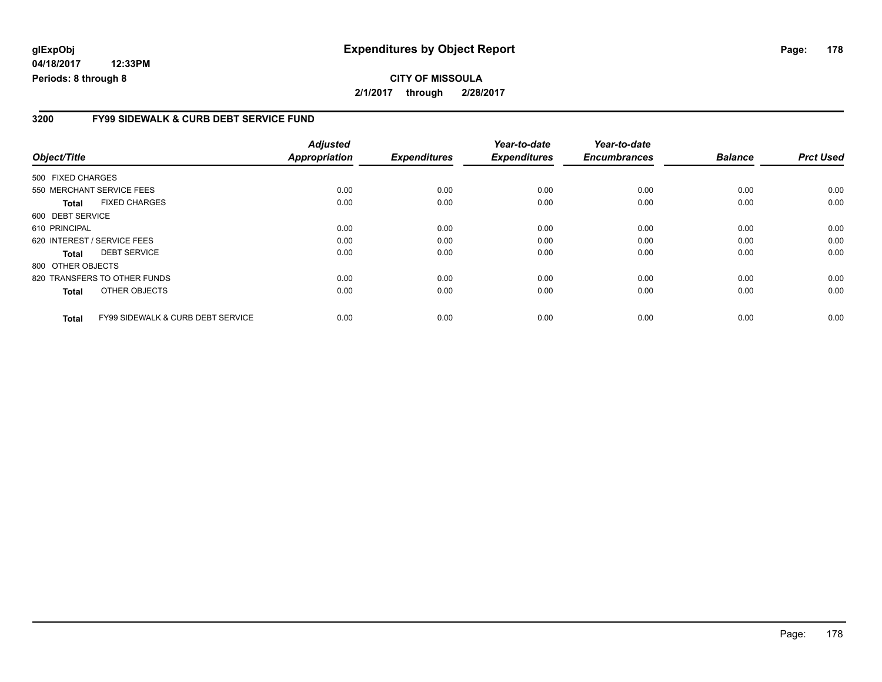**glExpObj**
**04/18/2017 12:33PM**
**Periods: 8 through 8**

# Expenditures by Object Report

**CITY OF MISSOULA**
**2/1/2017 through 2/28/2017**

## 3200 FY99 SIDEWALK & CURB DEBT SERVICE FUND

| Object/Title | Adjusted Appropriation | Expenditures | Year-to-date Expenditures | Year-to-date Encumbrances | Balance | Prct Used |
|---|---|---|---|---|---|---|
| 500 FIXED CHARGES | | | | | | |
| 550 MERCHANT SERVICE FEES | 0.00 | 0.00 | 0.00 | 0.00 | 0.00 | 0.00 |
| **Total** FIXED CHARGES | 0.00 | 0.00 | 0.00 | 0.00 | 0.00 | 0.00 |
| 600 DEBT SERVICE | | | | | | |
| 610 PRINCIPAL | 0.00 | 0.00 | 0.00 | 0.00 | 0.00 | 0.00 |
| 620 INTEREST / SERVICE FEES | 0.00 | 0.00 | 0.00 | 0.00 | 0.00 | 0.00 |
| **Total** DEBT SERVICE | 0.00 | 0.00 | 0.00 | 0.00 | 0.00 | 0.00 |
| 800 OTHER OBJECTS | | | | | | |
| 820 TRANSFERS TO OTHER FUNDS | 0.00 | 0.00 | 0.00 | 0.00 | 0.00 | 0.00 |
| **Total** OTHER OBJECTS | 0.00 | 0.00 | 0.00 | 0.00 | 0.00 | 0.00 |
| **Total** FY99 SIDEWALK & CURB DEBT SERVICE | 0.00 | 0.00 | 0.00 | 0.00 | 0.00 | 0.00 |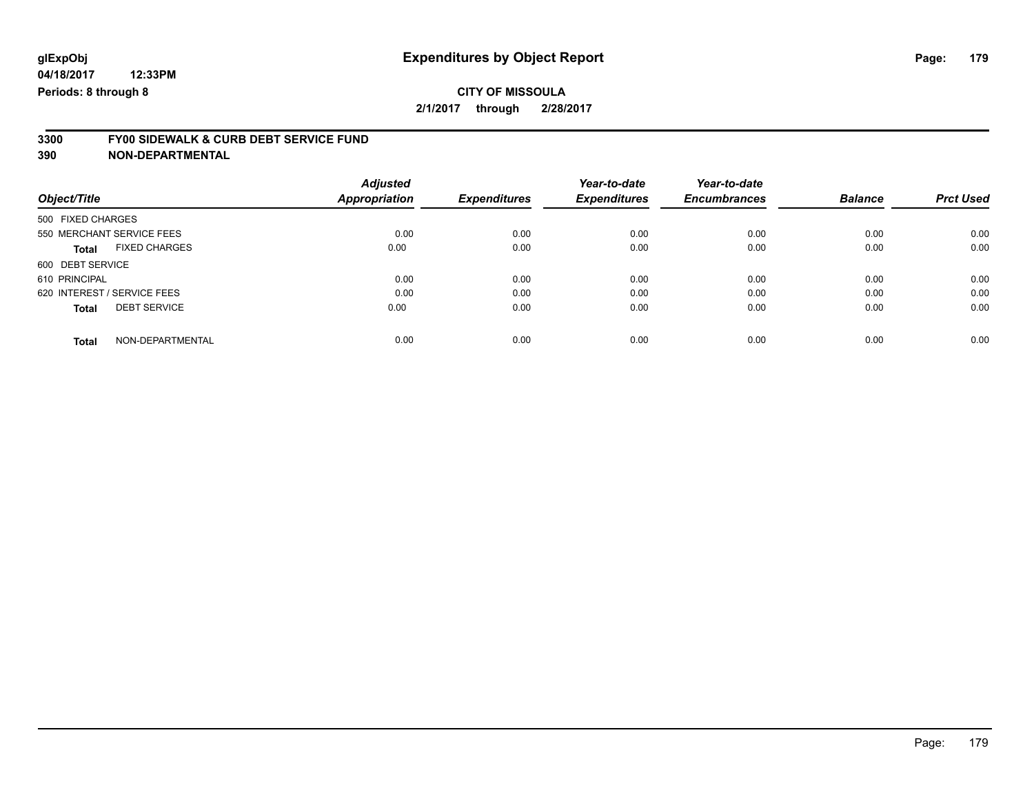**glExpObj**
**04/18/2017 12:33PM**
**Periods: 8 through 8**

# Expenditures by Object Report

**CITY OF MISSOULA**
**2/1/2017 through 2/28/2017**

## 3300 FY00 SIDEWALK & CURB DEBT SERVICE FUND
## 390 NON-DEPARTMENTAL

| Object/Title | Adjusted Appropriation | Expenditures | Year-to-date Expenditures | Year-to-date Encumbrances | Balance | Prct Used |
|---|---|---|---|---|---|---|
| 500 FIXED CHARGES | | | | | | |
| 550 MERCHANT SERVICE FEES | 0.00 | 0.00 | 0.00 | 0.00 | 0.00 | 0.00 |
| **Total** FIXED CHARGES | 0.00 | 0.00 | 0.00 | 0.00 | 0.00 | 0.00 |
| 600 DEBT SERVICE | | | | | | |
| 610 PRINCIPAL | 0.00 | 0.00 | 0.00 | 0.00 | 0.00 | 0.00 |
| 620 INTEREST / SERVICE FEES | 0.00 | 0.00 | 0.00 | 0.00 | 0.00 | 0.00 |
| **Total** DEBT SERVICE | 0.00 | 0.00 | 0.00 | 0.00 | 0.00 | 0.00 |
| **Total** NON-DEPARTMENTAL | 0.00 | 0.00 | 0.00 | 0.00 | 0.00 | 0.00 |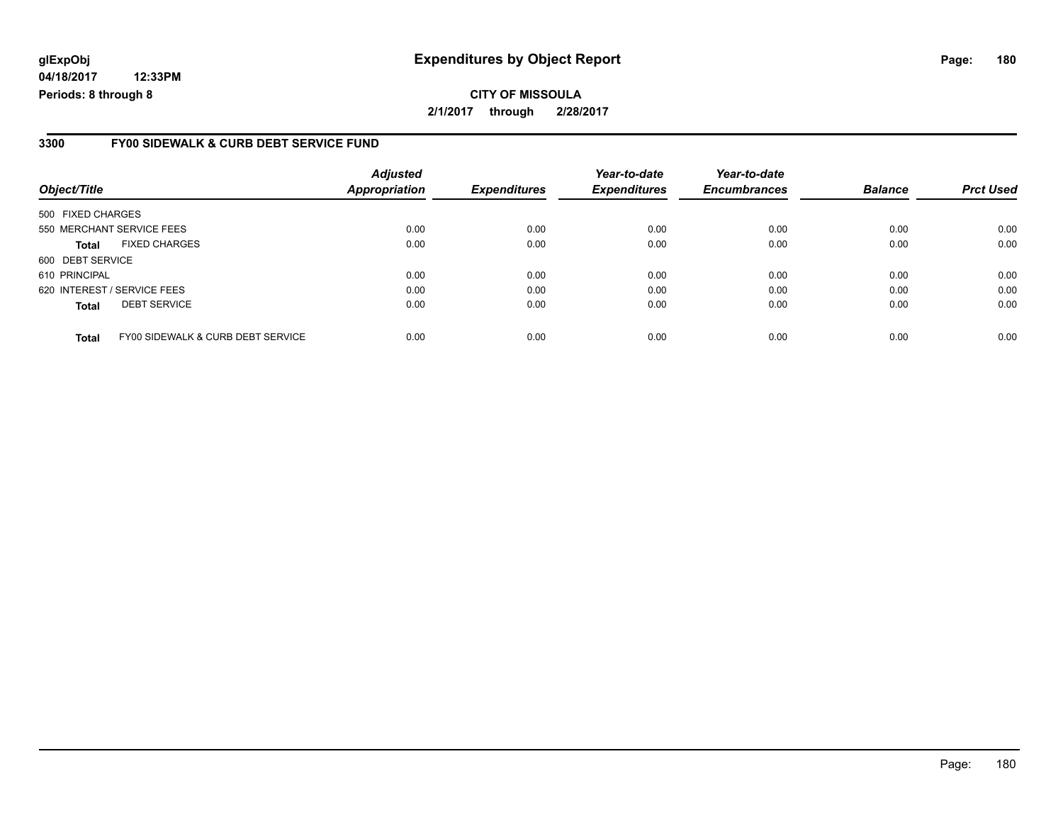# Expenditures by Object Report

glExpObj
04/18/2017 12:33PM
Periods: 8 through 8

**CITY OF MISSOULA**
**2/1/2017 through 2/28/2017**

## 3300 FY00 SIDEWALK & CURB DEBT SERVICE FUND

| Object/Title | | Adjusted Appropriation | Expenditures | Year-to-date Expenditures | Year-to-date Encumbrances | Balance | Prct Used |
|---|---|---|---|---|---|---|---|
| 500 FIXED CHARGES | | | | | | | |
| 550 MERCHANT SERVICE FEES | | 0.00 | 0.00 | 0.00 | 0.00 | 0.00 | 0.00 |
| **Total** | FIXED CHARGES | 0.00 | 0.00 | 0.00 | 0.00 | 0.00 | 0.00 |
| 600 DEBT SERVICE | | | | | | | |
| 610 PRINCIPAL | | 0.00 | 0.00 | 0.00 | 0.00 | 0.00 | 0.00 |
| 620 INTEREST / SERVICE FEES | | 0.00 | 0.00 | 0.00 | 0.00 | 0.00 | 0.00 |
| **Total** | DEBT SERVICE | 0.00 | 0.00 | 0.00 | 0.00 | 0.00 | 0.00 |
| **Total** | FY00 SIDEWALK & CURB DEBT SERVICE | 0.00 | 0.00 | 0.00 | 0.00 | 0.00 | 0.00 |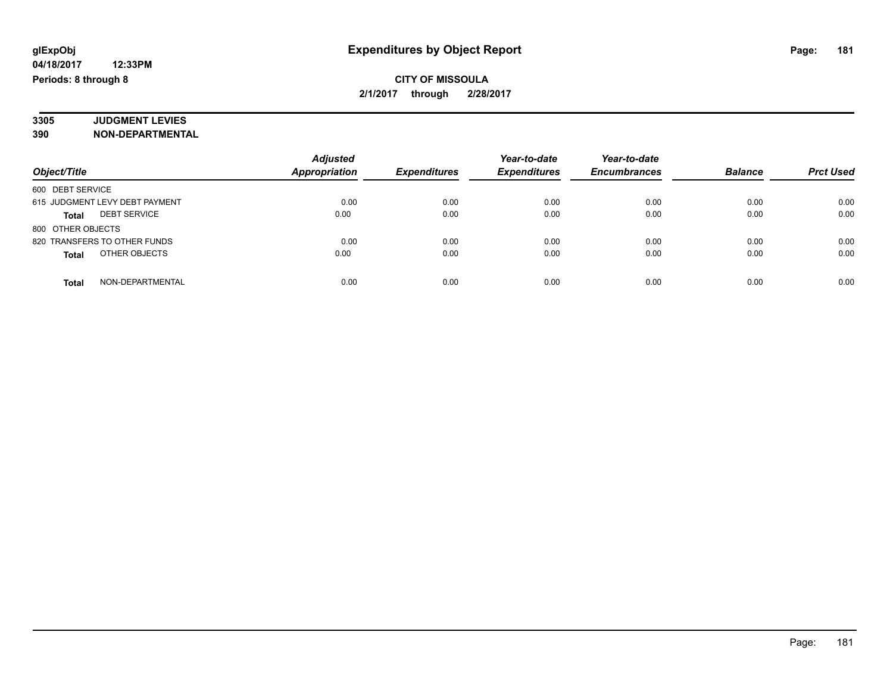**glExpObj**
**04/18/2017 12:33PM**
**Periods: 8 through 8**

# Expenditures by Object Report

**CITY OF MISSOULA**
**2/1/2017 through 2/28/2017**

**3305 JUDGMENT LEVIES**
**390 NON-DEPARTMENTAL**

| Object/Title | Adjusted Appropriation | Expenditures | Year-to-date Expenditures | Year-to-date Encumbrances | Balance | Prct Used |
|---|---|---|---|---|---|---|
| 600 DEBT SERVICE | | | | | | |
| 615 JUDGMENT LEVY DEBT PAYMENT | 0.00 | 0.00 | 0.00 | 0.00 | 0.00 | 0.00 |
| **Total** DEBT SERVICE | 0.00 | 0.00 | 0.00 | 0.00 | 0.00 | 0.00 |
| 800 OTHER OBJECTS | | | | | | |
| 820 TRANSFERS TO OTHER FUNDS | 0.00 | 0.00 | 0.00 | 0.00 | 0.00 | 0.00 |
| **Total** OTHER OBJECTS | 0.00 | 0.00 | 0.00 | 0.00 | 0.00 | 0.00 |
| **Total** NON-DEPARTMENTAL | 0.00 | 0.00 | 0.00 | 0.00 | 0.00 | 0.00 |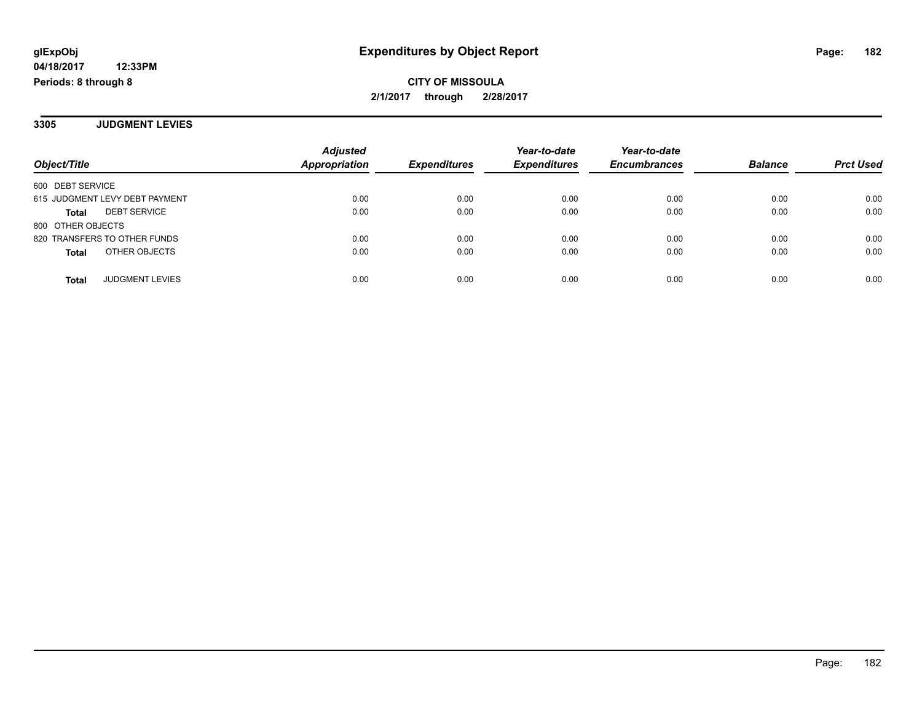glExpObj
04/18/2017 12:33PM
Periods: 8 through 8

# Expenditures by Object Report

**CITY OF MISSOULA**
**2/1/2017 through 2/28/2017**

## 3305 JUDGMENT LEVIES

| Object/Title | Adjusted Appropriation | Expenditures | Year-to-date Expenditures | Year-to-date Encumbrances | Balance | Prct Used |
|---|---|---|---|---|---|---|
| 600 DEBT SERVICE | | | | | | |
| 615 JUDGMENT LEVY DEBT PAYMENT | 0.00 | 0.00 | 0.00 | 0.00 | 0.00 | 0.00 |
| **Total** DEBT SERVICE | 0.00 | 0.00 | 0.00 | 0.00 | 0.00 | 0.00 |
| 800 OTHER OBJECTS | | | | | | |
| 820 TRANSFERS TO OTHER FUNDS | 0.00 | 0.00 | 0.00 | 0.00 | 0.00 | 0.00 |
| **Total** OTHER OBJECTS | 0.00 | 0.00 | 0.00 | 0.00 | 0.00 | 0.00 |
| **Total** JUDGMENT LEVIES | 0.00 | 0.00 | 0.00 | 0.00 | 0.00 | 0.00 |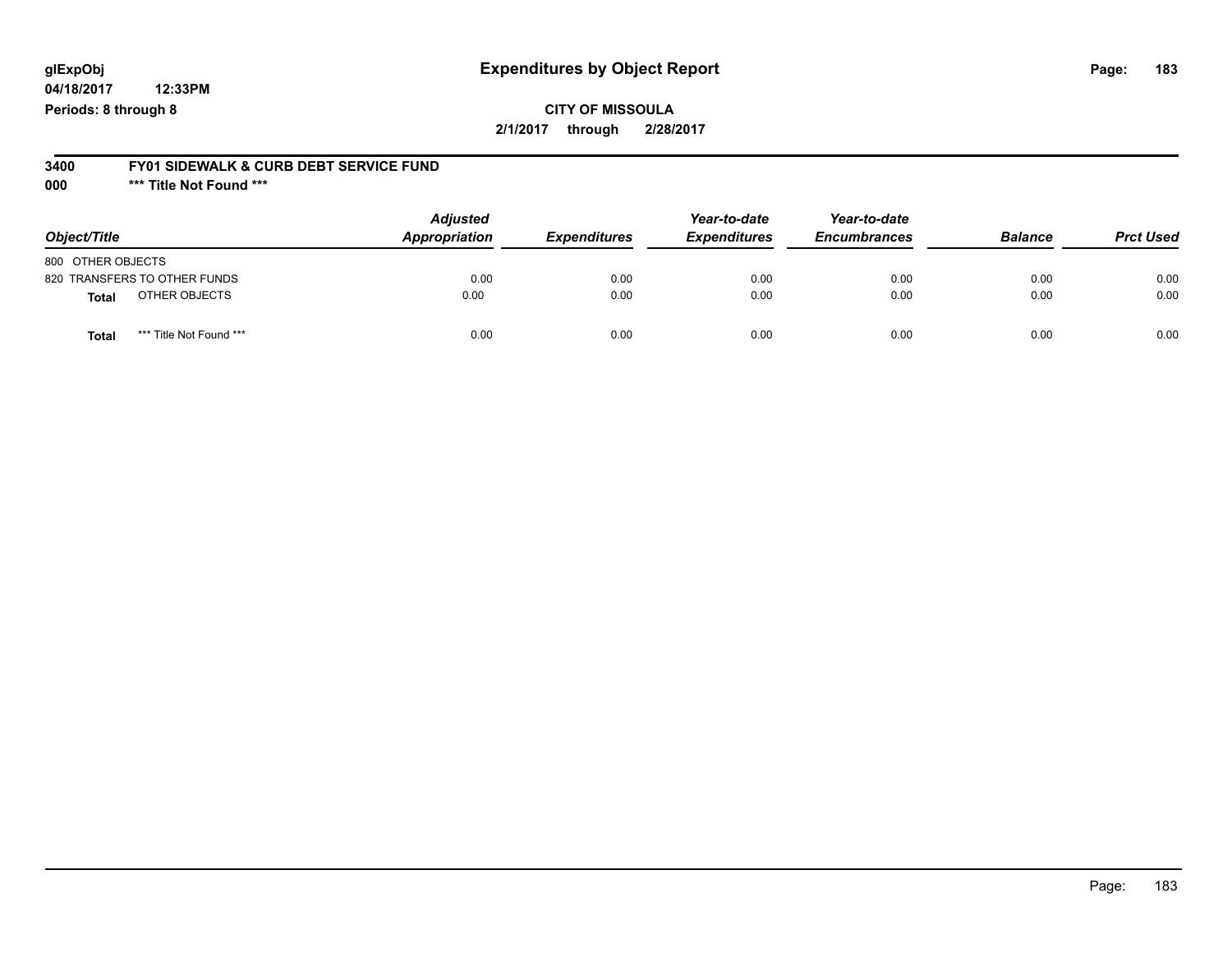# Expenditures by Object Report

glExpObj
04/18/2017 12:33PM
Periods: 8 through 8

**CITY OF MISSOULA**
**2/1/2017 through 2/28/2017**

**3400 FY01 SIDEWALK & CURB DEBT SERVICE FUND**
**000 *** Title Not Found *****

| Object/Title | Adjusted Appropriation | Expenditures | Year-to-date Expenditures | Year-to-date Encumbrances | Balance | Prct Used |
|---|---|---|---|---|---|---|
| 800 OTHER OBJECTS | | | | | | |
| 820 TRANSFERS TO OTHER FUNDS | 0.00 | 0.00 | 0.00 | 0.00 | 0.00 | 0.00 |
| **Total** OTHER OBJECTS | 0.00 | 0.00 | 0.00 | 0.00 | 0.00 | 0.00 |
| **Total** *** Title Not Found *** | 0.00 | 0.00 | 0.00 | 0.00 | 0.00 | 0.00 |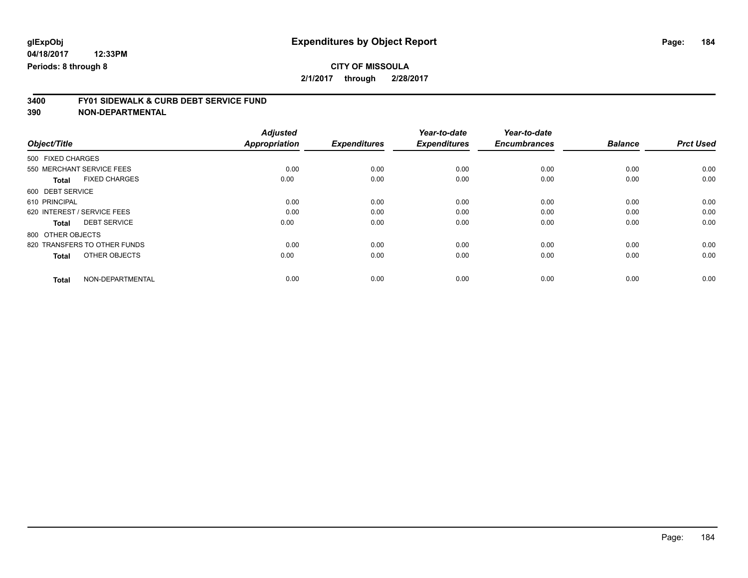**glExpObj**
**04/18/2017 12:33PM**
**Periods: 8 through 8**

# Expenditures by Object Report

**CITY OF MISSOULA**
**2/1/2017 through 2/28/2017**

## 3400 FY01 SIDEWALK & CURB DEBT SERVICE FUND
## 390 NON-DEPARTMENTAL

| Object/Title | Adjusted Appropriation | Expenditures | Year-to-date Expenditures | Year-to-date Encumbrances | Balance | Prct Used |
|---|---|---|---|---|---|---|
| 500 FIXED CHARGES | | | | | | |
| 550 MERCHANT SERVICE FEES | 0.00 | 0.00 | 0.00 | 0.00 | 0.00 | 0.00 |
| **Total** FIXED CHARGES | 0.00 | 0.00 | 0.00 | 0.00 | 0.00 | 0.00 |
| 600 DEBT SERVICE | | | | | | |
| 610 PRINCIPAL | 0.00 | 0.00 | 0.00 | 0.00 | 0.00 | 0.00 |
| 620 INTEREST / SERVICE FEES | 0.00 | 0.00 | 0.00 | 0.00 | 0.00 | 0.00 |
| **Total** DEBT SERVICE | 0.00 | 0.00 | 0.00 | 0.00 | 0.00 | 0.00 |
| 800 OTHER OBJECTS | | | | | | |
| 820 TRANSFERS TO OTHER FUNDS | 0.00 | 0.00 | 0.00 | 0.00 | 0.00 | 0.00 |
| **Total** OTHER OBJECTS | 0.00 | 0.00 | 0.00 | 0.00 | 0.00 | 0.00 |
| **Total** NON-DEPARTMENTAL | 0.00 | 0.00 | 0.00 | 0.00 | 0.00 | 0.00 |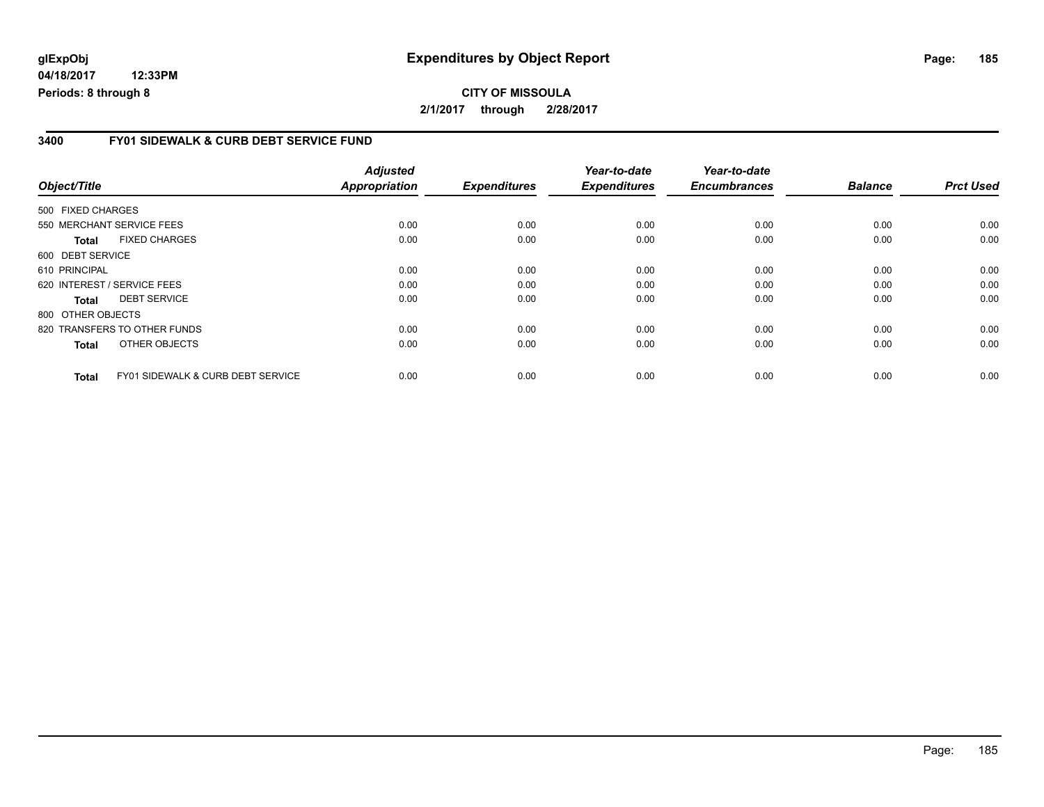glExpObj
04/18/2017 12:33PM
Periods: 8 through 8

# Expenditures by Object Report

**CITY OF MISSOULA**
**2/1/2017 through 2/28/2017**

## 3400 FY01 SIDEWALK & CURB DEBT SERVICE FUND

| Object/Title | | Adjusted Appropriation | Expenditures | Year-to-date Expenditures | Year-to-date Encumbrances | Balance | Prct Used |
|---|---|---|---|---|---|---|---|
| 500 FIXED CHARGES | | | | | | | |
| 550 MERCHANT SERVICE FEES | | 0.00 | 0.00 | 0.00 | 0.00 | 0.00 | 0.00 |
| **Total** | FIXED CHARGES | 0.00 | 0.00 | 0.00 | 0.00 | 0.00 | 0.00 |
| 600 DEBT SERVICE | | | | | | | |
| 610 PRINCIPAL | | 0.00 | 0.00 | 0.00 | 0.00 | 0.00 | 0.00 |
| 620 INTEREST / SERVICE FEES | | 0.00 | 0.00 | 0.00 | 0.00 | 0.00 | 0.00 |
| **Total** | DEBT SERVICE | 0.00 | 0.00 | 0.00 | 0.00 | 0.00 | 0.00 |
| 800 OTHER OBJECTS | | | | | | | |
| 820 TRANSFERS TO OTHER FUNDS | | 0.00 | 0.00 | 0.00 | 0.00 | 0.00 | 0.00 |
| **Total** | OTHER OBJECTS | 0.00 | 0.00 | 0.00 | 0.00 | 0.00 | 0.00 |
| **Total** | FY01 SIDEWALK & CURB DEBT SERVICE | 0.00 | 0.00 | 0.00 | 0.00 | 0.00 | 0.00 |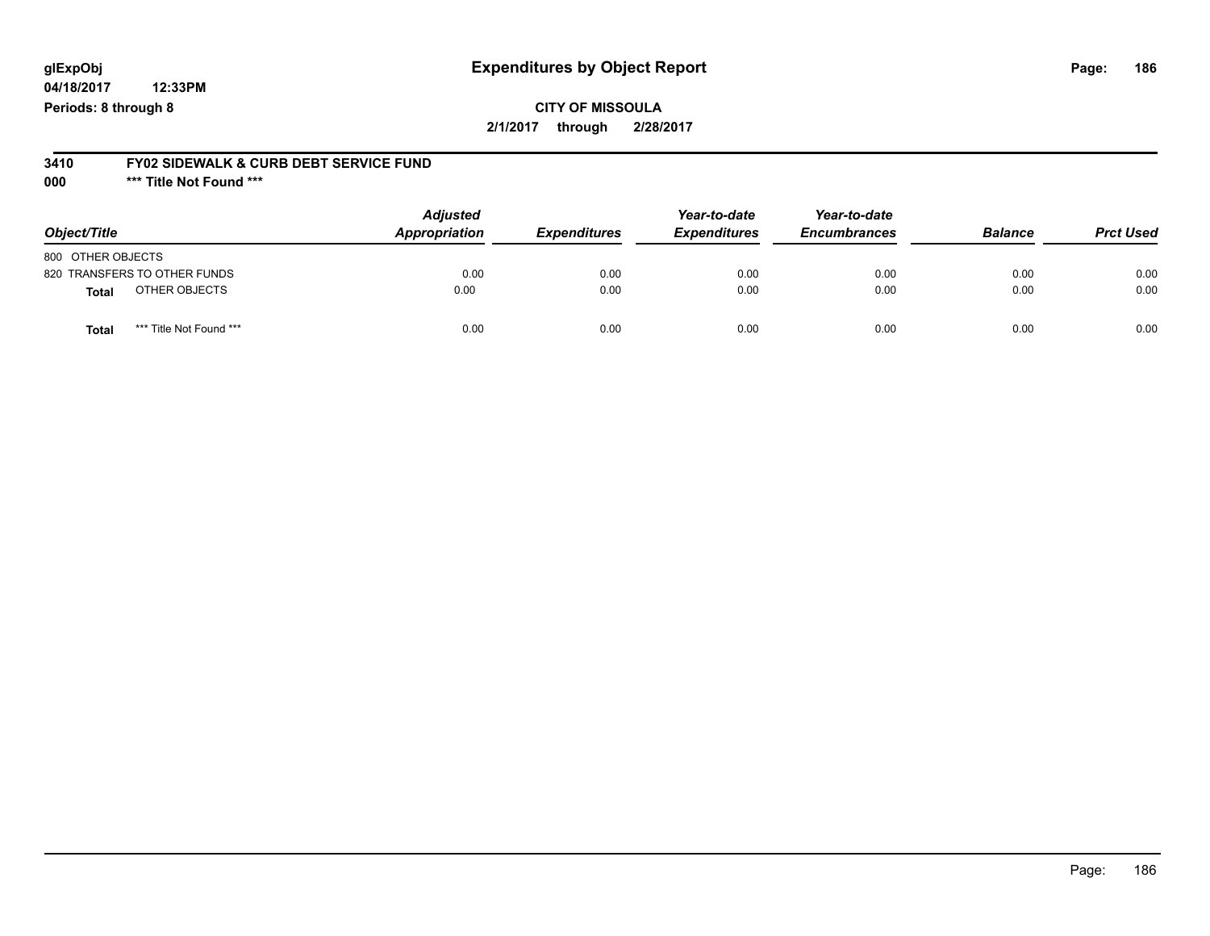**glExpObj**
**04/18/2017 12:33PM**
**Periods: 8 through 8**

# Expenditures by Object Report

**CITY OF MISSOULA**
**2/1/2017 through 2/28/2017**

**3410 FY02 SIDEWALK & CURB DEBT SERVICE FUND**
**000 \*\*\* Title Not Found \*\*\***

| Object/Title | Adjusted Appropriation | Expenditures | Year-to-date Expenditures | Year-to-date Encumbrances | Balance | Prct Used |
|---|---|---|---|---|---|---|
| 800 OTHER OBJECTS | | | | | | |
| 820 TRANSFERS TO OTHER FUNDS | 0.00 | 0.00 | 0.00 | 0.00 | 0.00 | 0.00 |
| **Total** OTHER OBJECTS | 0.00 | 0.00 | 0.00 | 0.00 | 0.00 | 0.00 |
| **Total** *** Title Not Found *** | 0.00 | 0.00 | 0.00 | 0.00 | 0.00 | 0.00 |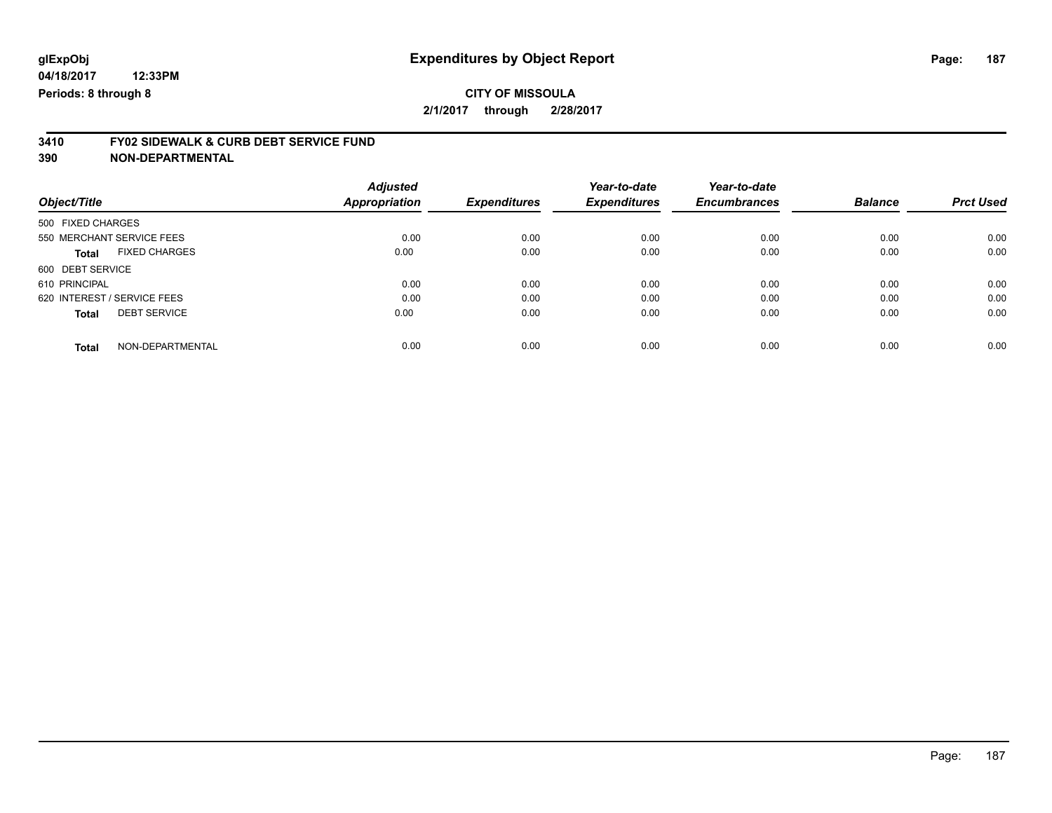# Expenditures by Object Report

glExpObj
04/18/2017 12:33PM
Periods: 8 through 8

**CITY OF MISSOULA**
**2/1/2017 through 2/28/2017**

**3410 FY02 SIDEWALK & CURB DEBT SERVICE FUND**
**390 NON-DEPARTMENTAL**

| Object/Title | Adjusted Appropriation | Expenditures | Year-to-date Expenditures | Year-to-date Encumbrances | Balance | Prct Used |
|---|---|---|---|---|---|---|
| 500 FIXED CHARGES | | | | | | |
| 550 MERCHANT SERVICE FEES | 0.00 | 0.00 | 0.00 | 0.00 | 0.00 | 0.00 |
| **Total** FIXED CHARGES | 0.00 | 0.00 | 0.00 | 0.00 | 0.00 | 0.00 |
| 600 DEBT SERVICE | | | | | | |
| 610 PRINCIPAL | 0.00 | 0.00 | 0.00 | 0.00 | 0.00 | 0.00 |
| 620 INTEREST / SERVICE FEES | 0.00 | 0.00 | 0.00 | 0.00 | 0.00 | 0.00 |
| **Total** DEBT SERVICE | 0.00 | 0.00 | 0.00 | 0.00 | 0.00 | 0.00 |
| **Total** NON-DEPARTMENTAL | 0.00 | 0.00 | 0.00 | 0.00 | 0.00 | 0.00 |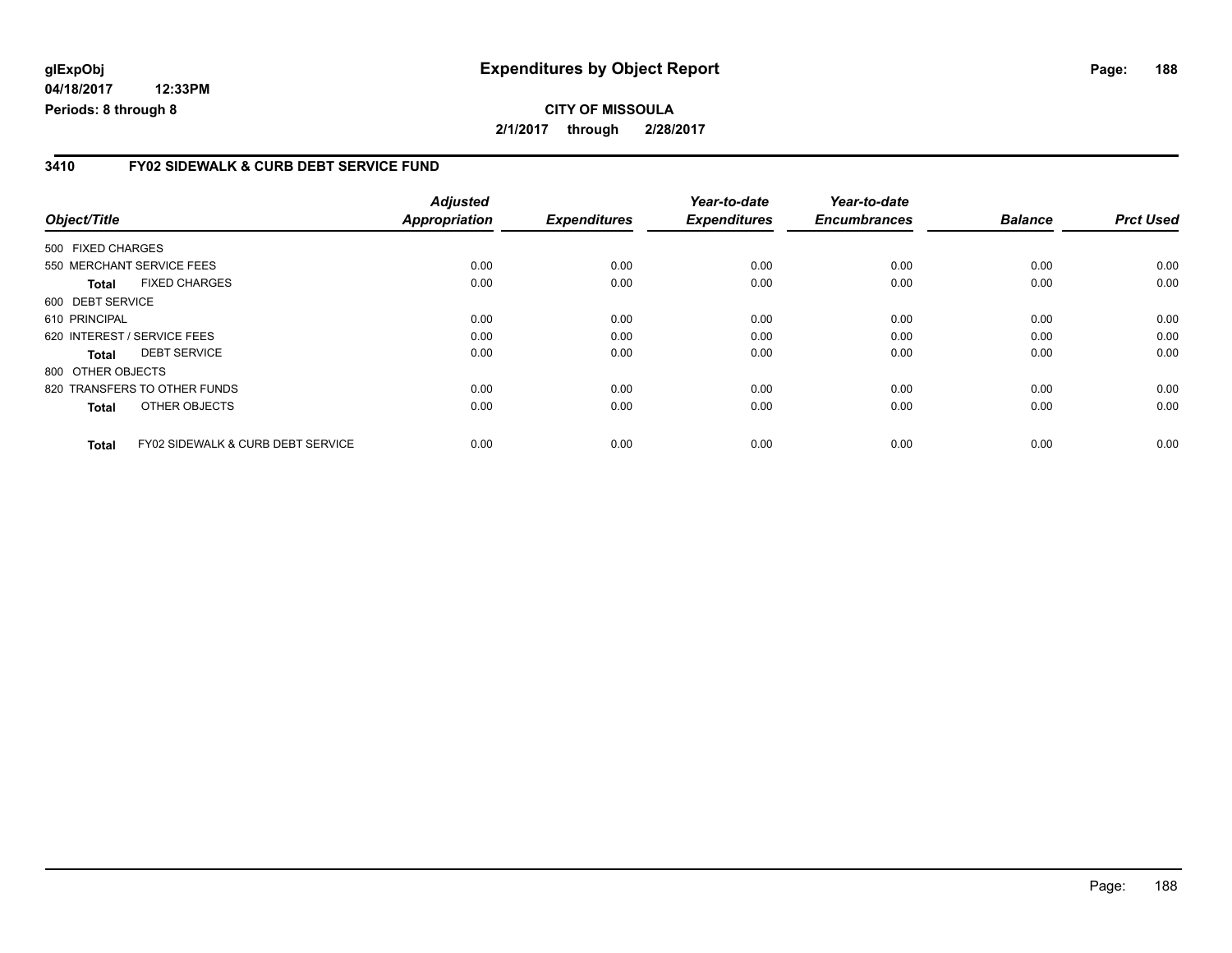glExpObj
04/18/2017 12:33PM
Periods: 8 through 8

# Expenditures by Object Report

**CITY OF MISSOULA**

**2/1/2017 through 2/28/2017**

## 3410 FY02 SIDEWALK & CURB DEBT SERVICE FUND

| Object/Title | | Adjusted Appropriation | Expenditures | Year-to-date Expenditures | Year-to-date Encumbrances | Balance | Prct Used |
|---|---|---|---|---|---|---|---|
| 500 FIXED CHARGES | | | | | | | |
| 550 MERCHANT SERVICE FEES | | 0.00 | 0.00 | 0.00 | 0.00 | 0.00 | 0.00 |
| **Total** | FIXED CHARGES | 0.00 | 0.00 | 0.00 | 0.00 | 0.00 | 0.00 |
| 600 DEBT SERVICE | | | | | | | |
| 610 PRINCIPAL | | 0.00 | 0.00 | 0.00 | 0.00 | 0.00 | 0.00 |
| 620 INTEREST / SERVICE FEES | | 0.00 | 0.00 | 0.00 | 0.00 | 0.00 | 0.00 |
| **Total** | DEBT SERVICE | 0.00 | 0.00 | 0.00 | 0.00 | 0.00 | 0.00 |
| 800 OTHER OBJECTS | | | | | | | |
| 820 TRANSFERS TO OTHER FUNDS | | 0.00 | 0.00 | 0.00 | 0.00 | 0.00 | 0.00 |
| **Total** | OTHER OBJECTS | 0.00 | 0.00 | 0.00 | 0.00 | 0.00 | 0.00 |
| **Total** | FY02 SIDEWALK & CURB DEBT SERVICE | 0.00 | 0.00 | 0.00 | 0.00 | 0.00 | 0.00 |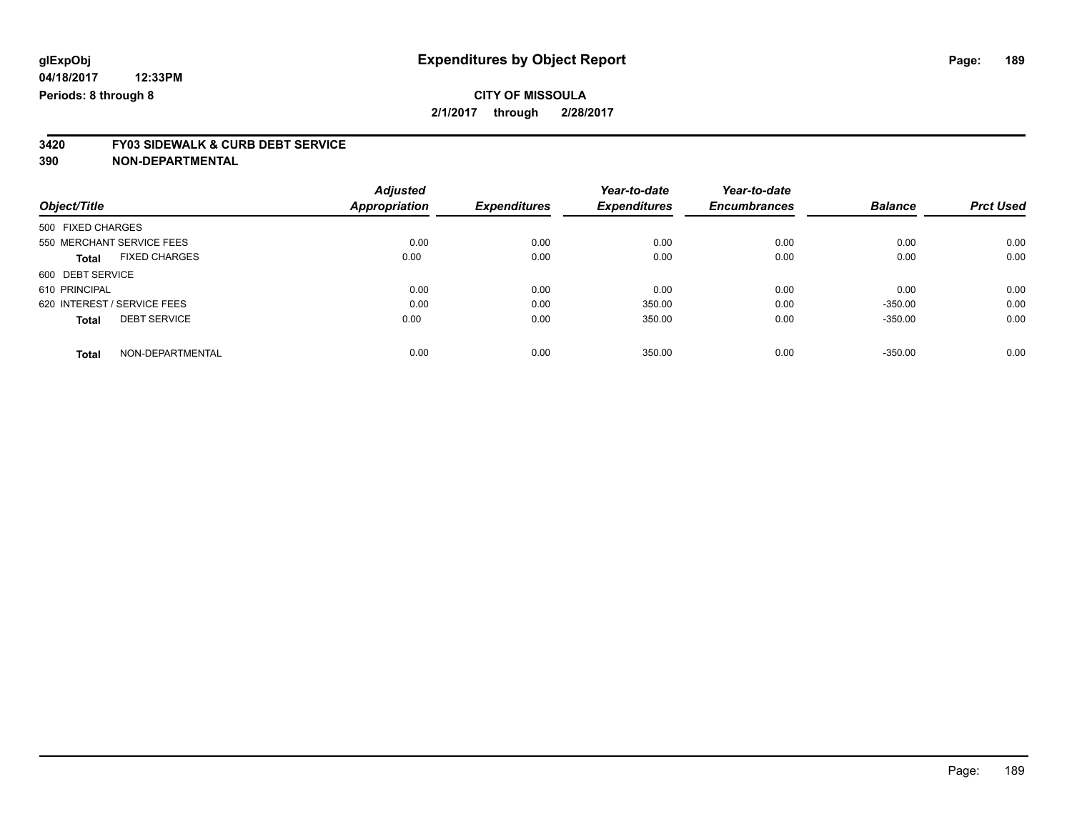glExpObj
04/18/2017 12:33PM
Periods: 8 through 8

# Expenditures by Object Report

**CITY OF MISSOULA**
**2/1/2017 through 2/28/2017**

## 3420 FY03 SIDEWALK & CURB DEBT SERVICE
## 390 NON-DEPARTMENTAL

| Object/Title | | Adjusted Appropriation | Expenditures | Year-to-date Expenditures | Year-to-date Encumbrances | Balance | Prct Used |
|---|---|---|---|---|---|---|---|
| 500 FIXED CHARGES | | | | | | | |
| 550 MERCHANT SERVICE FEES | | 0.00 | 0.00 | 0.00 | 0.00 | 0.00 | 0.00 |
| **Total** | FIXED CHARGES | 0.00 | 0.00 | 0.00 | 0.00 | 0.00 | 0.00 |
| 600 DEBT SERVICE | | | | | | | |
| 610 PRINCIPAL | | 0.00 | 0.00 | 0.00 | 0.00 | 0.00 | 0.00 |
| 620 INTEREST / SERVICE FEES | | 0.00 | 0.00 | 350.00 | 0.00 | -350.00 | 0.00 |
| **Total** | DEBT SERVICE | 0.00 | 0.00 | 350.00 | 0.00 | -350.00 | 0.00 |
| **Total** | NON-DEPARTMENTAL | 0.00 | 0.00 | 350.00 | 0.00 | -350.00 | 0.00 |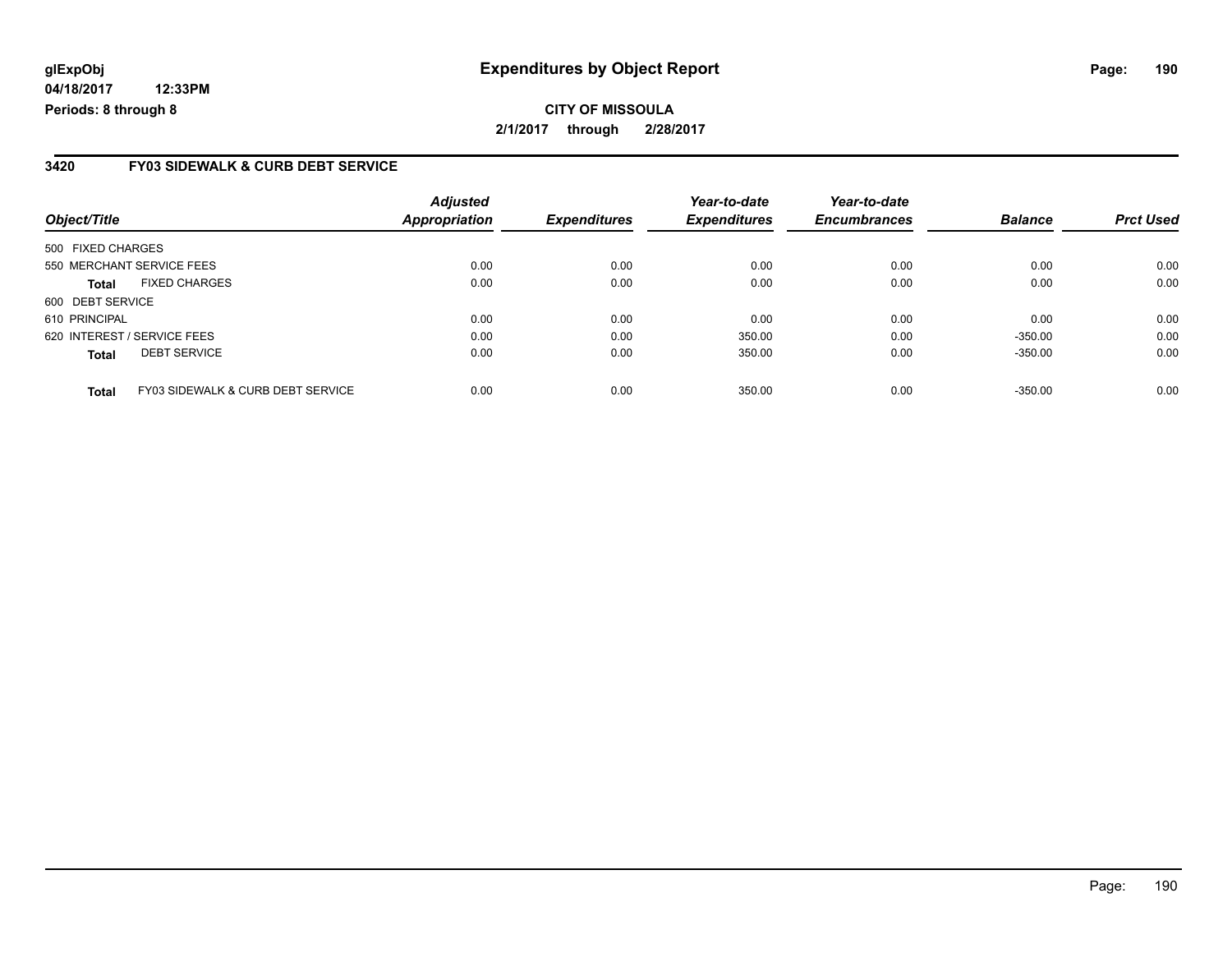**glExpObj**
**04/18/2017 12:33PM**
**Periods: 8 through 8**

# Expenditures by Object Report

**CITY OF MISSOULA**
**2/1/2017 through 2/28/2017**

## 3420 FY03 SIDEWALK & CURB DEBT SERVICE

| Object/Title | | Adjusted Appropriation | Expenditures | Year-to-date Expenditures | Year-to-date Encumbrances | Balance | Prct Used |
|---|---|---|---|---|---|---|---|
| 500 FIXED CHARGES | | | | | | | |
| 550 MERCHANT SERVICE FEES | | 0.00 | 0.00 | 0.00 | 0.00 | 0.00 | 0.00 |
| **Total** | FIXED CHARGES | 0.00 | 0.00 | 0.00 | 0.00 | 0.00 | 0.00 |
| 600 DEBT SERVICE | | | | | | | |
| 610 PRINCIPAL | | 0.00 | 0.00 | 0.00 | 0.00 | 0.00 | 0.00 |
| 620 INTEREST / SERVICE FEES | | 0.00 | 0.00 | 350.00 | 0.00 | -350.00 | 0.00 |
| **Total** | DEBT SERVICE | 0.00 | 0.00 | 350.00 | 0.00 | -350.00 | 0.00 |
| **Total** | FY03 SIDEWALK & CURB DEBT SERVICE | 0.00 | 0.00 | 350.00 | 0.00 | -350.00 | 0.00 |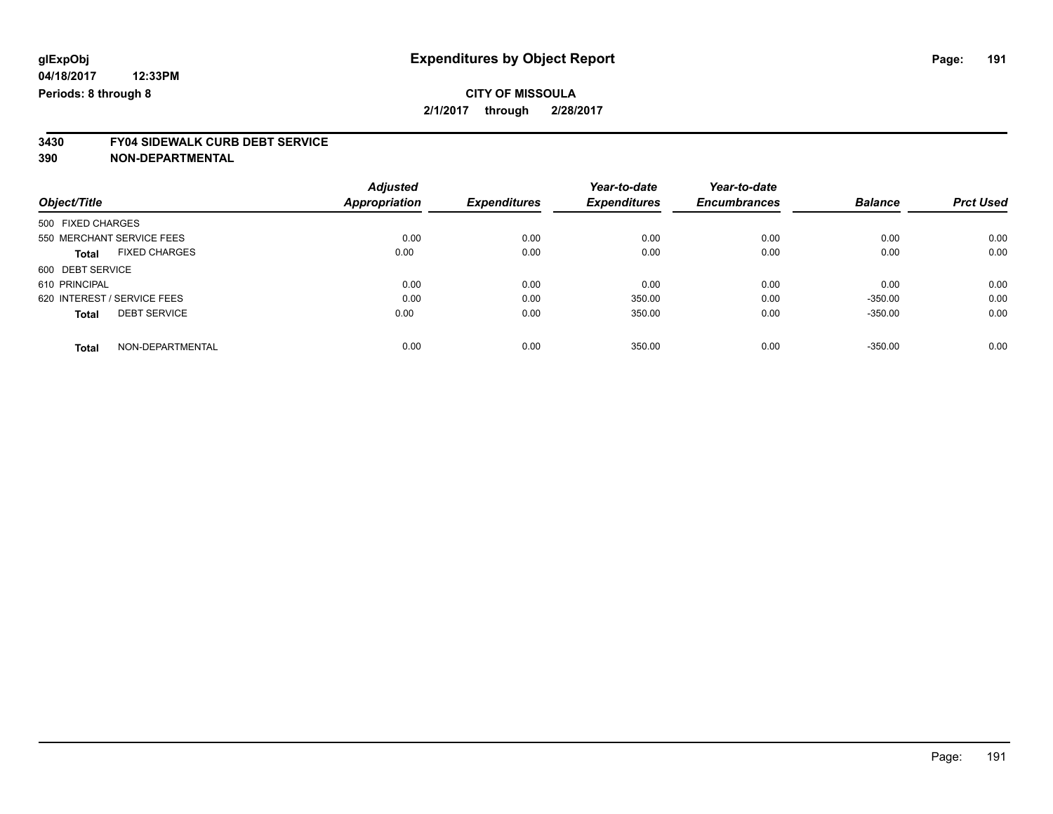**glExpObj**
**04/18/2017 12:33PM**
**Periods: 8 through 8**

# Expenditures by Object Report

**CITY OF MISSOULA**
**2/1/2017 through 2/28/2017**

**3430 FY04 SIDEWALK CURB DEBT SERVICE**
**390 NON-DEPARTMENTAL**

| Object/Title | Adjusted Appropriation | Expenditures | Year-to-date Expenditures | Year-to-date Encumbrances | Balance | Prct Used |
|---|---|---|---|---|---|---|
| 500 FIXED CHARGES | | | | | | |
| 550 MERCHANT SERVICE FEES | 0.00 | 0.00 | 0.00 | 0.00 | 0.00 | 0.00 |
| **Total** FIXED CHARGES | 0.00 | 0.00 | 0.00 | 0.00 | 0.00 | 0.00 |
| 600 DEBT SERVICE | | | | | | |
| 610 PRINCIPAL | 0.00 | 0.00 | 0.00 | 0.00 | 0.00 | 0.00 |
| 620 INTEREST / SERVICE FEES | 0.00 | 0.00 | 350.00 | 0.00 | -350.00 | 0.00 |
| **Total** DEBT SERVICE | 0.00 | 0.00 | 350.00 | 0.00 | -350.00 | 0.00 |
| **Total** NON-DEPARTMENTAL | 0.00 | 0.00 | 350.00 | 0.00 | -350.00 | 0.00 |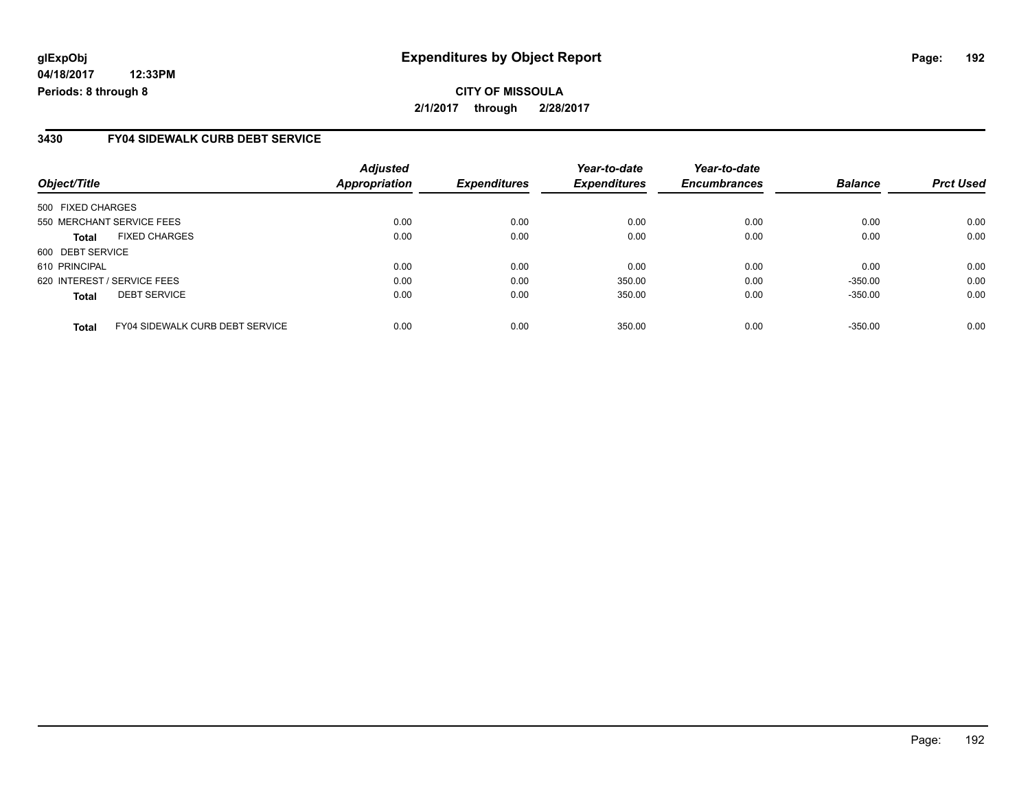glExpObj
04/18/2017 12:33PM
Periods: 8 through 8

# Expenditures by Object Report

**CITY OF MISSOULA**
**2/1/2017 through 2/28/2017**

## 3430 FY04 SIDEWALK CURB DEBT SERVICE

| Object/Title | Adjusted Appropriation | Expenditures | Year-to-date Expenditures | Year-to-date Encumbrances | Balance | Prct Used |
|---|---|---|---|---|---|---|
| 500 FIXED CHARGES | | | | | | |
| 550 MERCHANT SERVICE FEES | 0.00 | 0.00 | 0.00 | 0.00 | 0.00 | 0.00 |
| **Total** FIXED CHARGES | 0.00 | 0.00 | 0.00 | 0.00 | 0.00 | 0.00 |
| 600 DEBT SERVICE | | | | | | |
| 610 PRINCIPAL | 0.00 | 0.00 | 0.00 | 0.00 | 0.00 | 0.00 |
| 620 INTEREST / SERVICE FEES | 0.00 | 0.00 | 350.00 | 0.00 | -350.00 | 0.00 |
| **Total** DEBT SERVICE | 0.00 | 0.00 | 350.00 | 0.00 | -350.00 | 0.00 |
| **Total** FY04 SIDEWALK CURB DEBT SERVICE | 0.00 | 0.00 | 350.00 | 0.00 | -350.00 | 0.00 |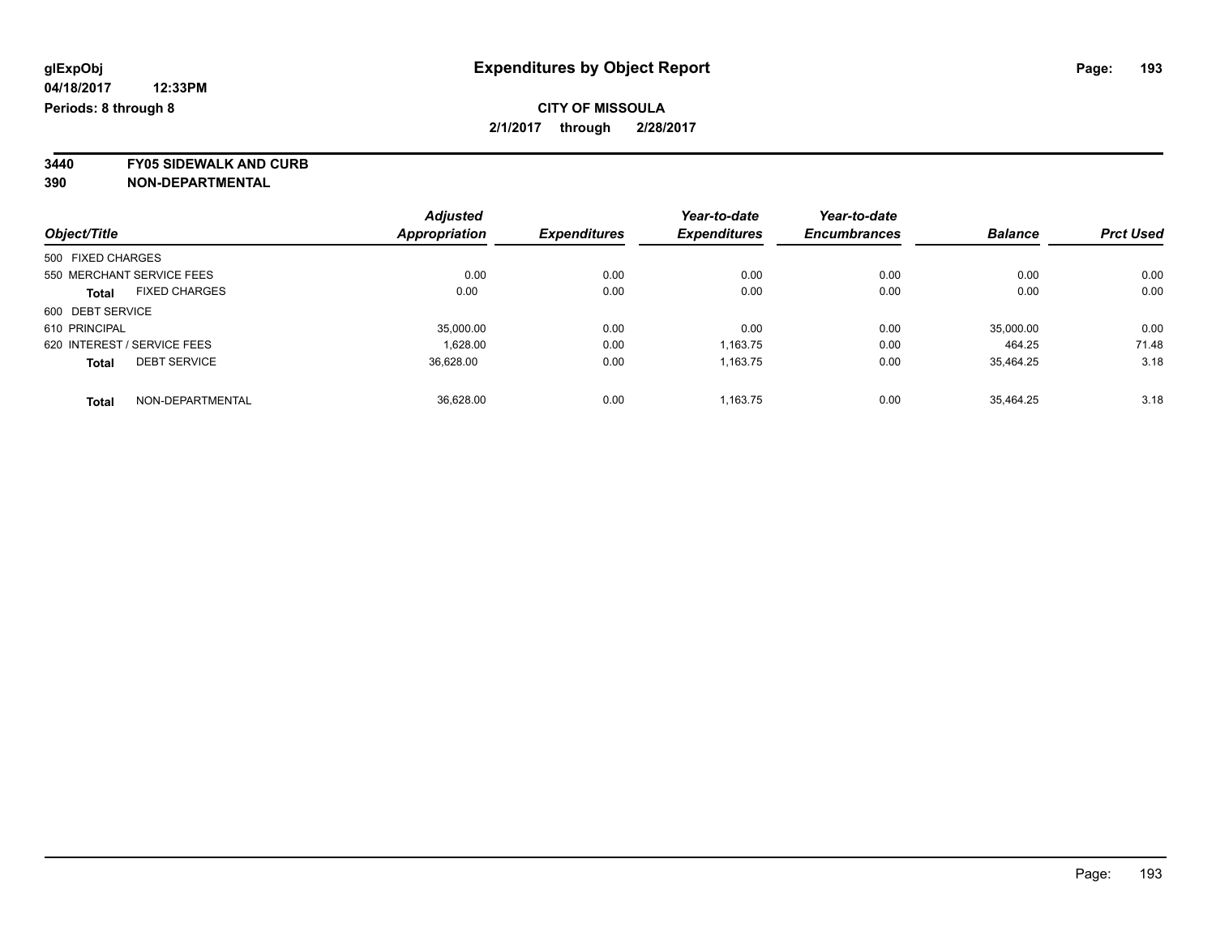# Expenditures by Object Report

glExpObj
04/18/2017 12:33PM
Periods: 8 through 8

**CITY OF MISSOULA**
**2/1/2017 through 2/28/2017**

**3440 FY05 SIDEWALK AND CURB**
**390 NON-DEPARTMENTAL**

| Object/Title | Adjusted Appropriation | Expenditures | Year-to-date Expenditures | Year-to-date Encumbrances | Balance | Prct Used |
|---|---|---|---|---|---|---|
| 500 FIXED CHARGES | | | | | | |
| 550 MERCHANT SERVICE FEES | 0.00 | 0.00 | 0.00 | 0.00 | 0.00 | 0.00 |
| **Total** FIXED CHARGES | 0.00 | 0.00 | 0.00 | 0.00 | 0.00 | 0.00 |
| 600 DEBT SERVICE | | | | | | |
| 610 PRINCIPAL | 35,000.00 | 0.00 | 0.00 | 0.00 | 35,000.00 | 0.00 |
| 620 INTEREST / SERVICE FEES | 1,628.00 | 0.00 | 1,163.75 | 0.00 | 464.25 | 71.48 |
| **Total** DEBT SERVICE | 36,628.00 | 0.00 | 1,163.75 | 0.00 | 35,464.25 | 3.18 |
| **Total** NON-DEPARTMENTAL | 36,628.00 | 0.00 | 1,163.75 | 0.00 | 35,464.25 | 3.18 |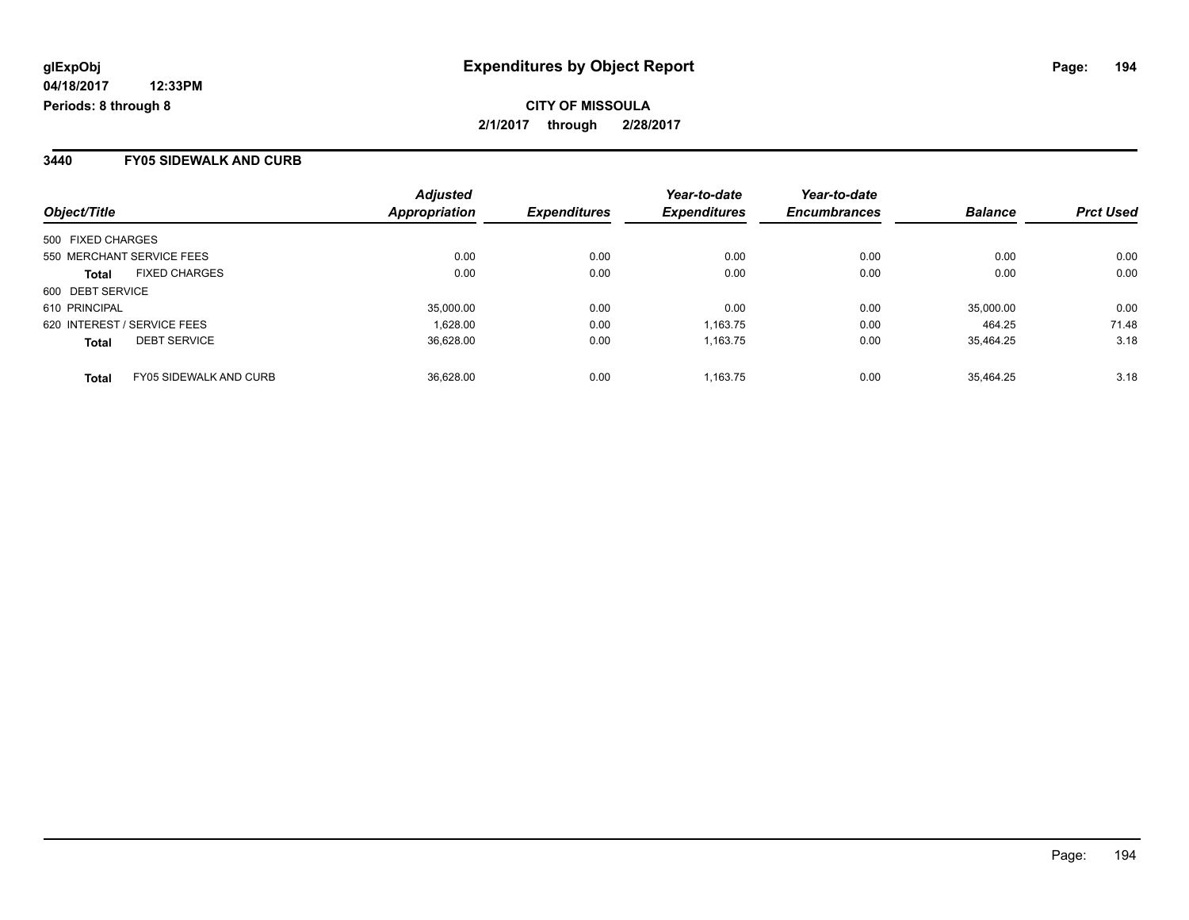# Expenditures by Object Report

glExpObj
04/18/2017 12:33PM
Periods: 8 through 8

**CITY OF MISSOULA**
**2/1/2017 through 2/28/2017**

## 3440 FY05 SIDEWALK AND CURB

| Object/Title | | Adjusted Appropriation | Expenditures | Year-to-date Expenditures | Year-to-date Encumbrances | Balance | Prct Used |
|---|---|---|---|---|---|---|---|
| 500 FIXED CHARGES | | | | | | | |
| 550 MERCHANT SERVICE FEES | | 0.00 | 0.00 | 0.00 | 0.00 | 0.00 | 0.00 |
| **Total** | FIXED CHARGES | 0.00 | 0.00 | 0.00 | 0.00 | 0.00 | 0.00 |
| 600 DEBT SERVICE | | | | | | | |
| 610 PRINCIPAL | | 35,000.00 | 0.00 | 0.00 | 0.00 | 35,000.00 | 0.00 |
| 620 INTEREST / SERVICE FEES | | 1,628.00 | 0.00 | 1,163.75 | 0.00 | 464.25 | 71.48 |
| **Total** | DEBT SERVICE | 36,628.00 | 0.00 | 1,163.75 | 0.00 | 35,464.25 | 3.18 |
| **Total** | FY05 SIDEWALK AND CURB | 36,628.00 | 0.00 | 1,163.75 | 0.00 | 35,464.25 | 3.18 |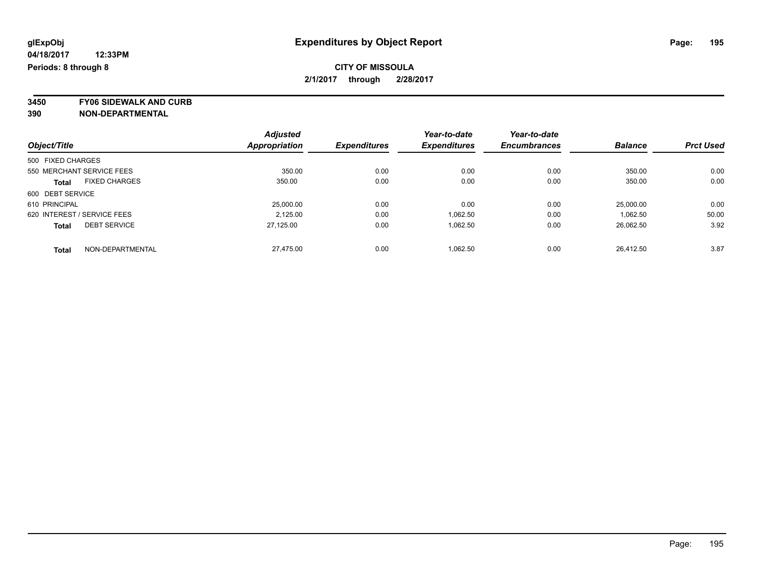**glExpObj**
**04/18/2017 12:33PM**
**Periods: 8 through 8**

# Expenditures by Object Report

**CITY OF MISSOULA**
**2/1/2017 through 2/28/2017**

**3450 FY06 SIDEWALK AND CURB**
**390 NON-DEPARTMENTAL**

| Object/Title | Adjusted Appropriation | Expenditures | Year-to-date Expenditures | Year-to-date Encumbrances | Balance | Prct Used |
|---|---|---|---|---|---|---|
| 500 FIXED CHARGES | | | | | | |
| 550 MERCHANT SERVICE FEES | 350.00 | 0.00 | 0.00 | 0.00 | 350.00 | 0.00 |
| **Total** FIXED CHARGES | 350.00 | 0.00 | 0.00 | 0.00 | 350.00 | 0.00 |
| 600 DEBT SERVICE | | | | | | |
| 610 PRINCIPAL | 25,000.00 | 0.00 | 0.00 | 0.00 | 25,000.00 | 0.00 |
| 620 INTEREST / SERVICE FEES | 2,125.00 | 0.00 | 1,062.50 | 0.00 | 1,062.50 | 50.00 |
| **Total** DEBT SERVICE | 27,125.00 | 0.00 | 1,062.50 | 0.00 | 26,062.50 | 3.92 |
| **Total** NON-DEPARTMENTAL | 27,475.00 | 0.00 | 1,062.50 | 0.00 | 26,412.50 | 3.87 |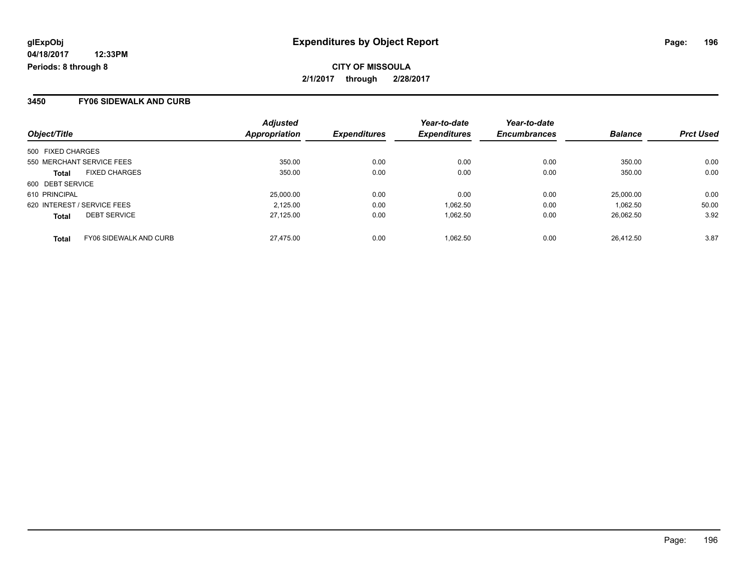glExpObj
04/18/2017 12:33PM
Periods: 8 through 8

# Expenditures by Object Report

**CITY OF MISSOULA**
**2/1/2017 through 2/28/2017**

## 3450 FY06 SIDEWALK AND CURB

| Object/Title | | Adjusted Appropriation | Expenditures | Year-to-date Expenditures | Year-to-date Encumbrances | Balance | Prct Used |
|---|---|---|---|---|---|---|---|
| 500 FIXED CHARGES | | | | | | | |
| 550 MERCHANT SERVICE FEES | | 350.00 | 0.00 | 0.00 | 0.00 | 350.00 | 0.00 |
| **Total** | FIXED CHARGES | 350.00 | 0.00 | 0.00 | 0.00 | 350.00 | 0.00 |
| 600 DEBT SERVICE | | | | | | | |
| 610 PRINCIPAL | | 25,000.00 | 0.00 | 0.00 | 0.00 | 25,000.00 | 0.00 |
| 620 INTEREST / SERVICE FEES | | 2,125.00 | 0.00 | 1,062.50 | 0.00 | 1,062.50 | 50.00 |
| **Total** | DEBT SERVICE | 27,125.00 | 0.00 | 1,062.50 | 0.00 | 26,062.50 | 3.92 |
| **Total** | FY06 SIDEWALK AND CURB | 27,475.00 | 0.00 | 1,062.50 | 0.00 | 26,412.50 | 3.87 |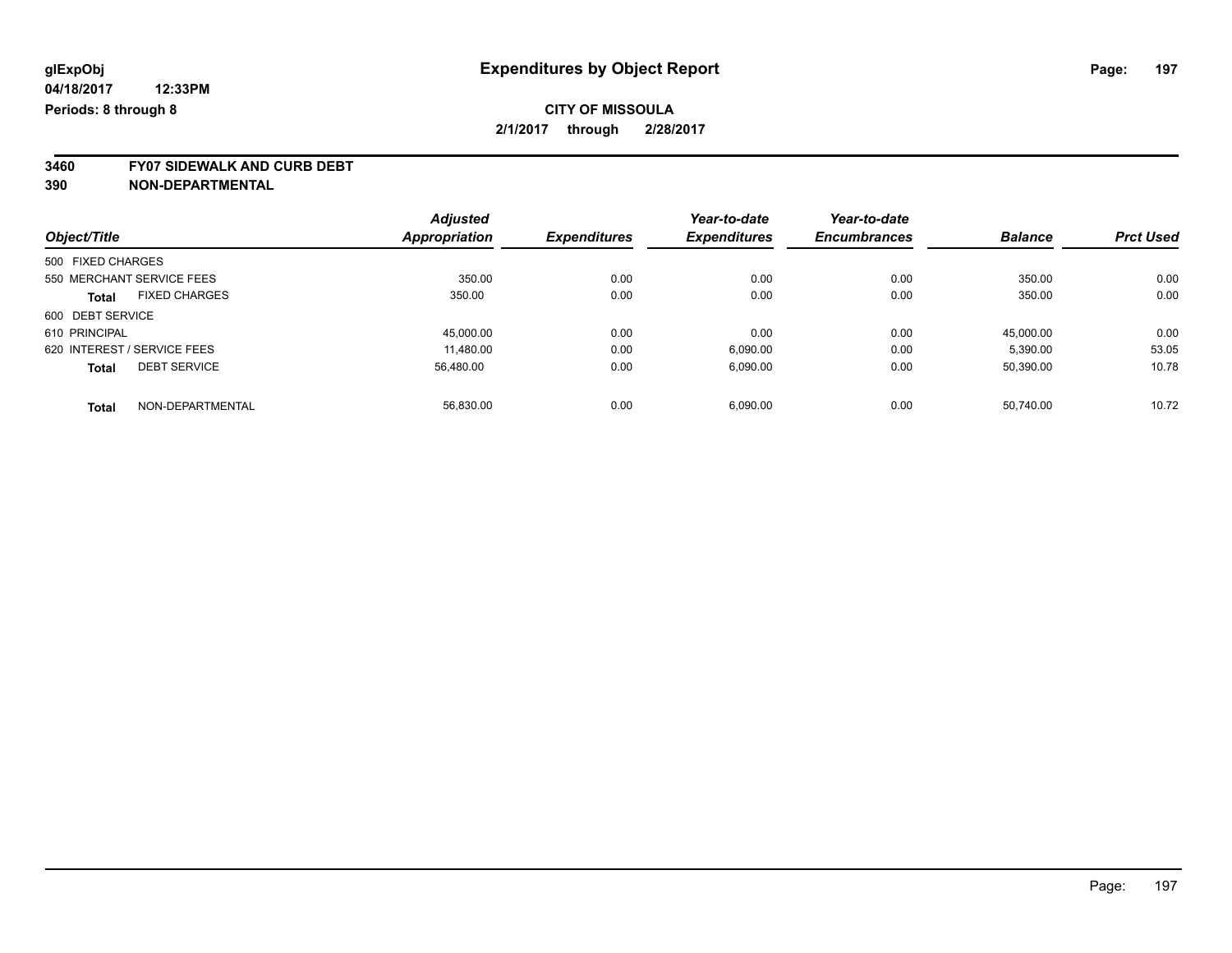**glExpObj**
**04/18/2017 12:33PM**
**Periods: 8 through 8**

# Expenditures by Object Report

**CITY OF MISSOULA**
**2/1/2017 through 2/28/2017**

**3460 FY07 SIDEWALK AND CURB DEBT**
**390 NON-DEPARTMENTAL**

| Object/Title | Adjusted Appropriation | Expenditures | Year-to-date Expenditures | Year-to-date Encumbrances | Balance | Prct Used |
|---|---|---|---|---|---|---|
| 500 FIXED CHARGES | | | | | | |
| 550 MERCHANT SERVICE FEES | 350.00 | 0.00 | 0.00 | 0.00 | 350.00 | 0.00 |
| **Total** FIXED CHARGES | 350.00 | 0.00 | 0.00 | 0.00 | 350.00 | 0.00 |
| 600 DEBT SERVICE | | | | | | |
| 610 PRINCIPAL | 45,000.00 | 0.00 | 0.00 | 0.00 | 45,000.00 | 0.00 |
| 620 INTEREST / SERVICE FEES | 11,480.00 | 0.00 | 6,090.00 | 0.00 | 5,390.00 | 53.05 |
| **Total** DEBT SERVICE | 56,480.00 | 0.00 | 6,090.00 | 0.00 | 50,390.00 | 10.78 |
| **Total** NON-DEPARTMENTAL | 56,830.00 | 0.00 | 6,090.00 | 0.00 | 50,740.00 | 10.72 |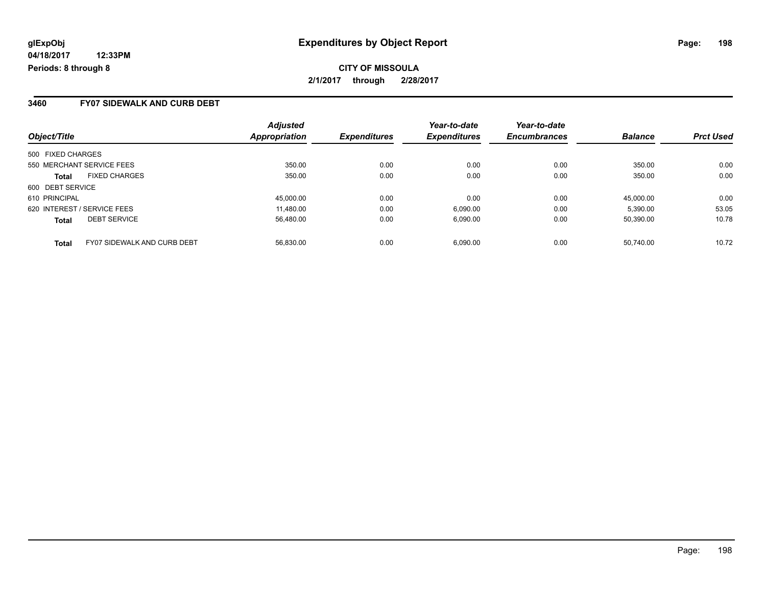glExpObj
04/18/2017 12:33PM
Periods: 8 through 8

# Expenditures by Object Report

**CITY OF MISSOULA**
**2/1/2017 through 2/28/2017**

## 3460 FY07 SIDEWALK AND CURB DEBT

| Object/Title | | Adjusted Appropriation | Expenditures | Year-to-date Expenditures | Year-to-date Encumbrances | Balance | Prct Used |
|---|---|---|---|---|---|---|---|
| 500 FIXED CHARGES | | | | | | | |
| 550 MERCHANT SERVICE FEES | | 350.00 | 0.00 | 0.00 | 0.00 | 350.00 | 0.00 |
| **Total** | FIXED CHARGES | 350.00 | 0.00 | 0.00 | 0.00 | 350.00 | 0.00 |
| 600 DEBT SERVICE | | | | | | | |
| 610 PRINCIPAL | | 45,000.00 | 0.00 | 0.00 | 0.00 | 45,000.00 | 0.00 |
| 620 INTEREST / SERVICE FEES | | 11,480.00 | 0.00 | 6,090.00 | 0.00 | 5,390.00 | 53.05 |
| **Total** | DEBT SERVICE | 56,480.00 | 0.00 | 6,090.00 | 0.00 | 50,390.00 | 10.78 |
| **Total** | FY07 SIDEWALK AND CURB DEBT | 56,830.00 | 0.00 | 6,090.00 | 0.00 | 50,740.00 | 10.72 |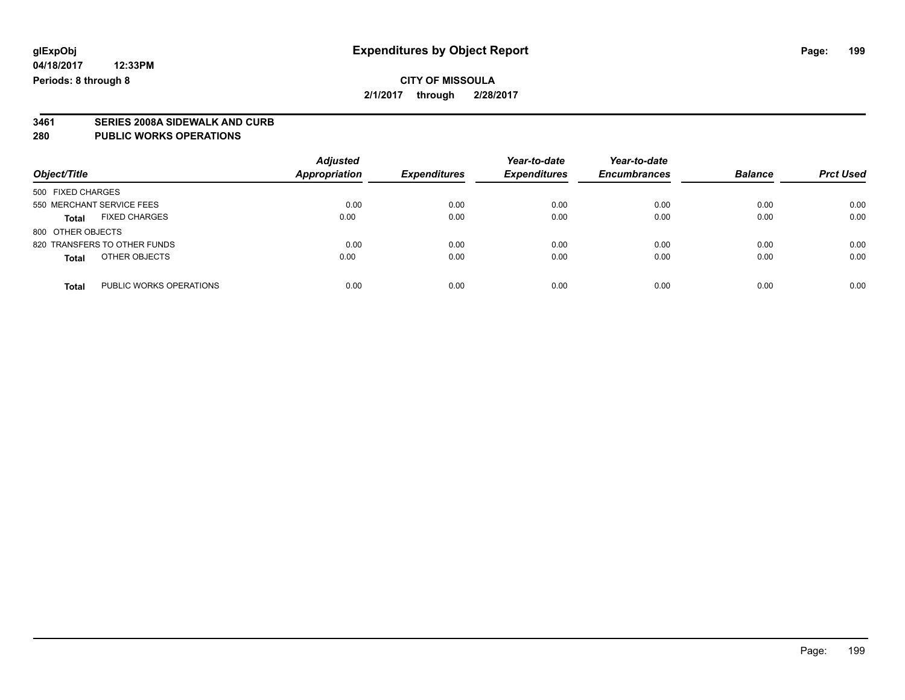**glExpObj** | **Expenditures by Object Report**

**04/18/2017 12:33PM**

**Periods: 8 through 8**

**CITY OF MISSOULA**

**2/1/2017 through 2/28/2017**

## 3461 SERIES 2008A SIDEWALK AND CURB
## 280 PUBLIC WORKS OPERATIONS

| Object/Title | Adjusted Appropriation | Expenditures | Year-to-date Expenditures | Year-to-date Encumbrances | Balance | Prct Used |
|---|---|---|---|---|---|---|
| 500 FIXED CHARGES | | | | | | |
| 550 MERCHANT SERVICE FEES | 0.00 | 0.00 | 0.00 | 0.00 | 0.00 | 0.00 |
| **Total** FIXED CHARGES | 0.00 | 0.00 | 0.00 | 0.00 | 0.00 | 0.00 |
| 800 OTHER OBJECTS | | | | | | |
| 820 TRANSFERS TO OTHER FUNDS | 0.00 | 0.00 | 0.00 | 0.00 | 0.00 | 0.00 |
| **Total** OTHER OBJECTS | 0.00 | 0.00 | 0.00 | 0.00 | 0.00 | 0.00 |
| **Total** PUBLIC WORKS OPERATIONS | 0.00 | 0.00 | 0.00 | 0.00 | 0.00 | 0.00 |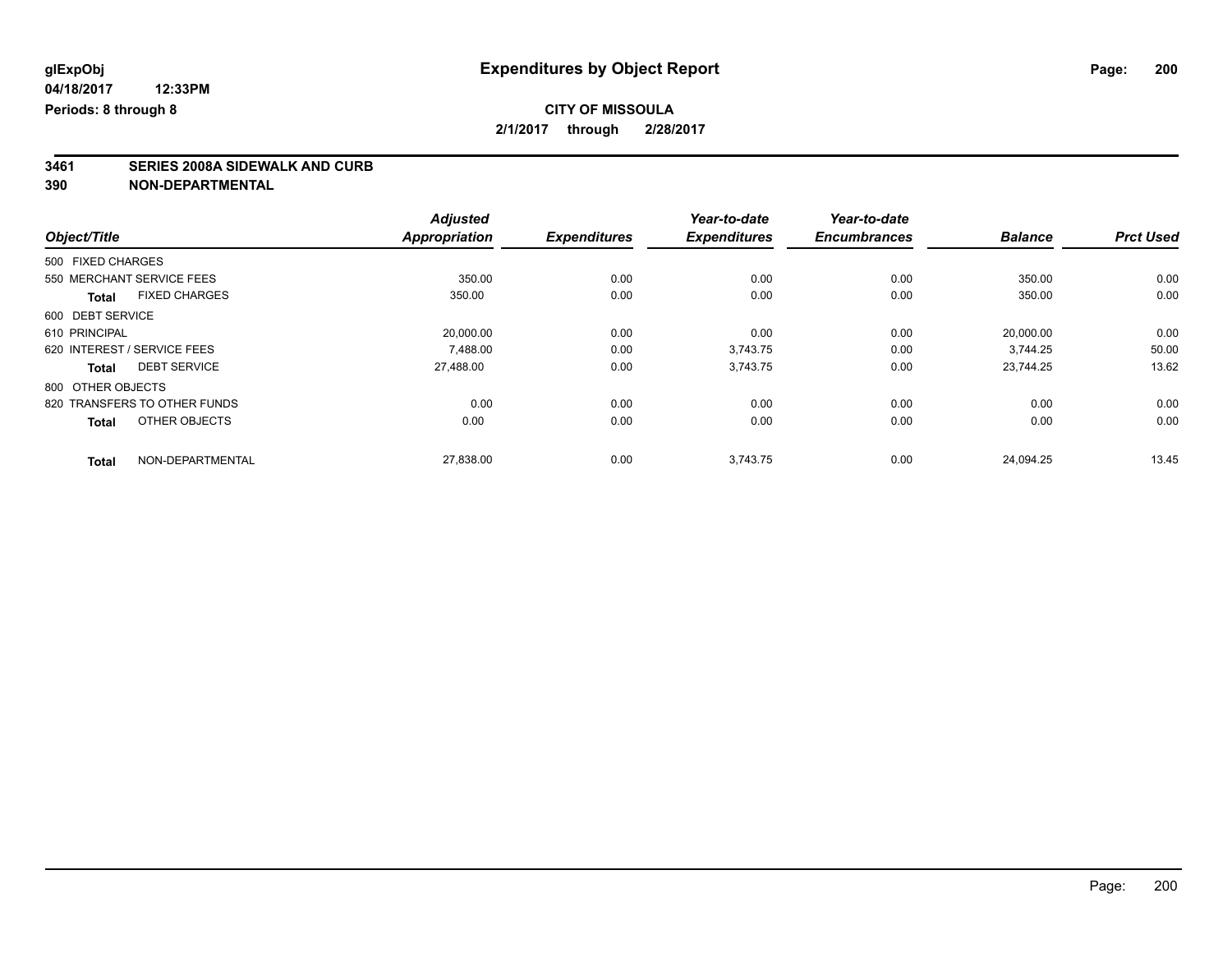**glExpObj** | **Expenditures by Object Report**

**04/18/2017 12:33PM**

**Periods: 8 through 8**

**CITY OF MISSOULA**

**2/1/2017 through 2/28/2017**

## 3461 SERIES 2008A SIDEWALK AND CURB
## 390 NON-DEPARTMENTAL

| Object/Title | | Adjusted Appropriation | Expenditures | Year-to-date Expenditures | Year-to-date Encumbrances | Balance | Prct Used |
|---|---|---|---|---|---|---|---|
| 500 FIXED CHARGES | | | | | | | |
| 550 MERCHANT SERVICE FEES | | 350.00 | 0.00 | 0.00 | 0.00 | 350.00 | 0.00 |
| **Total** | FIXED CHARGES | 350.00 | 0.00 | 0.00 | 0.00 | 350.00 | 0.00 |
| 600 DEBT SERVICE | | | | | | | |
| 610 PRINCIPAL | | 20,000.00 | 0.00 | 0.00 | 0.00 | 20,000.00 | 0.00 |
| 620 INTEREST / SERVICE FEES | | 7,488.00 | 0.00 | 3,743.75 | 0.00 | 3,744.25 | 50.00 |
| **Total** | DEBT SERVICE | 27,488.00 | 0.00 | 3,743.75 | 0.00 | 23,744.25 | 13.62 |
| 800 OTHER OBJECTS | | | | | | | |
| 820 TRANSFERS TO OTHER FUNDS | | 0.00 | 0.00 | 0.00 | 0.00 | 0.00 | 0.00 |
| **Total** | OTHER OBJECTS | 0.00 | 0.00 | 0.00 | 0.00 | 0.00 | 0.00 |
| **Total** | NON-DEPARTMENTAL | 27,838.00 | 0.00 | 3,743.75 | 0.00 | 24,094.25 | 13.45 |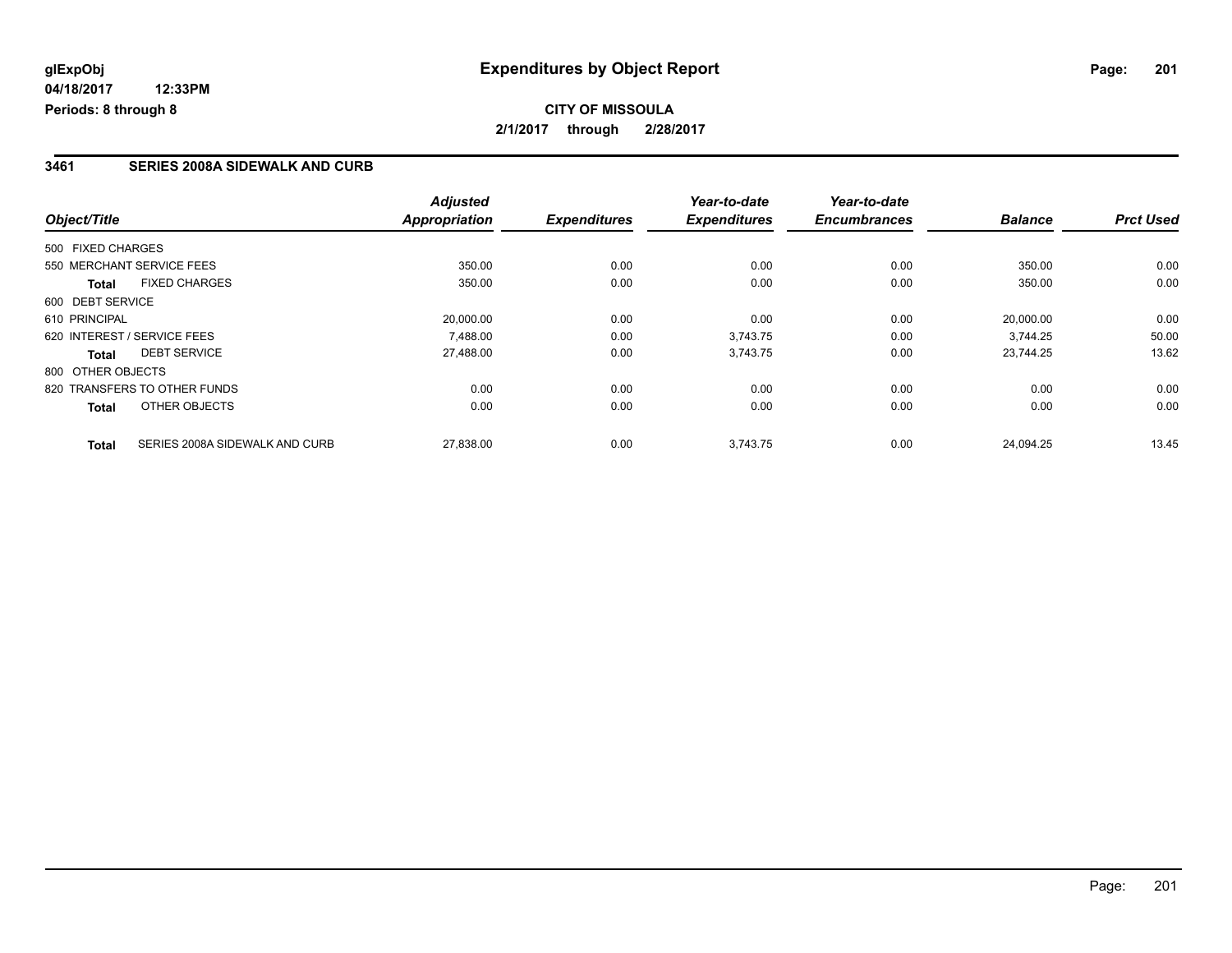**glExpObj**
**04/18/2017 12:33PM**
**Periods: 8 through 8**

# Expenditures by Object Report

**CITY OF MISSOULA**
**2/1/2017 through 2/28/2017**

### 3461 SERIES 2008A SIDEWALK AND CURB

| Object/Title | | Adjusted Appropriation | Expenditures | Year-to-date Expenditures | Year-to-date Encumbrances | Balance | Prct Used |
|---|---|---|---|---|---|---|---|
| 500 FIXED CHARGES | | | | | | | |
| 550 MERCHANT SERVICE FEES | | 350.00 | 0.00 | 0.00 | 0.00 | 350.00 | 0.00 |
| **Total** | FIXED CHARGES | 350.00 | 0.00 | 0.00 | 0.00 | 350.00 | 0.00 |
| 600 DEBT SERVICE | | | | | | | |
| 610 PRINCIPAL | | 20,000.00 | 0.00 | 0.00 | 0.00 | 20,000.00 | 0.00 |
| 620 INTEREST / SERVICE FEES | | 7,488.00 | 0.00 | 3,743.75 | 0.00 | 3,744.25 | 50.00 |
| **Total** | DEBT SERVICE | 27,488.00 | 0.00 | 3,743.75 | 0.00 | 23,744.25 | 13.62 |
| 800 OTHER OBJECTS | | | | | | | |
| 820 TRANSFERS TO OTHER FUNDS | | 0.00 | 0.00 | 0.00 | 0.00 | 0.00 | 0.00 |
| **Total** | OTHER OBJECTS | 0.00 | 0.00 | 0.00 | 0.00 | 0.00 | 0.00 |
| **Total** | SERIES 2008A SIDEWALK AND CURB | 27,838.00 | 0.00 | 3,743.75 | 0.00 | 24,094.25 | 13.45 |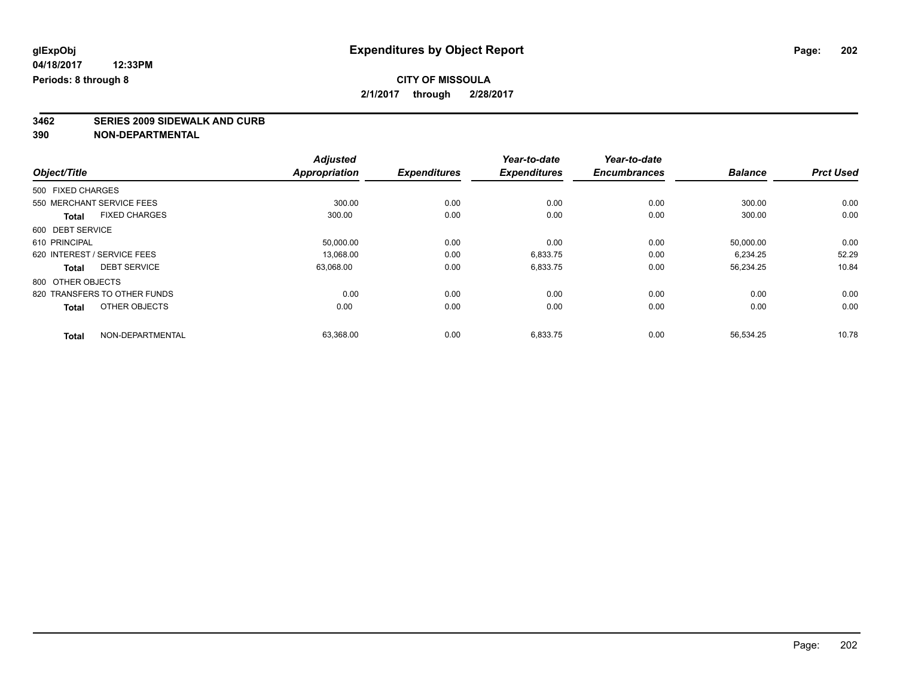glExpObj
04/18/2017 12:33PM
Periods: 8 through 8

# Expenditures by Object Report

**CITY OF MISSOULA**
**2/1/2017 through 2/28/2017**

**3462 SERIES 2009 SIDEWALK AND CURB**
**390 NON-DEPARTMENTAL**

| Object/Title | Adjusted Appropriation | Expenditures | Year-to-date Expenditures | Year-to-date Encumbrances | Balance | Prct Used |
|---|---|---|---|---|---|---|
| 500 FIXED CHARGES | | | | | | |
| 550 MERCHANT SERVICE FEES | 300.00 | 0.00 | 0.00 | 0.00 | 300.00 | 0.00 |
| **Total** FIXED CHARGES | 300.00 | 0.00 | 0.00 | 0.00 | 300.00 | 0.00 |
| 600 DEBT SERVICE | | | | | | |
| 610 PRINCIPAL | 50,000.00 | 0.00 | 0.00 | 0.00 | 50,000.00 | 0.00 |
| 620 INTEREST / SERVICE FEES | 13,068.00 | 0.00 | 6,833.75 | 0.00 | 6,234.25 | 52.29 |
| **Total** DEBT SERVICE | 63,068.00 | 0.00 | 6,833.75 | 0.00 | 56,234.25 | 10.84 |
| 800 OTHER OBJECTS | | | | | | |
| 820 TRANSFERS TO OTHER FUNDS | 0.00 | 0.00 | 0.00 | 0.00 | 0.00 | 0.00 |
| **Total** OTHER OBJECTS | 0.00 | 0.00 | 0.00 | 0.00 | 0.00 | 0.00 |
| **Total** NON-DEPARTMENTAL | 63,368.00 | 0.00 | 6,833.75 | 0.00 | 56,534.25 | 10.78 |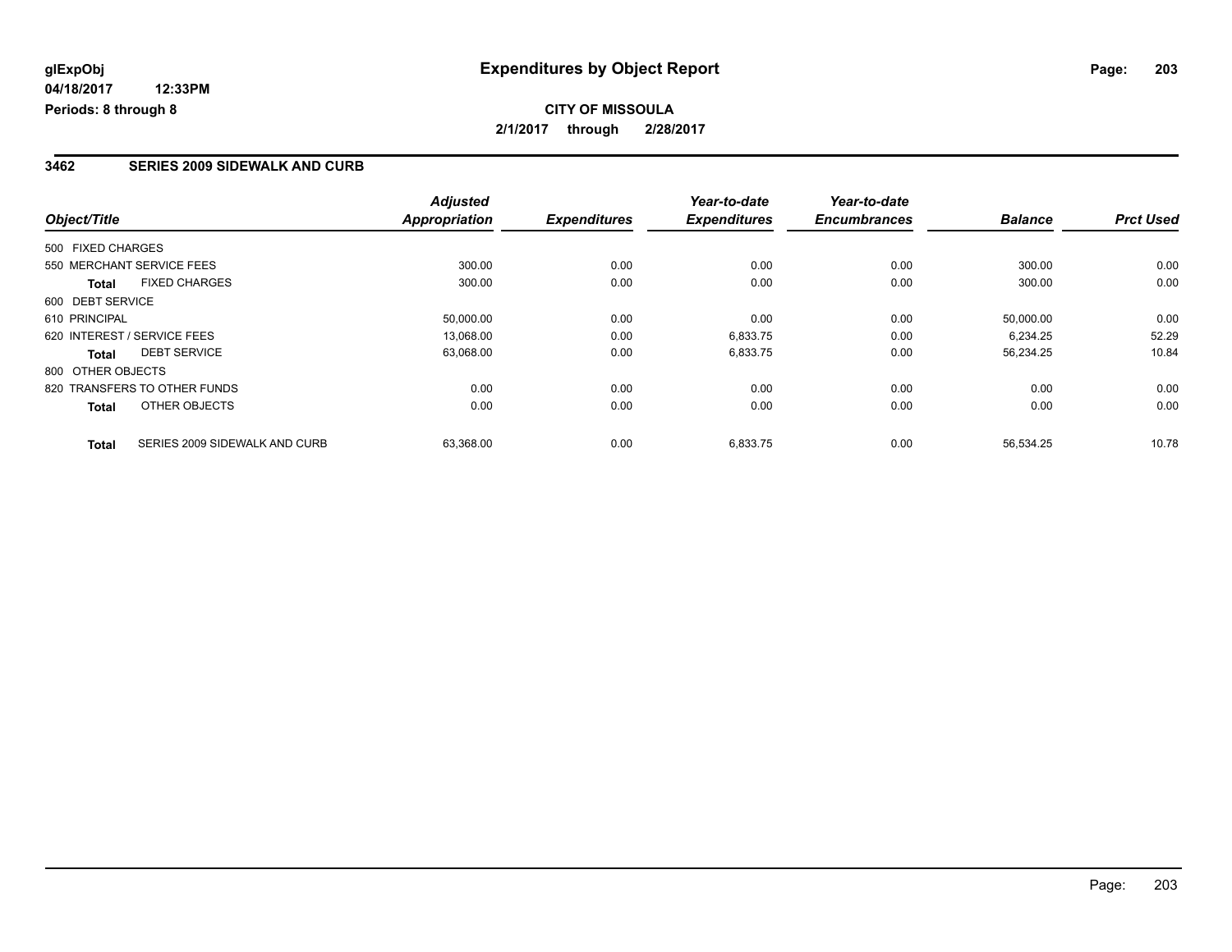**glExpObj**
**04/18/2017 12:33PM**
**Periods: 8 through 8**

# Expenditures by Object Report

**CITY OF MISSOULA**
**2/1/2017 through 2/28/2017**

## 3462 SERIES 2009 SIDEWALK AND CURB

| Object/Title | | *Adjusted Appropriation* | *Expenditures* | *Year-to-date Expenditures* | *Year-to-date Encumbrances* | *Balance* | *Prct Used* |
|---|---|---|---|---|---|---|---|
| 500 FIXED CHARGES | | | | | | | |
| 550 MERCHANT SERVICE FEES | | 300.00 | 0.00 | 0.00 | 0.00 | 300.00 | 0.00 |
| **Total** | FIXED CHARGES | 300.00 | 0.00 | 0.00 | 0.00 | 300.00 | 0.00 |
| 600 DEBT SERVICE | | | | | | | |
| 610 PRINCIPAL | | 50,000.00 | 0.00 | 0.00 | 0.00 | 50,000.00 | 0.00 |
| 620 INTEREST / SERVICE FEES | | 13,068.00 | 0.00 | 6,833.75 | 0.00 | 6,234.25 | 52.29 |
| **Total** | DEBT SERVICE | 63,068.00 | 0.00 | 6,833.75 | 0.00 | 56,234.25 | 10.84 |
| 800 OTHER OBJECTS | | | | | | | |
| 820 TRANSFERS TO OTHER FUNDS | | 0.00 | 0.00 | 0.00 | 0.00 | 0.00 | 0.00 |
| **Total** | OTHER OBJECTS | 0.00 | 0.00 | 0.00 | 0.00 | 0.00 | 0.00 |
| **Total** | SERIES 2009 SIDEWALK AND CURB | 63,368.00 | 0.00 | 6,833.75 | 0.00 | 56,534.25 | 10.78 |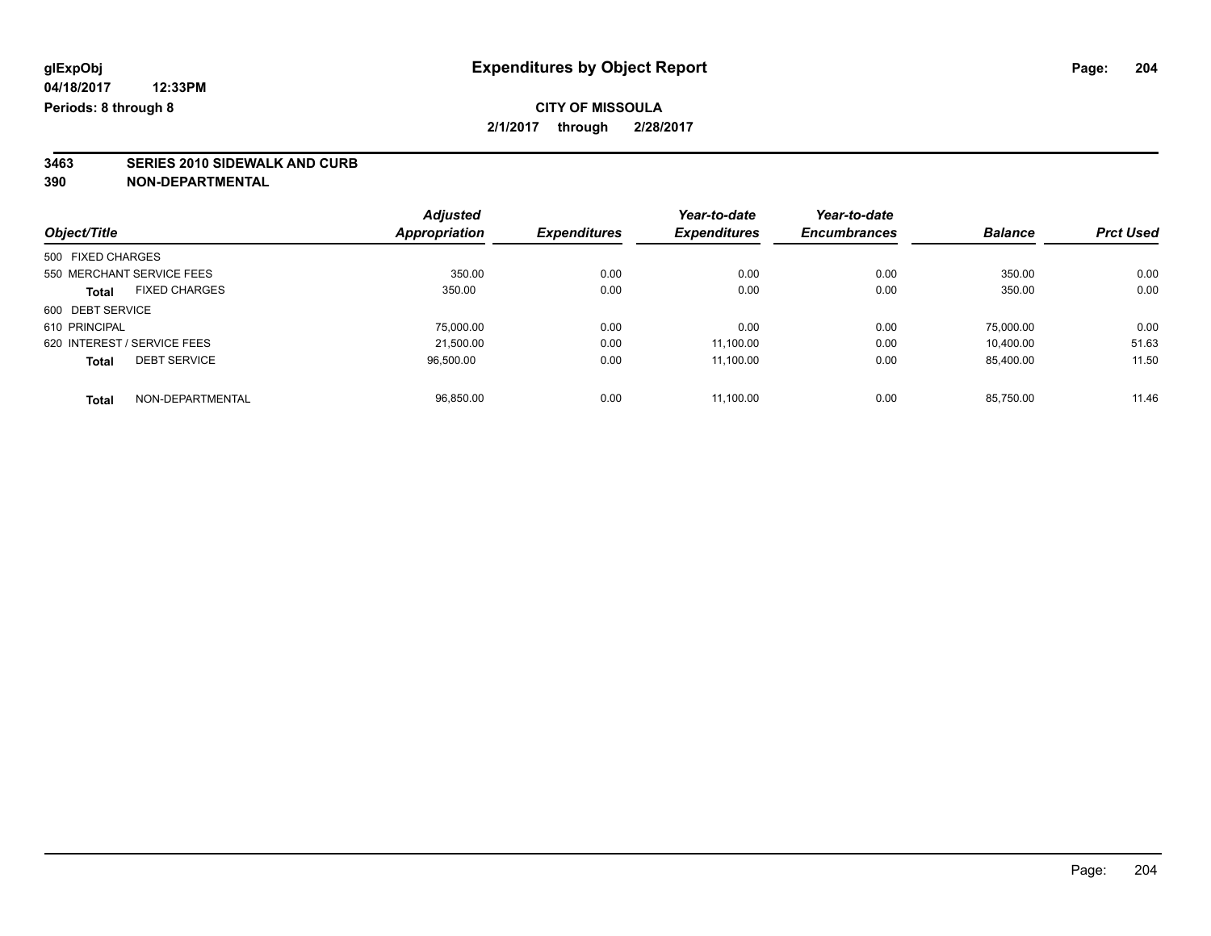glExpObj
04/18/2017 12:33PM
Periods: 8 through 8

# Expenditures by Object Report

**CITY OF MISSOULA**
**2/1/2017 through 2/28/2017**

**3463 SERIES 2010 SIDEWALK AND CURB**
**390 NON-DEPARTMENTAL**

| Object/Title | Adjusted Appropriation | Expenditures | Year-to-date Expenditures | Year-to-date Encumbrances | Balance | Prct Used |
|---|---|---|---|---|---|---|
| 500 FIXED CHARGES | | | | | | |
| 550 MERCHANT SERVICE FEES | 350.00 | 0.00 | 0.00 | 0.00 | 350.00 | 0.00 |
| **Total** FIXED CHARGES | 350.00 | 0.00 | 0.00 | 0.00 | 350.00 | 0.00 |
| 600 DEBT SERVICE | | | | | | |
| 610 PRINCIPAL | 75,000.00 | 0.00 | 0.00 | 0.00 | 75,000.00 | 0.00 |
| 620 INTEREST / SERVICE FEES | 21,500.00 | 0.00 | 11,100.00 | 0.00 | 10,400.00 | 51.63 |
| **Total** DEBT SERVICE | 96,500.00 | 0.00 | 11,100.00 | 0.00 | 85,400.00 | 11.50 |
| **Total** NON-DEPARTMENTAL | 96,850.00 | 0.00 | 11,100.00 | 0.00 | 85,750.00 | 11.46 |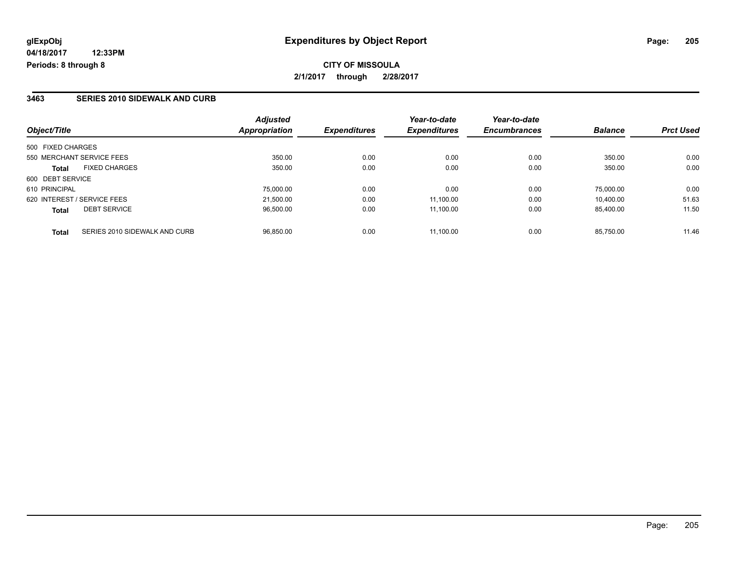**glExpObj** | **Expenditures by Object Report**

**04/18/2017 12:33PM**

**Periods: 8 through 8**

**CITY OF MISSOULA**

**2/1/2017 through 2/28/2017**

## 3463 SERIES 2010 SIDEWALK AND CURB

| Object/Title | | Adjusted Appropriation | Expenditures | Year-to-date Expenditures | Year-to-date Encumbrances | Balance | Prct Used |
|---|---|---|---|---|---|---|---|
| 500 FIXED CHARGES | | | | | | | |
| 550 MERCHANT SERVICE FEES | | 350.00 | 0.00 | 0.00 | 0.00 | 350.00 | 0.00 |
| **Total** | FIXED CHARGES | 350.00 | 0.00 | 0.00 | 0.00 | 350.00 | 0.00 |
| 600 DEBT SERVICE | | | | | | | |
| 610 PRINCIPAL | | 75,000.00 | 0.00 | 0.00 | 0.00 | 75,000.00 | 0.00 |
| 620 INTEREST / SERVICE FEES | | 21,500.00 | 0.00 | 11,100.00 | 0.00 | 10,400.00 | 51.63 |
| **Total** | DEBT SERVICE | 96,500.00 | 0.00 | 11,100.00 | 0.00 | 85,400.00 | 11.50 |
| **Total** | SERIES 2010 SIDEWALK AND CURB | 96,850.00 | 0.00 | 11,100.00 | 0.00 | 85,750.00 | 11.46 |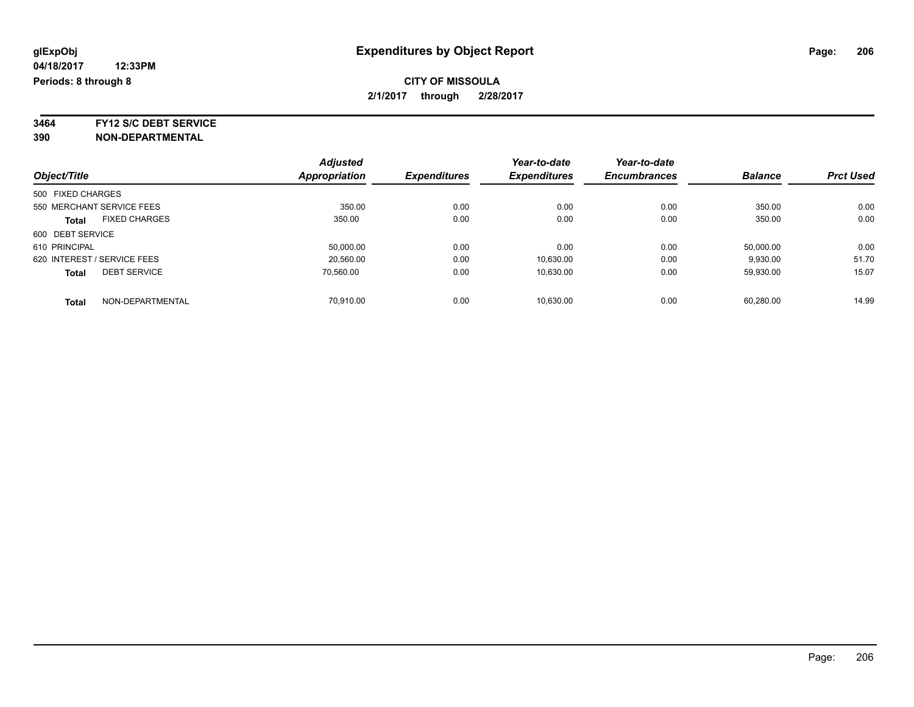**glExpObj** — **Expenditures by Object Report**

**04/18/2017 12:33PM**

**Periods: 8 through 8**

**CITY OF MISSOULA**

**2/1/2017 through 2/28/2017**

**3464 FY12 S/C DEBT SERVICE**

**390 NON-DEPARTMENTAL**

| Object/Title | Adjusted Appropriation | Expenditures | Year-to-date Expenditures | Year-to-date Encumbrances | Balance | Prct Used |
|---|---|---|---|---|---|---|
| 500 FIXED CHARGES | | | | | | |
| 550 MERCHANT SERVICE FEES | 350.00 | 0.00 | 0.00 | 0.00 | 350.00 | 0.00 |
| **Total** FIXED CHARGES | 350.00 | 0.00 | 0.00 | 0.00 | 350.00 | 0.00 |
| 600 DEBT SERVICE | | | | | | |
| 610 PRINCIPAL | 50,000.00 | 0.00 | 0.00 | 0.00 | 50,000.00 | 0.00 |
| 620 INTEREST / SERVICE FEES | 20,560.00 | 0.00 | 10,630.00 | 0.00 | 9,930.00 | 51.70 |
| **Total** DEBT SERVICE | 70,560.00 | 0.00 | 10,630.00 | 0.00 | 59,930.00 | 15.07 |
| **Total** NON-DEPARTMENTAL | 70,910.00 | 0.00 | 10,630.00 | 0.00 | 60,280.00 | 14.99 |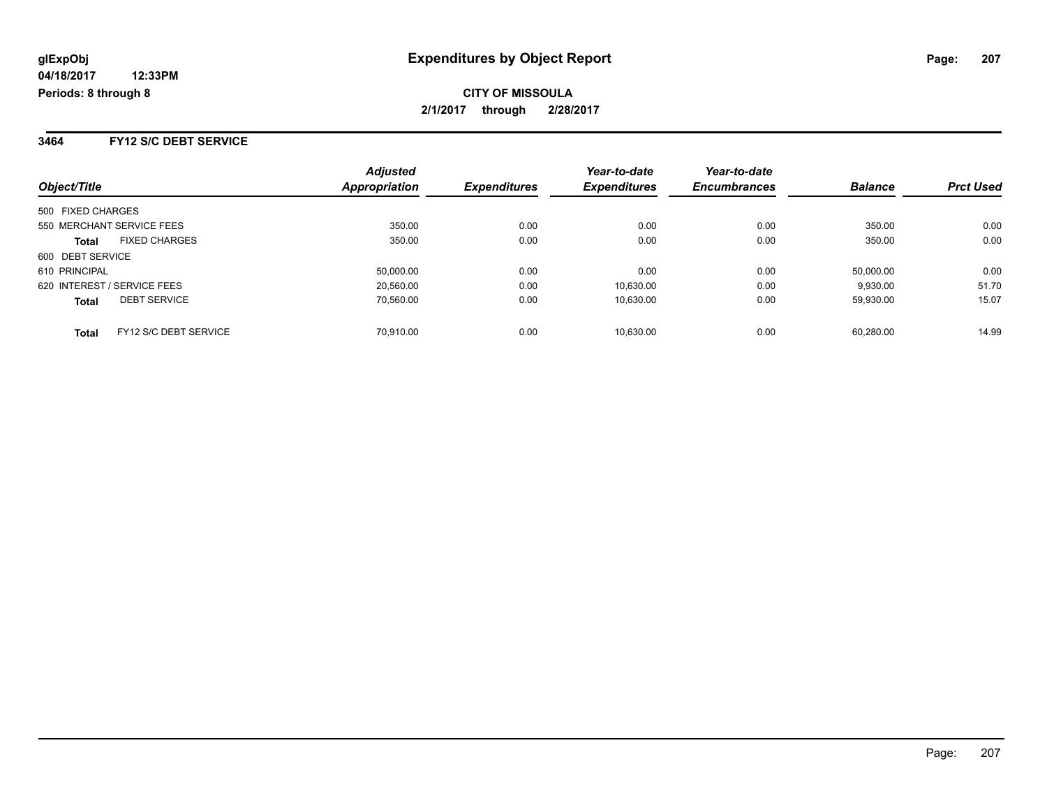**glExpObj** **Expenditures by Object Report**

**04/18/2017 12:33PM**

**Periods: 8 through 8**

**CITY OF MISSOULA**

**2/1/2017 through 2/28/2017**

## 3464 FY12 S/C DEBT SERVICE

| Object/Title | | Adjusted Appropriation | Expenditures | Year-to-date Expenditures | Year-to-date Encumbrances | Balance | Prct Used |
|---|---|---|---|---|---|---|---|
| 500 FIXED CHARGES | | | | | | | |
| 550 MERCHANT SERVICE FEES | | 350.00 | 0.00 | 0.00 | 0.00 | 350.00 | 0.00 |
| **Total** | FIXED CHARGES | 350.00 | 0.00 | 0.00 | 0.00 | 350.00 | 0.00 |
| 600 DEBT SERVICE | | | | | | | |
| 610 PRINCIPAL | | 50,000.00 | 0.00 | 0.00 | 0.00 | 50,000.00 | 0.00 |
| 620 INTEREST / SERVICE FEES | | 20,560.00 | 0.00 | 10,630.00 | 0.00 | 9,930.00 | 51.70 |
| **Total** | DEBT SERVICE | 70,560.00 | 0.00 | 10,630.00 | 0.00 | 59,930.00 | 15.07 |
| **Total** | FY12 S/C DEBT SERVICE | 70,910.00 | 0.00 | 10,630.00 | 0.00 | 60,280.00 | 14.99 |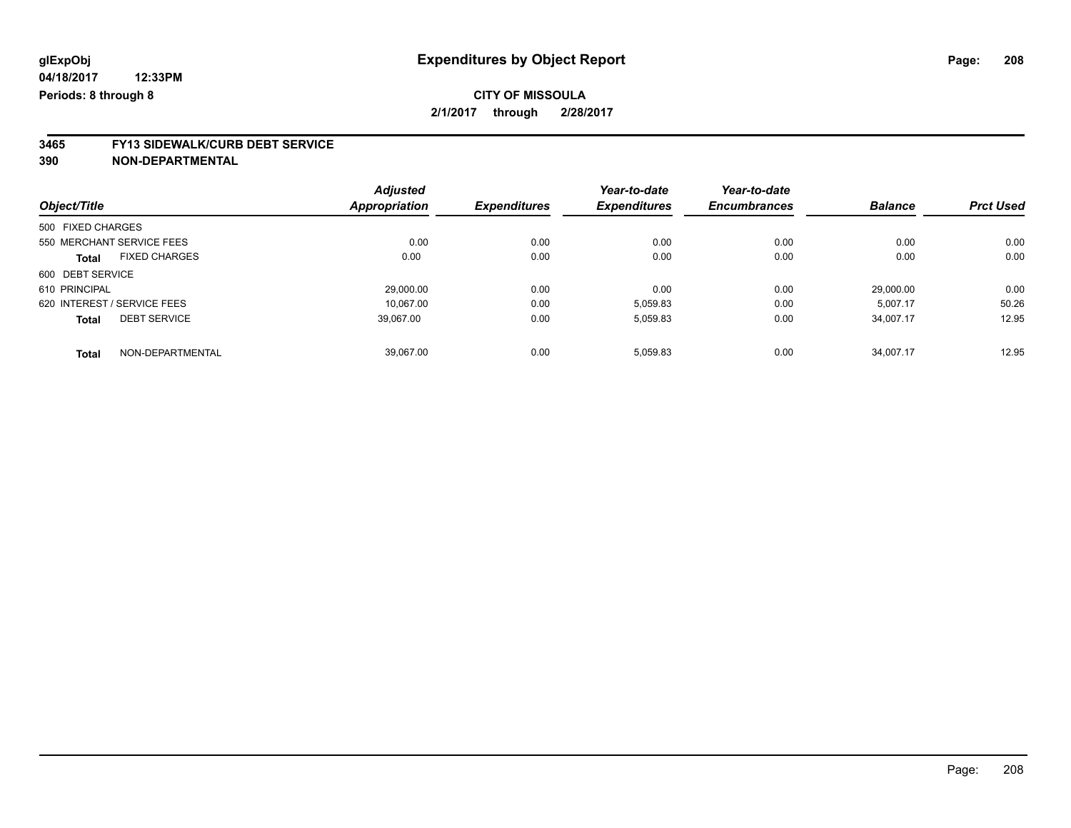glExpObj
04/18/2017 12:33PM
Periods: 8 through 8

# Expenditures by Object Report

**CITY OF MISSOULA**

**2/1/2017 through 2/28/2017**

**3465 FY13 SIDEWALK/CURB DEBT SERVICE**
**390 NON-DEPARTMENTAL**

| Object/Title | Adjusted Appropriation | Expenditures | Year-to-date Expenditures | Year-to-date Encumbrances | Balance | Prct Used |
|---|---|---|---|---|---|---|
| 500 FIXED CHARGES | | | | | | |
| 550 MERCHANT SERVICE FEES | 0.00 | 0.00 | 0.00 | 0.00 | 0.00 | 0.00 |
| **Total** FIXED CHARGES | 0.00 | 0.00 | 0.00 | 0.00 | 0.00 | 0.00 |
| 600 DEBT SERVICE | | | | | | |
| 610 PRINCIPAL | 29,000.00 | 0.00 | 0.00 | 0.00 | 29,000.00 | 0.00 |
| 620 INTEREST / SERVICE FEES | 10,067.00 | 0.00 | 5,059.83 | 0.00 | 5,007.17 | 50.26 |
| **Total** DEBT SERVICE | 39,067.00 | 0.00 | 5,059.83 | 0.00 | 34,007.17 | 12.95 |
| **Total** NON-DEPARTMENTAL | 39,067.00 | 0.00 | 5,059.83 | 0.00 | 34,007.17 | 12.95 |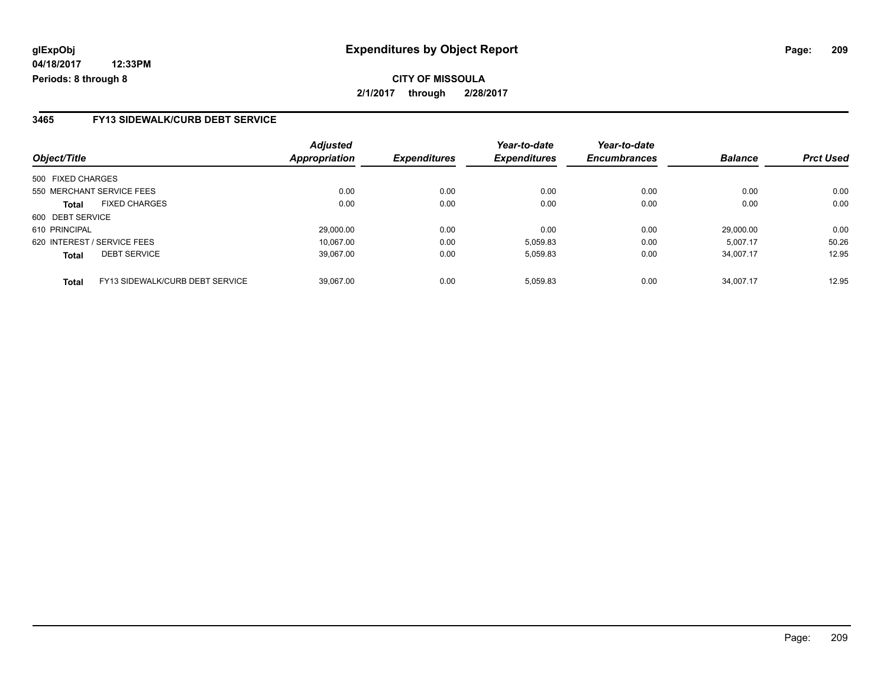glExpObj
04/18/2017 12:33PM
Periods: 8 through 8

# Expenditures by Object Report

**CITY OF MISSOULA**

**2/1/2017 through 2/28/2017**

## 3465 FY13 SIDEWALK/CURB DEBT SERVICE

| Object/Title | | Adjusted Appropriation | Expenditures | Year-to-date Expenditures | Year-to-date Encumbrances | Balance | Prct Used |
|---|---|---|---|---|---|---|---|
| 500 FIXED CHARGES | | | | | | | |
| 550 MERCHANT SERVICE FEES | | 0.00 | 0.00 | 0.00 | 0.00 | 0.00 | 0.00 |
| **Total** | FIXED CHARGES | 0.00 | 0.00 | 0.00 | 0.00 | 0.00 | 0.00 |
| 600 DEBT SERVICE | | | | | | | |
| 610 PRINCIPAL | | 29,000.00 | 0.00 | 0.00 | 0.00 | 29,000.00 | 0.00 |
| 620 INTEREST / SERVICE FEES | | 10,067.00 | 0.00 | 5,059.83 | 0.00 | 5,007.17 | 50.26 |
| **Total** | DEBT SERVICE | 39,067.00 | 0.00 | 5,059.83 | 0.00 | 34,007.17 | 12.95 |
| **Total** | FY13 SIDEWALK/CURB DEBT SERVICE | 39,067.00 | 0.00 | 5,059.83 | 0.00 | 34,007.17 | 12.95 |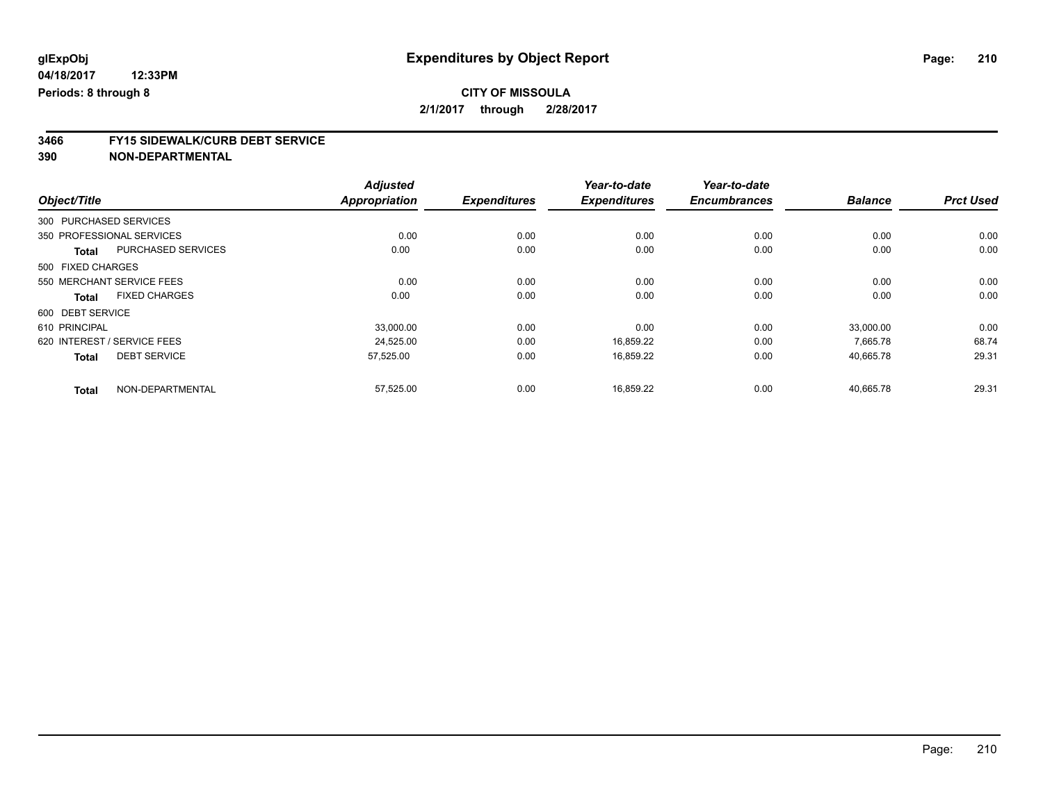glExpObj
04/18/2017 12:33PM
Periods: 8 through 8

# Expenditures by Object Report

**CITY OF MISSOULA**
**2/1/2017 through 2/28/2017**

**3466 FY15 SIDEWALK/CURB DEBT SERVICE**
**390 NON-DEPARTMENTAL**

| Object/Title | | Adjusted Appropriation | Expenditures | Year-to-date Expenditures | Year-to-date Encumbrances | Balance | Prct Used |
|---|---|---|---|---|---|---|---|
| 300 PURCHASED SERVICES | | | | | | | |
| 350 PROFESSIONAL SERVICES | | 0.00 | 0.00 | 0.00 | 0.00 | 0.00 | 0.00 |
| **Total** | PURCHASED SERVICES | 0.00 | 0.00 | 0.00 | 0.00 | 0.00 | 0.00 |
| 500 FIXED CHARGES | | | | | | | |
| 550 MERCHANT SERVICE FEES | | 0.00 | 0.00 | 0.00 | 0.00 | 0.00 | 0.00 |
| **Total** | FIXED CHARGES | 0.00 | 0.00 | 0.00 | 0.00 | 0.00 | 0.00 |
| 600 DEBT SERVICE | | | | | | | |
| 610 PRINCIPAL | | 33,000.00 | 0.00 | 0.00 | 0.00 | 33,000.00 | 0.00 |
| 620 INTEREST / SERVICE FEES | | 24,525.00 | 0.00 | 16,859.22 | 0.00 | 7,665.78 | 68.74 |
| **Total** | DEBT SERVICE | 57,525.00 | 0.00 | 16,859.22 | 0.00 | 40,665.78 | 29.31 |
| **Total** | NON-DEPARTMENTAL | 57,525.00 | 0.00 | 16,859.22 | 0.00 | 40,665.78 | 29.31 |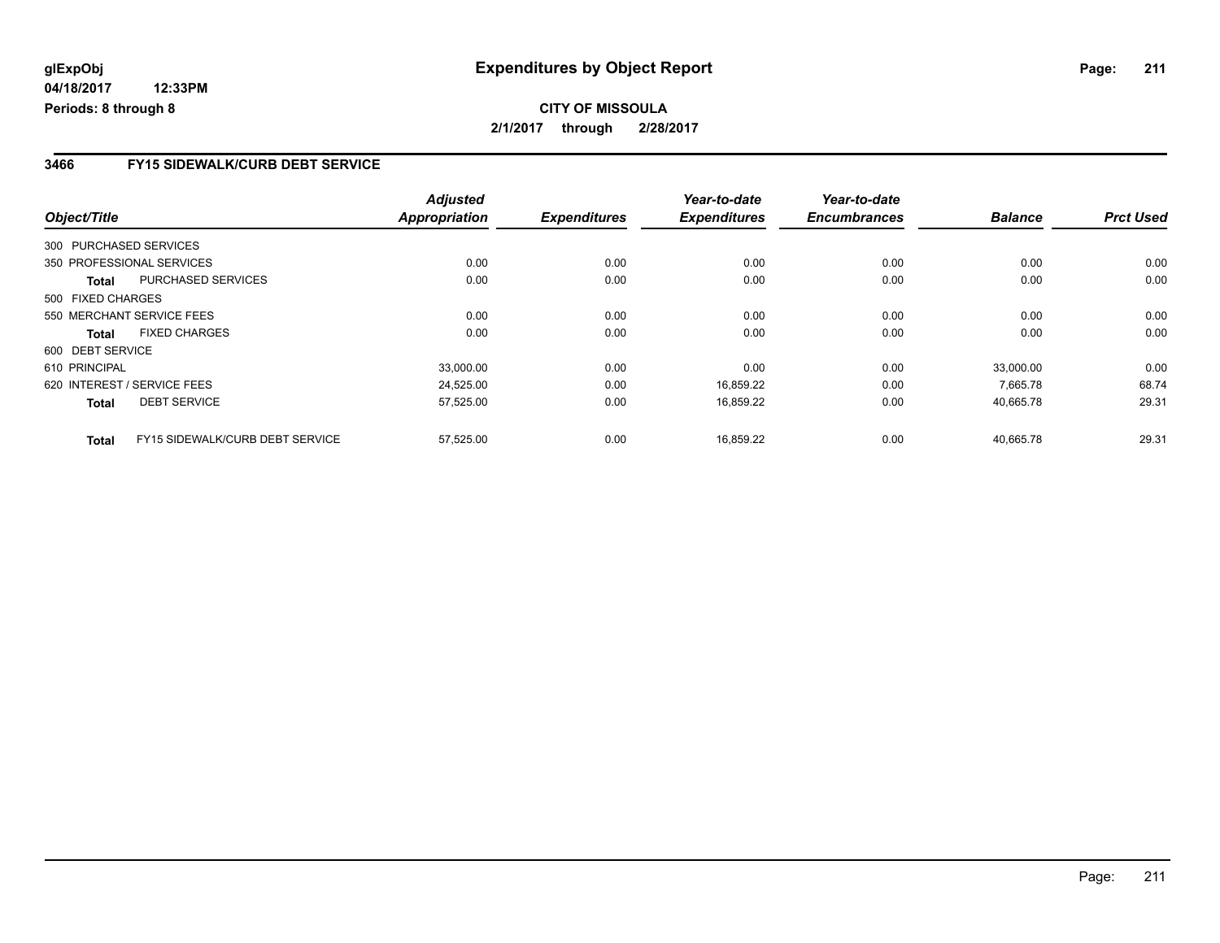# Expenditures by Object Report

glExpObj
04/18/2017 12:33PM
Periods: 8 through 8

**CITY OF MISSOULA**
**2/1/2017 through 2/28/2017**

## 3466 FY15 SIDEWALK/CURB DEBT SERVICE

| Object/Title | | Adjusted Appropriation | Expenditures | Year-to-date Expenditures | Year-to-date Encumbrances | Balance | Prct Used |
|---|---|---|---|---|---|---|---|
| 300 PURCHASED SERVICES | | | | | | | |
| 350 PROFESSIONAL SERVICES | | 0.00 | 0.00 | 0.00 | 0.00 | 0.00 | 0.00 |
| **Total** | PURCHASED SERVICES | 0.00 | 0.00 | 0.00 | 0.00 | 0.00 | 0.00 |
| 500 FIXED CHARGES | | | | | | | |
| 550 MERCHANT SERVICE FEES | | 0.00 | 0.00 | 0.00 | 0.00 | 0.00 | 0.00 |
| **Total** | FIXED CHARGES | 0.00 | 0.00 | 0.00 | 0.00 | 0.00 | 0.00 |
| 600 DEBT SERVICE | | | | | | | |
| 610 PRINCIPAL | | 33,000.00 | 0.00 | 0.00 | 0.00 | 33,000.00 | 0.00 |
| 620 INTEREST / SERVICE FEES | | 24,525.00 | 0.00 | 16,859.22 | 0.00 | 7,665.78 | 68.74 |
| **Total** | DEBT SERVICE | 57,525.00 | 0.00 | 16,859.22 | 0.00 | 40,665.78 | 29.31 |
| **Total** | FY15 SIDEWALK/CURB DEBT SERVICE | 57,525.00 | 0.00 | 16,859.22 | 0.00 | 40,665.78 | 29.31 |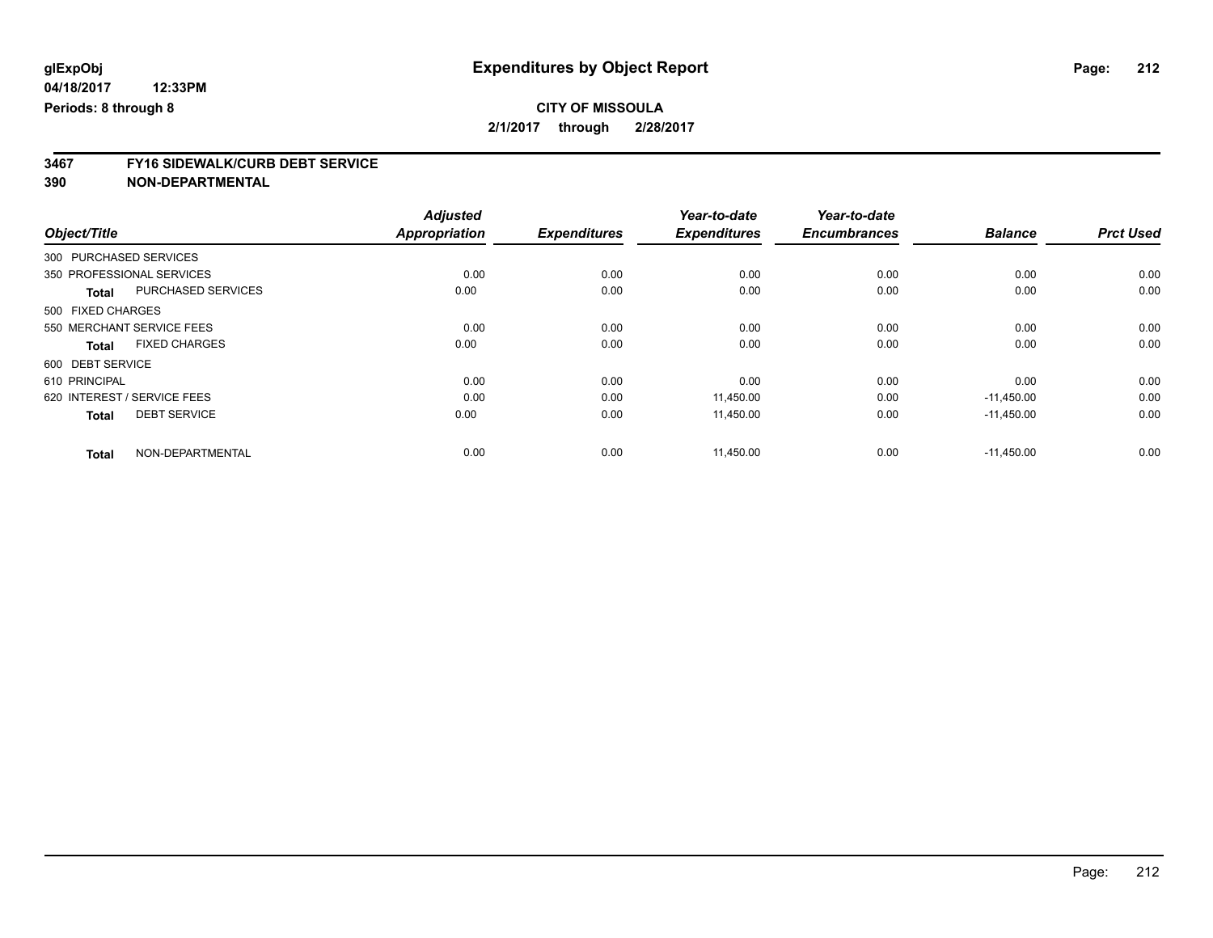glExpObj
04/18/2017 12:33PM
Periods: 8 through 8

# Expenditures by Object Report

**CITY OF MISSOULA**
**2/1/2017 through 2/28/2017**

## 3467 FY16 SIDEWALK/CURB DEBT SERVICE
## 390 NON-DEPARTMENTAL

| Object/Title | | Adjusted Appropriation | Expenditures | Year-to-date Expenditures | Year-to-date Encumbrances | Balance | Prct Used |
|---|---|---|---|---|---|---|---|
| 300 PURCHASED SERVICES | | | | | | | |
| 350 PROFESSIONAL SERVICES | | 0.00 | 0.00 | 0.00 | 0.00 | 0.00 | 0.00 |
| **Total** | PURCHASED SERVICES | 0.00 | 0.00 | 0.00 | 0.00 | 0.00 | 0.00 |
| 500 FIXED CHARGES | | | | | | | |
| 550 MERCHANT SERVICE FEES | | 0.00 | 0.00 | 0.00 | 0.00 | 0.00 | 0.00 |
| **Total** | FIXED CHARGES | 0.00 | 0.00 | 0.00 | 0.00 | 0.00 | 0.00 |
| 600 DEBT SERVICE | | | | | | | |
| 610 PRINCIPAL | | 0.00 | 0.00 | 0.00 | 0.00 | 0.00 | 0.00 |
| 620 INTEREST / SERVICE FEES | | 0.00 | 0.00 | 11,450.00 | 0.00 | -11,450.00 | 0.00 |
| **Total** | DEBT SERVICE | 0.00 | 0.00 | 11,450.00 | 0.00 | -11,450.00 | 0.00 |
| **Total** | NON-DEPARTMENTAL | 0.00 | 0.00 | 11,450.00 | 0.00 | -11,450.00 | 0.00 |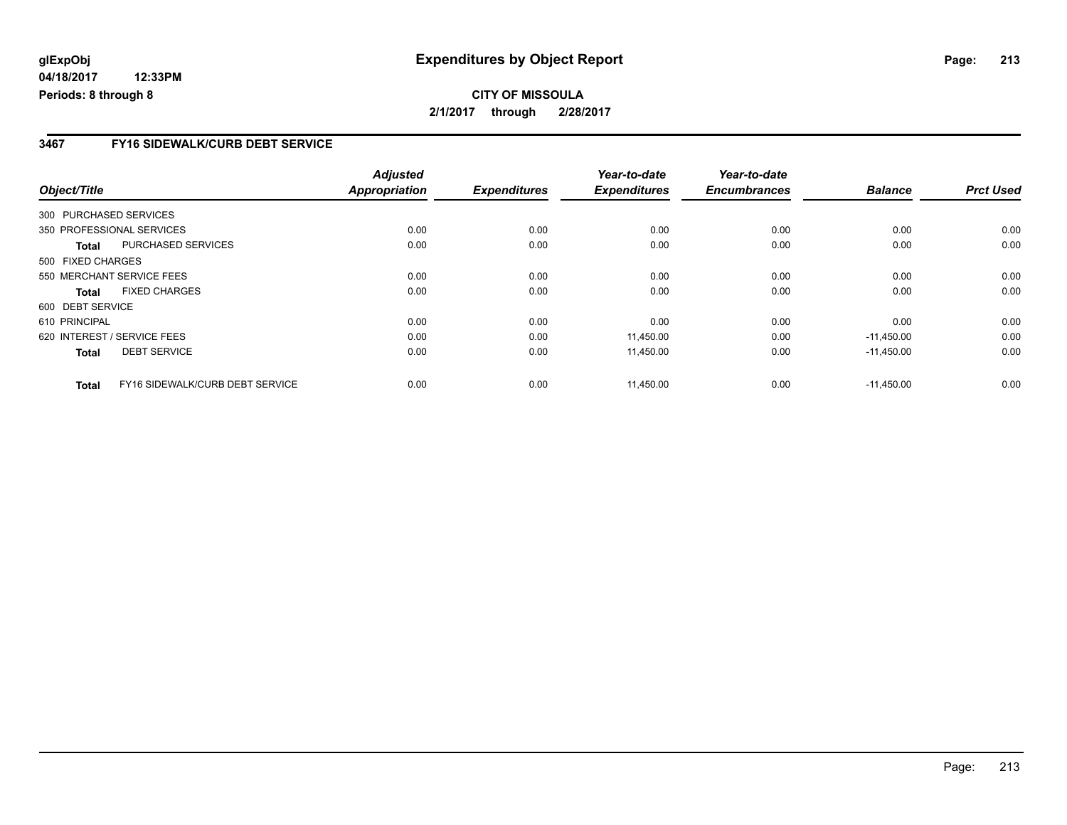**glExpObj** **Expenditures by Object Report**

**04/18/2017 12:33PM**

**Periods: 8 through 8**

**CITY OF MISSOULA**

**2/1/2017 through 2/28/2017**

## 3467 FY16 SIDEWALK/CURB DEBT SERVICE

| Object/Title | | *Adjusted Appropriation* | *Expenditures* | *Year-to-date Expenditures* | *Year-to-date Encumbrances* | *Balance* | *Prct Used* |
|---|---|---|---|---|---|---|---|
| 300 PURCHASED SERVICES | | | | | | | |
| 350 PROFESSIONAL SERVICES | | 0.00 | 0.00 | 0.00 | 0.00 | 0.00 | 0.00 |
| **Total** | PURCHASED SERVICES | 0.00 | 0.00 | 0.00 | 0.00 | 0.00 | 0.00 |
| 500 FIXED CHARGES | | | | | | | |
| 550 MERCHANT SERVICE FEES | | 0.00 | 0.00 | 0.00 | 0.00 | 0.00 | 0.00 |
| **Total** | FIXED CHARGES | 0.00 | 0.00 | 0.00 | 0.00 | 0.00 | 0.00 |
| 600 DEBT SERVICE | | | | | | | |
| 610 PRINCIPAL | | 0.00 | 0.00 | 0.00 | 0.00 | 0.00 | 0.00 |
| 620 INTEREST / SERVICE FEES | | 0.00 | 0.00 | 11,450.00 | 0.00 | -11,450.00 | 0.00 |
| **Total** | DEBT SERVICE | 0.00 | 0.00 | 11,450.00 | 0.00 | -11,450.00 | 0.00 |
| **Total** | FY16 SIDEWALK/CURB DEBT SERVICE | 0.00 | 0.00 | 11,450.00 | 0.00 | -11,450.00 | 0.00 |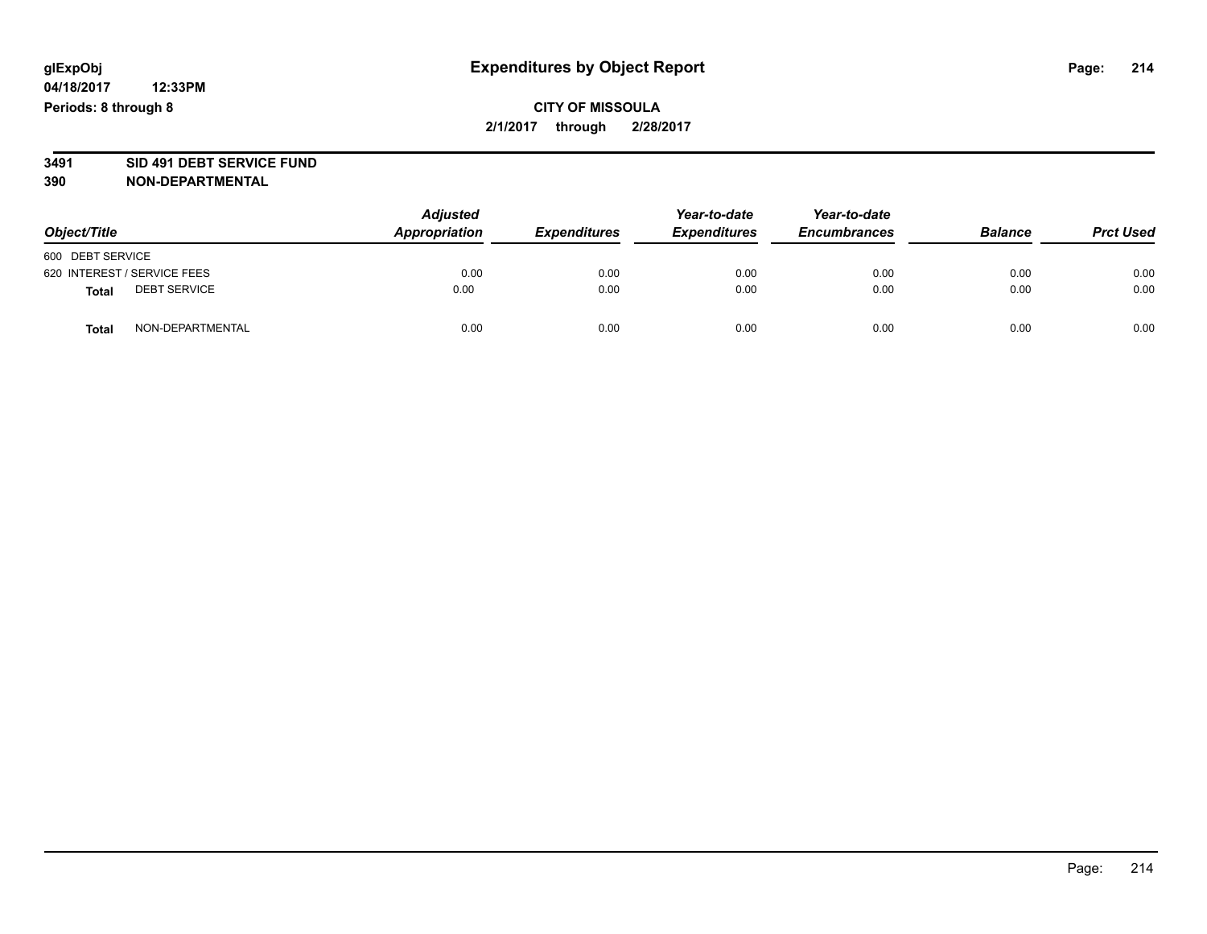glExpObj
04/18/2017 12:33PM
Periods: 8 through 8

# Expenditures by Object Report

**CITY OF MISSOULA**
**2/1/2017 through 2/28/2017**

**3491 SID 491 DEBT SERVICE FUND**
**390 NON-DEPARTMENTAL**

| Object/Title | Adjusted Appropriation | Expenditures | Year-to-date Expenditures | Year-to-date Encumbrances | Balance | Prct Used |
|---|---|---|---|---|---|---|
| 600 DEBT SERVICE | | | | | | |
| 620 INTEREST / SERVICE FEES | 0.00 | 0.00 | 0.00 | 0.00 | 0.00 | 0.00 |
| **Total** DEBT SERVICE | 0.00 | 0.00 | 0.00 | 0.00 | 0.00 | 0.00 |
| **Total** NON-DEPARTMENTAL | 0.00 | 0.00 | 0.00 | 0.00 | 0.00 | 0.00 |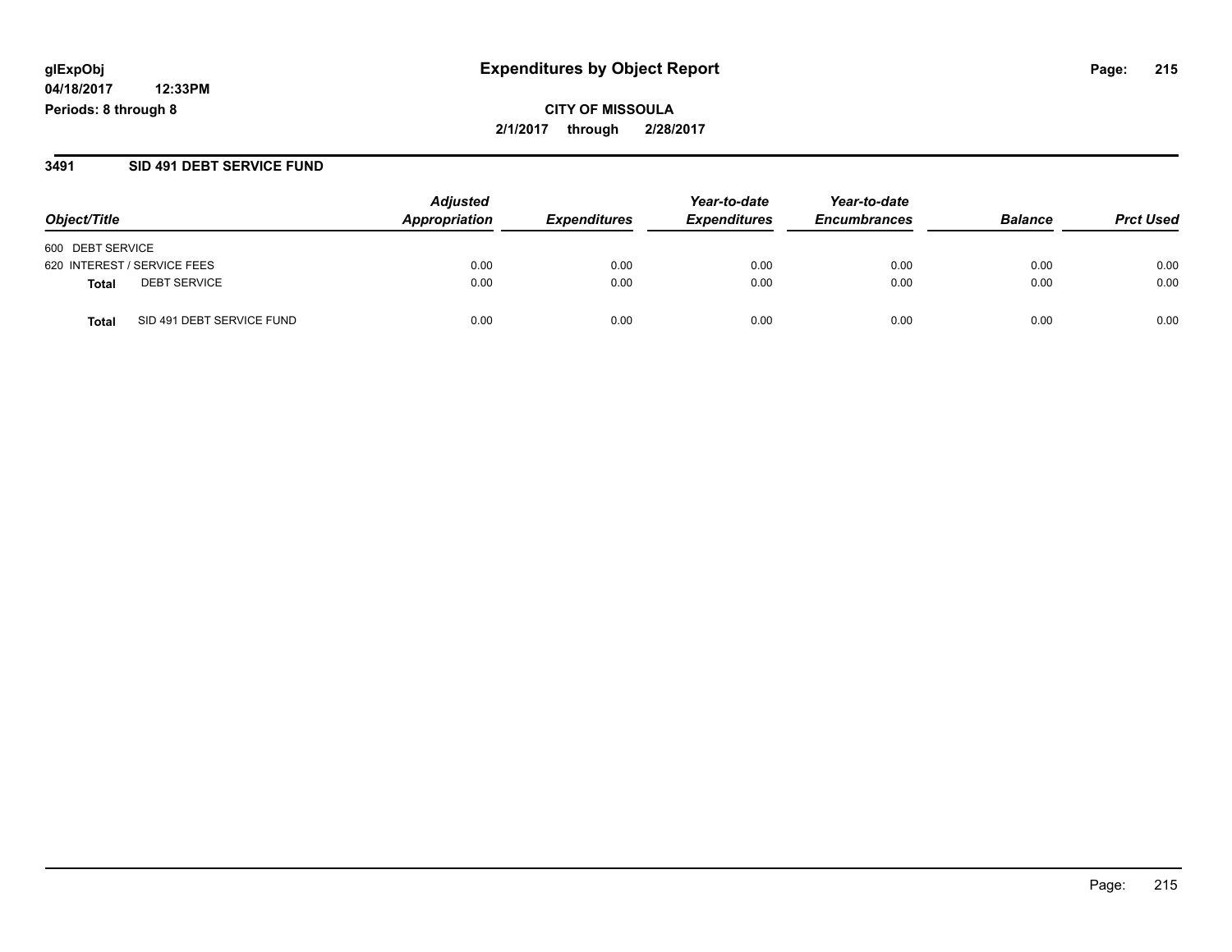# Expenditures by Object Report

**CITY OF MISSOULA**

**2/1/2017 through 2/28/2017**

glExpObj
04/18/2017 12:33PM
Periods: 8 through 8

## 3491 SID 491 DEBT SERVICE FUND

| Object/Title | Adjusted Appropriation | Expenditures | Year-to-date Expenditures | Year-to-date Encumbrances | Balance | Prct Used |
|---|---|---|---|---|---|---|
| 600 DEBT SERVICE | | | | | | |
| 620 INTEREST / SERVICE FEES | 0.00 | 0.00 | 0.00 | 0.00 | 0.00 | 0.00 |
| **Total** DEBT SERVICE | 0.00 | 0.00 | 0.00 | 0.00 | 0.00 | 0.00 |
| **Total** SID 491 DEBT SERVICE FUND | 0.00 | 0.00 | 0.00 | 0.00 | 0.00 | 0.00 |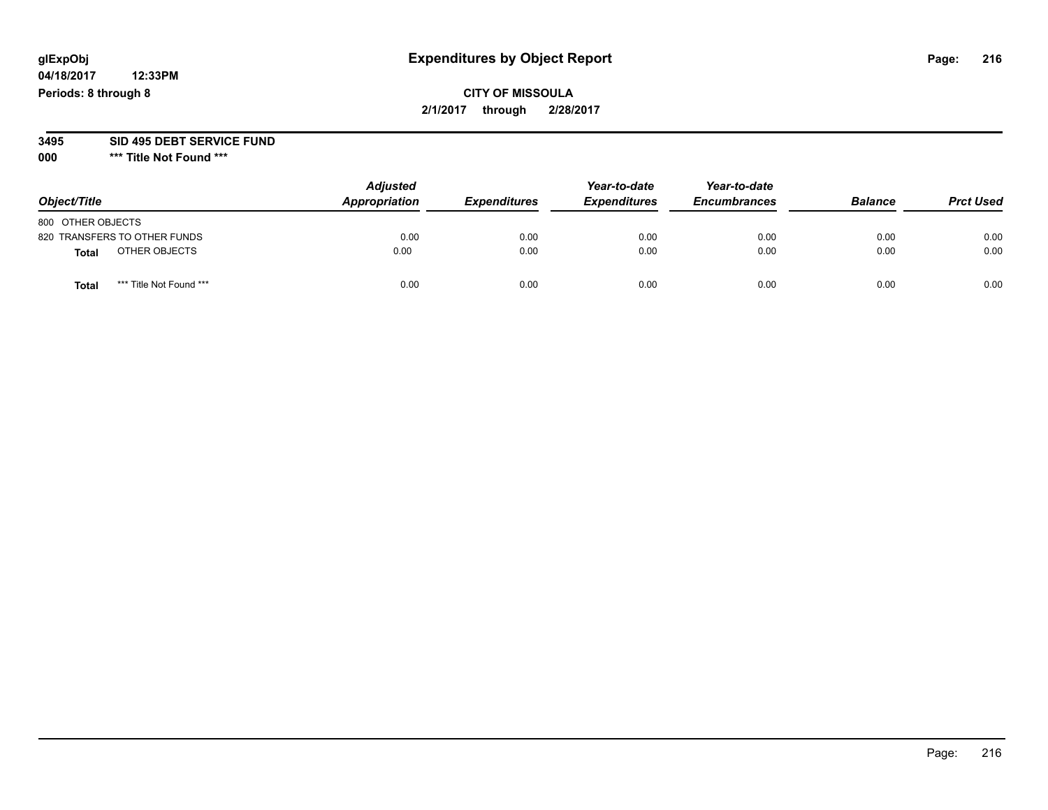**glExpObj**
**04/18/2017 12:33PM**
**Periods: 8 through 8**

# Expenditures by Object Report

**CITY OF MISSOULA**
**2/1/2017 through 2/28/2017**

**3495 SID 495 DEBT SERVICE FUND**
**000 \*\*\* Title Not Found \*\*\***

| Object/Title | Adjusted Appropriation | Expenditures | Year-to-date Expenditures | Year-to-date Encumbrances | Balance | Prct Used |
|---|---|---|---|---|---|---|
| 800 OTHER OBJECTS | | | | | | |
| 820 TRANSFERS TO OTHER FUNDS | 0.00 | 0.00 | 0.00 | 0.00 | 0.00 | 0.00 |
| **Total** OTHER OBJECTS | 0.00 | 0.00 | 0.00 | 0.00 | 0.00 | 0.00 |
| **Total** *** Title Not Found *** | 0.00 | 0.00 | 0.00 | 0.00 | 0.00 | 0.00 |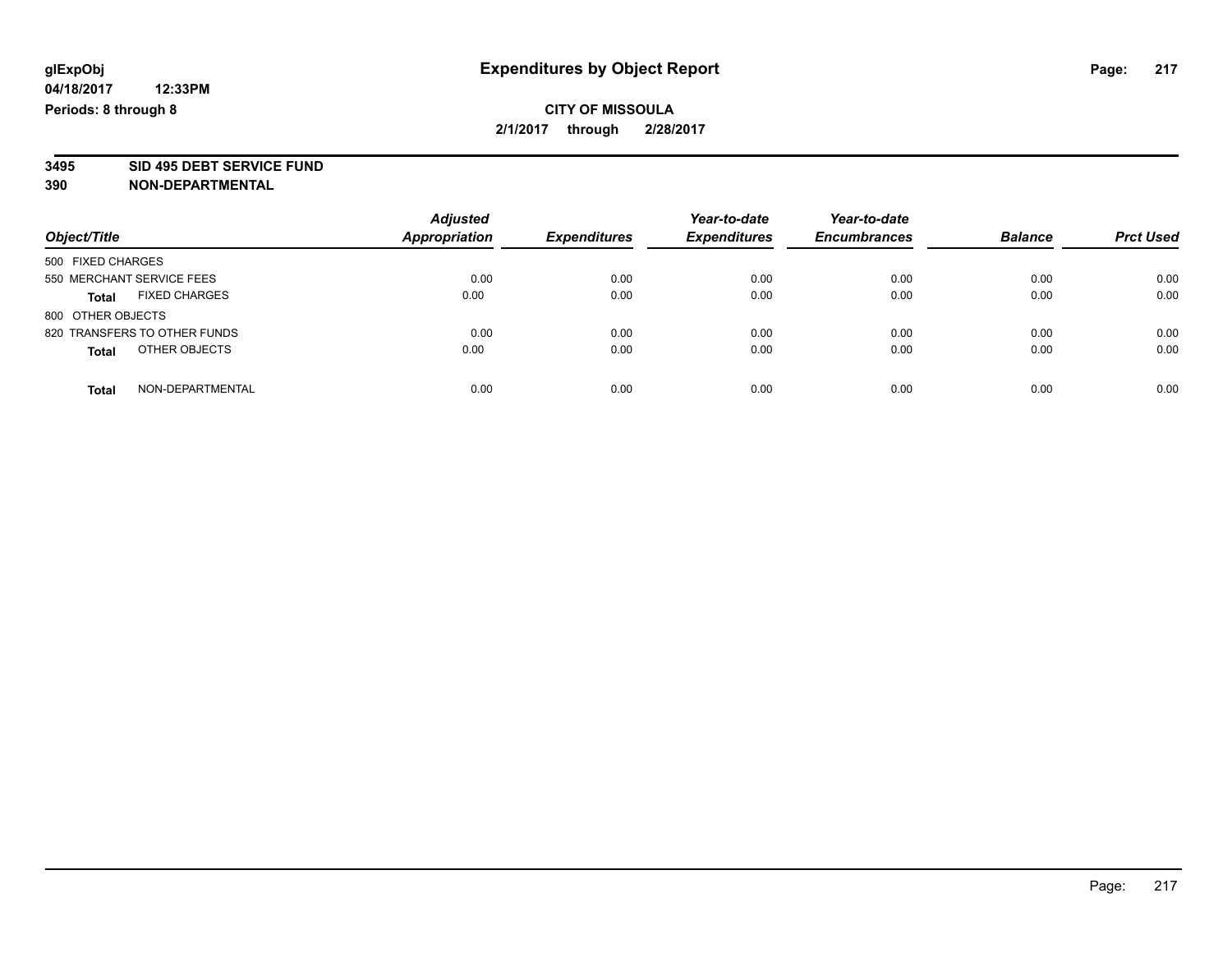glExpObj
04/18/2017 12:33PM
Periods: 8 through 8

# Expenditures by Object Report

**CITY OF MISSOULA**
**2/1/2017 through 2/28/2017**

**3495 SID 495 DEBT SERVICE FUND**
**390 NON-DEPARTMENTAL**

| Object/Title | Adjusted Appropriation | Expenditures | Year-to-date Expenditures | Year-to-date Encumbrances | Balance | Prct Used |
|---|---|---|---|---|---|---|
| 500 FIXED CHARGES | | | | | | |
| 550 MERCHANT SERVICE FEES | 0.00 | 0.00 | 0.00 | 0.00 | 0.00 | 0.00 |
| **Total** FIXED CHARGES | 0.00 | 0.00 | 0.00 | 0.00 | 0.00 | 0.00 |
| 800 OTHER OBJECTS | | | | | | |
| 820 TRANSFERS TO OTHER FUNDS | 0.00 | 0.00 | 0.00 | 0.00 | 0.00 | 0.00 |
| **Total** OTHER OBJECTS | 0.00 | 0.00 | 0.00 | 0.00 | 0.00 | 0.00 |
| **Total** NON-DEPARTMENTAL | 0.00 | 0.00 | 0.00 | 0.00 | 0.00 | 0.00 |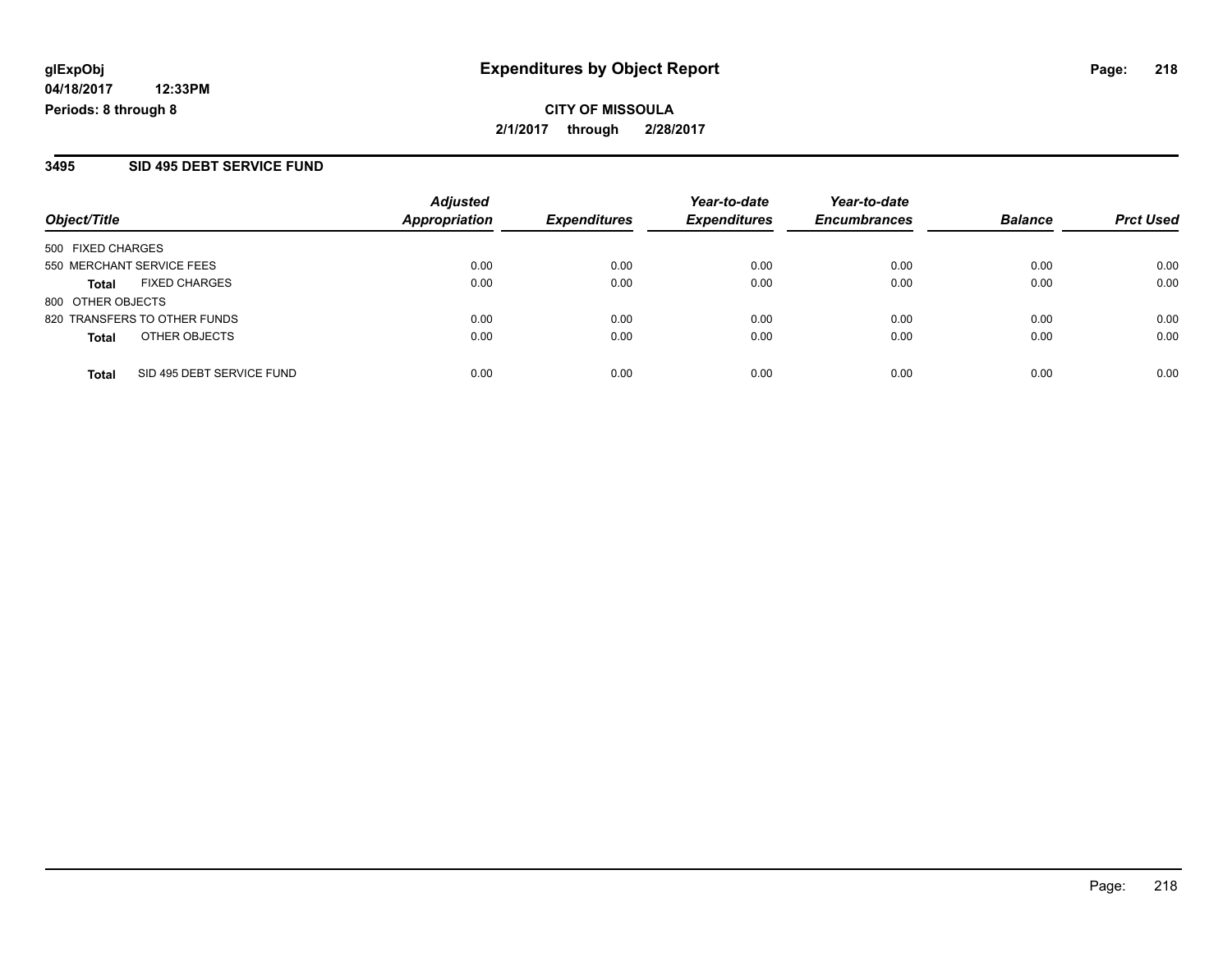glExpObj
04/18/2017 12:33PM
Periods: 8 through 8

# Expenditures by Object Report

**CITY OF MISSOULA**
**2/1/2017 through 2/28/2017**

## 3495 SID 495 DEBT SERVICE FUND

| Object/Title | Adjusted Appropriation | Expenditures | Year-to-date Expenditures | Year-to-date Encumbrances | Balance | Prct Used |
|---|---|---|---|---|---|---|
| 500 FIXED CHARGES | | | | | | |
| 550 MERCHANT SERVICE FEES | 0.00 | 0.00 | 0.00 | 0.00 | 0.00 | 0.00 |
| **Total** FIXED CHARGES | 0.00 | 0.00 | 0.00 | 0.00 | 0.00 | 0.00 |
| 800 OTHER OBJECTS | | | | | | |
| 820 TRANSFERS TO OTHER FUNDS | 0.00 | 0.00 | 0.00 | 0.00 | 0.00 | 0.00 |
| **Total** OTHER OBJECTS | 0.00 | 0.00 | 0.00 | 0.00 | 0.00 | 0.00 |
| **Total** SID 495 DEBT SERVICE FUND | 0.00 | 0.00 | 0.00 | 0.00 | 0.00 | 0.00 |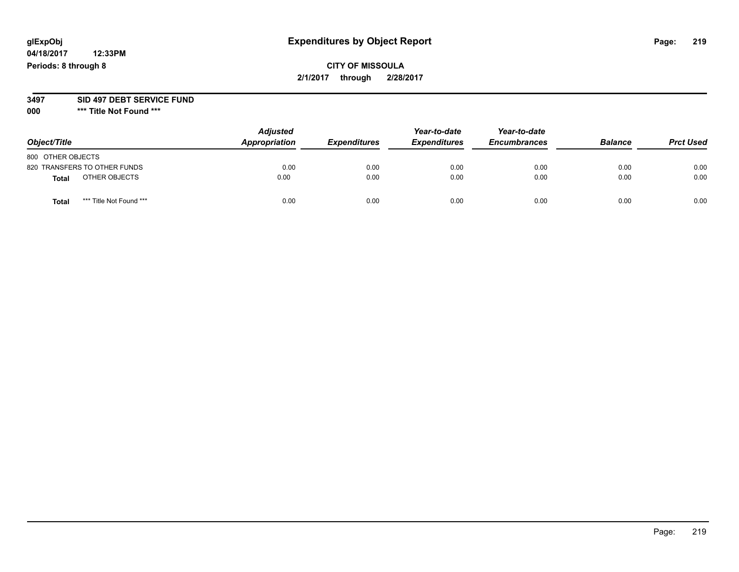**glExpObj**
**04/18/2017 12:33PM**
**Periods: 8 through 8**

# Expenditures by Object Report

**CITY OF MISSOULA**
**2/1/2017 through 2/28/2017**

**3497 SID 497 DEBT SERVICE FUND**
**000 \*\*\* Title Not Found \*\*\***

| Object/Title | Adjusted Appropriation | Expenditures | Year-to-date Expenditures | Year-to-date Encumbrances | Balance | Prct Used |
|---|---|---|---|---|---|---|
| 800 OTHER OBJECTS | | | | | | |
| 820 TRANSFERS TO OTHER FUNDS | 0.00 | 0.00 | 0.00 | 0.00 | 0.00 | 0.00 |
| **Total** OTHER OBJECTS | 0.00 | 0.00 | 0.00 | 0.00 | 0.00 | 0.00 |
| **Total** *** Title Not Found *** | 0.00 | 0.00 | 0.00 | 0.00 | 0.00 | 0.00 |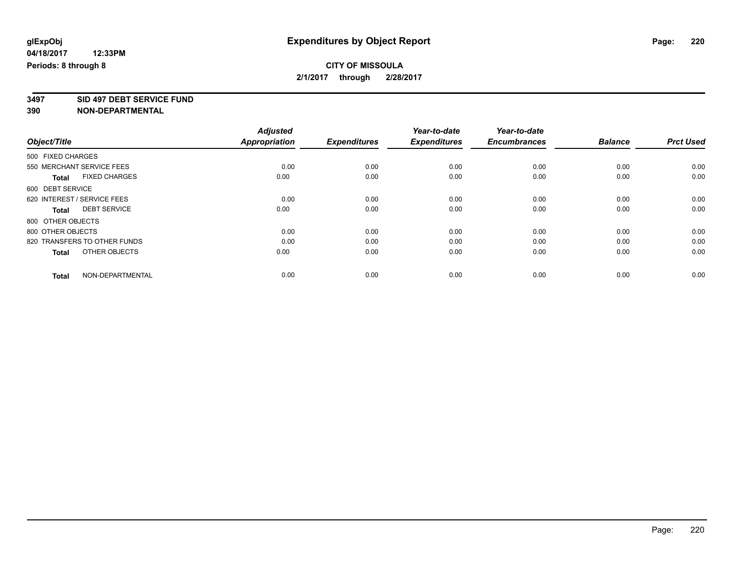**glExpObj**
**04/18/2017 12:33PM**
**Periods: 8 through 8**

# Expenditures by Object Report

**CITY OF MISSOULA**
**2/1/2017 through 2/28/2017**

**3497 SID 497 DEBT SERVICE FUND**
**390 NON-DEPARTMENTAL**

| Object/Title | | Adjusted Appropriation | Expenditures | Year-to-date Expenditures | Year-to-date Encumbrances | Balance | Prct Used |
|---|---|---|---|---|---|---|---|
| 500 FIXED CHARGES | | | | | | | |
| 550 MERCHANT SERVICE FEES | | 0.00 | 0.00 | 0.00 | 0.00 | 0.00 | 0.00 |
| **Total** | FIXED CHARGES | 0.00 | 0.00 | 0.00 | 0.00 | 0.00 | 0.00 |
| 600 DEBT SERVICE | | | | | | | |
| 620 INTEREST / SERVICE FEES | | 0.00 | 0.00 | 0.00 | 0.00 | 0.00 | 0.00 |
| **Total** | DEBT SERVICE | 0.00 | 0.00 | 0.00 | 0.00 | 0.00 | 0.00 |
| 800 OTHER OBJECTS | | | | | | | |
| 800 OTHER OBJECTS | | 0.00 | 0.00 | 0.00 | 0.00 | 0.00 | 0.00 |
| 820 TRANSFERS TO OTHER FUNDS | | 0.00 | 0.00 | 0.00 | 0.00 | 0.00 | 0.00 |
| **Total** | OTHER OBJECTS | 0.00 | 0.00 | 0.00 | 0.00 | 0.00 | 0.00 |
| **Total** | NON-DEPARTMENTAL | 0.00 | 0.00 | 0.00 | 0.00 | 0.00 | 0.00 |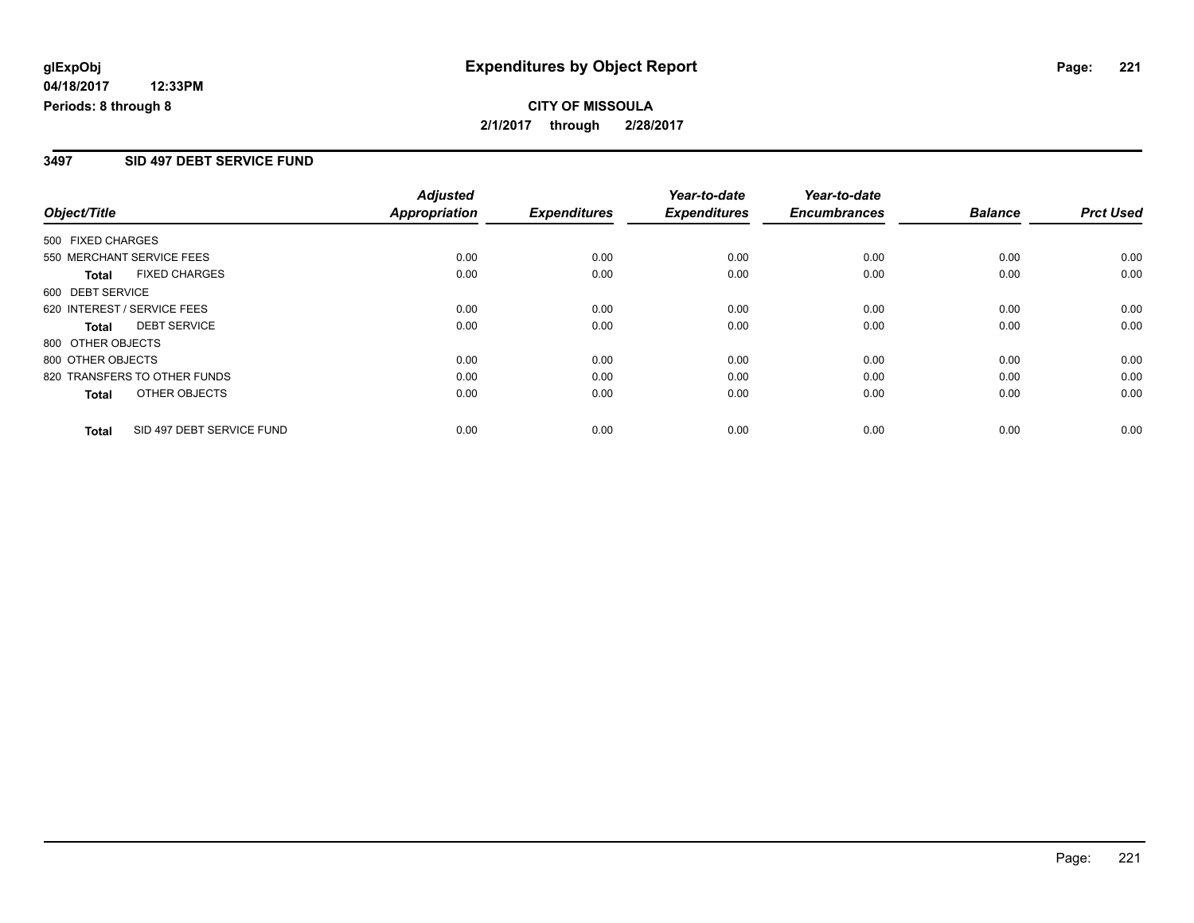glExpObj
04/18/2017 12:33PM
Periods: 8 through 8

# Expenditures by Object Report

**CITY OF MISSOULA**
**2/1/2017 through 2/28/2017**

## 3497 SID 497 DEBT SERVICE FUND

| Object/Title | Adjusted Appropriation | Expenditures | Year-to-date Expenditures | Year-to-date Encumbrances | Balance | Prct Used |
|---|---|---|---|---|---|---|
| 500 FIXED CHARGES | | | | | | |
| 550 MERCHANT SERVICE FEES | 0.00 | 0.00 | 0.00 | 0.00 | 0.00 | 0.00 |
| **Total** FIXED CHARGES | 0.00 | 0.00 | 0.00 | 0.00 | 0.00 | 0.00 |
| 600 DEBT SERVICE | | | | | | |
| 620 INTEREST / SERVICE FEES | 0.00 | 0.00 | 0.00 | 0.00 | 0.00 | 0.00 |
| **Total** DEBT SERVICE | 0.00 | 0.00 | 0.00 | 0.00 | 0.00 | 0.00 |
| 800 OTHER OBJECTS | | | | | | |
| 800 OTHER OBJECTS | 0.00 | 0.00 | 0.00 | 0.00 | 0.00 | 0.00 |
| 820 TRANSFERS TO OTHER FUNDS | 0.00 | 0.00 | 0.00 | 0.00 | 0.00 | 0.00 |
| **Total** OTHER OBJECTS | 0.00 | 0.00 | 0.00 | 0.00 | 0.00 | 0.00 |
| **Total** SID 497 DEBT SERVICE FUND | 0.00 | 0.00 | 0.00 | 0.00 | 0.00 | 0.00 |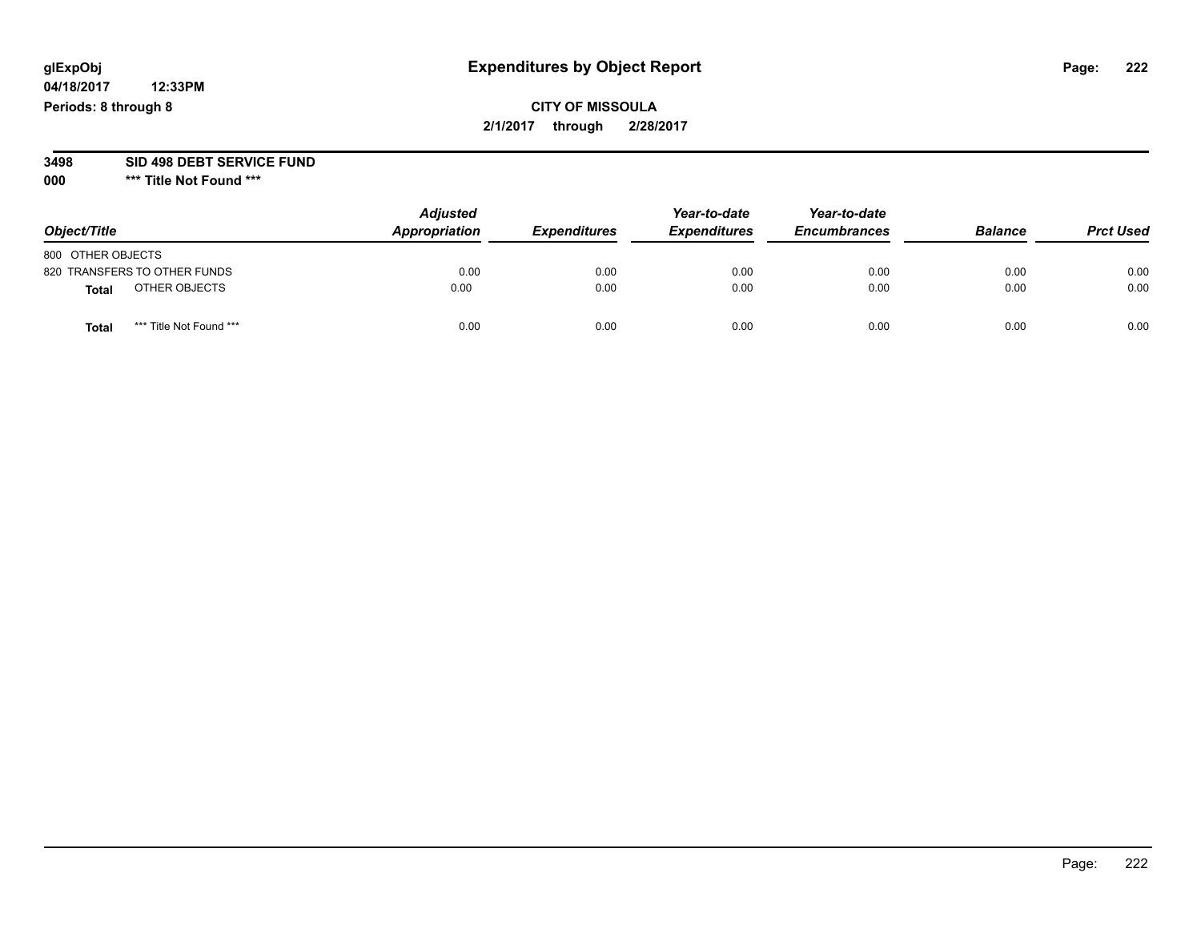**glExpObj** | **Expenditures by Object Report**

**04/18/2017 12:33PM**

**Periods: 8 through 8**

**CITY OF MISSOULA**

**2/1/2017 through 2/28/2017**

**3498 SID 498 DEBT SERVICE FUND**

**000 \*\*\* Title Not Found \*\*\***

| Object/Title | Adjusted Appropriation | Expenditures | Year-to-date Expenditures | Year-to-date Encumbrances | Balance | Prct Used |
|---|---|---|---|---|---|---|
| 800 OTHER OBJECTS | | | | | | |
| 820 TRANSFERS TO OTHER FUNDS | 0.00 | 0.00 | 0.00 | 0.00 | 0.00 | 0.00 |
| **Total** OTHER OBJECTS | 0.00 | 0.00 | 0.00 | 0.00 | 0.00 | 0.00 |
| **Total** \*\*\* Title Not Found \*\*\* | 0.00 | 0.00 | 0.00 | 0.00 | 0.00 | 0.00 |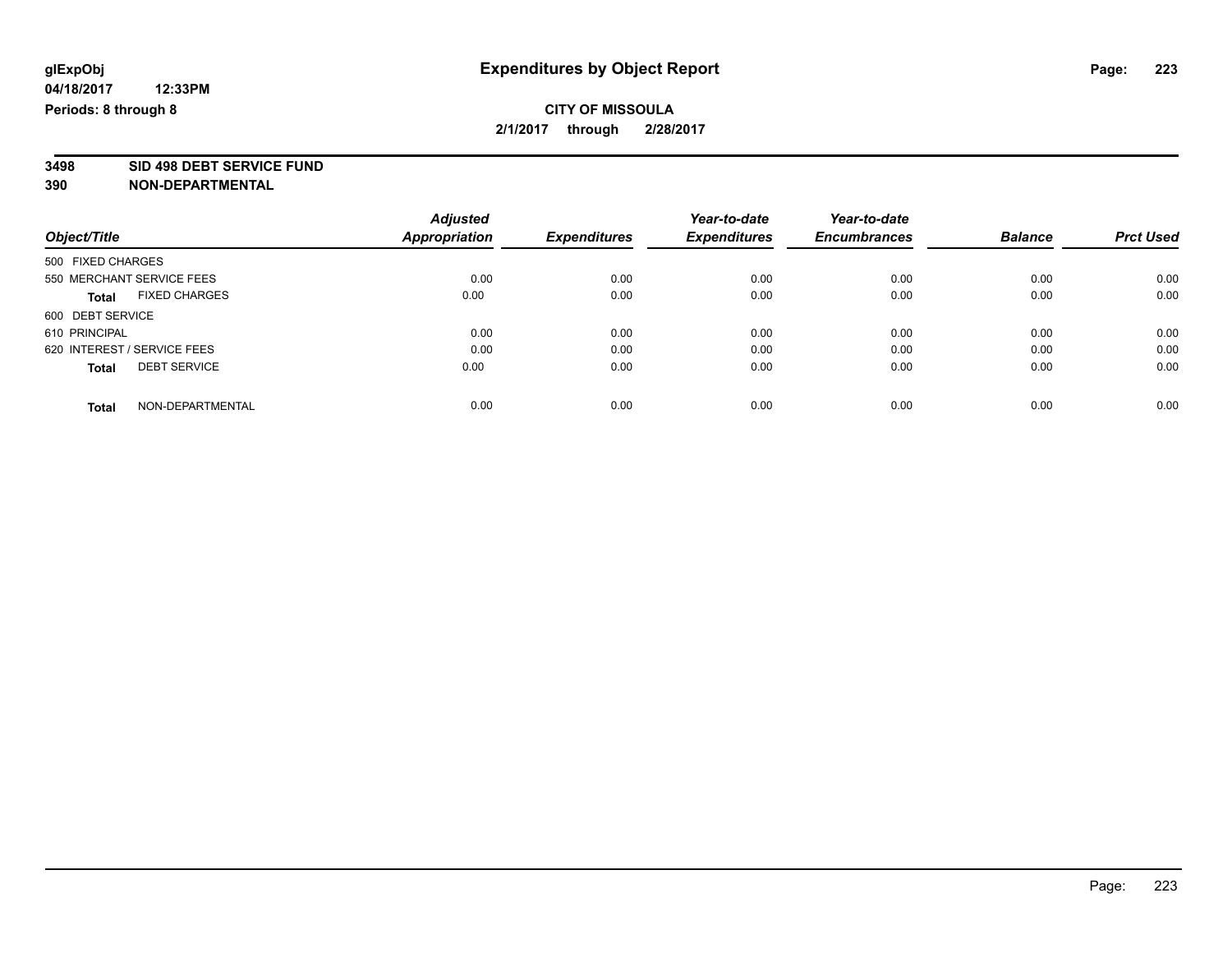**glExpObj**
**04/18/2017 12:33PM**
**Periods: 8 through 8**

# Expenditures by Object Report

**CITY OF MISSOULA**
**2/1/2017 through 2/28/2017**

**3498 SID 498 DEBT SERVICE FUND**
**390 NON-DEPARTMENTAL**

| Object/Title | Adjusted Appropriation | Expenditures | Year-to-date Expenditures | Year-to-date Encumbrances | Balance | Prct Used |
|---|---|---|---|---|---|---|
| 500 FIXED CHARGES | | | | | | |
| 550 MERCHANT SERVICE FEES | 0.00 | 0.00 | 0.00 | 0.00 | 0.00 | 0.00 |
| **Total** FIXED CHARGES | 0.00 | 0.00 | 0.00 | 0.00 | 0.00 | 0.00 |
| 600 DEBT SERVICE | | | | | | |
| 610 PRINCIPAL | 0.00 | 0.00 | 0.00 | 0.00 | 0.00 | 0.00 |
| 620 INTEREST / SERVICE FEES | 0.00 | 0.00 | 0.00 | 0.00 | 0.00 | 0.00 |
| **Total** DEBT SERVICE | 0.00 | 0.00 | 0.00 | 0.00 | 0.00 | 0.00 |
| **Total** NON-DEPARTMENTAL | 0.00 | 0.00 | 0.00 | 0.00 | 0.00 | 0.00 |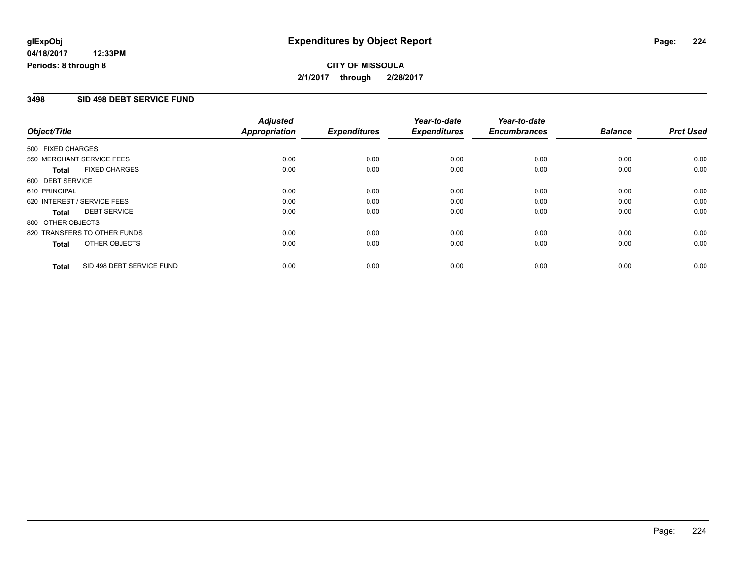# Expenditures by Object Report

glExpObj
04/18/2017 12:33PM
Periods: 8 through 8

**CITY OF MISSOULA**
**2/1/2017 through 2/28/2017**

## 3498 SID 498 DEBT SERVICE FUND

| Object/Title | Adjusted Appropriation | Expenditures | Year-to-date Expenditures | Year-to-date Encumbrances | Balance | Prct Used |
|---|---|---|---|---|---|---|
| 500 FIXED CHARGES | | | | | | |
| 550 MERCHANT SERVICE FEES | 0.00 | 0.00 | 0.00 | 0.00 | 0.00 | 0.00 |
| **Total** FIXED CHARGES | 0.00 | 0.00 | 0.00 | 0.00 | 0.00 | 0.00 |
| 600 DEBT SERVICE | | | | | | |
| 610 PRINCIPAL | 0.00 | 0.00 | 0.00 | 0.00 | 0.00 | 0.00 |
| 620 INTEREST / SERVICE FEES | 0.00 | 0.00 | 0.00 | 0.00 | 0.00 | 0.00 |
| **Total** DEBT SERVICE | 0.00 | 0.00 | 0.00 | 0.00 | 0.00 | 0.00 |
| 800 OTHER OBJECTS | | | | | | |
| 820 TRANSFERS TO OTHER FUNDS | 0.00 | 0.00 | 0.00 | 0.00 | 0.00 | 0.00 |
| **Total** OTHER OBJECTS | 0.00 | 0.00 | 0.00 | 0.00 | 0.00 | 0.00 |
| **Total** SID 498 DEBT SERVICE FUND | 0.00 | 0.00 | 0.00 | 0.00 | 0.00 | 0.00 |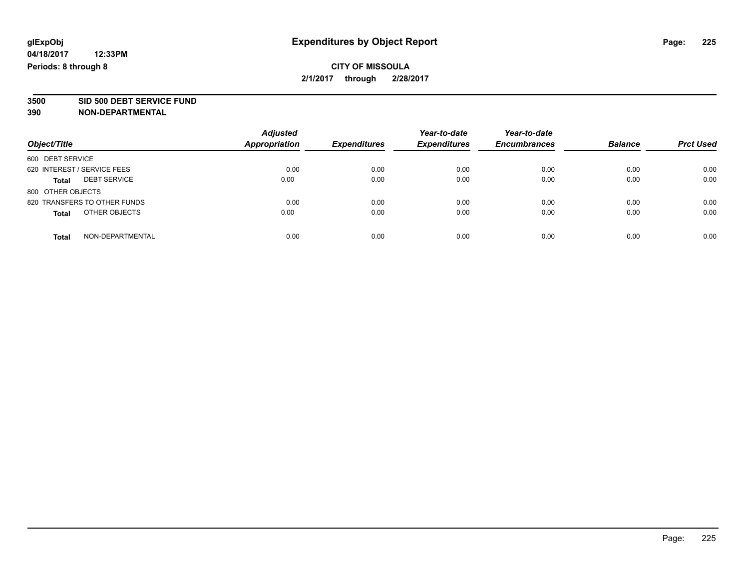**glExpObj**
**04/18/2017 12:33PM**
**Periods: 8 through 8**

# Expenditures by Object Report

**CITY OF MISSOULA**
**2/1/2017 through 2/28/2017**

**3500 SID 500 DEBT SERVICE FUND**
**390 NON-DEPARTMENTAL**

| Object/Title | Adjusted Appropriation | Expenditures | Year-to-date Expenditures | Year-to-date Encumbrances | Balance | Prct Used |
|---|---|---|---|---|---|---|
| 600 DEBT SERVICE | | | | | | |
| 620 INTEREST / SERVICE FEES | 0.00 | 0.00 | 0.00 | 0.00 | 0.00 | 0.00 |
| **Total** DEBT SERVICE | 0.00 | 0.00 | 0.00 | 0.00 | 0.00 | 0.00 |
| 800 OTHER OBJECTS | | | | | | |
| 820 TRANSFERS TO OTHER FUNDS | 0.00 | 0.00 | 0.00 | 0.00 | 0.00 | 0.00 |
| **Total** OTHER OBJECTS | 0.00 | 0.00 | 0.00 | 0.00 | 0.00 | 0.00 |
| **Total** NON-DEPARTMENTAL | 0.00 | 0.00 | 0.00 | 0.00 | 0.00 | 0.00 |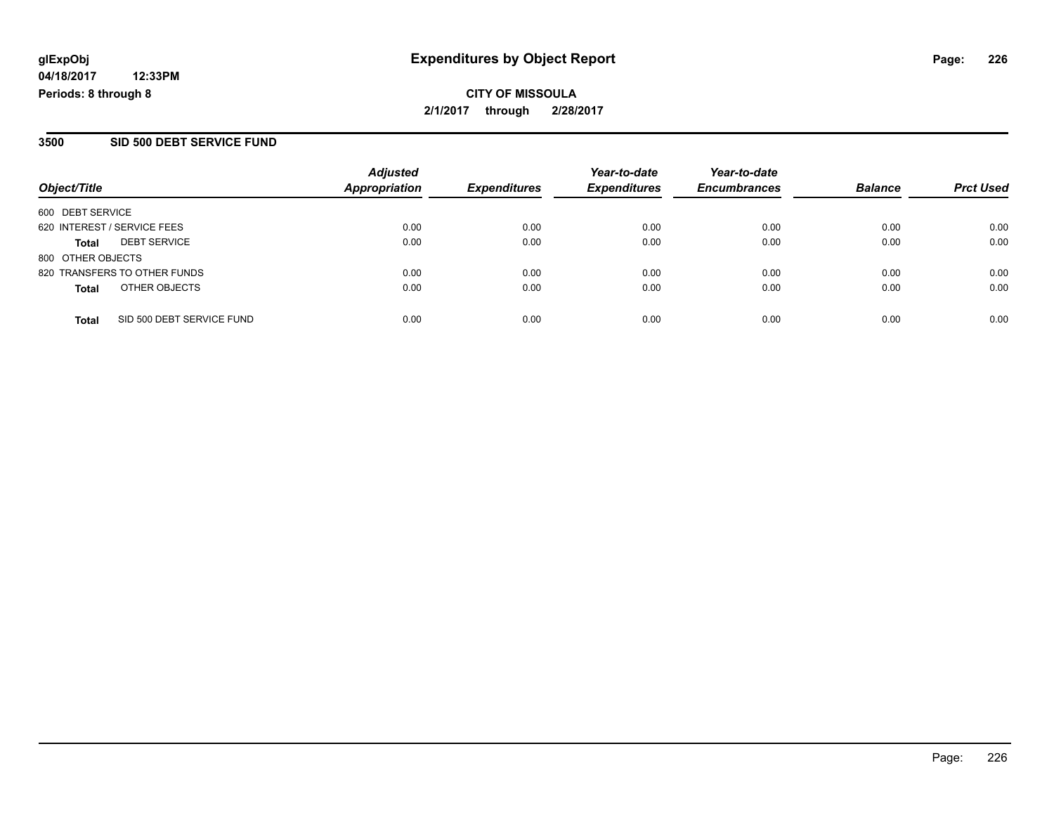# Expenditures by Object Report

glExpObj
04/18/2017 12:33PM
Periods: 8 through 8

**CITY OF MISSOULA**
**2/1/2017 through 2/28/2017**

## 3500 SID 500 DEBT SERVICE FUND

| Object/Title | Adjusted Appropriation | Expenditures | Year-to-date Expenditures | Year-to-date Encumbrances | Balance | Prct Used |
|---|---|---|---|---|---|---|
| 600 DEBT SERVICE | | | | | | |
| 620 INTEREST / SERVICE FEES | 0.00 | 0.00 | 0.00 | 0.00 | 0.00 | 0.00 |
| **Total** DEBT SERVICE | 0.00 | 0.00 | 0.00 | 0.00 | 0.00 | 0.00 |
| 800 OTHER OBJECTS | | | | | | |
| 820 TRANSFERS TO OTHER FUNDS | 0.00 | 0.00 | 0.00 | 0.00 | 0.00 | 0.00 |
| **Total** OTHER OBJECTS | 0.00 | 0.00 | 0.00 | 0.00 | 0.00 | 0.00 |
| **Total** SID 500 DEBT SERVICE FUND | 0.00 | 0.00 | 0.00 | 0.00 | 0.00 | 0.00 |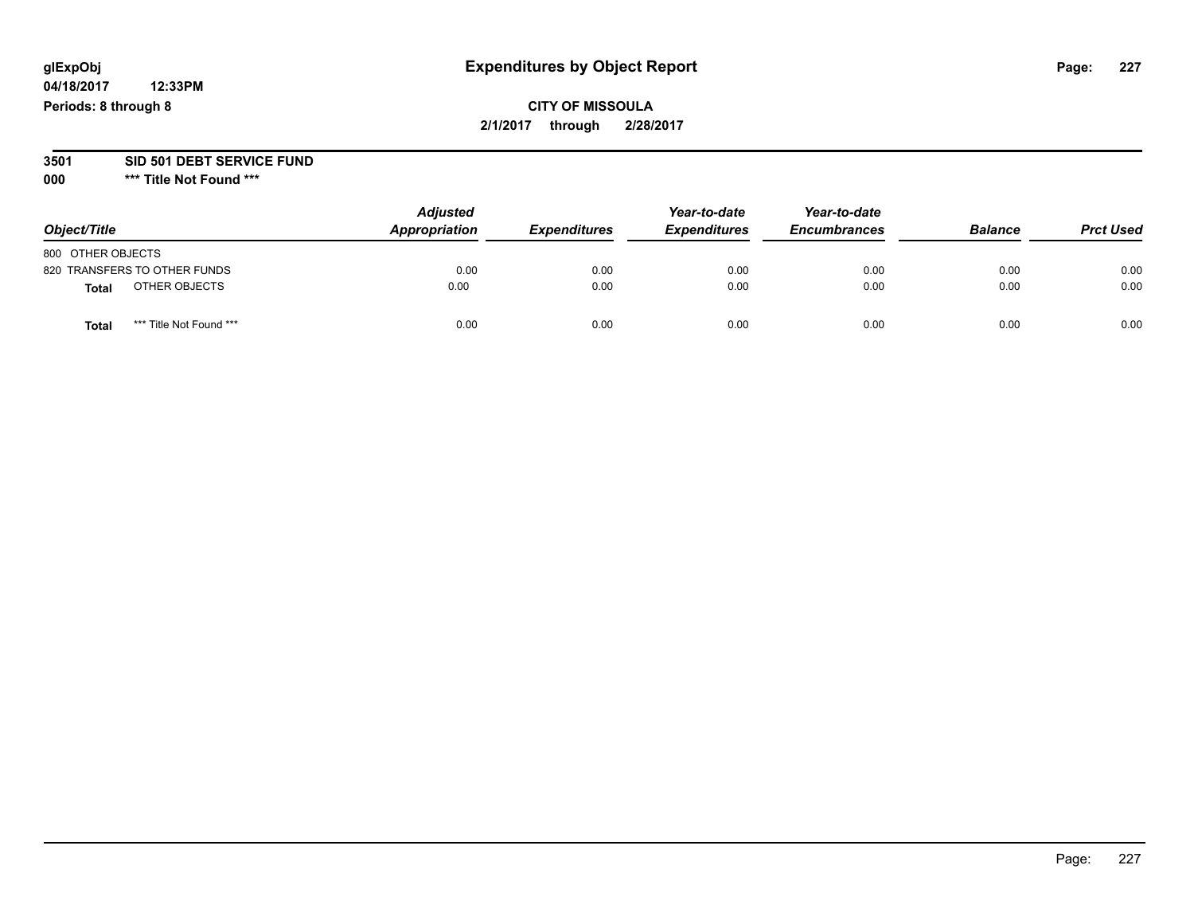**glExpObj**
**04/18/2017 12:33PM**
**Periods: 8 through 8**

# Expenditures by Object Report

**CITY OF MISSOULA**
**2/1/2017 through 2/28/2017**

**3501 SID 501 DEBT SERVICE FUND**
**000 \*\*\* Title Not Found \*\*\***

| Object/Title | Adjusted Appropriation | Expenditures | Year-to-date Expenditures | Year-to-date Encumbrances | Balance | Prct Used |
|---|---|---|---|---|---|---|
| 800 OTHER OBJECTS | | | | | | |
| 820 TRANSFERS TO OTHER FUNDS | 0.00 | 0.00 | 0.00 | 0.00 | 0.00 | 0.00 |
| **Total** OTHER OBJECTS | 0.00 | 0.00 | 0.00 | 0.00 | 0.00 | 0.00 |
| **Total** *** Title Not Found *** | 0.00 | 0.00 | 0.00 | 0.00 | 0.00 | 0.00 |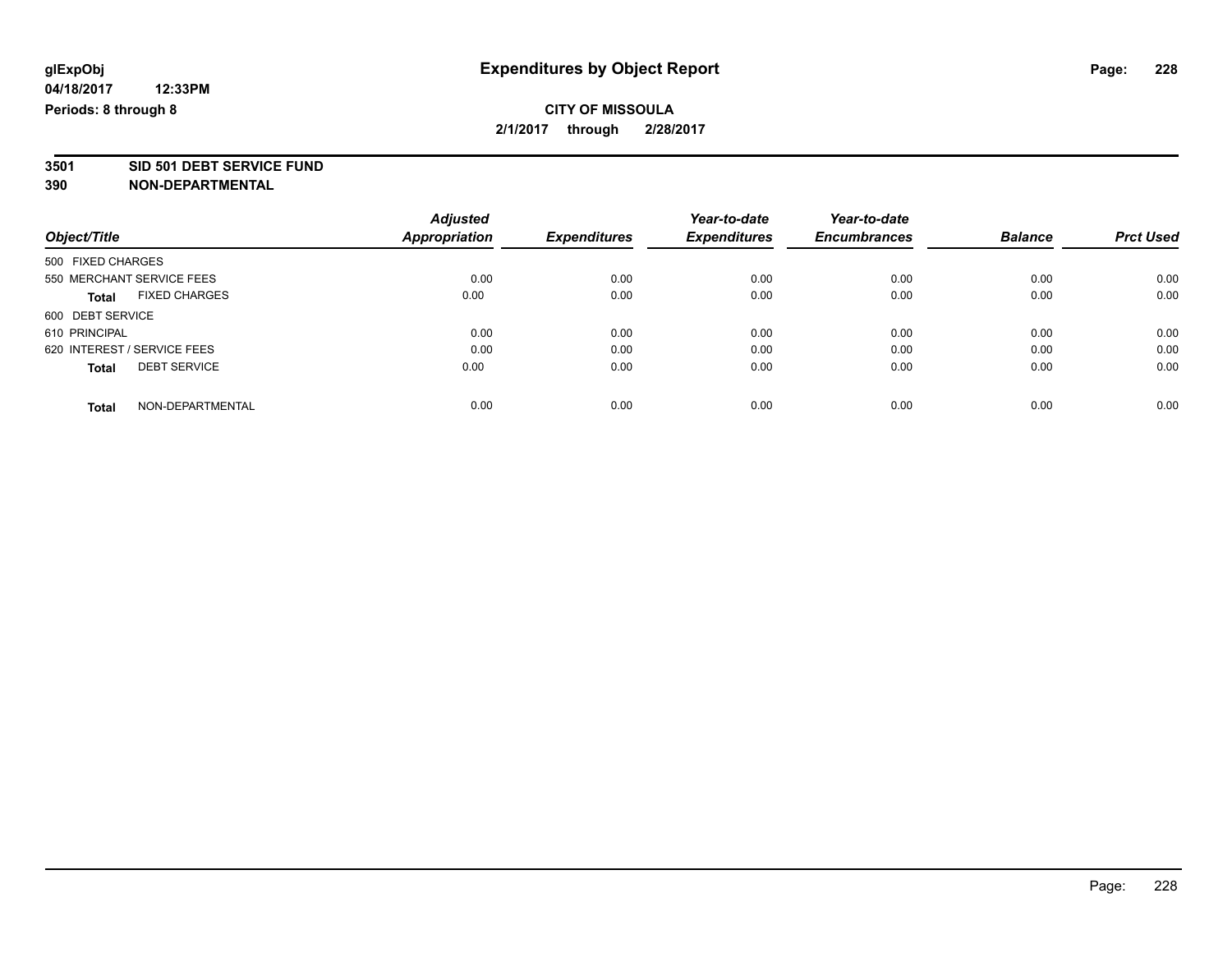# Expenditures by Object Report

glExpObj
04/18/2017 12:33PM
Periods: 8 through 8

**CITY OF MISSOULA**
**2/1/2017 through 2/28/2017**

**3501 SID 501 DEBT SERVICE FUND**
**390 NON-DEPARTMENTAL**

| Object/Title | Adjusted Appropriation | Expenditures | Year-to-date Expenditures | Year-to-date Encumbrances | Balance | Prct Used |
|---|---|---|---|---|---|---|
| 500 FIXED CHARGES | | | | | | |
| 550 MERCHANT SERVICE FEES | 0.00 | 0.00 | 0.00 | 0.00 | 0.00 | 0.00 |
| **Total** FIXED CHARGES | 0.00 | 0.00 | 0.00 | 0.00 | 0.00 | 0.00 |
| 600 DEBT SERVICE | | | | | | |
| 610 PRINCIPAL | 0.00 | 0.00 | 0.00 | 0.00 | 0.00 | 0.00 |
| 620 INTEREST / SERVICE FEES | 0.00 | 0.00 | 0.00 | 0.00 | 0.00 | 0.00 |
| **Total** DEBT SERVICE | 0.00 | 0.00 | 0.00 | 0.00 | 0.00 | 0.00 |
| **Total** NON-DEPARTMENTAL | 0.00 | 0.00 | 0.00 | 0.00 | 0.00 | 0.00 |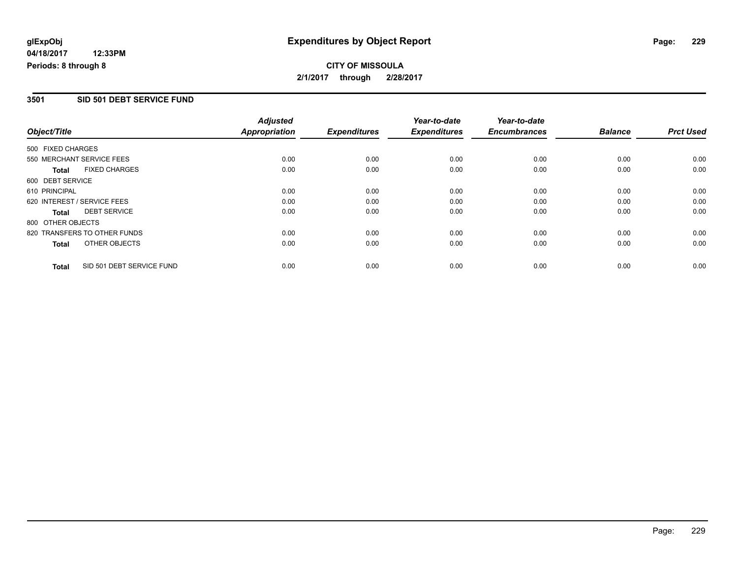# Expenditures by Object Report

glExpObj
04/18/2017 12:33PM
Periods: 8 through 8

**CITY OF MISSOULA**
**2/1/2017 through 2/28/2017**

## 3501 SID 501 DEBT SERVICE FUND

| Object/Title | Adjusted Appropriation | Expenditures | Year-to-date Expenditures | Year-to-date Encumbrances | Balance | Prct Used |
|---|---|---|---|---|---|---|
| 500 FIXED CHARGES | | | | | | |
| 550 MERCHANT SERVICE FEES | 0.00 | 0.00 | 0.00 | 0.00 | 0.00 | 0.00 |
| **Total** FIXED CHARGES | 0.00 | 0.00 | 0.00 | 0.00 | 0.00 | 0.00 |
| 600 DEBT SERVICE | | | | | | |
| 610 PRINCIPAL | 0.00 | 0.00 | 0.00 | 0.00 | 0.00 | 0.00 |
| 620 INTEREST / SERVICE FEES | 0.00 | 0.00 | 0.00 | 0.00 | 0.00 | 0.00 |
| **Total** DEBT SERVICE | 0.00 | 0.00 | 0.00 | 0.00 | 0.00 | 0.00 |
| 800 OTHER OBJECTS | | | | | | |
| 820 TRANSFERS TO OTHER FUNDS | 0.00 | 0.00 | 0.00 | 0.00 | 0.00 | 0.00 |
| **Total** OTHER OBJECTS | 0.00 | 0.00 | 0.00 | 0.00 | 0.00 | 0.00 |
| **Total** SID 501 DEBT SERVICE FUND | 0.00 | 0.00 | 0.00 | 0.00 | 0.00 | 0.00 |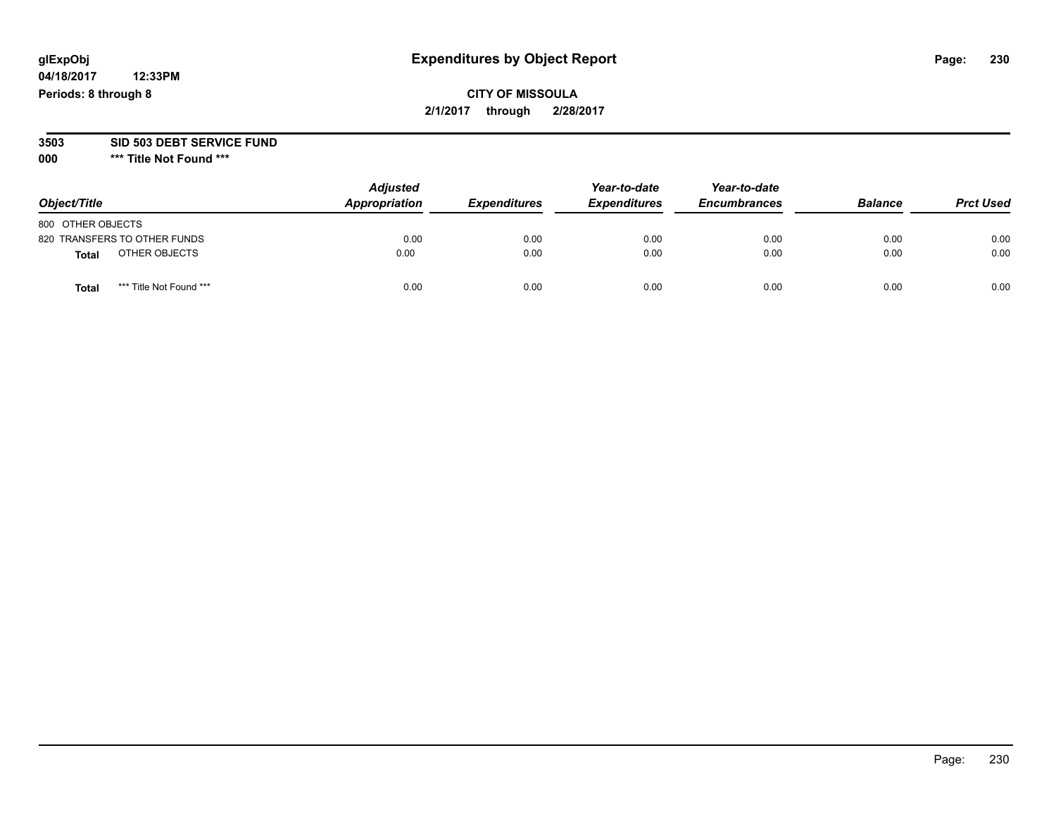# Expenditures by Object Report

glExpObj
04/18/2017 12:33PM
Periods: 8 through 8

**CITY OF MISSOULA**
**2/1/2017 through 2/28/2017**

**3503 SID 503 DEBT SERVICE FUND**
**000 *** Title Not Found *****

| Object/Title | Adjusted Appropriation | Expenditures | Year-to-date Expenditures | Year-to-date Encumbrances | Balance | Prct Used |
|---|---|---|---|---|---|---|
| 800 OTHER OBJECTS | | | | | | |
| 820 TRANSFERS TO OTHER FUNDS | 0.00 | 0.00 | 0.00 | 0.00 | 0.00 | 0.00 |
| **Total** OTHER OBJECTS | 0.00 | 0.00 | 0.00 | 0.00 | 0.00 | 0.00 |
| **Total** *** Title Not Found *** | 0.00 | 0.00 | 0.00 | 0.00 | 0.00 | 0.00 |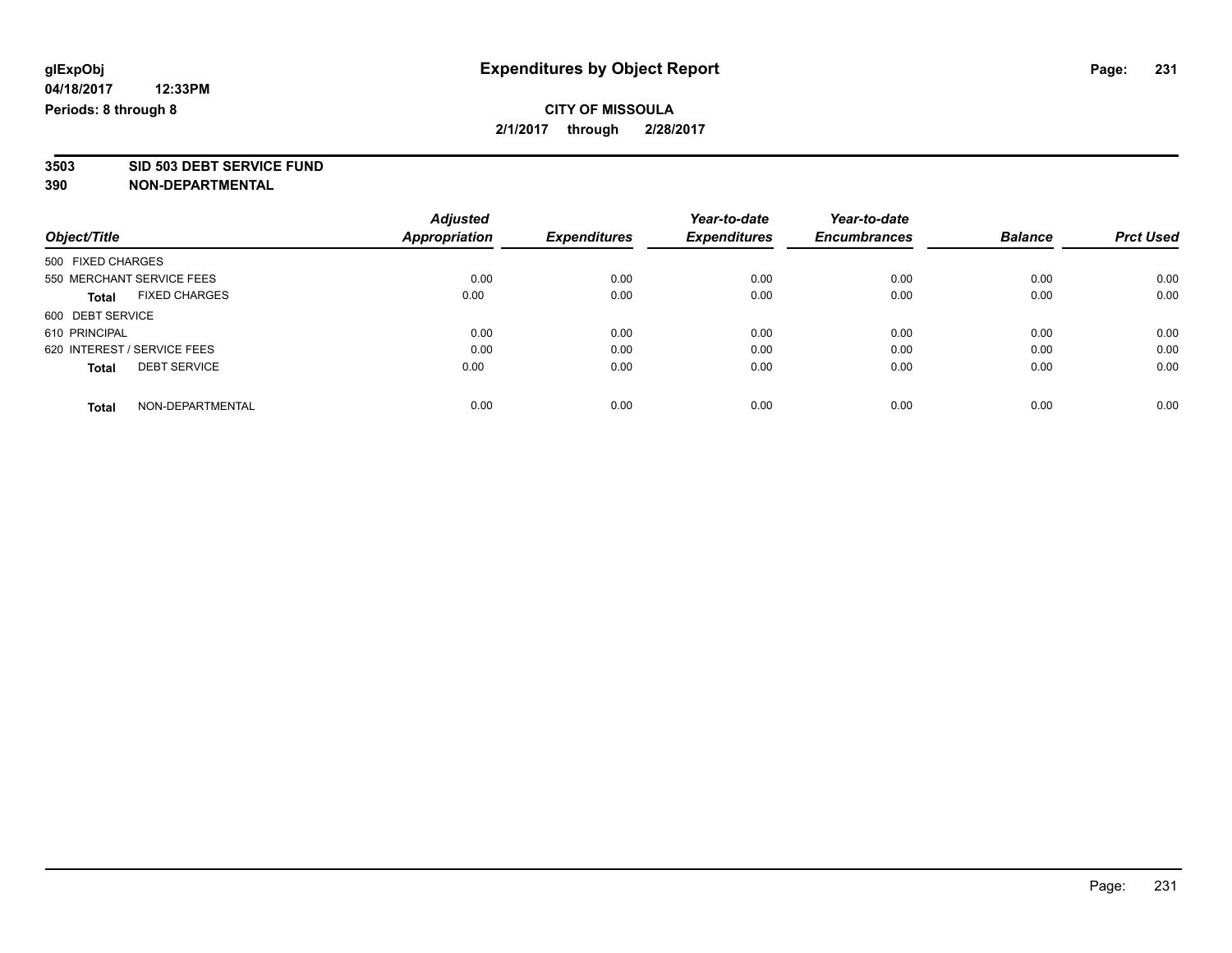**glExpObj**
**04/18/2017 12:33PM**
**Periods: 8 through 8**

# Expenditures by Object Report

**CITY OF MISSOULA**
**2/1/2017 through 2/28/2017**

**3503 SID 503 DEBT SERVICE FUND**
**390 NON-DEPARTMENTAL**

| Object/Title | | Adjusted Appropriation | Expenditures | Year-to-date Expenditures | Year-to-date Encumbrances | Balance | Prct Used |
|---|---|---|---|---|---|---|---|
| 500 FIXED CHARGES | | | | | | | |
| 550 MERCHANT SERVICE FEES | | 0.00 | 0.00 | 0.00 | 0.00 | 0.00 | 0.00 |
| **Total** | FIXED CHARGES | 0.00 | 0.00 | 0.00 | 0.00 | 0.00 | 0.00 |
| 600 DEBT SERVICE | | | | | | | |
| 610 PRINCIPAL | | 0.00 | 0.00 | 0.00 | 0.00 | 0.00 | 0.00 |
| 620 INTEREST / SERVICE FEES | | 0.00 | 0.00 | 0.00 | 0.00 | 0.00 | 0.00 |
| **Total** | DEBT SERVICE | 0.00 | 0.00 | 0.00 | 0.00 | 0.00 | 0.00 |
| **Total** | NON-DEPARTMENTAL | 0.00 | 0.00 | 0.00 | 0.00 | 0.00 | 0.00 |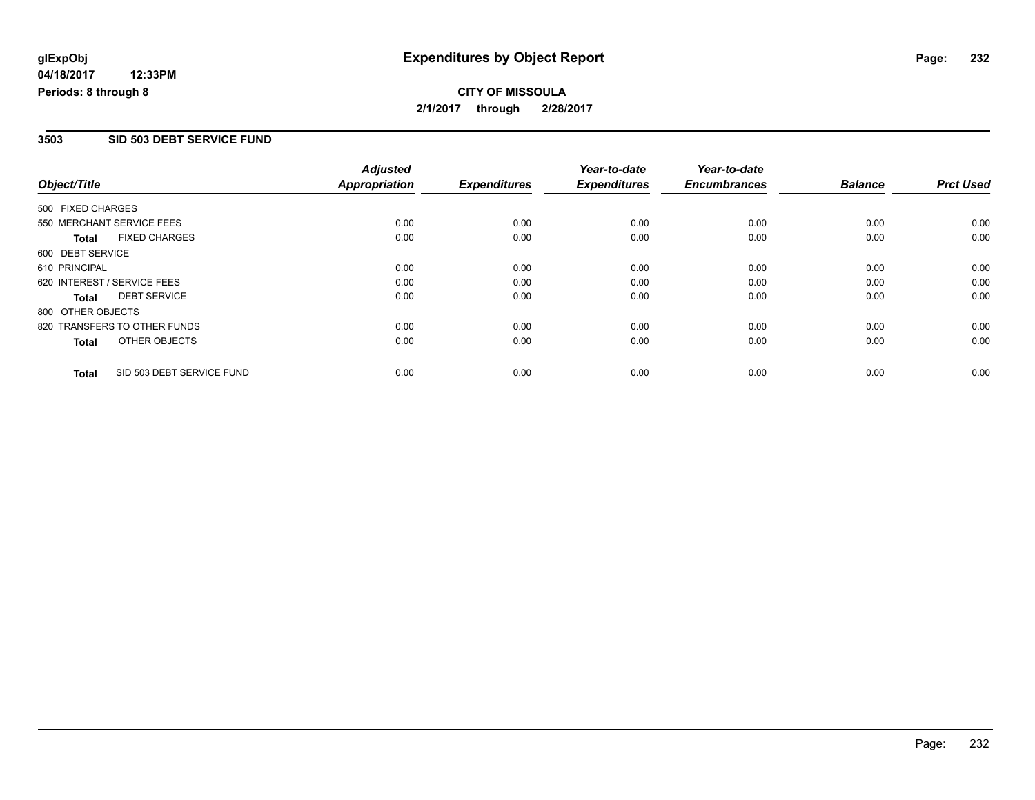**glExpObj**
**04/18/2017 12:33PM**
**Periods: 8 through 8**

# Expenditures by Object Report

**CITY OF MISSOULA**
**2/1/2017 through 2/28/2017**

## 3503 SID 503 DEBT SERVICE FUND

| Object/Title | Adjusted Appropriation | Expenditures | Year-to-date Expenditures | Year-to-date Encumbrances | Balance | Prct Used |
|---|---|---|---|---|---|---|
| 500 FIXED CHARGES | | | | | | |
| 550 MERCHANT SERVICE FEES | 0.00 | 0.00 | 0.00 | 0.00 | 0.00 | 0.00 |
| **Total** FIXED CHARGES | 0.00 | 0.00 | 0.00 | 0.00 | 0.00 | 0.00 |
| 600 DEBT SERVICE | | | | | | |
| 610 PRINCIPAL | 0.00 | 0.00 | 0.00 | 0.00 | 0.00 | 0.00 |
| 620 INTEREST / SERVICE FEES | 0.00 | 0.00 | 0.00 | 0.00 | 0.00 | 0.00 |
| **Total** DEBT SERVICE | 0.00 | 0.00 | 0.00 | 0.00 | 0.00 | 0.00 |
| 800 OTHER OBJECTS | | | | | | |
| 820 TRANSFERS TO OTHER FUNDS | 0.00 | 0.00 | 0.00 | 0.00 | 0.00 | 0.00 |
| **Total** OTHER OBJECTS | 0.00 | 0.00 | 0.00 | 0.00 | 0.00 | 0.00 |
| **Total** SID 503 DEBT SERVICE FUND | 0.00 | 0.00 | 0.00 | 0.00 | 0.00 | 0.00 |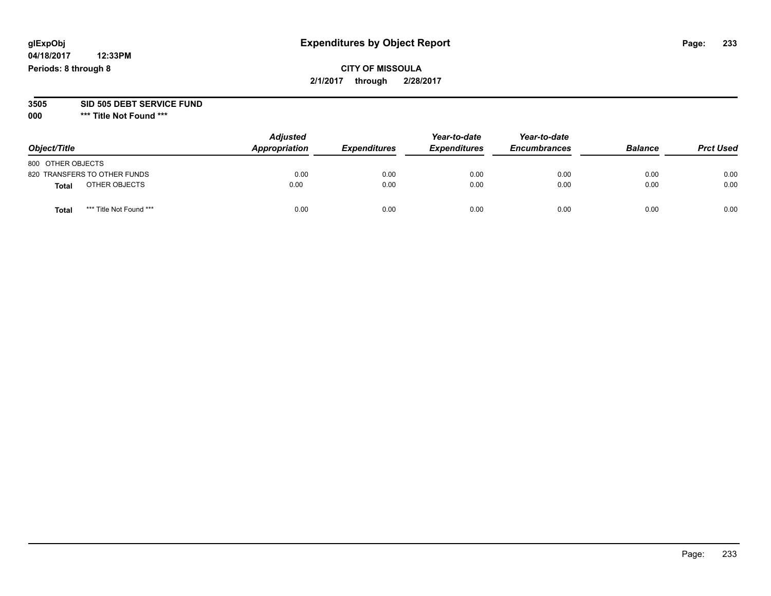# Expenditures by Object Report

glExpObj
04/18/2017 12:33PM
Periods: 8 through 8

**CITY OF MISSOULA**
**2/1/2017 through 2/28/2017**

**3505 SID 505 DEBT SERVICE FUND**
**000 \*\*\* Title Not Found \*\*\***

| Object/Title | Adjusted Appropriation | Expenditures | Year-to-date Expenditures | Year-to-date Encumbrances | Balance | Prct Used |
|---|---|---|---|---|---|---|
| 800 OTHER OBJECTS | | | | | | |
| 820 TRANSFERS TO OTHER FUNDS | 0.00 | 0.00 | 0.00 | 0.00 | 0.00 | 0.00 |
| **Total** OTHER OBJECTS | 0.00 | 0.00 | 0.00 | 0.00 | 0.00 | 0.00 |
| **Total** *** Title Not Found *** | 0.00 | 0.00 | 0.00 | 0.00 | 0.00 | 0.00 |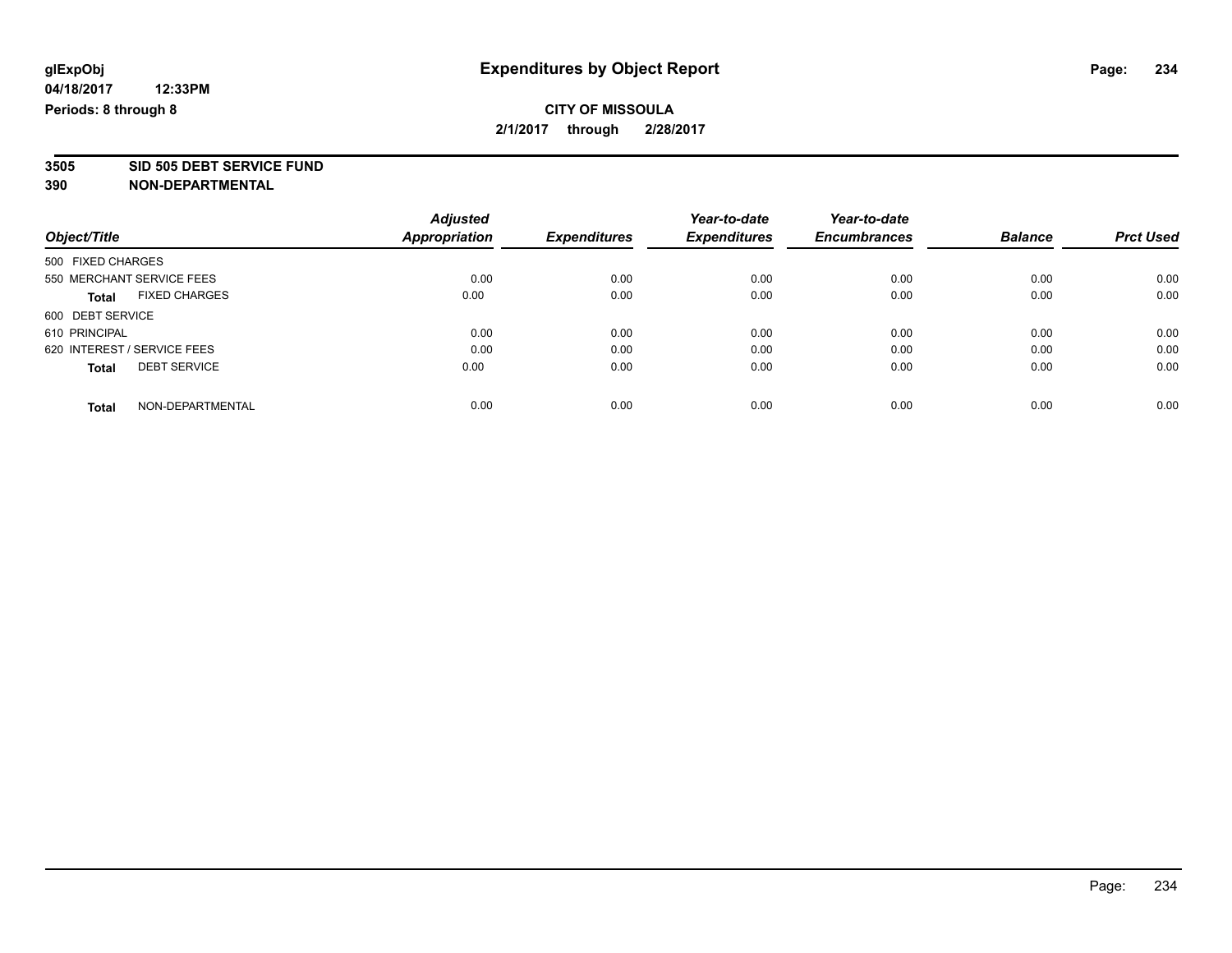**glExpObj**
**04/18/2017 12:33PM**
**Periods: 8 through 8**

# Expenditures by Object Report

**CITY OF MISSOULA**
**2/1/2017 through 2/28/2017**

**3505 SID 505 DEBT SERVICE FUND**
**390 NON-DEPARTMENTAL**

| Object/Title | Adjusted Appropriation | Expenditures | Year-to-date Expenditures | Year-to-date Encumbrances | Balance | Prct Used |
|---|---|---|---|---|---|---|
| 500 FIXED CHARGES | | | | | | |
| 550 MERCHANT SERVICE FEES | 0.00 | 0.00 | 0.00 | 0.00 | 0.00 | 0.00 |
| **Total** FIXED CHARGES | 0.00 | 0.00 | 0.00 | 0.00 | 0.00 | 0.00 |
| 600 DEBT SERVICE | | | | | | |
| 610 PRINCIPAL | 0.00 | 0.00 | 0.00 | 0.00 | 0.00 | 0.00 |
| 620 INTEREST / SERVICE FEES | 0.00 | 0.00 | 0.00 | 0.00 | 0.00 | 0.00 |
| **Total** DEBT SERVICE | 0.00 | 0.00 | 0.00 | 0.00 | 0.00 | 0.00 |
| **Total** NON-DEPARTMENTAL | 0.00 | 0.00 | 0.00 | 0.00 | 0.00 | 0.00 |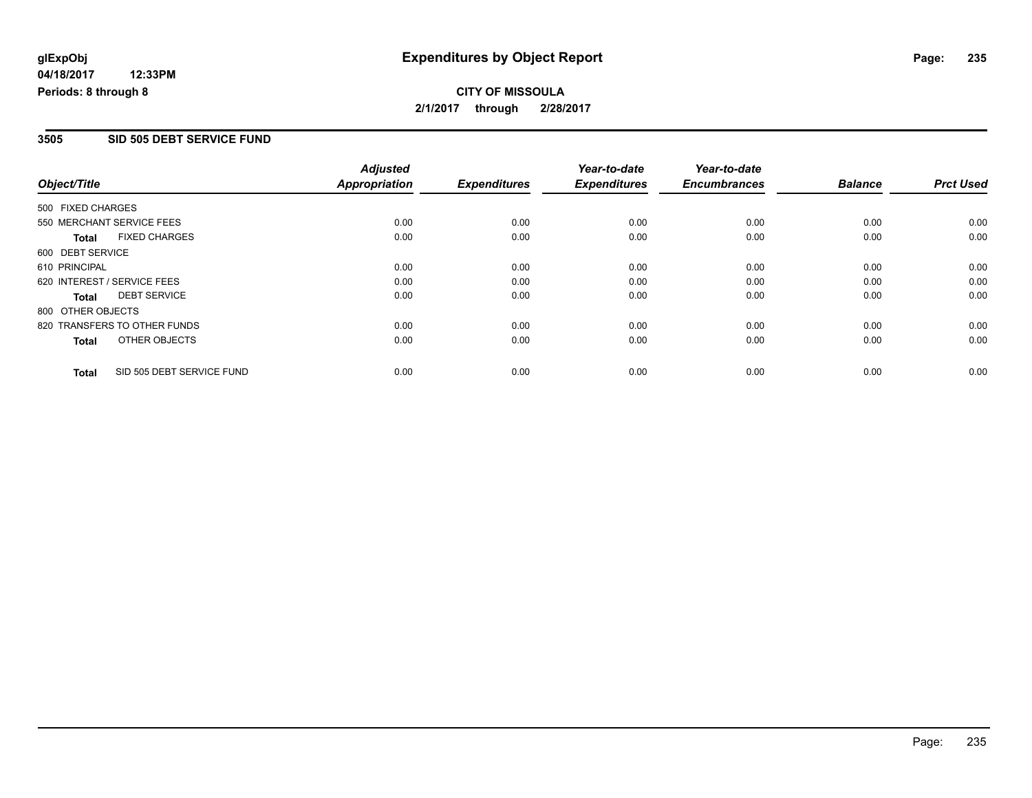**glExpObj** 
**04/18/2017 12:33PM** 
**Periods: 8 through 8**

# Expenditures by Object Report

**CITY OF MISSOULA** 
**2/1/2017 through 2/28/2017**

## 3505 SID 505 DEBT SERVICE FUND

| Object/Title | Adjusted Appropriation | Expenditures | Year-to-date Expenditures | Year-to-date Encumbrances | Balance | Prct Used |
|---|---|---|---|---|---|---|
| 500 FIXED CHARGES | | | | | | |
| 550 MERCHANT SERVICE FEES | 0.00 | 0.00 | 0.00 | 0.00 | 0.00 | 0.00 |
| **Total** FIXED CHARGES | 0.00 | 0.00 | 0.00 | 0.00 | 0.00 | 0.00 |
| 600 DEBT SERVICE | | | | | | |
| 610 PRINCIPAL | 0.00 | 0.00 | 0.00 | 0.00 | 0.00 | 0.00 |
| 620 INTEREST / SERVICE FEES | 0.00 | 0.00 | 0.00 | 0.00 | 0.00 | 0.00 |
| **Total** DEBT SERVICE | 0.00 | 0.00 | 0.00 | 0.00 | 0.00 | 0.00 |
| 800 OTHER OBJECTS | | | | | | |
| 820 TRANSFERS TO OTHER FUNDS | 0.00 | 0.00 | 0.00 | 0.00 | 0.00 | 0.00 |
| **Total** OTHER OBJECTS | 0.00 | 0.00 | 0.00 | 0.00 | 0.00 | 0.00 |
| **Total** SID 505 DEBT SERVICE FUND | 0.00 | 0.00 | 0.00 | 0.00 | 0.00 | 0.00 |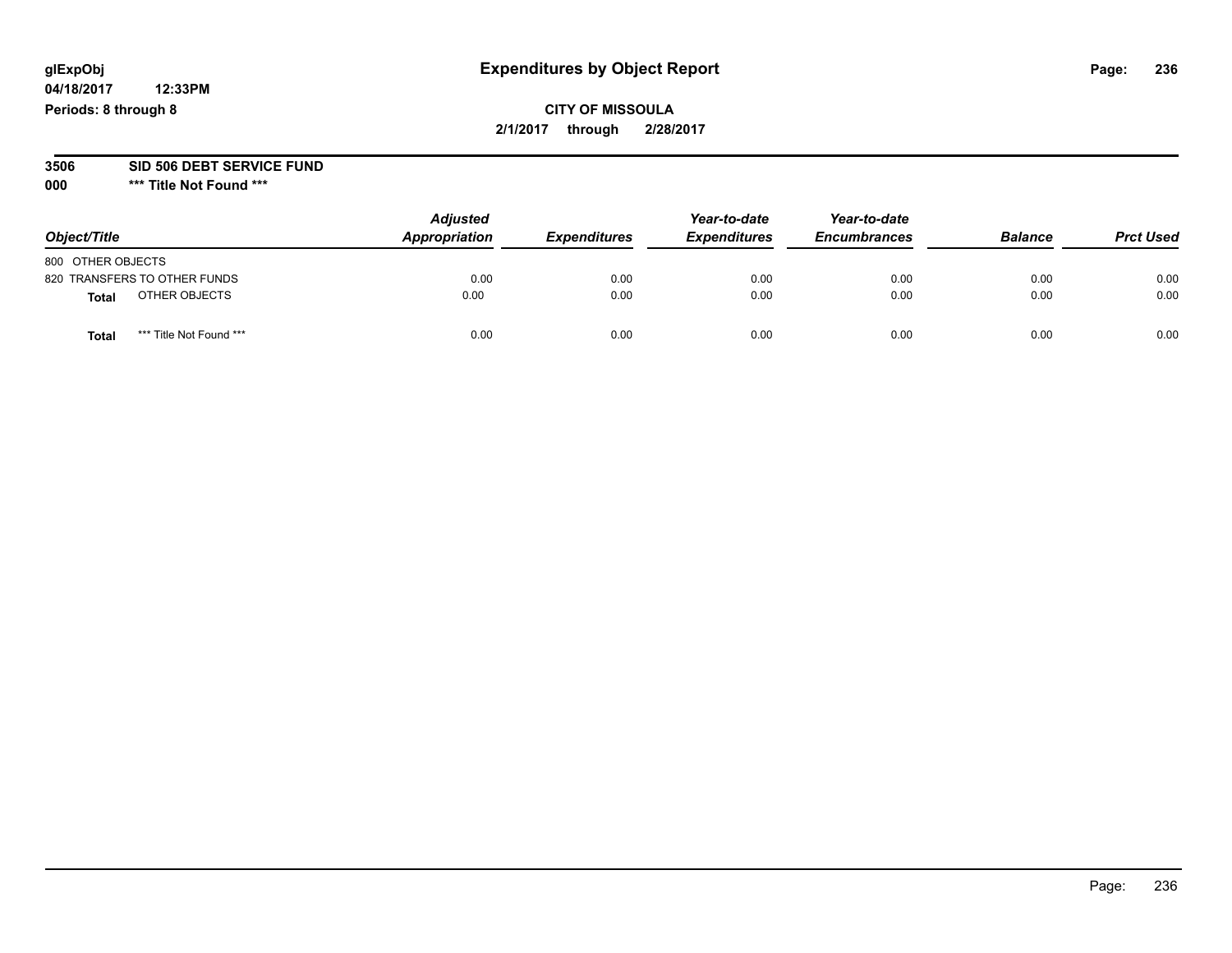# Expenditures by Object Report

glExpObj
04/18/2017 12:33PM
Periods: 8 through 8

**CITY OF MISSOULA**
**2/1/2017 through 2/28/2017**

**3506 SID 506 DEBT SERVICE FUND**
**000 \*\*\* Title Not Found \*\*\***

| Object/Title | Adjusted Appropriation | Expenditures | Year-to-date Expenditures | Year-to-date Encumbrances | Balance | Prct Used |
|---|---|---|---|---|---|---|
| 800 OTHER OBJECTS | | | | | | |
| 820 TRANSFERS TO OTHER FUNDS | 0.00 | 0.00 | 0.00 | 0.00 | 0.00 | 0.00 |
| **Total** OTHER OBJECTS | 0.00 | 0.00 | 0.00 | 0.00 | 0.00 | 0.00 |
| **Total** *** Title Not Found *** | 0.00 | 0.00 | 0.00 | 0.00 | 0.00 | 0.00 |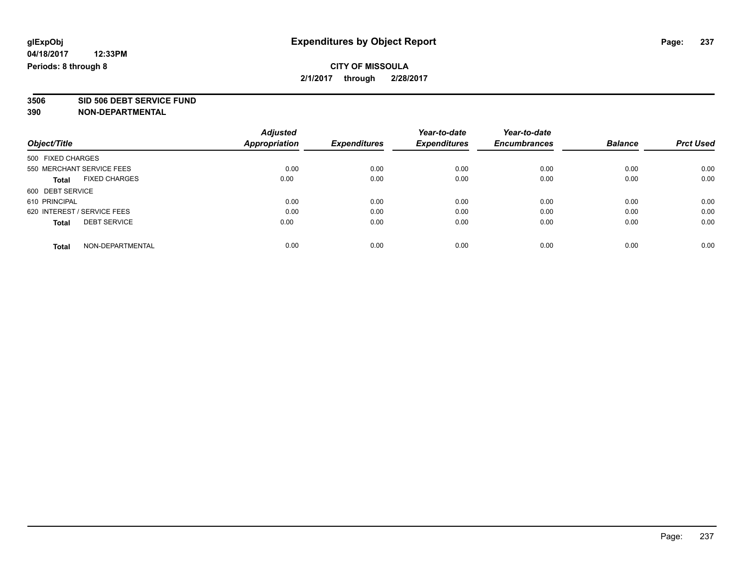**glExpObj** **Expenditures by Object Report**

**04/18/2017 12:33PM**

**Periods: 8 through 8**

**CITY OF MISSOULA**

**2/1/2017 through 2/28/2017**

**3506 SID 506 DEBT SERVICE FUND**

**390 NON-DEPARTMENTAL**

| Object/Title | Adjusted Appropriation | Expenditures | Year-to-date Expenditures | Year-to-date Encumbrances | Balance | Prct Used |
|---|---|---|---|---|---|---|
| 500 FIXED CHARGES | | | | | | |
| 550 MERCHANT SERVICE FEES | 0.00 | 0.00 | 0.00 | 0.00 | 0.00 | 0.00 |
| **Total** FIXED CHARGES | 0.00 | 0.00 | 0.00 | 0.00 | 0.00 | 0.00 |
| 600 DEBT SERVICE | | | | | | |
| 610 PRINCIPAL | 0.00 | 0.00 | 0.00 | 0.00 | 0.00 | 0.00 |
| 620 INTEREST / SERVICE FEES | 0.00 | 0.00 | 0.00 | 0.00 | 0.00 | 0.00 |
| **Total** DEBT SERVICE | 0.00 | 0.00 | 0.00 | 0.00 | 0.00 | 0.00 |
| **Total** NON-DEPARTMENTAL | 0.00 | 0.00 | 0.00 | 0.00 | 0.00 | 0.00 |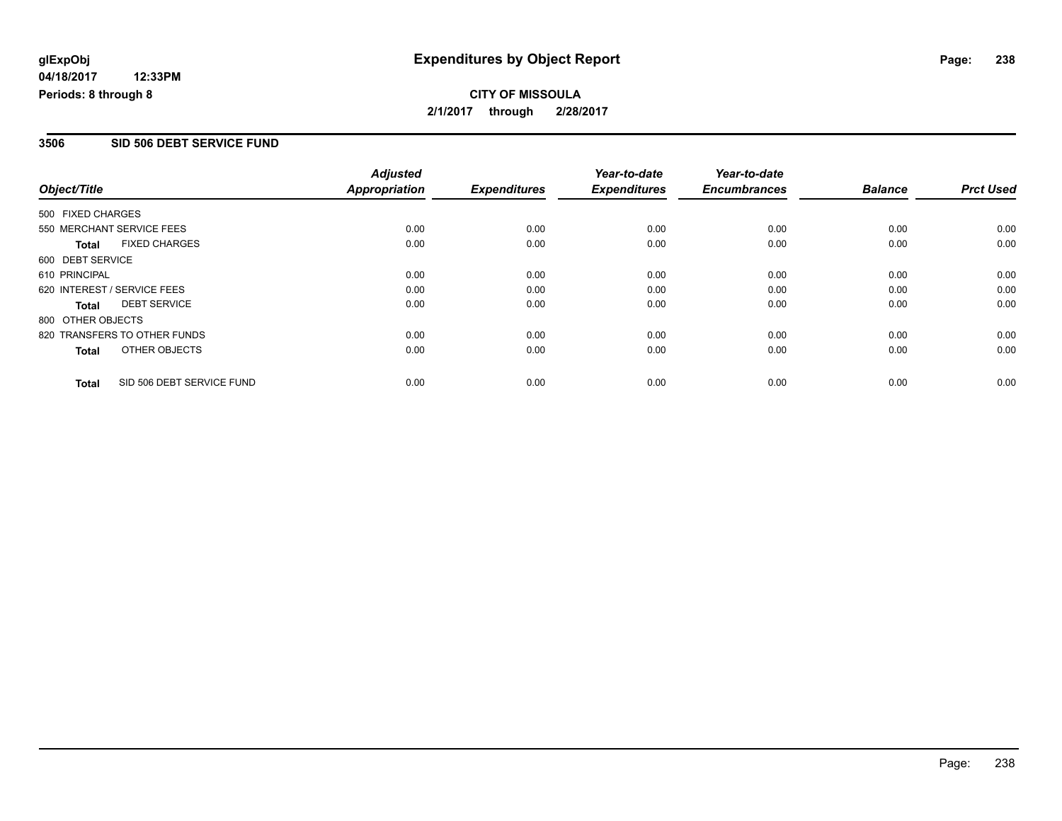glExpObj
04/18/2017 12:33PM
Periods: 8 through 8

# Expenditures by Object Report

**CITY OF MISSOULA**
**2/1/2017 through 2/28/2017**

## 3506 SID 506 DEBT SERVICE FUND

| Object/Title | Adjusted Appropriation | Expenditures | Year-to-date Expenditures | Year-to-date Encumbrances | Balance | Prct Used |
|---|---|---|---|---|---|---|
| 500 FIXED CHARGES | | | | | | |
| 550 MERCHANT SERVICE FEES | 0.00 | 0.00 | 0.00 | 0.00 | 0.00 | 0.00 |
| **Total** FIXED CHARGES | 0.00 | 0.00 | 0.00 | 0.00 | 0.00 | 0.00 |
| 600 DEBT SERVICE | | | | | | |
| 610 PRINCIPAL | 0.00 | 0.00 | 0.00 | 0.00 | 0.00 | 0.00 |
| 620 INTEREST / SERVICE FEES | 0.00 | 0.00 | 0.00 | 0.00 | 0.00 | 0.00 |
| **Total** DEBT SERVICE | 0.00 | 0.00 | 0.00 | 0.00 | 0.00 | 0.00 |
| 800 OTHER OBJECTS | | | | | | |
| 820 TRANSFERS TO OTHER FUNDS | 0.00 | 0.00 | 0.00 | 0.00 | 0.00 | 0.00 |
| **Total** OTHER OBJECTS | 0.00 | 0.00 | 0.00 | 0.00 | 0.00 | 0.00 |
| **Total** SID 506 DEBT SERVICE FUND | 0.00 | 0.00 | 0.00 | 0.00 | 0.00 | 0.00 |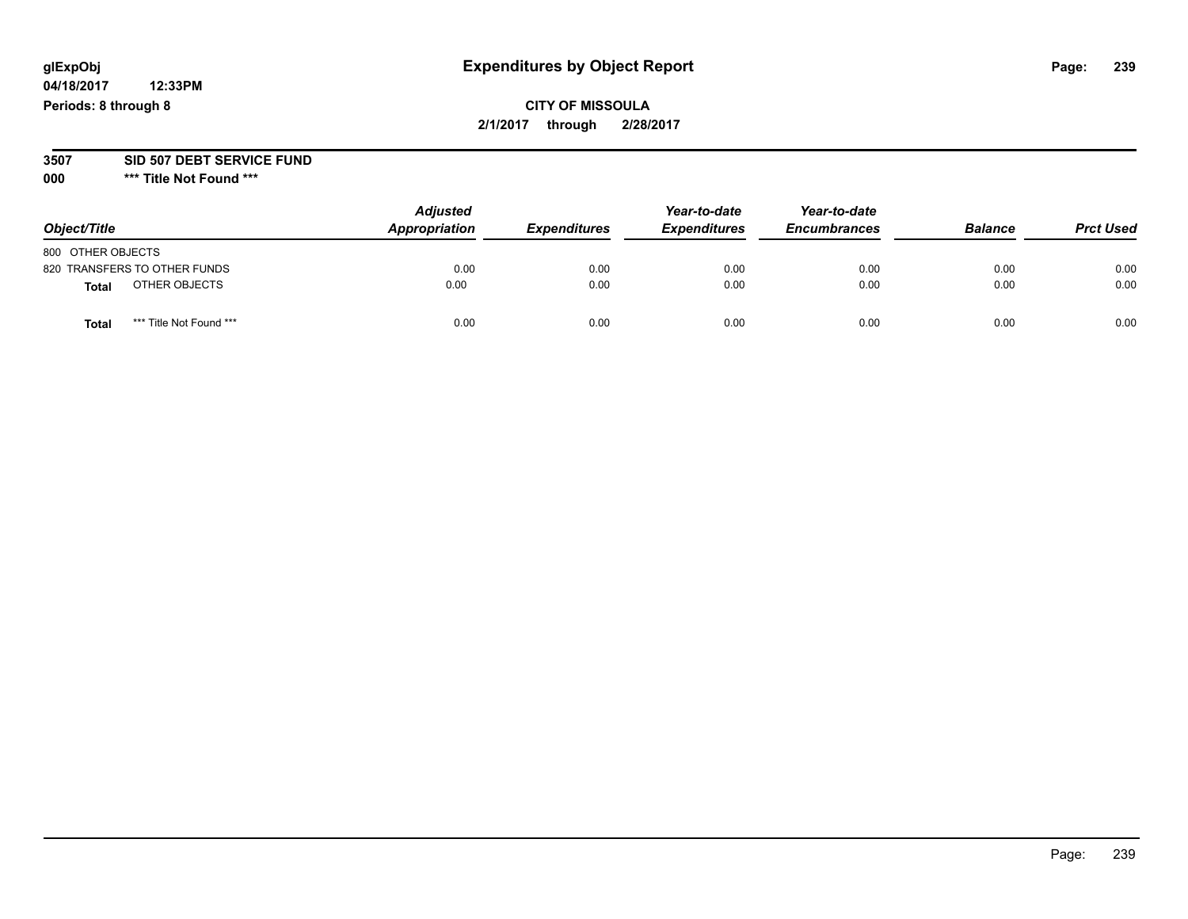glExpObj
04/18/2017 12:33PM
Periods: 8 through 8

# Expenditures by Object Report

**CITY OF MISSOULA**
**2/1/2017 through 2/28/2017**

**3507 SID 507 DEBT SERVICE FUND**
**000 \*\*\* Title Not Found \*\*\***

| Object/Title | Adjusted Appropriation | Expenditures | Year-to-date Expenditures | Year-to-date Encumbrances | Balance | Prct Used |
|---|---|---|---|---|---|---|
| 800 OTHER OBJECTS | | | | | | |
| 820 TRANSFERS TO OTHER FUNDS | 0.00 | 0.00 | 0.00 | 0.00 | 0.00 | 0.00 |
| **Total** OTHER OBJECTS | 0.00 | 0.00 | 0.00 | 0.00 | 0.00 | 0.00 |
| **Total** *** Title Not Found *** | 0.00 | 0.00 | 0.00 | 0.00 | 0.00 | 0.00 |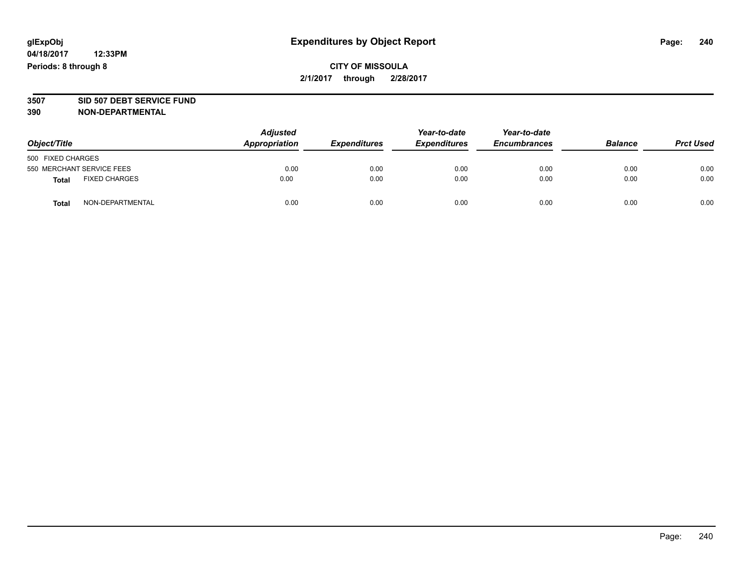**glExpObj**
**04/18/2017 12:33PM**
**Periods: 8 through 8**

# Expenditures by Object Report

**CITY OF MISSOULA**
**2/1/2017 through 2/28/2017**

**3507 SID 507 DEBT SERVICE FUND**
**390 NON-DEPARTMENTAL**

| Object/Title | Adjusted Appropriation | Expenditures | Year-to-date Expenditures | Year-to-date Encumbrances | Balance | Prct Used |
|---|---|---|---|---|---|---|
| 500 FIXED CHARGES | | | | | | |
| 550 MERCHANT SERVICE FEES | 0.00 | 0.00 | 0.00 | 0.00 | 0.00 | 0.00 |
| **Total** FIXED CHARGES | 0.00 | 0.00 | 0.00 | 0.00 | 0.00 | 0.00 |
| **Total** NON-DEPARTMENTAL | 0.00 | 0.00 | 0.00 | 0.00 | 0.00 | 0.00 |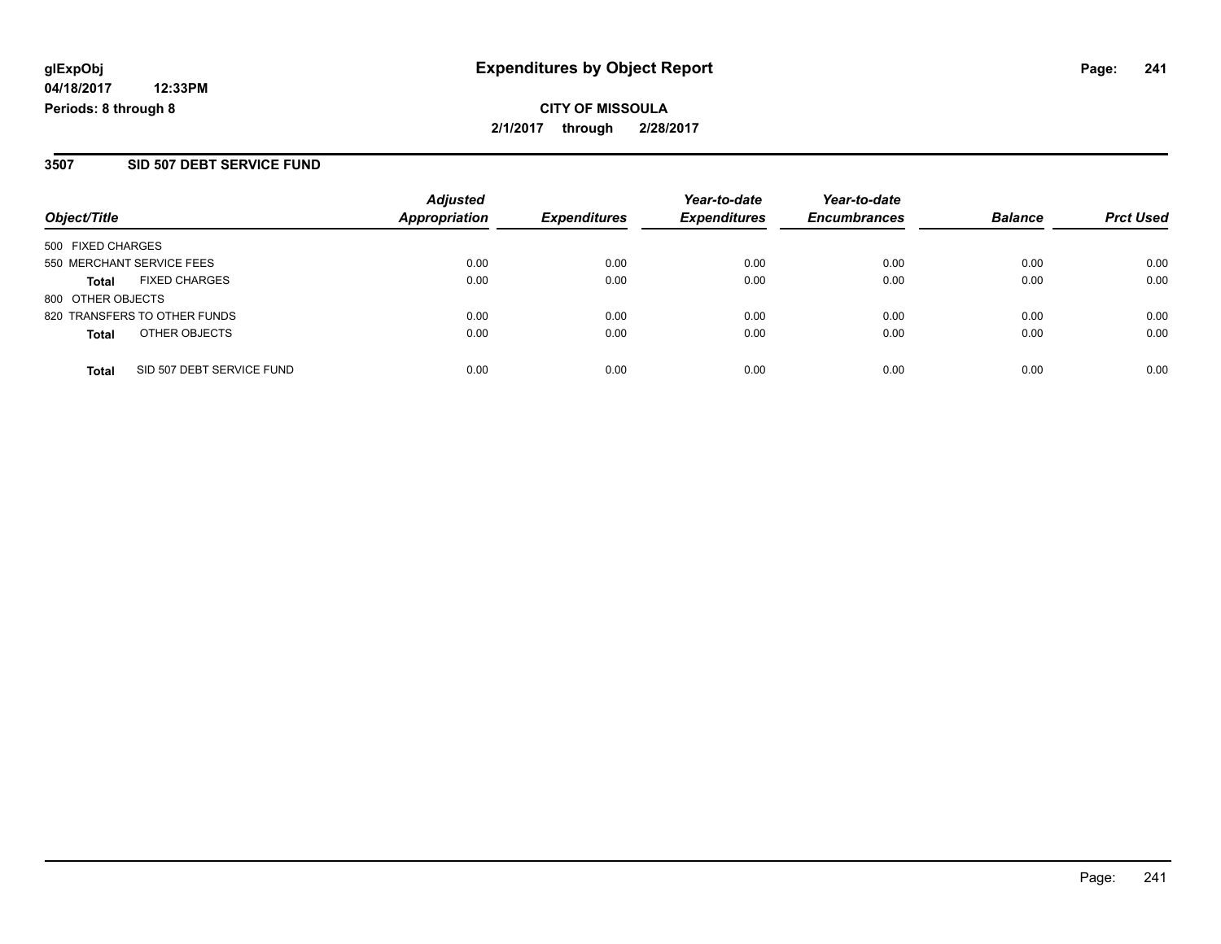# Expenditures by Object Report

glExpObj
04/18/2017 12:33PM
Periods: 8 through 8

**CITY OF MISSOULA**
**2/1/2017 through 2/28/2017**

## 3507 SID 507 DEBT SERVICE FUND

| Object/Title | Adjusted Appropriation | Expenditures | Year-to-date Expenditures | Year-to-date Encumbrances | Balance | Prct Used |
|---|---|---|---|---|---|---|
| 500 FIXED CHARGES | | | | | | |
| 550 MERCHANT SERVICE FEES | 0.00 | 0.00 | 0.00 | 0.00 | 0.00 | 0.00 |
| **Total** FIXED CHARGES | 0.00 | 0.00 | 0.00 | 0.00 | 0.00 | 0.00 |
| 800 OTHER OBJECTS | | | | | | |
| 820 TRANSFERS TO OTHER FUNDS | 0.00 | 0.00 | 0.00 | 0.00 | 0.00 | 0.00 |
| **Total** OTHER OBJECTS | 0.00 | 0.00 | 0.00 | 0.00 | 0.00 | 0.00 |
| **Total** SID 507 DEBT SERVICE FUND | 0.00 | 0.00 | 0.00 | 0.00 | 0.00 | 0.00 |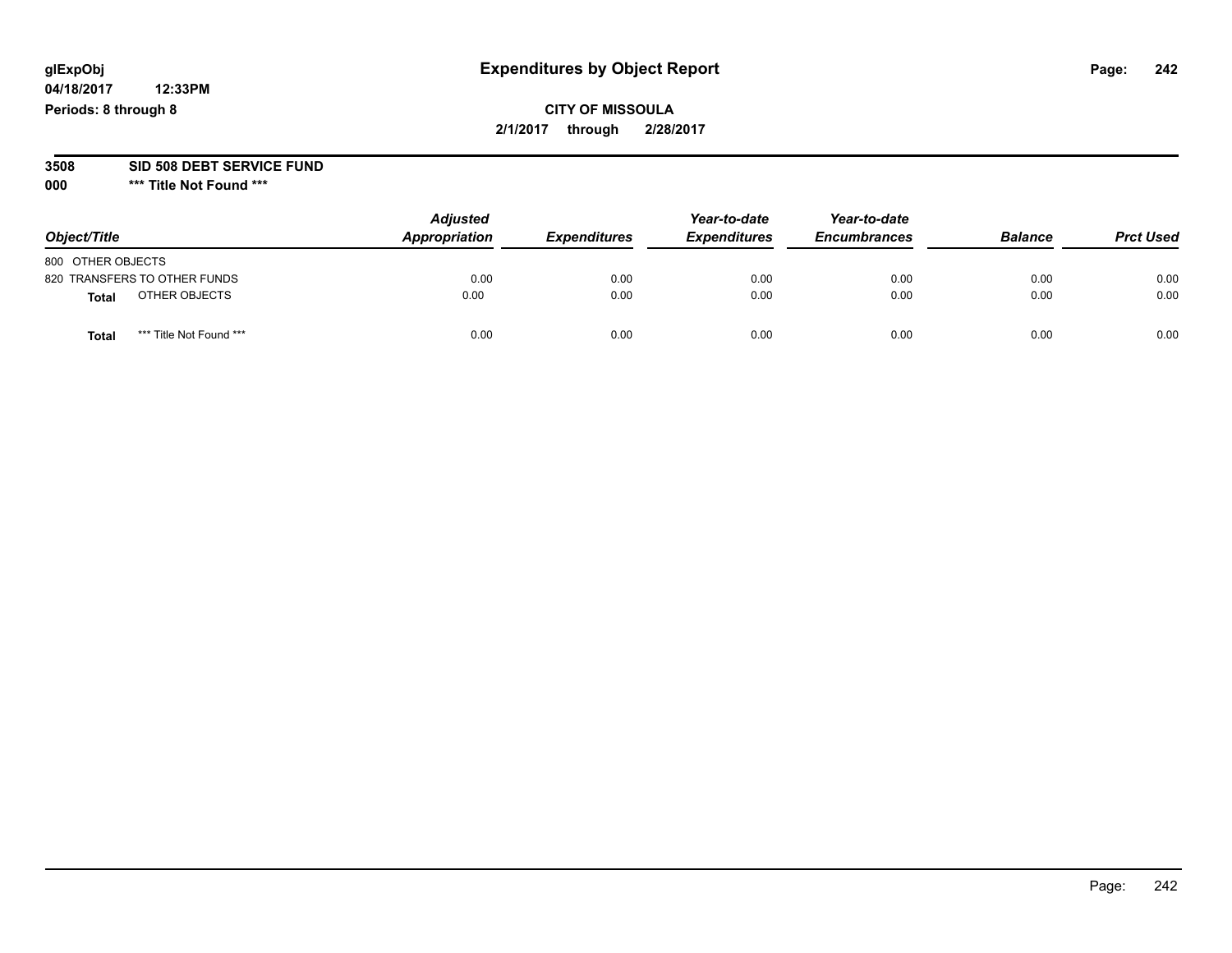**glExpObj**
**04/18/2017 12:33PM**
**Periods: 8 through 8**

# Expenditures by Object Report

**CITY OF MISSOULA**
**2/1/2017 through 2/28/2017**

**3508 SID 508 DEBT SERVICE FUND**
**000 \*\*\* Title Not Found \*\*\***

| Object/Title | Adjusted Appropriation | Expenditures | Year-to-date Expenditures | Year-to-date Encumbrances | Balance | Prct Used |
|---|---|---|---|---|---|---|
| 800 OTHER OBJECTS | | | | | | |
| 820 TRANSFERS TO OTHER FUNDS | 0.00 | 0.00 | 0.00 | 0.00 | 0.00 | 0.00 |
| **Total** OTHER OBJECTS | 0.00 | 0.00 | 0.00 | 0.00 | 0.00 | 0.00 |
| **Total** *** Title Not Found *** | 0.00 | 0.00 | 0.00 | 0.00 | 0.00 | 0.00 |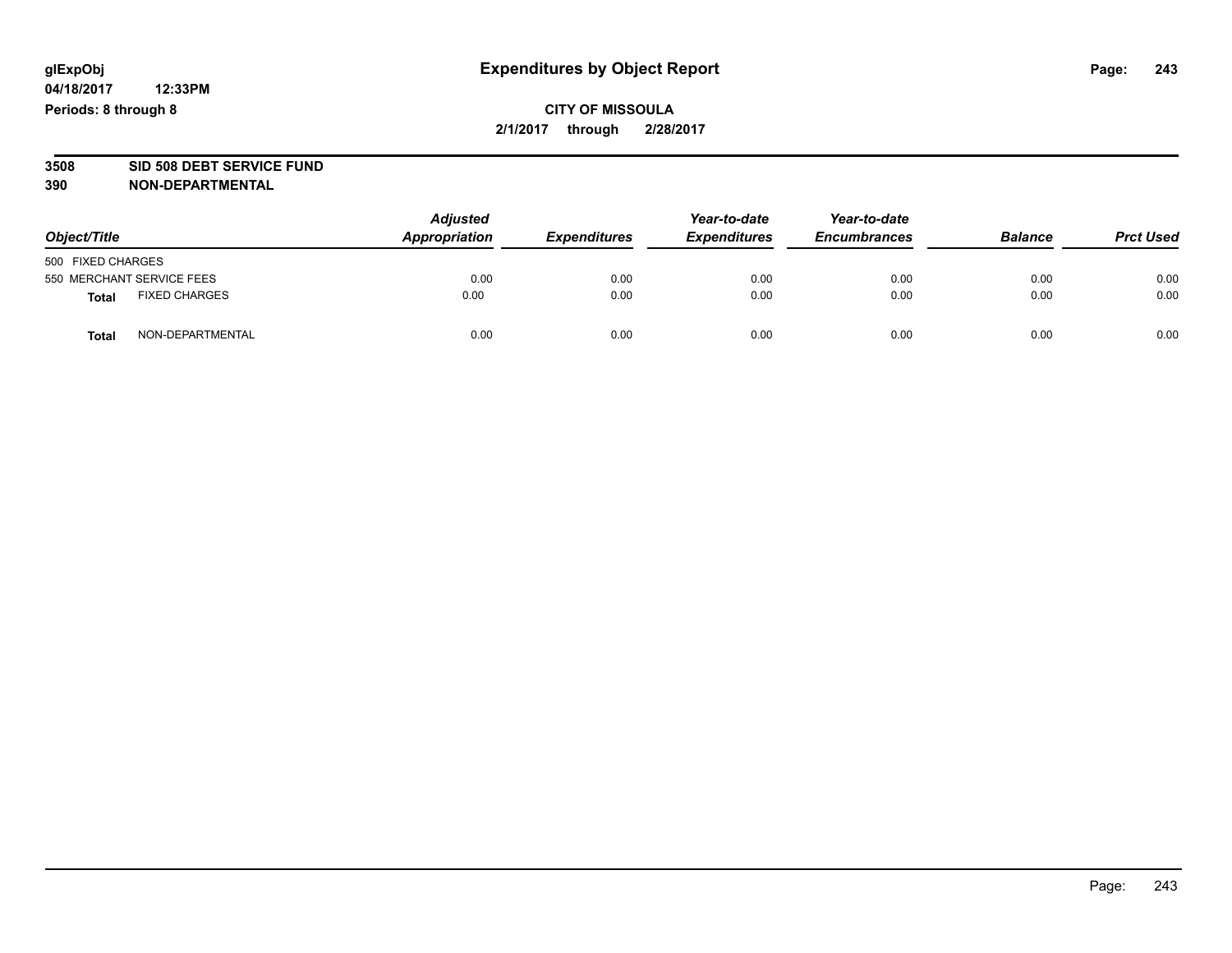glExpObj
04/18/2017 12:33PM
Periods: 8 through 8

# Expenditures by Object Report

**CITY OF MISSOULA**
**2/1/2017 through 2/28/2017**

**3508 SID 508 DEBT SERVICE FUND**
**390 NON-DEPARTMENTAL**

| Object/Title | Adjusted Appropriation | Expenditures | Year-to-date Expenditures | Year-to-date Encumbrances | Balance | Prct Used |
|---|---|---|---|---|---|---|
| 500 FIXED CHARGES | | | | | | |
| 550 MERCHANT SERVICE FEES | 0.00 | 0.00 | 0.00 | 0.00 | 0.00 | 0.00 |
| **Total** FIXED CHARGES | 0.00 | 0.00 | 0.00 | 0.00 | 0.00 | 0.00 |
| **Total** NON-DEPARTMENTAL | 0.00 | 0.00 | 0.00 | 0.00 | 0.00 | 0.00 |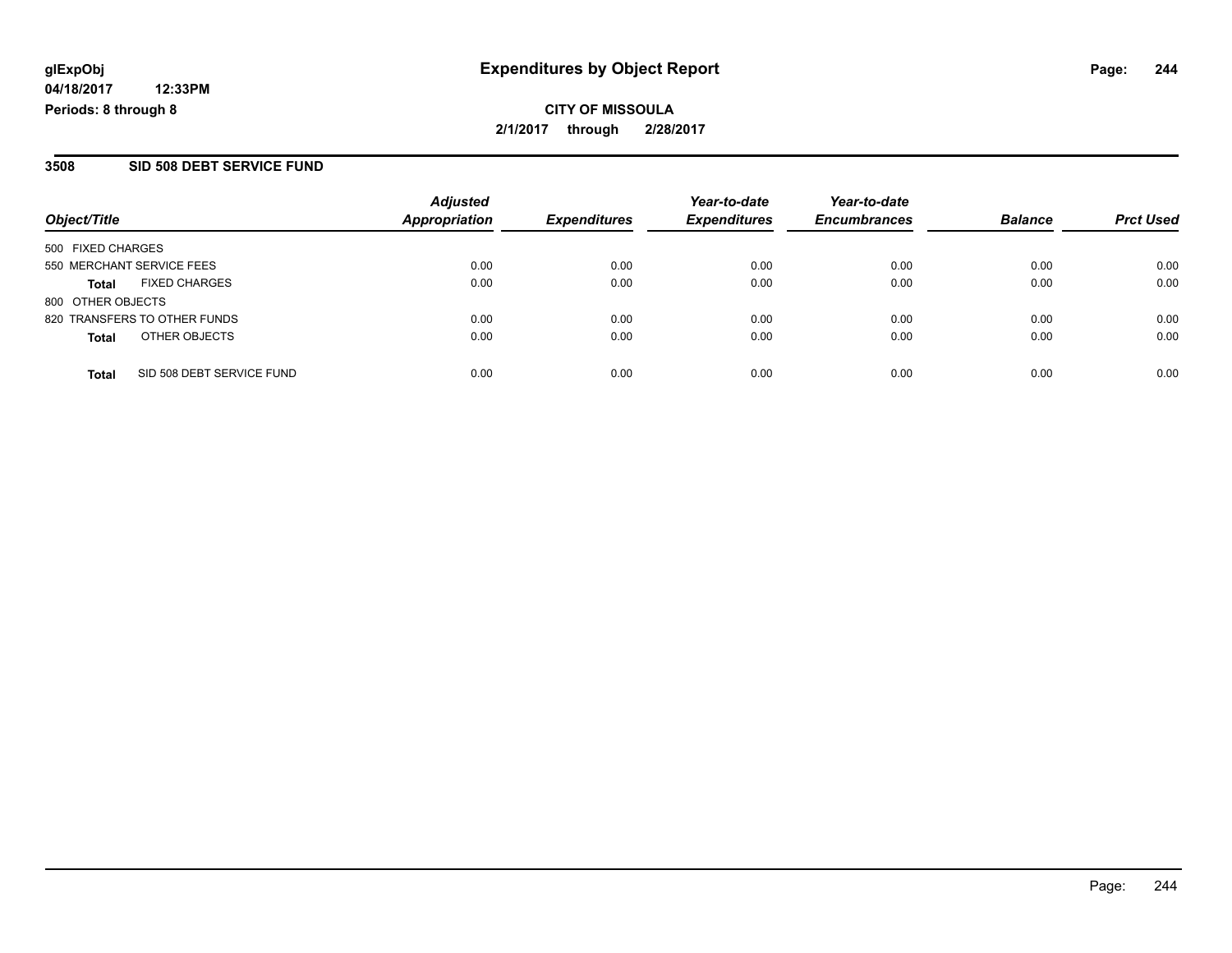**glExpObj**
**04/18/2017 12:33PM**
**Periods: 8 through 8**

# Expenditures by Object Report

**CITY OF MISSOULA**
**2/1/2017 through 2/28/2017**

## 3508 SID 508 DEBT SERVICE FUND

| Object/Title | Adjusted Appropriation | Expenditures | Year-to-date Expenditures | Year-to-date Encumbrances | Balance | Prct Used |
|---|---|---|---|---|---|---|
| 500 FIXED CHARGES | | | | | | |
| 550 MERCHANT SERVICE FEES | 0.00 | 0.00 | 0.00 | 0.00 | 0.00 | 0.00 |
| **Total** FIXED CHARGES | 0.00 | 0.00 | 0.00 | 0.00 | 0.00 | 0.00 |
| 800 OTHER OBJECTS | | | | | | |
| 820 TRANSFERS TO OTHER FUNDS | 0.00 | 0.00 | 0.00 | 0.00 | 0.00 | 0.00 |
| **Total** OTHER OBJECTS | 0.00 | 0.00 | 0.00 | 0.00 | 0.00 | 0.00 |
| **Total** SID 508 DEBT SERVICE FUND | 0.00 | 0.00 | 0.00 | 0.00 | 0.00 | 0.00 |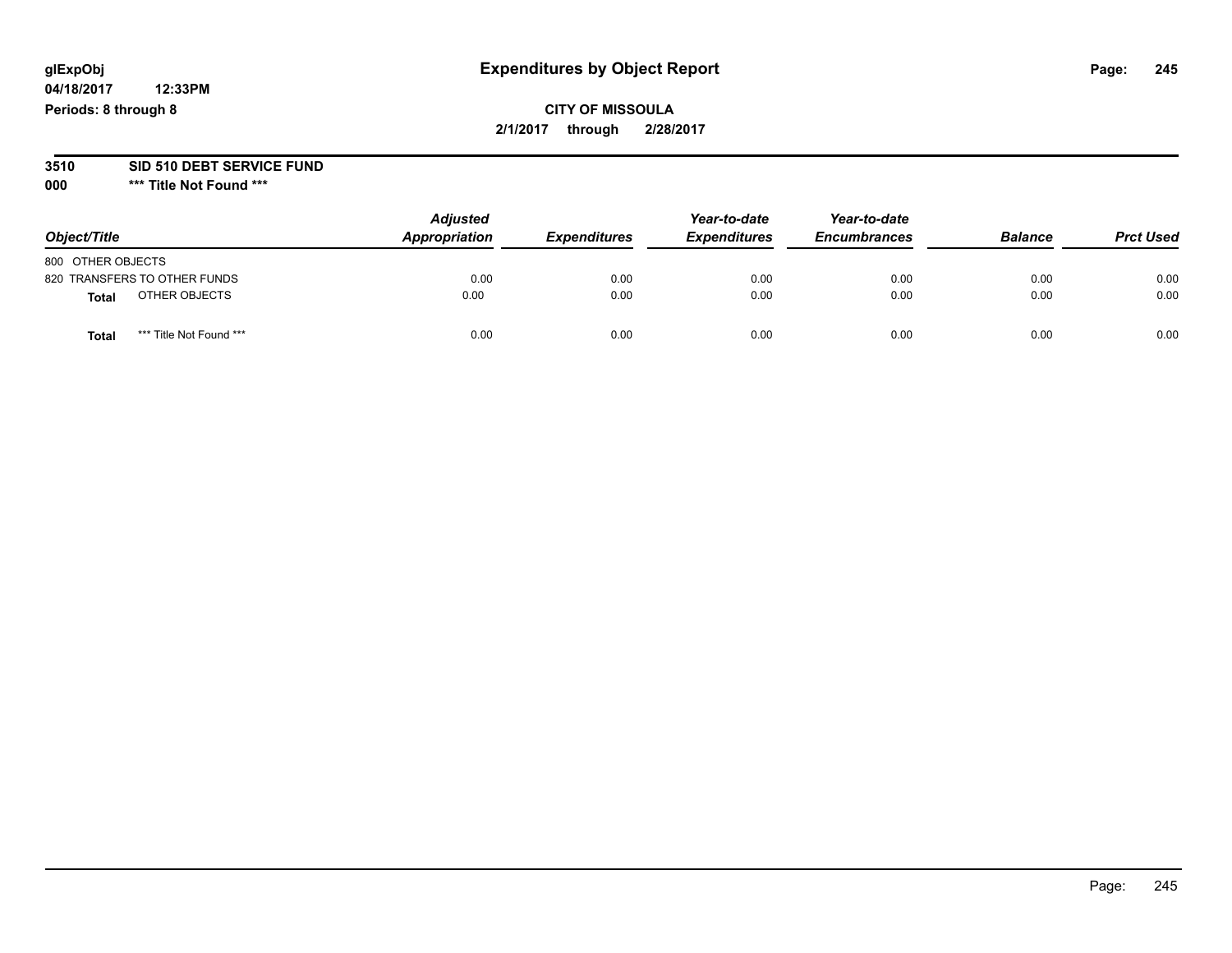**glExpObj** **Expenditures by Object Report**

**04/18/2017 12:33PM**

**Periods: 8 through 8**

**CITY OF MISSOULA**

**2/1/2017 through 2/28/2017**

**3510 SID 510 DEBT SERVICE FUND**

**000 \*\*\* Title Not Found \*\*\***

| Object/Title | Adjusted Appropriation | Expenditures | Year-to-date Expenditures | Year-to-date Encumbrances | Balance | Prct Used |
|---|---|---|---|---|---|---|
| 800 OTHER OBJECTS | | | | | | |
| 820 TRANSFERS TO OTHER FUNDS | 0.00 | 0.00 | 0.00 | 0.00 | 0.00 | 0.00 |
| **Total** OTHER OBJECTS | 0.00 | 0.00 | 0.00 | 0.00 | 0.00 | 0.00 |
| **Total** \*\*\* Title Not Found \*\*\* | 0.00 | 0.00 | 0.00 | 0.00 | 0.00 | 0.00 |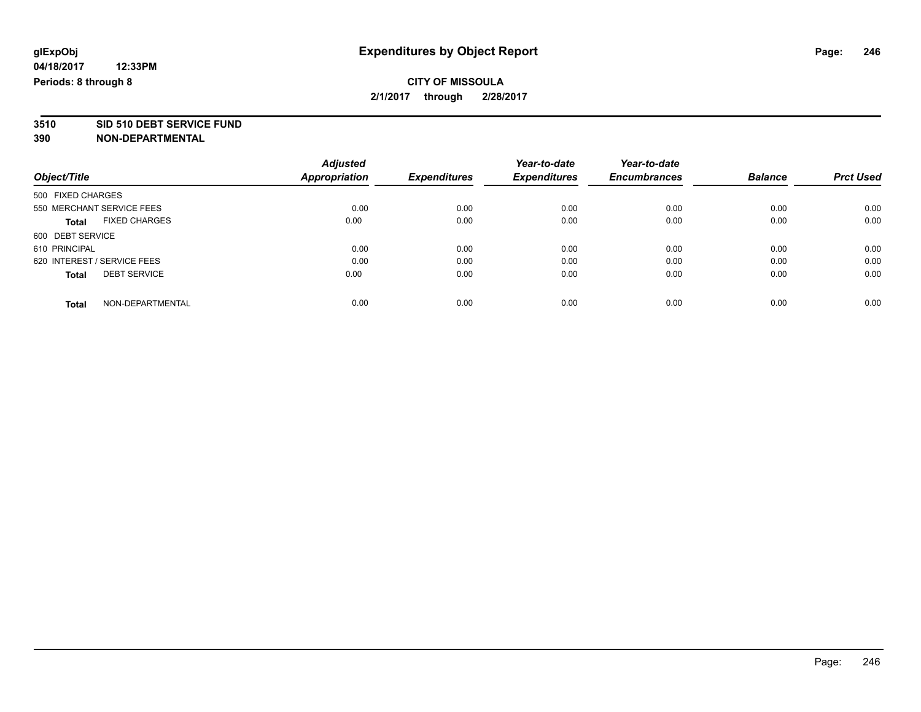**glExpObj**
**04/18/2017 12:33PM**
**Periods: 8 through 8**

# Expenditures by Object Report

**CITY OF MISSOULA**
**2/1/2017 through 2/28/2017**

**3510 SID 510 DEBT SERVICE FUND**
**390 NON-DEPARTMENTAL**

| Object/Title | Adjusted Appropriation | Expenditures | Year-to-date Expenditures | Year-to-date Encumbrances | Balance | Prct Used |
|---|---|---|---|---|---|---|
| 500 FIXED CHARGES | | | | | | |
| 550 MERCHANT SERVICE FEES | 0.00 | 0.00 | 0.00 | 0.00 | 0.00 | 0.00 |
| **Total** FIXED CHARGES | 0.00 | 0.00 | 0.00 | 0.00 | 0.00 | 0.00 |
| 600 DEBT SERVICE | | | | | | |
| 610 PRINCIPAL | 0.00 | 0.00 | 0.00 | 0.00 | 0.00 | 0.00 |
| 620 INTEREST / SERVICE FEES | 0.00 | 0.00 | 0.00 | 0.00 | 0.00 | 0.00 |
| **Total** DEBT SERVICE | 0.00 | 0.00 | 0.00 | 0.00 | 0.00 | 0.00 |
| **Total** NON-DEPARTMENTAL | 0.00 | 0.00 | 0.00 | 0.00 | 0.00 | 0.00 |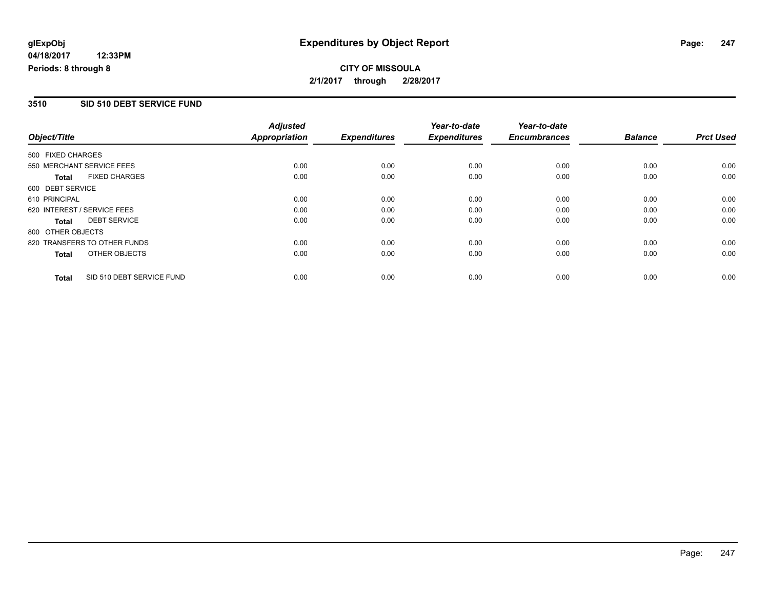**glExpObj**
**04/18/2017 12:33PM**
**Periods: 8 through 8**

# Expenditures by Object Report

**CITY OF MISSOULA**
**2/1/2017 through 2/28/2017**

## 3510 SID 510 DEBT SERVICE FUND

| Object/Title | Adjusted Appropriation | Expenditures | Year-to-date Expenditures | Year-to-date Encumbrances | Balance | Prct Used |
|---|---|---|---|---|---|---|
| 500 FIXED CHARGES | | | | | | |
| 550 MERCHANT SERVICE FEES | 0.00 | 0.00 | 0.00 | 0.00 | 0.00 | 0.00 |
| **Total** FIXED CHARGES | 0.00 | 0.00 | 0.00 | 0.00 | 0.00 | 0.00 |
| 600 DEBT SERVICE | | | | | | |
| 610 PRINCIPAL | 0.00 | 0.00 | 0.00 | 0.00 | 0.00 | 0.00 |
| 620 INTEREST / SERVICE FEES | 0.00 | 0.00 | 0.00 | 0.00 | 0.00 | 0.00 |
| **Total** DEBT SERVICE | 0.00 | 0.00 | 0.00 | 0.00 | 0.00 | 0.00 |
| 800 OTHER OBJECTS | | | | | | |
| 820 TRANSFERS TO OTHER FUNDS | 0.00 | 0.00 | 0.00 | 0.00 | 0.00 | 0.00 |
| **Total** OTHER OBJECTS | 0.00 | 0.00 | 0.00 | 0.00 | 0.00 | 0.00 |
| **Total** SID 510 DEBT SERVICE FUND | 0.00 | 0.00 | 0.00 | 0.00 | 0.00 | 0.00 |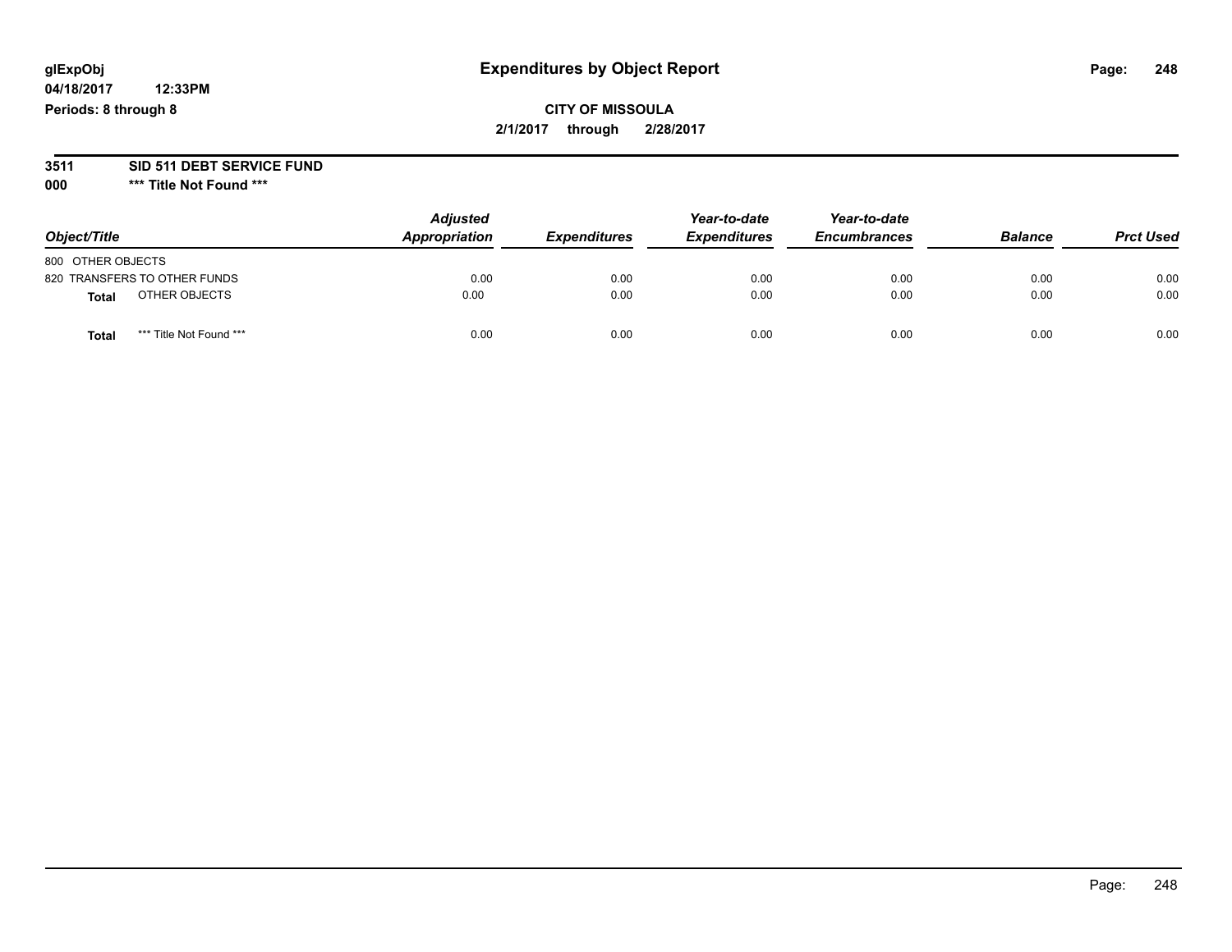glExpObj
04/18/2017 12:33PM
Periods: 8 through 8

# Expenditures by Object Report

**CITY OF MISSOULA**
**2/1/2017 through 2/28/2017**

**3511 SID 511 DEBT SERVICE FUND**
**000 *** Title Not Found *****

| Object/Title | Adjusted Appropriation | Expenditures | Year-to-date Expenditures | Year-to-date Encumbrances | Balance | Prct Used |
|---|---|---|---|---|---|---|
| 800 OTHER OBJECTS | | | | | | |
| 820 TRANSFERS TO OTHER FUNDS | 0.00 | 0.00 | 0.00 | 0.00 | 0.00 | 0.00 |
| **Total** OTHER OBJECTS | 0.00 | 0.00 | 0.00 | 0.00 | 0.00 | 0.00 |
| **Total** *** Title Not Found *** | 0.00 | 0.00 | 0.00 | 0.00 | 0.00 | 0.00 |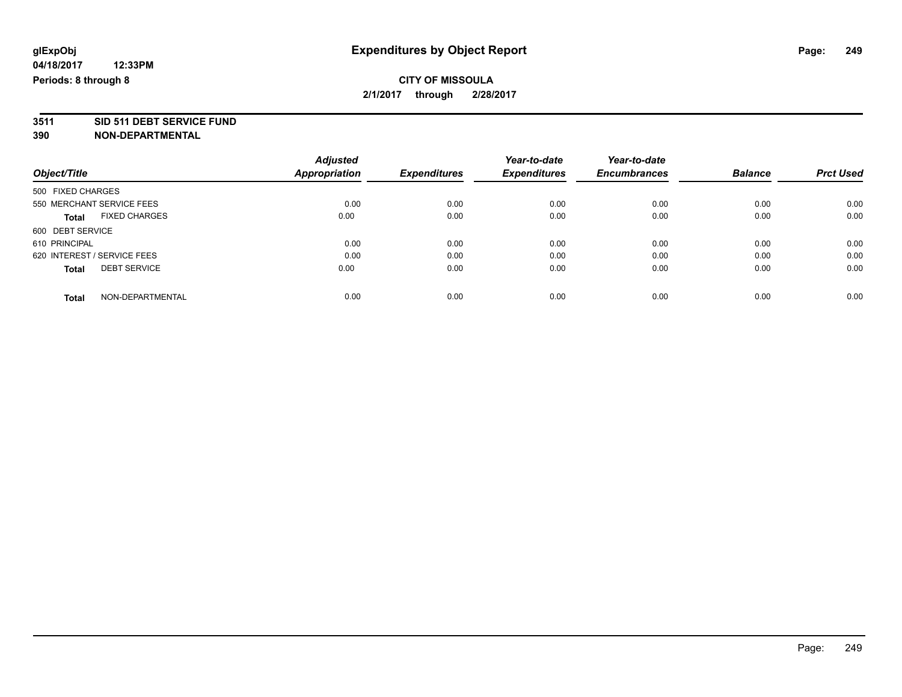**glExpObj** **Expenditures by Object Report**

**04/18/2017 12:33PM**

**Periods: 8 through 8**

**CITY OF MISSOULA**

**2/1/2017 through 2/28/2017**

**3511 SID 511 DEBT SERVICE FUND**

**390 NON-DEPARTMENTAL**

| Object/Title | Adjusted Appropriation | Expenditures | Year-to-date Expenditures | Year-to-date Encumbrances | Balance | Prct Used |
|---|---|---|---|---|---|---|
| 500 FIXED CHARGES | | | | | | |
| 550 MERCHANT SERVICE FEES | 0.00 | 0.00 | 0.00 | 0.00 | 0.00 | 0.00 |
| **Total** FIXED CHARGES | 0.00 | 0.00 | 0.00 | 0.00 | 0.00 | 0.00 |
| 600 DEBT SERVICE | | | | | | |
| 610 PRINCIPAL | 0.00 | 0.00 | 0.00 | 0.00 | 0.00 | 0.00 |
| 620 INTEREST / SERVICE FEES | 0.00 | 0.00 | 0.00 | 0.00 | 0.00 | 0.00 |
| **Total** DEBT SERVICE | 0.00 | 0.00 | 0.00 | 0.00 | 0.00 | 0.00 |
| **Total** NON-DEPARTMENTAL | 0.00 | 0.00 | 0.00 | 0.00 | 0.00 | 0.00 |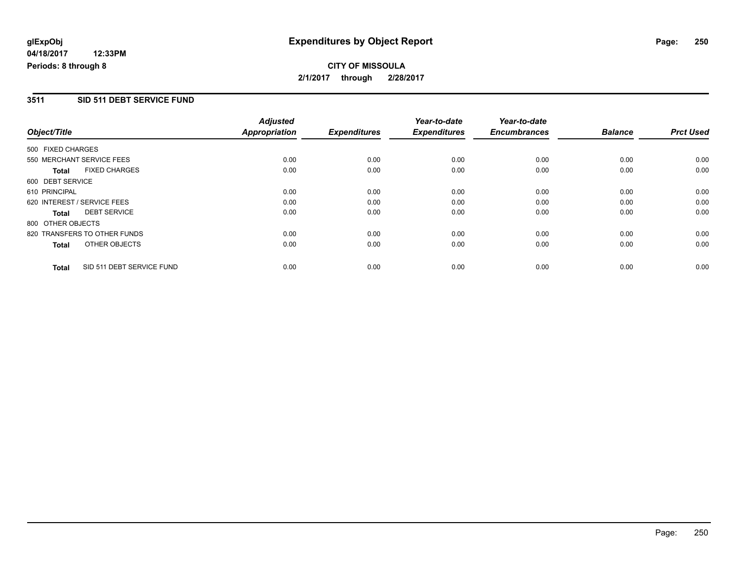# Expenditures by Object Report

glExpObj
04/18/2017 12:33PM
Periods: 8 through 8

**CITY OF MISSOULA**
**2/1/2017 through 2/28/2017**

## 3511 SID 511 DEBT SERVICE FUND

| Object/Title | Adjusted Appropriation | Expenditures | Year-to-date Expenditures | Year-to-date Encumbrances | Balance | Prct Used |
|---|---|---|---|---|---|---|
| 500 FIXED CHARGES | | | | | | |
| 550 MERCHANT SERVICE FEES | 0.00 | 0.00 | 0.00 | 0.00 | 0.00 | 0.00 |
| **Total** FIXED CHARGES | 0.00 | 0.00 | 0.00 | 0.00 | 0.00 | 0.00 |
| 600 DEBT SERVICE | | | | | | |
| 610 PRINCIPAL | 0.00 | 0.00 | 0.00 | 0.00 | 0.00 | 0.00 |
| 620 INTEREST / SERVICE FEES | 0.00 | 0.00 | 0.00 | 0.00 | 0.00 | 0.00 |
| **Total** DEBT SERVICE | 0.00 | 0.00 | 0.00 | 0.00 | 0.00 | 0.00 |
| 800 OTHER OBJECTS | | | | | | |
| 820 TRANSFERS TO OTHER FUNDS | 0.00 | 0.00 | 0.00 | 0.00 | 0.00 | 0.00 |
| **Total** OTHER OBJECTS | 0.00 | 0.00 | 0.00 | 0.00 | 0.00 | 0.00 |
| **Total** SID 511 DEBT SERVICE FUND | 0.00 | 0.00 | 0.00 | 0.00 | 0.00 | 0.00 |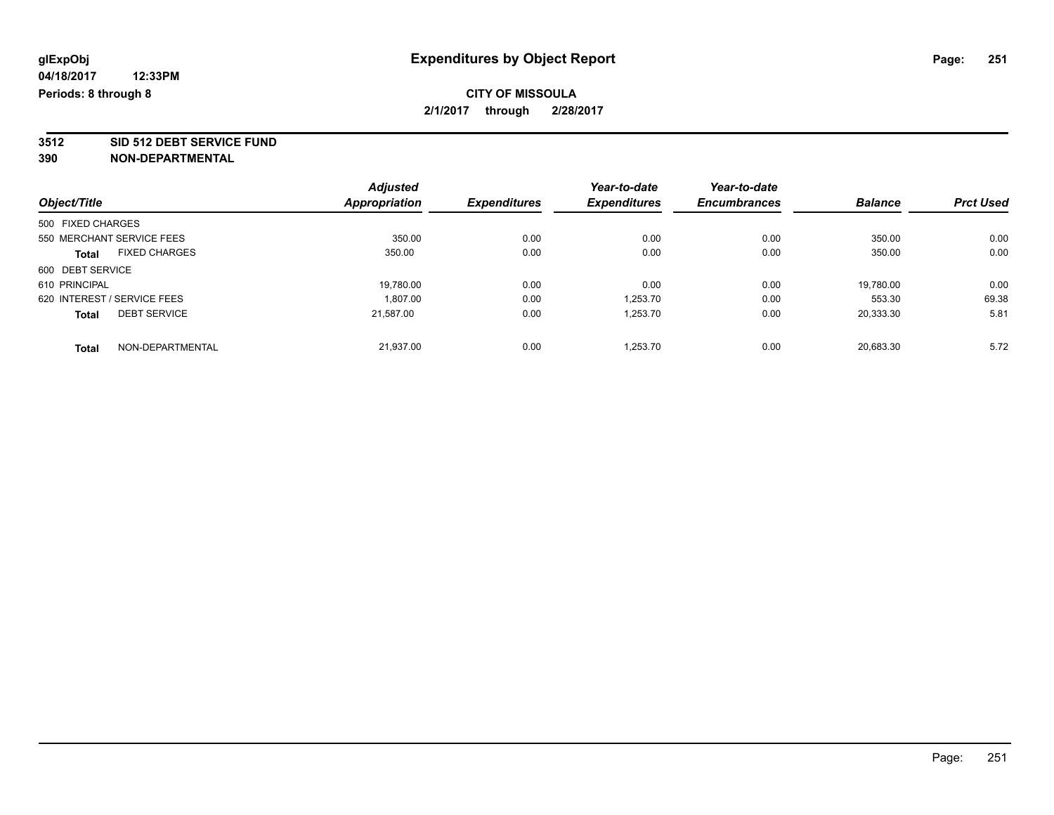**glExpObj** | **Expenditures by Object Report**

**04/18/2017 12:33PM**

**Periods: 8 through 8**

**CITY OF MISSOULA**

**2/1/2017 through 2/28/2017**

## 3512 SID 512 DEBT SERVICE FUND
## 390 NON-DEPARTMENTAL

| Object/Title | Adjusted Appropriation | Expenditures | Year-to-date Expenditures | Year-to-date Encumbrances | Balance | Prct Used |
|---|---|---|---|---|---|---|
| 500 FIXED CHARGES | | | | | | |
| 550 MERCHANT SERVICE FEES | 350.00 | 0.00 | 0.00 | 0.00 | 350.00 | 0.00 |
| **Total** FIXED CHARGES | 350.00 | 0.00 | 0.00 | 0.00 | 350.00 | 0.00 |
| 600 DEBT SERVICE | | | | | | |
| 610 PRINCIPAL | 19,780.00 | 0.00 | 0.00 | 0.00 | 19,780.00 | 0.00 |
| 620 INTEREST / SERVICE FEES | 1,807.00 | 0.00 | 1,253.70 | 0.00 | 553.30 | 69.38 |
| **Total** DEBT SERVICE | 21,587.00 | 0.00 | 1,253.70 | 0.00 | 20,333.30 | 5.81 |
| **Total** NON-DEPARTMENTAL | 21,937.00 | 0.00 | 1,253.70 | 0.00 | 20,683.30 | 5.72 |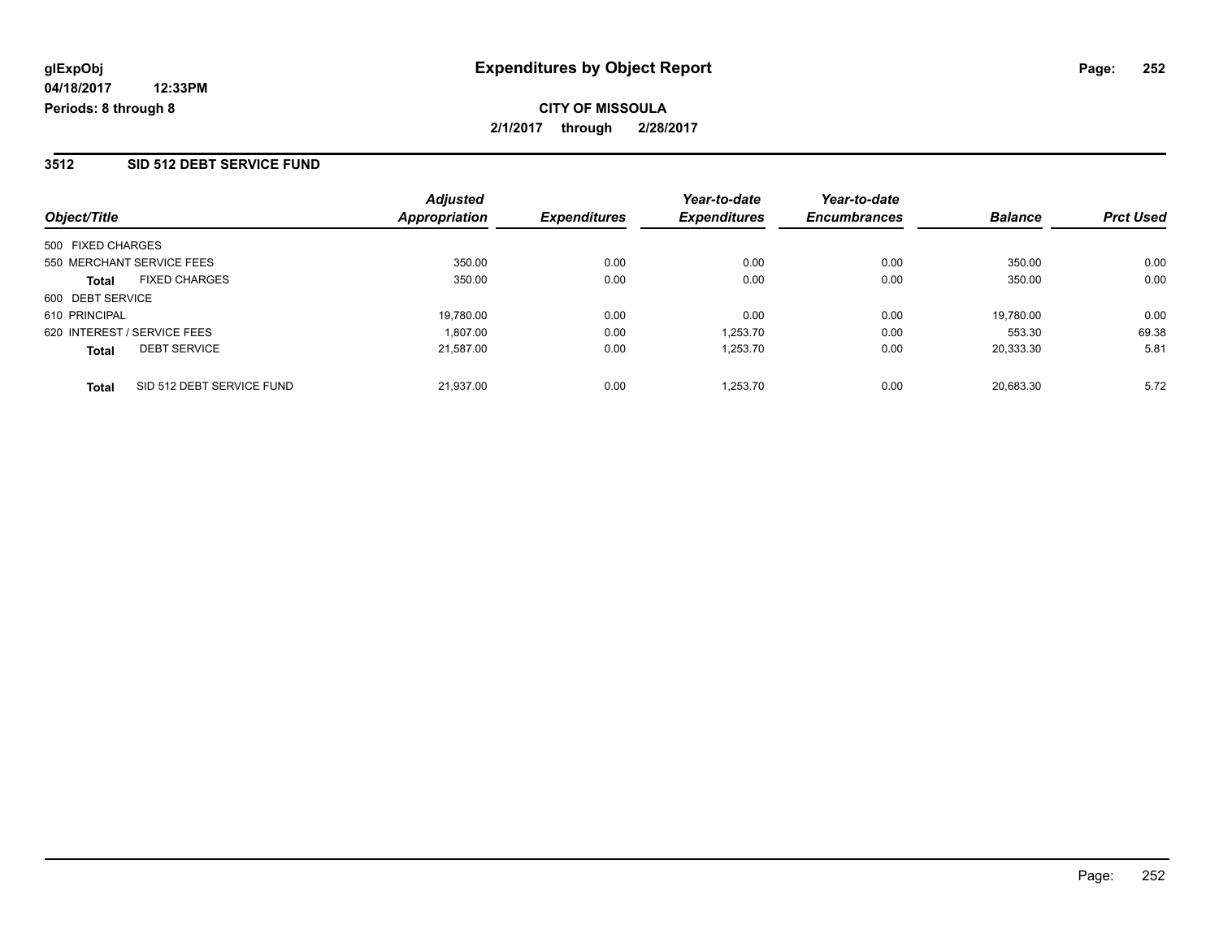**glExpObj**
**04/18/2017 12:33PM**
**Periods: 8 through 8**

# Expenditures by Object Report

**CITY OF MISSOULA**
**2/1/2017 through 2/28/2017**

## 3512 SID 512 DEBT SERVICE FUND

| Object/Title | Adjusted Appropriation | Expenditures | Year-to-date Expenditures | Year-to-date Encumbrances | Balance | Prct Used |
|---|---|---|---|---|---|---|
| 500 FIXED CHARGES | | | | | | |
| 550 MERCHANT SERVICE FEES | 350.00 | 0.00 | 0.00 | 0.00 | 350.00 | 0.00 |
| **Total** FIXED CHARGES | 350.00 | 0.00 | 0.00 | 0.00 | 350.00 | 0.00 |
| 600 DEBT SERVICE | | | | | | |
| 610 PRINCIPAL | 19,780.00 | 0.00 | 0.00 | 0.00 | 19,780.00 | 0.00 |
| 620 INTEREST / SERVICE FEES | 1,807.00 | 0.00 | 1,253.70 | 0.00 | 553.30 | 69.38 |
| **Total** DEBT SERVICE | 21,587.00 | 0.00 | 1,253.70 | 0.00 | 20,333.30 | 5.81 |
| **Total** SID 512 DEBT SERVICE FUND | 21,937.00 | 0.00 | 1,253.70 | 0.00 | 20,683.30 | 5.72 |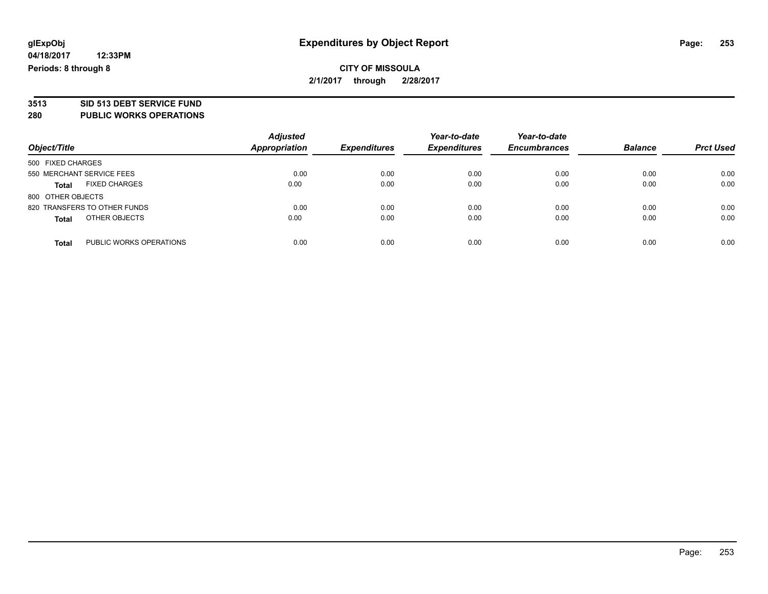**glExpObj** | **Expenditures by Object Report**

**04/18/2017 12:33PM**

**Periods: 8 through 8**

**CITY OF MISSOULA**

**2/1/2017 through 2/28/2017**

## 3513 SID 513 DEBT SERVICE FUND
## 280 PUBLIC WORKS OPERATIONS

| Object/Title | Adjusted Appropriation | Expenditures | Year-to-date Expenditures | Year-to-date Encumbrances | Balance | Prct Used |
|---|---|---|---|---|---|---|
| 500 FIXED CHARGES | | | | | | |
| 550 MERCHANT SERVICE FEES | 0.00 | 0.00 | 0.00 | 0.00 | 0.00 | 0.00 |
| **Total** FIXED CHARGES | 0.00 | 0.00 | 0.00 | 0.00 | 0.00 | 0.00 |
| 800 OTHER OBJECTS | | | | | | |
| 820 TRANSFERS TO OTHER FUNDS | 0.00 | 0.00 | 0.00 | 0.00 | 0.00 | 0.00 |
| **Total** OTHER OBJECTS | 0.00 | 0.00 | 0.00 | 0.00 | 0.00 | 0.00 |
| **Total** PUBLIC WORKS OPERATIONS | 0.00 | 0.00 | 0.00 | 0.00 | 0.00 | 0.00 |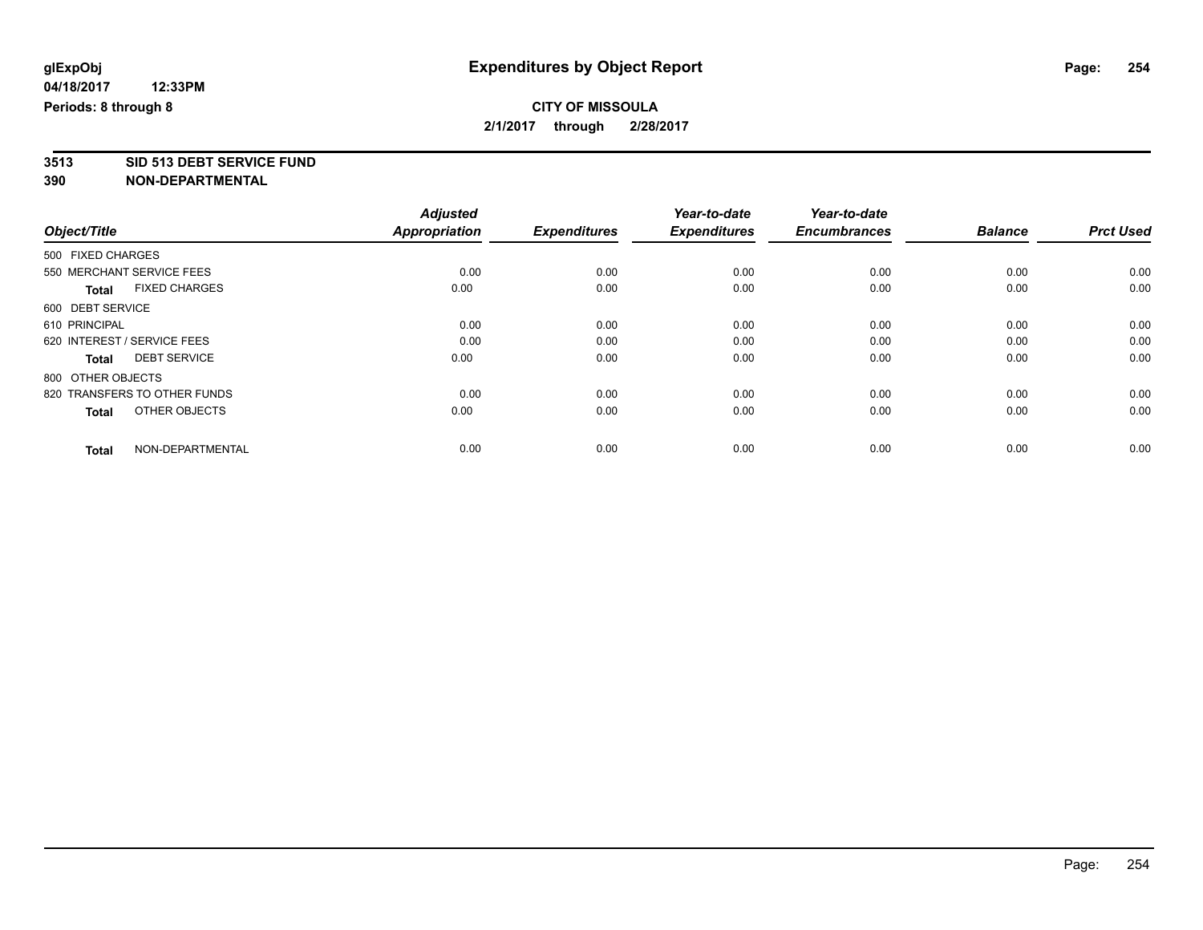# Expenditures by Object Report

glExpObj
04/18/2017 12:33PM
Periods: 8 through 8

**CITY OF MISSOULA**
**2/1/2017 through 2/28/2017**

**3513 SID 513 DEBT SERVICE FUND**
**390 NON-DEPARTMENTAL**

| Object/Title | Adjusted Appropriation | Expenditures | Year-to-date Expenditures | Year-to-date Encumbrances | Balance | Prct Used |
|---|---|---|---|---|---|---|
| 500 FIXED CHARGES | | | | | | |
| 550 MERCHANT SERVICE FEES | 0.00 | 0.00 | 0.00 | 0.00 | 0.00 | 0.00 |
| **Total** FIXED CHARGES | 0.00 | 0.00 | 0.00 | 0.00 | 0.00 | 0.00 |
| 600 DEBT SERVICE | | | | | | |
| 610 PRINCIPAL | 0.00 | 0.00 | 0.00 | 0.00 | 0.00 | 0.00 |
| 620 INTEREST / SERVICE FEES | 0.00 | 0.00 | 0.00 | 0.00 | 0.00 | 0.00 |
| **Total** DEBT SERVICE | 0.00 | 0.00 | 0.00 | 0.00 | 0.00 | 0.00 |
| 800 OTHER OBJECTS | | | | | | |
| 820 TRANSFERS TO OTHER FUNDS | 0.00 | 0.00 | 0.00 | 0.00 | 0.00 | 0.00 |
| **Total** OTHER OBJECTS | 0.00 | 0.00 | 0.00 | 0.00 | 0.00 | 0.00 |
| **Total** NON-DEPARTMENTAL | 0.00 | 0.00 | 0.00 | 0.00 | 0.00 | 0.00 |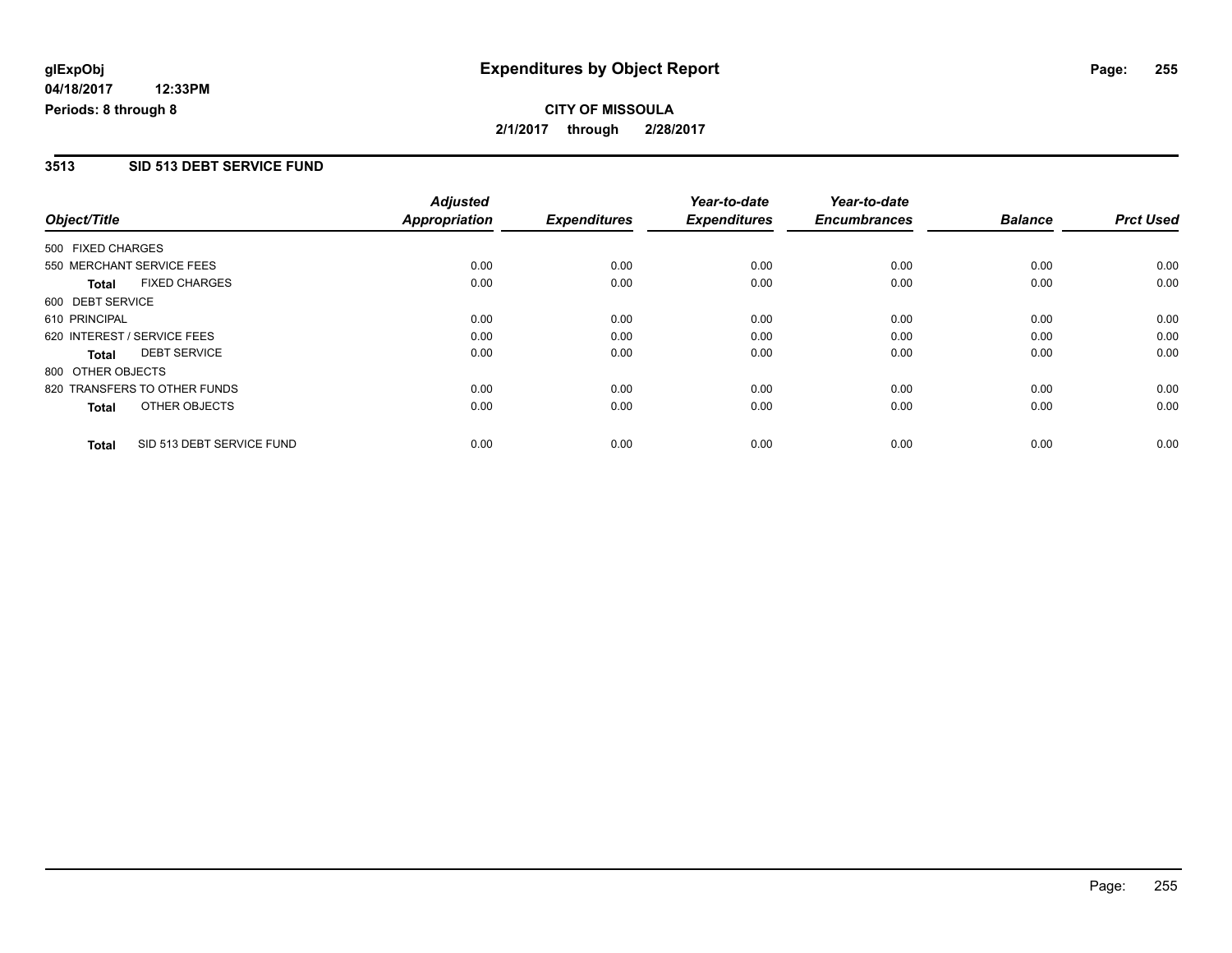# Expenditures by Object Report

glExpObj
04/18/2017 12:33PM
Periods: 8 through 8

**CITY OF MISSOULA**
**2/1/2017 through 2/28/2017**

## 3513 SID 513 DEBT SERVICE FUND

| Object/Title | Adjusted Appropriation | Expenditures | Year-to-date Expenditures | Year-to-date Encumbrances | Balance | Prct Used |
|---|---|---|---|---|---|---|
| 500 FIXED CHARGES | | | | | | |
| 550 MERCHANT SERVICE FEES | 0.00 | 0.00 | 0.00 | 0.00 | 0.00 | 0.00 |
| **Total** FIXED CHARGES | 0.00 | 0.00 | 0.00 | 0.00 | 0.00 | 0.00 |
| 600 DEBT SERVICE | | | | | | |
| 610 PRINCIPAL | 0.00 | 0.00 | 0.00 | 0.00 | 0.00 | 0.00 |
| 620 INTEREST / SERVICE FEES | 0.00 | 0.00 | 0.00 | 0.00 | 0.00 | 0.00 |
| **Total** DEBT SERVICE | 0.00 | 0.00 | 0.00 | 0.00 | 0.00 | 0.00 |
| 800 OTHER OBJECTS | | | | | | |
| 820 TRANSFERS TO OTHER FUNDS | 0.00 | 0.00 | 0.00 | 0.00 | 0.00 | 0.00 |
| **Total** OTHER OBJECTS | 0.00 | 0.00 | 0.00 | 0.00 | 0.00 | 0.00 |
| **Total** SID 513 DEBT SERVICE FUND | 0.00 | 0.00 | 0.00 | 0.00 | 0.00 | 0.00 |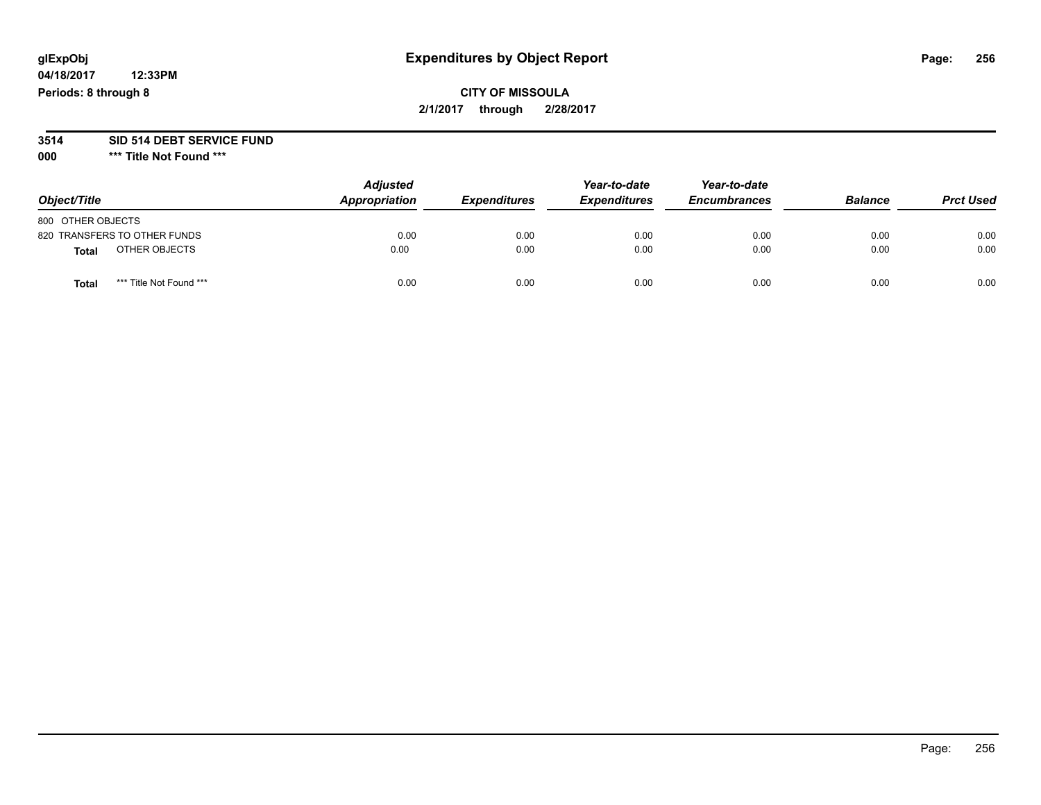**glExpObj**
**04/18/2017 12:33PM**
**Periods: 8 through 8**

# Expenditures by Object Report

**CITY OF MISSOULA**
**2/1/2017 through 2/28/2017**

## 3514 SID 514 DEBT SERVICE FUND

### 000 *** Title Not Found ***

| Object/Title | Adjusted Appropriation | Expenditures | Year-to-date Expenditures | Year-to-date Encumbrances | Balance | Prct Used |
|---|---|---|---|---|---|---|
| 800 OTHER OBJECTS | | | | | | |
| 820 TRANSFERS TO OTHER FUNDS | 0.00 | 0.00 | 0.00 | 0.00 | 0.00 | 0.00 |
| **Total** OTHER OBJECTS | 0.00 | 0.00 | 0.00 | 0.00 | 0.00 | 0.00 |
| **Total** *** Title Not Found *** | 0.00 | 0.00 | 0.00 | 0.00 | 0.00 | 0.00 |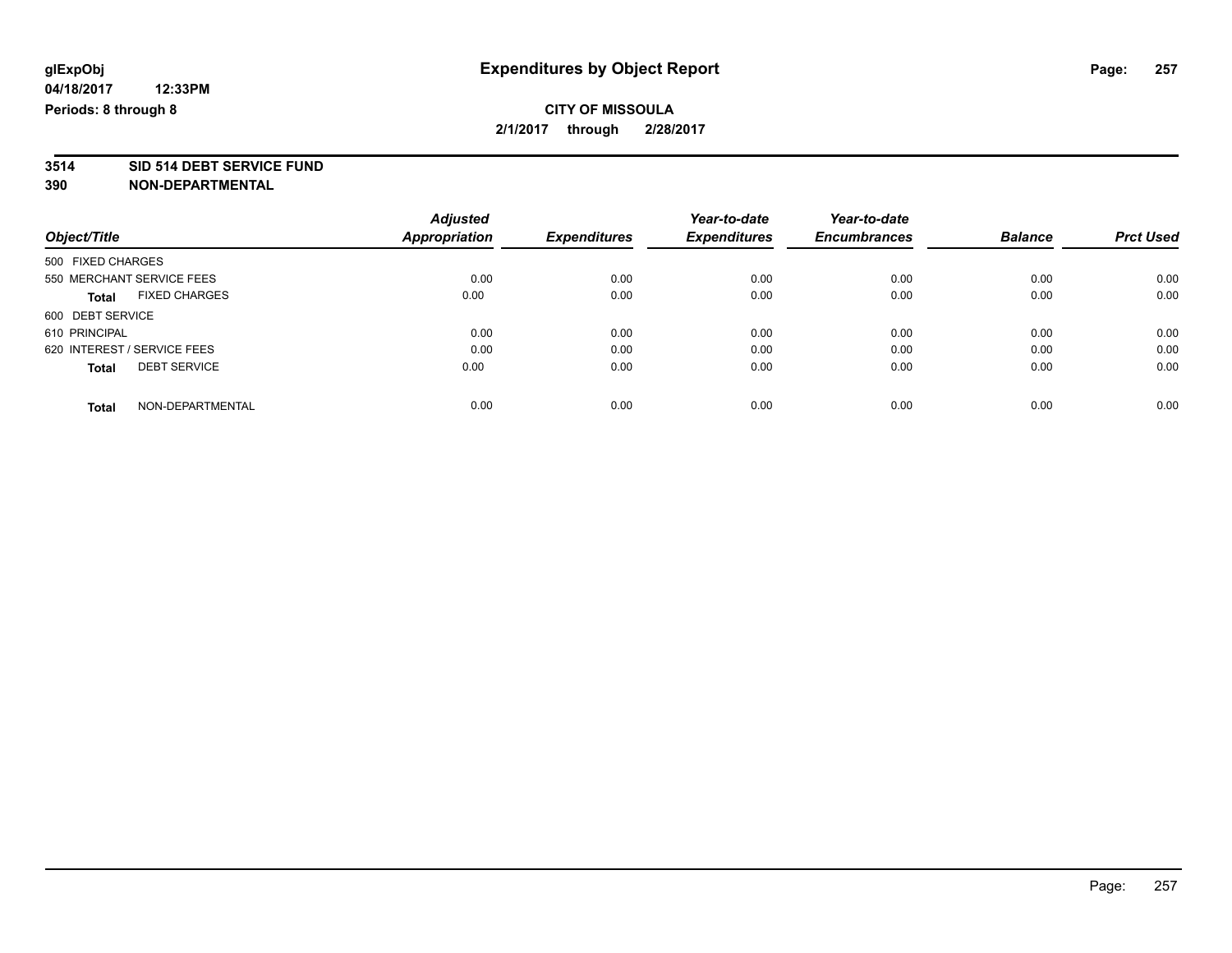# Expenditures by Object Report

glExpObj
04/18/2017 12:33PM
Periods: 8 through 8

**CITY OF MISSOULA**
**2/1/2017 through 2/28/2017**

**3514 SID 514 DEBT SERVICE FUND**
**390 NON-DEPARTMENTAL**

| Object/Title | Adjusted Appropriation | Expenditures | Year-to-date Expenditures | Year-to-date Encumbrances | Balance | Prct Used |
|---|---|---|---|---|---|---|
| 500 FIXED CHARGES | | | | | | |
| 550 MERCHANT SERVICE FEES | 0.00 | 0.00 | 0.00 | 0.00 | 0.00 | 0.00 |
| **Total** FIXED CHARGES | 0.00 | 0.00 | 0.00 | 0.00 | 0.00 | 0.00 |
| 600 DEBT SERVICE | | | | | | |
| 610 PRINCIPAL | 0.00 | 0.00 | 0.00 | 0.00 | 0.00 | 0.00 |
| 620 INTEREST / SERVICE FEES | 0.00 | 0.00 | 0.00 | 0.00 | 0.00 | 0.00 |
| **Total** DEBT SERVICE | 0.00 | 0.00 | 0.00 | 0.00 | 0.00 | 0.00 |
| **Total** NON-DEPARTMENTAL | 0.00 | 0.00 | 0.00 | 0.00 | 0.00 | 0.00 |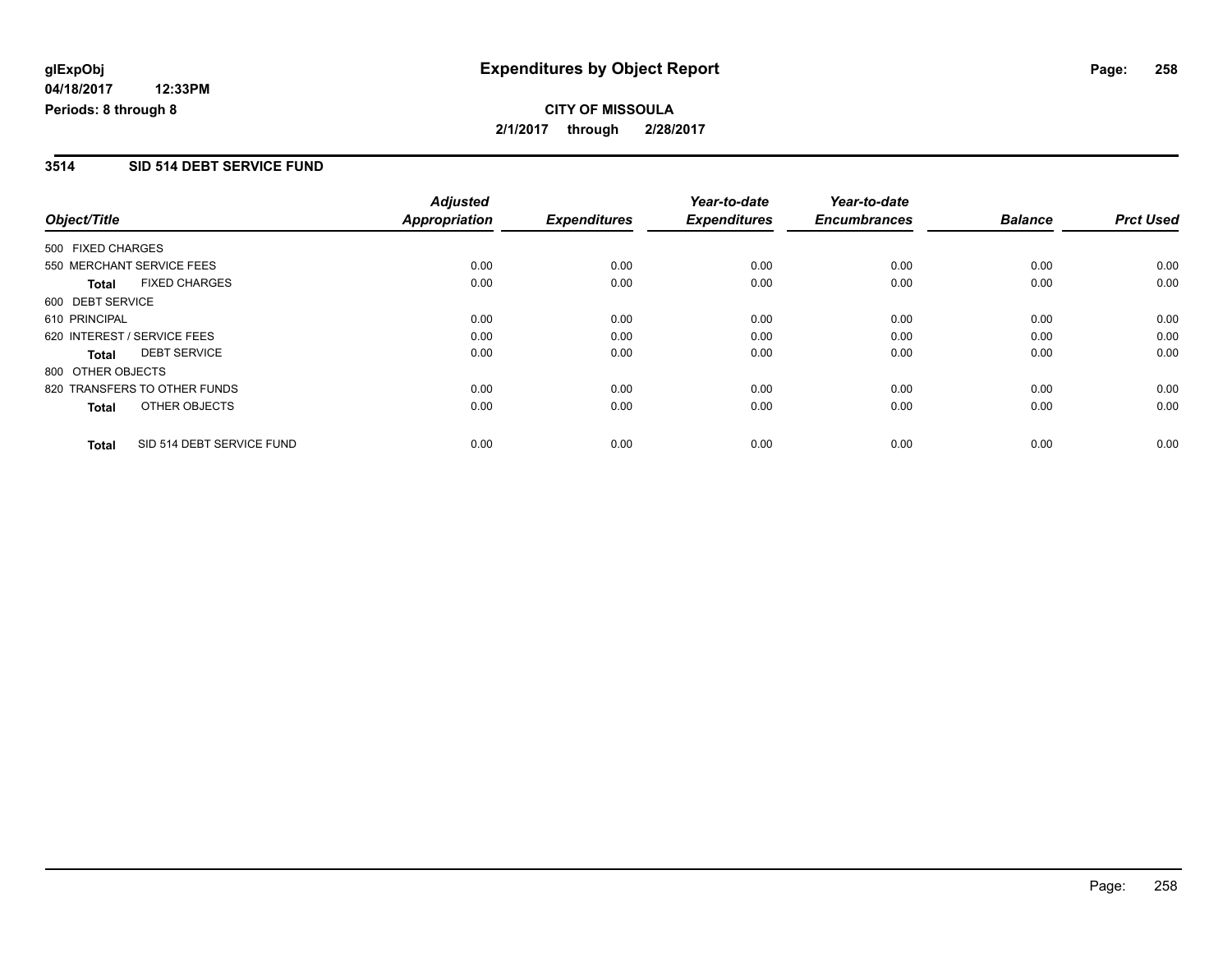**glExpObj**
**04/18/2017 12:33PM**
**Periods: 8 through 8**

# Expenditures by Object Report

**CITY OF MISSOULA**
**2/1/2017 through 2/28/2017**

## 3514 SID 514 DEBT SERVICE FUND

| Object/Title | Adjusted Appropriation | Expenditures | Year-to-date Expenditures | Year-to-date Encumbrances | Balance | Prct Used |
|---|---|---|---|---|---|---|
| 500 FIXED CHARGES | | | | | | |
| 550 MERCHANT SERVICE FEES | 0.00 | 0.00 | 0.00 | 0.00 | 0.00 | 0.00 |
| **Total** FIXED CHARGES | 0.00 | 0.00 | 0.00 | 0.00 | 0.00 | 0.00 |
| 600 DEBT SERVICE | | | | | | |
| 610 PRINCIPAL | 0.00 | 0.00 | 0.00 | 0.00 | 0.00 | 0.00 |
| 620 INTEREST / SERVICE FEES | 0.00 | 0.00 | 0.00 | 0.00 | 0.00 | 0.00 |
| **Total** DEBT SERVICE | 0.00 | 0.00 | 0.00 | 0.00 | 0.00 | 0.00 |
| 800 OTHER OBJECTS | | | | | | |
| 820 TRANSFERS TO OTHER FUNDS | 0.00 | 0.00 | 0.00 | 0.00 | 0.00 | 0.00 |
| **Total** OTHER OBJECTS | 0.00 | 0.00 | 0.00 | 0.00 | 0.00 | 0.00 |
| **Total** SID 514 DEBT SERVICE FUND | 0.00 | 0.00 | 0.00 | 0.00 | 0.00 | 0.00 |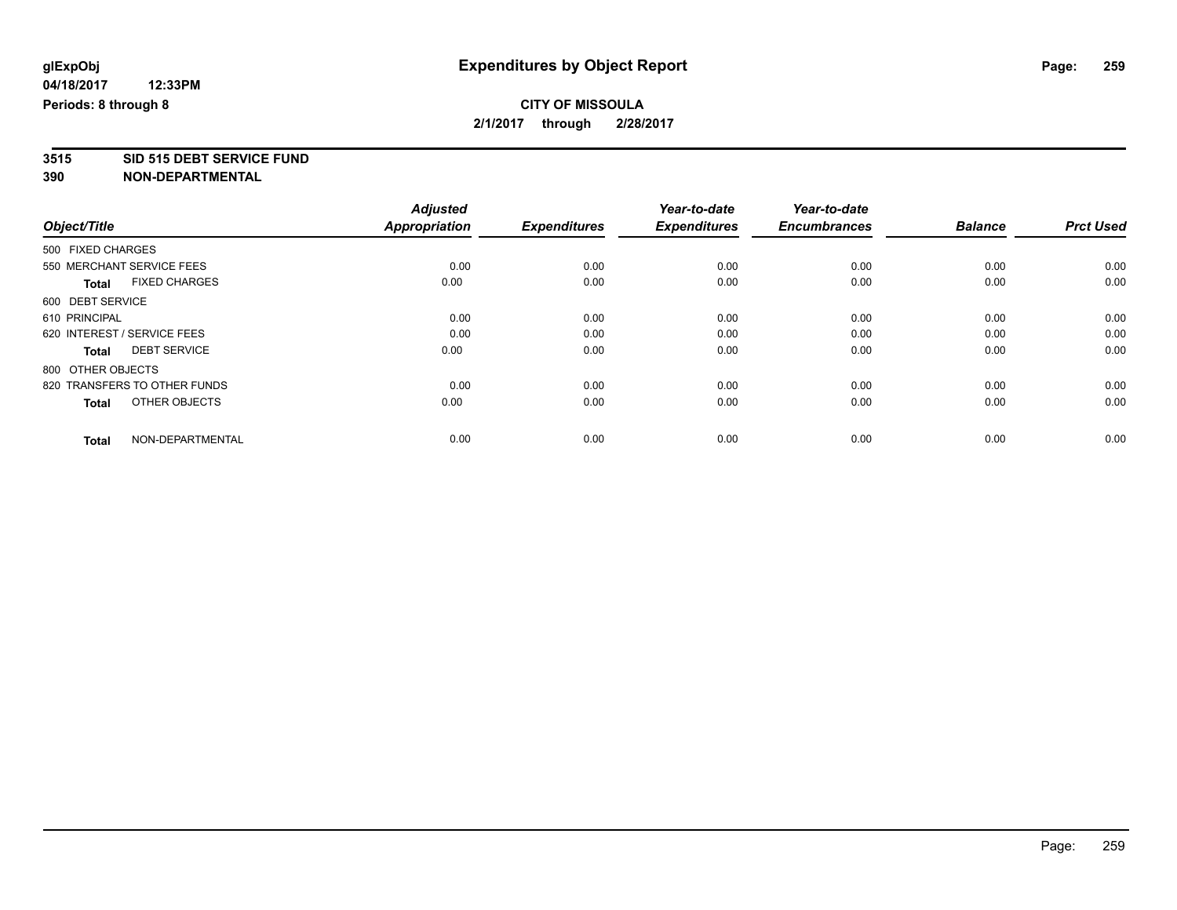glExpObj
04/18/2017 12:33PM
Periods: 8 through 8

# Expenditures by Object Report

**CITY OF MISSOULA**
**2/1/2017 through 2/28/2017**

**3515 SID 515 DEBT SERVICE FUND**
**390 NON-DEPARTMENTAL**

| Object/Title | Adjusted Appropriation | Expenditures | Year-to-date Expenditures | Year-to-date Encumbrances | Balance | Prct Used |
|---|---|---|---|---|---|---|
| 500 FIXED CHARGES | | | | | | |
| 550 MERCHANT SERVICE FEES | 0.00 | 0.00 | 0.00 | 0.00 | 0.00 | 0.00 |
| **Total** FIXED CHARGES | 0.00 | 0.00 | 0.00 | 0.00 | 0.00 | 0.00 |
| 600 DEBT SERVICE | | | | | | |
| 610 PRINCIPAL | 0.00 | 0.00 | 0.00 | 0.00 | 0.00 | 0.00 |
| 620 INTEREST / SERVICE FEES | 0.00 | 0.00 | 0.00 | 0.00 | 0.00 | 0.00 |
| **Total** DEBT SERVICE | 0.00 | 0.00 | 0.00 | 0.00 | 0.00 | 0.00 |
| 800 OTHER OBJECTS | | | | | | |
| 820 TRANSFERS TO OTHER FUNDS | 0.00 | 0.00 | 0.00 | 0.00 | 0.00 | 0.00 |
| **Total** OTHER OBJECTS | 0.00 | 0.00 | 0.00 | 0.00 | 0.00 | 0.00 |
| **Total** NON-DEPARTMENTAL | 0.00 | 0.00 | 0.00 | 0.00 | 0.00 | 0.00 |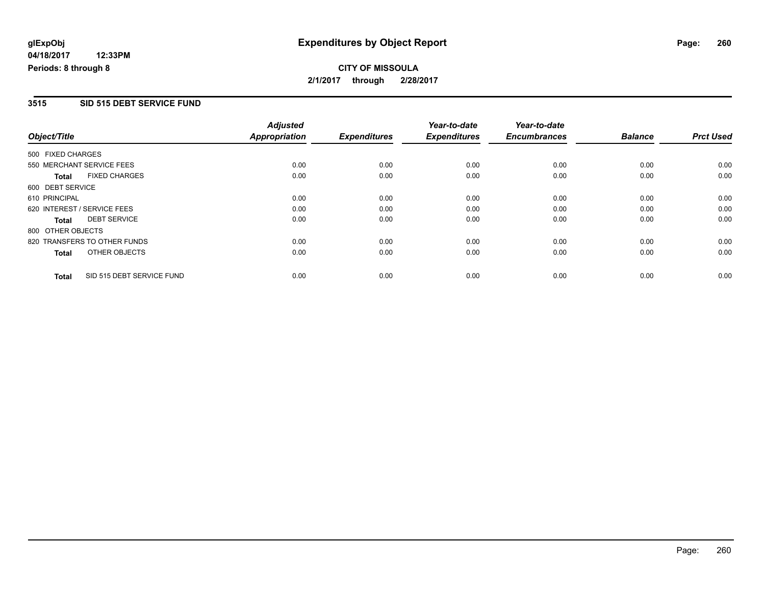# Expenditures by Object Report

glExpObj
04/18/2017 12:33PM
Periods: 8 through 8

**CITY OF MISSOULA**
**2/1/2017 through 2/28/2017**

## 3515 SID 515 DEBT SERVICE FUND

| Object/Title | Adjusted Appropriation | Expenditures | Year-to-date Expenditures | Year-to-date Encumbrances | Balance | Prct Used |
|---|---|---|---|---|---|---|
| 500 FIXED CHARGES | | | | | | |
| 550 MERCHANT SERVICE FEES | 0.00 | 0.00 | 0.00 | 0.00 | 0.00 | 0.00 |
| **Total** FIXED CHARGES | 0.00 | 0.00 | 0.00 | 0.00 | 0.00 | 0.00 |
| 600 DEBT SERVICE | | | | | | |
| 610 PRINCIPAL | 0.00 | 0.00 | 0.00 | 0.00 | 0.00 | 0.00 |
| 620 INTEREST / SERVICE FEES | 0.00 | 0.00 | 0.00 | 0.00 | 0.00 | 0.00 |
| **Total** DEBT SERVICE | 0.00 | 0.00 | 0.00 | 0.00 | 0.00 | 0.00 |
| 800 OTHER OBJECTS | | | | | | |
| 820 TRANSFERS TO OTHER FUNDS | 0.00 | 0.00 | 0.00 | 0.00 | 0.00 | 0.00 |
| **Total** OTHER OBJECTS | 0.00 | 0.00 | 0.00 | 0.00 | 0.00 | 0.00 |
| **Total** SID 515 DEBT SERVICE FUND | 0.00 | 0.00 | 0.00 | 0.00 | 0.00 | 0.00 |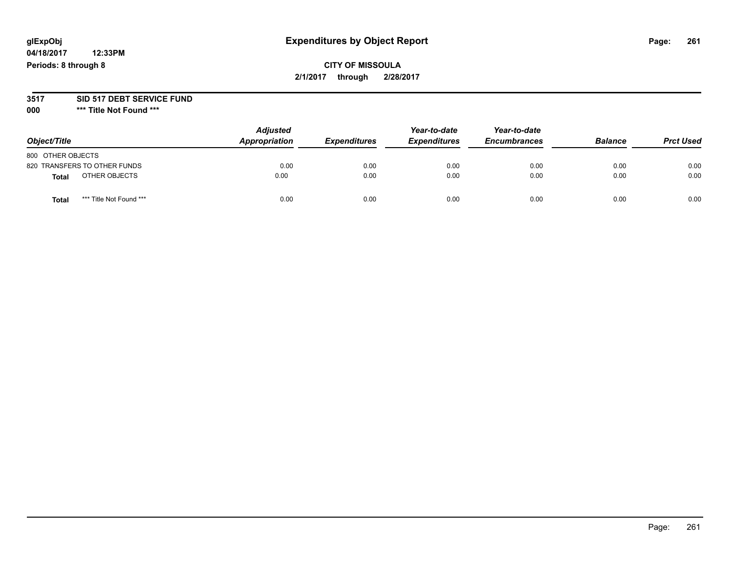**glExpObj**
**04/18/2017 12:33PM**
**Periods: 8 through 8**

# Expenditures by Object Report

**CITY OF MISSOULA**
**2/1/2017 through 2/28/2017**

**3517 SID 517 DEBT SERVICE FUND**
**000 \*\*\* Title Not Found \*\*\***

| Object/Title | Adjusted Appropriation | Expenditures | Year-to-date Expenditures | Year-to-date Encumbrances | Balance | Prct Used |
|---|---|---|---|---|---|---|
| 800 OTHER OBJECTS | | | | | | |
| 820 TRANSFERS TO OTHER FUNDS | 0.00 | 0.00 | 0.00 | 0.00 | 0.00 | 0.00 |
| **Total** OTHER OBJECTS | 0.00 | 0.00 | 0.00 | 0.00 | 0.00 | 0.00 |
| **Total** *** Title Not Found *** | 0.00 | 0.00 | 0.00 | 0.00 | 0.00 | 0.00 |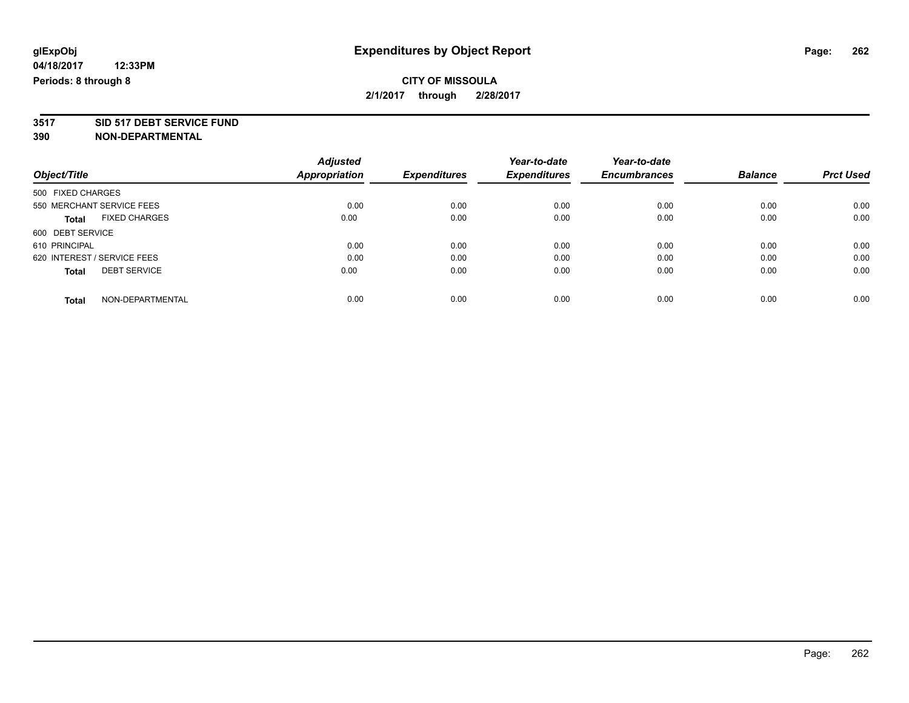glExpObj
04/18/2017 12:33PM
Periods: 8 through 8

# Expenditures by Object Report

**CITY OF MISSOULA**
**2/1/2017 through 2/28/2017**

**3517 SID 517 DEBT SERVICE FUND**
**390 NON-DEPARTMENTAL**

| Object/Title | Adjusted Appropriation | Expenditures | Year-to-date Expenditures | Year-to-date Encumbrances | Balance | Prct Used |
|---|---|---|---|---|---|---|
| 500 FIXED CHARGES | | | | | | |
| 550 MERCHANT SERVICE FEES | 0.00 | 0.00 | 0.00 | 0.00 | 0.00 | 0.00 |
| **Total** FIXED CHARGES | 0.00 | 0.00 | 0.00 | 0.00 | 0.00 | 0.00 |
| 600 DEBT SERVICE | | | | | | |
| 610 PRINCIPAL | 0.00 | 0.00 | 0.00 | 0.00 | 0.00 | 0.00 |
| 620 INTEREST / SERVICE FEES | 0.00 | 0.00 | 0.00 | 0.00 | 0.00 | 0.00 |
| **Total** DEBT SERVICE | 0.00 | 0.00 | 0.00 | 0.00 | 0.00 | 0.00 |
| **Total** NON-DEPARTMENTAL | 0.00 | 0.00 | 0.00 | 0.00 | 0.00 | 0.00 |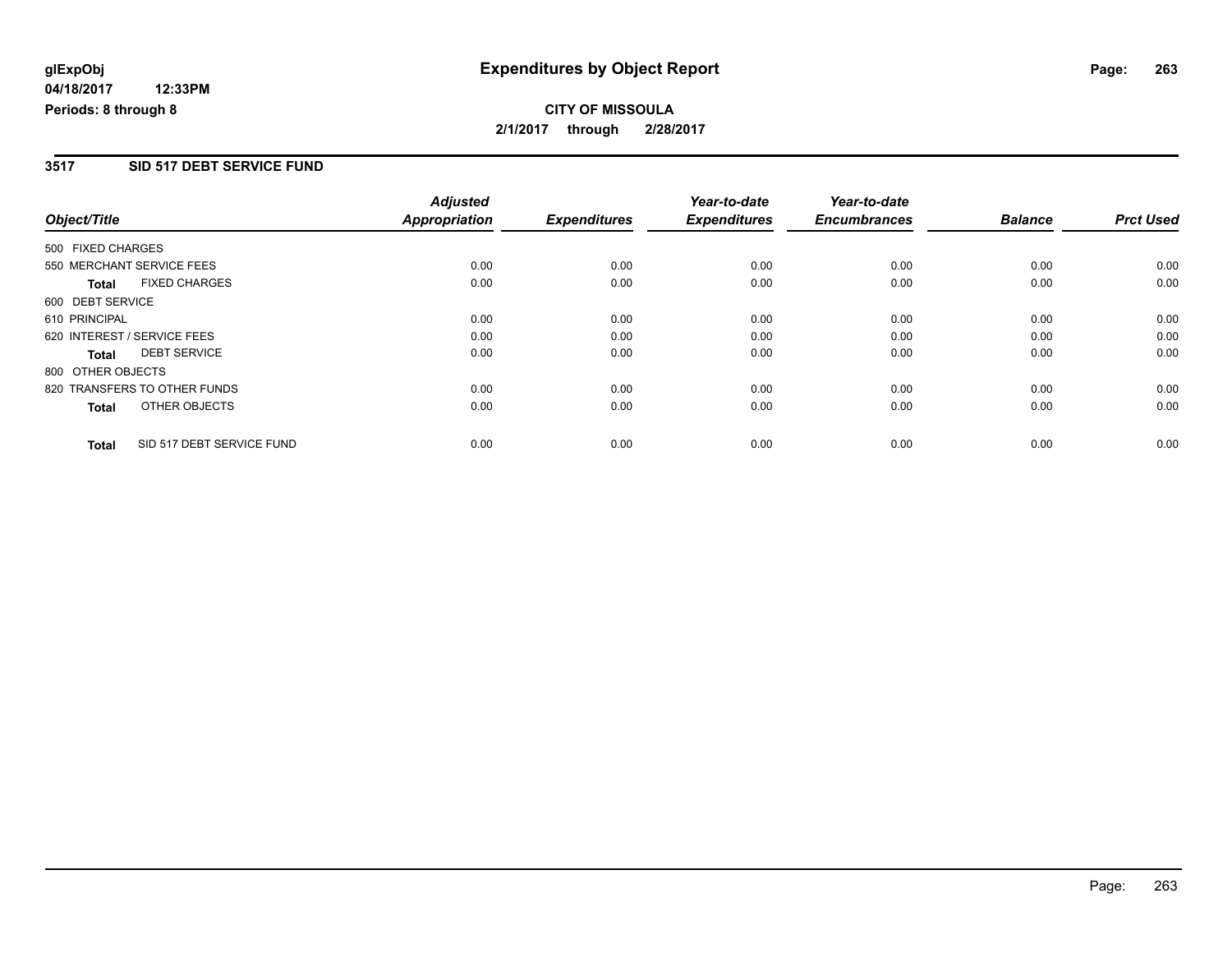**glExpObj**
**04/18/2017 12:33PM**
**Periods: 8 through 8**

# Expenditures by Object Report

**CITY OF MISSOULA**
**2/1/2017 through 2/28/2017**

## 3517 SID 517 DEBT SERVICE FUND

| Object/Title | Adjusted Appropriation | Expenditures | Year-to-date Expenditures | Year-to-date Encumbrances | Balance | Prct Used |
|---|---|---|---|---|---|---|
| 500 FIXED CHARGES | | | | | | |
| 550 MERCHANT SERVICE FEES | 0.00 | 0.00 | 0.00 | 0.00 | 0.00 | 0.00 |
| **Total** FIXED CHARGES | 0.00 | 0.00 | 0.00 | 0.00 | 0.00 | 0.00 |
| 600 DEBT SERVICE | | | | | | |
| 610 PRINCIPAL | 0.00 | 0.00 | 0.00 | 0.00 | 0.00 | 0.00 |
| 620 INTEREST / SERVICE FEES | 0.00 | 0.00 | 0.00 | 0.00 | 0.00 | 0.00 |
| **Total** DEBT SERVICE | 0.00 | 0.00 | 0.00 | 0.00 | 0.00 | 0.00 |
| 800 OTHER OBJECTS | | | | | | |
| 820 TRANSFERS TO OTHER FUNDS | 0.00 | 0.00 | 0.00 | 0.00 | 0.00 | 0.00 |
| **Total** OTHER OBJECTS | 0.00 | 0.00 | 0.00 | 0.00 | 0.00 | 0.00 |
| **Total** SID 517 DEBT SERVICE FUND | 0.00 | 0.00 | 0.00 | 0.00 | 0.00 | 0.00 |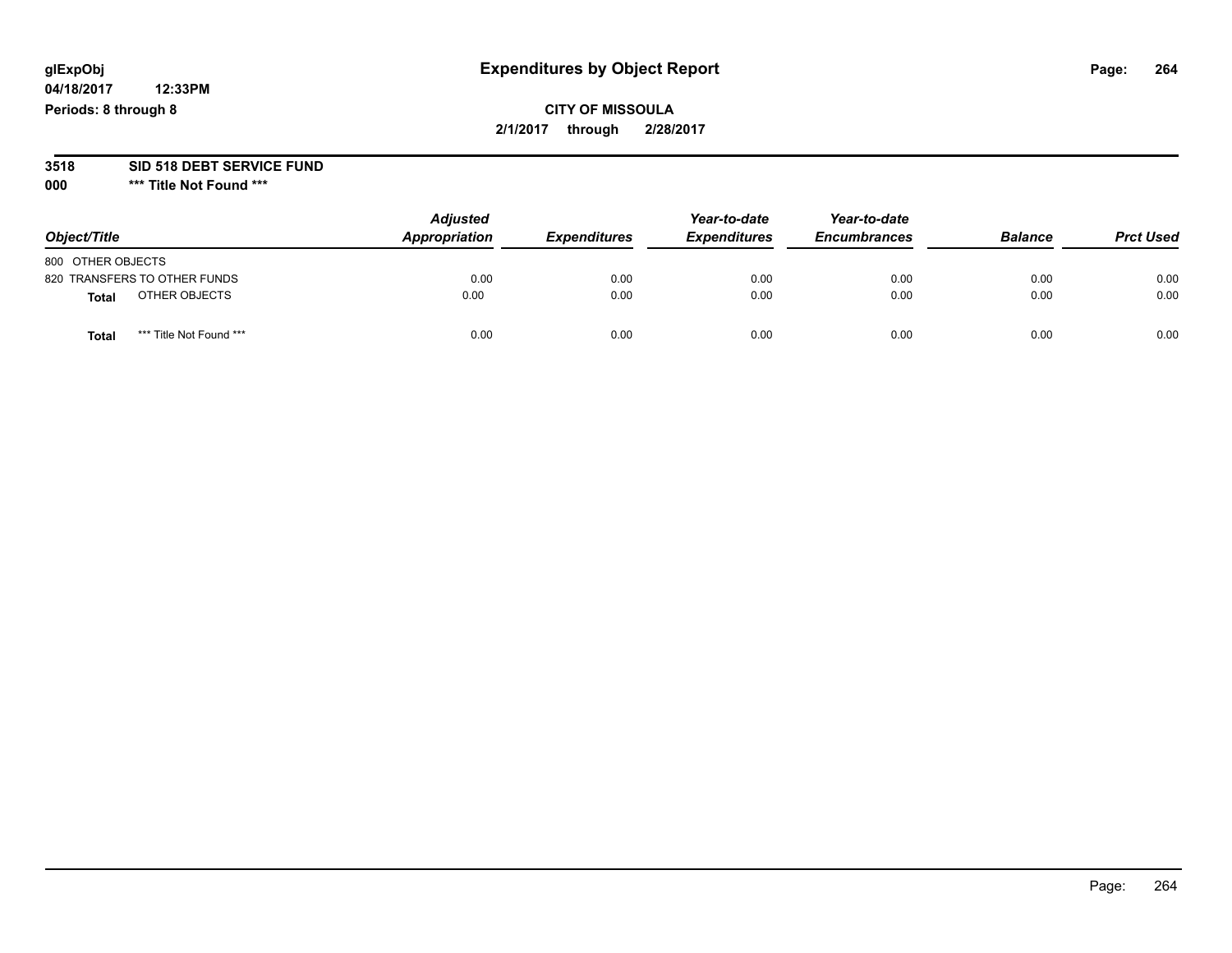**glExpObj**
**04/18/2017 12:33PM**
**Periods: 8 through 8**

# Expenditures by Object Report

**CITY OF MISSOULA**
**2/1/2017 through 2/28/2017**

**3518 SID 518 DEBT SERVICE FUND**
**000 \*\*\* Title Not Found \*\*\***

| Object/Title | Adjusted Appropriation | Expenditures | Year-to-date Expenditures | Year-to-date Encumbrances | Balance | Prct Used |
|---|---|---|---|---|---|---|
| 800 OTHER OBJECTS | | | | | | |
| 820 TRANSFERS TO OTHER FUNDS | 0.00 | 0.00 | 0.00 | 0.00 | 0.00 | 0.00 |
| **Total** OTHER OBJECTS | 0.00 | 0.00 | 0.00 | 0.00 | 0.00 | 0.00 |
| **Total** *** Title Not Found *** | 0.00 | 0.00 | 0.00 | 0.00 | 0.00 | 0.00 |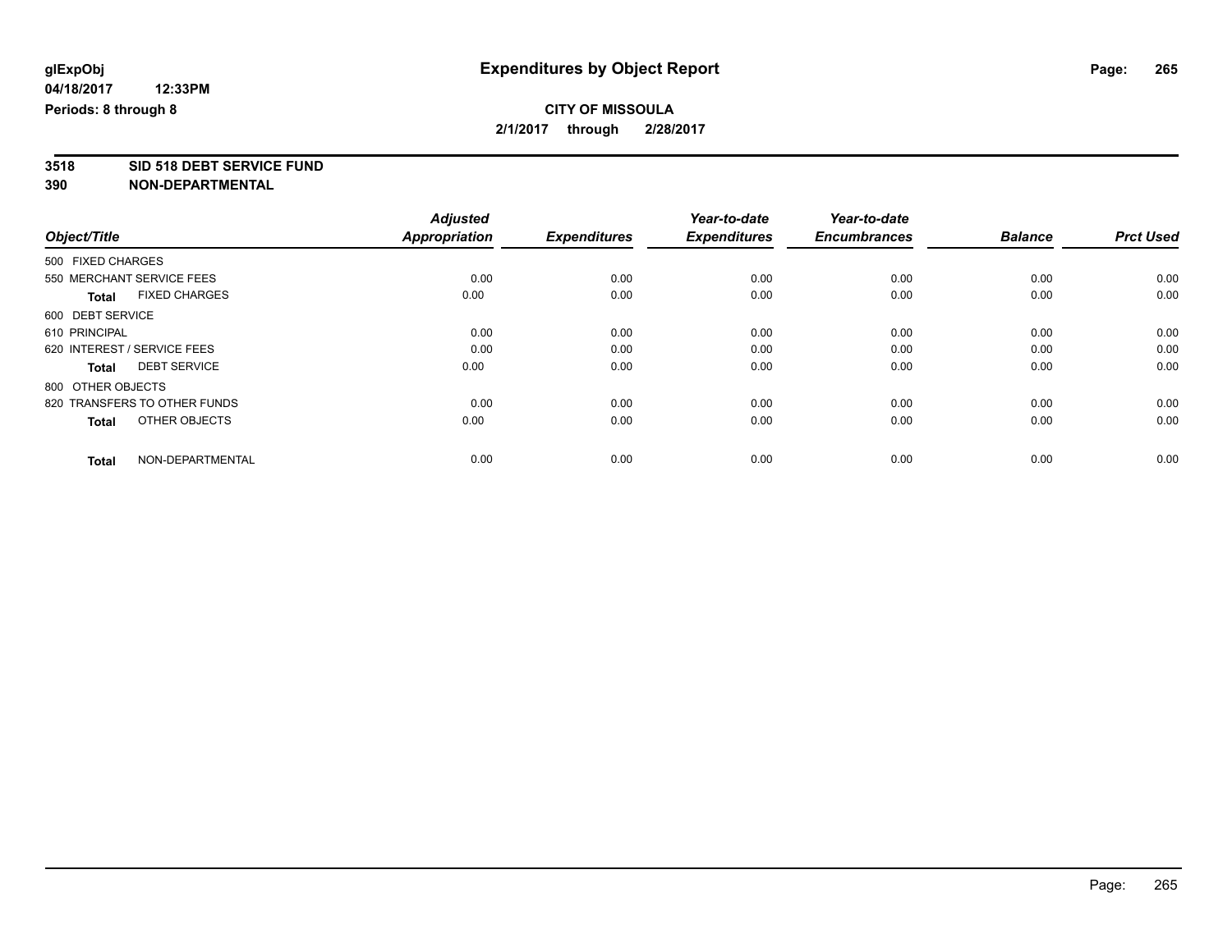glExpObj
04/18/2017 12:33PM
Periods: 8 through 8

# Expenditures by Object Report

**CITY OF MISSOULA**
**2/1/2017 through 2/28/2017**

**3518 SID 518 DEBT SERVICE FUND**
**390 NON-DEPARTMENTAL**

| Object/Title | Adjusted Appropriation | Expenditures | Year-to-date Expenditures | Year-to-date Encumbrances | Balance | Prct Used |
|---|---|---|---|---|---|---|
| 500 FIXED CHARGES | | | | | | |
| 550 MERCHANT SERVICE FEES | 0.00 | 0.00 | 0.00 | 0.00 | 0.00 | 0.00 |
| **Total** FIXED CHARGES | 0.00 | 0.00 | 0.00 | 0.00 | 0.00 | 0.00 |
| 600 DEBT SERVICE | | | | | | |
| 610 PRINCIPAL | 0.00 | 0.00 | 0.00 | 0.00 | 0.00 | 0.00 |
| 620 INTEREST / SERVICE FEES | 0.00 | 0.00 | 0.00 | 0.00 | 0.00 | 0.00 |
| **Total** DEBT SERVICE | 0.00 | 0.00 | 0.00 | 0.00 | 0.00 | 0.00 |
| 800 OTHER OBJECTS | | | | | | |
| 820 TRANSFERS TO OTHER FUNDS | 0.00 | 0.00 | 0.00 | 0.00 | 0.00 | 0.00 |
| **Total** OTHER OBJECTS | 0.00 | 0.00 | 0.00 | 0.00 | 0.00 | 0.00 |
| **Total** NON-DEPARTMENTAL | 0.00 | 0.00 | 0.00 | 0.00 | 0.00 | 0.00 |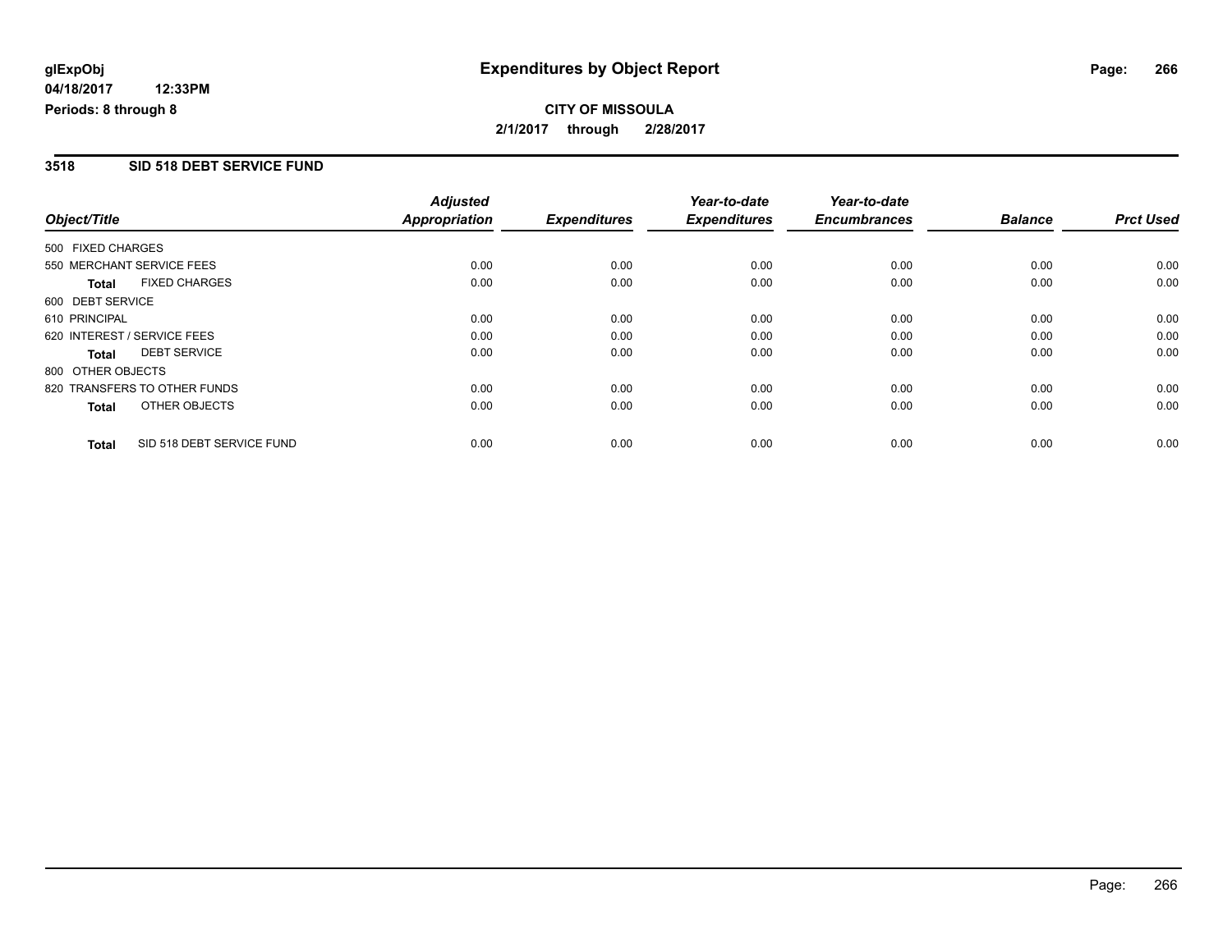**glExpObj**
**04/18/2017 12:33PM**
**Periods: 8 through 8**

# Expenditures by Object Report

**CITY OF MISSOULA**
**2/1/2017 through 2/28/2017**

## 3518 SID 518 DEBT SERVICE FUND

| Object/Title | Adjusted Appropriation | Expenditures | Year-to-date Expenditures | Year-to-date Encumbrances | Balance | Prct Used |
|---|---|---|---|---|---|---|
| 500 FIXED CHARGES | | | | | | |
| 550 MERCHANT SERVICE FEES | 0.00 | 0.00 | 0.00 | 0.00 | 0.00 | 0.00 |
| **Total** FIXED CHARGES | 0.00 | 0.00 | 0.00 | 0.00 | 0.00 | 0.00 |
| 600 DEBT SERVICE | | | | | | |
| 610 PRINCIPAL | 0.00 | 0.00 | 0.00 | 0.00 | 0.00 | 0.00 |
| 620 INTEREST / SERVICE FEES | 0.00 | 0.00 | 0.00 | 0.00 | 0.00 | 0.00 |
| **Total** DEBT SERVICE | 0.00 | 0.00 | 0.00 | 0.00 | 0.00 | 0.00 |
| 800 OTHER OBJECTS | | | | | | |
| 820 TRANSFERS TO OTHER FUNDS | 0.00 | 0.00 | 0.00 | 0.00 | 0.00 | 0.00 |
| **Total** OTHER OBJECTS | 0.00 | 0.00 | 0.00 | 0.00 | 0.00 | 0.00 |
| **Total** SID 518 DEBT SERVICE FUND | 0.00 | 0.00 | 0.00 | 0.00 | 0.00 | 0.00 |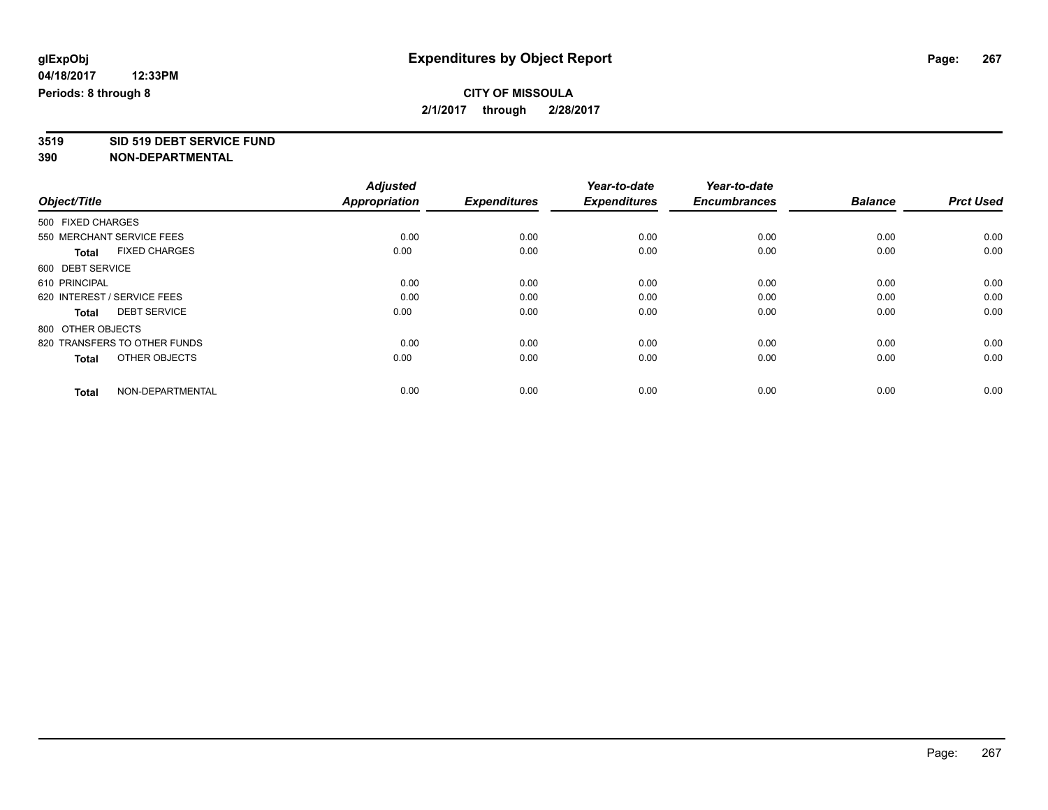**glExpObj** **Expenditures by Object Report**

**04/18/2017 12:33PM**

**Periods: 8 through 8**

**CITY OF MISSOULA**

**2/1/2017 through 2/28/2017**

**3519 SID 519 DEBT SERVICE FUND**

**390 NON-DEPARTMENTAL**

| Object/Title | Adjusted Appropriation | Expenditures | Year-to-date Expenditures | Year-to-date Encumbrances | Balance | Prct Used |
|---|---|---|---|---|---|---|
| 500 FIXED CHARGES | | | | | | |
| 550 MERCHANT SERVICE FEES | 0.00 | 0.00 | 0.00 | 0.00 | 0.00 | 0.00 |
| **Total** FIXED CHARGES | 0.00 | 0.00 | 0.00 | 0.00 | 0.00 | 0.00 |
| 600 DEBT SERVICE | | | | | | |
| 610 PRINCIPAL | 0.00 | 0.00 | 0.00 | 0.00 | 0.00 | 0.00 |
| 620 INTEREST / SERVICE FEES | 0.00 | 0.00 | 0.00 | 0.00 | 0.00 | 0.00 |
| **Total** DEBT SERVICE | 0.00 | 0.00 | 0.00 | 0.00 | 0.00 | 0.00 |
| 800 OTHER OBJECTS | | | | | | |
| 820 TRANSFERS TO OTHER FUNDS | 0.00 | 0.00 | 0.00 | 0.00 | 0.00 | 0.00 |
| **Total** OTHER OBJECTS | 0.00 | 0.00 | 0.00 | 0.00 | 0.00 | 0.00 |
| **Total** NON-DEPARTMENTAL | 0.00 | 0.00 | 0.00 | 0.00 | 0.00 | 0.00 |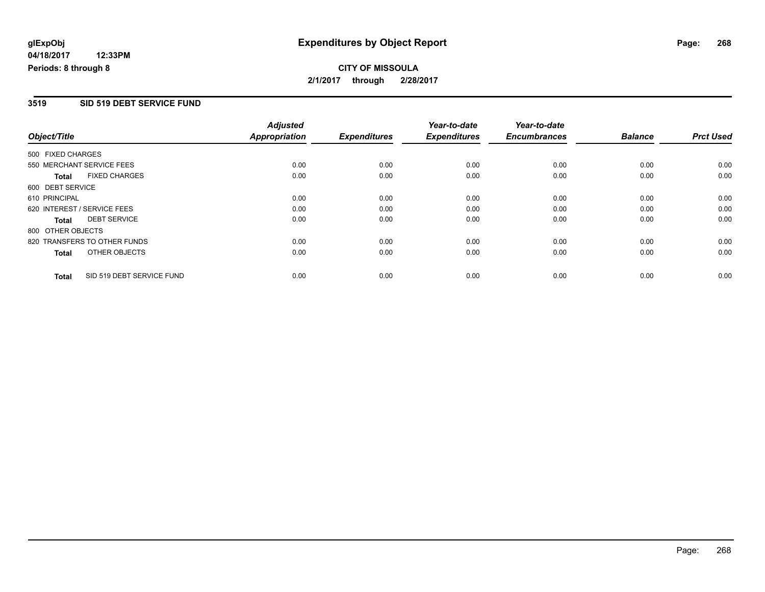**glExpObj**
**04/18/2017 12:33PM**
**Periods: 8 through 8**

# Expenditures by Object Report

**CITY OF MISSOULA**
**2/1/2017 through 2/28/2017**

## 3519 SID 519 DEBT SERVICE FUND

| Object/Title | Adjusted Appropriation | Expenditures | Year-to-date Expenditures | Year-to-date Encumbrances | Balance | Prct Used |
|---|---|---|---|---|---|---|
| 500 FIXED CHARGES | | | | | | |
| 550 MERCHANT SERVICE FEES | 0.00 | 0.00 | 0.00 | 0.00 | 0.00 | 0.00 |
| **Total** FIXED CHARGES | 0.00 | 0.00 | 0.00 | 0.00 | 0.00 | 0.00 |
| 600 DEBT SERVICE | | | | | | |
| 610 PRINCIPAL | 0.00 | 0.00 | 0.00 | 0.00 | 0.00 | 0.00 |
| 620 INTEREST / SERVICE FEES | 0.00 | 0.00 | 0.00 | 0.00 | 0.00 | 0.00 |
| **Total** DEBT SERVICE | 0.00 | 0.00 | 0.00 | 0.00 | 0.00 | 0.00 |
| 800 OTHER OBJECTS | | | | | | |
| 820 TRANSFERS TO OTHER FUNDS | 0.00 | 0.00 | 0.00 | 0.00 | 0.00 | 0.00 |
| **Total** OTHER OBJECTS | 0.00 | 0.00 | 0.00 | 0.00 | 0.00 | 0.00 |
| **Total** SID 519 DEBT SERVICE FUND | 0.00 | 0.00 | 0.00 | 0.00 | 0.00 | 0.00 |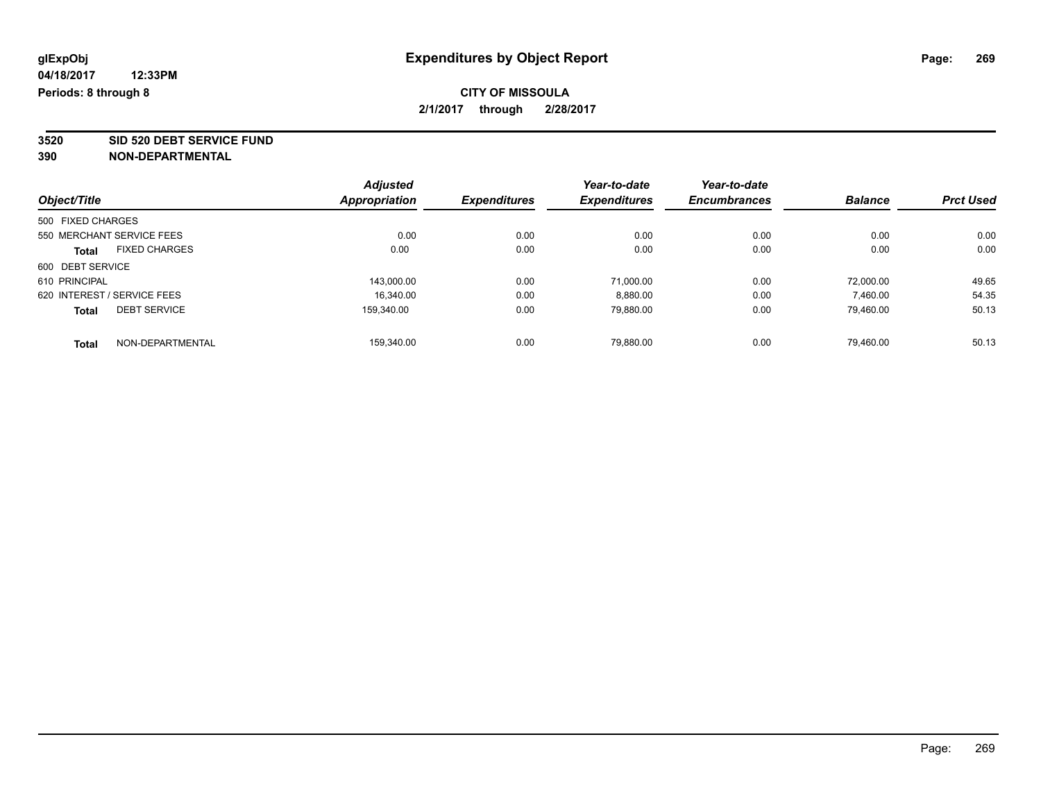**glExpObj** **Expenditures by Object Report**

**04/18/2017 12:33PM**

**Periods: 8 through 8**

**CITY OF MISSOULA**

**2/1/2017 through 2/28/2017**

**3520 SID 520 DEBT SERVICE FUND**

**390 NON-DEPARTMENTAL**

| Object/Title | Adjusted Appropriation | Expenditures | Year-to-date Expenditures | Year-to-date Encumbrances | Balance | Prct Used |
|---|---|---|---|---|---|---|
| 500 FIXED CHARGES | | | | | | |
| 550 MERCHANT SERVICE FEES | 0.00 | 0.00 | 0.00 | 0.00 | 0.00 | 0.00 |
| **Total** FIXED CHARGES | 0.00 | 0.00 | 0.00 | 0.00 | 0.00 | 0.00 |
| 600 DEBT SERVICE | | | | | | |
| 610 PRINCIPAL | 143,000.00 | 0.00 | 71,000.00 | 0.00 | 72,000.00 | 49.65 |
| 620 INTEREST / SERVICE FEES | 16,340.00 | 0.00 | 8,880.00 | 0.00 | 7,460.00 | 54.35 |
| **Total** DEBT SERVICE | 159,340.00 | 0.00 | 79,880.00 | 0.00 | 79,460.00 | 50.13 |
| **Total** NON-DEPARTMENTAL | 159,340.00 | 0.00 | 79,880.00 | 0.00 | 79,460.00 | 50.13 |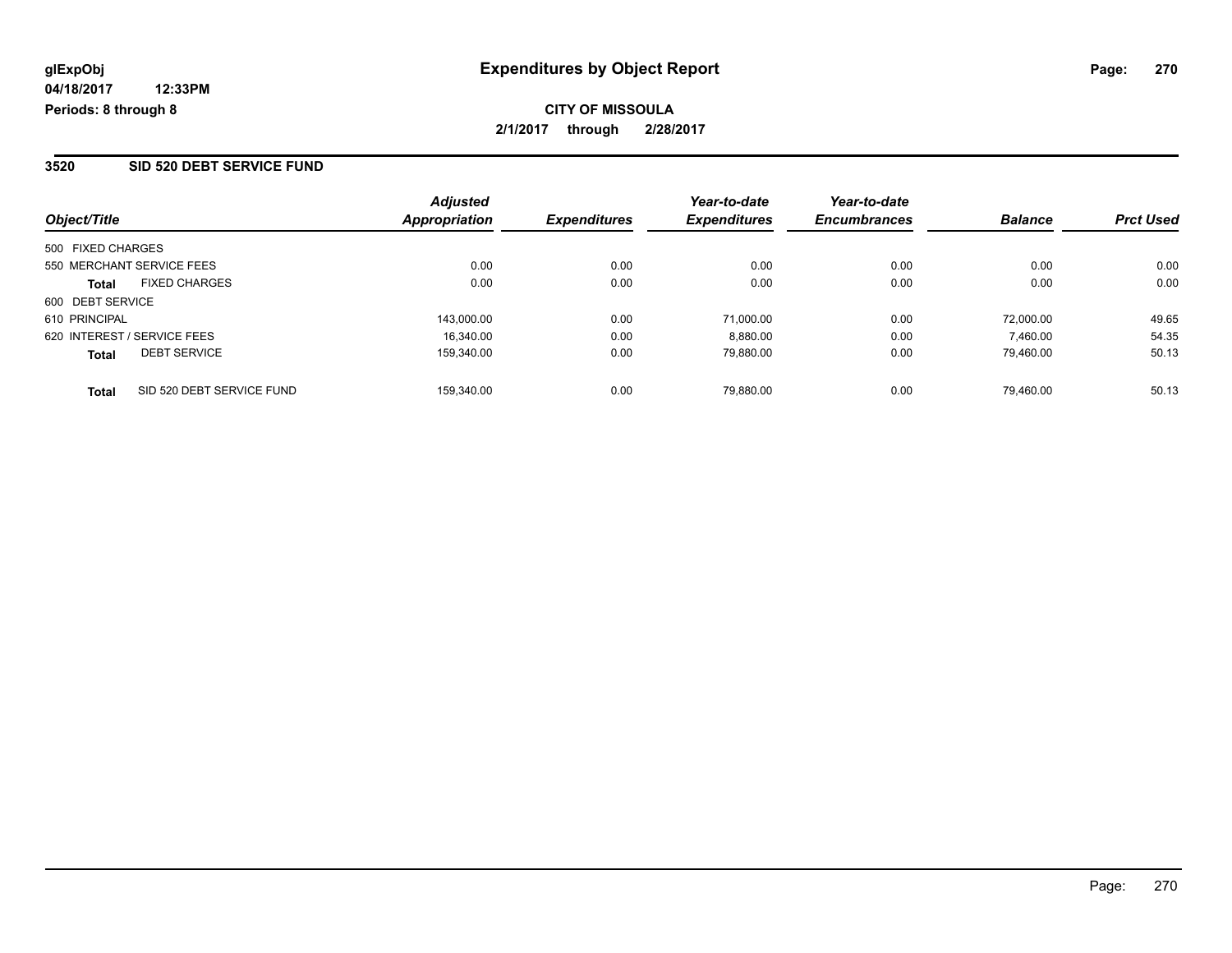**glExpObj** | **Expenditures by Object Report**

**04/18/2017 12:33PM**

**Periods: 8 through 8**

**CITY OF MISSOULA**

**2/1/2017 through 2/28/2017**

## 3520 SID 520 DEBT SERVICE FUND

| Object/Title | | Adjusted Appropriation | Expenditures | Year-to-date Expenditures | Year-to-date Encumbrances | Balance | Prct Used |
|---|---|---|---|---|---|---|---|
| 500 FIXED CHARGES | | | | | | | |
| 550 MERCHANT SERVICE FEES | | 0.00 | 0.00 | 0.00 | 0.00 | 0.00 | 0.00 |
| **Total** | FIXED CHARGES | 0.00 | 0.00 | 0.00 | 0.00 | 0.00 | 0.00 |
| 600 DEBT SERVICE | | | | | | | |
| 610 PRINCIPAL | | 143,000.00 | 0.00 | 71,000.00 | 0.00 | 72,000.00 | 49.65 |
| 620 INTEREST / SERVICE FEES | | 16,340.00 | 0.00 | 8,880.00 | 0.00 | 7,460.00 | 54.35 |
| **Total** | DEBT SERVICE | 159,340.00 | 0.00 | 79,880.00 | 0.00 | 79,460.00 | 50.13 |
| **Total** | SID 520 DEBT SERVICE FUND | 159,340.00 | 0.00 | 79,880.00 | 0.00 | 79,460.00 | 50.13 |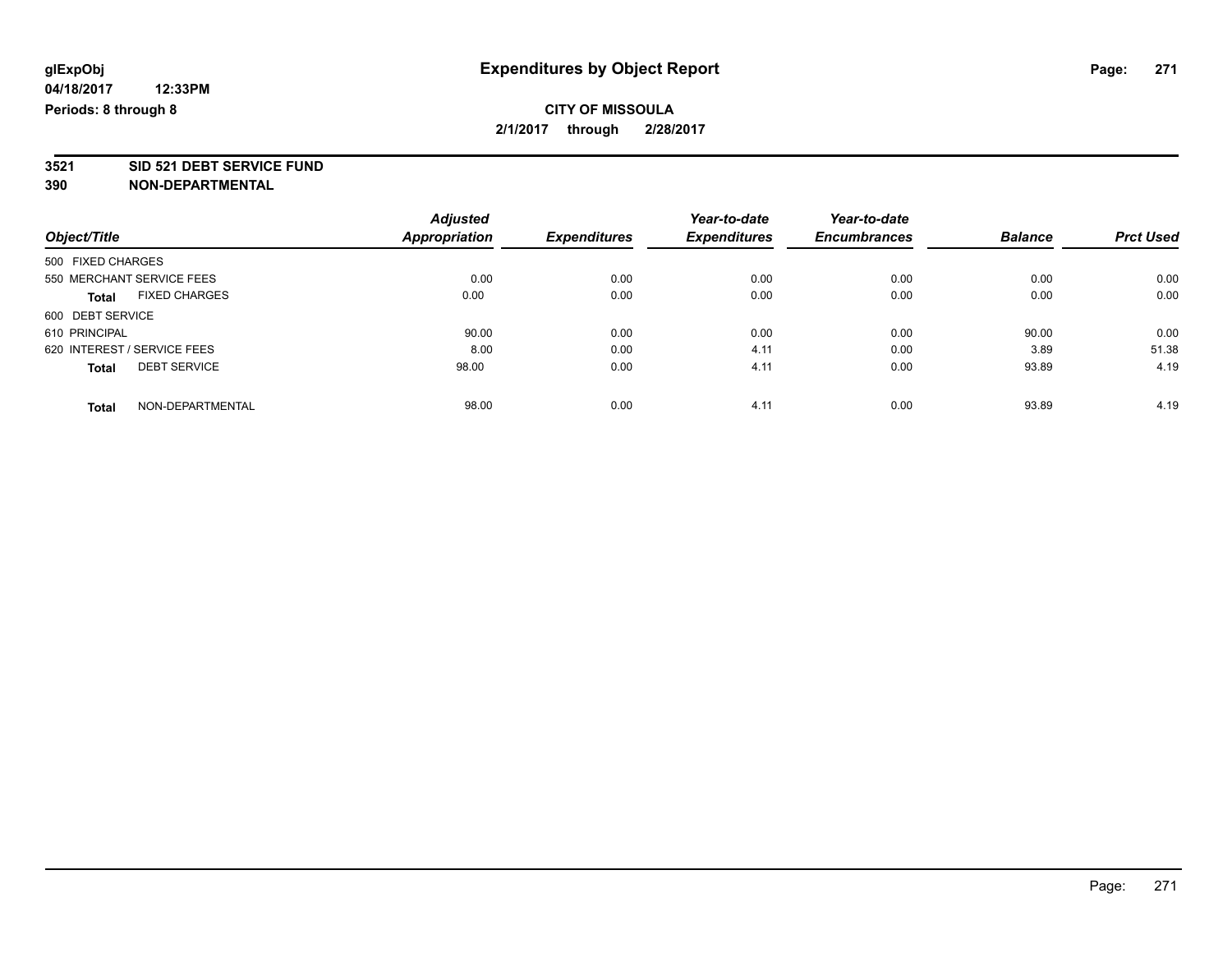**glExpObj** **Expenditures by Object Report**

**04/18/2017 12:33PM**

**Periods: 8 through 8**

**CITY OF MISSOULA**

**2/1/2017 through 2/28/2017**

**3521 SID 521 DEBT SERVICE FUND**

**390 NON-DEPARTMENTAL**

| Object/Title | Adjusted Appropriation | Expenditures | Year-to-date Expenditures | Year-to-date Encumbrances | Balance | Prct Used |
|---|---|---|---|---|---|---|
| 500 FIXED CHARGES | | | | | | |
| 550 MERCHANT SERVICE FEES | 0.00 | 0.00 | 0.00 | 0.00 | 0.00 | 0.00 |
| **Total** FIXED CHARGES | 0.00 | 0.00 | 0.00 | 0.00 | 0.00 | 0.00 |
| 600 DEBT SERVICE | | | | | | |
| 610 PRINCIPAL | 90.00 | 0.00 | 0.00 | 0.00 | 90.00 | 0.00 |
| 620 INTEREST / SERVICE FEES | 8.00 | 0.00 | 4.11 | 0.00 | 3.89 | 51.38 |
| **Total** DEBT SERVICE | 98.00 | 0.00 | 4.11 | 0.00 | 93.89 | 4.19 |
| **Total** NON-DEPARTMENTAL | 98.00 | 0.00 | 4.11 | 0.00 | 93.89 | 4.19 |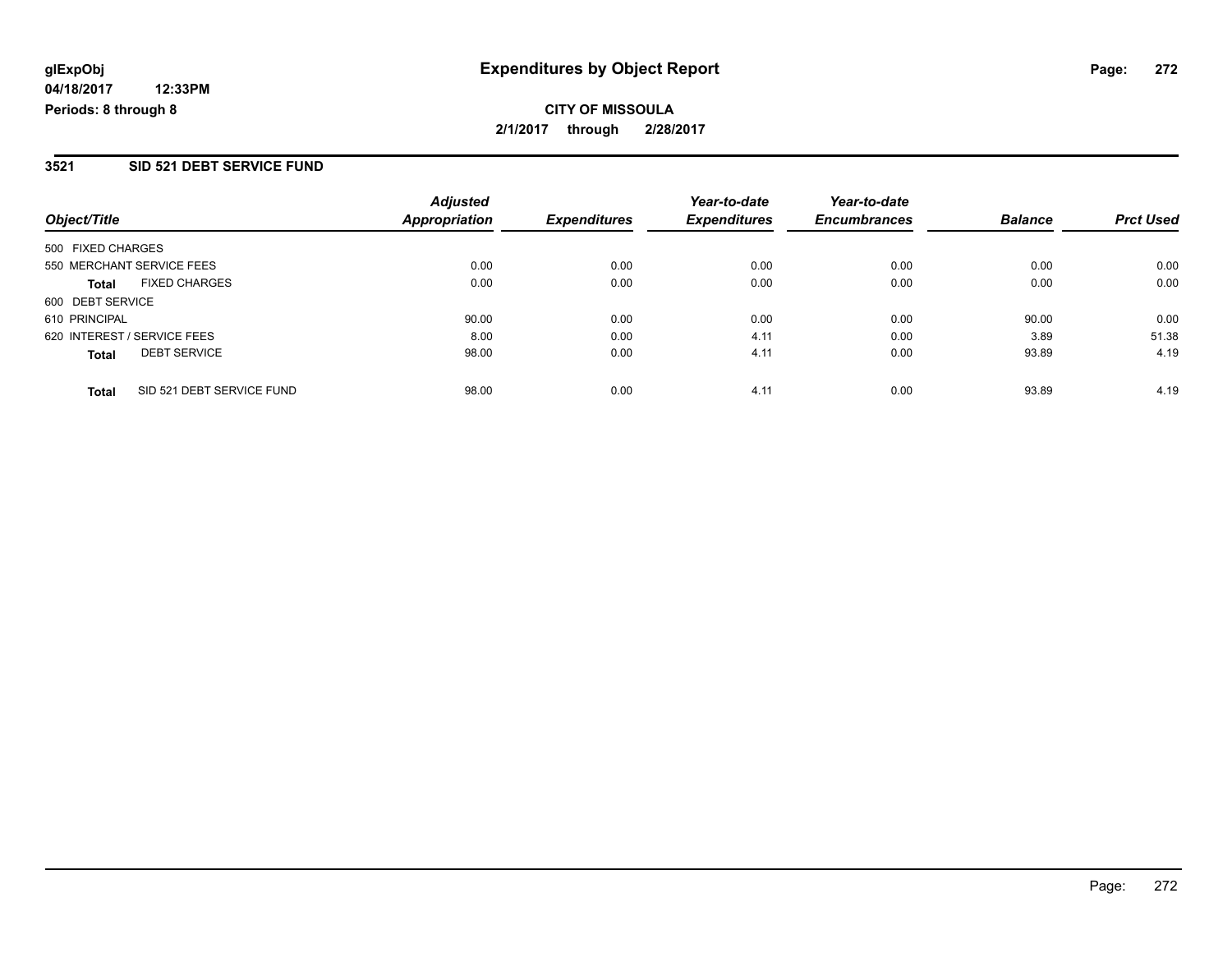**glExpObj**
**04/18/2017 12:33PM**
**Periods: 8 through 8**

# Expenditures by Object Report

**CITY OF MISSOULA**
**2/1/2017 through 2/28/2017**

## 3521 SID 521 DEBT SERVICE FUND

| Object/Title | Adjusted Appropriation | Expenditures | Year-to-date Expenditures | Year-to-date Encumbrances | Balance | Prct Used |
|---|---|---|---|---|---|---|
| 500 FIXED CHARGES | | | | | | |
| 550 MERCHANT SERVICE FEES | 0.00 | 0.00 | 0.00 | 0.00 | 0.00 | 0.00 |
| **Total** FIXED CHARGES | 0.00 | 0.00 | 0.00 | 0.00 | 0.00 | 0.00 |
| 600 DEBT SERVICE | | | | | | |
| 610 PRINCIPAL | 90.00 | 0.00 | 0.00 | 0.00 | 90.00 | 0.00 |
| 620 INTEREST / SERVICE FEES | 8.00 | 0.00 | 4.11 | 0.00 | 3.89 | 51.38 |
| **Total** DEBT SERVICE | 98.00 | 0.00 | 4.11 | 0.00 | 93.89 | 4.19 |
| **Total** SID 521 DEBT SERVICE FUND | 98.00 | 0.00 | 4.11 | 0.00 | 93.89 | 4.19 |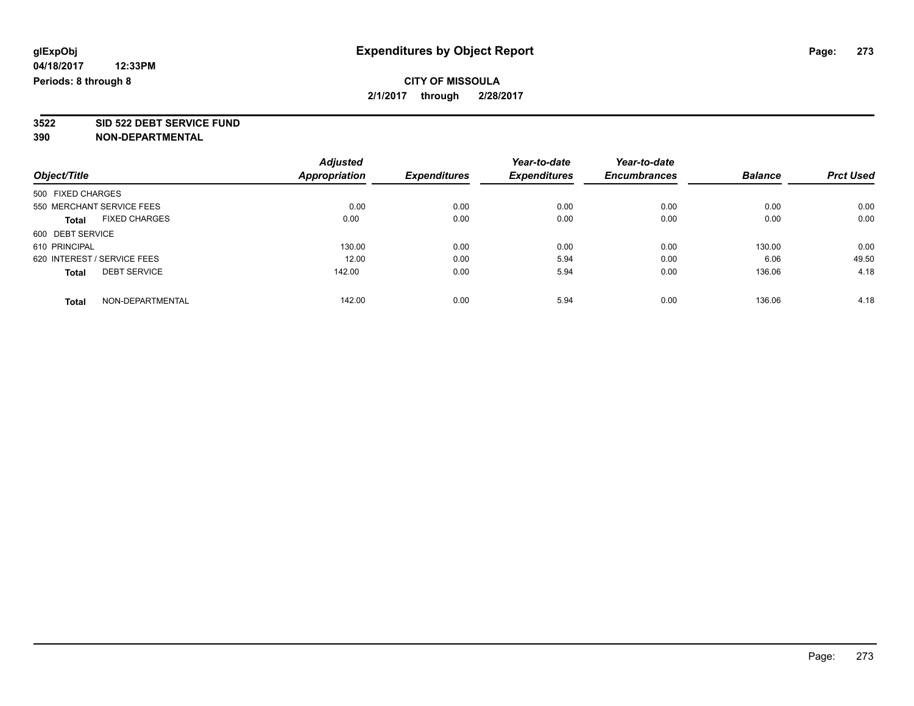glExpObj
04/18/2017 12:33PM
Periods: 8 through 8

# Expenditures by Object Report

**CITY OF MISSOULA**
**2/1/2017 through 2/28/2017**

**3522 SID 522 DEBT SERVICE FUND**
**390 NON-DEPARTMENTAL**

| Object/Title | Adjusted Appropriation | Expenditures | Year-to-date Expenditures | Year-to-date Encumbrances | Balance | Prct Used |
|---|---|---|---|---|---|---|
| 500 FIXED CHARGES | | | | | | |
| 550 MERCHANT SERVICE FEES | 0.00 | 0.00 | 0.00 | 0.00 | 0.00 | 0.00 |
| **Total** FIXED CHARGES | 0.00 | 0.00 | 0.00 | 0.00 | 0.00 | 0.00 |
| 600 DEBT SERVICE | | | | | | |
| 610 PRINCIPAL | 130.00 | 0.00 | 0.00 | 0.00 | 130.00 | 0.00 |
| 620 INTEREST / SERVICE FEES | 12.00 | 0.00 | 5.94 | 0.00 | 6.06 | 49.50 |
| **Total** DEBT SERVICE | 142.00 | 0.00 | 5.94 | 0.00 | 136.06 | 4.18 |
| **Total** NON-DEPARTMENTAL | 142.00 | 0.00 | 5.94 | 0.00 | 136.06 | 4.18 |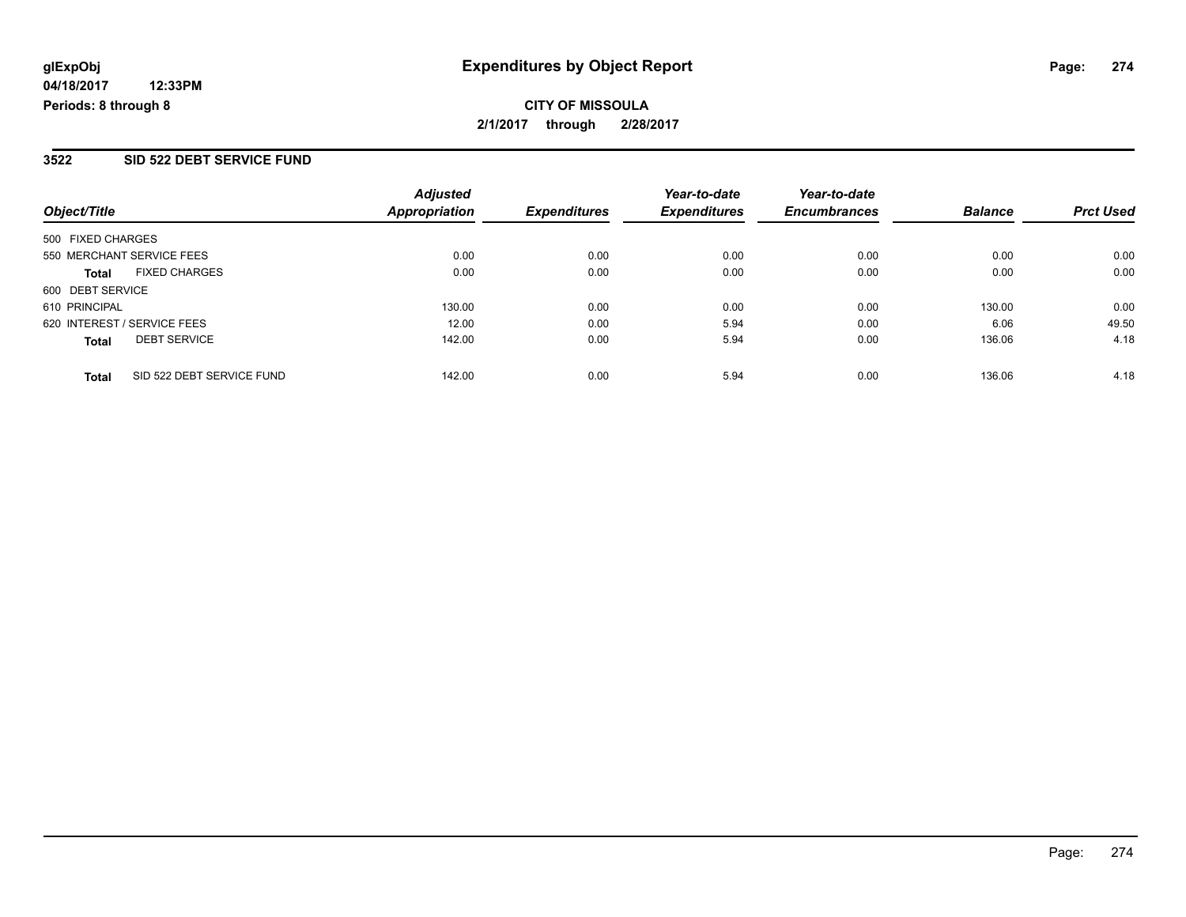**glExpObj** **Expenditures by Object Report**
**04/18/2017 12:33PM**
**Periods: 8 through 8**

**CITY OF MISSOULA**
**2/1/2017 through 2/28/2017**

## 3522 SID 522 DEBT SERVICE FUND

| Object/Title | Adjusted Appropriation | Expenditures | Year-to-date Expenditures | Year-to-date Encumbrances | Balance | Prct Used |
|---|---|---|---|---|---|---|
| 500 FIXED CHARGES | | | | | | |
| 550 MERCHANT SERVICE FEES | 0.00 | 0.00 | 0.00 | 0.00 | 0.00 | 0.00 |
| **Total** FIXED CHARGES | 0.00 | 0.00 | 0.00 | 0.00 | 0.00 | 0.00 |
| 600 DEBT SERVICE | | | | | | |
| 610 PRINCIPAL | 130.00 | 0.00 | 0.00 | 0.00 | 130.00 | 0.00 |
| 620 INTEREST / SERVICE FEES | 12.00 | 0.00 | 5.94 | 0.00 | 6.06 | 49.50 |
| **Total** DEBT SERVICE | 142.00 | 0.00 | 5.94 | 0.00 | 136.06 | 4.18 |
| **Total** SID 522 DEBT SERVICE FUND | 142.00 | 0.00 | 5.94 | 0.00 | 136.06 | 4.18 |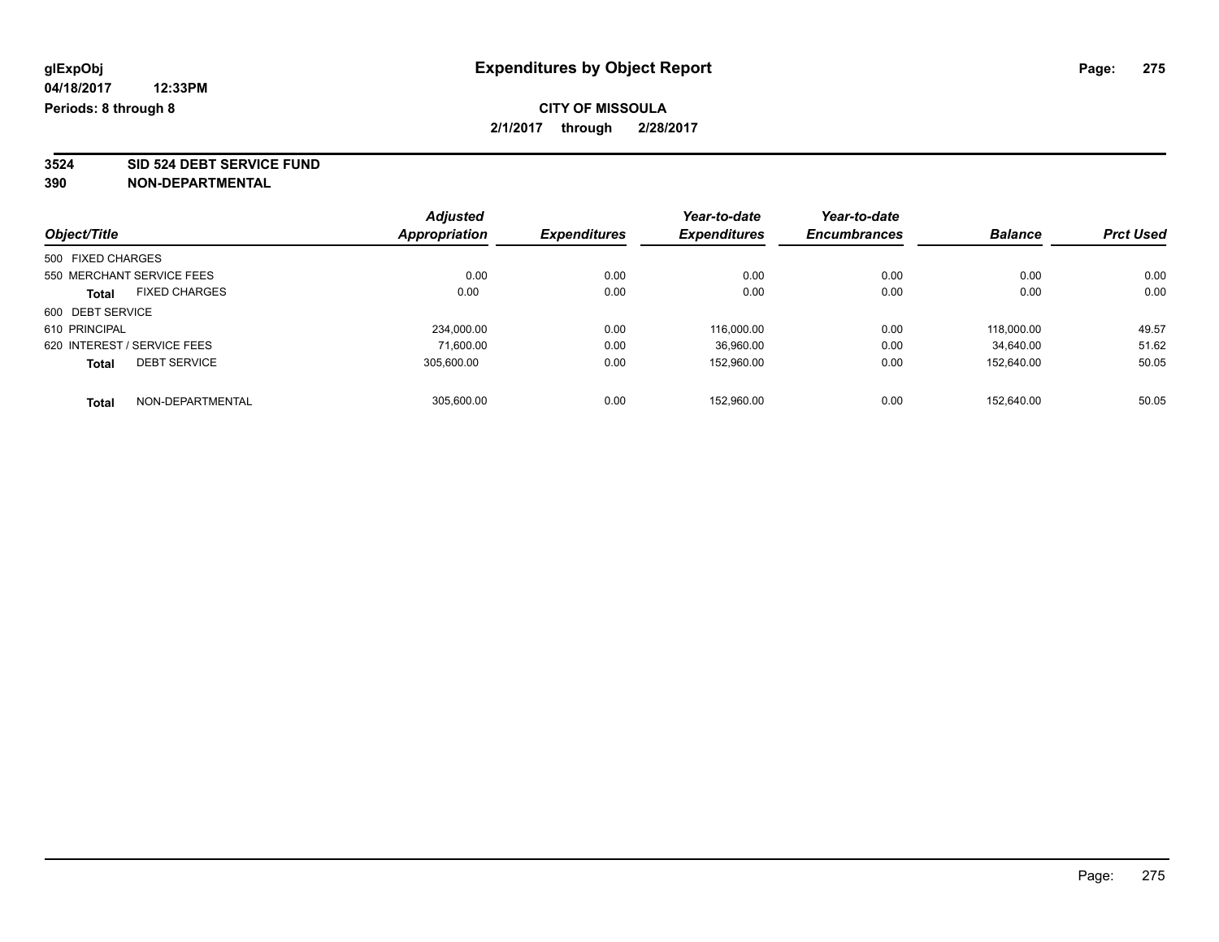glExpObj
04/18/2017 12:33PM
Periods: 8 through 8

# Expenditures by Object Report

**CITY OF MISSOULA**
**2/1/2017 through 2/28/2017**

**3524 SID 524 DEBT SERVICE FUND**
**390 NON-DEPARTMENTAL**

| Object/Title | Adjusted Appropriation | Expenditures | Year-to-date Expenditures | Year-to-date Encumbrances | Balance | Prct Used |
|---|---|---|---|---|---|---|
| 500 FIXED CHARGES | | | | | | |
| 550 MERCHANT SERVICE FEES | 0.00 | 0.00 | 0.00 | 0.00 | 0.00 | 0.00 |
| **Total** FIXED CHARGES | 0.00 | 0.00 | 0.00 | 0.00 | 0.00 | 0.00 |
| 600 DEBT SERVICE | | | | | | |
| 610 PRINCIPAL | 234,000.00 | 0.00 | 116,000.00 | 0.00 | 118,000.00 | 49.57 |
| 620 INTEREST / SERVICE FEES | 71,600.00 | 0.00 | 36,960.00 | 0.00 | 34,640.00 | 51.62 |
| **Total** DEBT SERVICE | 305,600.00 | 0.00 | 152,960.00 | 0.00 | 152,640.00 | 50.05 |
| **Total** NON-DEPARTMENTAL | 305,600.00 | 0.00 | 152,960.00 | 0.00 | 152,640.00 | 50.05 |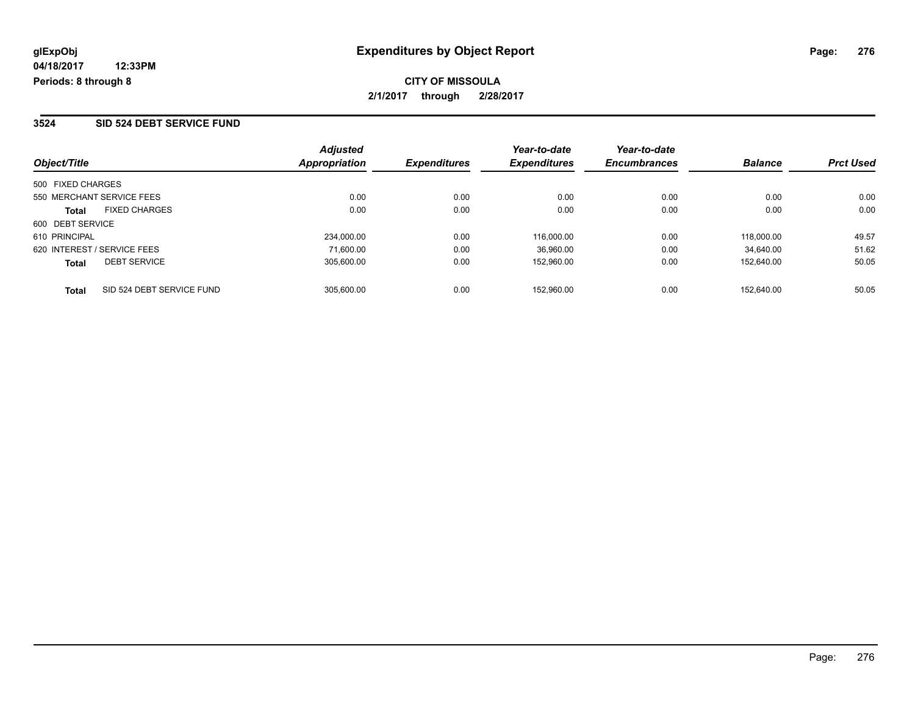# Expenditures by Object Report

glExpObj
04/18/2017 12:33PM
Periods: 8 through 8

**CITY OF MISSOULA**
**2/1/2017 through 2/28/2017**

## 3524 SID 524 DEBT SERVICE FUND

| Object/Title | | Adjusted Appropriation | Expenditures | Year-to-date Expenditures | Year-to-date Encumbrances | Balance | Prct Used |
|---|---|---|---|---|---|---|---|
| 500 FIXED CHARGES | | | | | | | |
| 550 MERCHANT SERVICE FEES | | 0.00 | 0.00 | 0.00 | 0.00 | 0.00 | 0.00 |
| **Total** | FIXED CHARGES | 0.00 | 0.00 | 0.00 | 0.00 | 0.00 | 0.00 |
| 600 DEBT SERVICE | | | | | | | |
| 610 PRINCIPAL | | 234,000.00 | 0.00 | 116,000.00 | 0.00 | 118,000.00 | 49.57 |
| 620 INTEREST / SERVICE FEES | | 71,600.00 | 0.00 | 36,960.00 | 0.00 | 34,640.00 | 51.62 |
| **Total** | DEBT SERVICE | 305,600.00 | 0.00 | 152,960.00 | 0.00 | 152,640.00 | 50.05 |
| **Total** | SID 524 DEBT SERVICE FUND | 305,600.00 | 0.00 | 152,960.00 | 0.00 | 152,640.00 | 50.05 |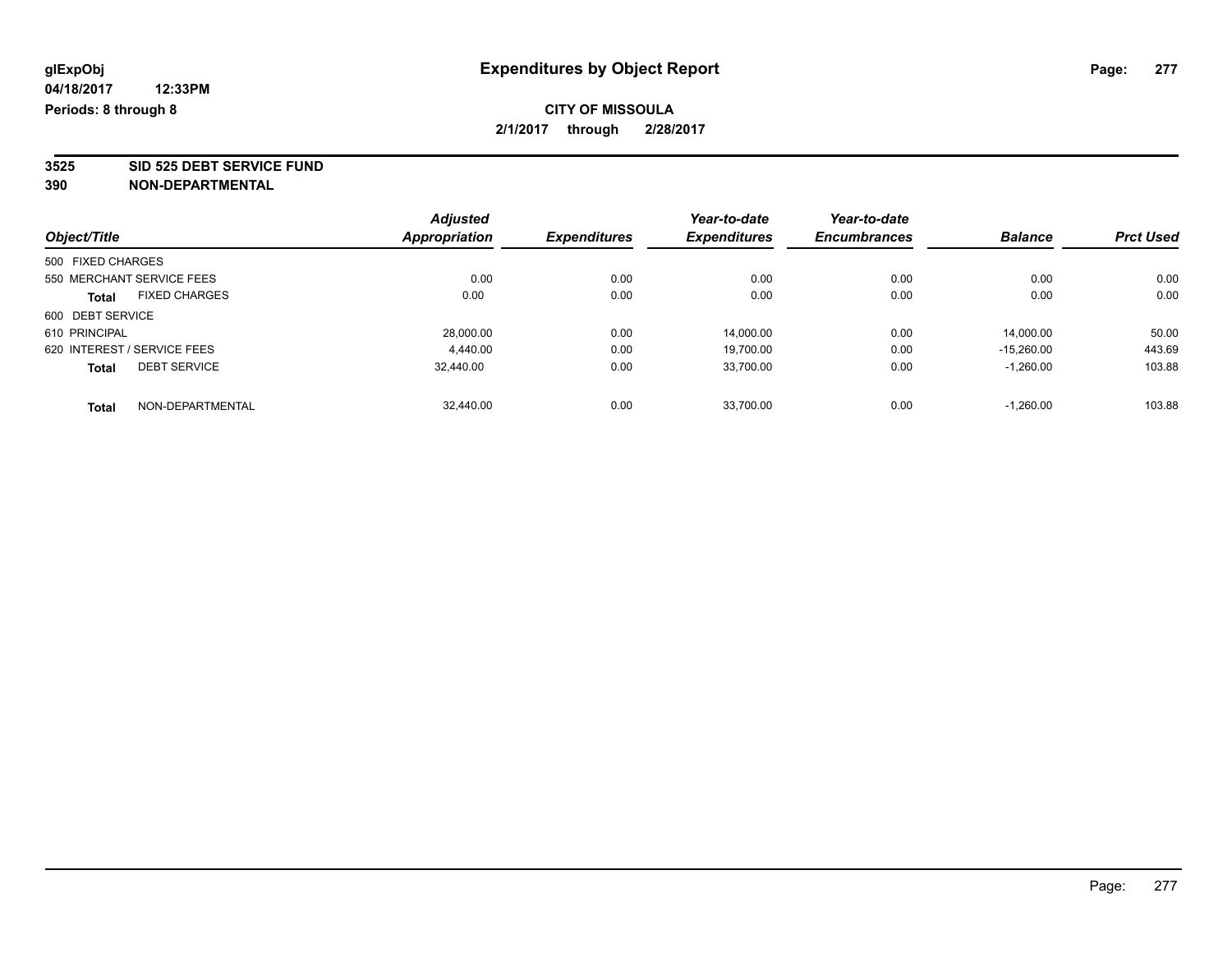**glExpObj**
**04/18/2017 12:33PM**
**Periods: 8 through 8**

# Expenditures by Object Report

**CITY OF MISSOULA**
**2/1/2017 through 2/28/2017**

**3525 SID 525 DEBT SERVICE FUND**
**390 NON-DEPARTMENTAL**

| Object/Title | Adjusted Appropriation | Expenditures | Year-to-date Expenditures | Year-to-date Encumbrances | Balance | Prct Used |
|---|---|---|---|---|---|---|
| 500 FIXED CHARGES | | | | | | |
| 550 MERCHANT SERVICE FEES | 0.00 | 0.00 | 0.00 | 0.00 | 0.00 | 0.00 |
| **Total** FIXED CHARGES | 0.00 | 0.00 | 0.00 | 0.00 | 0.00 | 0.00 |
| 600 DEBT SERVICE | | | | | | |
| 610 PRINCIPAL | 28,000.00 | 0.00 | 14,000.00 | 0.00 | 14,000.00 | 50.00 |
| 620 INTEREST / SERVICE FEES | 4,440.00 | 0.00 | 19,700.00 | 0.00 | -15,260.00 | 443.69 |
| **Total** DEBT SERVICE | 32,440.00 | 0.00 | 33,700.00 | 0.00 | -1,260.00 | 103.88 |
| **Total** NON-DEPARTMENTAL | 32,440.00 | 0.00 | 33,700.00 | 0.00 | -1,260.00 | 103.88 |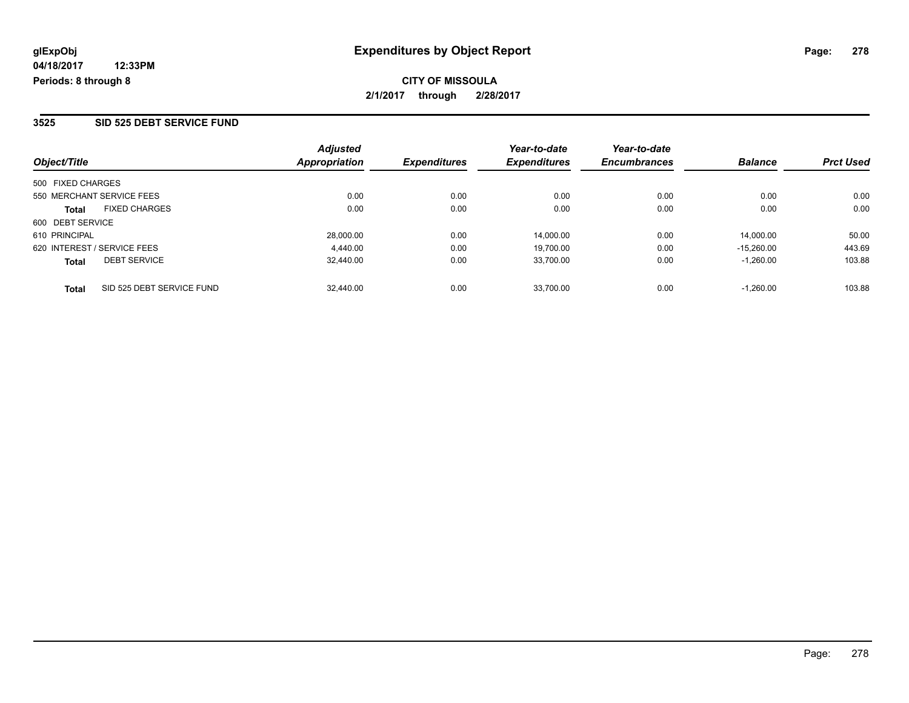**glExpObj**
**04/18/2017 12:33PM**
**Periods: 8 through 8**

# Expenditures by Object Report

**CITY OF MISSOULA**
**2/1/2017 through 2/28/2017**

## 3525 SID 525 DEBT SERVICE FUND

| Object/Title | Adjusted Appropriation | Expenditures | Year-to-date Expenditures | Year-to-date Encumbrances | Balance | Prct Used |
|---|---|---|---|---|---|---|
| 500 FIXED CHARGES | | | | | | |
| 550 MERCHANT SERVICE FEES | 0.00 | 0.00 | 0.00 | 0.00 | 0.00 | 0.00 |
| **Total** FIXED CHARGES | 0.00 | 0.00 | 0.00 | 0.00 | 0.00 | 0.00 |
| 600 DEBT SERVICE | | | | | | |
| 610 PRINCIPAL | 28,000.00 | 0.00 | 14,000.00 | 0.00 | 14,000.00 | 50.00 |
| 620 INTEREST / SERVICE FEES | 4,440.00 | 0.00 | 19,700.00 | 0.00 | -15,260.00 | 443.69 |
| **Total** DEBT SERVICE | 32,440.00 | 0.00 | 33,700.00 | 0.00 | -1,260.00 | 103.88 |
| **Total** SID 525 DEBT SERVICE FUND | 32,440.00 | 0.00 | 33,700.00 | 0.00 | -1,260.00 | 103.88 |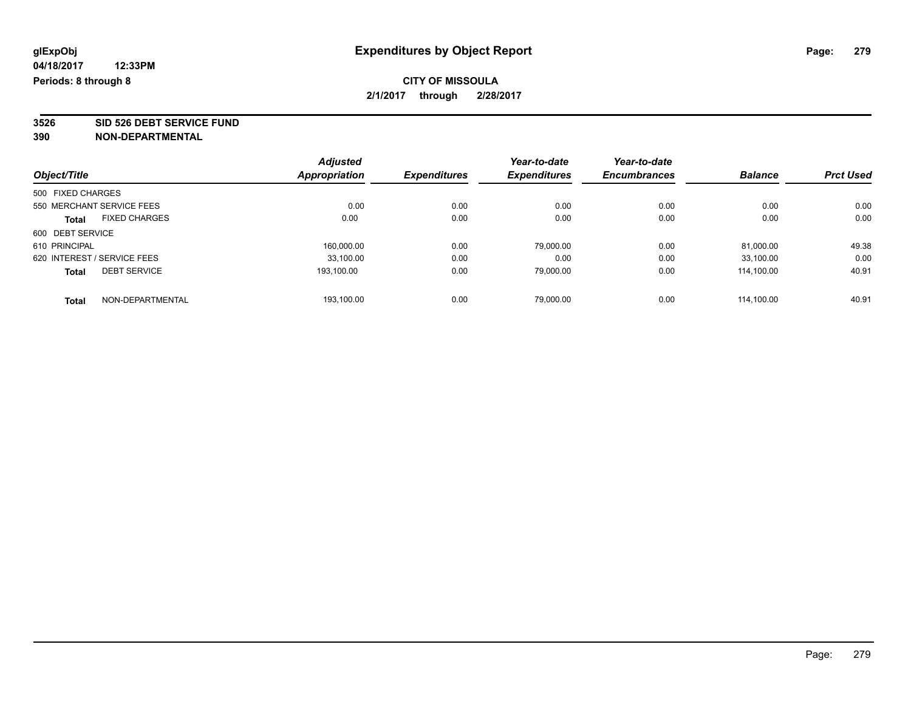**glExpObj** | **Expenditures by Object Report**

**04/18/2017 12:33PM**

**Periods: 8 through 8**

**CITY OF MISSOULA**

**2/1/2017 through 2/28/2017**

**3526 SID 526 DEBT SERVICE FUND**

**390 NON-DEPARTMENTAL**

| Object/Title | Adjusted Appropriation | Expenditures | Year-to-date Expenditures | Year-to-date Encumbrances | Balance | Prct Used |
|---|---|---|---|---|---|---|
| 500 FIXED CHARGES | | | | | | |
| 550 MERCHANT SERVICE FEES | 0.00 | 0.00 | 0.00 | 0.00 | 0.00 | 0.00 |
| **Total** FIXED CHARGES | 0.00 | 0.00 | 0.00 | 0.00 | 0.00 | 0.00 |
| 600 DEBT SERVICE | | | | | | |
| 610 PRINCIPAL | 160,000.00 | 0.00 | 79,000.00 | 0.00 | 81,000.00 | 49.38 |
| 620 INTEREST / SERVICE FEES | 33,100.00 | 0.00 | 0.00 | 0.00 | 33,100.00 | 0.00 |
| **Total** DEBT SERVICE | 193,100.00 | 0.00 | 79,000.00 | 0.00 | 114,100.00 | 40.91 |
| **Total** NON-DEPARTMENTAL | 193,100.00 | 0.00 | 79,000.00 | 0.00 | 114,100.00 | 40.91 |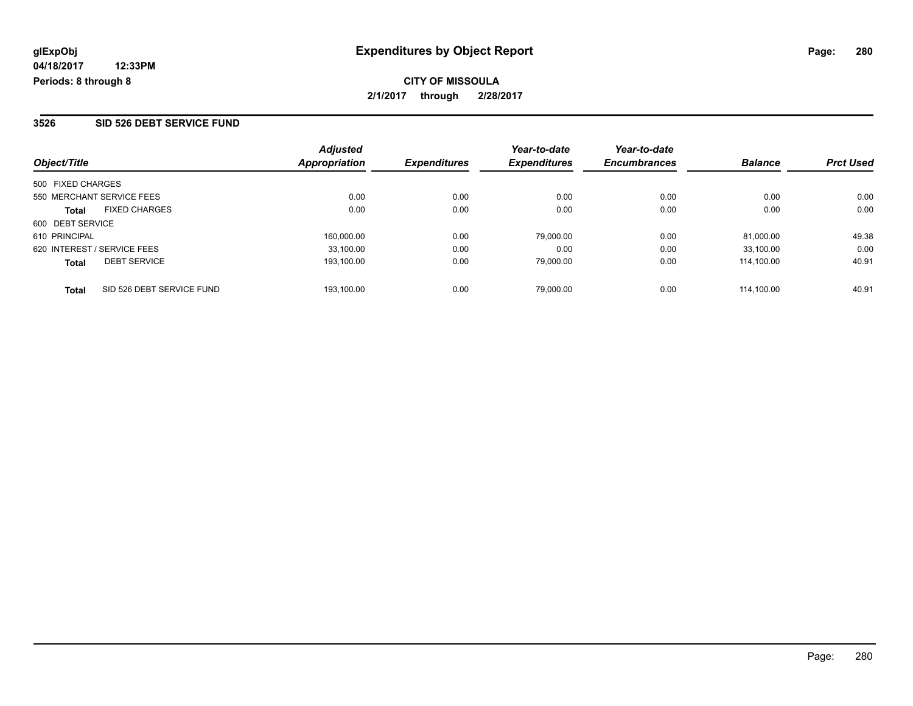glExpObj
04/18/2017 12:33PM
Periods: 8 through 8

# Expenditures by Object Report

**CITY OF MISSOULA**
**2/1/2017 through 2/28/2017**

## 3526 SID 526 DEBT SERVICE FUND

| Object/Title | | Adjusted Appropriation | Expenditures | Year-to-date Expenditures | Year-to-date Encumbrances | Balance | Prct Used |
|---|---|---|---|---|---|---|---|
| 500 FIXED CHARGES | | | | | | | |
| 550 MERCHANT SERVICE FEES | | 0.00 | 0.00 | 0.00 | 0.00 | 0.00 | 0.00 |
| **Total** | FIXED CHARGES | 0.00 | 0.00 | 0.00 | 0.00 | 0.00 | 0.00 |
| 600 DEBT SERVICE | | | | | | | |
| 610 PRINCIPAL | | 160,000.00 | 0.00 | 79,000.00 | 0.00 | 81,000.00 | 49.38 |
| 620 INTEREST / SERVICE FEES | | 33,100.00 | 0.00 | 0.00 | 0.00 | 33,100.00 | 0.00 |
| **Total** | DEBT SERVICE | 193,100.00 | 0.00 | 79,000.00 | 0.00 | 114,100.00 | 40.91 |
| **Total** | SID 526 DEBT SERVICE FUND | 193,100.00 | 0.00 | 79,000.00 | 0.00 | 114,100.00 | 40.91 |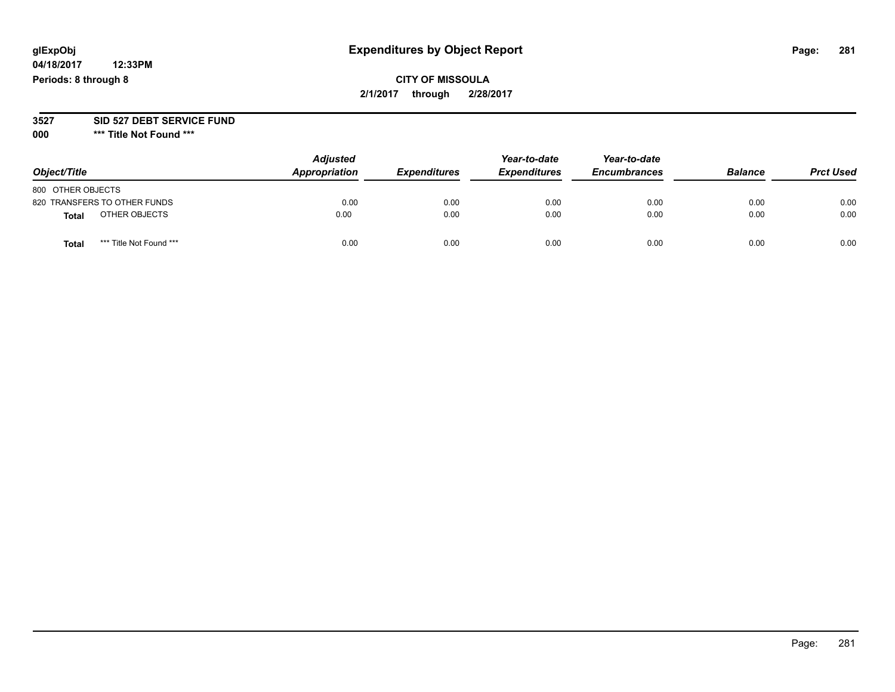glExpObj
04/18/2017 12:33PM
Periods: 8 through 8

# Expenditures by Object Report

**CITY OF MISSOULA**
**2/1/2017 through 2/28/2017**

**3527 SID 527 DEBT SERVICE FUND**
**000 \*\*\* Title Not Found \*\*\***

| Object/Title | Adjusted Appropriation | Expenditures | Year-to-date Expenditures | Year-to-date Encumbrances | Balance | Prct Used |
|---|---|---|---|---|---|---|
| 800 OTHER OBJECTS | | | | | | |
| 820 TRANSFERS TO OTHER FUNDS | 0.00 | 0.00 | 0.00 | 0.00 | 0.00 | 0.00 |
| **Total** OTHER OBJECTS | 0.00 | 0.00 | 0.00 | 0.00 | 0.00 | 0.00 |
| **Total** *** Title Not Found *** | 0.00 | 0.00 | 0.00 | 0.00 | 0.00 | 0.00 |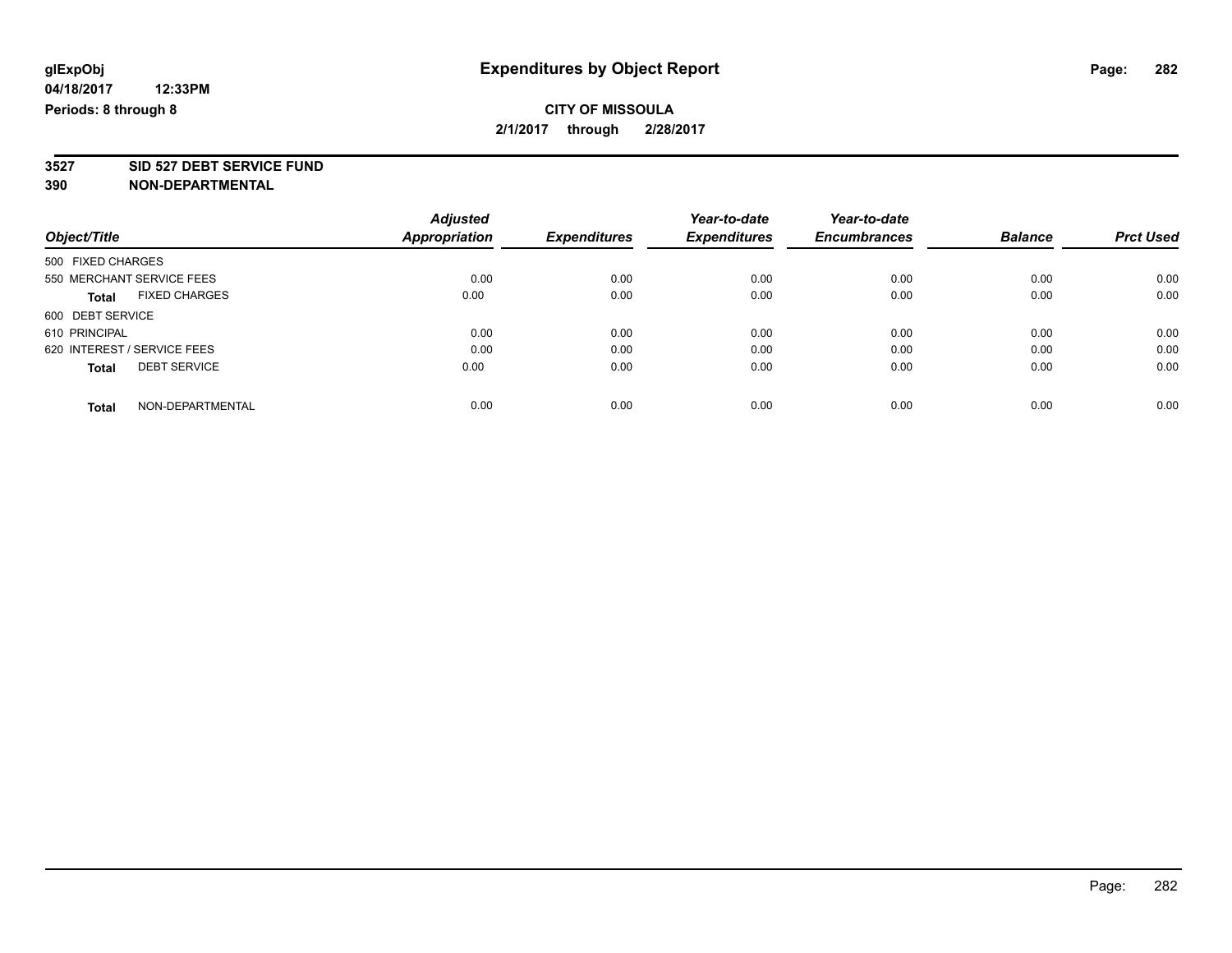**glExpObj** **Expenditures by Object Report**

**04/18/2017 12:33PM**

**Periods: 8 through 8**

**CITY OF MISSOULA**

**2/1/2017 through 2/28/2017**

## 3527 SID 527 DEBT SERVICE FUND

## 390 NON-DEPARTMENTAL

| Object/Title | Adjusted Appropriation | Expenditures | Year-to-date Expenditures | Year-to-date Encumbrances | Balance | Prct Used |
|---|---|---|---|---|---|---|
| 500 FIXED CHARGES | | | | | | |
| 550 MERCHANT SERVICE FEES | 0.00 | 0.00 | 0.00 | 0.00 | 0.00 | 0.00 |
| **Total** FIXED CHARGES | 0.00 | 0.00 | 0.00 | 0.00 | 0.00 | 0.00 |
| 600 DEBT SERVICE | | | | | | |
| 610 PRINCIPAL | 0.00 | 0.00 | 0.00 | 0.00 | 0.00 | 0.00 |
| 620 INTEREST / SERVICE FEES | 0.00 | 0.00 | 0.00 | 0.00 | 0.00 | 0.00 |
| **Total** DEBT SERVICE | 0.00 | 0.00 | 0.00 | 0.00 | 0.00 | 0.00 |
| **Total** NON-DEPARTMENTAL | 0.00 | 0.00 | 0.00 | 0.00 | 0.00 | 0.00 |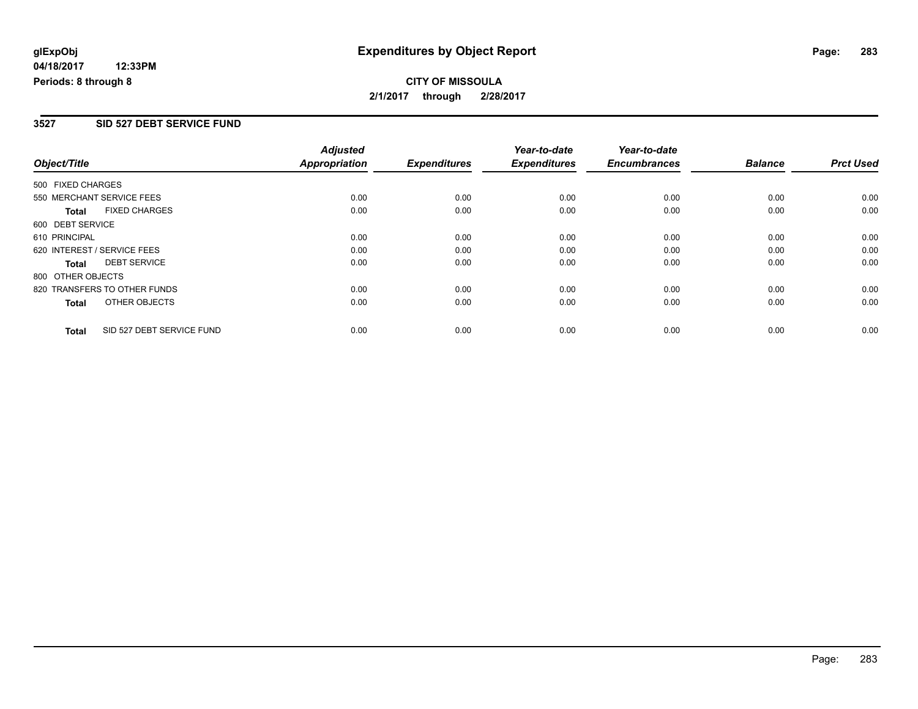**glExpObj** 
**04/18/2017 12:33PM**
**Periods: 8 through 8**

# Expenditures by Object Report

**CITY OF MISSOULA**
**2/1/2017 through 2/28/2017**

## 3527 SID 527 DEBT SERVICE FUND

| Object/Title | Adjusted Appropriation | Expenditures | Year-to-date Expenditures | Year-to-date Encumbrances | Balance | Prct Used |
|---|---|---|---|---|---|---|
| 500 FIXED CHARGES | | | | | | |
| 550 MERCHANT SERVICE FEES | 0.00 | 0.00 | 0.00 | 0.00 | 0.00 | 0.00 |
| **Total** FIXED CHARGES | 0.00 | 0.00 | 0.00 | 0.00 | 0.00 | 0.00 |
| 600 DEBT SERVICE | | | | | | |
| 610 PRINCIPAL | 0.00 | 0.00 | 0.00 | 0.00 | 0.00 | 0.00 |
| 620 INTEREST / SERVICE FEES | 0.00 | 0.00 | 0.00 | 0.00 | 0.00 | 0.00 |
| **Total** DEBT SERVICE | 0.00 | 0.00 | 0.00 | 0.00 | 0.00 | 0.00 |
| 800 OTHER OBJECTS | | | | | | |
| 820 TRANSFERS TO OTHER FUNDS | 0.00 | 0.00 | 0.00 | 0.00 | 0.00 | 0.00 |
| **Total** OTHER OBJECTS | 0.00 | 0.00 | 0.00 | 0.00 | 0.00 | 0.00 |
| **Total** SID 527 DEBT SERVICE FUND | 0.00 | 0.00 | 0.00 | 0.00 | 0.00 | 0.00 |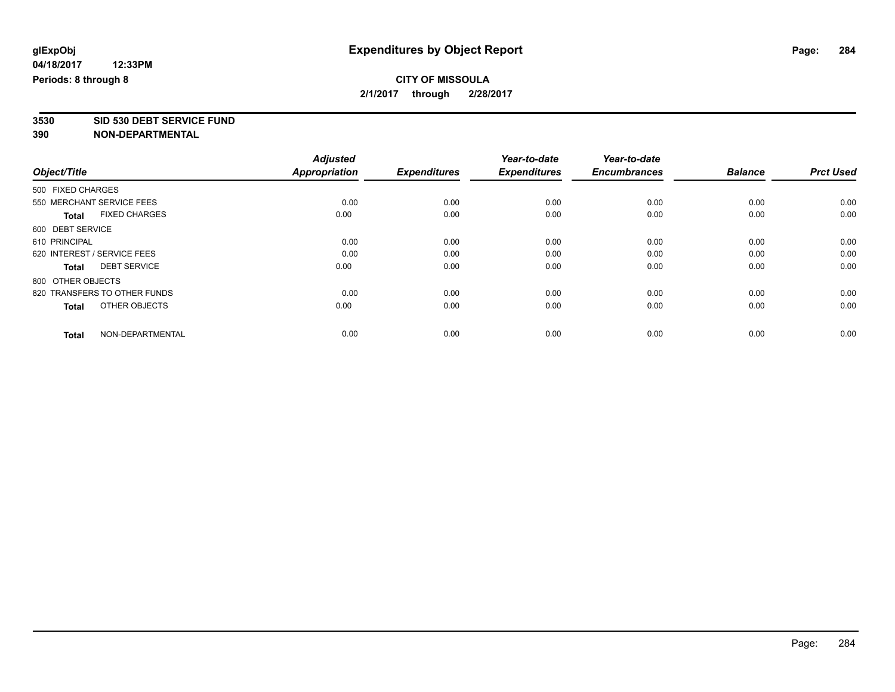glExpObj **Expenditures by Object Report**

04/18/2017 12:33PM

Periods: 8 through 8

**CITY OF MISSOULA**

**2/1/2017 through 2/28/2017**

**3530 SID 530 DEBT SERVICE FUND**

**390 NON-DEPARTMENTAL**

| Object/Title | | Adjusted Appropriation | Expenditures | Year-to-date Expenditures | Year-to-date Encumbrances | Balance | Prct Used |
|---|---|---|---|---|---|---|---|
| 500 FIXED CHARGES | | | | | | | |
| 550 MERCHANT SERVICE FEES | | 0.00 | 0.00 | 0.00 | 0.00 | 0.00 | 0.00 |
| **Total** | FIXED CHARGES | 0.00 | 0.00 | 0.00 | 0.00 | 0.00 | 0.00 |
| 600 DEBT SERVICE | | | | | | | |
| 610 PRINCIPAL | | 0.00 | 0.00 | 0.00 | 0.00 | 0.00 | 0.00 |
| 620 INTEREST / SERVICE FEES | | 0.00 | 0.00 | 0.00 | 0.00 | 0.00 | 0.00 |
| **Total** | DEBT SERVICE | 0.00 | 0.00 | 0.00 | 0.00 | 0.00 | 0.00 |
| 800 OTHER OBJECTS | | | | | | | |
| 820 TRANSFERS TO OTHER FUNDS | | 0.00 | 0.00 | 0.00 | 0.00 | 0.00 | 0.00 |
| **Total** | OTHER OBJECTS | 0.00 | 0.00 | 0.00 | 0.00 | 0.00 | 0.00 |
| **Total** | NON-DEPARTMENTAL | 0.00 | 0.00 | 0.00 | 0.00 | 0.00 | 0.00 |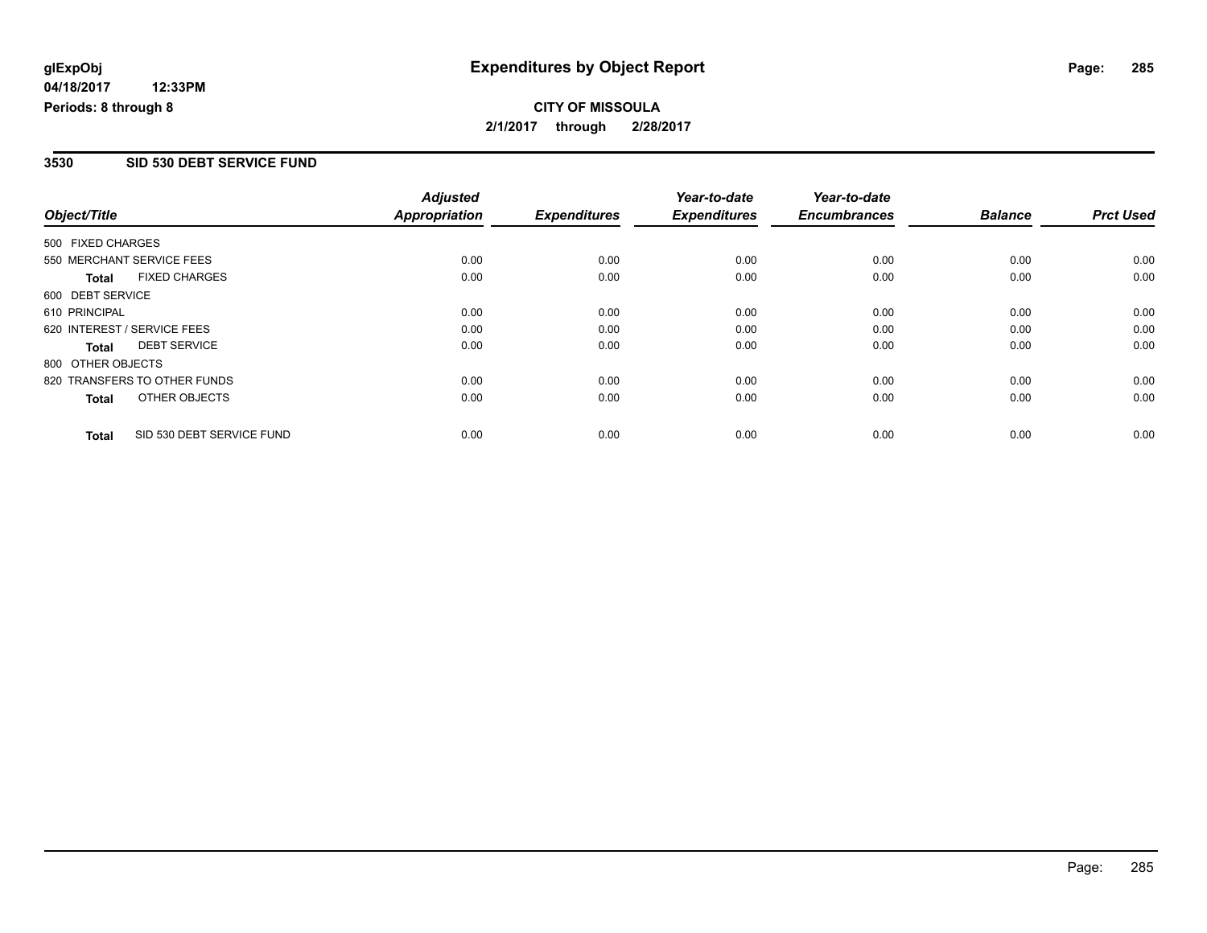**glExpObj**
**04/18/2017 12:33PM**
**Periods: 8 through 8**

# Expenditures by Object Report

**CITY OF MISSOULA**
**2/1/2017 through 2/28/2017**

## 3530 SID 530 DEBT SERVICE FUND

| Object/Title | Adjusted Appropriation | Expenditures | Year-to-date Expenditures | Year-to-date Encumbrances | Balance | Prct Used |
|---|---|---|---|---|---|---|
| 500 FIXED CHARGES | | | | | | |
| 550 MERCHANT SERVICE FEES | 0.00 | 0.00 | 0.00 | 0.00 | 0.00 | 0.00 |
| **Total** FIXED CHARGES | 0.00 | 0.00 | 0.00 | 0.00 | 0.00 | 0.00 |
| 600 DEBT SERVICE | | | | | | |
| 610 PRINCIPAL | 0.00 | 0.00 | 0.00 | 0.00 | 0.00 | 0.00 |
| 620 INTEREST / SERVICE FEES | 0.00 | 0.00 | 0.00 | 0.00 | 0.00 | 0.00 |
| **Total** DEBT SERVICE | 0.00 | 0.00 | 0.00 | 0.00 | 0.00 | 0.00 |
| 800 OTHER OBJECTS | | | | | | |
| 820 TRANSFERS TO OTHER FUNDS | 0.00 | 0.00 | 0.00 | 0.00 | 0.00 | 0.00 |
| **Total** OTHER OBJECTS | 0.00 | 0.00 | 0.00 | 0.00 | 0.00 | 0.00 |
| **Total** SID 530 DEBT SERVICE FUND | 0.00 | 0.00 | 0.00 | 0.00 | 0.00 | 0.00 |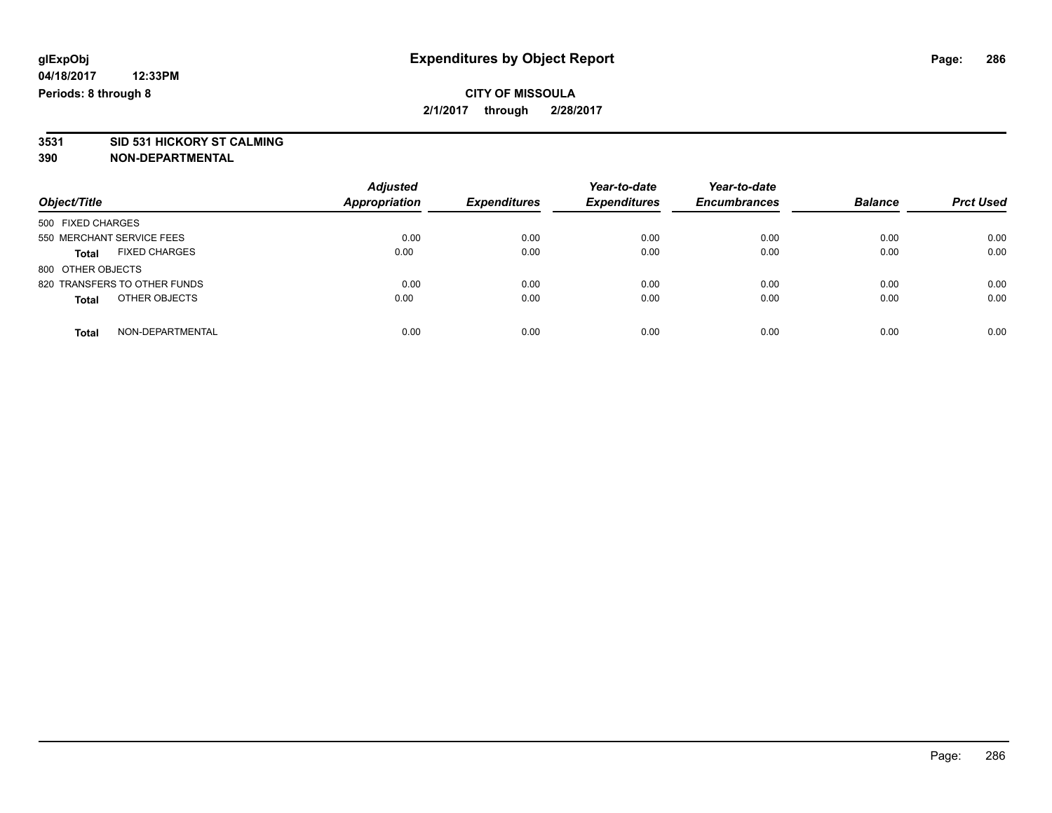# Expenditures by Object Report

glExpObj
04/18/2017 12:33PM
Periods: 8 through 8

**CITY OF MISSOULA**
**2/1/2017 through 2/28/2017**

**3531 SID 531 HICKORY ST CALMING**
**390 NON-DEPARTMENTAL**

| Object/Title | Adjusted Appropriation | Expenditures | Year-to-date Expenditures | Year-to-date Encumbrances | Balance | Prct Used |
|---|---|---|---|---|---|---|
| 500 FIXED CHARGES | | | | | | |
| 550 MERCHANT SERVICE FEES | 0.00 | 0.00 | 0.00 | 0.00 | 0.00 | 0.00 |
| **Total** FIXED CHARGES | 0.00 | 0.00 | 0.00 | 0.00 | 0.00 | 0.00 |
| 800 OTHER OBJECTS | | | | | | |
| 820 TRANSFERS TO OTHER FUNDS | 0.00 | 0.00 | 0.00 | 0.00 | 0.00 | 0.00 |
| **Total** OTHER OBJECTS | 0.00 | 0.00 | 0.00 | 0.00 | 0.00 | 0.00 |
| **Total** NON-DEPARTMENTAL | 0.00 | 0.00 | 0.00 | 0.00 | 0.00 | 0.00 |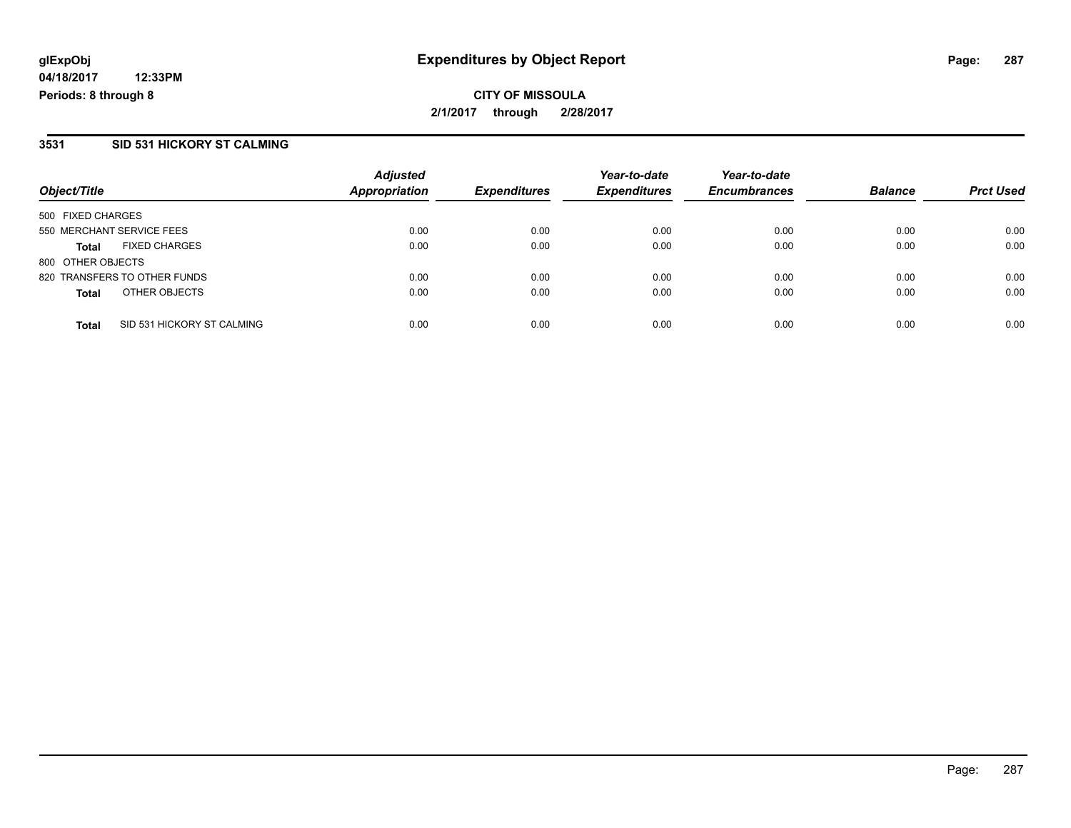**glExpObj**
**04/18/2017 12:33PM**
**Periods: 8 through 8**

# Expenditures by Object Report

**CITY OF MISSOULA**
**2/1/2017 through 2/28/2017**

## 3531 SID 531 HICKORY ST CALMING

| Object/Title | | *Adjusted Appropriation* | *Expenditures* | *Year-to-date Expenditures* | *Year-to-date Encumbrances* | *Balance* | *Prct Used* |
|---|---|---|---|---|---|---|---|
| 500 FIXED CHARGES | | | | | | | |
| 550 MERCHANT SERVICE FEES | | 0.00 | 0.00 | 0.00 | 0.00 | 0.00 | 0.00 |
| **Total** | FIXED CHARGES | 0.00 | 0.00 | 0.00 | 0.00 | 0.00 | 0.00 |
| 800 OTHER OBJECTS | | | | | | | |
| 820 TRANSFERS TO OTHER FUNDS | | 0.00 | 0.00 | 0.00 | 0.00 | 0.00 | 0.00 |
| **Total** | OTHER OBJECTS | 0.00 | 0.00 | 0.00 | 0.00 | 0.00 | 0.00 |
| **Total** | SID 531 HICKORY ST CALMING | 0.00 | 0.00 | 0.00 | 0.00 | 0.00 | 0.00 |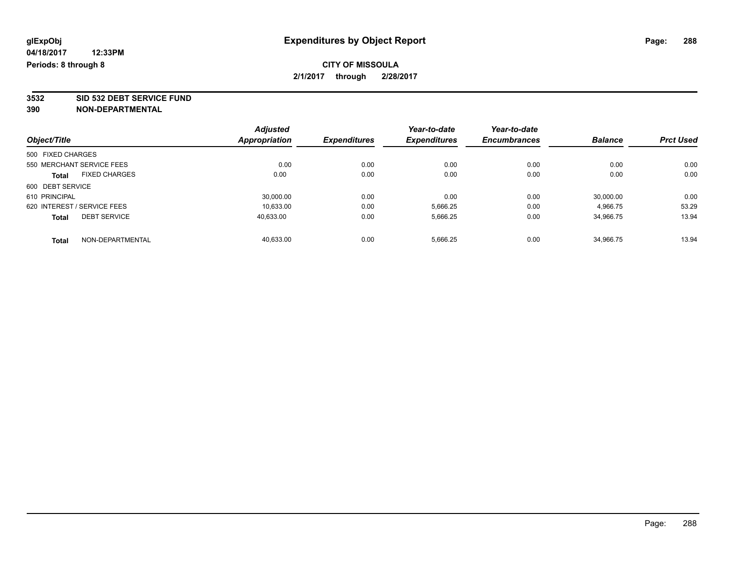**glExpObj** **Expenditures by Object Report**

**04/18/2017 12:33PM**

**Periods: 8 through 8**

**CITY OF MISSOULA**

**2/1/2017 through 2/28/2017**

**3532 SID 532 DEBT SERVICE FUND**

**390 NON-DEPARTMENTAL**

| Object/Title | Adjusted Appropriation | Expenditures | Year-to-date Expenditures | Year-to-date Encumbrances | Balance | Prct Used |
|---|---|---|---|---|---|---|
| 500 FIXED CHARGES | | | | | | |
| 550 MERCHANT SERVICE FEES | 0.00 | 0.00 | 0.00 | 0.00 | 0.00 | 0.00 |
| **Total** FIXED CHARGES | 0.00 | 0.00 | 0.00 | 0.00 | 0.00 | 0.00 |
| 600 DEBT SERVICE | | | | | | |
| 610 PRINCIPAL | 30,000.00 | 0.00 | 0.00 | 0.00 | 30,000.00 | 0.00 |
| 620 INTEREST / SERVICE FEES | 10,633.00 | 0.00 | 5,666.25 | 0.00 | 4,966.75 | 53.29 |
| **Total** DEBT SERVICE | 40,633.00 | 0.00 | 5,666.25 | 0.00 | 34,966.75 | 13.94 |
| **Total** NON-DEPARTMENTAL | 40,633.00 | 0.00 | 5,666.25 | 0.00 | 34,966.75 | 13.94 |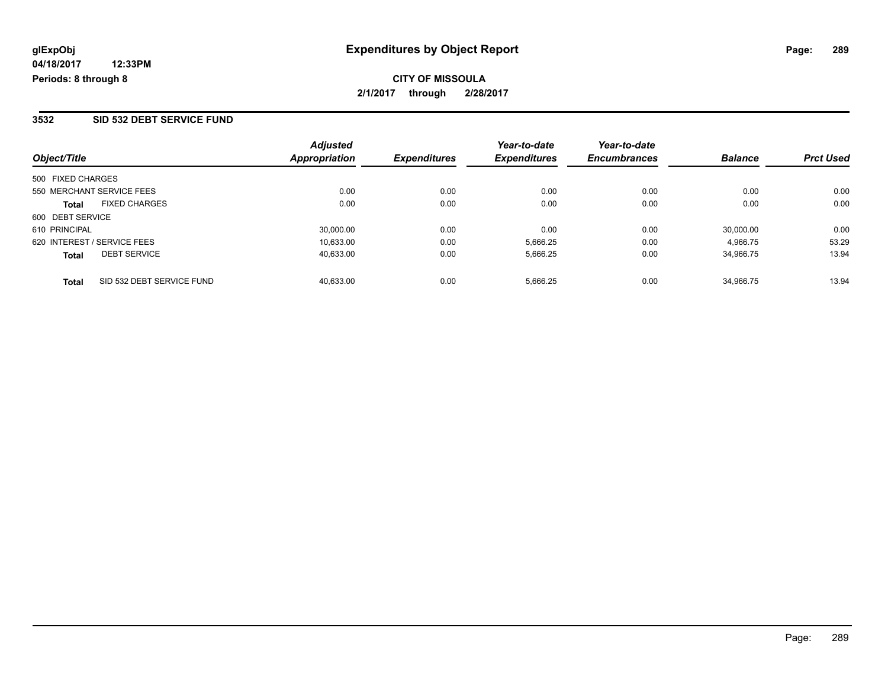**glExpObj**
**04/18/2017 12:33PM**
**Periods: 8 through 8**

# Expenditures by Object Report

**CITY OF MISSOULA**
**2/1/2017 through 2/28/2017**

## 3532 SID 532 DEBT SERVICE FUND

| Object/Title | | *Adjusted Appropriation* | *Expenditures* | *Year-to-date Expenditures* | *Year-to-date Encumbrances* | *Balance* | *Prct Used* |
|---|---|---|---|---|---|---|---|
| 500 FIXED CHARGES | | | | | | | |
| 550 MERCHANT SERVICE FEES | | 0.00 | 0.00 | 0.00 | 0.00 | 0.00 | 0.00 |
| **Total** | FIXED CHARGES | 0.00 | 0.00 | 0.00 | 0.00 | 0.00 | 0.00 |
| 600 DEBT SERVICE | | | | | | | |
| 610 PRINCIPAL | | 30,000.00 | 0.00 | 0.00 | 0.00 | 30,000.00 | 0.00 |
| 620 INTEREST / SERVICE FEES | | 10,633.00 | 0.00 | 5,666.25 | 0.00 | 4,966.75 | 53.29 |
| **Total** | DEBT SERVICE | 40,633.00 | 0.00 | 5,666.25 | 0.00 | 34,966.75 | 13.94 |
| **Total** | SID 532 DEBT SERVICE FUND | 40,633.00 | 0.00 | 5,666.25 | 0.00 | 34,966.75 | 13.94 |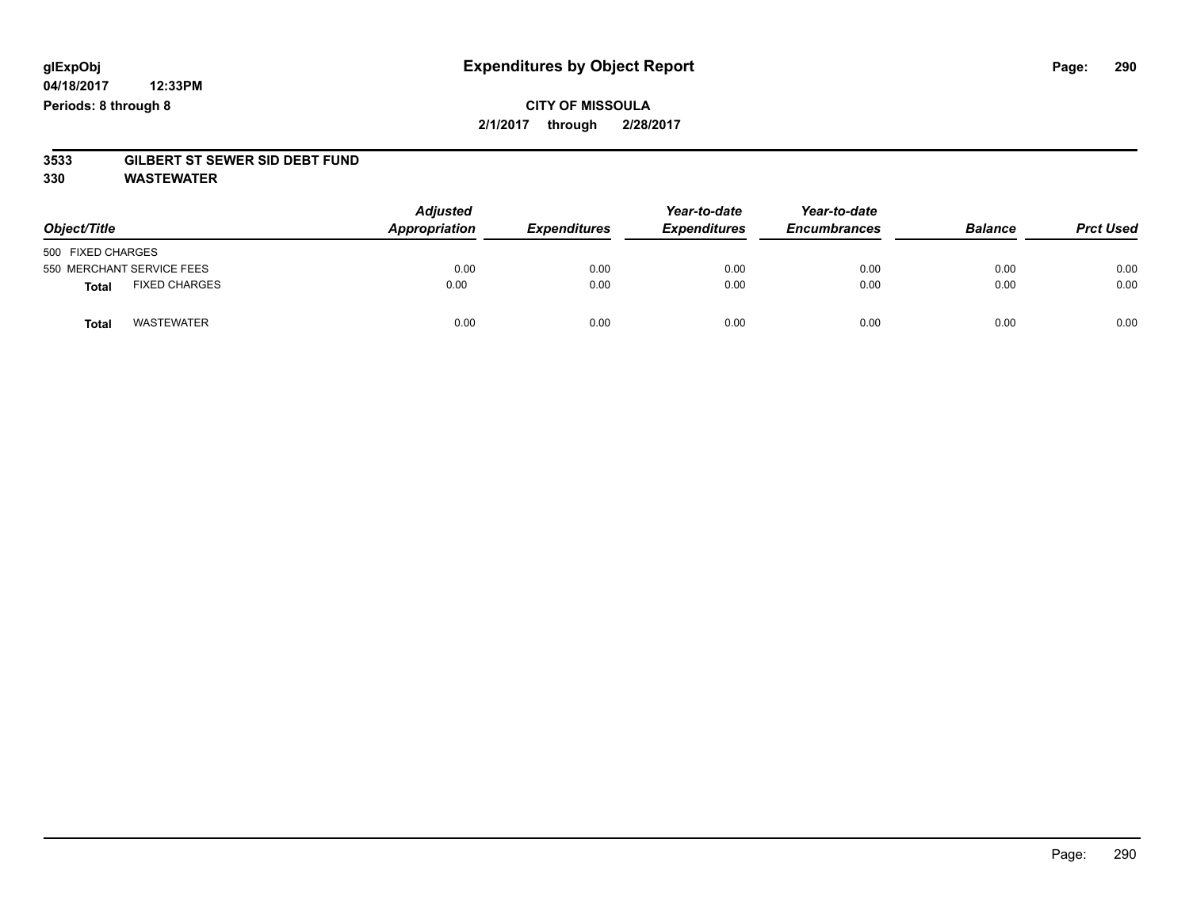# Expenditures by Object Report

**CITY OF MISSOULA**

**2/1/2017 through 2/28/2017**

glExpObj
04/18/2017 12:33PM
Periods: 8 through 8

**3533 GILBERT ST SEWER SID DEBT FUND**
**330 WASTEWATER**

| Object/Title | Adjusted Appropriation | Expenditures | Year-to-date Expenditures | Year-to-date Encumbrances | Balance | Prct Used |
|---|---|---|---|---|---|---|
| 500 FIXED CHARGES | | | | | | |
| 550 MERCHANT SERVICE FEES | 0.00 | 0.00 | 0.00 | 0.00 | 0.00 | 0.00 |
| **Total** FIXED CHARGES | 0.00 | 0.00 | 0.00 | 0.00 | 0.00 | 0.00 |
| **Total** WASTEWATER | 0.00 | 0.00 | 0.00 | 0.00 | 0.00 | 0.00 |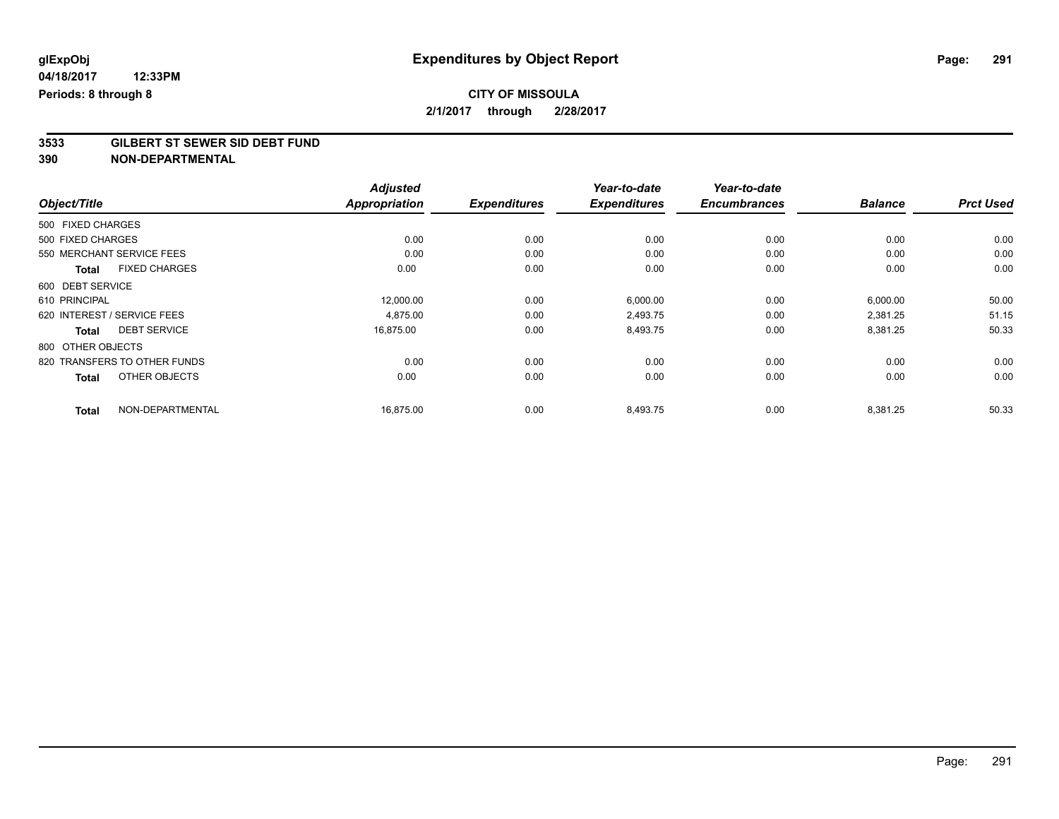**glExpObj**
**04/18/2017 12:33PM**
**Periods: 8 through 8**

# Expenditures by Object Report

**CITY OF MISSOULA**
**2/1/2017 through 2/28/2017**

## 3533 GILBERT ST SEWER SID DEBT FUND
## 390 NON-DEPARTMENTAL

| Object/Title | Adjusted Appropriation | Expenditures | Year-to-date Expenditures | Year-to-date Encumbrances | Balance | Prct Used |
|---|---|---|---|---|---|---|
| 500 FIXED CHARGES | | | | | | |
| 500 FIXED CHARGES | 0.00 | 0.00 | 0.00 | 0.00 | 0.00 | 0.00 |
| 550 MERCHANT SERVICE FEES | 0.00 | 0.00 | 0.00 | 0.00 | 0.00 | 0.00 |
| **Total** FIXED CHARGES | 0.00 | 0.00 | 0.00 | 0.00 | 0.00 | 0.00 |
| 600 DEBT SERVICE | | | | | | |
| 610 PRINCIPAL | 12,000.00 | 0.00 | 6,000.00 | 0.00 | 6,000.00 | 50.00 |
| 620 INTEREST / SERVICE FEES | 4,875.00 | 0.00 | 2,493.75 | 0.00 | 2,381.25 | 51.15 |
| **Total** DEBT SERVICE | 16,875.00 | 0.00 | 8,493.75 | 0.00 | 8,381.25 | 50.33 |
| 800 OTHER OBJECTS | | | | | | |
| 820 TRANSFERS TO OTHER FUNDS | 0.00 | 0.00 | 0.00 | 0.00 | 0.00 | 0.00 |
| **Total** OTHER OBJECTS | 0.00 | 0.00 | 0.00 | 0.00 | 0.00 | 0.00 |
| **Total** NON-DEPARTMENTAL | 16,875.00 | 0.00 | 8,493.75 | 0.00 | 8,381.25 | 50.33 |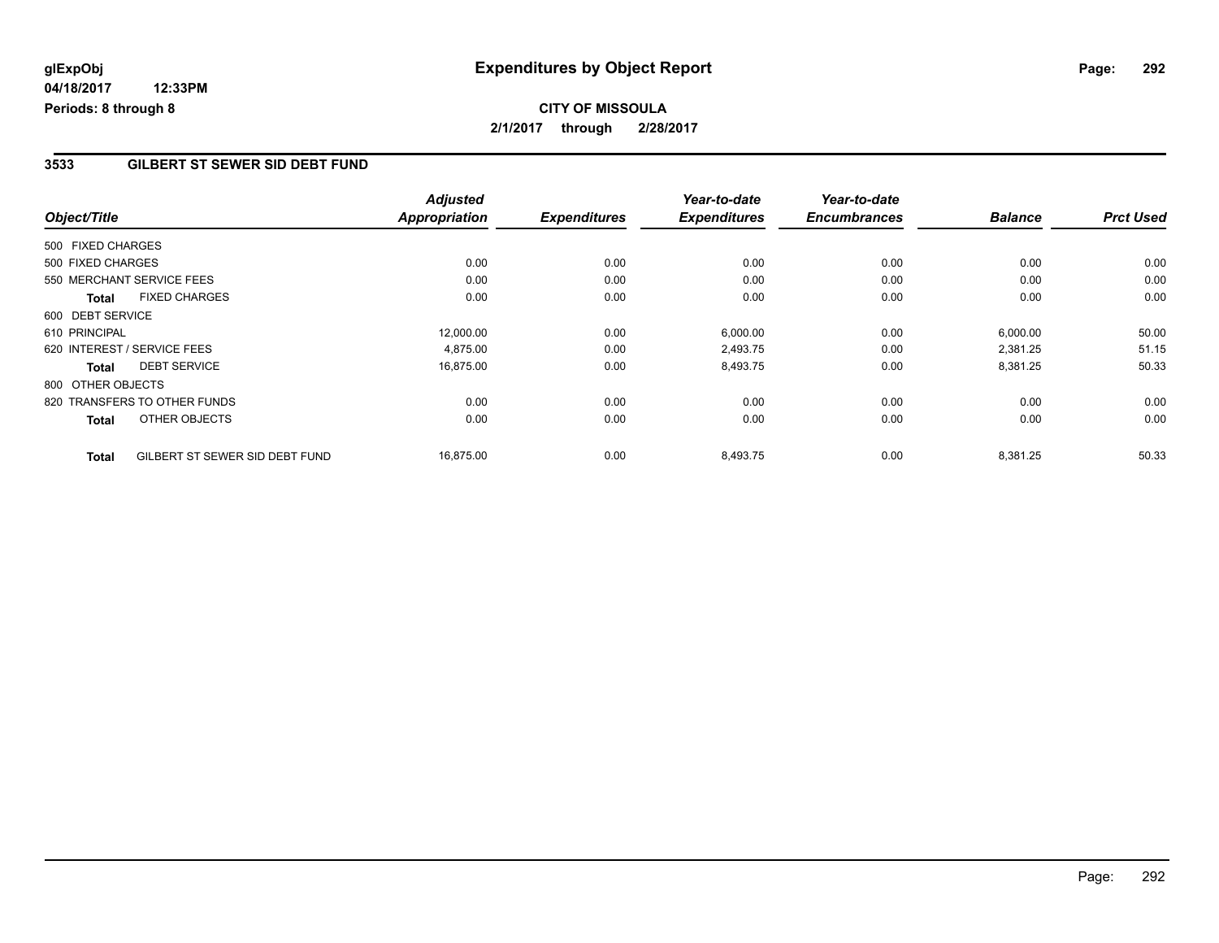# Expenditures by Object Report

glExpObj
04/18/2017 12:33PM
Periods: 8 through 8

**CITY OF MISSOULA**
2/1/2017 through 2/28/2017

## 3533 GILBERT ST SEWER SID DEBT FUND

| Object/Title | Adjusted Appropriation | Expenditures | Year-to-date Expenditures | Year-to-date Encumbrances | Balance | Prct Used |
|---|---|---|---|---|---|---|
| 500 FIXED CHARGES | | | | | | |
| 500 FIXED CHARGES | 0.00 | 0.00 | 0.00 | 0.00 | 0.00 | 0.00 |
| 550 MERCHANT SERVICE FEES | 0.00 | 0.00 | 0.00 | 0.00 | 0.00 | 0.00 |
| **Total** FIXED CHARGES | 0.00 | 0.00 | 0.00 | 0.00 | 0.00 | 0.00 |
| 600 DEBT SERVICE | | | | | | |
| 610 PRINCIPAL | 12,000.00 | 0.00 | 6,000.00 | 0.00 | 6,000.00 | 50.00 |
| 620 INTEREST / SERVICE FEES | 4,875.00 | 0.00 | 2,493.75 | 0.00 | 2,381.25 | 51.15 |
| **Total** DEBT SERVICE | 16,875.00 | 0.00 | 8,493.75 | 0.00 | 8,381.25 | 50.33 |
| 800 OTHER OBJECTS | | | | | | |
| 820 TRANSFERS TO OTHER FUNDS | 0.00 | 0.00 | 0.00 | 0.00 | 0.00 | 0.00 |
| **Total** OTHER OBJECTS | 0.00 | 0.00 | 0.00 | 0.00 | 0.00 | 0.00 |
| **Total** GILBERT ST SEWER SID DEBT FUND | 16,875.00 | 0.00 | 8,493.75 | 0.00 | 8,381.25 | 50.33 |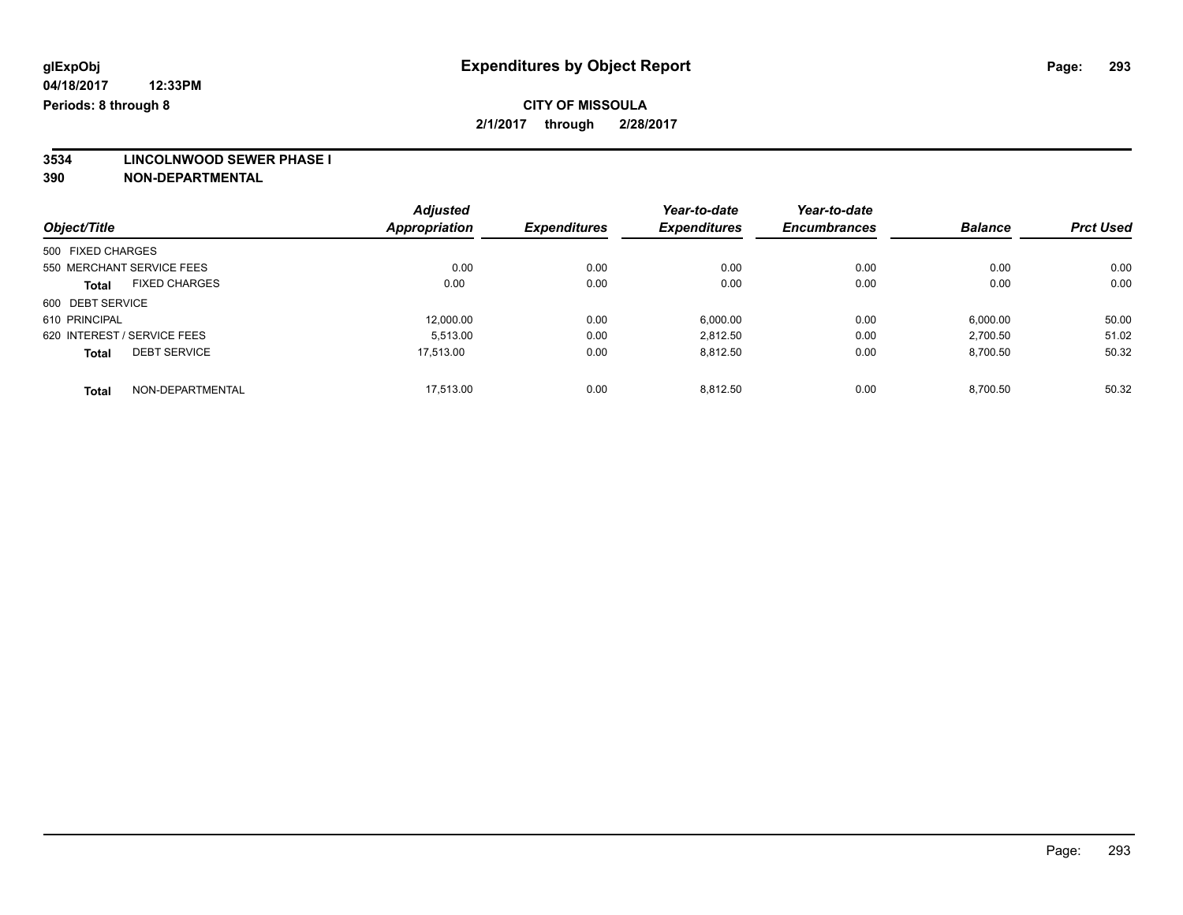glExpObj

04/18/2017 12:33PM

Periods: 8 through 8

# Expenditures by Object Report

**CITY OF MISSOULA**

**2/1/2017 through 2/28/2017**

**3534 LINCOLNWOOD SEWER PHASE I**

**390 NON-DEPARTMENTAL**

| Object/Title | Adjusted Appropriation | Expenditures | Year-to-date Expenditures | Year-to-date Encumbrances | Balance | Prct Used |
|---|---|---|---|---|---|---|
| 500 FIXED CHARGES | | | | | | |
| 550 MERCHANT SERVICE FEES | 0.00 | 0.00 | 0.00 | 0.00 | 0.00 | 0.00 |
| **Total** FIXED CHARGES | 0.00 | 0.00 | 0.00 | 0.00 | 0.00 | 0.00 |
| 600 DEBT SERVICE | | | | | | |
| 610 PRINCIPAL | 12,000.00 | 0.00 | 6,000.00 | 0.00 | 6,000.00 | 50.00 |
| 620 INTEREST / SERVICE FEES | 5,513.00 | 0.00 | 2,812.50 | 0.00 | 2,700.50 | 51.02 |
| **Total** DEBT SERVICE | 17,513.00 | 0.00 | 8,812.50 | 0.00 | 8,700.50 | 50.32 |
| **Total** NON-DEPARTMENTAL | 17,513.00 | 0.00 | 8,812.50 | 0.00 | 8,700.50 | 50.32 |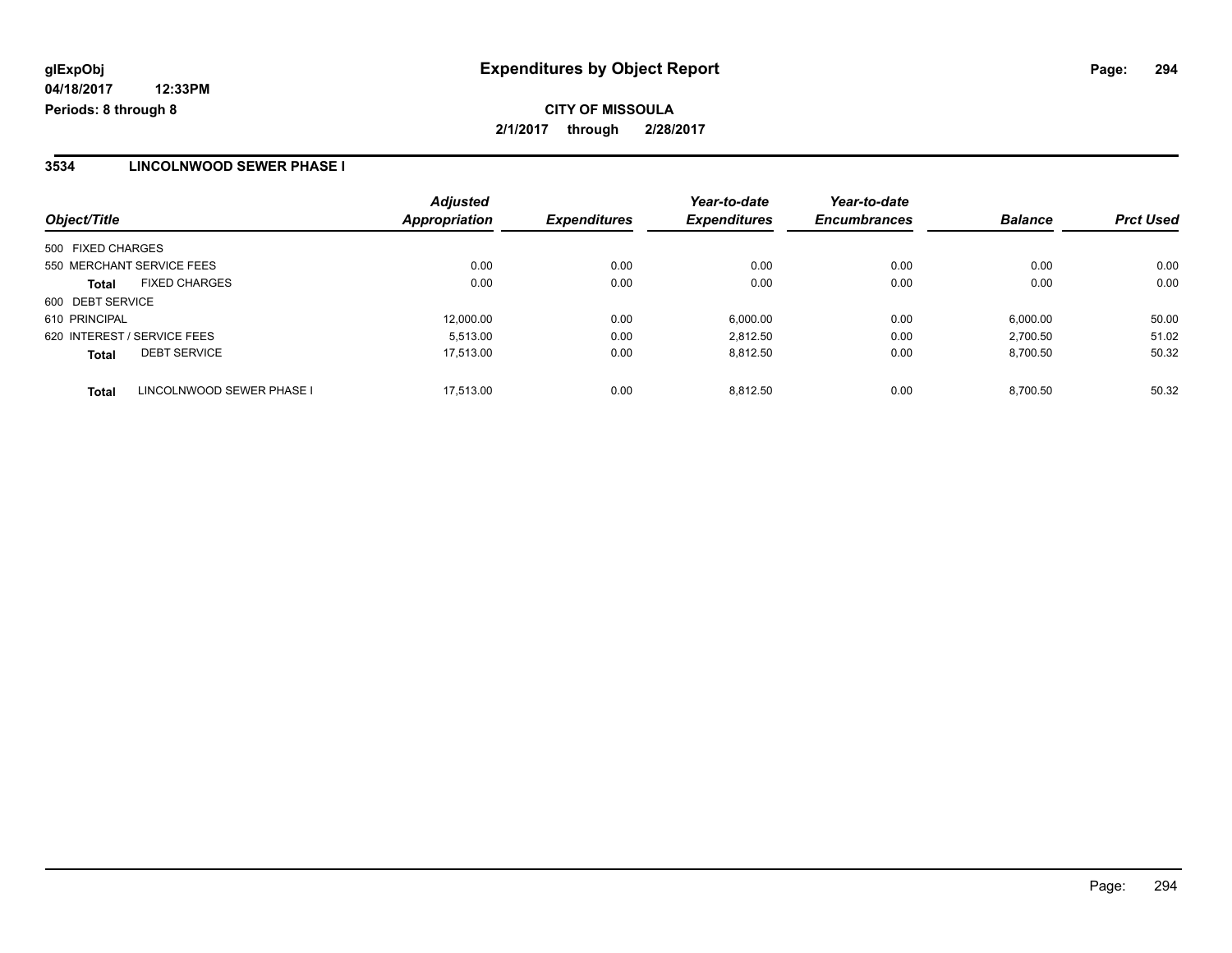# Expenditures by Object Report

glExpObj
04/18/2017 12:33PM
Periods: 8 through 8

**CITY OF MISSOULA**
**2/1/2017 through 2/28/2017**

## 3534 LINCOLNWOOD SEWER PHASE I

| Object/Title | Adjusted Appropriation | Expenditures | Year-to-date Expenditures | Year-to-date Encumbrances | Balance | Prct Used |
|---|---|---|---|---|---|---|
| 500 FIXED CHARGES | | | | | | |
| 550 MERCHANT SERVICE FEES | 0.00 | 0.00 | 0.00 | 0.00 | 0.00 | 0.00 |
| **Total** FIXED CHARGES | 0.00 | 0.00 | 0.00 | 0.00 | 0.00 | 0.00 |
| 600 DEBT SERVICE | | | | | | |
| 610 PRINCIPAL | 12,000.00 | 0.00 | 6,000.00 | 0.00 | 6,000.00 | 50.00 |
| 620 INTEREST / SERVICE FEES | 5,513.00 | 0.00 | 2,812.50 | 0.00 | 2,700.50 | 51.02 |
| **Total** DEBT SERVICE | 17,513.00 | 0.00 | 8,812.50 | 0.00 | 8,700.50 | 50.32 |
| **Total** LINCOLNWOOD SEWER PHASE I | 17,513.00 | 0.00 | 8,812.50 | 0.00 | 8,700.50 | 50.32 |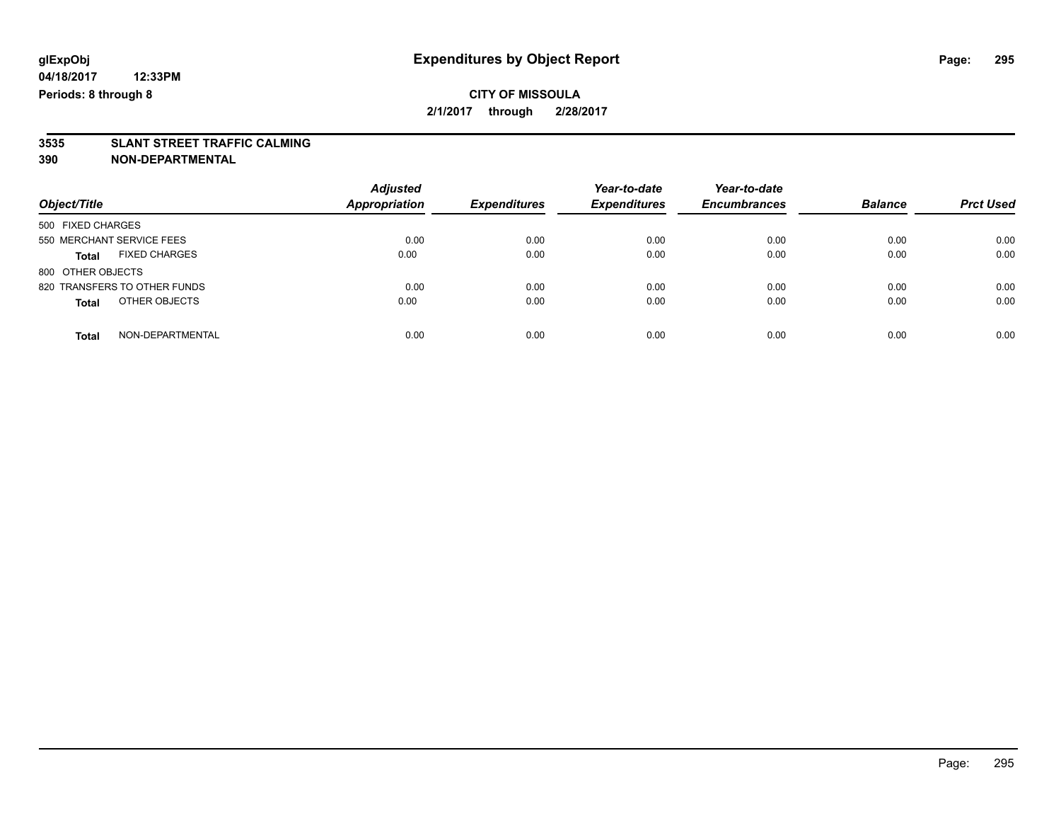# Expenditures by Object Report

glExpObj
04/18/2017 12:33PM
Periods: 8 through 8

**CITY OF MISSOULA**
**2/1/2017 through 2/28/2017**

**3535 SLANT STREET TRAFFIC CALMING**
**390 NON-DEPARTMENTAL**

| Object/Title | Adjusted Appropriation | Expenditures | Year-to-date Expenditures | Year-to-date Encumbrances | Balance | Prct Used |
|---|---|---|---|---|---|---|
| 500 FIXED CHARGES | | | | | | |
| 550 MERCHANT SERVICE FEES | 0.00 | 0.00 | 0.00 | 0.00 | 0.00 | 0.00 |
| **Total** FIXED CHARGES | 0.00 | 0.00 | 0.00 | 0.00 | 0.00 | 0.00 |
| 800 OTHER OBJECTS | | | | | | |
| 820 TRANSFERS TO OTHER FUNDS | 0.00 | 0.00 | 0.00 | 0.00 | 0.00 | 0.00 |
| **Total** OTHER OBJECTS | 0.00 | 0.00 | 0.00 | 0.00 | 0.00 | 0.00 |
| **Total** NON-DEPARTMENTAL | 0.00 | 0.00 | 0.00 | 0.00 | 0.00 | 0.00 |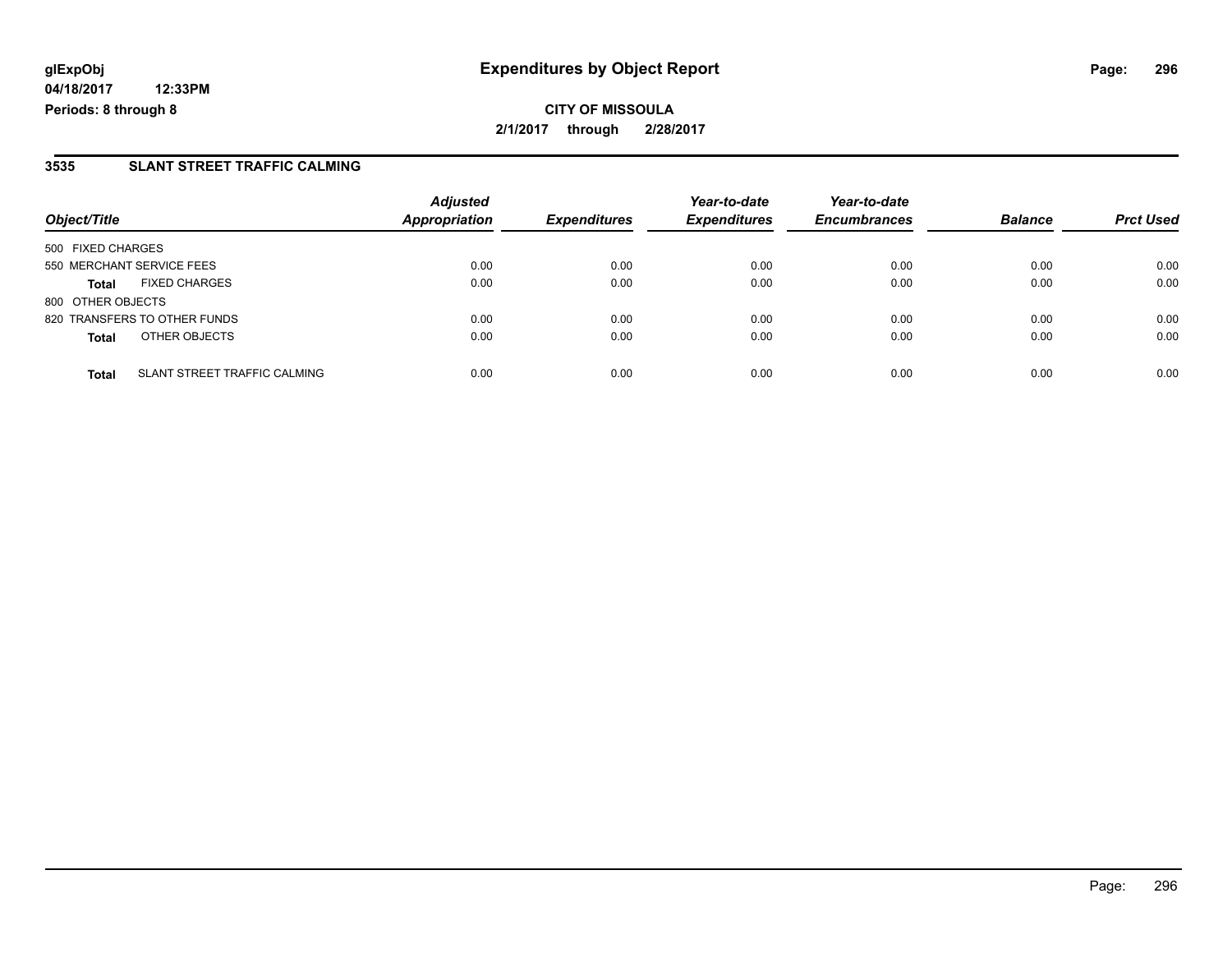**glExpObj**
**04/18/2017 12:33PM**
**Periods: 8 through 8**

# Expenditures by Object Report

**CITY OF MISSOULA**
**2/1/2017 through 2/28/2017**

## 3535 SLANT STREET TRAFFIC CALMING

| Object/Title | | Adjusted Appropriation | Expenditures | Year-to-date Expenditures | Year-to-date Encumbrances | Balance | Prct Used |
|---|---|---|---|---|---|---|---|
| 500 FIXED CHARGES | | | | | | | |
| 550 MERCHANT SERVICE FEES | | 0.00 | 0.00 | 0.00 | 0.00 | 0.00 | 0.00 |
| **Total** | FIXED CHARGES | 0.00 | 0.00 | 0.00 | 0.00 | 0.00 | 0.00 |
| 800 OTHER OBJECTS | | | | | | | |
| 820 TRANSFERS TO OTHER FUNDS | | 0.00 | 0.00 | 0.00 | 0.00 | 0.00 | 0.00 |
| **Total** | OTHER OBJECTS | 0.00 | 0.00 | 0.00 | 0.00 | 0.00 | 0.00 |
| **Total** | SLANT STREET TRAFFIC CALMING | 0.00 | 0.00 | 0.00 | 0.00 | 0.00 | 0.00 |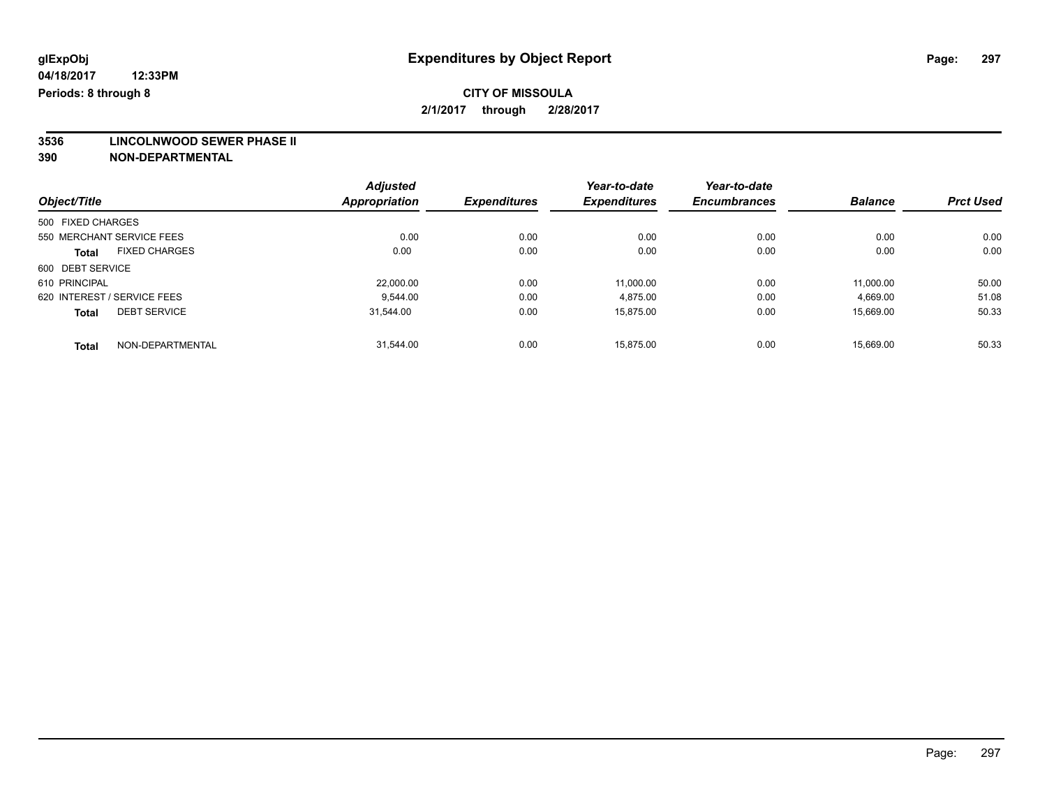**glExpObj**
**04/18/2017 12:33PM**
**Periods: 8 through 8**

# Expenditures by Object Report

**CITY OF MISSOULA**
**2/1/2017 through 2/28/2017**

**3536 LINCOLNWOOD SEWER PHASE II**
**390 NON-DEPARTMENTAL**

| Object/Title | Adjusted Appropriation | Expenditures | Year-to-date Expenditures | Year-to-date Encumbrances | Balance | Prct Used |
|---|---|---|---|---|---|---|
| 500 FIXED CHARGES | | | | | | |
| 550 MERCHANT SERVICE FEES | 0.00 | 0.00 | 0.00 | 0.00 | 0.00 | 0.00 |
| **Total** FIXED CHARGES | 0.00 | 0.00 | 0.00 | 0.00 | 0.00 | 0.00 |
| 600 DEBT SERVICE | | | | | | |
| 610 PRINCIPAL | 22,000.00 | 0.00 | 11,000.00 | 0.00 | 11,000.00 | 50.00 |
| 620 INTEREST / SERVICE FEES | 9,544.00 | 0.00 | 4,875.00 | 0.00 | 4,669.00 | 51.08 |
| **Total** DEBT SERVICE | 31,544.00 | 0.00 | 15,875.00 | 0.00 | 15,669.00 | 50.33 |
| **Total** NON-DEPARTMENTAL | 31,544.00 | 0.00 | 15,875.00 | 0.00 | 15,669.00 | 50.33 |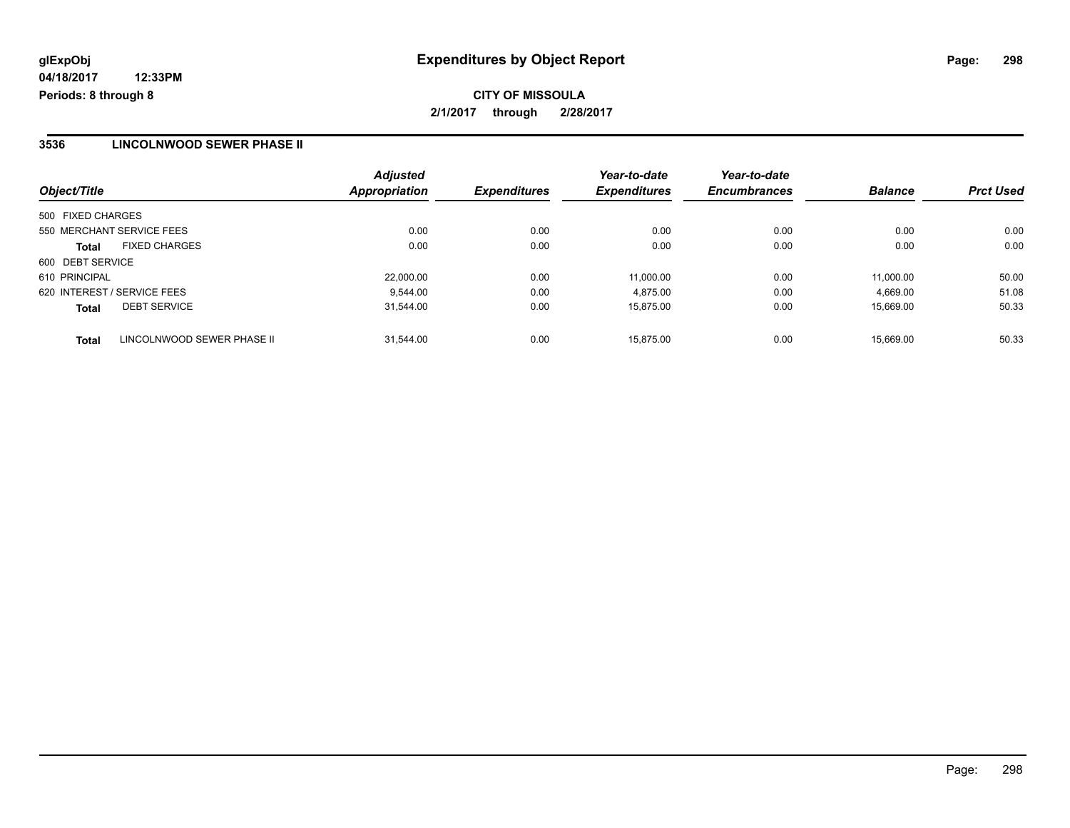**glExpObj**
**04/18/2017 12:33PM**
**Periods: 8 through 8**

# Expenditures by Object Report

**CITY OF MISSOULA**
**2/1/2017 through 2/28/2017**

## 3536 LINCOLNWOOD SEWER PHASE II

| Object/Title | | Adjusted Appropriation | Expenditures | Year-to-date Expenditures | Year-to-date Encumbrances | Balance | Prct Used |
|---|---|---|---|---|---|---|---|
| 500 FIXED CHARGES | | | | | | | |
| 550 MERCHANT SERVICE FEES | | 0.00 | 0.00 | 0.00 | 0.00 | 0.00 | 0.00 |
| **Total** | FIXED CHARGES | 0.00 | 0.00 | 0.00 | 0.00 | 0.00 | 0.00 |
| 600 DEBT SERVICE | | | | | | | |
| 610 PRINCIPAL | | 22,000.00 | 0.00 | 11,000.00 | 0.00 | 11,000.00 | 50.00 |
| 620 INTEREST / SERVICE FEES | | 9,544.00 | 0.00 | 4,875.00 | 0.00 | 4,669.00 | 51.08 |
| **Total** | DEBT SERVICE | 31,544.00 | 0.00 | 15,875.00 | 0.00 | 15,669.00 | 50.33 |
| **Total** | LINCOLNWOOD SEWER PHASE II | 31,544.00 | 0.00 | 15,875.00 | 0.00 | 15,669.00 | 50.33 |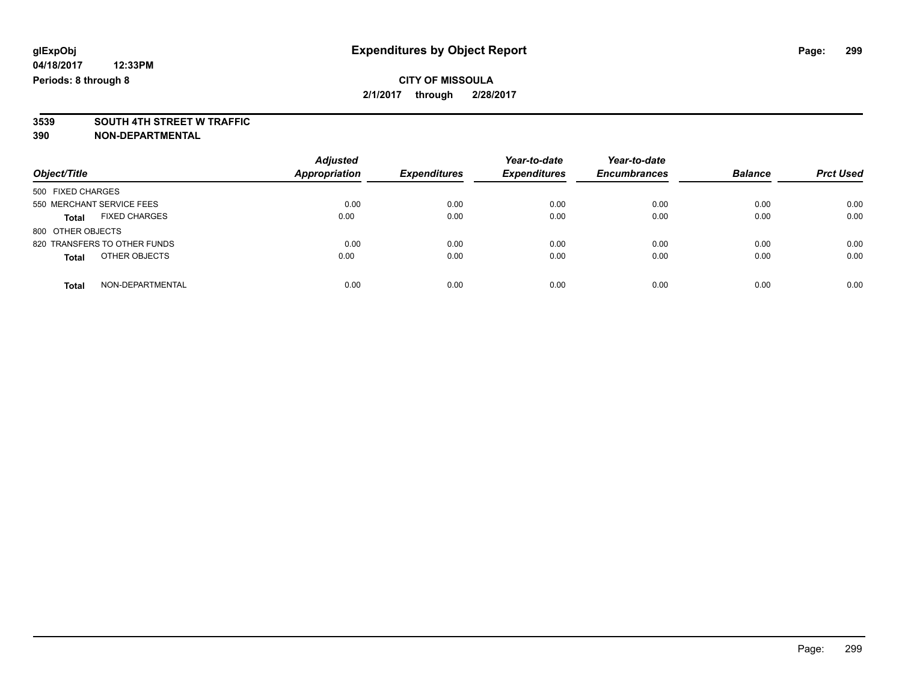glExpObj
04/18/2017 12:33PM
Periods: 8 through 8

# Expenditures by Object Report

**CITY OF MISSOULA**
**2/1/2017 through 2/28/2017**

**3539 SOUTH 4TH STREET W TRAFFIC**
**390 NON-DEPARTMENTAL**

| Object/Title | | Adjusted Appropriation | Expenditures | Year-to-date Expenditures | Year-to-date Encumbrances | Balance | Prct Used |
|---|---|---|---|---|---|---|---|
| 500 FIXED CHARGES | | | | | | | |
| 550 MERCHANT SERVICE FEES | | 0.00 | 0.00 | 0.00 | 0.00 | 0.00 | 0.00 |
| **Total** | FIXED CHARGES | 0.00 | 0.00 | 0.00 | 0.00 | 0.00 | 0.00 |
| 800 OTHER OBJECTS | | | | | | | |
| 820 TRANSFERS TO OTHER FUNDS | | 0.00 | 0.00 | 0.00 | 0.00 | 0.00 | 0.00 |
| **Total** | OTHER OBJECTS | 0.00 | 0.00 | 0.00 | 0.00 | 0.00 | 0.00 |
| **Total** | NON-DEPARTMENTAL | 0.00 | 0.00 | 0.00 | 0.00 | 0.00 | 0.00 |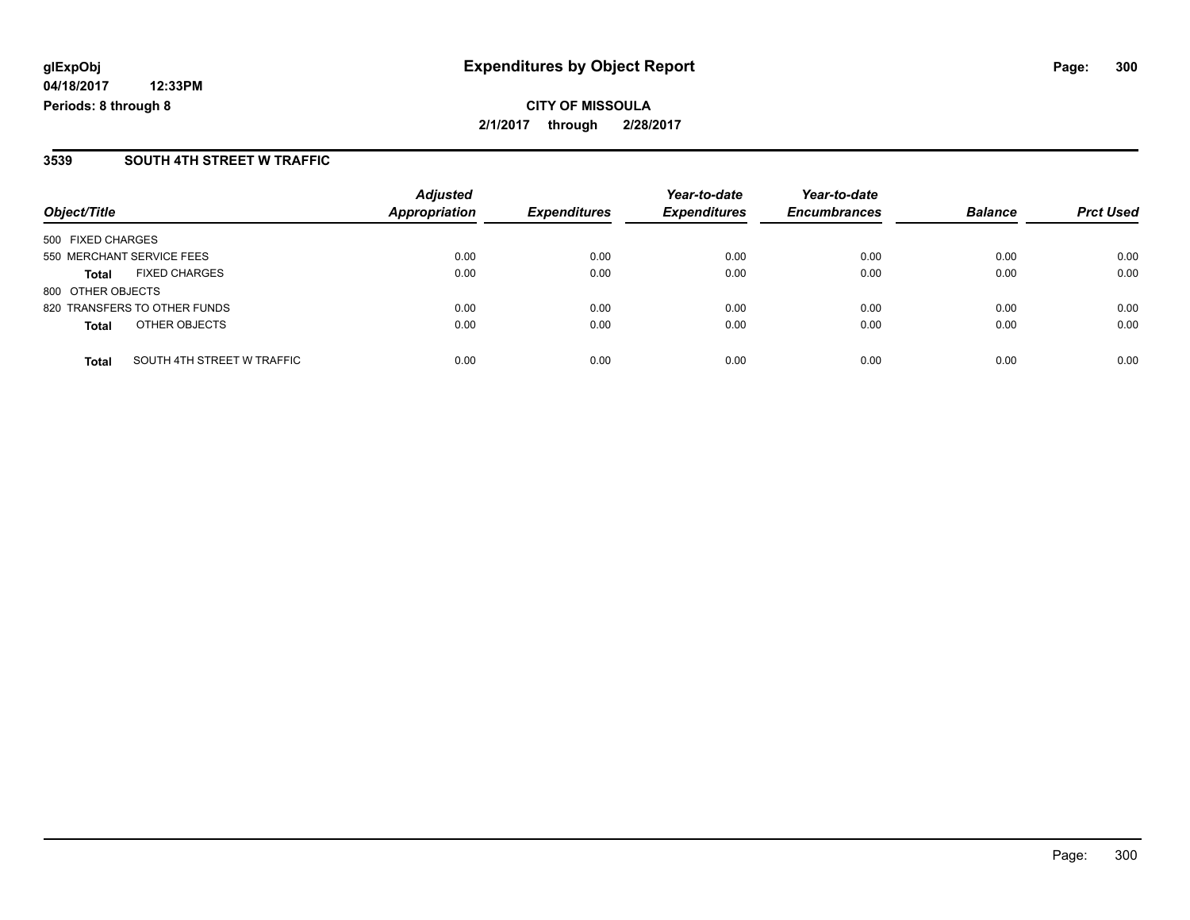**Expenditures by Object Report**

**CITY OF MISSOULA**

**2/1/2017 through 2/28/2017**

glExpObj
04/18/2017 12:33PM
Periods: 8 through 8

## 3539 SOUTH 4TH STREET W TRAFFIC

| Object/Title | | Adjusted Appropriation | Expenditures | Year-to-date Expenditures | Year-to-date Encumbrances | Balance | Prct Used |
|---|---|---|---|---|---|---|---|
| 500 FIXED CHARGES | | | | | | | |
| 550 MERCHANT SERVICE FEES | | 0.00 | 0.00 | 0.00 | 0.00 | 0.00 | 0.00 |
| **Total** | FIXED CHARGES | 0.00 | 0.00 | 0.00 | 0.00 | 0.00 | 0.00 |
| 800 OTHER OBJECTS | | | | | | | |
| 820 TRANSFERS TO OTHER FUNDS | | 0.00 | 0.00 | 0.00 | 0.00 | 0.00 | 0.00 |
| **Total** | OTHER OBJECTS | 0.00 | 0.00 | 0.00 | 0.00 | 0.00 | 0.00 |
| **Total** | SOUTH 4TH STREET W TRAFFIC | 0.00 | 0.00 | 0.00 | 0.00 | 0.00 | 0.00 |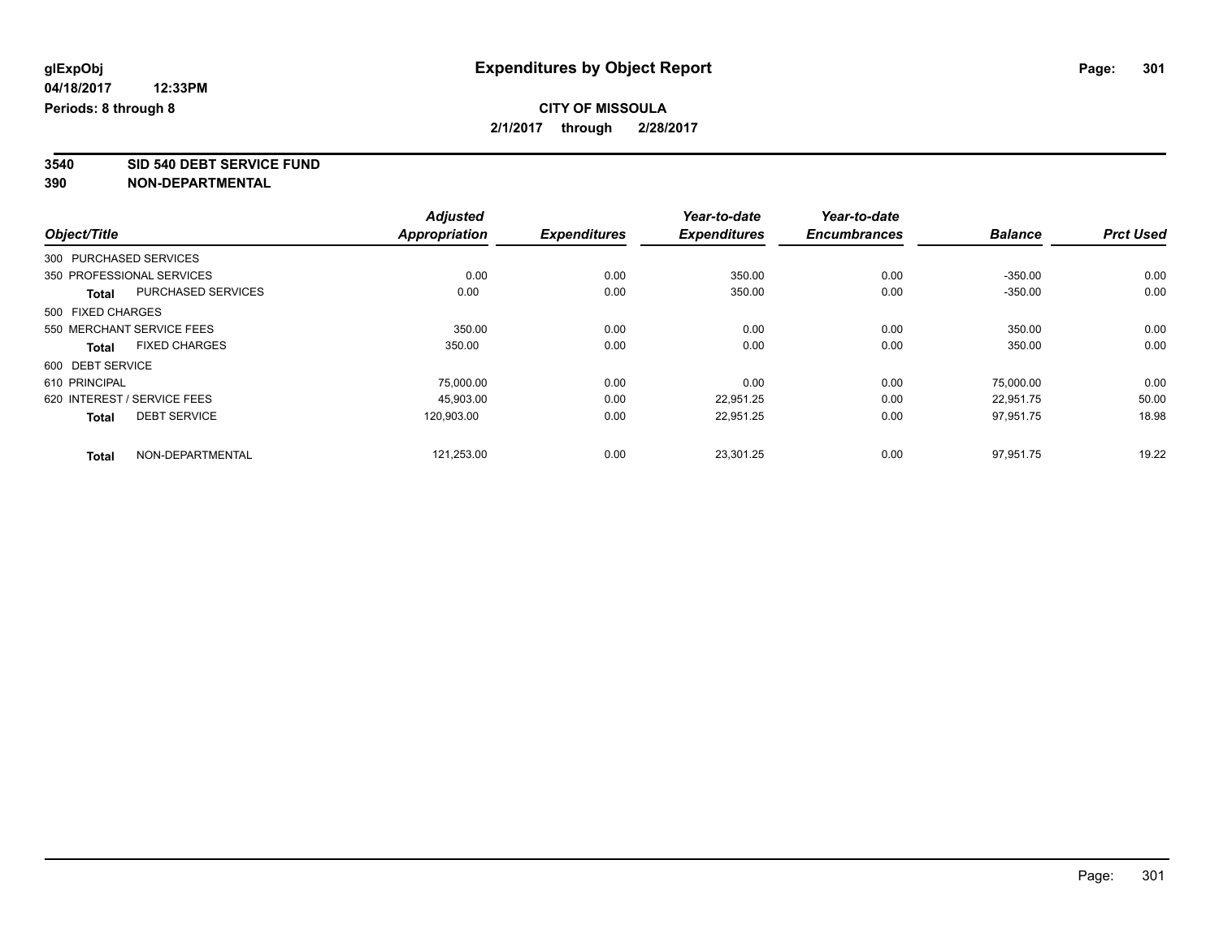**glExpObj**
**04/18/2017 12:33PM**
**Periods: 8 through 8**

# Expenditures by Object Report

**CITY OF MISSOULA**
**2/1/2017 through 2/28/2017**

**3540 SID 540 DEBT SERVICE FUND**
**390 NON-DEPARTMENTAL**

| Object/Title | | Adjusted Appropriation | Expenditures | Year-to-date Expenditures | Year-to-date Encumbrances | Balance | Prct Used |
|---|---|---|---|---|---|---|---|
| 300 PURCHASED SERVICES | | | | | | | |
| 350 PROFESSIONAL SERVICES | | 0.00 | 0.00 | 350.00 | 0.00 | -350.00 | 0.00 |
| **Total** | PURCHASED SERVICES | 0.00 | 0.00 | 350.00 | 0.00 | -350.00 | 0.00 |
| 500 FIXED CHARGES | | | | | | | |
| 550 MERCHANT SERVICE FEES | | 350.00 | 0.00 | 0.00 | 0.00 | 350.00 | 0.00 |
| **Total** | FIXED CHARGES | 350.00 | 0.00 | 0.00 | 0.00 | 350.00 | 0.00 |
| 600 DEBT SERVICE | | | | | | | |
| 610 PRINCIPAL | | 75,000.00 | 0.00 | 0.00 | 0.00 | 75,000.00 | 0.00 |
| 620 INTEREST / SERVICE FEES | | 45,903.00 | 0.00 | 22,951.25 | 0.00 | 22,951.75 | 50.00 |
| **Total** | DEBT SERVICE | 120,903.00 | 0.00 | 22,951.25 | 0.00 | 97,951.75 | 18.98 |
| **Total** | NON-DEPARTMENTAL | 121,253.00 | 0.00 | 23,301.25 | 0.00 | 97,951.75 | 19.22 |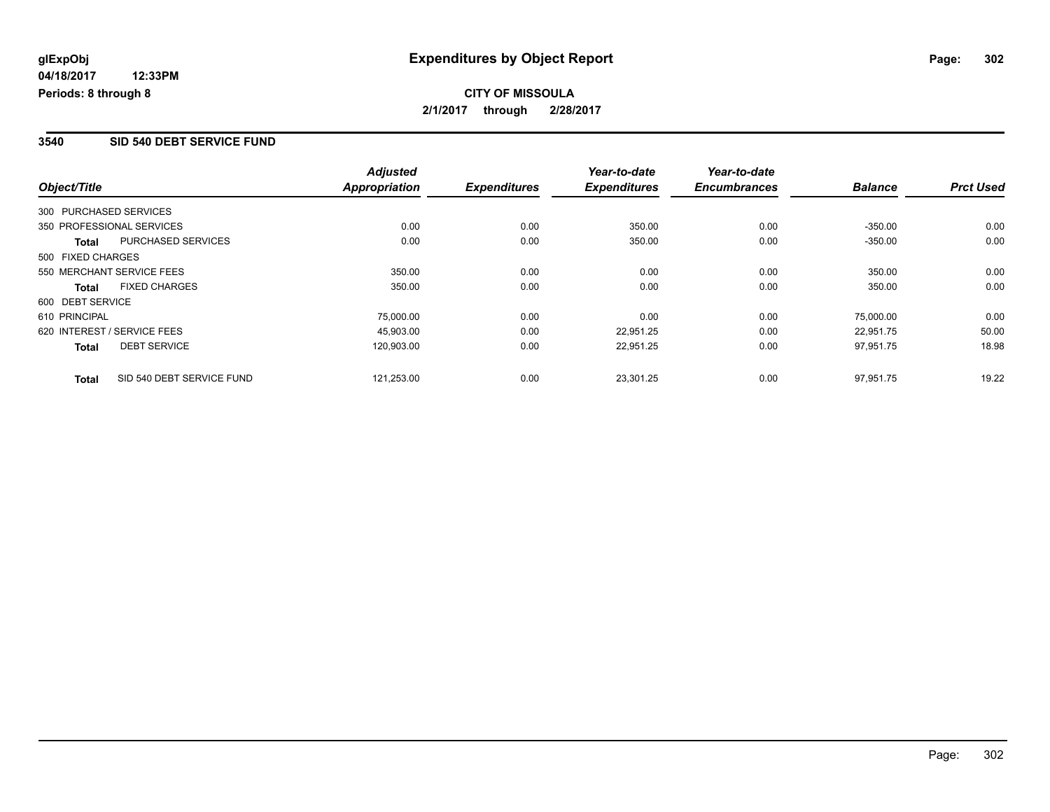**glExpObj** 04/18/2017 12:33PM
**Periods: 8 through 8**

# Expenditures by Object Report

**CITY OF MISSOULA**
**2/1/2017 through 2/28/2017**

## 3540 SID 540 DEBT SERVICE FUND

| Object/Title | | Adjusted Appropriation | Expenditures | Year-to-date Expenditures | Year-to-date Encumbrances | Balance | Prct Used |
|---|---|---|---|---|---|---|---|
| 300 PURCHASED SERVICES | | | | | | | |
| 350 PROFESSIONAL SERVICES | | 0.00 | 0.00 | 350.00 | 0.00 | -350.00 | 0.00 |
| **Total** | PURCHASED SERVICES | 0.00 | 0.00 | 350.00 | 0.00 | -350.00 | 0.00 |
| 500 FIXED CHARGES | | | | | | | |
| 550 MERCHANT SERVICE FEES | | 350.00 | 0.00 | 0.00 | 0.00 | 350.00 | 0.00 |
| **Total** | FIXED CHARGES | 350.00 | 0.00 | 0.00 | 0.00 | 350.00 | 0.00 |
| 600 DEBT SERVICE | | | | | | | |
| 610 PRINCIPAL | | 75,000.00 | 0.00 | 0.00 | 0.00 | 75,000.00 | 0.00 |
| 620 INTEREST / SERVICE FEES | | 45,903.00 | 0.00 | 22,951.25 | 0.00 | 22,951.75 | 50.00 |
| **Total** | DEBT SERVICE | 120,903.00 | 0.00 | 22,951.25 | 0.00 | 97,951.75 | 18.98 |
| **Total** | SID 540 DEBT SERVICE FUND | 121,253.00 | 0.00 | 23,301.25 | 0.00 | 97,951.75 | 19.22 |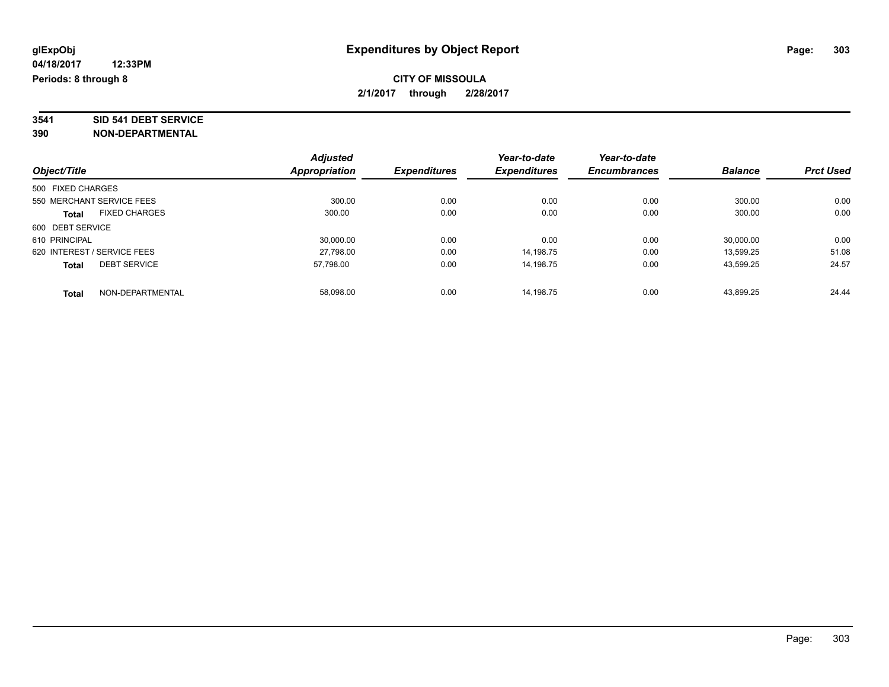glExpObj
04/18/2017 12:33PM
Periods: 8 through 8

# Expenditures by Object Report

**CITY OF MISSOULA**
**2/1/2017 through 2/28/2017**

**3541 SID 541 DEBT SERVICE**
**390 NON-DEPARTMENTAL**

| Object/Title | Adjusted Appropriation | Expenditures | Year-to-date Expenditures | Year-to-date Encumbrances | Balance | Prct Used |
|---|---|---|---|---|---|---|
| 500 FIXED CHARGES | | | | | | |
| 550 MERCHANT SERVICE FEES | 300.00 | 0.00 | 0.00 | 0.00 | 300.00 | 0.00 |
| **Total** FIXED CHARGES | 300.00 | 0.00 | 0.00 | 0.00 | 300.00 | 0.00 |
| 600 DEBT SERVICE | | | | | | |
| 610 PRINCIPAL | 30,000.00 | 0.00 | 0.00 | 0.00 | 30,000.00 | 0.00 |
| 620 INTEREST / SERVICE FEES | 27,798.00 | 0.00 | 14,198.75 | 0.00 | 13,599.25 | 51.08 |
| **Total** DEBT SERVICE | 57,798.00 | 0.00 | 14,198.75 | 0.00 | 43,599.25 | 24.57 |
| **Total** NON-DEPARTMENTAL | 58,098.00 | 0.00 | 14,198.75 | 0.00 | 43,899.25 | 24.44 |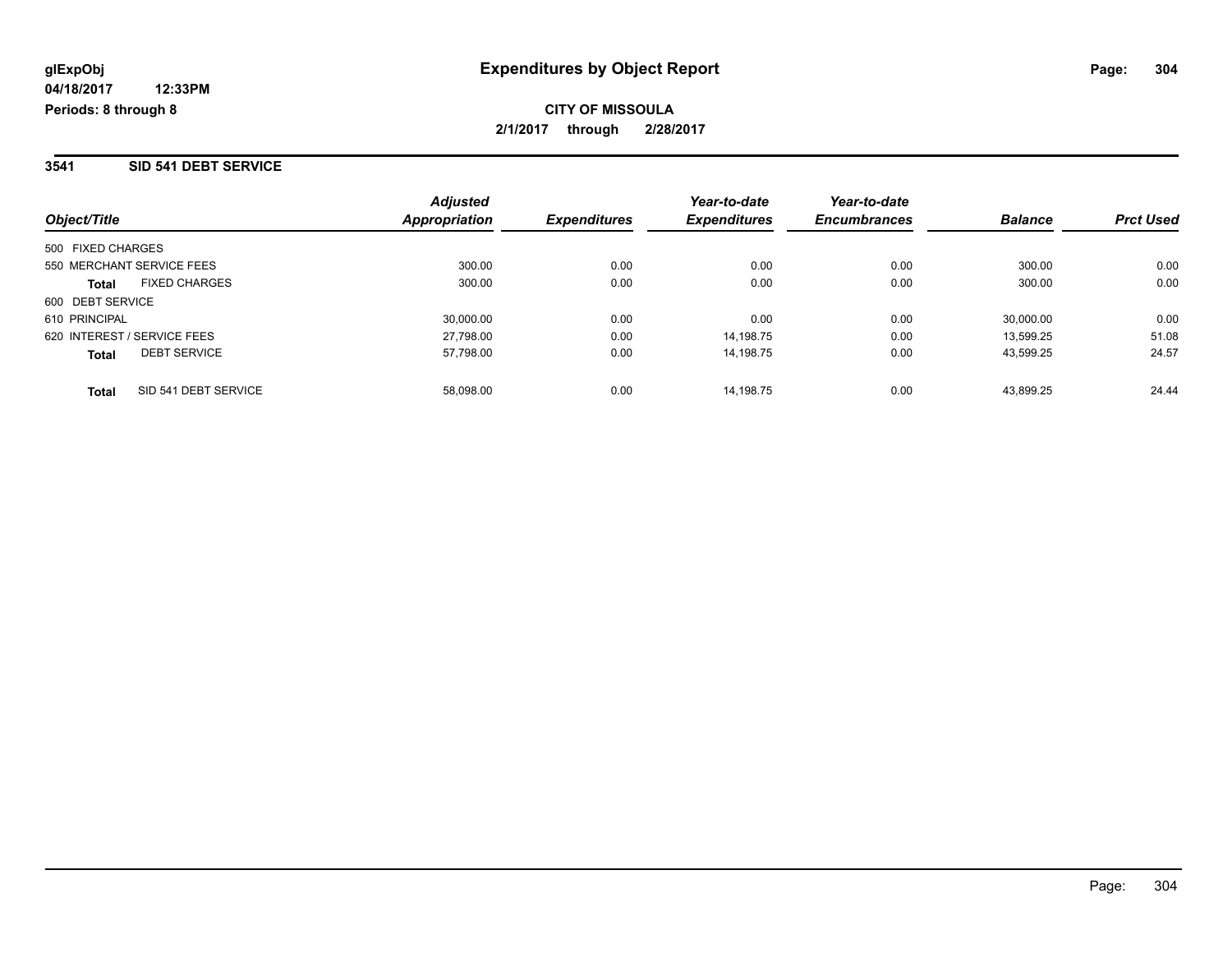glExpObj
04/18/2017 12:33PM
Periods: 8 through 8

# Expenditures by Object Report

**CITY OF MISSOULA**
**2/1/2017 through 2/28/2017**

## 3541 SID 541 DEBT SERVICE

| Object/Title | | Adjusted Appropriation | Expenditures | Year-to-date Expenditures | Year-to-date Encumbrances | Balance | Prct Used |
|---|---|---|---|---|---|---|---|
| 500 FIXED CHARGES | | | | | | | |
| 550 MERCHANT SERVICE FEES | | 300.00 | 0.00 | 0.00 | 0.00 | 300.00 | 0.00 |
| **Total** | FIXED CHARGES | 300.00 | 0.00 | 0.00 | 0.00 | 300.00 | 0.00 |
| 600 DEBT SERVICE | | | | | | | |
| 610 PRINCIPAL | | 30,000.00 | 0.00 | 0.00 | 0.00 | 30,000.00 | 0.00 |
| 620 INTEREST / SERVICE FEES | | 27,798.00 | 0.00 | 14,198.75 | 0.00 | 13,599.25 | 51.08 |
| **Total** | DEBT SERVICE | 57,798.00 | 0.00 | 14,198.75 | 0.00 | 43,599.25 | 24.57 |
| **Total** | SID 541 DEBT SERVICE | 58,098.00 | 0.00 | 14,198.75 | 0.00 | 43,899.25 | 24.44 |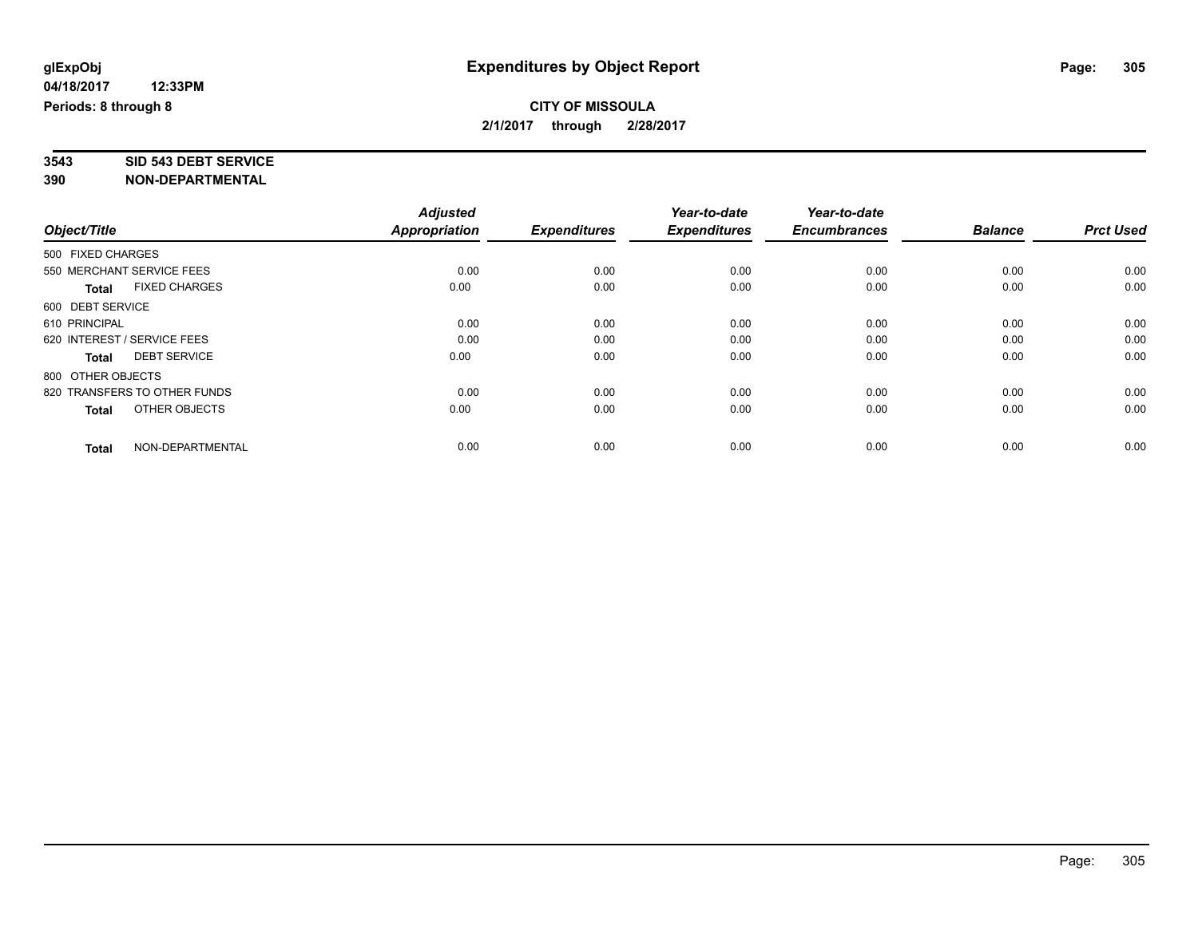**glExpObj**
**04/18/2017 12:33PM**
**Periods: 8 through 8**

# Expenditures by Object Report

**CITY OF MISSOULA**
**2/1/2017 through 2/28/2017**

**3543 SID 543 DEBT SERVICE**
**390 NON-DEPARTMENTAL**

| Object/Title | Adjusted Appropriation | Expenditures | Year-to-date Expenditures | Year-to-date Encumbrances | Balance | Prct Used |
|---|---|---|---|---|---|---|
| 500 FIXED CHARGES | | | | | | |
| 550 MERCHANT SERVICE FEES | 0.00 | 0.00 | 0.00 | 0.00 | 0.00 | 0.00 |
| **Total** FIXED CHARGES | 0.00 | 0.00 | 0.00 | 0.00 | 0.00 | 0.00 |
| 600 DEBT SERVICE | | | | | | |
| 610 PRINCIPAL | 0.00 | 0.00 | 0.00 | 0.00 | 0.00 | 0.00 |
| 620 INTEREST / SERVICE FEES | 0.00 | 0.00 | 0.00 | 0.00 | 0.00 | 0.00 |
| **Total** DEBT SERVICE | 0.00 | 0.00 | 0.00 | 0.00 | 0.00 | 0.00 |
| 800 OTHER OBJECTS | | | | | | |
| 820 TRANSFERS TO OTHER FUNDS | 0.00 | 0.00 | 0.00 | 0.00 | 0.00 | 0.00 |
| **Total** OTHER OBJECTS | 0.00 | 0.00 | 0.00 | 0.00 | 0.00 | 0.00 |
| **Total** NON-DEPARTMENTAL | 0.00 | 0.00 | 0.00 | 0.00 | 0.00 | 0.00 |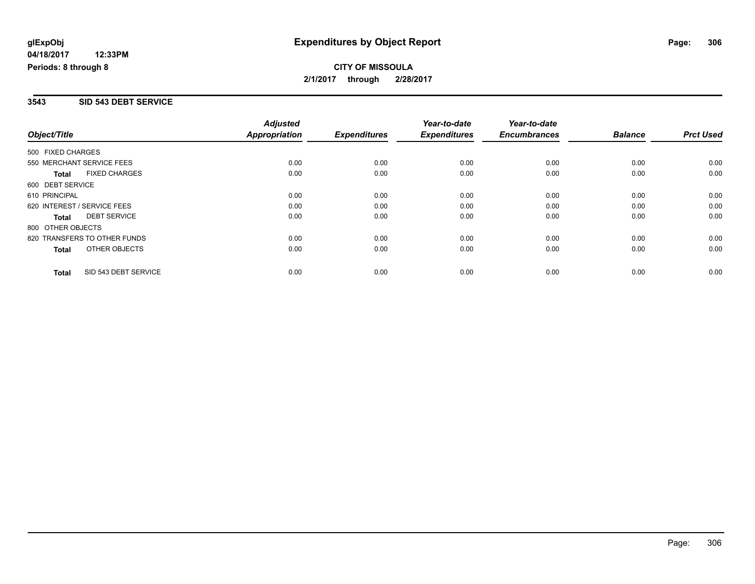glExpObj
04/18/2017 12:33PM
Periods: 8 through 8

# Expenditures by Object Report

**CITY OF MISSOULA**
**2/1/2017 through 2/28/2017**

## 3543 SID 543 DEBT SERVICE

| Object/Title | | Adjusted Appropriation | Expenditures | Year-to-date Expenditures | Year-to-date Encumbrances | Balance | Prct Used |
|---|---|---|---|---|---|---|---|
| 500 FIXED CHARGES | | | | | | | |
| 550 MERCHANT SERVICE FEES | | 0.00 | 0.00 | 0.00 | 0.00 | 0.00 | 0.00 |
| **Total** | FIXED CHARGES | 0.00 | 0.00 | 0.00 | 0.00 | 0.00 | 0.00 |
| 600 DEBT SERVICE | | | | | | | |
| 610 PRINCIPAL | | 0.00 | 0.00 | 0.00 | 0.00 | 0.00 | 0.00 |
| 620 INTEREST / SERVICE FEES | | 0.00 | 0.00 | 0.00 | 0.00 | 0.00 | 0.00 |
| **Total** | DEBT SERVICE | 0.00 | 0.00 | 0.00 | 0.00 | 0.00 | 0.00 |
| 800 OTHER OBJECTS | | | | | | | |
| 820 TRANSFERS TO OTHER FUNDS | | 0.00 | 0.00 | 0.00 | 0.00 | 0.00 | 0.00 |
| **Total** | OTHER OBJECTS | 0.00 | 0.00 | 0.00 | 0.00 | 0.00 | 0.00 |
| **Total** | SID 543 DEBT SERVICE | 0.00 | 0.00 | 0.00 | 0.00 | 0.00 | 0.00 |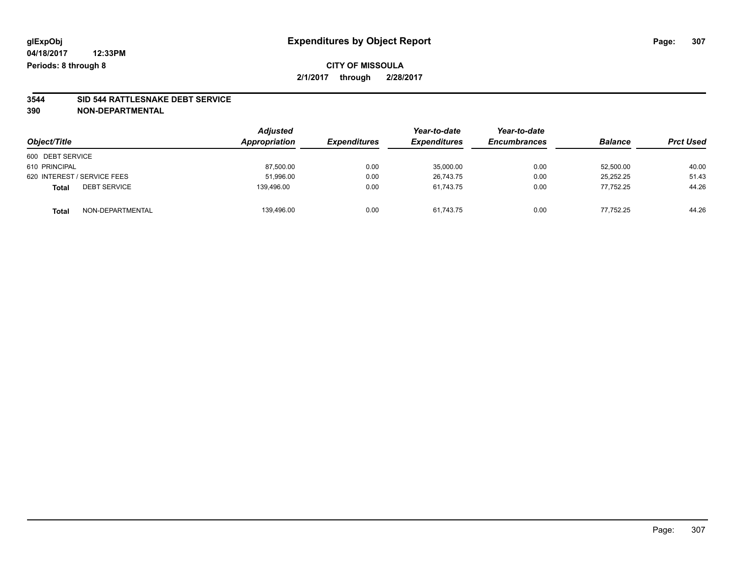**glExpObj** **Expenditures by Object Report**

**04/18/2017 12:33PM**

**Periods: 8 through 8**

**CITY OF MISSOULA**

**2/1/2017 through 2/28/2017**

**3544 SID 544 RATTLESNAKE DEBT SERVICE**

**390 NON-DEPARTMENTAL**

| Object/Title | Adjusted Appropriation | Expenditures | Year-to-date Expenditures | Year-to-date Encumbrances | Balance | Prct Used |
|---|---|---|---|---|---|---|
| 600 DEBT SERVICE | | | | | | |
| 610 PRINCIPAL | 87,500.00 | 0.00 | 35,000.00 | 0.00 | 52,500.00 | 40.00 |
| 620 INTEREST / SERVICE FEES | 51,996.00 | 0.00 | 26,743.75 | 0.00 | 25,252.25 | 51.43 |
| **Total** DEBT SERVICE | 139,496.00 | 0.00 | 61,743.75 | 0.00 | 77,752.25 | 44.26 |
| **Total** NON-DEPARTMENTAL | 139,496.00 | 0.00 | 61,743.75 | 0.00 | 77,752.25 | 44.26 |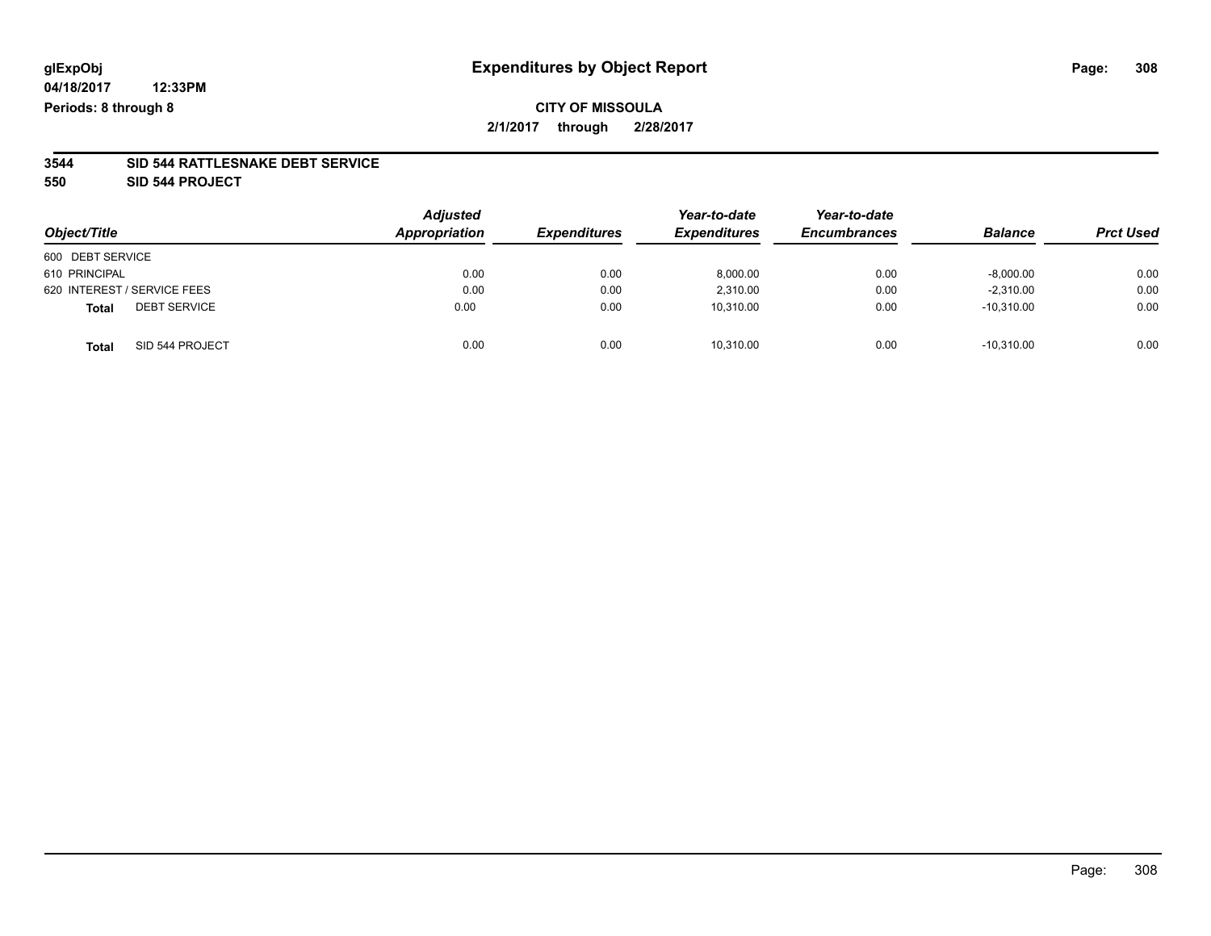**glExpObj**
**04/18/2017 12:33PM**
**Periods: 8 through 8**

# Expenditures by Object Report

**CITY OF MISSOULA**
**2/1/2017 through 2/28/2017**

**3544 SID 544 RATTLESNAKE DEBT SERVICE**
**550 SID 544 PROJECT**

| Object/Title | Adjusted Appropriation | Expenditures | Year-to-date Expenditures | Year-to-date Encumbrances | Balance | Prct Used |
|---|---|---|---|---|---|---|
| 600 DEBT SERVICE | | | | | | |
| 610 PRINCIPAL | 0.00 | 0.00 | 8,000.00 | 0.00 | -8,000.00 | 0.00 |
| 620 INTEREST / SERVICE FEES | 0.00 | 0.00 | 2,310.00 | 0.00 | -2,310.00 | 0.00 |
| **Total** DEBT SERVICE | 0.00 | 0.00 | 10,310.00 | 0.00 | -10,310.00 | 0.00 |
| **Total** SID 544 PROJECT | 0.00 | 0.00 | 10,310.00 | 0.00 | -10,310.00 | 0.00 |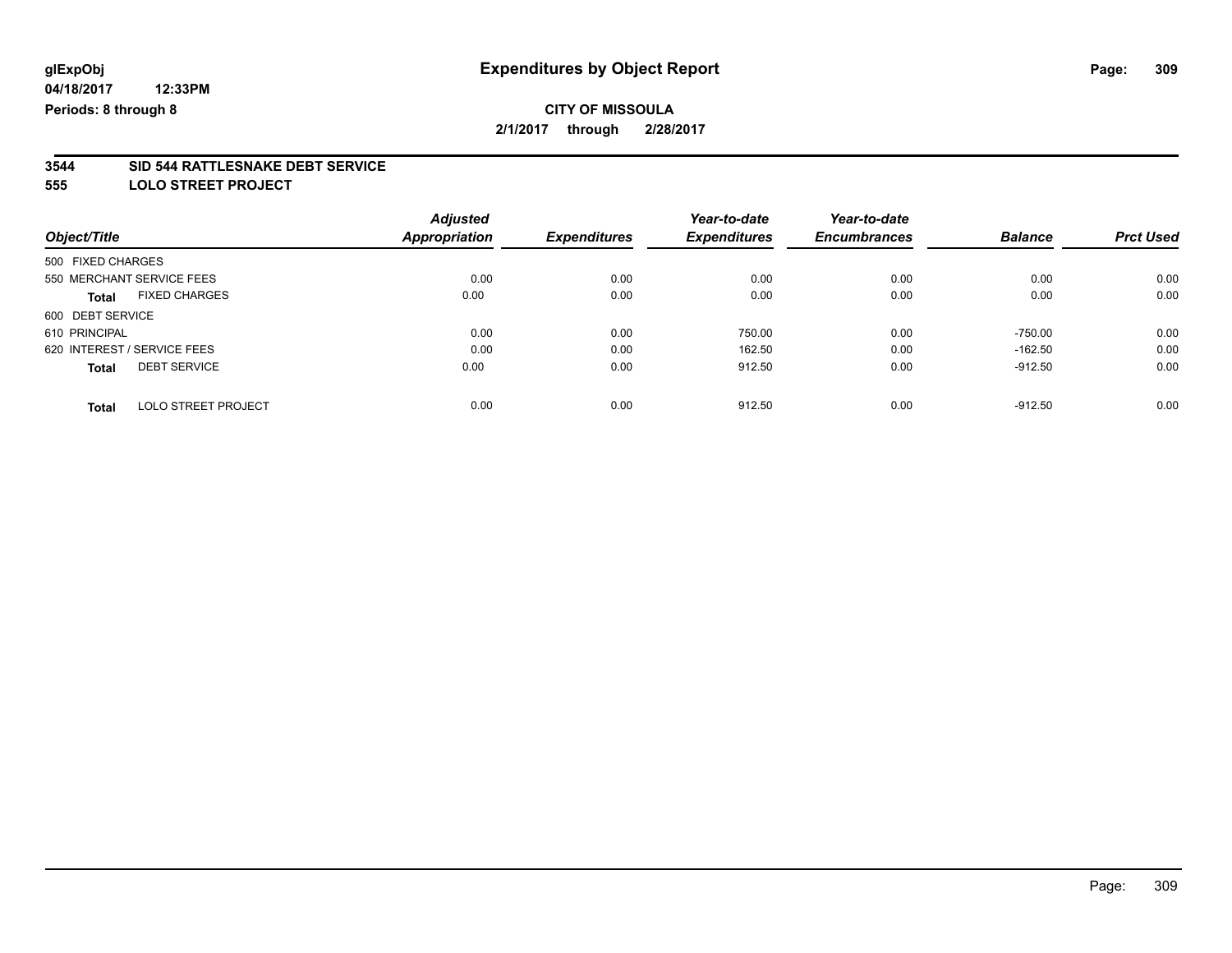**glExpObj** **Expenditures by Object Report**

**04/18/2017 12:33PM**

**Periods: 8 through 8**

**CITY OF MISSOULA**

**2/1/2017 through 2/28/2017**

**3544 SID 544 RATTLESNAKE DEBT SERVICE**

**555 LOLO STREET PROJECT**

| Object/Title | Adjusted Appropriation | Expenditures | Year-to-date Expenditures | Year-to-date Encumbrances | Balance | Prct Used |
|---|---|---|---|---|---|---|
| 500 FIXED CHARGES | | | | | | |
| 550 MERCHANT SERVICE FEES | 0.00 | 0.00 | 0.00 | 0.00 | 0.00 | 0.00 |
| **Total** FIXED CHARGES | 0.00 | 0.00 | 0.00 | 0.00 | 0.00 | 0.00 |
| 600 DEBT SERVICE | | | | | | |
| 610 PRINCIPAL | 0.00 | 0.00 | 750.00 | 0.00 | -750.00 | 0.00 |
| 620 INTEREST / SERVICE FEES | 0.00 | 0.00 | 162.50 | 0.00 | -162.50 | 0.00 |
| **Total** DEBT SERVICE | 0.00 | 0.00 | 912.50 | 0.00 | -912.50 | 0.00 |
| **Total** LOLO STREET PROJECT | 0.00 | 0.00 | 912.50 | 0.00 | -912.50 | 0.00 |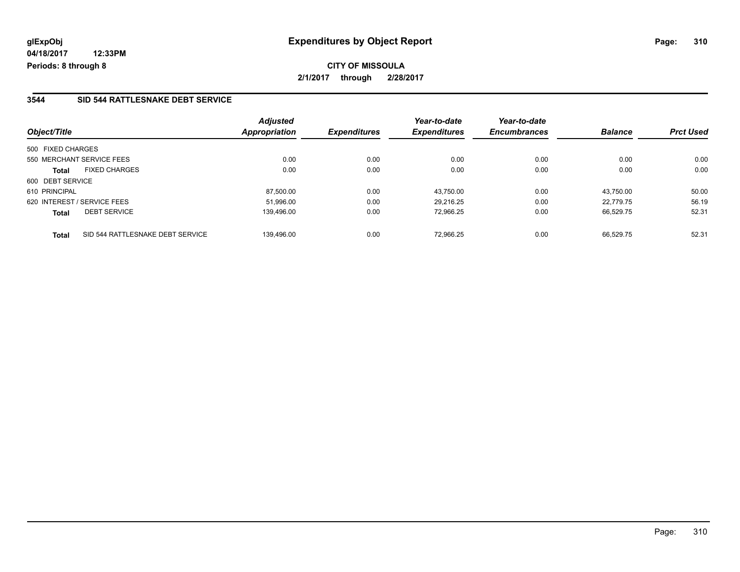**glExpObj** | **Expenditures by Object Report**
**04/18/2017 12:33PM**
**Periods: 8 through 8**

**CITY OF MISSOULA**
**2/1/2017 through 2/28/2017**

### 3544 SID 544 RATTLESNAKE DEBT SERVICE

| Object/Title | | Adjusted Appropriation | Expenditures | Year-to-date Expenditures | Year-to-date Encumbrances | Balance | Prct Used |
|---|---|---|---|---|---|---|---|
| 500 FIXED CHARGES | | | | | | | |
| 550 MERCHANT SERVICE FEES | | 0.00 | 0.00 | 0.00 | 0.00 | 0.00 | 0.00 |
| **Total** | FIXED CHARGES | 0.00 | 0.00 | 0.00 | 0.00 | 0.00 | 0.00 |
| 600 DEBT SERVICE | | | | | | | |
| 610 PRINCIPAL | | 87,500.00 | 0.00 | 43,750.00 | 0.00 | 43,750.00 | 50.00 |
| 620 INTEREST / SERVICE FEES | | 51,996.00 | 0.00 | 29,216.25 | 0.00 | 22,779.75 | 56.19 |
| **Total** | DEBT SERVICE | 139,496.00 | 0.00 | 72,966.25 | 0.00 | 66,529.75 | 52.31 |
| **Total** | SID 544 RATTLESNAKE DEBT SERVICE | 139,496.00 | 0.00 | 72,966.25 | 0.00 | 66,529.75 | 52.31 |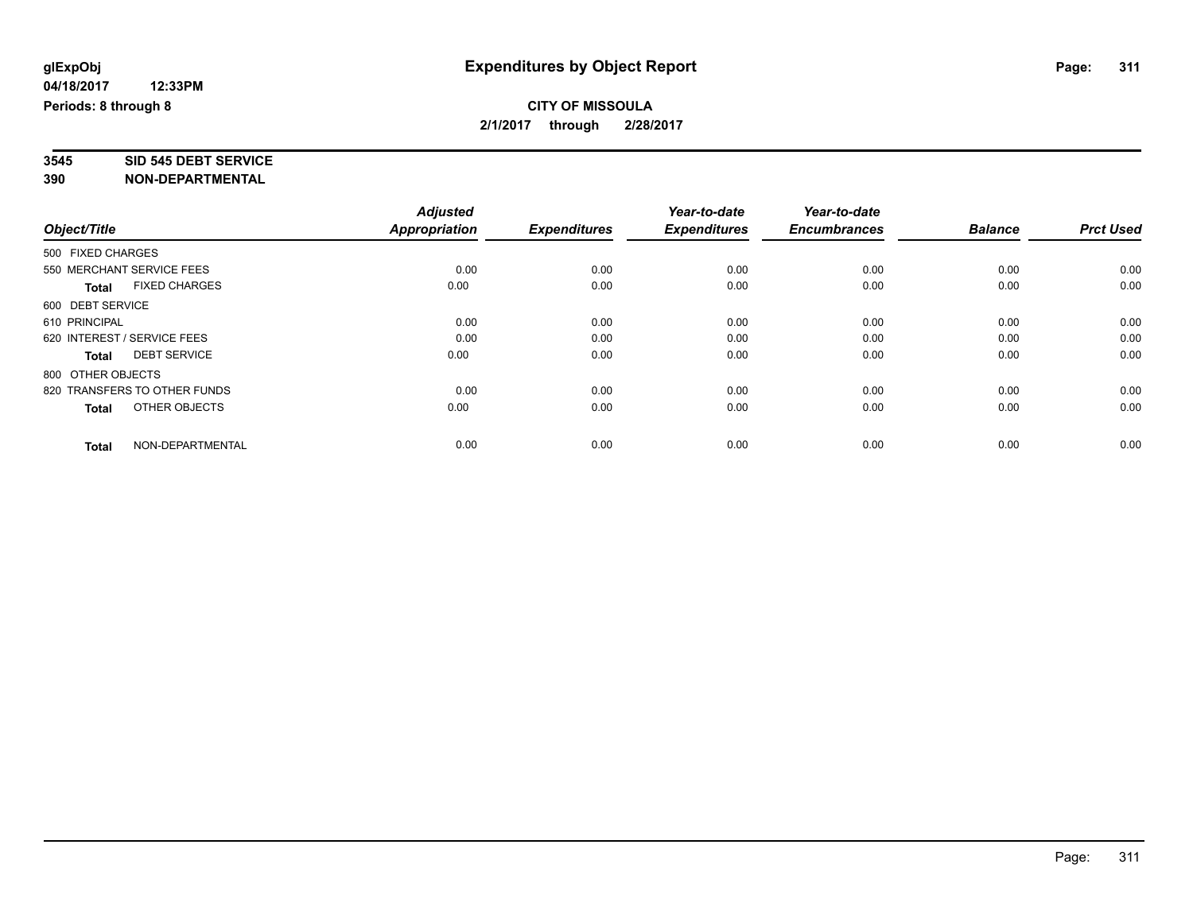**glExpObj**
**04/18/2017 12:33PM**
**Periods: 8 through 8**

# Expenditures by Object Report

**CITY OF MISSOULA**
**2/1/2017 through 2/28/2017**

**3545 SID 545 DEBT SERVICE**
**390 NON-DEPARTMENTAL**

| Object/Title | Adjusted Appropriation | Expenditures | Year-to-date Expenditures | Year-to-date Encumbrances | Balance | Prct Used |
|---|---|---|---|---|---|---|
| 500 FIXED CHARGES | | | | | | |
| 550 MERCHANT SERVICE FEES | 0.00 | 0.00 | 0.00 | 0.00 | 0.00 | 0.00 |
| **Total** FIXED CHARGES | 0.00 | 0.00 | 0.00 | 0.00 | 0.00 | 0.00 |
| 600 DEBT SERVICE | | | | | | |
| 610 PRINCIPAL | 0.00 | 0.00 | 0.00 | 0.00 | 0.00 | 0.00 |
| 620 INTEREST / SERVICE FEES | 0.00 | 0.00 | 0.00 | 0.00 | 0.00 | 0.00 |
| **Total** DEBT SERVICE | 0.00 | 0.00 | 0.00 | 0.00 | 0.00 | 0.00 |
| 800 OTHER OBJECTS | | | | | | |
| 820 TRANSFERS TO OTHER FUNDS | 0.00 | 0.00 | 0.00 | 0.00 | 0.00 | 0.00 |
| **Total** OTHER OBJECTS | 0.00 | 0.00 | 0.00 | 0.00 | 0.00 | 0.00 |
| **Total** NON-DEPARTMENTAL | 0.00 | 0.00 | 0.00 | 0.00 | 0.00 | 0.00 |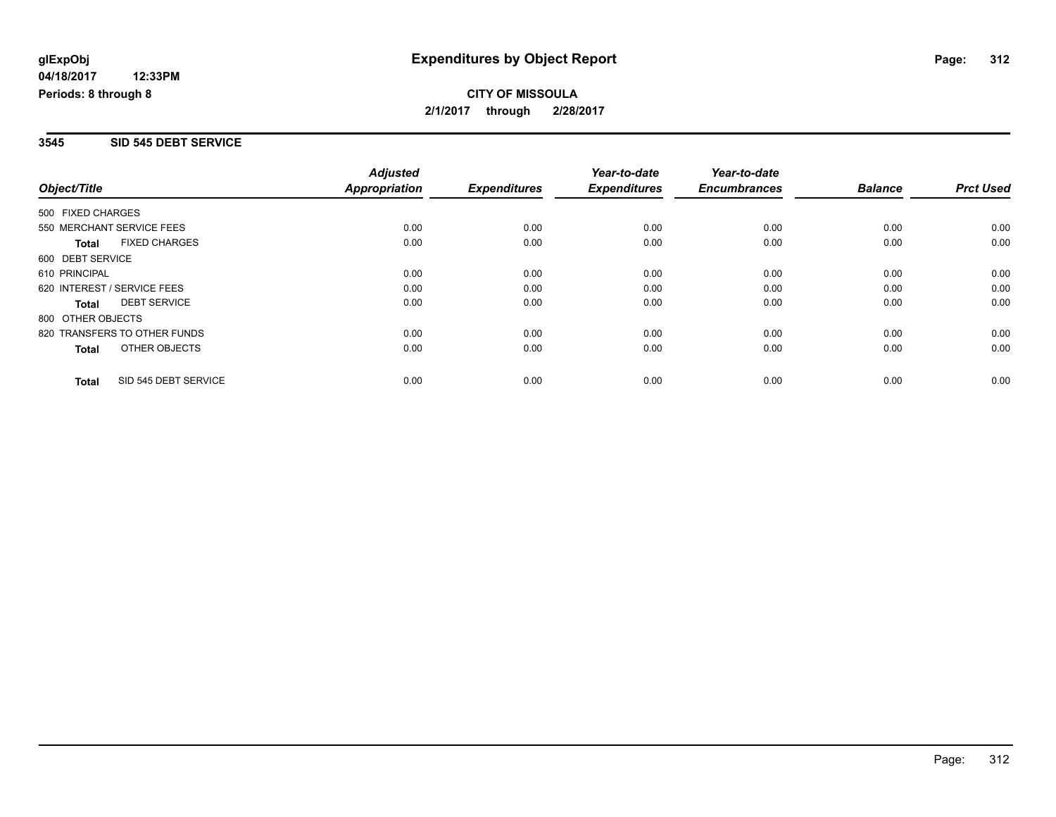**glExpObj**
**04/18/2017 12:33PM**
**Periods: 8 through 8**

# Expenditures by Object Report

**CITY OF MISSOULA**
**2/1/2017 through 2/28/2017**

## 3545 SID 545 DEBT SERVICE

| Object/Title | Adjusted Appropriation | Expenditures | Year-to-date Expenditures | Year-to-date Encumbrances | Balance | Prct Used |
|---|---|---|---|---|---|---|
| 500 FIXED CHARGES | | | | | | |
| 550 MERCHANT SERVICE FEES | 0.00 | 0.00 | 0.00 | 0.00 | 0.00 | 0.00 |
| **Total** FIXED CHARGES | 0.00 | 0.00 | 0.00 | 0.00 | 0.00 | 0.00 |
| 600 DEBT SERVICE | | | | | | |
| 610 PRINCIPAL | 0.00 | 0.00 | 0.00 | 0.00 | 0.00 | 0.00 |
| 620 INTEREST / SERVICE FEES | 0.00 | 0.00 | 0.00 | 0.00 | 0.00 | 0.00 |
| **Total** DEBT SERVICE | 0.00 | 0.00 | 0.00 | 0.00 | 0.00 | 0.00 |
| 800 OTHER OBJECTS | | | | | | |
| 820 TRANSFERS TO OTHER FUNDS | 0.00 | 0.00 | 0.00 | 0.00 | 0.00 | 0.00 |
| **Total** OTHER OBJECTS | 0.00 | 0.00 | 0.00 | 0.00 | 0.00 | 0.00 |
| **Total** SID 545 DEBT SERVICE | 0.00 | 0.00 | 0.00 | 0.00 | 0.00 | 0.00 |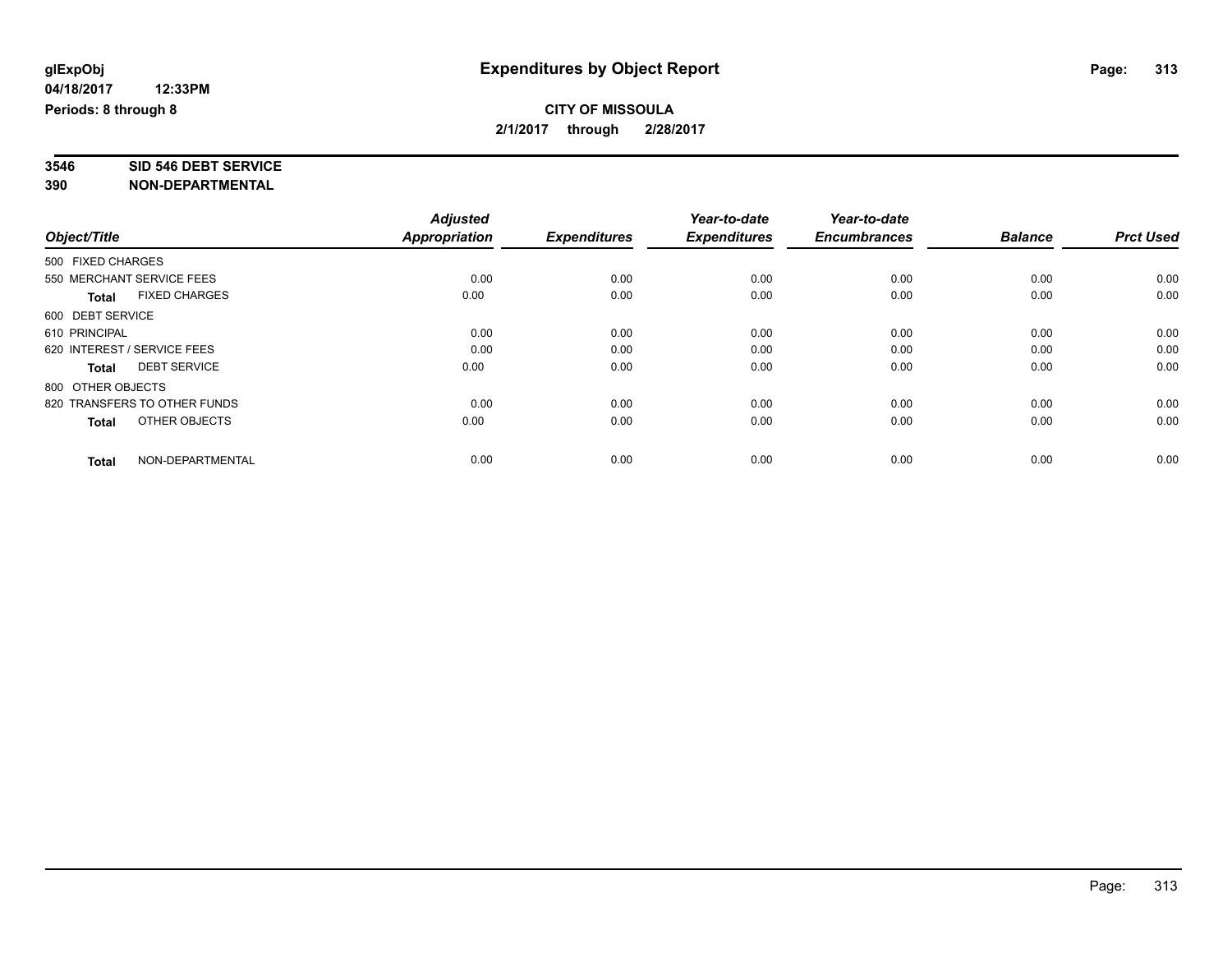**glExpObj**
**04/18/2017 12:33PM**
**Periods: 8 through 8**

# Expenditures by Object Report

**CITY OF MISSOULA**
**2/1/2017 through 2/28/2017**

**3546 SID 546 DEBT SERVICE**
**390 NON-DEPARTMENTAL**

| Object/Title | Adjusted Appropriation | Expenditures | Year-to-date Expenditures | Year-to-date Encumbrances | Balance | Prct Used |
|---|---|---|---|---|---|---|
| 500 FIXED CHARGES | | | | | | |
| 550 MERCHANT SERVICE FEES | 0.00 | 0.00 | 0.00 | 0.00 | 0.00 | 0.00 |
| **Total** FIXED CHARGES | 0.00 | 0.00 | 0.00 | 0.00 | 0.00 | 0.00 |
| 600 DEBT SERVICE | | | | | | |
| 610 PRINCIPAL | 0.00 | 0.00 | 0.00 | 0.00 | 0.00 | 0.00 |
| 620 INTEREST / SERVICE FEES | 0.00 | 0.00 | 0.00 | 0.00 | 0.00 | 0.00 |
| **Total** DEBT SERVICE | 0.00 | 0.00 | 0.00 | 0.00 | 0.00 | 0.00 |
| 800 OTHER OBJECTS | | | | | | |
| 820 TRANSFERS TO OTHER FUNDS | 0.00 | 0.00 | 0.00 | 0.00 | 0.00 | 0.00 |
| **Total** OTHER OBJECTS | 0.00 | 0.00 | 0.00 | 0.00 | 0.00 | 0.00 |
| **Total** NON-DEPARTMENTAL | 0.00 | 0.00 | 0.00 | 0.00 | 0.00 | 0.00 |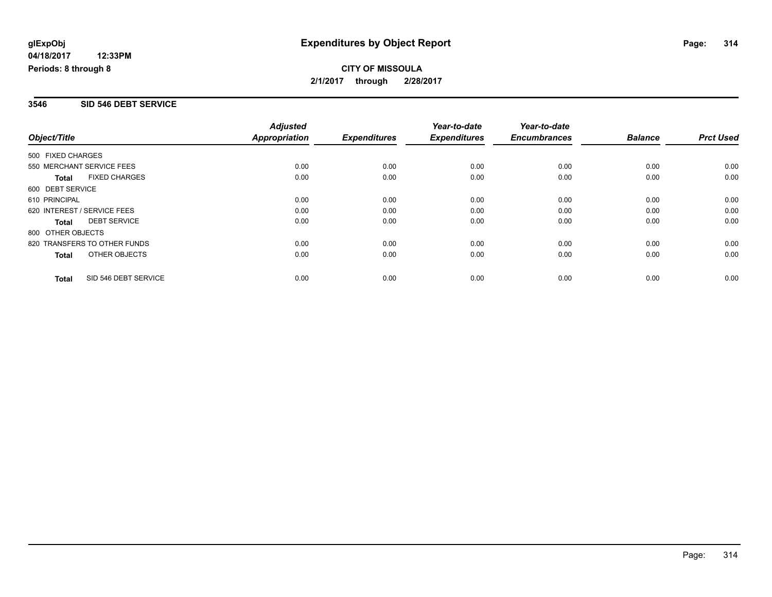**glExpObj**
**04/18/2017 12:33PM**
**Periods: 8 through 8**

# Expenditures by Object Report

**CITY OF MISSOULA**
**2/1/2017 through 2/28/2017**

## 3546 SID 546 DEBT SERVICE

| Object/Title | Adjusted Appropriation | Expenditures | Year-to-date Expenditures | Year-to-date Encumbrances | Balance | Prct Used |
|---|---|---|---|---|---|---|
| 500 FIXED CHARGES | | | | | | |
| 550 MERCHANT SERVICE FEES | 0.00 | 0.00 | 0.00 | 0.00 | 0.00 | 0.00 |
| **Total** FIXED CHARGES | 0.00 | 0.00 | 0.00 | 0.00 | 0.00 | 0.00 |
| 600 DEBT SERVICE | | | | | | |
| 610 PRINCIPAL | 0.00 | 0.00 | 0.00 | 0.00 | 0.00 | 0.00 |
| 620 INTEREST / SERVICE FEES | 0.00 | 0.00 | 0.00 | 0.00 | 0.00 | 0.00 |
| **Total** DEBT SERVICE | 0.00 | 0.00 | 0.00 | 0.00 | 0.00 | 0.00 |
| 800 OTHER OBJECTS | | | | | | |
| 820 TRANSFERS TO OTHER FUNDS | 0.00 | 0.00 | 0.00 | 0.00 | 0.00 | 0.00 |
| **Total** OTHER OBJECTS | 0.00 | 0.00 | 0.00 | 0.00 | 0.00 | 0.00 |
| **Total** SID 546 DEBT SERVICE | 0.00 | 0.00 | 0.00 | 0.00 | 0.00 | 0.00 |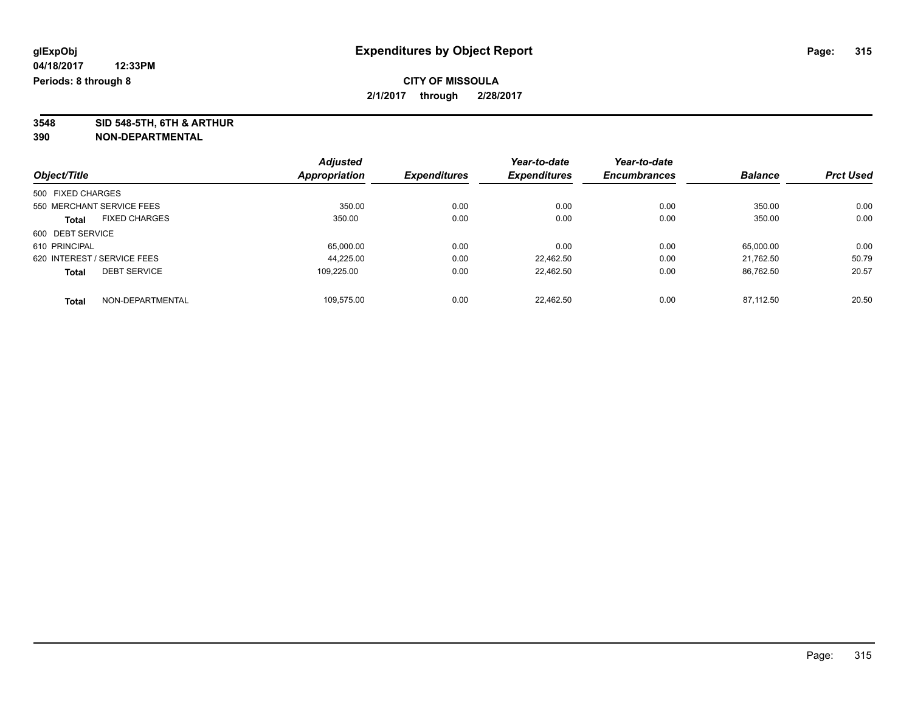glExpObj
04/18/2017 12:33PM
Periods: 8 through 8

# Expenditures by Object Report

**CITY OF MISSOULA**

**2/1/2017 through 2/28/2017**

**3548 SID 548-5TH, 6TH & ARTHUR**
**390 NON-DEPARTMENTAL**

| Object/Title | Adjusted Appropriation | Expenditures | Year-to-date Expenditures | Year-to-date Encumbrances | Balance | Prct Used |
|---|---|---|---|---|---|---|
| 500 FIXED CHARGES | | | | | | |
| 550 MERCHANT SERVICE FEES | 350.00 | 0.00 | 0.00 | 0.00 | 350.00 | 0.00 |
| **Total** FIXED CHARGES | 350.00 | 0.00 | 0.00 | 0.00 | 350.00 | 0.00 |
| 600 DEBT SERVICE | | | | | | |
| 610 PRINCIPAL | 65,000.00 | 0.00 | 0.00 | 0.00 | 65,000.00 | 0.00 |
| 620 INTEREST / SERVICE FEES | 44,225.00 | 0.00 | 22,462.50 | 0.00 | 21,762.50 | 50.79 |
| **Total** DEBT SERVICE | 109,225.00 | 0.00 | 22,462.50 | 0.00 | 86,762.50 | 20.57 |
| **Total** NON-DEPARTMENTAL | 109,575.00 | 0.00 | 22,462.50 | 0.00 | 87,112.50 | 20.50 |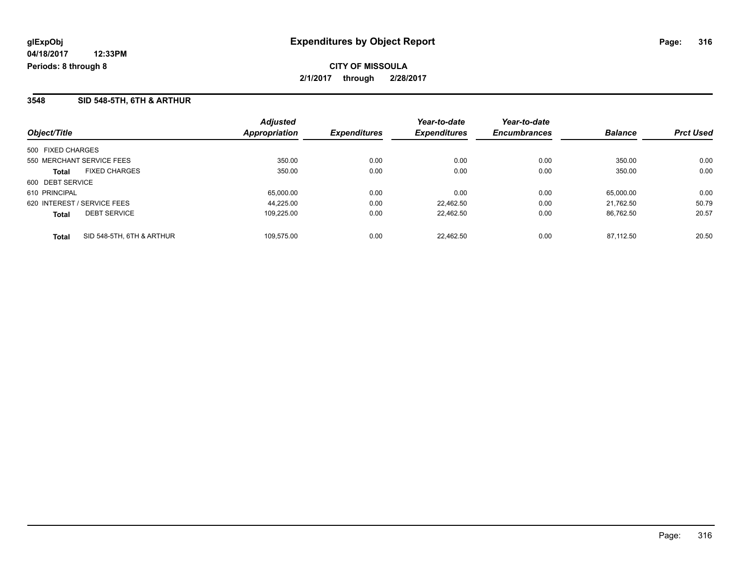**glExpObj** **Expenditures by Object Report**

**04/18/2017 12:33PM**

**Periods: 8 through 8**

**CITY OF MISSOULA**

**2/1/2017 through 2/28/2017**

## 3548 SID 548-5TH, 6TH & ARTHUR

| Object/Title | Adjusted Appropriation | Expenditures | Year-to-date Expenditures | Year-to-date Encumbrances | Balance | Prct Used |
|---|---|---|---|---|---|---|
| 500 FIXED CHARGES | | | | | | |
| 550 MERCHANT SERVICE FEES | 350.00 | 0.00 | 0.00 | 0.00 | 350.00 | 0.00 |
| **Total** FIXED CHARGES | 350.00 | 0.00 | 0.00 | 0.00 | 350.00 | 0.00 |
| 600 DEBT SERVICE | | | | | | |
| 610 PRINCIPAL | 65,000.00 | 0.00 | 0.00 | 0.00 | 65,000.00 | 0.00 |
| 620 INTEREST / SERVICE FEES | 44,225.00 | 0.00 | 22,462.50 | 0.00 | 21,762.50 | 50.79 |
| **Total** DEBT SERVICE | 109,225.00 | 0.00 | 22,462.50 | 0.00 | 86,762.50 | 20.57 |
| **Total** SID 548-5TH, 6TH & ARTHUR | 109,575.00 | 0.00 | 22,462.50 | 0.00 | 87,112.50 | 20.50 |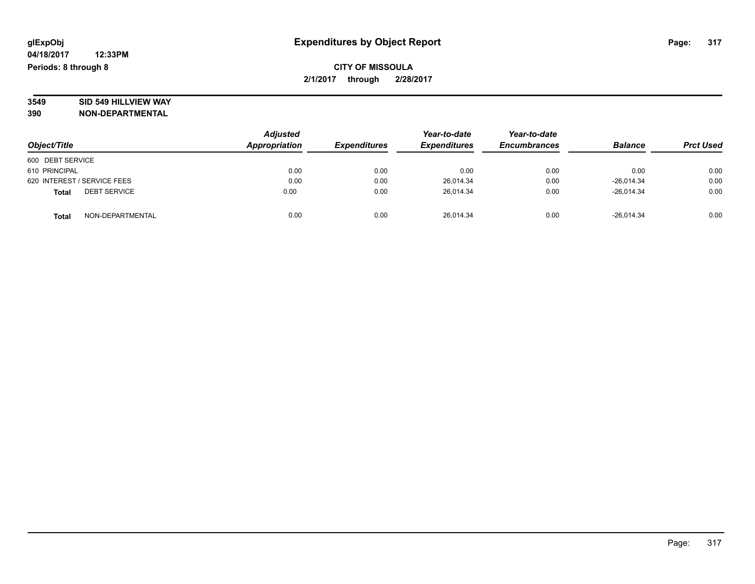glExpObj
04/18/2017 12:33PM
Periods: 8 through 8

# Expenditures by Object Report

**CITY OF MISSOULA**

**2/1/2017 through 2/28/2017**

**3549 SID 549 HILLVIEW WAY**

**390 NON-DEPARTMENTAL**

| Object/Title | Adjusted Appropriation | Expenditures | Year-to-date Expenditures | Year-to-date Encumbrances | Balance | Prct Used |
|---|---|---|---|---|---|---|
| 600 DEBT SERVICE | | | | | | |
| 610 PRINCIPAL | 0.00 | 0.00 | 0.00 | 0.00 | 0.00 | 0.00 |
| 620 INTEREST / SERVICE FEES | 0.00 | 0.00 | 26,014.34 | 0.00 | -26,014.34 | 0.00 |
| **Total** DEBT SERVICE | 0.00 | 0.00 | 26,014.34 | 0.00 | -26,014.34 | 0.00 |
| **Total** NON-DEPARTMENTAL | 0.00 | 0.00 | 26,014.34 | 0.00 | -26,014.34 | 0.00 |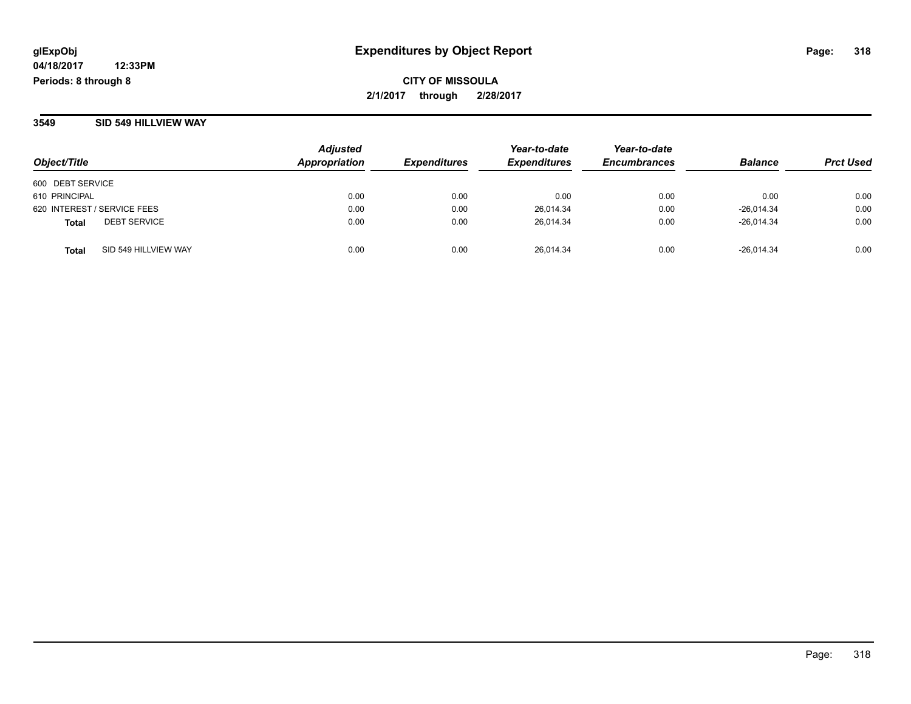# Expenditures by Object Report

glExpObj
04/18/2017 12:33PM
Periods: 8 through 8

**CITY OF MISSOULA**
**2/1/2017 through 2/28/2017**

## 3549 SID 549 HILLVIEW WAY

| Object/Title | Adjusted Appropriation | Expenditures | Year-to-date Expenditures | Year-to-date Encumbrances | Balance | Prct Used |
|---|---|---|---|---|---|---|
| 600 DEBT SERVICE | | | | | | |
| 610 PRINCIPAL | 0.00 | 0.00 | 0.00 | 0.00 | 0.00 | 0.00 |
| 620 INTEREST / SERVICE FEES | 0.00 | 0.00 | 26,014.34 | 0.00 | -26,014.34 | 0.00 |
| **Total** DEBT SERVICE | 0.00 | 0.00 | 26,014.34 | 0.00 | -26,014.34 | 0.00 |
| **Total** SID 549 HILLVIEW WAY | 0.00 | 0.00 | 26,014.34 | 0.00 | -26,014.34 | 0.00 |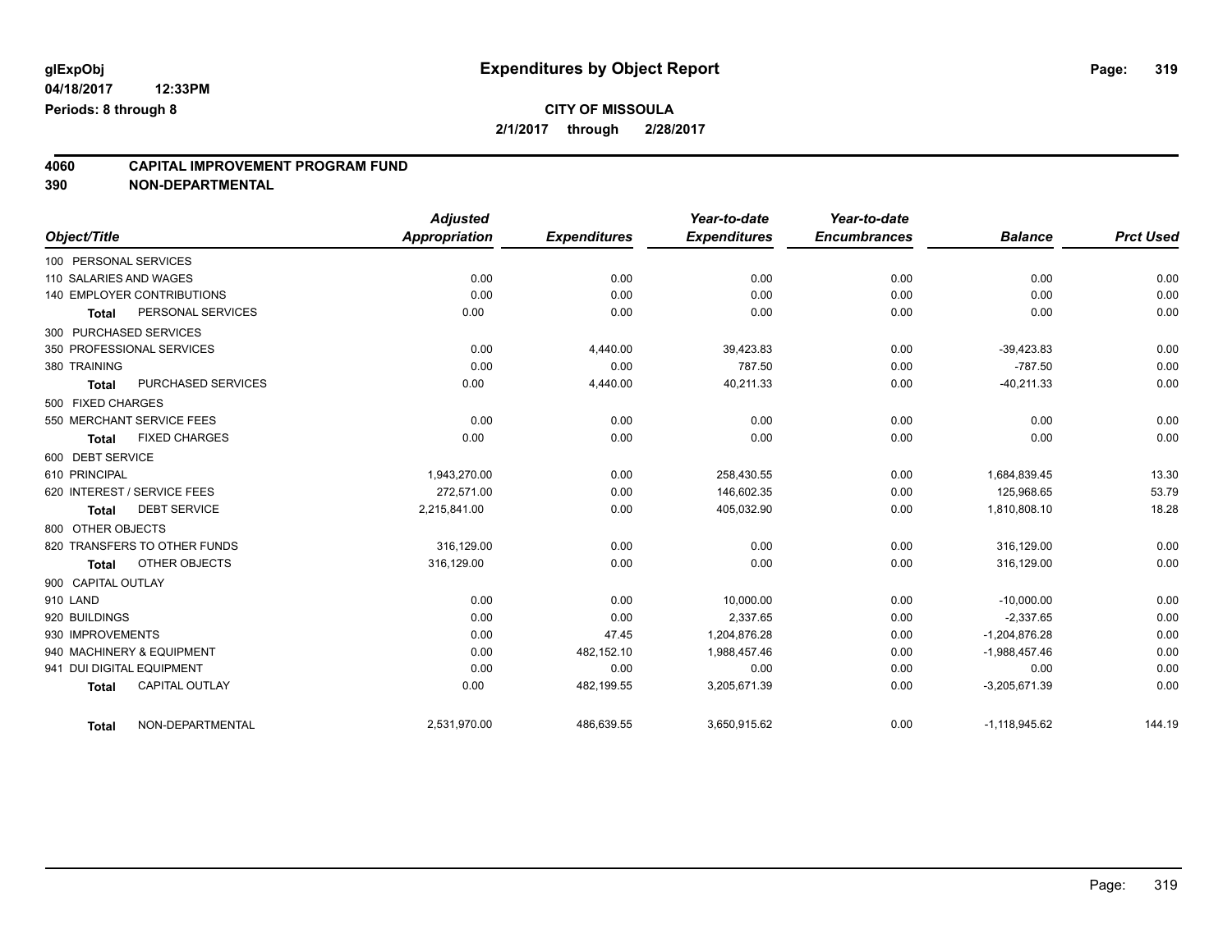# Expenditures by Object Report

glExpObj
04/18/2017 12:33PM
Periods: 8 through 8

**CITY OF MISSOULA**
**2/1/2017 through 2/28/2017**

## 4060 CAPITAL IMPROVEMENT PROGRAM FUND
## 390 NON-DEPARTMENTAL

| Object/Title | | Adjusted Appropriation | Expenditures | Year-to-date Expenditures | Year-to-date Encumbrances | Balance | Prct Used |
|---|---|---|---|---|---|---|---|
| 100 PERSONAL SERVICES | | | | | | | |
| 110 SALARIES AND WAGES | | 0.00 | 0.00 | 0.00 | 0.00 | 0.00 | 0.00 |
| 140 EMPLOYER CONTRIBUTIONS | | 0.00 | 0.00 | 0.00 | 0.00 | 0.00 | 0.00 |
| Total | PERSONAL SERVICES | 0.00 | 0.00 | 0.00 | 0.00 | 0.00 | 0.00 |
| 300 PURCHASED SERVICES | | | | | | | |
| 350 PROFESSIONAL SERVICES | | 0.00 | 4,440.00 | 39,423.83 | 0.00 | -39,423.83 | 0.00 |
| 380 TRAINING | | 0.00 | 0.00 | 787.50 | 0.00 | -787.50 | 0.00 |
| Total | PURCHASED SERVICES | 0.00 | 4,440.00 | 40,211.33 | 0.00 | -40,211.33 | 0.00 |
| 500 FIXED CHARGES | | | | | | | |
| 550 MERCHANT SERVICE FEES | | 0.00 | 0.00 | 0.00 | 0.00 | 0.00 | 0.00 |
| Total | FIXED CHARGES | 0.00 | 0.00 | 0.00 | 0.00 | 0.00 | 0.00 |
| 600 DEBT SERVICE | | | | | | | |
| 610 PRINCIPAL | | 1,943,270.00 | 0.00 | 258,430.55 | 0.00 | 1,684,839.45 | 13.30 |
| 620 INTEREST / SERVICE FEES | | 272,571.00 | 0.00 | 146,602.35 | 0.00 | 125,968.65 | 53.79 |
| Total | DEBT SERVICE | 2,215,841.00 | 0.00 | 405,032.90 | 0.00 | 1,810,808.10 | 18.28 |
| 800 OTHER OBJECTS | | | | | | | |
| 820 TRANSFERS TO OTHER FUNDS | | 316,129.00 | 0.00 | 0.00 | 0.00 | 316,129.00 | 0.00 |
| Total | OTHER OBJECTS | 316,129.00 | 0.00 | 0.00 | 0.00 | 316,129.00 | 0.00 |
| 900 CAPITAL OUTLAY | | | | | | | |
| 910 LAND | | 0.00 | 0.00 | 10,000.00 | 0.00 | -10,000.00 | 0.00 |
| 920 BUILDINGS | | 0.00 | 0.00 | 2,337.65 | 0.00 | -2,337.65 | 0.00 |
| 930 IMPROVEMENTS | | 0.00 | 47.45 | 1,204,876.28 | 0.00 | -1,204,876.28 | 0.00 |
| 940 MACHINERY & EQUIPMENT | | 0.00 | 482,152.10 | 1,988,457.46 | 0.00 | -1,988,457.46 | 0.00 |
| 941 DUI DIGITAL EQUIPMENT | | 0.00 | 0.00 | 0.00 | 0.00 | 0.00 | 0.00 |
| Total | CAPITAL OUTLAY | 0.00 | 482,199.55 | 3,205,671.39 | 0.00 | -3,205,671.39 | 0.00 |
| Total | NON-DEPARTMENTAL | 2,531,970.00 | 486,639.55 | 3,650,915.62 | 0.00 | -1,118,945.62 | 144.19 |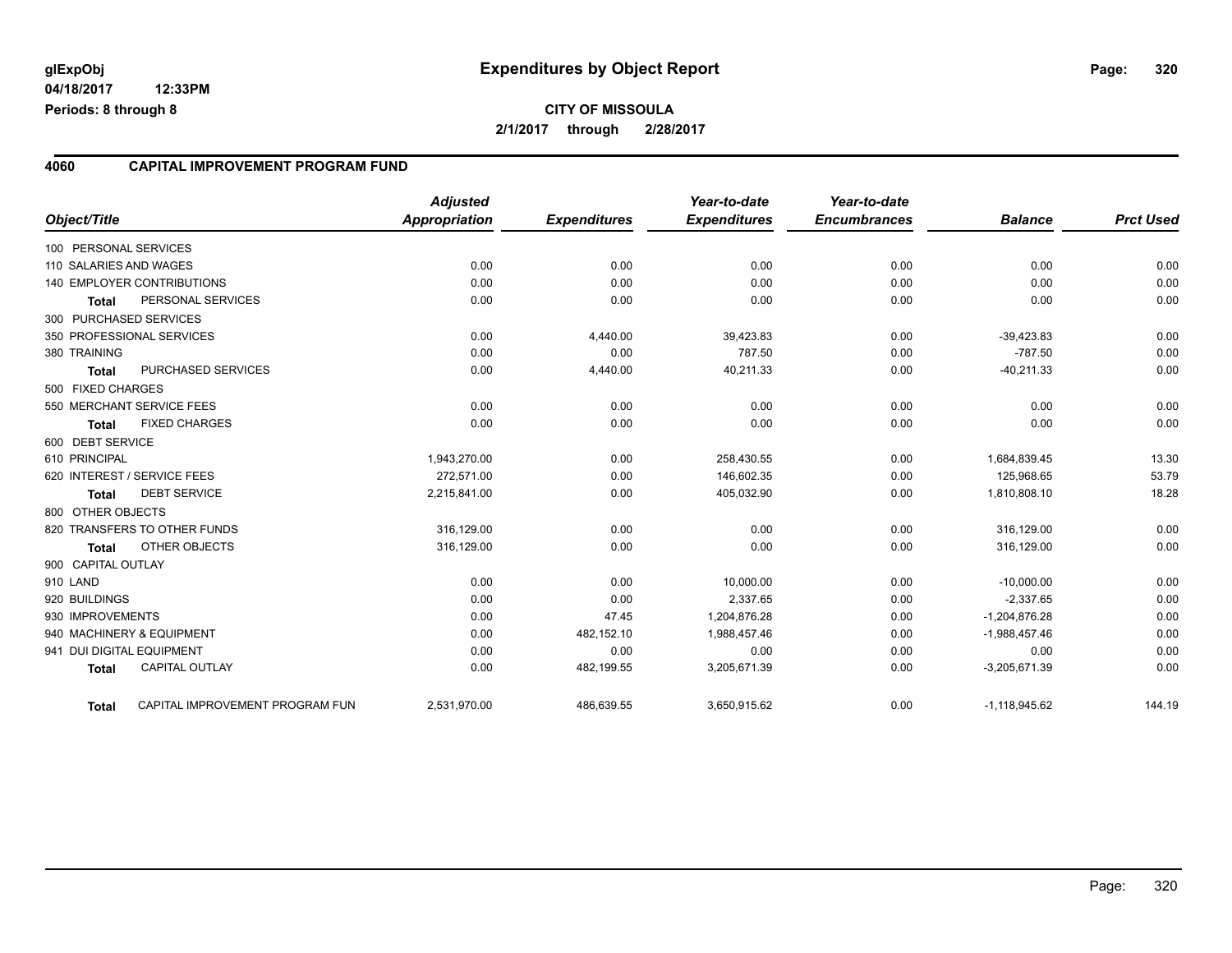# Expenditures by Object Report

glExpObj
04/18/2017 12:33PM
Periods: 8 through 8

**CITY OF MISSOULA**
**2/1/2017 through 2/28/2017**

## 4060 CAPITAL IMPROVEMENT PROGRAM FUND

| Object/Title | Adjusted Appropriation | Expenditures | Year-to-date Expenditures | Year-to-date Encumbrances | Balance | Prct Used |
|---|---|---|---|---|---|---|
| 100 PERSONAL SERVICES | | | | | | |
| 110 SALARIES AND WAGES | 0.00 | 0.00 | 0.00 | 0.00 | 0.00 | 0.00 |
| 140 EMPLOYER CONTRIBUTIONS | 0.00 | 0.00 | 0.00 | 0.00 | 0.00 | 0.00 |
| **Total** PERSONAL SERVICES | 0.00 | 0.00 | 0.00 | 0.00 | 0.00 | 0.00 |
| 300 PURCHASED SERVICES | | | | | | |
| 350 PROFESSIONAL SERVICES | 0.00 | 4,440.00 | 39,423.83 | 0.00 | -39,423.83 | 0.00 |
| 380 TRAINING | 0.00 | 0.00 | 787.50 | 0.00 | -787.50 | 0.00 |
| **Total** PURCHASED SERVICES | 0.00 | 4,440.00 | 40,211.33 | 0.00 | -40,211.33 | 0.00 |
| 500 FIXED CHARGES | | | | | | |
| 550 MERCHANT SERVICE FEES | 0.00 | 0.00 | 0.00 | 0.00 | 0.00 | 0.00 |
| **Total** FIXED CHARGES | 0.00 | 0.00 | 0.00 | 0.00 | 0.00 | 0.00 |
| 600 DEBT SERVICE | | | | | | |
| 610 PRINCIPAL | 1,943,270.00 | 0.00 | 258,430.55 | 0.00 | 1,684,839.45 | 13.30 |
| 620 INTEREST / SERVICE FEES | 272,571.00 | 0.00 | 146,602.35 | 0.00 | 125,968.65 | 53.79 |
| **Total** DEBT SERVICE | 2,215,841.00 | 0.00 | 405,032.90 | 0.00 | 1,810,808.10 | 18.28 |
| 800 OTHER OBJECTS | | | | | | |
| 820 TRANSFERS TO OTHER FUNDS | 316,129.00 | 0.00 | 0.00 | 0.00 | 316,129.00 | 0.00 |
| **Total** OTHER OBJECTS | 316,129.00 | 0.00 | 0.00 | 0.00 | 316,129.00 | 0.00 |
| 900 CAPITAL OUTLAY | | | | | | |
| 910 LAND | 0.00 | 0.00 | 10,000.00 | 0.00 | -10,000.00 | 0.00 |
| 920 BUILDINGS | 0.00 | 0.00 | 2,337.65 | 0.00 | -2,337.65 | 0.00 |
| 930 IMPROVEMENTS | 0.00 | 47.45 | 1,204,876.28 | 0.00 | -1,204,876.28 | 0.00 |
| 940 MACHINERY & EQUIPMENT | 0.00 | 482,152.10 | 1,988,457.46 | 0.00 | -1,988,457.46 | 0.00 |
| 941 DUI DIGITAL EQUIPMENT | 0.00 | 0.00 | 0.00 | 0.00 | 0.00 | 0.00 |
| **Total** CAPITAL OUTLAY | 0.00 | 482,199.55 | 3,205,671.39 | 0.00 | -3,205,671.39 | 0.00 |
| **Total** CAPITAL IMPROVEMENT PROGRAM FUN | 2,531,970.00 | 486,639.55 | 3,650,915.62 | 0.00 | -1,118,945.62 | 144.19 |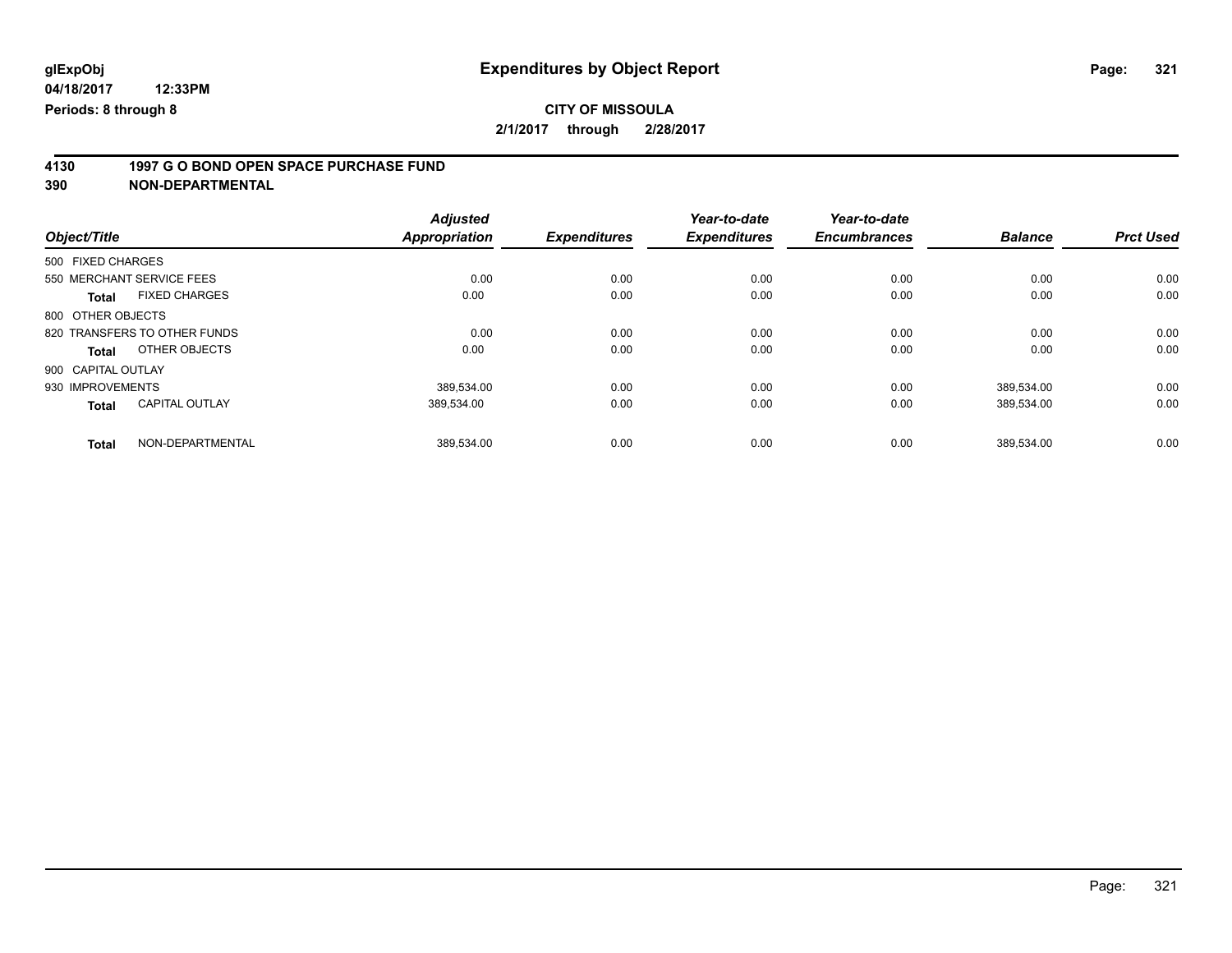**glExpObj**
**04/18/2017 12:33PM**
**Periods: 8 through 8**

# Expenditures by Object Report

**CITY OF MISSOULA**
**2/1/2017 through 2/28/2017**

**4130 1997 G O BOND OPEN SPACE PURCHASE FUND**
**390 NON-DEPARTMENTAL**

| Object/Title | | Adjusted Appropriation | Expenditures | Year-to-date Expenditures | Year-to-date Encumbrances | Balance | Prct Used |
|---|---|---|---|---|---|---|---|
| 500 FIXED CHARGES | | | | | | | |
| 550 MERCHANT SERVICE FEES | | 0.00 | 0.00 | 0.00 | 0.00 | 0.00 | 0.00 |
| **Total** | FIXED CHARGES | 0.00 | 0.00 | 0.00 | 0.00 | 0.00 | 0.00 |
| 800 OTHER OBJECTS | | | | | | | |
| 820 TRANSFERS TO OTHER FUNDS | | 0.00 | 0.00 | 0.00 | 0.00 | 0.00 | 0.00 |
| **Total** | OTHER OBJECTS | 0.00 | 0.00 | 0.00 | 0.00 | 0.00 | 0.00 |
| 900 CAPITAL OUTLAY | | | | | | | |
| 930 IMPROVEMENTS | | 389,534.00 | 0.00 | 0.00 | 0.00 | 389,534.00 | 0.00 |
| **Total** | CAPITAL OUTLAY | 389,534.00 | 0.00 | 0.00 | 0.00 | 389,534.00 | 0.00 |
| **Total** | NON-DEPARTMENTAL | 389,534.00 | 0.00 | 0.00 | 0.00 | 389,534.00 | 0.00 |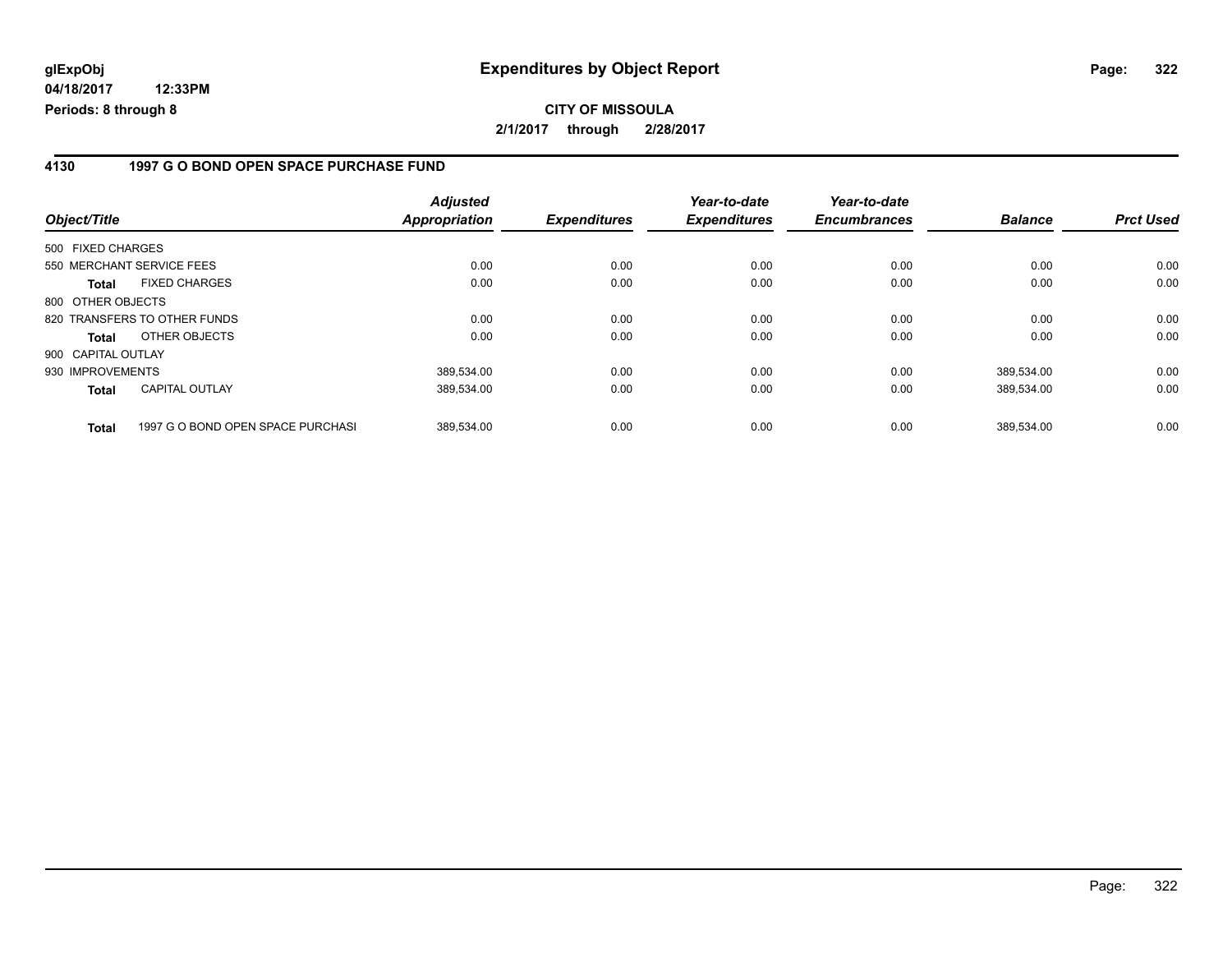**glExpObj**
**04/18/2017 12:33PM**
**Periods: 8 through 8**

# Expenditures by Object Report

**CITY OF MISSOULA**
**2/1/2017 through 2/28/2017**

## 4130 1997 G O BOND OPEN SPACE PURCHASE FUND

| Object/Title | | Adjusted Appropriation | Expenditures | Year-to-date Expenditures | Year-to-date Encumbrances | Balance | Prct Used |
|---|---|---|---|---|---|---|---|
| 500 FIXED CHARGES | | | | | | | |
| 550 MERCHANT SERVICE FEES | | 0.00 | 0.00 | 0.00 | 0.00 | 0.00 | 0.00 |
| **Total** | FIXED CHARGES | 0.00 | 0.00 | 0.00 | 0.00 | 0.00 | 0.00 |
| 800 OTHER OBJECTS | | | | | | | |
| 820 TRANSFERS TO OTHER FUNDS | | 0.00 | 0.00 | 0.00 | 0.00 | 0.00 | 0.00 |
| **Total** | OTHER OBJECTS | 0.00 | 0.00 | 0.00 | 0.00 | 0.00 | 0.00 |
| 900 CAPITAL OUTLAY | | | | | | | |
| 930 IMPROVEMENTS | | 389,534.00 | 0.00 | 0.00 | 0.00 | 389,534.00 | 0.00 |
| **Total** | CAPITAL OUTLAY | 389,534.00 | 0.00 | 0.00 | 0.00 | 389,534.00 | 0.00 |
| **Total** | 1997 G O BOND OPEN SPACE PURCHASI | 389,534.00 | 0.00 | 0.00 | 0.00 | 389,534.00 | 0.00 |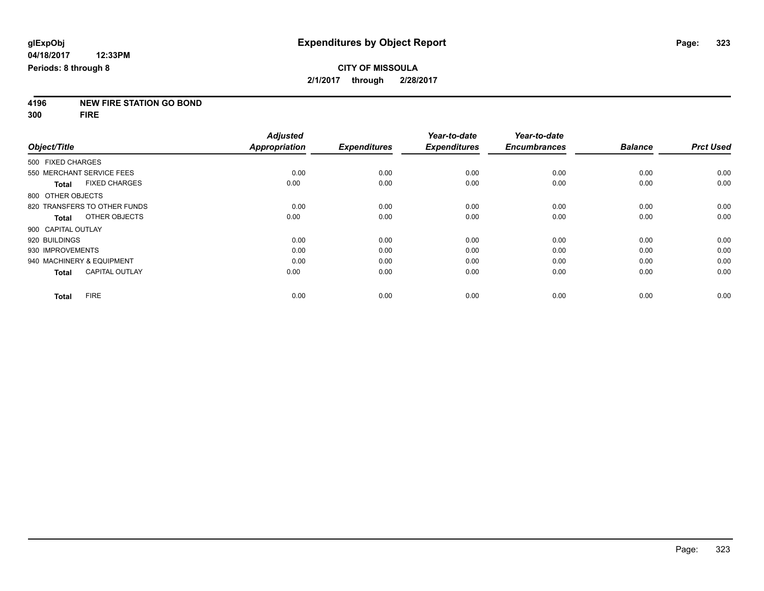**glExpObj** **Expenditures by Object Report**

**04/18/2017 12:33PM**

**Periods: 8 through 8**

**CITY OF MISSOULA**

**2/1/2017 through 2/28/2017**

**4196 NEW FIRE STATION GO BOND**

**300 FIRE**

| Object/Title | Adjusted Appropriation | Expenditures | Year-to-date Expenditures | Year-to-date Encumbrances | Balance | Prct Used |
|---|---|---|---|---|---|---|
| 500 FIXED CHARGES | | | | | | |
| 550 MERCHANT SERVICE FEES | 0.00 | 0.00 | 0.00 | 0.00 | 0.00 | 0.00 |
| **Total** FIXED CHARGES | 0.00 | 0.00 | 0.00 | 0.00 | 0.00 | 0.00 |
| 800 OTHER OBJECTS | | | | | | |
| 820 TRANSFERS TO OTHER FUNDS | 0.00 | 0.00 | 0.00 | 0.00 | 0.00 | 0.00 |
| **Total** OTHER OBJECTS | 0.00 | 0.00 | 0.00 | 0.00 | 0.00 | 0.00 |
| 900 CAPITAL OUTLAY | | | | | | |
| 920 BUILDINGS | 0.00 | 0.00 | 0.00 | 0.00 | 0.00 | 0.00 |
| 930 IMPROVEMENTS | 0.00 | 0.00 | 0.00 | 0.00 | 0.00 | 0.00 |
| 940 MACHINERY & EQUIPMENT | 0.00 | 0.00 | 0.00 | 0.00 | 0.00 | 0.00 |
| **Total** CAPITAL OUTLAY | 0.00 | 0.00 | 0.00 | 0.00 | 0.00 | 0.00 |
| **Total** FIRE | 0.00 | 0.00 | 0.00 | 0.00 | 0.00 | 0.00 |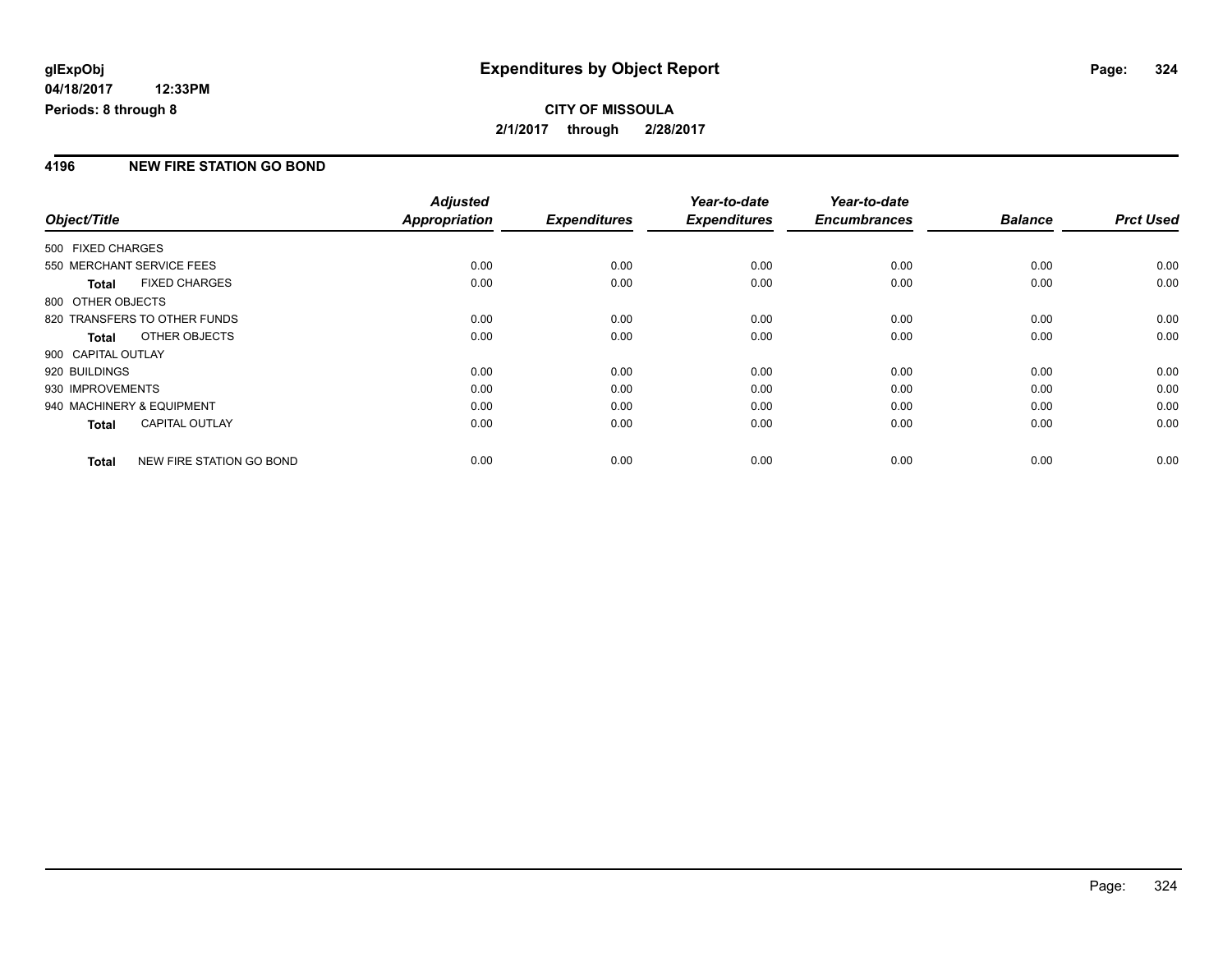**glExpObj**
**04/18/2017 12:33PM**
**Periods: 8 through 8**

# Expenditures by Object Report

**CITY OF MISSOULA**
**2/1/2017 through 2/28/2017**

## 4196 NEW FIRE STATION GO BOND

| Object/Title | Adjusted Appropriation | Expenditures | Year-to-date Expenditures | Year-to-date Encumbrances | Balance | Prct Used |
|---|---|---|---|---|---|---|
| 500 FIXED CHARGES | | | | | | |
| 550 MERCHANT SERVICE FEES | 0.00 | 0.00 | 0.00 | 0.00 | 0.00 | 0.00 |
| **Total** FIXED CHARGES | 0.00 | 0.00 | 0.00 | 0.00 | 0.00 | 0.00 |
| 800 OTHER OBJECTS | | | | | | |
| 820 TRANSFERS TO OTHER FUNDS | 0.00 | 0.00 | 0.00 | 0.00 | 0.00 | 0.00 |
| **Total** OTHER OBJECTS | 0.00 | 0.00 | 0.00 | 0.00 | 0.00 | 0.00 |
| 900 CAPITAL OUTLAY | | | | | | |
| 920 BUILDINGS | 0.00 | 0.00 | 0.00 | 0.00 | 0.00 | 0.00 |
| 930 IMPROVEMENTS | 0.00 | 0.00 | 0.00 | 0.00 | 0.00 | 0.00 |
| 940 MACHINERY & EQUIPMENT | 0.00 | 0.00 | 0.00 | 0.00 | 0.00 | 0.00 |
| **Total** CAPITAL OUTLAY | 0.00 | 0.00 | 0.00 | 0.00 | 0.00 | 0.00 |
| **Total** NEW FIRE STATION GO BOND | 0.00 | 0.00 | 0.00 | 0.00 | 0.00 | 0.00 |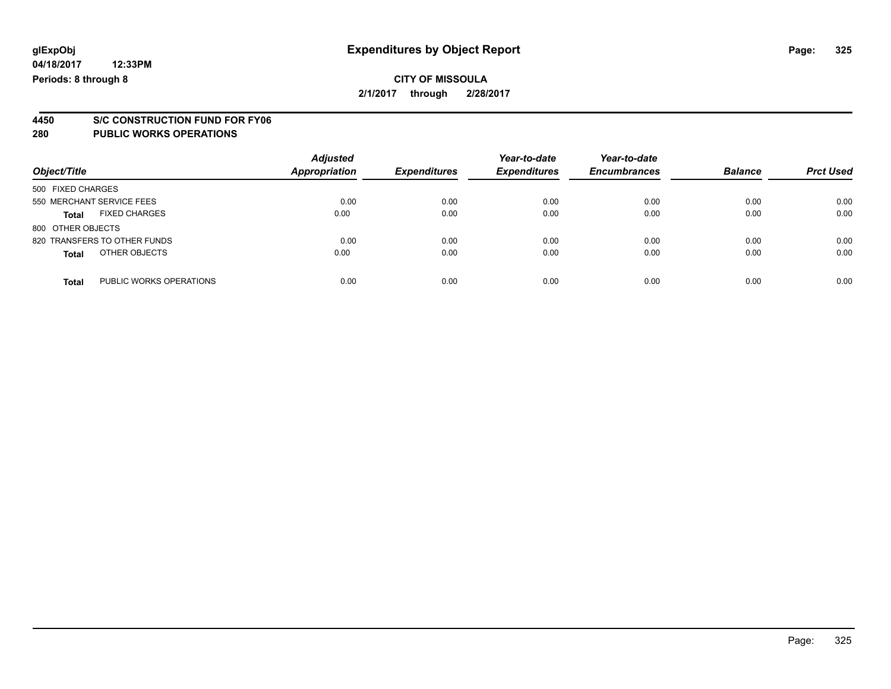**glExpObj** **Expenditures by Object Report**

**04/18/2017 12:33PM**

**Periods: 8 through 8**

**CITY OF MISSOULA**

**2/1/2017 through 2/28/2017**

## 4450 S/C CONSTRUCTION FUND FOR FY06

## 280 PUBLIC WORKS OPERATIONS

| Object/Title | Adjusted Appropriation | Expenditures | Year-to-date Expenditures | Year-to-date Encumbrances | Balance | Prct Used |
|---|---|---|---|---|---|---|
| 500 FIXED CHARGES | | | | | | |
| 550 MERCHANT SERVICE FEES | 0.00 | 0.00 | 0.00 | 0.00 | 0.00 | 0.00 |
| **Total** FIXED CHARGES | 0.00 | 0.00 | 0.00 | 0.00 | 0.00 | 0.00 |
| 800 OTHER OBJECTS | | | | | | |
| 820 TRANSFERS TO OTHER FUNDS | 0.00 | 0.00 | 0.00 | 0.00 | 0.00 | 0.00 |
| **Total** OTHER OBJECTS | 0.00 | 0.00 | 0.00 | 0.00 | 0.00 | 0.00 |
| **Total** PUBLIC WORKS OPERATIONS | 0.00 | 0.00 | 0.00 | 0.00 | 0.00 | 0.00 |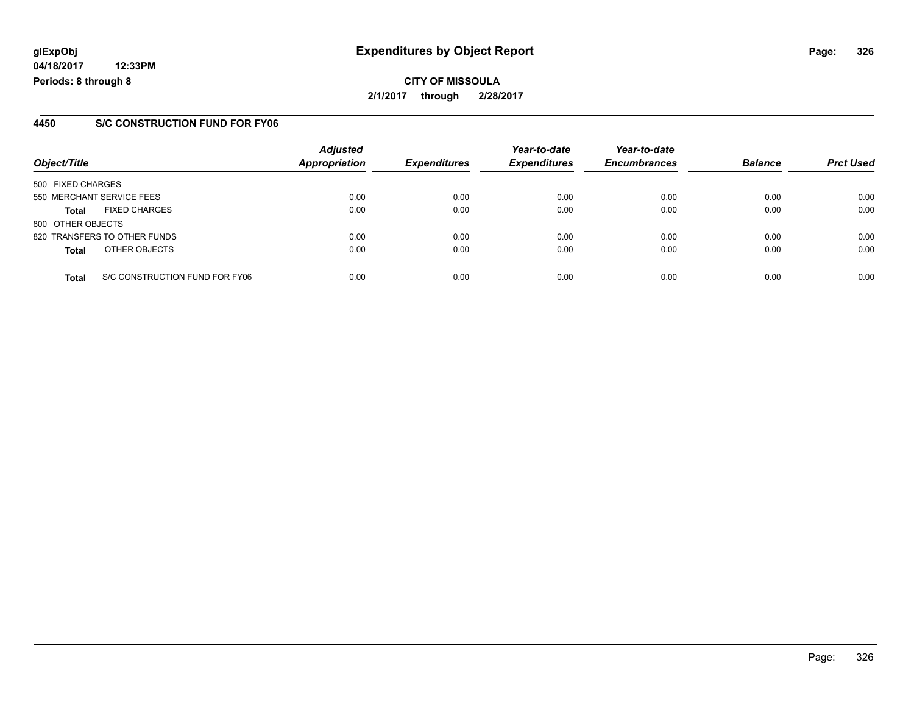# Expenditures by Object Report

glExpObj
04/18/2017 12:33PM
Periods: 8 through 8

**CITY OF MISSOULA**
**2/1/2017 through 2/28/2017**

## 4450 S/C CONSTRUCTION FUND FOR FY06

| Object/Title | Adjusted Appropriation | Expenditures | Year-to-date Expenditures | Year-to-date Encumbrances | Balance | Prct Used |
|---|---|---|---|---|---|---|
| 500 FIXED CHARGES | | | | | | |
| 550 MERCHANT SERVICE FEES | 0.00 | 0.00 | 0.00 | 0.00 | 0.00 | 0.00 |
| **Total** FIXED CHARGES | 0.00 | 0.00 | 0.00 | 0.00 | 0.00 | 0.00 |
| 800 OTHER OBJECTS | | | | | | |
| 820 TRANSFERS TO OTHER FUNDS | 0.00 | 0.00 | 0.00 | 0.00 | 0.00 | 0.00 |
| **Total** OTHER OBJECTS | 0.00 | 0.00 | 0.00 | 0.00 | 0.00 | 0.00 |
| **Total** S/C CONSTRUCTION FUND FOR FY06 | 0.00 | 0.00 | 0.00 | 0.00 | 0.00 | 0.00 |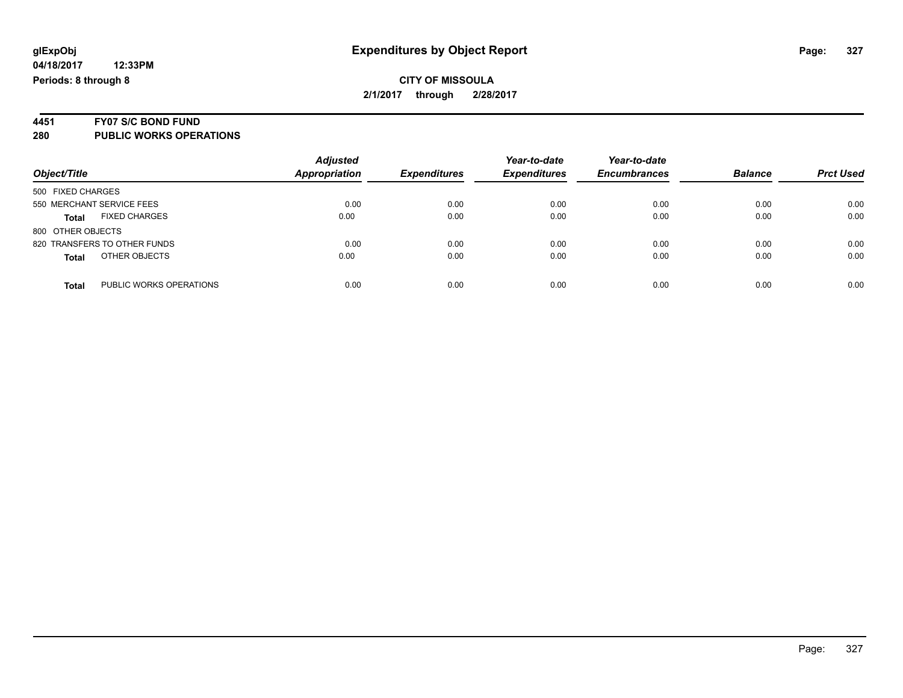**glExpObj** **Expenditures by Object Report**

**04/18/2017 12:33PM**

**Periods: 8 through 8**

**CITY OF MISSOULA**

**2/1/2017 through 2/28/2017**

## 4451 FY07 S/C BOND FUND

## 280 PUBLIC WORKS OPERATIONS

| Object/Title | | *Adjusted Appropriation* | *Expenditures* | *Year-to-date Expenditures* | *Year-to-date Encumbrances* | *Balance* | *Prct Used* |
|---|---|---|---|---|---|---|---|
| 500 FIXED CHARGES | | | | | | | |
| 550 MERCHANT SERVICE FEES | | 0.00 | 0.00 | 0.00 | 0.00 | 0.00 | 0.00 |
| **Total** | FIXED CHARGES | 0.00 | 0.00 | 0.00 | 0.00 | 0.00 | 0.00 |
| 800 OTHER OBJECTS | | | | | | | |
| 820 TRANSFERS TO OTHER FUNDS | | 0.00 | 0.00 | 0.00 | 0.00 | 0.00 | 0.00 |
| **Total** | OTHER OBJECTS | 0.00 | 0.00 | 0.00 | 0.00 | 0.00 | 0.00 |
| **Total** | PUBLIC WORKS OPERATIONS | 0.00 | 0.00 | 0.00 | 0.00 | 0.00 | 0.00 |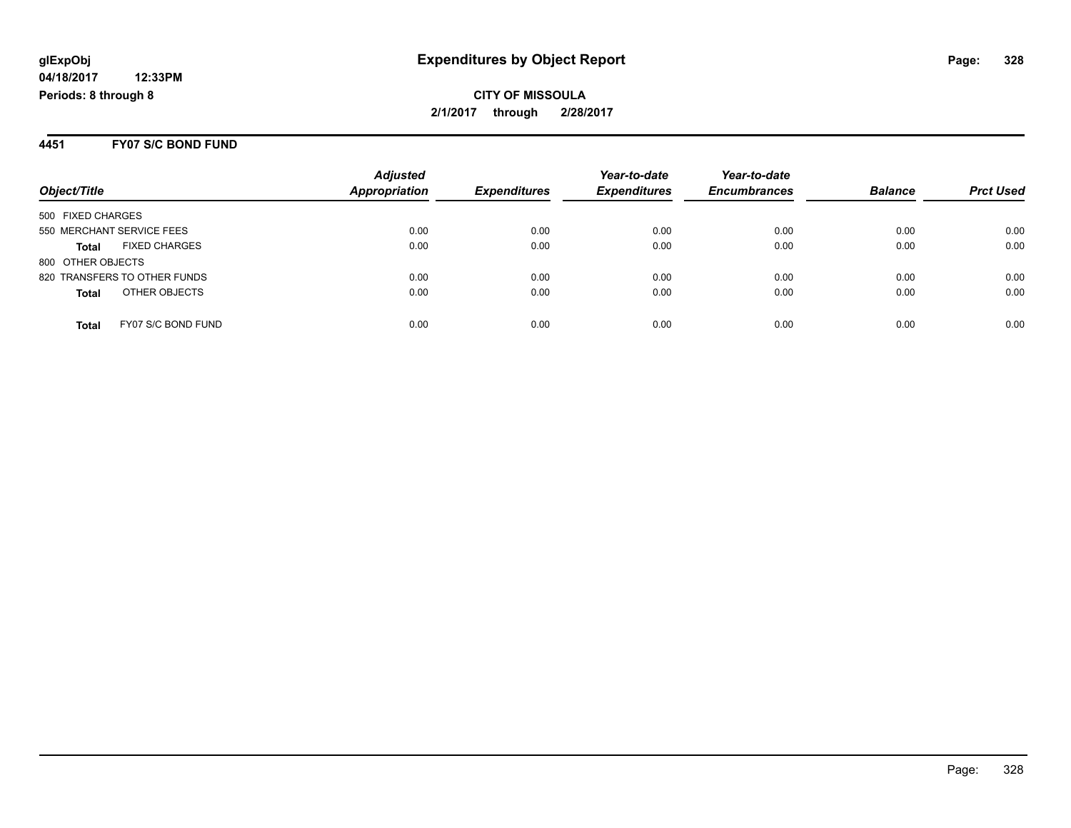glExpObj
04/18/2017 12:33PM
Periods: 8 through 8

# Expenditures by Object Report

**CITY OF MISSOULA**
**2/1/2017 through 2/28/2017**

## 4451 FY07 S/C BOND FUND

| Object/Title | Adjusted Appropriation | Expenditures | Year-to-date Expenditures | Year-to-date Encumbrances | Balance | Prct Used |
|---|---|---|---|---|---|---|
| 500 FIXED CHARGES | | | | | | |
| 550 MERCHANT SERVICE FEES | 0.00 | 0.00 | 0.00 | 0.00 | 0.00 | 0.00 |
| **Total** FIXED CHARGES | 0.00 | 0.00 | 0.00 | 0.00 | 0.00 | 0.00 |
| 800 OTHER OBJECTS | | | | | | |
| 820 TRANSFERS TO OTHER FUNDS | 0.00 | 0.00 | 0.00 | 0.00 | 0.00 | 0.00 |
| **Total** OTHER OBJECTS | 0.00 | 0.00 | 0.00 | 0.00 | 0.00 | 0.00 |
| **Total** FY07 S/C BOND FUND | 0.00 | 0.00 | 0.00 | 0.00 | 0.00 | 0.00 |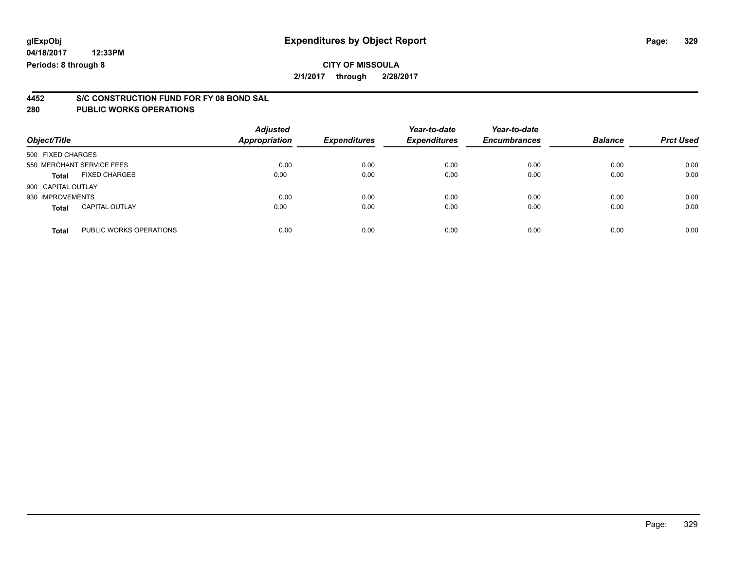glExpObj
04/18/2017 12:33PM
Periods: 8 through 8

# Expenditures by Object Report

**CITY OF MISSOULA**
**2/1/2017 through 2/28/2017**

## 4452 S/C CONSTRUCTION FUND FOR FY 08 BOND SAL
## 280 PUBLIC WORKS OPERATIONS

| Object/Title | | Adjusted Appropriation | Expenditures | Year-to-date Expenditures | Year-to-date Encumbrances | Balance | Prct Used |
|---|---|---|---|---|---|---|---|
| 500 FIXED CHARGES | | | | | | | |
| 550 MERCHANT SERVICE FEES | | 0.00 | 0.00 | 0.00 | 0.00 | 0.00 | 0.00 |
| **Total** | FIXED CHARGES | 0.00 | 0.00 | 0.00 | 0.00 | 0.00 | 0.00 |
| 900 CAPITAL OUTLAY | | | | | | | |
| 930 IMPROVEMENTS | | 0.00 | 0.00 | 0.00 | 0.00 | 0.00 | 0.00 |
| **Total** | CAPITAL OUTLAY | 0.00 | 0.00 | 0.00 | 0.00 | 0.00 | 0.00 |
| **Total** | PUBLIC WORKS OPERATIONS | 0.00 | 0.00 | 0.00 | 0.00 | 0.00 | 0.00 |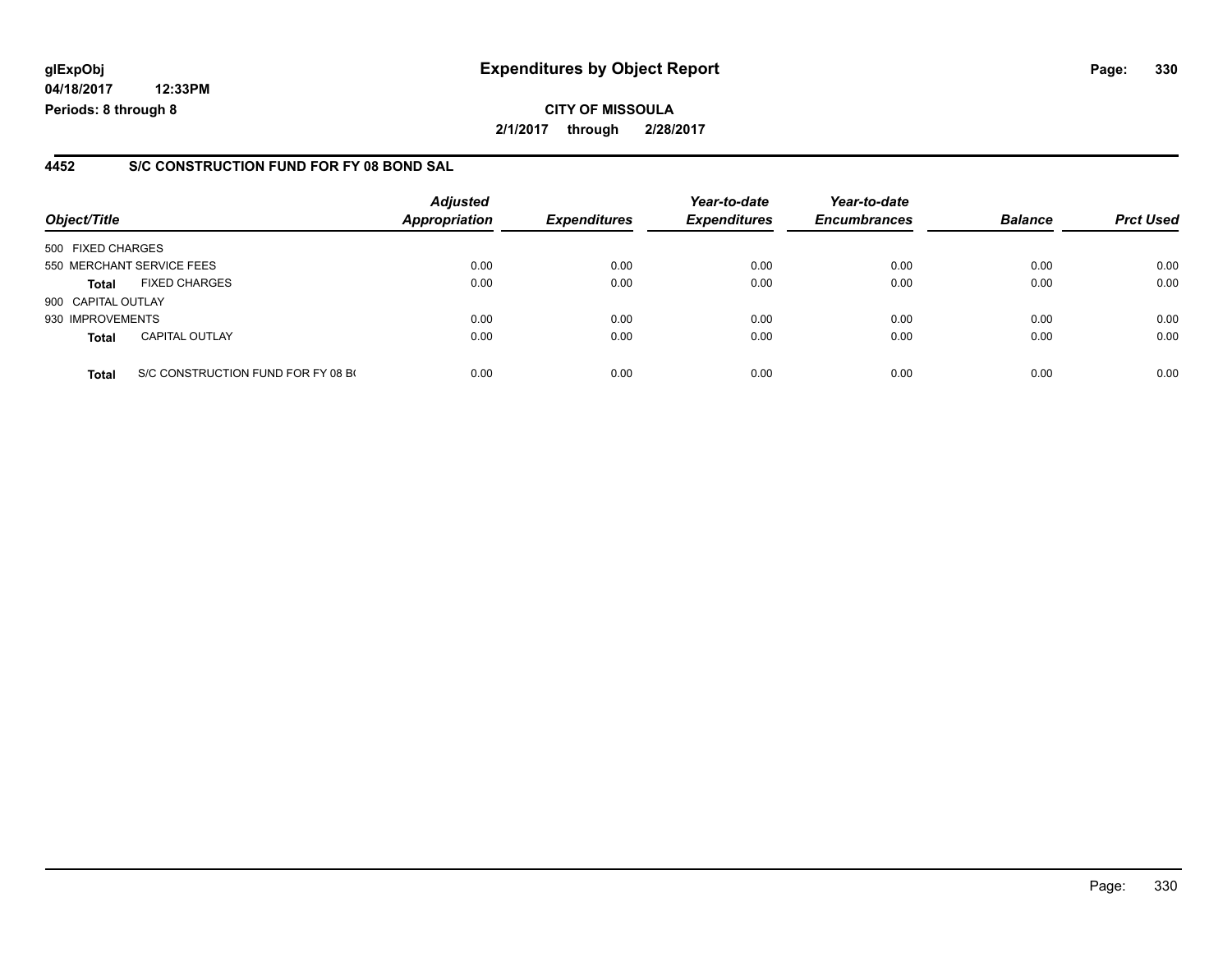**glExpObj** **Expenditures by Object Report**

**04/18/2017 12:33PM**

**Periods: 8 through 8**

**CITY OF MISSOULA**

**2/1/2017 through 2/28/2017**

## 4452 S/C CONSTRUCTION FUND FOR FY 08 BOND SAL

| Object/Title | | Adjusted Appropriation | Expenditures | Year-to-date Expenditures | Year-to-date Encumbrances | Balance | Prct Used |
|---|---|---|---|---|---|---|---|
| 500 FIXED CHARGES | | | | | | | |
| 550 MERCHANT SERVICE FEES | | 0.00 | 0.00 | 0.00 | 0.00 | 0.00 | 0.00 |
| **Total** | FIXED CHARGES | 0.00 | 0.00 | 0.00 | 0.00 | 0.00 | 0.00 |
| 900 CAPITAL OUTLAY | | | | | | | |
| 930 IMPROVEMENTS | | 0.00 | 0.00 | 0.00 | 0.00 | 0.00 | 0.00 |
| **Total** | CAPITAL OUTLAY | 0.00 | 0.00 | 0.00 | 0.00 | 0.00 | 0.00 |
| **Total** | S/C CONSTRUCTION FUND FOR FY 08 B( | 0.00 | 0.00 | 0.00 | 0.00 | 0.00 | 0.00 |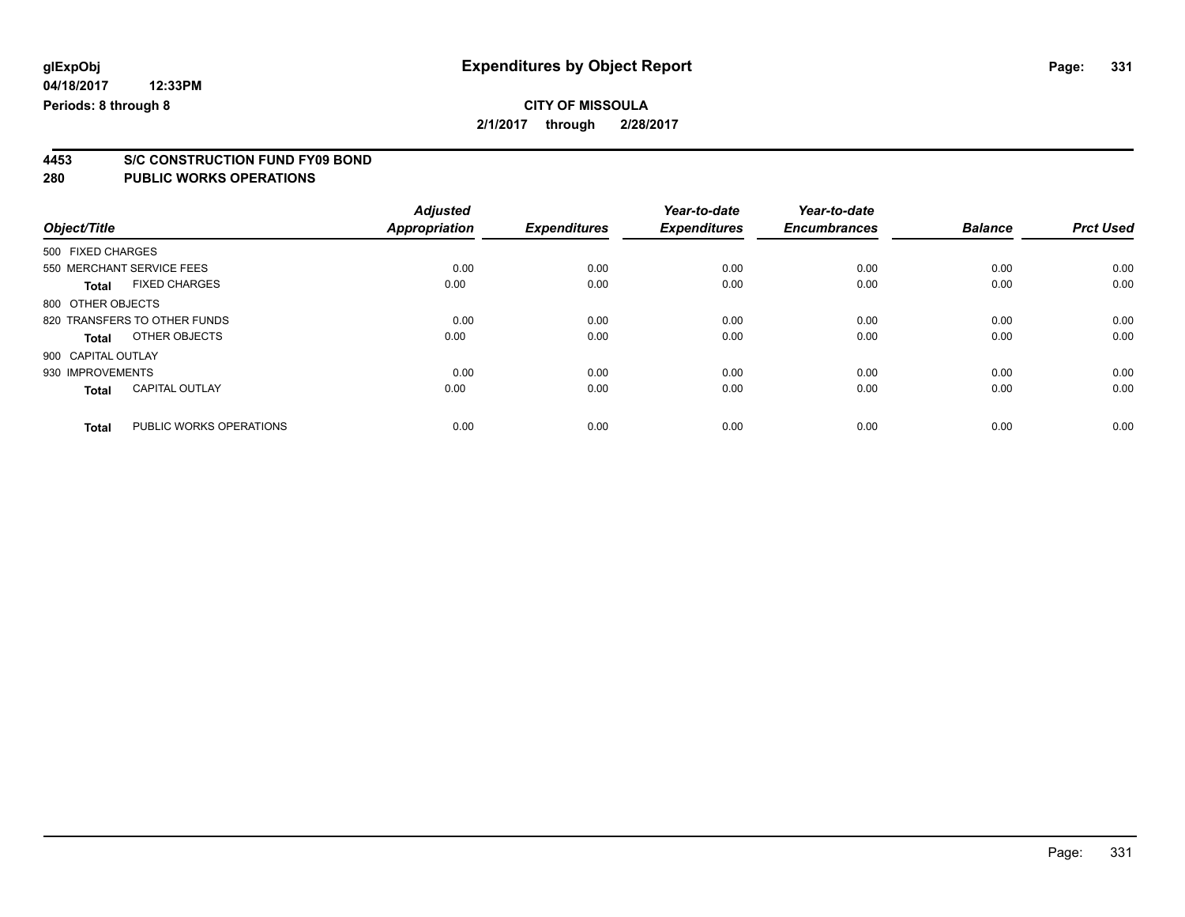# Expenditures by Object Report

glExpObj
04/18/2017 12:33PM
Periods: 8 through 8

**CITY OF MISSOULA**
**2/1/2017 through 2/28/2017**

## 4453 S/C CONSTRUCTION FUND FY09 BOND
## 280 PUBLIC WORKS OPERATIONS

| Object/Title | Adjusted Appropriation | Expenditures | Year-to-date Expenditures | Year-to-date Encumbrances | Balance | Prct Used |
|---|---|---|---|---|---|---|
| 500 FIXED CHARGES | | | | | | |
| 550 MERCHANT SERVICE FEES | 0.00 | 0.00 | 0.00 | 0.00 | 0.00 | 0.00 |
| **Total** FIXED CHARGES | 0.00 | 0.00 | 0.00 | 0.00 | 0.00 | 0.00 |
| 800 OTHER OBJECTS | | | | | | |
| 820 TRANSFERS TO OTHER FUNDS | 0.00 | 0.00 | 0.00 | 0.00 | 0.00 | 0.00 |
| **Total** OTHER OBJECTS | 0.00 | 0.00 | 0.00 | 0.00 | 0.00 | 0.00 |
| 900 CAPITAL OUTLAY | | | | | | |
| 930 IMPROVEMENTS | 0.00 | 0.00 | 0.00 | 0.00 | 0.00 | 0.00 |
| **Total** CAPITAL OUTLAY | 0.00 | 0.00 | 0.00 | 0.00 | 0.00 | 0.00 |
| **Total** PUBLIC WORKS OPERATIONS | 0.00 | 0.00 | 0.00 | 0.00 | 0.00 | 0.00 |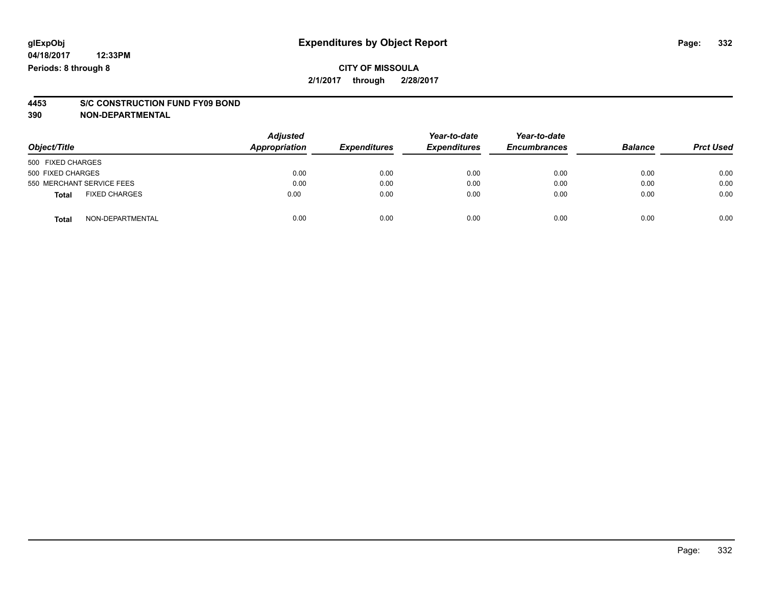**glExpObj** **Expenditures by Object Report**

**04/18/2017 12:33PM**

**Periods: 8 through 8**

**CITY OF MISSOULA**

**2/1/2017 through 2/28/2017**

**4453 S/C CONSTRUCTION FUND FY09 BOND**

**390 NON-DEPARTMENTAL**

| Object/Title | Adjusted Appropriation | Expenditures | Year-to-date Expenditures | Year-to-date Encumbrances | Balance | Prct Used |
|---|---|---|---|---|---|---|
| 500 FIXED CHARGES | | | | | | |
| 500 FIXED CHARGES | 0.00 | 0.00 | 0.00 | 0.00 | 0.00 | 0.00 |
| 550 MERCHANT SERVICE FEES | 0.00 | 0.00 | 0.00 | 0.00 | 0.00 | 0.00 |
| **Total** FIXED CHARGES | 0.00 | 0.00 | 0.00 | 0.00 | 0.00 | 0.00 |
| **Total** NON-DEPARTMENTAL | 0.00 | 0.00 | 0.00 | 0.00 | 0.00 | 0.00 |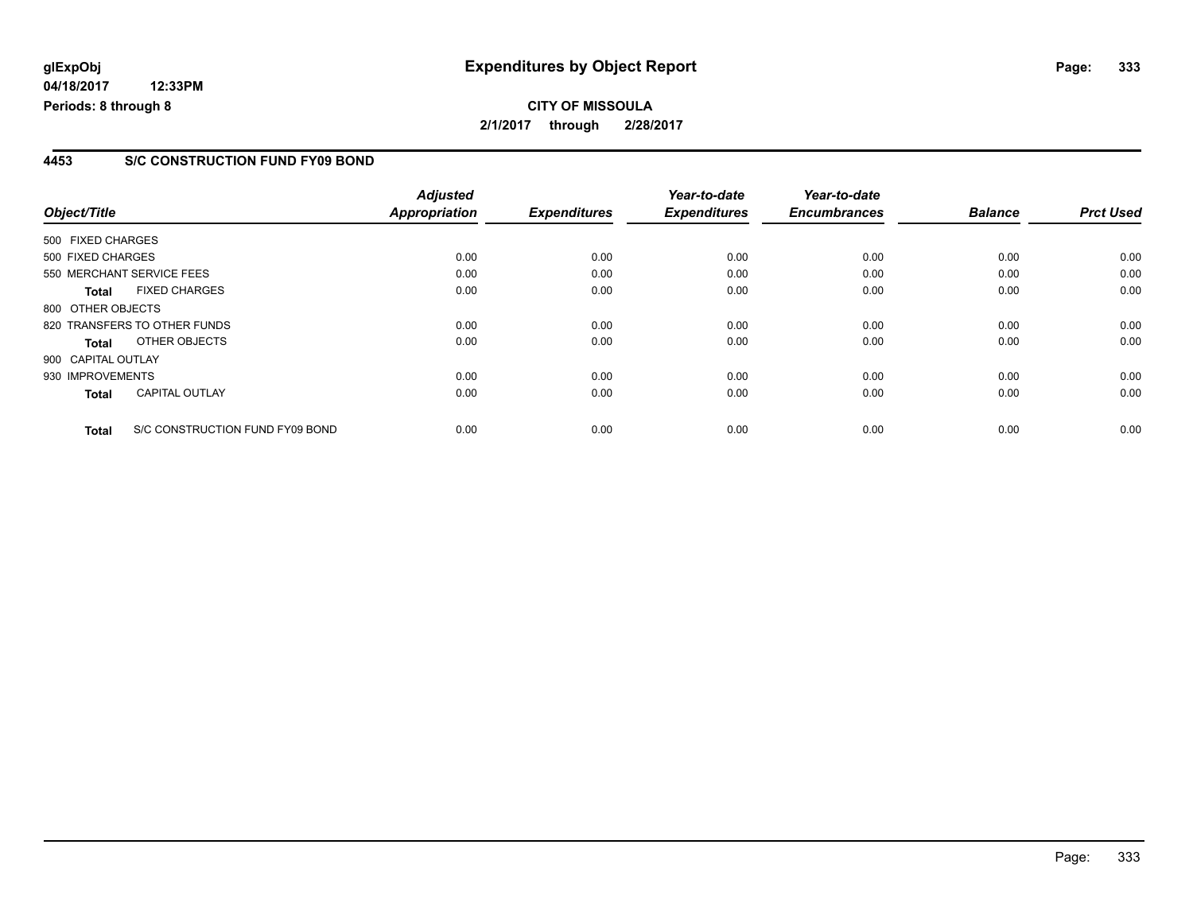**glExpObj**
**04/18/2017 12:33PM**
**Periods: 8 through 8**

# Expenditures by Object Report

**CITY OF MISSOULA**
**2/1/2017 through 2/28/2017**

## 4453 S/C CONSTRUCTION FUND FY09 BOND

| Object/Title | Adjusted Appropriation | Expenditures | Year-to-date Expenditures | Year-to-date Encumbrances | Balance | Prct Used |
|---|---|---|---|---|---|---|
| 500 FIXED CHARGES | | | | | | |
| 500 FIXED CHARGES | 0.00 | 0.00 | 0.00 | 0.00 | 0.00 | 0.00 |
| 550 MERCHANT SERVICE FEES | 0.00 | 0.00 | 0.00 | 0.00 | 0.00 | 0.00 |
| **Total** FIXED CHARGES | 0.00 | 0.00 | 0.00 | 0.00 | 0.00 | 0.00 |
| 800 OTHER OBJECTS | | | | | | |
| 820 TRANSFERS TO OTHER FUNDS | 0.00 | 0.00 | 0.00 | 0.00 | 0.00 | 0.00 |
| **Total** OTHER OBJECTS | 0.00 | 0.00 | 0.00 | 0.00 | 0.00 | 0.00 |
| 900 CAPITAL OUTLAY | | | | | | |
| 930 IMPROVEMENTS | 0.00 | 0.00 | 0.00 | 0.00 | 0.00 | 0.00 |
| **Total** CAPITAL OUTLAY | 0.00 | 0.00 | 0.00 | 0.00 | 0.00 | 0.00 |
| **Total** S/C CONSTRUCTION FUND FY09 BOND | 0.00 | 0.00 | 0.00 | 0.00 | 0.00 | 0.00 |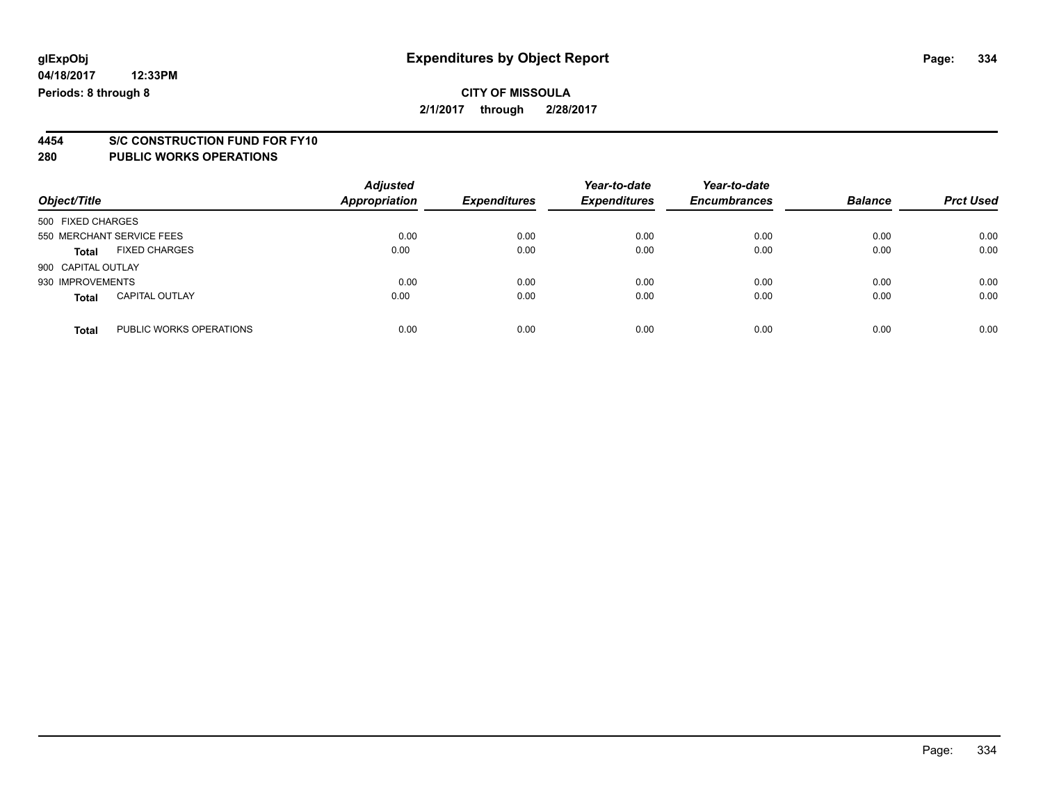# Expenditures by Object Report

glExpObj
04/18/2017 12:33PM
Periods: 8 through 8

**CITY OF MISSOULA**
**2/1/2017 through 2/28/2017**

## 4454 S/C CONSTRUCTION FUND FOR FY10
## 280 PUBLIC WORKS OPERATIONS

| Object/Title | | Adjusted Appropriation | Expenditures | Year-to-date Expenditures | Year-to-date Encumbrances | Balance | Prct Used |
|---|---|---|---|---|---|---|---|
| 500 FIXED CHARGES | | | | | | | |
| 550 MERCHANT SERVICE FEES | | 0.00 | 0.00 | 0.00 | 0.00 | 0.00 | 0.00 |
| **Total** | FIXED CHARGES | 0.00 | 0.00 | 0.00 | 0.00 | 0.00 | 0.00 |
| 900 CAPITAL OUTLAY | | | | | | | |
| 930 IMPROVEMENTS | | 0.00 | 0.00 | 0.00 | 0.00 | 0.00 | 0.00 |
| **Total** | CAPITAL OUTLAY | 0.00 | 0.00 | 0.00 | 0.00 | 0.00 | 0.00 |
| **Total** | PUBLIC WORKS OPERATIONS | 0.00 | 0.00 | 0.00 | 0.00 | 0.00 | 0.00 |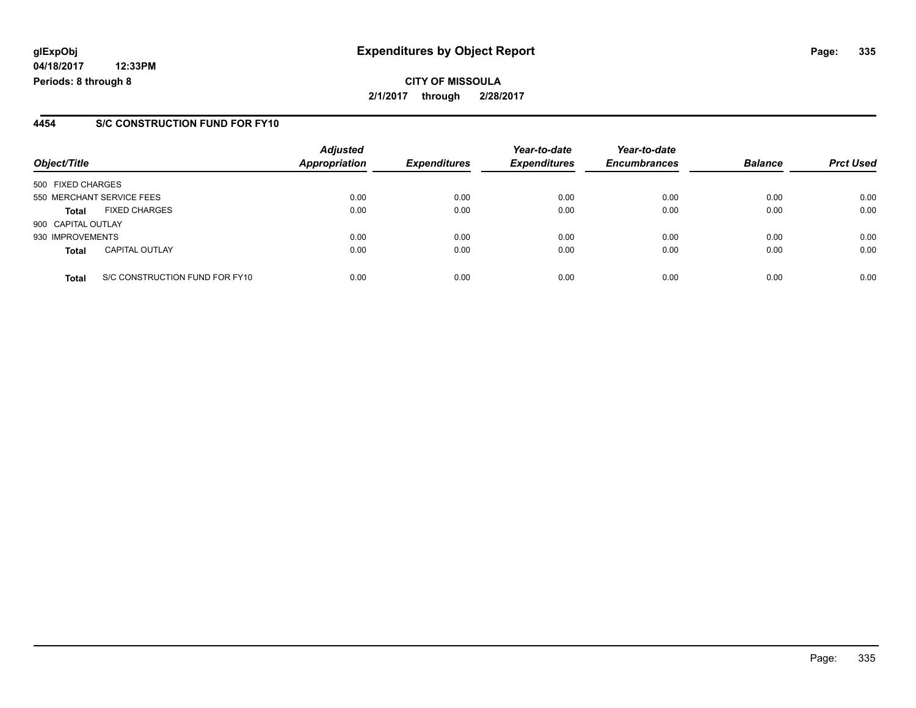**glExpObj**
**04/18/2017 12:33PM**
**Periods: 8 through 8**

# Expenditures by Object Report

**CITY OF MISSOULA**
**2/1/2017 through 2/28/2017**

## 4454 S/C CONSTRUCTION FUND FOR FY10

| Object/Title | Adjusted Appropriation | Expenditures | Year-to-date Expenditures | Year-to-date Encumbrances | Balance | Prct Used |
|---|---|---|---|---|---|---|
| 500 FIXED CHARGES | | | | | | |
| 550 MERCHANT SERVICE FEES | 0.00 | 0.00 | 0.00 | 0.00 | 0.00 | 0.00 |
| **Total** FIXED CHARGES | 0.00 | 0.00 | 0.00 | 0.00 | 0.00 | 0.00 |
| 900 CAPITAL OUTLAY | | | | | | |
| 930 IMPROVEMENTS | 0.00 | 0.00 | 0.00 | 0.00 | 0.00 | 0.00 |
| **Total** CAPITAL OUTLAY | 0.00 | 0.00 | 0.00 | 0.00 | 0.00 | 0.00 |
| **Total** S/C CONSTRUCTION FUND FOR FY10 | 0.00 | 0.00 | 0.00 | 0.00 | 0.00 | 0.00 |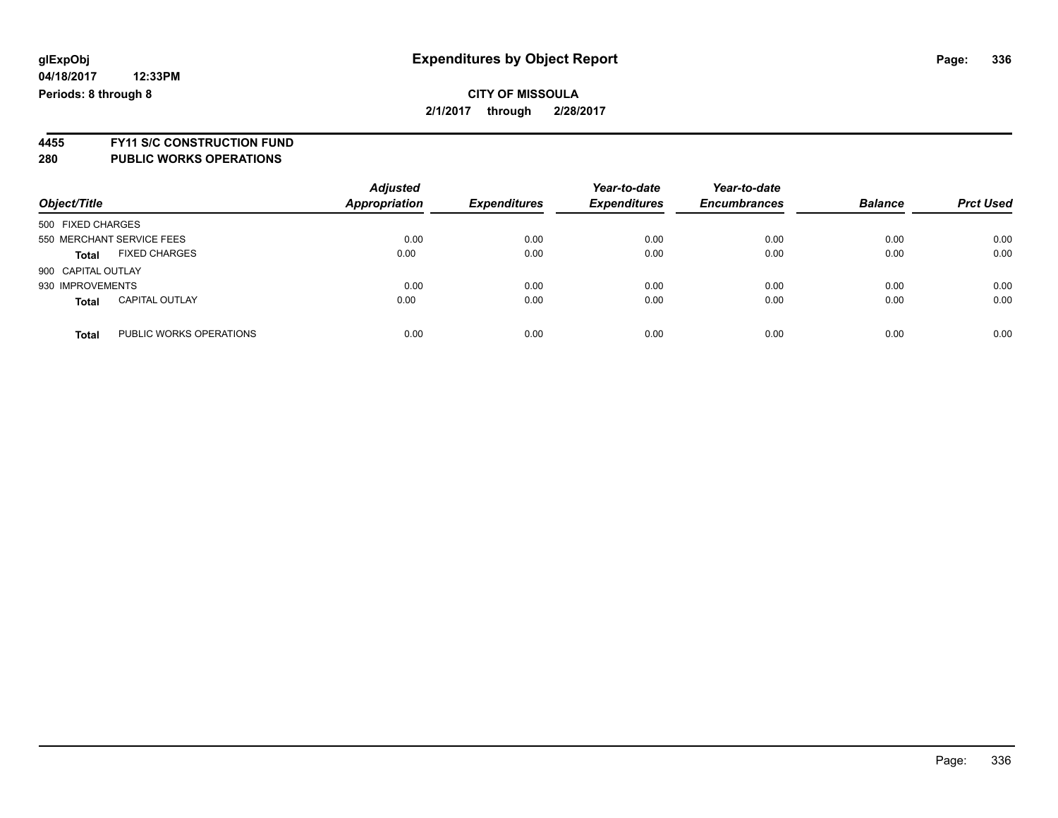**glExpObj** **Expenditures by Object Report**

**04/18/2017 12:33PM**

**Periods: 8 through 8**

**CITY OF MISSOULA**

**2/1/2017 through 2/28/2017**

**4455 FY11 S/C CONSTRUCTION FUND**

**280 PUBLIC WORKS OPERATIONS**

| Object/Title | | *Adjusted Appropriation* | *Expenditures* | *Year-to-date Expenditures* | *Year-to-date Encumbrances* | *Balance* | *Prct Used* |
|---|---|---|---|---|---|---|---|
| 500 FIXED CHARGES | | | | | | | |
| 550 MERCHANT SERVICE FEES | | 0.00 | 0.00 | 0.00 | 0.00 | 0.00 | 0.00 |
| **Total** | FIXED CHARGES | 0.00 | 0.00 | 0.00 | 0.00 | 0.00 | 0.00 |
| 900 CAPITAL OUTLAY | | | | | | | |
| 930 IMPROVEMENTS | | 0.00 | 0.00 | 0.00 | 0.00 | 0.00 | 0.00 |
| **Total** | CAPITAL OUTLAY | 0.00 | 0.00 | 0.00 | 0.00 | 0.00 | 0.00 |
| **Total** | PUBLIC WORKS OPERATIONS | 0.00 | 0.00 | 0.00 | 0.00 | 0.00 | 0.00 |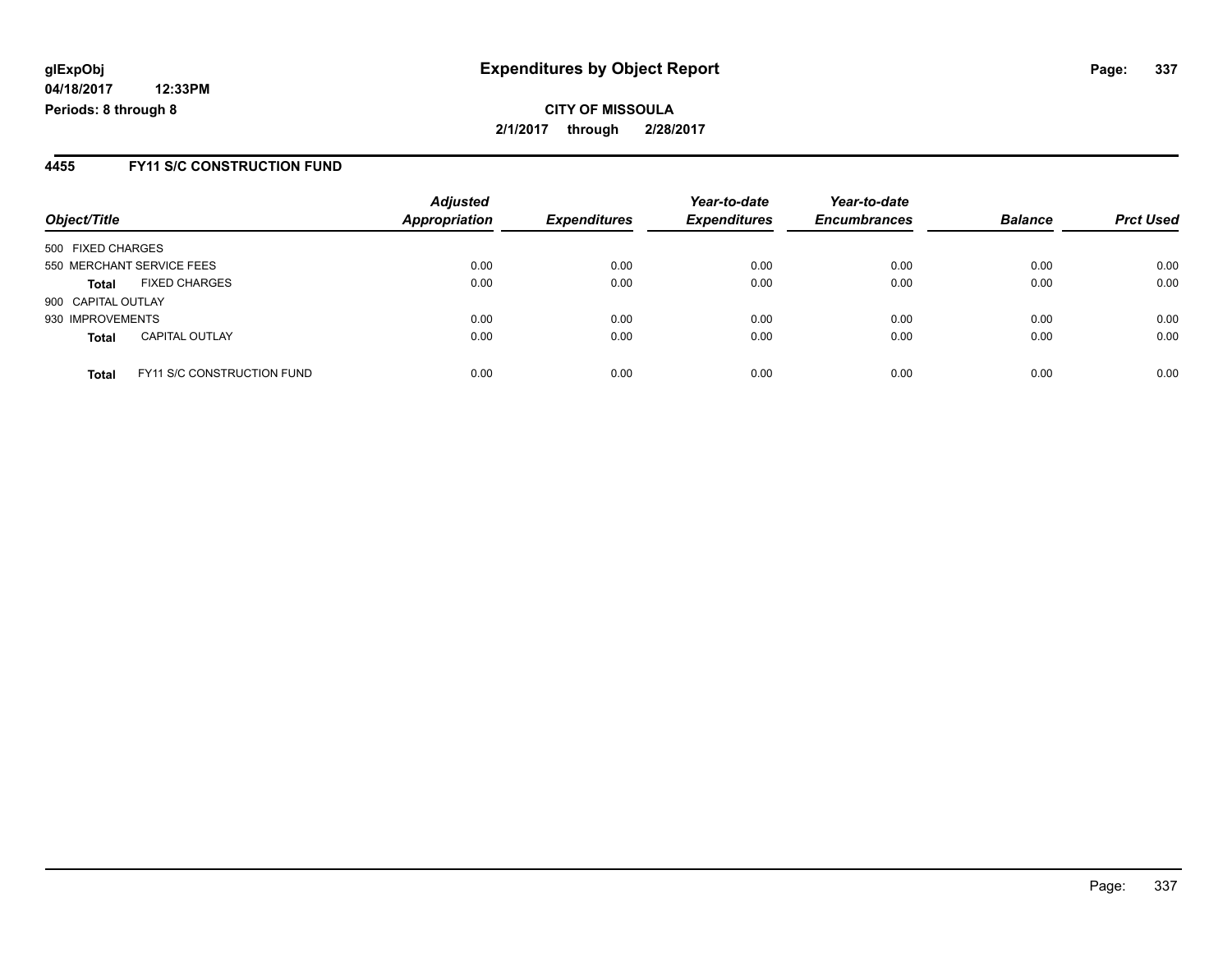glExpObj
04/18/2017 12:33PM
Periods: 8 through 8

# Expenditures by Object Report

**CITY OF MISSOULA**
**2/1/2017 through 2/28/2017**

## 4455 FY11 S/C CONSTRUCTION FUND

| Object/Title | | Adjusted Appropriation | Expenditures | Year-to-date Expenditures | Year-to-date Encumbrances | Balance | Prct Used |
|---|---|---|---|---|---|---|---|
| 500 FIXED CHARGES | | | | | | | |
| 550 MERCHANT SERVICE FEES | | 0.00 | 0.00 | 0.00 | 0.00 | 0.00 | 0.00 |
| **Total** | FIXED CHARGES | 0.00 | 0.00 | 0.00 | 0.00 | 0.00 | 0.00 |
| 900 CAPITAL OUTLAY | | | | | | | |
| 930 IMPROVEMENTS | | 0.00 | 0.00 | 0.00 | 0.00 | 0.00 | 0.00 |
| **Total** | CAPITAL OUTLAY | 0.00 | 0.00 | 0.00 | 0.00 | 0.00 | 0.00 |
| **Total** | FY11 S/C CONSTRUCTION FUND | 0.00 | 0.00 | 0.00 | 0.00 | 0.00 | 0.00 |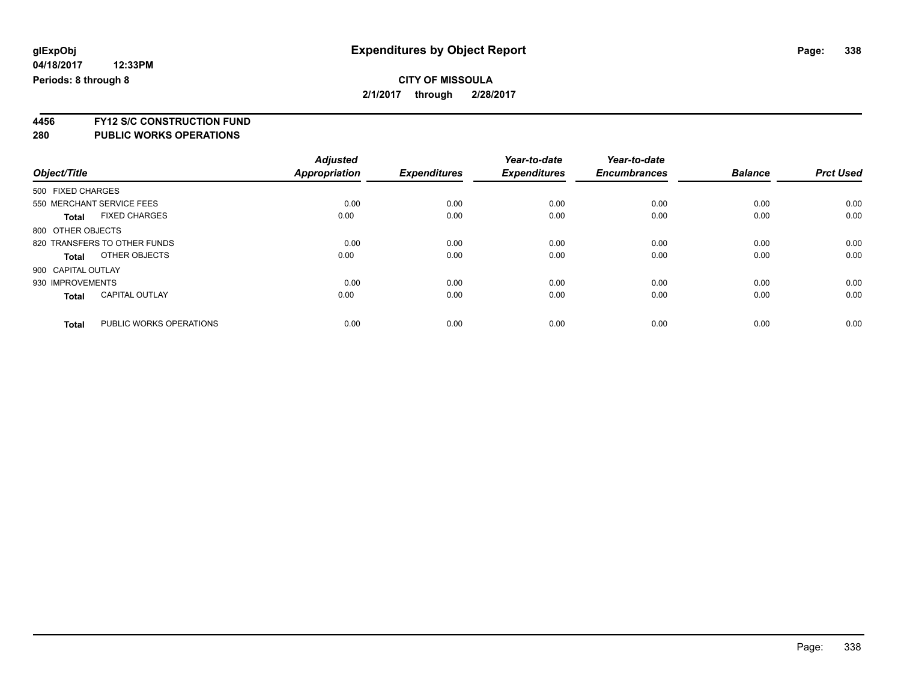**glExpObj** **Expenditures by Object Report**

**04/18/2017 12:33PM**

**Periods: 8 through 8**

**CITY OF MISSOULA**

**2/1/2017 through 2/28/2017**

## 4456 FY12 S/C CONSTRUCTION FUND
## 280 PUBLIC WORKS OPERATIONS

| Object/Title | | Adjusted Appropriation | Expenditures | Year-to-date Expenditures | Year-to-date Encumbrances | Balance | Prct Used |
|---|---|---|---|---|---|---|---|
| 500 FIXED CHARGES | | | | | | | |
| 550 MERCHANT SERVICE FEES | | 0.00 | 0.00 | 0.00 | 0.00 | 0.00 | 0.00 |
| **Total** | FIXED CHARGES | 0.00 | 0.00 | 0.00 | 0.00 | 0.00 | 0.00 |
| 800 OTHER OBJECTS | | | | | | | |
| 820 TRANSFERS TO OTHER FUNDS | | 0.00 | 0.00 | 0.00 | 0.00 | 0.00 | 0.00 |
| **Total** | OTHER OBJECTS | 0.00 | 0.00 | 0.00 | 0.00 | 0.00 | 0.00 |
| 900 CAPITAL OUTLAY | | | | | | | |
| 930 IMPROVEMENTS | | 0.00 | 0.00 | 0.00 | 0.00 | 0.00 | 0.00 |
| **Total** | CAPITAL OUTLAY | 0.00 | 0.00 | 0.00 | 0.00 | 0.00 | 0.00 |
| **Total** | PUBLIC WORKS OPERATIONS | 0.00 | 0.00 | 0.00 | 0.00 | 0.00 | 0.00 |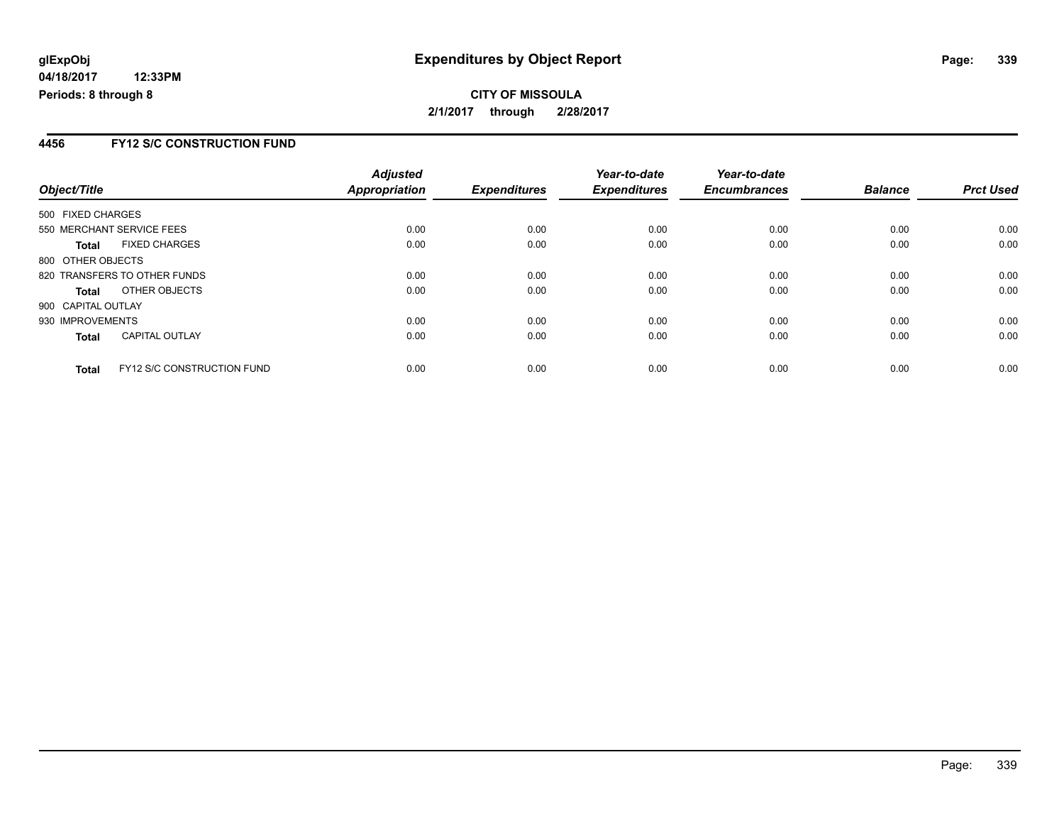**glExpObj**
**04/18/2017 12:33PM**
**Periods: 8 through 8**

# Expenditures by Object Report

**CITY OF MISSOULA**
**2/1/2017 through 2/28/2017**

## 4456 FY12 S/C CONSTRUCTION FUND

| Object/Title | Adjusted Appropriation | Expenditures | Year-to-date Expenditures | Year-to-date Encumbrances | Balance | Prct Used |
|---|---|---|---|---|---|---|
| 500 FIXED CHARGES | | | | | | |
| 550 MERCHANT SERVICE FEES | 0.00 | 0.00 | 0.00 | 0.00 | 0.00 | 0.00 |
| **Total** FIXED CHARGES | 0.00 | 0.00 | 0.00 | 0.00 | 0.00 | 0.00 |
| 800 OTHER OBJECTS | | | | | | |
| 820 TRANSFERS TO OTHER FUNDS | 0.00 | 0.00 | 0.00 | 0.00 | 0.00 | 0.00 |
| **Total** OTHER OBJECTS | 0.00 | 0.00 | 0.00 | 0.00 | 0.00 | 0.00 |
| 900 CAPITAL OUTLAY | | | | | | |
| 930 IMPROVEMENTS | 0.00 | 0.00 | 0.00 | 0.00 | 0.00 | 0.00 |
| **Total** CAPITAL OUTLAY | 0.00 | 0.00 | 0.00 | 0.00 | 0.00 | 0.00 |
| **Total** FY12 S/C CONSTRUCTION FUND | 0.00 | 0.00 | 0.00 | 0.00 | 0.00 | 0.00 |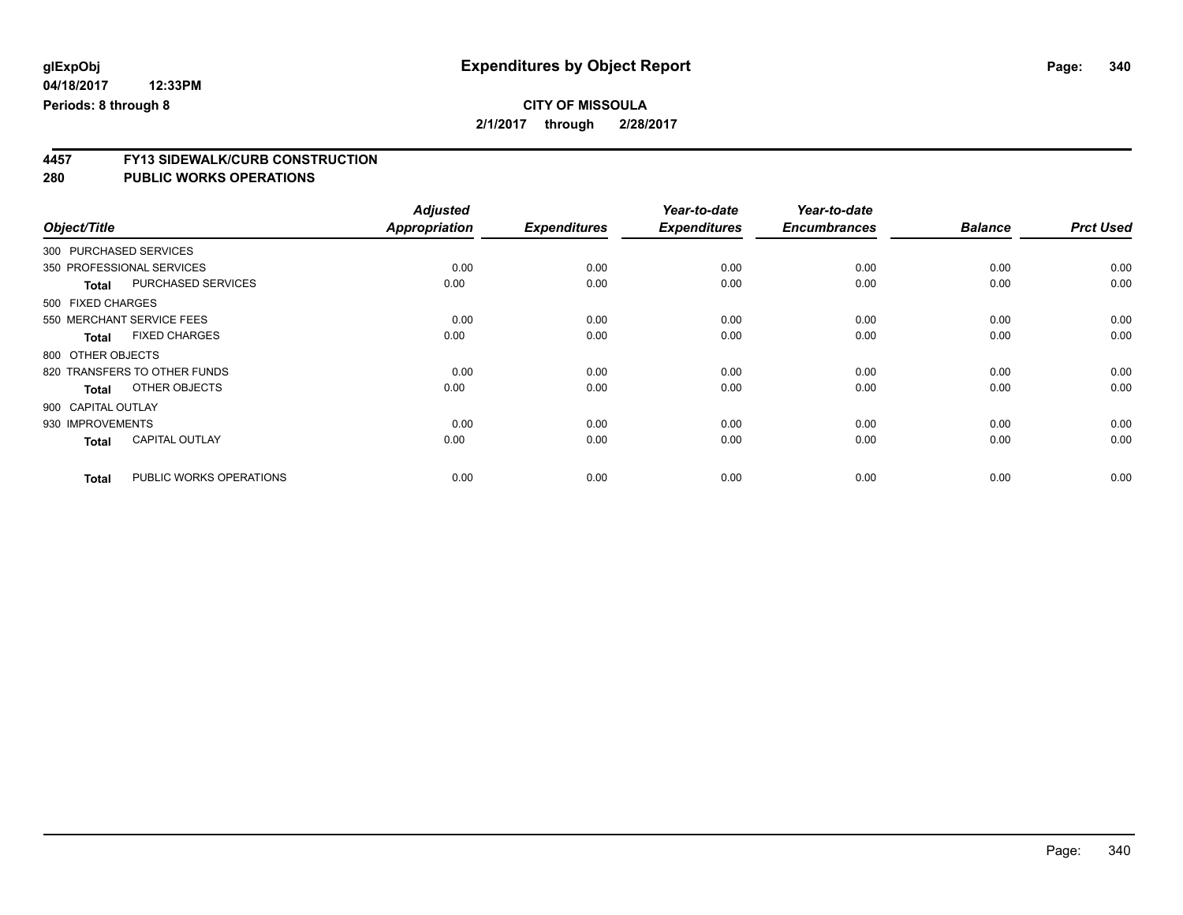**glExpObj**
**04/18/2017 12:33PM**
**Periods: 8 through 8**

# Expenditures by Object Report

**CITY OF MISSOULA**
**2/1/2017 through 2/28/2017**

## 4457 FY13 SIDEWALK/CURB CONSTRUCTION
## 280 PUBLIC WORKS OPERATIONS

| Object/Title | | Adjusted Appropriation | Expenditures | Year-to-date Expenditures | Year-to-date Encumbrances | Balance | Prct Used |
|---|---|---|---|---|---|---|---|
| 300 PURCHASED SERVICES | | | | | | | |
| 350 PROFESSIONAL SERVICES | | 0.00 | 0.00 | 0.00 | 0.00 | 0.00 | 0.00 |
| **Total** | PURCHASED SERVICES | 0.00 | 0.00 | 0.00 | 0.00 | 0.00 | 0.00 |
| 500 FIXED CHARGES | | | | | | | |
| 550 MERCHANT SERVICE FEES | | 0.00 | 0.00 | 0.00 | 0.00 | 0.00 | 0.00 |
| **Total** | FIXED CHARGES | 0.00 | 0.00 | 0.00 | 0.00 | 0.00 | 0.00 |
| 800 OTHER OBJECTS | | | | | | | |
| 820 TRANSFERS TO OTHER FUNDS | | 0.00 | 0.00 | 0.00 | 0.00 | 0.00 | 0.00 |
| **Total** | OTHER OBJECTS | 0.00 | 0.00 | 0.00 | 0.00 | 0.00 | 0.00 |
| 900 CAPITAL OUTLAY | | | | | | | |
| 930 IMPROVEMENTS | | 0.00 | 0.00 | 0.00 | 0.00 | 0.00 | 0.00 |
| **Total** | CAPITAL OUTLAY | 0.00 | 0.00 | 0.00 | 0.00 | 0.00 | 0.00 |
| **Total** | PUBLIC WORKS OPERATIONS | 0.00 | 0.00 | 0.00 | 0.00 | 0.00 | 0.00 |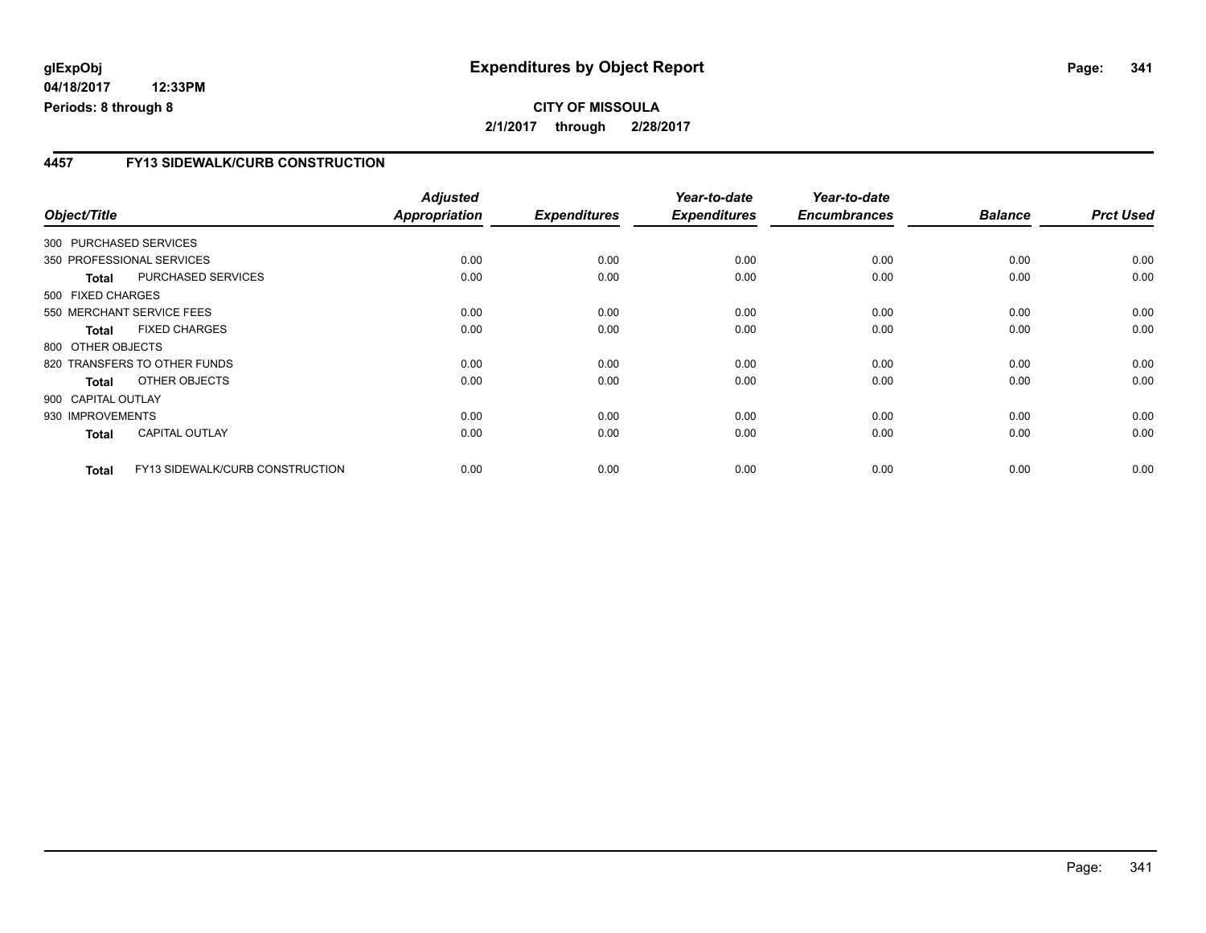**glExpObj**
**04/18/2017 12:33PM**
**Periods: 8 through 8**

# Expenditures by Object Report

**CITY OF MISSOULA**
**2/1/2017 through 2/28/2017**

## 4457 FY13 SIDEWALK/CURB CONSTRUCTION

| Object/Title | Adjusted Appropriation | Expenditures | Year-to-date Expenditures | Year-to-date Encumbrances | Balance | Prct Used |
|---|---|---|---|---|---|---|
| 300 PURCHASED SERVICES | | | | | | |
| 350 PROFESSIONAL SERVICES | 0.00 | 0.00 | 0.00 | 0.00 | 0.00 | 0.00 |
| **Total** PURCHASED SERVICES | 0.00 | 0.00 | 0.00 | 0.00 | 0.00 | 0.00 |
| 500 FIXED CHARGES | | | | | | |
| 550 MERCHANT SERVICE FEES | 0.00 | 0.00 | 0.00 | 0.00 | 0.00 | 0.00 |
| **Total** FIXED CHARGES | 0.00 | 0.00 | 0.00 | 0.00 | 0.00 | 0.00 |
| 800 OTHER OBJECTS | | | | | | |
| 820 TRANSFERS TO OTHER FUNDS | 0.00 | 0.00 | 0.00 | 0.00 | 0.00 | 0.00 |
| **Total** OTHER OBJECTS | 0.00 | 0.00 | 0.00 | 0.00 | 0.00 | 0.00 |
| 900 CAPITAL OUTLAY | | | | | | |
| 930 IMPROVEMENTS | 0.00 | 0.00 | 0.00 | 0.00 | 0.00 | 0.00 |
| **Total** CAPITAL OUTLAY | 0.00 | 0.00 | 0.00 | 0.00 | 0.00 | 0.00 |
| **Total** FY13 SIDEWALK/CURB CONSTRUCTION | 0.00 | 0.00 | 0.00 | 0.00 | 0.00 | 0.00 |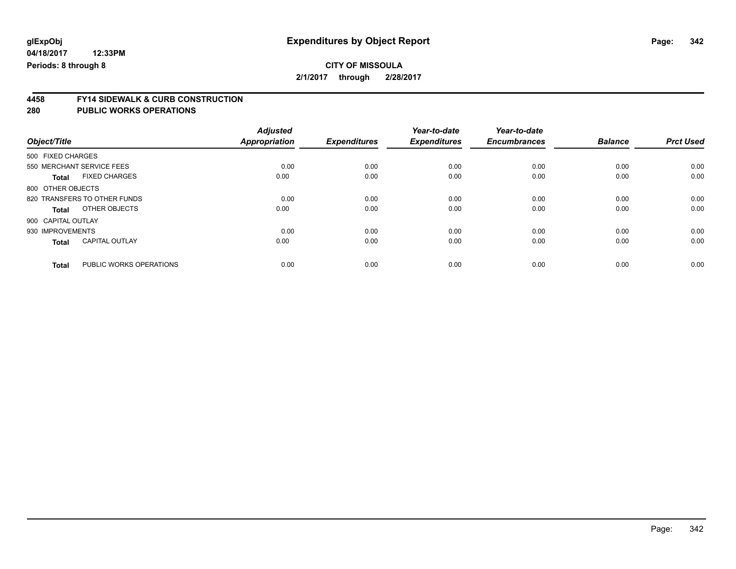# Expenditures by Object Report

glExpObj
04/18/2017 12:33PM
Periods: 8 through 8

**CITY OF MISSOULA**
**2/1/2017 through 2/28/2017**

## 4458 FY14 SIDEWALK & CURB CONSTRUCTION
## 280 PUBLIC WORKS OPERATIONS

| Object/Title | | Adjusted Appropriation | Expenditures | Year-to-date Expenditures | Year-to-date Encumbrances | Balance | Prct Used |
|---|---|---|---|---|---|---|---|
| 500 FIXED CHARGES | | | | | | | |
| 550 MERCHANT SERVICE FEES | | 0.00 | 0.00 | 0.00 | 0.00 | 0.00 | 0.00 |
| **Total** | FIXED CHARGES | 0.00 | 0.00 | 0.00 | 0.00 | 0.00 | 0.00 |
| 800 OTHER OBJECTS | | | | | | | |
| 820 TRANSFERS TO OTHER FUNDS | | 0.00 | 0.00 | 0.00 | 0.00 | 0.00 | 0.00 |
| **Total** | OTHER OBJECTS | 0.00 | 0.00 | 0.00 | 0.00 | 0.00 | 0.00 |
| 900 CAPITAL OUTLAY | | | | | | | |
| 930 IMPROVEMENTS | | 0.00 | 0.00 | 0.00 | 0.00 | 0.00 | 0.00 |
| **Total** | CAPITAL OUTLAY | 0.00 | 0.00 | 0.00 | 0.00 | 0.00 | 0.00 |
| **Total** | PUBLIC WORKS OPERATIONS | 0.00 | 0.00 | 0.00 | 0.00 | 0.00 | 0.00 |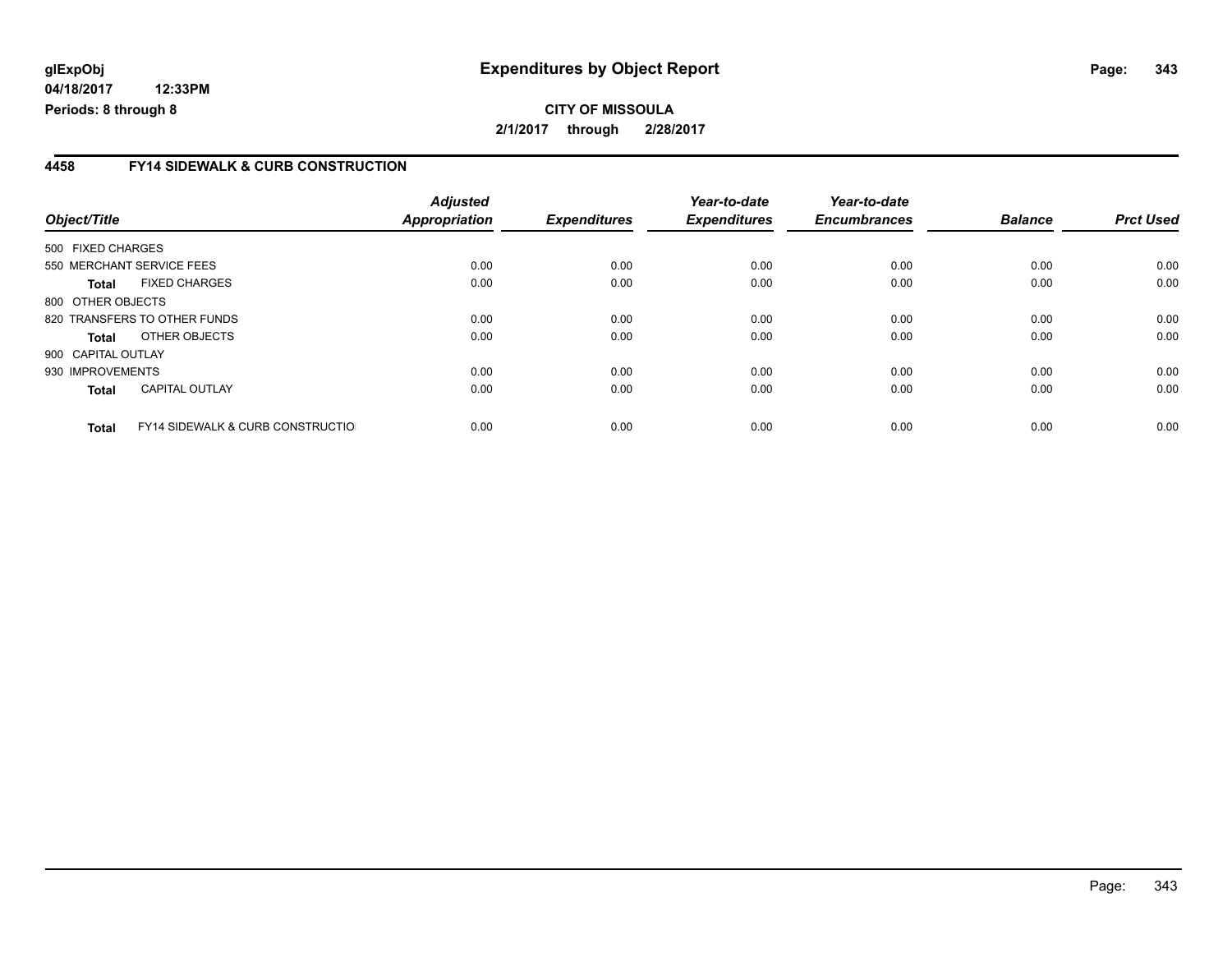glExpObj
04/18/2017 12:33PM
Periods: 8 through 8

# Expenditures by Object Report

**CITY OF MISSOULA**
**2/1/2017 through 2/28/2017**

## 4458 FY14 SIDEWALK & CURB CONSTRUCTION

| Object/Title | Adjusted Appropriation | Expenditures | Year-to-date Expenditures | Year-to-date Encumbrances | Balance | Prct Used |
|---|---|---|---|---|---|---|
| 500 FIXED CHARGES | | | | | | |
| 550 MERCHANT SERVICE FEES | 0.00 | 0.00 | 0.00 | 0.00 | 0.00 | 0.00 |
| **Total** FIXED CHARGES | 0.00 | 0.00 | 0.00 | 0.00 | 0.00 | 0.00 |
| 800 OTHER OBJECTS | | | | | | |
| 820 TRANSFERS TO OTHER FUNDS | 0.00 | 0.00 | 0.00 | 0.00 | 0.00 | 0.00 |
| **Total** OTHER OBJECTS | 0.00 | 0.00 | 0.00 | 0.00 | 0.00 | 0.00 |
| 900 CAPITAL OUTLAY | | | | | | |
| 930 IMPROVEMENTS | 0.00 | 0.00 | 0.00 | 0.00 | 0.00 | 0.00 |
| **Total** CAPITAL OUTLAY | 0.00 | 0.00 | 0.00 | 0.00 | 0.00 | 0.00 |
| **Total** FY14 SIDEWALK & CURB CONSTRUCTIO | 0.00 | 0.00 | 0.00 | 0.00 | 0.00 | 0.00 |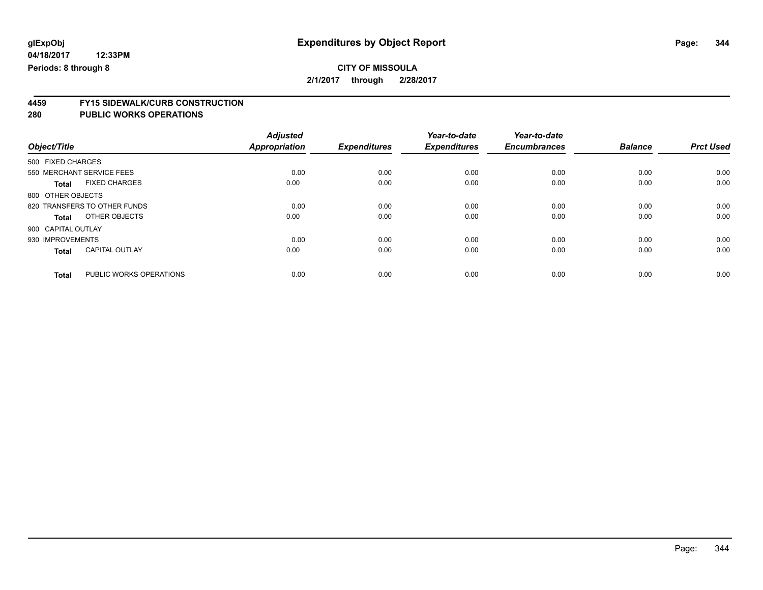**glExpObj**
**04/18/2017 12:33PM**
**Periods: 8 through 8**

# Expenditures by Object Report

**CITY OF MISSOULA**
**2/1/2017 through 2/28/2017**

## 4459 FY15 SIDEWALK/CURB CONSTRUCTION
## 280 PUBLIC WORKS OPERATIONS

| Object/Title | | Adjusted Appropriation | Expenditures | Year-to-date Expenditures | Year-to-date Encumbrances | Balance | Prct Used |
|---|---|---|---|---|---|---|---|
| 500 FIXED CHARGES | | | | | | | |
| 550 MERCHANT SERVICE FEES | | 0.00 | 0.00 | 0.00 | 0.00 | 0.00 | 0.00 |
| **Total** | FIXED CHARGES | 0.00 | 0.00 | 0.00 | 0.00 | 0.00 | 0.00 |
| 800 OTHER OBJECTS | | | | | | | |
| 820 TRANSFERS TO OTHER FUNDS | | 0.00 | 0.00 | 0.00 | 0.00 | 0.00 | 0.00 |
| **Total** | OTHER OBJECTS | 0.00 | 0.00 | 0.00 | 0.00 | 0.00 | 0.00 |
| 900 CAPITAL OUTLAY | | | | | | | |
| 930 IMPROVEMENTS | | 0.00 | 0.00 | 0.00 | 0.00 | 0.00 | 0.00 |
| **Total** | CAPITAL OUTLAY | 0.00 | 0.00 | 0.00 | 0.00 | 0.00 | 0.00 |
| **Total** | PUBLIC WORKS OPERATIONS | 0.00 | 0.00 | 0.00 | 0.00 | 0.00 | 0.00 |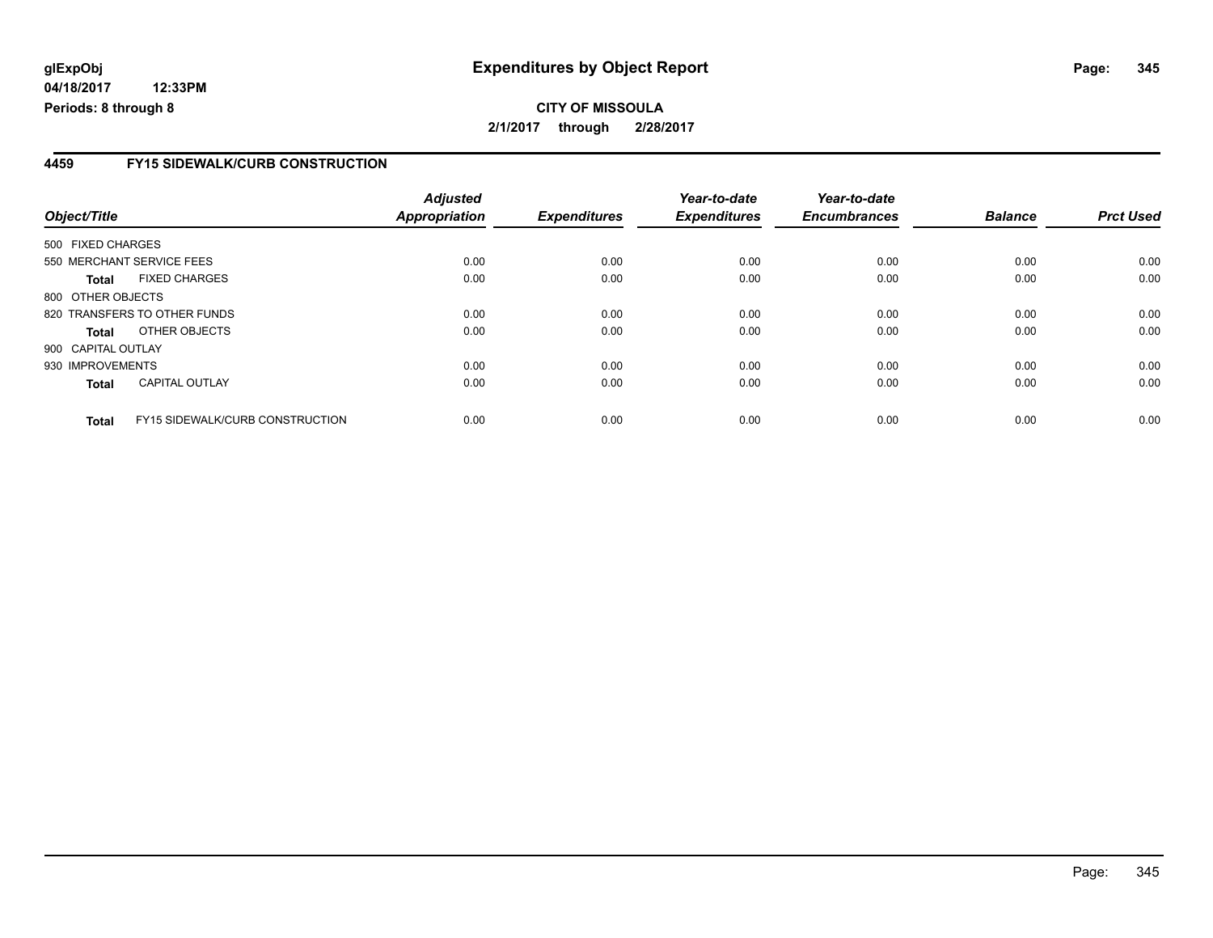**glExpObj**
**04/18/2017 12:33PM**
**Periods: 8 through 8**

# Expenditures by Object Report

**CITY OF MISSOULA**
**2/1/2017 through 2/28/2017**

## 4459 FY15 SIDEWALK/CURB CONSTRUCTION

| Object/Title | | Adjusted Appropriation | Expenditures | Year-to-date Expenditures | Year-to-date Encumbrances | Balance | Prct Used |
|---|---|---|---|---|---|---|---|
| 500 FIXED CHARGES | | | | | | | |
| 550 MERCHANT SERVICE FEES | | 0.00 | 0.00 | 0.00 | 0.00 | 0.00 | 0.00 |
| **Total** | FIXED CHARGES | 0.00 | 0.00 | 0.00 | 0.00 | 0.00 | 0.00 |
| 800 OTHER OBJECTS | | | | | | | |
| 820 TRANSFERS TO OTHER FUNDS | | 0.00 | 0.00 | 0.00 | 0.00 | 0.00 | 0.00 |
| **Total** | OTHER OBJECTS | 0.00 | 0.00 | 0.00 | 0.00 | 0.00 | 0.00 |
| 900 CAPITAL OUTLAY | | | | | | | |
| 930 IMPROVEMENTS | | 0.00 | 0.00 | 0.00 | 0.00 | 0.00 | 0.00 |
| **Total** | CAPITAL OUTLAY | 0.00 | 0.00 | 0.00 | 0.00 | 0.00 | 0.00 |
| **Total** | FY15 SIDEWALK/CURB CONSTRUCTION | 0.00 | 0.00 | 0.00 | 0.00 | 0.00 | 0.00 |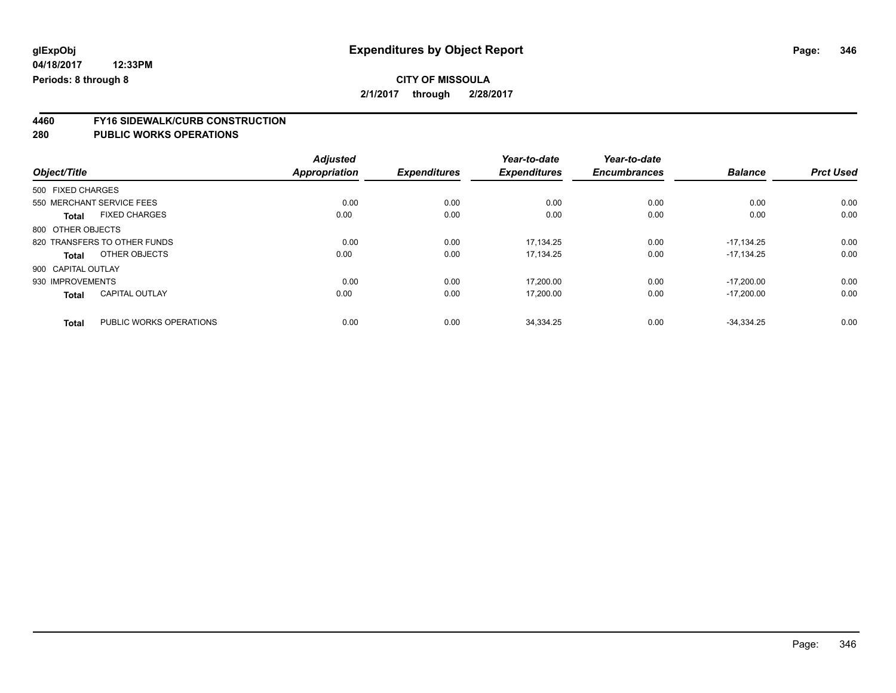**glExpObj**
**04/18/2017 12:33PM**
**Periods: 8 through 8**

# Expenditures by Object Report

**CITY OF MISSOULA**
**2/1/2017 through 2/28/2017**

## 4460 FY16 SIDEWALK/CURB CONSTRUCTION
## 280 PUBLIC WORKS OPERATIONS

| Object/Title | Adjusted Appropriation | Expenditures | Year-to-date Expenditures | Year-to-date Encumbrances | Balance | Prct Used |
|---|---|---|---|---|---|---|
| 500 FIXED CHARGES | | | | | | |
| 550 MERCHANT SERVICE FEES | 0.00 | 0.00 | 0.00 | 0.00 | 0.00 | 0.00 |
| **Total** FIXED CHARGES | 0.00 | 0.00 | 0.00 | 0.00 | 0.00 | 0.00 |
| 800 OTHER OBJECTS | | | | | | |
| 820 TRANSFERS TO OTHER FUNDS | 0.00 | 0.00 | 17,134.25 | 0.00 | -17,134.25 | 0.00 |
| **Total** OTHER OBJECTS | 0.00 | 0.00 | 17,134.25 | 0.00 | -17,134.25 | 0.00 |
| 900 CAPITAL OUTLAY | | | | | | |
| 930 IMPROVEMENTS | 0.00 | 0.00 | 17,200.00 | 0.00 | -17,200.00 | 0.00 |
| **Total** CAPITAL OUTLAY | 0.00 | 0.00 | 17,200.00 | 0.00 | -17,200.00 | 0.00 |
| **Total** PUBLIC WORKS OPERATIONS | 0.00 | 0.00 | 34,334.25 | 0.00 | -34,334.25 | 0.00 |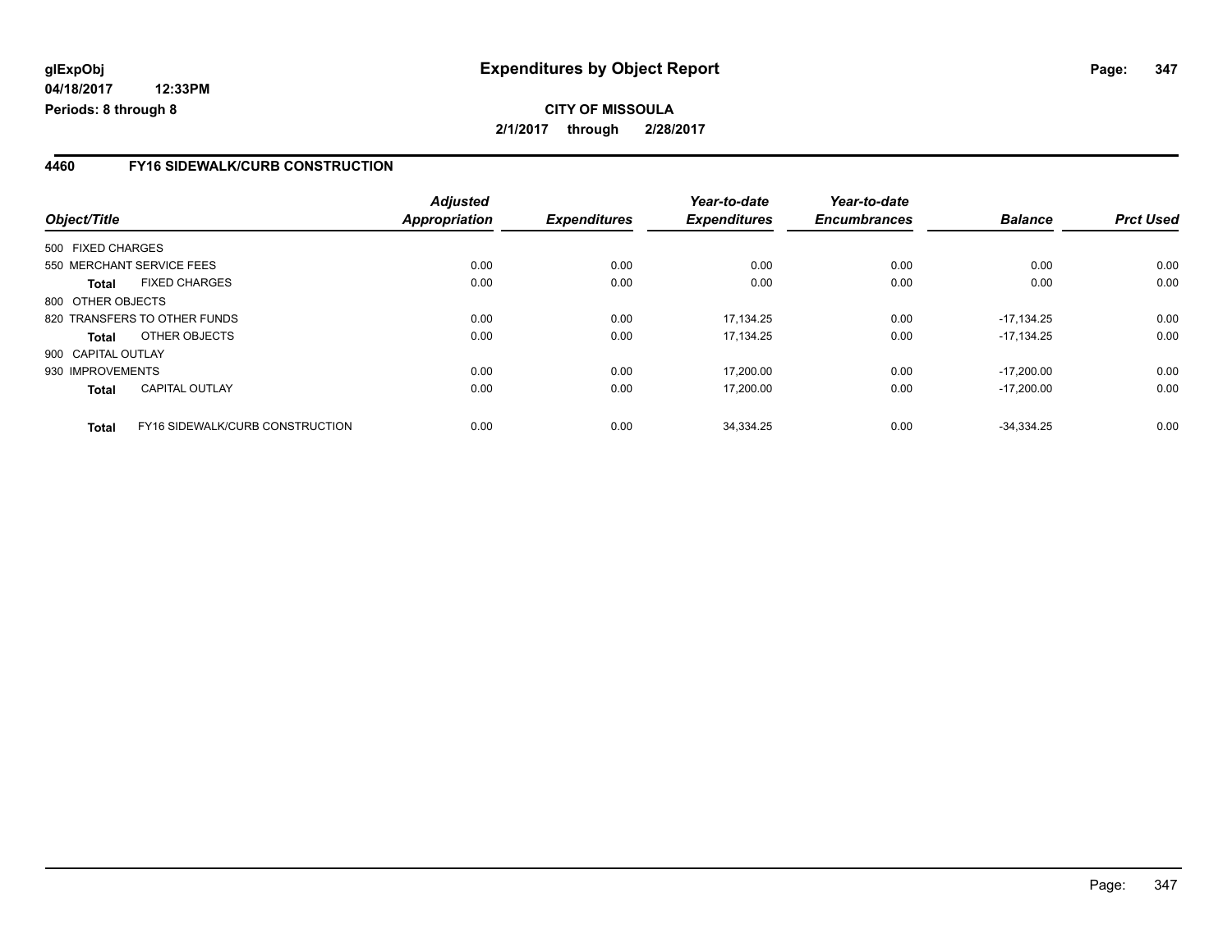# Expenditures by Object Report

glExpObj
04/18/2017 12:33PM
Periods: 8 through 8

**CITY OF MISSOULA**
**2/1/2017 through 2/28/2017**

## 4460 FY16 SIDEWALK/CURB CONSTRUCTION

| Object/Title | Adjusted Appropriation | Expenditures | Year-to-date Expenditures | Year-to-date Encumbrances | Balance | Prct Used |
|---|---|---|---|---|---|---|
| 500 FIXED CHARGES | | | | | | |
| 550 MERCHANT SERVICE FEES | 0.00 | 0.00 | 0.00 | 0.00 | 0.00 | 0.00 |
| **Total** FIXED CHARGES | 0.00 | 0.00 | 0.00 | 0.00 | 0.00 | 0.00 |
| 800 OTHER OBJECTS | | | | | | |
| 820 TRANSFERS TO OTHER FUNDS | 0.00 | 0.00 | 17,134.25 | 0.00 | -17,134.25 | 0.00 |
| **Total** OTHER OBJECTS | 0.00 | 0.00 | 17,134.25 | 0.00 | -17,134.25 | 0.00 |
| 900 CAPITAL OUTLAY | | | | | | |
| 930 IMPROVEMENTS | 0.00 | 0.00 | 17,200.00 | 0.00 | -17,200.00 | 0.00 |
| **Total** CAPITAL OUTLAY | 0.00 | 0.00 | 17,200.00 | 0.00 | -17,200.00 | 0.00 |
| **Total** FY16 SIDEWALK/CURB CONSTRUCTION | 0.00 | 0.00 | 34,334.25 | 0.00 | -34,334.25 | 0.00 |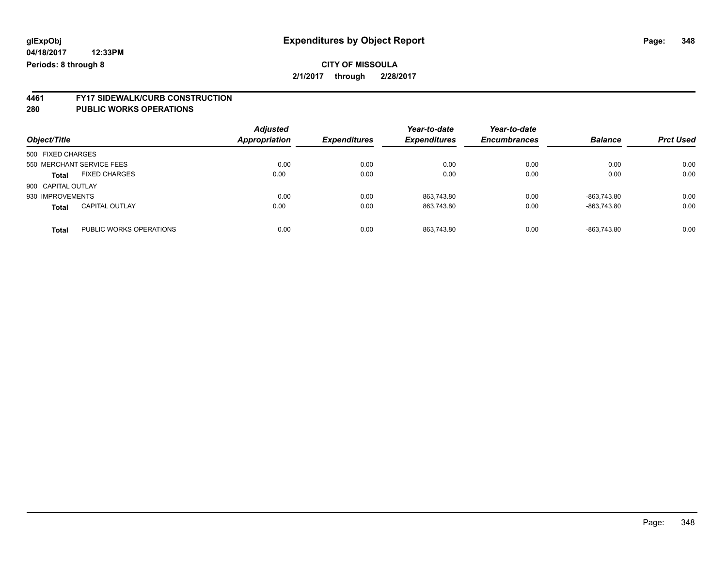**glExpObj** **Expenditures by Object Report**
**04/18/2017 12:33PM**
**Periods: 8 through 8**

**CITY OF MISSOULA**
**2/1/2017 through 2/28/2017**

## 4461 FY17 SIDEWALK/CURB CONSTRUCTION
## 280 PUBLIC WORKS OPERATIONS

| Object/Title | | *Adjusted Appropriation* | *Expenditures* | *Year-to-date Expenditures* | *Year-to-date Encumbrances* | *Balance* | *Prct Used* |
|---|---|---|---|---|---|---|---|
| 500 FIXED CHARGES | | | | | | | |
| 550 MERCHANT SERVICE FEES | | 0.00 | 0.00 | 0.00 | 0.00 | 0.00 | 0.00 |
| **Total** | FIXED CHARGES | 0.00 | 0.00 | 0.00 | 0.00 | 0.00 | 0.00 |
| 900 CAPITAL OUTLAY | | | | | | | |
| 930 IMPROVEMENTS | | 0.00 | 0.00 | 863,743.80 | 0.00 | -863,743.80 | 0.00 |
| **Total** | CAPITAL OUTLAY | 0.00 | 0.00 | 863,743.80 | 0.00 | -863,743.80 | 0.00 |
| **Total** | PUBLIC WORKS OPERATIONS | 0.00 | 0.00 | 863,743.80 | 0.00 | -863,743.80 | 0.00 |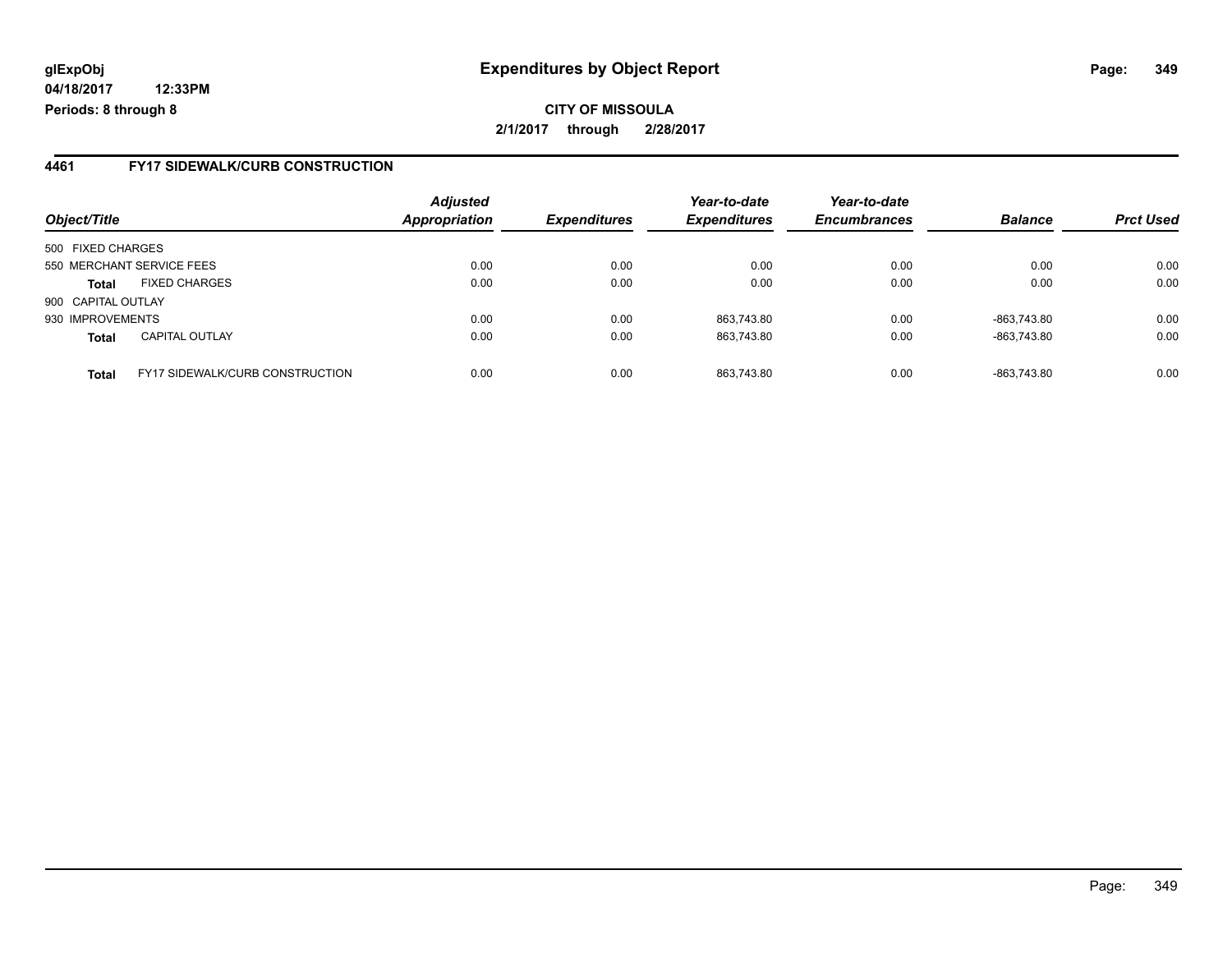**glExpObj**
**04/18/2017 12:33PM**
**Periods: 8 through 8**

# Expenditures by Object Report

**CITY OF MISSOULA**
**2/1/2017 through 2/28/2017**

## 4461 FY17 SIDEWALK/CURB CONSTRUCTION

| Object/Title | | Adjusted Appropriation | Expenditures | Year-to-date Expenditures | Year-to-date Encumbrances | Balance | Prct Used |
|---|---|---|---|---|---|---|---|
| 500 FIXED CHARGES | | | | | | | |
| 550 MERCHANT SERVICE FEES | | 0.00 | 0.00 | 0.00 | 0.00 | 0.00 | 0.00 |
| **Total** | FIXED CHARGES | 0.00 | 0.00 | 0.00 | 0.00 | 0.00 | 0.00 |
| 900 CAPITAL OUTLAY | | | | | | | |
| 930 IMPROVEMENTS | | 0.00 | 0.00 | 863,743.80 | 0.00 | -863,743.80 | 0.00 |
| **Total** | CAPITAL OUTLAY | 0.00 | 0.00 | 863,743.80 | 0.00 | -863,743.80 | 0.00 |
| **Total** | FY17 SIDEWALK/CURB CONSTRUCTION | 0.00 | 0.00 | 863,743.80 | 0.00 | -863,743.80 | 0.00 |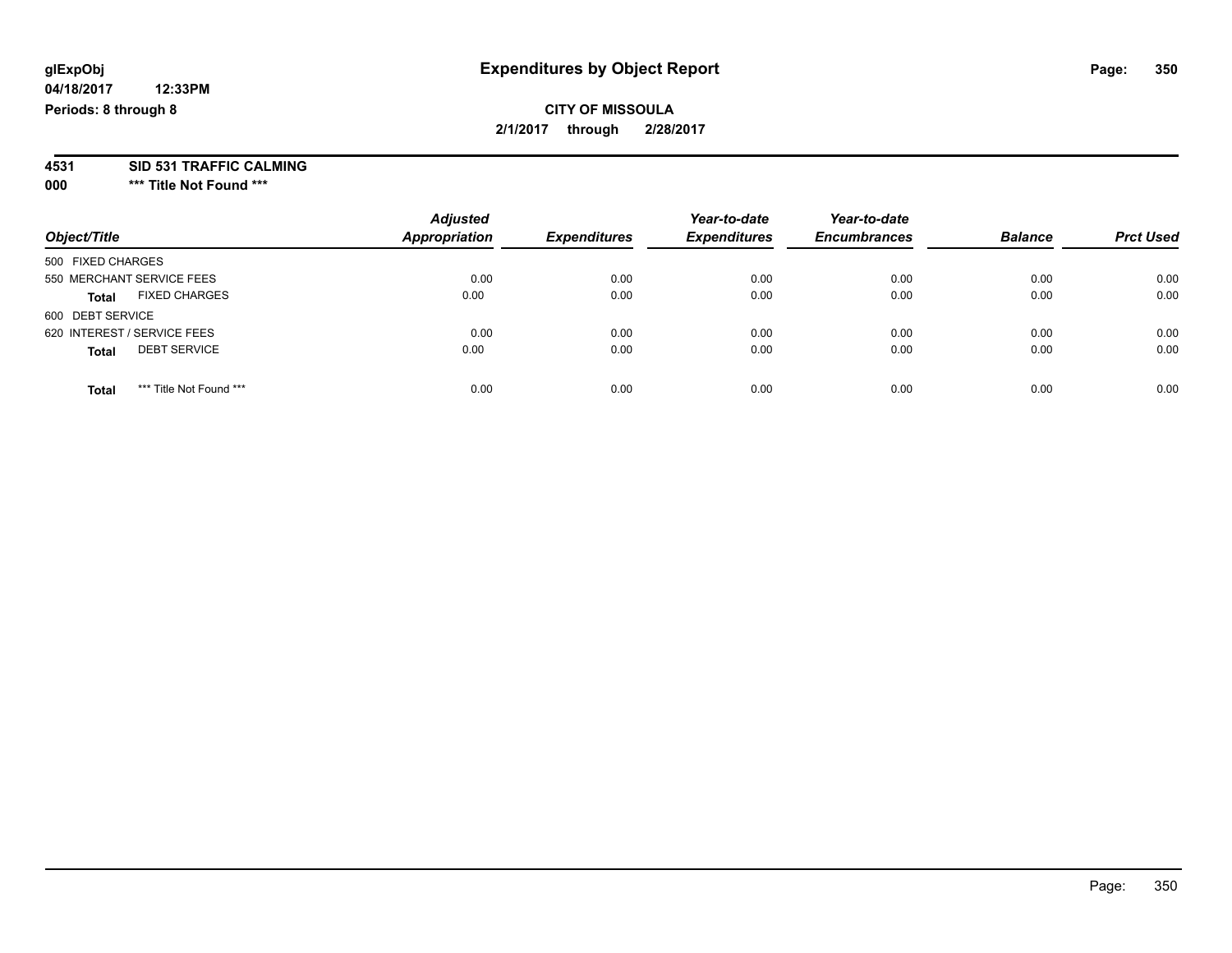**glExpObj**
**04/18/2017 12:33PM**
**Periods: 8 through 8**

# Expenditures by Object Report

**CITY OF MISSOULA**
**2/1/2017 through 2/28/2017**

**4531 SID 531 TRAFFIC CALMING**
**000 *** Title Not Found *****

| Object/Title | Adjusted Appropriation | Expenditures | Year-to-date Expenditures | Year-to-date Encumbrances | Balance | Prct Used |
|---|---|---|---|---|---|---|
| 500 FIXED CHARGES | | | | | | |
| 550 MERCHANT SERVICE FEES | 0.00 | 0.00 | 0.00 | 0.00 | 0.00 | 0.00 |
| **Total** FIXED CHARGES | 0.00 | 0.00 | 0.00 | 0.00 | 0.00 | 0.00 |
| 600 DEBT SERVICE | | | | | | |
| 620 INTEREST / SERVICE FEES | 0.00 | 0.00 | 0.00 | 0.00 | 0.00 | 0.00 |
| **Total** DEBT SERVICE | 0.00 | 0.00 | 0.00 | 0.00 | 0.00 | 0.00 |
| **Total** *** Title Not Found *** | 0.00 | 0.00 | 0.00 | 0.00 | 0.00 | 0.00 |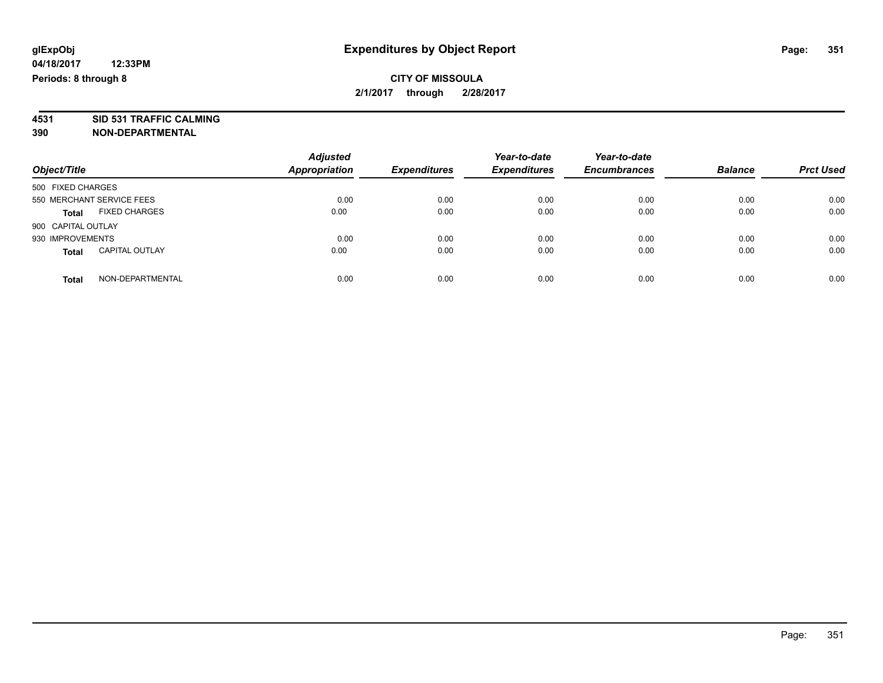**glExpObj**
**04/18/2017 12:33PM**
**Periods: 8 through 8**

# Expenditures by Object Report

**CITY OF MISSOULA**
**2/1/2017 through 2/28/2017**

**4531 SID 531 TRAFFIC CALMING**
**390 NON-DEPARTMENTAL**

| Object/Title | | Adjusted Appropriation | Expenditures | Year-to-date Expenditures | Year-to-date Encumbrances | Balance | Prct Used |
|---|---|---|---|---|---|---|---|
| 500 FIXED CHARGES | | | | | | | |
| 550 MERCHANT SERVICE FEES | | 0.00 | 0.00 | 0.00 | 0.00 | 0.00 | 0.00 |
| **Total** | FIXED CHARGES | 0.00 | 0.00 | 0.00 | 0.00 | 0.00 | 0.00 |
| 900 CAPITAL OUTLAY | | | | | | | |
| 930 IMPROVEMENTS | | 0.00 | 0.00 | 0.00 | 0.00 | 0.00 | 0.00 |
| **Total** | CAPITAL OUTLAY | 0.00 | 0.00 | 0.00 | 0.00 | 0.00 | 0.00 |
| **Total** | NON-DEPARTMENTAL | 0.00 | 0.00 | 0.00 | 0.00 | 0.00 | 0.00 |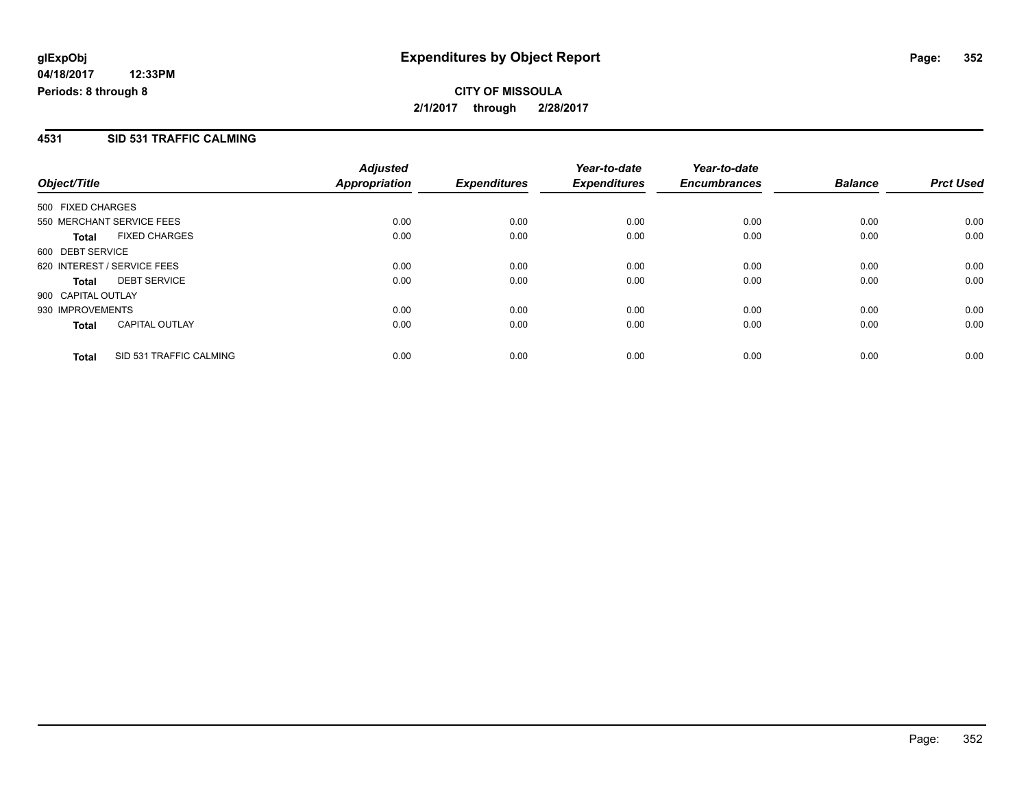**glExpObj**
**04/18/2017 12:33PM**
**Periods: 8 through 8**

# Expenditures by Object Report

**CITY OF MISSOULA**
**2/1/2017 through 2/28/2017**

## 4531 SID 531 TRAFFIC CALMING

| Object/Title | | *Adjusted Appropriation* | *Expenditures* | *Year-to-date Expenditures* | *Year-to-date Encumbrances* | *Balance* | *Prct Used* |
|---|---|---|---|---|---|---|---|
| 500 FIXED CHARGES | | | | | | | |
| 550 MERCHANT SERVICE FEES | | 0.00 | 0.00 | 0.00 | 0.00 | 0.00 | 0.00 |
| **Total** | FIXED CHARGES | 0.00 | 0.00 | 0.00 | 0.00 | 0.00 | 0.00 |
| 600 DEBT SERVICE | | | | | | | |
| 620 INTEREST / SERVICE FEES | | 0.00 | 0.00 | 0.00 | 0.00 | 0.00 | 0.00 |
| **Total** | DEBT SERVICE | 0.00 | 0.00 | 0.00 | 0.00 | 0.00 | 0.00 |
| 900 CAPITAL OUTLAY | | | | | | | |
| 930 IMPROVEMENTS | | 0.00 | 0.00 | 0.00 | 0.00 | 0.00 | 0.00 |
| **Total** | CAPITAL OUTLAY | 0.00 | 0.00 | 0.00 | 0.00 | 0.00 | 0.00 |
| **Total** | SID 531 TRAFFIC CALMING | 0.00 | 0.00 | 0.00 | 0.00 | 0.00 | 0.00 |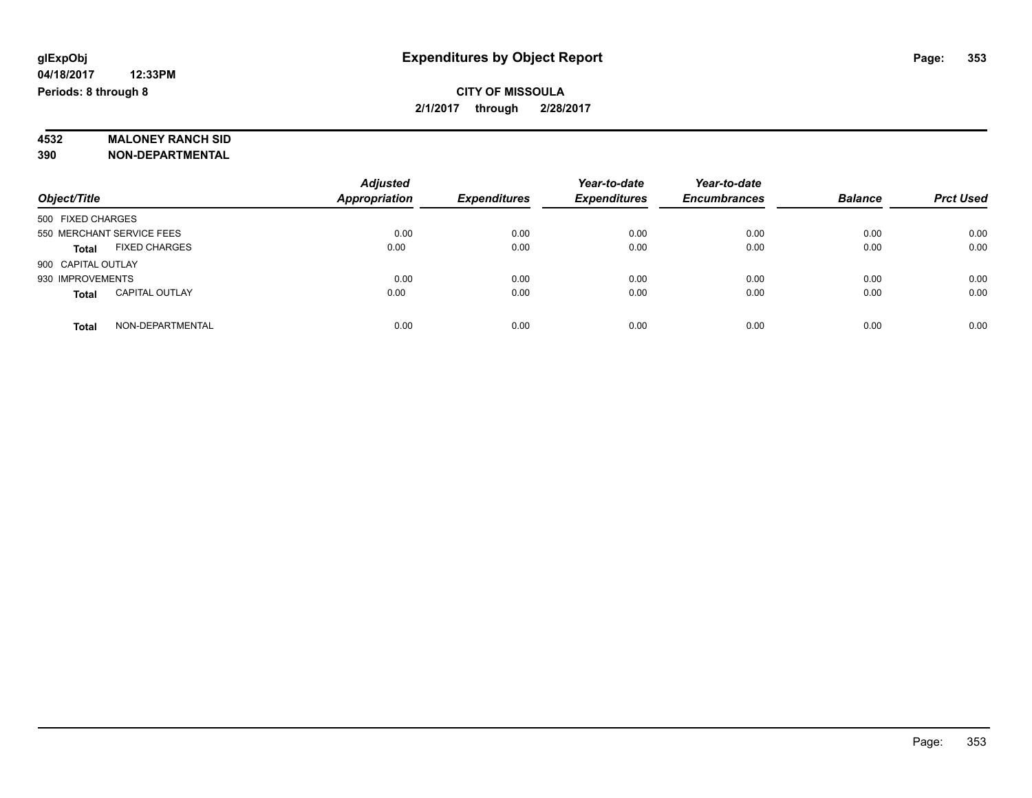**glExpObj**
**04/18/2017 12:33PM**
**Periods: 8 through 8**

# Expenditures by Object Report

**CITY OF MISSOULA**
**2/1/2017 through 2/28/2017**

**4532 MALONEY RANCH SID**
**390 NON-DEPARTMENTAL**

| Object/Title | Adjusted Appropriation | Expenditures | Year-to-date Expenditures | Year-to-date Encumbrances | Balance | Prct Used |
|---|---|---|---|---|---|---|
| 500 FIXED CHARGES | | | | | | |
| 550 MERCHANT SERVICE FEES | 0.00 | 0.00 | 0.00 | 0.00 | 0.00 | 0.00 |
| **Total** FIXED CHARGES | 0.00 | 0.00 | 0.00 | 0.00 | 0.00 | 0.00 |
| 900 CAPITAL OUTLAY | | | | | | |
| 930 IMPROVEMENTS | 0.00 | 0.00 | 0.00 | 0.00 | 0.00 | 0.00 |
| **Total** CAPITAL OUTLAY | 0.00 | 0.00 | 0.00 | 0.00 | 0.00 | 0.00 |
| **Total** NON-DEPARTMENTAL | 0.00 | 0.00 | 0.00 | 0.00 | 0.00 | 0.00 |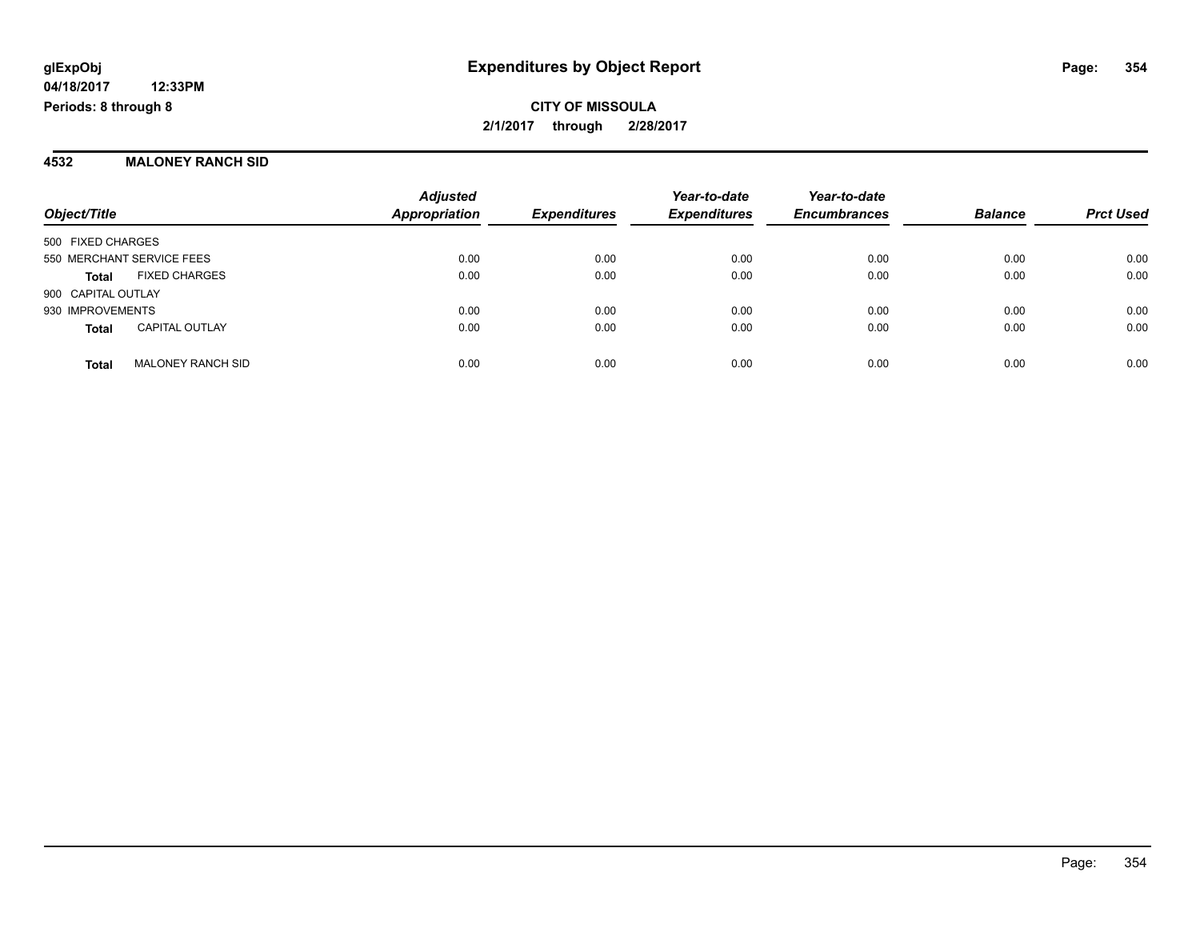**glExpObj** **Expenditures by Object Report**

**04/18/2017 12:33PM**

**Periods: 8 through 8**

**CITY OF MISSOULA**

**2/1/2017 through 2/28/2017**

## 4532 MALONEY RANCH SID

| Object/Title | Adjusted Appropriation | Expenditures | Year-to-date Expenditures | Year-to-date Encumbrances | Balance | Prct Used |
|---|---|---|---|---|---|---|
| 500 FIXED CHARGES | | | | | | |
| 550 MERCHANT SERVICE FEES | 0.00 | 0.00 | 0.00 | 0.00 | 0.00 | 0.00 |
| **Total** FIXED CHARGES | 0.00 | 0.00 | 0.00 | 0.00 | 0.00 | 0.00 |
| 900 CAPITAL OUTLAY | | | | | | |
| 930 IMPROVEMENTS | 0.00 | 0.00 | 0.00 | 0.00 | 0.00 | 0.00 |
| **Total** CAPITAL OUTLAY | 0.00 | 0.00 | 0.00 | 0.00 | 0.00 | 0.00 |
| **Total** MALONEY RANCH SID | 0.00 | 0.00 | 0.00 | 0.00 | 0.00 | 0.00 |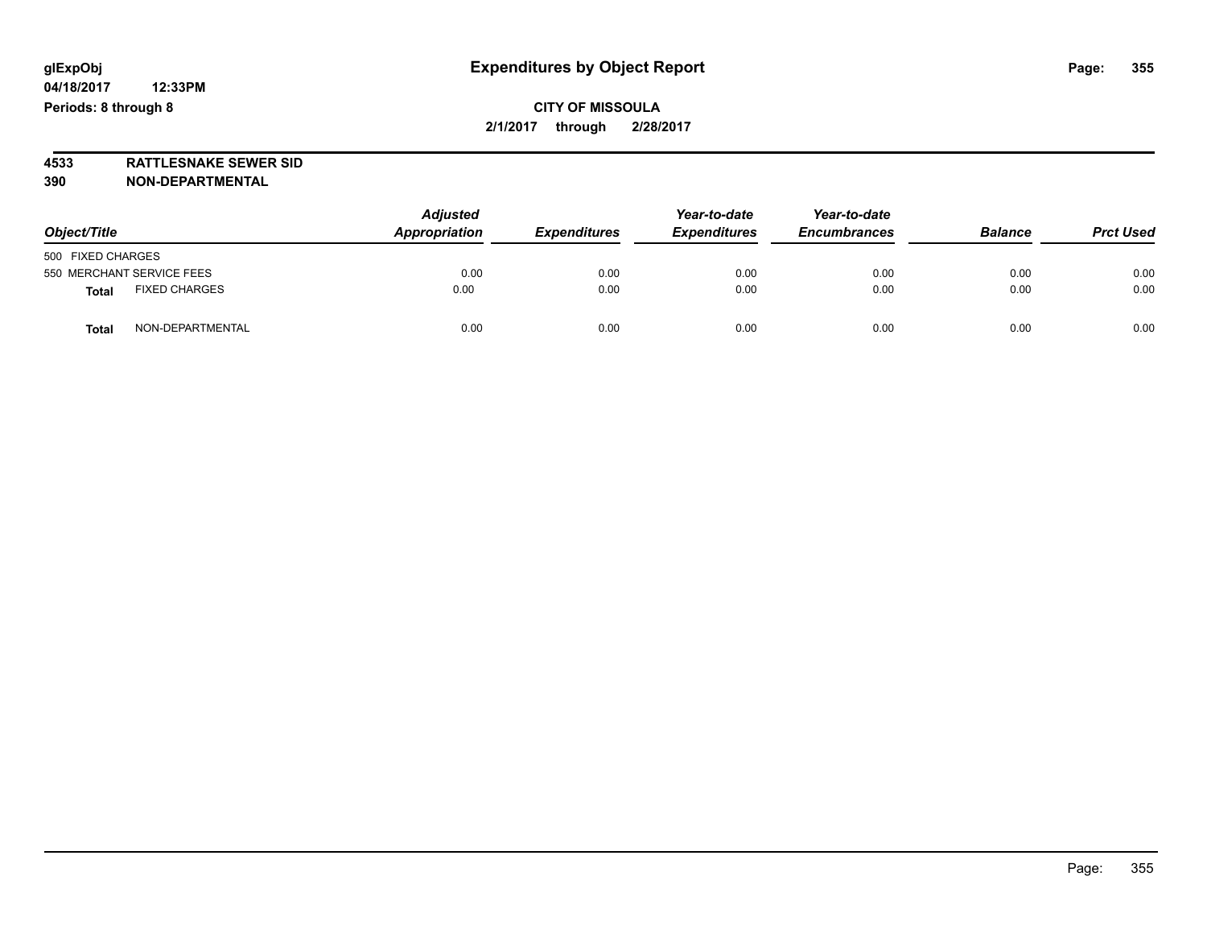**glExpObj** **Expenditures by Object Report**

**04/18/2017 12:33PM**

**Periods: 8 through 8**

**CITY OF MISSOULA**

**2/1/2017 through 2/28/2017**

**4533 RATTLESNAKE SEWER SID**

**390 NON-DEPARTMENTAL**

| Object/Title | Adjusted Appropriation | Expenditures | Year-to-date Expenditures | Year-to-date Encumbrances | Balance | Prct Used |
|---|---|---|---|---|---|---|
| 500 FIXED CHARGES | | | | | | |
| 550 MERCHANT SERVICE FEES | 0.00 | 0.00 | 0.00 | 0.00 | 0.00 | 0.00 |
| **Total** FIXED CHARGES | 0.00 | 0.00 | 0.00 | 0.00 | 0.00 | 0.00 |
| **Total** NON-DEPARTMENTAL | 0.00 | 0.00 | 0.00 | 0.00 | 0.00 | 0.00 |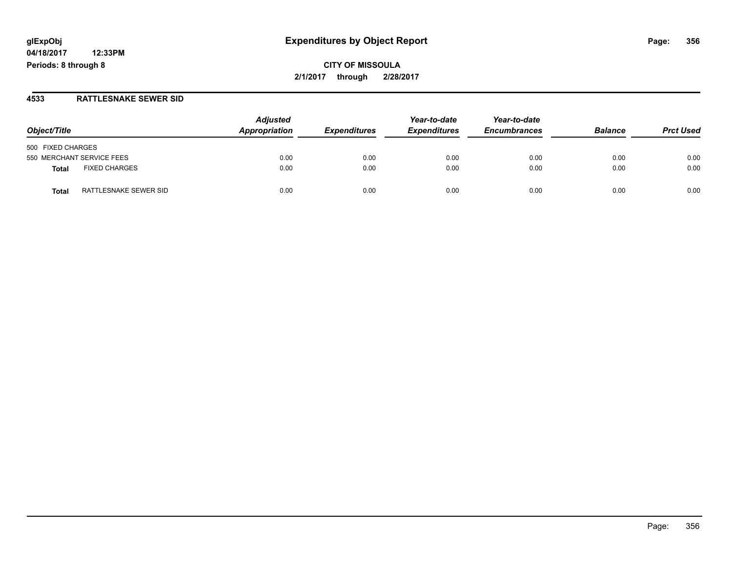**glExpObj**
**04/18/2017 12:33PM**
**Periods: 8 through 8**

# Expenditures by Object Report

**CITY OF MISSOULA**
**2/1/2017 through 2/28/2017**

## 4533 RATTLESNAKE SEWER SID

| Object/Title | | Adjusted Appropriation | Expenditures | Year-to-date Expenditures | Year-to-date Encumbrances | Balance | Prct Used |
|---|---|---|---|---|---|---|---|
| 500 FIXED CHARGES | | | | | | | |
| 550 MERCHANT SERVICE FEES | | 0.00 | 0.00 | 0.00 | 0.00 | 0.00 | 0.00 |
| **Total** | FIXED CHARGES | 0.00 | 0.00 | 0.00 | 0.00 | 0.00 | 0.00 |
| **Total** | RATTLESNAKE SEWER SID | 0.00 | 0.00 | 0.00 | 0.00 | 0.00 | 0.00 |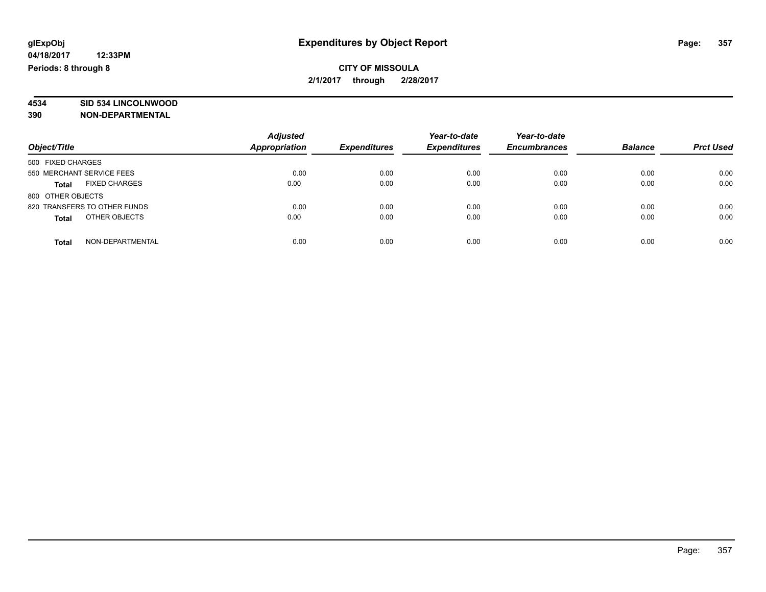glExpObj
04/18/2017 12:33PM
Periods: 8 through 8

# Expenditures by Object Report

**CITY OF MISSOULA**
**2/1/2017 through 2/28/2017**

**4534 SID 534 LINCOLNWOOD**
**390 NON-DEPARTMENTAL**

| Object/Title | Adjusted Appropriation | Expenditures | Year-to-date Expenditures | Year-to-date Encumbrances | Balance | Prct Used |
|---|---|---|---|---|---|---|
| 500 FIXED CHARGES | | | | | | |
| 550 MERCHANT SERVICE FEES | 0.00 | 0.00 | 0.00 | 0.00 | 0.00 | 0.00 |
| **Total** FIXED CHARGES | 0.00 | 0.00 | 0.00 | 0.00 | 0.00 | 0.00 |
| 800 OTHER OBJECTS | | | | | | |
| 820 TRANSFERS TO OTHER FUNDS | 0.00 | 0.00 | 0.00 | 0.00 | 0.00 | 0.00 |
| **Total** OTHER OBJECTS | 0.00 | 0.00 | 0.00 | 0.00 | 0.00 | 0.00 |
| **Total** NON-DEPARTMENTAL | 0.00 | 0.00 | 0.00 | 0.00 | 0.00 | 0.00 |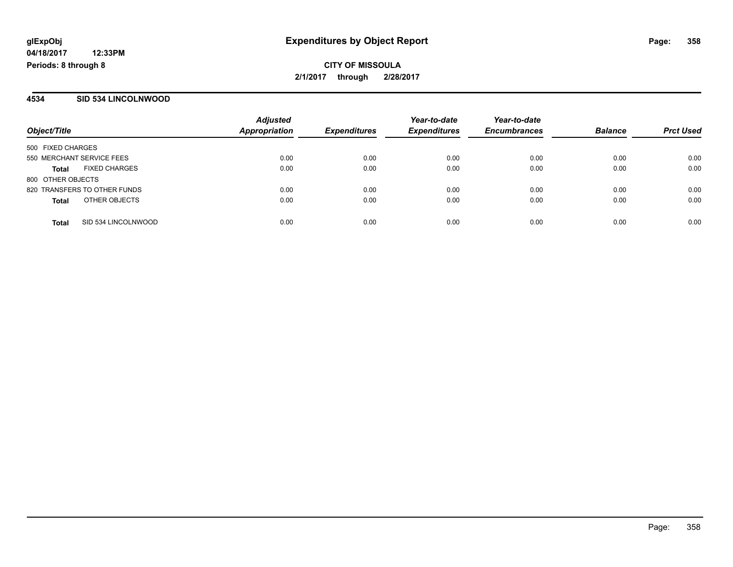# Expenditures by Object Report

glExpObj
04/18/2017 12:33PM
Periods: 8 through 8

**CITY OF MISSOULA**
**2/1/2017 through 2/28/2017**

## 4534 SID 534 LINCOLNWOOD

| Object/Title | | Adjusted Appropriation | Expenditures | Year-to-date Expenditures | Year-to-date Encumbrances | Balance | Prct Used |
|---|---|---|---|---|---|---|---|
| 500 FIXED CHARGES | | | | | | | |
| 550 MERCHANT SERVICE FEES | | 0.00 | 0.00 | 0.00 | 0.00 | 0.00 | 0.00 |
| **Total** | FIXED CHARGES | 0.00 | 0.00 | 0.00 | 0.00 | 0.00 | 0.00 |
| 800 OTHER OBJECTS | | | | | | | |
| 820 TRANSFERS TO OTHER FUNDS | | 0.00 | 0.00 | 0.00 | 0.00 | 0.00 | 0.00 |
| **Total** | OTHER OBJECTS | 0.00 | 0.00 | 0.00 | 0.00 | 0.00 | 0.00 |
| **Total** | SID 534 LINCOLNWOOD | 0.00 | 0.00 | 0.00 | 0.00 | 0.00 | 0.00 |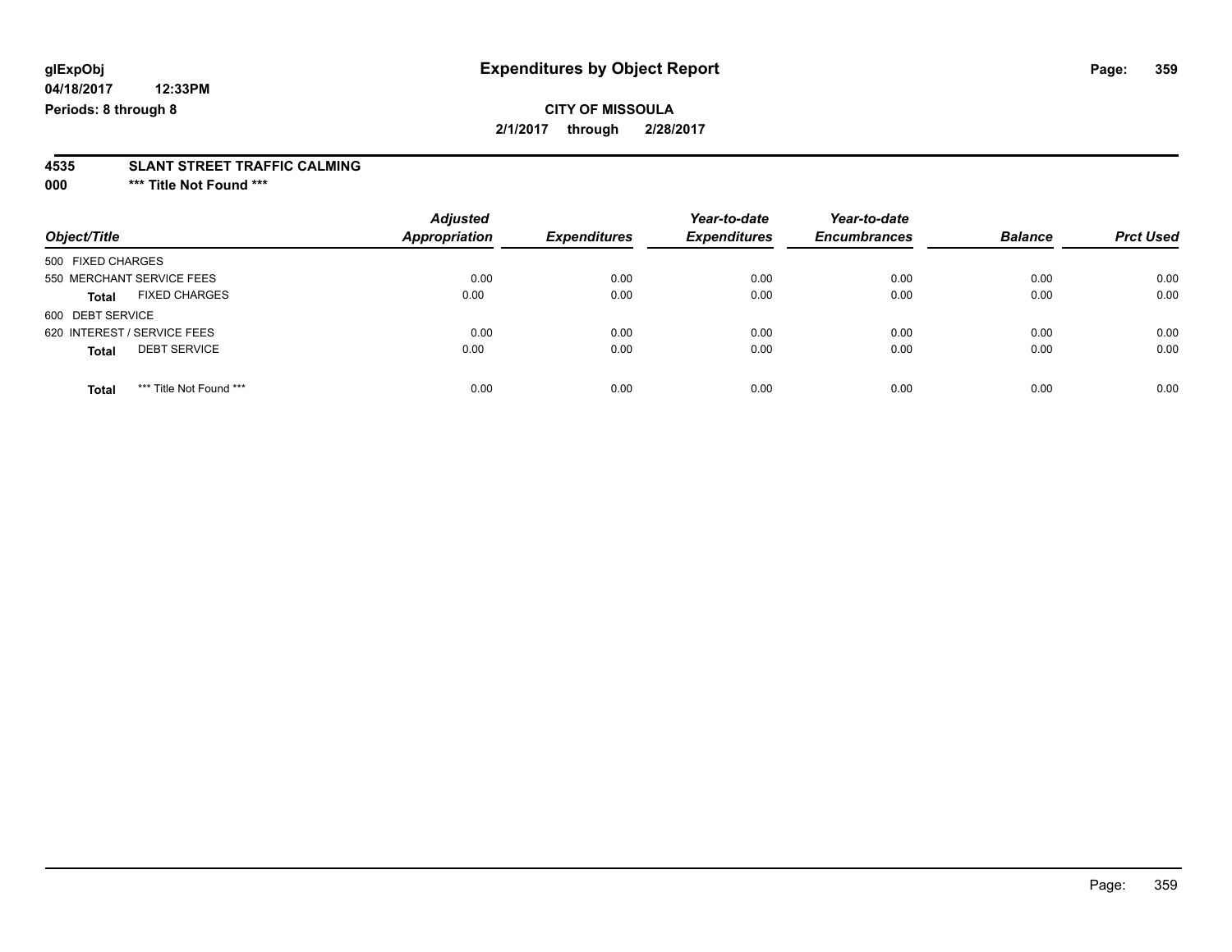**glExpObj** **Expenditures by Object Report**
**04/18/2017 12:33PM**
**Periods: 8 through 8**

**CITY OF MISSOULA**
**2/1/2017 through 2/28/2017**

**4535 SLANT STREET TRAFFIC CALMING**
**000 *** Title Not Found *****

| Object/Title | Adjusted Appropriation | Expenditures | Year-to-date Expenditures | Year-to-date Encumbrances | Balance | Prct Used |
|---|---|---|---|---|---|---|
| 500 FIXED CHARGES | | | | | | |
| 550 MERCHANT SERVICE FEES | 0.00 | 0.00 | 0.00 | 0.00 | 0.00 | 0.00 |
| **Total** FIXED CHARGES | 0.00 | 0.00 | 0.00 | 0.00 | 0.00 | 0.00 |
| 600 DEBT SERVICE | | | | | | |
| 620 INTEREST / SERVICE FEES | 0.00 | 0.00 | 0.00 | 0.00 | 0.00 | 0.00 |
| **Total** DEBT SERVICE | 0.00 | 0.00 | 0.00 | 0.00 | 0.00 | 0.00 |
| **Total** *** Title Not Found *** | 0.00 | 0.00 | 0.00 | 0.00 | 0.00 | 0.00 |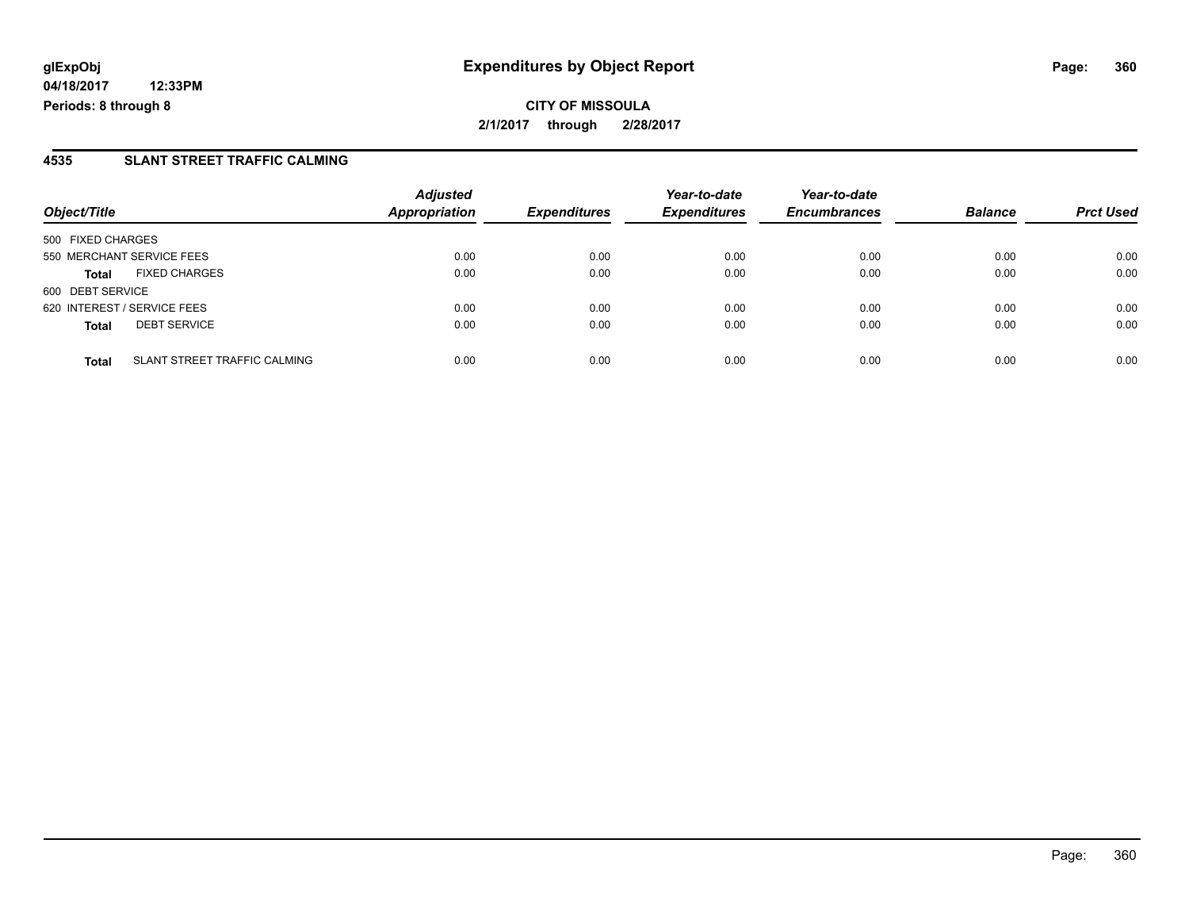# Expenditures by Object Report

glExpObj
04/18/2017 12:33PM
Periods: 8 through 8

**CITY OF MISSOULA**
**2/1/2017 through 2/28/2017**

## 4535 SLANT STREET TRAFFIC CALMING

| Object/Title | | Adjusted Appropriation | Expenditures | Year-to-date Expenditures | Year-to-date Encumbrances | Balance | Prct Used |
|---|---|---|---|---|---|---|---|
| 500 FIXED CHARGES | | | | | | | |
| 550 MERCHANT SERVICE FEES | | 0.00 | 0.00 | 0.00 | 0.00 | 0.00 | 0.00 |
| **Total** | FIXED CHARGES | 0.00 | 0.00 | 0.00 | 0.00 | 0.00 | 0.00 |
| 600 DEBT SERVICE | | | | | | | |
| 620 INTEREST / SERVICE FEES | | 0.00 | 0.00 | 0.00 | 0.00 | 0.00 | 0.00 |
| **Total** | DEBT SERVICE | 0.00 | 0.00 | 0.00 | 0.00 | 0.00 | 0.00 |
| **Total** | SLANT STREET TRAFFIC CALMING | 0.00 | 0.00 | 0.00 | 0.00 | 0.00 | 0.00 |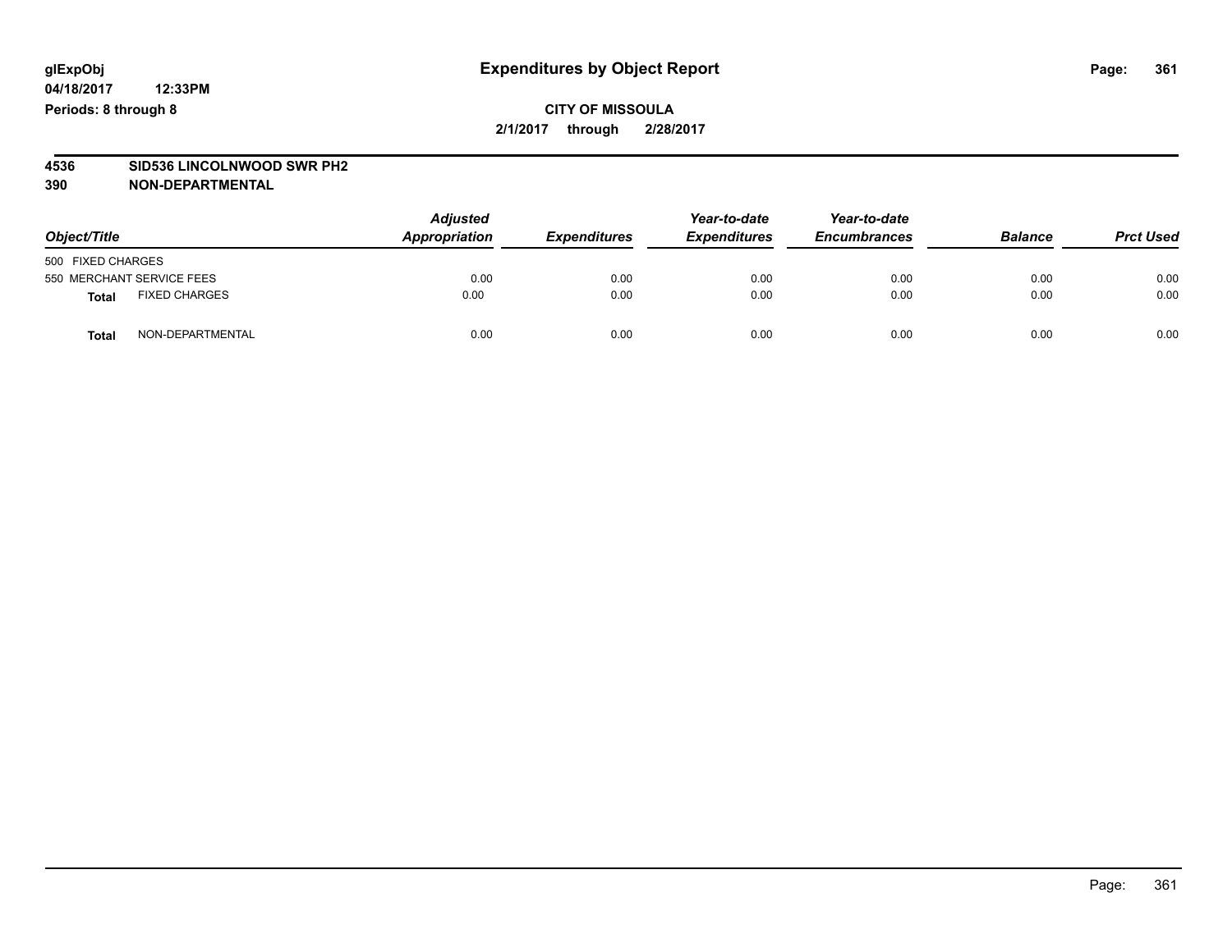glExpObj
04/18/2017 12:33PM
Periods: 8 through 8

# Expenditures by Object Report

**CITY OF MISSOULA**
**2/1/2017 through 2/28/2017**

**4536 SID536 LINCOLNWOOD SWR PH2**
**390 NON-DEPARTMENTAL**

| Object/Title | | Adjusted Appropriation | Expenditures | Year-to-date Expenditures | Year-to-date Encumbrances | Balance | Prct Used |
|---|---|---|---|---|---|---|---|
| 500 FIXED CHARGES | | | | | | | |
| 550 MERCHANT SERVICE FEES | | 0.00 | 0.00 | 0.00 | 0.00 | 0.00 | 0.00 |
| **Total** | FIXED CHARGES | 0.00 | 0.00 | 0.00 | 0.00 | 0.00 | 0.00 |
| **Total** | NON-DEPARTMENTAL | 0.00 | 0.00 | 0.00 | 0.00 | 0.00 | 0.00 |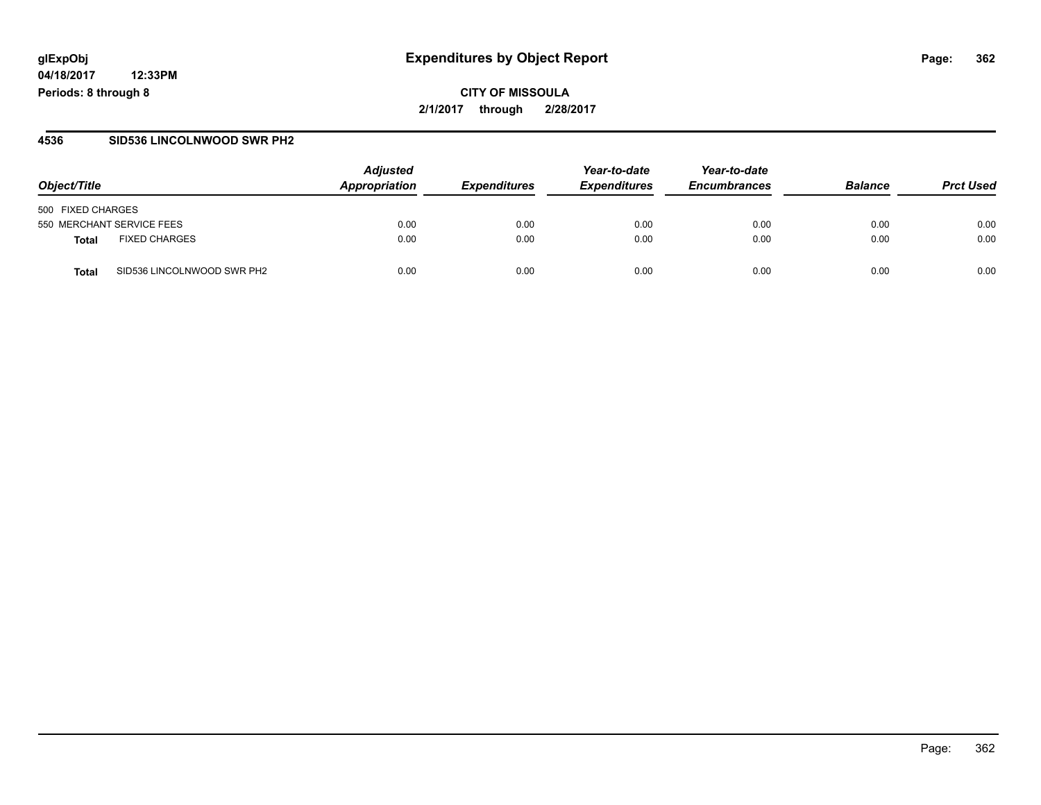**glExpObj** **Expenditures by Object Report**

**04/18/2017 12:33PM**

**Periods: 8 through 8**

**CITY OF MISSOULA**

**2/1/2017 through 2/28/2017**

## 4536 SID536 LINCOLNWOOD SWR PH2

| Object/Title | | Adjusted Appropriation | Expenditures | Year-to-date Expenditures | Year-to-date Encumbrances | Balance | Prct Used |
|---|---|---|---|---|---|---|---|
| 500 FIXED CHARGES | | | | | | | |
| 550 MERCHANT SERVICE FEES | | 0.00 | 0.00 | 0.00 | 0.00 | 0.00 | 0.00 |
| **Total** | FIXED CHARGES | 0.00 | 0.00 | 0.00 | 0.00 | 0.00 | 0.00 |
| **Total** | SID536 LINCOLNWOOD SWR PH2 | 0.00 | 0.00 | 0.00 | 0.00 | 0.00 | 0.00 |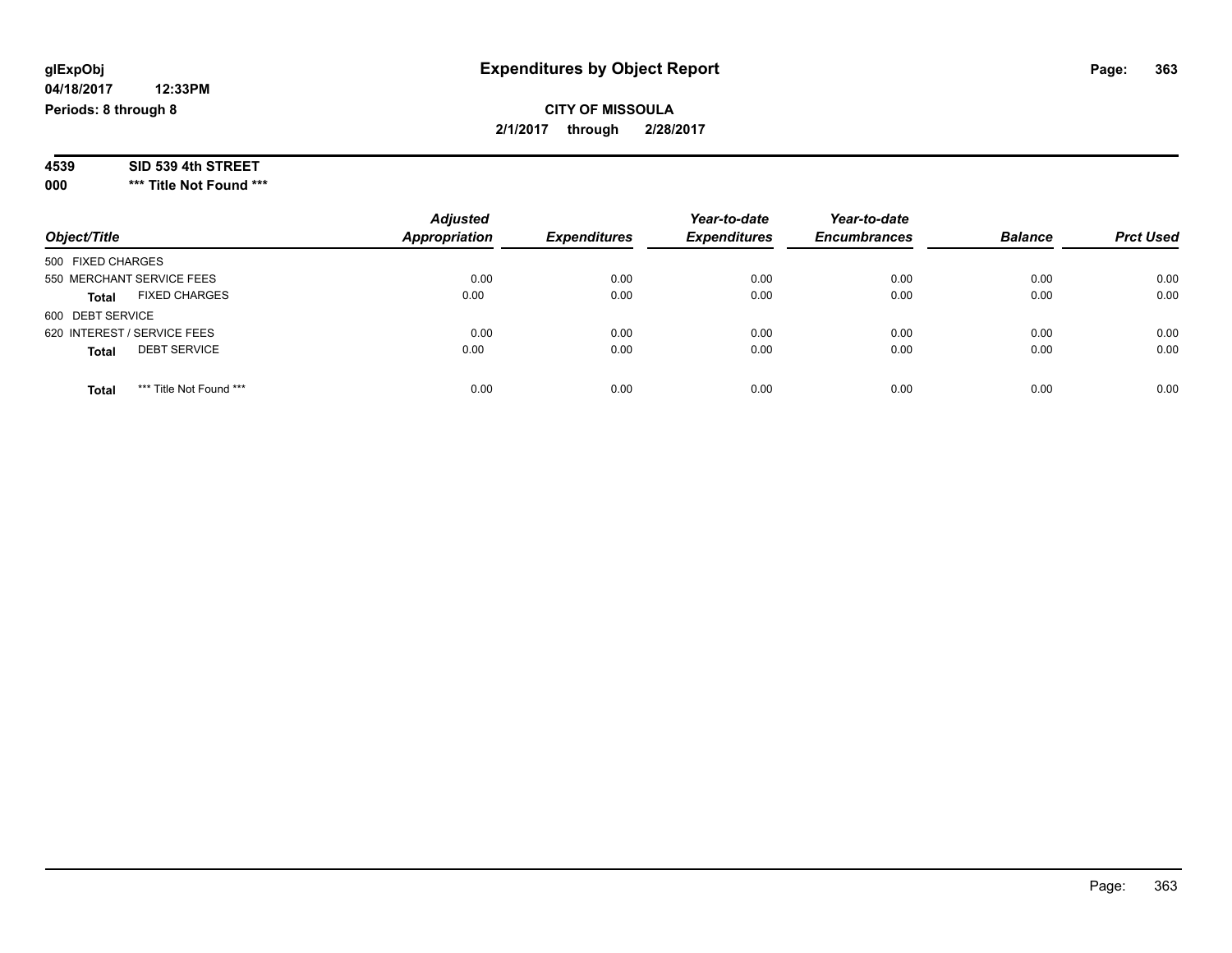**glExpObj**
**04/18/2017 12:33PM**
**Periods: 8 through 8**

# Expenditures by Object Report

**CITY OF MISSOULA**
**2/1/2017 through 2/28/2017**

**4539 SID 539 4th STREET**
**000 \*\*\* Title Not Found \*\*\***

| Object/Title | Adjusted Appropriation | Expenditures | Year-to-date Expenditures | Year-to-date Encumbrances | Balance | Prct Used |
|---|---|---|---|---|---|---|
| 500 FIXED CHARGES | | | | | | |
| 550 MERCHANT SERVICE FEES | 0.00 | 0.00 | 0.00 | 0.00 | 0.00 | 0.00 |
| **Total** FIXED CHARGES | 0.00 | 0.00 | 0.00 | 0.00 | 0.00 | 0.00 |
| 600 DEBT SERVICE | | | | | | |
| 620 INTEREST / SERVICE FEES | 0.00 | 0.00 | 0.00 | 0.00 | 0.00 | 0.00 |
| **Total** DEBT SERVICE | 0.00 | 0.00 | 0.00 | 0.00 | 0.00 | 0.00 |
| **Total** *** Title Not Found *** | 0.00 | 0.00 | 0.00 | 0.00 | 0.00 | 0.00 |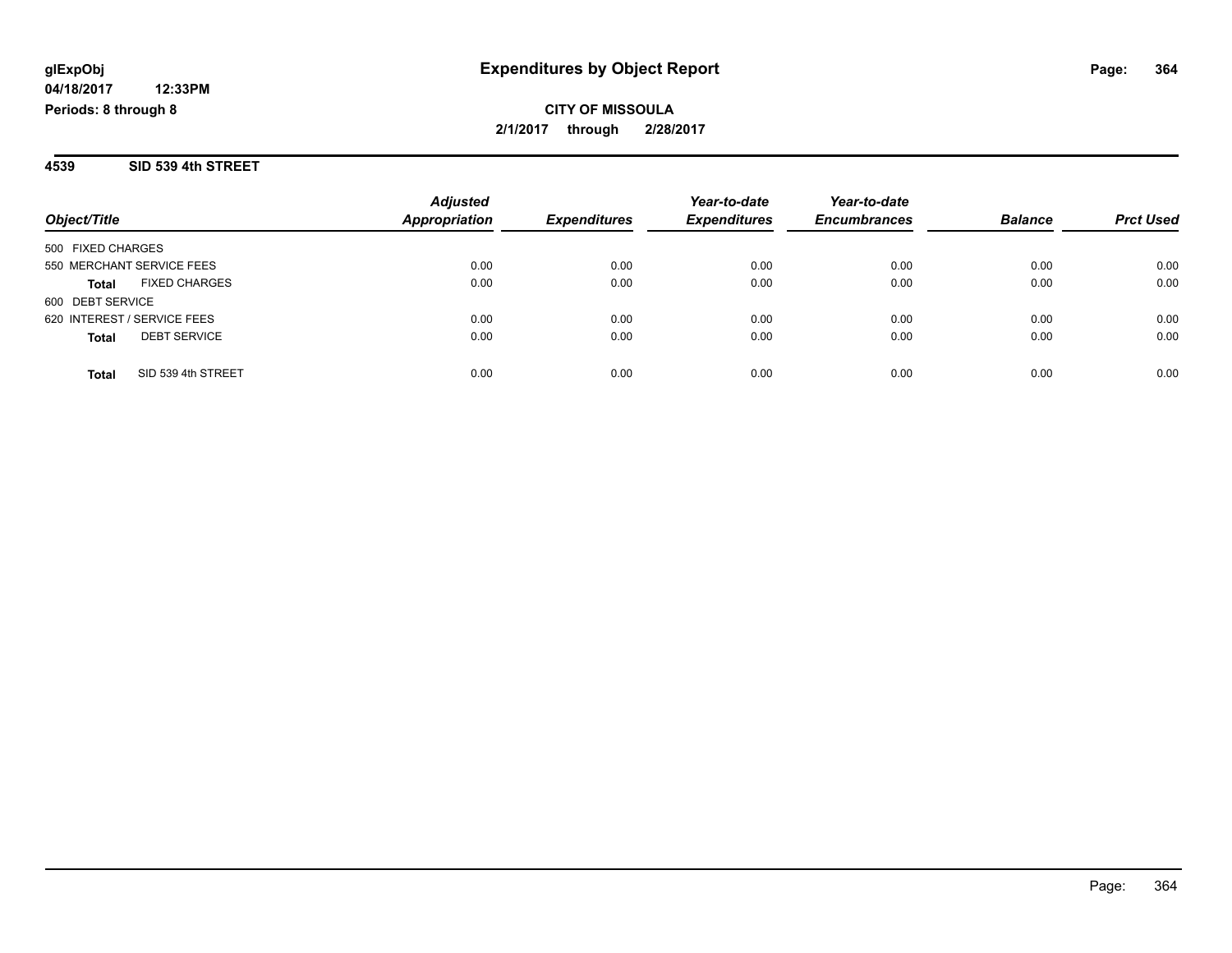**glExpObj** **Expenditures by Object Report**

**04/18/2017 12:33PM**

**Periods: 8 through 8**

**CITY OF MISSOULA**

**2/1/2017 through 2/28/2017**

## 4539 SID 539 4th STREET

| Object/Title | Adjusted Appropriation | Expenditures | Year-to-date Expenditures | Year-to-date Encumbrances | Balance | Prct Used |
|---|---|---|---|---|---|---|
| 500 FIXED CHARGES | | | | | | |
| 550 MERCHANT SERVICE FEES | 0.00 | 0.00 | 0.00 | 0.00 | 0.00 | 0.00 |
| **Total** FIXED CHARGES | 0.00 | 0.00 | 0.00 | 0.00 | 0.00 | 0.00 |
| 600 DEBT SERVICE | | | | | | |
| 620 INTEREST / SERVICE FEES | 0.00 | 0.00 | 0.00 | 0.00 | 0.00 | 0.00 |
| **Total** DEBT SERVICE | 0.00 | 0.00 | 0.00 | 0.00 | 0.00 | 0.00 |
| **Total** SID 539 4th STREET | 0.00 | 0.00 | 0.00 | 0.00 | 0.00 | 0.00 |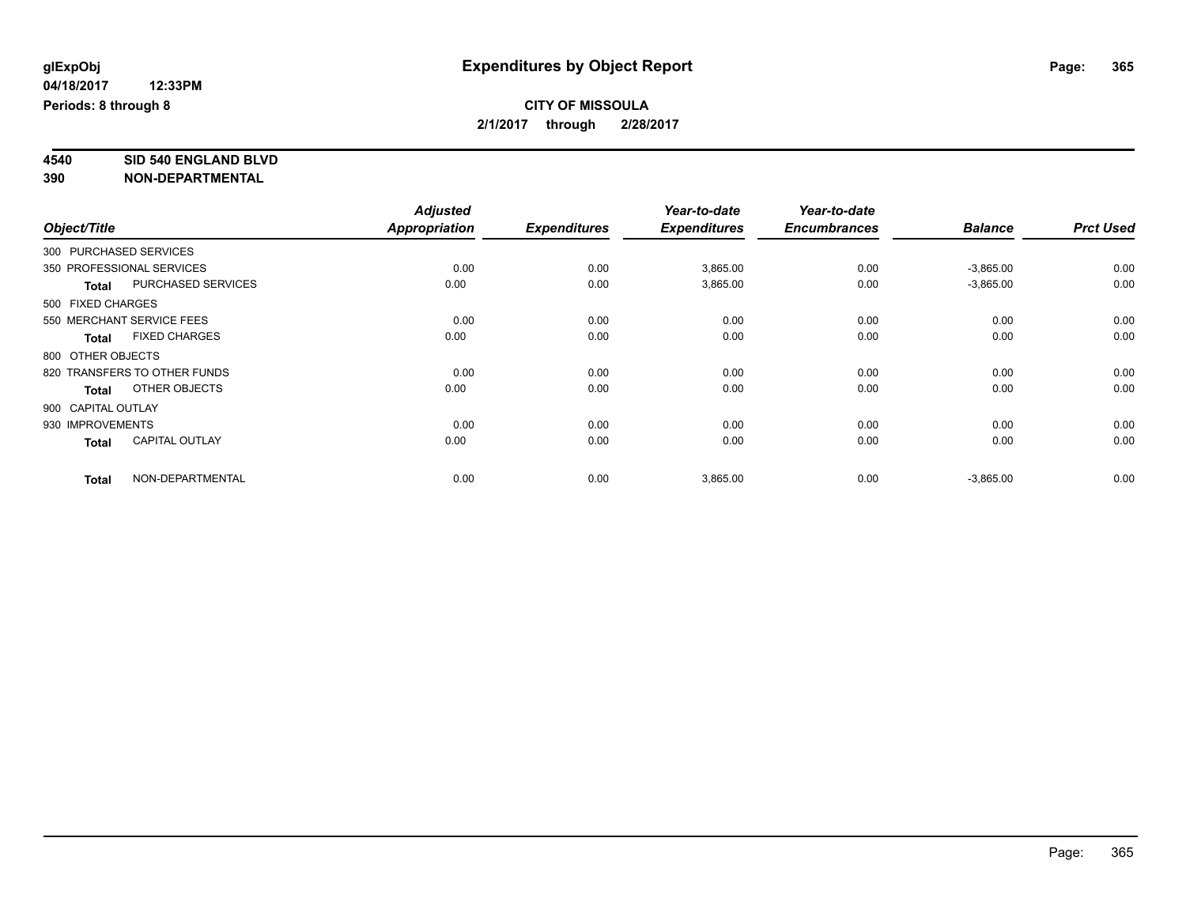**glExpObj**
**04/18/2017 12:33PM**
**Periods: 8 through 8**

# Expenditures by Object Report

**CITY OF MISSOULA**
**2/1/2017 through 2/28/2017**

**4540 SID 540 ENGLAND BLVD**
**390 NON-DEPARTMENTAL**

| Object/Title | Adjusted Appropriation | Expenditures | Year-to-date Expenditures | Year-to-date Encumbrances | Balance | Prct Used |
|---|---|---|---|---|---|---|
| 300 PURCHASED SERVICES | | | | | | |
| 350 PROFESSIONAL SERVICES | 0.00 | 0.00 | 3,865.00 | 0.00 | -3,865.00 | 0.00 |
| **Total** PURCHASED SERVICES | 0.00 | 0.00 | 3,865.00 | 0.00 | -3,865.00 | 0.00 |
| 500 FIXED CHARGES | | | | | | |
| 550 MERCHANT SERVICE FEES | 0.00 | 0.00 | 0.00 | 0.00 | 0.00 | 0.00 |
| **Total** FIXED CHARGES | 0.00 | 0.00 | 0.00 | 0.00 | 0.00 | 0.00 |
| 800 OTHER OBJECTS | | | | | | |
| 820 TRANSFERS TO OTHER FUNDS | 0.00 | 0.00 | 0.00 | 0.00 | 0.00 | 0.00 |
| **Total** OTHER OBJECTS | 0.00 | 0.00 | 0.00 | 0.00 | 0.00 | 0.00 |
| 900 CAPITAL OUTLAY | | | | | | |
| 930 IMPROVEMENTS | 0.00 | 0.00 | 0.00 | 0.00 | 0.00 | 0.00 |
| **Total** CAPITAL OUTLAY | 0.00 | 0.00 | 0.00 | 0.00 | 0.00 | 0.00 |
| **Total** NON-DEPARTMENTAL | 0.00 | 0.00 | 3,865.00 | 0.00 | -3,865.00 | 0.00 |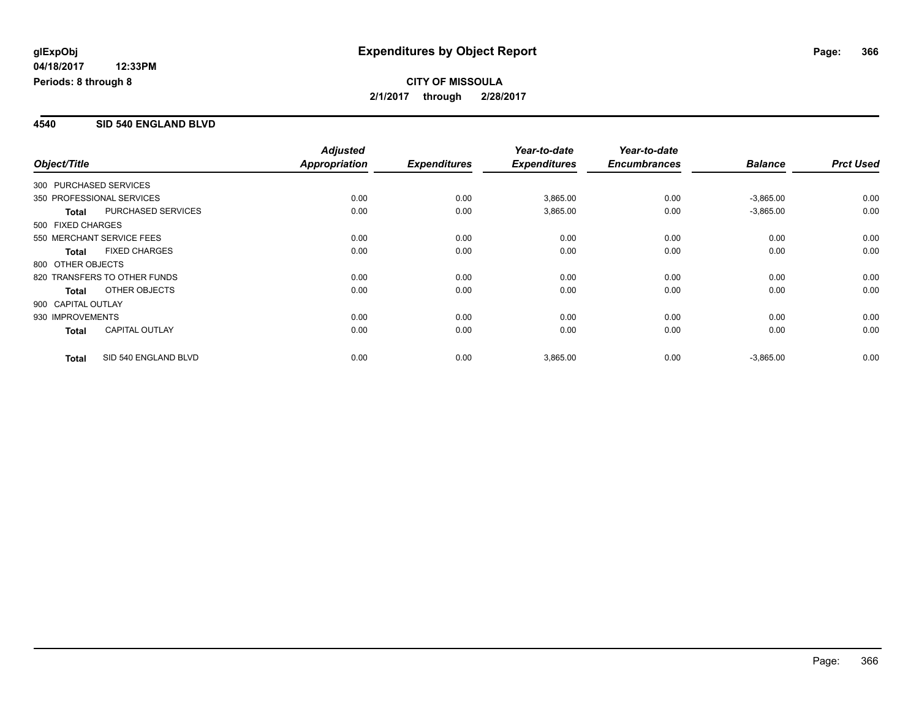**glExpObj** **Expenditures by Object Report**
**04/18/2017 12:33PM**
**Periods: 8 through 8**

**CITY OF MISSOULA**
**2/1/2017 through 2/28/2017**

## 4540 SID 540 ENGLAND BLVD

| Object/Title | | Adjusted Appropriation | Expenditures | Year-to-date Expenditures | Year-to-date Encumbrances | Balance | Prct Used |
|---|---|---|---|---|---|---|---|
| 300 PURCHASED SERVICES | | | | | | | |
| 350 PROFESSIONAL SERVICES | | 0.00 | 0.00 | 3,865.00 | 0.00 | -3,865.00 | 0.00 |
| **Total** | PURCHASED SERVICES | 0.00 | 0.00 | 3,865.00 | 0.00 | -3,865.00 | 0.00 |
| 500 FIXED CHARGES | | | | | | | |
| 550 MERCHANT SERVICE FEES | | 0.00 | 0.00 | 0.00 | 0.00 | 0.00 | 0.00 |
| **Total** | FIXED CHARGES | 0.00 | 0.00 | 0.00 | 0.00 | 0.00 | 0.00 |
| 800 OTHER OBJECTS | | | | | | | |
| 820 TRANSFERS TO OTHER FUNDS | | 0.00 | 0.00 | 0.00 | 0.00 | 0.00 | 0.00 |
| **Total** | OTHER OBJECTS | 0.00 | 0.00 | 0.00 | 0.00 | 0.00 | 0.00 |
| 900 CAPITAL OUTLAY | | | | | | | |
| 930 IMPROVEMENTS | | 0.00 | 0.00 | 0.00 | 0.00 | 0.00 | 0.00 |
| **Total** | CAPITAL OUTLAY | 0.00 | 0.00 | 0.00 | 0.00 | 0.00 | 0.00 |
| **Total** | SID 540 ENGLAND BLVD | 0.00 | 0.00 | 3,865.00 | 0.00 | -3,865.00 | 0.00 |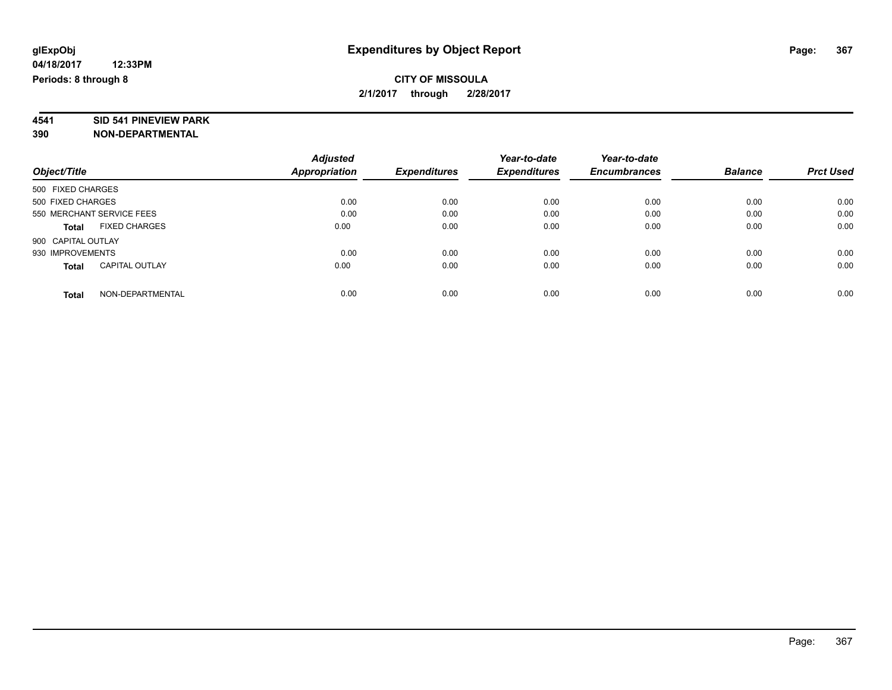**glExpObj**
**04/18/2017 12:33PM**
**Periods: 8 through 8**

# Expenditures by Object Report

**CITY OF MISSOULA**
**2/1/2017 through 2/28/2017**

**4541 SID 541 PINEVIEW PARK**
**390 NON-DEPARTMENTAL**

| Object/Title | Adjusted Appropriation | Expenditures | Year-to-date Expenditures | Year-to-date Encumbrances | Balance | Prct Used |
|---|---|---|---|---|---|---|
| 500 FIXED CHARGES | | | | | | |
| 500 FIXED CHARGES | 0.00 | 0.00 | 0.00 | 0.00 | 0.00 | 0.00 |
| 550 MERCHANT SERVICE FEES | 0.00 | 0.00 | 0.00 | 0.00 | 0.00 | 0.00 |
| **Total** FIXED CHARGES | 0.00 | 0.00 | 0.00 | 0.00 | 0.00 | 0.00 |
| 900 CAPITAL OUTLAY | | | | | | |
| 930 IMPROVEMENTS | 0.00 | 0.00 | 0.00 | 0.00 | 0.00 | 0.00 |
| **Total** CAPITAL OUTLAY | 0.00 | 0.00 | 0.00 | 0.00 | 0.00 | 0.00 |
| **Total** NON-DEPARTMENTAL | 0.00 | 0.00 | 0.00 | 0.00 | 0.00 | 0.00 |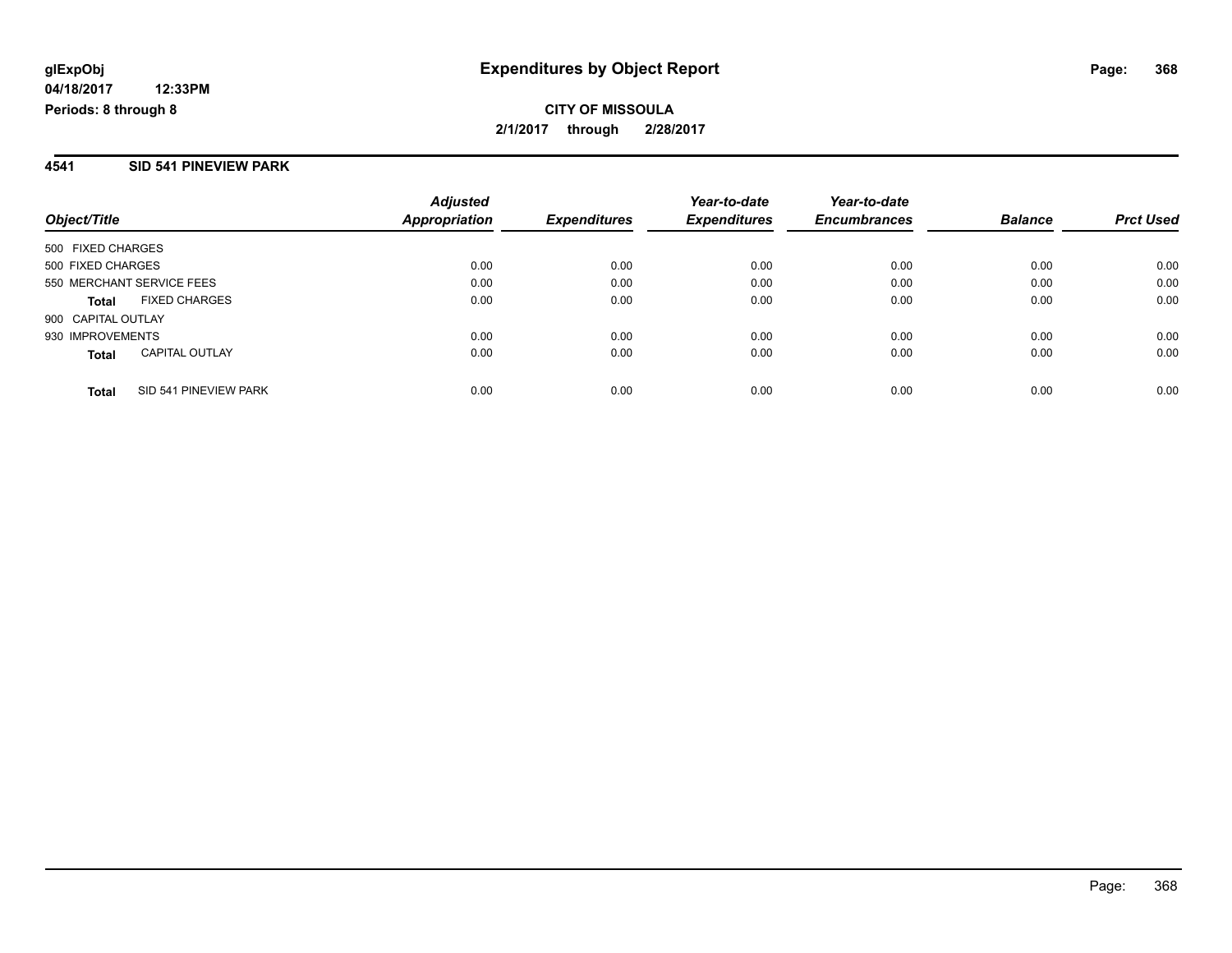# Expenditures by Object Report

**CITY OF MISSOULA**

**2/1/2017 through 2/28/2017**

glExpObj
04/18/2017 12:33PM
Periods: 8 through 8

## 4541 SID 541 PINEVIEW PARK

| Object/Title | Adjusted Appropriation | Expenditures | Year-to-date Expenditures | Year-to-date Encumbrances | Balance | Prct Used |
|---|---|---|---|---|---|---|
| 500 FIXED CHARGES | | | | | | |
| 500 FIXED CHARGES | 0.00 | 0.00 | 0.00 | 0.00 | 0.00 | 0.00 |
| 550 MERCHANT SERVICE FEES | 0.00 | 0.00 | 0.00 | 0.00 | 0.00 | 0.00 |
| **Total** FIXED CHARGES | 0.00 | 0.00 | 0.00 | 0.00 | 0.00 | 0.00 |
| 900 CAPITAL OUTLAY | | | | | | |
| 930 IMPROVEMENTS | 0.00 | 0.00 | 0.00 | 0.00 | 0.00 | 0.00 |
| **Total** CAPITAL OUTLAY | 0.00 | 0.00 | 0.00 | 0.00 | 0.00 | 0.00 |
| **Total** SID 541 PINEVIEW PARK | 0.00 | 0.00 | 0.00 | 0.00 | 0.00 | 0.00 |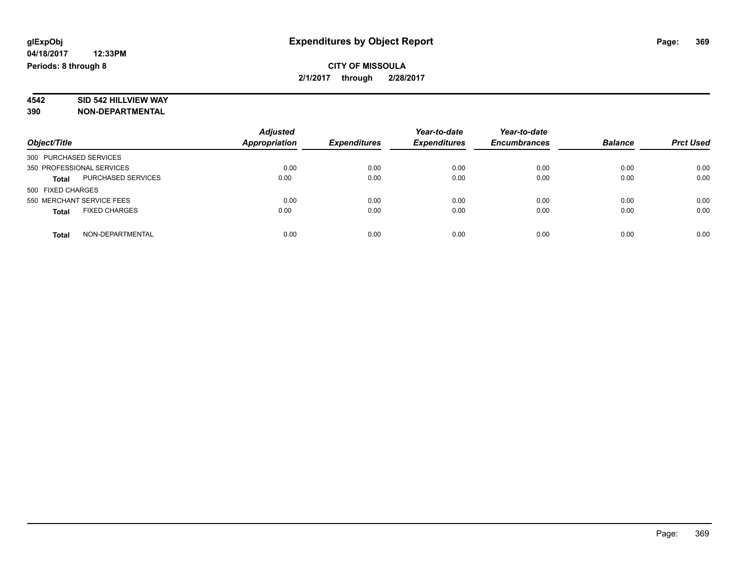**glExpObj**
**04/18/2017 12:33PM**
**Periods: 8 through 8**

# Expenditures by Object Report

**CITY OF MISSOULA**
**2/1/2017 through 2/28/2017**

**4542 SID 542 HILLVIEW WAY**
**390 NON-DEPARTMENTAL**

| Object/Title | Adjusted Appropriation | Expenditures | Year-to-date Expenditures | Year-to-date Encumbrances | Balance | Prct Used |
|---|---|---|---|---|---|---|
| 300 PURCHASED SERVICES | | | | | | |
| 350 PROFESSIONAL SERVICES | 0.00 | 0.00 | 0.00 | 0.00 | 0.00 | 0.00 |
| **Total** PURCHASED SERVICES | 0.00 | 0.00 | 0.00 | 0.00 | 0.00 | 0.00 |
| 500 FIXED CHARGES | | | | | | |
| 550 MERCHANT SERVICE FEES | 0.00 | 0.00 | 0.00 | 0.00 | 0.00 | 0.00 |
| **Total** FIXED CHARGES | 0.00 | 0.00 | 0.00 | 0.00 | 0.00 | 0.00 |
| **Total** NON-DEPARTMENTAL | 0.00 | 0.00 | 0.00 | 0.00 | 0.00 | 0.00 |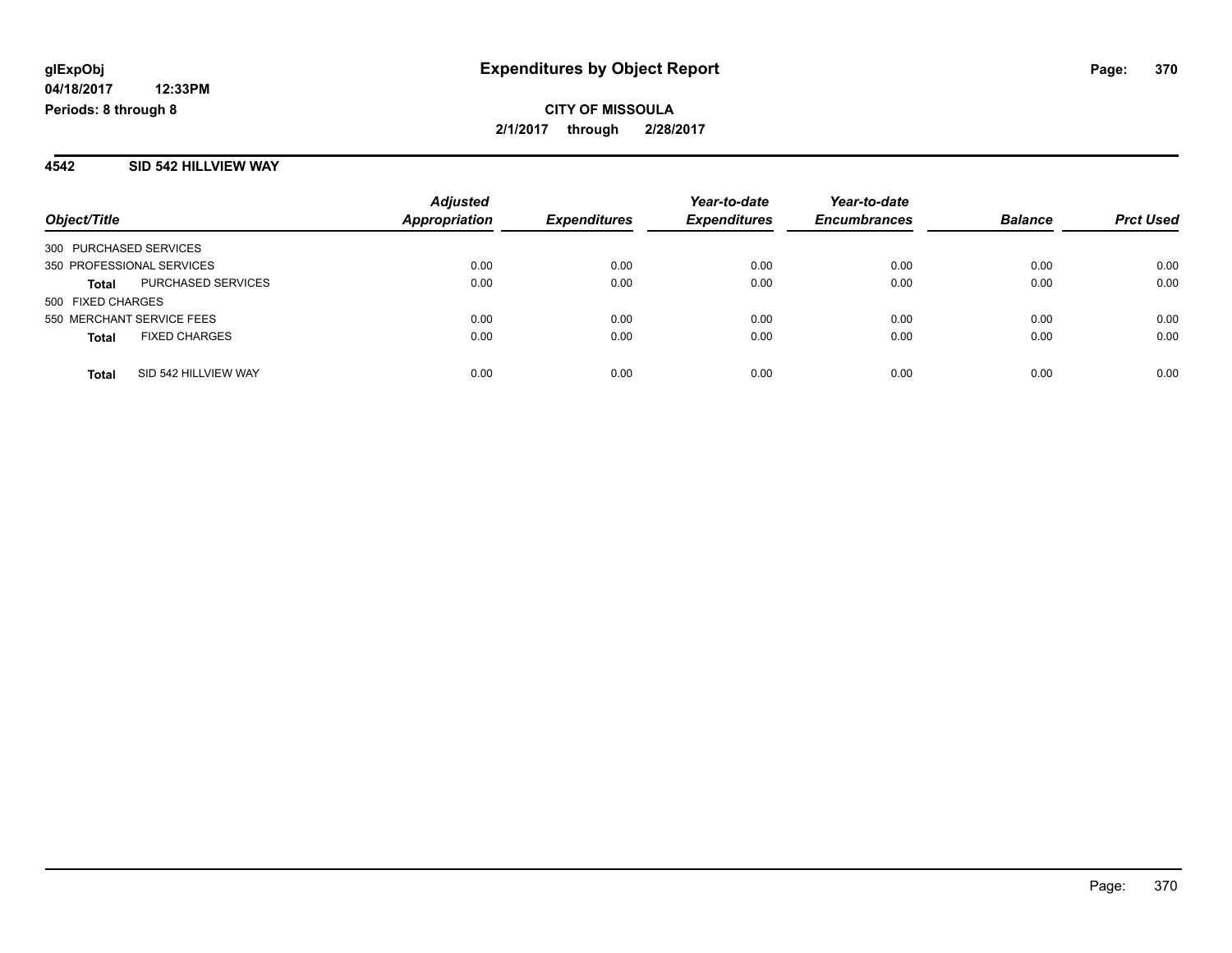glExpObj
04/18/2017 12:33PM
Periods: 8 through 8

# Expenditures by Object Report

**CITY OF MISSOULA**
**2/1/2017 through 2/28/2017**

## 4542 SID 542 HILLVIEW WAY

| Object/Title | | Adjusted Appropriation | Expenditures | Year-to-date Expenditures | Year-to-date Encumbrances | Balance | Prct Used |
|---|---|---|---|---|---|---|---|
| 300 PURCHASED SERVICES | | | | | | | |
| 350 PROFESSIONAL SERVICES | | 0.00 | 0.00 | 0.00 | 0.00 | 0.00 | 0.00 |
| **Total** | PURCHASED SERVICES | 0.00 | 0.00 | 0.00 | 0.00 | 0.00 | 0.00 |
| 500 FIXED CHARGES | | | | | | | |
| 550 MERCHANT SERVICE FEES | | 0.00 | 0.00 | 0.00 | 0.00 | 0.00 | 0.00 |
| **Total** | FIXED CHARGES | 0.00 | 0.00 | 0.00 | 0.00 | 0.00 | 0.00 |
| **Total** | SID 542 HILLVIEW WAY | 0.00 | 0.00 | 0.00 | 0.00 | 0.00 | 0.00 |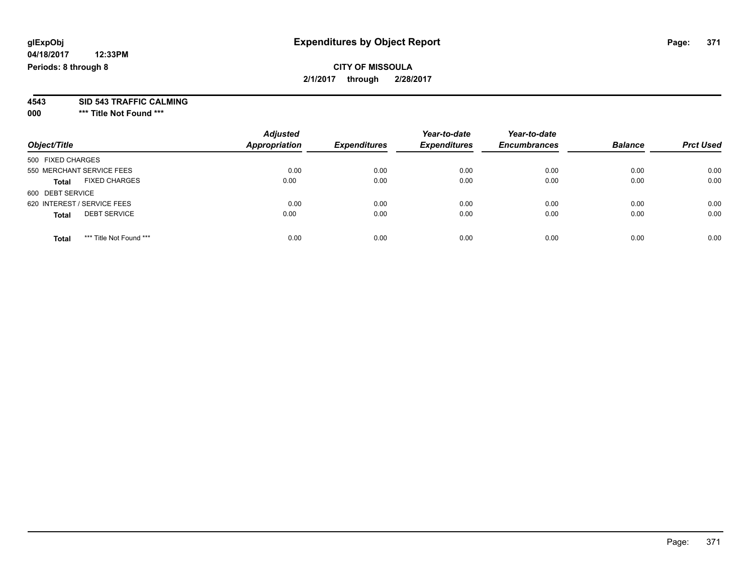# Expenditures by Object Report

glExpObj
04/18/2017 12:33PM
Periods: 8 through 8

**CITY OF MISSOULA**
**2/1/2017 through 2/28/2017**

**4543 SID 543 TRAFFIC CALMING**
**000 \*\*\* Title Not Found \*\*\***

| Object/Title | Adjusted Appropriation | Expenditures | Year-to-date Expenditures | Year-to-date Encumbrances | Balance | Prct Used |
|---|---|---|---|---|---|---|
| 500 FIXED CHARGES | | | | | | |
| 550 MERCHANT SERVICE FEES | 0.00 | 0.00 | 0.00 | 0.00 | 0.00 | 0.00 |
| **Total** FIXED CHARGES | 0.00 | 0.00 | 0.00 | 0.00 | 0.00 | 0.00 |
| 600 DEBT SERVICE | | | | | | |
| 620 INTEREST / SERVICE FEES | 0.00 | 0.00 | 0.00 | 0.00 | 0.00 | 0.00 |
| **Total** DEBT SERVICE | 0.00 | 0.00 | 0.00 | 0.00 | 0.00 | 0.00 |
| **Total** *** Title Not Found *** | 0.00 | 0.00 | 0.00 | 0.00 | 0.00 | 0.00 |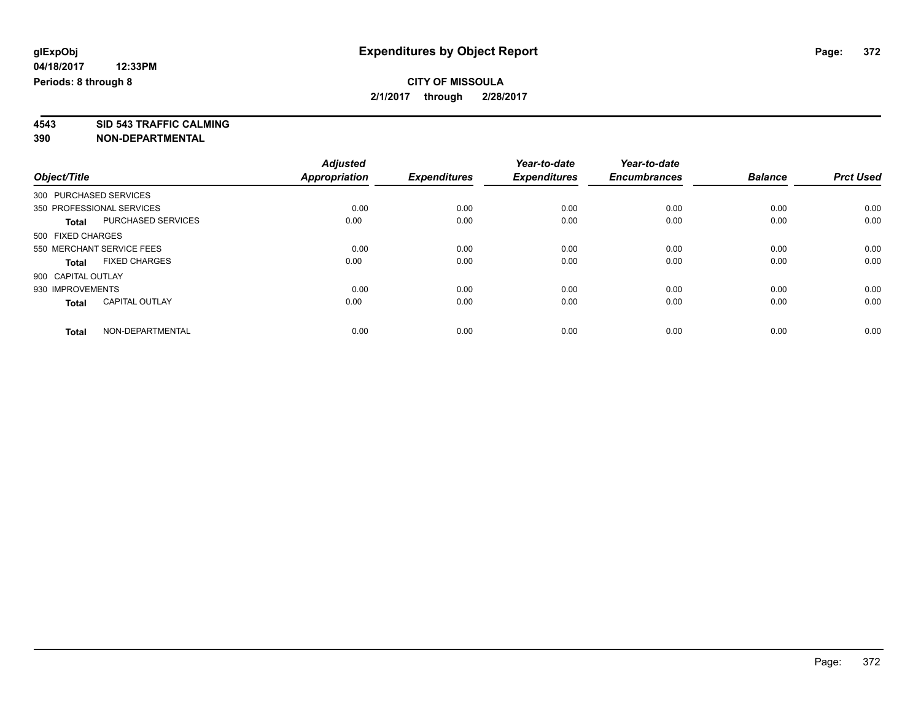**glExpObj** **Expenditures by Object Report**
**04/18/2017 12:33PM**
**Periods: 8 through 8**

**CITY OF MISSOULA**
**2/1/2017 through 2/28/2017**

**4543 SID 543 TRAFFIC CALMING**
**390 NON-DEPARTMENTAL**

| Object/Title | | Adjusted Appropriation | Expenditures | Year-to-date Expenditures | Year-to-date Encumbrances | Balance | Prct Used |
|---|---|---|---|---|---|---|---|
| 300 PURCHASED SERVICES | | | | | | | |
| 350 PROFESSIONAL SERVICES | | 0.00 | 0.00 | 0.00 | 0.00 | 0.00 | 0.00 |
| **Total** | PURCHASED SERVICES | 0.00 | 0.00 | 0.00 | 0.00 | 0.00 | 0.00 |
| 500 FIXED CHARGES | | | | | | | |
| 550 MERCHANT SERVICE FEES | | 0.00 | 0.00 | 0.00 | 0.00 | 0.00 | 0.00 |
| **Total** | FIXED CHARGES | 0.00 | 0.00 | 0.00 | 0.00 | 0.00 | 0.00 |
| 900 CAPITAL OUTLAY | | | | | | | |
| 930 IMPROVEMENTS | | 0.00 | 0.00 | 0.00 | 0.00 | 0.00 | 0.00 |
| **Total** | CAPITAL OUTLAY | 0.00 | 0.00 | 0.00 | 0.00 | 0.00 | 0.00 |
| **Total** | NON-DEPARTMENTAL | 0.00 | 0.00 | 0.00 | 0.00 | 0.00 | 0.00 |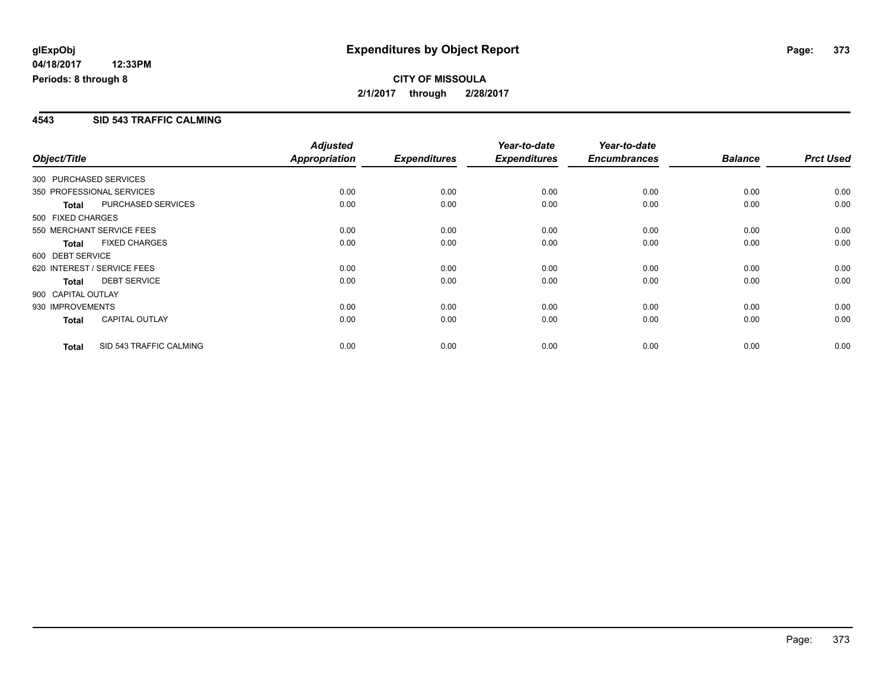**glExpObj**
**04/18/2017 12:33PM**
**Periods: 8 through 8**

# Expenditures by Object Report

**CITY OF MISSOULA**
**2/1/2017 through 2/28/2017**

## 4543 SID 543 TRAFFIC CALMING

| Object/Title | | Adjusted Appropriation | Expenditures | Year-to-date Expenditures | Year-to-date Encumbrances | Balance | Prct Used |
|---|---|---|---|---|---|---|---|
| 300 PURCHASED SERVICES | | | | | | | |
| 350 PROFESSIONAL SERVICES | | 0.00 | 0.00 | 0.00 | 0.00 | 0.00 | 0.00 |
| **Total** | PURCHASED SERVICES | 0.00 | 0.00 | 0.00 | 0.00 | 0.00 | 0.00 |
| 500 FIXED CHARGES | | | | | | | |
| 550 MERCHANT SERVICE FEES | | 0.00 | 0.00 | 0.00 | 0.00 | 0.00 | 0.00 |
| **Total** | FIXED CHARGES | 0.00 | 0.00 | 0.00 | 0.00 | 0.00 | 0.00 |
| 600 DEBT SERVICE | | | | | | | |
| 620 INTEREST / SERVICE FEES | | 0.00 | 0.00 | 0.00 | 0.00 | 0.00 | 0.00 |
| **Total** | DEBT SERVICE | 0.00 | 0.00 | 0.00 | 0.00 | 0.00 | 0.00 |
| 900 CAPITAL OUTLAY | | | | | | | |
| 930 IMPROVEMENTS | | 0.00 | 0.00 | 0.00 | 0.00 | 0.00 | 0.00 |
| **Total** | CAPITAL OUTLAY | 0.00 | 0.00 | 0.00 | 0.00 | 0.00 | 0.00 |
| **Total** | SID 543 TRAFFIC CALMING | 0.00 | 0.00 | 0.00 | 0.00 | 0.00 | 0.00 |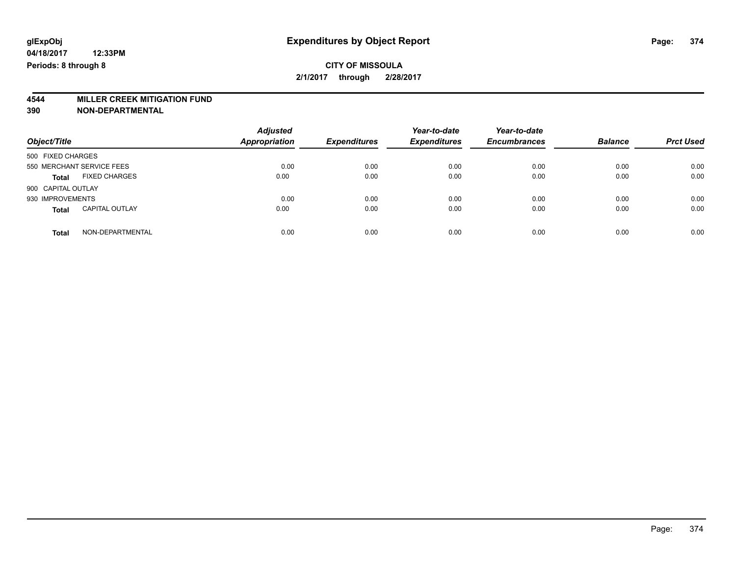**glExpObj**
**04/18/2017 12:33PM**
**Periods: 8 through 8**

# Expenditures by Object Report

**CITY OF MISSOULA**
**2/1/2017 through 2/28/2017**

## 4544 MILLER CREEK MITIGATION FUND
## 390 NON-DEPARTMENTAL

| Object/Title | | Adjusted Appropriation | Expenditures | Year-to-date Expenditures | Year-to-date Encumbrances | Balance | Prct Used |
|---|---|---|---|---|---|---|---|
| 500 FIXED CHARGES | | | | | | | |
| 550 MERCHANT SERVICE FEES | | 0.00 | 0.00 | 0.00 | 0.00 | 0.00 | 0.00 |
| **Total** | FIXED CHARGES | 0.00 | 0.00 | 0.00 | 0.00 | 0.00 | 0.00 |
| 900 CAPITAL OUTLAY | | | | | | | |
| 930 IMPROVEMENTS | | 0.00 | 0.00 | 0.00 | 0.00 | 0.00 | 0.00 |
| **Total** | CAPITAL OUTLAY | 0.00 | 0.00 | 0.00 | 0.00 | 0.00 | 0.00 |
| **Total** | NON-DEPARTMENTAL | 0.00 | 0.00 | 0.00 | 0.00 | 0.00 | 0.00 |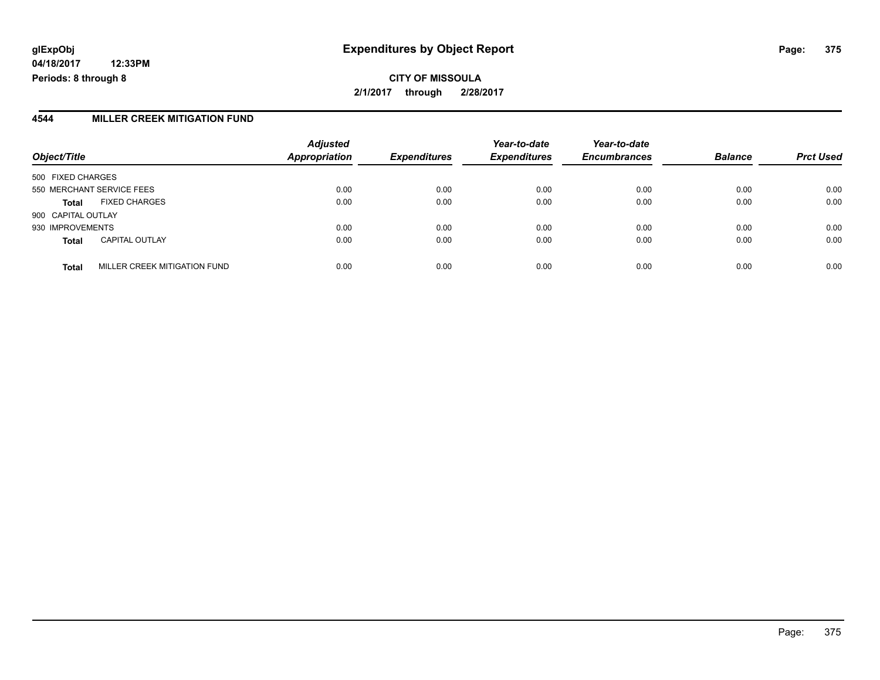**glExpObj** **Expenditures by Object Report**

**04/18/2017 12:33PM**

**Periods: 8 through 8**

**CITY OF MISSOULA**

**2/1/2017 through 2/28/2017**

## 4544 MILLER CREEK MITIGATION FUND

| Object/Title | | Adjusted Appropriation | Expenditures | Year-to-date Expenditures | Year-to-date Encumbrances | Balance | Prct Used |
|---|---|---|---|---|---|---|---|
| 500 FIXED CHARGES | | | | | | | |
| 550 MERCHANT SERVICE FEES | | 0.00 | 0.00 | 0.00 | 0.00 | 0.00 | 0.00 |
| **Total** | FIXED CHARGES | 0.00 | 0.00 | 0.00 | 0.00 | 0.00 | 0.00 |
| 900 CAPITAL OUTLAY | | | | | | | |
| 930 IMPROVEMENTS | | 0.00 | 0.00 | 0.00 | 0.00 | 0.00 | 0.00 |
| **Total** | CAPITAL OUTLAY | 0.00 | 0.00 | 0.00 | 0.00 | 0.00 | 0.00 |
| **Total** | MILLER CREEK MITIGATION FUND | 0.00 | 0.00 | 0.00 | 0.00 | 0.00 | 0.00 |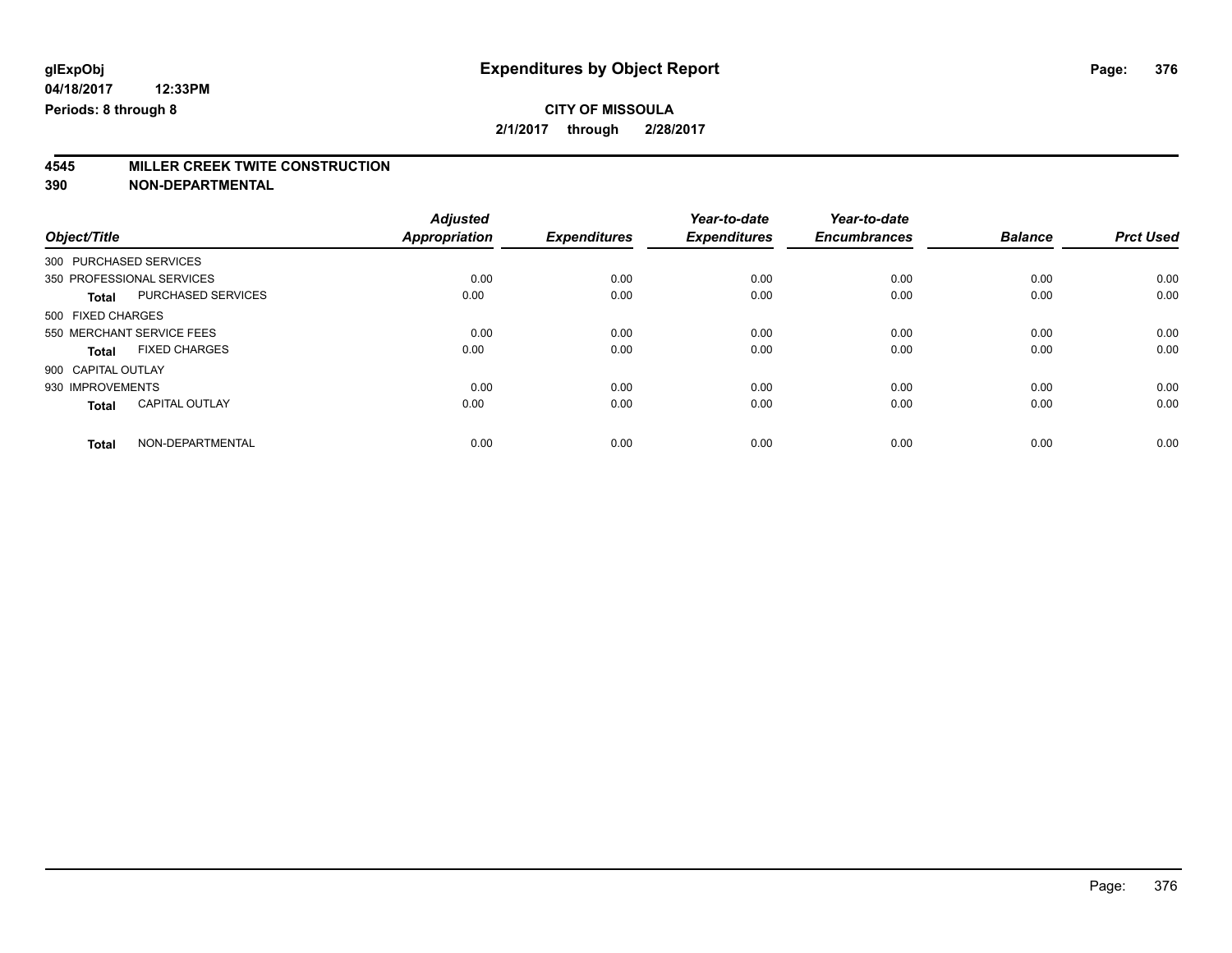# Expenditures by Object Report

glExpObj
04/18/2017 12:33PM
Periods: 8 through 8

**CITY OF MISSOULA**
**2/1/2017 through 2/28/2017**

## 4545 MILLER CREEK TWITE CONSTRUCTION
## 390 NON-DEPARTMENTAL

| Object/Title | Adjusted Appropriation | Expenditures | Year-to-date Expenditures | Year-to-date Encumbrances | Balance | Prct Used |
|---|---|---|---|---|---|---|
| 300 PURCHASED SERVICES | | | | | | |
| 350 PROFESSIONAL SERVICES | 0.00 | 0.00 | 0.00 | 0.00 | 0.00 | 0.00 |
| **Total** PURCHASED SERVICES | 0.00 | 0.00 | 0.00 | 0.00 | 0.00 | 0.00 |
| 500 FIXED CHARGES | | | | | | |
| 550 MERCHANT SERVICE FEES | 0.00 | 0.00 | 0.00 | 0.00 | 0.00 | 0.00 |
| **Total** FIXED CHARGES | 0.00 | 0.00 | 0.00 | 0.00 | 0.00 | 0.00 |
| 900 CAPITAL OUTLAY | | | | | | |
| 930 IMPROVEMENTS | 0.00 | 0.00 | 0.00 | 0.00 | 0.00 | 0.00 |
| **Total** CAPITAL OUTLAY | 0.00 | 0.00 | 0.00 | 0.00 | 0.00 | 0.00 |
| **Total** NON-DEPARTMENTAL | 0.00 | 0.00 | 0.00 | 0.00 | 0.00 | 0.00 |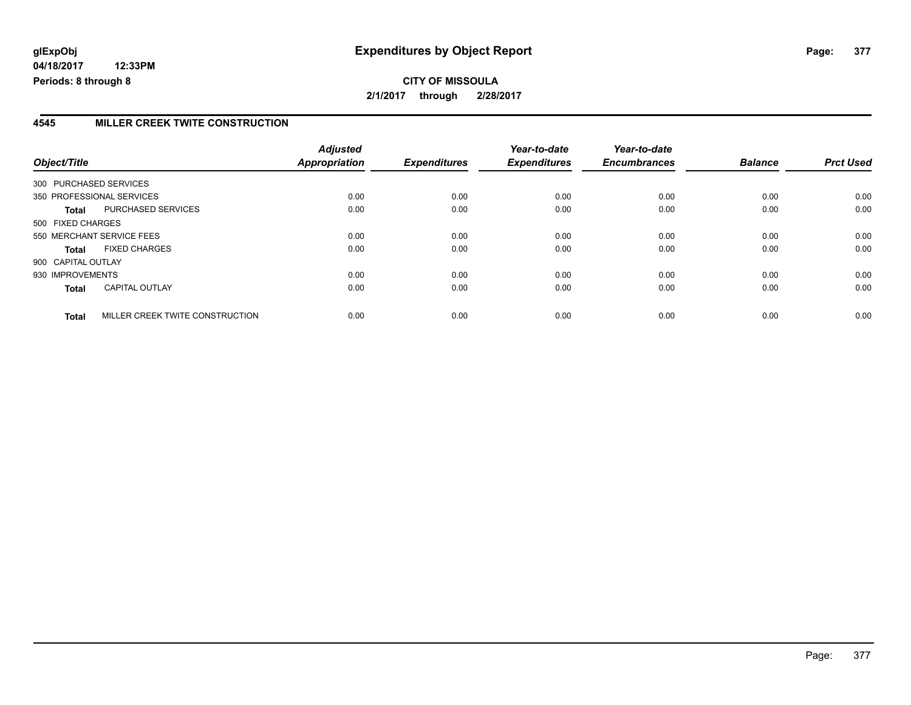**glExpObj** | **Expenditures by Object Report**

**04/18/2017 12:33PM**

**Periods: 8 through 8**

**CITY OF MISSOULA**

**2/1/2017 through 2/28/2017**

## 4545 MILLER CREEK TWITE CONSTRUCTION

| Object/Title | | Adjusted Appropriation | Expenditures | Year-to-date Expenditures | Year-to-date Encumbrances | Balance | Prct Used |
|---|---|---|---|---|---|---|---|
| 300 PURCHASED SERVICES | | | | | | | |
| 350 PROFESSIONAL SERVICES | | 0.00 | 0.00 | 0.00 | 0.00 | 0.00 | 0.00 |
| **Total** | PURCHASED SERVICES | 0.00 | 0.00 | 0.00 | 0.00 | 0.00 | 0.00 |
| 500 FIXED CHARGES | | | | | | | |
| 550 MERCHANT SERVICE FEES | | 0.00 | 0.00 | 0.00 | 0.00 | 0.00 | 0.00 |
| **Total** | FIXED CHARGES | 0.00 | 0.00 | 0.00 | 0.00 | 0.00 | 0.00 |
| 900 CAPITAL OUTLAY | | | | | | | |
| 930 IMPROVEMENTS | | 0.00 | 0.00 | 0.00 | 0.00 | 0.00 | 0.00 |
| **Total** | CAPITAL OUTLAY | 0.00 | 0.00 | 0.00 | 0.00 | 0.00 | 0.00 |
| **Total** | MILLER CREEK TWITE CONSTRUCTION | 0.00 | 0.00 | 0.00 | 0.00 | 0.00 | 0.00 |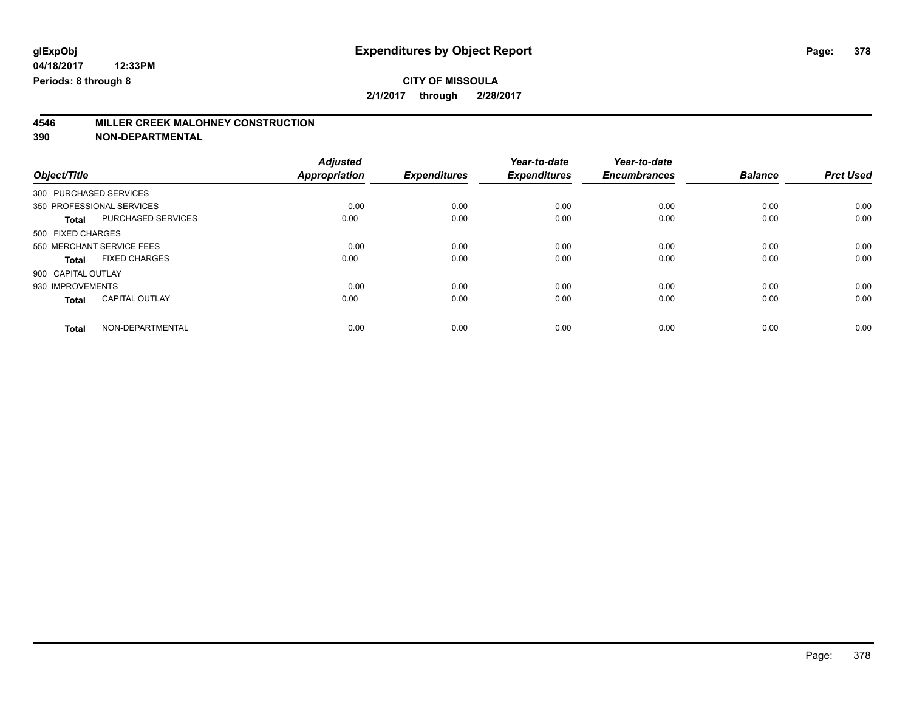glExpObj
04/18/2017 12:33PM
Periods: 8 through 8

# Expenditures by Object Report

**CITY OF MISSOULA**
**2/1/2017 through 2/28/2017**

## 4546 MILLER CREEK MALOHNEY CONSTRUCTION
## 390 NON-DEPARTMENTAL

| Object/Title | | Adjusted Appropriation | Expenditures | Year-to-date Expenditures | Year-to-date Encumbrances | Balance | Prct Used |
|---|---|---|---|---|---|---|---|
| 300 PURCHASED SERVICES | | | | | | | |
| 350 PROFESSIONAL SERVICES | | 0.00 | 0.00 | 0.00 | 0.00 | 0.00 | 0.00 |
| **Total** | PURCHASED SERVICES | 0.00 | 0.00 | 0.00 | 0.00 | 0.00 | 0.00 |
| 500 FIXED CHARGES | | | | | | | |
| 550 MERCHANT SERVICE FEES | | 0.00 | 0.00 | 0.00 | 0.00 | 0.00 | 0.00 |
| **Total** | FIXED CHARGES | 0.00 | 0.00 | 0.00 | 0.00 | 0.00 | 0.00 |
| 900 CAPITAL OUTLAY | | | | | | | |
| 930 IMPROVEMENTS | | 0.00 | 0.00 | 0.00 | 0.00 | 0.00 | 0.00 |
| **Total** | CAPITAL OUTLAY | 0.00 | 0.00 | 0.00 | 0.00 | 0.00 | 0.00 |
| **Total** | NON-DEPARTMENTAL | 0.00 | 0.00 | 0.00 | 0.00 | 0.00 | 0.00 |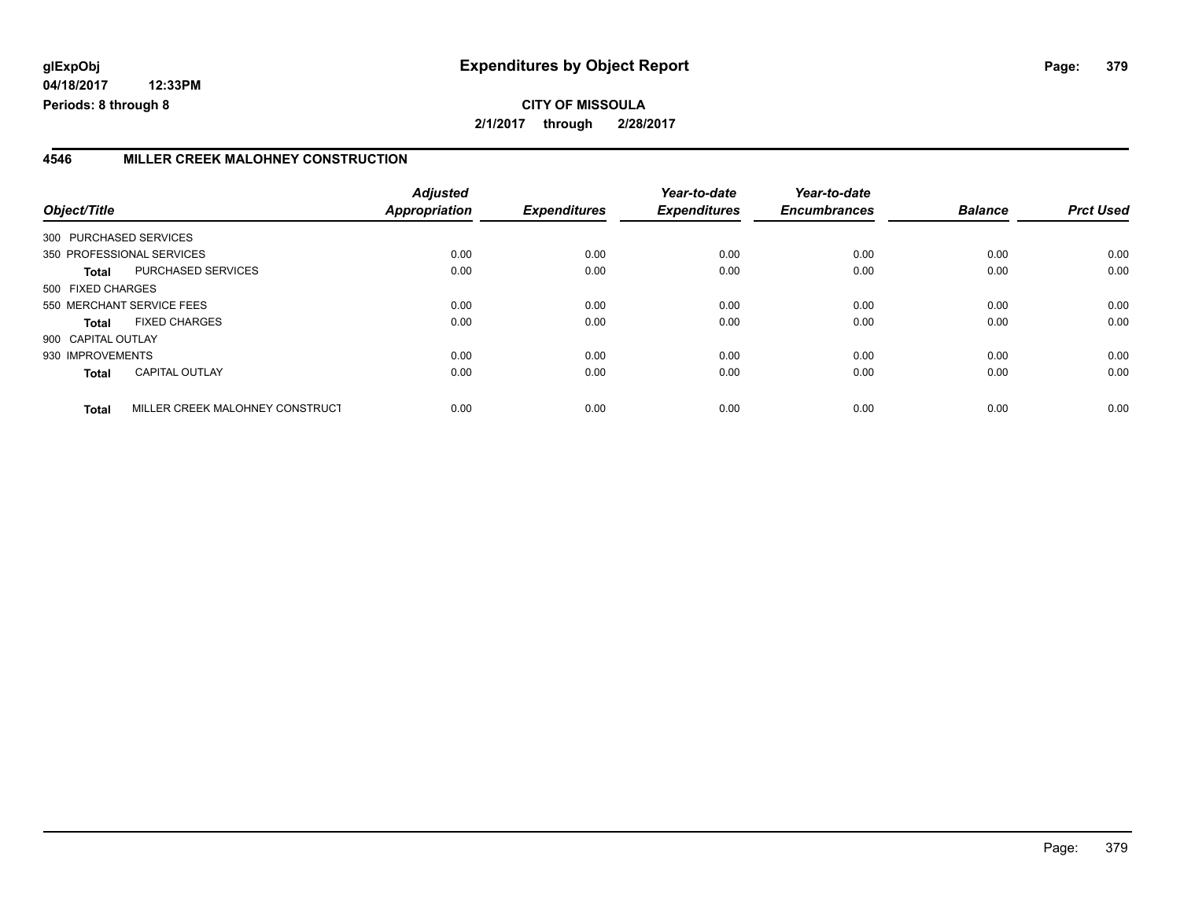# Expenditures by Object Report

glExpObj
04/18/2017 12:33PM
Periods: 8 through 8

**CITY OF MISSOULA**
**2/1/2017 through 2/28/2017**

## 4546 MILLER CREEK MALOHNEY CONSTRUCTION

| Object/Title | | Adjusted Appropriation | Expenditures | Year-to-date Expenditures | Year-to-date Encumbrances | Balance | Prct Used |
|---|---|---|---|---|---|---|---|
| 300 PURCHASED SERVICES | | | | | | | |
| 350 PROFESSIONAL SERVICES | | 0.00 | 0.00 | 0.00 | 0.00 | 0.00 | 0.00 |
| **Total** | PURCHASED SERVICES | 0.00 | 0.00 | 0.00 | 0.00 | 0.00 | 0.00 |
| 500 FIXED CHARGES | | | | | | | |
| 550 MERCHANT SERVICE FEES | | 0.00 | 0.00 | 0.00 | 0.00 | 0.00 | 0.00 |
| **Total** | FIXED CHARGES | 0.00 | 0.00 | 0.00 | 0.00 | 0.00 | 0.00 |
| 900 CAPITAL OUTLAY | | | | | | | |
| 930 IMPROVEMENTS | | 0.00 | 0.00 | 0.00 | 0.00 | 0.00 | 0.00 |
| **Total** | CAPITAL OUTLAY | 0.00 | 0.00 | 0.00 | 0.00 | 0.00 | 0.00 |
| **Total** | MILLER CREEK MALOHNEY CONSTRUCT | 0.00 | 0.00 | 0.00 | 0.00 | 0.00 | 0.00 |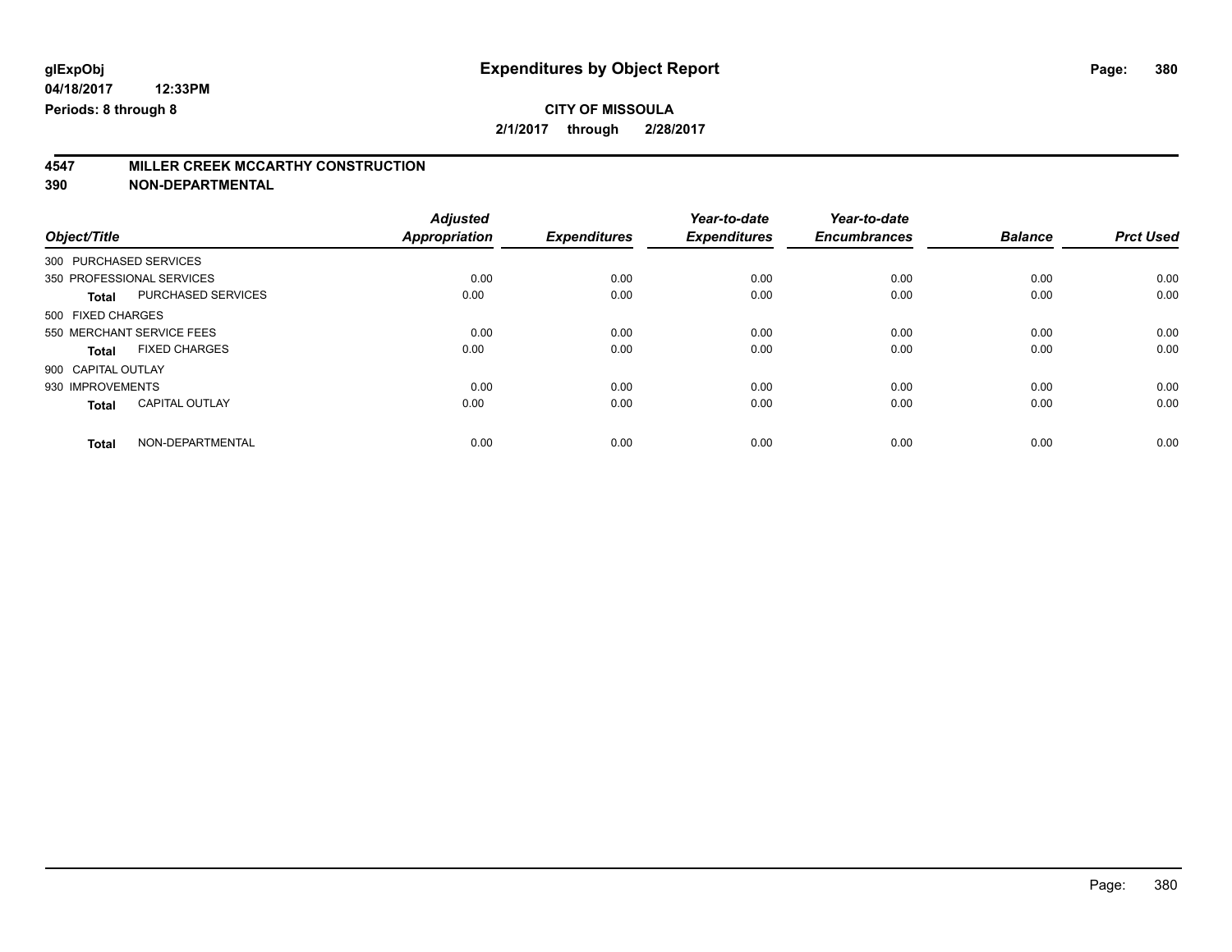# Expenditures by Object Report

**glExpObj**
**04/18/2017 12:33PM**
**Periods: 8 through 8**

**CITY OF MISSOULA**
**2/1/2017 through 2/28/2017**

## 4547 MILLER CREEK MCCARTHY CONSTRUCTION
## 390 NON-DEPARTMENTAL

| Object/Title | Adjusted Appropriation | Expenditures | Year-to-date Expenditures | Year-to-date Encumbrances | Balance | Prct Used |
|---|---|---|---|---|---|---|
| 300 PURCHASED SERVICES | | | | | | |
| 350 PROFESSIONAL SERVICES | 0.00 | 0.00 | 0.00 | 0.00 | 0.00 | 0.00 |
| **Total** PURCHASED SERVICES | 0.00 | 0.00 | 0.00 | 0.00 | 0.00 | 0.00 |
| 500 FIXED CHARGES | | | | | | |
| 550 MERCHANT SERVICE FEES | 0.00 | 0.00 | 0.00 | 0.00 | 0.00 | 0.00 |
| **Total** FIXED CHARGES | 0.00 | 0.00 | 0.00 | 0.00 | 0.00 | 0.00 |
| 900 CAPITAL OUTLAY | | | | | | |
| 930 IMPROVEMENTS | 0.00 | 0.00 | 0.00 | 0.00 | 0.00 | 0.00 |
| **Total** CAPITAL OUTLAY | 0.00 | 0.00 | 0.00 | 0.00 | 0.00 | 0.00 |
| **Total** NON-DEPARTMENTAL | 0.00 | 0.00 | 0.00 | 0.00 | 0.00 | 0.00 |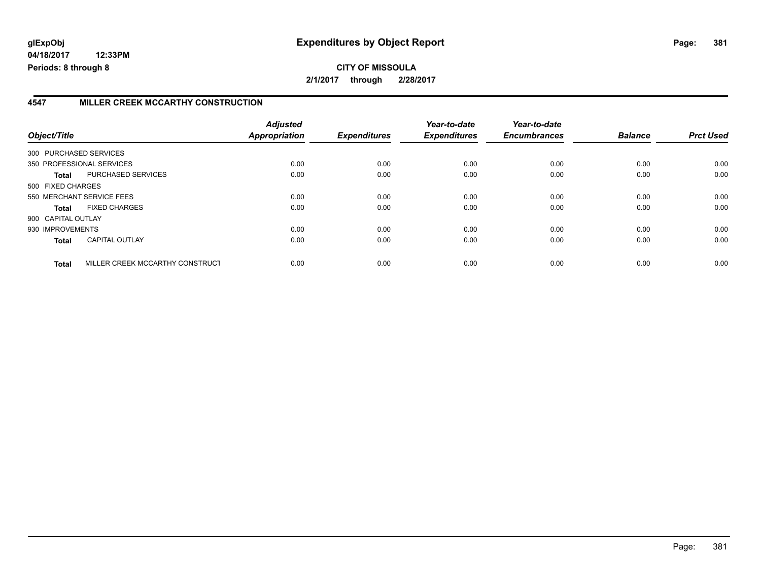**glExpObj**
**04/18/2017 12:33PM**
**Periods: 8 through 8**

# Expenditures by Object Report

**CITY OF MISSOULA**
**2/1/2017 through 2/28/2017**

## 4547 MILLER CREEK MCCARTHY CONSTRUCTION

| Object/Title | | Adjusted Appropriation | Expenditures | Year-to-date Expenditures | Year-to-date Encumbrances | Balance | Prct Used |
|---|---|---|---|---|---|---|---|
| 300 PURCHASED SERVICES | | | | | | | |
| 350 PROFESSIONAL SERVICES | | 0.00 | 0.00 | 0.00 | 0.00 | 0.00 | 0.00 |
| **Total** | PURCHASED SERVICES | 0.00 | 0.00 | 0.00 | 0.00 | 0.00 | 0.00 |
| 500 FIXED CHARGES | | | | | | | |
| 550 MERCHANT SERVICE FEES | | 0.00 | 0.00 | 0.00 | 0.00 | 0.00 | 0.00 |
| **Total** | FIXED CHARGES | 0.00 | 0.00 | 0.00 | 0.00 | 0.00 | 0.00 |
| 900 CAPITAL OUTLAY | | | | | | | |
| 930 IMPROVEMENTS | | 0.00 | 0.00 | 0.00 | 0.00 | 0.00 | 0.00 |
| **Total** | CAPITAL OUTLAY | 0.00 | 0.00 | 0.00 | 0.00 | 0.00 | 0.00 |
| **Total** | MILLER CREEK MCCARTHY CONSTRUCT | 0.00 | 0.00 | 0.00 | 0.00 | 0.00 | 0.00 |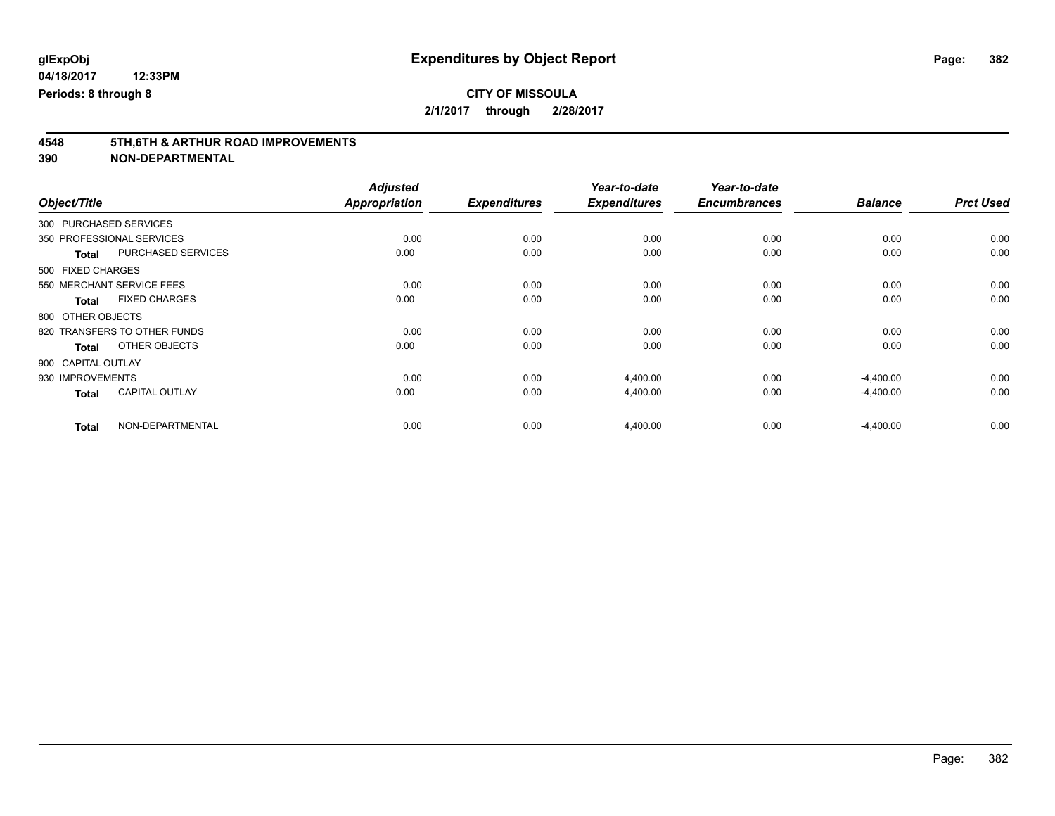# Expenditures by Object Report

glExpObj
04/18/2017 12:33PM
Periods: 8 through 8

**CITY OF MISSOULA**
**2/1/2017 through 2/28/2017**

## 4548 5TH,6TH & ARTHUR ROAD IMPROVEMENTS
## 390 NON-DEPARTMENTAL

| Object/Title | | Adjusted Appropriation | Expenditures | Year-to-date Expenditures | Year-to-date Encumbrances | Balance | Prct Used |
|---|---|---|---|---|---|---|---|
| 300 PURCHASED SERVICES | | | | | | | |
| 350 PROFESSIONAL SERVICES | | 0.00 | 0.00 | 0.00 | 0.00 | 0.00 | 0.00 |
| **Total** | PURCHASED SERVICES | 0.00 | 0.00 | 0.00 | 0.00 | 0.00 | 0.00 |
| 500 FIXED CHARGES | | | | | | | |
| 550 MERCHANT SERVICE FEES | | 0.00 | 0.00 | 0.00 | 0.00 | 0.00 | 0.00 |
| **Total** | FIXED CHARGES | 0.00 | 0.00 | 0.00 | 0.00 | 0.00 | 0.00 |
| 800 OTHER OBJECTS | | | | | | | |
| 820 TRANSFERS TO OTHER FUNDS | | 0.00 | 0.00 | 0.00 | 0.00 | 0.00 | 0.00 |
| **Total** | OTHER OBJECTS | 0.00 | 0.00 | 0.00 | 0.00 | 0.00 | 0.00 |
| 900 CAPITAL OUTLAY | | | | | | | |
| 930 IMPROVEMENTS | | 0.00 | 0.00 | 4,400.00 | 0.00 | -4,400.00 | 0.00 |
| **Total** | CAPITAL OUTLAY | 0.00 | 0.00 | 4,400.00 | 0.00 | -4,400.00 | 0.00 |
| **Total** | NON-DEPARTMENTAL | 0.00 | 0.00 | 4,400.00 | 0.00 | -4,400.00 | 0.00 |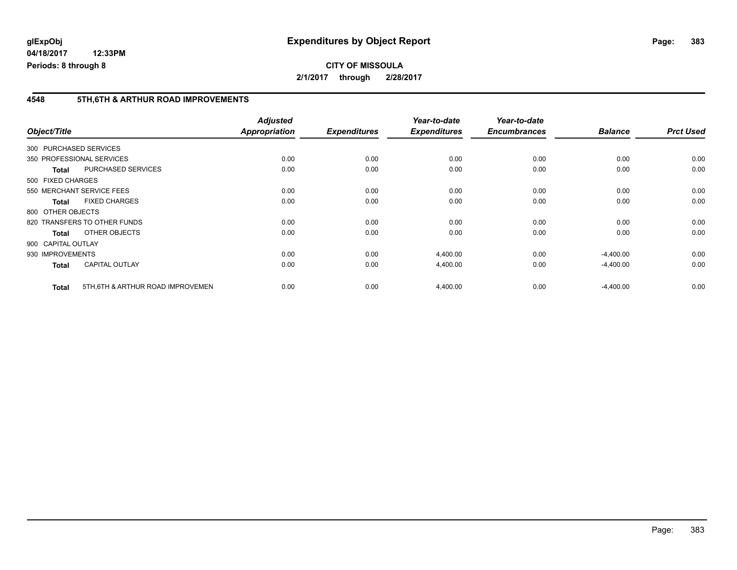**glExpObj** 
**04/18/2017 12:33PM** 
**Periods: 8 through 8**

# Expenditures by Object Report

**CITY OF MISSOULA** 
**2/1/2017 through 2/28/2017**

## 4548 5TH,6TH & ARTHUR ROAD IMPROVEMENTS

| Object/Title | | Adjusted Appropriation | Expenditures | Year-to-date Expenditures | Year-to-date Encumbrances | Balance | Prct Used |
|---|---|---|---|---|---|---|---|
| 300 PURCHASED SERVICES | | | | | | | |
| 350 PROFESSIONAL SERVICES | | 0.00 | 0.00 | 0.00 | 0.00 | 0.00 | 0.00 |
| **Total** | PURCHASED SERVICES | 0.00 | 0.00 | 0.00 | 0.00 | 0.00 | 0.00 |
| 500 FIXED CHARGES | | | | | | | |
| 550 MERCHANT SERVICE FEES | | 0.00 | 0.00 | 0.00 | 0.00 | 0.00 | 0.00 |
| **Total** | FIXED CHARGES | 0.00 | 0.00 | 0.00 | 0.00 | 0.00 | 0.00 |
| 800 OTHER OBJECTS | | | | | | | |
| 820 TRANSFERS TO OTHER FUNDS | | 0.00 | 0.00 | 0.00 | 0.00 | 0.00 | 0.00 |
| **Total** | OTHER OBJECTS | 0.00 | 0.00 | 0.00 | 0.00 | 0.00 | 0.00 |
| 900 CAPITAL OUTLAY | | | | | | | |
| 930 IMPROVEMENTS | | 0.00 | 0.00 | 4,400.00 | 0.00 | -4,400.00 | 0.00 |
| **Total** | CAPITAL OUTLAY | 0.00 | 0.00 | 4,400.00 | 0.00 | -4,400.00 | 0.00 |
| **Total** | 5TH,6TH & ARTHUR ROAD IMPROVEMEN | 0.00 | 0.00 | 4,400.00 | 0.00 | -4,400.00 | 0.00 |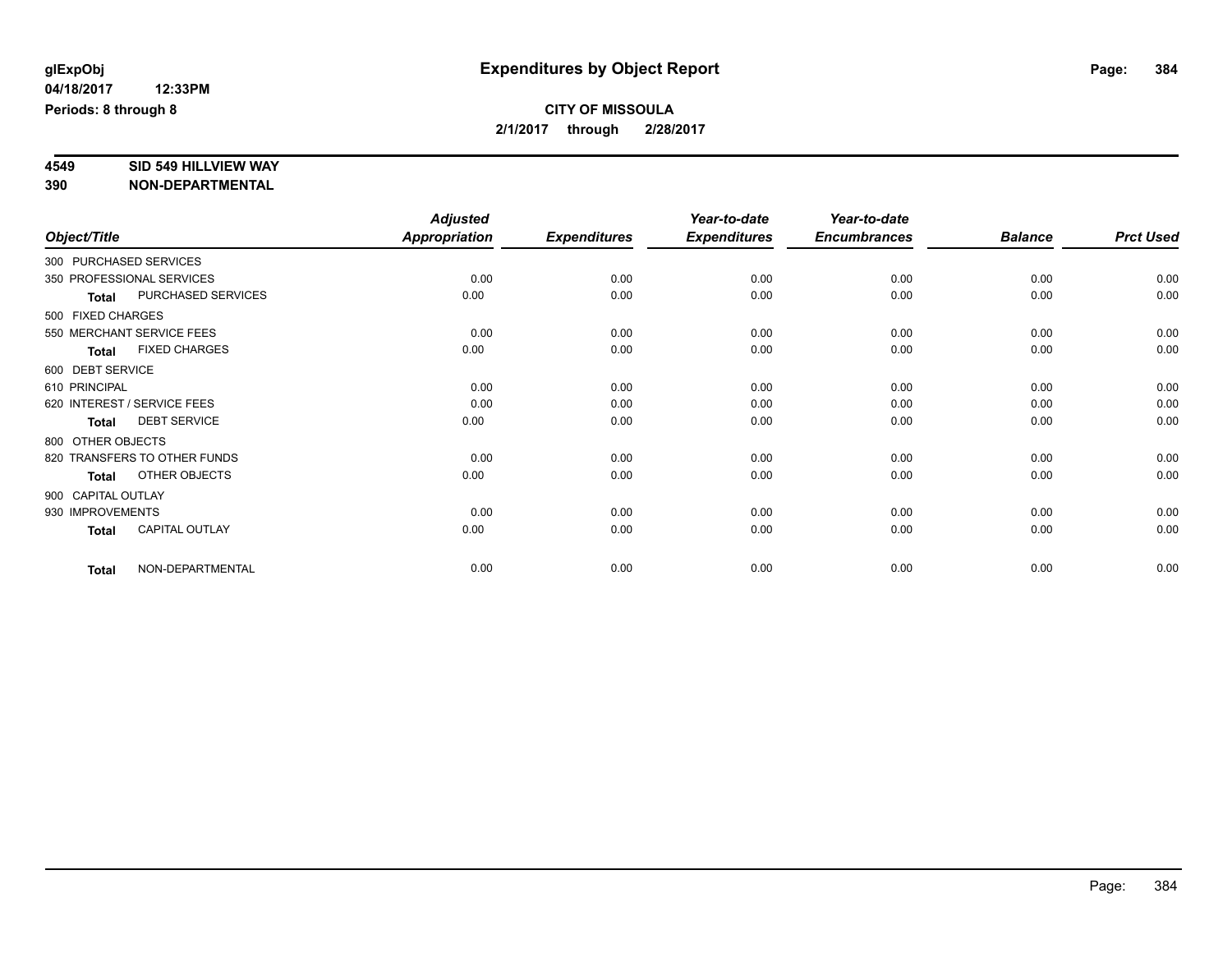**glExpObj** **Expenditures by Object Report**

**04/18/2017 12:33PM**

**Periods: 8 through 8**

**CITY OF MISSOULA**

**2/1/2017 through 2/28/2017**

**4549 SID 549 HILLVIEW WAY**

**390 NON-DEPARTMENTAL**

| Object/Title | Adjusted Appropriation | Expenditures | Year-to-date Expenditures | Year-to-date Encumbrances | Balance | Prct Used |
|---|---|---|---|---|---|---|
| 300 PURCHASED SERVICES | | | | | | |
| 350 PROFESSIONAL SERVICES | 0.00 | 0.00 | 0.00 | 0.00 | 0.00 | 0.00 |
| **Total** PURCHASED SERVICES | 0.00 | 0.00 | 0.00 | 0.00 | 0.00 | 0.00 |
| 500 FIXED CHARGES | | | | | | |
| 550 MERCHANT SERVICE FEES | 0.00 | 0.00 | 0.00 | 0.00 | 0.00 | 0.00 |
| **Total** FIXED CHARGES | 0.00 | 0.00 | 0.00 | 0.00 | 0.00 | 0.00 |
| 600 DEBT SERVICE | | | | | | |
| 610 PRINCIPAL | 0.00 | 0.00 | 0.00 | 0.00 | 0.00 | 0.00 |
| 620 INTEREST / SERVICE FEES | 0.00 | 0.00 | 0.00 | 0.00 | 0.00 | 0.00 |
| **Total** DEBT SERVICE | 0.00 | 0.00 | 0.00 | 0.00 | 0.00 | 0.00 |
| 800 OTHER OBJECTS | | | | | | |
| 820 TRANSFERS TO OTHER FUNDS | 0.00 | 0.00 | 0.00 | 0.00 | 0.00 | 0.00 |
| **Total** OTHER OBJECTS | 0.00 | 0.00 | 0.00 | 0.00 | 0.00 | 0.00 |
| 900 CAPITAL OUTLAY | | | | | | |
| 930 IMPROVEMENTS | 0.00 | 0.00 | 0.00 | 0.00 | 0.00 | 0.00 |
| **Total** CAPITAL OUTLAY | 0.00 | 0.00 | 0.00 | 0.00 | 0.00 | 0.00 |
| **Total** NON-DEPARTMENTAL | 0.00 | 0.00 | 0.00 | 0.00 | 0.00 | 0.00 |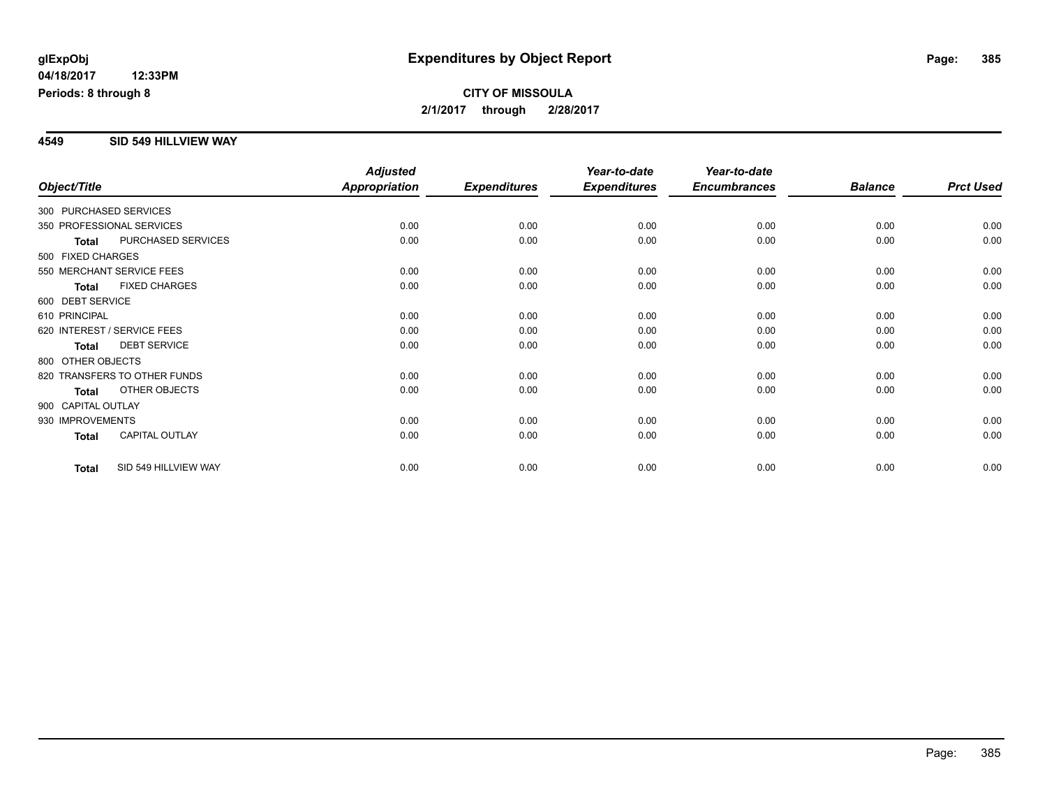# Expenditures by Object Report

**glExpObj**
**04/18/2017 12:33PM**
**Periods: 8 through 8**

**CITY OF MISSOULA**
**2/1/2017 through 2/28/2017**

## 4549 SID 549 HILLVIEW WAY

| Object/Title | | *Adjusted Appropriation* | *Expenditures* | *Year-to-date Expenditures* | *Year-to-date Encumbrances* | *Balance* | *Prct Used* |
|---|---|---|---|---|---|---|---|
| 300 PURCHASED SERVICES | | | | | | | |
| 350 PROFESSIONAL SERVICES | | 0.00 | 0.00 | 0.00 | 0.00 | 0.00 | 0.00 |
| **Total** | PURCHASED SERVICES | 0.00 | 0.00 | 0.00 | 0.00 | 0.00 | 0.00 |
| 500 FIXED CHARGES | | | | | | | |
| 550 MERCHANT SERVICE FEES | | 0.00 | 0.00 | 0.00 | 0.00 | 0.00 | 0.00 |
| **Total** | FIXED CHARGES | 0.00 | 0.00 | 0.00 | 0.00 | 0.00 | 0.00 |
| 600 DEBT SERVICE | | | | | | | |
| 610 PRINCIPAL | | 0.00 | 0.00 | 0.00 | 0.00 | 0.00 | 0.00 |
| 620 INTEREST / SERVICE FEES | | 0.00 | 0.00 | 0.00 | 0.00 | 0.00 | 0.00 |
| **Total** | DEBT SERVICE | 0.00 | 0.00 | 0.00 | 0.00 | 0.00 | 0.00 |
| 800 OTHER OBJECTS | | | | | | | |
| 820 TRANSFERS TO OTHER FUNDS | | 0.00 | 0.00 | 0.00 | 0.00 | 0.00 | 0.00 |
| **Total** | OTHER OBJECTS | 0.00 | 0.00 | 0.00 | 0.00 | 0.00 | 0.00 |
| 900 CAPITAL OUTLAY | | | | | | | |
| 930 IMPROVEMENTS | | 0.00 | 0.00 | 0.00 | 0.00 | 0.00 | 0.00 |
| **Total** | CAPITAL OUTLAY | 0.00 | 0.00 | 0.00 | 0.00 | 0.00 | 0.00 |
| **Total** | SID 549 HILLVIEW WAY | 0.00 | 0.00 | 0.00 | 0.00 | 0.00 | 0.00 |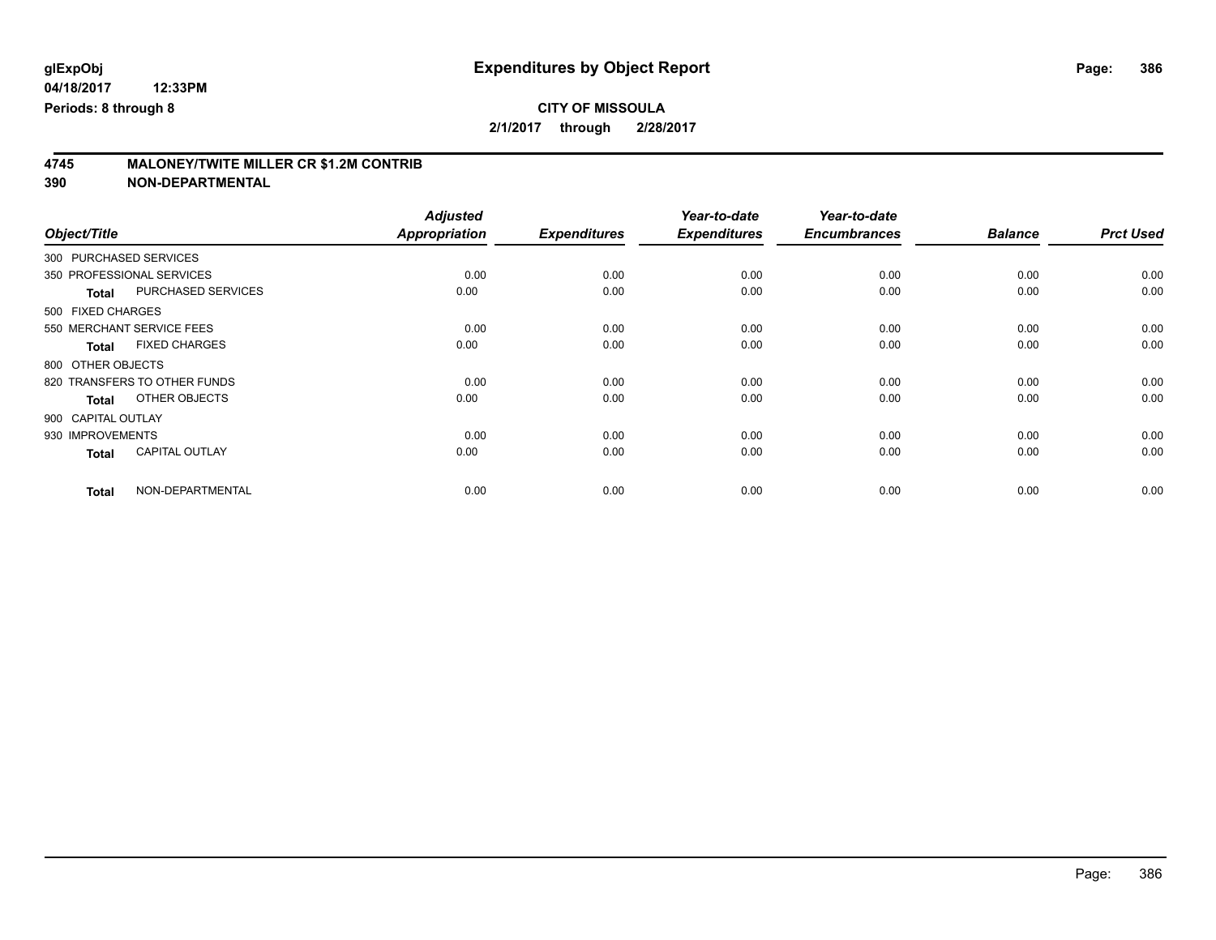glExpObj
04/18/2017 12:33PM
Periods: 8 through 8

# Expenditures by Object Report

**CITY OF MISSOULA**
**2/1/2017 through 2/28/2017**

## 4745 MALONEY/TWITE MILLER CR $1.2M CONTRIB
## 390 NON-DEPARTMENTAL

| Object/Title | | Adjusted Appropriation | Expenditures | Year-to-date Expenditures | Year-to-date Encumbrances | Balance | Prct Used |
|---|---|---|---|---|---|---|---|
| 300 PURCHASED SERVICES | | | | | | | |
| 350 PROFESSIONAL SERVICES | | 0.00 | 0.00 | 0.00 | 0.00 | 0.00 | 0.00 |
| **Total** | PURCHASED SERVICES | 0.00 | 0.00 | 0.00 | 0.00 | 0.00 | 0.00 |
| 500 FIXED CHARGES | | | | | | | |
| 550 MERCHANT SERVICE FEES | | 0.00 | 0.00 | 0.00 | 0.00 | 0.00 | 0.00 |
| **Total** | FIXED CHARGES | 0.00 | 0.00 | 0.00 | 0.00 | 0.00 | 0.00 |
| 800 OTHER OBJECTS | | | | | | | |
| 820 TRANSFERS TO OTHER FUNDS | | 0.00 | 0.00 | 0.00 | 0.00 | 0.00 | 0.00 |
| **Total** | OTHER OBJECTS | 0.00 | 0.00 | 0.00 | 0.00 | 0.00 | 0.00 |
| 900 CAPITAL OUTLAY | | | | | | | |
| 930 IMPROVEMENTS | | 0.00 | 0.00 | 0.00 | 0.00 | 0.00 | 0.00 |
| **Total** | CAPITAL OUTLAY | 0.00 | 0.00 | 0.00 | 0.00 | 0.00 | 0.00 |
| **Total** | NON-DEPARTMENTAL | 0.00 | 0.00 | 0.00 | 0.00 | 0.00 | 0.00 |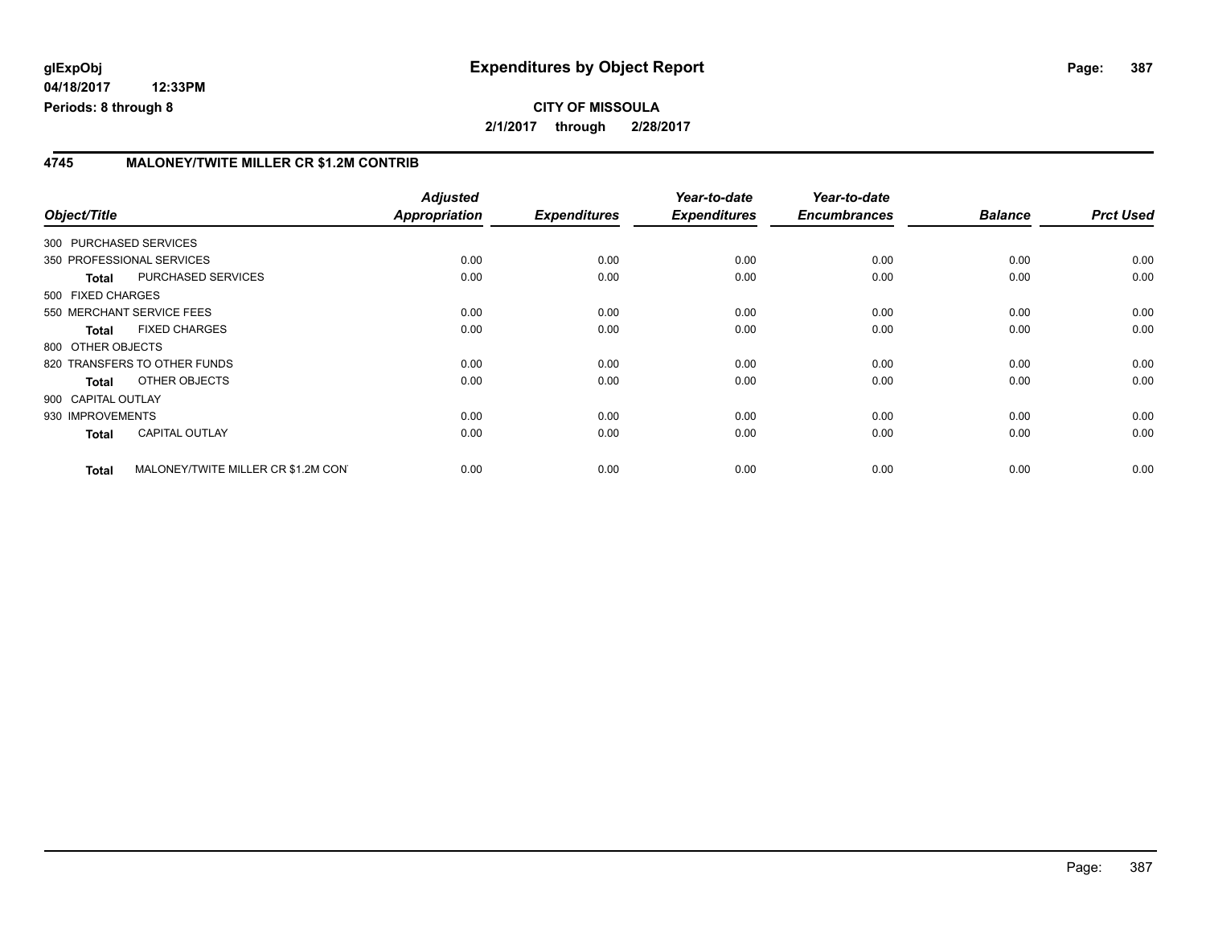**glExpObj**
**04/18/2017 12:33PM**
**Periods: 8 through 8**

# Expenditures by Object Report

**CITY OF MISSOULA**
**2/1/2017 through 2/28/2017**

## 4745 MALONEY/TWITE MILLER CR $1.2M CONTRIB

| Object/Title | | Adjusted Appropriation | Expenditures | Year-to-date Expenditures | Year-to-date Encumbrances | Balance | Prct Used |
|---|---|---|---|---|---|---|---|
| 300 PURCHASED SERVICES | | | | | | | |
| 350 PROFESSIONAL SERVICES | | 0.00 | 0.00 | 0.00 | 0.00 | 0.00 | 0.00 |
| **Total** | PURCHASED SERVICES | 0.00 | 0.00 | 0.00 | 0.00 | 0.00 | 0.00 |
| 500 FIXED CHARGES | | | | | | | |
| 550 MERCHANT SERVICE FEES | | 0.00 | 0.00 | 0.00 | 0.00 | 0.00 | 0.00 |
| **Total** | FIXED CHARGES | 0.00 | 0.00 | 0.00 | 0.00 | 0.00 | 0.00 |
| 800 OTHER OBJECTS | | | | | | | |
| 820 TRANSFERS TO OTHER FUNDS | | 0.00 | 0.00 | 0.00 | 0.00 | 0.00 | 0.00 |
| **Total** | OTHER OBJECTS | 0.00 | 0.00 | 0.00 | 0.00 | 0.00 | 0.00 |
| 900 CAPITAL OUTLAY | | | | | | | |
| 930 IMPROVEMENTS | | 0.00 | 0.00 | 0.00 | 0.00 | 0.00 | 0.00 |
| **Total** | CAPITAL OUTLAY | 0.00 | 0.00 | 0.00 | 0.00 | 0.00 | 0.00 |
| **Total** | MALONEY/TWITE MILLER CR $1.2M CON | 0.00 | 0.00 | 0.00 | 0.00 | 0.00 | 0.00 |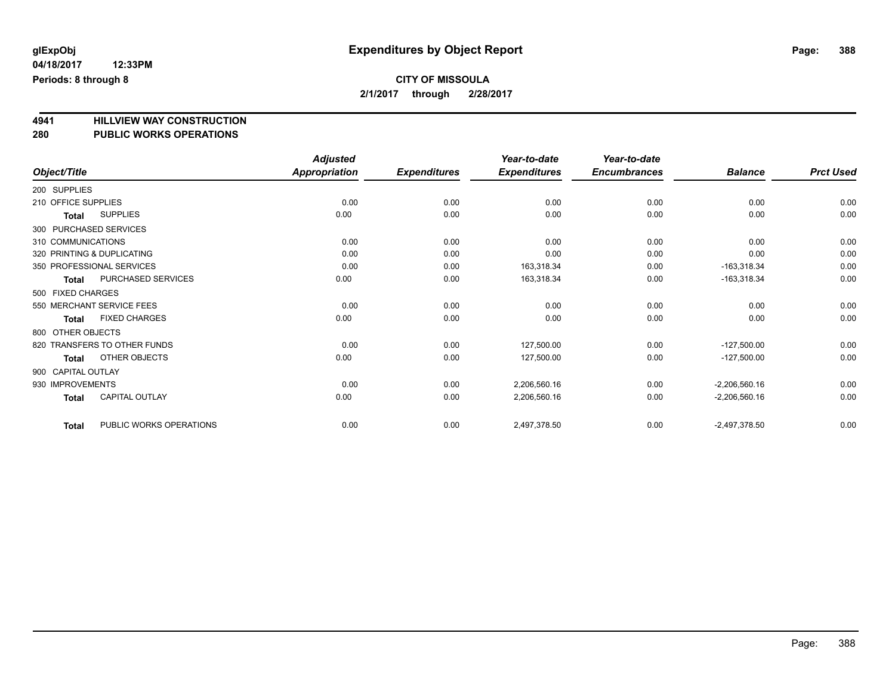# Expenditures by Object Report

glExpObj
04/18/2017 12:33PM
Periods: 8 through 8

**CITY OF MISSOULA**
**2/1/2017 through 2/28/2017**

## 4941 HILLVIEW WAY CONSTRUCTION
## 280 PUBLIC WORKS OPERATIONS

| Object/Title | Adjusted Appropriation | Expenditures | Year-to-date Expenditures | Year-to-date Encumbrances | Balance | Prct Used |
|---|---|---|---|---|---|---|
| 200 SUPPLIES | | | | | | |
| 210 OFFICE SUPPLIES | 0.00 | 0.00 | 0.00 | 0.00 | 0.00 | 0.00 |
| Total SUPPLIES | 0.00 | 0.00 | 0.00 | 0.00 | 0.00 | 0.00 |
| 300 PURCHASED SERVICES | | | | | | |
| 310 COMMUNICATIONS | 0.00 | 0.00 | 0.00 | 0.00 | 0.00 | 0.00 |
| 320 PRINTING & DUPLICATING | 0.00 | 0.00 | 0.00 | 0.00 | 0.00 | 0.00 |
| 350 PROFESSIONAL SERVICES | 0.00 | 0.00 | 163,318.34 | 0.00 | -163,318.34 | 0.00 |
| Total PURCHASED SERVICES | 0.00 | 0.00 | 163,318.34 | 0.00 | -163,318.34 | 0.00 |
| 500 FIXED CHARGES | | | | | | |
| 550 MERCHANT SERVICE FEES | 0.00 | 0.00 | 0.00 | 0.00 | 0.00 | 0.00 |
| Total FIXED CHARGES | 0.00 | 0.00 | 0.00 | 0.00 | 0.00 | 0.00 |
| 800 OTHER OBJECTS | | | | | | |
| 820 TRANSFERS TO OTHER FUNDS | 0.00 | 0.00 | 127,500.00 | 0.00 | -127,500.00 | 0.00 |
| Total OTHER OBJECTS | 0.00 | 0.00 | 127,500.00 | 0.00 | -127,500.00 | 0.00 |
| 900 CAPITAL OUTLAY | | | | | | |
| 930 IMPROVEMENTS | 0.00 | 0.00 | 2,206,560.16 | 0.00 | -2,206,560.16 | 0.00 |
| Total CAPITAL OUTLAY | 0.00 | 0.00 | 2,206,560.16 | 0.00 | -2,206,560.16 | 0.00 |
| Total PUBLIC WORKS OPERATIONS | 0.00 | 0.00 | 2,497,378.50 | 0.00 | -2,497,378.50 | 0.00 |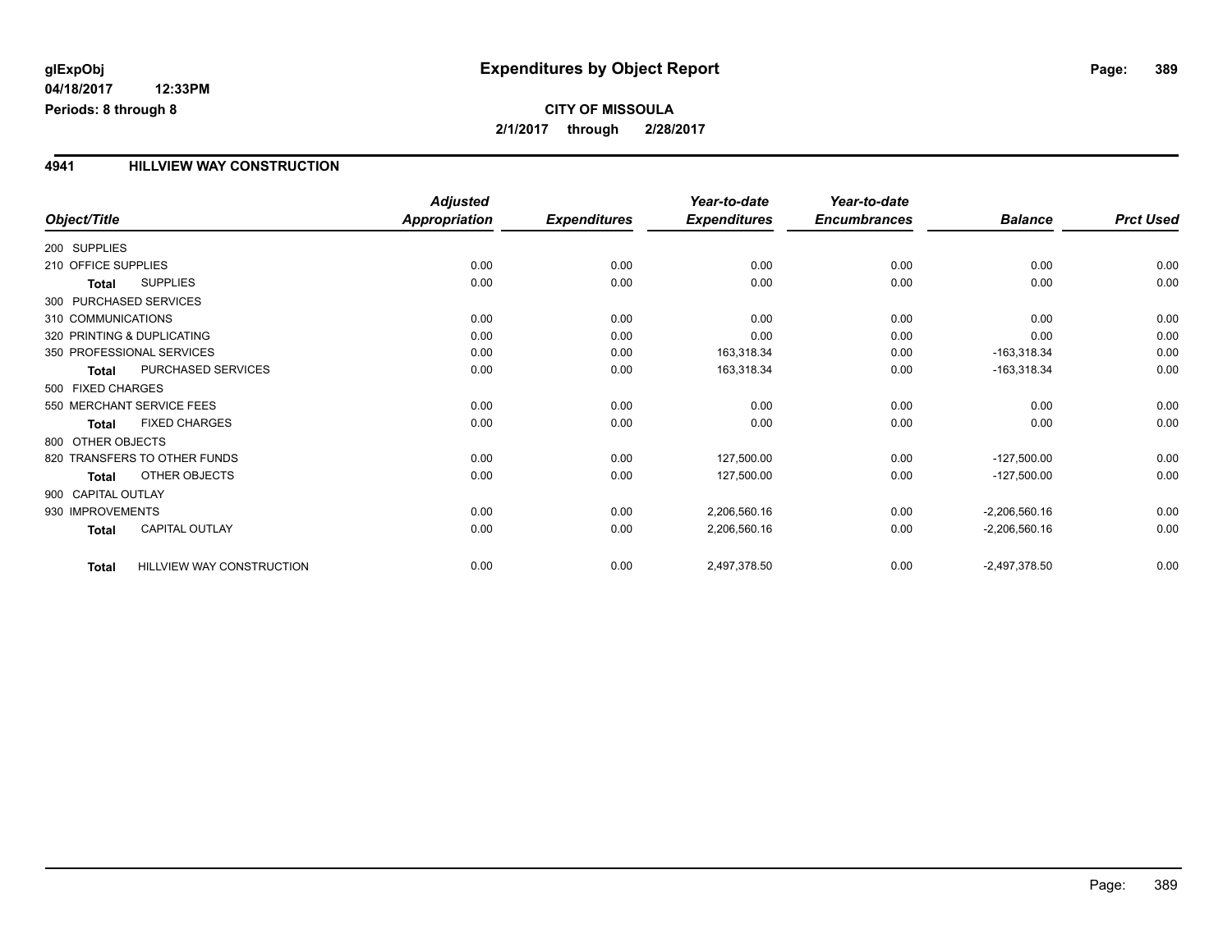# Expenditures by Object Report

glExpObj
04/18/2017 12:33PM
Periods: 8 through 8

**CITY OF MISSOULA**

**2/1/2017 through 2/28/2017**

## 4941 HILLVIEW WAY CONSTRUCTION

| Object/Title | Adjusted Appropriation | Expenditures | Year-to-date Expenditures | Year-to-date Encumbrances | Balance | Prct Used |
|---|---|---|---|---|---|---|
| 200 SUPPLIES | | | | | | |
| 210 OFFICE SUPPLIES | 0.00 | 0.00 | 0.00 | 0.00 | 0.00 | 0.00 |
| **Total** SUPPLIES | 0.00 | 0.00 | 0.00 | 0.00 | 0.00 | 0.00 |
| 300 PURCHASED SERVICES | | | | | | |
| 310 COMMUNICATIONS | 0.00 | 0.00 | 0.00 | 0.00 | 0.00 | 0.00 |
| 320 PRINTING & DUPLICATING | 0.00 | 0.00 | 0.00 | 0.00 | 0.00 | 0.00 |
| 350 PROFESSIONAL SERVICES | 0.00 | 0.00 | 163,318.34 | 0.00 | -163,318.34 | 0.00 |
| **Total** PURCHASED SERVICES | 0.00 | 0.00 | 163,318.34 | 0.00 | -163,318.34 | 0.00 |
| 500 FIXED CHARGES | | | | | | |
| 550 MERCHANT SERVICE FEES | 0.00 | 0.00 | 0.00 | 0.00 | 0.00 | 0.00 |
| **Total** FIXED CHARGES | 0.00 | 0.00 | 0.00 | 0.00 | 0.00 | 0.00 |
| 800 OTHER OBJECTS | | | | | | |
| 820 TRANSFERS TO OTHER FUNDS | 0.00 | 0.00 | 127,500.00 | 0.00 | -127,500.00 | 0.00 |
| **Total** OTHER OBJECTS | 0.00 | 0.00 | 127,500.00 | 0.00 | -127,500.00 | 0.00 |
| 900 CAPITAL OUTLAY | | | | | | |
| 930 IMPROVEMENTS | 0.00 | 0.00 | 2,206,560.16 | 0.00 | -2,206,560.16 | 0.00 |
| **Total** CAPITAL OUTLAY | 0.00 | 0.00 | 2,206,560.16 | 0.00 | -2,206,560.16 | 0.00 |
| **Total** HILLVIEW WAY CONSTRUCTION | 0.00 | 0.00 | 2,497,378.50 | 0.00 | -2,497,378.50 | 0.00 |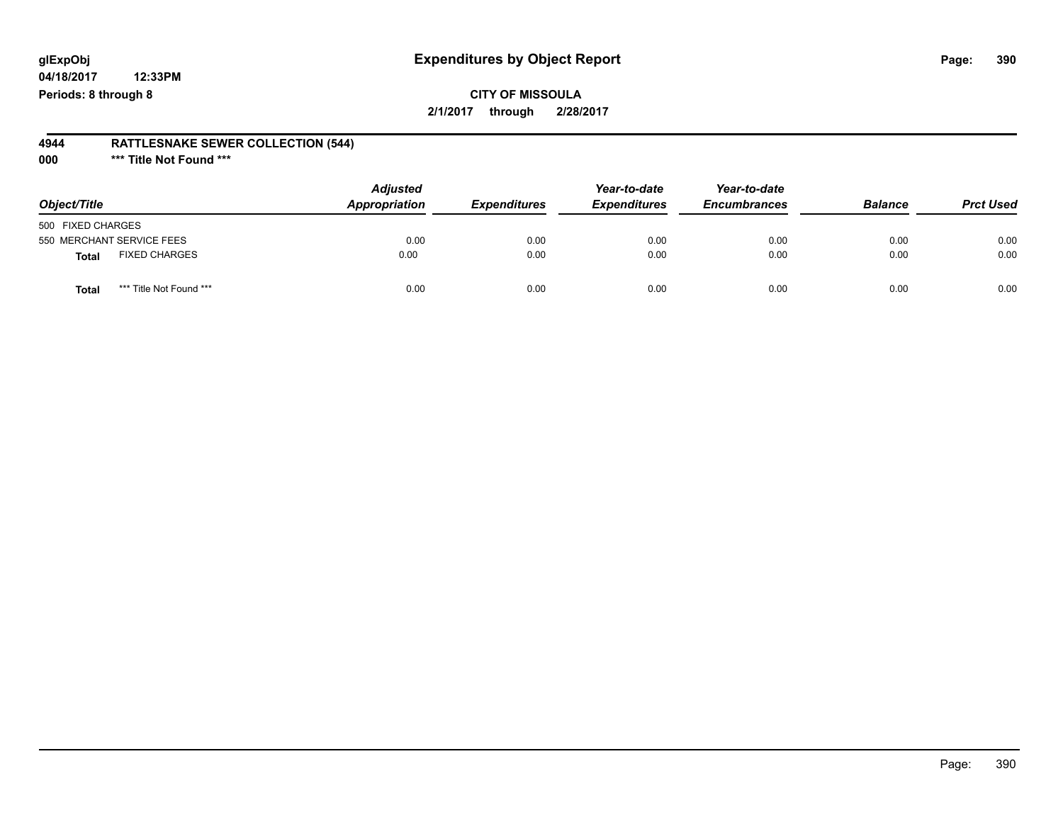# Expenditures by Object Report

glExpObj
04/18/2017 12:33PM
Periods: 8 through 8

**CITY OF MISSOULA**
**2/1/2017 through 2/28/2017**

**4944 RATTLESNAKE SEWER COLLECTION (544)**
**000 *** Title Not Found *****

| Object/Title | Adjusted Appropriation | Expenditures | Year-to-date Expenditures | Year-to-date Encumbrances | Balance | Prct Used |
|---|---|---|---|---|---|---|
| 500 FIXED CHARGES | | | | | | |
| 550 MERCHANT SERVICE FEES | 0.00 | 0.00 | 0.00 | 0.00 | 0.00 | 0.00 |
| **Total** FIXED CHARGES | 0.00 | 0.00 | 0.00 | 0.00 | 0.00 | 0.00 |
| **Total** *** Title Not Found *** | 0.00 | 0.00 | 0.00 | 0.00 | 0.00 | 0.00 |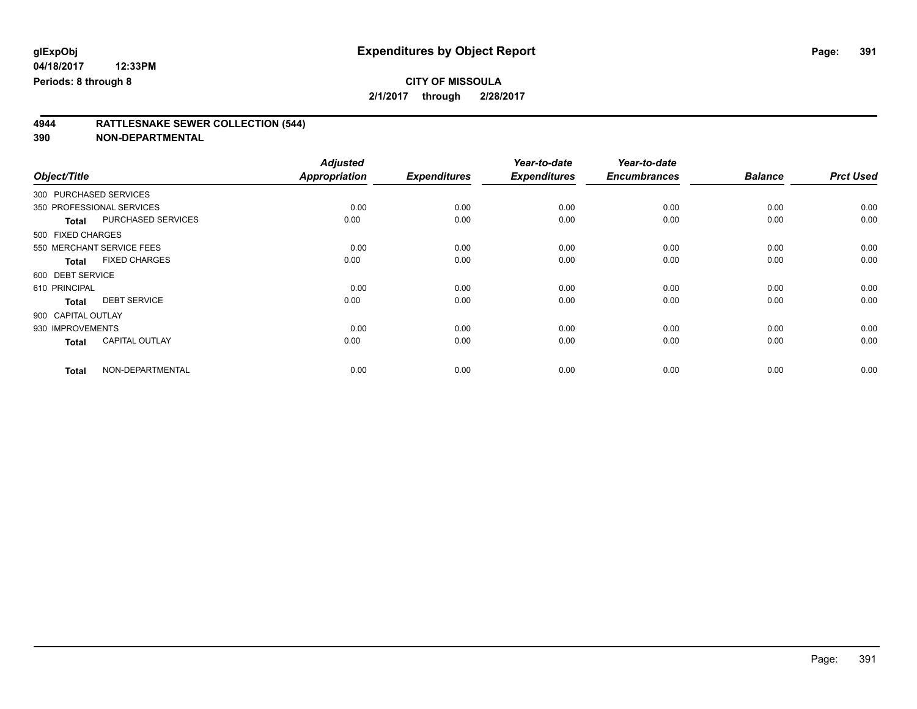**glExpObj**
**04/18/2017 12:33PM**
**Periods: 8 through 8**

# Expenditures by Object Report

**CITY OF MISSOULA**
**2/1/2017 through 2/28/2017**

## 4944 RATTLESNAKE SEWER COLLECTION (544)
## 390 NON-DEPARTMENTAL

| Object/Title | | Adjusted Appropriation | Expenditures | Year-to-date Expenditures | Year-to-date Encumbrances | Balance | Prct Used |
|---|---|---|---|---|---|---|---|
| 300 PURCHASED SERVICES | | | | | | | |
| 350 PROFESSIONAL SERVICES | | 0.00 | 0.00 | 0.00 | 0.00 | 0.00 | 0.00 |
| **Total** | PURCHASED SERVICES | 0.00 | 0.00 | 0.00 | 0.00 | 0.00 | 0.00 |
| 500 FIXED CHARGES | | | | | | | |
| 550 MERCHANT SERVICE FEES | | 0.00 | 0.00 | 0.00 | 0.00 | 0.00 | 0.00 |
| **Total** | FIXED CHARGES | 0.00 | 0.00 | 0.00 | 0.00 | 0.00 | 0.00 |
| 600 DEBT SERVICE | | | | | | | |
| 610 PRINCIPAL | | 0.00 | 0.00 | 0.00 | 0.00 | 0.00 | 0.00 |
| **Total** | DEBT SERVICE | 0.00 | 0.00 | 0.00 | 0.00 | 0.00 | 0.00 |
| 900 CAPITAL OUTLAY | | | | | | | |
| 930 IMPROVEMENTS | | 0.00 | 0.00 | 0.00 | 0.00 | 0.00 | 0.00 |
| **Total** | CAPITAL OUTLAY | 0.00 | 0.00 | 0.00 | 0.00 | 0.00 | 0.00 |
| **Total** | NON-DEPARTMENTAL | 0.00 | 0.00 | 0.00 | 0.00 | 0.00 | 0.00 |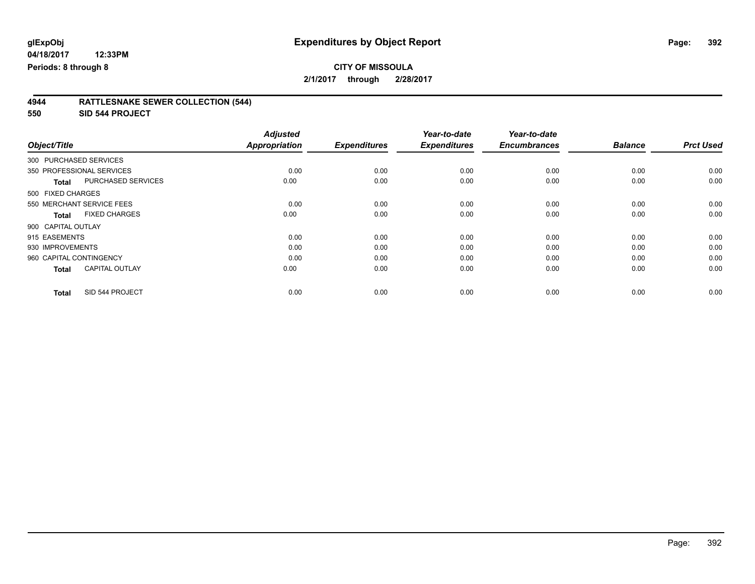**glExpObj** **Expenditures by Object Report**

**04/18/2017 12:33PM**

**Periods: 8 through 8**

**CITY OF MISSOULA**

**2/1/2017 through 2/28/2017**

**4944 RATTLESNAKE SEWER COLLECTION (544)**

**550 SID 544 PROJECT**

| Object/Title | Adjusted Appropriation | Expenditures | Year-to-date Expenditures | Year-to-date Encumbrances | Balance | Prct Used |
|---|---|---|---|---|---|---|
| 300 PURCHASED SERVICES | | | | | | |
| 350 PROFESSIONAL SERVICES | 0.00 | 0.00 | 0.00 | 0.00 | 0.00 | 0.00 |
| **Total** PURCHASED SERVICES | 0.00 | 0.00 | 0.00 | 0.00 | 0.00 | 0.00 |
| 500 FIXED CHARGES | | | | | | |
| 550 MERCHANT SERVICE FEES | 0.00 | 0.00 | 0.00 | 0.00 | 0.00 | 0.00 |
| **Total** FIXED CHARGES | 0.00 | 0.00 | 0.00 | 0.00 | 0.00 | 0.00 |
| 900 CAPITAL OUTLAY | | | | | | |
| 915 EASEMENTS | 0.00 | 0.00 | 0.00 | 0.00 | 0.00 | 0.00 |
| 930 IMPROVEMENTS | 0.00 | 0.00 | 0.00 | 0.00 | 0.00 | 0.00 |
| 960 CAPITAL CONTINGENCY | 0.00 | 0.00 | 0.00 | 0.00 | 0.00 | 0.00 |
| **Total** CAPITAL OUTLAY | 0.00 | 0.00 | 0.00 | 0.00 | 0.00 | 0.00 |
| **Total** SID 544 PROJECT | 0.00 | 0.00 | 0.00 | 0.00 | 0.00 | 0.00 |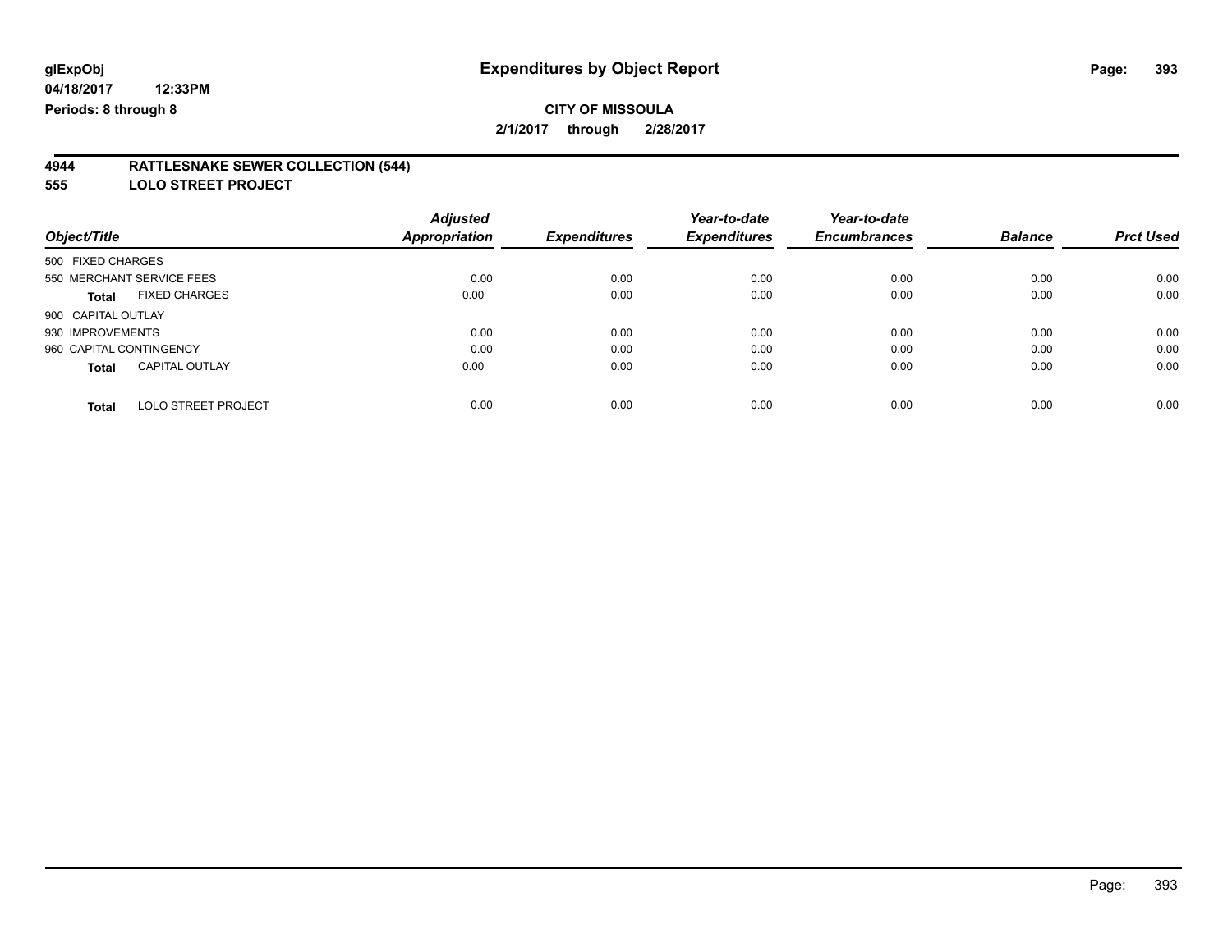**glExpObj**
**04/18/2017 12:33PM**
**Periods: 8 through 8**

# Expenditures by Object Report

**CITY OF MISSOULA**
**2/1/2017 through 2/28/2017**

**4944 RATTLESNAKE SEWER COLLECTION (544)**
**555 LOLO STREET PROJECT**

| Object/Title | | Adjusted Appropriation | Expenditures | Year-to-date Expenditures | Year-to-date Encumbrances | Balance | Prct Used |
|---|---|---|---|---|---|---|---|
| 500 FIXED CHARGES | | | | | | | |
| 550 MERCHANT SERVICE FEES | | 0.00 | 0.00 | 0.00 | 0.00 | 0.00 | 0.00 |
| **Total** | FIXED CHARGES | 0.00 | 0.00 | 0.00 | 0.00 | 0.00 | 0.00 |
| 900 CAPITAL OUTLAY | | | | | | | |
| 930 IMPROVEMENTS | | 0.00 | 0.00 | 0.00 | 0.00 | 0.00 | 0.00 |
| 960 CAPITAL CONTINGENCY | | 0.00 | 0.00 | 0.00 | 0.00 | 0.00 | 0.00 |
| **Total** | CAPITAL OUTLAY | 0.00 | 0.00 | 0.00 | 0.00 | 0.00 | 0.00 |
| **Total** | LOLO STREET PROJECT | 0.00 | 0.00 | 0.00 | 0.00 | 0.00 | 0.00 |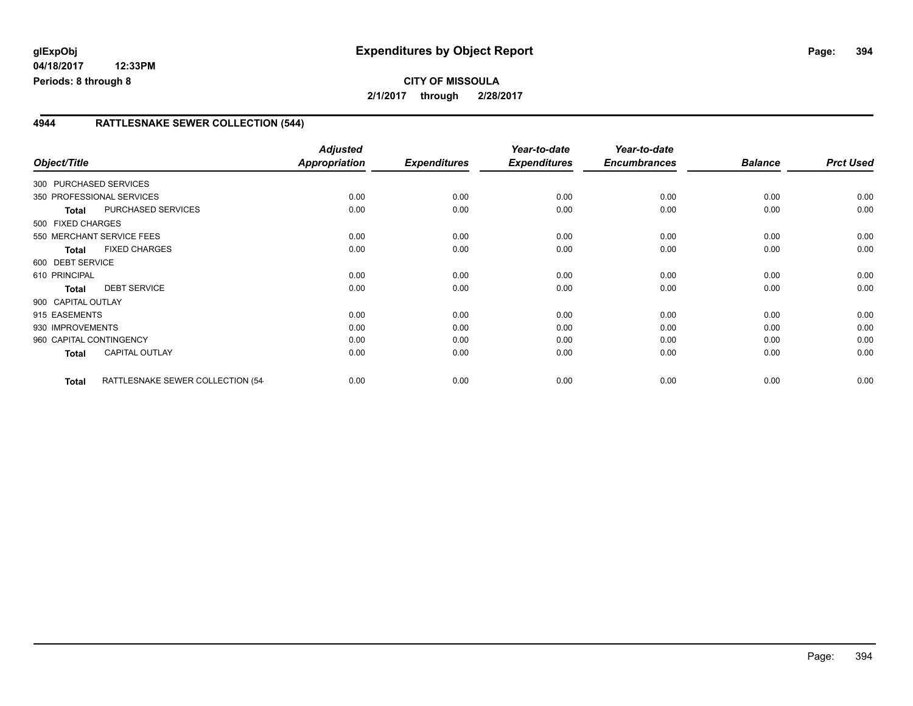# Expenditures by Object Report

glExpObj
04/18/2017 12:33PM
Periods: 8 through 8

**CITY OF MISSOULA**
**2/1/2017 through 2/28/2017**

## 4944 RATTLESNAKE SEWER COLLECTION (544)

| Object/Title | | Adjusted Appropriation | Expenditures | Year-to-date Expenditures | Year-to-date Encumbrances | Balance | Prct Used |
|---|---|---|---|---|---|---|---|
| 300 PURCHASED SERVICES | | | | | | | |
| 350 PROFESSIONAL SERVICES | | 0.00 | 0.00 | 0.00 | 0.00 | 0.00 | 0.00 |
| **Total** | PURCHASED SERVICES | 0.00 | 0.00 | 0.00 | 0.00 | 0.00 | 0.00 |
| 500 FIXED CHARGES | | | | | | | |
| 550 MERCHANT SERVICE FEES | | 0.00 | 0.00 | 0.00 | 0.00 | 0.00 | 0.00 |
| **Total** | FIXED CHARGES | 0.00 | 0.00 | 0.00 | 0.00 | 0.00 | 0.00 |
| 600 DEBT SERVICE | | | | | | | |
| 610 PRINCIPAL | | 0.00 | 0.00 | 0.00 | 0.00 | 0.00 | 0.00 |
| **Total** | DEBT SERVICE | 0.00 | 0.00 | 0.00 | 0.00 | 0.00 | 0.00 |
| 900 CAPITAL OUTLAY | | | | | | | |
| 915 EASEMENTS | | 0.00 | 0.00 | 0.00 | 0.00 | 0.00 | 0.00 |
| 930 IMPROVEMENTS | | 0.00 | 0.00 | 0.00 | 0.00 | 0.00 | 0.00 |
| 960 CAPITAL CONTINGENCY | | 0.00 | 0.00 | 0.00 | 0.00 | 0.00 | 0.00 |
| **Total** | CAPITAL OUTLAY | 0.00 | 0.00 | 0.00 | 0.00 | 0.00 | 0.00 |
| **Total** | RATTLESNAKE SEWER COLLECTION (54 | 0.00 | 0.00 | 0.00 | 0.00 | 0.00 | 0.00 |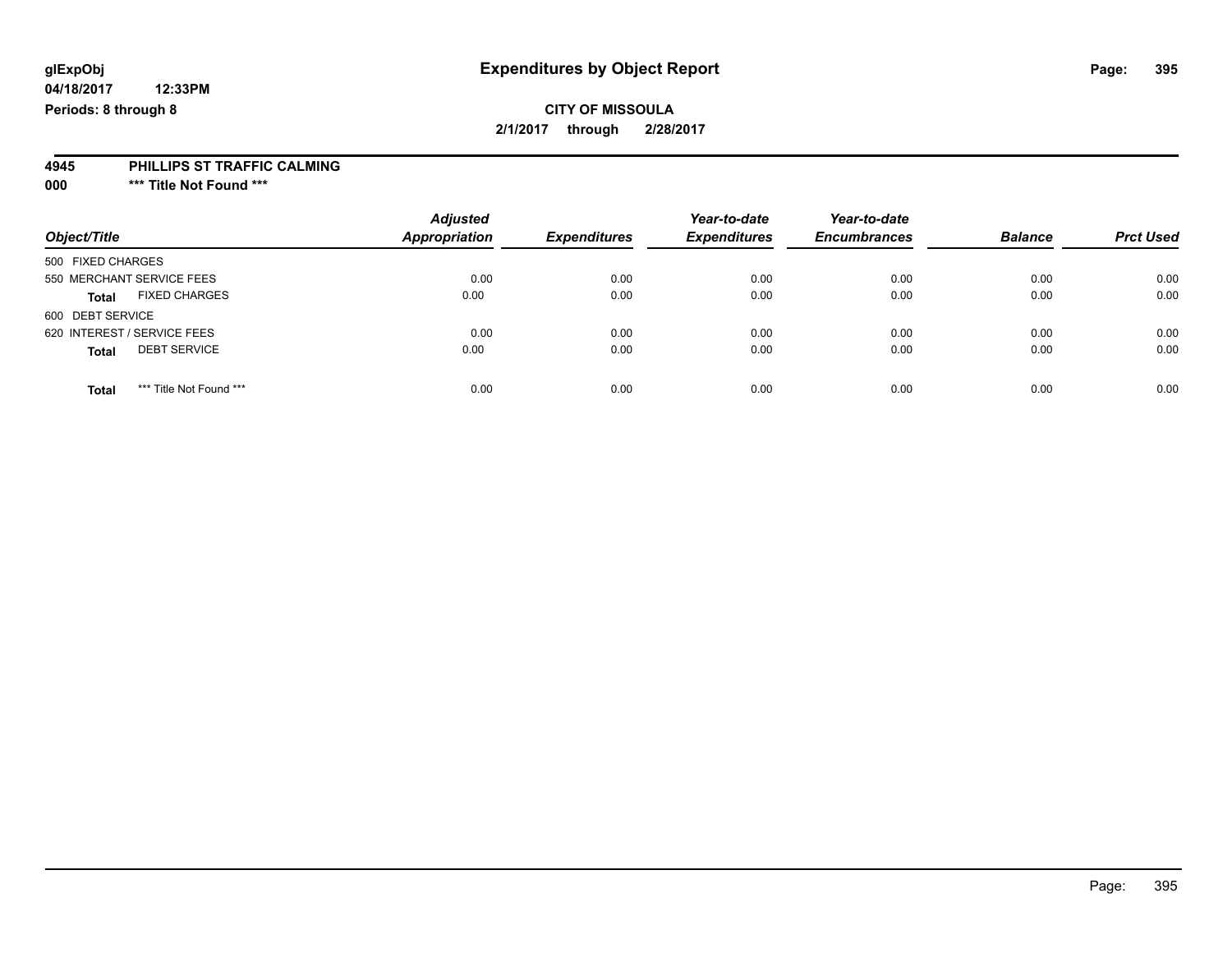# Expenditures by Object Report

glExpObj
04/18/2017 12:33PM
Periods: 8 through 8

**CITY OF MISSOULA**
**2/1/2017 through 2/28/2017**

**4945 PHILLIPS ST TRAFFIC CALMING**
**000 \*\*\* Title Not Found \*\*\***

| Object/Title | Adjusted Appropriation | Expenditures | Year-to-date Expenditures | Year-to-date Encumbrances | Balance | Prct Used |
|---|---|---|---|---|---|---|
| 500 FIXED CHARGES | | | | | | |
| 550 MERCHANT SERVICE FEES | 0.00 | 0.00 | 0.00 | 0.00 | 0.00 | 0.00 |
| **Total** FIXED CHARGES | 0.00 | 0.00 | 0.00 | 0.00 | 0.00 | 0.00 |
| 600 DEBT SERVICE | | | | | | |
| 620 INTEREST / SERVICE FEES | 0.00 | 0.00 | 0.00 | 0.00 | 0.00 | 0.00 |
| **Total** DEBT SERVICE | 0.00 | 0.00 | 0.00 | 0.00 | 0.00 | 0.00 |
| **Total** *** Title Not Found *** | 0.00 | 0.00 | 0.00 | 0.00 | 0.00 | 0.00 |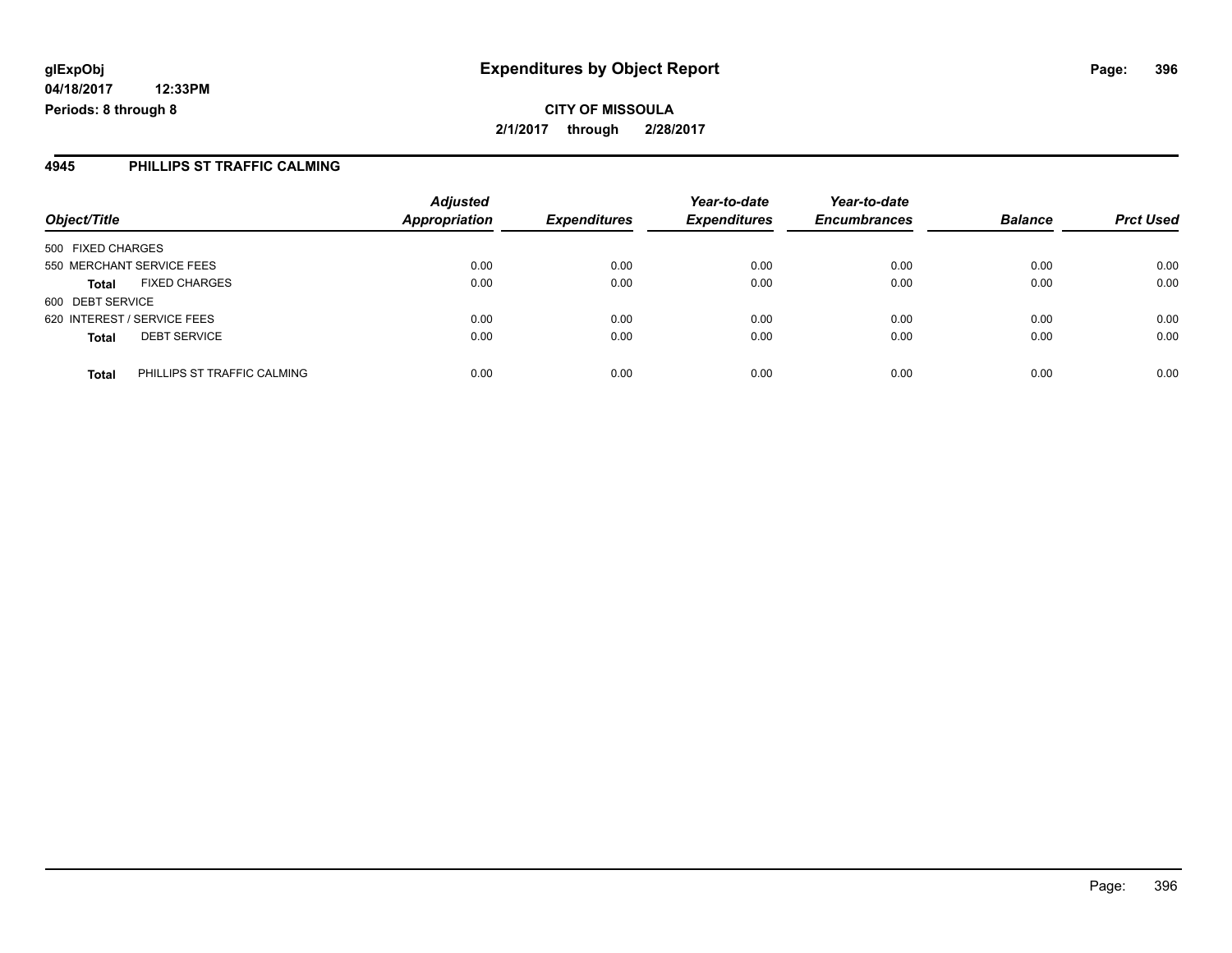**glExpObj** **Expenditures by Object Report**

**04/18/2017 12:33PM**

**Periods: 8 through 8**

**CITY OF MISSOULA**

**2/1/2017 through 2/28/2017**

## 4945 PHILLIPS ST TRAFFIC CALMING

| Object/Title | Adjusted Appropriation | Expenditures | Year-to-date Expenditures | Year-to-date Encumbrances | Balance | Prct Used |
|---|---|---|---|---|---|---|
| 500 FIXED CHARGES | | | | | | |
| 550 MERCHANT SERVICE FEES | 0.00 | 0.00 | 0.00 | 0.00 | 0.00 | 0.00 |
| **Total** FIXED CHARGES | 0.00 | 0.00 | 0.00 | 0.00 | 0.00 | 0.00 |
| 600 DEBT SERVICE | | | | | | |
| 620 INTEREST / SERVICE FEES | 0.00 | 0.00 | 0.00 | 0.00 | 0.00 | 0.00 |
| **Total** DEBT SERVICE | 0.00 | 0.00 | 0.00 | 0.00 | 0.00 | 0.00 |
| **Total** PHILLIPS ST TRAFFIC CALMING | 0.00 | 0.00 | 0.00 | 0.00 | 0.00 | 0.00 |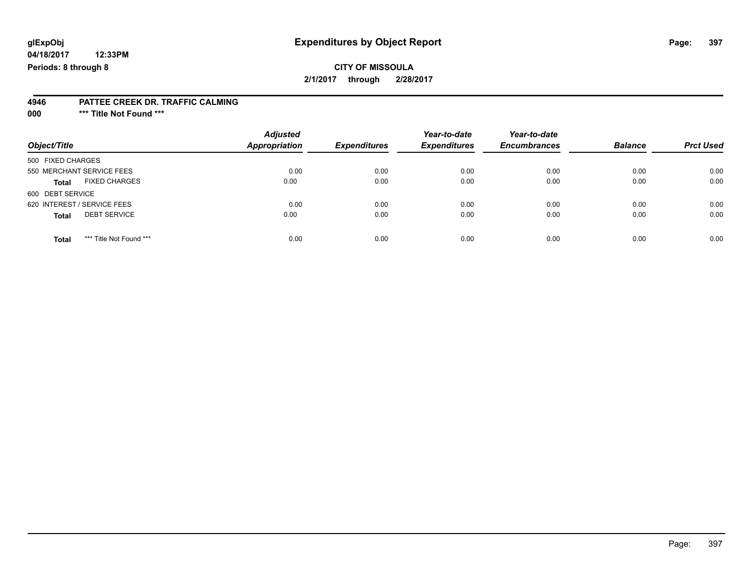**glExpObj**
**04/18/2017 12:33PM**
**Periods: 8 through 8**

# Expenditures by Object Report

**CITY OF MISSOULA**
**2/1/2017 through 2/28/2017**

**4946 PATTEE CREEK DR. TRAFFIC CALMING**
**000 \*\*\* Title Not Found \*\*\***

| Object/Title | Adjusted Appropriation | Expenditures | Year-to-date Expenditures | Year-to-date Encumbrances | Balance | Prct Used |
|---|---|---|---|---|---|---|
| 500 FIXED CHARGES | | | | | | |
| 550 MERCHANT SERVICE FEES | 0.00 | 0.00 | 0.00 | 0.00 | 0.00 | 0.00 |
| **Total** FIXED CHARGES | 0.00 | 0.00 | 0.00 | 0.00 | 0.00 | 0.00 |
| 600 DEBT SERVICE | | | | | | |
| 620 INTEREST / SERVICE FEES | 0.00 | 0.00 | 0.00 | 0.00 | 0.00 | 0.00 |
| **Total** DEBT SERVICE | 0.00 | 0.00 | 0.00 | 0.00 | 0.00 | 0.00 |
| **Total** *** Title Not Found *** | 0.00 | 0.00 | 0.00 | 0.00 | 0.00 | 0.00 |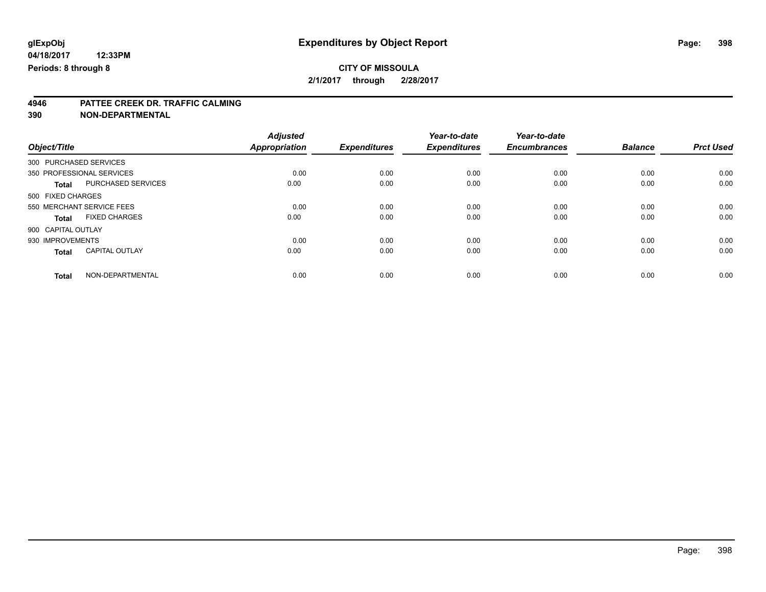**glExpObj**
**04/18/2017 12:33PM**
**Periods: 8 through 8**

# Expenditures by Object Report

**CITY OF MISSOULA**
**2/1/2017 through 2/28/2017**

## 4946 PATTEE CREEK DR. TRAFFIC CALMING
## 390 NON-DEPARTMENTAL

| Object/Title | | Adjusted Appropriation | Expenditures | Year-to-date Expenditures | Year-to-date Encumbrances | Balance | Prct Used |
|---|---|---|---|---|---|---|---|
| 300 PURCHASED SERVICES | | | | | | | |
| 350 PROFESSIONAL SERVICES | | 0.00 | 0.00 | 0.00 | 0.00 | 0.00 | 0.00 |
| **Total** | PURCHASED SERVICES | 0.00 | 0.00 | 0.00 | 0.00 | 0.00 | 0.00 |
| 500 FIXED CHARGES | | | | | | | |
| 550 MERCHANT SERVICE FEES | | 0.00 | 0.00 | 0.00 | 0.00 | 0.00 | 0.00 |
| **Total** | FIXED CHARGES | 0.00 | 0.00 | 0.00 | 0.00 | 0.00 | 0.00 |
| 900 CAPITAL OUTLAY | | | | | | | |
| 930 IMPROVEMENTS | | 0.00 | 0.00 | 0.00 | 0.00 | 0.00 | 0.00 |
| **Total** | CAPITAL OUTLAY | 0.00 | 0.00 | 0.00 | 0.00 | 0.00 | 0.00 |
| **Total** | NON-DEPARTMENTAL | 0.00 | 0.00 | 0.00 | 0.00 | 0.00 | 0.00 |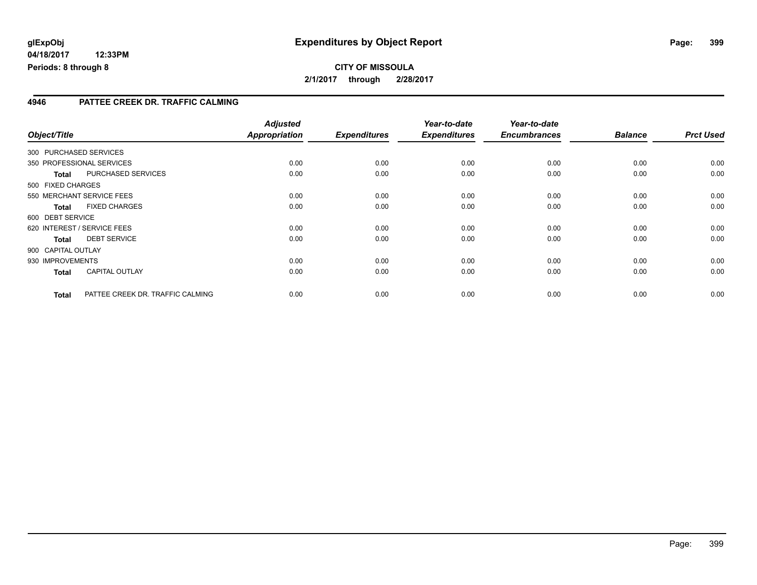# Expenditures by Object Report

glExpObj
04/18/2017 12:33PM
Periods: 8 through 8

**CITY OF MISSOULA**
**2/1/2017 through 2/28/2017**

## 4946 PATTEE CREEK DR. TRAFFIC CALMING

| Object/Title | | Adjusted Appropriation | Expenditures | Year-to-date Expenditures | Year-to-date Encumbrances | Balance | Prct Used |
|---|---|---|---|---|---|---|---|
| 300 PURCHASED SERVICES | | | | | | | |
| 350 PROFESSIONAL SERVICES | | 0.00 | 0.00 | 0.00 | 0.00 | 0.00 | 0.00 |
| **Total** | PURCHASED SERVICES | 0.00 | 0.00 | 0.00 | 0.00 | 0.00 | 0.00 |
| 500 FIXED CHARGES | | | | | | | |
| 550 MERCHANT SERVICE FEES | | 0.00 | 0.00 | 0.00 | 0.00 | 0.00 | 0.00 |
| **Total** | FIXED CHARGES | 0.00 | 0.00 | 0.00 | 0.00 | 0.00 | 0.00 |
| 600 DEBT SERVICE | | | | | | | |
| 620 INTEREST / SERVICE FEES | | 0.00 | 0.00 | 0.00 | 0.00 | 0.00 | 0.00 |
| **Total** | DEBT SERVICE | 0.00 | 0.00 | 0.00 | 0.00 | 0.00 | 0.00 |
| 900 CAPITAL OUTLAY | | | | | | | |
| 930 IMPROVEMENTS | | 0.00 | 0.00 | 0.00 | 0.00 | 0.00 | 0.00 |
| **Total** | CAPITAL OUTLAY | 0.00 | 0.00 | 0.00 | 0.00 | 0.00 | 0.00 |
| **Total** | PATTEE CREEK DR. TRAFFIC CALMING | 0.00 | 0.00 | 0.00 | 0.00 | 0.00 | 0.00 |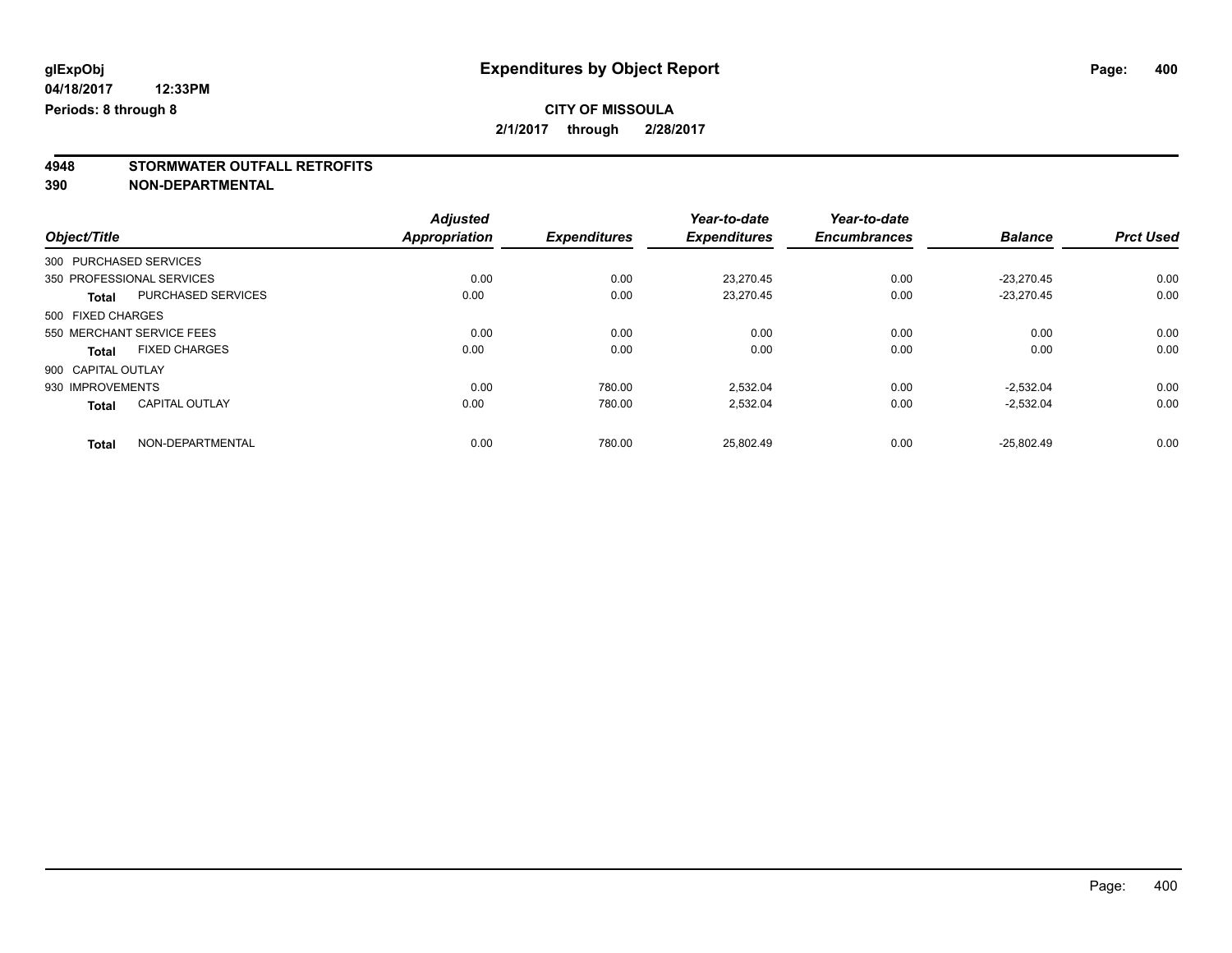**glExpObj**
**04/18/2017 12:33PM**
**Periods: 8 through 8**

# Expenditures by Object Report

**CITY OF MISSOULA**
**2/1/2017 through 2/28/2017**

## 4948 STORMWATER OUTFALL RETROFITS
## 390 NON-DEPARTMENTAL

| Object/Title | | Adjusted Appropriation | Expenditures | Year-to-date Expenditures | Year-to-date Encumbrances | Balance | Prct Used |
|---|---|---|---|---|---|---|---|
| 300 PURCHASED SERVICES | | | | | | | |
| 350 PROFESSIONAL SERVICES | | 0.00 | 0.00 | 23,270.45 | 0.00 | -23,270.45 | 0.00 |
| **Total** | PURCHASED SERVICES | 0.00 | 0.00 | 23,270.45 | 0.00 | -23,270.45 | 0.00 |
| 500 FIXED CHARGES | | | | | | | |
| 550 MERCHANT SERVICE FEES | | 0.00 | 0.00 | 0.00 | 0.00 | 0.00 | 0.00 |
| **Total** | FIXED CHARGES | 0.00 | 0.00 | 0.00 | 0.00 | 0.00 | 0.00 |
| 900 CAPITAL OUTLAY | | | | | | | |
| 930 IMPROVEMENTS | | 0.00 | 780.00 | 2,532.04 | 0.00 | -2,532.04 | 0.00 |
| **Total** | CAPITAL OUTLAY | 0.00 | 780.00 | 2,532.04 | 0.00 | -2,532.04 | 0.00 |
| **Total** | NON-DEPARTMENTAL | 0.00 | 780.00 | 25,802.49 | 0.00 | -25,802.49 | 0.00 |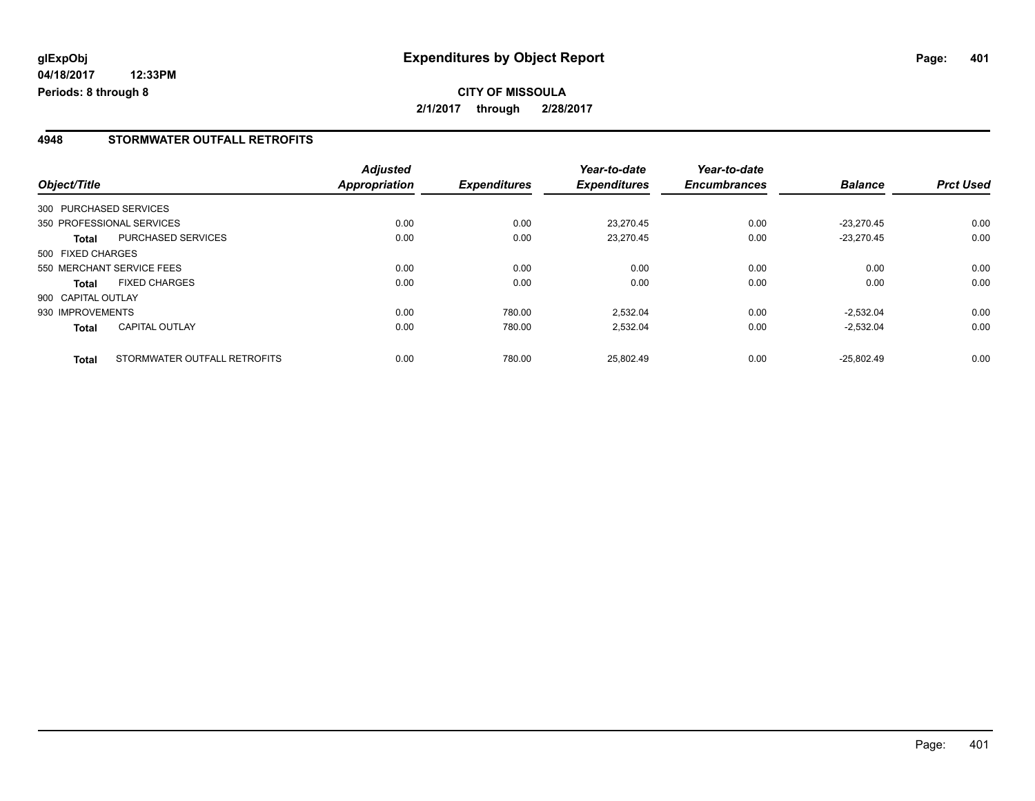**glExpObj**
**04/18/2017 12:33PM**
**Periods: 8 through 8**

# Expenditures by Object Report

**CITY OF MISSOULA**
**2/1/2017 through 2/28/2017**

## 4948 STORMWATER OUTFALL RETROFITS

| Object/Title | | Adjusted Appropriation | Expenditures | Year-to-date Expenditures | Year-to-date Encumbrances | Balance | Prct Used |
|---|---|---|---|---|---|---|---|
| 300 PURCHASED SERVICES | | | | | | | |
| 350 PROFESSIONAL SERVICES | | 0.00 | 0.00 | 23,270.45 | 0.00 | -23,270.45 | 0.00 |
| **Total** | PURCHASED SERVICES | 0.00 | 0.00 | 23,270.45 | 0.00 | -23,270.45 | 0.00 |
| 500 FIXED CHARGES | | | | | | | |
| 550 MERCHANT SERVICE FEES | | 0.00 | 0.00 | 0.00 | 0.00 | 0.00 | 0.00 |
| **Total** | FIXED CHARGES | 0.00 | 0.00 | 0.00 | 0.00 | 0.00 | 0.00 |
| 900 CAPITAL OUTLAY | | | | | | | |
| 930 IMPROVEMENTS | | 0.00 | 780.00 | 2,532.04 | 0.00 | -2,532.04 | 0.00 |
| **Total** | CAPITAL OUTLAY | 0.00 | 780.00 | 2,532.04 | 0.00 | -2,532.04 | 0.00 |
| **Total** | STORMWATER OUTFALL RETROFITS | 0.00 | 780.00 | 25,802.49 | 0.00 | -25,802.49 | 0.00 |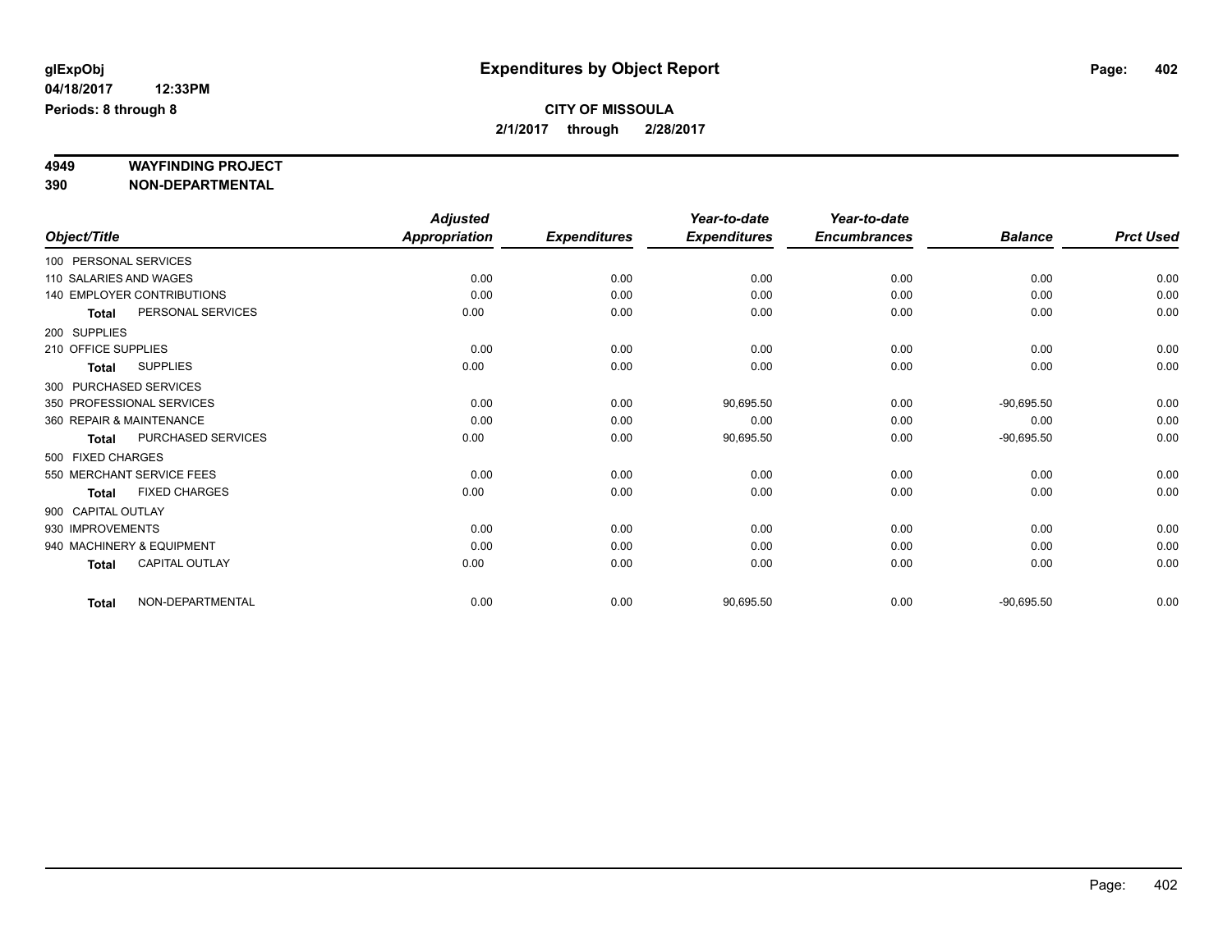**glExpObj** **Expenditures by Object Report**

**04/18/2017 12:33PM**

**Periods: 8 through 8**

**CITY OF MISSOULA**

**2/1/2017 through 2/28/2017**

**4949 WAYFINDING PROJECT**

**390 NON-DEPARTMENTAL**

| Object/Title | | Adjusted Appropriation | Expenditures | Year-to-date Expenditures | Year-to-date Encumbrances | Balance | Prct Used |
|---|---|---|---|---|---|---|---|
| 100 PERSONAL SERVICES | | | | | | | |
| 110 SALARIES AND WAGES | | 0.00 | 0.00 | 0.00 | 0.00 | 0.00 | 0.00 |
| 140 EMPLOYER CONTRIBUTIONS | | 0.00 | 0.00 | 0.00 | 0.00 | 0.00 | 0.00 |
| Total | PERSONAL SERVICES | 0.00 | 0.00 | 0.00 | 0.00 | 0.00 | 0.00 |
| 200 SUPPLIES | | | | | | | |
| 210 OFFICE SUPPLIES | | 0.00 | 0.00 | 0.00 | 0.00 | 0.00 | 0.00 |
| Total | SUPPLIES | 0.00 | 0.00 | 0.00 | 0.00 | 0.00 | 0.00 |
| 300 PURCHASED SERVICES | | | | | | | |
| 350 PROFESSIONAL SERVICES | | 0.00 | 0.00 | 90,695.50 | 0.00 | -90,695.50 | 0.00 |
| 360 REPAIR & MAINTENANCE | | 0.00 | 0.00 | 0.00 | 0.00 | 0.00 | 0.00 |
| Total | PURCHASED SERVICES | 0.00 | 0.00 | 90,695.50 | 0.00 | -90,695.50 | 0.00 |
| 500 FIXED CHARGES | | | | | | | |
| 550 MERCHANT SERVICE FEES | | 0.00 | 0.00 | 0.00 | 0.00 | 0.00 | 0.00 |
| Total | FIXED CHARGES | 0.00 | 0.00 | 0.00 | 0.00 | 0.00 | 0.00 |
| 900 CAPITAL OUTLAY | | | | | | | |
| 930 IMPROVEMENTS | | 0.00 | 0.00 | 0.00 | 0.00 | 0.00 | 0.00 |
| 940 MACHINERY & EQUIPMENT | | 0.00 | 0.00 | 0.00 | 0.00 | 0.00 | 0.00 |
| Total | CAPITAL OUTLAY | 0.00 | 0.00 | 0.00 | 0.00 | 0.00 | 0.00 |
| Total | NON-DEPARTMENTAL | 0.00 | 0.00 | 90,695.50 | 0.00 | -90,695.50 | 0.00 |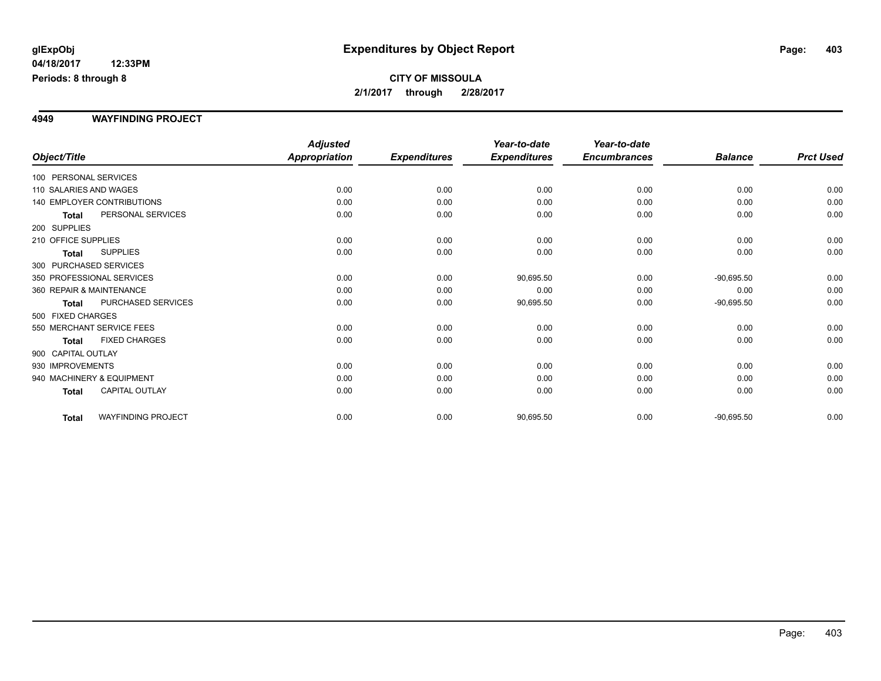**glExpObj**
**04/18/2017 12:33PM**
**Periods: 8 through 8**

# Expenditures by Object Report

**CITY OF MISSOULA**
**2/1/2017 through 2/28/2017**

## 4949 WAYFINDING PROJECT

| Object/Title | | Adjusted Appropriation | Expenditures | Year-to-date Expenditures | Year-to-date Encumbrances | Balance | Prct Used |
|---|---|---|---|---|---|---|---|
| 100 PERSONAL SERVICES | | | | | | | |
| 110 SALARIES AND WAGES | | 0.00 | 0.00 | 0.00 | 0.00 | 0.00 | 0.00 |
| 140 EMPLOYER CONTRIBUTIONS | | 0.00 | 0.00 | 0.00 | 0.00 | 0.00 | 0.00 |
| **Total** | PERSONAL SERVICES | 0.00 | 0.00 | 0.00 | 0.00 | 0.00 | 0.00 |
| 200 SUPPLIES | | | | | | | |
| 210 OFFICE SUPPLIES | | 0.00 | 0.00 | 0.00 | 0.00 | 0.00 | 0.00 |
| **Total** | SUPPLIES | 0.00 | 0.00 | 0.00 | 0.00 | 0.00 | 0.00 |
| 300 PURCHASED SERVICES | | | | | | | |
| 350 PROFESSIONAL SERVICES | | 0.00 | 0.00 | 90,695.50 | 0.00 | -90,695.50 | 0.00 |
| 360 REPAIR & MAINTENANCE | | 0.00 | 0.00 | 0.00 | 0.00 | 0.00 | 0.00 |
| **Total** | PURCHASED SERVICES | 0.00 | 0.00 | 90,695.50 | 0.00 | -90,695.50 | 0.00 |
| 500 FIXED CHARGES | | | | | | | |
| 550 MERCHANT SERVICE FEES | | 0.00 | 0.00 | 0.00 | 0.00 | 0.00 | 0.00 |
| **Total** | FIXED CHARGES | 0.00 | 0.00 | 0.00 | 0.00 | 0.00 | 0.00 |
| 900 CAPITAL OUTLAY | | | | | | | |
| 930 IMPROVEMENTS | | 0.00 | 0.00 | 0.00 | 0.00 | 0.00 | 0.00 |
| 940 MACHINERY & EQUIPMENT | | 0.00 | 0.00 | 0.00 | 0.00 | 0.00 | 0.00 |
| **Total** | CAPITAL OUTLAY | 0.00 | 0.00 | 0.00 | 0.00 | 0.00 | 0.00 |
| **Total** | WAYFINDING PROJECT | 0.00 | 0.00 | 90,695.50 | 0.00 | -90,695.50 | 0.00 |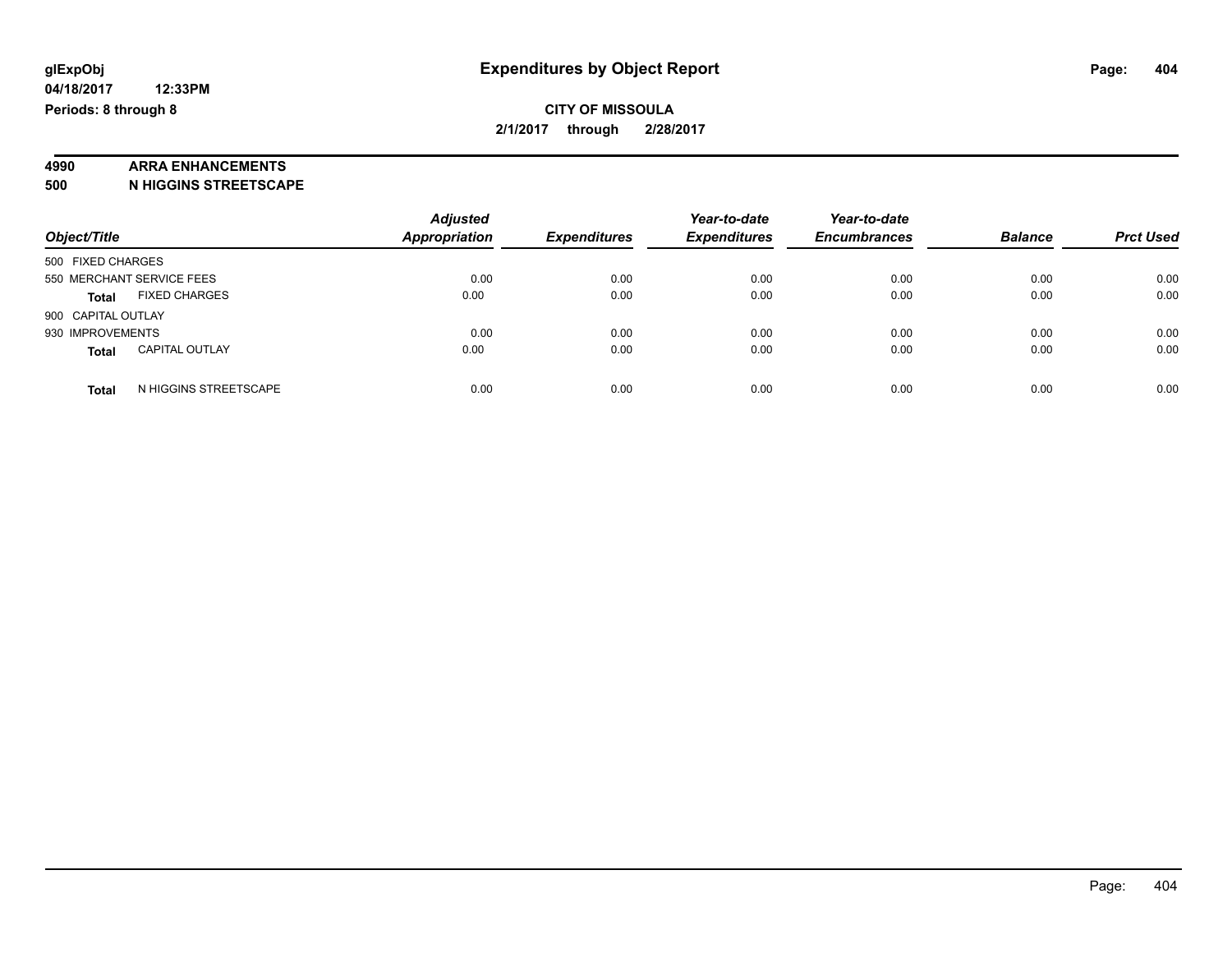**glExpObj** 

**04/18/2017 12:33PM**

**Periods: 8 through 8**

# Expenditures by Object Report

**CITY OF MISSOULA**

**2/1/2017 through 2/28/2017**

**4990 ARRA ENHANCEMENTS**

**500 N HIGGINS STREETSCAPE**

| Object/Title | Adjusted Appropriation | Expenditures | Year-to-date Expenditures | Year-to-date Encumbrances | Balance | Prct Used |
|---|---|---|---|---|---|---|
| 500 FIXED CHARGES | | | | | | |
| 550 MERCHANT SERVICE FEES | 0.00 | 0.00 | 0.00 | 0.00 | 0.00 | 0.00 |
| **Total** FIXED CHARGES | 0.00 | 0.00 | 0.00 | 0.00 | 0.00 | 0.00 |
| 900 CAPITAL OUTLAY | | | | | | |
| 930 IMPROVEMENTS | 0.00 | 0.00 | 0.00 | 0.00 | 0.00 | 0.00 |
| **Total** CAPITAL OUTLAY | 0.00 | 0.00 | 0.00 | 0.00 | 0.00 | 0.00 |
| **Total** N HIGGINS STREETSCAPE | 0.00 | 0.00 | 0.00 | 0.00 | 0.00 | 0.00 |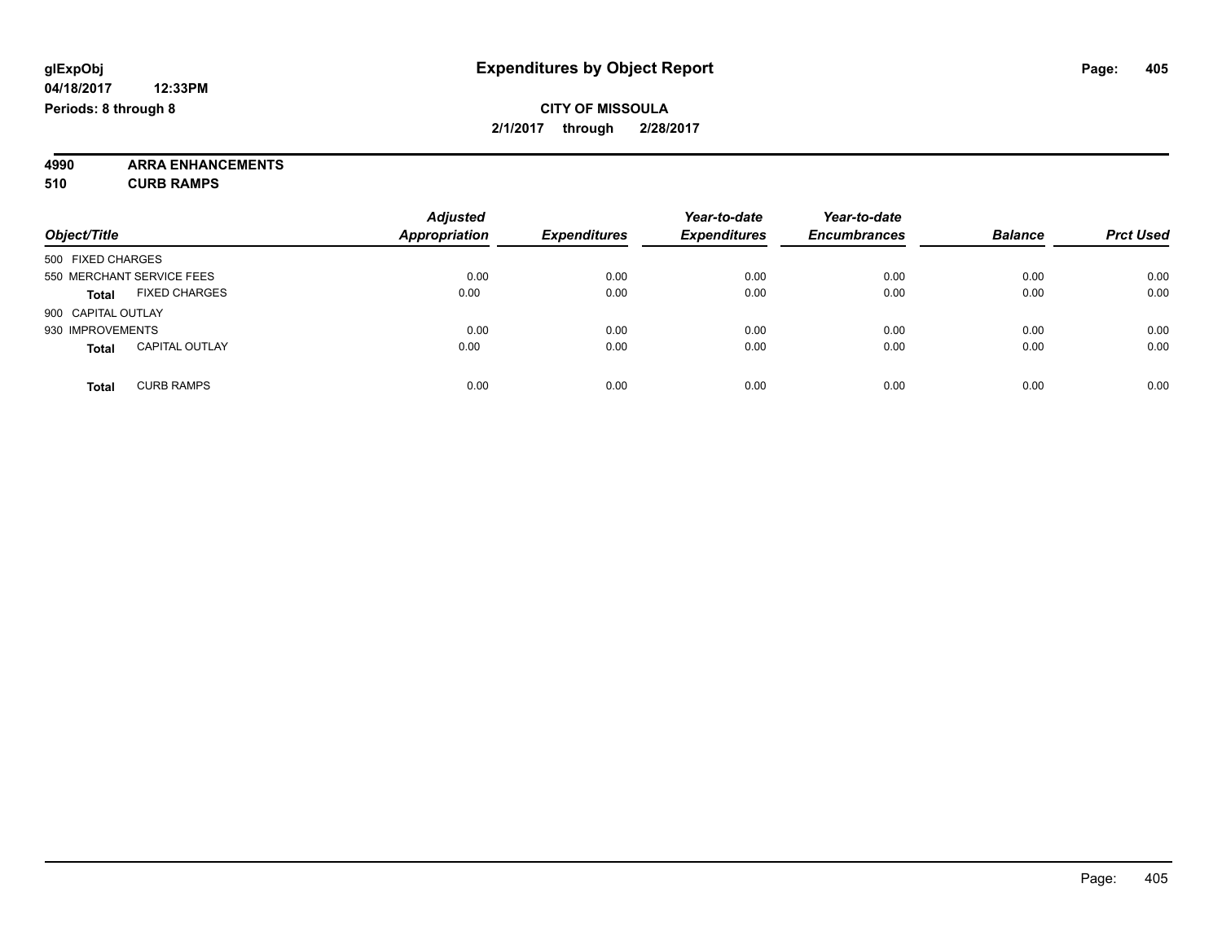**glExpObj** **Expenditures by Object Report**
**04/18/2017 12:33PM**
**Periods: 8 through 8**

**CITY OF MISSOULA**
**2/1/2017 through 2/28/2017**

**4990 ARRA ENHANCEMENTS**
**510 CURB RAMPS**

| Object/Title | Adjusted Appropriation | Expenditures | Year-to-date Expenditures | Year-to-date Encumbrances | Balance | Prct Used |
|---|---|---|---|---|---|---|
| 500 FIXED CHARGES | | | | | | |
| 550 MERCHANT SERVICE FEES | 0.00 | 0.00 | 0.00 | 0.00 | 0.00 | 0.00 |
| **Total** FIXED CHARGES | 0.00 | 0.00 | 0.00 | 0.00 | 0.00 | 0.00 |
| 900 CAPITAL OUTLAY | | | | | | |
| 930 IMPROVEMENTS | 0.00 | 0.00 | 0.00 | 0.00 | 0.00 | 0.00 |
| **Total** CAPITAL OUTLAY | 0.00 | 0.00 | 0.00 | 0.00 | 0.00 | 0.00 |
| **Total** CURB RAMPS | 0.00 | 0.00 | 0.00 | 0.00 | 0.00 | 0.00 |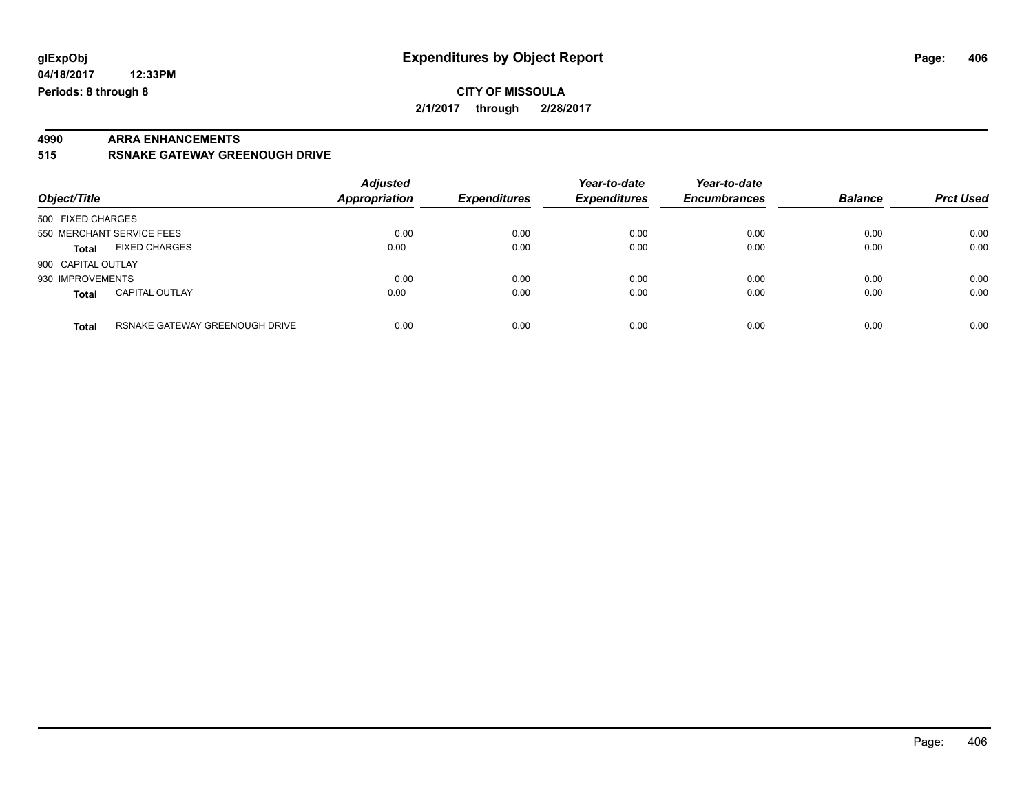glExpObj
04/18/2017 12:33PM
Periods: 8 through 8

# Expenditures by Object Report

**CITY OF MISSOULA**

**2/1/2017 through 2/28/2017**

**4990 ARRA ENHANCEMENTS**

**515 RSNAKE GATEWAY GREENOUGH DRIVE**

| Object/Title | | Adjusted Appropriation | Expenditures | Year-to-date Expenditures | Year-to-date Encumbrances | Balance | Prct Used |
|---|---|---|---|---|---|---|---|
| 500 FIXED CHARGES | | | | | | | |
| 550 MERCHANT SERVICE FEES | | 0.00 | 0.00 | 0.00 | 0.00 | 0.00 | 0.00 |
| **Total** | FIXED CHARGES | 0.00 | 0.00 | 0.00 | 0.00 | 0.00 | 0.00 |
| 900 CAPITAL OUTLAY | | | | | | | |
| 930 IMPROVEMENTS | | 0.00 | 0.00 | 0.00 | 0.00 | 0.00 | 0.00 |
| **Total** | CAPITAL OUTLAY | 0.00 | 0.00 | 0.00 | 0.00 | 0.00 | 0.00 |
| **Total** | RSNAKE GATEWAY GREENOUGH DRIVE | 0.00 | 0.00 | 0.00 | 0.00 | 0.00 | 0.00 |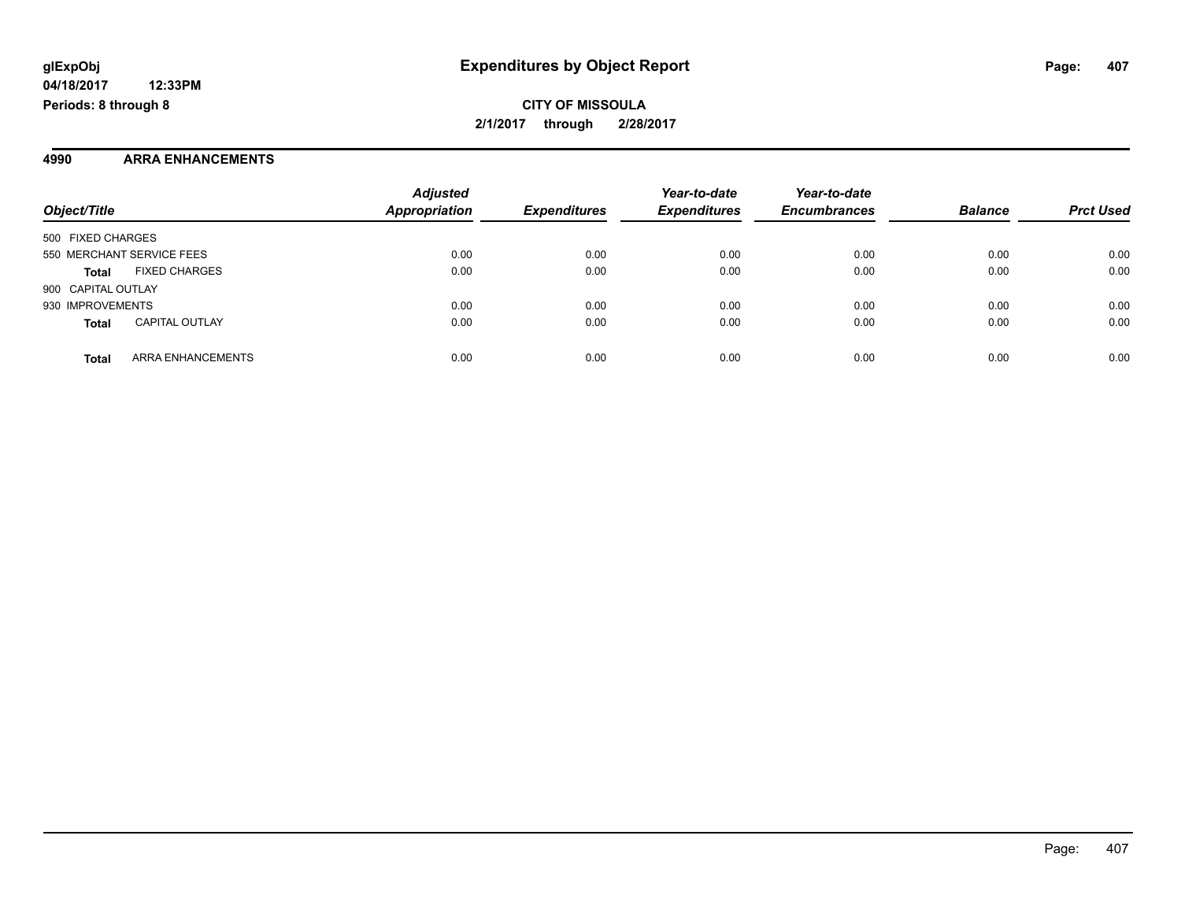**glExpObj**
**04/18/2017 12:33PM**
**Periods: 8 through 8**

# Expenditures by Object Report

**CITY OF MISSOULA**
**2/1/2017 through 2/28/2017**

## 4990 ARRA ENHANCEMENTS

| Object/Title | | Adjusted Appropriation | Expenditures | Year-to-date Expenditures | Year-to-date Encumbrances | Balance | Prct Used |
|---|---|---|---|---|---|---|---|
| 500 FIXED CHARGES | | | | | | | |
| 550 MERCHANT SERVICE FEES | | 0.00 | 0.00 | 0.00 | 0.00 | 0.00 | 0.00 |
| **Total** | FIXED CHARGES | 0.00 | 0.00 | 0.00 | 0.00 | 0.00 | 0.00 |
| 900 CAPITAL OUTLAY | | | | | | | |
| 930 IMPROVEMENTS | | 0.00 | 0.00 | 0.00 | 0.00 | 0.00 | 0.00 |
| **Total** | CAPITAL OUTLAY | 0.00 | 0.00 | 0.00 | 0.00 | 0.00 | 0.00 |
| **Total** | ARRA ENHANCEMENTS | 0.00 | 0.00 | 0.00 | 0.00 | 0.00 | 0.00 |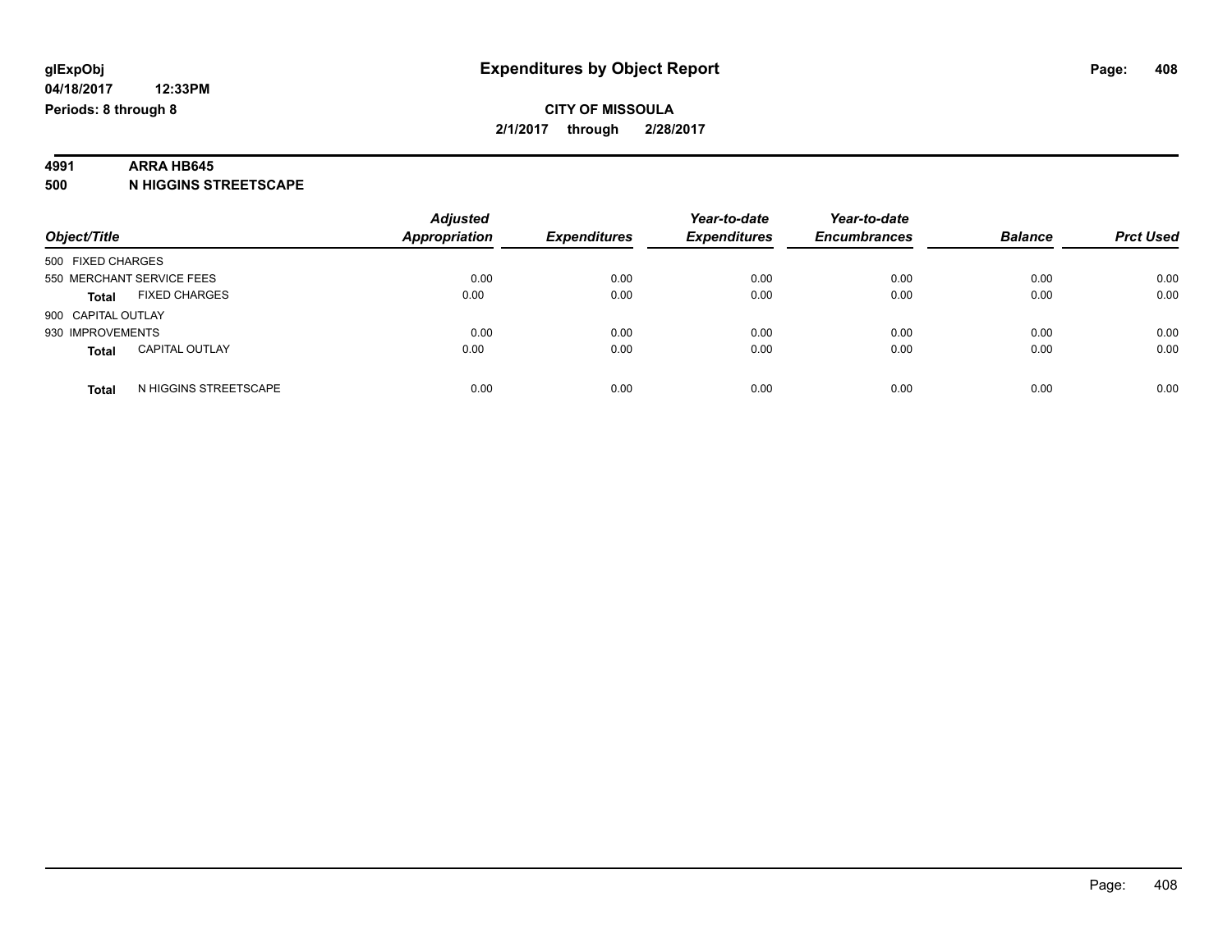glExpObj
04/18/2017 12:33PM
Periods: 8 through 8

# Expenditures by Object Report

**CITY OF MISSOULA**
**2/1/2017 through 2/28/2017**

**4991 ARRA HB645**
**500 N HIGGINS STREETSCAPE**

| Object/Title | | Adjusted Appropriation | Expenditures | Year-to-date Expenditures | Year-to-date Encumbrances | Balance | Prct Used |
|---|---|---|---|---|---|---|---|
| 500 FIXED CHARGES | | | | | | | |
| 550 MERCHANT SERVICE FEES | | 0.00 | 0.00 | 0.00 | 0.00 | 0.00 | 0.00 |
| **Total** | FIXED CHARGES | 0.00 | 0.00 | 0.00 | 0.00 | 0.00 | 0.00 |
| 900 CAPITAL OUTLAY | | | | | | | |
| 930 IMPROVEMENTS | | 0.00 | 0.00 | 0.00 | 0.00 | 0.00 | 0.00 |
| **Total** | CAPITAL OUTLAY | 0.00 | 0.00 | 0.00 | 0.00 | 0.00 | 0.00 |
| **Total** | N HIGGINS STREETSCAPE | 0.00 | 0.00 | 0.00 | 0.00 | 0.00 | 0.00 |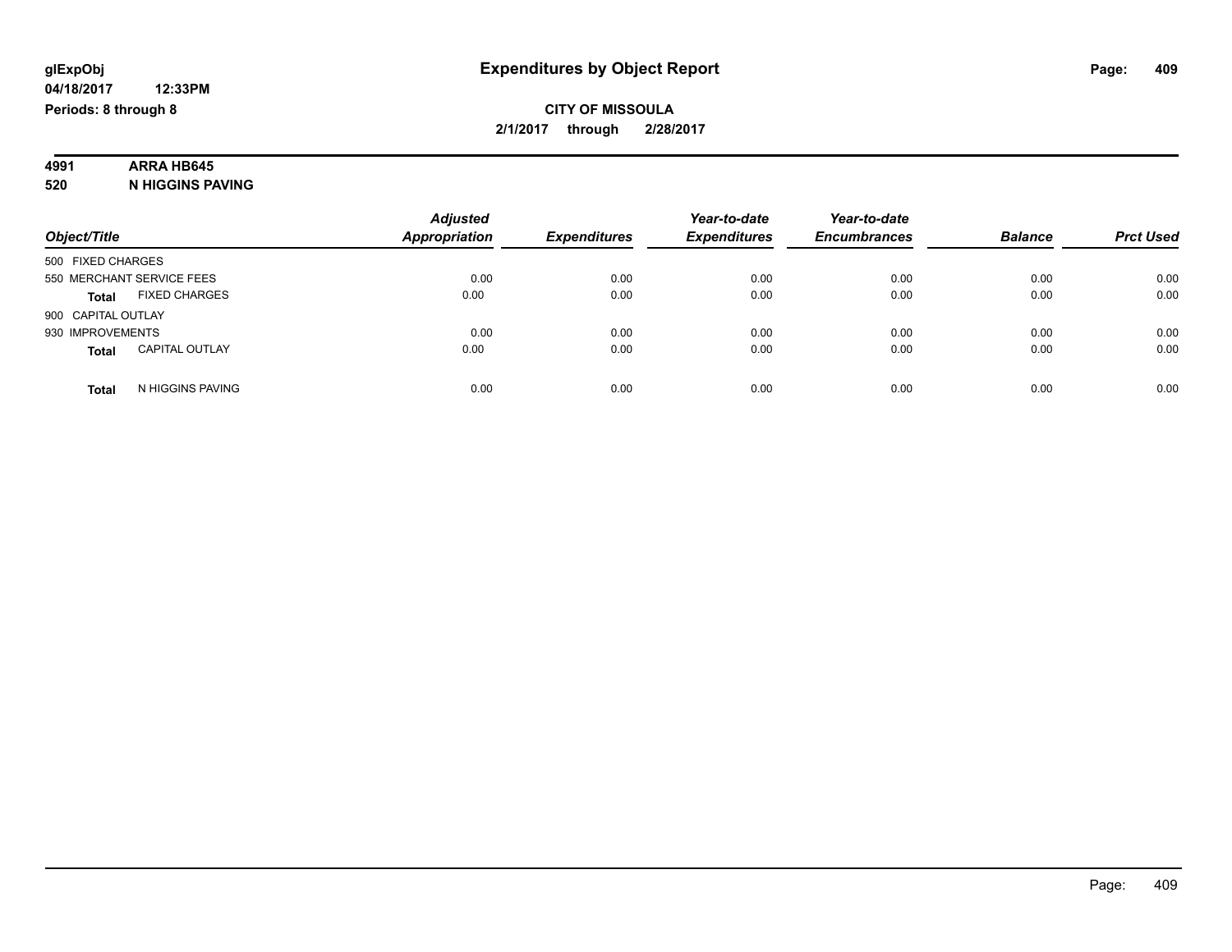# Expenditures by Object Report

glExpObj
04/18/2017 12:33PM
Periods: 8 through 8

**CITY OF MISSOULA**
**2/1/2017 through 2/28/2017**

**4991 ARRA HB645**
**520 N HIGGINS PAVING**

| Object/Title | Adjusted Appropriation | Expenditures | Year-to-date Expenditures | Year-to-date Encumbrances | Balance | Prct Used |
|---|---|---|---|---|---|---|
| 500 FIXED CHARGES | | | | | | |
| 550 MERCHANT SERVICE FEES | 0.00 | 0.00 | 0.00 | 0.00 | 0.00 | 0.00 |
| **Total** FIXED CHARGES | 0.00 | 0.00 | 0.00 | 0.00 | 0.00 | 0.00 |
| 900 CAPITAL OUTLAY | | | | | | |
| 930 IMPROVEMENTS | 0.00 | 0.00 | 0.00 | 0.00 | 0.00 | 0.00 |
| **Total** CAPITAL OUTLAY | 0.00 | 0.00 | 0.00 | 0.00 | 0.00 | 0.00 |
| **Total** N HIGGINS PAVING | 0.00 | 0.00 | 0.00 | 0.00 | 0.00 | 0.00 |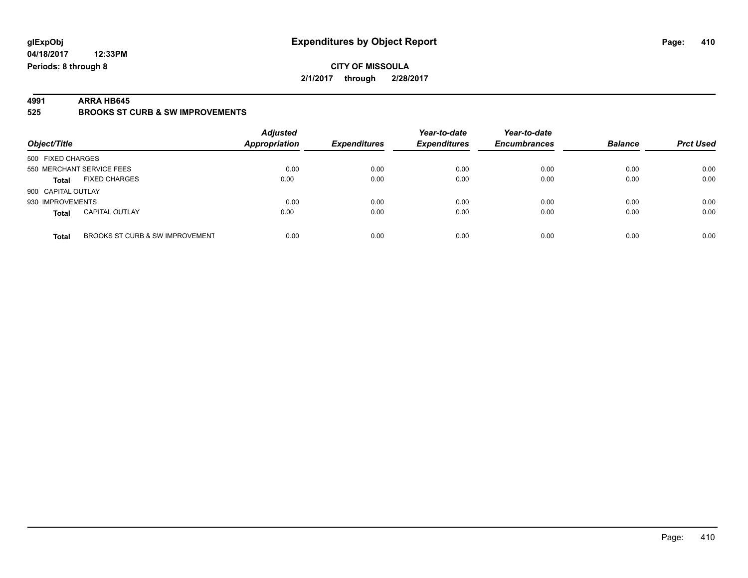**glExpObj**
**04/18/2017 12:33PM**
**Periods: 8 through 8**

# Expenditures by Object Report

**CITY OF MISSOULA**
**2/1/2017 through 2/28/2017**

**4991 ARRA HB645**
**525 BROOKS ST CURB & SW IMPROVEMENTS**

| Object/Title | | *Adjusted Appropriation* | *Expenditures* | *Year-to-date Expenditures* | *Year-to-date Encumbrances* | *Balance* | *Prct Used* |
|---|---|---|---|---|---|---|---|
| 500 FIXED CHARGES | | | | | | | |
| 550 MERCHANT SERVICE FEES | | 0.00 | 0.00 | 0.00 | 0.00 | 0.00 | 0.00 |
| **Total** | FIXED CHARGES | 0.00 | 0.00 | 0.00 | 0.00 | 0.00 | 0.00 |
| 900 CAPITAL OUTLAY | | | | | | | |
| 930 IMPROVEMENTS | | 0.00 | 0.00 | 0.00 | 0.00 | 0.00 | 0.00 |
| **Total** | CAPITAL OUTLAY | 0.00 | 0.00 | 0.00 | 0.00 | 0.00 | 0.00 |
| **Total** | BROOKS ST CURB & SW IMPROVEMENT | 0.00 | 0.00 | 0.00 | 0.00 | 0.00 | 0.00 |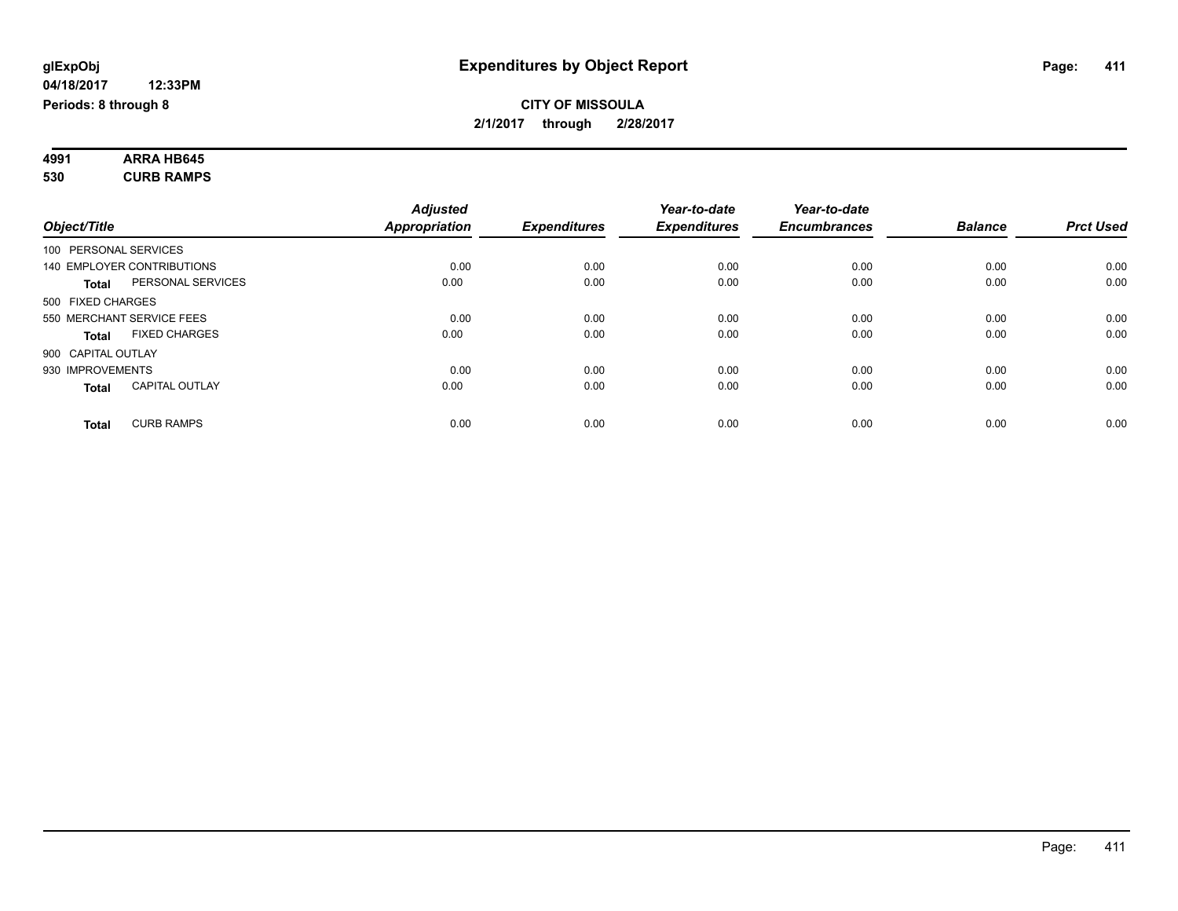# Expenditures by Object Report

glExpObj
04/18/2017 12:33PM
Periods: 8 through 8

**CITY OF MISSOULA**
**2/1/2017 through 2/28/2017**

**4991 ARRA HB645**
**530 CURB RAMPS**

| Object/Title | Adjusted Appropriation | Expenditures | Year-to-date Expenditures | Year-to-date Encumbrances | Balance | Prct Used |
|---|---|---|---|---|---|---|
| 100 PERSONAL SERVICES | | | | | | |
| 140 EMPLOYER CONTRIBUTIONS | 0.00 | 0.00 | 0.00 | 0.00 | 0.00 | 0.00 |
| **Total** PERSONAL SERVICES | 0.00 | 0.00 | 0.00 | 0.00 | 0.00 | 0.00 |
| 500 FIXED CHARGES | | | | | | |
| 550 MERCHANT SERVICE FEES | 0.00 | 0.00 | 0.00 | 0.00 | 0.00 | 0.00 |
| **Total** FIXED CHARGES | 0.00 | 0.00 | 0.00 | 0.00 | 0.00 | 0.00 |
| 900 CAPITAL OUTLAY | | | | | | |
| 930 IMPROVEMENTS | 0.00 | 0.00 | 0.00 | 0.00 | 0.00 | 0.00 |
| **Total** CAPITAL OUTLAY | 0.00 | 0.00 | 0.00 | 0.00 | 0.00 | 0.00 |
| **Total** CURB RAMPS | 0.00 | 0.00 | 0.00 | 0.00 | 0.00 | 0.00 |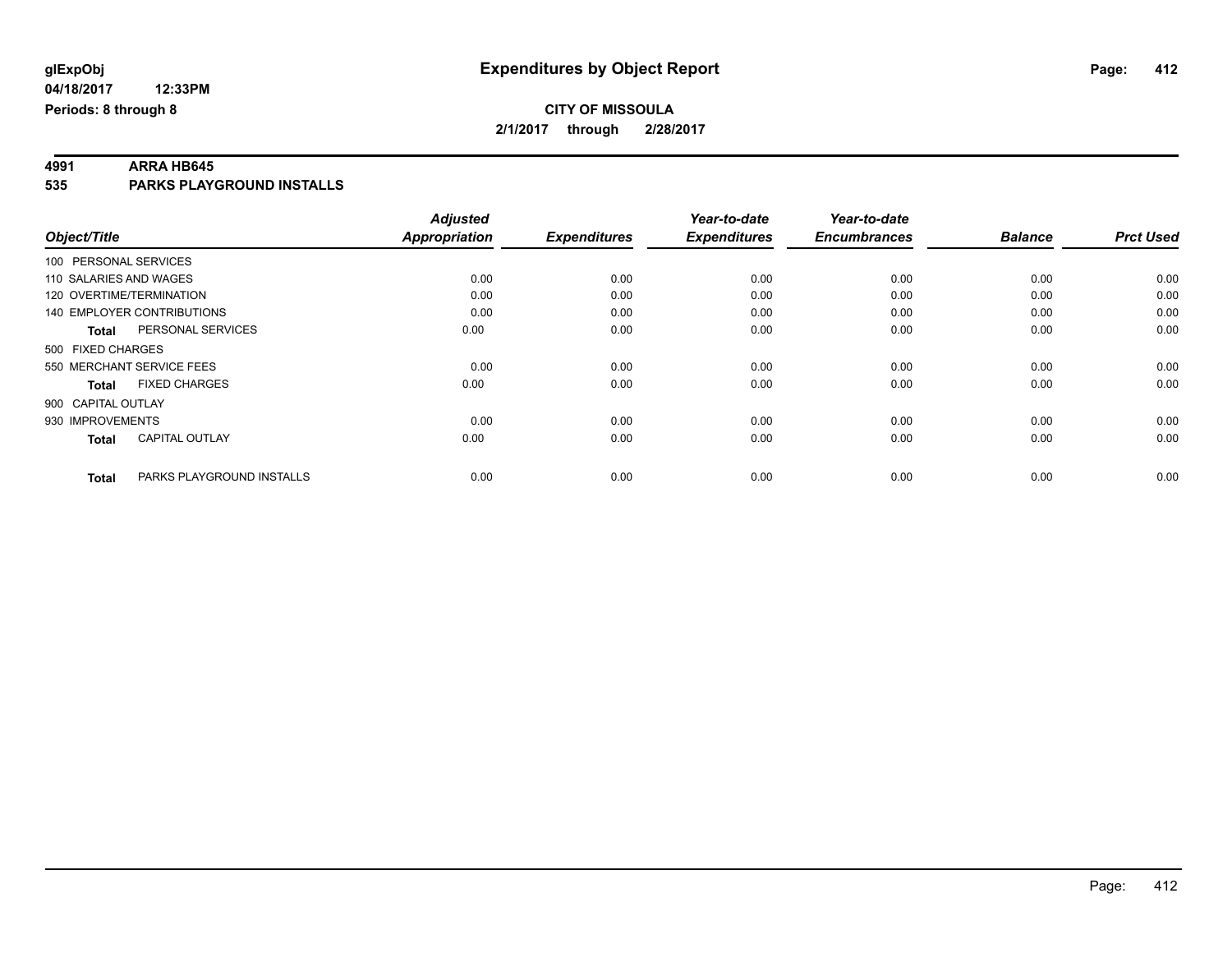# Expenditures by Object Report

glExpObj
04/18/2017 12:33PM
Periods: 8 through 8

**CITY OF MISSOULA**
**2/1/2017 through 2/28/2017**

## 4991 ARRA HB645
## 535 PARKS PLAYGROUND INSTALLS

| Object/Title | | Adjusted Appropriation | Expenditures | Year-to-date Expenditures | Year-to-date Encumbrances | Balance | Prct Used |
|---|---|---|---|---|---|---|---|
| 100 PERSONAL SERVICES | | | | | | | |
| 110 SALARIES AND WAGES | | 0.00 | 0.00 | 0.00 | 0.00 | 0.00 | 0.00 |
| 120 OVERTIME/TERMINATION | | 0.00 | 0.00 | 0.00 | 0.00 | 0.00 | 0.00 |
| 140 EMPLOYER CONTRIBUTIONS | | 0.00 | 0.00 | 0.00 | 0.00 | 0.00 | 0.00 |
| **Total** | PERSONAL SERVICES | 0.00 | 0.00 | 0.00 | 0.00 | 0.00 | 0.00 |
| 500 FIXED CHARGES | | | | | | | |
| 550 MERCHANT SERVICE FEES | | 0.00 | 0.00 | 0.00 | 0.00 | 0.00 | 0.00 |
| **Total** | FIXED CHARGES | 0.00 | 0.00 | 0.00 | 0.00 | 0.00 | 0.00 |
| 900 CAPITAL OUTLAY | | | | | | | |
| 930 IMPROVEMENTS | | 0.00 | 0.00 | 0.00 | 0.00 | 0.00 | 0.00 |
| **Total** | CAPITAL OUTLAY | 0.00 | 0.00 | 0.00 | 0.00 | 0.00 | 0.00 |
| **Total** | PARKS PLAYGROUND INSTALLS | 0.00 | 0.00 | 0.00 | 0.00 | 0.00 | 0.00 |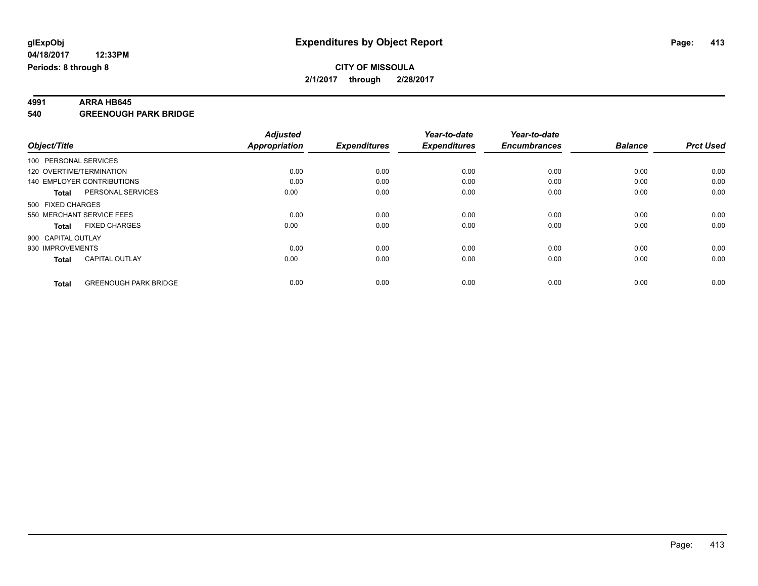# Expenditures by Object Report

glExpObj
04/18/2017 12:33PM
Periods: 8 through 8

**CITY OF MISSOULA**
**2/1/2017 through 2/28/2017**

**4991 ARRA HB645**
**540 GREENOUGH PARK BRIDGE**

| Object/Title | | Adjusted Appropriation | Expenditures | Year-to-date Expenditures | Year-to-date Encumbrances | Balance | Prct Used |
|---|---|---|---|---|---|---|---|
| 100 PERSONAL SERVICES | | | | | | | |
| 120 OVERTIME/TERMINATION | | 0.00 | 0.00 | 0.00 | 0.00 | 0.00 | 0.00 |
| 140 EMPLOYER CONTRIBUTIONS | | 0.00 | 0.00 | 0.00 | 0.00 | 0.00 | 0.00 |
| **Total** | PERSONAL SERVICES | 0.00 | 0.00 | 0.00 | 0.00 | 0.00 | 0.00 |
| 500 FIXED CHARGES | | | | | | | |
| 550 MERCHANT SERVICE FEES | | 0.00 | 0.00 | 0.00 | 0.00 | 0.00 | 0.00 |
| **Total** | FIXED CHARGES | 0.00 | 0.00 | 0.00 | 0.00 | 0.00 | 0.00 |
| 900 CAPITAL OUTLAY | | | | | | | |
| 930 IMPROVEMENTS | | 0.00 | 0.00 | 0.00 | 0.00 | 0.00 | 0.00 |
| **Total** | CAPITAL OUTLAY | 0.00 | 0.00 | 0.00 | 0.00 | 0.00 | 0.00 |
| **Total** | GREENOUGH PARK BRIDGE | 0.00 | 0.00 | 0.00 | 0.00 | 0.00 | 0.00 |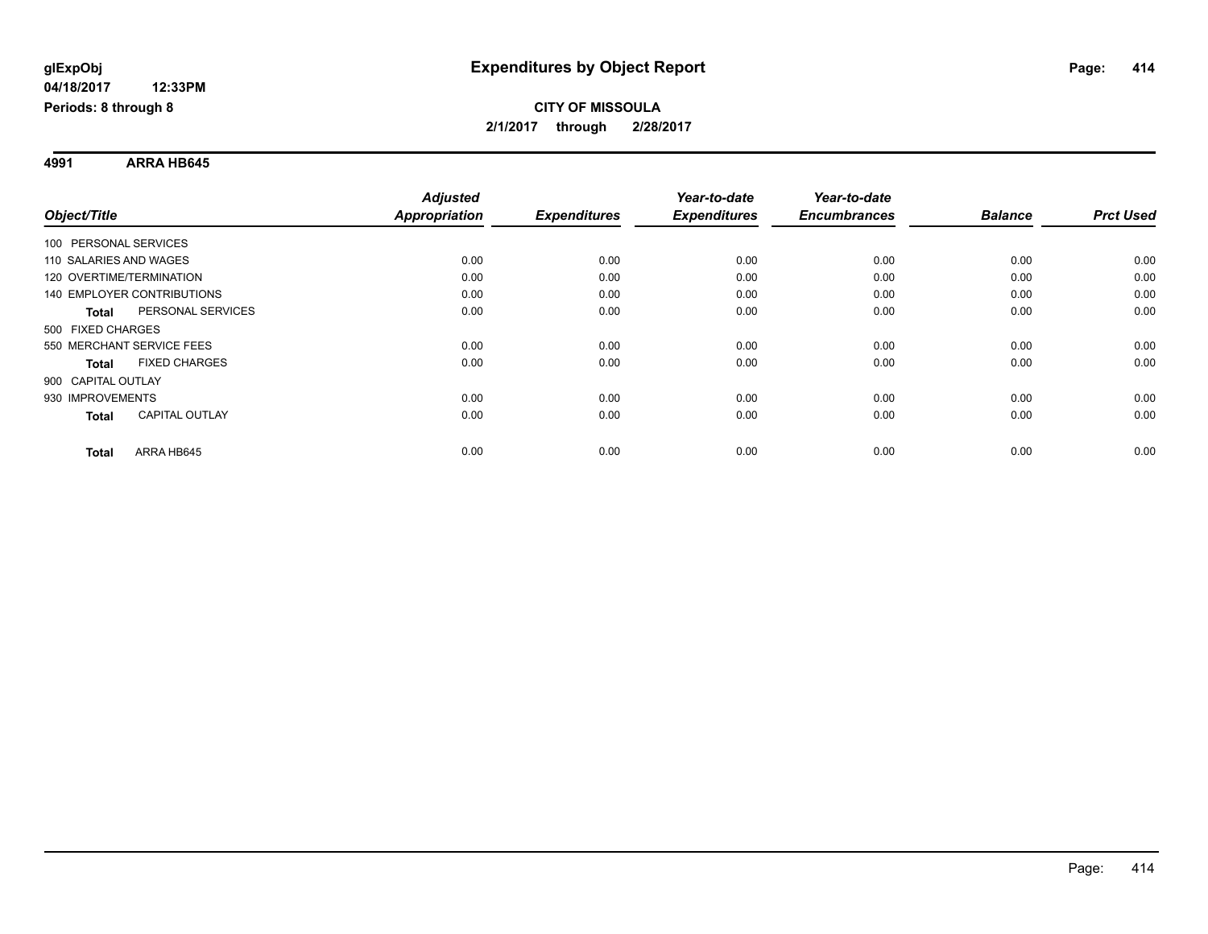**glExpObj** **Expenditures by Object Report**

**04/18/2017 12:33PM**

**Periods: 8 through 8**

**CITY OF MISSOULA**

**2/1/2017 through 2/28/2017**

**4991 ARRA HB645**

| Object/Title | | Adjusted Appropriation | Expenditures | Year-to-date Expenditures | Year-to-date Encumbrances | Balance | Prct Used |
|---|---|---|---|---|---|---|---|
| 100 PERSONAL SERVICES | | | | | | | |
| 110 SALARIES AND WAGES | | 0.00 | 0.00 | 0.00 | 0.00 | 0.00 | 0.00 |
| 120 OVERTIME/TERMINATION | | 0.00 | 0.00 | 0.00 | 0.00 | 0.00 | 0.00 |
| 140 EMPLOYER CONTRIBUTIONS | | 0.00 | 0.00 | 0.00 | 0.00 | 0.00 | 0.00 |
| **Total** | PERSONAL SERVICES | 0.00 | 0.00 | 0.00 | 0.00 | 0.00 | 0.00 |
| 500 FIXED CHARGES | | | | | | | |
| 550 MERCHANT SERVICE FEES | | 0.00 | 0.00 | 0.00 | 0.00 | 0.00 | 0.00 |
| **Total** | FIXED CHARGES | 0.00 | 0.00 | 0.00 | 0.00 | 0.00 | 0.00 |
| 900 CAPITAL OUTLAY | | | | | | | |
| 930 IMPROVEMENTS | | 0.00 | 0.00 | 0.00 | 0.00 | 0.00 | 0.00 |
| **Total** | CAPITAL OUTLAY | 0.00 | 0.00 | 0.00 | 0.00 | 0.00 | 0.00 |
| **Total** | ARRA HB645 | 0.00 | 0.00 | 0.00 | 0.00 | 0.00 | 0.00 |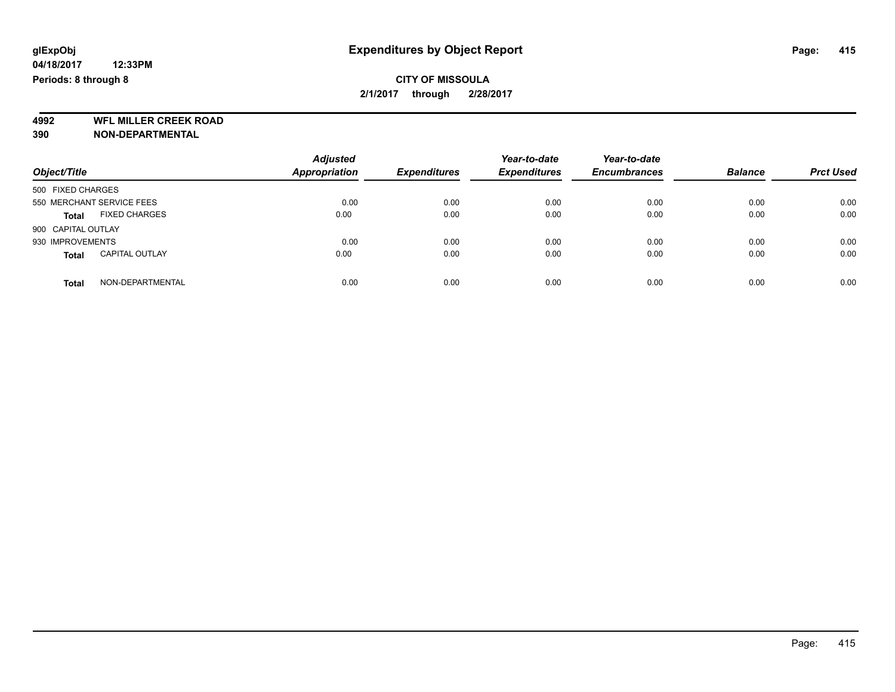**glExpObj** **Expenditures by Object Report**

**04/18/2017 12:33PM**

**Periods: 8 through 8**

**CITY OF MISSOULA**

**2/1/2017 through 2/28/2017**

**4992 WFL MILLER CREEK ROAD**

**390 NON-DEPARTMENTAL**

| Object/Title | Adjusted Appropriation | Expenditures | Year-to-date Expenditures | Year-to-date Encumbrances | Balance | Prct Used |
|---|---|---|---|---|---|---|
| 500 FIXED CHARGES | | | | | | |
| 550 MERCHANT SERVICE FEES | 0.00 | 0.00 | 0.00 | 0.00 | 0.00 | 0.00 |
| **Total** FIXED CHARGES | 0.00 | 0.00 | 0.00 | 0.00 | 0.00 | 0.00 |
| 900 CAPITAL OUTLAY | | | | | | |
| 930 IMPROVEMENTS | 0.00 | 0.00 | 0.00 | 0.00 | 0.00 | 0.00 |
| **Total** CAPITAL OUTLAY | 0.00 | 0.00 | 0.00 | 0.00 | 0.00 | 0.00 |
| **Total** NON-DEPARTMENTAL | 0.00 | 0.00 | 0.00 | 0.00 | 0.00 | 0.00 |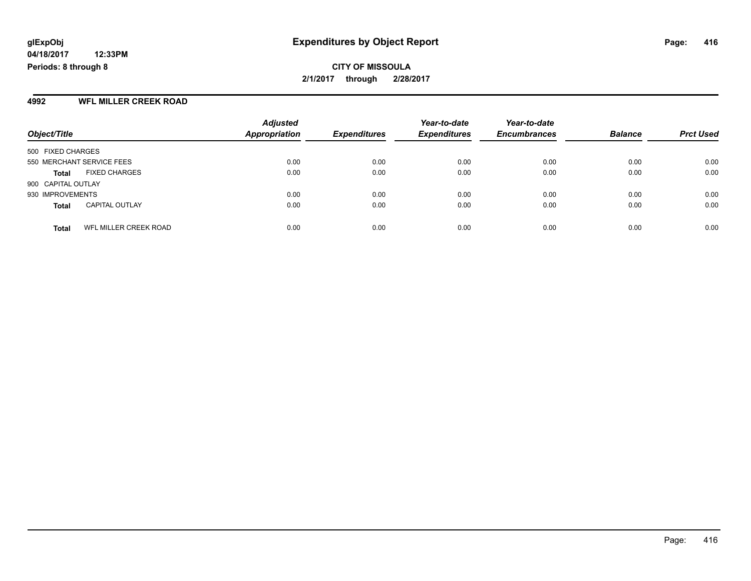**glExpObj**
**04/18/2017 12:33PM**
**Periods: 8 through 8**

# Expenditures by Object Report

**CITY OF MISSOULA**
**2/1/2017 through 2/28/2017**

## 4992 WFL MILLER CREEK ROAD

| Object/Title | Adjusted Appropriation | Expenditures | Year-to-date Expenditures | Year-to-date Encumbrances | Balance | Prct Used |
|---|---|---|---|---|---|---|
| 500 FIXED CHARGES | | | | | | |
| 550 MERCHANT SERVICE FEES | 0.00 | 0.00 | 0.00 | 0.00 | 0.00 | 0.00 |
| **Total** FIXED CHARGES | 0.00 | 0.00 | 0.00 | 0.00 | 0.00 | 0.00 |
| 900 CAPITAL OUTLAY | | | | | | |
| 930 IMPROVEMENTS | 0.00 | 0.00 | 0.00 | 0.00 | 0.00 | 0.00 |
| **Total** CAPITAL OUTLAY | 0.00 | 0.00 | 0.00 | 0.00 | 0.00 | 0.00 |
| **Total** WFL MILLER CREEK ROAD | 0.00 | 0.00 | 0.00 | 0.00 | 0.00 | 0.00 |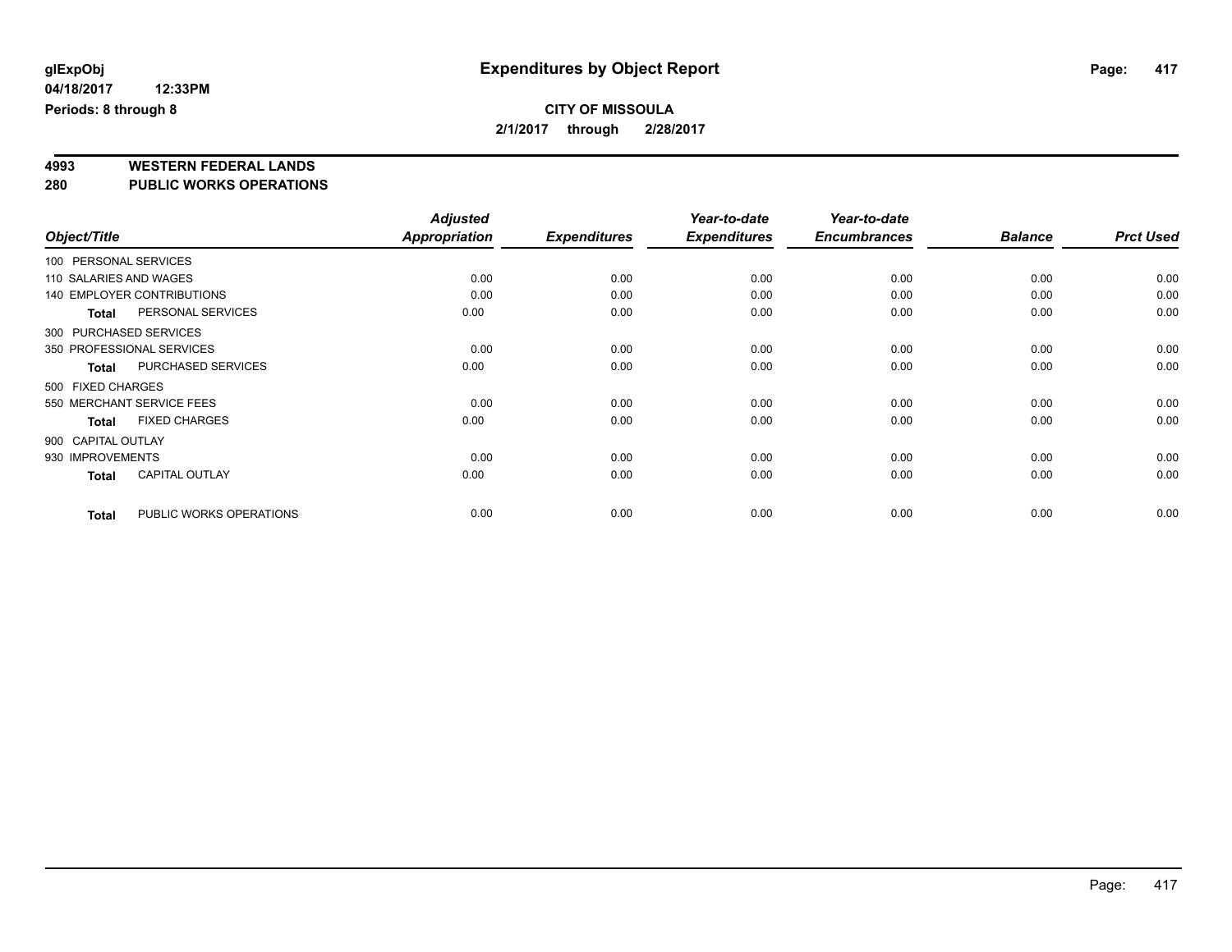**glExpObj**
**04/18/2017 12:33PM**
**Periods: 8 through 8**

# Expenditures by Object Report

**CITY OF MISSOULA**
**2/1/2017 through 2/28/2017**

## 4993 WESTERN FEDERAL LANDS
## 280 PUBLIC WORKS OPERATIONS

| Object/Title | | *Adjusted Appropriation* | *Expenditures* | *Year-to-date Expenditures* | *Year-to-date Encumbrances* | *Balance* | *Prct Used* |
|---|---|---|---|---|---|---|---|
| 100 PERSONAL SERVICES | | | | | | | |
| 110 SALARIES AND WAGES | | 0.00 | 0.00 | 0.00 | 0.00 | 0.00 | 0.00 |
| 140 EMPLOYER CONTRIBUTIONS | | 0.00 | 0.00 | 0.00 | 0.00 | 0.00 | 0.00 |
| **Total** | PERSONAL SERVICES | 0.00 | 0.00 | 0.00 | 0.00 | 0.00 | 0.00 |
| 300 PURCHASED SERVICES | | | | | | | |
| 350 PROFESSIONAL SERVICES | | 0.00 | 0.00 | 0.00 | 0.00 | 0.00 | 0.00 |
| **Total** | PURCHASED SERVICES | 0.00 | 0.00 | 0.00 | 0.00 | 0.00 | 0.00 |
| 500 FIXED CHARGES | | | | | | | |
| 550 MERCHANT SERVICE FEES | | 0.00 | 0.00 | 0.00 | 0.00 | 0.00 | 0.00 |
| **Total** | FIXED CHARGES | 0.00 | 0.00 | 0.00 | 0.00 | 0.00 | 0.00 |
| 900 CAPITAL OUTLAY | | | | | | | |
| 930 IMPROVEMENTS | | 0.00 | 0.00 | 0.00 | 0.00 | 0.00 | 0.00 |
| **Total** | CAPITAL OUTLAY | 0.00 | 0.00 | 0.00 | 0.00 | 0.00 | 0.00 |
| **Total** | PUBLIC WORKS OPERATIONS | 0.00 | 0.00 | 0.00 | 0.00 | 0.00 | 0.00 |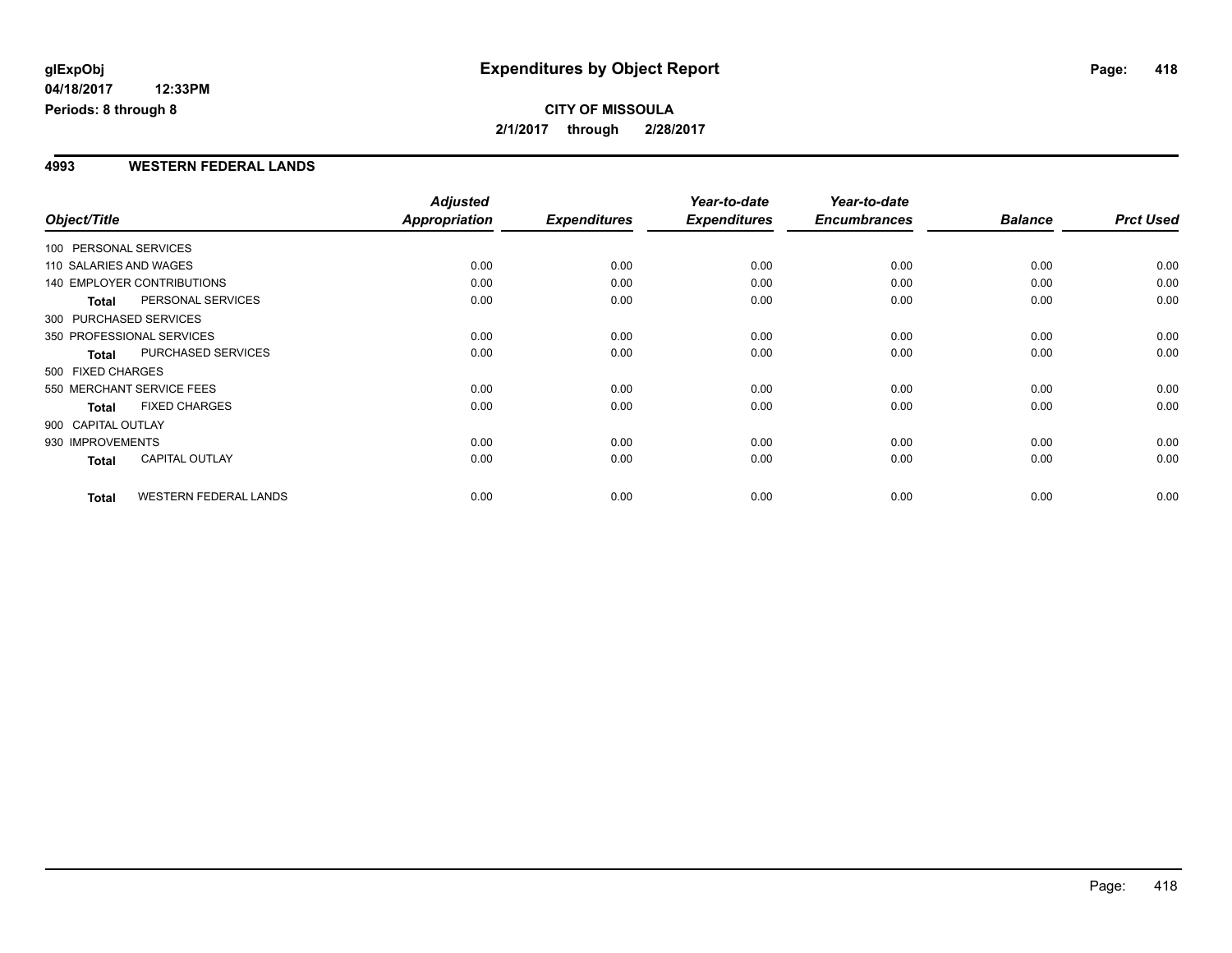**glExpObj**
**04/18/2017 12:33PM**
**Periods: 8 through 8**

# Expenditures by Object Report

**CITY OF MISSOULA**
**2/1/2017 through 2/28/2017**

## 4993 WESTERN FEDERAL LANDS

| Object/Title | | Adjusted Appropriation | Expenditures | Year-to-date Expenditures | Year-to-date Encumbrances | Balance | Prct Used |
|---|---|---|---|---|---|---|---|
| 100 PERSONAL SERVICES | | | | | | | |
| 110 SALARIES AND WAGES | | 0.00 | 0.00 | 0.00 | 0.00 | 0.00 | 0.00 |
| 140 EMPLOYER CONTRIBUTIONS | | 0.00 | 0.00 | 0.00 | 0.00 | 0.00 | 0.00 |
| **Total** | PERSONAL SERVICES | 0.00 | 0.00 | 0.00 | 0.00 | 0.00 | 0.00 |
| 300 PURCHASED SERVICES | | | | | | | |
| 350 PROFESSIONAL SERVICES | | 0.00 | 0.00 | 0.00 | 0.00 | 0.00 | 0.00 |
| **Total** | PURCHASED SERVICES | 0.00 | 0.00 | 0.00 | 0.00 | 0.00 | 0.00 |
| 500 FIXED CHARGES | | | | | | | |
| 550 MERCHANT SERVICE FEES | | 0.00 | 0.00 | 0.00 | 0.00 | 0.00 | 0.00 |
| **Total** | FIXED CHARGES | 0.00 | 0.00 | 0.00 | 0.00 | 0.00 | 0.00 |
| 900 CAPITAL OUTLAY | | | | | | | |
| 930 IMPROVEMENTS | | 0.00 | 0.00 | 0.00 | 0.00 | 0.00 | 0.00 |
| **Total** | CAPITAL OUTLAY | 0.00 | 0.00 | 0.00 | 0.00 | 0.00 | 0.00 |
| **Total** | WESTERN FEDERAL LANDS | 0.00 | 0.00 | 0.00 | 0.00 | 0.00 | 0.00 |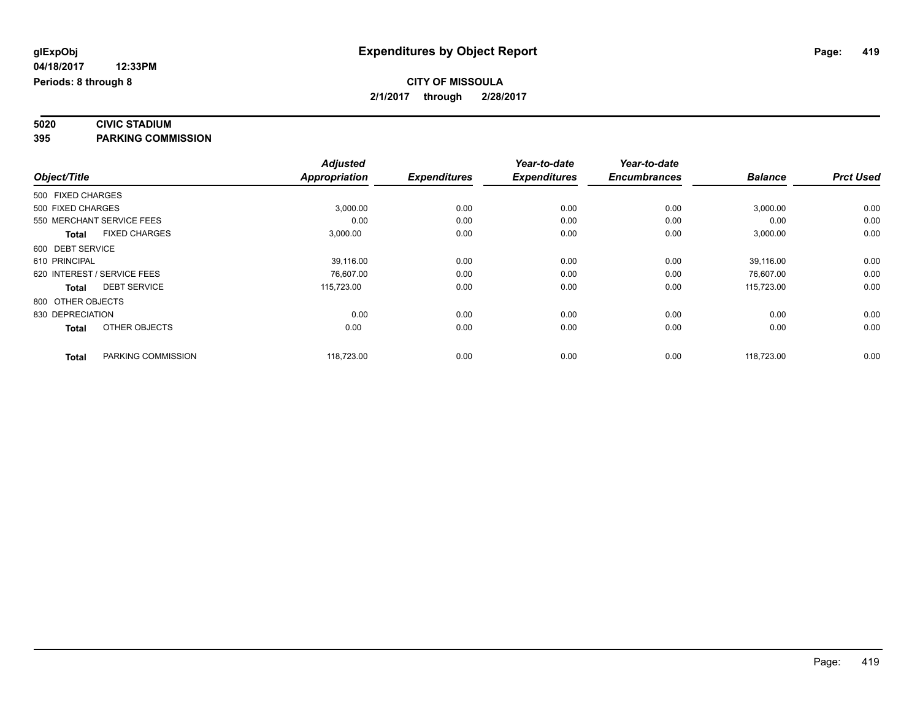**glExpObj**
**04/18/2017 12:33PM**
**Periods: 8 through 8**

# Expenditures by Object Report

**CITY OF MISSOULA**
**2/1/2017 through 2/28/2017**

**5020 CIVIC STADIUM**
**395 PARKING COMMISSION**

| Object/Title | Adjusted Appropriation | Expenditures | Year-to-date Expenditures | Year-to-date Encumbrances | Balance | Prct Used |
|---|---|---|---|---|---|---|
| 500 FIXED CHARGES | | | | | | |
| 500 FIXED CHARGES | 3,000.00 | 0.00 | 0.00 | 0.00 | 3,000.00 | 0.00 |
| 550 MERCHANT SERVICE FEES | 0.00 | 0.00 | 0.00 | 0.00 | 0.00 | 0.00 |
| **Total** FIXED CHARGES | 3,000.00 | 0.00 | 0.00 | 0.00 | 3,000.00 | 0.00 |
| 600 DEBT SERVICE | | | | | | |
| 610 PRINCIPAL | 39,116.00 | 0.00 | 0.00 | 0.00 | 39,116.00 | 0.00 |
| 620 INTEREST / SERVICE FEES | 76,607.00 | 0.00 | 0.00 | 0.00 | 76,607.00 | 0.00 |
| **Total** DEBT SERVICE | 115,723.00 | 0.00 | 0.00 | 0.00 | 115,723.00 | 0.00 |
| 800 OTHER OBJECTS | | | | | | |
| 830 DEPRECIATION | 0.00 | 0.00 | 0.00 | 0.00 | 0.00 | 0.00 |
| **Total** OTHER OBJECTS | 0.00 | 0.00 | 0.00 | 0.00 | 0.00 | 0.00 |
| **Total** PARKING COMMISSION | 118,723.00 | 0.00 | 0.00 | 0.00 | 118,723.00 | 0.00 |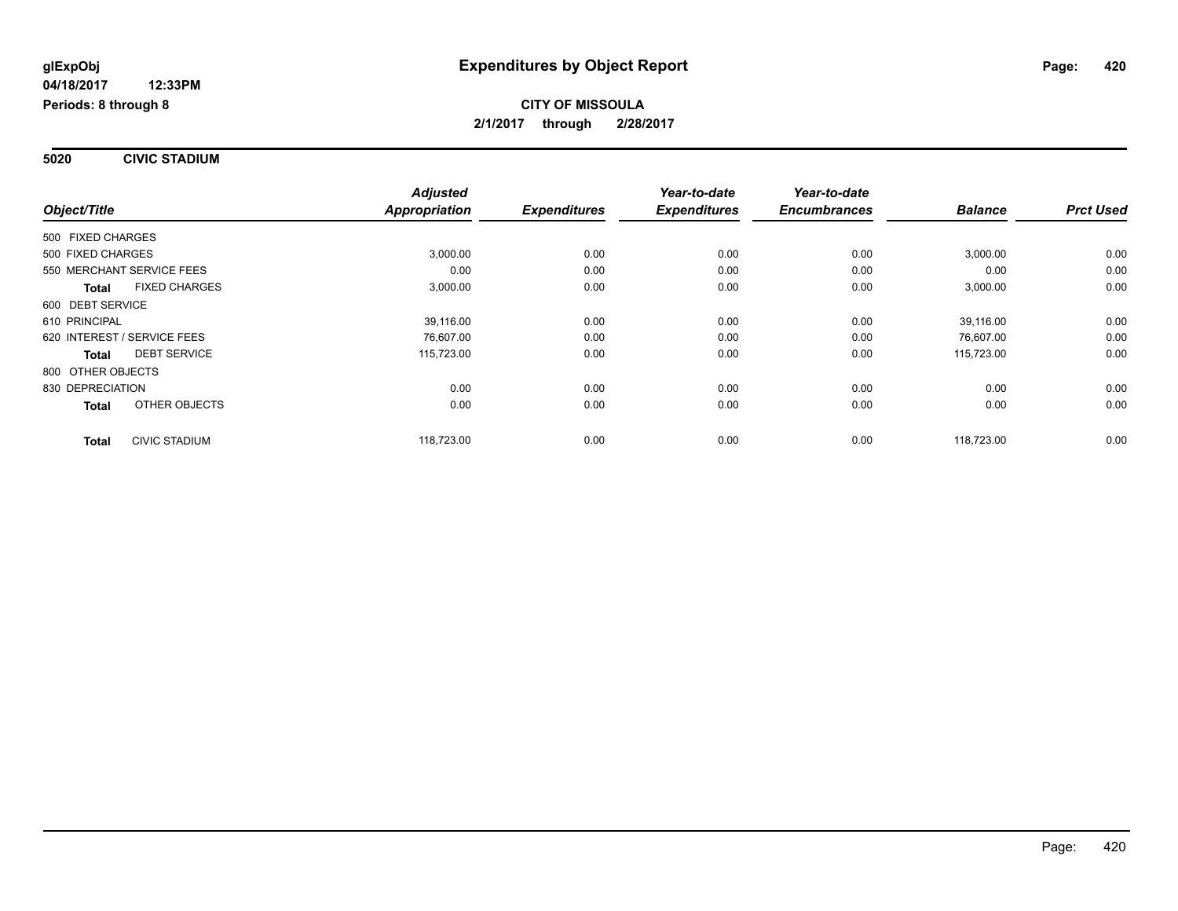**glExpObj**
**04/18/2017 12:33PM**
**Periods: 8 through 8**

# Expenditures by Object Report

**CITY OF MISSOULA**
**2/1/2017 through 2/28/2017**

## 5020 CIVIC STADIUM

| Object/Title | | Adjusted Appropriation | Expenditures | Year-to-date Expenditures | Year-to-date Encumbrances | Balance | Prct Used |
|---|---|---|---|---|---|---|---|
| 500 FIXED CHARGES | | | | | | | |
| 500 FIXED CHARGES | | 3,000.00 | 0.00 | 0.00 | 0.00 | 3,000.00 | 0.00 |
| 550 MERCHANT SERVICE FEES | | 0.00 | 0.00 | 0.00 | 0.00 | 0.00 | 0.00 |
| **Total** | FIXED CHARGES | 3,000.00 | 0.00 | 0.00 | 0.00 | 3,000.00 | 0.00 |
| 600 DEBT SERVICE | | | | | | | |
| 610 PRINCIPAL | | 39,116.00 | 0.00 | 0.00 | 0.00 | 39,116.00 | 0.00 |
| 620 INTEREST / SERVICE FEES | | 76,607.00 | 0.00 | 0.00 | 0.00 | 76,607.00 | 0.00 |
| **Total** | DEBT SERVICE | 115,723.00 | 0.00 | 0.00 | 0.00 | 115,723.00 | 0.00 |
| 800 OTHER OBJECTS | | | | | | | |
| 830 DEPRECIATION | | 0.00 | 0.00 | 0.00 | 0.00 | 0.00 | 0.00 |
| **Total** | OTHER OBJECTS | 0.00 | 0.00 | 0.00 | 0.00 | 0.00 | 0.00 |
| **Total** | CIVIC STADIUM | 118,723.00 | 0.00 | 0.00 | 0.00 | 118,723.00 | 0.00 |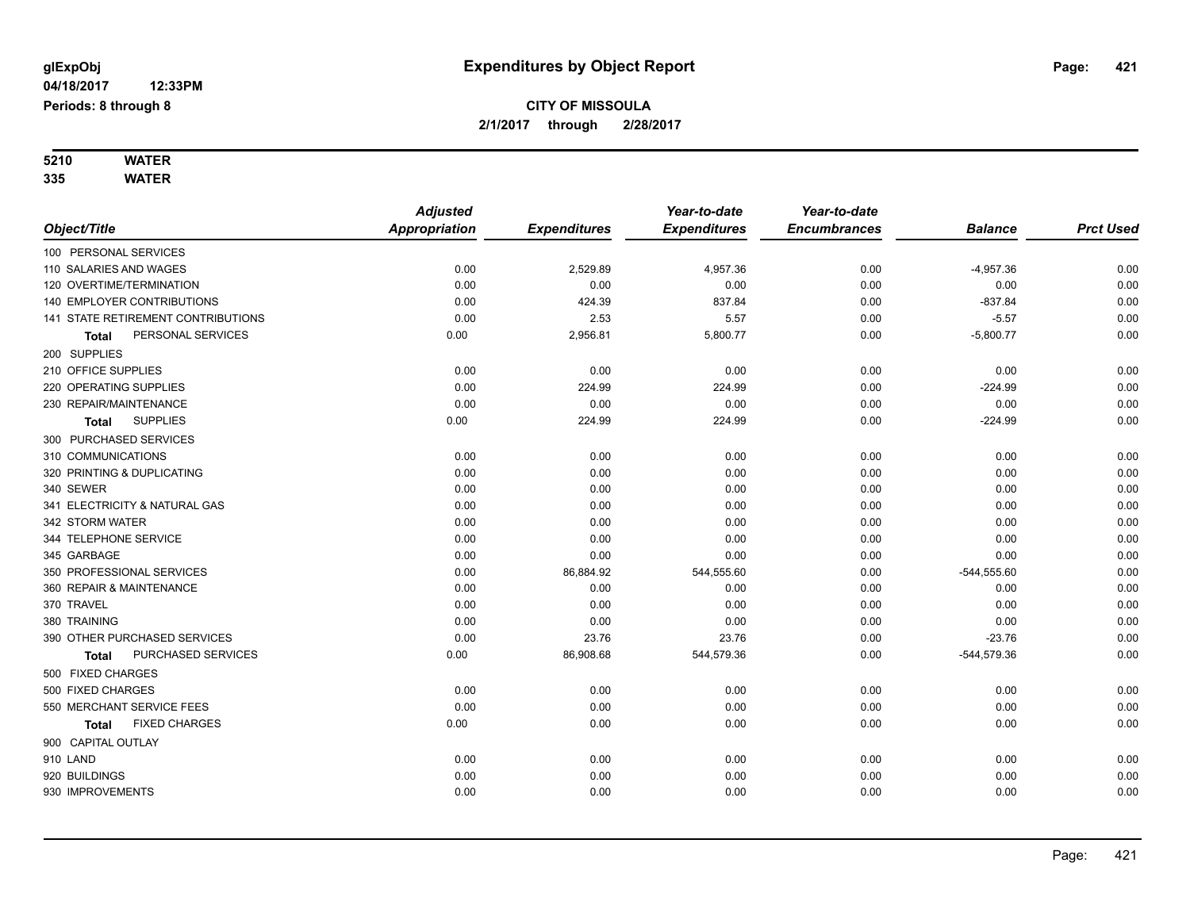glExpObj
04/18/2017 12:33PM
Periods: 8 through 8

# Expenditures by Object Report

**CITY OF MISSOULA**
**2/1/2017 through 2/28/2017**

**5210 WATER**
**335 WATER**

| Object/Title | Adjusted Appropriation | Expenditures | Year-to-date Expenditures | Year-to-date Encumbrances | Balance | Prct Used |
|---|---|---|---|---|---|---|
| 100 PERSONAL SERVICES | | | | | | |
| 110 SALARIES AND WAGES | 0.00 | 2,529.89 | 4,957.36 | 0.00 | -4,957.36 | 0.00 |
| 120 OVERTIME/TERMINATION | 0.00 | 0.00 | 0.00 | 0.00 | 0.00 | 0.00 |
| 140 EMPLOYER CONTRIBUTIONS | 0.00 | 424.39 | 837.84 | 0.00 | -837.84 | 0.00 |
| 141 STATE RETIREMENT CONTRIBUTIONS | 0.00 | 2.53 | 5.57 | 0.00 | -5.57 | 0.00 |
| **Total** PERSONAL SERVICES | 0.00 | 2,956.81 | 5,800.77 | 0.00 | -5,800.77 | 0.00 |
| 200 SUPPLIES | | | | | | |
| 210 OFFICE SUPPLIES | 0.00 | 0.00 | 0.00 | 0.00 | 0.00 | 0.00 |
| 220 OPERATING SUPPLIES | 0.00 | 224.99 | 224.99 | 0.00 | -224.99 | 0.00 |
| 230 REPAIR/MAINTENANCE | 0.00 | 0.00 | 0.00 | 0.00 | 0.00 | 0.00 |
| **Total** SUPPLIES | 0.00 | 224.99 | 224.99 | 0.00 | -224.99 | 0.00 |
| 300 PURCHASED SERVICES | | | | | | |
| 310 COMMUNICATIONS | 0.00 | 0.00 | 0.00 | 0.00 | 0.00 | 0.00 |
| 320 PRINTING & DUPLICATING | 0.00 | 0.00 | 0.00 | 0.00 | 0.00 | 0.00 |
| 340 SEWER | 0.00 | 0.00 | 0.00 | 0.00 | 0.00 | 0.00 |
| 341 ELECTRICITY & NATURAL GAS | 0.00 | 0.00 | 0.00 | 0.00 | 0.00 | 0.00 |
| 342 STORM WATER | 0.00 | 0.00 | 0.00 | 0.00 | 0.00 | 0.00 |
| 344 TELEPHONE SERVICE | 0.00 | 0.00 | 0.00 | 0.00 | 0.00 | 0.00 |
| 345 GARBAGE | 0.00 | 0.00 | 0.00 | 0.00 | 0.00 | 0.00 |
| 350 PROFESSIONAL SERVICES | 0.00 | 86,884.92 | 544,555.60 | 0.00 | -544,555.60 | 0.00 |
| 360 REPAIR & MAINTENANCE | 0.00 | 0.00 | 0.00 | 0.00 | 0.00 | 0.00 |
| 370 TRAVEL | 0.00 | 0.00 | 0.00 | 0.00 | 0.00 | 0.00 |
| 380 TRAINING | 0.00 | 0.00 | 0.00 | 0.00 | 0.00 | 0.00 |
| 390 OTHER PURCHASED SERVICES | 0.00 | 23.76 | 23.76 | 0.00 | -23.76 | 0.00 |
| **Total** PURCHASED SERVICES | 0.00 | 86,908.68 | 544,579.36 | 0.00 | -544,579.36 | 0.00 |
| 500 FIXED CHARGES | | | | | | |
| 500 FIXED CHARGES | 0.00 | 0.00 | 0.00 | 0.00 | 0.00 | 0.00 |
| 550 MERCHANT SERVICE FEES | 0.00 | 0.00 | 0.00 | 0.00 | 0.00 | 0.00 |
| **Total** FIXED CHARGES | 0.00 | 0.00 | 0.00 | 0.00 | 0.00 | 0.00 |
| 900 CAPITAL OUTLAY | | | | | | |
| 910 LAND | 0.00 | 0.00 | 0.00 | 0.00 | 0.00 | 0.00 |
| 920 BUILDINGS | 0.00 | 0.00 | 0.00 | 0.00 | 0.00 | 0.00 |
| 930 IMPROVEMENTS | 0.00 | 0.00 | 0.00 | 0.00 | 0.00 | 0.00 |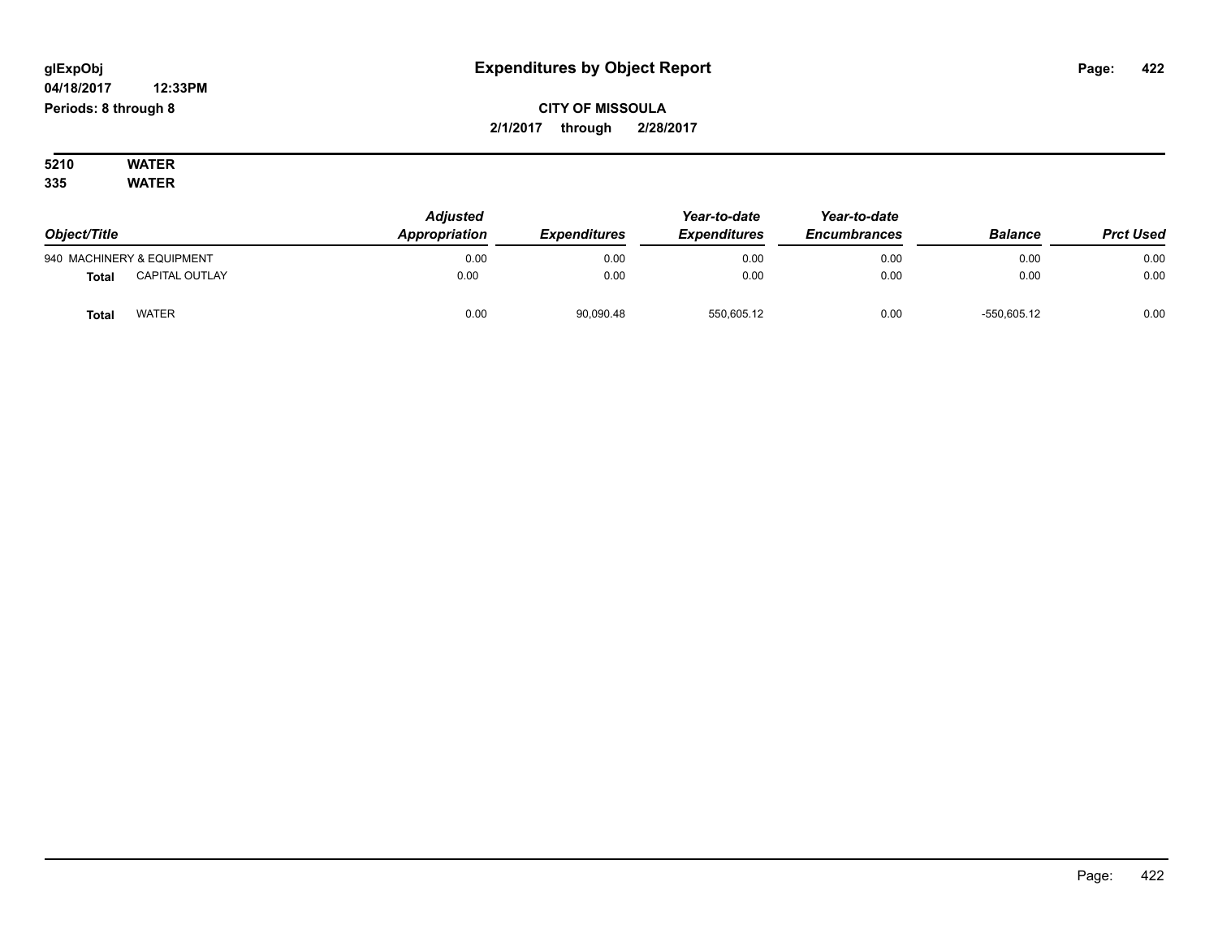# Expenditures by Object Report

glExpObj
04/18/2017 12:33PM
Periods: 8 through 8

**CITY OF MISSOULA**
**2/1/2017 through 2/28/2017**

**5210 WATER**
**335 WATER**

| Object/Title | | Adjusted Appropriation | Expenditures | Year-to-date Expenditures | Year-to-date Encumbrances | Balance | Prct Used |
|---|---|---|---|---|---|---|---|
| 940 MACHINERY & EQUIPMENT | | 0.00 | 0.00 | 0.00 | 0.00 | 0.00 | 0.00 |
| **Total** | CAPITAL OUTLAY | 0.00 | 0.00 | 0.00 | 0.00 | 0.00 | 0.00 |
| **Total** | WATER | 0.00 | 90,090.48 | 550,605.12 | 0.00 | -550,605.12 | 0.00 |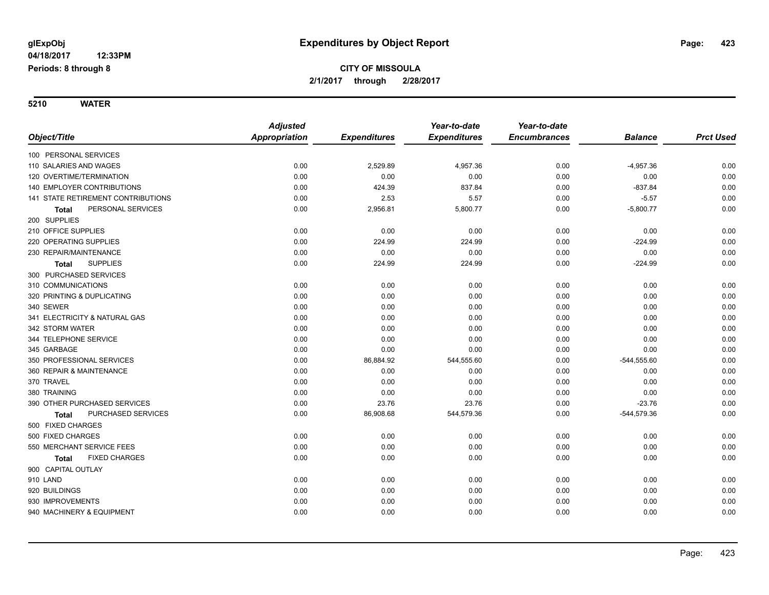**glExpObj**
**04/18/2017 12:33PM**
**Periods: 8 through 8**

# Expenditures by Object Report

**CITY OF MISSOULA**
**2/1/2017 through 2/28/2017**

**5210 WATER**

| Object/Title | Adjusted Appropriation | Expenditures | Year-to-date Expenditures | Year-to-date Encumbrances | Balance | Prct Used |
|---|---|---|---|---|---|---|
| 100 PERSONAL SERVICES | | | | | | |
| 110 SALARIES AND WAGES | 0.00 | 2,529.89 | 4,957.36 | 0.00 | -4,957.36 | 0.00 |
| 120 OVERTIME/TERMINATION | 0.00 | 0.00 | 0.00 | 0.00 | 0.00 | 0.00 |
| 140 EMPLOYER CONTRIBUTIONS | 0.00 | 424.39 | 837.84 | 0.00 | -837.84 | 0.00 |
| 141 STATE RETIREMENT CONTRIBUTIONS | 0.00 | 2.53 | 5.57 | 0.00 | -5.57 | 0.00 |
| **Total** PERSONAL SERVICES | 0.00 | 2,956.81 | 5,800.77 | 0.00 | -5,800.77 | 0.00 |
| 200 SUPPLIES | | | | | | |
| 210 OFFICE SUPPLIES | 0.00 | 0.00 | 0.00 | 0.00 | 0.00 | 0.00 |
| 220 OPERATING SUPPLIES | 0.00 | 224.99 | 224.99 | 0.00 | -224.99 | 0.00 |
| 230 REPAIR/MAINTENANCE | 0.00 | 0.00 | 0.00 | 0.00 | 0.00 | 0.00 |
| **Total** SUPPLIES | 0.00 | 224.99 | 224.99 | 0.00 | -224.99 | 0.00 |
| 300 PURCHASED SERVICES | | | | | | |
| 310 COMMUNICATIONS | 0.00 | 0.00 | 0.00 | 0.00 | 0.00 | 0.00 |
| 320 PRINTING & DUPLICATING | 0.00 | 0.00 | 0.00 | 0.00 | 0.00 | 0.00 |
| 340 SEWER | 0.00 | 0.00 | 0.00 | 0.00 | 0.00 | 0.00 |
| 341 ELECTRICITY & NATURAL GAS | 0.00 | 0.00 | 0.00 | 0.00 | 0.00 | 0.00 |
| 342 STORM WATER | 0.00 | 0.00 | 0.00 | 0.00 | 0.00 | 0.00 |
| 344 TELEPHONE SERVICE | 0.00 | 0.00 | 0.00 | 0.00 | 0.00 | 0.00 |
| 345 GARBAGE | 0.00 | 0.00 | 0.00 | 0.00 | 0.00 | 0.00 |
| 350 PROFESSIONAL SERVICES | 0.00 | 86,884.92 | 544,555.60 | 0.00 | -544,555.60 | 0.00 |
| 360 REPAIR & MAINTENANCE | 0.00 | 0.00 | 0.00 | 0.00 | 0.00 | 0.00 |
| 370 TRAVEL | 0.00 | 0.00 | 0.00 | 0.00 | 0.00 | 0.00 |
| 380 TRAINING | 0.00 | 0.00 | 0.00 | 0.00 | 0.00 | 0.00 |
| 390 OTHER PURCHASED SERVICES | 0.00 | 23.76 | 23.76 | 0.00 | -23.76 | 0.00 |
| **Total** PURCHASED SERVICES | 0.00 | 86,908.68 | 544,579.36 | 0.00 | -544,579.36 | 0.00 |
| 500 FIXED CHARGES | | | | | | |
| 500 FIXED CHARGES | 0.00 | 0.00 | 0.00 | 0.00 | 0.00 | 0.00 |
| 550 MERCHANT SERVICE FEES | 0.00 | 0.00 | 0.00 | 0.00 | 0.00 | 0.00 |
| **Total** FIXED CHARGES | 0.00 | 0.00 | 0.00 | 0.00 | 0.00 | 0.00 |
| 900 CAPITAL OUTLAY | | | | | | |
| 910 LAND | 0.00 | 0.00 | 0.00 | 0.00 | 0.00 | 0.00 |
| 920 BUILDINGS | 0.00 | 0.00 | 0.00 | 0.00 | 0.00 | 0.00 |
| 930 IMPROVEMENTS | 0.00 | 0.00 | 0.00 | 0.00 | 0.00 | 0.00 |
| 940 MACHINERY & EQUIPMENT | 0.00 | 0.00 | 0.00 | 0.00 | 0.00 | 0.00 |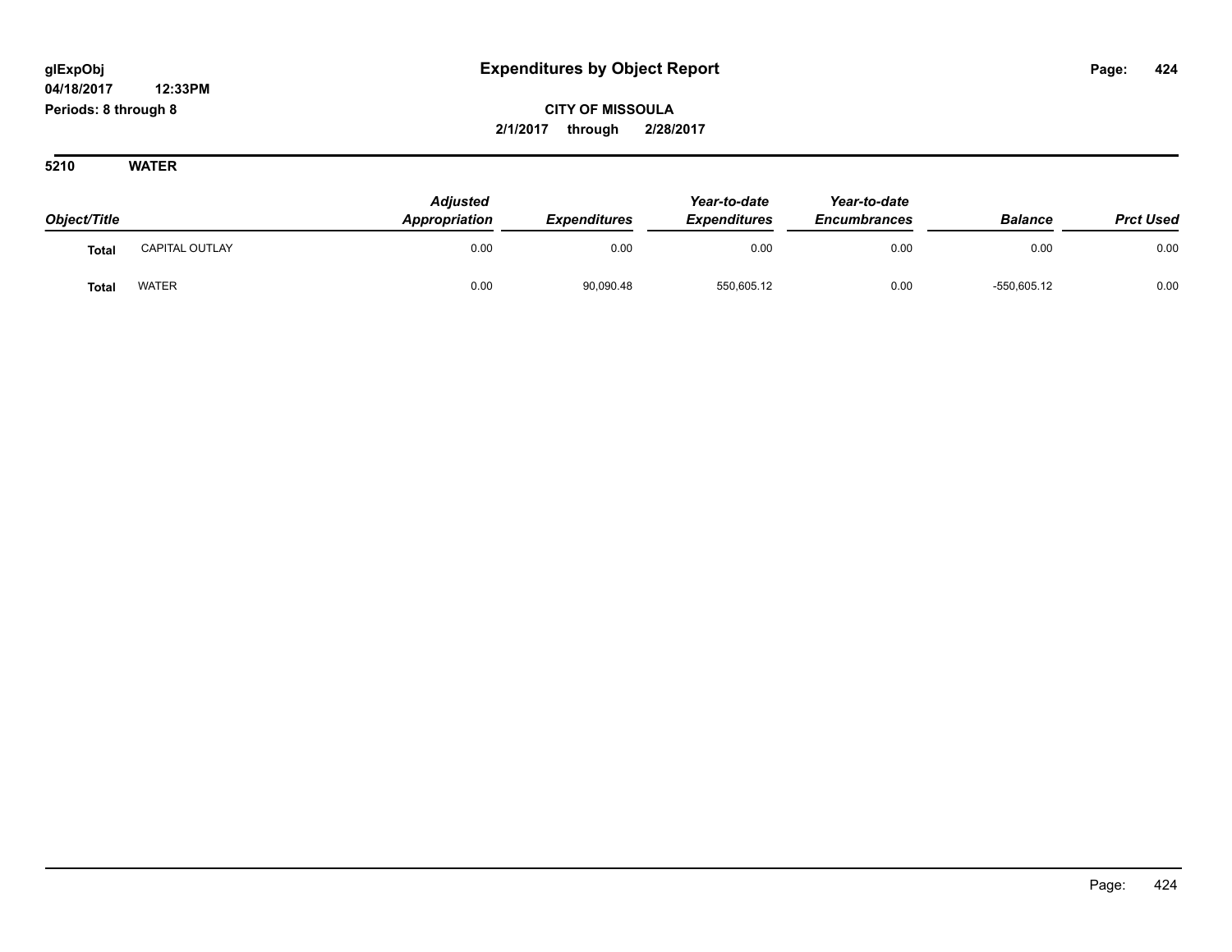glExpObj
04/18/2017 12:33PM
Periods: 8 through 8

# Expenditures by Object Report

**CITY OF MISSOULA**
**2/1/2017 through 2/28/2017**

**5210 WATER**

| Object/Title | | Adjusted Appropriation | Expenditures | Year-to-date Expenditures | Year-to-date Encumbrances | Balance | Prct Used |
|---|---|---|---|---|---|---|---|
| **Total** | CAPITAL OUTLAY | 0.00 | 0.00 | 0.00 | 0.00 | 0.00 | 0.00 |
| **Total** | WATER | 0.00 | 90,090.48 | 550,605.12 | 0.00 | -550,605.12 | 0.00 |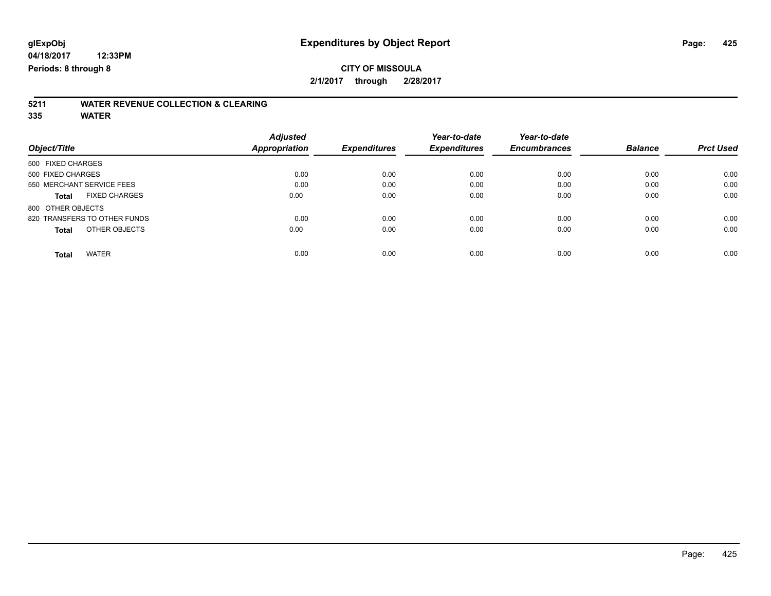**glExpObj** 04/18/2017 12:33PM
**Periods: 8 through 8**

# Expenditures by Object Report

**CITY OF MISSOULA**
**2/1/2017 through 2/28/2017**

## 5211 WATER REVENUE COLLECTION & CLEARING
## 335 WATER

| Object/Title | Adjusted Appropriation | Expenditures | Year-to-date Expenditures | Year-to-date Encumbrances | Balance | Prct Used |
|---|---|---|---|---|---|---|
| 500 FIXED CHARGES | | | | | | |
| 500 FIXED CHARGES | 0.00 | 0.00 | 0.00 | 0.00 | 0.00 | 0.00 |
| 550 MERCHANT SERVICE FEES | 0.00 | 0.00 | 0.00 | 0.00 | 0.00 | 0.00 |
| **Total** FIXED CHARGES | 0.00 | 0.00 | 0.00 | 0.00 | 0.00 | 0.00 |
| 800 OTHER OBJECTS | | | | | | |
| 820 TRANSFERS TO OTHER FUNDS | 0.00 | 0.00 | 0.00 | 0.00 | 0.00 | 0.00 |
| **Total** OTHER OBJECTS | 0.00 | 0.00 | 0.00 | 0.00 | 0.00 | 0.00 |
| **Total** WATER | 0.00 | 0.00 | 0.00 | 0.00 | 0.00 | 0.00 |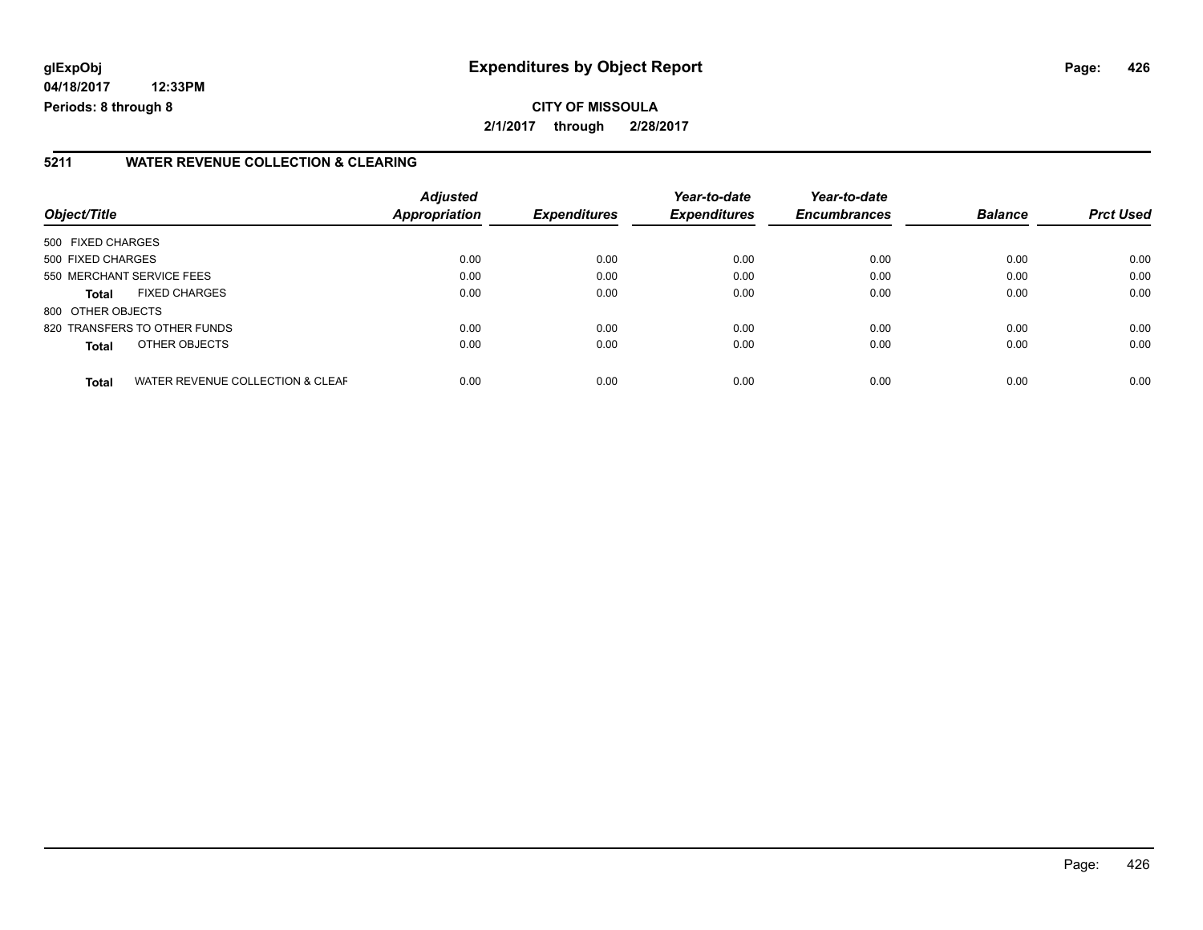**glExpObj** **Expenditures by Object Report**

**04/18/2017 12:33PM**

**Periods: 8 through 8**

**CITY OF MISSOULA**

**2/1/2017 through 2/28/2017**

## 5211 WATER REVENUE COLLECTION & CLEARING

| Object/Title | | Adjusted Appropriation | Expenditures | Year-to-date Expenditures | Year-to-date Encumbrances | Balance | Prct Used |
|---|---|---|---|---|---|---|---|
| 500 FIXED CHARGES | | | | | | | |
| 500 FIXED CHARGES | | 0.00 | 0.00 | 0.00 | 0.00 | 0.00 | 0.00 |
| 550 MERCHANT SERVICE FEES | | 0.00 | 0.00 | 0.00 | 0.00 | 0.00 | 0.00 |
| **Total** | FIXED CHARGES | 0.00 | 0.00 | 0.00 | 0.00 | 0.00 | 0.00 |
| 800 OTHER OBJECTS | | | | | | | |
| 820 TRANSFERS TO OTHER FUNDS | | 0.00 | 0.00 | 0.00 | 0.00 | 0.00 | 0.00 |
| **Total** | OTHER OBJECTS | 0.00 | 0.00 | 0.00 | 0.00 | 0.00 | 0.00 |
| **Total** | WATER REVENUE COLLECTION & CLEAF | 0.00 | 0.00 | 0.00 | 0.00 | 0.00 | 0.00 |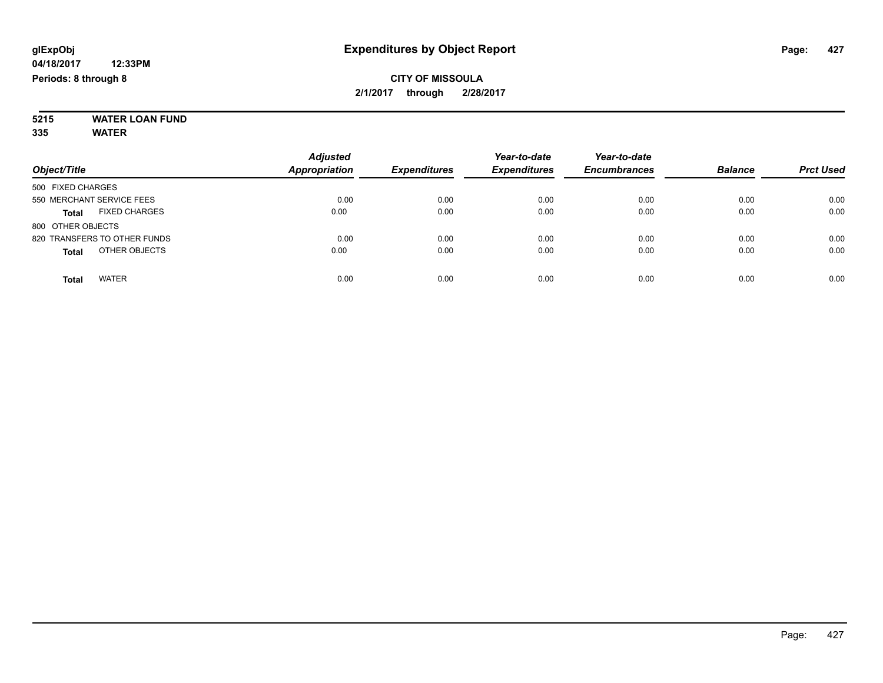**glExpObj** **Expenditures by Object Report**

**04/18/2017 12:33PM**

**Periods: 8 through 8**

**CITY OF MISSOULA**

**2/1/2017 through 2/28/2017**

**5215 WATER LOAN FUND**

**335 WATER**

| Object/Title | Adjusted Appropriation | Expenditures | Year-to-date Expenditures | Year-to-date Encumbrances | Balance | Prct Used |
|---|---|---|---|---|---|---|
| 500 FIXED CHARGES | | | | | | |
| 550 MERCHANT SERVICE FEES | 0.00 | 0.00 | 0.00 | 0.00 | 0.00 | 0.00 |
| **Total** FIXED CHARGES | 0.00 | 0.00 | 0.00 | 0.00 | 0.00 | 0.00 |
| 800 OTHER OBJECTS | | | | | | |
| 820 TRANSFERS TO OTHER FUNDS | 0.00 | 0.00 | 0.00 | 0.00 | 0.00 | 0.00 |
| **Total** OTHER OBJECTS | 0.00 | 0.00 | 0.00 | 0.00 | 0.00 | 0.00 |
| **Total** WATER | 0.00 | 0.00 | 0.00 | 0.00 | 0.00 | 0.00 |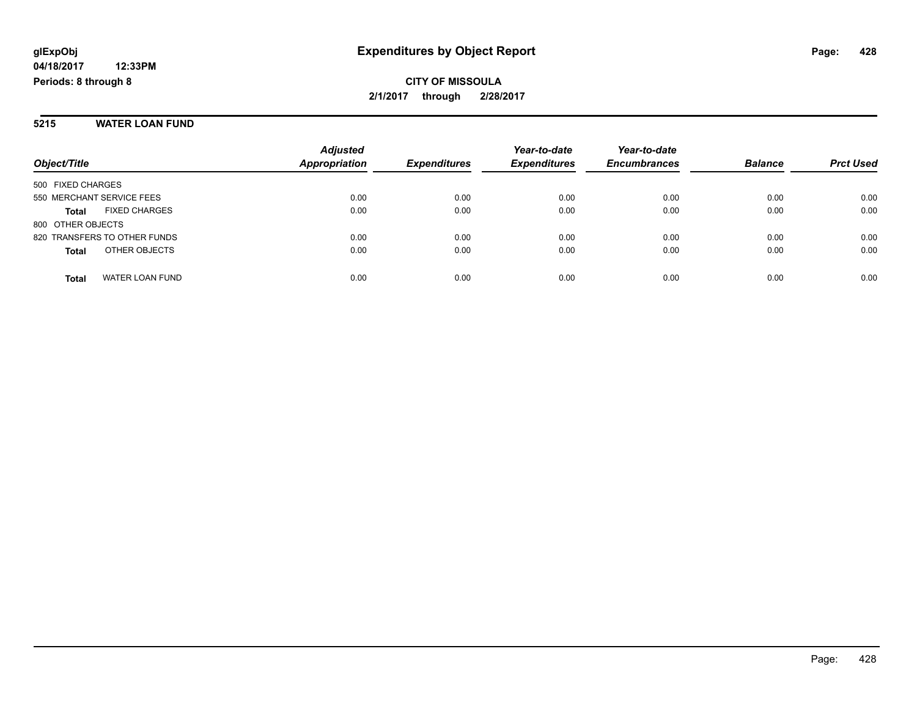**glExpObj**
**04/18/2017 12:33PM**
**Periods: 8 through 8**

# Expenditures by Object Report

**CITY OF MISSOULA**
**2/1/2017 through 2/28/2017**

## 5215 WATER LOAN FUND

| Object/Title | Adjusted Appropriation | Expenditures | Year-to-date Expenditures | Year-to-date Encumbrances | Balance | Prct Used |
|---|---|---|---|---|---|---|
| 500 FIXED CHARGES | | | | | | |
| 550 MERCHANT SERVICE FEES | 0.00 | 0.00 | 0.00 | 0.00 | 0.00 | 0.00 |
| **Total** FIXED CHARGES | 0.00 | 0.00 | 0.00 | 0.00 | 0.00 | 0.00 |
| 800 OTHER OBJECTS | | | | | | |
| 820 TRANSFERS TO OTHER FUNDS | 0.00 | 0.00 | 0.00 | 0.00 | 0.00 | 0.00 |
| **Total** OTHER OBJECTS | 0.00 | 0.00 | 0.00 | 0.00 | 0.00 | 0.00 |
| **Total** WATER LOAN FUND | 0.00 | 0.00 | 0.00 | 0.00 | 0.00 | 0.00 |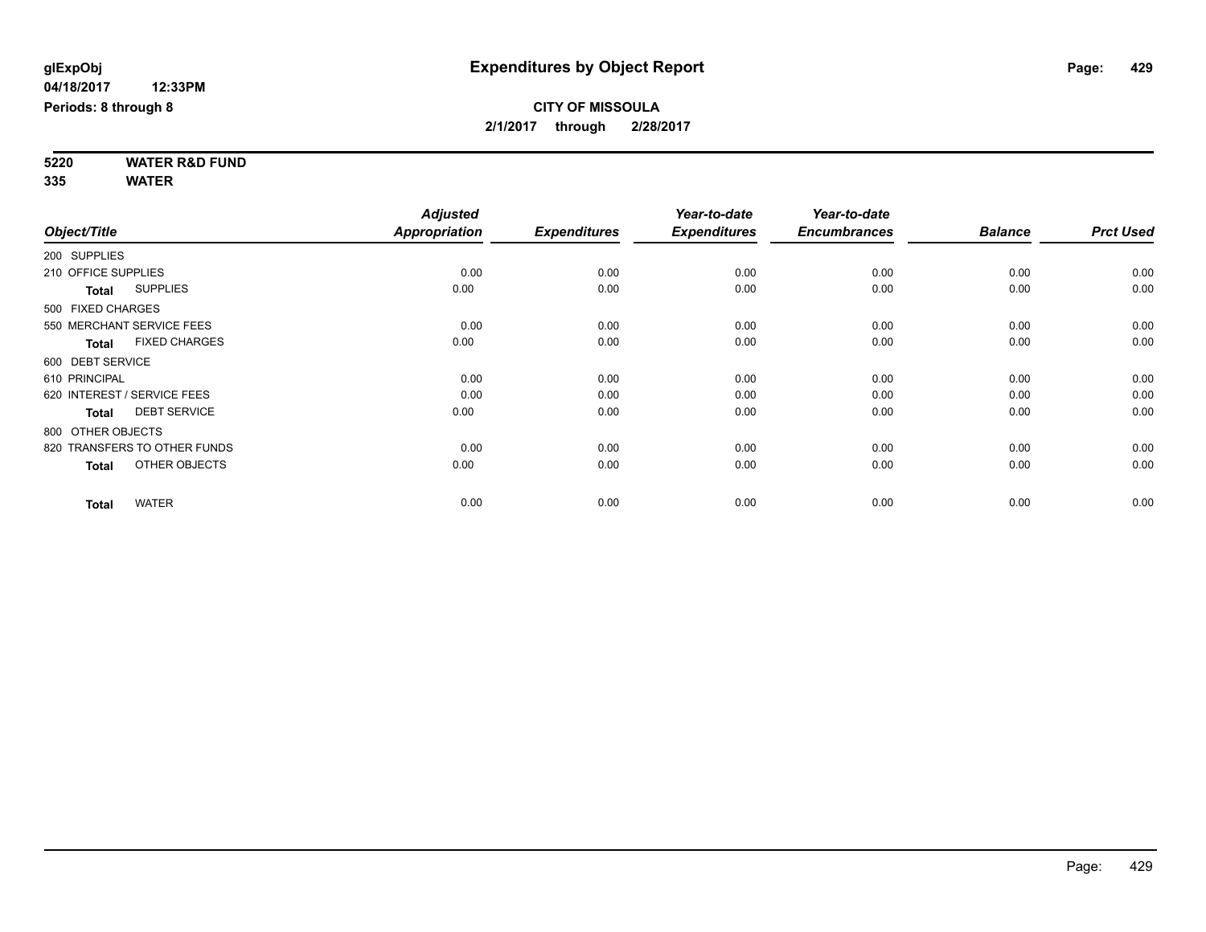glExpObj
04/18/2017 12:33PM
Periods: 8 through 8

# Expenditures by Object Report

**CITY OF MISSOULA**
**2/1/2017 through 2/28/2017**

**5220 WATER R&D FUND**
**335 WATER**

| Object/Title | Adjusted Appropriation | Expenditures | Year-to-date Expenditures | Year-to-date Encumbrances | Balance | Prct Used |
|---|---|---|---|---|---|---|
| 200 SUPPLIES | | | | | | |
| 210 OFFICE SUPPLIES | 0.00 | 0.00 | 0.00 | 0.00 | 0.00 | 0.00 |
| **Total** SUPPLIES | 0.00 | 0.00 | 0.00 | 0.00 | 0.00 | 0.00 |
| 500 FIXED CHARGES | | | | | | |
| 550 MERCHANT SERVICE FEES | 0.00 | 0.00 | 0.00 | 0.00 | 0.00 | 0.00 |
| **Total** FIXED CHARGES | 0.00 | 0.00 | 0.00 | 0.00 | 0.00 | 0.00 |
| 600 DEBT SERVICE | | | | | | |
| 610 PRINCIPAL | 0.00 | 0.00 | 0.00 | 0.00 | 0.00 | 0.00 |
| 620 INTEREST / SERVICE FEES | 0.00 | 0.00 | 0.00 | 0.00 | 0.00 | 0.00 |
| **Total** DEBT SERVICE | 0.00 | 0.00 | 0.00 | 0.00 | 0.00 | 0.00 |
| 800 OTHER OBJECTS | | | | | | |
| 820 TRANSFERS TO OTHER FUNDS | 0.00 | 0.00 | 0.00 | 0.00 | 0.00 | 0.00 |
| **Total** OTHER OBJECTS | 0.00 | 0.00 | 0.00 | 0.00 | 0.00 | 0.00 |
| **Total** WATER | 0.00 | 0.00 | 0.00 | 0.00 | 0.00 | 0.00 |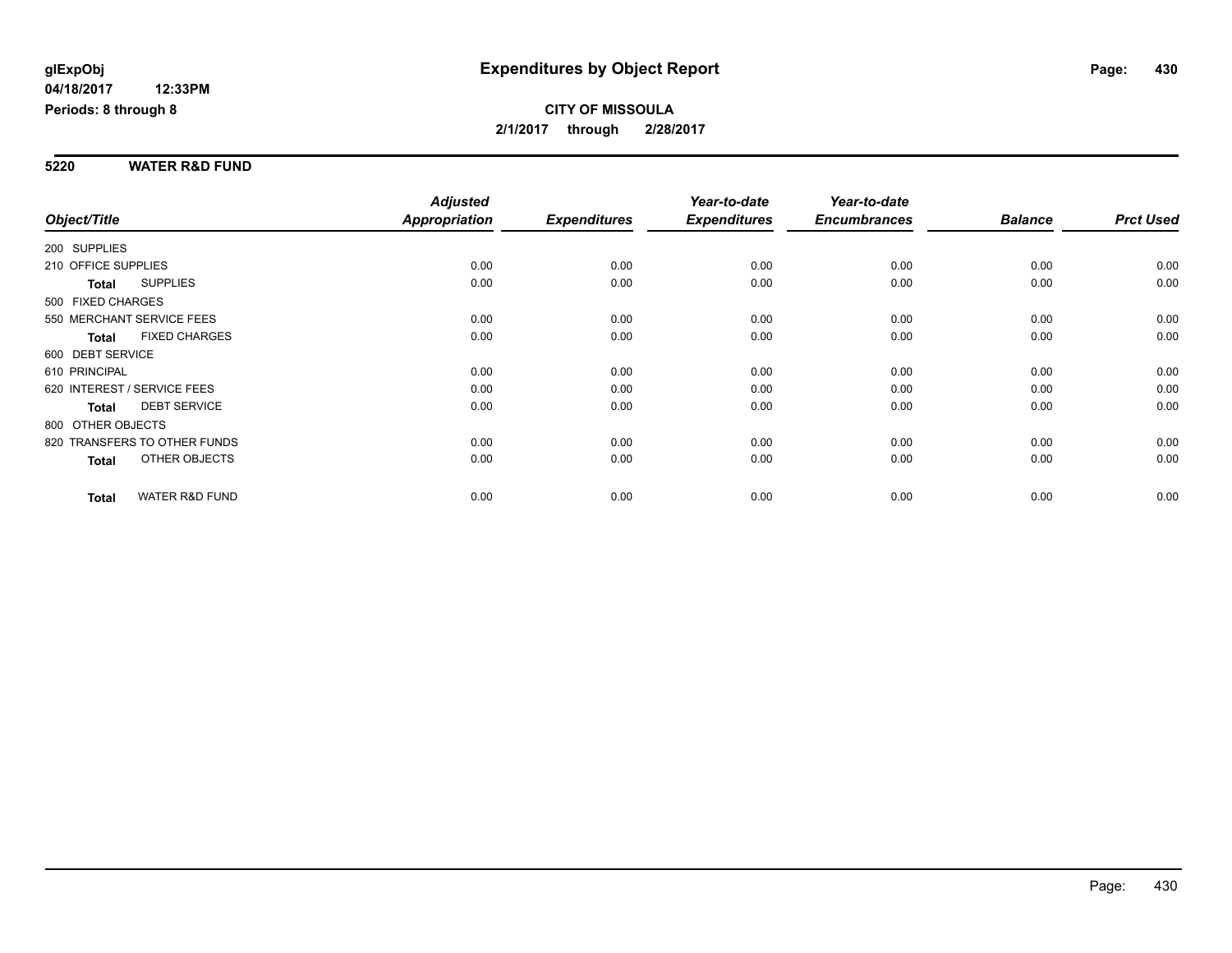glExpObj
04/18/2017 12:33PM
Periods: 8 through 8

# Expenditures by Object Report

**CITY OF MISSOULA**
**2/1/2017 through 2/28/2017**

## 5220 WATER R&D FUND

| Object/Title | Adjusted Appropriation | Expenditures | Year-to-date Expenditures | Year-to-date Encumbrances | Balance | Prct Used |
|---|---|---|---|---|---|---|
| 200 SUPPLIES | | | | | | |
| 210 OFFICE SUPPLIES | 0.00 | 0.00 | 0.00 | 0.00 | 0.00 | 0.00 |
| **Total** SUPPLIES | 0.00 | 0.00 | 0.00 | 0.00 | 0.00 | 0.00 |
| 500 FIXED CHARGES | | | | | | |
| 550 MERCHANT SERVICE FEES | 0.00 | 0.00 | 0.00 | 0.00 | 0.00 | 0.00 |
| **Total** FIXED CHARGES | 0.00 | 0.00 | 0.00 | 0.00 | 0.00 | 0.00 |
| 600 DEBT SERVICE | | | | | | |
| 610 PRINCIPAL | 0.00 | 0.00 | 0.00 | 0.00 | 0.00 | 0.00 |
| 620 INTEREST / SERVICE FEES | 0.00 | 0.00 | 0.00 | 0.00 | 0.00 | 0.00 |
| **Total** DEBT SERVICE | 0.00 | 0.00 | 0.00 | 0.00 | 0.00 | 0.00 |
| 800 OTHER OBJECTS | | | | | | |
| 820 TRANSFERS TO OTHER FUNDS | 0.00 | 0.00 | 0.00 | 0.00 | 0.00 | 0.00 |
| **Total** OTHER OBJECTS | 0.00 | 0.00 | 0.00 | 0.00 | 0.00 | 0.00 |
| **Total** WATER R&D FUND | 0.00 | 0.00 | 0.00 | 0.00 | 0.00 | 0.00 |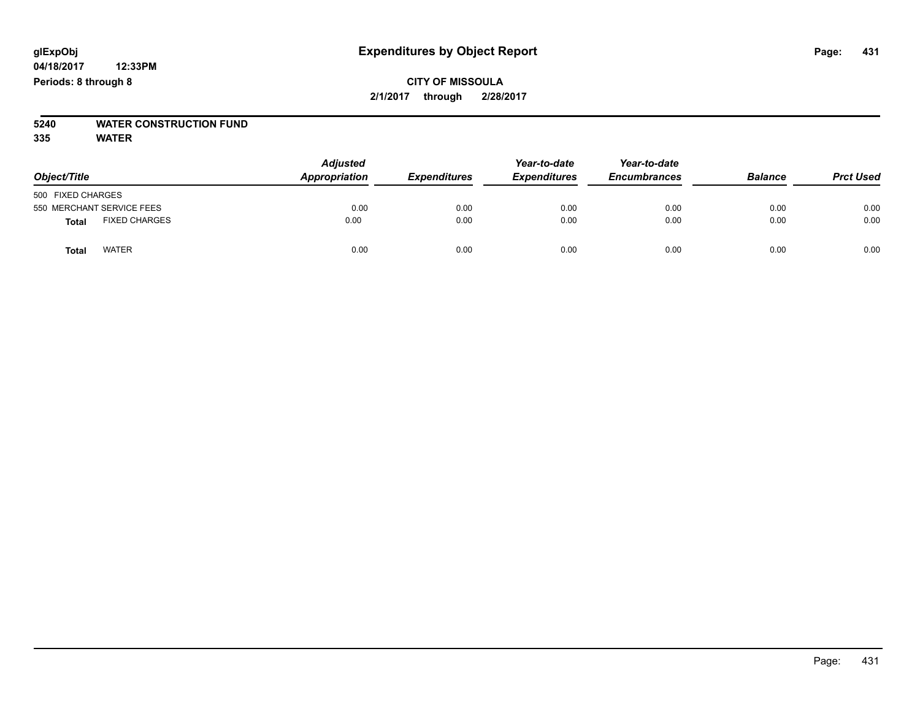# Expenditures by Object Report

glExpObj
04/18/2017 12:33PM
Periods: 8 through 8

**CITY OF MISSOULA**
**2/1/2017 through 2/28/2017**

**5240 WATER CONSTRUCTION FUND**
**335 WATER**

| Object/Title | | Adjusted Appropriation | Expenditures | Year-to-date Expenditures | Year-to-date Encumbrances | Balance | Prct Used |
|---|---|---|---|---|---|---|---|
| 500 FIXED CHARGES | | | | | | | |
| 550 MERCHANT SERVICE FEES | | 0.00 | 0.00 | 0.00 | 0.00 | 0.00 | 0.00 |
| **Total** | FIXED CHARGES | 0.00 | 0.00 | 0.00 | 0.00 | 0.00 | 0.00 |
| **Total** | WATER | 0.00 | 0.00 | 0.00 | 0.00 | 0.00 | 0.00 |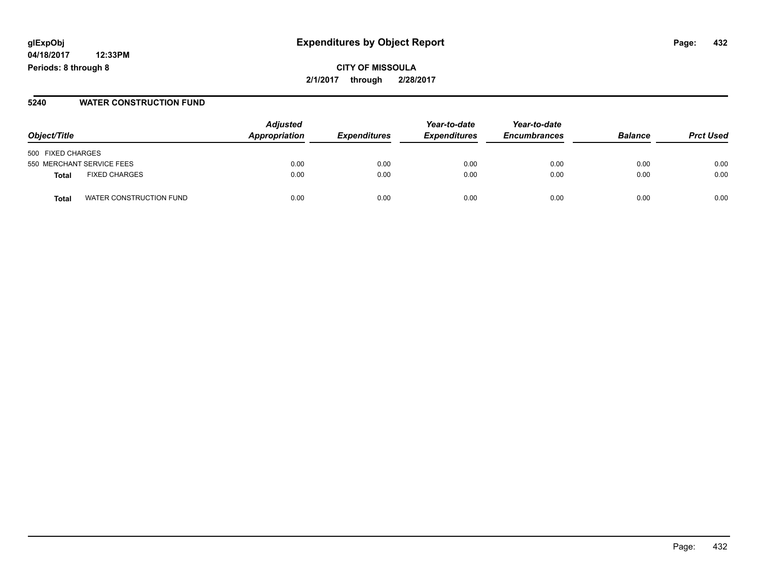**glExpObj** **Expenditures by Object Report**

**04/18/2017 12:33PM**

**Periods: 8 through 8**

**CITY OF MISSOULA**

**2/1/2017 through 2/28/2017**

## 5240 WATER CONSTRUCTION FUND

| Object/Title | | Adjusted Appropriation | Expenditures | Year-to-date Expenditures | Year-to-date Encumbrances | Balance | Prct Used |
|---|---|---|---|---|---|---|---|
| 500 FIXED CHARGES | | | | | | | |
| 550 MERCHANT SERVICE FEES | | 0.00 | 0.00 | 0.00 | 0.00 | 0.00 | 0.00 |
| **Total** | FIXED CHARGES | 0.00 | 0.00 | 0.00 | 0.00 | 0.00 | 0.00 |
| **Total** | WATER CONSTRUCTION FUND | 0.00 | 0.00 | 0.00 | 0.00 | 0.00 | 0.00 |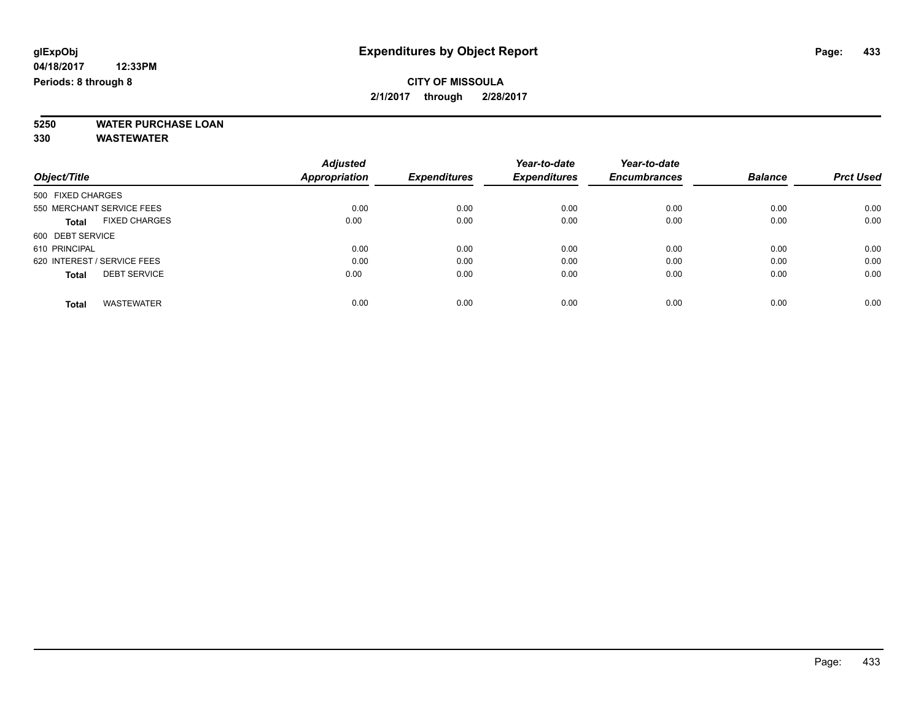# Expenditures by Object Report

glExpObj
04/18/2017 12:33PM
Periods: 8 through 8

**CITY OF MISSOULA**
**2/1/2017 through 2/28/2017**

**5250 WATER PURCHASE LOAN**
**330 WASTEWATER**

| Object/Title | Adjusted Appropriation | Expenditures | Year-to-date Expenditures | Year-to-date Encumbrances | Balance | Prct Used |
|---|---|---|---|---|---|---|
| 500 FIXED CHARGES | | | | | | |
| 550 MERCHANT SERVICE FEES | 0.00 | 0.00 | 0.00 | 0.00 | 0.00 | 0.00 |
| **Total** FIXED CHARGES | 0.00 | 0.00 | 0.00 | 0.00 | 0.00 | 0.00 |
| 600 DEBT SERVICE | | | | | | |
| 610 PRINCIPAL | 0.00 | 0.00 | 0.00 | 0.00 | 0.00 | 0.00 |
| 620 INTEREST / SERVICE FEES | 0.00 | 0.00 | 0.00 | 0.00 | 0.00 | 0.00 |
| **Total** DEBT SERVICE | 0.00 | 0.00 | 0.00 | 0.00 | 0.00 | 0.00 |
| **Total** WASTEWATER | 0.00 | 0.00 | 0.00 | 0.00 | 0.00 | 0.00 |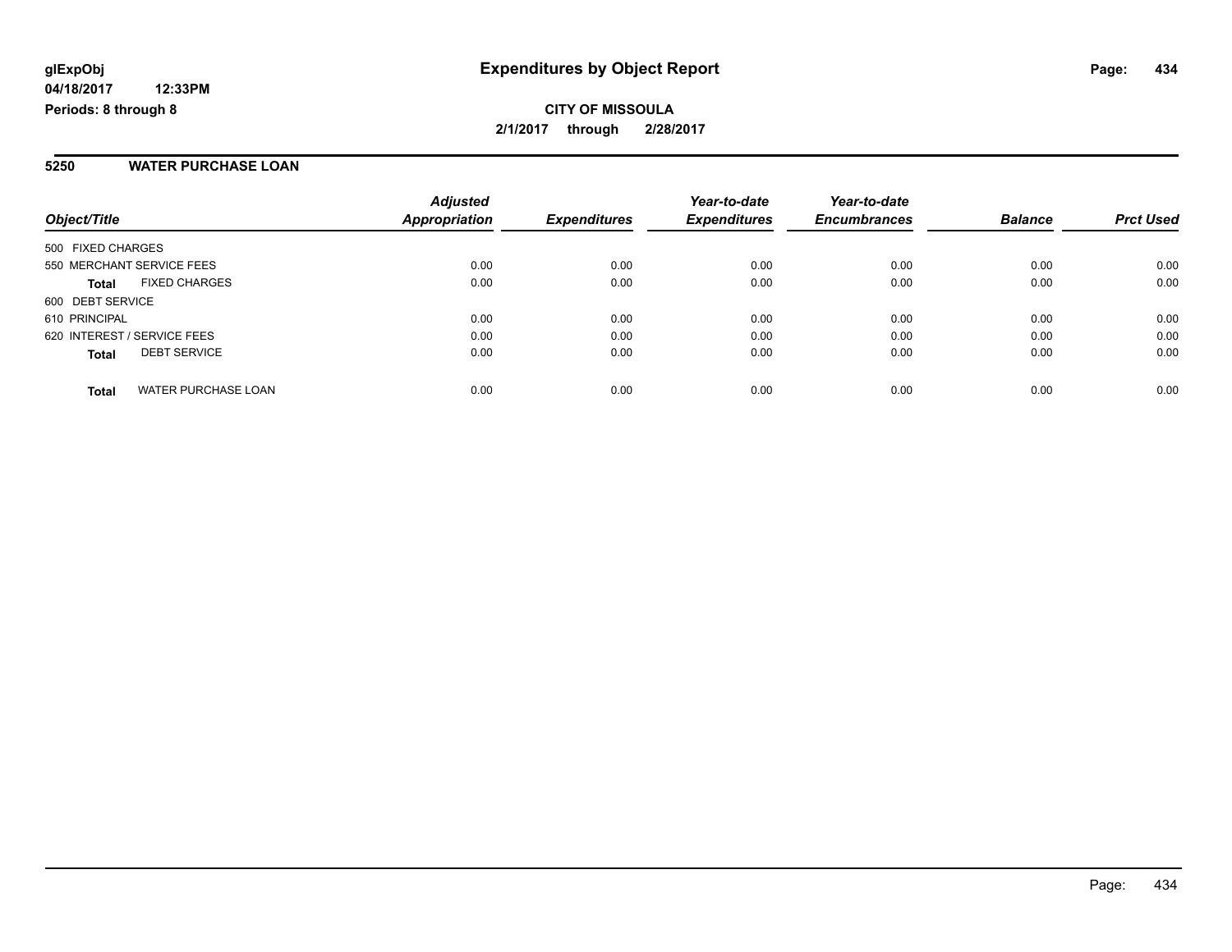**glExpObj** **Expenditures by Object Report**

**04/18/2017 12:33PM**

**Periods: 8 through 8**

**CITY OF MISSOULA**

**2/1/2017 through 2/28/2017**

## 5250 WATER PURCHASE LOAN

| Object/Title | Adjusted Appropriation | Expenditures | Year-to-date Expenditures | Year-to-date Encumbrances | Balance | Prct Used |
|---|---|---|---|---|---|---|
| 500 FIXED CHARGES | | | | | | |
| 550 MERCHANT SERVICE FEES | 0.00 | 0.00 | 0.00 | 0.00 | 0.00 | 0.00 |
| **Total** FIXED CHARGES | 0.00 | 0.00 | 0.00 | 0.00 | 0.00 | 0.00 |
| 600 DEBT SERVICE | | | | | | |
| 610 PRINCIPAL | 0.00 | 0.00 | 0.00 | 0.00 | 0.00 | 0.00 |
| 620 INTEREST / SERVICE FEES | 0.00 | 0.00 | 0.00 | 0.00 | 0.00 | 0.00 |
| **Total** DEBT SERVICE | 0.00 | 0.00 | 0.00 | 0.00 | 0.00 | 0.00 |
| **Total** WATER PURCHASE LOAN | 0.00 | 0.00 | 0.00 | 0.00 | 0.00 | 0.00 |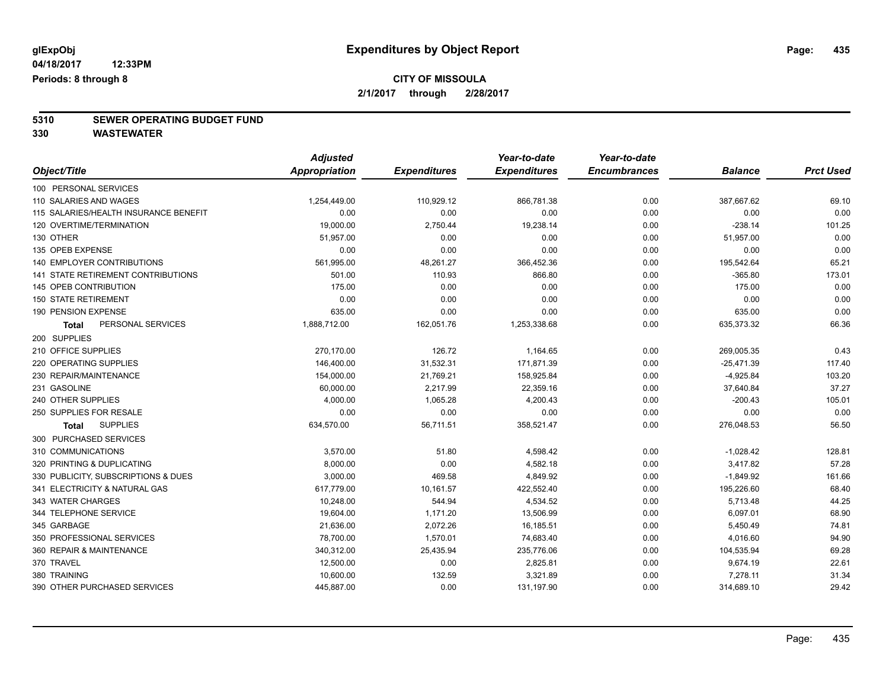**glExpObj**
**04/18/2017 12:33PM**
**Periods: 8 through 8**

# Expenditures by Object Report

**CITY OF MISSOULA**
**2/1/2017 through 2/28/2017**

**5310 SEWER OPERATING BUDGET FUND**
**330 WASTEWATER**

| Object/Title | Adjusted Appropriation | Expenditures | Year-to-date Expenditures | Year-to-date Encumbrances | Balance | Prct Used |
|---|---|---|---|---|---|---|
| 100 PERSONAL SERVICES | | | | | | |
| 110 SALARIES AND WAGES | 1,254,449.00 | 110,929.12 | 866,781.38 | 0.00 | 387,667.62 | 69.10 |
| 115 SALARIES/HEALTH INSURANCE BENEFIT | 0.00 | 0.00 | 0.00 | 0.00 | 0.00 | 0.00 |
| 120 OVERTIME/TERMINATION | 19,000.00 | 2,750.44 | 19,238.14 | 0.00 | -238.14 | 101.25 |
| 130 OTHER | 51,957.00 | 0.00 | 0.00 | 0.00 | 51,957.00 | 0.00 |
| 135 OPEB EXPENSE | 0.00 | 0.00 | 0.00 | 0.00 | 0.00 | 0.00 |
| 140 EMPLOYER CONTRIBUTIONS | 561,995.00 | 48,261.27 | 366,452.36 | 0.00 | 195,542.64 | 65.21 |
| 141 STATE RETIREMENT CONTRIBUTIONS | 501.00 | 110.93 | 866.80 | 0.00 | -365.80 | 173.01 |
| 145 OPEB CONTRIBUTION | 175.00 | 0.00 | 0.00 | 0.00 | 175.00 | 0.00 |
| 150 STATE RETIREMENT | 0.00 | 0.00 | 0.00 | 0.00 | 0.00 | 0.00 |
| 190 PENSION EXPENSE | 635.00 | 0.00 | 0.00 | 0.00 | 635.00 | 0.00 |
| **Total** PERSONAL SERVICES | 1,888,712.00 | 162,051.76 | 1,253,338.68 | 0.00 | 635,373.32 | 66.36 |
| 200 SUPPLIES | | | | | | |
| 210 OFFICE SUPPLIES | 270,170.00 | 126.72 | 1,164.65 | 0.00 | 269,005.35 | 0.43 |
| 220 OPERATING SUPPLIES | 146,400.00 | 31,532.31 | 171,871.39 | 0.00 | -25,471.39 | 117.40 |
| 230 REPAIR/MAINTENANCE | 154,000.00 | 21,769.21 | 158,925.84 | 0.00 | -4,925.84 | 103.20 |
| 231 GASOLINE | 60,000.00 | 2,217.99 | 22,359.16 | 0.00 | 37,640.84 | 37.27 |
| 240 OTHER SUPPLIES | 4,000.00 | 1,065.28 | 4,200.43 | 0.00 | -200.43 | 105.01 |
| 250 SUPPLIES FOR RESALE | 0.00 | 0.00 | 0.00 | 0.00 | 0.00 | 0.00 |
| **Total** SUPPLIES | 634,570.00 | 56,711.51 | 358,521.47 | 0.00 | 276,048.53 | 56.50 |
| 300 PURCHASED SERVICES | | | | | | |
| 310 COMMUNICATIONS | 3,570.00 | 51.80 | 4,598.42 | 0.00 | -1,028.42 | 128.81 |
| 320 PRINTING & DUPLICATING | 8,000.00 | 0.00 | 4,582.18 | 0.00 | 3,417.82 | 57.28 |
| 330 PUBLICITY, SUBSCRIPTIONS & DUES | 3,000.00 | 469.58 | 4,849.92 | 0.00 | -1,849.92 | 161.66 |
| 341 ELECTRICITY & NATURAL GAS | 617,779.00 | 10,161.57 | 422,552.40 | 0.00 | 195,226.60 | 68.40 |
| 343 WATER CHARGES | 10,248.00 | 544.94 | 4,534.52 | 0.00 | 5,713.48 | 44.25 |
| 344 TELEPHONE SERVICE | 19,604.00 | 1,171.20 | 13,506.99 | 0.00 | 6,097.01 | 68.90 |
| 345 GARBAGE | 21,636.00 | 2,072.26 | 16,185.51 | 0.00 | 5,450.49 | 74.81 |
| 350 PROFESSIONAL SERVICES | 78,700.00 | 1,570.01 | 74,683.40 | 0.00 | 4,016.60 | 94.90 |
| 360 REPAIR & MAINTENANCE | 340,312.00 | 25,435.94 | 235,776.06 | 0.00 | 104,535.94 | 69.28 |
| 370 TRAVEL | 12,500.00 | 0.00 | 2,825.81 | 0.00 | 9,674.19 | 22.61 |
| 380 TRAINING | 10,600.00 | 132.59 | 3,321.89 | 0.00 | 7,278.11 | 31.34 |
| 390 OTHER PURCHASED SERVICES | 445,887.00 | 0.00 | 131,197.90 | 0.00 | 314,689.10 | 29.42 |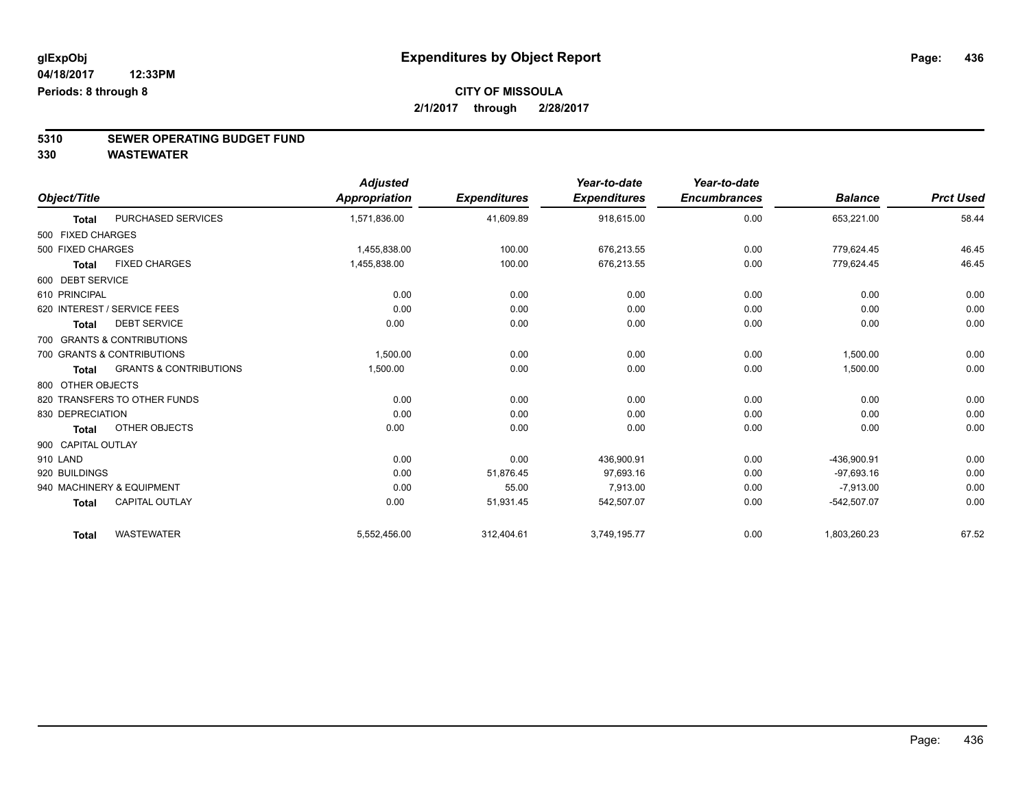**glExpObj** **Expenditures by Object Report**

**04/18/2017 12:33PM**

**Periods: 8 through 8**

**CITY OF MISSOULA**

**2/1/2017 through 2/28/2017**

## 5310 SEWER OPERATING BUDGET FUND

## 330 WASTEWATER

| Object/Title | | *Adjusted Appropriation* | *Expenditures* | *Year-to-date Expenditures* | *Year-to-date Encumbrances* | *Balance* | *Prct Used* |
|---|---|---|---|---|---|---|---|
| **Total** | PURCHASED SERVICES | 1,571,836.00 | 41,609.89 | 918,615.00 | 0.00 | 653,221.00 | 58.44 |
| 500 FIXED CHARGES | | | | | | | |
| 500 FIXED CHARGES | | 1,455,838.00 | 100.00 | 676,213.55 | 0.00 | 779,624.45 | 46.45 |
| **Total** | FIXED CHARGES | 1,455,838.00 | 100.00 | 676,213.55 | 0.00 | 779,624.45 | 46.45 |
| 600 DEBT SERVICE | | | | | | | |
| 610 PRINCIPAL | | 0.00 | 0.00 | 0.00 | 0.00 | 0.00 | 0.00 |
| 620 INTEREST / SERVICE FEES | | 0.00 | 0.00 | 0.00 | 0.00 | 0.00 | 0.00 |
| **Total** | DEBT SERVICE | 0.00 | 0.00 | 0.00 | 0.00 | 0.00 | 0.00 |
| 700 GRANTS & CONTRIBUTIONS | | | | | | | |
| 700 GRANTS & CONTRIBUTIONS | | 1,500.00 | 0.00 | 0.00 | 0.00 | 1,500.00 | 0.00 |
| **Total** | GRANTS & CONTRIBUTIONS | 1,500.00 | 0.00 | 0.00 | 0.00 | 1,500.00 | 0.00 |
| 800 OTHER OBJECTS | | | | | | | |
| 820 TRANSFERS TO OTHER FUNDS | | 0.00 | 0.00 | 0.00 | 0.00 | 0.00 | 0.00 |
| 830 DEPRECIATION | | 0.00 | 0.00 | 0.00 | 0.00 | 0.00 | 0.00 |
| **Total** | OTHER OBJECTS | 0.00 | 0.00 | 0.00 | 0.00 | 0.00 | 0.00 |
| 900 CAPITAL OUTLAY | | | | | | | |
| 910 LAND | | 0.00 | 0.00 | 436,900.91 | 0.00 | -436,900.91 | 0.00 |
| 920 BUILDINGS | | 0.00 | 51,876.45 | 97,693.16 | 0.00 | -97,693.16 | 0.00 |
| 940 MACHINERY & EQUIPMENT | | 0.00 | 55.00 | 7,913.00 | 0.00 | -7,913.00 | 0.00 |
| **Total** | CAPITAL OUTLAY | 0.00 | 51,931.45 | 542,507.07 | 0.00 | -542,507.07 | 0.00 |
| **Total** | WASTEWATER | 5,552,456.00 | 312,404.61 | 3,749,195.77 | 0.00 | 1,803,260.23 | 67.52 |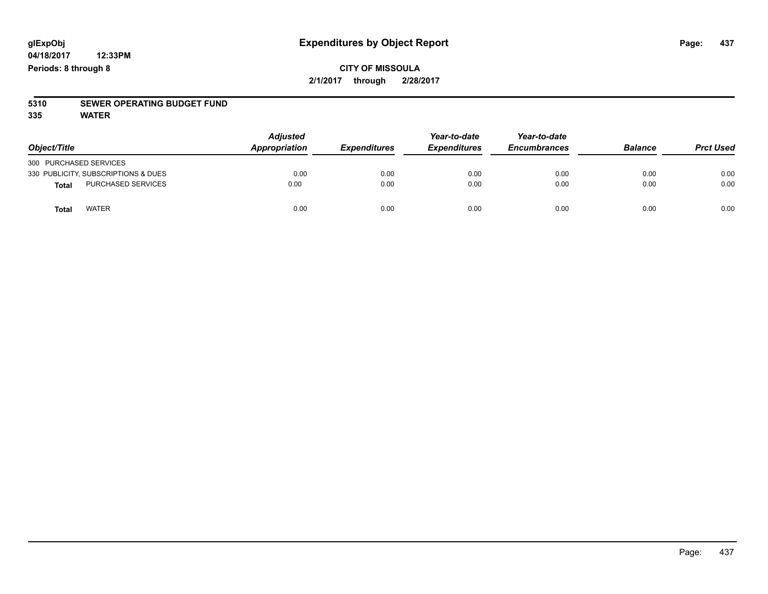# Expenditures by Object Report

**glExpObj**
**04/18/2017 12:33PM**
**Periods: 8 through 8**

**CITY OF MISSOULA**
**2/1/2017 through 2/28/2017**

**5310 SEWER OPERATING BUDGET FUND**
**335 WATER**

| Object/Title | | Adjusted Appropriation | Expenditures | Year-to-date Expenditures | Year-to-date Encumbrances | Balance | Prct Used |
|---|---|---|---|---|---|---|---|
| 300 PURCHASED SERVICES | | | | | | | |
| 330 PUBLICITY, SUBSCRIPTIONS & DUES | | 0.00 | 0.00 | 0.00 | 0.00 | 0.00 | 0.00 |
| **Total** | PURCHASED SERVICES | 0.00 | 0.00 | 0.00 | 0.00 | 0.00 | 0.00 |
| **Total** | WATER | 0.00 | 0.00 | 0.00 | 0.00 | 0.00 | 0.00 |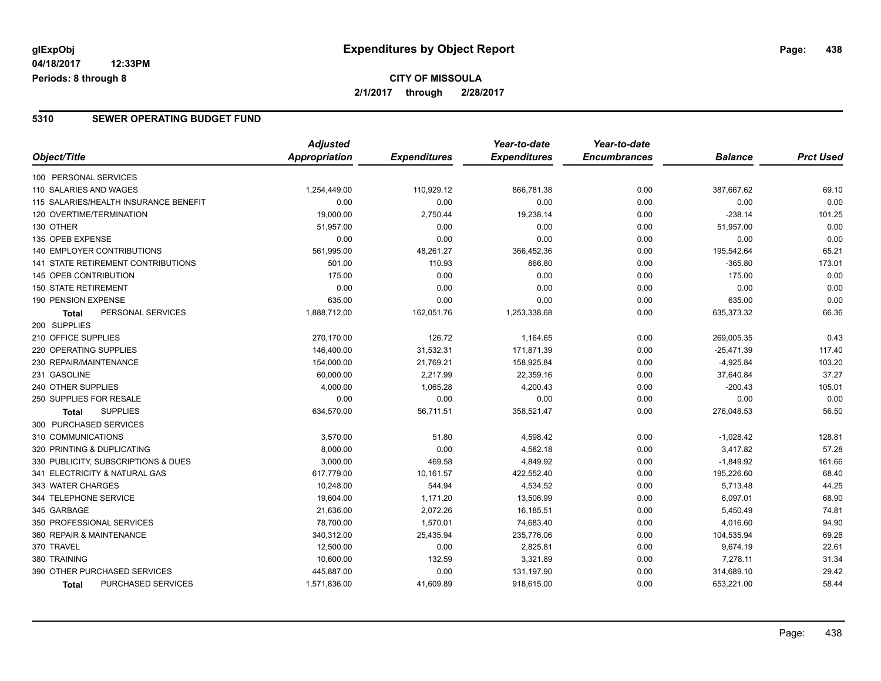**glExpObj** | **Expenditures by Object Report**
**04/18/2017 12:33PM**
**Periods: 8 through 8**

**CITY OF MISSOULA**
**2/1/2017 through 2/28/2017**

## 5310 SEWER OPERATING BUDGET FUND

| Object/Title | Adjusted Appropriation | Expenditures | Year-to-date Expenditures | Year-to-date Encumbrances | Balance | Prct Used |
|---|---|---|---|---|---|---|
| 100 PERSONAL SERVICES | | | | | | |
| 110 SALARIES AND WAGES | 1,254,449.00 | 110,929.12 | 866,781.38 | 0.00 | 387,667.62 | 69.10 |
| 115 SALARIES/HEALTH INSURANCE BENEFIT | 0.00 | 0.00 | 0.00 | 0.00 | 0.00 | 0.00 |
| 120 OVERTIME/TERMINATION | 19,000.00 | 2,750.44 | 19,238.14 | 0.00 | -238.14 | 101.25 |
| 130 OTHER | 51,957.00 | 0.00 | 0.00 | 0.00 | 51,957.00 | 0.00 |
| 135 OPEB EXPENSE | 0.00 | 0.00 | 0.00 | 0.00 | 0.00 | 0.00 |
| 140 EMPLOYER CONTRIBUTIONS | 561,995.00 | 48,261.27 | 366,452.36 | 0.00 | 195,542.64 | 65.21 |
| 141 STATE RETIREMENT CONTRIBUTIONS | 501.00 | 110.93 | 866.80 | 0.00 | -365.80 | 173.01 |
| 145 OPEB CONTRIBUTION | 175.00 | 0.00 | 0.00 | 0.00 | 175.00 | 0.00 |
| 150 STATE RETIREMENT | 0.00 | 0.00 | 0.00 | 0.00 | 0.00 | 0.00 |
| 190 PENSION EXPENSE | 635.00 | 0.00 | 0.00 | 0.00 | 635.00 | 0.00 |
| **Total** PERSONAL SERVICES | 1,888,712.00 | 162,051.76 | 1,253,338.68 | 0.00 | 635,373.32 | 66.36 |
| 200 SUPPLIES | | | | | | |
| 210 OFFICE SUPPLIES | 270,170.00 | 126.72 | 1,164.65 | 0.00 | 269,005.35 | 0.43 |
| 220 OPERATING SUPPLIES | 146,400.00 | 31,532.31 | 171,871.39 | 0.00 | -25,471.39 | 117.40 |
| 230 REPAIR/MAINTENANCE | 154,000.00 | 21,769.21 | 158,925.84 | 0.00 | -4,925.84 | 103.20 |
| 231 GASOLINE | 60,000.00 | 2,217.99 | 22,359.16 | 0.00 | 37,640.84 | 37.27 |
| 240 OTHER SUPPLIES | 4,000.00 | 1,065.28 | 4,200.43 | 0.00 | -200.43 | 105.01 |
| 250 SUPPLIES FOR RESALE | 0.00 | 0.00 | 0.00 | 0.00 | 0.00 | 0.00 |
| **Total** SUPPLIES | 634,570.00 | 56,711.51 | 358,521.47 | 0.00 | 276,048.53 | 56.50 |
| 300 PURCHASED SERVICES | | | | | | |
| 310 COMMUNICATIONS | 3,570.00 | 51.80 | 4,598.42 | 0.00 | -1,028.42 | 128.81 |
| 320 PRINTING & DUPLICATING | 8,000.00 | 0.00 | 4,582.18 | 0.00 | 3,417.82 | 57.28 |
| 330 PUBLICITY, SUBSCRIPTIONS & DUES | 3,000.00 | 469.58 | 4,849.92 | 0.00 | -1,849.92 | 161.66 |
| 341 ELECTRICITY & NATURAL GAS | 617,779.00 | 10,161.57 | 422,552.40 | 0.00 | 195,226.60 | 68.40 |
| 343 WATER CHARGES | 10,248.00 | 544.94 | 4,534.52 | 0.00 | 5,713.48 | 44.25 |
| 344 TELEPHONE SERVICE | 19,604.00 | 1,171.20 | 13,506.99 | 0.00 | 6,097.01 | 68.90 |
| 345 GARBAGE | 21,636.00 | 2,072.26 | 16,185.51 | 0.00 | 5,450.49 | 74.81 |
| 350 PROFESSIONAL SERVICES | 78,700.00 | 1,570.01 | 74,683.40 | 0.00 | 4,016.60 | 94.90 |
| 360 REPAIR & MAINTENANCE | 340,312.00 | 25,435.94 | 235,776.06 | 0.00 | 104,535.94 | 69.28 |
| 370 TRAVEL | 12,500.00 | 0.00 | 2,825.81 | 0.00 | 9,674.19 | 22.61 |
| 380 TRAINING | 10,600.00 | 132.59 | 3,321.89 | 0.00 | 7,278.11 | 31.34 |
| 390 OTHER PURCHASED SERVICES | 445,887.00 | 0.00 | 131,197.90 | 0.00 | 314,689.10 | 29.42 |
| **Total** PURCHASED SERVICES | 1,571,836.00 | 41,609.89 | 918,615.00 | 0.00 | 653,221.00 | 58.44 |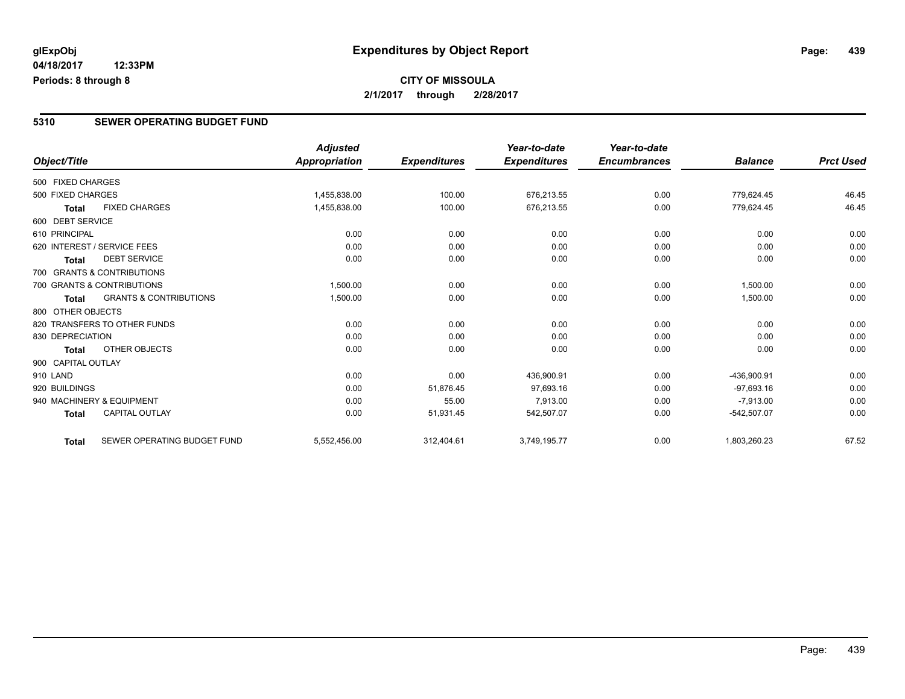# Expenditures by Object Report

glExpObj
04/18/2017 12:33PM
Periods: 8 through 8

**CITY OF MISSOULA**
**2/1/2017 through 2/28/2017**

## 5310 SEWER OPERATING BUDGET FUND

| Object/Title | | Adjusted Appropriation | Expenditures | Year-to-date Expenditures | Year-to-date Encumbrances | Balance | Prct Used |
|---|---|---|---|---|---|---|---|
| 500 FIXED CHARGES | | | | | | | |
| 500 FIXED CHARGES | | 1,455,838.00 | 100.00 | 676,213.55 | 0.00 | 779,624.45 | 46.45 |
| **Total** | FIXED CHARGES | 1,455,838.00 | 100.00 | 676,213.55 | 0.00 | 779,624.45 | 46.45 |
| 600 DEBT SERVICE | | | | | | | |
| 610 PRINCIPAL | | 0.00 | 0.00 | 0.00 | 0.00 | 0.00 | 0.00 |
| 620 INTEREST / SERVICE FEES | | 0.00 | 0.00 | 0.00 | 0.00 | 0.00 | 0.00 |
| **Total** | DEBT SERVICE | 0.00 | 0.00 | 0.00 | 0.00 | 0.00 | 0.00 |
| 700 GRANTS & CONTRIBUTIONS | | | | | | | |
| 700 GRANTS & CONTRIBUTIONS | | 1,500.00 | 0.00 | 0.00 | 0.00 | 1,500.00 | 0.00 |
| **Total** | GRANTS & CONTRIBUTIONS | 1,500.00 | 0.00 | 0.00 | 0.00 | 1,500.00 | 0.00 |
| 800 OTHER OBJECTS | | | | | | | |
| 820 TRANSFERS TO OTHER FUNDS | | 0.00 | 0.00 | 0.00 | 0.00 | 0.00 | 0.00 |
| 830 DEPRECIATION | | 0.00 | 0.00 | 0.00 | 0.00 | 0.00 | 0.00 |
| **Total** | OTHER OBJECTS | 0.00 | 0.00 | 0.00 | 0.00 | 0.00 | 0.00 |
| 900 CAPITAL OUTLAY | | | | | | | |
| 910 LAND | | 0.00 | 0.00 | 436,900.91 | 0.00 | -436,900.91 | 0.00 |
| 920 BUILDINGS | | 0.00 | 51,876.45 | 97,693.16 | 0.00 | -97,693.16 | 0.00 |
| 940 MACHINERY & EQUIPMENT | | 0.00 | 55.00 | 7,913.00 | 0.00 | -7,913.00 | 0.00 |
| **Total** | CAPITAL OUTLAY | 0.00 | 51,931.45 | 542,507.07 | 0.00 | -542,507.07 | 0.00 |
| **Total** | SEWER OPERATING BUDGET FUND | 5,552,456.00 | 312,404.61 | 3,749,195.77 | 0.00 | 1,803,260.23 | 67.52 |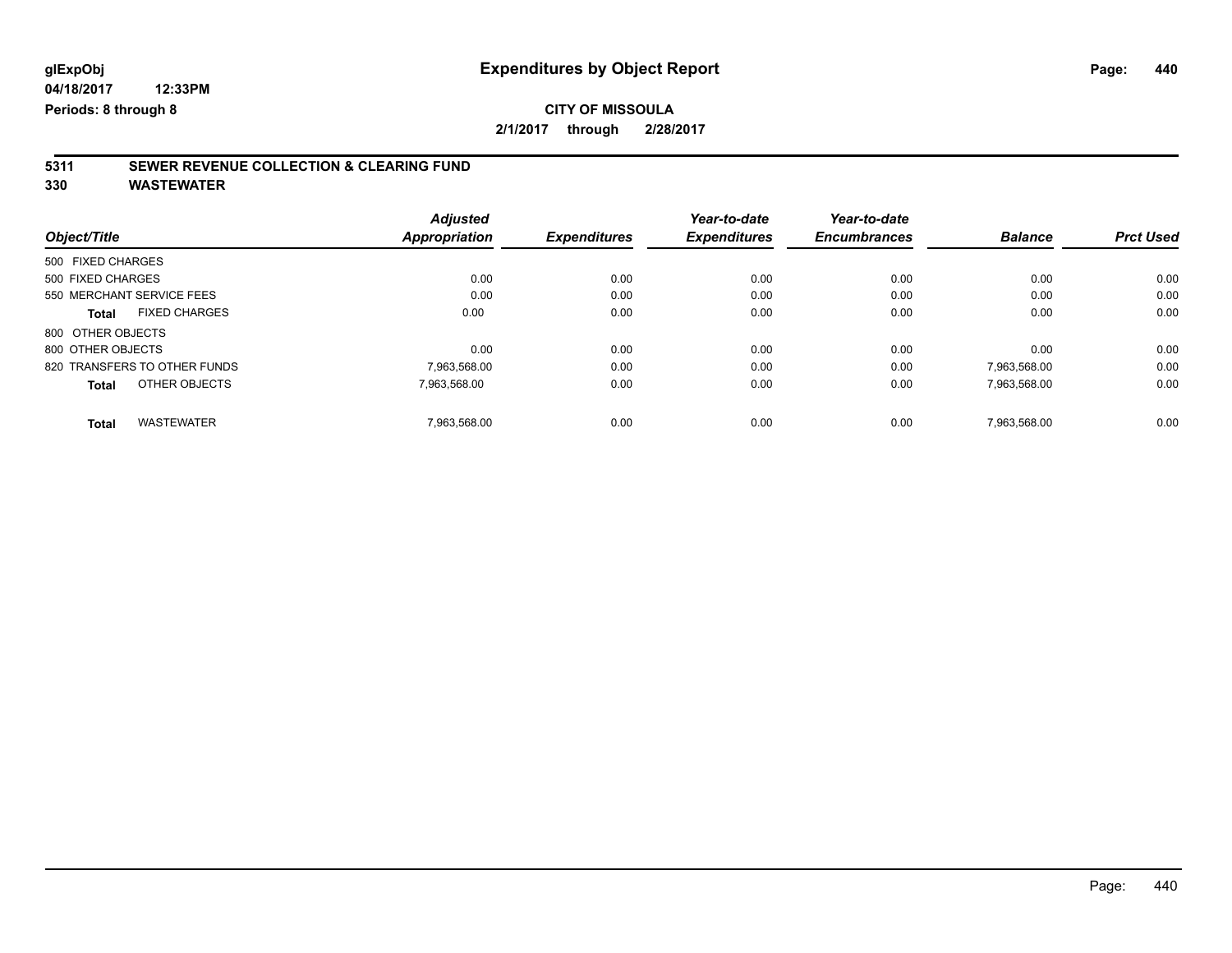glExpObj
04/18/2017 12:33PM
Periods: 8 through 8

# Expenditures by Object Report

**CITY OF MISSOULA**
**2/1/2017 through 2/28/2017**

## 5311 SEWER REVENUE COLLECTION & CLEARING FUND
## 330 WASTEWATER

| Object/Title | Adjusted Appropriation | Expenditures | Year-to-date Expenditures | Year-to-date Encumbrances | Balance | Prct Used |
|---|---|---|---|---|---|---|
| 500 FIXED CHARGES | | | | | | |
| 500 FIXED CHARGES | 0.00 | 0.00 | 0.00 | 0.00 | 0.00 | 0.00 |
| 550 MERCHANT SERVICE FEES | 0.00 | 0.00 | 0.00 | 0.00 | 0.00 | 0.00 |
| **Total** FIXED CHARGES | 0.00 | 0.00 | 0.00 | 0.00 | 0.00 | 0.00 |
| 800 OTHER OBJECTS | | | | | | |
| 800 OTHER OBJECTS | 0.00 | 0.00 | 0.00 | 0.00 | 0.00 | 0.00 |
| 820 TRANSFERS TO OTHER FUNDS | 7,963,568.00 | 0.00 | 0.00 | 0.00 | 7,963,568.00 | 0.00 |
| **Total** OTHER OBJECTS | 7,963,568.00 | 0.00 | 0.00 | 0.00 | 7,963,568.00 | 0.00 |
| **Total** WASTEWATER | 7,963,568.00 | 0.00 | 0.00 | 0.00 | 7,963,568.00 | 0.00 |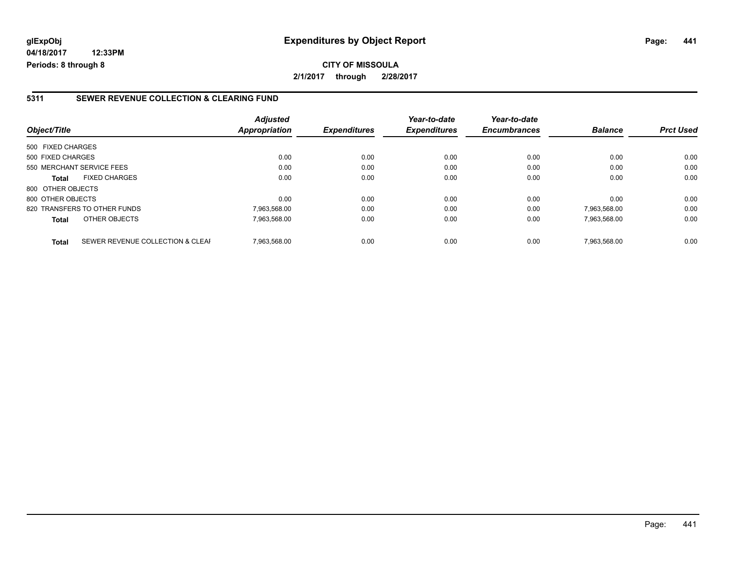**glExpObj** | **Expenditures by Object Report**

**04/18/2017 12:33PM**

**Periods: 8 through 8**

**CITY OF MISSOULA**

**2/1/2017 through 2/28/2017**

## 5311 SEWER REVENUE COLLECTION & CLEARING FUND

| Object/Title | | Adjusted Appropriation | Expenditures | Year-to-date Expenditures | Year-to-date Encumbrances | Balance | Prct Used |
|---|---|---|---|---|---|---|---|
| 500 FIXED CHARGES | | | | | | | |
| 500 FIXED CHARGES | | 0.00 | 0.00 | 0.00 | 0.00 | 0.00 | 0.00 |
| 550 MERCHANT SERVICE FEES | | 0.00 | 0.00 | 0.00 | 0.00 | 0.00 | 0.00 |
| **Total** | FIXED CHARGES | 0.00 | 0.00 | 0.00 | 0.00 | 0.00 | 0.00 |
| 800 OTHER OBJECTS | | | | | | | |
| 800 OTHER OBJECTS | | 0.00 | 0.00 | 0.00 | 0.00 | 0.00 | 0.00 |
| 820 TRANSFERS TO OTHER FUNDS | | 7,963,568.00 | 0.00 | 0.00 | 0.00 | 7,963,568.00 | 0.00 |
| **Total** | OTHER OBJECTS | 7,963,568.00 | 0.00 | 0.00 | 0.00 | 7,963,568.00 | 0.00 |
| **Total** | SEWER REVENUE COLLECTION & CLEAI | 7,963,568.00 | 0.00 | 0.00 | 0.00 | 7,963,568.00 | 0.00 |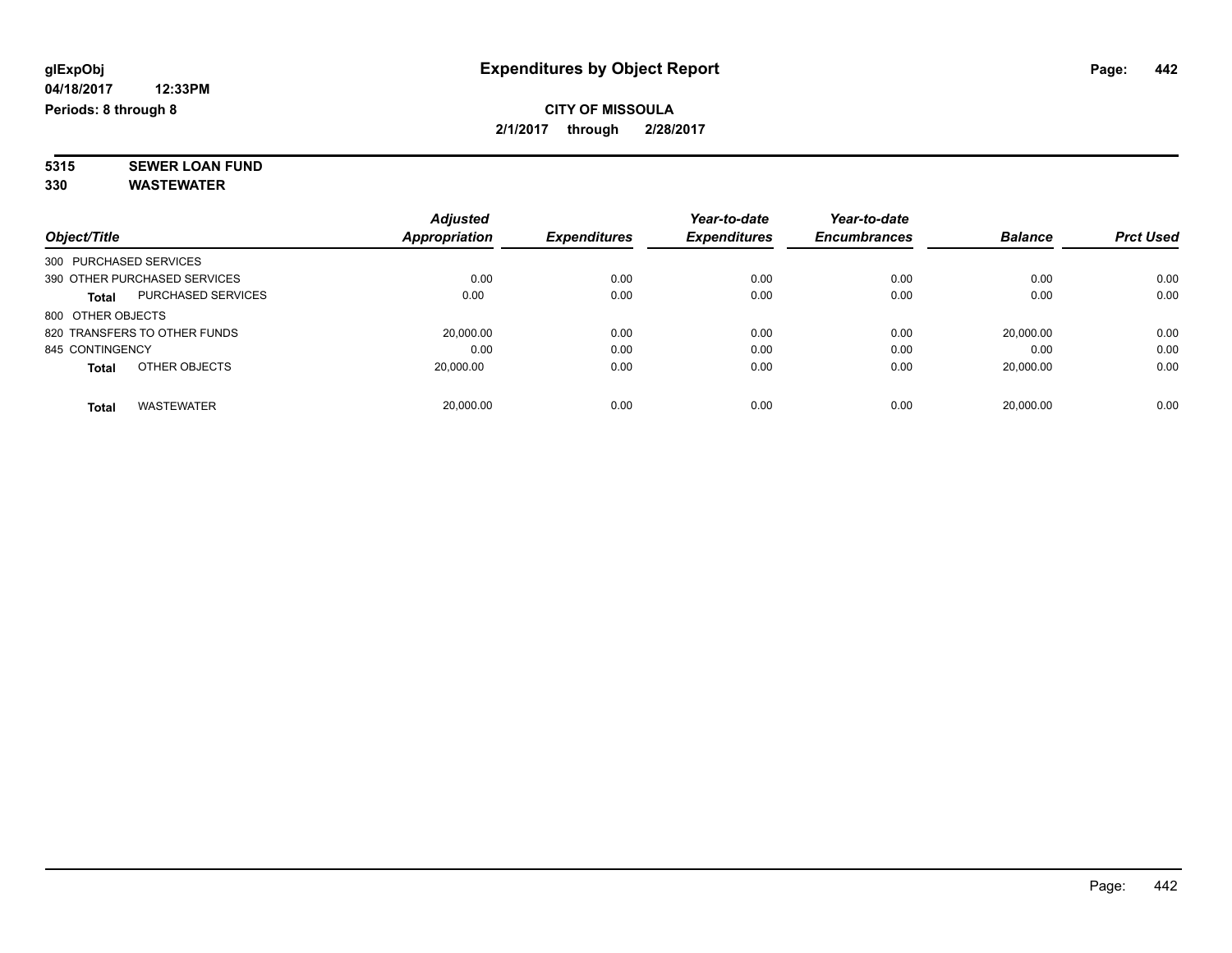**glExpObj**
**04/18/2017 12:33PM**
**Periods: 8 through 8**

# Expenditures by Object Report

**CITY OF MISSOULA**
**2/1/2017 through 2/28/2017**

**5315 SEWER LOAN FUND**
**330 WASTEWATER**

| Object/Title | Adjusted Appropriation | Expenditures | Year-to-date Expenditures | Year-to-date Encumbrances | Balance | Prct Used |
|---|---|---|---|---|---|---|
| 300 PURCHASED SERVICES | | | | | | |
| 390 OTHER PURCHASED SERVICES | 0.00 | 0.00 | 0.00 | 0.00 | 0.00 | 0.00 |
| **Total** PURCHASED SERVICES | 0.00 | 0.00 | 0.00 | 0.00 | 0.00 | 0.00 |
| 800 OTHER OBJECTS | | | | | | |
| 820 TRANSFERS TO OTHER FUNDS | 20,000.00 | 0.00 | 0.00 | 0.00 | 20,000.00 | 0.00 |
| 845 CONTINGENCY | 0.00 | 0.00 | 0.00 | 0.00 | 0.00 | 0.00 |
| **Total** OTHER OBJECTS | 20,000.00 | 0.00 | 0.00 | 0.00 | 20,000.00 | 0.00 |
| **Total** WASTEWATER | 20,000.00 | 0.00 | 0.00 | 0.00 | 20,000.00 | 0.00 |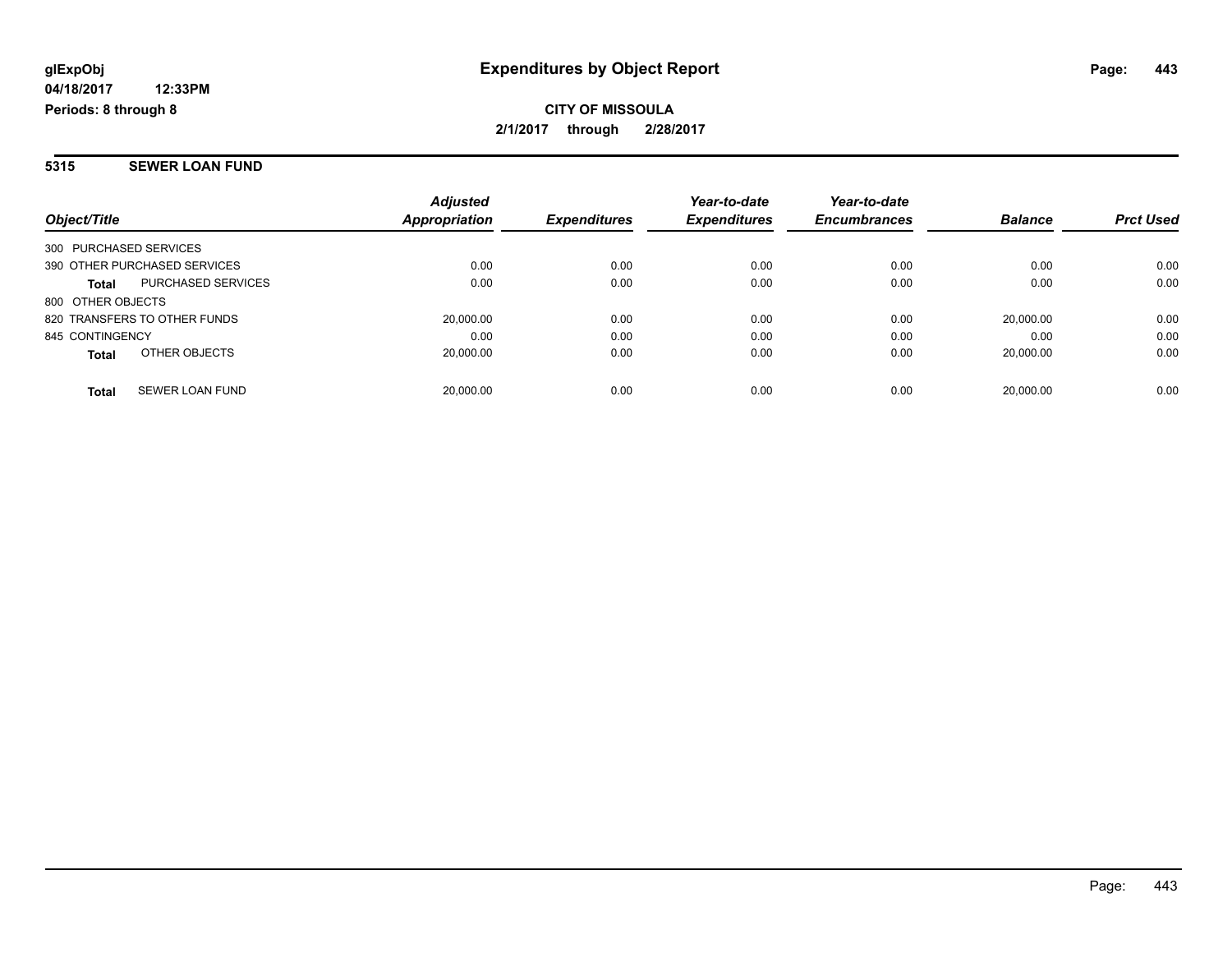# Expenditures by Object Report

glExpObj
04/18/2017 12:33PM
Periods: 8 through 8

**CITY OF MISSOULA**
**2/1/2017 through 2/28/2017**

## 5315 SEWER LOAN FUND

| Object/Title | Adjusted Appropriation | Expenditures | Year-to-date Expenditures | Year-to-date Encumbrances | Balance | Prct Used |
|---|---|---|---|---|---|---|
| 300 PURCHASED SERVICES | | | | | | |
| 390 OTHER PURCHASED SERVICES | 0.00 | 0.00 | 0.00 | 0.00 | 0.00 | 0.00 |
| **Total** PURCHASED SERVICES | 0.00 | 0.00 | 0.00 | 0.00 | 0.00 | 0.00 |
| 800 OTHER OBJECTS | | | | | | |
| 820 TRANSFERS TO OTHER FUNDS | 20,000.00 | 0.00 | 0.00 | 0.00 | 20,000.00 | 0.00 |
| 845 CONTINGENCY | 0.00 | 0.00 | 0.00 | 0.00 | 0.00 | 0.00 |
| **Total** OTHER OBJECTS | 20,000.00 | 0.00 | 0.00 | 0.00 | 20,000.00 | 0.00 |
| **Total** SEWER LOAN FUND | 20,000.00 | 0.00 | 0.00 | 0.00 | 20,000.00 | 0.00 |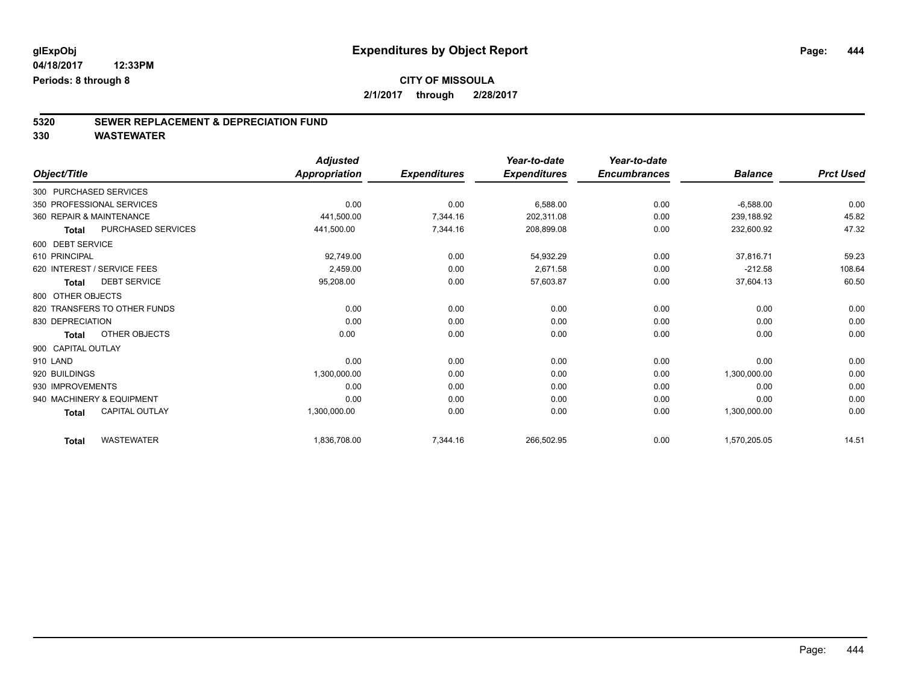glExpObj
04/18/2017 12:33PM
Periods: 8 through 8

# Expenditures by Object Report

**CITY OF MISSOULA**
**2/1/2017 through 2/28/2017**

## 5320 SEWER REPLACEMENT & DEPRECIATION FUND
## 330 WASTEWATER

| Object/Title | Adjusted Appropriation | Expenditures | Year-to-date Expenditures | Year-to-date Encumbrances | Balance | Prct Used |
|---|---|---|---|---|---|---|
| 300 PURCHASED SERVICES | | | | | | |
| 350 PROFESSIONAL SERVICES | 0.00 | 0.00 | 6,588.00 | 0.00 | -6,588.00 | 0.00 |
| 360 REPAIR & MAINTENANCE | 441,500.00 | 7,344.16 | 202,311.08 | 0.00 | 239,188.92 | 45.82 |
| **Total** PURCHASED SERVICES | 441,500.00 | 7,344.16 | 208,899.08 | 0.00 | 232,600.92 | 47.32 |
| 600 DEBT SERVICE | | | | | | |
| 610 PRINCIPAL | 92,749.00 | 0.00 | 54,932.29 | 0.00 | 37,816.71 | 59.23 |
| 620 INTEREST / SERVICE FEES | 2,459.00 | 0.00 | 2,671.58 | 0.00 | -212.58 | 108.64 |
| **Total** DEBT SERVICE | 95,208.00 | 0.00 | 57,603.87 | 0.00 | 37,604.13 | 60.50 |
| 800 OTHER OBJECTS | | | | | | |
| 820 TRANSFERS TO OTHER FUNDS | 0.00 | 0.00 | 0.00 | 0.00 | 0.00 | 0.00 |
| 830 DEPRECIATION | 0.00 | 0.00 | 0.00 | 0.00 | 0.00 | 0.00 |
| **Total** OTHER OBJECTS | 0.00 | 0.00 | 0.00 | 0.00 | 0.00 | 0.00 |
| 900 CAPITAL OUTLAY | | | | | | |
| 910 LAND | 0.00 | 0.00 | 0.00 | 0.00 | 0.00 | 0.00 |
| 920 BUILDINGS | 1,300,000.00 | 0.00 | 0.00 | 0.00 | 1,300,000.00 | 0.00 |
| 930 IMPROVEMENTS | 0.00 | 0.00 | 0.00 | 0.00 | 0.00 | 0.00 |
| 940 MACHINERY & EQUIPMENT | 0.00 | 0.00 | 0.00 | 0.00 | 0.00 | 0.00 |
| **Total** CAPITAL OUTLAY | 1,300,000.00 | 0.00 | 0.00 | 0.00 | 1,300,000.00 | 0.00 |
| **Total** WASTEWATER | 1,836,708.00 | 7,344.16 | 266,502.95 | 0.00 | 1,570,205.05 | 14.51 |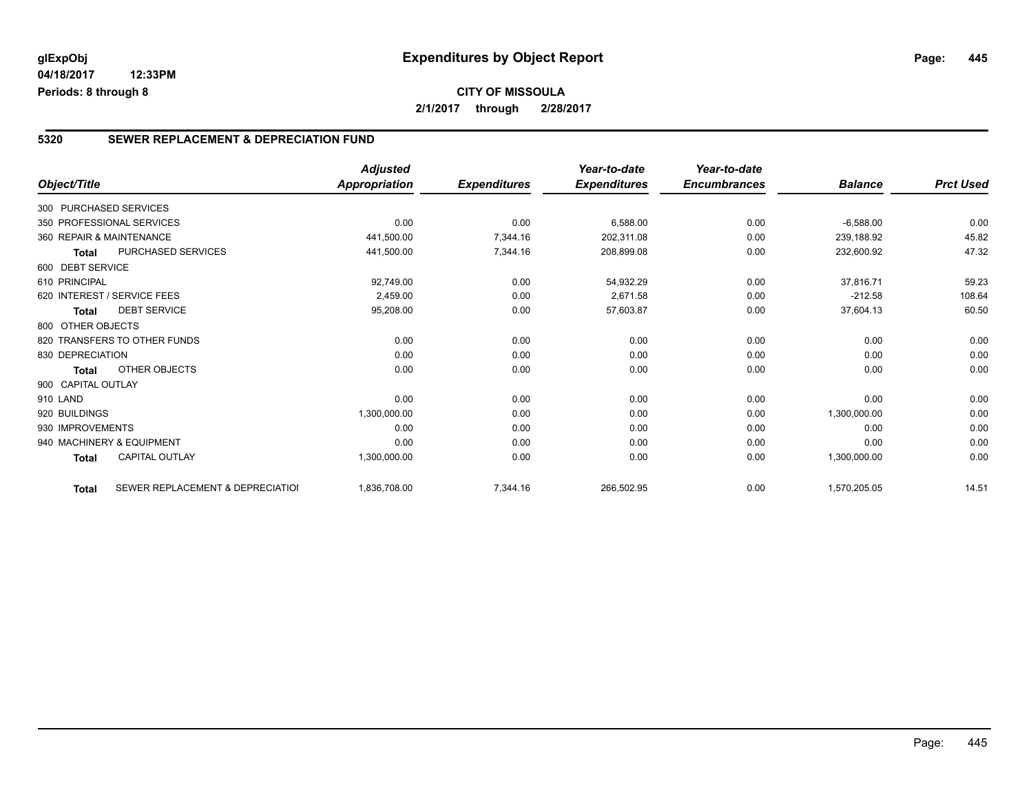**glExpObj**
**04/18/2017 12:33PM**
**Periods: 8 through 8**

# Expenditures by Object Report

**CITY OF MISSOULA**
**2/1/2017 through 2/28/2017**

## 5320 SEWER REPLACEMENT & DEPRECIATION FUND

| Object/Title | | Adjusted Appropriation | Expenditures | Year-to-date Expenditures | Year-to-date Encumbrances | Balance | Prct Used |
|---|---|---|---|---|---|---|---|
| 300 PURCHASED SERVICES | | | | | | | |
| 350 PROFESSIONAL SERVICES | | 0.00 | 0.00 | 6,588.00 | 0.00 | -6,588.00 | 0.00 |
| 360 REPAIR & MAINTENANCE | | 441,500.00 | 7,344.16 | 202,311.08 | 0.00 | 239,188.92 | 45.82 |
| **Total** | PURCHASED SERVICES | 441,500.00 | 7,344.16 | 208,899.08 | 0.00 | 232,600.92 | 47.32 |
| 600 DEBT SERVICE | | | | | | | |
| 610 PRINCIPAL | | 92,749.00 | 0.00 | 54,932.29 | 0.00 | 37,816.71 | 59.23 |
| 620 INTEREST / SERVICE FEES | | 2,459.00 | 0.00 | 2,671.58 | 0.00 | -212.58 | 108.64 |
| **Total** | DEBT SERVICE | 95,208.00 | 0.00 | 57,603.87 | 0.00 | 37,604.13 | 60.50 |
| 800 OTHER OBJECTS | | | | | | | |
| 820 TRANSFERS TO OTHER FUNDS | | 0.00 | 0.00 | 0.00 | 0.00 | 0.00 | 0.00 |
| 830 DEPRECIATION | | 0.00 | 0.00 | 0.00 | 0.00 | 0.00 | 0.00 |
| **Total** | OTHER OBJECTS | 0.00 | 0.00 | 0.00 | 0.00 | 0.00 | 0.00 |
| 900 CAPITAL OUTLAY | | | | | | | |
| 910 LAND | | 0.00 | 0.00 | 0.00 | 0.00 | 0.00 | 0.00 |
| 920 BUILDINGS | | 1,300,000.00 | 0.00 | 0.00 | 0.00 | 1,300,000.00 | 0.00 |
| 930 IMPROVEMENTS | | 0.00 | 0.00 | 0.00 | 0.00 | 0.00 | 0.00 |
| 940 MACHINERY & EQUIPMENT | | 0.00 | 0.00 | 0.00 | 0.00 | 0.00 | 0.00 |
| **Total** | CAPITAL OUTLAY | 1,300,000.00 | 0.00 | 0.00 | 0.00 | 1,300,000.00 | 0.00 |
| **Total** | SEWER REPLACEMENT & DEPRECIATIOI | 1,836,708.00 | 7,344.16 | 266,502.95 | 0.00 | 1,570,205.05 | 14.51 |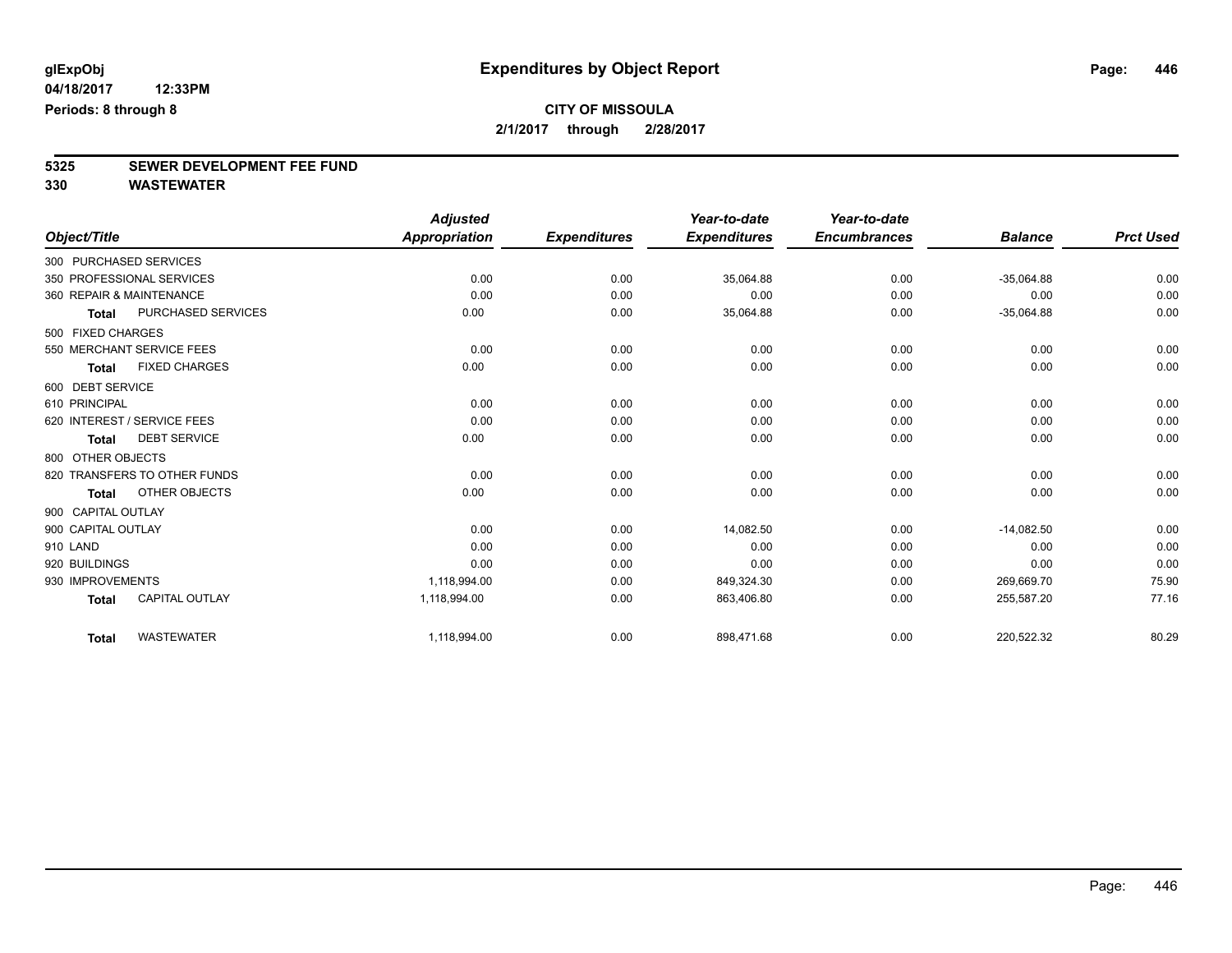# Expenditures by Object Report

glExpObj
04/18/2017 12:33PM
Periods: 8 through 8

**CITY OF MISSOULA**
**2/1/2017 through 2/28/2017**

**5325 SEWER DEVELOPMENT FEE FUND**
**330 WASTEWATER**

| Object/Title | Adjusted Appropriation | Expenditures | Year-to-date Expenditures | Year-to-date Encumbrances | Balance | Prct Used |
|---|---|---|---|---|---|---|
| 300 PURCHASED SERVICES | | | | | | |
| 350 PROFESSIONAL SERVICES | 0.00 | 0.00 | 35,064.88 | 0.00 | -35,064.88 | 0.00 |
| 360 REPAIR & MAINTENANCE | 0.00 | 0.00 | 0.00 | 0.00 | 0.00 | 0.00 |
| **Total** PURCHASED SERVICES | 0.00 | 0.00 | 35,064.88 | 0.00 | -35,064.88 | 0.00 |
| 500 FIXED CHARGES | | | | | | |
| 550 MERCHANT SERVICE FEES | 0.00 | 0.00 | 0.00 | 0.00 | 0.00 | 0.00 |
| **Total** FIXED CHARGES | 0.00 | 0.00 | 0.00 | 0.00 | 0.00 | 0.00 |
| 600 DEBT SERVICE | | | | | | |
| 610 PRINCIPAL | 0.00 | 0.00 | 0.00 | 0.00 | 0.00 | 0.00 |
| 620 INTEREST / SERVICE FEES | 0.00 | 0.00 | 0.00 | 0.00 | 0.00 | 0.00 |
| **Total** DEBT SERVICE | 0.00 | 0.00 | 0.00 | 0.00 | 0.00 | 0.00 |
| 800 OTHER OBJECTS | | | | | | |
| 820 TRANSFERS TO OTHER FUNDS | 0.00 | 0.00 | 0.00 | 0.00 | 0.00 | 0.00 |
| **Total** OTHER OBJECTS | 0.00 | 0.00 | 0.00 | 0.00 | 0.00 | 0.00 |
| 900 CAPITAL OUTLAY | | | | | | |
| 900 CAPITAL OUTLAY | 0.00 | 0.00 | 14,082.50 | 0.00 | -14,082.50 | 0.00 |
| 910 LAND | 0.00 | 0.00 | 0.00 | 0.00 | 0.00 | 0.00 |
| 920 BUILDINGS | 0.00 | 0.00 | 0.00 | 0.00 | 0.00 | 0.00 |
| 930 IMPROVEMENTS | 1,118,994.00 | 0.00 | 849,324.30 | 0.00 | 269,669.70 | 75.90 |
| **Total** CAPITAL OUTLAY | 1,118,994.00 | 0.00 | 863,406.80 | 0.00 | 255,587.20 | 77.16 |
| **Total** WASTEWATER | 1,118,994.00 | 0.00 | 898,471.68 | 0.00 | 220,522.32 | 80.29 |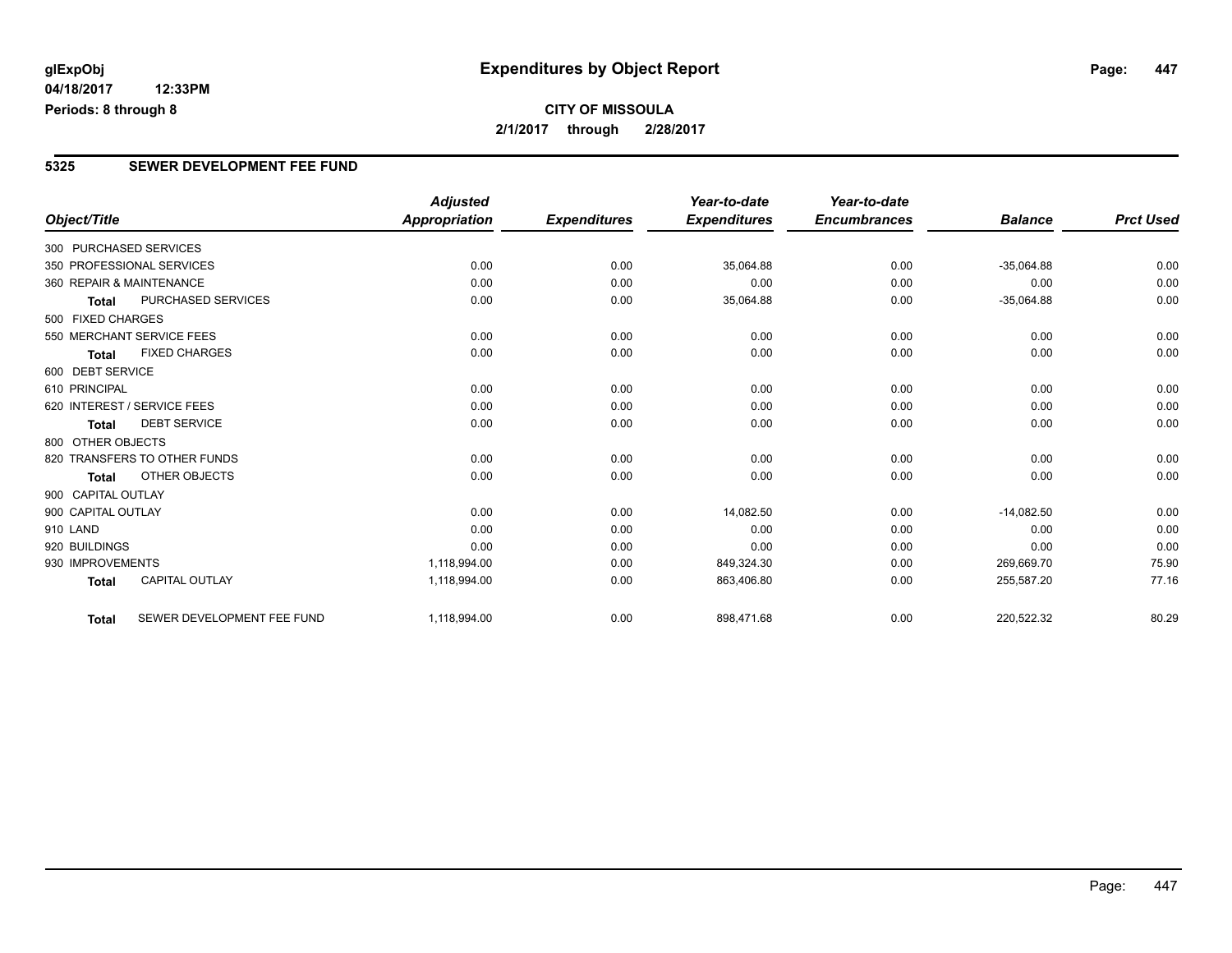# Expenditures by Object Report

glExpObj
04/18/2017 12:33PM
Periods: 8 through 8

**CITY OF MISSOULA**
**2/1/2017 through 2/28/2017**

## 5325 SEWER DEVELOPMENT FEE FUND

| Object/Title | Adjusted Appropriation | Expenditures | Year-to-date Expenditures | Year-to-date Encumbrances | Balance | Prct Used |
|---|---|---|---|---|---|---|
| 300 PURCHASED SERVICES | | | | | | |
| 350 PROFESSIONAL SERVICES | 0.00 | 0.00 | 35,064.88 | 0.00 | -35,064.88 | 0.00 |
| 360 REPAIR & MAINTENANCE | 0.00 | 0.00 | 0.00 | 0.00 | 0.00 | 0.00 |
| **Total** PURCHASED SERVICES | 0.00 | 0.00 | 35,064.88 | 0.00 | -35,064.88 | 0.00 |
| 500 FIXED CHARGES | | | | | | |
| 550 MERCHANT SERVICE FEES | 0.00 | 0.00 | 0.00 | 0.00 | 0.00 | 0.00 |
| **Total** FIXED CHARGES | 0.00 | 0.00 | 0.00 | 0.00 | 0.00 | 0.00 |
| 600 DEBT SERVICE | | | | | | |
| 610 PRINCIPAL | 0.00 | 0.00 | 0.00 | 0.00 | 0.00 | 0.00 |
| 620 INTEREST / SERVICE FEES | 0.00 | 0.00 | 0.00 | 0.00 | 0.00 | 0.00 |
| **Total** DEBT SERVICE | 0.00 | 0.00 | 0.00 | 0.00 | 0.00 | 0.00 |
| 800 OTHER OBJECTS | | | | | | |
| 820 TRANSFERS TO OTHER FUNDS | 0.00 | 0.00 | 0.00 | 0.00 | 0.00 | 0.00 |
| **Total** OTHER OBJECTS | 0.00 | 0.00 | 0.00 | 0.00 | 0.00 | 0.00 |
| 900 CAPITAL OUTLAY | | | | | | |
| 900 CAPITAL OUTLAY | 0.00 | 0.00 | 14,082.50 | 0.00 | -14,082.50 | 0.00 |
| 910 LAND | 0.00 | 0.00 | 0.00 | 0.00 | 0.00 | 0.00 |
| 920 BUILDINGS | 0.00 | 0.00 | 0.00 | 0.00 | 0.00 | 0.00 |
| 930 IMPROVEMENTS | 1,118,994.00 | 0.00 | 849,324.30 | 0.00 | 269,669.70 | 75.90 |
| **Total** CAPITAL OUTLAY | 1,118,994.00 | 0.00 | 863,406.80 | 0.00 | 255,587.20 | 77.16 |
| **Total** SEWER DEVELOPMENT FEE FUND | 1,118,994.00 | 0.00 | 898,471.68 | 0.00 | 220,522.32 | 80.29 |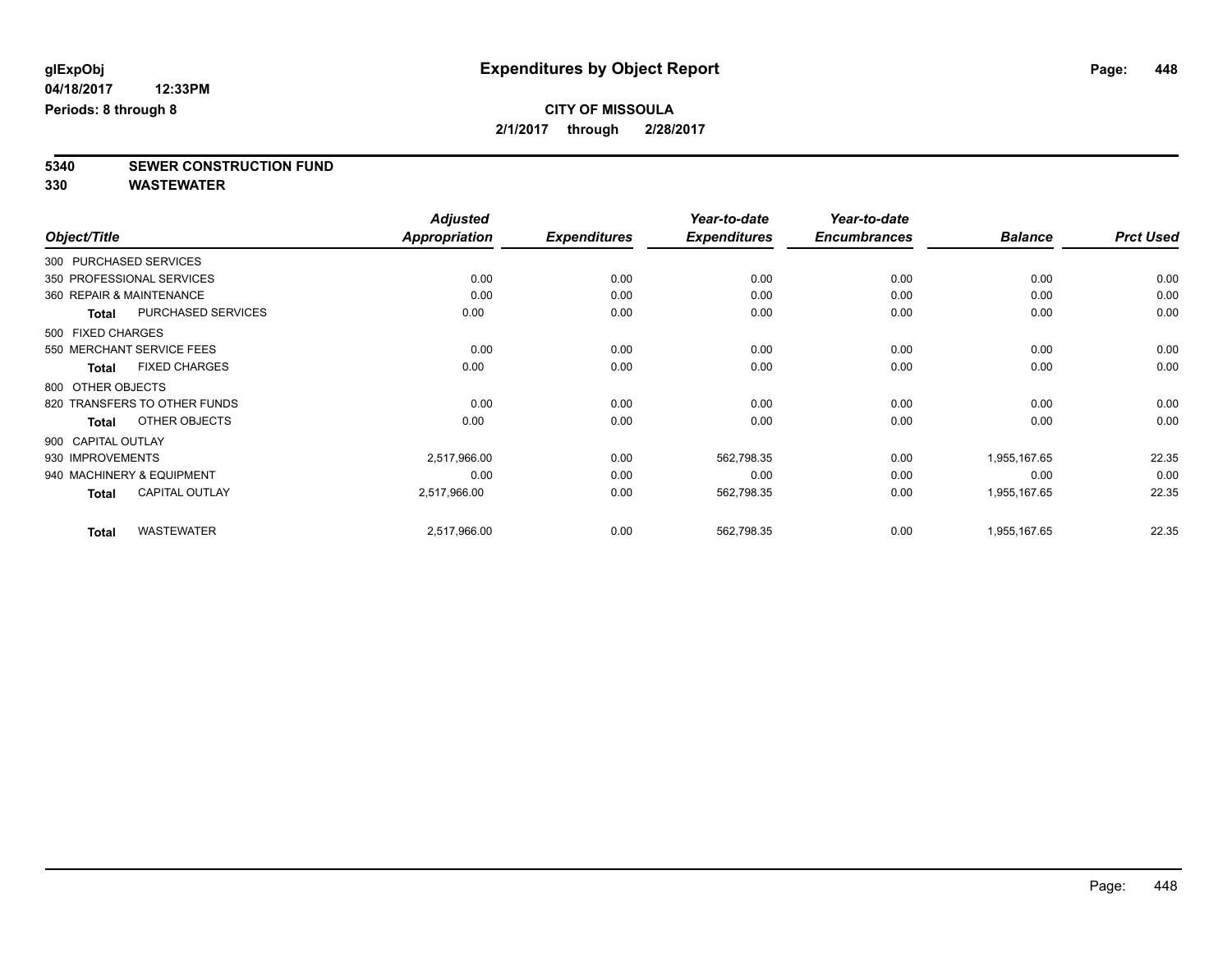**glExpObj**
**04/18/2017 12:33PM**
**Periods: 8 through 8**

# Expenditures by Object Report

**CITY OF MISSOULA**
**2/1/2017 through 2/28/2017**

**5340 SEWER CONSTRUCTION FUND**
**330 WASTEWATER**

| Object/Title | Adjusted Appropriation | Expenditures | Year-to-date Expenditures | Year-to-date Encumbrances | Balance | Prct Used |
|---|---|---|---|---|---|---|
| 300 PURCHASED SERVICES | | | | | | |
| 350 PROFESSIONAL SERVICES | 0.00 | 0.00 | 0.00 | 0.00 | 0.00 | 0.00 |
| 360 REPAIR & MAINTENANCE | 0.00 | 0.00 | 0.00 | 0.00 | 0.00 | 0.00 |
| **Total** PURCHASED SERVICES | 0.00 | 0.00 | 0.00 | 0.00 | 0.00 | 0.00 |
| 500 FIXED CHARGES | | | | | | |
| 550 MERCHANT SERVICE FEES | 0.00 | 0.00 | 0.00 | 0.00 | 0.00 | 0.00 |
| **Total** FIXED CHARGES | 0.00 | 0.00 | 0.00 | 0.00 | 0.00 | 0.00 |
| 800 OTHER OBJECTS | | | | | | |
| 820 TRANSFERS TO OTHER FUNDS | 0.00 | 0.00 | 0.00 | 0.00 | 0.00 | 0.00 |
| **Total** OTHER OBJECTS | 0.00 | 0.00 | 0.00 | 0.00 | 0.00 | 0.00 |
| 900 CAPITAL OUTLAY | | | | | | |
| 930 IMPROVEMENTS | 2,517,966.00 | 0.00 | 562,798.35 | 0.00 | 1,955,167.65 | 22.35 |
| 940 MACHINERY & EQUIPMENT | 0.00 | 0.00 | 0.00 | 0.00 | 0.00 | 0.00 |
| **Total** CAPITAL OUTLAY | 2,517,966.00 | 0.00 | 562,798.35 | 0.00 | 1,955,167.65 | 22.35 |
| **Total** WASTEWATER | 2,517,966.00 | 0.00 | 562,798.35 | 0.00 | 1,955,167.65 | 22.35 |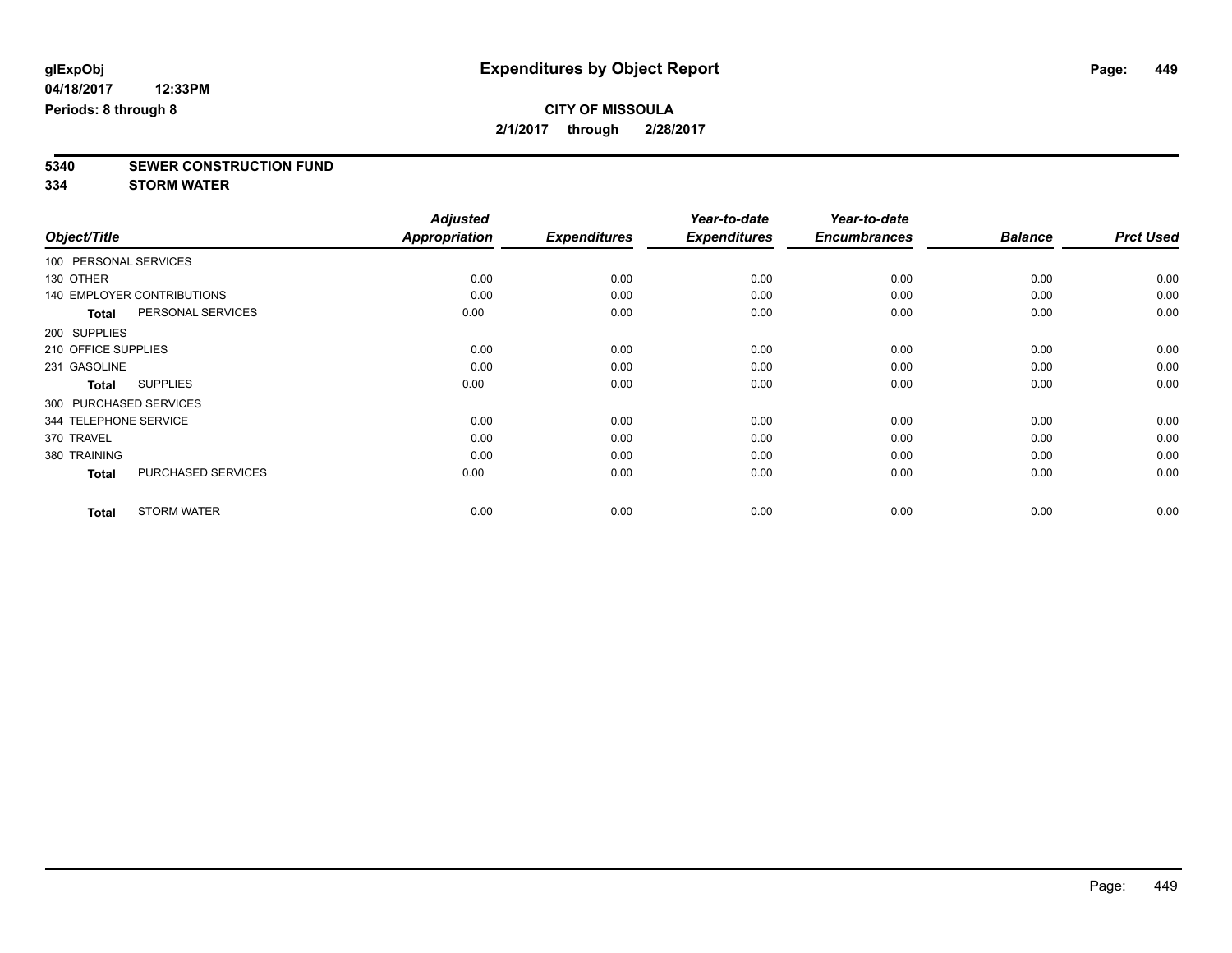glExpObj
04/18/2017 12:33PM
Periods: 8 through 8

# Expenditures by Object Report

**CITY OF MISSOULA**
**2/1/2017 through 2/28/2017**

**5340 SEWER CONSTRUCTION FUND**
**334 STORM WATER**

| Object/Title | | Adjusted Appropriation | Expenditures | Year-to-date Expenditures | Year-to-date Encumbrances | Balance | Prct Used |
|---|---|---|---|---|---|---|---|
| 100 PERSONAL SERVICES | | | | | | | |
| 130 OTHER | | 0.00 | 0.00 | 0.00 | 0.00 | 0.00 | 0.00 |
| 140 EMPLOYER CONTRIBUTIONS | | 0.00 | 0.00 | 0.00 | 0.00 | 0.00 | 0.00 |
| **Total** | PERSONAL SERVICES | 0.00 | 0.00 | 0.00 | 0.00 | 0.00 | 0.00 |
| 200 SUPPLIES | | | | | | | |
| 210 OFFICE SUPPLIES | | 0.00 | 0.00 | 0.00 | 0.00 | 0.00 | 0.00 |
| 231 GASOLINE | | 0.00 | 0.00 | 0.00 | 0.00 | 0.00 | 0.00 |
| **Total** | SUPPLIES | 0.00 | 0.00 | 0.00 | 0.00 | 0.00 | 0.00 |
| 300 PURCHASED SERVICES | | | | | | | |
| 344 TELEPHONE SERVICE | | 0.00 | 0.00 | 0.00 | 0.00 | 0.00 | 0.00 |
| 370 TRAVEL | | 0.00 | 0.00 | 0.00 | 0.00 | 0.00 | 0.00 |
| 380 TRAINING | | 0.00 | 0.00 | 0.00 | 0.00 | 0.00 | 0.00 |
| **Total** | PURCHASED SERVICES | 0.00 | 0.00 | 0.00 | 0.00 | 0.00 | 0.00 |
| **Total** | STORM WATER | 0.00 | 0.00 | 0.00 | 0.00 | 0.00 | 0.00 |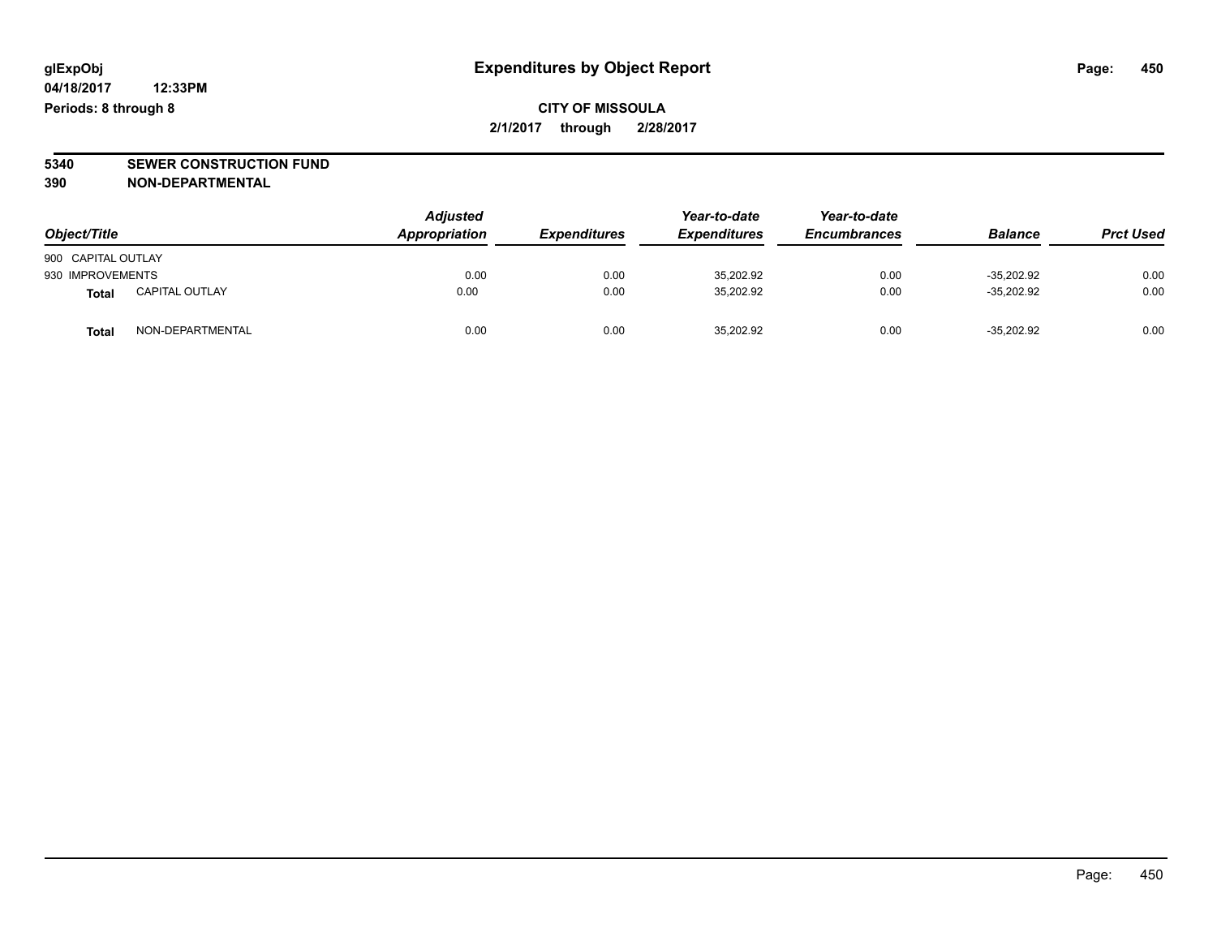# Expenditures by Object Report

glExpObj
04/18/2017 12:33PM
Periods: 8 through 8

**CITY OF MISSOULA**
**2/1/2017 through 2/28/2017**

**5340 SEWER CONSTRUCTION FUND**
**390 NON-DEPARTMENTAL**

| Object/Title | | Adjusted Appropriation | Expenditures | Year-to-date Expenditures | Year-to-date Encumbrances | Balance | Prct Used |
|---|---|---|---|---|---|---|---|
| 900 CAPITAL OUTLAY | | | | | | | |
| 930 IMPROVEMENTS | | 0.00 | 0.00 | 35,202.92 | 0.00 | -35,202.92 | 0.00 |
| **Total** | CAPITAL OUTLAY | 0.00 | 0.00 | 35,202.92 | 0.00 | -35,202.92 | 0.00 |
| **Total** | NON-DEPARTMENTAL | 0.00 | 0.00 | 35,202.92 | 0.00 | -35,202.92 | 0.00 |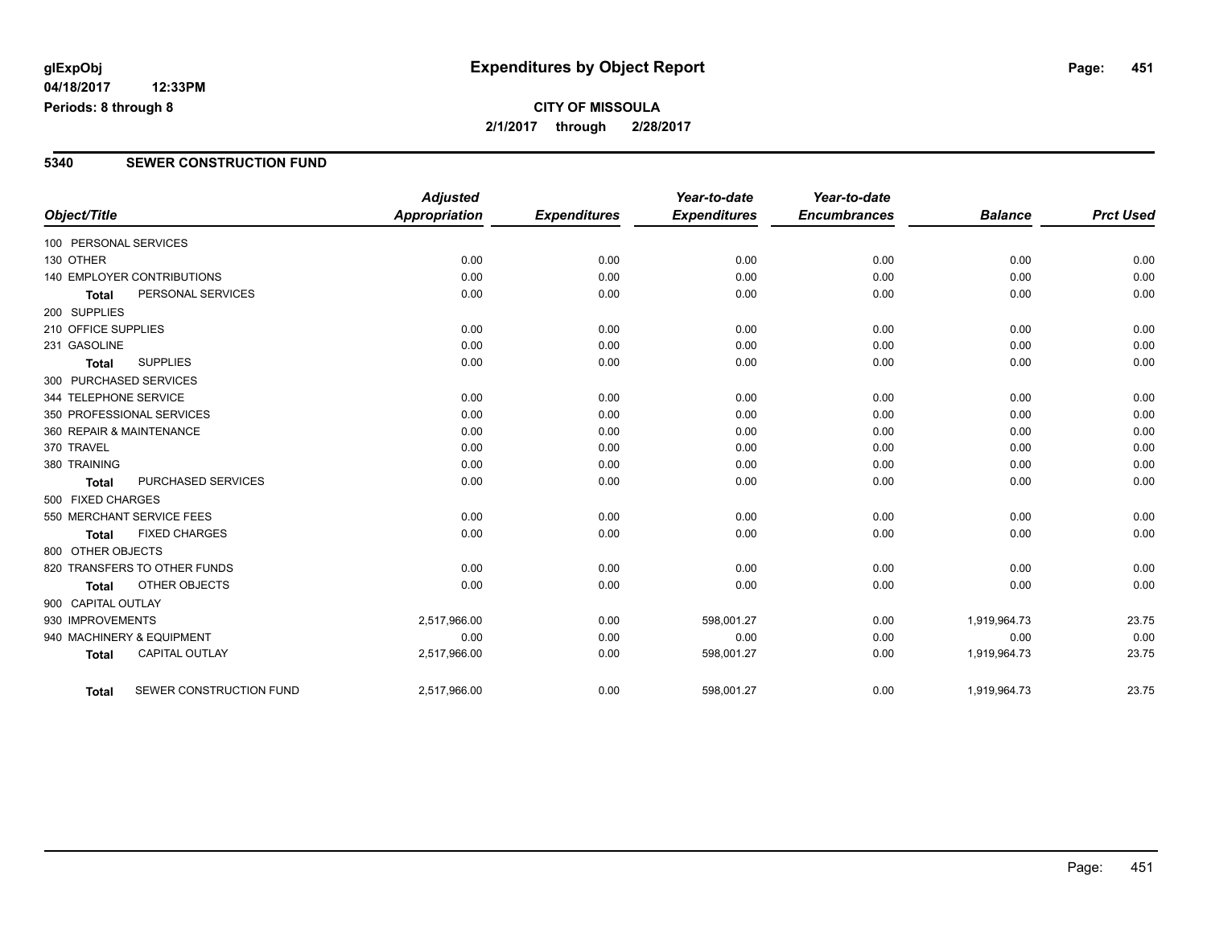**glExpObj**
**04/18/2017 12:33PM**
**Periods: 8 through 8**

# Expenditures by Object Report

**CITY OF MISSOULA**
**2/1/2017 through 2/28/2017**

## 5340 SEWER CONSTRUCTION FUND

| Object/Title | | Adjusted Appropriation | Expenditures | Year-to-date Expenditures | Year-to-date Encumbrances | Balance | Prct Used |
|---|---|---|---|---|---|---|---|
| 100 PERSONAL SERVICES | | | | | | | |
| 130 OTHER | | 0.00 | 0.00 | 0.00 | 0.00 | 0.00 | 0.00 |
| 140 EMPLOYER CONTRIBUTIONS | | 0.00 | 0.00 | 0.00 | 0.00 | 0.00 | 0.00 |
| Total | PERSONAL SERVICES | 0.00 | 0.00 | 0.00 | 0.00 | 0.00 | 0.00 |
| 200 SUPPLIES | | | | | | | |
| 210 OFFICE SUPPLIES | | 0.00 | 0.00 | 0.00 | 0.00 | 0.00 | 0.00 |
| 231 GASOLINE | | 0.00 | 0.00 | 0.00 | 0.00 | 0.00 | 0.00 |
| Total | SUPPLIES | 0.00 | 0.00 | 0.00 | 0.00 | 0.00 | 0.00 |
| 300 PURCHASED SERVICES | | | | | | | |
| 344 TELEPHONE SERVICE | | 0.00 | 0.00 | 0.00 | 0.00 | 0.00 | 0.00 |
| 350 PROFESSIONAL SERVICES | | 0.00 | 0.00 | 0.00 | 0.00 | 0.00 | 0.00 |
| 360 REPAIR & MAINTENANCE | | 0.00 | 0.00 | 0.00 | 0.00 | 0.00 | 0.00 |
| 370 TRAVEL | | 0.00 | 0.00 | 0.00 | 0.00 | 0.00 | 0.00 |
| 380 TRAINING | | 0.00 | 0.00 | 0.00 | 0.00 | 0.00 | 0.00 |
| Total | PURCHASED SERVICES | 0.00 | 0.00 | 0.00 | 0.00 | 0.00 | 0.00 |
| 500 FIXED CHARGES | | | | | | | |
| 550 MERCHANT SERVICE FEES | | 0.00 | 0.00 | 0.00 | 0.00 | 0.00 | 0.00 |
| Total | FIXED CHARGES | 0.00 | 0.00 | 0.00 | 0.00 | 0.00 | 0.00 |
| 800 OTHER OBJECTS | | | | | | | |
| 820 TRANSFERS TO OTHER FUNDS | | 0.00 | 0.00 | 0.00 | 0.00 | 0.00 | 0.00 |
| Total | OTHER OBJECTS | 0.00 | 0.00 | 0.00 | 0.00 | 0.00 | 0.00 |
| 900 CAPITAL OUTLAY | | | | | | | |
| 930 IMPROVEMENTS | | 2,517,966.00 | 0.00 | 598,001.27 | 0.00 | 1,919,964.73 | 23.75 |
| 940 MACHINERY & EQUIPMENT | | 0.00 | 0.00 | 0.00 | 0.00 | 0.00 | 0.00 |
| Total | CAPITAL OUTLAY | 2,517,966.00 | 0.00 | 598,001.27 | 0.00 | 1,919,964.73 | 23.75 |
| Total | SEWER CONSTRUCTION FUND | 2,517,966.00 | 0.00 | 598,001.27 | 0.00 | 1,919,964.73 | 23.75 |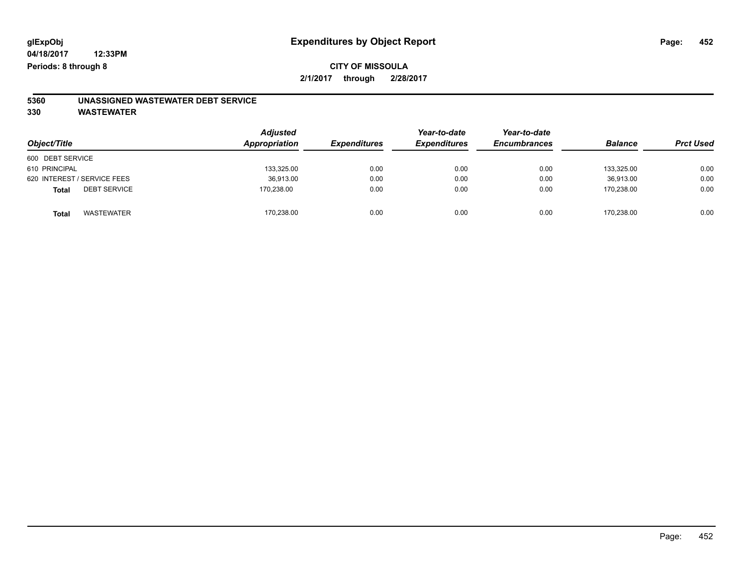glExpObj
04/18/2017 12:33PM
Periods: 8 through 8

# Expenditures by Object Report

**CITY OF MISSOULA**

**2/1/2017 through 2/28/2017**

**5360 UNASSIGNED WASTEWATER DEBT SERVICE**

**330 WASTEWATER**

| Object/Title | Adjusted Appropriation | Expenditures | Year-to-date Expenditures | Year-to-date Encumbrances | Balance | Prct Used |
|---|---|---|---|---|---|---|
| 600 DEBT SERVICE | | | | | | |
| 610 PRINCIPAL | 133,325.00 | 0.00 | 0.00 | 0.00 | 133,325.00 | 0.00 |
| 620 INTEREST / SERVICE FEES | 36,913.00 | 0.00 | 0.00 | 0.00 | 36,913.00 | 0.00 |
| **Total** DEBT SERVICE | 170,238.00 | 0.00 | 0.00 | 0.00 | 170,238.00 | 0.00 |
| **Total** WASTEWATER | 170,238.00 | 0.00 | 0.00 | 0.00 | 170,238.00 | 0.00 |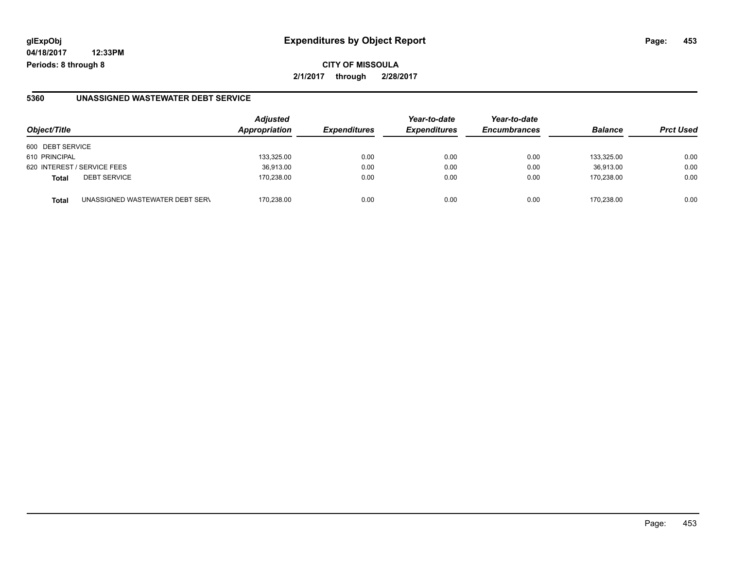**glExpObj** — **Expenditures by Object Report**

**04/18/2017 12:33PM**

**Periods: 8 through 8**

**CITY OF MISSOULA**

**2/1/2017 through 2/28/2017**

## 5360 UNASSIGNED WASTEWATER DEBT SERVICE

| Object/Title | | Adjusted Appropriation | Expenditures | Year-to-date Expenditures | Year-to-date Encumbrances | Balance | Prct Used |
|---|---|---|---|---|---|---|---|
| 600 DEBT SERVICE | | | | | | | |
| 610 PRINCIPAL | | 133,325.00 | 0.00 | 0.00 | 0.00 | 133,325.00 | 0.00 |
| 620 INTEREST / SERVICE FEES | | 36,913.00 | 0.00 | 0.00 | 0.00 | 36,913.00 | 0.00 |
| **Total** | DEBT SERVICE | 170,238.00 | 0.00 | 0.00 | 0.00 | 170,238.00 | 0.00 |
| **Total** | UNASSIGNED WASTEWATER DEBT SERV | 170,238.00 | 0.00 | 0.00 | 0.00 | 170,238.00 | 0.00 |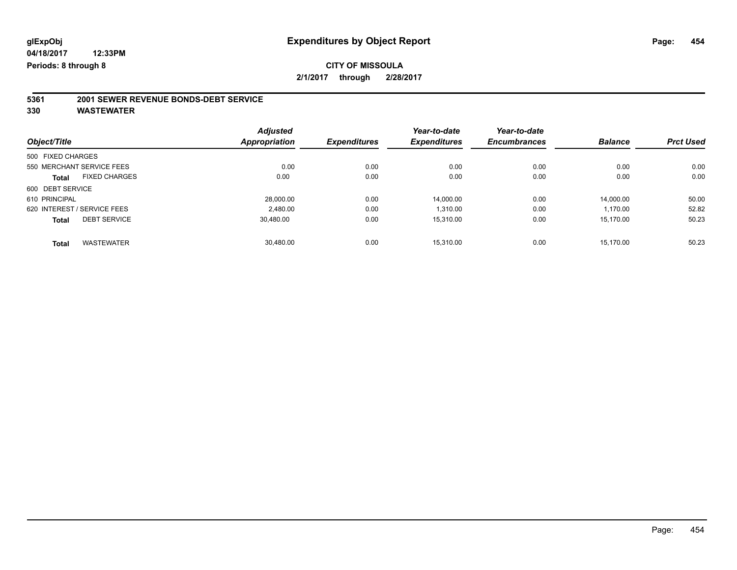**glExpObj** | **Expenditures by Object Report**

**04/18/2017 12:33PM**

**Periods: 8 through 8**

**CITY OF MISSOULA**

**2/1/2017 through 2/28/2017**

## 5361 2001 SEWER REVENUE BONDS-DEBT SERVICE
## 330 WASTEWATER

| Object/Title | Adjusted Appropriation | Expenditures | Year-to-date Expenditures | Year-to-date Encumbrances | Balance | Prct Used |
|---|---|---|---|---|---|---|
| 500 FIXED CHARGES | | | | | | |
| 550 MERCHANT SERVICE FEES | 0.00 | 0.00 | 0.00 | 0.00 | 0.00 | 0.00 |
| **Total** FIXED CHARGES | 0.00 | 0.00 | 0.00 | 0.00 | 0.00 | 0.00 |
| 600 DEBT SERVICE | | | | | | |
| 610 PRINCIPAL | 28,000.00 | 0.00 | 14,000.00 | 0.00 | 14,000.00 | 50.00 |
| 620 INTEREST / SERVICE FEES | 2,480.00 | 0.00 | 1,310.00 | 0.00 | 1,170.00 | 52.82 |
| **Total** DEBT SERVICE | 30,480.00 | 0.00 | 15,310.00 | 0.00 | 15,170.00 | 50.23 |
| **Total** WASTEWATER | 30,480.00 | 0.00 | 15,310.00 | 0.00 | 15,170.00 | 50.23 |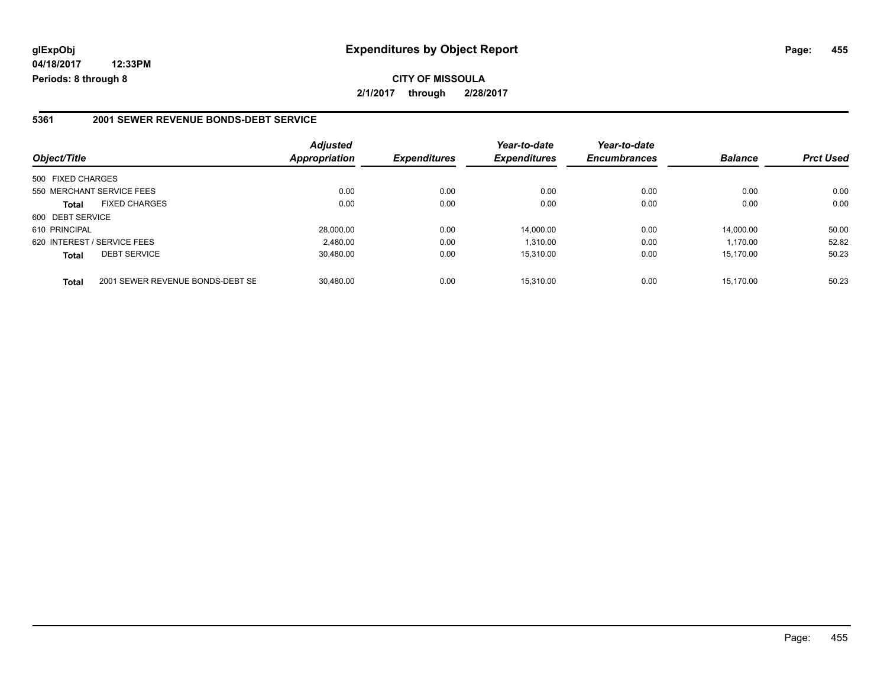**glExpObj**
**04/18/2017 12:33PM**
**Periods: 8 through 8**

# Expenditures by Object Report

**CITY OF MISSOULA**
**2/1/2017 through 2/28/2017**

## 5361 2001 SEWER REVENUE BONDS-DEBT SERVICE

| Object/Title | | Adjusted Appropriation | Expenditures | Year-to-date Expenditures | Year-to-date Encumbrances | Balance | Prct Used |
|---|---|---|---|---|---|---|---|
| 500 FIXED CHARGES | | | | | | | |
| 550 MERCHANT SERVICE FEES | | 0.00 | 0.00 | 0.00 | 0.00 | 0.00 | 0.00 |
| **Total** | FIXED CHARGES | 0.00 | 0.00 | 0.00 | 0.00 | 0.00 | 0.00 |
| 600 DEBT SERVICE | | | | | | | |
| 610 PRINCIPAL | | 28,000.00 | 0.00 | 14,000.00 | 0.00 | 14,000.00 | 50.00 |
| 620 INTEREST / SERVICE FEES | | 2,480.00 | 0.00 | 1,310.00 | 0.00 | 1,170.00 | 52.82 |
| **Total** | DEBT SERVICE | 30,480.00 | 0.00 | 15,310.00 | 0.00 | 15,170.00 | 50.23 |
| **Total** | 2001 SEWER REVENUE BONDS-DEBT SE | 30,480.00 | 0.00 | 15,310.00 | 0.00 | 15,170.00 | 50.23 |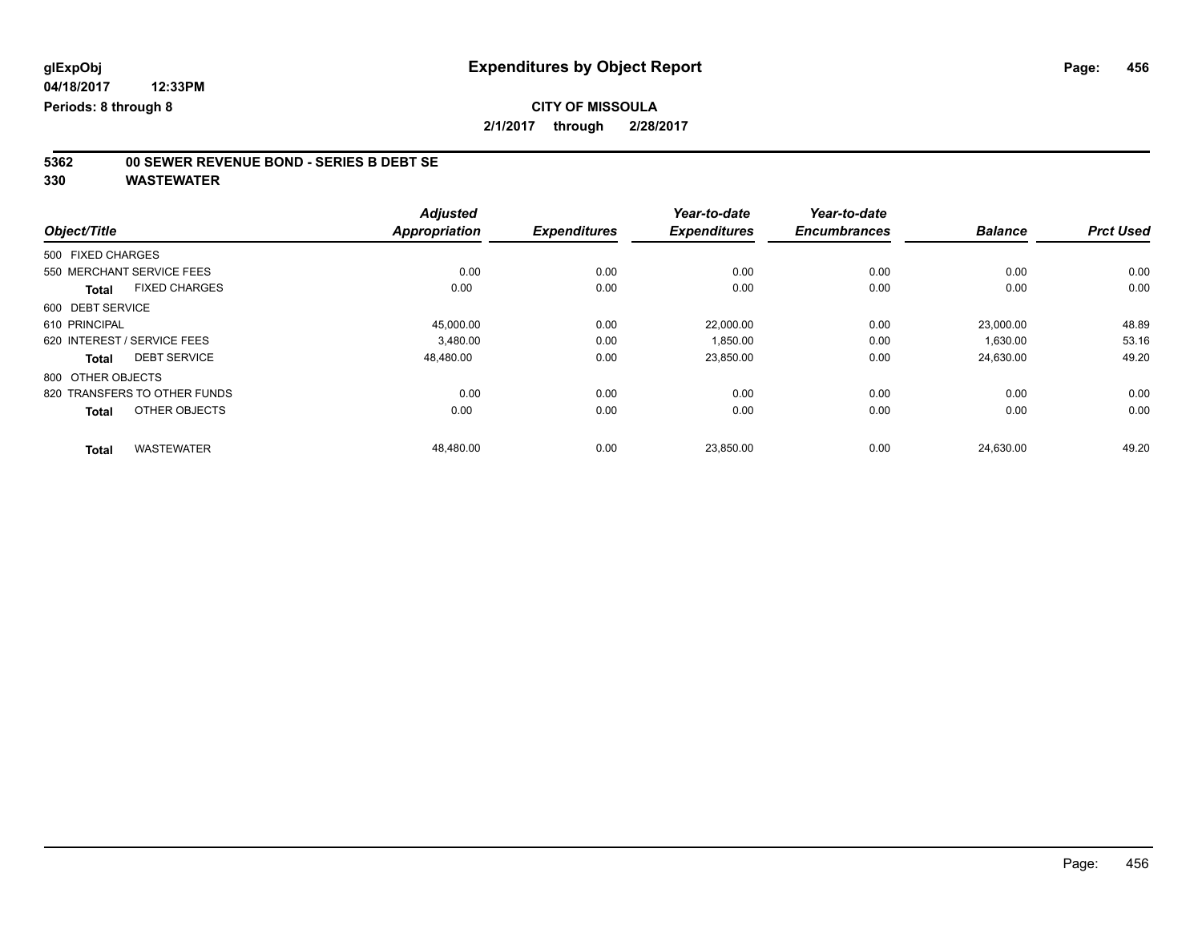**glExpObj**
**04/18/2017 12:33PM**
**Periods: 8 through 8**

# Expenditures by Object Report

**CITY OF MISSOULA**
**2/1/2017 through 2/28/2017**

**5362 00 SEWER REVENUE BOND - SERIES B DEBT SE**
**330 WASTEWATER**

| Object/Title | Adjusted Appropriation | Expenditures | Year-to-date Expenditures | Year-to-date Encumbrances | Balance | Prct Used |
|---|---|---|---|---|---|---|
| 500 FIXED CHARGES | | | | | | |
| 550 MERCHANT SERVICE FEES | 0.00 | 0.00 | 0.00 | 0.00 | 0.00 | 0.00 |
| **Total** FIXED CHARGES | 0.00 | 0.00 | 0.00 | 0.00 | 0.00 | 0.00 |
| 600 DEBT SERVICE | | | | | | |
| 610 PRINCIPAL | 45,000.00 | 0.00 | 22,000.00 | 0.00 | 23,000.00 | 48.89 |
| 620 INTEREST / SERVICE FEES | 3,480.00 | 0.00 | 1,850.00 | 0.00 | 1,630.00 | 53.16 |
| **Total** DEBT SERVICE | 48,480.00 | 0.00 | 23,850.00 | 0.00 | 24,630.00 | 49.20 |
| 800 OTHER OBJECTS | | | | | | |
| 820 TRANSFERS TO OTHER FUNDS | 0.00 | 0.00 | 0.00 | 0.00 | 0.00 | 0.00 |
| **Total** OTHER OBJECTS | 0.00 | 0.00 | 0.00 | 0.00 | 0.00 | 0.00 |
| **Total** WASTEWATER | 48,480.00 | 0.00 | 23,850.00 | 0.00 | 24,630.00 | 49.20 |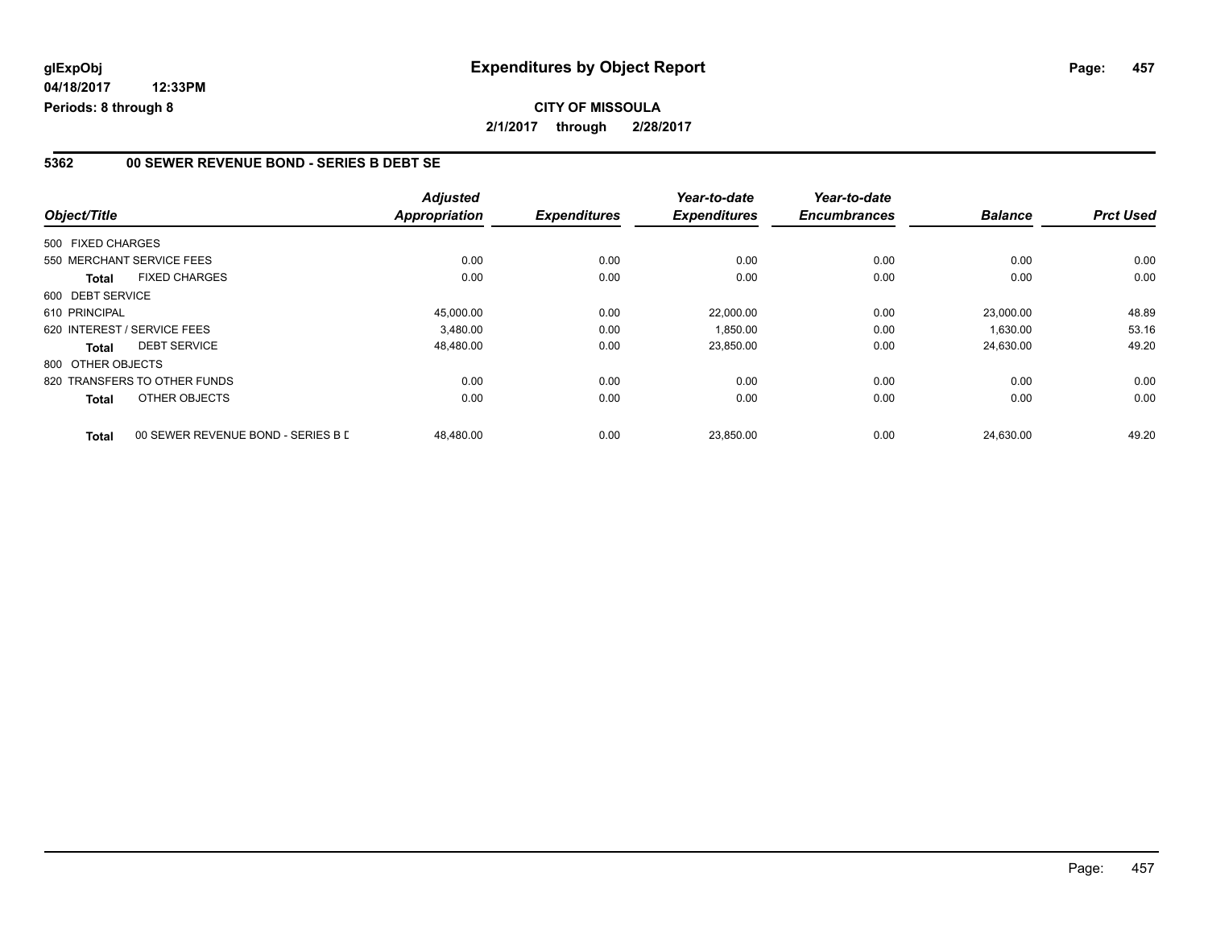**glExpObj**
**04/18/2017 12:33PM**
**Periods: 8 through 8**

# Expenditures by Object Report

**CITY OF MISSOULA**
**2/1/2017 through 2/28/2017**

## 5362 00 SEWER REVENUE BOND - SERIES B DEBT SE

| Object/Title | | Adjusted Appropriation | Expenditures | Year-to-date Expenditures | Year-to-date Encumbrances | Balance | Prct Used |
|---|---|---|---|---|---|---|---|
| 500 FIXED CHARGES | | | | | | | |
| 550 MERCHANT SERVICE FEES | | 0.00 | 0.00 | 0.00 | 0.00 | 0.00 | 0.00 |
| **Total** | FIXED CHARGES | 0.00 | 0.00 | 0.00 | 0.00 | 0.00 | 0.00 |
| 600 DEBT SERVICE | | | | | | | |
| 610 PRINCIPAL | | 45,000.00 | 0.00 | 22,000.00 | 0.00 | 23,000.00 | 48.89 |
| 620 INTEREST / SERVICE FEES | | 3,480.00 | 0.00 | 1,850.00 | 0.00 | 1,630.00 | 53.16 |
| **Total** | DEBT SERVICE | 48,480.00 | 0.00 | 23,850.00 | 0.00 | 24,630.00 | 49.20 |
| 800 OTHER OBJECTS | | | | | | | |
| 820 TRANSFERS TO OTHER FUNDS | | 0.00 | 0.00 | 0.00 | 0.00 | 0.00 | 0.00 |
| **Total** | OTHER OBJECTS | 0.00 | 0.00 | 0.00 | 0.00 | 0.00 | 0.00 |
| **Total** | 00 SEWER REVENUE BOND - SERIES B D | 48,480.00 | 0.00 | 23,850.00 | 0.00 | 24,630.00 | 49.20 |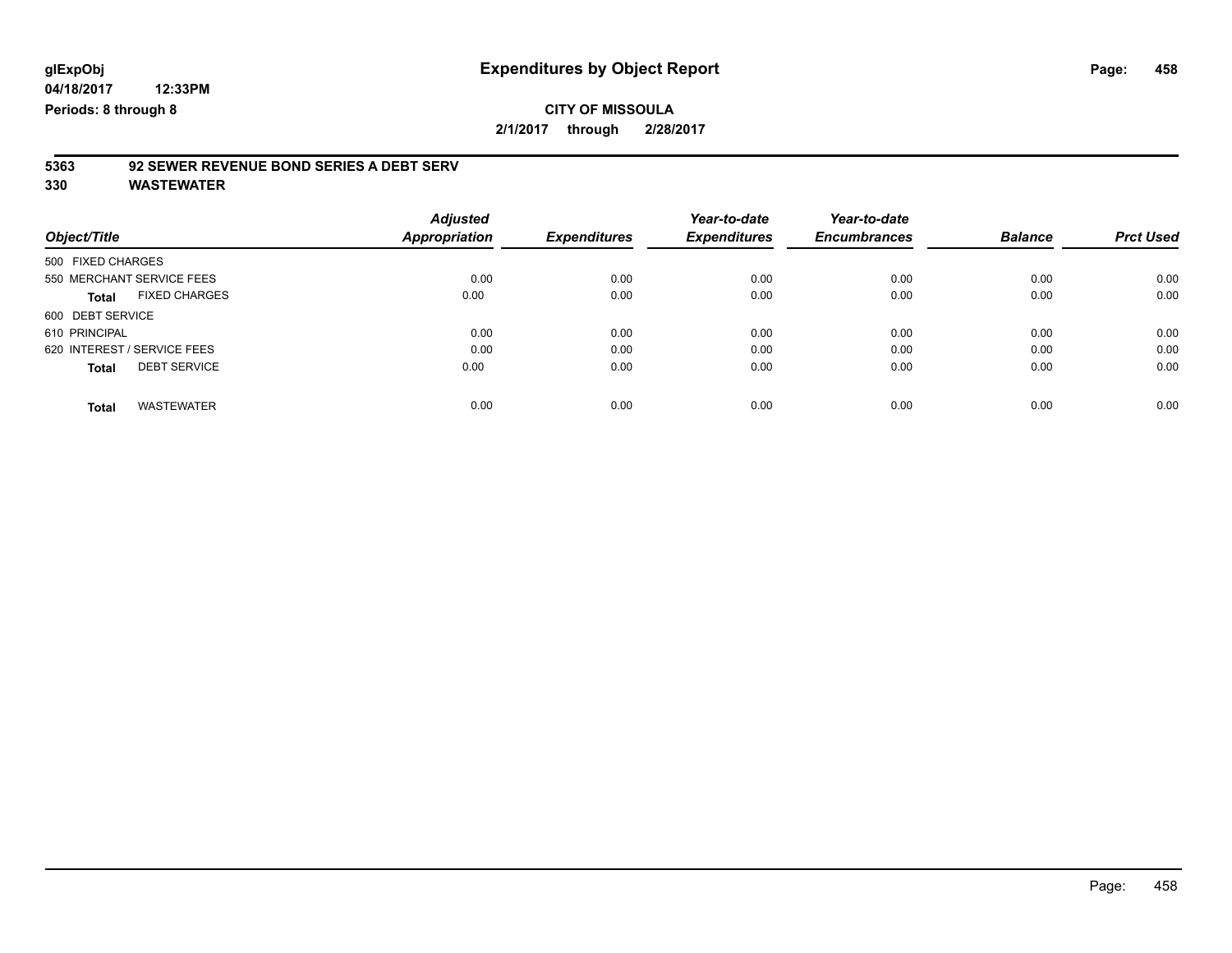# Expenditures by Object Report

**glExpObj**
**04/18/2017 12:33PM**
**Periods: 8 through 8**

**CITY OF MISSOULA**
**2/1/2017 through 2/28/2017**

**5363 92 SEWER REVENUE BOND SERIES A DEBT SERV**
**330 WASTEWATER**

| Object/Title | Adjusted Appropriation | Expenditures | Year-to-date Expenditures | Year-to-date Encumbrances | Balance | Prct Used |
|---|---|---|---|---|---|---|
| 500 FIXED CHARGES | | | | | | |
| 550 MERCHANT SERVICE FEES | 0.00 | 0.00 | 0.00 | 0.00 | 0.00 | 0.00 |
| **Total** FIXED CHARGES | 0.00 | 0.00 | 0.00 | 0.00 | 0.00 | 0.00 |
| 600 DEBT SERVICE | | | | | | |
| 610 PRINCIPAL | 0.00 | 0.00 | 0.00 | 0.00 | 0.00 | 0.00 |
| 620 INTEREST / SERVICE FEES | 0.00 | 0.00 | 0.00 | 0.00 | 0.00 | 0.00 |
| **Total** DEBT SERVICE | 0.00 | 0.00 | 0.00 | 0.00 | 0.00 | 0.00 |
| **Total** WASTEWATER | 0.00 | 0.00 | 0.00 | 0.00 | 0.00 | 0.00 |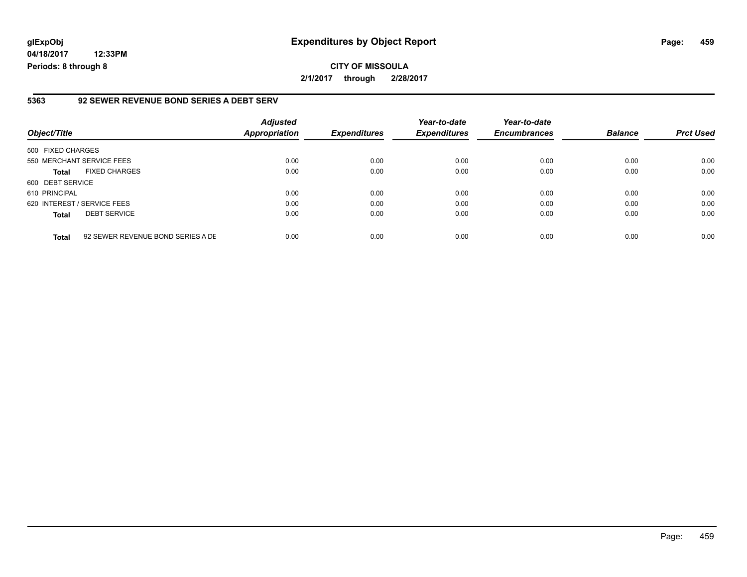glExpObj
04/18/2017 12:33PM
Periods: 8 through 8

# Expenditures by Object Report

**CITY OF MISSOULA**
**2/1/2017 through 2/28/2017**

## 5363 92 SEWER REVENUE BOND SERIES A DEBT SERV

| Object/Title | | Adjusted Appropriation | Expenditures | Year-to-date Expenditures | Year-to-date Encumbrances | Balance | Prct Used |
|---|---|---|---|---|---|---|---|
| 500 FIXED CHARGES | | | | | | | |
| 550 MERCHANT SERVICE FEES | | 0.00 | 0.00 | 0.00 | 0.00 | 0.00 | 0.00 |
| **Total** | FIXED CHARGES | 0.00 | 0.00 | 0.00 | 0.00 | 0.00 | 0.00 |
| 600 DEBT SERVICE | | | | | | | |
| 610 PRINCIPAL | | 0.00 | 0.00 | 0.00 | 0.00 | 0.00 | 0.00 |
| 620 INTEREST / SERVICE FEES | | 0.00 | 0.00 | 0.00 | 0.00 | 0.00 | 0.00 |
| **Total** | DEBT SERVICE | 0.00 | 0.00 | 0.00 | 0.00 | 0.00 | 0.00 |
| **Total** | 92 SEWER REVENUE BOND SERIES A DE | 0.00 | 0.00 | 0.00 | 0.00 | 0.00 | 0.00 |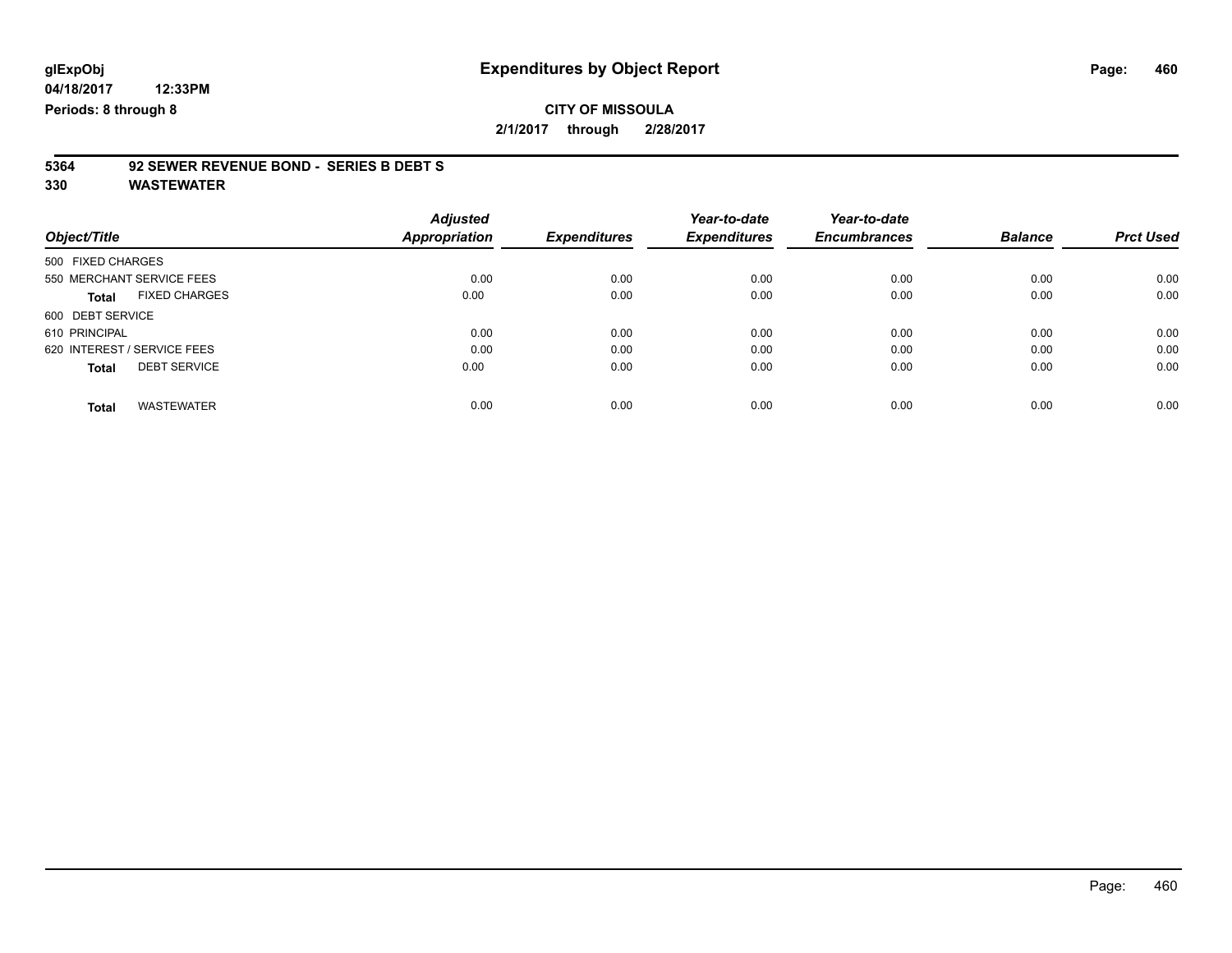glExpObj **Expenditures by Object Report**

04/18/2017 12:33PM

Periods: 8 through 8

**CITY OF MISSOULA**

**2/1/2017 through 2/28/2017**

## 5364 92 SEWER REVENUE BOND - SERIES B DEBT S

## 330 WASTEWATER

| Object/Title | Adjusted Appropriation | Expenditures | Year-to-date Expenditures | Year-to-date Encumbrances | Balance | Prct Used |
|---|---|---|---|---|---|---|
| 500 FIXED CHARGES | | | | | | |
| 550 MERCHANT SERVICE FEES | 0.00 | 0.00 | 0.00 | 0.00 | 0.00 | 0.00 |
| **Total** FIXED CHARGES | 0.00 | 0.00 | 0.00 | 0.00 | 0.00 | 0.00 |
| 600 DEBT SERVICE | | | | | | |
| 610 PRINCIPAL | 0.00 | 0.00 | 0.00 | 0.00 | 0.00 | 0.00 |
| 620 INTEREST / SERVICE FEES | 0.00 | 0.00 | 0.00 | 0.00 | 0.00 | 0.00 |
| **Total** DEBT SERVICE | 0.00 | 0.00 | 0.00 | 0.00 | 0.00 | 0.00 |
| **Total** WASTEWATER | 0.00 | 0.00 | 0.00 | 0.00 | 0.00 | 0.00 |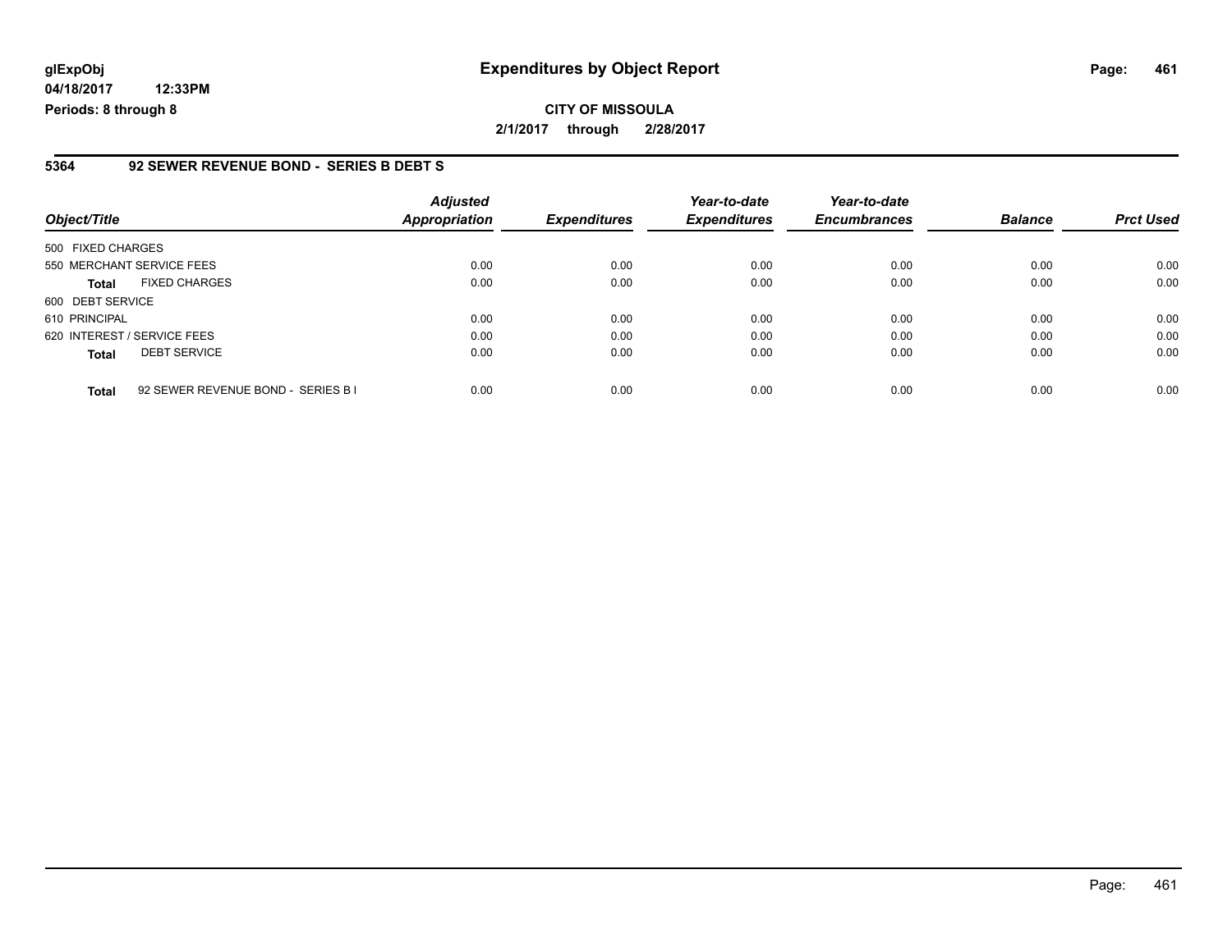# Expenditures by Object Report

glExpObj
04/18/2017 12:33PM
Periods: 8 through 8

**CITY OF MISSOULA**
**2/1/2017 through 2/28/2017**

## 5364 92 SEWER REVENUE BOND - SERIES B DEBT S

| Object/Title | | Adjusted Appropriation | Expenditures | Year-to-date Expenditures | Year-to-date Encumbrances | Balance | Prct Used |
|---|---|---|---|---|---|---|---|
| 500 FIXED CHARGES | | | | | | | |
| 550 MERCHANT SERVICE FEES | | 0.00 | 0.00 | 0.00 | 0.00 | 0.00 | 0.00 |
| **Total** | FIXED CHARGES | 0.00 | 0.00 | 0.00 | 0.00 | 0.00 | 0.00 |
| 600 DEBT SERVICE | | | | | | | |
| 610 PRINCIPAL | | 0.00 | 0.00 | 0.00 | 0.00 | 0.00 | 0.00 |
| 620 INTEREST / SERVICE FEES | | 0.00 | 0.00 | 0.00 | 0.00 | 0.00 | 0.00 |
| **Total** | DEBT SERVICE | 0.00 | 0.00 | 0.00 | 0.00 | 0.00 | 0.00 |
| **Total** | 92 SEWER REVENUE BOND - SERIES B I | 0.00 | 0.00 | 0.00 | 0.00 | 0.00 | 0.00 |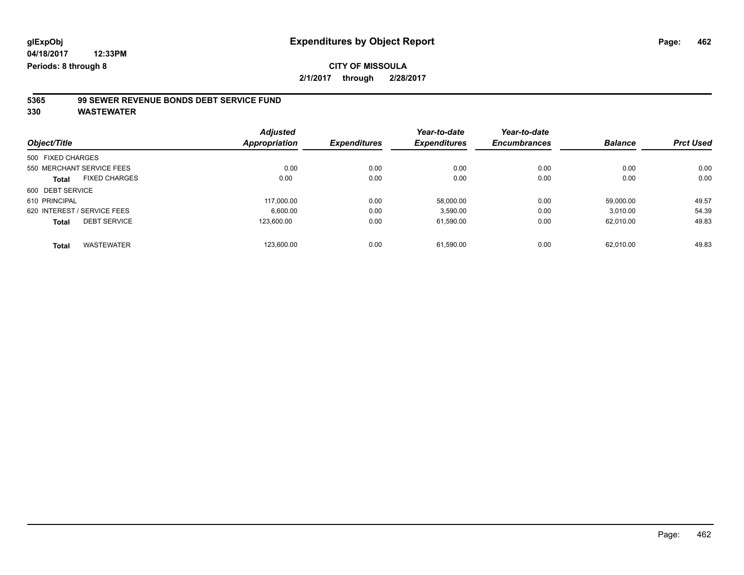**glExpObj**
**04/18/2017 12:33PM**
**Periods: 8 through 8**

# Expenditures by Object Report

**CITY OF MISSOULA**
**2/1/2017 through 2/28/2017**

**5365 99 SEWER REVENUE BONDS DEBT SERVICE FUND**
**330 WASTEWATER**

| Object/Title | Adjusted Appropriation | Expenditures | Year-to-date Expenditures | Year-to-date Encumbrances | Balance | Prct Used |
|---|---|---|---|---|---|---|
| 500 FIXED CHARGES | | | | | | |
| 550 MERCHANT SERVICE FEES | 0.00 | 0.00 | 0.00 | 0.00 | 0.00 | 0.00 |
| **Total** FIXED CHARGES | 0.00 | 0.00 | 0.00 | 0.00 | 0.00 | 0.00 |
| 600 DEBT SERVICE | | | | | | |
| 610 PRINCIPAL | 117,000.00 | 0.00 | 58,000.00 | 0.00 | 59,000.00 | 49.57 |
| 620 INTEREST / SERVICE FEES | 6,600.00 | 0.00 | 3,590.00 | 0.00 | 3,010.00 | 54.39 |
| **Total** DEBT SERVICE | 123,600.00 | 0.00 | 61,590.00 | 0.00 | 62,010.00 | 49.83 |
| **Total** WASTEWATER | 123,600.00 | 0.00 | 61,590.00 | 0.00 | 62,010.00 | 49.83 |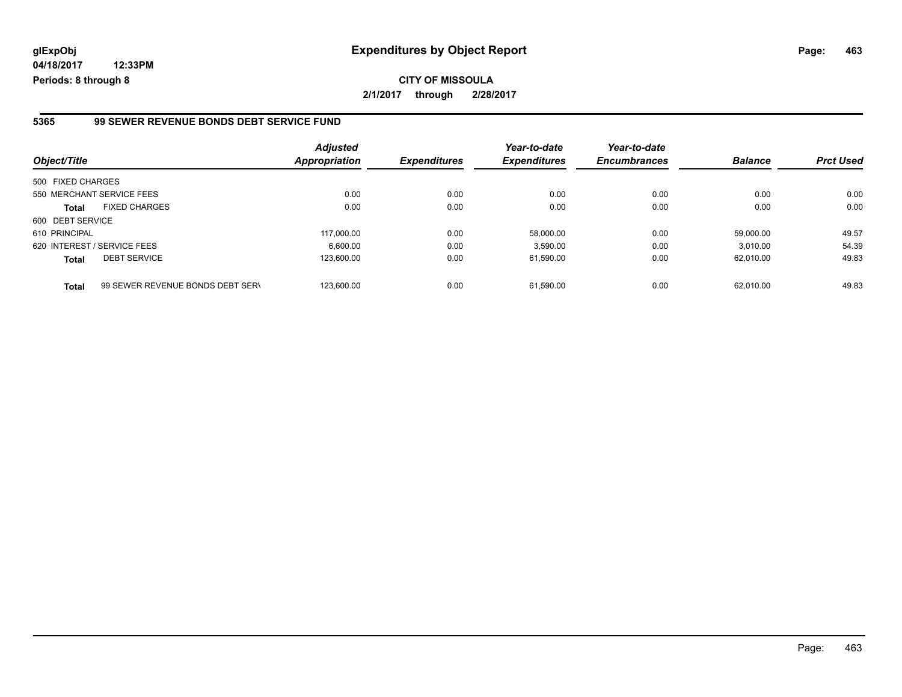**glExpObj**
**04/18/2017 12:33PM**
**Periods: 8 through 8**

# Expenditures by Object Report

**CITY OF MISSOULA**

**2/1/2017 through 2/28/2017**

## 5365 99 SEWER REVENUE BONDS DEBT SERVICE FUND

| Object/Title | | Adjusted Appropriation | Expenditures | Year-to-date Expenditures | Year-to-date Encumbrances | Balance | Prct Used |
|---|---|---|---|---|---|---|---|
| 500 FIXED CHARGES | | | | | | | |
| 550 MERCHANT SERVICE FEES | | 0.00 | 0.00 | 0.00 | 0.00 | 0.00 | 0.00 |
| **Total** | FIXED CHARGES | 0.00 | 0.00 | 0.00 | 0.00 | 0.00 | 0.00 |
| 600 DEBT SERVICE | | | | | | | |
| 610 PRINCIPAL | | 117,000.00 | 0.00 | 58,000.00 | 0.00 | 59,000.00 | 49.57 |
| 620 INTEREST / SERVICE FEES | | 6,600.00 | 0.00 | 3,590.00 | 0.00 | 3,010.00 | 54.39 |
| **Total** | DEBT SERVICE | 123,600.00 | 0.00 | 61,590.00 | 0.00 | 62,010.00 | 49.83 |
| **Total** | 99 SEWER REVENUE BONDS DEBT SERV | 123,600.00 | 0.00 | 61,590.00 | 0.00 | 62,010.00 | 49.83 |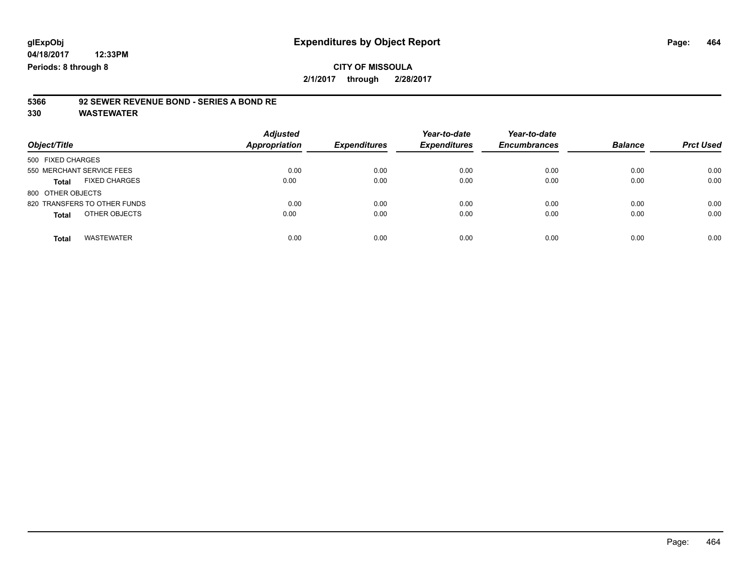**glExpObj** **Expenditures by Object Report**

**04/18/2017 12:33PM**

**Periods: 8 through 8**

**CITY OF MISSOULA**

**2/1/2017 through 2/28/2017**

**5366 92 SEWER REVENUE BOND - SERIES A BOND RE**

**330 WASTEWATER**

| Object/Title | Adjusted Appropriation | Expenditures | Year-to-date Expenditures | Year-to-date Encumbrances | Balance | Prct Used |
|---|---|---|---|---|---|---|
| 500 FIXED CHARGES | | | | | | |
| 550 MERCHANT SERVICE FEES | 0.00 | 0.00 | 0.00 | 0.00 | 0.00 | 0.00 |
| **Total** FIXED CHARGES | 0.00 | 0.00 | 0.00 | 0.00 | 0.00 | 0.00 |
| 800 OTHER OBJECTS | | | | | | |
| 820 TRANSFERS TO OTHER FUNDS | 0.00 | 0.00 | 0.00 | 0.00 | 0.00 | 0.00 |
| **Total** OTHER OBJECTS | 0.00 | 0.00 | 0.00 | 0.00 | 0.00 | 0.00 |
| **Total** WASTEWATER | 0.00 | 0.00 | 0.00 | 0.00 | 0.00 | 0.00 |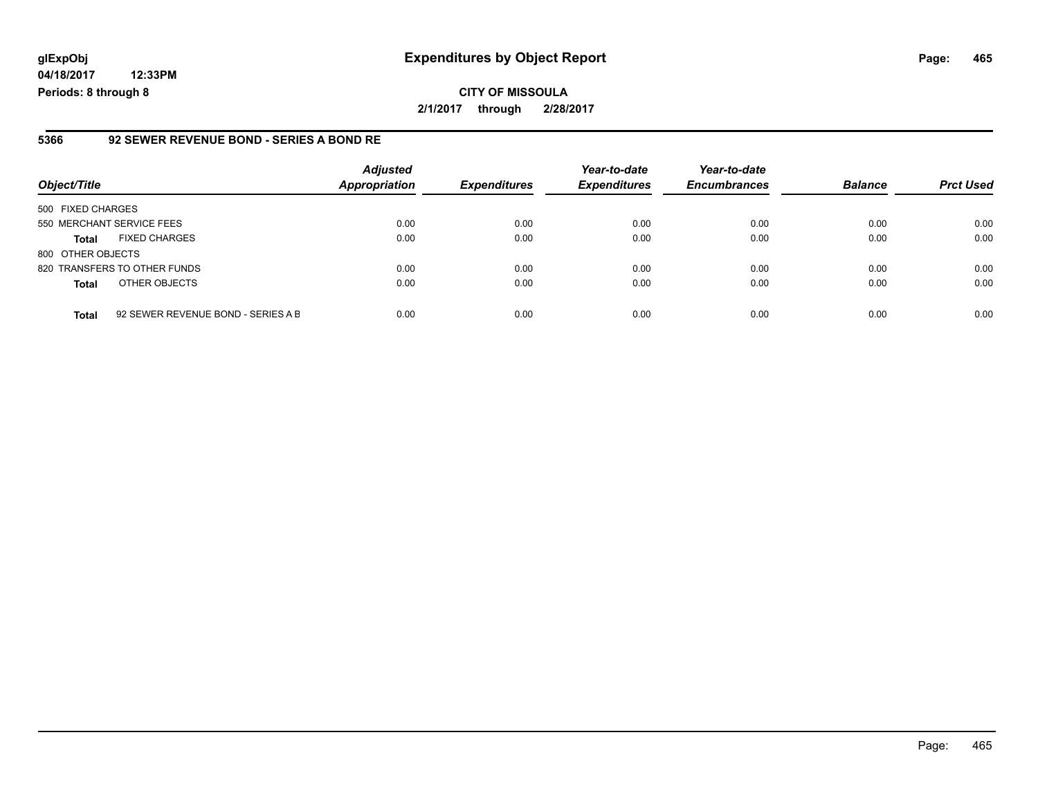glExpObj **Expenditures by Object Report**

04/18/2017 12:33PM

Periods: 8 through 8

**CITY OF MISSOULA**

**2/1/2017 through 2/28/2017**

### 5366 92 SEWER REVENUE BOND - SERIES A BOND RE

| Object/Title | Adjusted Appropriation | Expenditures | Year-to-date Expenditures | Year-to-date Encumbrances | Balance | Prct Used |
|---|---|---|---|---|---|---|
| 500 FIXED CHARGES | | | | | | |
| 550 MERCHANT SERVICE FEES | 0.00 | 0.00 | 0.00 | 0.00 | 0.00 | 0.00 |
| **Total** FIXED CHARGES | 0.00 | 0.00 | 0.00 | 0.00 | 0.00 | 0.00 |
| 800 OTHER OBJECTS | | | | | | |
| 820 TRANSFERS TO OTHER FUNDS | 0.00 | 0.00 | 0.00 | 0.00 | 0.00 | 0.00 |
| **Total** OTHER OBJECTS | 0.00 | 0.00 | 0.00 | 0.00 | 0.00 | 0.00 |
| **Total** 92 SEWER REVENUE BOND - SERIES A B | 0.00 | 0.00 | 0.00 | 0.00 | 0.00 | 0.00 |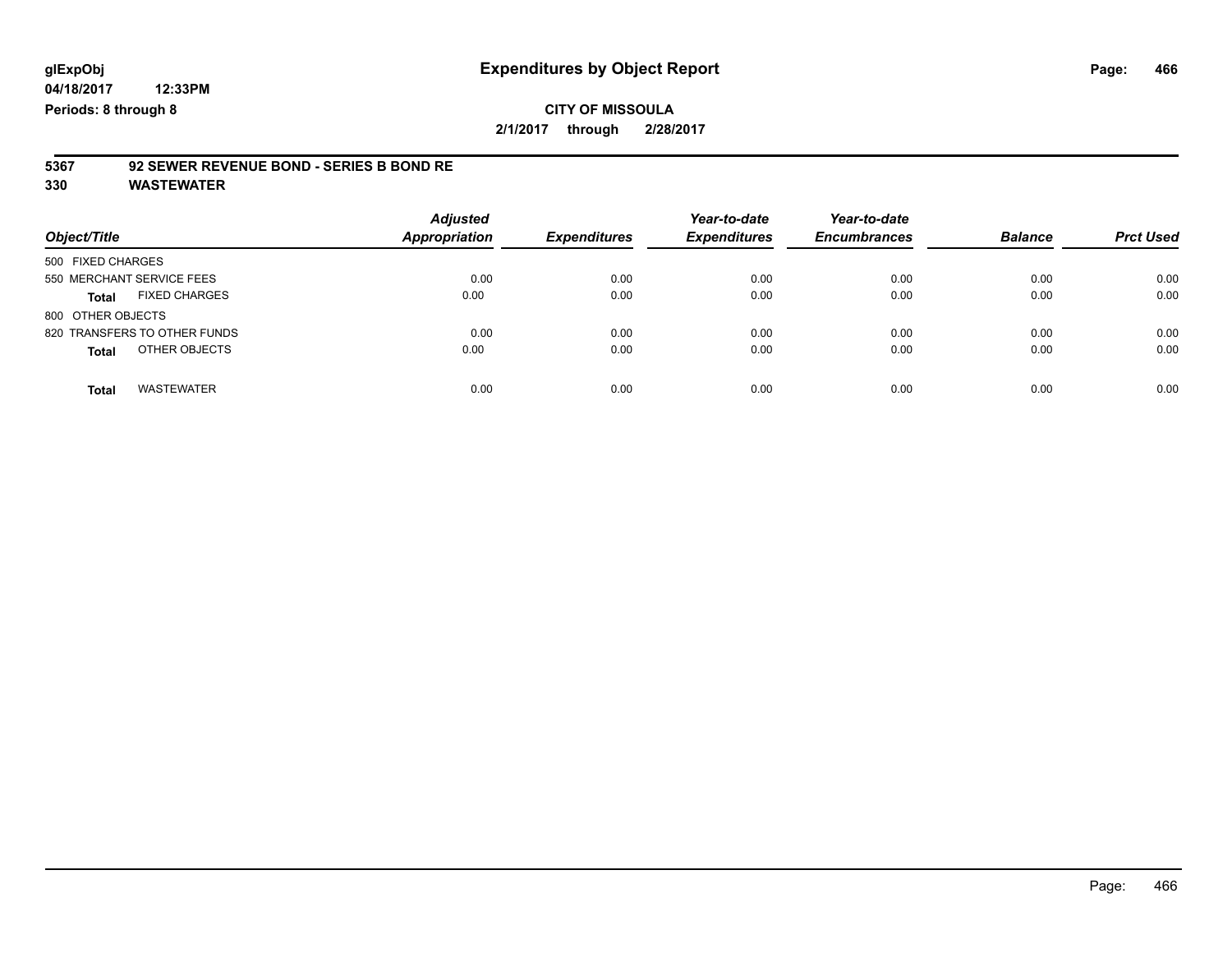# Expenditures by Object Report

glExpObj
04/18/2017 12:33PM
Periods: 8 through 8

**CITY OF MISSOULA**
**2/1/2017 through 2/28/2017**

## 5367 92 SEWER REVENUE BOND - SERIES B BOND RE
## 330 WASTEWATER

| Object/Title | Adjusted Appropriation | Expenditures | Year-to-date Expenditures | Year-to-date Encumbrances | Balance | Prct Used |
|---|---|---|---|---|---|---|
| 500 FIXED CHARGES | | | | | | |
| 550 MERCHANT SERVICE FEES | 0.00 | 0.00 | 0.00 | 0.00 | 0.00 | 0.00 |
| **Total** FIXED CHARGES | 0.00 | 0.00 | 0.00 | 0.00 | 0.00 | 0.00 |
| 800 OTHER OBJECTS | | | | | | |
| 820 TRANSFERS TO OTHER FUNDS | 0.00 | 0.00 | 0.00 | 0.00 | 0.00 | 0.00 |
| **Total** OTHER OBJECTS | 0.00 | 0.00 | 0.00 | 0.00 | 0.00 | 0.00 |
| **Total** WASTEWATER | 0.00 | 0.00 | 0.00 | 0.00 | 0.00 | 0.00 |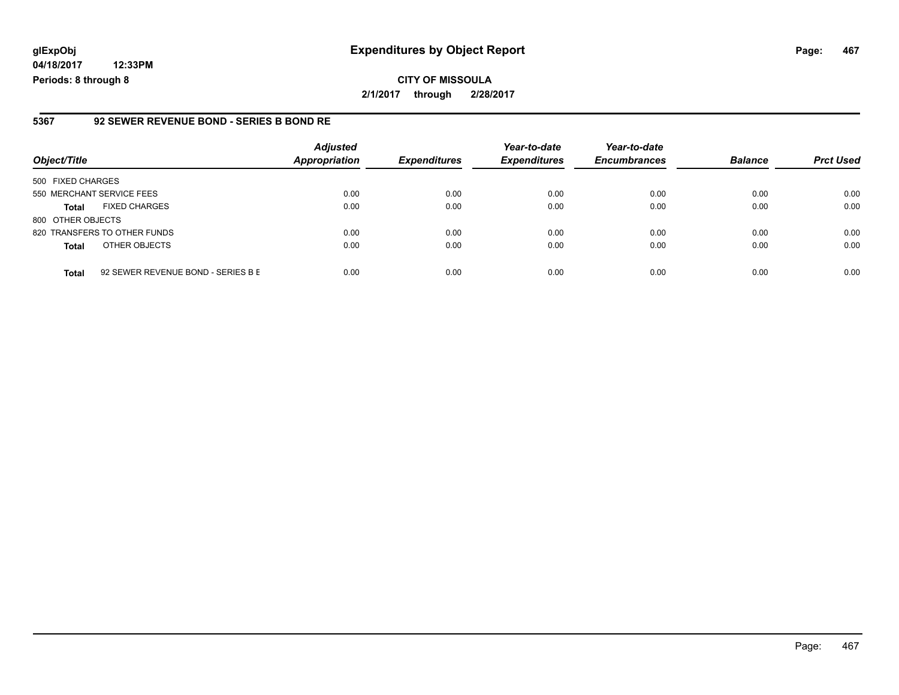**glExpObj** **Expenditures by Object Report**

**04/18/2017 12:33PM**

**Periods: 8 through 8**

**CITY OF MISSOULA**

**2/1/2017 through 2/28/2017**

**5367 92 SEWER REVENUE BOND - SERIES B BOND RE**

| Object/Title | | Adjusted Appropriation | Expenditures | Year-to-date Expenditures | Year-to-date Encumbrances | Balance | Prct Used |
|---|---|---|---|---|---|---|---|
| 500 FIXED CHARGES | | | | | | | |
| 550 MERCHANT SERVICE FEES | | 0.00 | 0.00 | 0.00 | 0.00 | 0.00 | 0.00 |
| **Total** | FIXED CHARGES | 0.00 | 0.00 | 0.00 | 0.00 | 0.00 | 0.00 |
| 800 OTHER OBJECTS | | | | | | | |
| 820 TRANSFERS TO OTHER FUNDS | | 0.00 | 0.00 | 0.00 | 0.00 | 0.00 | 0.00 |
| **Total** | OTHER OBJECTS | 0.00 | 0.00 | 0.00 | 0.00 | 0.00 | 0.00 |
| **Total** | 92 SEWER REVENUE BOND - SERIES B E | 0.00 | 0.00 | 0.00 | 0.00 | 0.00 | 0.00 |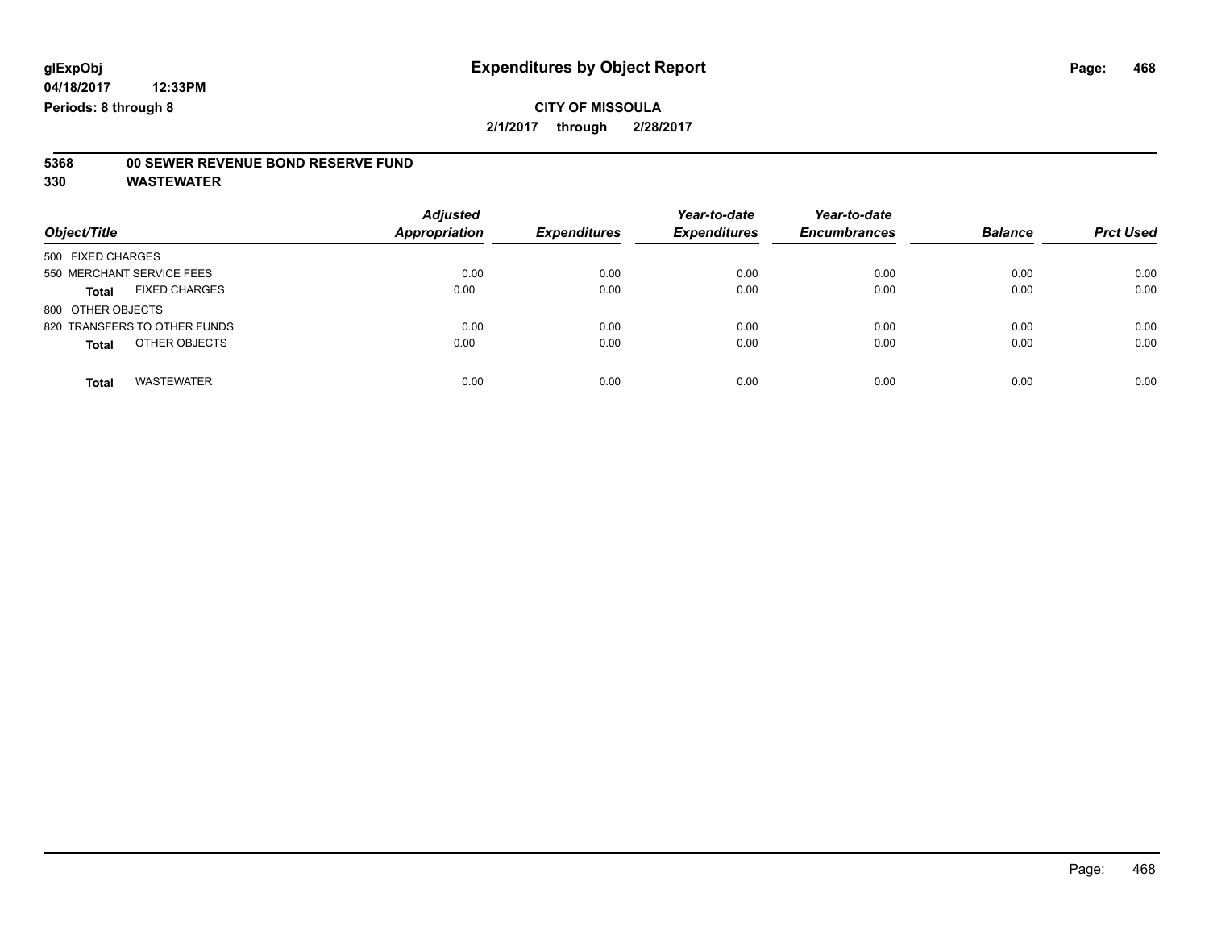glExpObj
04/18/2017 12:33PM
Periods: 8 through 8

# Expenditures by Object Report

**CITY OF MISSOULA**

**2/1/2017 through 2/28/2017**

**5368 00 SEWER REVENUE BOND RESERVE FUND**

**330 WASTEWATER**

| Object/Title | Adjusted Appropriation | Expenditures | Year-to-date Expenditures | Year-to-date Encumbrances | Balance | Prct Used |
|---|---|---|---|---|---|---|
| 500 FIXED CHARGES | | | | | | |
| 550 MERCHANT SERVICE FEES | 0.00 | 0.00 | 0.00 | 0.00 | 0.00 | 0.00 |
| **Total** FIXED CHARGES | 0.00 | 0.00 | 0.00 | 0.00 | 0.00 | 0.00 |
| 800 OTHER OBJECTS | | | | | | |
| 820 TRANSFERS TO OTHER FUNDS | 0.00 | 0.00 | 0.00 | 0.00 | 0.00 | 0.00 |
| **Total** OTHER OBJECTS | 0.00 | 0.00 | 0.00 | 0.00 | 0.00 | 0.00 |
| **Total** WASTEWATER | 0.00 | 0.00 | 0.00 | 0.00 | 0.00 | 0.00 |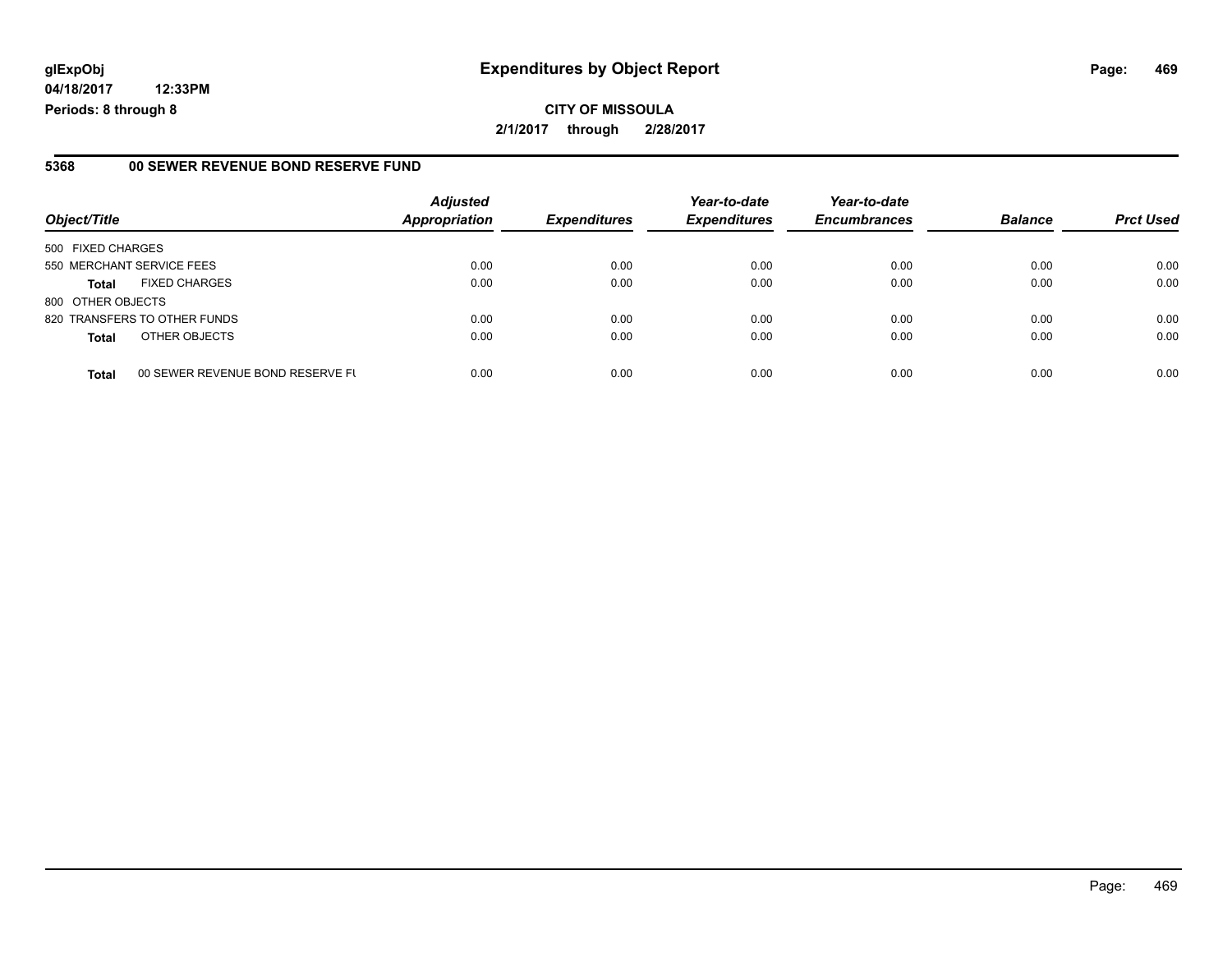glExpObj
04/18/2017 12:33PM
Periods: 8 through 8

# Expenditures by Object Report

**CITY OF MISSOULA**

**2/1/2017 through 2/28/2017**

## 5368 00 SEWER REVENUE BOND RESERVE FUND

| Object/Title | | Adjusted Appropriation | Expenditures | Year-to-date Expenditures | Year-to-date Encumbrances | Balance | Prct Used |
|---|---|---|---|---|---|---|---|
| 500 FIXED CHARGES | | | | | | | |
| 550 MERCHANT SERVICE FEES | | 0.00 | 0.00 | 0.00 | 0.00 | 0.00 | 0.00 |
| **Total** | FIXED CHARGES | 0.00 | 0.00 | 0.00 | 0.00 | 0.00 | 0.00 |
| 800 OTHER OBJECTS | | | | | | | |
| 820 TRANSFERS TO OTHER FUNDS | | 0.00 | 0.00 | 0.00 | 0.00 | 0.00 | 0.00 |
| **Total** | OTHER OBJECTS | 0.00 | 0.00 | 0.00 | 0.00 | 0.00 | 0.00 |
| **Total** | 00 SEWER REVENUE BOND RESERVE FU | 0.00 | 0.00 | 0.00 | 0.00 | 0.00 | 0.00 |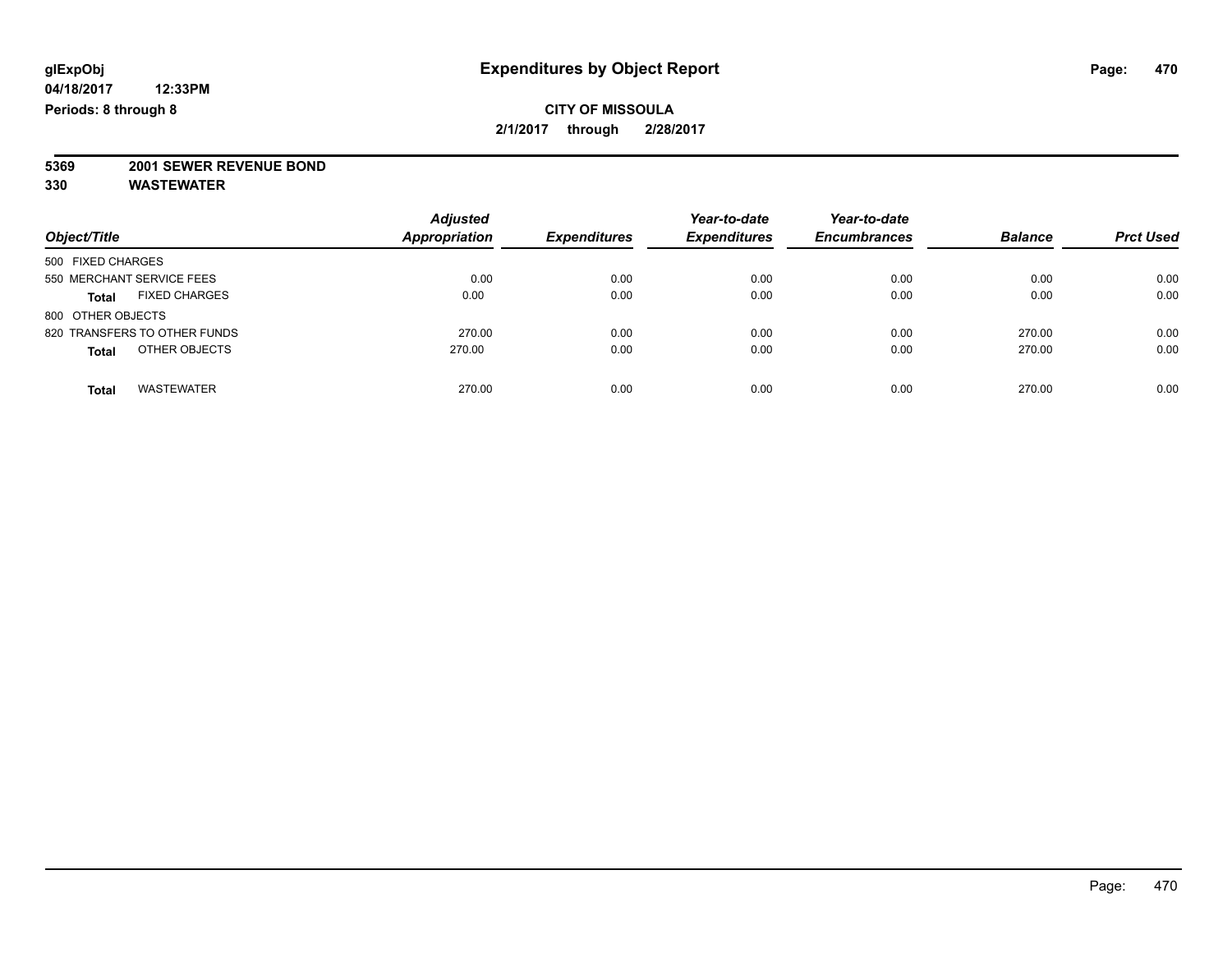**glExpObj**
**04/18/2017 12:33PM**
**Periods: 8 through 8**

# Expenditures by Object Report

**CITY OF MISSOULA**
**2/1/2017 through 2/28/2017**

**5369 2001 SEWER REVENUE BOND**
**330 WASTEWATER**

| Object/Title | Adjusted Appropriation | Expenditures | Year-to-date Expenditures | Year-to-date Encumbrances | Balance | Prct Used |
|---|---|---|---|---|---|---|
| 500 FIXED CHARGES | | | | | | |
| 550 MERCHANT SERVICE FEES | 0.00 | 0.00 | 0.00 | 0.00 | 0.00 | 0.00 |
| **Total** FIXED CHARGES | 0.00 | 0.00 | 0.00 | 0.00 | 0.00 | 0.00 |
| 800 OTHER OBJECTS | | | | | | |
| 820 TRANSFERS TO OTHER FUNDS | 270.00 | 0.00 | 0.00 | 0.00 | 270.00 | 0.00 |
| **Total** OTHER OBJECTS | 270.00 | 0.00 | 0.00 | 0.00 | 270.00 | 0.00 |
| **Total** WASTEWATER | 270.00 | 0.00 | 0.00 | 0.00 | 270.00 | 0.00 |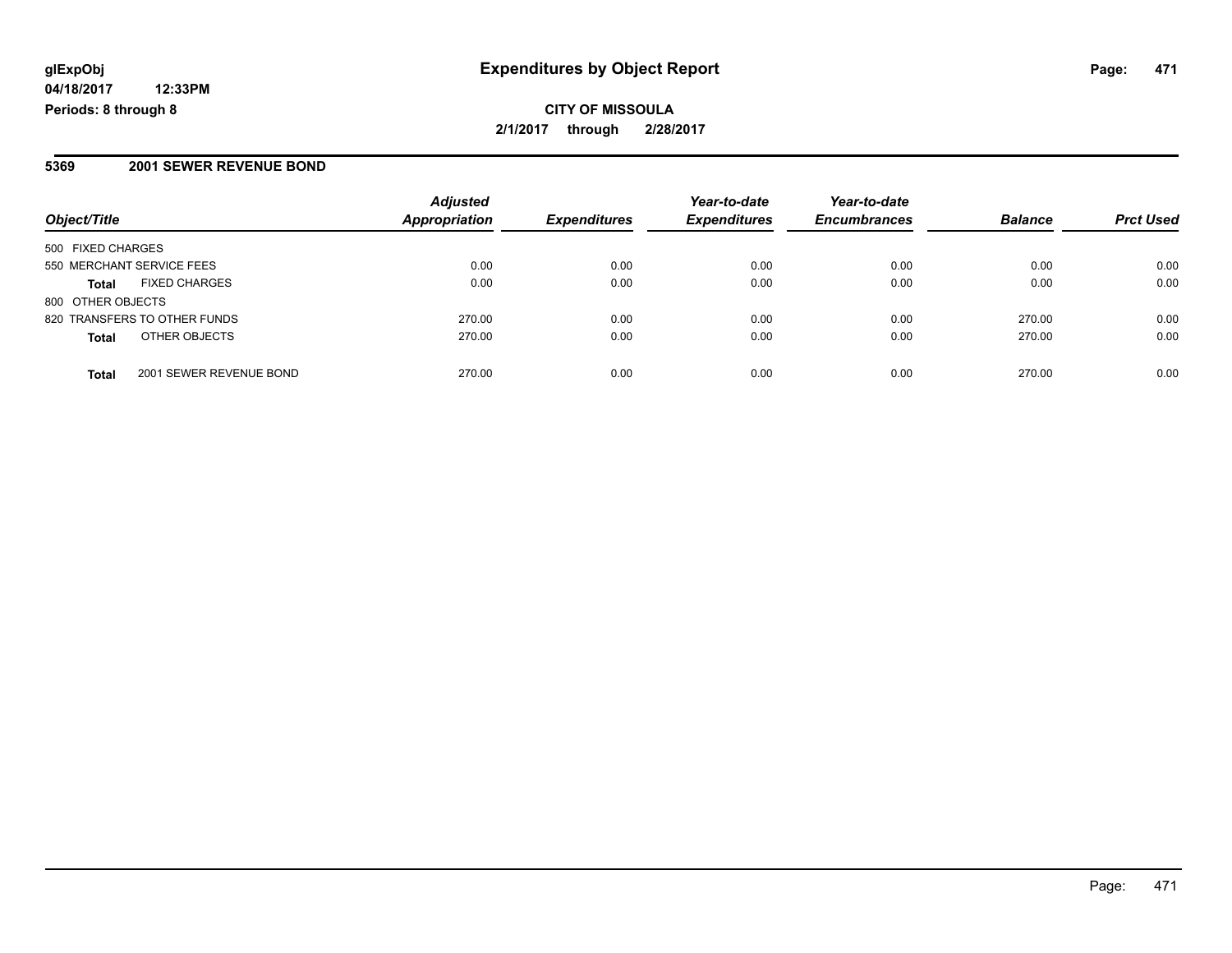**glExpObj**
**04/18/2017 12:33PM**
**Periods: 8 through 8**

# Expenditures by Object Report

**CITY OF MISSOULA**
**2/1/2017 through 2/28/2017**

## 5369 2001 SEWER REVENUE BOND

| Object/Title | | Adjusted Appropriation | Expenditures | Year-to-date Expenditures | Year-to-date Encumbrances | Balance | Prct Used |
|---|---|---|---|---|---|---|---|
| 500 FIXED CHARGES | | | | | | | |
| 550 MERCHANT SERVICE FEES | | 0.00 | 0.00 | 0.00 | 0.00 | 0.00 | 0.00 |
| **Total** | FIXED CHARGES | 0.00 | 0.00 | 0.00 | 0.00 | 0.00 | 0.00 |
| 800 OTHER OBJECTS | | | | | | | |
| 820 TRANSFERS TO OTHER FUNDS | | 270.00 | 0.00 | 0.00 | 0.00 | 270.00 | 0.00 |
| **Total** | OTHER OBJECTS | 270.00 | 0.00 | 0.00 | 0.00 | 270.00 | 0.00 |
| **Total** | 2001 SEWER REVENUE BOND | 270.00 | 0.00 | 0.00 | 0.00 | 270.00 | 0.00 |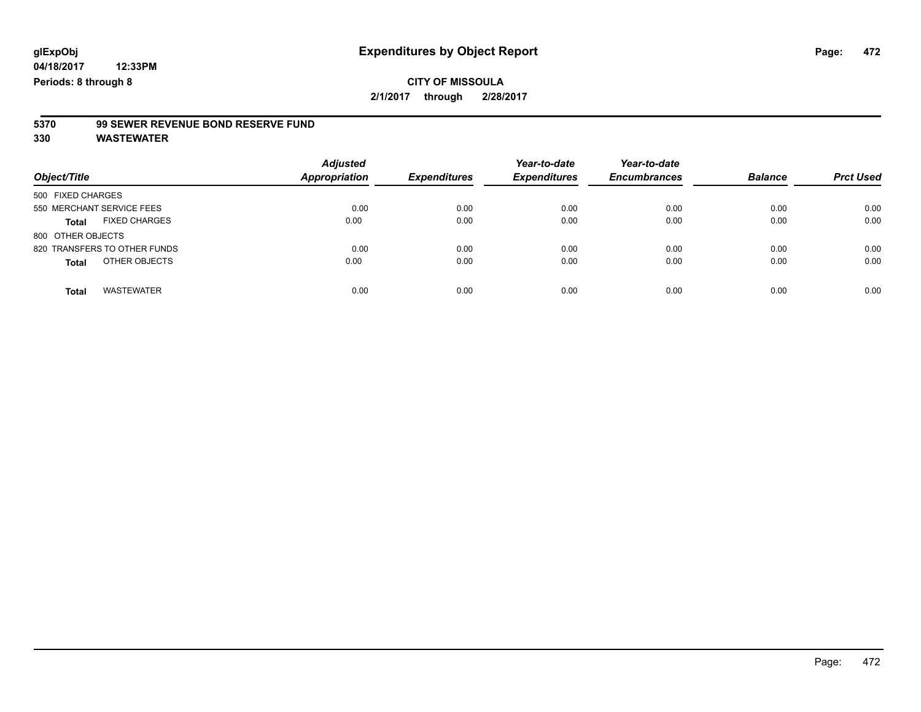**glExpObj**
**04/18/2017 12:33PM**
**Periods: 8 through 8**

# Expenditures by Object Report

**CITY OF MISSOULA**
**2/1/2017 through 2/28/2017**

**5370 99 SEWER REVENUE BOND RESERVE FUND**
**330 WASTEWATER**

| *Object/Title* | *Adjusted Appropriation* | *Expenditures* | *Year-to-date Expenditures* | *Year-to-date Encumbrances* | *Balance* | *Prct Used* |
|---|---|---|---|---|---|---|
| 500 FIXED CHARGES | | | | | | |
| 550 MERCHANT SERVICE FEES | 0.00 | 0.00 | 0.00 | 0.00 | 0.00 | 0.00 |
| **Total** FIXED CHARGES | 0.00 | 0.00 | 0.00 | 0.00 | 0.00 | 0.00 |
| 800 OTHER OBJECTS | | | | | | |
| 820 TRANSFERS TO OTHER FUNDS | 0.00 | 0.00 | 0.00 | 0.00 | 0.00 | 0.00 |
| **Total** OTHER OBJECTS | 0.00 | 0.00 | 0.00 | 0.00 | 0.00 | 0.00 |
| **Total** WASTEWATER | 0.00 | 0.00 | 0.00 | 0.00 | 0.00 | 0.00 |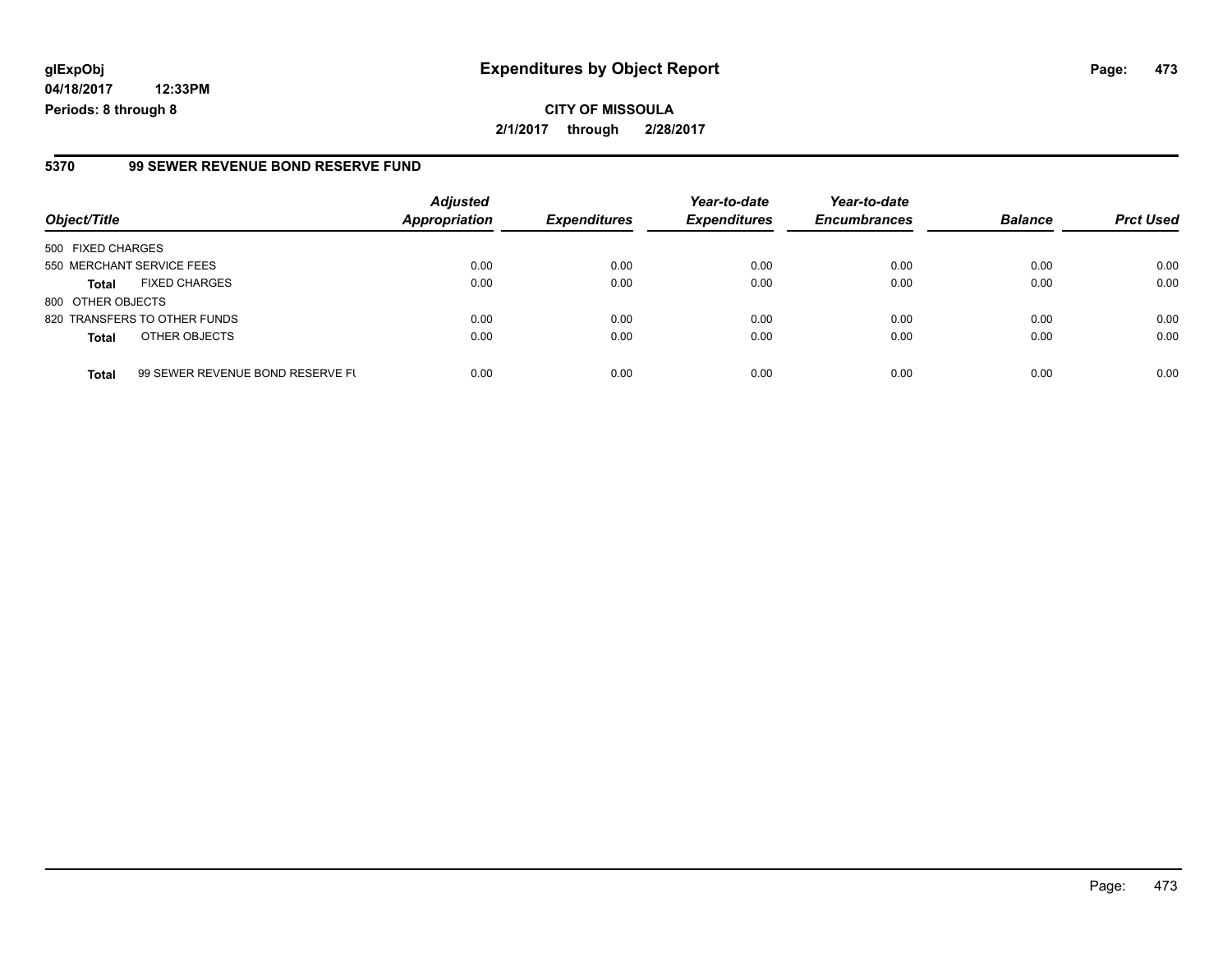**glExpObj**
**04/18/2017 12:33PM**
**Periods: 8 through 8**

# Expenditures by Object Report

**CITY OF MISSOULA**
**2/1/2017 through 2/28/2017**

## 5370 99 SEWER REVENUE BOND RESERVE FUND

| Object/Title | | Adjusted Appropriation | Expenditures | Year-to-date Expenditures | Year-to-date Encumbrances | Balance | Prct Used |
|---|---|---|---|---|---|---|---|
| 500 FIXED CHARGES | | | | | | | |
| 550 MERCHANT SERVICE FEES | | 0.00 | 0.00 | 0.00 | 0.00 | 0.00 | 0.00 |
| **Total** | FIXED CHARGES | 0.00 | 0.00 | 0.00 | 0.00 | 0.00 | 0.00 |
| 800 OTHER OBJECTS | | | | | | | |
| 820 TRANSFERS TO OTHER FUNDS | | 0.00 | 0.00 | 0.00 | 0.00 | 0.00 | 0.00 |
| **Total** | OTHER OBJECTS | 0.00 | 0.00 | 0.00 | 0.00 | 0.00 | 0.00 |
| **Total** | 99 SEWER REVENUE BOND RESERVE FU | 0.00 | 0.00 | 0.00 | 0.00 | 0.00 | 0.00 |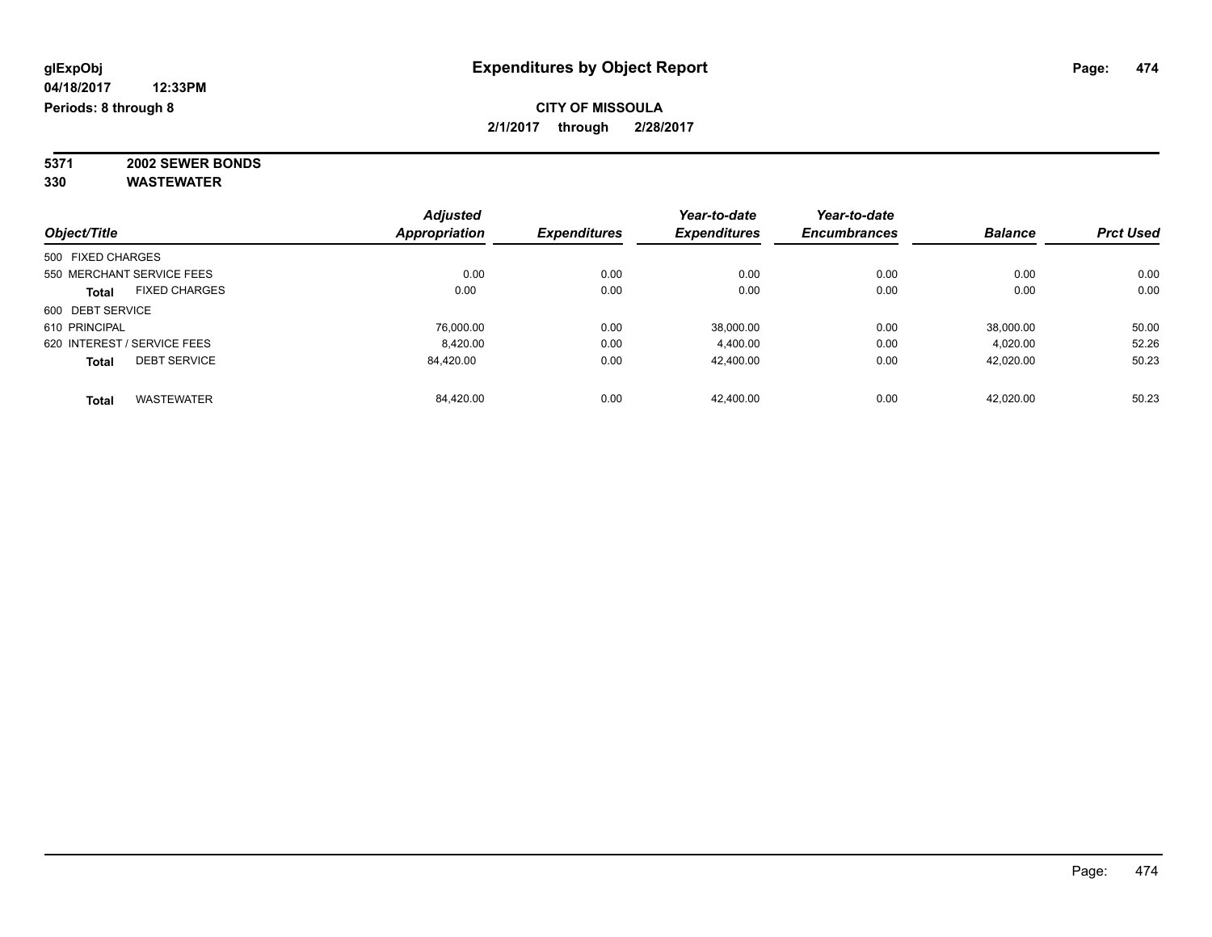**glExpObj** **Expenditures by Object Report**

**04/18/2017 12:33PM**

**Periods: 8 through 8**

**CITY OF MISSOULA**

**2/1/2017 through 2/28/2017**

**5371 2002 SEWER BONDS**

**330 WASTEWATER**

| Object/Title | | Adjusted Appropriation | Expenditures | Year-to-date Expenditures | Year-to-date Encumbrances | Balance | Prct Used |
|---|---|---|---|---|---|---|---|
| 500 FIXED CHARGES | | | | | | | |
| 550 MERCHANT SERVICE FEES | | 0.00 | 0.00 | 0.00 | 0.00 | 0.00 | 0.00 |
| **Total** | FIXED CHARGES | 0.00 | 0.00 | 0.00 | 0.00 | 0.00 | 0.00 |
| 600 DEBT SERVICE | | | | | | | |
| 610 PRINCIPAL | | 76,000.00 | 0.00 | 38,000.00 | 0.00 | 38,000.00 | 50.00 |
| 620 INTEREST / SERVICE FEES | | 8,420.00 | 0.00 | 4,400.00 | 0.00 | 4,020.00 | 52.26 |
| **Total** | DEBT SERVICE | 84,420.00 | 0.00 | 42,400.00 | 0.00 | 42,020.00 | 50.23 |
| **Total** | WASTEWATER | 84,420.00 | 0.00 | 42,400.00 | 0.00 | 42,020.00 | 50.23 |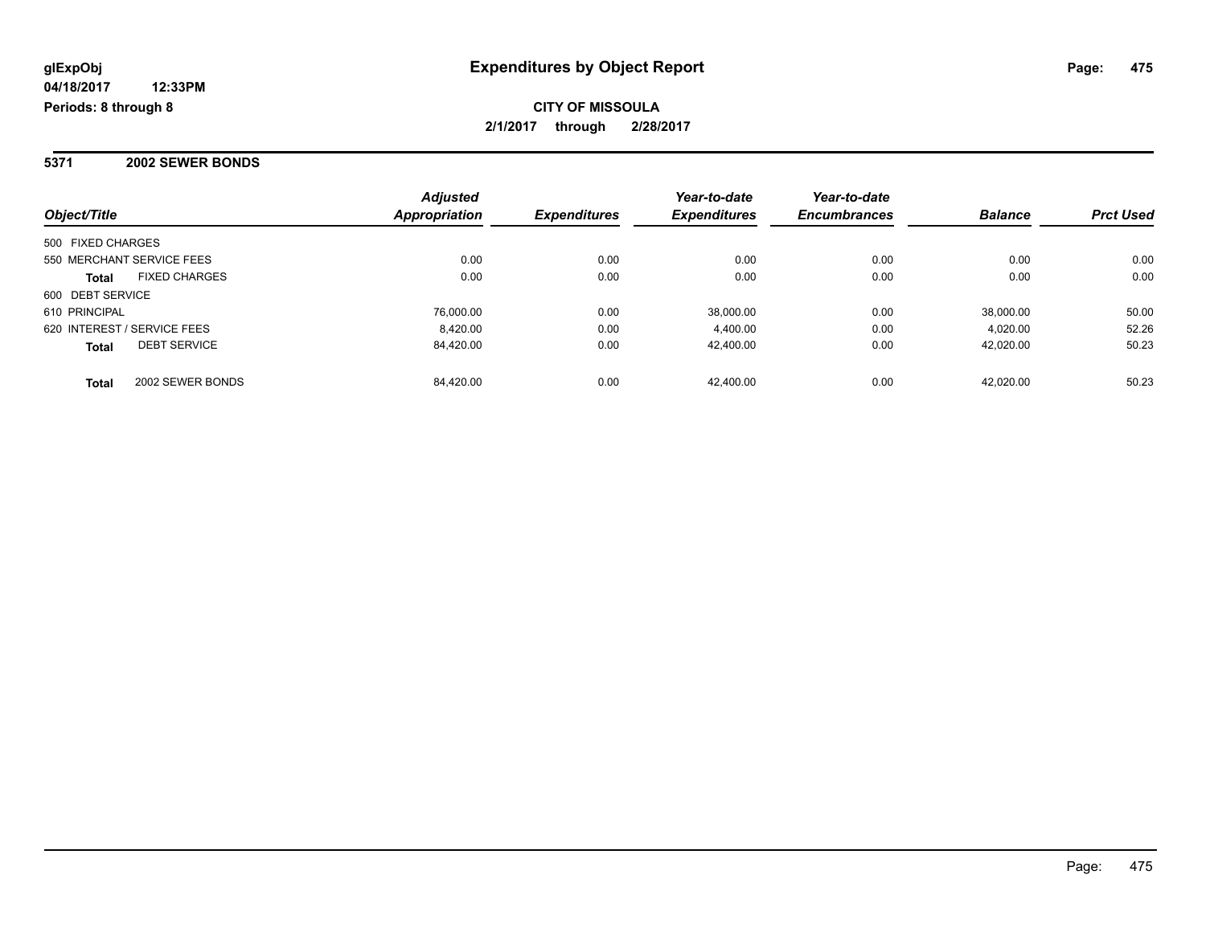**glExpObj**
**04/18/2017 12:33PM**
**Periods: 8 through 8**

# Expenditures by Object Report

**CITY OF MISSOULA**
**2/1/2017 through 2/28/2017**

## 5371 2002 SEWER BONDS

| Object/Title | | *Adjusted Appropriation* | *Expenditures* | *Year-to-date Expenditures* | *Year-to-date Encumbrances* | *Balance* | *Prct Used* |
|---|---|---|---|---|---|---|---|
| 500 FIXED CHARGES | | | | | | | |
| 550 MERCHANT SERVICE FEES | | 0.00 | 0.00 | 0.00 | 0.00 | 0.00 | 0.00 |
| **Total** | FIXED CHARGES | 0.00 | 0.00 | 0.00 | 0.00 | 0.00 | 0.00 |
| 600 DEBT SERVICE | | | | | | | |
| 610 PRINCIPAL | | 76,000.00 | 0.00 | 38,000.00 | 0.00 | 38,000.00 | 50.00 |
| 620 INTEREST / SERVICE FEES | | 8,420.00 | 0.00 | 4,400.00 | 0.00 | 4,020.00 | 52.26 |
| **Total** | DEBT SERVICE | 84,420.00 | 0.00 | 42,400.00 | 0.00 | 42,020.00 | 50.23 |
| **Total** | 2002 SEWER BONDS | 84,420.00 | 0.00 | 42,400.00 | 0.00 | 42,020.00 | 50.23 |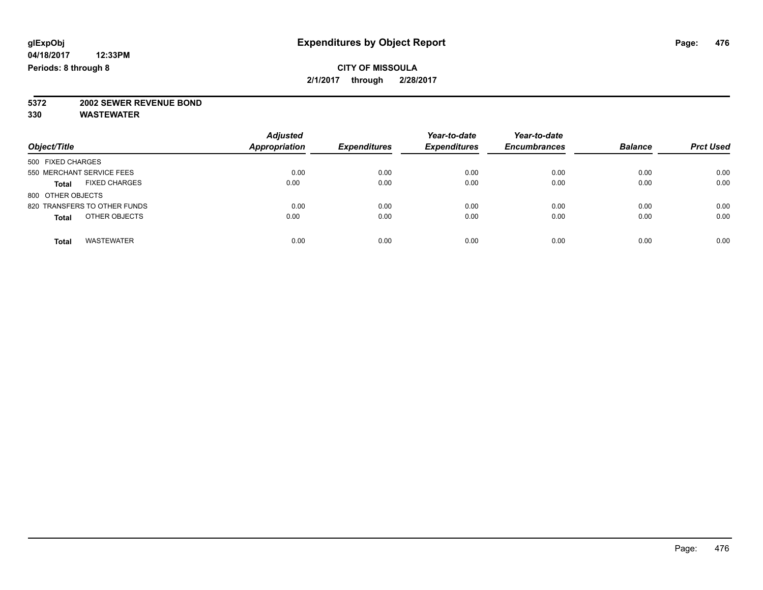**glExpObj** **Expenditures by Object Report**

**04/18/2017 12:33PM**

**Periods: 8 through 8**

**CITY OF MISSOULA**

**2/1/2017 through 2/28/2017**

**5372 2002 SEWER REVENUE BOND**

**330 WASTEWATER**

| Object/Title | Adjusted Appropriation | Expenditures | Year-to-date Expenditures | Year-to-date Encumbrances | Balance | Prct Used |
|---|---|---|---|---|---|---|
| 500 FIXED CHARGES | | | | | | |
| 550 MERCHANT SERVICE FEES | 0.00 | 0.00 | 0.00 | 0.00 | 0.00 | 0.00 |
| **Total** FIXED CHARGES | 0.00 | 0.00 | 0.00 | 0.00 | 0.00 | 0.00 |
| 800 OTHER OBJECTS | | | | | | |
| 820 TRANSFERS TO OTHER FUNDS | 0.00 | 0.00 | 0.00 | 0.00 | 0.00 | 0.00 |
| **Total** OTHER OBJECTS | 0.00 | 0.00 | 0.00 | 0.00 | 0.00 | 0.00 |
| **Total** WASTEWATER | 0.00 | 0.00 | 0.00 | 0.00 | 0.00 | 0.00 |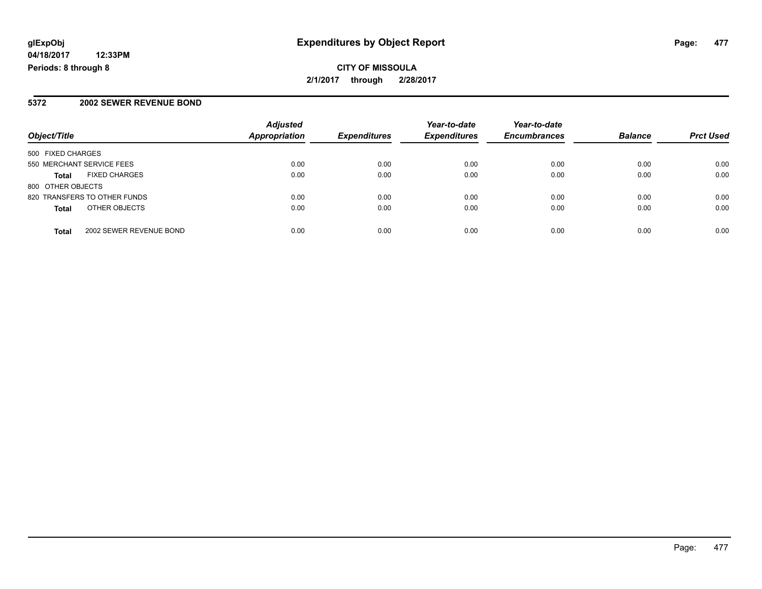**glExpObj**
**04/18/2017 12:33PM**
**Periods: 8 through 8**

# Expenditures by Object Report

**CITY OF MISSOULA**
**2/1/2017 through 2/28/2017**

## 5372 2002 SEWER REVENUE BOND

| Object/Title | | Adjusted Appropriation | Expenditures | Year-to-date Expenditures | Year-to-date Encumbrances | Balance | Prct Used |
|---|---|---|---|---|---|---|---|
| 500 FIXED CHARGES | | | | | | | |
| 550 MERCHANT SERVICE FEES | | 0.00 | 0.00 | 0.00 | 0.00 | 0.00 | 0.00 |
| **Total** | FIXED CHARGES | 0.00 | 0.00 | 0.00 | 0.00 | 0.00 | 0.00 |
| 800 OTHER OBJECTS | | | | | | | |
| 820 TRANSFERS TO OTHER FUNDS | | 0.00 | 0.00 | 0.00 | 0.00 | 0.00 | 0.00 |
| **Total** | OTHER OBJECTS | 0.00 | 0.00 | 0.00 | 0.00 | 0.00 | 0.00 |
| **Total** | 2002 SEWER REVENUE BOND | 0.00 | 0.00 | 0.00 | 0.00 | 0.00 | 0.00 |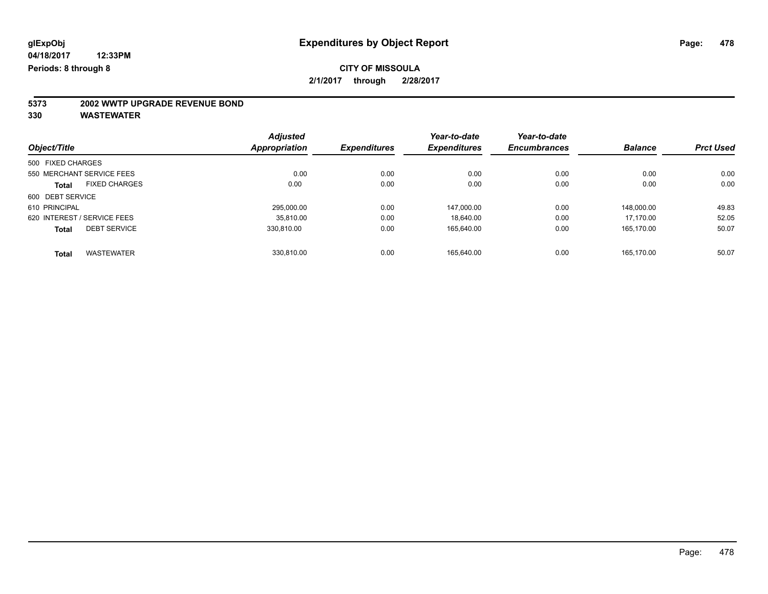glExpObj
04/18/2017 12:33PM
Periods: 8 through 8

# Expenditures by Object Report

**CITY OF MISSOULA**

**2/1/2017 through 2/28/2017**

**5373 2002 WWTP UPGRADE REVENUE BOND**

**330 WASTEWATER**

| Object/Title | Adjusted Appropriation | Expenditures | Year-to-date Expenditures | Year-to-date Encumbrances | Balance | Prct Used |
|---|---|---|---|---|---|---|
| 500 FIXED CHARGES | | | | | | |
| 550 MERCHANT SERVICE FEES | 0.00 | 0.00 | 0.00 | 0.00 | 0.00 | 0.00 |
| **Total** FIXED CHARGES | 0.00 | 0.00 | 0.00 | 0.00 | 0.00 | 0.00 |
| 600 DEBT SERVICE | | | | | | |
| 610 PRINCIPAL | 295,000.00 | 0.00 | 147,000.00 | 0.00 | 148,000.00 | 49.83 |
| 620 INTEREST / SERVICE FEES | 35,810.00 | 0.00 | 18,640.00 | 0.00 | 17,170.00 | 52.05 |
| **Total** DEBT SERVICE | 330,810.00 | 0.00 | 165,640.00 | 0.00 | 165,170.00 | 50.07 |
| **Total** WASTEWATER | 330,810.00 | 0.00 | 165,640.00 | 0.00 | 165,170.00 | 50.07 |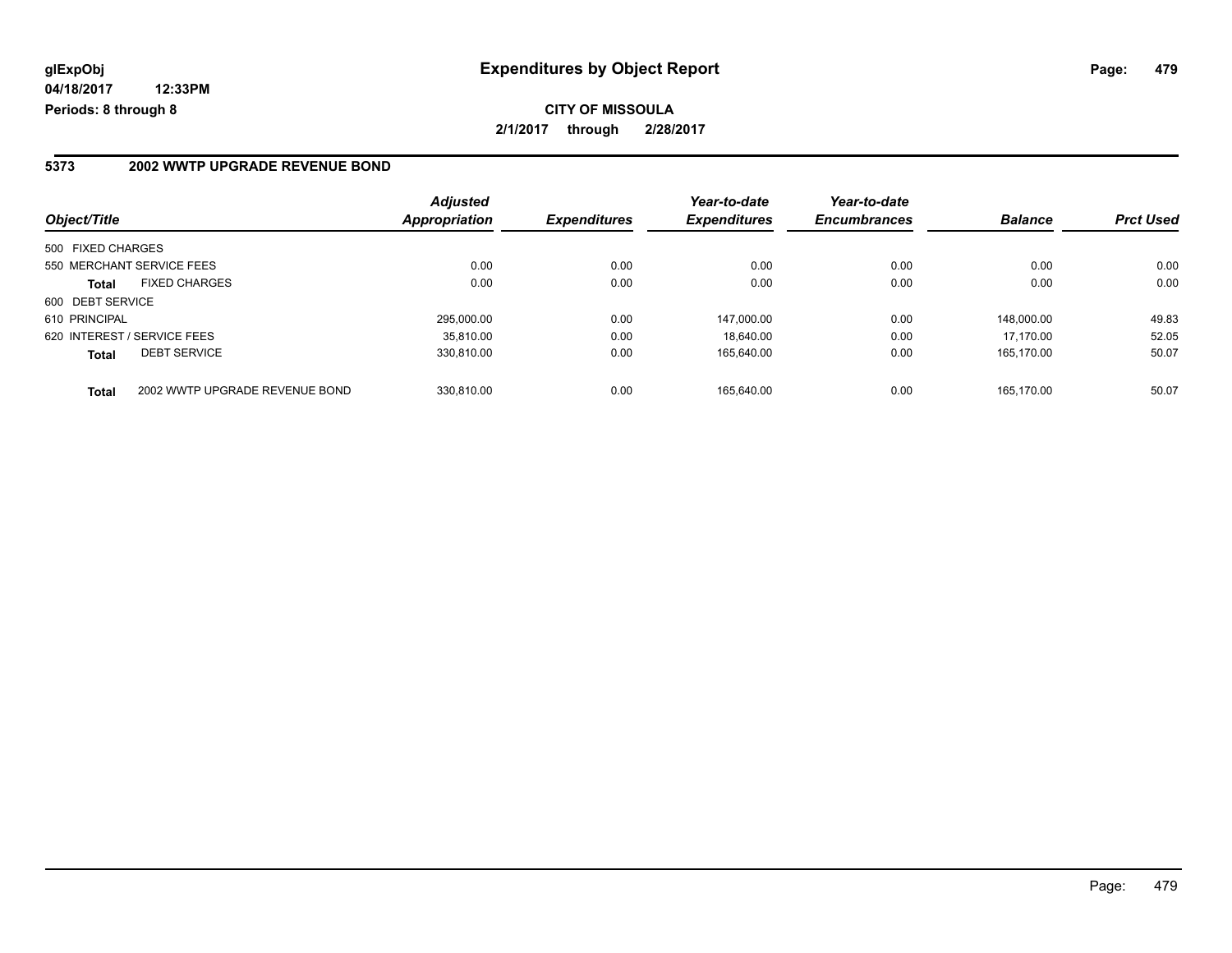glExpObj
04/18/2017 12:33PM
Periods: 8 through 8

# Expenditures by Object Report

**CITY OF MISSOULA**

**2/1/2017 through 2/28/2017**

## 5373 2002 WWTP UPGRADE REVENUE BOND

| Object/Title | | Adjusted Appropriation | Expenditures | Year-to-date Expenditures | Year-to-date Encumbrances | Balance | Prct Used |
|---|---|---|---|---|---|---|---|
| 500 FIXED CHARGES | | | | | | | |
| 550 MERCHANT SERVICE FEES | | 0.00 | 0.00 | 0.00 | 0.00 | 0.00 | 0.00 |
| **Total** | FIXED CHARGES | 0.00 | 0.00 | 0.00 | 0.00 | 0.00 | 0.00 |
| 600 DEBT SERVICE | | | | | | | |
| 610 PRINCIPAL | | 295,000.00 | 0.00 | 147,000.00 | 0.00 | 148,000.00 | 49.83 |
| 620 INTEREST / SERVICE FEES | | 35,810.00 | 0.00 | 18,640.00 | 0.00 | 17,170.00 | 52.05 |
| **Total** | DEBT SERVICE | 330,810.00 | 0.00 | 165,640.00 | 0.00 | 165,170.00 | 50.07 |
| **Total** | 2002 WWTP UPGRADE REVENUE BOND | 330,810.00 | 0.00 | 165,640.00 | 0.00 | 165,170.00 | 50.07 |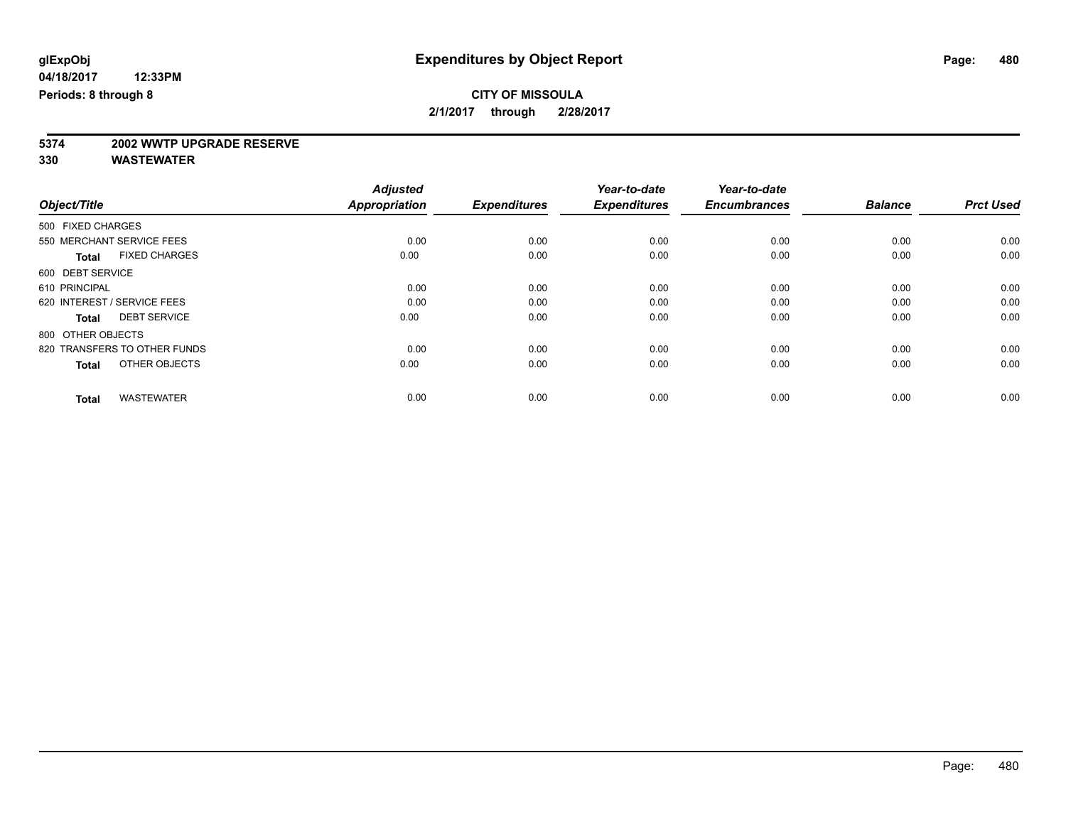glExpObj
04/18/2017 12:33PM
Periods: 8 through 8

# Expenditures by Object Report

**CITY OF MISSOULA**
**2/1/2017 through 2/28/2017**

**5374 2002 WWTP UPGRADE RESERVE**
**330 WASTEWATER**

| Object/Title | Adjusted Appropriation | Expenditures | Year-to-date Expenditures | Year-to-date Encumbrances | Balance | Prct Used |
|---|---|---|---|---|---|---|
| 500 FIXED CHARGES | | | | | | |
| 550 MERCHANT SERVICE FEES | 0.00 | 0.00 | 0.00 | 0.00 | 0.00 | 0.00 |
| **Total** FIXED CHARGES | 0.00 | 0.00 | 0.00 | 0.00 | 0.00 | 0.00 |
| 600 DEBT SERVICE | | | | | | |
| 610 PRINCIPAL | 0.00 | 0.00 | 0.00 | 0.00 | 0.00 | 0.00 |
| 620 INTEREST / SERVICE FEES | 0.00 | 0.00 | 0.00 | 0.00 | 0.00 | 0.00 |
| **Total** DEBT SERVICE | 0.00 | 0.00 | 0.00 | 0.00 | 0.00 | 0.00 |
| 800 OTHER OBJECTS | | | | | | |
| 820 TRANSFERS TO OTHER FUNDS | 0.00 | 0.00 | 0.00 | 0.00 | 0.00 | 0.00 |
| **Total** OTHER OBJECTS | 0.00 | 0.00 | 0.00 | 0.00 | 0.00 | 0.00 |
| **Total** WASTEWATER | 0.00 | 0.00 | 0.00 | 0.00 | 0.00 | 0.00 |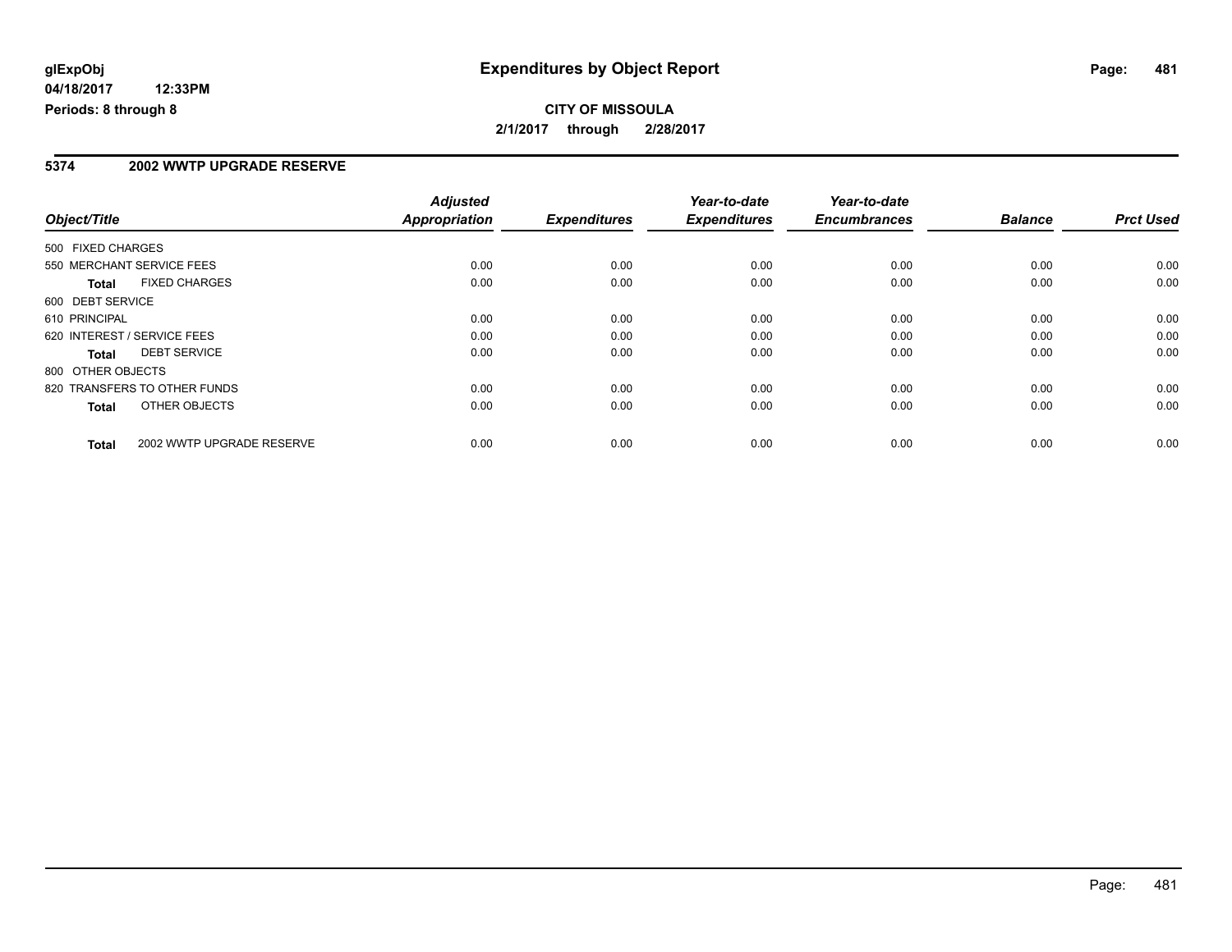# Expenditures by Object Report

glExpObj
04/18/2017 12:33PM
Periods: 8 through 8

**CITY OF MISSOULA**
**2/1/2017 through 2/28/2017**

## 5374 2002 WWTP UPGRADE RESERVE

| Object/Title | Adjusted Appropriation | Expenditures | Year-to-date Expenditures | Year-to-date Encumbrances | Balance | Prct Used |
|---|---|---|---|---|---|---|
| 500 FIXED CHARGES | | | | | | |
| 550 MERCHANT SERVICE FEES | 0.00 | 0.00 | 0.00 | 0.00 | 0.00 | 0.00 |
| **Total** FIXED CHARGES | 0.00 | 0.00 | 0.00 | 0.00 | 0.00 | 0.00 |
| 600 DEBT SERVICE | | | | | | |
| 610 PRINCIPAL | 0.00 | 0.00 | 0.00 | 0.00 | 0.00 | 0.00 |
| 620 INTEREST / SERVICE FEES | 0.00 | 0.00 | 0.00 | 0.00 | 0.00 | 0.00 |
| **Total** DEBT SERVICE | 0.00 | 0.00 | 0.00 | 0.00 | 0.00 | 0.00 |
| 800 OTHER OBJECTS | | | | | | |
| 820 TRANSFERS TO OTHER FUNDS | 0.00 | 0.00 | 0.00 | 0.00 | 0.00 | 0.00 |
| **Total** OTHER OBJECTS | 0.00 | 0.00 | 0.00 | 0.00 | 0.00 | 0.00 |
| **Total** 2002 WWTP UPGRADE RESERVE | 0.00 | 0.00 | 0.00 | 0.00 | 0.00 | 0.00 |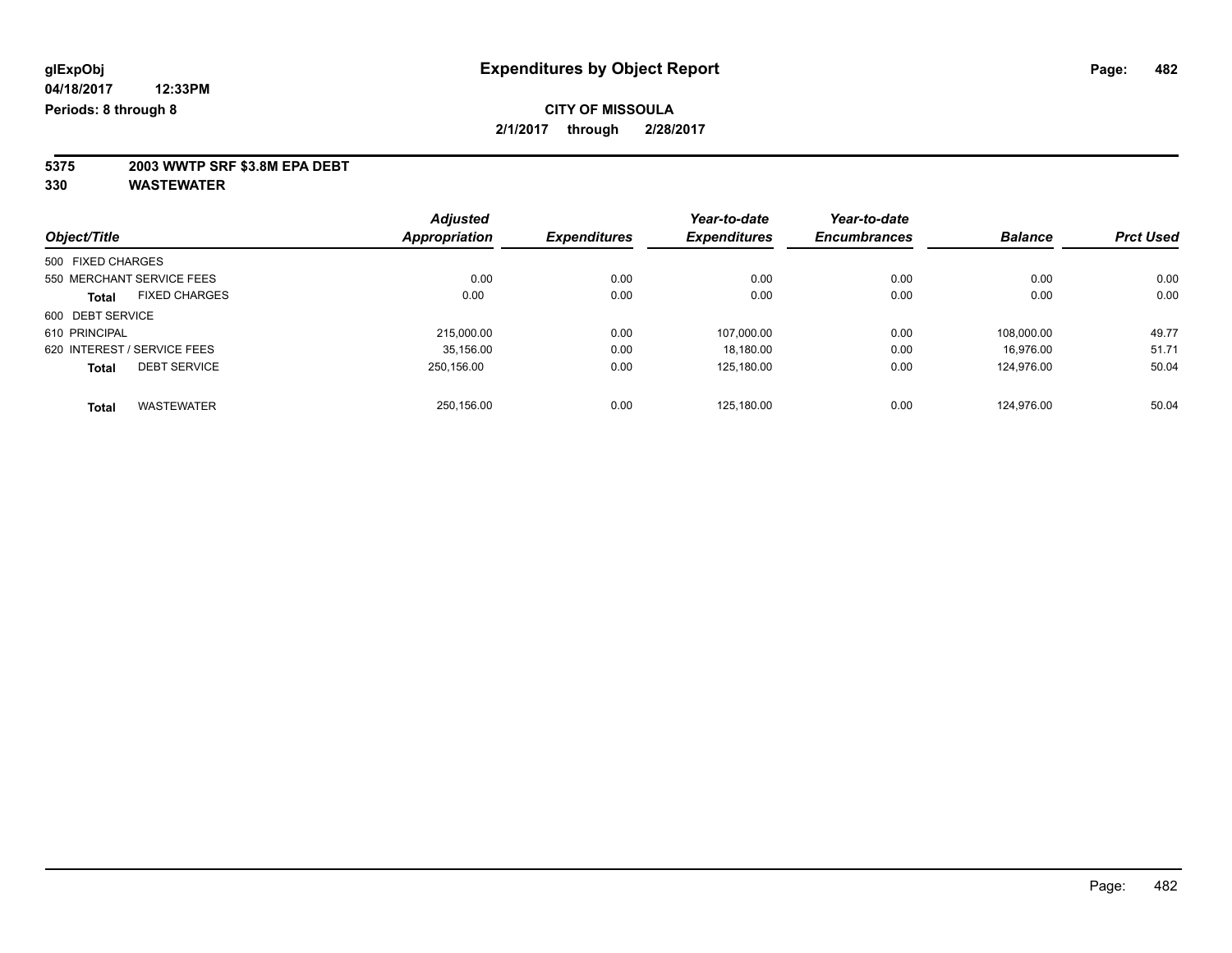glExpObj
04/18/2017 12:33PM
Periods: 8 through 8

# Expenditures by Object Report

**CITY OF MISSOULA**

**2/1/2017 through 2/28/2017**

**5375 2003 WWTP SRF $3.8M EPA DEBT**
**330 WASTEWATER**

| Object/Title | Adjusted Appropriation | Expenditures | Year-to-date Expenditures | Year-to-date Encumbrances | Balance | Prct Used |
|---|---|---|---|---|---|---|
| 500 FIXED CHARGES | | | | | | |
| 550 MERCHANT SERVICE FEES | 0.00 | 0.00 | 0.00 | 0.00 | 0.00 | 0.00 |
| **Total** FIXED CHARGES | 0.00 | 0.00 | 0.00 | 0.00 | 0.00 | 0.00 |
| 600 DEBT SERVICE | | | | | | |
| 610 PRINCIPAL | 215,000.00 | 0.00 | 107,000.00 | 0.00 | 108,000.00 | 49.77 |
| 620 INTEREST / SERVICE FEES | 35,156.00 | 0.00 | 18,180.00 | 0.00 | 16,976.00 | 51.71 |
| **Total** DEBT SERVICE | 250,156.00 | 0.00 | 125,180.00 | 0.00 | 124,976.00 | 50.04 |
| **Total** WASTEWATER | 250,156.00 | 0.00 | 125,180.00 | 0.00 | 124,976.00 | 50.04 |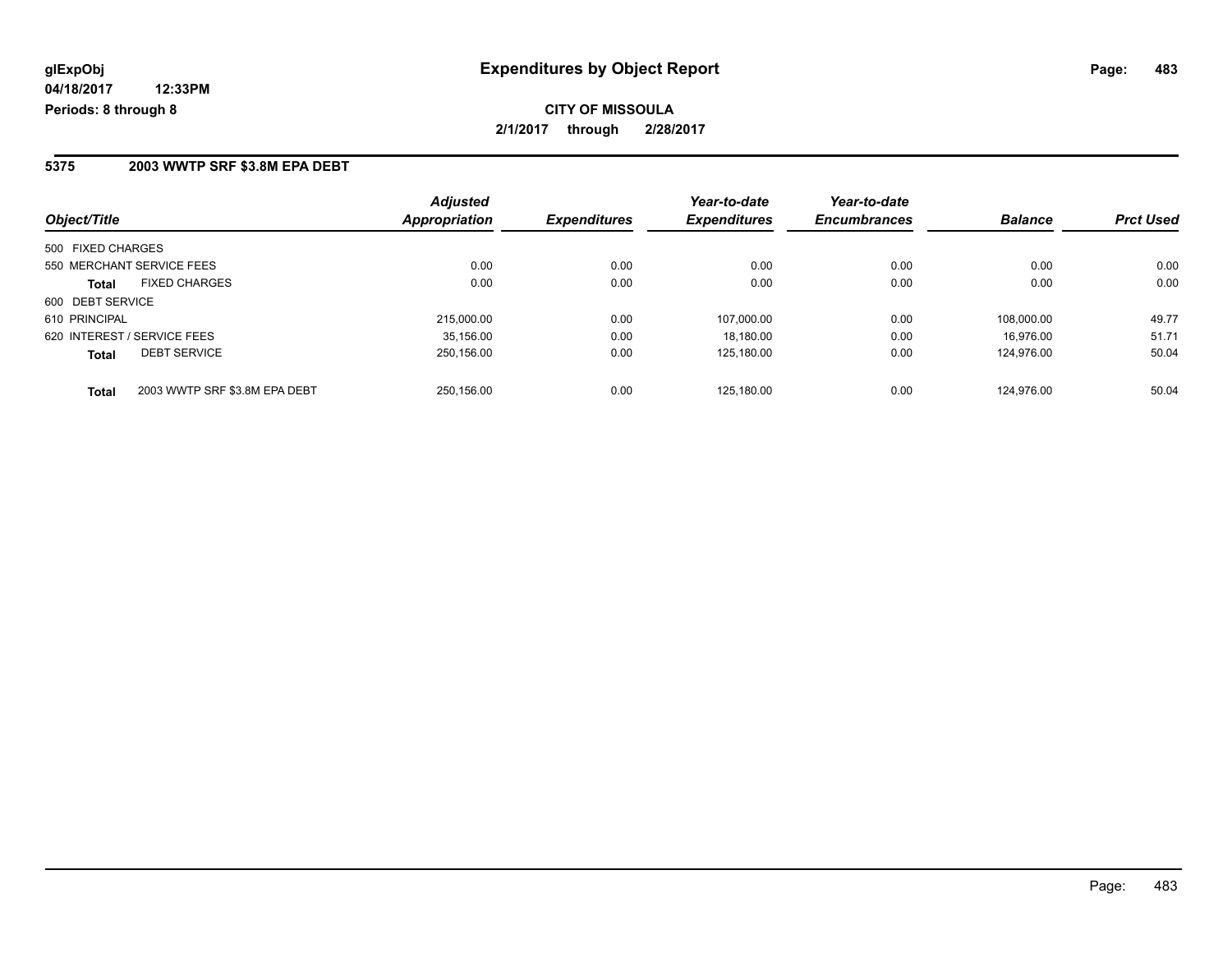**glExpObj**
**04/18/2017 12:33PM**
**Periods: 8 through 8**

# Expenditures by Object Report

**CITY OF MISSOULA**
**2/1/2017 through 2/28/2017**

## 5375 2003 WWTP SRF $3.8M EPA DEBT

| Object/Title | | Adjusted Appropriation | Expenditures | Year-to-date Expenditures | Year-to-date Encumbrances | Balance | Prct Used |
|---|---|---|---|---|---|---|---|
| 500 FIXED CHARGES | | | | | | | |
| 550 MERCHANT SERVICE FEES | | 0.00 | 0.00 | 0.00 | 0.00 | 0.00 | 0.00 |
| **Total** | FIXED CHARGES | 0.00 | 0.00 | 0.00 | 0.00 | 0.00 | 0.00 |
| 600 DEBT SERVICE | | | | | | | |
| 610 PRINCIPAL | | 215,000.00 | 0.00 | 107,000.00 | 0.00 | 108,000.00 | 49.77 |
| 620 INTEREST / SERVICE FEES | | 35,156.00 | 0.00 | 18,180.00 | 0.00 | 16,976.00 | 51.71 |
| **Total** | DEBT SERVICE | 250,156.00 | 0.00 | 125,180.00 | 0.00 | 124,976.00 | 50.04 |
| **Total** | 2003 WWTP SRF $3.8M EPA DEBT | 250,156.00 | 0.00 | 125,180.00 | 0.00 | 124,976.00 | 50.04 |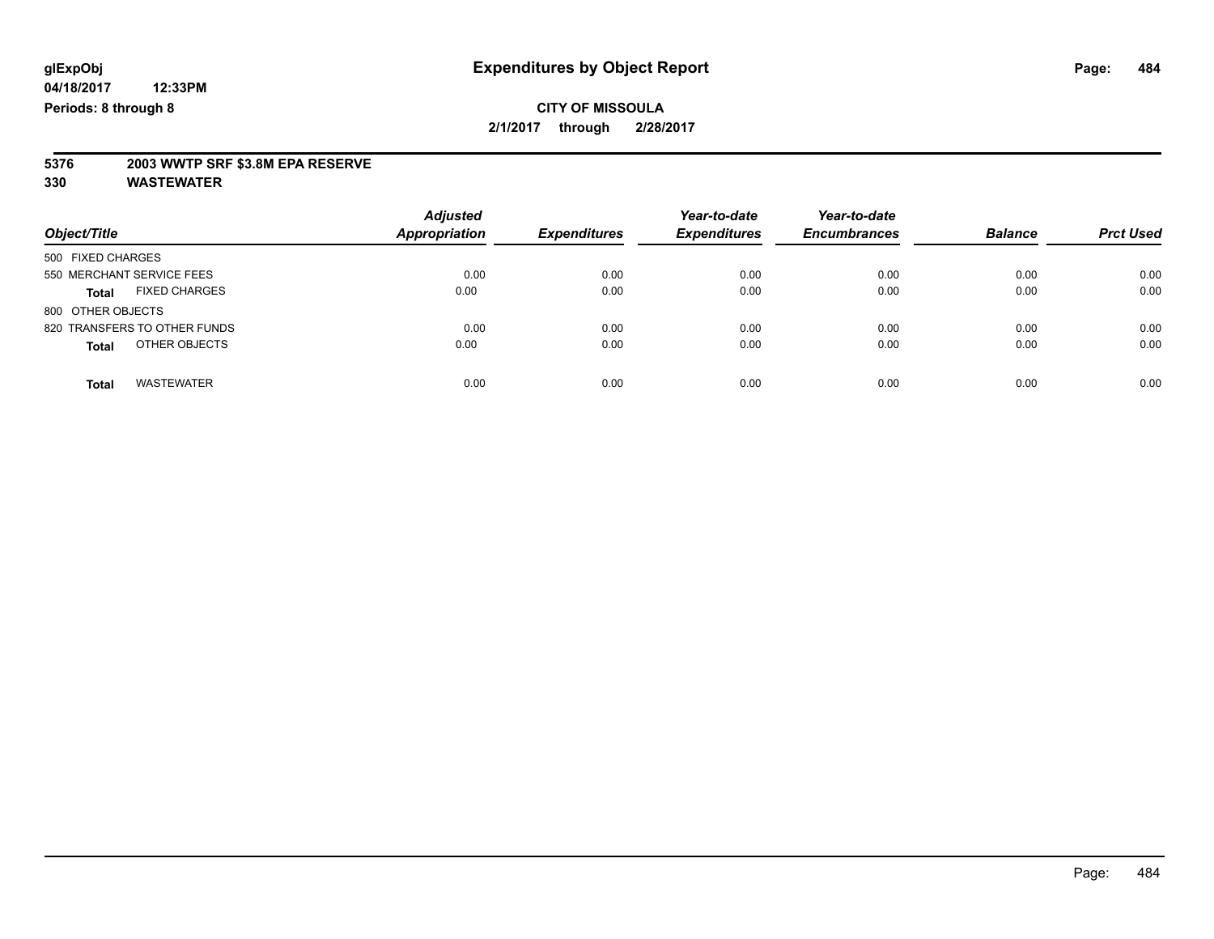glExpObj
04/18/2017 12:33PM
Periods: 8 through 8

# Expenditures by Object Report

**CITY OF MISSOULA**
**2/1/2017 through 2/28/2017**

**5376 2003 WWTP SRF $3.8M EPA RESERVE**
**330 WASTEWATER**

| Object/Title | Adjusted Appropriation | Expenditures | Year-to-date Expenditures | Year-to-date Encumbrances | Balance | Prct Used |
|---|---|---|---|---|---|---|
| 500 FIXED CHARGES | | | | | | |
| 550 MERCHANT SERVICE FEES | 0.00 | 0.00 | 0.00 | 0.00 | 0.00 | 0.00 |
| **Total** FIXED CHARGES | 0.00 | 0.00 | 0.00 | 0.00 | 0.00 | 0.00 |
| 800 OTHER OBJECTS | | | | | | |
| 820 TRANSFERS TO OTHER FUNDS | 0.00 | 0.00 | 0.00 | 0.00 | 0.00 | 0.00 |
| **Total** OTHER OBJECTS | 0.00 | 0.00 | 0.00 | 0.00 | 0.00 | 0.00 |
| **Total** WASTEWATER | 0.00 | 0.00 | 0.00 | 0.00 | 0.00 | 0.00 |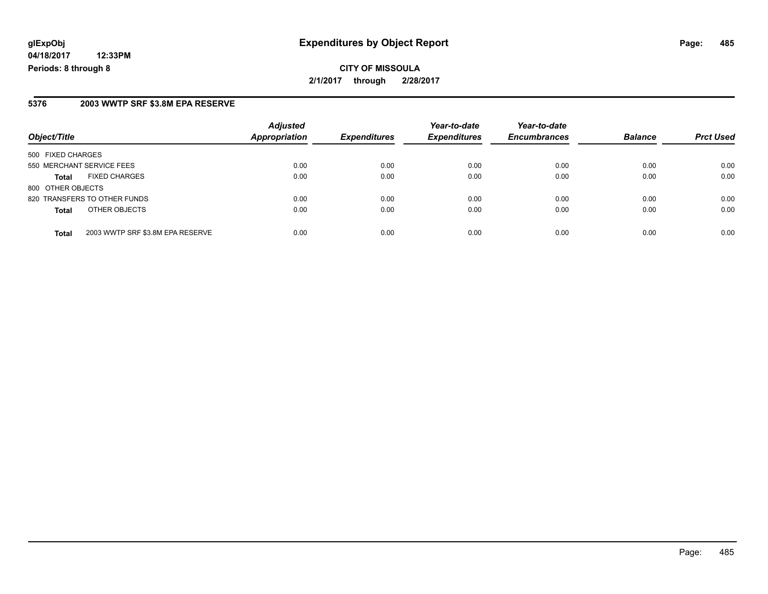**glExpObj** **Expenditures by Object Report**

**04/18/2017 12:33PM**

**Periods: 8 through 8**

**CITY OF MISSOULA**

**2/1/2017 through 2/28/2017**

## 5376 2003 WWTP SRF $3.8M EPA RESERVE

| Object/Title | Adjusted Appropriation | Expenditures | Year-to-date Expenditures | Year-to-date Encumbrances | Balance | Prct Used |
|---|---|---|---|---|---|---|
| 500 FIXED CHARGES | | | | | | |
| 550 MERCHANT SERVICE FEES | 0.00 | 0.00 | 0.00 | 0.00 | 0.00 | 0.00 |
| **Total** FIXED CHARGES | 0.00 | 0.00 | 0.00 | 0.00 | 0.00 | 0.00 |
| 800 OTHER OBJECTS | | | | | | |
| 820 TRANSFERS TO OTHER FUNDS | 0.00 | 0.00 | 0.00 | 0.00 | 0.00 | 0.00 |
| **Total** OTHER OBJECTS | 0.00 | 0.00 | 0.00 | 0.00 | 0.00 | 0.00 |
| **Total** 2003 WWTP SRF $3.8M EPA RESERVE | 0.00 | 0.00 | 0.00 | 0.00 | 0.00 | 0.00 |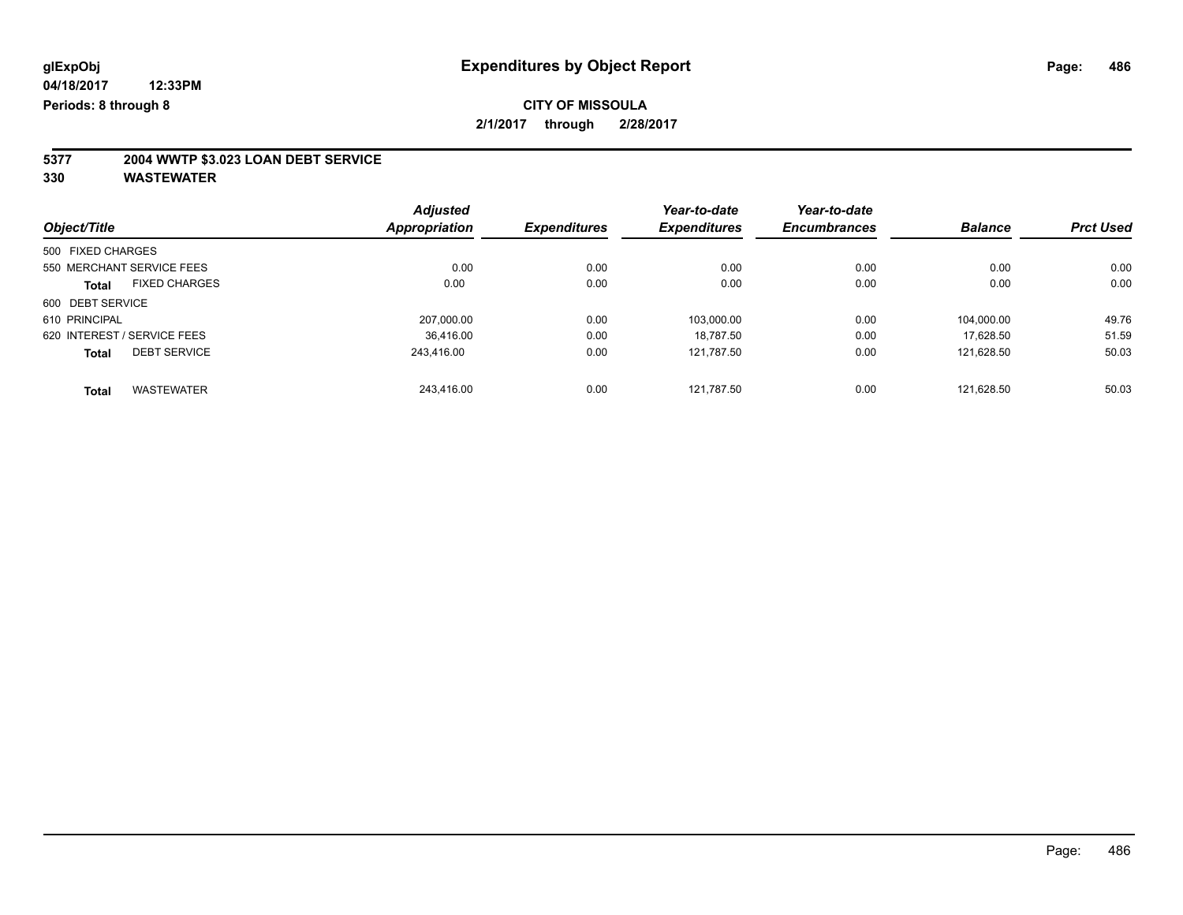glExpObj
04/18/2017 12:33PM
Periods: 8 through 8

# Expenditures by Object Report

**CITY OF MISSOULA**

**2/1/2017 through 2/28/2017**

**5377 2004 WWTP $3.023 LOAN DEBT SERVICE**

**330 WASTEWATER**

| Object/Title | Adjusted Appropriation | Expenditures | Year-to-date Expenditures | Year-to-date Encumbrances | Balance | Prct Used |
|---|---|---|---|---|---|---|
| 500 FIXED CHARGES | | | | | | |
| 550 MERCHANT SERVICE FEES | 0.00 | 0.00 | 0.00 | 0.00 | 0.00 | 0.00 |
| **Total** FIXED CHARGES | 0.00 | 0.00 | 0.00 | 0.00 | 0.00 | 0.00 |
| 600 DEBT SERVICE | | | | | | |
| 610 PRINCIPAL | 207,000.00 | 0.00 | 103,000.00 | 0.00 | 104,000.00 | 49.76 |
| 620 INTEREST / SERVICE FEES | 36,416.00 | 0.00 | 18,787.50 | 0.00 | 17,628.50 | 51.59 |
| **Total** DEBT SERVICE | 243,416.00 | 0.00 | 121,787.50 | 0.00 | 121,628.50 | 50.03 |
| **Total** WASTEWATER | 243,416.00 | 0.00 | 121,787.50 | 0.00 | 121,628.50 | 50.03 |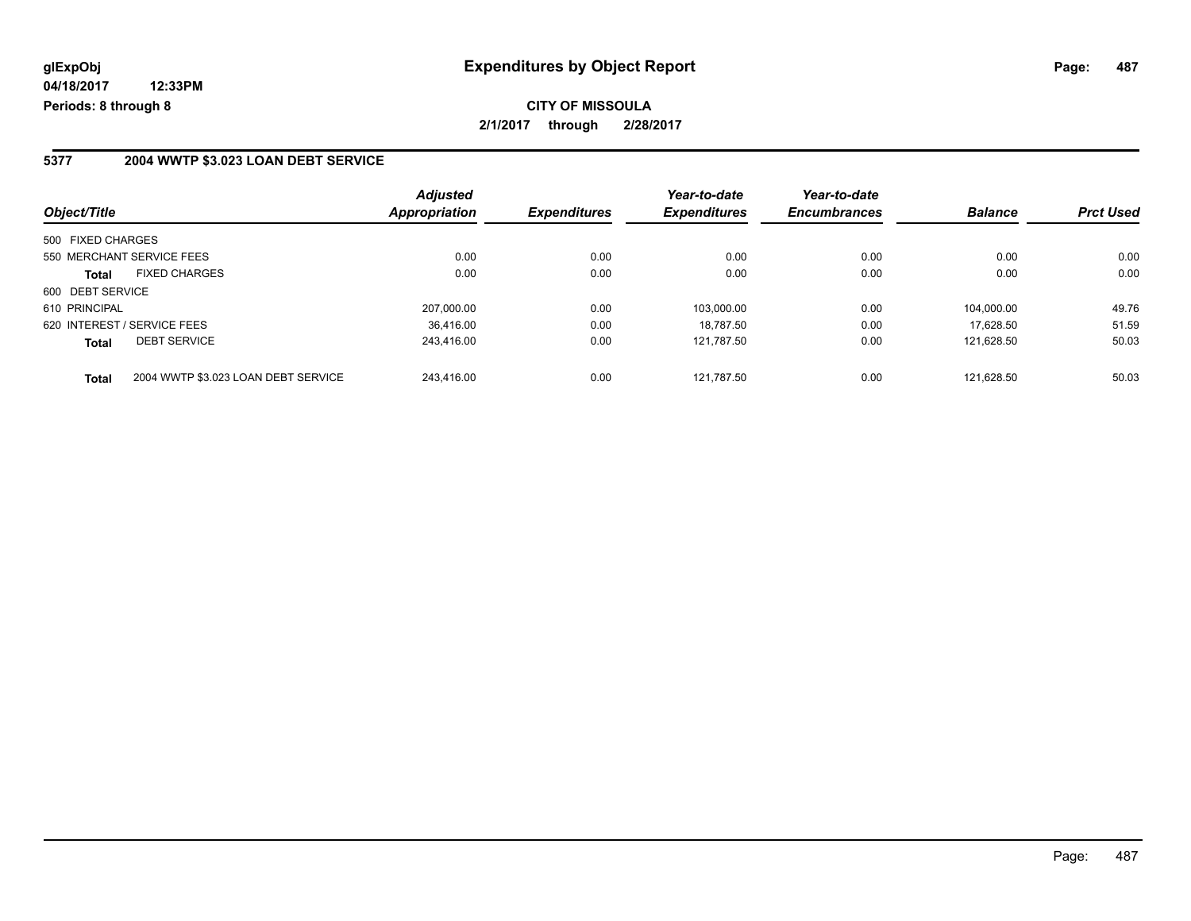**glExpObj**
**04/18/2017 12:33PM**
**Periods: 8 through 8**

# Expenditures by Object Report

**CITY OF MISSOULA**
**2/1/2017 through 2/28/2017**

## 5377 2004 WWTP $3.023 LOAN DEBT SERVICE

| Object/Title | | Adjusted Appropriation | Expenditures | Year-to-date Expenditures | Year-to-date Encumbrances | Balance | Prct Used |
|---|---|---|---|---|---|---|---|
| 500 FIXED CHARGES | | | | | | | |
| 550 MERCHANT SERVICE FEES | | 0.00 | 0.00 | 0.00 | 0.00 | 0.00 | 0.00 |
| **Total** | FIXED CHARGES | 0.00 | 0.00 | 0.00 | 0.00 | 0.00 | 0.00 |
| 600 DEBT SERVICE | | | | | | | |
| 610 PRINCIPAL | | 207,000.00 | 0.00 | 103,000.00 | 0.00 | 104,000.00 | 49.76 |
| 620 INTEREST / SERVICE FEES | | 36,416.00 | 0.00 | 18,787.50 | 0.00 | 17,628.50 | 51.59 |
| **Total** | DEBT SERVICE | 243,416.00 | 0.00 | 121,787.50 | 0.00 | 121,628.50 | 50.03 |
| **Total** | 2004 WWTP $3.023 LOAN DEBT SERVICE | 243,416.00 | 0.00 | 121,787.50 | 0.00 | 121,628.50 | 50.03 |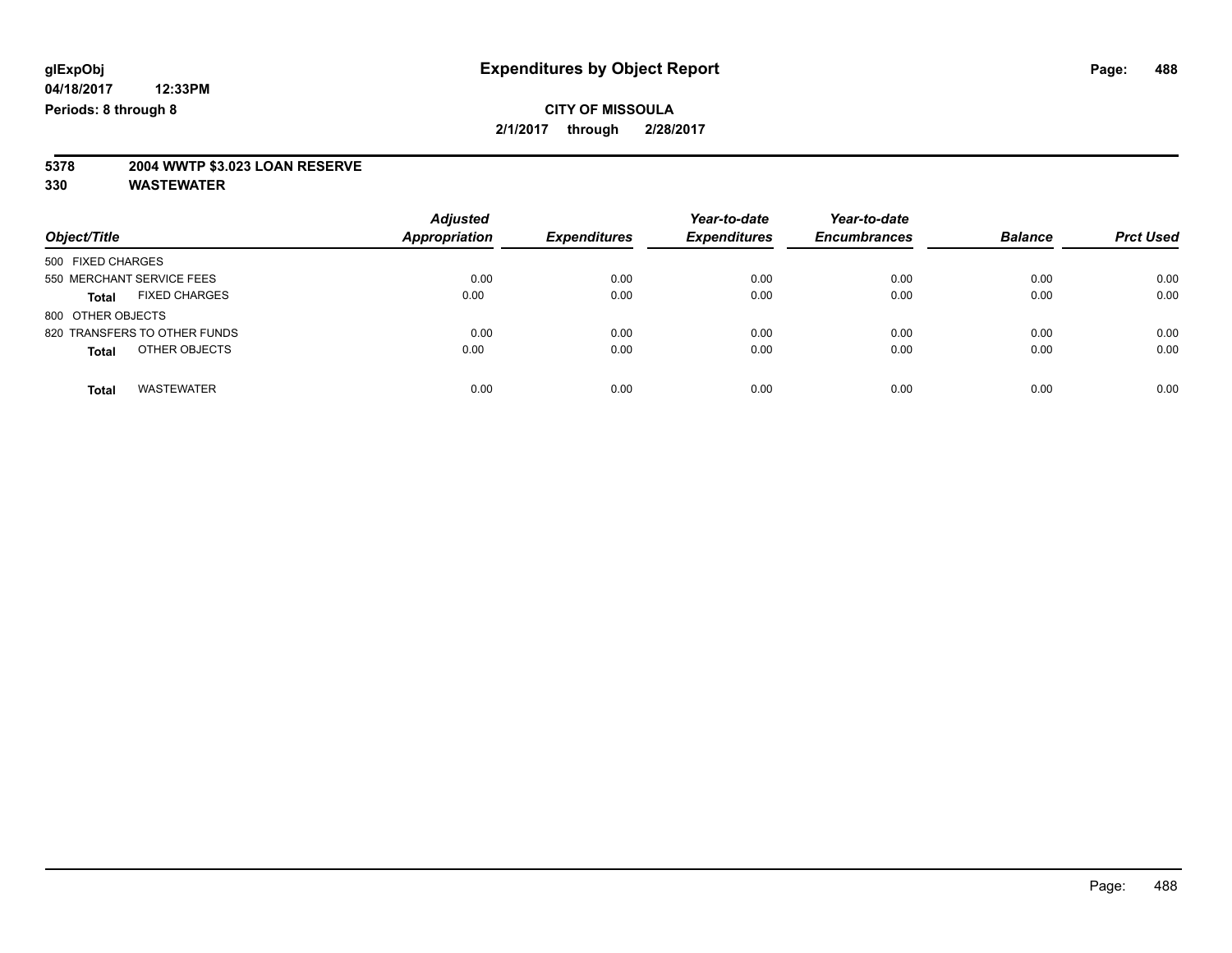# Expenditures by Object Report

glExpObj
04/18/2017 12:33PM
Periods: 8 through 8

**CITY OF MISSOULA**
**2/1/2017 through 2/28/2017**

**5378 2004 WWTP $3.023 LOAN RESERVE**
**330 WASTEWATER**

| Object/Title | Adjusted Appropriation | Expenditures | Year-to-date Expenditures | Year-to-date Encumbrances | Balance | Prct Used |
|---|---|---|---|---|---|---|
| 500 FIXED CHARGES | | | | | | |
| 550 MERCHANT SERVICE FEES | 0.00 | 0.00 | 0.00 | 0.00 | 0.00 | 0.00 |
| **Total** FIXED CHARGES | 0.00 | 0.00 | 0.00 | 0.00 | 0.00 | 0.00 |
| 800 OTHER OBJECTS | | | | | | |
| 820 TRANSFERS TO OTHER FUNDS | 0.00 | 0.00 | 0.00 | 0.00 | 0.00 | 0.00 |
| **Total** OTHER OBJECTS | 0.00 | 0.00 | 0.00 | 0.00 | 0.00 | 0.00 |
| **Total** WASTEWATER | 0.00 | 0.00 | 0.00 | 0.00 | 0.00 | 0.00 |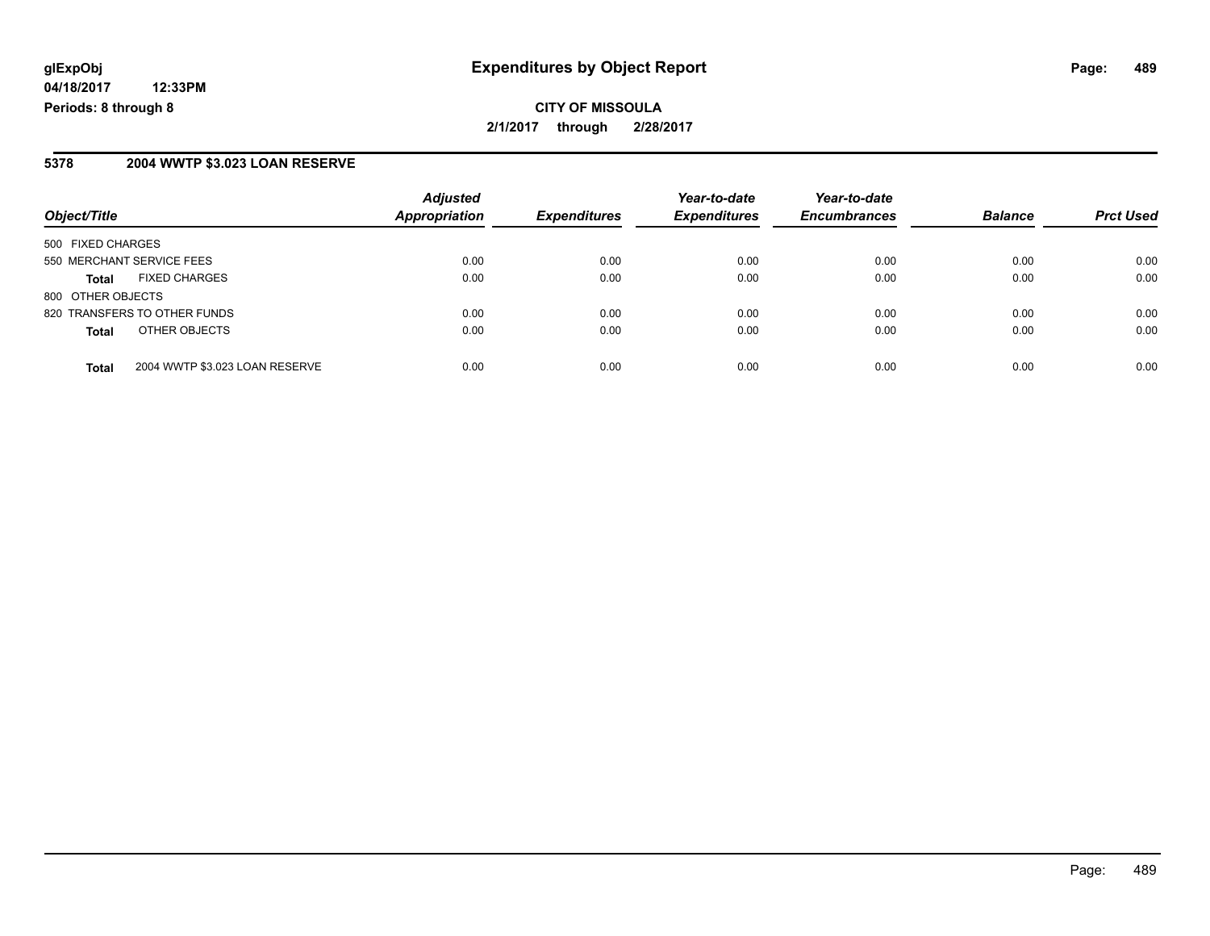**Expenditures by Object Report**

**CITY OF MISSOULA**

**2/1/2017 through 2/28/2017**

glExpObj
04/18/2017 12:33PM
Periods: 8 through 8

## 5378 2004 WWTP $3.023 LOAN RESERVE

| Object/Title | | Adjusted Appropriation | Expenditures | Year-to-date Expenditures | Year-to-date Encumbrances | Balance | Prct Used |
|---|---|---|---|---|---|---|---|
| 500 FIXED CHARGES | | | | | | | |
| 550 MERCHANT SERVICE FEES | | 0.00 | 0.00 | 0.00 | 0.00 | 0.00 | 0.00 |
| **Total** | FIXED CHARGES | 0.00 | 0.00 | 0.00 | 0.00 | 0.00 | 0.00 |
| 800 OTHER OBJECTS | | | | | | | |
| 820 TRANSFERS TO OTHER FUNDS | | 0.00 | 0.00 | 0.00 | 0.00 | 0.00 | 0.00 |
| **Total** | OTHER OBJECTS | 0.00 | 0.00 | 0.00 | 0.00 | 0.00 | 0.00 |
| **Total** | 2004 WWTP $3.023 LOAN RESERVE | 0.00 | 0.00 | 0.00 | 0.00 | 0.00 | 0.00 |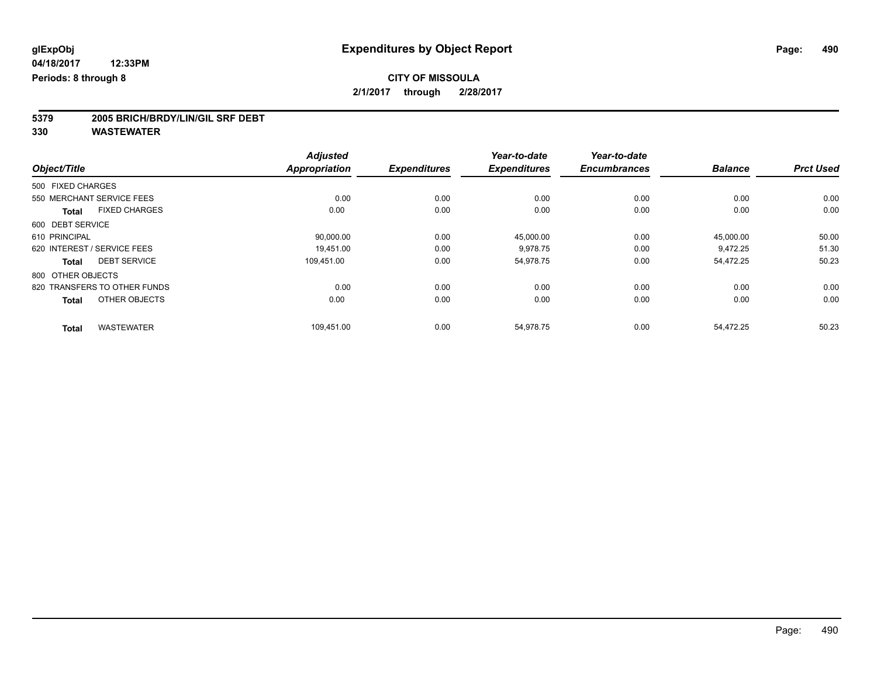**glExpObj**
**04/18/2017 12:33PM**
**Periods: 8 through 8**

# Expenditures by Object Report

**CITY OF MISSOULA**
**2/1/2017 through 2/28/2017**

**5379 2005 BRICH/BRDY/LIN/GIL SRF DEBT**
**330 WASTEWATER**

| Object/Title | Adjusted Appropriation | Expenditures | Year-to-date Expenditures | Year-to-date Encumbrances | Balance | Prct Used |
|---|---|---|---|---|---|---|
| 500 FIXED CHARGES | | | | | | |
| 550 MERCHANT SERVICE FEES | 0.00 | 0.00 | 0.00 | 0.00 | 0.00 | 0.00 |
| **Total** FIXED CHARGES | 0.00 | 0.00 | 0.00 | 0.00 | 0.00 | 0.00 |
| 600 DEBT SERVICE | | | | | | |
| 610 PRINCIPAL | 90,000.00 | 0.00 | 45,000.00 | 0.00 | 45,000.00 | 50.00 |
| 620 INTEREST / SERVICE FEES | 19,451.00 | 0.00 | 9,978.75 | 0.00 | 9,472.25 | 51.30 |
| **Total** DEBT SERVICE | 109,451.00 | 0.00 | 54,978.75 | 0.00 | 54,472.25 | 50.23 |
| 800 OTHER OBJECTS | | | | | | |
| 820 TRANSFERS TO OTHER FUNDS | 0.00 | 0.00 | 0.00 | 0.00 | 0.00 | 0.00 |
| **Total** OTHER OBJECTS | 0.00 | 0.00 | 0.00 | 0.00 | 0.00 | 0.00 |
| **Total** WASTEWATER | 109,451.00 | 0.00 | 54,978.75 | 0.00 | 54,472.25 | 50.23 |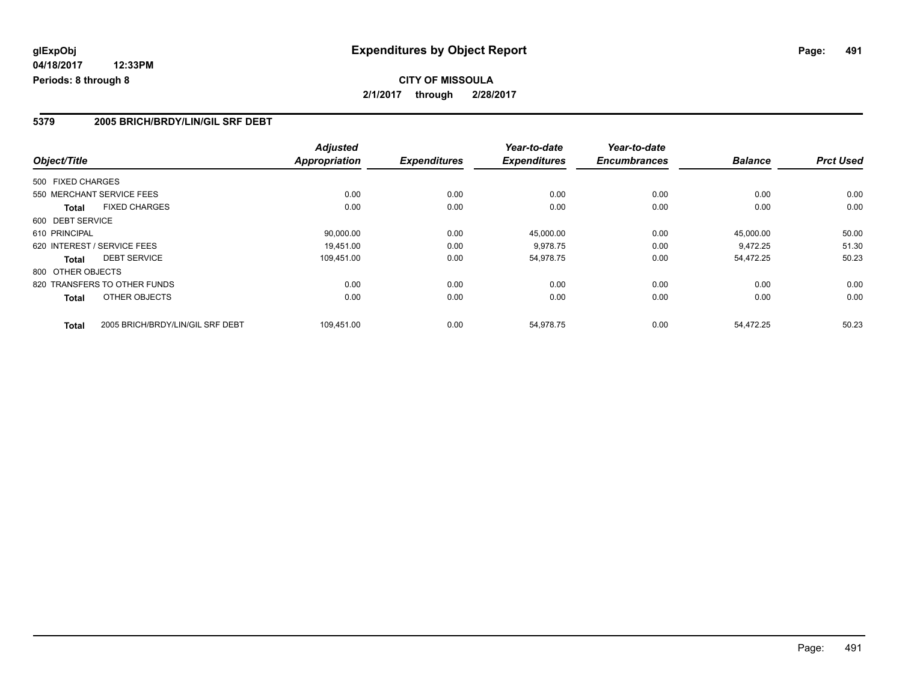# Expenditures by Object Report

glExpObj
04/18/2017 12:33PM
Periods: 8 through 8

**CITY OF MISSOULA**
**2/1/2017 through 2/28/2017**

## 5379 2005 BRICH/BRDY/LIN/GIL SRF DEBT

| Object/Title | | Adjusted Appropriation | Expenditures | Year-to-date Expenditures | Year-to-date Encumbrances | Balance | Prct Used |
|---|---|---|---|---|---|---|---|
| 500 FIXED CHARGES | | | | | | | |
| 550 MERCHANT SERVICE FEES | | 0.00 | 0.00 | 0.00 | 0.00 | 0.00 | 0.00 |
| **Total** | FIXED CHARGES | 0.00 | 0.00 | 0.00 | 0.00 | 0.00 | 0.00 |
| 600 DEBT SERVICE | | | | | | | |
| 610 PRINCIPAL | | 90,000.00 | 0.00 | 45,000.00 | 0.00 | 45,000.00 | 50.00 |
| 620 INTEREST / SERVICE FEES | | 19,451.00 | 0.00 | 9,978.75 | 0.00 | 9,472.25 | 51.30 |
| **Total** | DEBT SERVICE | 109,451.00 | 0.00 | 54,978.75 | 0.00 | 54,472.25 | 50.23 |
| 800 OTHER OBJECTS | | | | | | | |
| 820 TRANSFERS TO OTHER FUNDS | | 0.00 | 0.00 | 0.00 | 0.00 | 0.00 | 0.00 |
| **Total** | OTHER OBJECTS | 0.00 | 0.00 | 0.00 | 0.00 | 0.00 | 0.00 |
| **Total** | 2005 BRICH/BRDY/LIN/GIL SRF DEBT | 109,451.00 | 0.00 | 54,978.75 | 0.00 | 54,472.25 | 50.23 |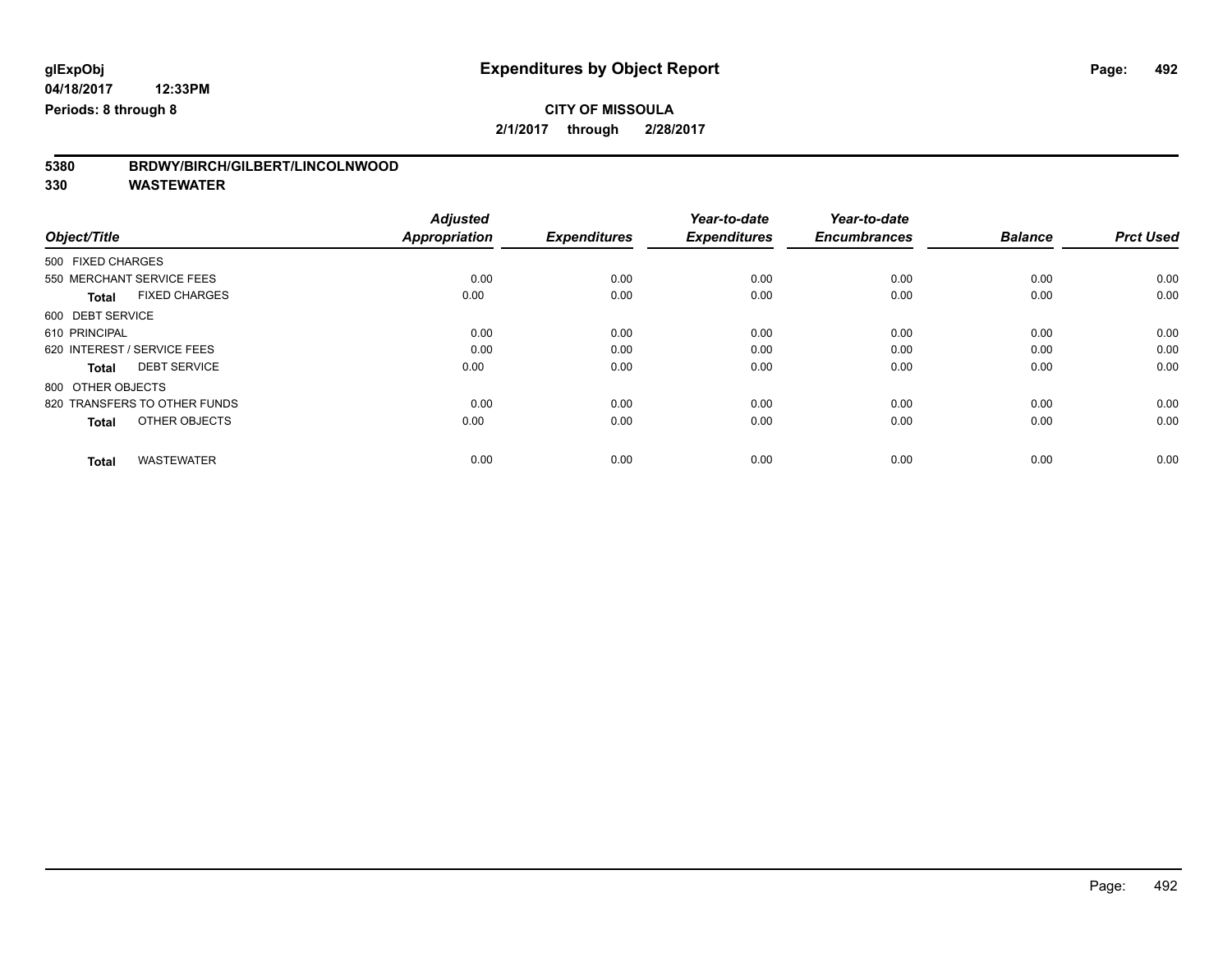glExpObj
04/18/2017 12:33PM
Periods: 8 through 8

# Expenditures by Object Report

**CITY OF MISSOULA**
**2/1/2017 through 2/28/2017**

**5380 BRDWY/BIRCH/GILBERT/LINCOLNWOOD**
**330 WASTEWATER**

| Object/Title | Adjusted Appropriation | Expenditures | Year-to-date Expenditures | Year-to-date Encumbrances | Balance | Prct Used |
|---|---|---|---|---|---|---|
| 500 FIXED CHARGES | | | | | | |
| 550 MERCHANT SERVICE FEES | 0.00 | 0.00 | 0.00 | 0.00 | 0.00 | 0.00 |
| **Total** FIXED CHARGES | 0.00 | 0.00 | 0.00 | 0.00 | 0.00 | 0.00 |
| 600 DEBT SERVICE | | | | | | |
| 610 PRINCIPAL | 0.00 | 0.00 | 0.00 | 0.00 | 0.00 | 0.00 |
| 620 INTEREST / SERVICE FEES | 0.00 | 0.00 | 0.00 | 0.00 | 0.00 | 0.00 |
| **Total** DEBT SERVICE | 0.00 | 0.00 | 0.00 | 0.00 | 0.00 | 0.00 |
| 800 OTHER OBJECTS | | | | | | |
| 820 TRANSFERS TO OTHER FUNDS | 0.00 | 0.00 | 0.00 | 0.00 | 0.00 | 0.00 |
| **Total** OTHER OBJECTS | 0.00 | 0.00 | 0.00 | 0.00 | 0.00 | 0.00 |
| **Total** WASTEWATER | 0.00 | 0.00 | 0.00 | 0.00 | 0.00 | 0.00 |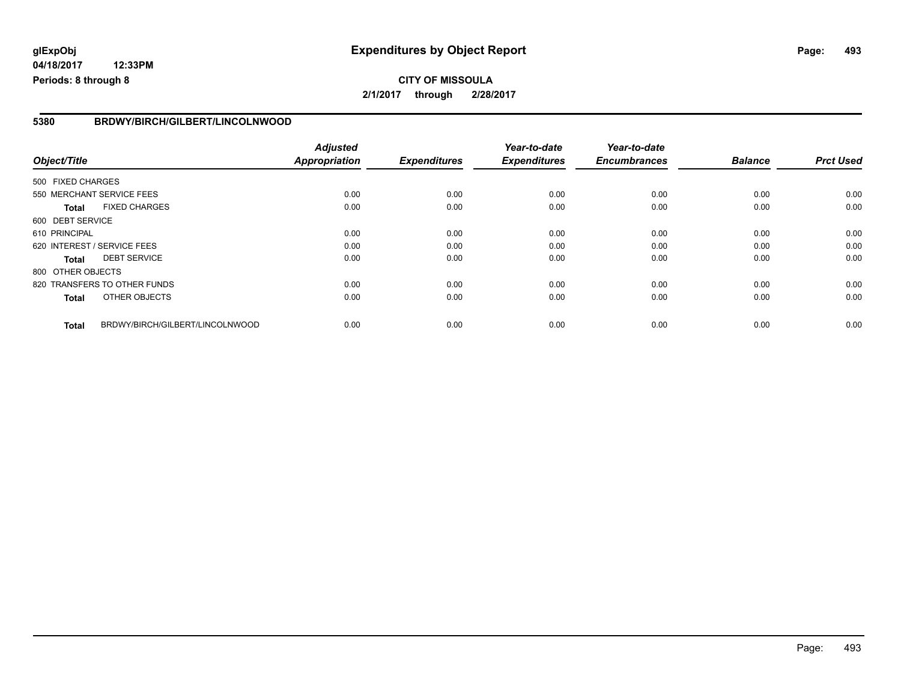# Expenditures by Object Report

glExpObj
04/18/2017 12:33PM
Periods: 8 through 8

**CITY OF MISSOULA**
**2/1/2017 through 2/28/2017**

## 5380 BRDWY/BIRCH/GILBERT/LINCOLNWOOD

| Object/Title | | Adjusted Appropriation | Expenditures | Year-to-date Expenditures | Year-to-date Encumbrances | Balance | Prct Used |
|---|---|---|---|---|---|---|---|
| 500 FIXED CHARGES | | | | | | | |
| 550 MERCHANT SERVICE FEES | | 0.00 | 0.00 | 0.00 | 0.00 | 0.00 | 0.00 |
| **Total** | FIXED CHARGES | 0.00 | 0.00 | 0.00 | 0.00 | 0.00 | 0.00 |
| 600 DEBT SERVICE | | | | | | | |
| 610 PRINCIPAL | | 0.00 | 0.00 | 0.00 | 0.00 | 0.00 | 0.00 |
| 620 INTEREST / SERVICE FEES | | 0.00 | 0.00 | 0.00 | 0.00 | 0.00 | 0.00 |
| **Total** | DEBT SERVICE | 0.00 | 0.00 | 0.00 | 0.00 | 0.00 | 0.00 |
| 800 OTHER OBJECTS | | | | | | | |
| 820 TRANSFERS TO OTHER FUNDS | | 0.00 | 0.00 | 0.00 | 0.00 | 0.00 | 0.00 |
| **Total** | OTHER OBJECTS | 0.00 | 0.00 | 0.00 | 0.00 | 0.00 | 0.00 |
| **Total** | BRDWY/BIRCH/GILBERT/LINCOLNWOOD | 0.00 | 0.00 | 0.00 | 0.00 | 0.00 | 0.00 |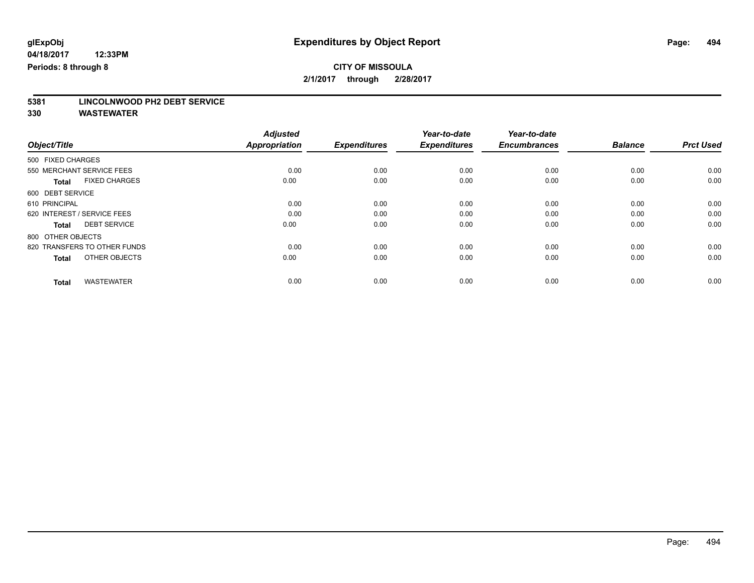**glExpObj**
**04/18/2017 12:33PM**
**Periods: 8 through 8**

# Expenditures by Object Report

**CITY OF MISSOULA**
**2/1/2017 through 2/28/2017**

## 5381 LINCOLNWOOD PH2 DEBT SERVICE
## 330 WASTEWATER

| Object/Title | Adjusted Appropriation | Expenditures | Year-to-date Expenditures | Year-to-date Encumbrances | Balance | Prct Used |
|---|---|---|---|---|---|---|
| 500 FIXED CHARGES | | | | | | |
| 550 MERCHANT SERVICE FEES | 0.00 | 0.00 | 0.00 | 0.00 | 0.00 | 0.00 |
| **Total** FIXED CHARGES | 0.00 | 0.00 | 0.00 | 0.00 | 0.00 | 0.00 |
| 600 DEBT SERVICE | | | | | | |
| 610 PRINCIPAL | 0.00 | 0.00 | 0.00 | 0.00 | 0.00 | 0.00 |
| 620 INTEREST / SERVICE FEES | 0.00 | 0.00 | 0.00 | 0.00 | 0.00 | 0.00 |
| **Total** DEBT SERVICE | 0.00 | 0.00 | 0.00 | 0.00 | 0.00 | 0.00 |
| 800 OTHER OBJECTS | | | | | | |
| 820 TRANSFERS TO OTHER FUNDS | 0.00 | 0.00 | 0.00 | 0.00 | 0.00 | 0.00 |
| **Total** OTHER OBJECTS | 0.00 | 0.00 | 0.00 | 0.00 | 0.00 | 0.00 |
| **Total** WASTEWATER | 0.00 | 0.00 | 0.00 | 0.00 | 0.00 | 0.00 |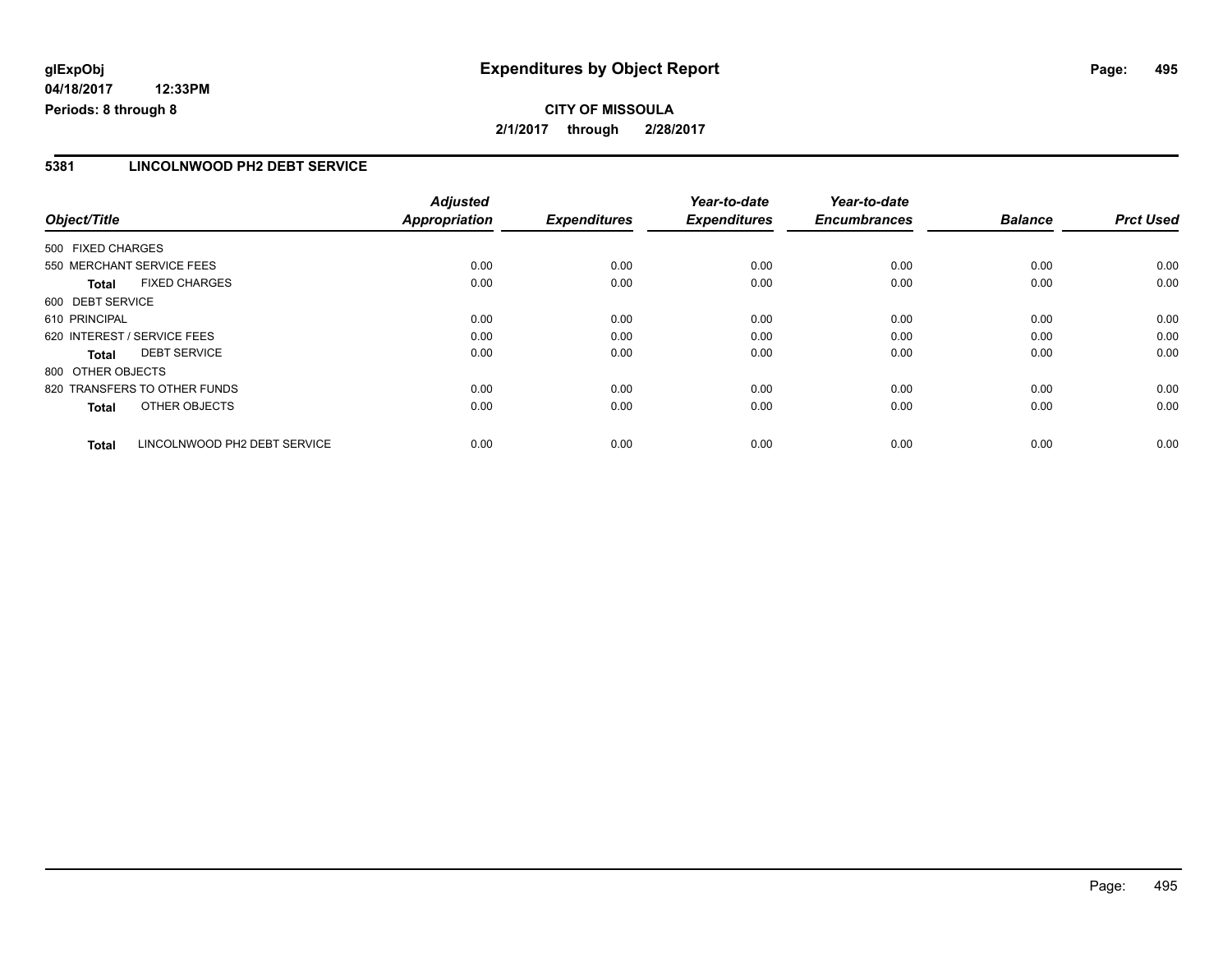**glExpObj** **Expenditures by Object Report**

**04/18/2017 12:33PM**

**Periods: 8 through 8**

**CITY OF MISSOULA**

**2/1/2017 through 2/28/2017**

## 5381 LINCOLNWOOD PH2 DEBT SERVICE

| Object/Title | | Adjusted Appropriation | Expenditures | Year-to-date Expenditures | Year-to-date Encumbrances | Balance | Prct Used |
|---|---|---|---|---|---|---|---|
| 500 FIXED CHARGES | | | | | | | |
| 550 MERCHANT SERVICE FEES | | 0.00 | 0.00 | 0.00 | 0.00 | 0.00 | 0.00 |
| **Total** | FIXED CHARGES | 0.00 | 0.00 | 0.00 | 0.00 | 0.00 | 0.00 |
| 600 DEBT SERVICE | | | | | | | |
| 610 PRINCIPAL | | 0.00 | 0.00 | 0.00 | 0.00 | 0.00 | 0.00 |
| 620 INTEREST / SERVICE FEES | | 0.00 | 0.00 | 0.00 | 0.00 | 0.00 | 0.00 |
| **Total** | DEBT SERVICE | 0.00 | 0.00 | 0.00 | 0.00 | 0.00 | 0.00 |
| 800 OTHER OBJECTS | | | | | | | |
| 820 TRANSFERS TO OTHER FUNDS | | 0.00 | 0.00 | 0.00 | 0.00 | 0.00 | 0.00 |
| **Total** | OTHER OBJECTS | 0.00 | 0.00 | 0.00 | 0.00 | 0.00 | 0.00 |
| **Total** | LINCOLNWOOD PH2 DEBT SERVICE | 0.00 | 0.00 | 0.00 | 0.00 | 0.00 | 0.00 |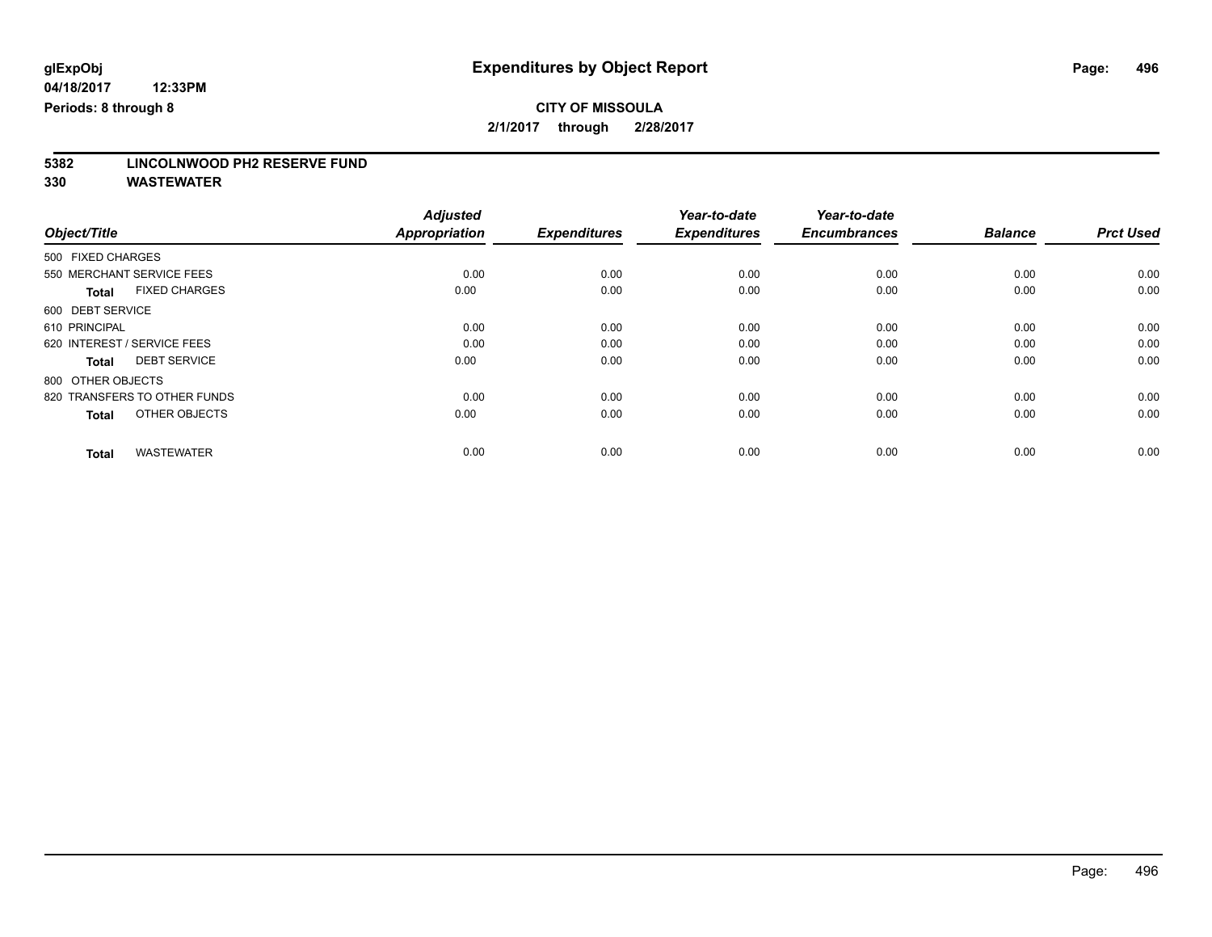glExpObj
04/18/2017 12:33PM
Periods: 8 through 8

# Expenditures by Object Report

**CITY OF MISSOULA**
**2/1/2017 through 2/28/2017**

**5382 LINCOLNWOOD PH2 RESERVE FUND**
**330 WASTEWATER**

| Object/Title | Adjusted Appropriation | Expenditures | Year-to-date Expenditures | Year-to-date Encumbrances | Balance | Prct Used |
|---|---|---|---|---|---|---|
| 500 FIXED CHARGES | | | | | | |
| 550 MERCHANT SERVICE FEES | 0.00 | 0.00 | 0.00 | 0.00 | 0.00 | 0.00 |
| **Total** FIXED CHARGES | 0.00 | 0.00 | 0.00 | 0.00 | 0.00 | 0.00 |
| 600 DEBT SERVICE | | | | | | |
| 610 PRINCIPAL | 0.00 | 0.00 | 0.00 | 0.00 | 0.00 | 0.00 |
| 620 INTEREST / SERVICE FEES | 0.00 | 0.00 | 0.00 | 0.00 | 0.00 | 0.00 |
| **Total** DEBT SERVICE | 0.00 | 0.00 | 0.00 | 0.00 | 0.00 | 0.00 |
| 800 OTHER OBJECTS | | | | | | |
| 820 TRANSFERS TO OTHER FUNDS | 0.00 | 0.00 | 0.00 | 0.00 | 0.00 | 0.00 |
| **Total** OTHER OBJECTS | 0.00 | 0.00 | 0.00 | 0.00 | 0.00 | 0.00 |
| **Total** WASTEWATER | 0.00 | 0.00 | 0.00 | 0.00 | 0.00 | 0.00 |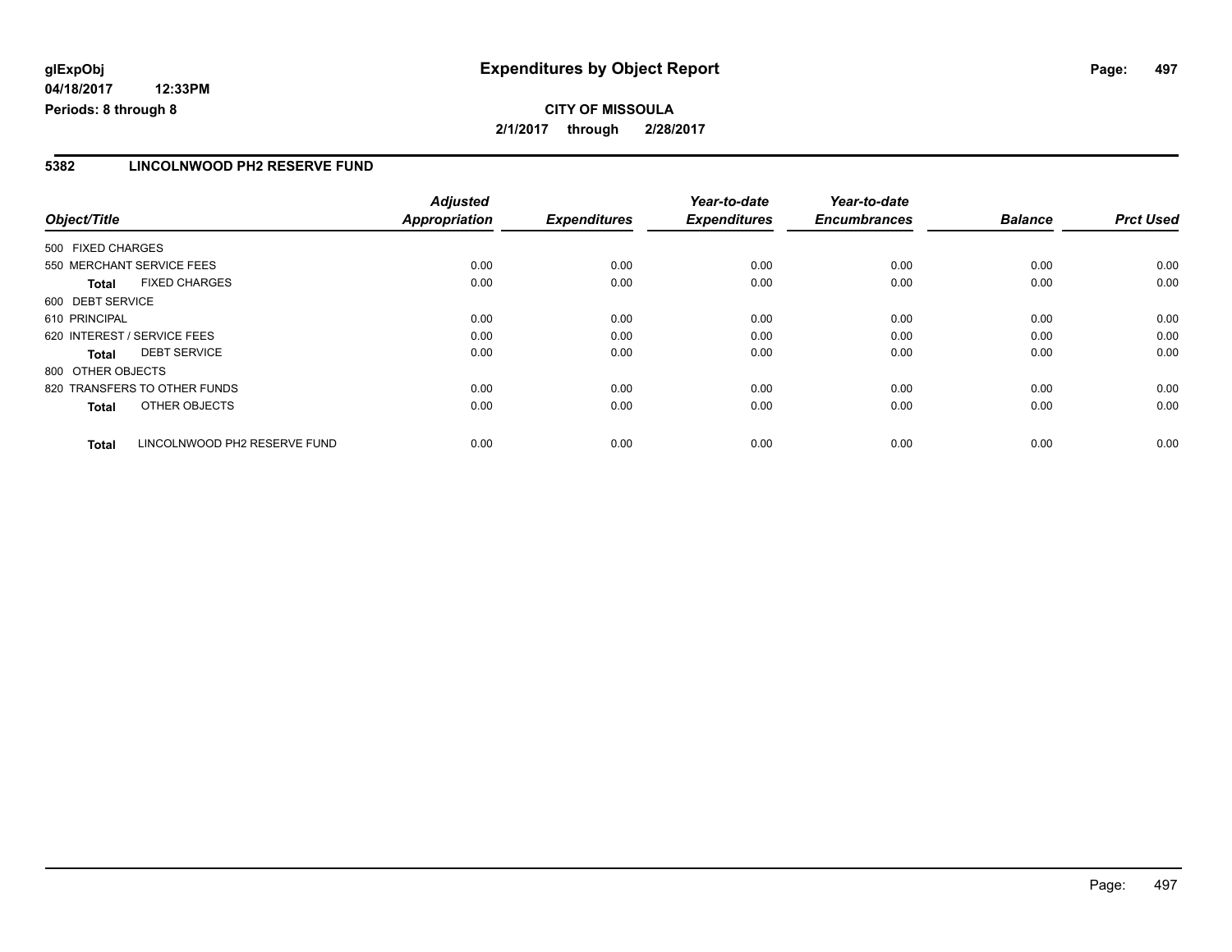**glExpObj**
**04/18/2017 12:33PM**
**Periods: 8 through 8**

# Expenditures by Object Report

**CITY OF MISSOULA**
**2/1/2017 through 2/28/2017**

## 5382 LINCOLNWOOD PH2 RESERVE FUND

| Object/Title | Adjusted Appropriation | Expenditures | Year-to-date Expenditures | Year-to-date Encumbrances | Balance | Prct Used |
|---|---|---|---|---|---|---|
| 500 FIXED CHARGES | | | | | | |
| 550 MERCHANT SERVICE FEES | 0.00 | 0.00 | 0.00 | 0.00 | 0.00 | 0.00 |
| **Total** FIXED CHARGES | 0.00 | 0.00 | 0.00 | 0.00 | 0.00 | 0.00 |
| 600 DEBT SERVICE | | | | | | |
| 610 PRINCIPAL | 0.00 | 0.00 | 0.00 | 0.00 | 0.00 | 0.00 |
| 620 INTEREST / SERVICE FEES | 0.00 | 0.00 | 0.00 | 0.00 | 0.00 | 0.00 |
| **Total** DEBT SERVICE | 0.00 | 0.00 | 0.00 | 0.00 | 0.00 | 0.00 |
| 800 OTHER OBJECTS | | | | | | |
| 820 TRANSFERS TO OTHER FUNDS | 0.00 | 0.00 | 0.00 | 0.00 | 0.00 | 0.00 |
| **Total** OTHER OBJECTS | 0.00 | 0.00 | 0.00 | 0.00 | 0.00 | 0.00 |
| **Total** LINCOLNWOOD PH2 RESERVE FUND | 0.00 | 0.00 | 0.00 | 0.00 | 0.00 | 0.00 |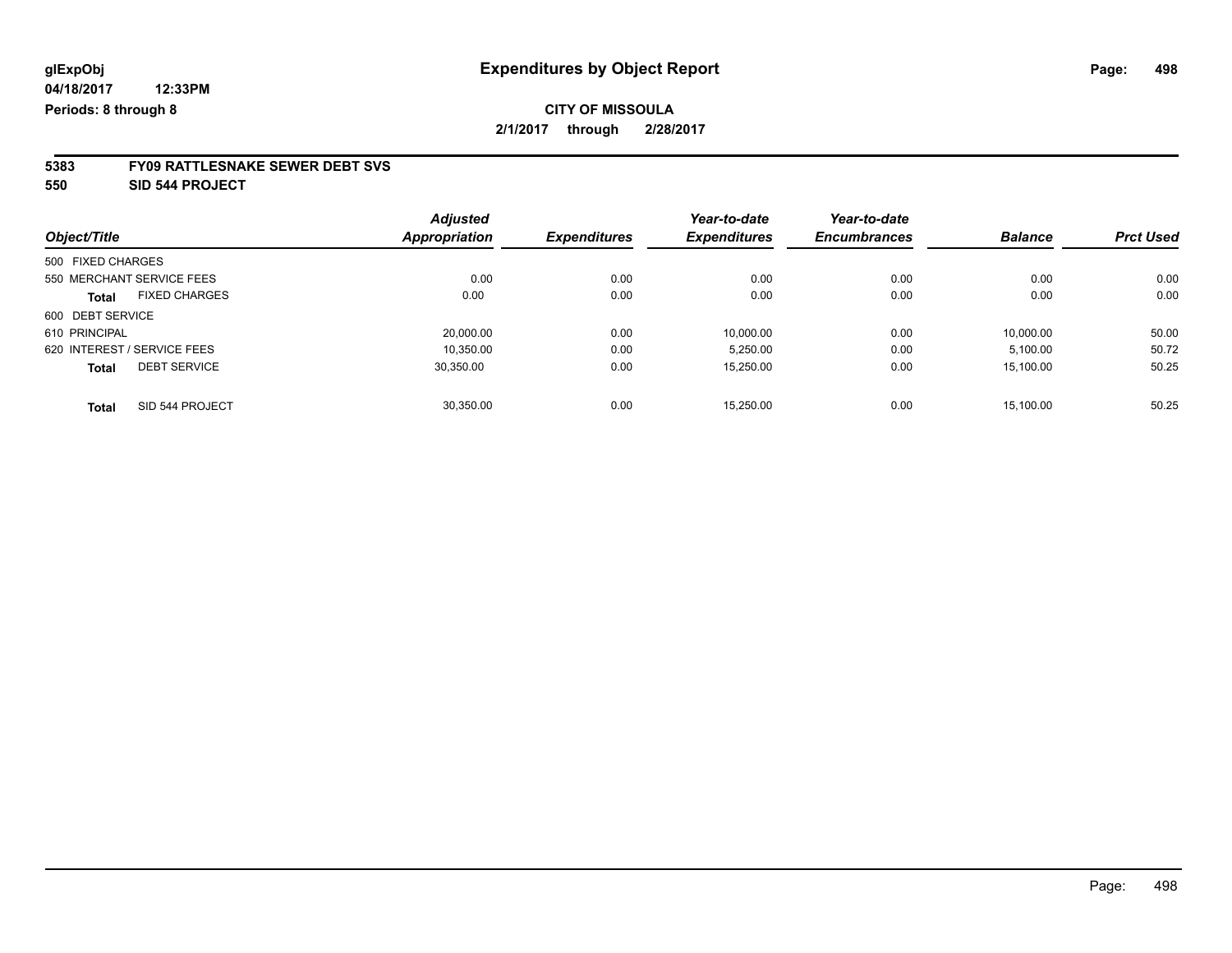glExpObj
04/18/2017 12:33PM
Periods: 8 through 8

# Expenditures by Object Report

**CITY OF MISSOULA**
**2/1/2017 through 2/28/2017**

**5383 FY09 RATTLESNAKE SEWER DEBT SVS**
**550 SID 544 PROJECT**

| Object/Title | | Adjusted Appropriation | Expenditures | Year-to-date Expenditures | Year-to-date Encumbrances | Balance | Prct Used |
|---|---|---|---|---|---|---|---|
| 500 FIXED CHARGES | | | | | | | |
| 550 MERCHANT SERVICE FEES | | 0.00 | 0.00 | 0.00 | 0.00 | 0.00 | 0.00 |
| **Total** | FIXED CHARGES | 0.00 | 0.00 | 0.00 | 0.00 | 0.00 | 0.00 |
| 600 DEBT SERVICE | | | | | | | |
| 610 PRINCIPAL | | 20,000.00 | 0.00 | 10,000.00 | 0.00 | 10,000.00 | 50.00 |
| 620 INTEREST / SERVICE FEES | | 10,350.00 | 0.00 | 5,250.00 | 0.00 | 5,100.00 | 50.72 |
| **Total** | DEBT SERVICE | 30,350.00 | 0.00 | 15,250.00 | 0.00 | 15,100.00 | 50.25 |
| **Total** | SID 544 PROJECT | 30,350.00 | 0.00 | 15,250.00 | 0.00 | 15,100.00 | 50.25 |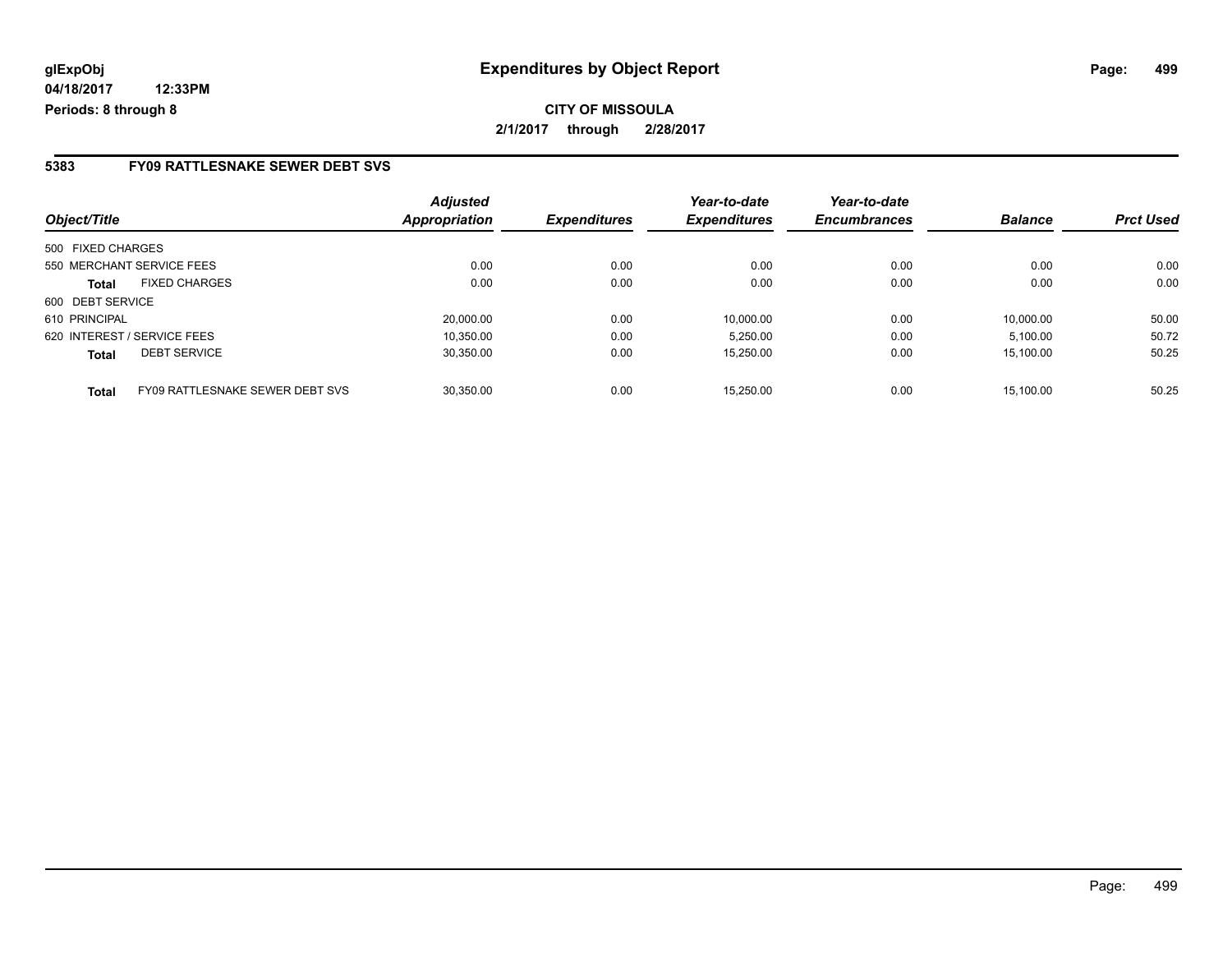# Expenditures by Object Report

glExpObj
04/18/2017 12:33PM
Periods: 8 through 8

**CITY OF MISSOULA**
**2/1/2017 through 2/28/2017**

## 5383 FY09 RATTLESNAKE SEWER DEBT SVS

| Object/Title | | Adjusted Appropriation | Expenditures | Year-to-date Expenditures | Year-to-date Encumbrances | Balance | Prct Used |
|---|---|---|---|---|---|---|---|
| 500 FIXED CHARGES | | | | | | | |
| 550 MERCHANT SERVICE FEES | | 0.00 | 0.00 | 0.00 | 0.00 | 0.00 | 0.00 |
| **Total** | FIXED CHARGES | 0.00 | 0.00 | 0.00 | 0.00 | 0.00 | 0.00 |
| 600 DEBT SERVICE | | | | | | | |
| 610 PRINCIPAL | | 20,000.00 | 0.00 | 10,000.00 | 0.00 | 10,000.00 | 50.00 |
| 620 INTEREST / SERVICE FEES | | 10,350.00 | 0.00 | 5,250.00 | 0.00 | 5,100.00 | 50.72 |
| **Total** | DEBT SERVICE | 30,350.00 | 0.00 | 15,250.00 | 0.00 | 15,100.00 | 50.25 |
| **Total** | FY09 RATTLESNAKE SEWER DEBT SVS | 30,350.00 | 0.00 | 15,250.00 | 0.00 | 15,100.00 | 50.25 |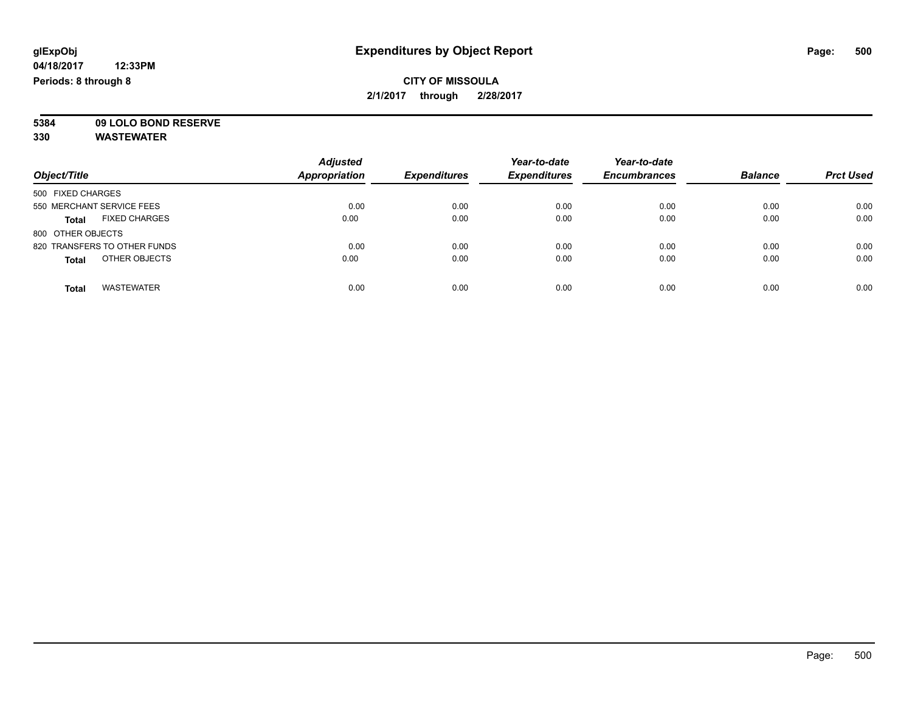# Expenditures by Object Report

glExpObj
04/18/2017 12:33PM
Periods: 8 through 8

**CITY OF MISSOULA**
**2/1/2017 through 2/28/2017**

**5384 09 LOLO BOND RESERVE**
**330 WASTEWATER**

| Object/Title | | Adjusted Appropriation | Expenditures | Year-to-date Expenditures | Year-to-date Encumbrances | Balance | Prct Used |
|---|---|---|---|---|---|---|---|
| 500 FIXED CHARGES | | | | | | | |
| 550 MERCHANT SERVICE FEES | | 0.00 | 0.00 | 0.00 | 0.00 | 0.00 | 0.00 |
| **Total** | FIXED CHARGES | 0.00 | 0.00 | 0.00 | 0.00 | 0.00 | 0.00 |
| 800 OTHER OBJECTS | | | | | | | |
| 820 TRANSFERS TO OTHER FUNDS | | 0.00 | 0.00 | 0.00 | 0.00 | 0.00 | 0.00 |
| **Total** | OTHER OBJECTS | 0.00 | 0.00 | 0.00 | 0.00 | 0.00 | 0.00 |
| **Total** | WASTEWATER | 0.00 | 0.00 | 0.00 | 0.00 | 0.00 | 0.00 |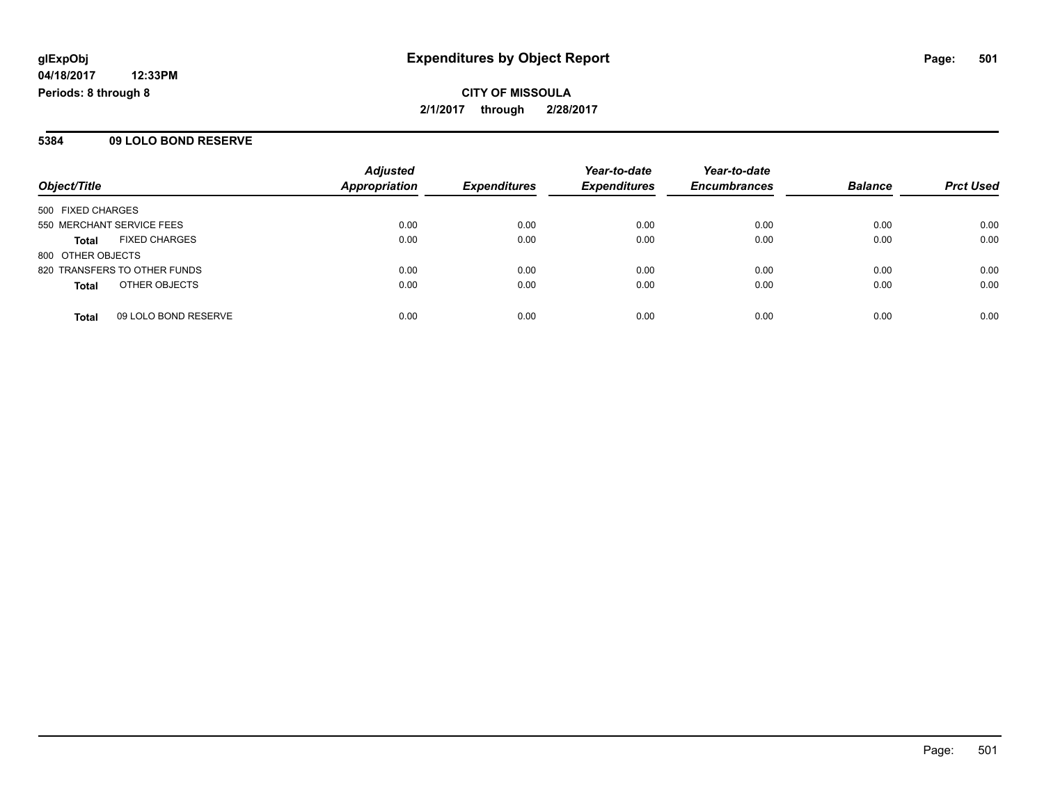**glExpObj** **Expenditures by Object Report**

**04/18/2017 12:33PM**

**Periods: 8 through 8**

**CITY OF MISSOULA**

**2/1/2017 through 2/28/2017**

## 5384 09 LOLO BOND RESERVE

| Object/Title | Adjusted Appropriation | Expenditures | Year-to-date Expenditures | Year-to-date Encumbrances | Balance | Prct Used |
|---|---|---|---|---|---|---|
| 500 FIXED CHARGES | | | | | | |
| 550 MERCHANT SERVICE FEES | 0.00 | 0.00 | 0.00 | 0.00 | 0.00 | 0.00 |
| **Total** FIXED CHARGES | 0.00 | 0.00 | 0.00 | 0.00 | 0.00 | 0.00 |
| 800 OTHER OBJECTS | | | | | | |
| 820 TRANSFERS TO OTHER FUNDS | 0.00 | 0.00 | 0.00 | 0.00 | 0.00 | 0.00 |
| **Total** OTHER OBJECTS | 0.00 | 0.00 | 0.00 | 0.00 | 0.00 | 0.00 |
| **Total** 09 LOLO BOND RESERVE | 0.00 | 0.00 | 0.00 | 0.00 | 0.00 | 0.00 |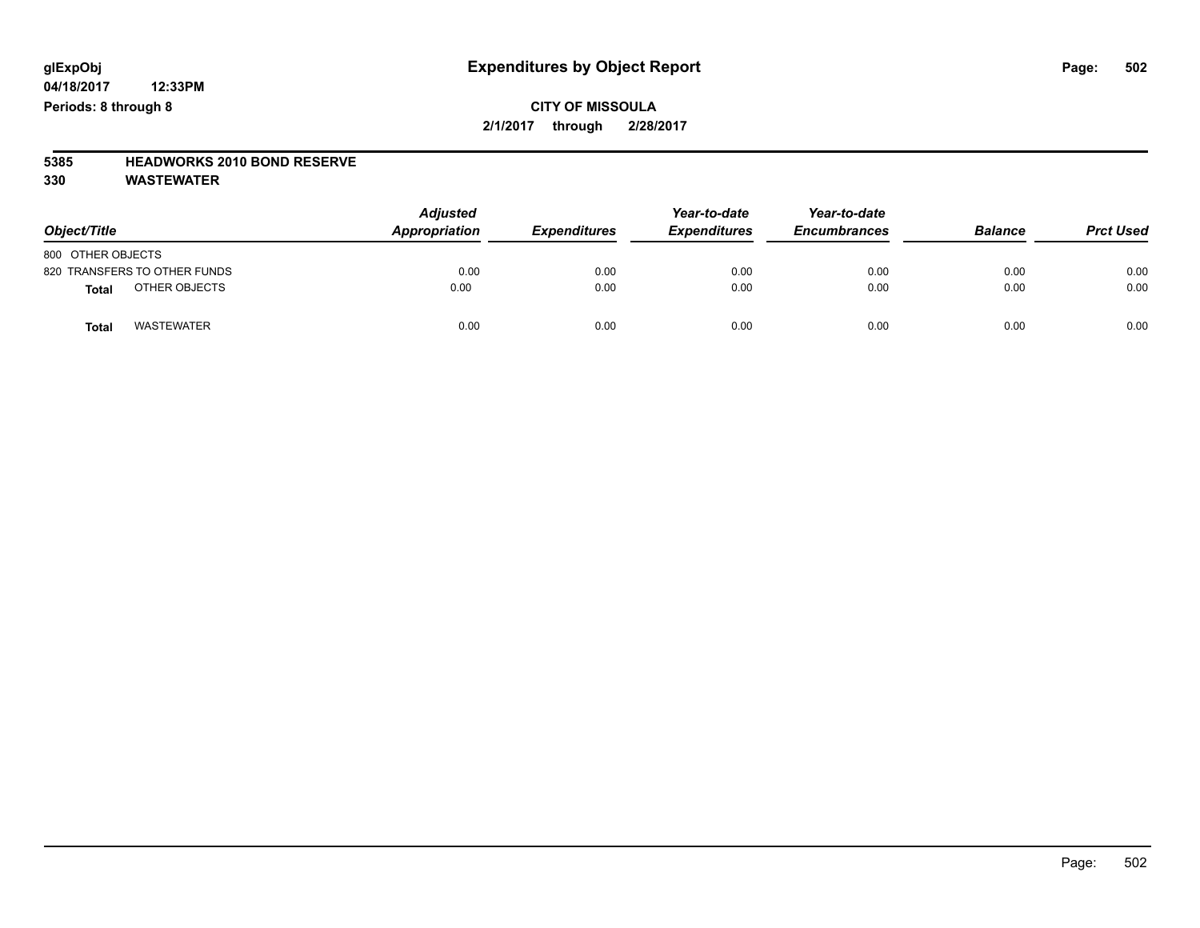# Expenditures by Object Report

glExpObj
04/18/2017 12:33PM
Periods: 8 through 8

**CITY OF MISSOULA**
**2/1/2017 through 2/28/2017**

**5385 HEADWORKS 2010 BOND RESERVE**
**330 WASTEWATER**

| Object/Title | Adjusted Appropriation | Expenditures | Year-to-date Expenditures | Year-to-date Encumbrances | Balance | Prct Used |
|---|---|---|---|---|---|---|
| 800 OTHER OBJECTS | | | | | | |
| 820 TRANSFERS TO OTHER FUNDS | 0.00 | 0.00 | 0.00 | 0.00 | 0.00 | 0.00 |
| **Total** OTHER OBJECTS | 0.00 | 0.00 | 0.00 | 0.00 | 0.00 | 0.00 |
| **Total** WASTEWATER | 0.00 | 0.00 | 0.00 | 0.00 | 0.00 | 0.00 |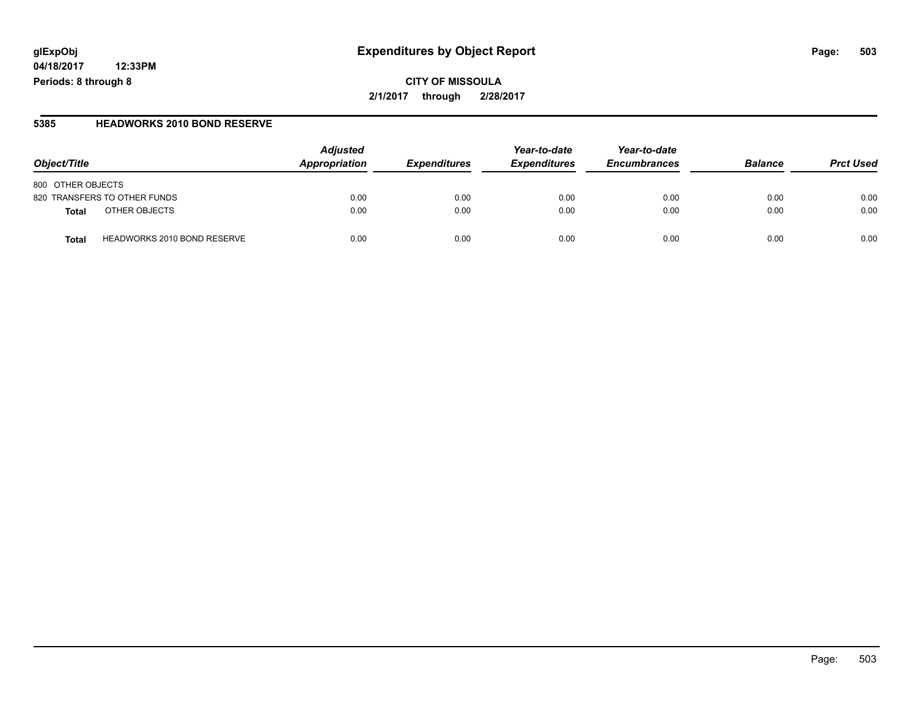# Expenditures by Object Report

glExpObj
04/18/2017 12:33PM
Periods: 8 through 8

**CITY OF MISSOULA**
**2/1/2017 through 2/28/2017**

## 5385 HEADWORKS 2010 BOND RESERVE

| Object/Title | | Adjusted Appropriation | Expenditures | Year-to-date Expenditures | Year-to-date Encumbrances | Balance | Prct Used |
|---|---|---|---|---|---|---|---|
| 800 OTHER OBJECTS | | | | | | | |
| 820 TRANSFERS TO OTHER FUNDS | | 0.00 | 0.00 | 0.00 | 0.00 | 0.00 | 0.00 |
| **Total** | OTHER OBJECTS | 0.00 | 0.00 | 0.00 | 0.00 | 0.00 | 0.00 |
| **Total** | HEADWORKS 2010 BOND RESERVE | 0.00 | 0.00 | 0.00 | 0.00 | 0.00 | 0.00 |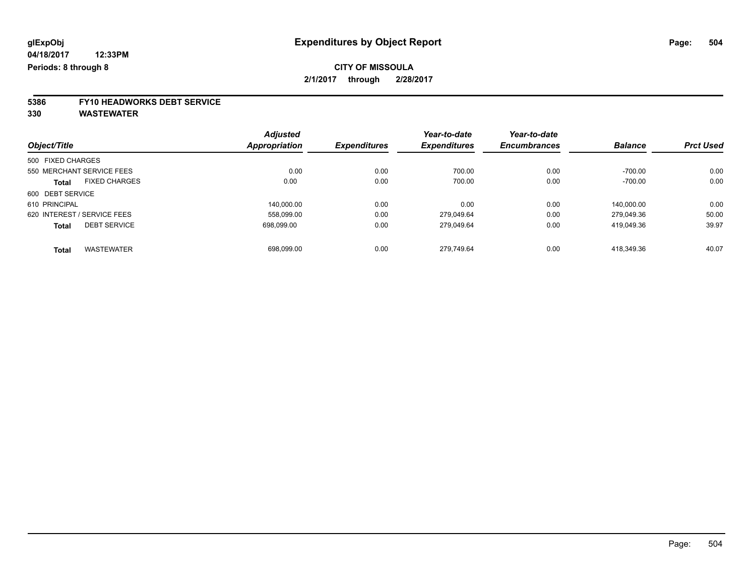# Expenditures by Object Report

glExpObj
04/18/2017 12:33PM
Periods: 8 through 8

**CITY OF MISSOULA**
**2/1/2017 through 2/28/2017**

**5386 FY10 HEADWORKS DEBT SERVICE**
**330 WASTEWATER**

| Object/Title | Adjusted Appropriation | Expenditures | Year-to-date Expenditures | Year-to-date Encumbrances | Balance | Prct Used |
|---|---|---|---|---|---|---|
| 500 FIXED CHARGES | | | | | | |
| 550 MERCHANT SERVICE FEES | 0.00 | 0.00 | 700.00 | 0.00 | -700.00 | 0.00 |
| **Total** FIXED CHARGES | 0.00 | 0.00 | 700.00 | 0.00 | -700.00 | 0.00 |
| 600 DEBT SERVICE | | | | | | |
| 610 PRINCIPAL | 140,000.00 | 0.00 | 0.00 | 0.00 | 140,000.00 | 0.00 |
| 620 INTEREST / SERVICE FEES | 558,099.00 | 0.00 | 279,049.64 | 0.00 | 279,049.36 | 50.00 |
| **Total** DEBT SERVICE | 698,099.00 | 0.00 | 279,049.64 | 0.00 | 419,049.36 | 39.97 |
| **Total** WASTEWATER | 698,099.00 | 0.00 | 279,749.64 | 0.00 | 418,349.36 | 40.07 |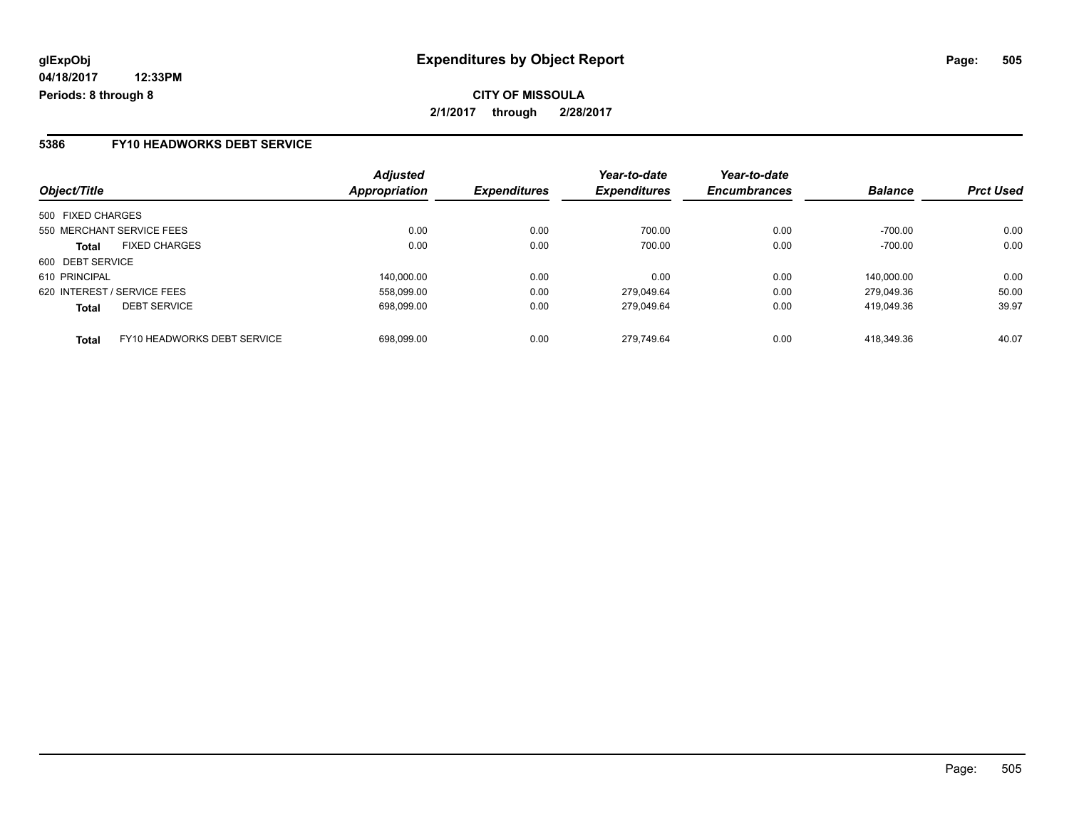**glExpObj**
**04/18/2017 12:33PM**
**Periods: 8 through 8**

# Expenditures by Object Report

**CITY OF MISSOULA**
**2/1/2017 through 2/28/2017**

## 5386 FY10 HEADWORKS DEBT SERVICE

| Object/Title | | Adjusted Appropriation | Expenditures | Year-to-date Expenditures | Year-to-date Encumbrances | Balance | Prct Used |
|---|---|---|---|---|---|---|---|
| 500 FIXED CHARGES | | | | | | | |
| 550 MERCHANT SERVICE FEES | | 0.00 | 0.00 | 700.00 | 0.00 | -700.00 | 0.00 |
| **Total** | FIXED CHARGES | 0.00 | 0.00 | 700.00 | 0.00 | -700.00 | 0.00 |
| 600 DEBT SERVICE | | | | | | | |
| 610 PRINCIPAL | | 140,000.00 | 0.00 | 0.00 | 0.00 | 140,000.00 | 0.00 |
| 620 INTEREST / SERVICE FEES | | 558,099.00 | 0.00 | 279,049.64 | 0.00 | 279,049.36 | 50.00 |
| **Total** | DEBT SERVICE | 698,099.00 | 0.00 | 279,049.64 | 0.00 | 419,049.36 | 39.97 |
| **Total** | FY10 HEADWORKS DEBT SERVICE | 698,099.00 | 0.00 | 279,749.64 | 0.00 | 418,349.36 | 40.07 |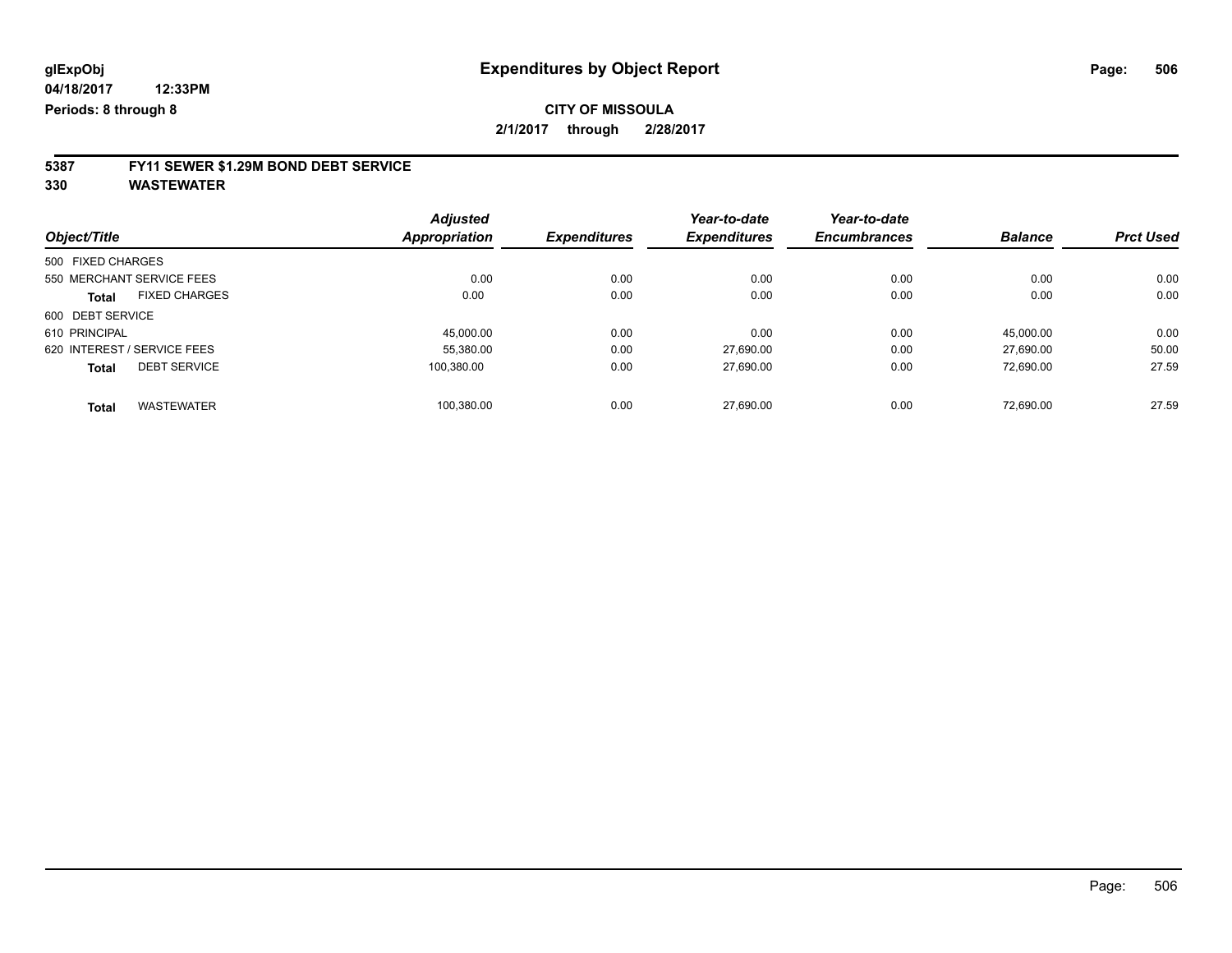**glExpObj** **Expenditures by Object Report**

**04/18/2017 12:33PM**

**Periods: 8 through 8**

**CITY OF MISSOULA**

**2/1/2017 through 2/28/2017**

**5387 FY11 SEWER $1.29M BOND DEBT SERVICE**

**330 WASTEWATER**

| Object/Title | Adjusted Appropriation | Expenditures | Year-to-date Expenditures | Year-to-date Encumbrances | Balance | Prct Used |
|---|---|---|---|---|---|---|
| 500 FIXED CHARGES | | | | | | |
| 550 MERCHANT SERVICE FEES | 0.00 | 0.00 | 0.00 | 0.00 | 0.00 | 0.00 |
| **Total** FIXED CHARGES | 0.00 | 0.00 | 0.00 | 0.00 | 0.00 | 0.00 |
| 600 DEBT SERVICE | | | | | | |
| 610 PRINCIPAL | 45,000.00 | 0.00 | 0.00 | 0.00 | 45,000.00 | 0.00 |
| 620 INTEREST / SERVICE FEES | 55,380.00 | 0.00 | 27,690.00 | 0.00 | 27,690.00 | 50.00 |
| **Total** DEBT SERVICE | 100,380.00 | 0.00 | 27,690.00 | 0.00 | 72,690.00 | 27.59 |
| **Total** WASTEWATER | 100,380.00 | 0.00 | 27,690.00 | 0.00 | 72,690.00 | 27.59 |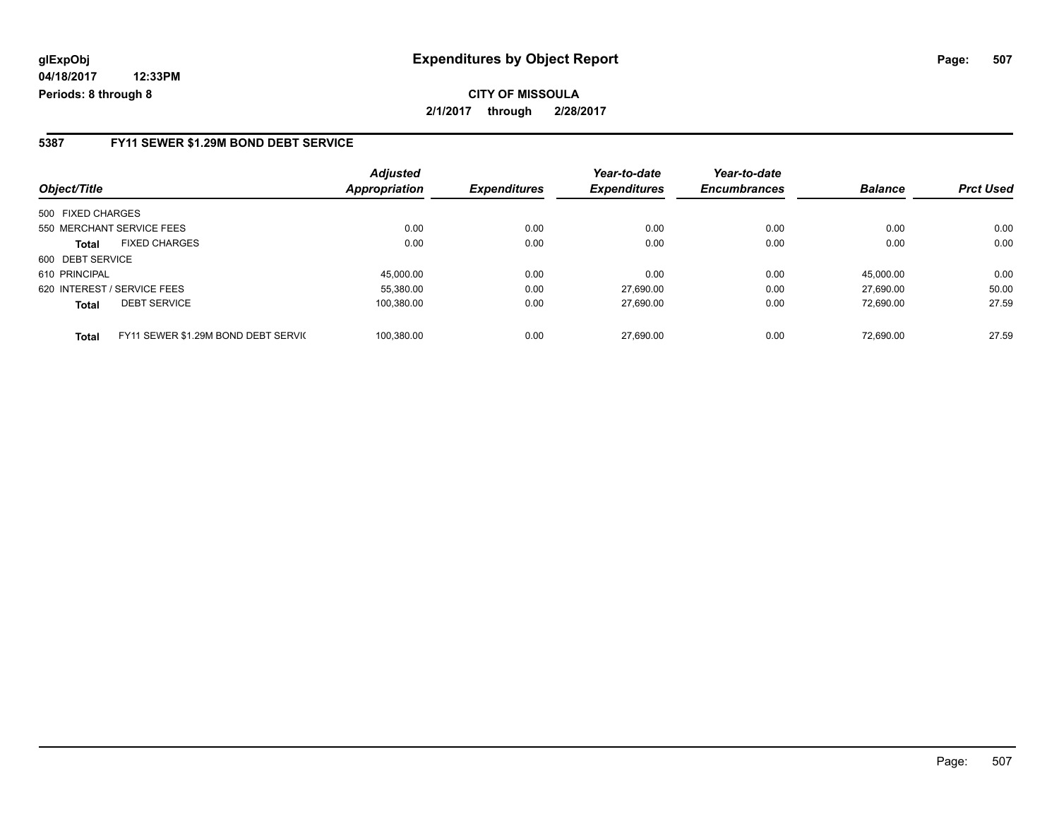**glExpObj** **Expenditures by Object Report**

**04/18/2017 12:33PM**

**Periods: 8 through 8**

**CITY OF MISSOULA**

**2/1/2017 through 2/28/2017**

## 5387 FY11 SEWER $1.29M BOND DEBT SERVICE

| Object/Title | | Adjusted Appropriation | Expenditures | Year-to-date Expenditures | Year-to-date Encumbrances | Balance | Prct Used |
|---|---|---|---|---|---|---|---|
| 500 FIXED CHARGES | | | | | | | |
| 550 MERCHANT SERVICE FEES | | 0.00 | 0.00 | 0.00 | 0.00 | 0.00 | 0.00 |
| **Total** | FIXED CHARGES | 0.00 | 0.00 | 0.00 | 0.00 | 0.00 | 0.00 |
| 600 DEBT SERVICE | | | | | | | |
| 610 PRINCIPAL | | 45,000.00 | 0.00 | 0.00 | 0.00 | 45,000.00 | 0.00 |
| 620 INTEREST / SERVICE FEES | | 55,380.00 | 0.00 | 27,690.00 | 0.00 | 27,690.00 | 50.00 |
| **Total** | DEBT SERVICE | 100,380.00 | 0.00 | 27,690.00 | 0.00 | 72,690.00 | 27.59 |
| **Total** | FY11 SEWER $1.29M BOND DEBT SERVIC | 100,380.00 | 0.00 | 27,690.00 | 0.00 | 72,690.00 | 27.59 |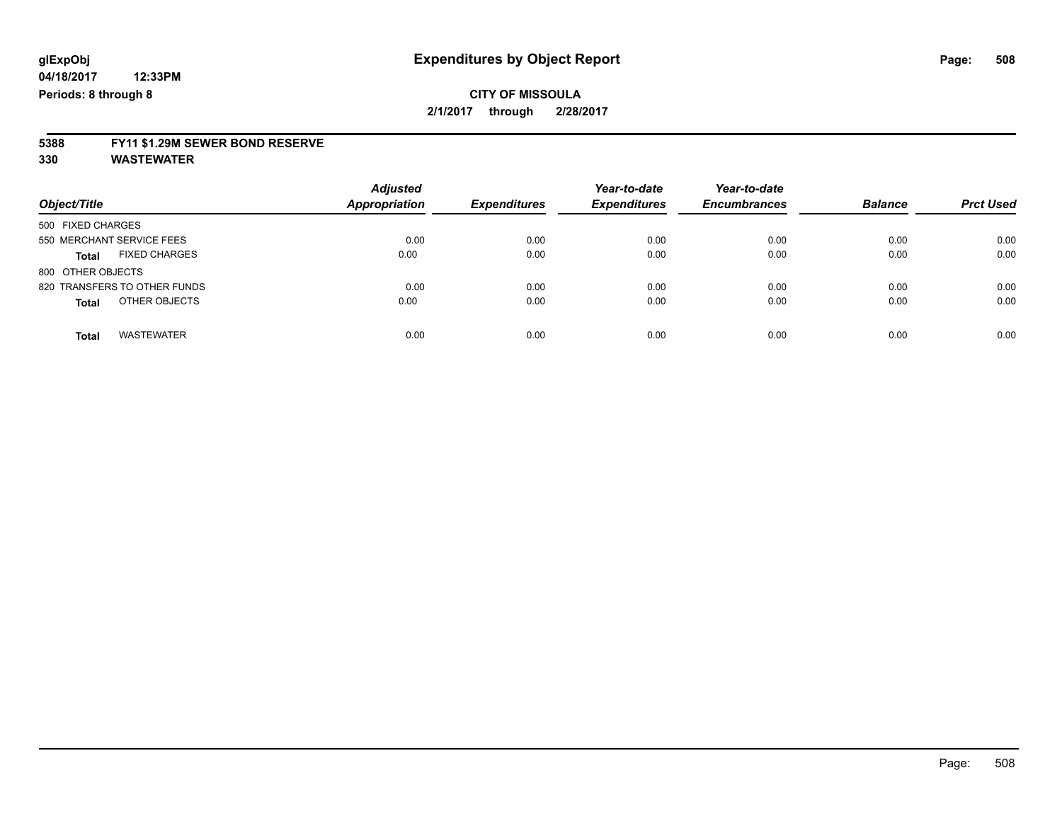glExpObj
04/18/2017 12:33PM
Periods: 8 through 8

# Expenditures by Object Report

**CITY OF MISSOULA**

**2/1/2017 through 2/28/2017**

**5388 FY11 $1.29M SEWER BOND RESERVE**
**330 WASTEWATER**

| Object/Title | Adjusted Appropriation | Expenditures | Year-to-date Expenditures | Year-to-date Encumbrances | Balance | Prct Used |
|---|---|---|---|---|---|---|
| 500 FIXED CHARGES | | | | | | |
| 550 MERCHANT SERVICE FEES | 0.00 | 0.00 | 0.00 | 0.00 | 0.00 | 0.00 |
| **Total** FIXED CHARGES | 0.00 | 0.00 | 0.00 | 0.00 | 0.00 | 0.00 |
| 800 OTHER OBJECTS | | | | | | |
| 820 TRANSFERS TO OTHER FUNDS | 0.00 | 0.00 | 0.00 | 0.00 | 0.00 | 0.00 |
| **Total** OTHER OBJECTS | 0.00 | 0.00 | 0.00 | 0.00 | 0.00 | 0.00 |
| **Total** WASTEWATER | 0.00 | 0.00 | 0.00 | 0.00 | 0.00 | 0.00 |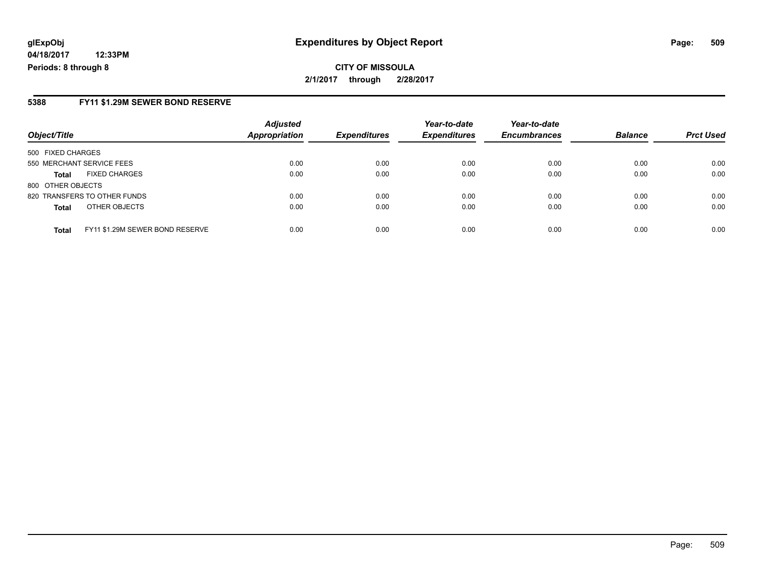**glExpObj**
**04/18/2017 12:33PM**
**Periods: 8 through 8**

# Expenditures by Object Report

**CITY OF MISSOULA**
**2/1/2017 through 2/28/2017**

## 5388 FY11 $1.29M SEWER BOND RESERVE

| Object/Title | | Adjusted Appropriation | Expenditures | Year-to-date Expenditures | Year-to-date Encumbrances | Balance | Prct Used |
|---|---|---|---|---|---|---|---|
| 500 FIXED CHARGES | | | | | | | |
| 550 MERCHANT SERVICE FEES | | 0.00 | 0.00 | 0.00 | 0.00 | 0.00 | 0.00 |
| **Total** | FIXED CHARGES | 0.00 | 0.00 | 0.00 | 0.00 | 0.00 | 0.00 |
| 800 OTHER OBJECTS | | | | | | | |
| 820 TRANSFERS TO OTHER FUNDS | | 0.00 | 0.00 | 0.00 | 0.00 | 0.00 | 0.00 |
| **Total** | OTHER OBJECTS | 0.00 | 0.00 | 0.00 | 0.00 | 0.00 | 0.00 |
| **Total** | FY11 $1.29M SEWER BOND RESERVE | 0.00 | 0.00 | 0.00 | 0.00 | 0.00 | 0.00 |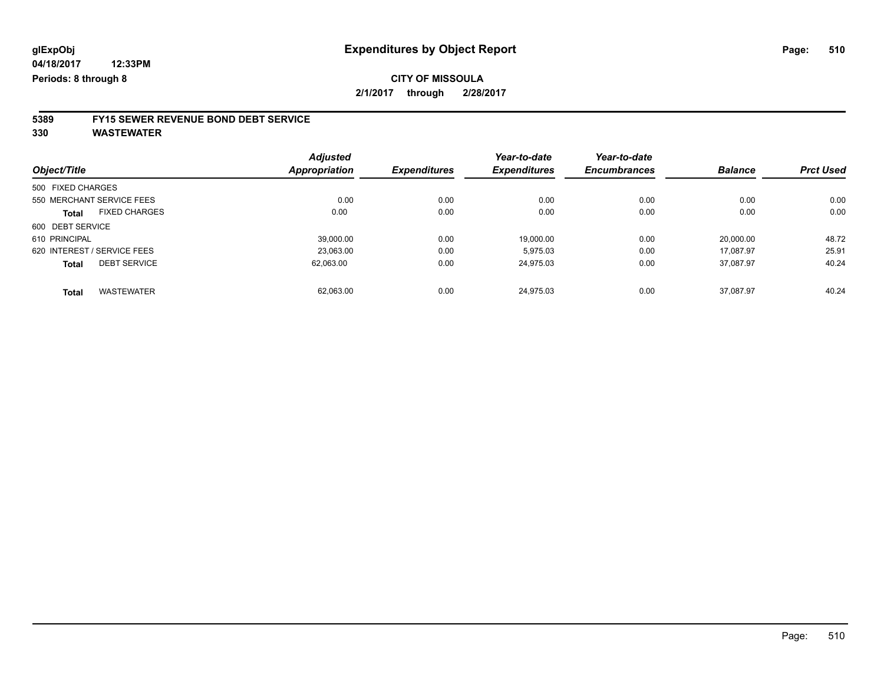glExpObj

04/18/2017 12:33PM

Periods: 8 through 8

# Expenditures by Object Report

## CITY OF MISSOULA

2/1/2017 through 2/28/2017

### 5389 FY15 SEWER REVENUE BOND DEBT SERVICE
### 330 WASTEWATER

| Object/Title | Adjusted Appropriation | Expenditures | Year-to-date Expenditures | Year-to-date Encumbrances | Balance | Prct Used |
|---|---|---|---|---|---|---|
| 500 FIXED CHARGES | | | | | | |
| 550 MERCHANT SERVICE FEES | 0.00 | 0.00 | 0.00 | 0.00 | 0.00 | 0.00 |
| **Total** FIXED CHARGES | 0.00 | 0.00 | 0.00 | 0.00 | 0.00 | 0.00 |
| 600 DEBT SERVICE | | | | | | |
| 610 PRINCIPAL | 39,000.00 | 0.00 | 19,000.00 | 0.00 | 20,000.00 | 48.72 |
| 620 INTEREST / SERVICE FEES | 23,063.00 | 0.00 | 5,975.03 | 0.00 | 17,087.97 | 25.91 |
| **Total** DEBT SERVICE | 62,063.00 | 0.00 | 24,975.03 | 0.00 | 37,087.97 | 40.24 |
| **Total** WASTEWATER | 62,063.00 | 0.00 | 24,975.03 | 0.00 | 37,087.97 | 40.24 |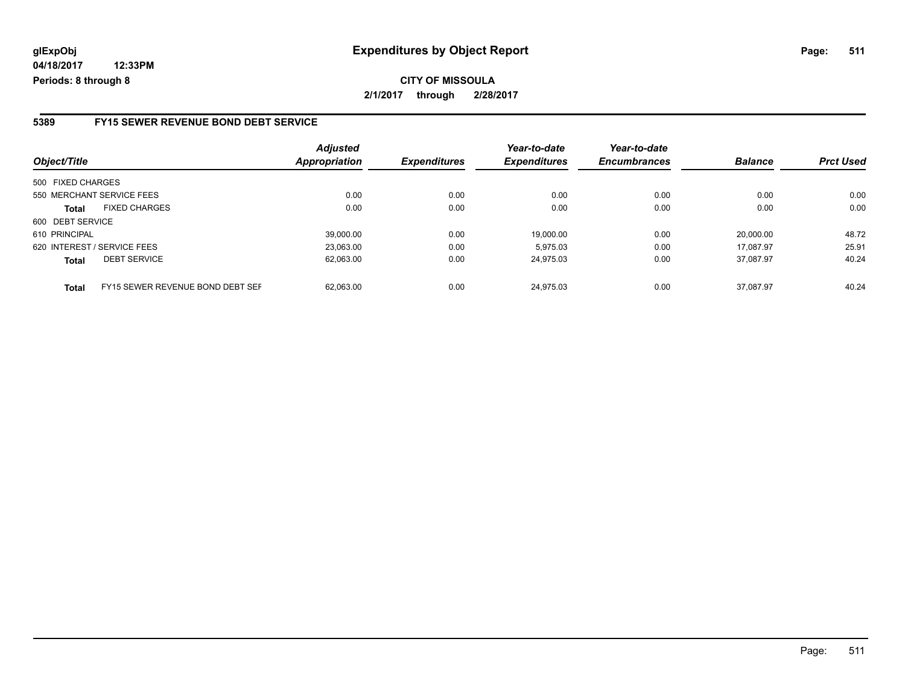**glExpObj**
**04/18/2017 12:33PM**
**Periods: 8 through 8**

# Expenditures by Object Report

**CITY OF MISSOULA**
**2/1/2017 through 2/28/2017**

## 5389 FY15 SEWER REVENUE BOND DEBT SERVICE

| Object/Title | Adjusted Appropriation | Expenditures | Year-to-date Expenditures | Year-to-date Encumbrances | Balance | Prct Used |
|---|---|---|---|---|---|---|
| 500 FIXED CHARGES | | | | | | |
| 550 MERCHANT SERVICE FEES | 0.00 | 0.00 | 0.00 | 0.00 | 0.00 | 0.00 |
| **Total** FIXED CHARGES | 0.00 | 0.00 | 0.00 | 0.00 | 0.00 | 0.00 |
| 600 DEBT SERVICE | | | | | | |
| 610 PRINCIPAL | 39,000.00 | 0.00 | 19,000.00 | 0.00 | 20,000.00 | 48.72 |
| 620 INTEREST / SERVICE FEES | 23,063.00 | 0.00 | 5,975.03 | 0.00 | 17,087.97 | 25.91 |
| **Total** DEBT SERVICE | 62,063.00 | 0.00 | 24,975.03 | 0.00 | 37,087.97 | 40.24 |
| **Total** FY15 SEWER REVENUE BOND DEBT SEF | 62,063.00 | 0.00 | 24,975.03 | 0.00 | 37,087.97 | 40.24 |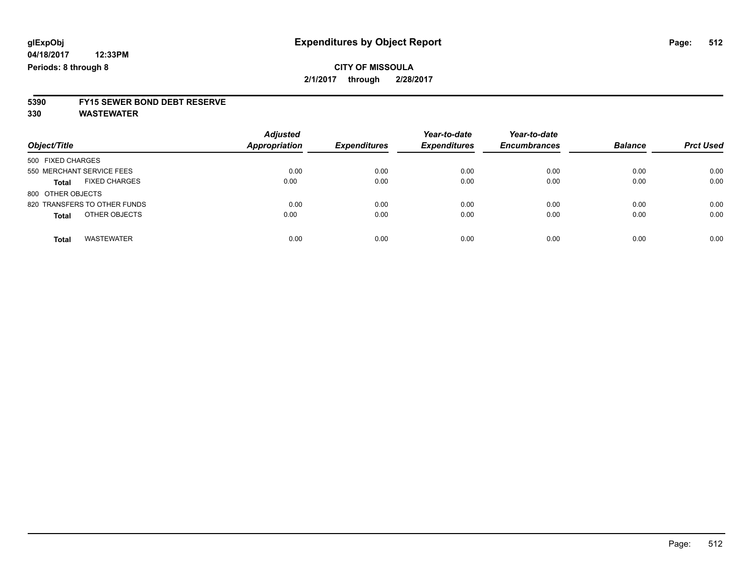**glExpObj** **Expenditures by Object Report**

**04/18/2017 12:33PM**

**Periods: 8 through 8**

**CITY OF MISSOULA**

**2/1/2017 through 2/28/2017**

**5390 FY15 SEWER BOND DEBT RESERVE**

**330 WASTEWATER**

| Object/Title | Adjusted Appropriation | Expenditures | Year-to-date Expenditures | Year-to-date Encumbrances | Balance | Prct Used |
|---|---|---|---|---|---|---|
| 500 FIXED CHARGES | | | | | | |
| 550 MERCHANT SERVICE FEES | 0.00 | 0.00 | 0.00 | 0.00 | 0.00 | 0.00 |
| **Total** FIXED CHARGES | 0.00 | 0.00 | 0.00 | 0.00 | 0.00 | 0.00 |
| 800 OTHER OBJECTS | | | | | | |
| 820 TRANSFERS TO OTHER FUNDS | 0.00 | 0.00 | 0.00 | 0.00 | 0.00 | 0.00 |
| **Total** OTHER OBJECTS | 0.00 | 0.00 | 0.00 | 0.00 | 0.00 | 0.00 |
| **Total** WASTEWATER | 0.00 | 0.00 | 0.00 | 0.00 | 0.00 | 0.00 |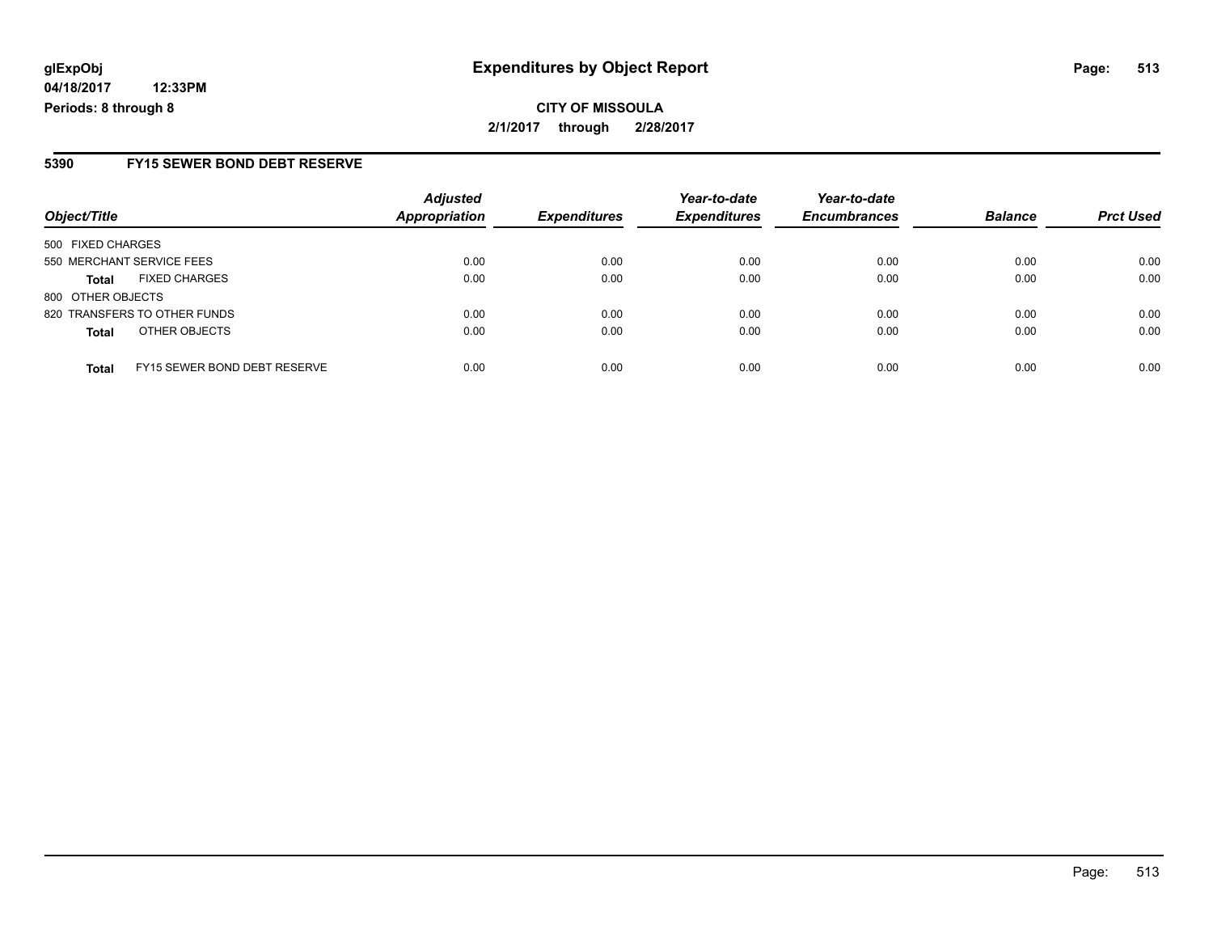**glExpObj**
**04/18/2017 12:33PM**
**Periods: 8 through 8**

# Expenditures by Object Report

**CITY OF MISSOULA**
**2/1/2017 through 2/28/2017**

## 5390 FY15 SEWER BOND DEBT RESERVE

| Object/Title | | Adjusted Appropriation | Expenditures | Year-to-date Expenditures | Year-to-date Encumbrances | Balance | Prct Used |
|---|---|---|---|---|---|---|---|
| 500 FIXED CHARGES | | | | | | | |
| 550 MERCHANT SERVICE FEES | | 0.00 | 0.00 | 0.00 | 0.00 | 0.00 | 0.00 |
| **Total** | FIXED CHARGES | 0.00 | 0.00 | 0.00 | 0.00 | 0.00 | 0.00 |
| 800 OTHER OBJECTS | | | | | | | |
| 820 TRANSFERS TO OTHER FUNDS | | 0.00 | 0.00 | 0.00 | 0.00 | 0.00 | 0.00 |
| **Total** | OTHER OBJECTS | 0.00 | 0.00 | 0.00 | 0.00 | 0.00 | 0.00 |
| **Total** | FY15 SEWER BOND DEBT RESERVE | 0.00 | 0.00 | 0.00 | 0.00 | 0.00 | 0.00 |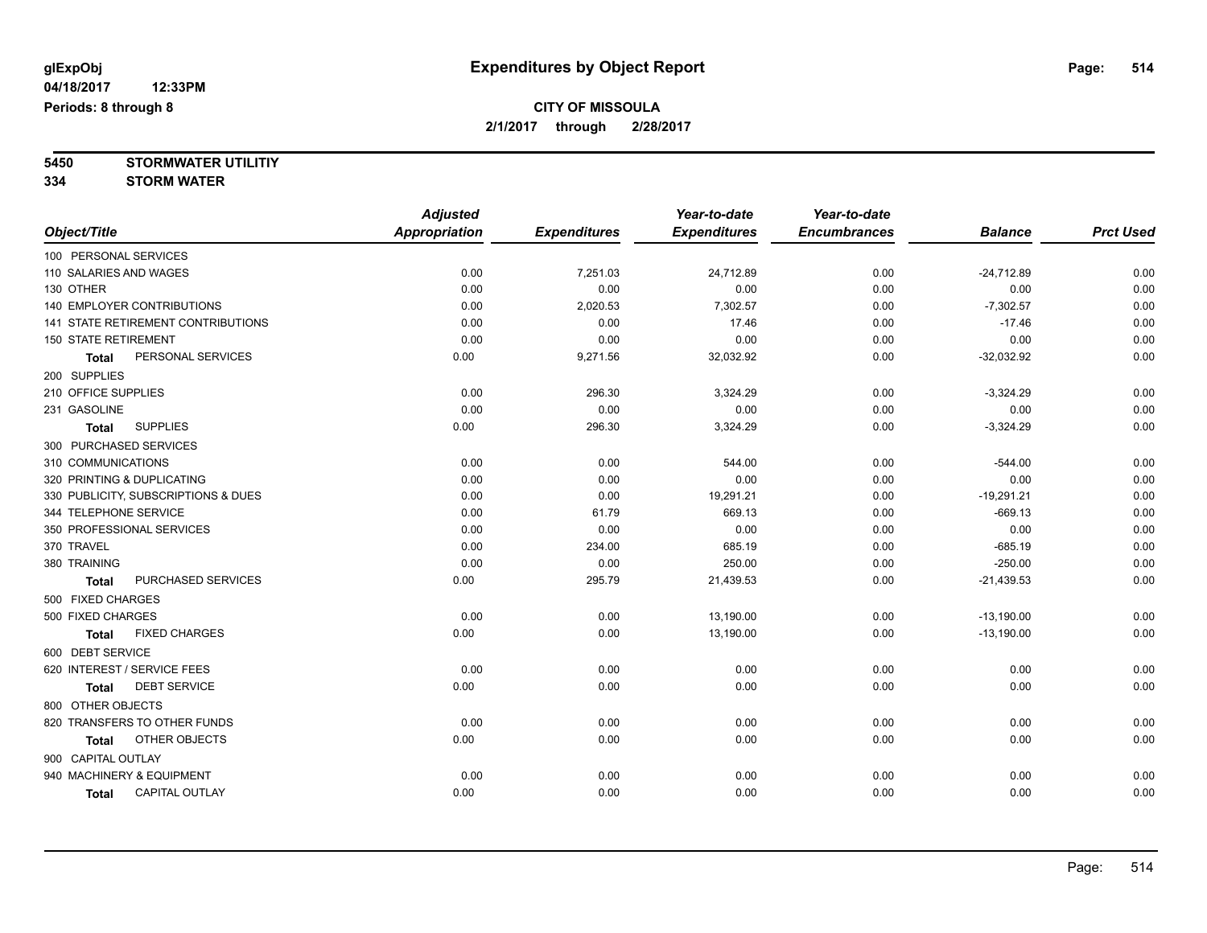**CITY OF MISSOULA**

**2/1/2017 through 2/28/2017**

**5450 STORMWATER UTILITIY**

**334 STORM WATER**

| Object/Title | Adjusted Appropriation | Expenditures | Year-to-date Expenditures | Year-to-date Encumbrances | Balance | Prct Used |
|---|---|---|---|---|---|---|
| 100 PERSONAL SERVICES | | | | | | |
| 110 SALARIES AND WAGES | 0.00 | 7,251.03 | 24,712.89 | 0.00 | -24,712.89 | 0.00 |
| 130 OTHER | 0.00 | 0.00 | 0.00 | 0.00 | 0.00 | 0.00 |
| 140 EMPLOYER CONTRIBUTIONS | 0.00 | 2,020.53 | 7,302.57 | 0.00 | -7,302.57 | 0.00 |
| 141 STATE RETIREMENT CONTRIBUTIONS | 0.00 | 0.00 | 17.46 | 0.00 | -17.46 | 0.00 |
| 150 STATE RETIREMENT | 0.00 | 0.00 | 0.00 | 0.00 | 0.00 | 0.00 |
| **Total** PERSONAL SERVICES | 0.00 | 9,271.56 | 32,032.92 | 0.00 | -32,032.92 | 0.00 |
| 200 SUPPLIES | | | | | | |
| 210 OFFICE SUPPLIES | 0.00 | 296.30 | 3,324.29 | 0.00 | -3,324.29 | 0.00 |
| 231 GASOLINE | 0.00 | 0.00 | 0.00 | 0.00 | 0.00 | 0.00 |
| **Total** SUPPLIES | 0.00 | 296.30 | 3,324.29 | 0.00 | -3,324.29 | 0.00 |
| 300 PURCHASED SERVICES | | | | | | |
| 310 COMMUNICATIONS | 0.00 | 0.00 | 544.00 | 0.00 | -544.00 | 0.00 |
| 320 PRINTING & DUPLICATING | 0.00 | 0.00 | 0.00 | 0.00 | 0.00 | 0.00 |
| 330 PUBLICITY, SUBSCRIPTIONS & DUES | 0.00 | 0.00 | 19,291.21 | 0.00 | -19,291.21 | 0.00 |
| 344 TELEPHONE SERVICE | 0.00 | 61.79 | 669.13 | 0.00 | -669.13 | 0.00 |
| 350 PROFESSIONAL SERVICES | 0.00 | 0.00 | 0.00 | 0.00 | 0.00 | 0.00 |
| 370 TRAVEL | 0.00 | 234.00 | 685.19 | 0.00 | -685.19 | 0.00 |
| 380 TRAINING | 0.00 | 0.00 | 250.00 | 0.00 | -250.00 | 0.00 |
| **Total** PURCHASED SERVICES | 0.00 | 295.79 | 21,439.53 | 0.00 | -21,439.53 | 0.00 |
| 500 FIXED CHARGES | | | | | | |
| 500 FIXED CHARGES | 0.00 | 0.00 | 13,190.00 | 0.00 | -13,190.00 | 0.00 |
| **Total** FIXED CHARGES | 0.00 | 0.00 | 13,190.00 | 0.00 | -13,190.00 | 0.00 |
| 600 DEBT SERVICE | | | | | | |
| 620 INTEREST / SERVICE FEES | 0.00 | 0.00 | 0.00 | 0.00 | 0.00 | 0.00 |
| **Total** DEBT SERVICE | 0.00 | 0.00 | 0.00 | 0.00 | 0.00 | 0.00 |
| 800 OTHER OBJECTS | | | | | | |
| 820 TRANSFERS TO OTHER FUNDS | 0.00 | 0.00 | 0.00 | 0.00 | 0.00 | 0.00 |
| **Total** OTHER OBJECTS | 0.00 | 0.00 | 0.00 | 0.00 | 0.00 | 0.00 |
| 900 CAPITAL OUTLAY | | | | | | |
| 940 MACHINERY & EQUIPMENT | 0.00 | 0.00 | 0.00 | 0.00 | 0.00 | 0.00 |
| **Total** CAPITAL OUTLAY | 0.00 | 0.00 | 0.00 | 0.00 | 0.00 | 0.00 |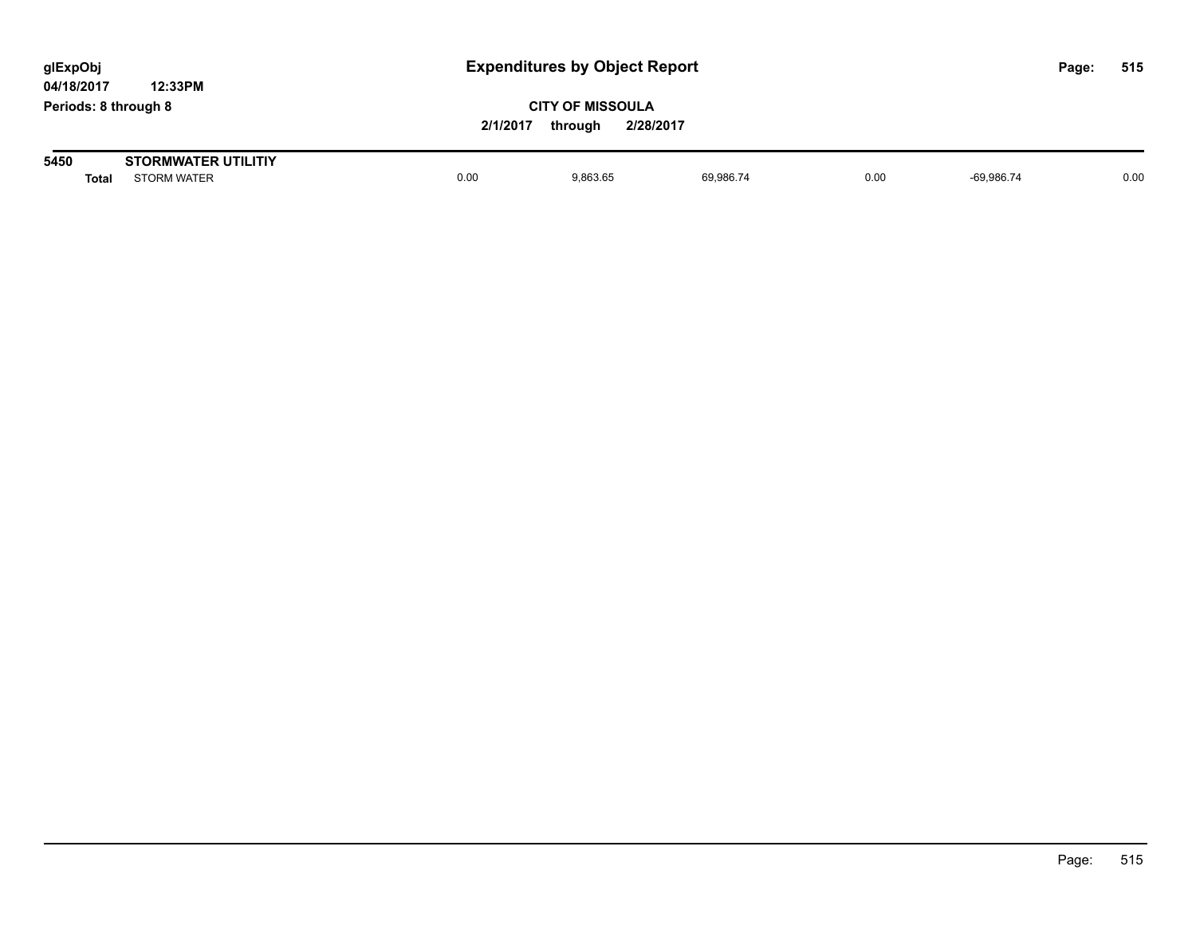# Expenditures by Object Report

glExpObj
04/18/2017 12:33PM
Periods: 8 through 8

**CITY OF MISSOULA**
**2/1/2017 through 2/28/2017**

| 5450 | STORMWATER UTILITIY | | | | | | |
|---|---|---|---|---|---|---|---|
| **Total** | STORM WATER | 0.00 | 9,863.65 | 69,986.74 | 0.00 | -69,986.74 | 0.00 |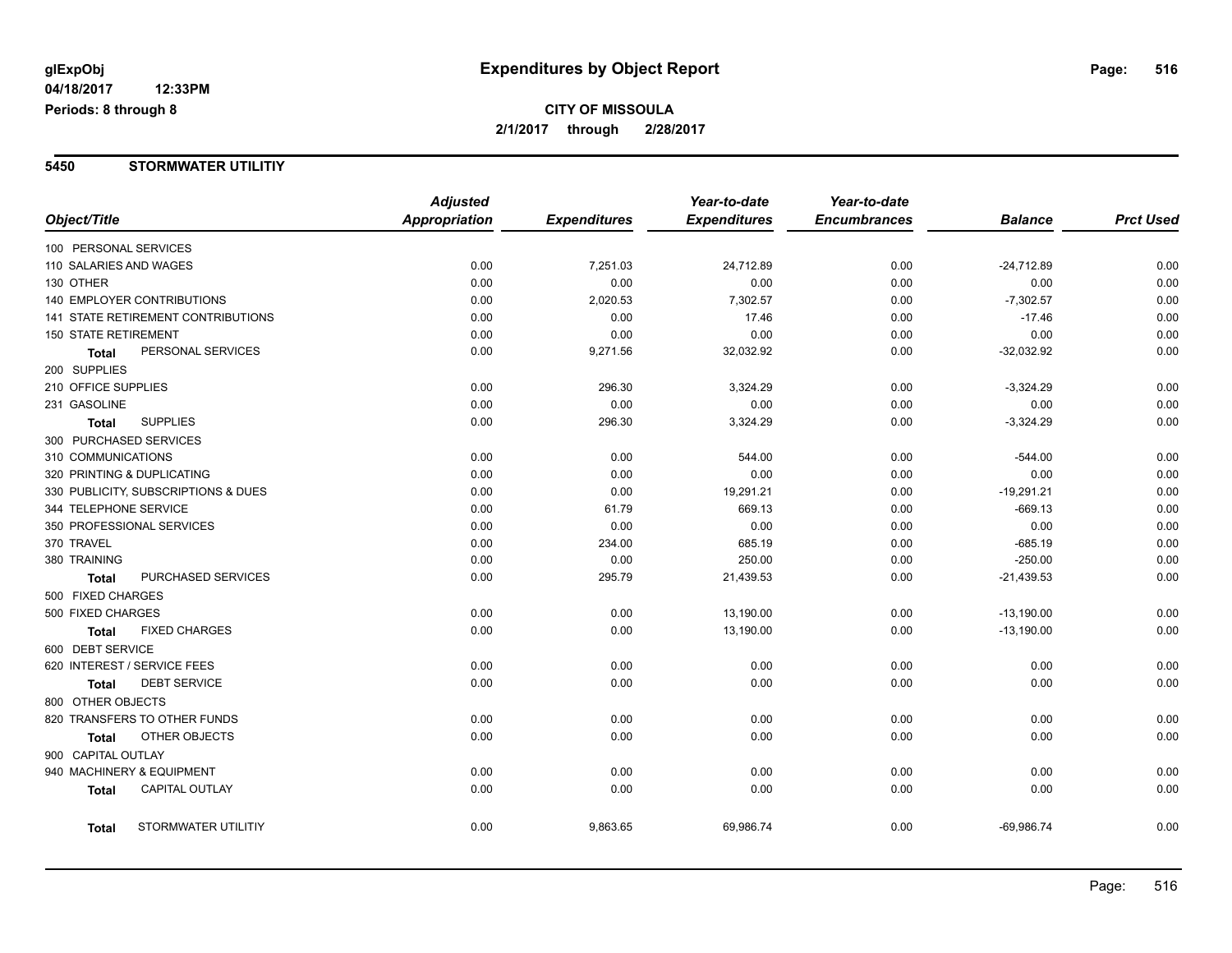**glExpObj**
**04/18/2017 12:33PM**
**Periods: 8 through 8**

# Expenditures by Object Report

**CITY OF MISSOULA**
**2/1/2017 through 2/28/2017**

## 5450 STORMWATER UTILITIY

| Object/Title | Adjusted Appropriation | Expenditures | Year-to-date Expenditures | Year-to-date Encumbrances | Balance | Prct Used |
|---|---|---|---|---|---|---|
| 100 PERSONAL SERVICES | | | | | | |
| 110 SALARIES AND WAGES | 0.00 | 7,251.03 | 24,712.89 | 0.00 | -24,712.89 | 0.00 |
| 130 OTHER | 0.00 | 0.00 | 0.00 | 0.00 | 0.00 | 0.00 |
| 140 EMPLOYER CONTRIBUTIONS | 0.00 | 2,020.53 | 7,302.57 | 0.00 | -7,302.57 | 0.00 |
| 141 STATE RETIREMENT CONTRIBUTIONS | 0.00 | 0.00 | 17.46 | 0.00 | -17.46 | 0.00 |
| 150 STATE RETIREMENT | 0.00 | 0.00 | 0.00 | 0.00 | 0.00 | 0.00 |
| **Total** PERSONAL SERVICES | 0.00 | 9,271.56 | 32,032.92 | 0.00 | -32,032.92 | 0.00 |
| 200 SUPPLIES | | | | | | |
| 210 OFFICE SUPPLIES | 0.00 | 296.30 | 3,324.29 | 0.00 | -3,324.29 | 0.00 |
| 231 GASOLINE | 0.00 | 0.00 | 0.00 | 0.00 | 0.00 | 0.00 |
| **Total** SUPPLIES | 0.00 | 296.30 | 3,324.29 | 0.00 | -3,324.29 | 0.00 |
| 300 PURCHASED SERVICES | | | | | | |
| 310 COMMUNICATIONS | 0.00 | 0.00 | 544.00 | 0.00 | -544.00 | 0.00 |
| 320 PRINTING & DUPLICATING | 0.00 | 0.00 | 0.00 | 0.00 | 0.00 | 0.00 |
| 330 PUBLICITY, SUBSCRIPTIONS & DUES | 0.00 | 0.00 | 19,291.21 | 0.00 | -19,291.21 | 0.00 |
| 344 TELEPHONE SERVICE | 0.00 | 61.79 | 669.13 | 0.00 | -669.13 | 0.00 |
| 350 PROFESSIONAL SERVICES | 0.00 | 0.00 | 0.00 | 0.00 | 0.00 | 0.00 |
| 370 TRAVEL | 0.00 | 234.00 | 685.19 | 0.00 | -685.19 | 0.00 |
| 380 TRAINING | 0.00 | 0.00 | 250.00 | 0.00 | -250.00 | 0.00 |
| **Total** PURCHASED SERVICES | 0.00 | 295.79 | 21,439.53 | 0.00 | -21,439.53 | 0.00 |
| 500 FIXED CHARGES | | | | | | |
| 500 FIXED CHARGES | 0.00 | 0.00 | 13,190.00 | 0.00 | -13,190.00 | 0.00 |
| **Total** FIXED CHARGES | 0.00 | 0.00 | 13,190.00 | 0.00 | -13,190.00 | 0.00 |
| 600 DEBT SERVICE | | | | | | |
| 620 INTEREST / SERVICE FEES | 0.00 | 0.00 | 0.00 | 0.00 | 0.00 | 0.00 |
| **Total** DEBT SERVICE | 0.00 | 0.00 | 0.00 | 0.00 | 0.00 | 0.00 |
| 800 OTHER OBJECTS | | | | | | |
| 820 TRANSFERS TO OTHER FUNDS | 0.00 | 0.00 | 0.00 | 0.00 | 0.00 | 0.00 |
| **Total** OTHER OBJECTS | 0.00 | 0.00 | 0.00 | 0.00 | 0.00 | 0.00 |
| 900 CAPITAL OUTLAY | | | | | | |
| 940 MACHINERY & EQUIPMENT | 0.00 | 0.00 | 0.00 | 0.00 | 0.00 | 0.00 |
| **Total** CAPITAL OUTLAY | 0.00 | 0.00 | 0.00 | 0.00 | 0.00 | 0.00 |
| **Total** STORMWATER UTILITIY | 0.00 | 9,863.65 | 69,986.74 | 0.00 | -69,986.74 | 0.00 |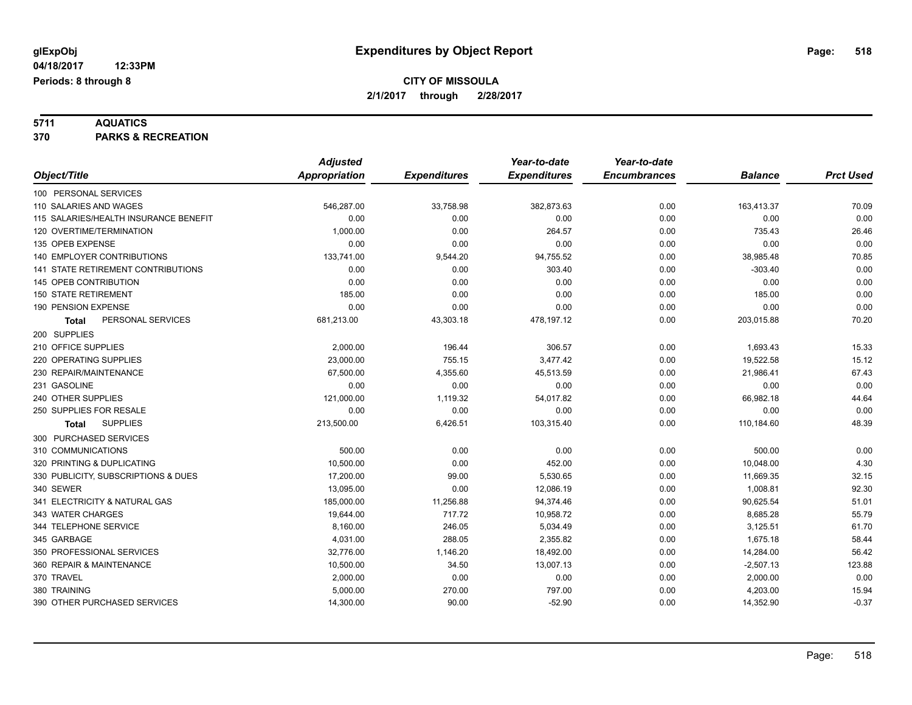glExpObj
04/18/2017 12:33PM
Periods: 8 through 8

# Expenditures by Object Report

**CITY OF MISSOULA**
**2/1/2017 through 2/28/2017**

**5711 AQUATICS**
**370 PARKS & RECREATION**

| Object/Title | Adjusted Appropriation | Expenditures | Year-to-date Expenditures | Year-to-date Encumbrances | Balance | Prct Used |
|---|---|---|---|---|---|---|
| 100 PERSONAL SERVICES | | | | | | |
| 110 SALARIES AND WAGES | 546,287.00 | 33,758.98 | 382,873.63 | 0.00 | 163,413.37 | 70.09 |
| 115 SALARIES/HEALTH INSURANCE BENEFIT | 0.00 | 0.00 | 0.00 | 0.00 | 0.00 | 0.00 |
| 120 OVERTIME/TERMINATION | 1,000.00 | 0.00 | 264.57 | 0.00 | 735.43 | 26.46 |
| 135 OPEB EXPENSE | 0.00 | 0.00 | 0.00 | 0.00 | 0.00 | 0.00 |
| 140 EMPLOYER CONTRIBUTIONS | 133,741.00 | 9,544.20 | 94,755.52 | 0.00 | 38,985.48 | 70.85 |
| 141 STATE RETIREMENT CONTRIBUTIONS | 0.00 | 0.00 | 303.40 | 0.00 | -303.40 | 0.00 |
| 145 OPEB CONTRIBUTION | 0.00 | 0.00 | 0.00 | 0.00 | 0.00 | 0.00 |
| 150 STATE RETIREMENT | 185.00 | 0.00 | 0.00 | 0.00 | 185.00 | 0.00 |
| 190 PENSION EXPENSE | 0.00 | 0.00 | 0.00 | 0.00 | 0.00 | 0.00 |
| **Total** PERSONAL SERVICES | 681,213.00 | 43,303.18 | 478,197.12 | 0.00 | 203,015.88 | 70.20 |
| 200 SUPPLIES | | | | | | |
| 210 OFFICE SUPPLIES | 2,000.00 | 196.44 | 306.57 | 0.00 | 1,693.43 | 15.33 |
| 220 OPERATING SUPPLIES | 23,000.00 | 755.15 | 3,477.42 | 0.00 | 19,522.58 | 15.12 |
| 230 REPAIR/MAINTENANCE | 67,500.00 | 4,355.60 | 45,513.59 | 0.00 | 21,986.41 | 67.43 |
| 231 GASOLINE | 0.00 | 0.00 | 0.00 | 0.00 | 0.00 | 0.00 |
| 240 OTHER SUPPLIES | 121,000.00 | 1,119.32 | 54,017.82 | 0.00 | 66,982.18 | 44.64 |
| 250 SUPPLIES FOR RESALE | 0.00 | 0.00 | 0.00 | 0.00 | 0.00 | 0.00 |
| **Total** SUPPLIES | 213,500.00 | 6,426.51 | 103,315.40 | 0.00 | 110,184.60 | 48.39 |
| 300 PURCHASED SERVICES | | | | | | |
| 310 COMMUNICATIONS | 500.00 | 0.00 | 0.00 | 0.00 | 500.00 | 0.00 |
| 320 PRINTING & DUPLICATING | 10,500.00 | 0.00 | 452.00 | 0.00 | 10,048.00 | 4.30 |
| 330 PUBLICITY, SUBSCRIPTIONS & DUES | 17,200.00 | 99.00 | 5,530.65 | 0.00 | 11,669.35 | 32.15 |
| 340 SEWER | 13,095.00 | 0.00 | 12,086.19 | 0.00 | 1,008.81 | 92.30 |
| 341 ELECTRICITY & NATURAL GAS | 185,000.00 | 11,256.88 | 94,374.46 | 0.00 | 90,625.54 | 51.01 |
| 343 WATER CHARGES | 19,644.00 | 717.72 | 10,958.72 | 0.00 | 8,685.28 | 55.79 |
| 344 TELEPHONE SERVICE | 8,160.00 | 246.05 | 5,034.49 | 0.00 | 3,125.51 | 61.70 |
| 345 GARBAGE | 4,031.00 | 288.05 | 2,355.82 | 0.00 | 1,675.18 | 58.44 |
| 350 PROFESSIONAL SERVICES | 32,776.00 | 1,146.20 | 18,492.00 | 0.00 | 14,284.00 | 56.42 |
| 360 REPAIR & MAINTENANCE | 10,500.00 | 34.50 | 13,007.13 | 0.00 | -2,507.13 | 123.88 |
| 370 TRAVEL | 2,000.00 | 0.00 | 0.00 | 0.00 | 2,000.00 | 0.00 |
| 380 TRAINING | 5,000.00 | 270.00 | 797.00 | 0.00 | 4,203.00 | 15.94 |
| 390 OTHER PURCHASED SERVICES | 14,300.00 | 90.00 | -52.90 | 0.00 | 14,352.90 | -0.37 |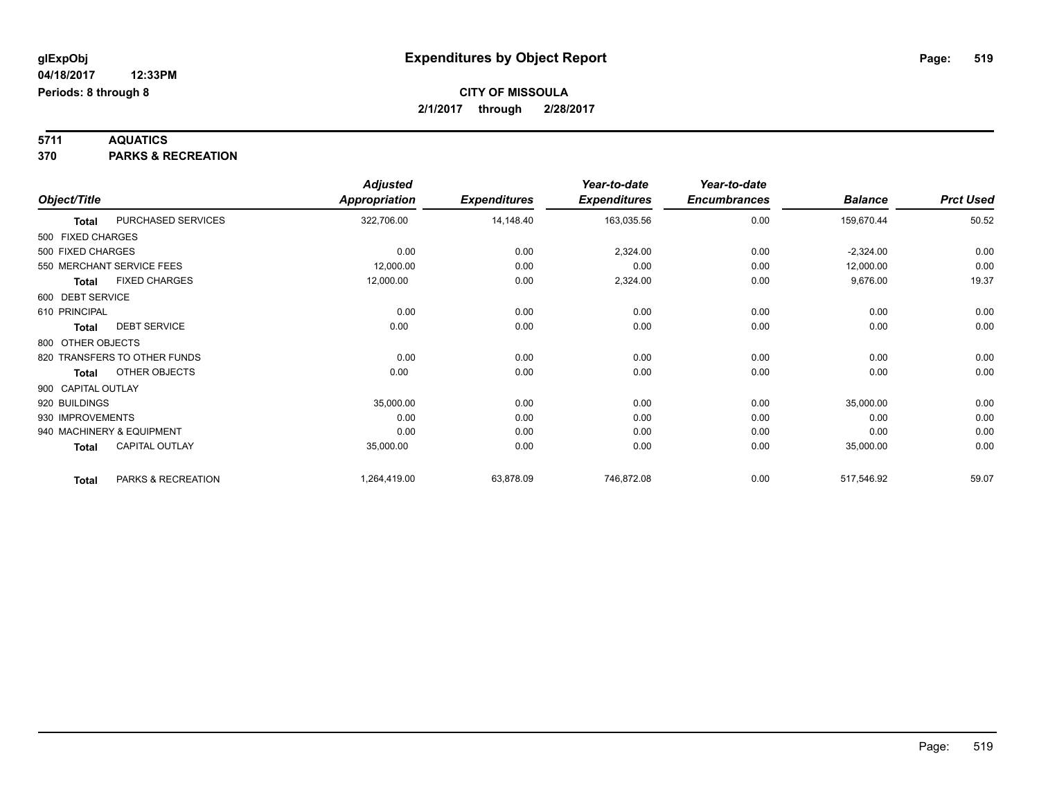glExpObj
04/18/2017 12:33PM
Periods: 8 through 8

# Expenditures by Object Report

**CITY OF MISSOULA**
**2/1/2017 through 2/28/2017**

**5711 AQUATICS**
**370 PARKS & RECREATION**

| Object/Title | | Adjusted Appropriation | Expenditures | Year-to-date Expenditures | Year-to-date Encumbrances | Balance | Prct Used |
|---|---|---|---|---|---|---|---|
| **Total** | PURCHASED SERVICES | 322,706.00 | 14,148.40 | 163,035.56 | 0.00 | 159,670.44 | 50.52 |
| 500 FIXED CHARGES | | | | | | | |
| 500 FIXED CHARGES | | 0.00 | 0.00 | 2,324.00 | 0.00 | -2,324.00 | 0.00 |
| 550 MERCHANT SERVICE FEES | | 12,000.00 | 0.00 | 0.00 | 0.00 | 12,000.00 | 0.00 |
| **Total** | FIXED CHARGES | 12,000.00 | 0.00 | 2,324.00 | 0.00 | 9,676.00 | 19.37 |
| 600 DEBT SERVICE | | | | | | | |
| 610 PRINCIPAL | | 0.00 | 0.00 | 0.00 | 0.00 | 0.00 | 0.00 |
| **Total** | DEBT SERVICE | 0.00 | 0.00 | 0.00 | 0.00 | 0.00 | 0.00 |
| 800 OTHER OBJECTS | | | | | | | |
| 820 TRANSFERS TO OTHER FUNDS | | 0.00 | 0.00 | 0.00 | 0.00 | 0.00 | 0.00 |
| **Total** | OTHER OBJECTS | 0.00 | 0.00 | 0.00 | 0.00 | 0.00 | 0.00 |
| 900 CAPITAL OUTLAY | | | | | | | |
| 920 BUILDINGS | | 35,000.00 | 0.00 | 0.00 | 0.00 | 35,000.00 | 0.00 |
| 930 IMPROVEMENTS | | 0.00 | 0.00 | 0.00 | 0.00 | 0.00 | 0.00 |
| 940 MACHINERY & EQUIPMENT | | 0.00 | 0.00 | 0.00 | 0.00 | 0.00 | 0.00 |
| **Total** | CAPITAL OUTLAY | 35,000.00 | 0.00 | 0.00 | 0.00 | 35,000.00 | 0.00 |
| **Total** | PARKS & RECREATION | 1,264,419.00 | 63,878.09 | 746,872.08 | 0.00 | 517,546.92 | 59.07 |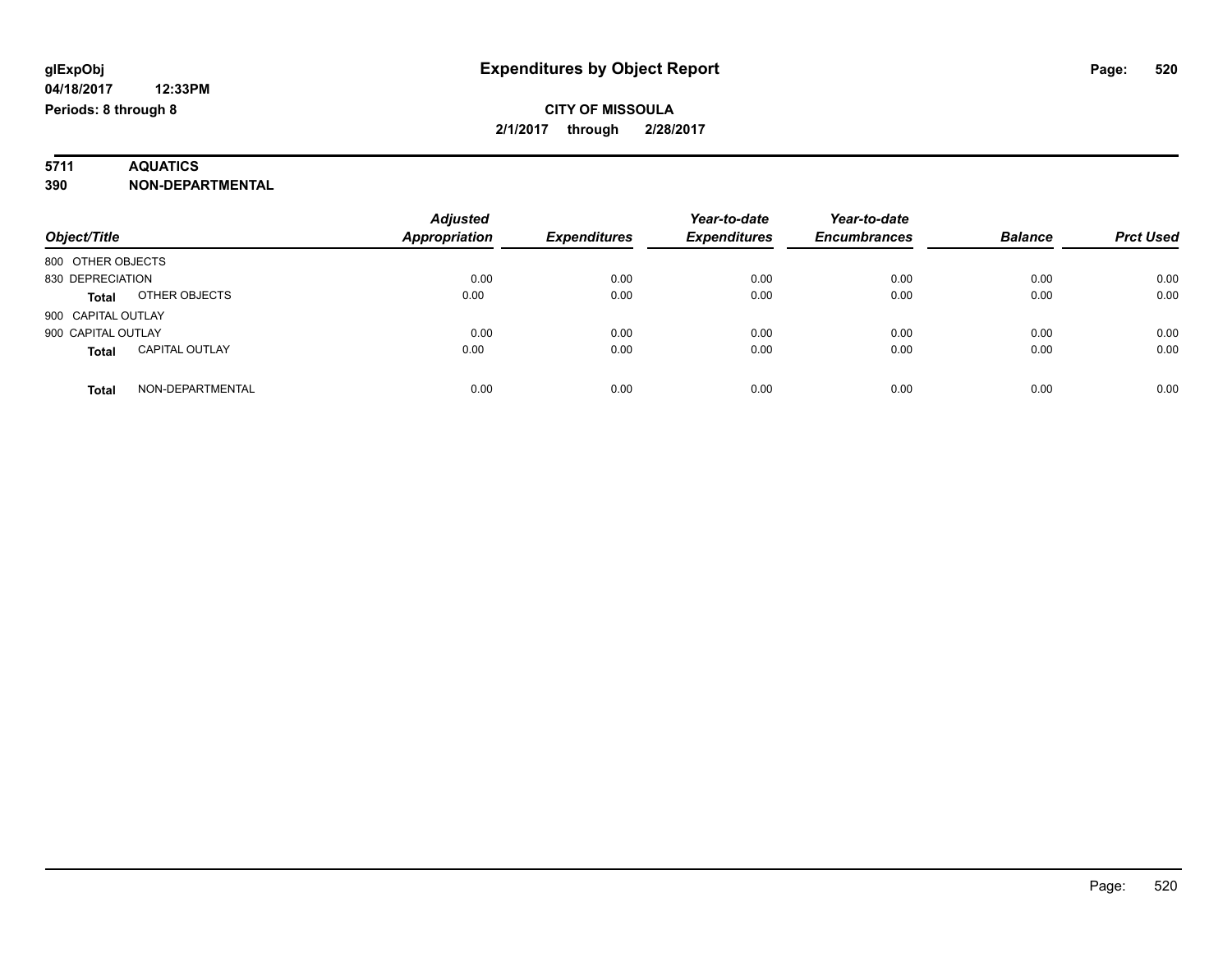# Expenditures by Object Report

glExpObj
04/18/2017 12:33PM
Periods: 8 through 8

**CITY OF MISSOULA**
**2/1/2017 through 2/28/2017**

**5711 AQUATICS**
**390 NON-DEPARTMENTAL**

| Object/Title | | Adjusted Appropriation | Expenditures | Year-to-date Expenditures | Year-to-date Encumbrances | Balance | Prct Used |
|---|---|---|---|---|---|---|---|
| 800 OTHER OBJECTS | | | | | | | |
| 830 DEPRECIATION | | 0.00 | 0.00 | 0.00 | 0.00 | 0.00 | 0.00 |
| **Total** | OTHER OBJECTS | 0.00 | 0.00 | 0.00 | 0.00 | 0.00 | 0.00 |
| 900 CAPITAL OUTLAY | | | | | | | |
| 900 CAPITAL OUTLAY | | 0.00 | 0.00 | 0.00 | 0.00 | 0.00 | 0.00 |
| **Total** | CAPITAL OUTLAY | 0.00 | 0.00 | 0.00 | 0.00 | 0.00 | 0.00 |
| **Total** | NON-DEPARTMENTAL | 0.00 | 0.00 | 0.00 | 0.00 | 0.00 | 0.00 |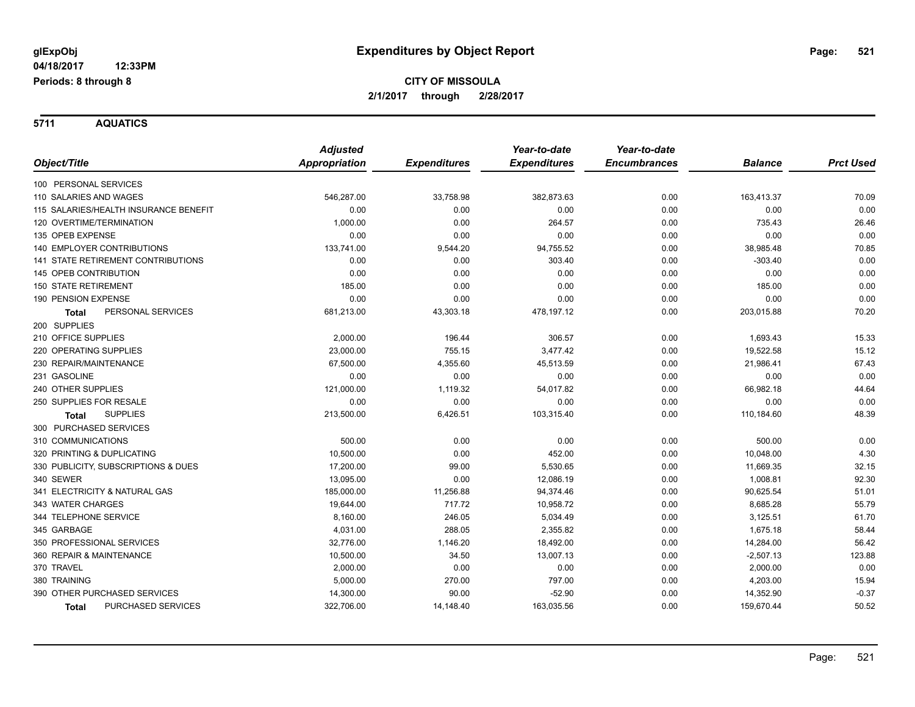# Expenditures by Object Report

glExpObj
04/18/2017 12:33PM
Periods: 8 through 8

**CITY OF MISSOULA**
**2/1/2017 through 2/28/2017**

## 5711 AQUATICS

| Object/Title | Adjusted Appropriation | Expenditures | Year-to-date Expenditures | Year-to-date Encumbrances | Balance | Prct Used |
|---|---|---|---|---|---|---|
| 100 PERSONAL SERVICES | | | | | | |
| 110 SALARIES AND WAGES | 546,287.00 | 33,758.98 | 382,873.63 | 0.00 | 163,413.37 | 70.09 |
| 115 SALARIES/HEALTH INSURANCE BENEFIT | 0.00 | 0.00 | 0.00 | 0.00 | 0.00 | 0.00 |
| 120 OVERTIME/TERMINATION | 1,000.00 | 0.00 | 264.57 | 0.00 | 735.43 | 26.46 |
| 135 OPEB EXPENSE | 0.00 | 0.00 | 0.00 | 0.00 | 0.00 | 0.00 |
| 140 EMPLOYER CONTRIBUTIONS | 133,741.00 | 9,544.20 | 94,755.52 | 0.00 | 38,985.48 | 70.85 |
| 141 STATE RETIREMENT CONTRIBUTIONS | 0.00 | 0.00 | 303.40 | 0.00 | -303.40 | 0.00 |
| 145 OPEB CONTRIBUTION | 0.00 | 0.00 | 0.00 | 0.00 | 0.00 | 0.00 |
| 150 STATE RETIREMENT | 185.00 | 0.00 | 0.00 | 0.00 | 185.00 | 0.00 |
| 190 PENSION EXPENSE | 0.00 | 0.00 | 0.00 | 0.00 | 0.00 | 0.00 |
| **Total** PERSONAL SERVICES | 681,213.00 | 43,303.18 | 478,197.12 | 0.00 | 203,015.88 | 70.20 |
| 200 SUPPLIES | | | | | | |
| 210 OFFICE SUPPLIES | 2,000.00 | 196.44 | 306.57 | 0.00 | 1,693.43 | 15.33 |
| 220 OPERATING SUPPLIES | 23,000.00 | 755.15 | 3,477.42 | 0.00 | 19,522.58 | 15.12 |
| 230 REPAIR/MAINTENANCE | 67,500.00 | 4,355.60 | 45,513.59 | 0.00 | 21,986.41 | 67.43 |
| 231 GASOLINE | 0.00 | 0.00 | 0.00 | 0.00 | 0.00 | 0.00 |
| 240 OTHER SUPPLIES | 121,000.00 | 1,119.32 | 54,017.82 | 0.00 | 66,982.18 | 44.64 |
| 250 SUPPLIES FOR RESALE | 0.00 | 0.00 | 0.00 | 0.00 | 0.00 | 0.00 |
| **Total** SUPPLIES | 213,500.00 | 6,426.51 | 103,315.40 | 0.00 | 110,184.60 | 48.39 |
| 300 PURCHASED SERVICES | | | | | | |
| 310 COMMUNICATIONS | 500.00 | 0.00 | 0.00 | 0.00 | 500.00 | 0.00 |
| 320 PRINTING & DUPLICATING | 10,500.00 | 0.00 | 452.00 | 0.00 | 10,048.00 | 4.30 |
| 330 PUBLICITY, SUBSCRIPTIONS & DUES | 17,200.00 | 99.00 | 5,530.65 | 0.00 | 11,669.35 | 32.15 |
| 340 SEWER | 13,095.00 | 0.00 | 12,086.19 | 0.00 | 1,008.81 | 92.30 |
| 341 ELECTRICITY & NATURAL GAS | 185,000.00 | 11,256.88 | 94,374.46 | 0.00 | 90,625.54 | 51.01 |
| 343 WATER CHARGES | 19,644.00 | 717.72 | 10,958.72 | 0.00 | 8,685.28 | 55.79 |
| 344 TELEPHONE SERVICE | 8,160.00 | 246.05 | 5,034.49 | 0.00 | 3,125.51 | 61.70 |
| 345 GARBAGE | 4,031.00 | 288.05 | 2,355.82 | 0.00 | 1,675.18 | 58.44 |
| 350 PROFESSIONAL SERVICES | 32,776.00 | 1,146.20 | 18,492.00 | 0.00 | 14,284.00 | 56.42 |
| 360 REPAIR & MAINTENANCE | 10,500.00 | 34.50 | 13,007.13 | 0.00 | -2,507.13 | 123.88 |
| 370 TRAVEL | 2,000.00 | 0.00 | 0.00 | 0.00 | 2,000.00 | 0.00 |
| 380 TRAINING | 5,000.00 | 270.00 | 797.00 | 0.00 | 4,203.00 | 15.94 |
| 390 OTHER PURCHASED SERVICES | 14,300.00 | 90.00 | -52.90 | 0.00 | 14,352.90 | -0.37 |
| **Total** PURCHASED SERVICES | 322,706.00 | 14,148.40 | 163,035.56 | 0.00 | 159,670.44 | 50.52 |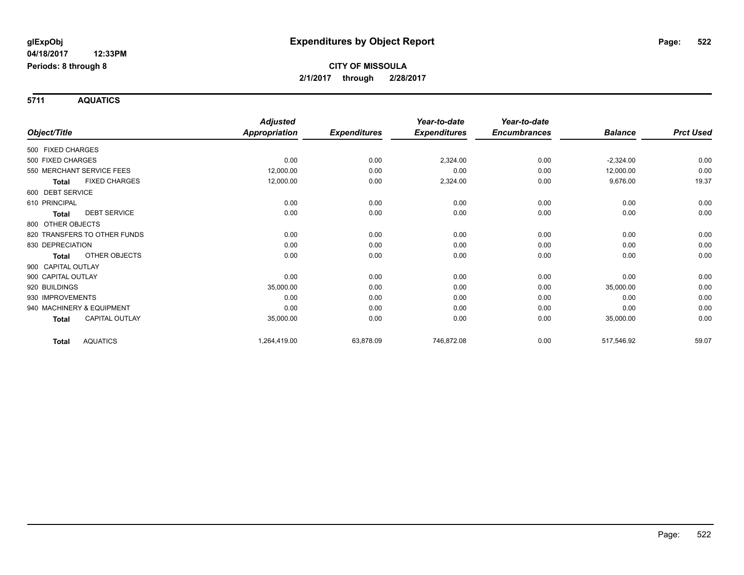# Expenditures by Object Report

glExpObj
04/18/2017 12:33PM
Periods: 8 through 8

**CITY OF MISSOULA**
**2/1/2017 through 2/28/2017**

## 5711 AQUATICS

| Object/Title | Adjusted Appropriation | Expenditures | Year-to-date Expenditures | Year-to-date Encumbrances | Balance | Prct Used |
|---|---|---|---|---|---|---|
| 500 FIXED CHARGES | | | | | | |
| 500 FIXED CHARGES | 0.00 | 0.00 | 2,324.00 | 0.00 | -2,324.00 | 0.00 |
| 550 MERCHANT SERVICE FEES | 12,000.00 | 0.00 | 0.00 | 0.00 | 12,000.00 | 0.00 |
| **Total** FIXED CHARGES | 12,000.00 | 0.00 | 2,324.00 | 0.00 | 9,676.00 | 19.37 |
| 600 DEBT SERVICE | | | | | | |
| 610 PRINCIPAL | 0.00 | 0.00 | 0.00 | 0.00 | 0.00 | 0.00 |
| **Total** DEBT SERVICE | 0.00 | 0.00 | 0.00 | 0.00 | 0.00 | 0.00 |
| 800 OTHER OBJECTS | | | | | | |
| 820 TRANSFERS TO OTHER FUNDS | 0.00 | 0.00 | 0.00 | 0.00 | 0.00 | 0.00 |
| 830 DEPRECIATION | 0.00 | 0.00 | 0.00 | 0.00 | 0.00 | 0.00 |
| **Total** OTHER OBJECTS | 0.00 | 0.00 | 0.00 | 0.00 | 0.00 | 0.00 |
| 900 CAPITAL OUTLAY | | | | | | |
| 900 CAPITAL OUTLAY | 0.00 | 0.00 | 0.00 | 0.00 | 0.00 | 0.00 |
| 920 BUILDINGS | 35,000.00 | 0.00 | 0.00 | 0.00 | 35,000.00 | 0.00 |
| 930 IMPROVEMENTS | 0.00 | 0.00 | 0.00 | 0.00 | 0.00 | 0.00 |
| 940 MACHINERY & EQUIPMENT | 0.00 | 0.00 | 0.00 | 0.00 | 0.00 | 0.00 |
| **Total** CAPITAL OUTLAY | 35,000.00 | 0.00 | 0.00 | 0.00 | 35,000.00 | 0.00 |
| **Total** AQUATICS | 1,264,419.00 | 63,878.09 | 746,872.08 | 0.00 | 517,546.92 | 59.07 |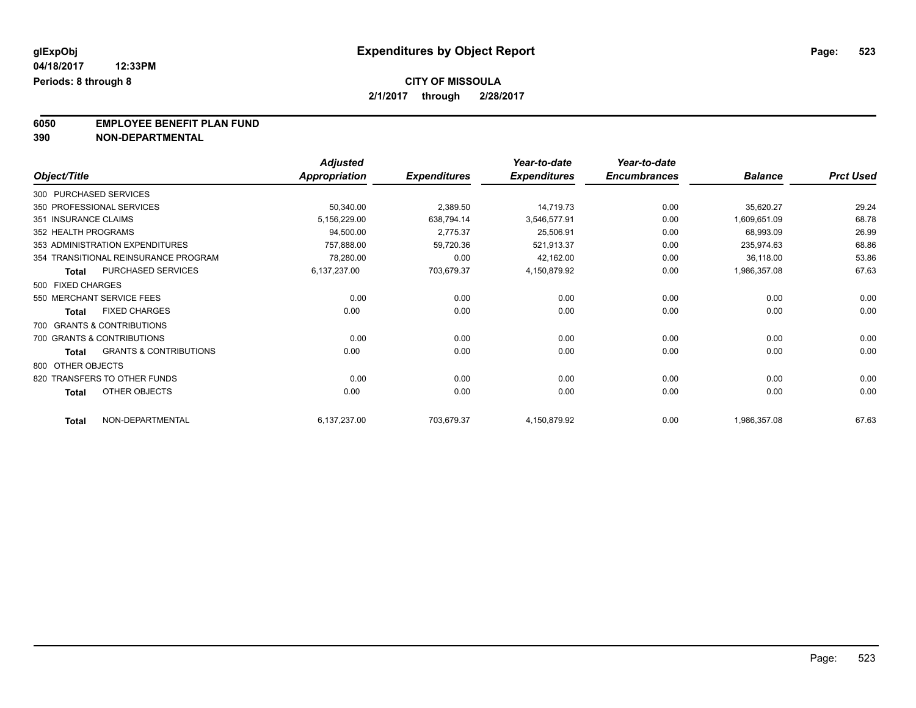**glExpObj** **Expenditures by Object Report**

**04/18/2017 12:33PM**

**Periods: 8 through 8**

**CITY OF MISSOULA**

**2/1/2017 through 2/28/2017**

**6050 EMPLOYEE BENEFIT PLAN FUND**

**390 NON-DEPARTMENTAL**

| Object/Title | | Adjusted Appropriation | Expenditures | Year-to-date Expenditures | Year-to-date Encumbrances | Balance | Prct Used |
|---|---|---|---|---|---|---|---|
| 300 PURCHASED SERVICES | | | | | | | |
| 350 PROFESSIONAL SERVICES | | 50,340.00 | 2,389.50 | 14,719.73 | 0.00 | 35,620.27 | 29.24 |
| 351 INSURANCE CLAIMS | | 5,156,229.00 | 638,794.14 | 3,546,577.91 | 0.00 | 1,609,651.09 | 68.78 |
| 352 HEALTH PROGRAMS | | 94,500.00 | 2,775.37 | 25,506.91 | 0.00 | 68,993.09 | 26.99 |
| 353 ADMINISTRATION EXPENDITURES | | 757,888.00 | 59,720.36 | 521,913.37 | 0.00 | 235,974.63 | 68.86 |
| 354 TRANSITIONAL REINSURANCE PROGRAM | | 78,280.00 | 0.00 | 42,162.00 | 0.00 | 36,118.00 | 53.86 |
| **Total** | PURCHASED SERVICES | 6,137,237.00 | 703,679.37 | 4,150,879.92 | 0.00 | 1,986,357.08 | 67.63 |
| 500 FIXED CHARGES | | | | | | | |
| 550 MERCHANT SERVICE FEES | | 0.00 | 0.00 | 0.00 | 0.00 | 0.00 | 0.00 |
| **Total** | FIXED CHARGES | 0.00 | 0.00 | 0.00 | 0.00 | 0.00 | 0.00 |
| 700 GRANTS & CONTRIBUTIONS | | | | | | | |
| 700 GRANTS & CONTRIBUTIONS | | 0.00 | 0.00 | 0.00 | 0.00 | 0.00 | 0.00 |
| **Total** | GRANTS & CONTRIBUTIONS | 0.00 | 0.00 | 0.00 | 0.00 | 0.00 | 0.00 |
| 800 OTHER OBJECTS | | | | | | | |
| 820 TRANSFERS TO OTHER FUNDS | | 0.00 | 0.00 | 0.00 | 0.00 | 0.00 | 0.00 |
| **Total** | OTHER OBJECTS | 0.00 | 0.00 | 0.00 | 0.00 | 0.00 | 0.00 |
| **Total** | NON-DEPARTMENTAL | 6,137,237.00 | 703,679.37 | 4,150,879.92 | 0.00 | 1,986,357.08 | 67.63 |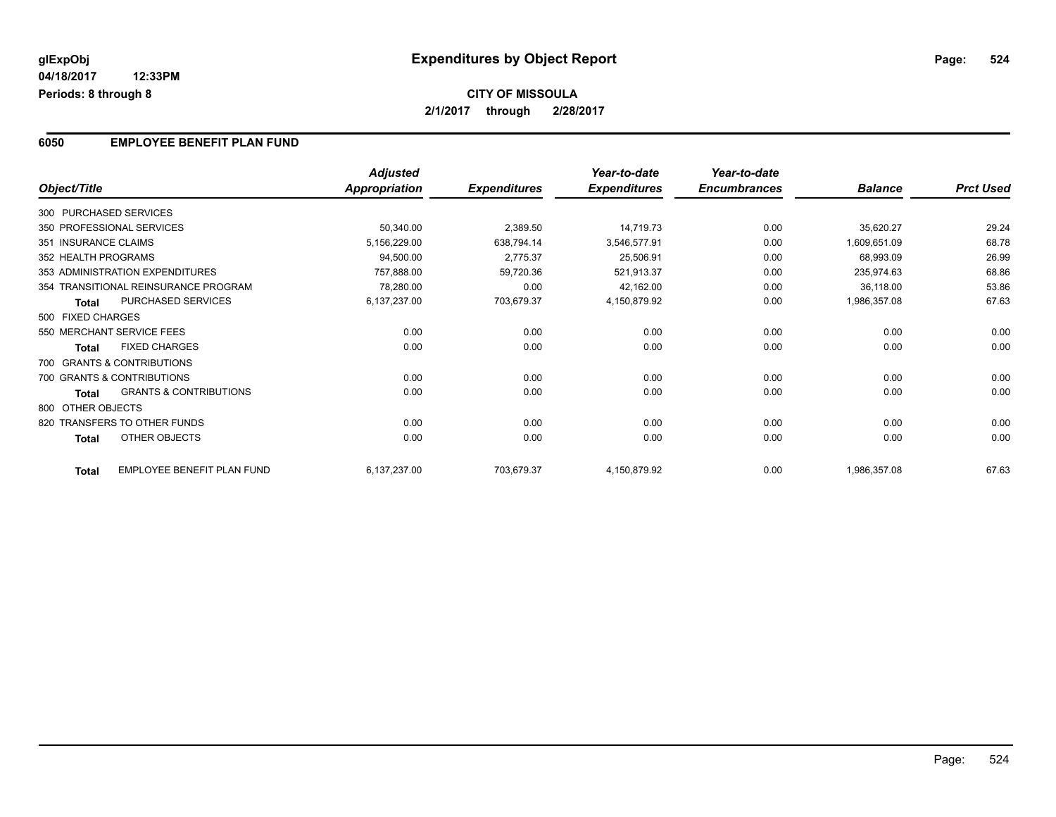**glExpObj** | **Expenditures by Object Report**

**04/18/2017 12:33PM**

**Periods: 8 through 8**

**CITY OF MISSOULA**

**2/1/2017 through 2/28/2017**

## 6050 EMPLOYEE BENEFIT PLAN FUND

| Object/Title | Adjusted Appropriation | Expenditures | Year-to-date Expenditures | Year-to-date Encumbrances | Balance | Prct Used |
|---|---|---|---|---|---|---|
| 300 PURCHASED SERVICES | | | | | | |
| 350 PROFESSIONAL SERVICES | 50,340.00 | 2,389.50 | 14,719.73 | 0.00 | 35,620.27 | 29.24 |
| 351 INSURANCE CLAIMS | 5,156,229.00 | 638,794.14 | 3,546,577.91 | 0.00 | 1,609,651.09 | 68.78 |
| 352 HEALTH PROGRAMS | 94,500.00 | 2,775.37 | 25,506.91 | 0.00 | 68,993.09 | 26.99 |
| 353 ADMINISTRATION EXPENDITURES | 757,888.00 | 59,720.36 | 521,913.37 | 0.00 | 235,974.63 | 68.86 |
| 354 TRANSITIONAL REINSURANCE PROGRAM | 78,280.00 | 0.00 | 42,162.00 | 0.00 | 36,118.00 | 53.86 |
| **Total** PURCHASED SERVICES | 6,137,237.00 | 703,679.37 | 4,150,879.92 | 0.00 | 1,986,357.08 | 67.63 |
| 500 FIXED CHARGES | | | | | | |
| 550 MERCHANT SERVICE FEES | 0.00 | 0.00 | 0.00 | 0.00 | 0.00 | 0.00 |
| **Total** FIXED CHARGES | 0.00 | 0.00 | 0.00 | 0.00 | 0.00 | 0.00 |
| 700 GRANTS & CONTRIBUTIONS | | | | | | |
| 700 GRANTS & CONTRIBUTIONS | 0.00 | 0.00 | 0.00 | 0.00 | 0.00 | 0.00 |
| **Total** GRANTS & CONTRIBUTIONS | 0.00 | 0.00 | 0.00 | 0.00 | 0.00 | 0.00 |
| 800 OTHER OBJECTS | | | | | | |
| 820 TRANSFERS TO OTHER FUNDS | 0.00 | 0.00 | 0.00 | 0.00 | 0.00 | 0.00 |
| **Total** OTHER OBJECTS | 0.00 | 0.00 | 0.00 | 0.00 | 0.00 | 0.00 |
| **Total** EMPLOYEE BENEFIT PLAN FUND | 6,137,237.00 | 703,679.37 | 4,150,879.92 | 0.00 | 1,986,357.08 | 67.63 |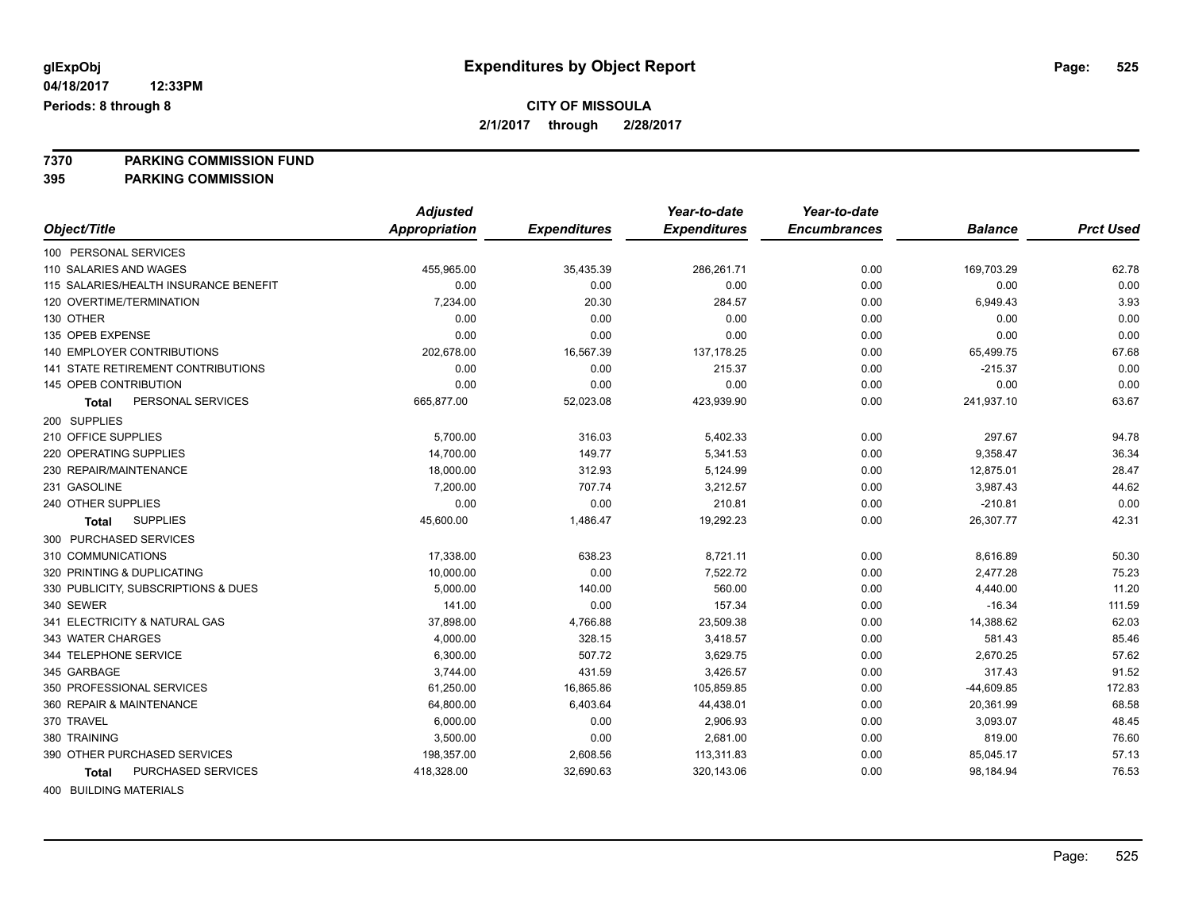# Expenditures by Object Report

glExpObj
04/18/2017 12:33PM
Periods: 8 through 8

**CITY OF MISSOULA**
**2/1/2017 through 2/28/2017**

**7370 PARKING COMMISSION FUND**
**395 PARKING COMMISSION**

| Object/Title | Adjusted Appropriation | Expenditures | Year-to-date Expenditures | Year-to-date Encumbrances | Balance | Prct Used |
|---|---|---|---|---|---|---|
| 100 PERSONAL SERVICES | | | | | | |
| 110 SALARIES AND WAGES | 455,965.00 | 35,435.39 | 286,261.71 | 0.00 | 169,703.29 | 62.78 |
| 115 SALARIES/HEALTH INSURANCE BENEFIT | 0.00 | 0.00 | 0.00 | 0.00 | 0.00 | 0.00 |
| 120 OVERTIME/TERMINATION | 7,234.00 | 20.30 | 284.57 | 0.00 | 6,949.43 | 3.93 |
| 130 OTHER | 0.00 | 0.00 | 0.00 | 0.00 | 0.00 | 0.00 |
| 135 OPEB EXPENSE | 0.00 | 0.00 | 0.00 | 0.00 | 0.00 | 0.00 |
| 140 EMPLOYER CONTRIBUTIONS | 202,678.00 | 16,567.39 | 137,178.25 | 0.00 | 65,499.75 | 67.68 |
| 141 STATE RETIREMENT CONTRIBUTIONS | 0.00 | 0.00 | 215.37 | 0.00 | -215.37 | 0.00 |
| 145 OPEB CONTRIBUTION | 0.00 | 0.00 | 0.00 | 0.00 | 0.00 | 0.00 |
| **Total** PERSONAL SERVICES | 665,877.00 | 52,023.08 | 423,939.90 | 0.00 | 241,937.10 | 63.67 |
| 200 SUPPLIES | | | | | | |
| 210 OFFICE SUPPLIES | 5,700.00 | 316.03 | 5,402.33 | 0.00 | 297.67 | 94.78 |
| 220 OPERATING SUPPLIES | 14,700.00 | 149.77 | 5,341.53 | 0.00 | 9,358.47 | 36.34 |
| 230 REPAIR/MAINTENANCE | 18,000.00 | 312.93 | 5,124.99 | 0.00 | 12,875.01 | 28.47 |
| 231 GASOLINE | 7,200.00 | 707.74 | 3,212.57 | 0.00 | 3,987.43 | 44.62 |
| 240 OTHER SUPPLIES | 0.00 | 0.00 | 210.81 | 0.00 | -210.81 | 0.00 |
| **Total** SUPPLIES | 45,600.00 | 1,486.47 | 19,292.23 | 0.00 | 26,307.77 | 42.31 |
| 300 PURCHASED SERVICES | | | | | | |
| 310 COMMUNICATIONS | 17,338.00 | 638.23 | 8,721.11 | 0.00 | 8,616.89 | 50.30 |
| 320 PRINTING & DUPLICATING | 10,000.00 | 0.00 | 7,522.72 | 0.00 | 2,477.28 | 75.23 |
| 330 PUBLICITY, SUBSCRIPTIONS & DUES | 5,000.00 | 140.00 | 560.00 | 0.00 | 4,440.00 | 11.20 |
| 340 SEWER | 141.00 | 0.00 | 157.34 | 0.00 | -16.34 | 111.59 |
| 341 ELECTRICITY & NATURAL GAS | 37,898.00 | 4,766.88 | 23,509.38 | 0.00 | 14,388.62 | 62.03 |
| 343 WATER CHARGES | 4,000.00 | 328.15 | 3,418.57 | 0.00 | 581.43 | 85.46 |
| 344 TELEPHONE SERVICE | 6,300.00 | 507.72 | 3,629.75 | 0.00 | 2,670.25 | 57.62 |
| 345 GARBAGE | 3,744.00 | 431.59 | 3,426.57 | 0.00 | 317.43 | 91.52 |
| 350 PROFESSIONAL SERVICES | 61,250.00 | 16,865.86 | 105,859.85 | 0.00 | -44,609.85 | 172.83 |
| 360 REPAIR & MAINTENANCE | 64,800.00 | 6,403.64 | 44,438.01 | 0.00 | 20,361.99 | 68.58 |
| 370 TRAVEL | 6,000.00 | 0.00 | 2,906.93 | 0.00 | 3,093.07 | 48.45 |
| 380 TRAINING | 3,500.00 | 0.00 | 2,681.00 | 0.00 | 819.00 | 76.60 |
| 390 OTHER PURCHASED SERVICES | 198,357.00 | 2,608.56 | 113,311.83 | 0.00 | 85,045.17 | 57.13 |
| **Total** PURCHASED SERVICES | 418,328.00 | 32,690.63 | 320,143.06 | 0.00 | 98,184.94 | 76.53 |
| 400 BUILDING MATERIALS | | | | | | |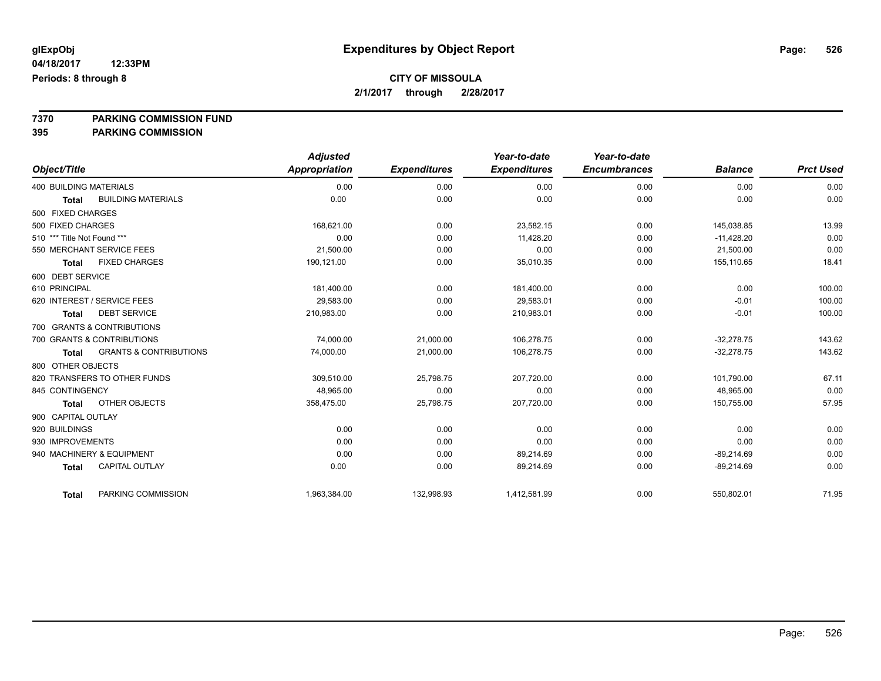# Expenditures by Object Report

glExpObj
04/18/2017 12:33PM
Periods: 8 through 8

**CITY OF MISSOULA**
**2/1/2017 through 2/28/2017**

**7370 PARKING COMMISSION FUND**
**395 PARKING COMMISSION**

| Object/Title | | Adjusted Appropriation | Expenditures | Year-to-date Expenditures | Year-to-date Encumbrances | Balance | Prct Used |
|---|---|---|---|---|---|---|---|
| 400 BUILDING MATERIALS | | 0.00 | 0.00 | 0.00 | 0.00 | 0.00 | 0.00 |
| **Total** | BUILDING MATERIALS | 0.00 | 0.00 | 0.00 | 0.00 | 0.00 | 0.00 |
| 500 FIXED CHARGES | | | | | | | |
| 500 FIXED CHARGES | | 168,621.00 | 0.00 | 23,582.15 | 0.00 | 145,038.85 | 13.99 |
| 510 *** Title Not Found *** | | 0.00 | 0.00 | 11,428.20 | 0.00 | -11,428.20 | 0.00 |
| 550 MERCHANT SERVICE FEES | | 21,500.00 | 0.00 | 0.00 | 0.00 | 21,500.00 | 0.00 |
| **Total** | FIXED CHARGES | 190,121.00 | 0.00 | 35,010.35 | 0.00 | 155,110.65 | 18.41 |
| 600 DEBT SERVICE | | | | | | | |
| 610 PRINCIPAL | | 181,400.00 | 0.00 | 181,400.00 | 0.00 | 0.00 | 100.00 |
| 620 INTEREST / SERVICE FEES | | 29,583.00 | 0.00 | 29,583.01 | 0.00 | -0.01 | 100.00 |
| **Total** | DEBT SERVICE | 210,983.00 | 0.00 | 210,983.01 | 0.00 | -0.01 | 100.00 |
| 700 GRANTS & CONTRIBUTIONS | | | | | | | |
| 700 GRANTS & CONTRIBUTIONS | | 74,000.00 | 21,000.00 | 106,278.75 | 0.00 | -32,278.75 | 143.62 |
| **Total** | GRANTS & CONTRIBUTIONS | 74,000.00 | 21,000.00 | 106,278.75 | 0.00 | -32,278.75 | 143.62 |
| 800 OTHER OBJECTS | | | | | | | |
| 820 TRANSFERS TO OTHER FUNDS | | 309,510.00 | 25,798.75 | 207,720.00 | 0.00 | 101,790.00 | 67.11 |
| 845 CONTINGENCY | | 48,965.00 | 0.00 | 0.00 | 0.00 | 48,965.00 | 0.00 |
| **Total** | OTHER OBJECTS | 358,475.00 | 25,798.75 | 207,720.00 | 0.00 | 150,755.00 | 57.95 |
| 900 CAPITAL OUTLAY | | | | | | | |
| 920 BUILDINGS | | 0.00 | 0.00 | 0.00 | 0.00 | 0.00 | 0.00 |
| 930 IMPROVEMENTS | | 0.00 | 0.00 | 0.00 | 0.00 | 0.00 | 0.00 |
| 940 MACHINERY & EQUIPMENT | | 0.00 | 0.00 | 89,214.69 | 0.00 | -89,214.69 | 0.00 |
| **Total** | CAPITAL OUTLAY | 0.00 | 0.00 | 89,214.69 | 0.00 | -89,214.69 | 0.00 |
| **Total** | PARKING COMMISSION | 1,963,384.00 | 132,998.93 | 1,412,581.99 | 0.00 | 550,802.01 | 71.95 |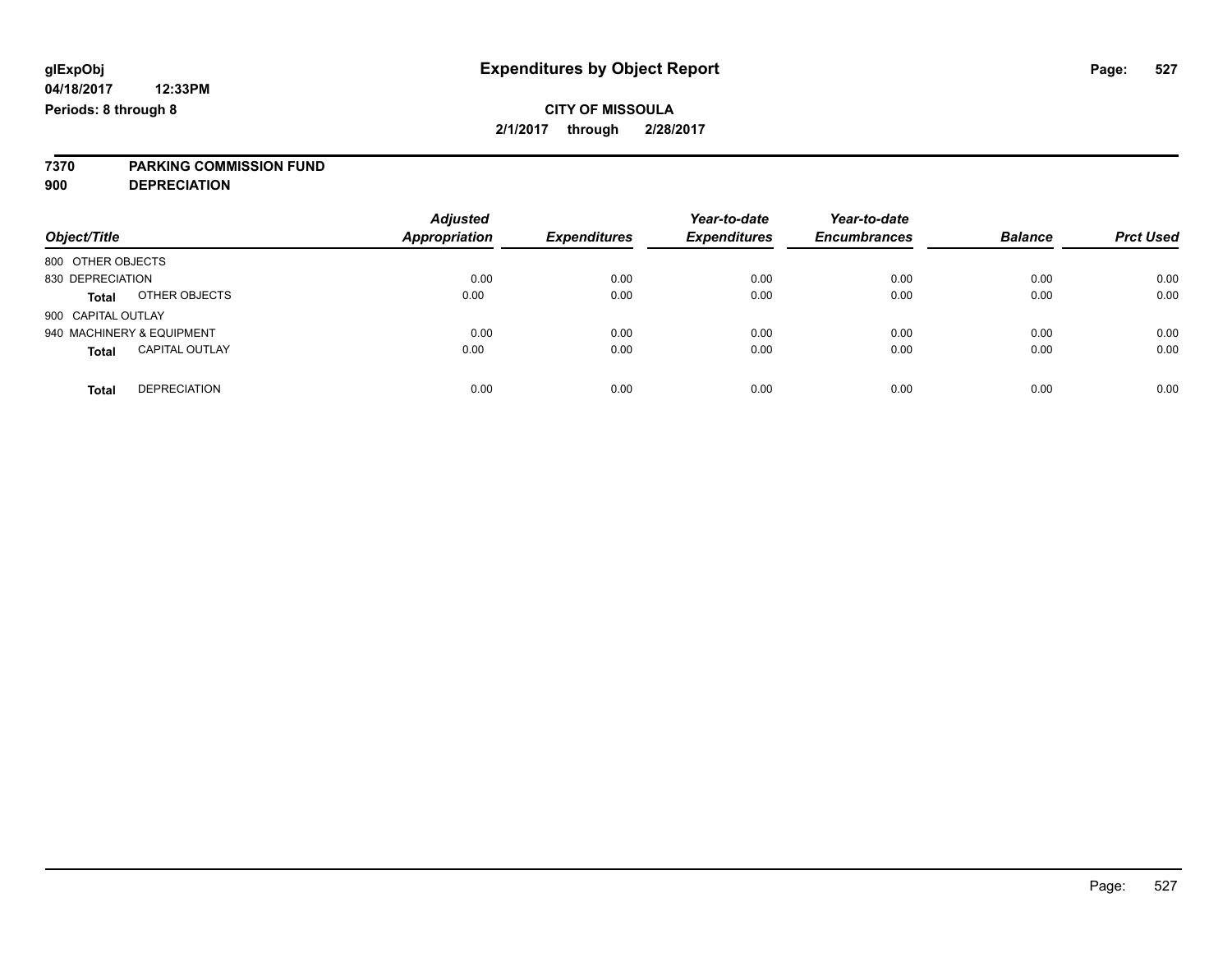# Expenditures by Object Report

glExpObj
04/18/2017 12:33PM
Periods: 8 through 8

**CITY OF MISSOULA**
**2/1/2017 through 2/28/2017**

**7370 PARKING COMMISSION FUND**
**900 DEPRECIATION**

| Object/Title | | Adjusted Appropriation | Expenditures | Year-to-date Expenditures | Year-to-date Encumbrances | Balance | Prct Used |
|---|---|---|---|---|---|---|---|
| 800 OTHER OBJECTS | | | | | | | |
| 830 DEPRECIATION | | 0.00 | 0.00 | 0.00 | 0.00 | 0.00 | 0.00 |
| **Total** | OTHER OBJECTS | 0.00 | 0.00 | 0.00 | 0.00 | 0.00 | 0.00 |
| 900 CAPITAL OUTLAY | | | | | | | |
| 940 MACHINERY & EQUIPMENT | | 0.00 | 0.00 | 0.00 | 0.00 | 0.00 | 0.00 |
| **Total** | CAPITAL OUTLAY | 0.00 | 0.00 | 0.00 | 0.00 | 0.00 | 0.00 |
| **Total** | DEPRECIATION | 0.00 | 0.00 | 0.00 | 0.00 | 0.00 | 0.00 |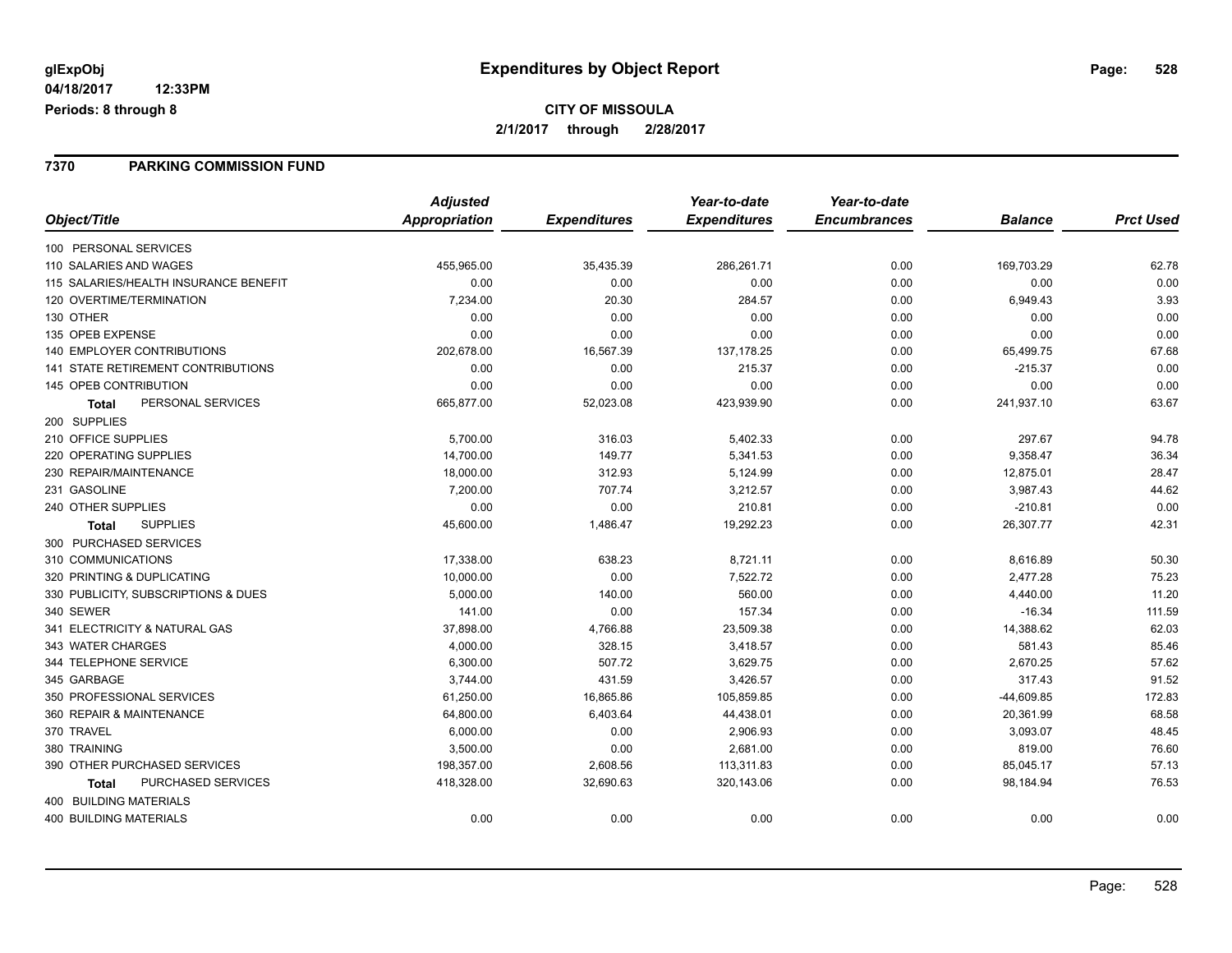# Expenditures by Object Report

glExpObj
04/18/2017 12:33PM
Periods: 8 through 8

**CITY OF MISSOULA**
**2/1/2017 through 2/28/2017**

## 7370 PARKING COMMISSION FUND

| Object/Title | Adjusted Appropriation | Expenditures | Year-to-date Expenditures | Year-to-date Encumbrances | Balance | Prct Used |
|---|---|---|---|---|---|---|
| 100 PERSONAL SERVICES | | | | | | |
| 110 SALARIES AND WAGES | 455,965.00 | 35,435.39 | 286,261.71 | 0.00 | 169,703.29 | 62.78 |
| 115 SALARIES/HEALTH INSURANCE BENEFIT | 0.00 | 0.00 | 0.00 | 0.00 | 0.00 | 0.00 |
| 120 OVERTIME/TERMINATION | 7,234.00 | 20.30 | 284.57 | 0.00 | 6,949.43 | 3.93 |
| 130 OTHER | 0.00 | 0.00 | 0.00 | 0.00 | 0.00 | 0.00 |
| 135 OPEB EXPENSE | 0.00 | 0.00 | 0.00 | 0.00 | 0.00 | 0.00 |
| 140 EMPLOYER CONTRIBUTIONS | 202,678.00 | 16,567.39 | 137,178.25 | 0.00 | 65,499.75 | 67.68 |
| 141 STATE RETIREMENT CONTRIBUTIONS | 0.00 | 0.00 | 215.37 | 0.00 | -215.37 | 0.00 |
| 145 OPEB CONTRIBUTION | 0.00 | 0.00 | 0.00 | 0.00 | 0.00 | 0.00 |
| **Total** PERSONAL SERVICES | 665,877.00 | 52,023.08 | 423,939.90 | 0.00 | 241,937.10 | 63.67 |
| 200 SUPPLIES | | | | | | |
| 210 OFFICE SUPPLIES | 5,700.00 | 316.03 | 5,402.33 | 0.00 | 297.67 | 94.78 |
| 220 OPERATING SUPPLIES | 14,700.00 | 149.77 | 5,341.53 | 0.00 | 9,358.47 | 36.34 |
| 230 REPAIR/MAINTENANCE | 18,000.00 | 312.93 | 5,124.99 | 0.00 | 12,875.01 | 28.47 |
| 231 GASOLINE | 7,200.00 | 707.74 | 3,212.57 | 0.00 | 3,987.43 | 44.62 |
| 240 OTHER SUPPLIES | 0.00 | 0.00 | 210.81 | 0.00 | -210.81 | 0.00 |
| **Total** SUPPLIES | 45,600.00 | 1,486.47 | 19,292.23 | 0.00 | 26,307.77 | 42.31 |
| 300 PURCHASED SERVICES | | | | | | |
| 310 COMMUNICATIONS | 17,338.00 | 638.23 | 8,721.11 | 0.00 | 8,616.89 | 50.30 |
| 320 PRINTING & DUPLICATING | 10,000.00 | 0.00 | 7,522.72 | 0.00 | 2,477.28 | 75.23 |
| 330 PUBLICITY, SUBSCRIPTIONS & DUES | 5,000.00 | 140.00 | 560.00 | 0.00 | 4,440.00 | 11.20 |
| 340 SEWER | 141.00 | 0.00 | 157.34 | 0.00 | -16.34 | 111.59 |
| 341 ELECTRICITY & NATURAL GAS | 37,898.00 | 4,766.88 | 23,509.38 | 0.00 | 14,388.62 | 62.03 |
| 343 WATER CHARGES | 4,000.00 | 328.15 | 3,418.57 | 0.00 | 581.43 | 85.46 |
| 344 TELEPHONE SERVICE | 6,300.00 | 507.72 | 3,629.75 | 0.00 | 2,670.25 | 57.62 |
| 345 GARBAGE | 3,744.00 | 431.59 | 3,426.57 | 0.00 | 317.43 | 91.52 |
| 350 PROFESSIONAL SERVICES | 61,250.00 | 16,865.86 | 105,859.85 | 0.00 | -44,609.85 | 172.83 |
| 360 REPAIR & MAINTENANCE | 64,800.00 | 6,403.64 | 44,438.01 | 0.00 | 20,361.99 | 68.58 |
| 370 TRAVEL | 6,000.00 | 0.00 | 2,906.93 | 0.00 | 3,093.07 | 48.45 |
| 380 TRAINING | 3,500.00 | 0.00 | 2,681.00 | 0.00 | 819.00 | 76.60 |
| 390 OTHER PURCHASED SERVICES | 198,357.00 | 2,608.56 | 113,311.83 | 0.00 | 85,045.17 | 57.13 |
| **Total** PURCHASED SERVICES | 418,328.00 | 32,690.63 | 320,143.06 | 0.00 | 98,184.94 | 76.53 |
| 400 BUILDING MATERIALS | | | | | | |
| 400 BUILDING MATERIALS | 0.00 | 0.00 | 0.00 | 0.00 | 0.00 | 0.00 |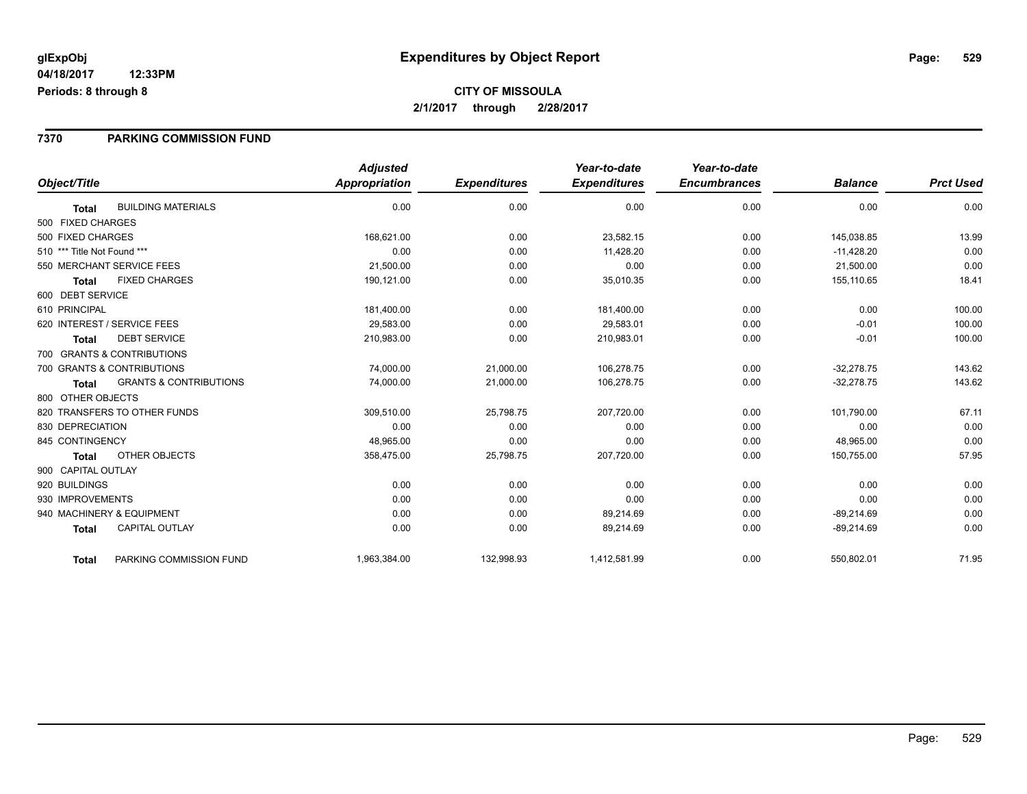# Expenditures by Object Report

glExpObj
04/18/2017 12:33PM
Periods: 8 through 8

**CITY OF MISSOULA**
**2/1/2017 through 2/28/2017**

## 7370 PARKING COMMISSION FUND

| Object/Title | Adjusted Appropriation | Expenditures | Year-to-date Expenditures | Year-to-date Encumbrances | Balance | Prct Used |
|---|---|---|---|---|---|---|
| **Total** BUILDING MATERIALS | 0.00 | 0.00 | 0.00 | 0.00 | 0.00 | 0.00 |
| 500 FIXED CHARGES | | | | | | |
| 500 FIXED CHARGES | 168,621.00 | 0.00 | 23,582.15 | 0.00 | 145,038.85 | 13.99 |
| 510 *** Title Not Found *** | 0.00 | 0.00 | 11,428.20 | 0.00 | -11,428.20 | 0.00 |
| 550 MERCHANT SERVICE FEES | 21,500.00 | 0.00 | 0.00 | 0.00 | 21,500.00 | 0.00 |
| **Total** FIXED CHARGES | 190,121.00 | 0.00 | 35,010.35 | 0.00 | 155,110.65 | 18.41 |
| 600 DEBT SERVICE | | | | | | |
| 610 PRINCIPAL | 181,400.00 | 0.00 | 181,400.00 | 0.00 | 0.00 | 100.00 |
| 620 INTEREST / SERVICE FEES | 29,583.00 | 0.00 | 29,583.01 | 0.00 | -0.01 | 100.00 |
| **Total** DEBT SERVICE | 210,983.00 | 0.00 | 210,983.01 | 0.00 | -0.01 | 100.00 |
| 700 GRANTS & CONTRIBUTIONS | | | | | | |
| 700 GRANTS & CONTRIBUTIONS | 74,000.00 | 21,000.00 | 106,278.75 | 0.00 | -32,278.75 | 143.62 |
| **Total** GRANTS & CONTRIBUTIONS | 74,000.00 | 21,000.00 | 106,278.75 | 0.00 | -32,278.75 | 143.62 |
| 800 OTHER OBJECTS | | | | | | |
| 820 TRANSFERS TO OTHER FUNDS | 309,510.00 | 25,798.75 | 207,720.00 | 0.00 | 101,790.00 | 67.11 |
| 830 DEPRECIATION | 0.00 | 0.00 | 0.00 | 0.00 | 0.00 | 0.00 |
| 845 CONTINGENCY | 48,965.00 | 0.00 | 0.00 | 0.00 | 48,965.00 | 0.00 |
| **Total** OTHER OBJECTS | 358,475.00 | 25,798.75 | 207,720.00 | 0.00 | 150,755.00 | 57.95 |
| 900 CAPITAL OUTLAY | | | | | | |
| 920 BUILDINGS | 0.00 | 0.00 | 0.00 | 0.00 | 0.00 | 0.00 |
| 930 IMPROVEMENTS | 0.00 | 0.00 | 0.00 | 0.00 | 0.00 | 0.00 |
| 940 MACHINERY & EQUIPMENT | 0.00 | 0.00 | 89,214.69 | 0.00 | -89,214.69 | 0.00 |
| **Total** CAPITAL OUTLAY | 0.00 | 0.00 | 89,214.69 | 0.00 | -89,214.69 | 0.00 |
| **Total** PARKING COMMISSION FUND | 1,963,384.00 | 132,998.93 | 1,412,581.99 | 0.00 | 550,802.01 | 71.95 |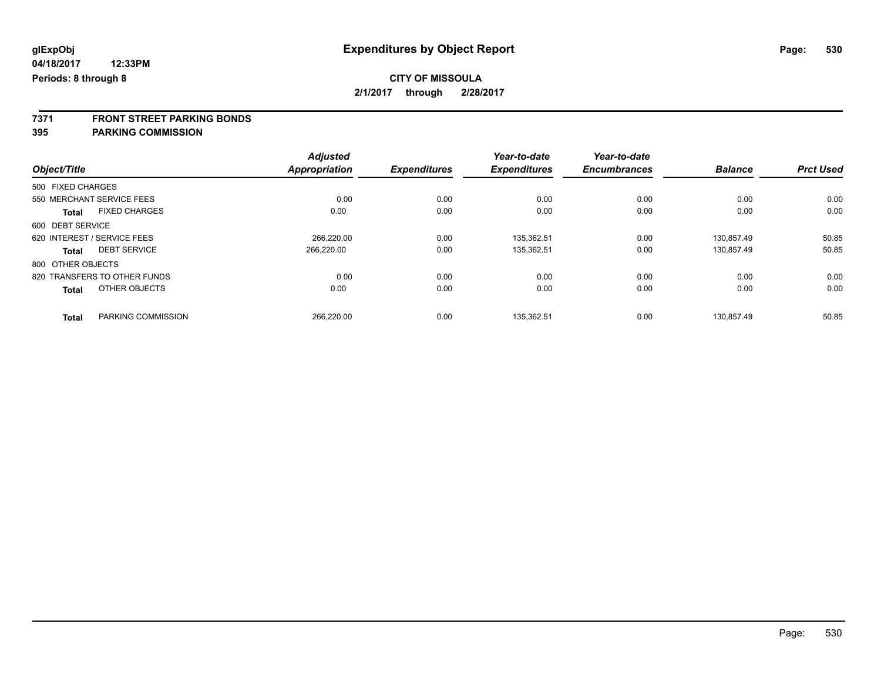**glExpObj** **Expenditures by Object Report**

**04/18/2017 12:33PM**

**Periods: 8 through 8**

**CITY OF MISSOULA**

**2/1/2017 through 2/28/2017**

## 7371 FRONT STREET PARKING BONDS
## 395 PARKING COMMISSION

| Object/Title | | Adjusted Appropriation | Expenditures | Year-to-date Expenditures | Year-to-date Encumbrances | Balance | Prct Used |
|---|---|---|---|---|---|---|---|
| 500 FIXED CHARGES | | | | | | | |
| 550 MERCHANT SERVICE FEES | | 0.00 | 0.00 | 0.00 | 0.00 | 0.00 | 0.00 |
| **Total** | FIXED CHARGES | 0.00 | 0.00 | 0.00 | 0.00 | 0.00 | 0.00 |
| 600 DEBT SERVICE | | | | | | | |
| 620 INTEREST / SERVICE FEES | | 266,220.00 | 0.00 | 135,362.51 | 0.00 | 130,857.49 | 50.85 |
| **Total** | DEBT SERVICE | 266,220.00 | 0.00 | 135,362.51 | 0.00 | 130,857.49 | 50.85 |
| 800 OTHER OBJECTS | | | | | | | |
| 820 TRANSFERS TO OTHER FUNDS | | 0.00 | 0.00 | 0.00 | 0.00 | 0.00 | 0.00 |
| **Total** | OTHER OBJECTS | 0.00 | 0.00 | 0.00 | 0.00 | 0.00 | 0.00 |
| **Total** | PARKING COMMISSION | 266,220.00 | 0.00 | 135,362.51 | 0.00 | 130,857.49 | 50.85 |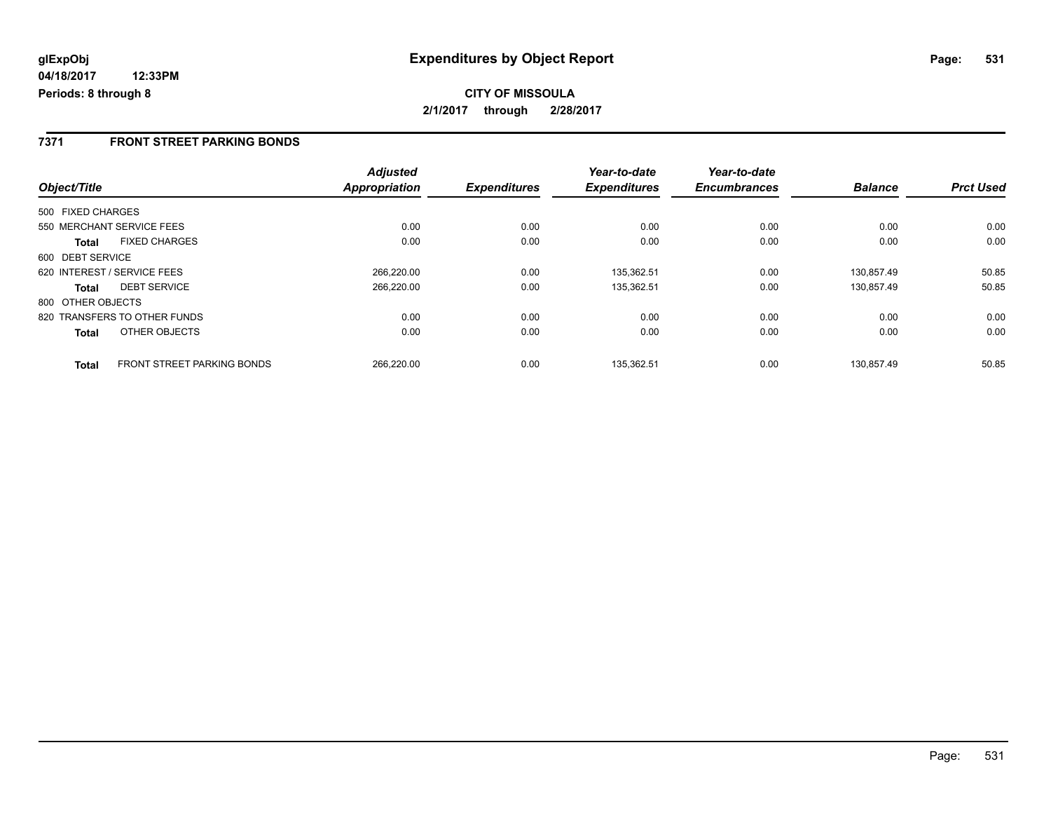**glExpObj**
**04/18/2017 12:33PM**
**Periods: 8 through 8**

# Expenditures by Object Report

**CITY OF MISSOULA**
**2/1/2017 through 2/28/2017**

## 7371 FRONT STREET PARKING BONDS

| Object/Title | | Adjusted Appropriation | Expenditures | Year-to-date Expenditures | Year-to-date Encumbrances | Balance | Prct Used |
|---|---|---|---|---|---|---|---|
| 500 FIXED CHARGES | | | | | | | |
| 550 MERCHANT SERVICE FEES | | 0.00 | 0.00 | 0.00 | 0.00 | 0.00 | 0.00 |
| **Total** | FIXED CHARGES | 0.00 | 0.00 | 0.00 | 0.00 | 0.00 | 0.00 |
| 600 DEBT SERVICE | | | | | | | |
| 620 INTEREST / SERVICE FEES | | 266,220.00 | 0.00 | 135,362.51 | 0.00 | 130,857.49 | 50.85 |
| **Total** | DEBT SERVICE | 266,220.00 | 0.00 | 135,362.51 | 0.00 | 130,857.49 | 50.85 |
| 800 OTHER OBJECTS | | | | | | | |
| 820 TRANSFERS TO OTHER FUNDS | | 0.00 | 0.00 | 0.00 | 0.00 | 0.00 | 0.00 |
| **Total** | OTHER OBJECTS | 0.00 | 0.00 | 0.00 | 0.00 | 0.00 | 0.00 |
| **Total** | FRONT STREET PARKING BONDS | 266,220.00 | 0.00 | 135,362.51 | 0.00 | 130,857.49 | 50.85 |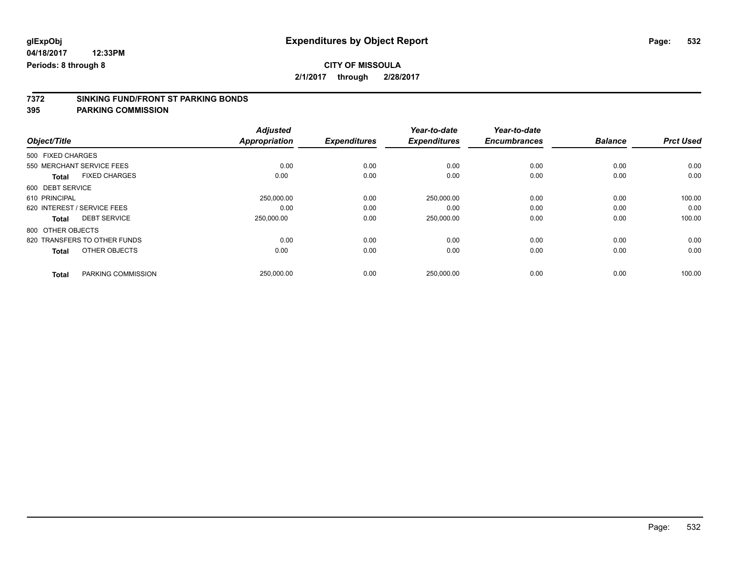glExpObj **Expenditures by Object Report**

04/18/2017 12:33PM

Periods: 8 through 8

**CITY OF MISSOULA**

**2/1/2017 through 2/28/2017**

## 7372 SINKING FUND/FRONT ST PARKING BONDS
## 395 PARKING COMMISSION

| Object/Title | | Adjusted Appropriation | Expenditures | Year-to-date Expenditures | Year-to-date Encumbrances | Balance | Prct Used |
|---|---|---|---|---|---|---|---|
| 500 FIXED CHARGES | | | | | | | |
| 550 MERCHANT SERVICE FEES | | 0.00 | 0.00 | 0.00 | 0.00 | 0.00 | 0.00 |
| **Total** | FIXED CHARGES | 0.00 | 0.00 | 0.00 | 0.00 | 0.00 | 0.00 |
| 600 DEBT SERVICE | | | | | | | |
| 610 PRINCIPAL | | 250,000.00 | 0.00 | 250,000.00 | 0.00 | 0.00 | 100.00 |
| 620 INTEREST / SERVICE FEES | | 0.00 | 0.00 | 0.00 | 0.00 | 0.00 | 0.00 |
| **Total** | DEBT SERVICE | 250,000.00 | 0.00 | 250,000.00 | 0.00 | 0.00 | 100.00 |
| 800 OTHER OBJECTS | | | | | | | |
| 820 TRANSFERS TO OTHER FUNDS | | 0.00 | 0.00 | 0.00 | 0.00 | 0.00 | 0.00 |
| **Total** | OTHER OBJECTS | 0.00 | 0.00 | 0.00 | 0.00 | 0.00 | 0.00 |
| **Total** | PARKING COMMISSION | 250,000.00 | 0.00 | 250,000.00 | 0.00 | 0.00 | 100.00 |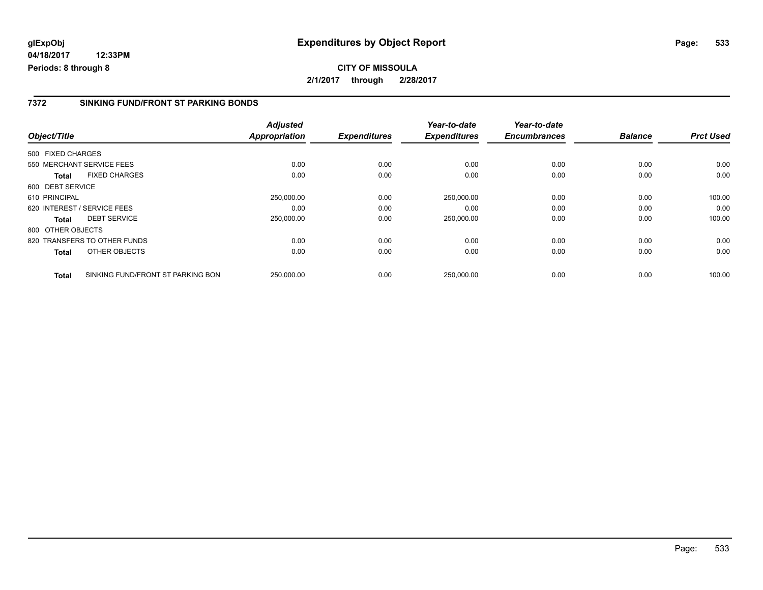**glExpObj**
**04/18/2017 12:33PM**
**Periods: 8 through 8**

# Expenditures by Object Report

**CITY OF MISSOULA**
**2/1/2017 through 2/28/2017**

## 7372 SINKING FUND/FRONT ST PARKING BONDS

| Object/Title | Adjusted Appropriation | Expenditures | Year-to-date Expenditures | Year-to-date Encumbrances | Balance | Prct Used |
|---|---|---|---|---|---|---|
| 500 FIXED CHARGES | | | | | | |
| 550 MERCHANT SERVICE FEES | 0.00 | 0.00 | 0.00 | 0.00 | 0.00 | 0.00 |
| **Total** FIXED CHARGES | 0.00 | 0.00 | 0.00 | 0.00 | 0.00 | 0.00 |
| 600 DEBT SERVICE | | | | | | |
| 610 PRINCIPAL | 250,000.00 | 0.00 | 250,000.00 | 0.00 | 0.00 | 100.00 |
| 620 INTEREST / SERVICE FEES | 0.00 | 0.00 | 0.00 | 0.00 | 0.00 | 0.00 |
| **Total** DEBT SERVICE | 250,000.00 | 0.00 | 250,000.00 | 0.00 | 0.00 | 100.00 |
| 800 OTHER OBJECTS | | | | | | |
| 820 TRANSFERS TO OTHER FUNDS | 0.00 | 0.00 | 0.00 | 0.00 | 0.00 | 0.00 |
| **Total** OTHER OBJECTS | 0.00 | 0.00 | 0.00 | 0.00 | 0.00 | 0.00 |
| **Total** SINKING FUND/FRONT ST PARKING BON | 250,000.00 | 0.00 | 250,000.00 | 0.00 | 0.00 | 100.00 |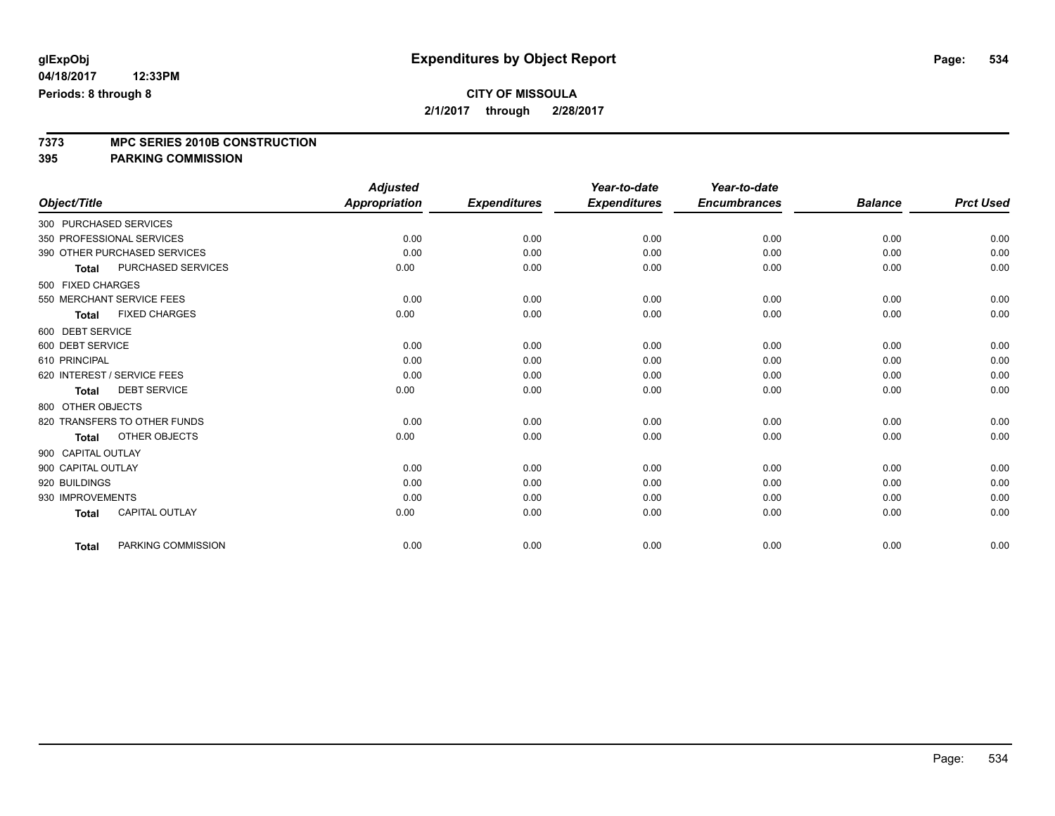**glExpObj**
**04/18/2017 12:33PM**
**Periods: 8 through 8**

# Expenditures by Object Report

**CITY OF MISSOULA**
**2/1/2017 through 2/28/2017**

## 7373 MPC SERIES 2010B CONSTRUCTION
## 395 PARKING COMMISSION

| Object/Title | Adjusted Appropriation | Expenditures | Year-to-date Expenditures | Year-to-date Encumbrances | Balance | Prct Used |
|---|---|---|---|---|---|---|
| 300 PURCHASED SERVICES | | | | | | |
| 350 PROFESSIONAL SERVICES | 0.00 | 0.00 | 0.00 | 0.00 | 0.00 | 0.00 |
| 390 OTHER PURCHASED SERVICES | 0.00 | 0.00 | 0.00 | 0.00 | 0.00 | 0.00 |
| **Total** PURCHASED SERVICES | 0.00 | 0.00 | 0.00 | 0.00 | 0.00 | 0.00 |
| 500 FIXED CHARGES | | | | | | |
| 550 MERCHANT SERVICE FEES | 0.00 | 0.00 | 0.00 | 0.00 | 0.00 | 0.00 |
| **Total** FIXED CHARGES | 0.00 | 0.00 | 0.00 | 0.00 | 0.00 | 0.00 |
| 600 DEBT SERVICE | | | | | | |
| 600 DEBT SERVICE | 0.00 | 0.00 | 0.00 | 0.00 | 0.00 | 0.00 |
| 610 PRINCIPAL | 0.00 | 0.00 | 0.00 | 0.00 | 0.00 | 0.00 |
| 620 INTEREST / SERVICE FEES | 0.00 | 0.00 | 0.00 | 0.00 | 0.00 | 0.00 |
| **Total** DEBT SERVICE | 0.00 | 0.00 | 0.00 | 0.00 | 0.00 | 0.00 |
| 800 OTHER OBJECTS | | | | | | |
| 820 TRANSFERS TO OTHER FUNDS | 0.00 | 0.00 | 0.00 | 0.00 | 0.00 | 0.00 |
| **Total** OTHER OBJECTS | 0.00 | 0.00 | 0.00 | 0.00 | 0.00 | 0.00 |
| 900 CAPITAL OUTLAY | | | | | | |
| 900 CAPITAL OUTLAY | 0.00 | 0.00 | 0.00 | 0.00 | 0.00 | 0.00 |
| 920 BUILDINGS | 0.00 | 0.00 | 0.00 | 0.00 | 0.00 | 0.00 |
| 930 IMPROVEMENTS | 0.00 | 0.00 | 0.00 | 0.00 | 0.00 | 0.00 |
| **Total** CAPITAL OUTLAY | 0.00 | 0.00 | 0.00 | 0.00 | 0.00 | 0.00 |
| **Total** PARKING COMMISSION | 0.00 | 0.00 | 0.00 | 0.00 | 0.00 | 0.00 |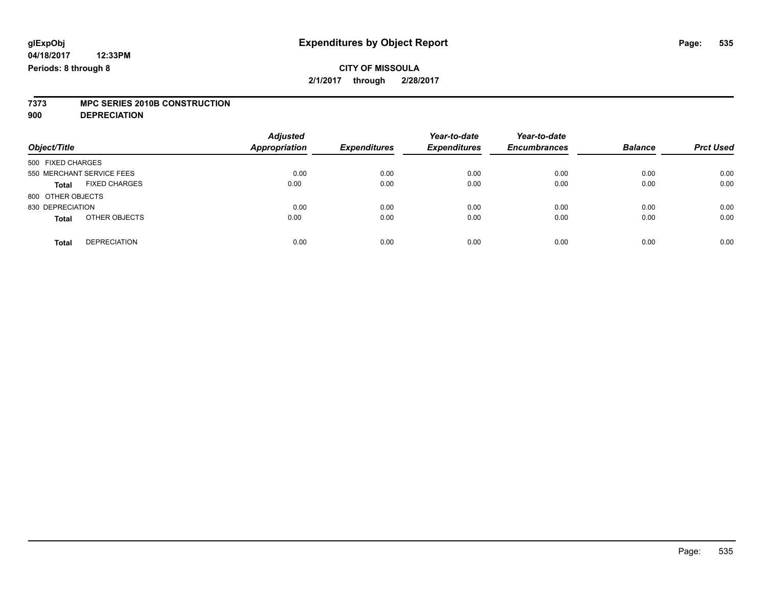**glExpObj**
**04/18/2017 12:33PM**
**Periods: 8 through 8**

# Expenditures by Object Report

**CITY OF MISSOULA**
**2/1/2017 through 2/28/2017**

**7373 MPC SERIES 2010B CONSTRUCTION**
**900 DEPRECIATION**

| Object/Title | Adjusted Appropriation | Expenditures | Year-to-date Expenditures | Year-to-date Encumbrances | Balance | Prct Used |
|---|---|---|---|---|---|---|
| 500 FIXED CHARGES | | | | | | |
| 550 MERCHANT SERVICE FEES | 0.00 | 0.00 | 0.00 | 0.00 | 0.00 | 0.00 |
| **Total** FIXED CHARGES | 0.00 | 0.00 | 0.00 | 0.00 | 0.00 | 0.00 |
| 800 OTHER OBJECTS | | | | | | |
| 830 DEPRECIATION | 0.00 | 0.00 | 0.00 | 0.00 | 0.00 | 0.00 |
| **Total** OTHER OBJECTS | 0.00 | 0.00 | 0.00 | 0.00 | 0.00 | 0.00 |
| **Total** DEPRECIATION | 0.00 | 0.00 | 0.00 | 0.00 | 0.00 | 0.00 |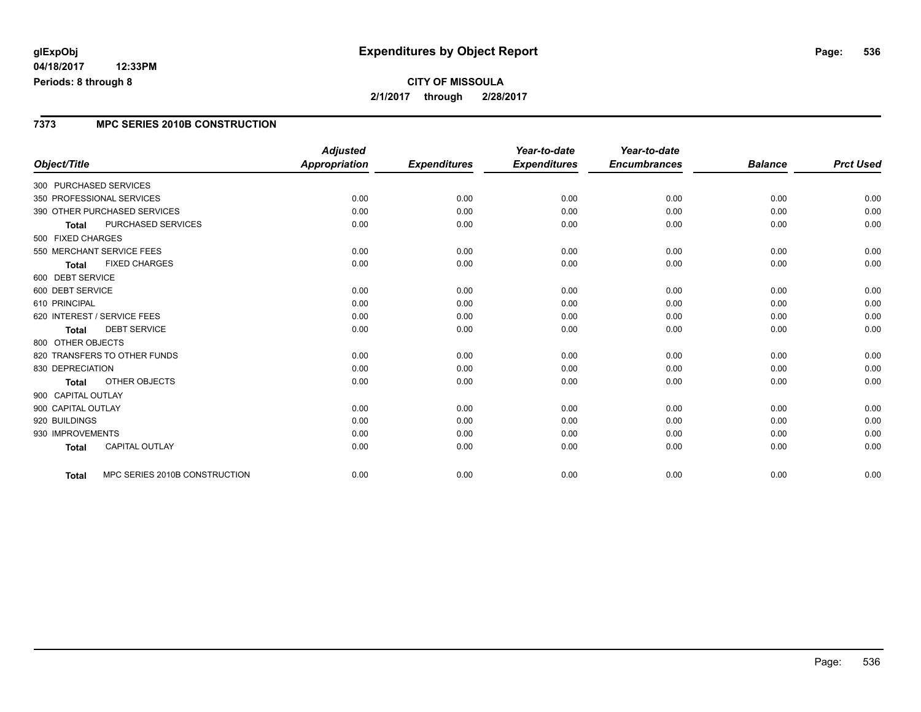**glExpObj**
**04/18/2017 12:33PM**
**Periods: 8 through 8**

# Expenditures by Object Report

**CITY OF MISSOULA**
**2/1/2017 through 2/28/2017**

## 7373 MPC SERIES 2010B CONSTRUCTION

| Object/Title | Adjusted Appropriation | Expenditures | Year-to-date Expenditures | Year-to-date Encumbrances | Balance | Prct Used |
|---|---|---|---|---|---|---|
| 300 PURCHASED SERVICES | | | | | | |
| 350 PROFESSIONAL SERVICES | 0.00 | 0.00 | 0.00 | 0.00 | 0.00 | 0.00 |
| 390 OTHER PURCHASED SERVICES | 0.00 | 0.00 | 0.00 | 0.00 | 0.00 | 0.00 |
| **Total** PURCHASED SERVICES | 0.00 | 0.00 | 0.00 | 0.00 | 0.00 | 0.00 |
| 500 FIXED CHARGES | | | | | | |
| 550 MERCHANT SERVICE FEES | 0.00 | 0.00 | 0.00 | 0.00 | 0.00 | 0.00 |
| **Total** FIXED CHARGES | 0.00 | 0.00 | 0.00 | 0.00 | 0.00 | 0.00 |
| 600 DEBT SERVICE | | | | | | |
| 600 DEBT SERVICE | 0.00 | 0.00 | 0.00 | 0.00 | 0.00 | 0.00 |
| 610 PRINCIPAL | 0.00 | 0.00 | 0.00 | 0.00 | 0.00 | 0.00 |
| 620 INTEREST / SERVICE FEES | 0.00 | 0.00 | 0.00 | 0.00 | 0.00 | 0.00 |
| **Total** DEBT SERVICE | 0.00 | 0.00 | 0.00 | 0.00 | 0.00 | 0.00 |
| 800 OTHER OBJECTS | | | | | | |
| 820 TRANSFERS TO OTHER FUNDS | 0.00 | 0.00 | 0.00 | 0.00 | 0.00 | 0.00 |
| 830 DEPRECIATION | 0.00 | 0.00 | 0.00 | 0.00 | 0.00 | 0.00 |
| **Total** OTHER OBJECTS | 0.00 | 0.00 | 0.00 | 0.00 | 0.00 | 0.00 |
| 900 CAPITAL OUTLAY | | | | | | |
| 900 CAPITAL OUTLAY | 0.00 | 0.00 | 0.00 | 0.00 | 0.00 | 0.00 |
| 920 BUILDINGS | 0.00 | 0.00 | 0.00 | 0.00 | 0.00 | 0.00 |
| 930 IMPROVEMENTS | 0.00 | 0.00 | 0.00 | 0.00 | 0.00 | 0.00 |
| **Total** CAPITAL OUTLAY | 0.00 | 0.00 | 0.00 | 0.00 | 0.00 | 0.00 |
| **Total** MPC SERIES 2010B CONSTRUCTION | 0.00 | 0.00 | 0.00 | 0.00 | 0.00 | 0.00 |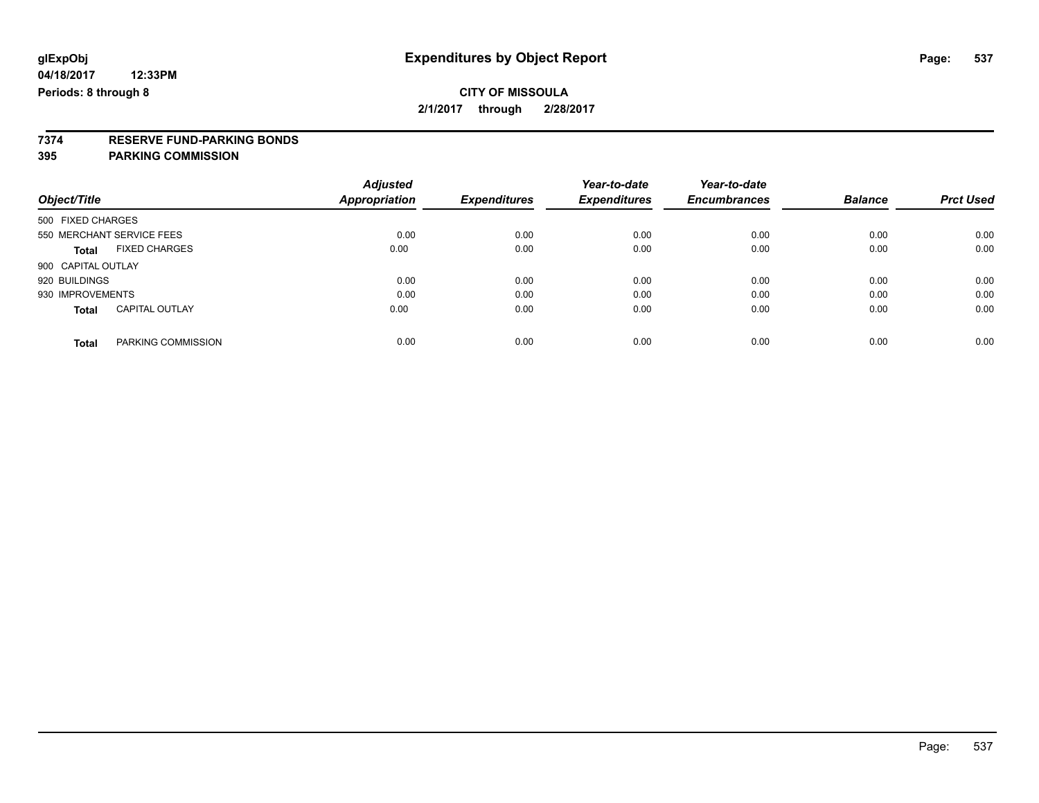**glExpObj** 

**04/18/2017 12:33PM**

**Periods: 8 through 8**

# Expenditures by Object Report

**CITY OF MISSOULA**

**2/1/2017 through 2/28/2017**

**7374 RESERVE FUND-PARKING BONDS**

**395 PARKING COMMISSION**

| Object/Title | Adjusted Appropriation | Expenditures | Year-to-date Expenditures | Year-to-date Encumbrances | Balance | Prct Used |
|---|---|---|---|---|---|---|
| 500 FIXED CHARGES | | | | | | |
| 550 MERCHANT SERVICE FEES | 0.00 | 0.00 | 0.00 | 0.00 | 0.00 | 0.00 |
| **Total** FIXED CHARGES | 0.00 | 0.00 | 0.00 | 0.00 | 0.00 | 0.00 |
| 900 CAPITAL OUTLAY | | | | | | |
| 920 BUILDINGS | 0.00 | 0.00 | 0.00 | 0.00 | 0.00 | 0.00 |
| 930 IMPROVEMENTS | 0.00 | 0.00 | 0.00 | 0.00 | 0.00 | 0.00 |
| **Total** CAPITAL OUTLAY | 0.00 | 0.00 | 0.00 | 0.00 | 0.00 | 0.00 |
| **Total** PARKING COMMISSION | 0.00 | 0.00 | 0.00 | 0.00 | 0.00 | 0.00 |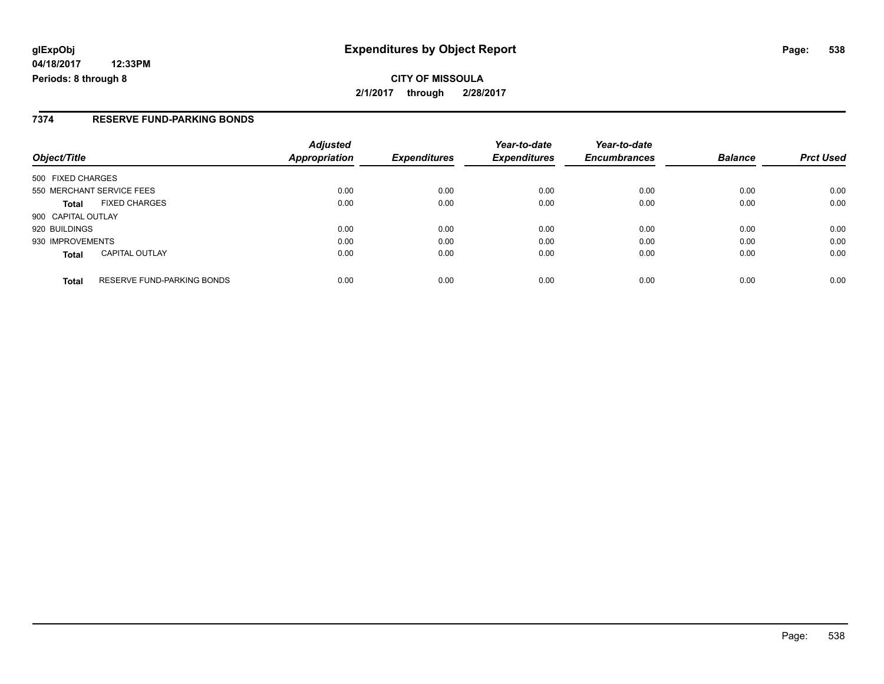glExpObj
04/18/2017 12:33PM
Periods: 8 through 8

# Expenditures by Object Report

**CITY OF MISSOULA**
**2/1/2017 through 2/28/2017**

## 7374 RESERVE FUND-PARKING BONDS

| Object/Title | | *Adjusted Appropriation* | *Expenditures* | *Year-to-date Expenditures* | *Year-to-date Encumbrances* | *Balance* | *Prct Used* |
|---|---|---|---|---|---|---|---|
| 500 FIXED CHARGES | | | | | | | |
| 550 MERCHANT SERVICE FEES | | 0.00 | 0.00 | 0.00 | 0.00 | 0.00 | 0.00 |
| **Total** | FIXED CHARGES | 0.00 | 0.00 | 0.00 | 0.00 | 0.00 | 0.00 |
| 900 CAPITAL OUTLAY | | | | | | | |
| 920 BUILDINGS | | 0.00 | 0.00 | 0.00 | 0.00 | 0.00 | 0.00 |
| 930 IMPROVEMENTS | | 0.00 | 0.00 | 0.00 | 0.00 | 0.00 | 0.00 |
| **Total** | CAPITAL OUTLAY | 0.00 | 0.00 | 0.00 | 0.00 | 0.00 | 0.00 |
| **Total** | RESERVE FUND-PARKING BONDS | 0.00 | 0.00 | 0.00 | 0.00 | 0.00 | 0.00 |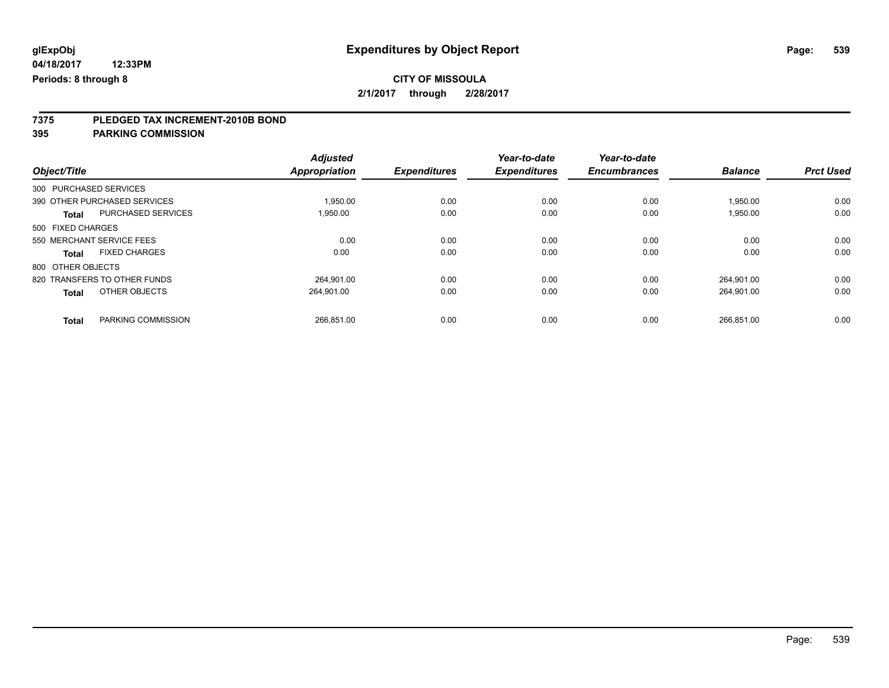# Expenditures by Object Report

glExpObj
04/18/2017 12:33PM
Periods: 8 through 8

**CITY OF MISSOULA**
**2/1/2017 through 2/28/2017**

## 7375 PLEDGED TAX INCREMENT-2010B BOND
## 395 PARKING COMMISSION

| Object/Title | | Adjusted Appropriation | Expenditures | Year-to-date Expenditures | Year-to-date Encumbrances | Balance | Prct Used |
|---|---|---|---|---|---|---|---|
| 300 PURCHASED SERVICES | | | | | | | |
| 390 OTHER PURCHASED SERVICES | | 1,950.00 | 0.00 | 0.00 | 0.00 | 1,950.00 | 0.00 |
| **Total** | PURCHASED SERVICES | 1,950.00 | 0.00 | 0.00 | 0.00 | 1,950.00 | 0.00 |
| 500 FIXED CHARGES | | | | | | | |
| 550 MERCHANT SERVICE FEES | | 0.00 | 0.00 | 0.00 | 0.00 | 0.00 | 0.00 |
| **Total** | FIXED CHARGES | 0.00 | 0.00 | 0.00 | 0.00 | 0.00 | 0.00 |
| 800 OTHER OBJECTS | | | | | | | |
| 820 TRANSFERS TO OTHER FUNDS | | 264,901.00 | 0.00 | 0.00 | 0.00 | 264,901.00 | 0.00 |
| **Total** | OTHER OBJECTS | 264,901.00 | 0.00 | 0.00 | 0.00 | 264,901.00 | 0.00 |
| **Total** | PARKING COMMISSION | 266,851.00 | 0.00 | 0.00 | 0.00 | 266,851.00 | 0.00 |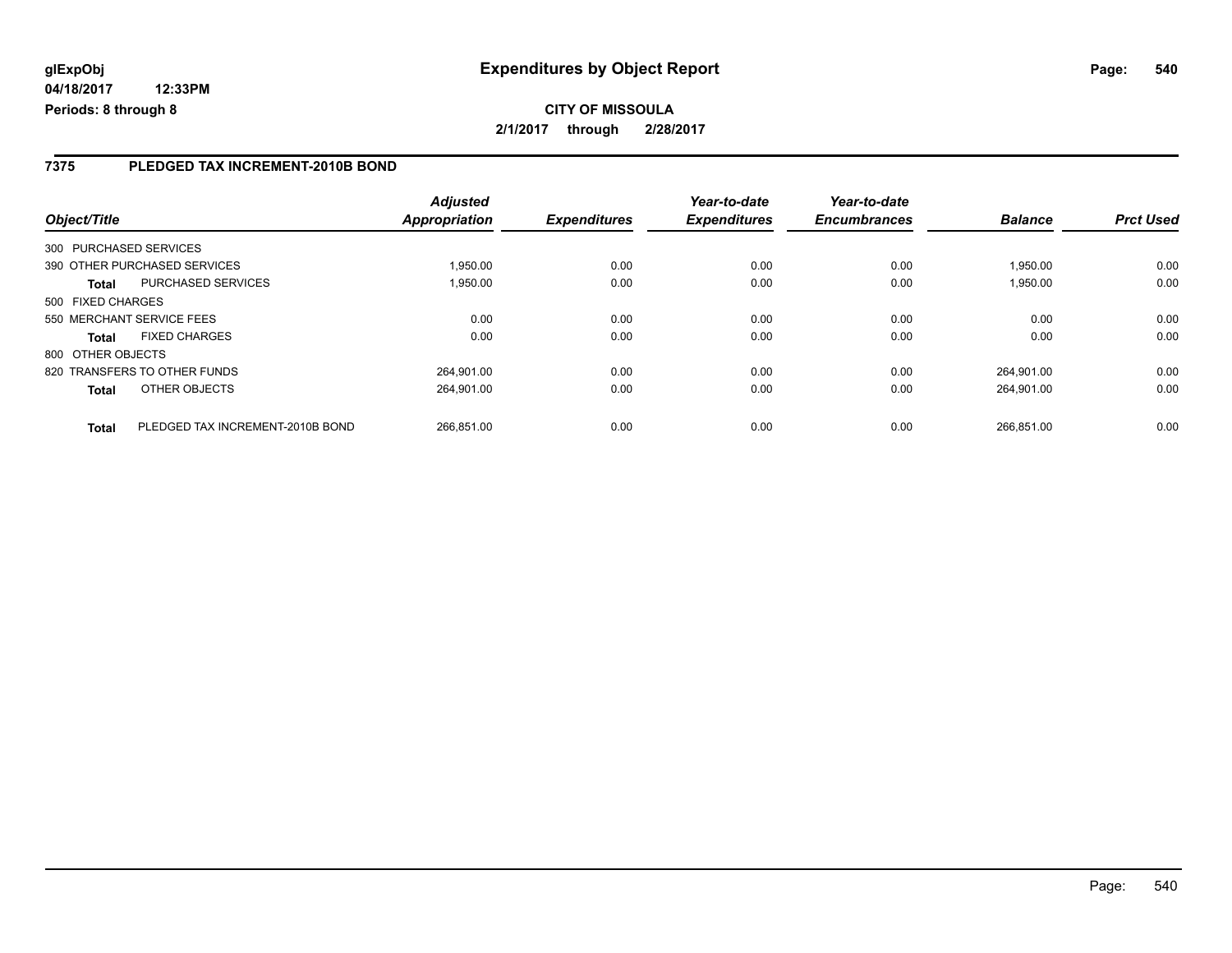**glExpObj** **Expenditures by Object Report**

**04/18/2017 12:33PM**

**Periods: 8 through 8**

**CITY OF MISSOULA**

**2/1/2017 through 2/28/2017**

## 7375 PLEDGED TAX INCREMENT-2010B BOND

| Object/Title | | Adjusted Appropriation | Expenditures | Year-to-date Expenditures | Year-to-date Encumbrances | Balance | Prct Used |
|---|---|---|---|---|---|---|---|
| 300 PURCHASED SERVICES | | | | | | | |
| 390 OTHER PURCHASED SERVICES | | 1,950.00 | 0.00 | 0.00 | 0.00 | 1,950.00 | 0.00 |
| **Total** | PURCHASED SERVICES | 1,950.00 | 0.00 | 0.00 | 0.00 | 1,950.00 | 0.00 |
| 500 FIXED CHARGES | | | | | | | |
| 550 MERCHANT SERVICE FEES | | 0.00 | 0.00 | 0.00 | 0.00 | 0.00 | 0.00 |
| **Total** | FIXED CHARGES | 0.00 | 0.00 | 0.00 | 0.00 | 0.00 | 0.00 |
| 800 OTHER OBJECTS | | | | | | | |
| 820 TRANSFERS TO OTHER FUNDS | | 264,901.00 | 0.00 | 0.00 | 0.00 | 264,901.00 | 0.00 |
| **Total** | OTHER OBJECTS | 264,901.00 | 0.00 | 0.00 | 0.00 | 264,901.00 | 0.00 |
| **Total** | PLEDGED TAX INCREMENT-2010B BOND | 266,851.00 | 0.00 | 0.00 | 0.00 | 266,851.00 | 0.00 |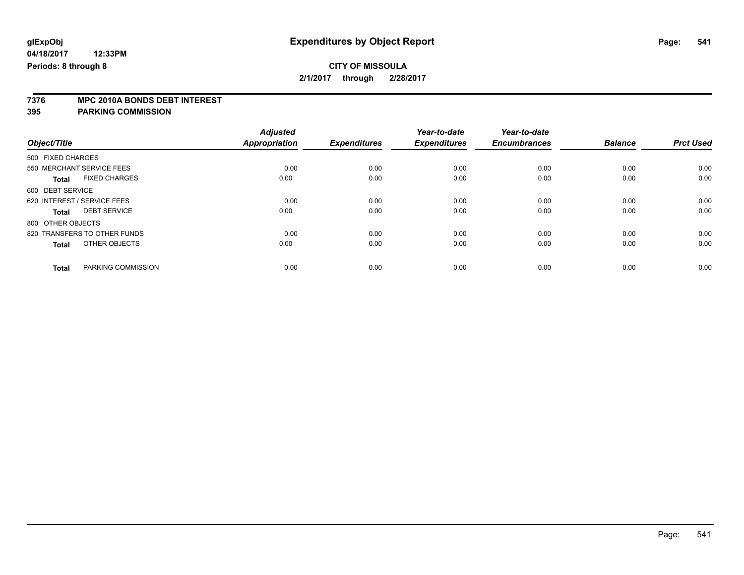**glExpObj**
**04/18/2017 12:33PM**
**Periods: 8 through 8**

# Expenditures by Object Report

**CITY OF MISSOULA**
**2/1/2017 through 2/28/2017**

## 7376 MPC 2010A BONDS DEBT INTEREST
## 395 PARKING COMMISSION

| Object/Title | Adjusted Appropriation | Expenditures | Year-to-date Expenditures | Year-to-date Encumbrances | Balance | Prct Used |
|---|---|---|---|---|---|---|
| 500 FIXED CHARGES | | | | | | |
| 550 MERCHANT SERVICE FEES | 0.00 | 0.00 | 0.00 | 0.00 | 0.00 | 0.00 |
| **Total** FIXED CHARGES | 0.00 | 0.00 | 0.00 | 0.00 | 0.00 | 0.00 |
| 600 DEBT SERVICE | | | | | | |
| 620 INTEREST / SERVICE FEES | 0.00 | 0.00 | 0.00 | 0.00 | 0.00 | 0.00 |
| **Total** DEBT SERVICE | 0.00 | 0.00 | 0.00 | 0.00 | 0.00 | 0.00 |
| 800 OTHER OBJECTS | | | | | | |
| 820 TRANSFERS TO OTHER FUNDS | 0.00 | 0.00 | 0.00 | 0.00 | 0.00 | 0.00 |
| **Total** OTHER OBJECTS | 0.00 | 0.00 | 0.00 | 0.00 | 0.00 | 0.00 |
| **Total** PARKING COMMISSION | 0.00 | 0.00 | 0.00 | 0.00 | 0.00 | 0.00 |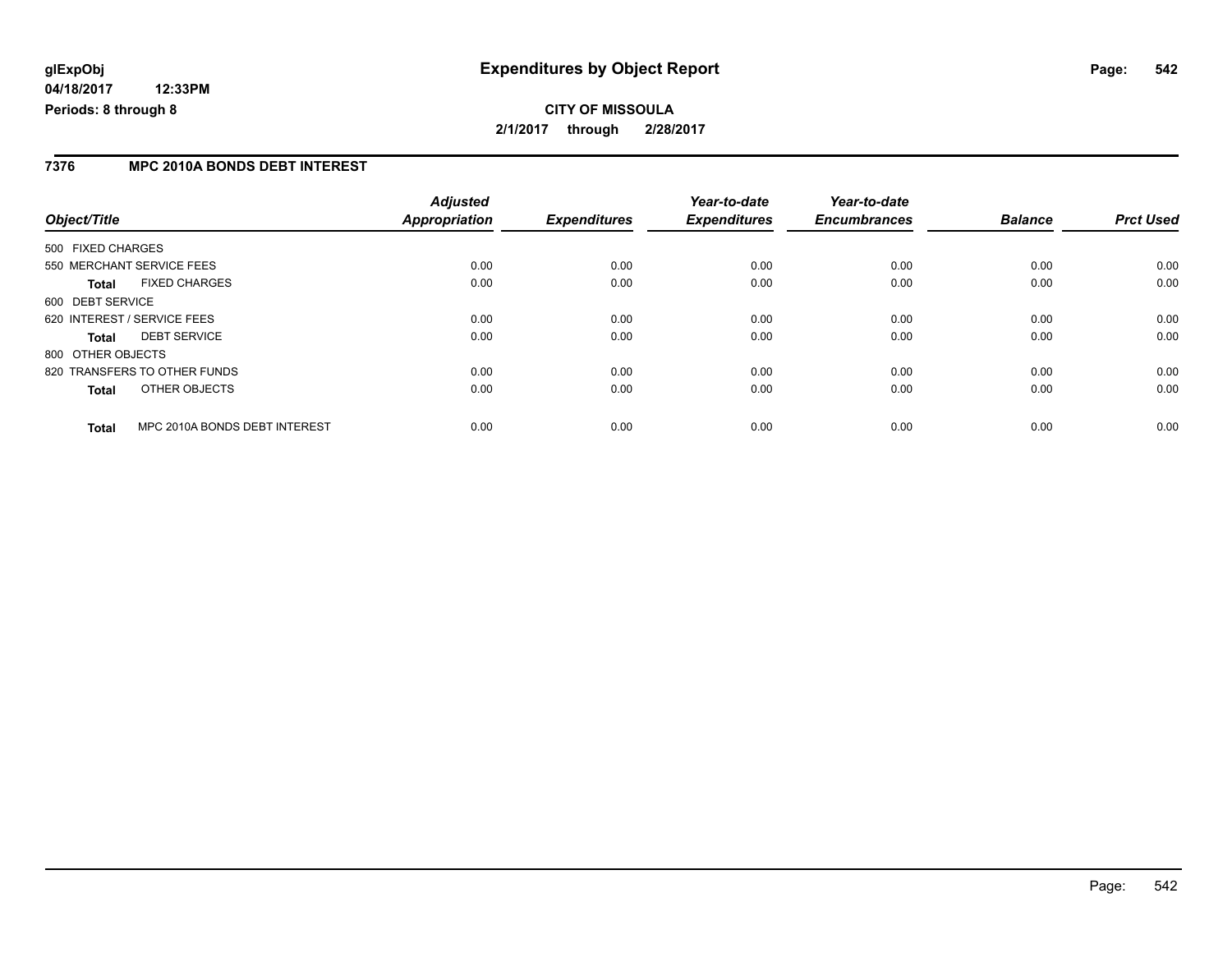# Expenditures by Object Report

glExpObj
04/18/2017 12:33PM
Periods: 8 through 8

**CITY OF MISSOULA**
**2/1/2017 through 2/28/2017**

## 7376 MPC 2010A BONDS DEBT INTEREST

| Object/Title | Adjusted Appropriation | Expenditures | Year-to-date Expenditures | Year-to-date Encumbrances | Balance | Prct Used |
|---|---|---|---|---|---|---|
| 500 FIXED CHARGES | | | | | | |
| 550 MERCHANT SERVICE FEES | 0.00 | 0.00 | 0.00 | 0.00 | 0.00 | 0.00 |
| **Total** FIXED CHARGES | 0.00 | 0.00 | 0.00 | 0.00 | 0.00 | 0.00 |
| 600 DEBT SERVICE | | | | | | |
| 620 INTEREST / SERVICE FEES | 0.00 | 0.00 | 0.00 | 0.00 | 0.00 | 0.00 |
| **Total** DEBT SERVICE | 0.00 | 0.00 | 0.00 | 0.00 | 0.00 | 0.00 |
| 800 OTHER OBJECTS | | | | | | |
| 820 TRANSFERS TO OTHER FUNDS | 0.00 | 0.00 | 0.00 | 0.00 | 0.00 | 0.00 |
| **Total** OTHER OBJECTS | 0.00 | 0.00 | 0.00 | 0.00 | 0.00 | 0.00 |
| **Total** MPC 2010A BONDS DEBT INTEREST | 0.00 | 0.00 | 0.00 | 0.00 | 0.00 | 0.00 |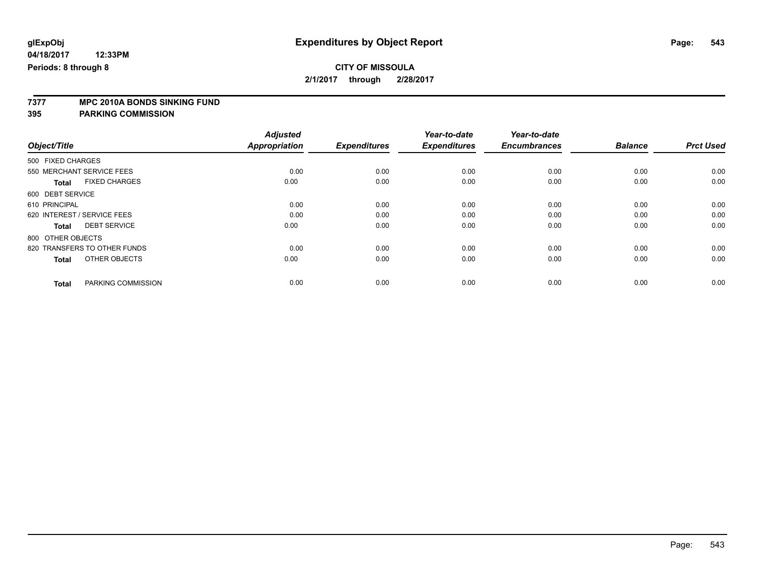**glExpObj** **Expenditures by Object Report**

**04/18/2017 12:33PM**

**Periods: 8 through 8**

**CITY OF MISSOULA**

**2/1/2017 through 2/28/2017**

**7377 MPC 2010A BONDS SINKING FUND**

**395 PARKING COMMISSION**

| Object/Title | Adjusted Appropriation | Expenditures | Year-to-date Expenditures | Year-to-date Encumbrances | Balance | Prct Used |
|---|---|---|---|---|---|---|
| 500 FIXED CHARGES | | | | | | |
| 550 MERCHANT SERVICE FEES | 0.00 | 0.00 | 0.00 | 0.00 | 0.00 | 0.00 |
| **Total** FIXED CHARGES | 0.00 | 0.00 | 0.00 | 0.00 | 0.00 | 0.00 |
| 600 DEBT SERVICE | | | | | | |
| 610 PRINCIPAL | 0.00 | 0.00 | 0.00 | 0.00 | 0.00 | 0.00 |
| 620 INTEREST / SERVICE FEES | 0.00 | 0.00 | 0.00 | 0.00 | 0.00 | 0.00 |
| **Total** DEBT SERVICE | 0.00 | 0.00 | 0.00 | 0.00 | 0.00 | 0.00 |
| 800 OTHER OBJECTS | | | | | | |
| 820 TRANSFERS TO OTHER FUNDS | 0.00 | 0.00 | 0.00 | 0.00 | 0.00 | 0.00 |
| **Total** OTHER OBJECTS | 0.00 | 0.00 | 0.00 | 0.00 | 0.00 | 0.00 |
| **Total** PARKING COMMISSION | 0.00 | 0.00 | 0.00 | 0.00 | 0.00 | 0.00 |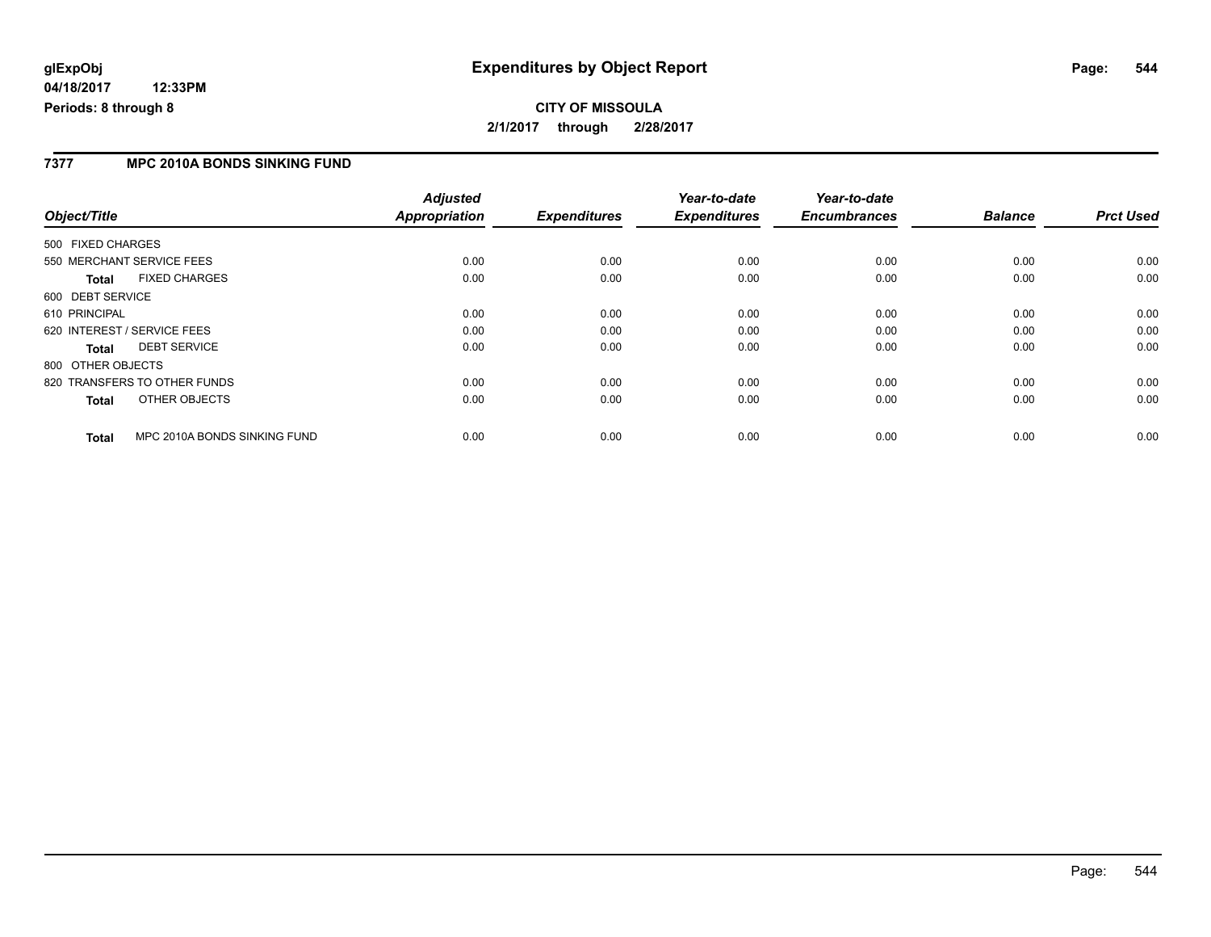# Expenditures by Object Report

glExpObj
04/18/2017 12:33PM
Periods: 8 through 8

**CITY OF MISSOULA**
**2/1/2017 through 2/28/2017**

## 7377 MPC 2010A BONDS SINKING FUND

| Object/Title | | Adjusted Appropriation | Expenditures | Year-to-date Expenditures | Year-to-date Encumbrances | Balance | Prct Used |
|---|---|---|---|---|---|---|---|
| 500 FIXED CHARGES | | | | | | | |
| 550 MERCHANT SERVICE FEES | | 0.00 | 0.00 | 0.00 | 0.00 | 0.00 | 0.00 |
| **Total** | FIXED CHARGES | 0.00 | 0.00 | 0.00 | 0.00 | 0.00 | 0.00 |
| 600 DEBT SERVICE | | | | | | | |
| 610 PRINCIPAL | | 0.00 | 0.00 | 0.00 | 0.00 | 0.00 | 0.00 |
| 620 INTEREST / SERVICE FEES | | 0.00 | 0.00 | 0.00 | 0.00 | 0.00 | 0.00 |
| **Total** | DEBT SERVICE | 0.00 | 0.00 | 0.00 | 0.00 | 0.00 | 0.00 |
| 800 OTHER OBJECTS | | | | | | | |
| 820 TRANSFERS TO OTHER FUNDS | | 0.00 | 0.00 | 0.00 | 0.00 | 0.00 | 0.00 |
| **Total** | OTHER OBJECTS | 0.00 | 0.00 | 0.00 | 0.00 | 0.00 | 0.00 |
| **Total** | MPC 2010A BONDS SINKING FUND | 0.00 | 0.00 | 0.00 | 0.00 | 0.00 | 0.00 |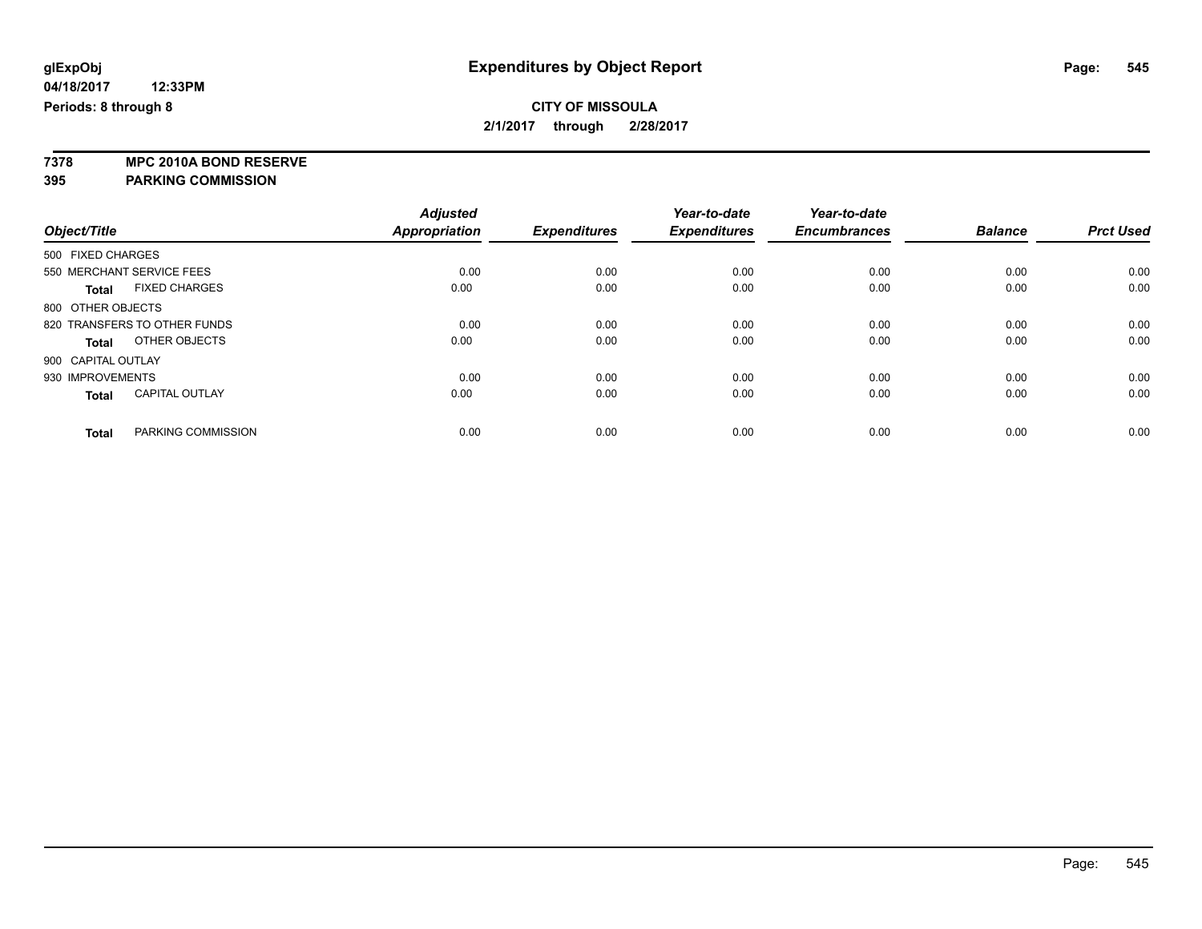glExpObj
04/18/2017 12:33PM
Periods: 8 through 8

# Expenditures by Object Report

**CITY OF MISSOULA**
**2/1/2017 through 2/28/2017**

**7378 MPC 2010A BOND RESERVE**
**395 PARKING COMMISSION**

| Object/Title | Adjusted Appropriation | Expenditures | Year-to-date Expenditures | Year-to-date Encumbrances | Balance | Prct Used |
|---|---|---|---|---|---|---|
| 500 FIXED CHARGES | | | | | | |
| 550 MERCHANT SERVICE FEES | 0.00 | 0.00 | 0.00 | 0.00 | 0.00 | 0.00 |
| **Total** FIXED CHARGES | 0.00 | 0.00 | 0.00 | 0.00 | 0.00 | 0.00 |
| 800 OTHER OBJECTS | | | | | | |
| 820 TRANSFERS TO OTHER FUNDS | 0.00 | 0.00 | 0.00 | 0.00 | 0.00 | 0.00 |
| **Total** OTHER OBJECTS | 0.00 | 0.00 | 0.00 | 0.00 | 0.00 | 0.00 |
| 900 CAPITAL OUTLAY | | | | | | |
| 930 IMPROVEMENTS | 0.00 | 0.00 | 0.00 | 0.00 | 0.00 | 0.00 |
| **Total** CAPITAL OUTLAY | 0.00 | 0.00 | 0.00 | 0.00 | 0.00 | 0.00 |
| **Total** PARKING COMMISSION | 0.00 | 0.00 | 0.00 | 0.00 | 0.00 | 0.00 |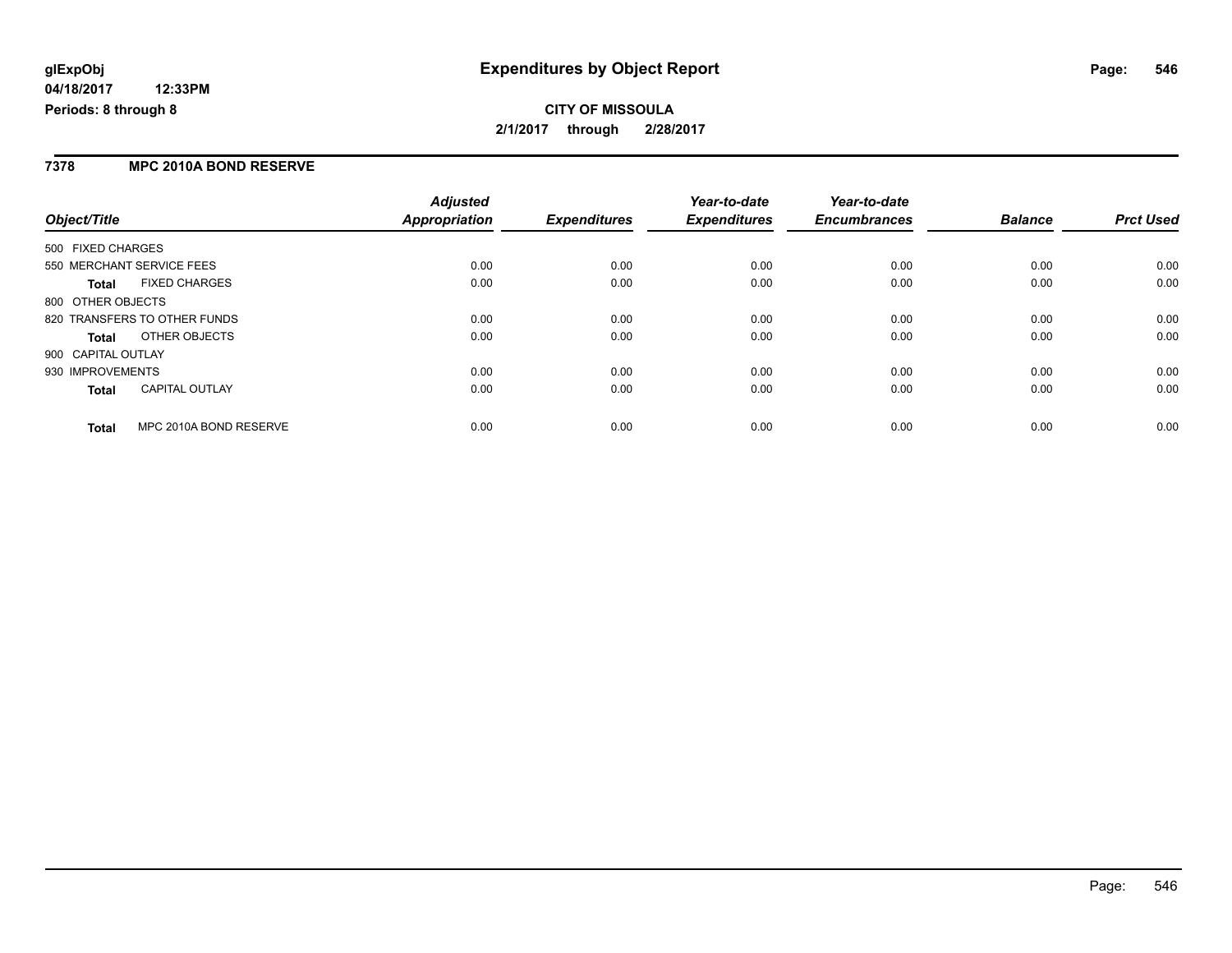# Expenditures by Object Report

glExpObj
04/18/2017 12:33PM
Periods: 8 through 8

**CITY OF MISSOULA**
**2/1/2017 through 2/28/2017**

## 7378 MPC 2010A BOND RESERVE

| Object/Title | | Adjusted Appropriation | Expenditures | Year-to-date Expenditures | Year-to-date Encumbrances | Balance | Prct Used |
|---|---|---|---|---|---|---|---|
| 500 FIXED CHARGES | | | | | | | |
| 550 MERCHANT SERVICE FEES | | 0.00 | 0.00 | 0.00 | 0.00 | 0.00 | 0.00 |
| **Total** | FIXED CHARGES | 0.00 | 0.00 | 0.00 | 0.00 | 0.00 | 0.00 |
| 800 OTHER OBJECTS | | | | | | | |
| 820 TRANSFERS TO OTHER FUNDS | | 0.00 | 0.00 | 0.00 | 0.00 | 0.00 | 0.00 |
| **Total** | OTHER OBJECTS | 0.00 | 0.00 | 0.00 | 0.00 | 0.00 | 0.00 |
| 900 CAPITAL OUTLAY | | | | | | | |
| 930 IMPROVEMENTS | | 0.00 | 0.00 | 0.00 | 0.00 | 0.00 | 0.00 |
| **Total** | CAPITAL OUTLAY | 0.00 | 0.00 | 0.00 | 0.00 | 0.00 | 0.00 |
| **Total** | MPC 2010A BOND RESERVE | 0.00 | 0.00 | 0.00 | 0.00 | 0.00 | 0.00 |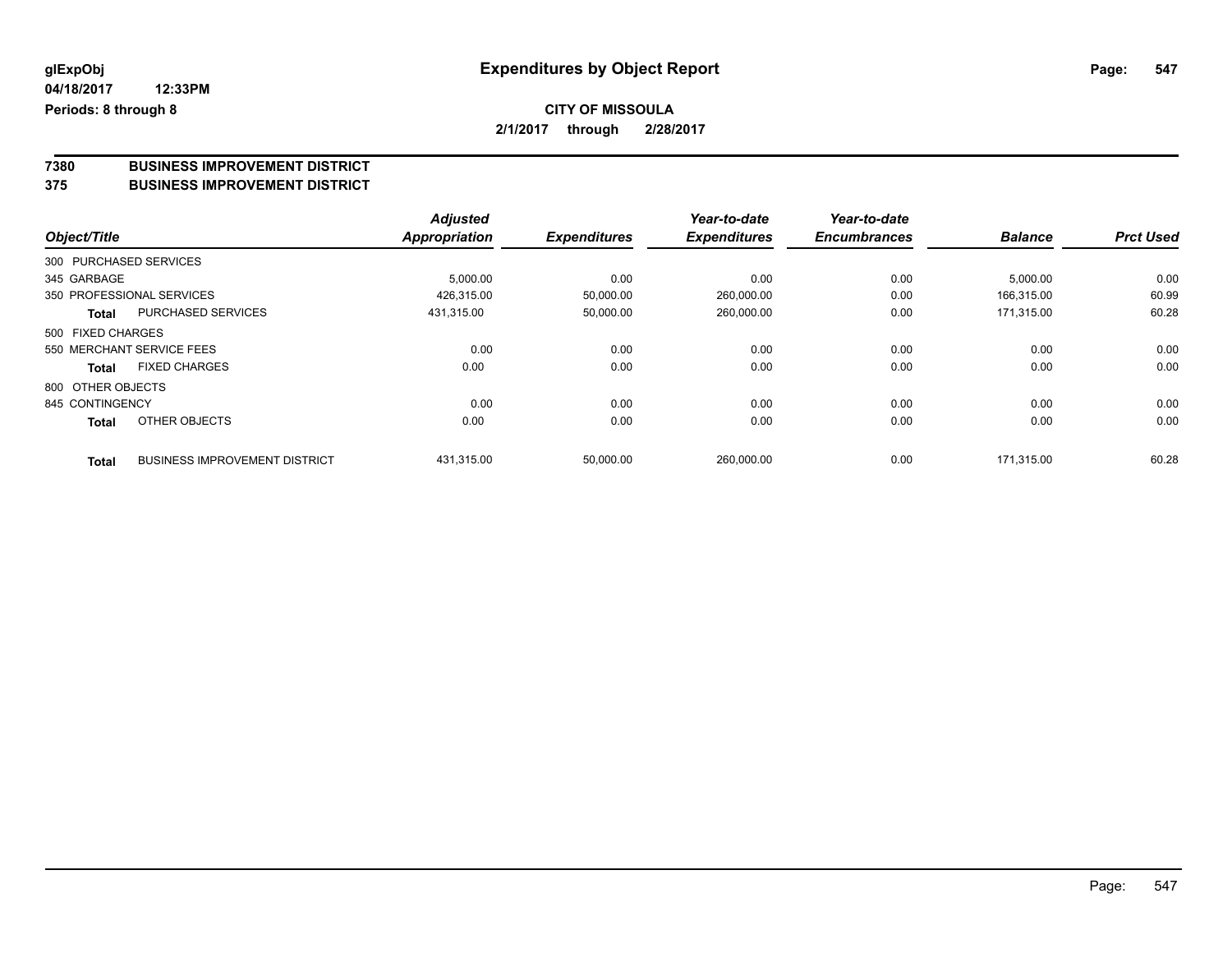**glExpObj**
**04/18/2017 12:33PM**
**Periods: 8 through 8**

# Expenditures by Object Report

**CITY OF MISSOULA**
**2/1/2017 through 2/28/2017**

## 7380 BUSINESS IMPROVEMENT DISTRICT
## 375 BUSINESS IMPROVEMENT DISTRICT

| Object/Title | | Adjusted Appropriation | Expenditures | Year-to-date Expenditures | Year-to-date Encumbrances | Balance | Prct Used |
|---|---|---|---|---|---|---|---|
| 300 PURCHASED SERVICES | | | | | | | |
| 345 GARBAGE | | 5,000.00 | 0.00 | 0.00 | 0.00 | 5,000.00 | 0.00 |
| 350 PROFESSIONAL SERVICES | | 426,315.00 | 50,000.00 | 260,000.00 | 0.00 | 166,315.00 | 60.99 |
| **Total** | PURCHASED SERVICES | 431,315.00 | 50,000.00 | 260,000.00 | 0.00 | 171,315.00 | 60.28 |
| 500 FIXED CHARGES | | | | | | | |
| 550 MERCHANT SERVICE FEES | | 0.00 | 0.00 | 0.00 | 0.00 | 0.00 | 0.00 |
| **Total** | FIXED CHARGES | 0.00 | 0.00 | 0.00 | 0.00 | 0.00 | 0.00 |
| 800 OTHER OBJECTS | | | | | | | |
| 845 CONTINGENCY | | 0.00 | 0.00 | 0.00 | 0.00 | 0.00 | 0.00 |
| **Total** | OTHER OBJECTS | 0.00 | 0.00 | 0.00 | 0.00 | 0.00 | 0.00 |
| **Total** | BUSINESS IMPROVEMENT DISTRICT | 431,315.00 | 50,000.00 | 260,000.00 | 0.00 | 171,315.00 | 60.28 |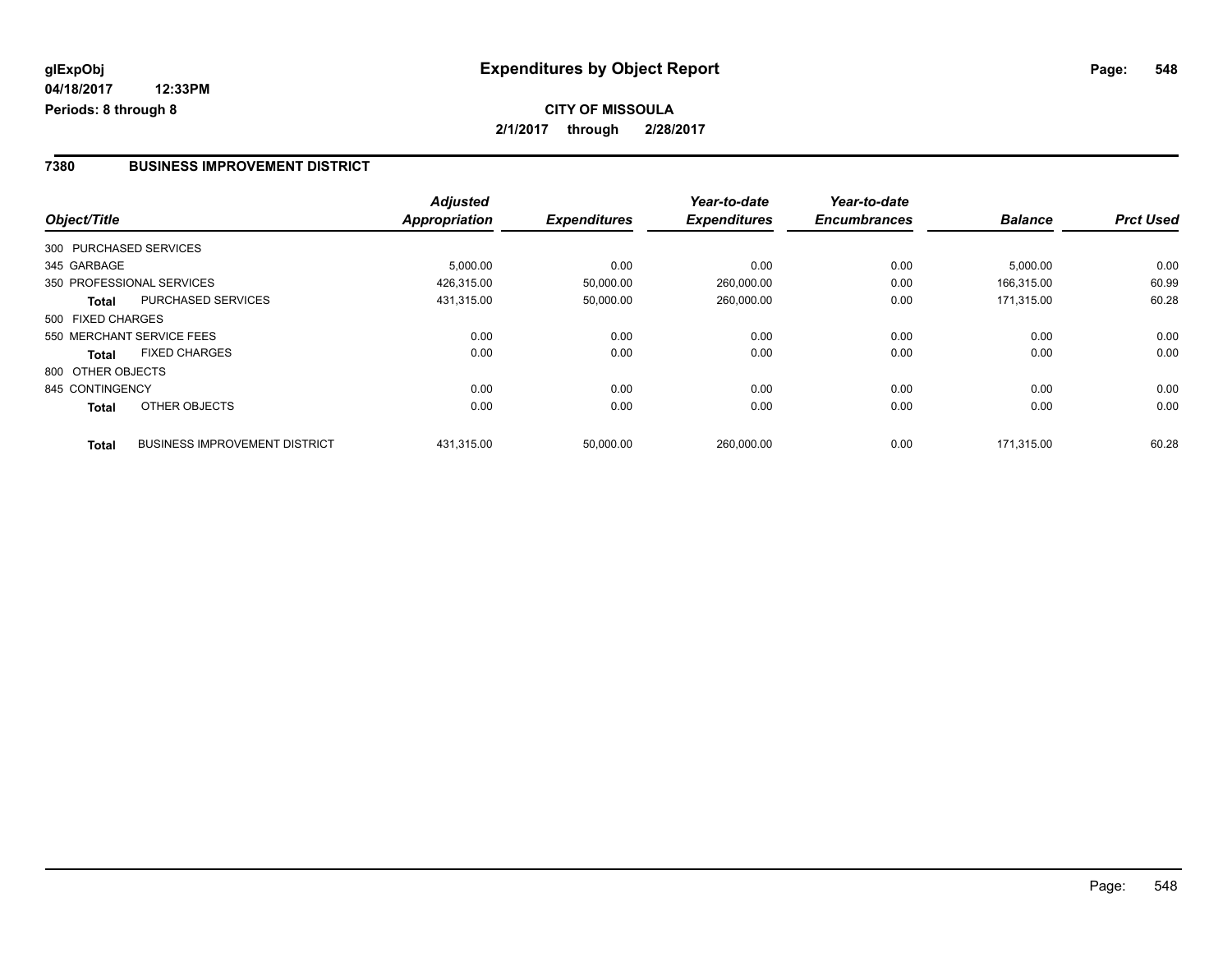**glExpObj** 04/18/2017 12:33PM Periods: 8 through 8

# Expenditures by Object Report

**CITY OF MISSOULA**

**2/1/2017 through 2/28/2017**

## 7380 BUSINESS IMPROVEMENT DISTRICT

| Object/Title | | Adjusted Appropriation | Expenditures | Year-to-date Expenditures | Year-to-date Encumbrances | Balance | Prct Used |
|---|---|---|---|---|---|---|---|
| 300 PURCHASED SERVICES | | | | | | | |
| 345 GARBAGE | | 5,000.00 | 0.00 | 0.00 | 0.00 | 5,000.00 | 0.00 |
| 350 PROFESSIONAL SERVICES | | 426,315.00 | 50,000.00 | 260,000.00 | 0.00 | 166,315.00 | 60.99 |
| **Total** | PURCHASED SERVICES | 431,315.00 | 50,000.00 | 260,000.00 | 0.00 | 171,315.00 | 60.28 |
| 500 FIXED CHARGES | | | | | | | |
| 550 MERCHANT SERVICE FEES | | 0.00 | 0.00 | 0.00 | 0.00 | 0.00 | 0.00 |
| **Total** | FIXED CHARGES | 0.00 | 0.00 | 0.00 | 0.00 | 0.00 | 0.00 |
| 800 OTHER OBJECTS | | | | | | | |
| 845 CONTINGENCY | | 0.00 | 0.00 | 0.00 | 0.00 | 0.00 | 0.00 |
| **Total** | OTHER OBJECTS | 0.00 | 0.00 | 0.00 | 0.00 | 0.00 | 0.00 |
| **Total** | BUSINESS IMPROVEMENT DISTRICT | 431,315.00 | 50,000.00 | 260,000.00 | 0.00 | 171,315.00 | 60.28 |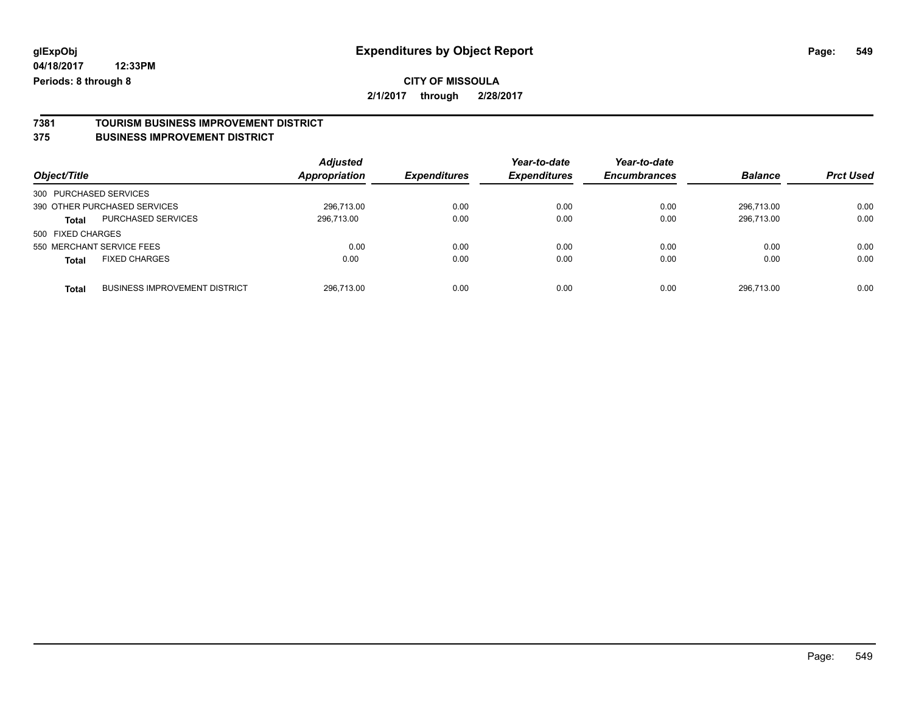**glExpObj** **Expenditures by Object Report**

**04/18/2017 12:33PM**

**Periods: 8 through 8**

**CITY OF MISSOULA**

**2/1/2017 through 2/28/2017**

## 7381 TOURISM BUSINESS IMPROVEMENT DISTRICT

## 375 BUSINESS IMPROVEMENT DISTRICT

| Object/Title | | Adjusted Appropriation | Expenditures | Year-to-date Expenditures | Year-to-date Encumbrances | Balance | Prct Used |
|---|---|---|---|---|---|---|---|
| 300 PURCHASED SERVICES | | | | | | | |
| 390 OTHER PURCHASED SERVICES | | 296,713.00 | 0.00 | 0.00 | 0.00 | 296,713.00 | 0.00 |
| **Total** | PURCHASED SERVICES | 296,713.00 | 0.00 | 0.00 | 0.00 | 296,713.00 | 0.00 |
| 500 FIXED CHARGES | | | | | | | |
| 550 MERCHANT SERVICE FEES | | 0.00 | 0.00 | 0.00 | 0.00 | 0.00 | 0.00 |
| **Total** | FIXED CHARGES | 0.00 | 0.00 | 0.00 | 0.00 | 0.00 | 0.00 |
| **Total** | BUSINESS IMPROVEMENT DISTRICT | 296,713.00 | 0.00 | 0.00 | 0.00 | 296,713.00 | 0.00 |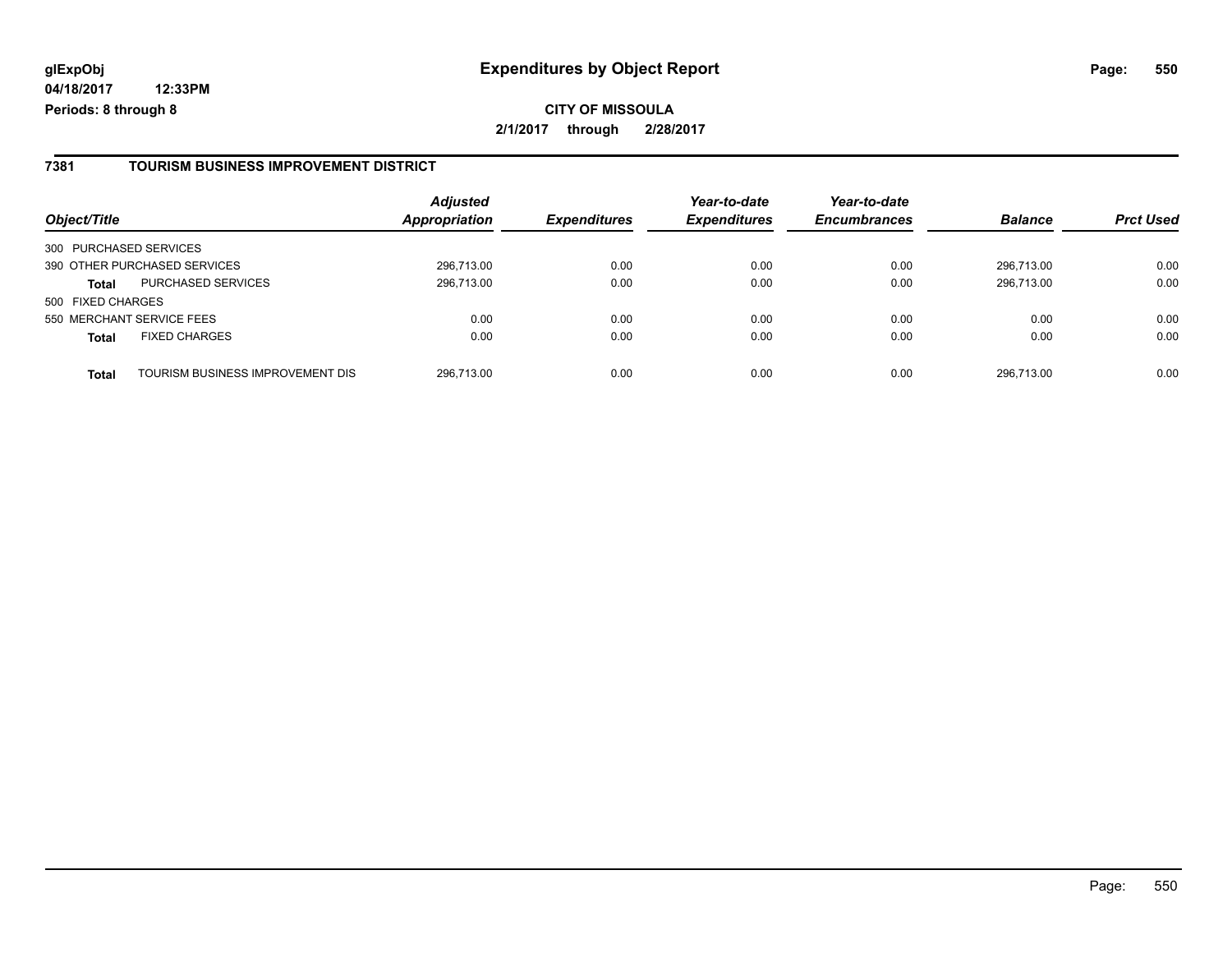**glExpObj**
**04/18/2017 12:33PM**
**Periods: 8 through 8**

# Expenditures by Object Report

**CITY OF MISSOULA**
**2/1/2017 through 2/28/2017**

## 7381 TOURISM BUSINESS IMPROVEMENT DISTRICT

| Object/Title | | Adjusted Appropriation | Expenditures | Year-to-date Expenditures | Year-to-date Encumbrances | Balance | Prct Used |
|---|---|---|---|---|---|---|---|
| 300 PURCHASED SERVICES | | | | | | | |
| 390 OTHER PURCHASED SERVICES | | 296,713.00 | 0.00 | 0.00 | 0.00 | 296,713.00 | 0.00 |
| **Total** | PURCHASED SERVICES | 296,713.00 | 0.00 | 0.00 | 0.00 | 296,713.00 | 0.00 |
| 500 FIXED CHARGES | | | | | | | |
| 550 MERCHANT SERVICE FEES | | 0.00 | 0.00 | 0.00 | 0.00 | 0.00 | 0.00 |
| **Total** | FIXED CHARGES | 0.00 | 0.00 | 0.00 | 0.00 | 0.00 | 0.00 |
| **Total** | TOURISM BUSINESS IMPROVEMENT DIS | 296,713.00 | 0.00 | 0.00 | 0.00 | 296,713.00 | 0.00 |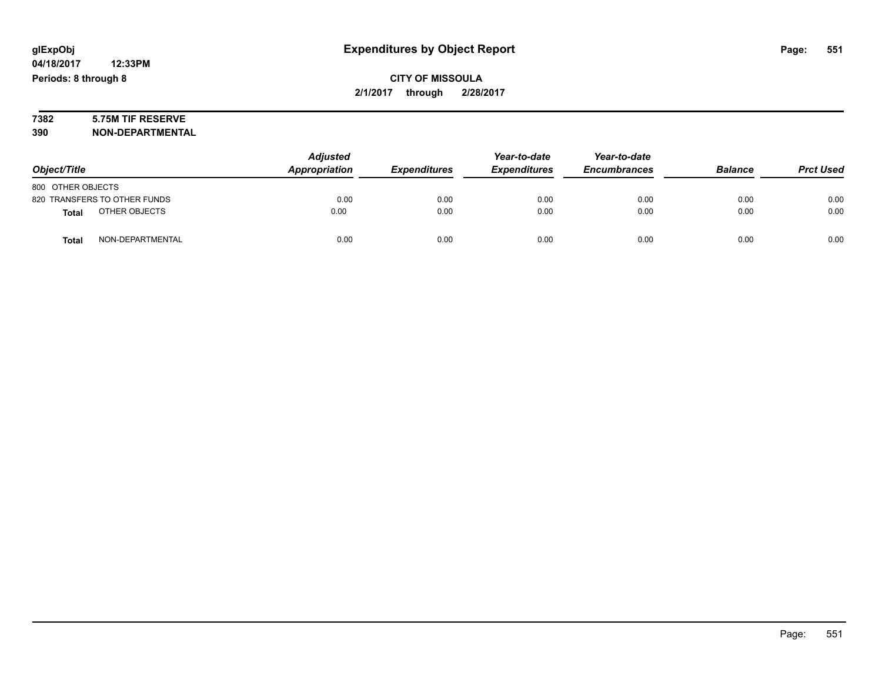**glExpObj**
**04/18/2017 12:33PM**
**Periods: 8 through 8**

# Expenditures by Object Report

**CITY OF MISSOULA**
**2/1/2017 through 2/28/2017**

**7382 5.75M TIF RESERVE**
**390 NON-DEPARTMENTAL**

| Object/Title | Adjusted Appropriation | Expenditures | Year-to-date Expenditures | Year-to-date Encumbrances | Balance | Prct Used |
|---|---|---|---|---|---|---|
| 800 OTHER OBJECTS | | | | | | |
| 820 TRANSFERS TO OTHER FUNDS | 0.00 | 0.00 | 0.00 | 0.00 | 0.00 | 0.00 |
| **Total** OTHER OBJECTS | 0.00 | 0.00 | 0.00 | 0.00 | 0.00 | 0.00 |
| **Total** NON-DEPARTMENTAL | 0.00 | 0.00 | 0.00 | 0.00 | 0.00 | 0.00 |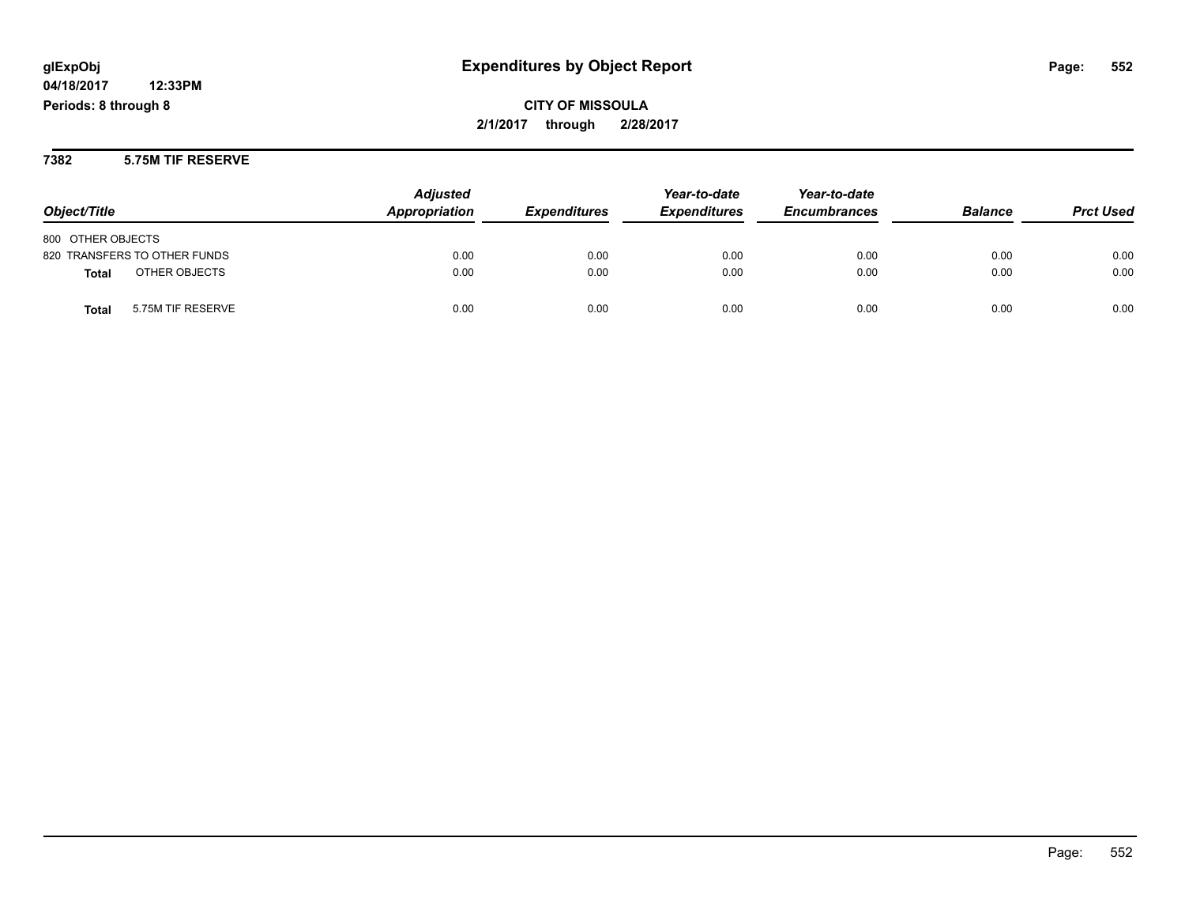# Expenditures by Object Report

glExpObj
04/18/2017 12:33PM
Periods: 8 through 8

**CITY OF MISSOULA**
**2/1/2017 through 2/28/2017**

## 7382 5.75M TIF RESERVE

| Object/Title | Adjusted Appropriation | Expenditures | Year-to-date Expenditures | Year-to-date Encumbrances | Balance | Prct Used |
|---|---|---|---|---|---|---|
| 800 OTHER OBJECTS | | | | | | |
| 820 TRANSFERS TO OTHER FUNDS | 0.00 | 0.00 | 0.00 | 0.00 | 0.00 | 0.00 |
| **Total** OTHER OBJECTS | 0.00 | 0.00 | 0.00 | 0.00 | 0.00 | 0.00 |
| **Total** 5.75M TIF RESERVE | 0.00 | 0.00 | 0.00 | 0.00 | 0.00 | 0.00 |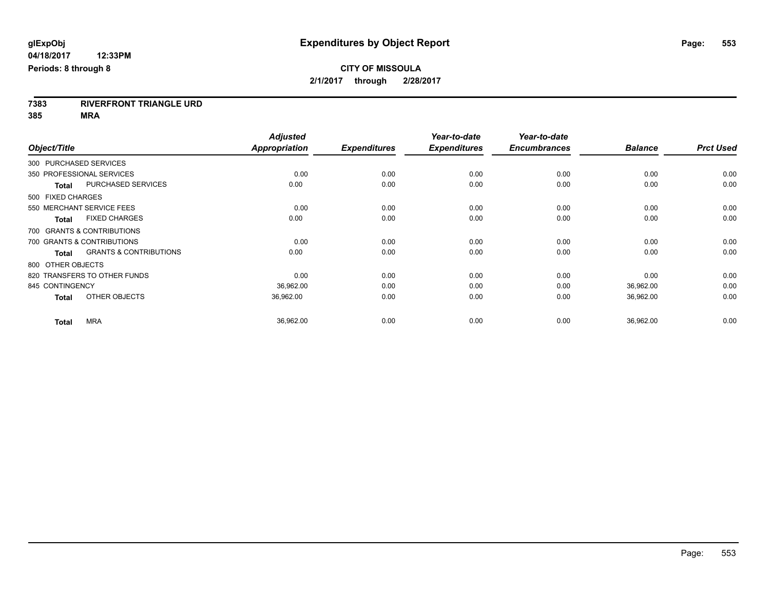**glExpObj**
**04/18/2017 12:33PM**
**Periods: 8 through 8**

# Expenditures by Object Report

**CITY OF MISSOULA**
**2/1/2017 through 2/28/2017**

**7383 RIVERFRONT TRIANGLE URD**
**385 MRA**

| Object/Title | Adjusted Appropriation | Expenditures | Year-to-date Expenditures | Year-to-date Encumbrances | Balance | Prct Used |
|---|---|---|---|---|---|---|
| 300 PURCHASED SERVICES | | | | | | |
| 350 PROFESSIONAL SERVICES | 0.00 | 0.00 | 0.00 | 0.00 | 0.00 | 0.00 |
| **Total** PURCHASED SERVICES | 0.00 | 0.00 | 0.00 | 0.00 | 0.00 | 0.00 |
| 500 FIXED CHARGES | | | | | | |
| 550 MERCHANT SERVICE FEES | 0.00 | 0.00 | 0.00 | 0.00 | 0.00 | 0.00 |
| **Total** FIXED CHARGES | 0.00 | 0.00 | 0.00 | 0.00 | 0.00 | 0.00 |
| 700 GRANTS & CONTRIBUTIONS | | | | | | |
| 700 GRANTS & CONTRIBUTIONS | 0.00 | 0.00 | 0.00 | 0.00 | 0.00 | 0.00 |
| **Total** GRANTS & CONTRIBUTIONS | 0.00 | 0.00 | 0.00 | 0.00 | 0.00 | 0.00 |
| 800 OTHER OBJECTS | | | | | | |
| 820 TRANSFERS TO OTHER FUNDS | 0.00 | 0.00 | 0.00 | 0.00 | 0.00 | 0.00 |
| 845 CONTINGENCY | 36,962.00 | 0.00 | 0.00 | 0.00 | 36,962.00 | 0.00 |
| **Total** OTHER OBJECTS | 36,962.00 | 0.00 | 0.00 | 0.00 | 36,962.00 | 0.00 |
| **Total** MRA | 36,962.00 | 0.00 | 0.00 | 0.00 | 36,962.00 | 0.00 |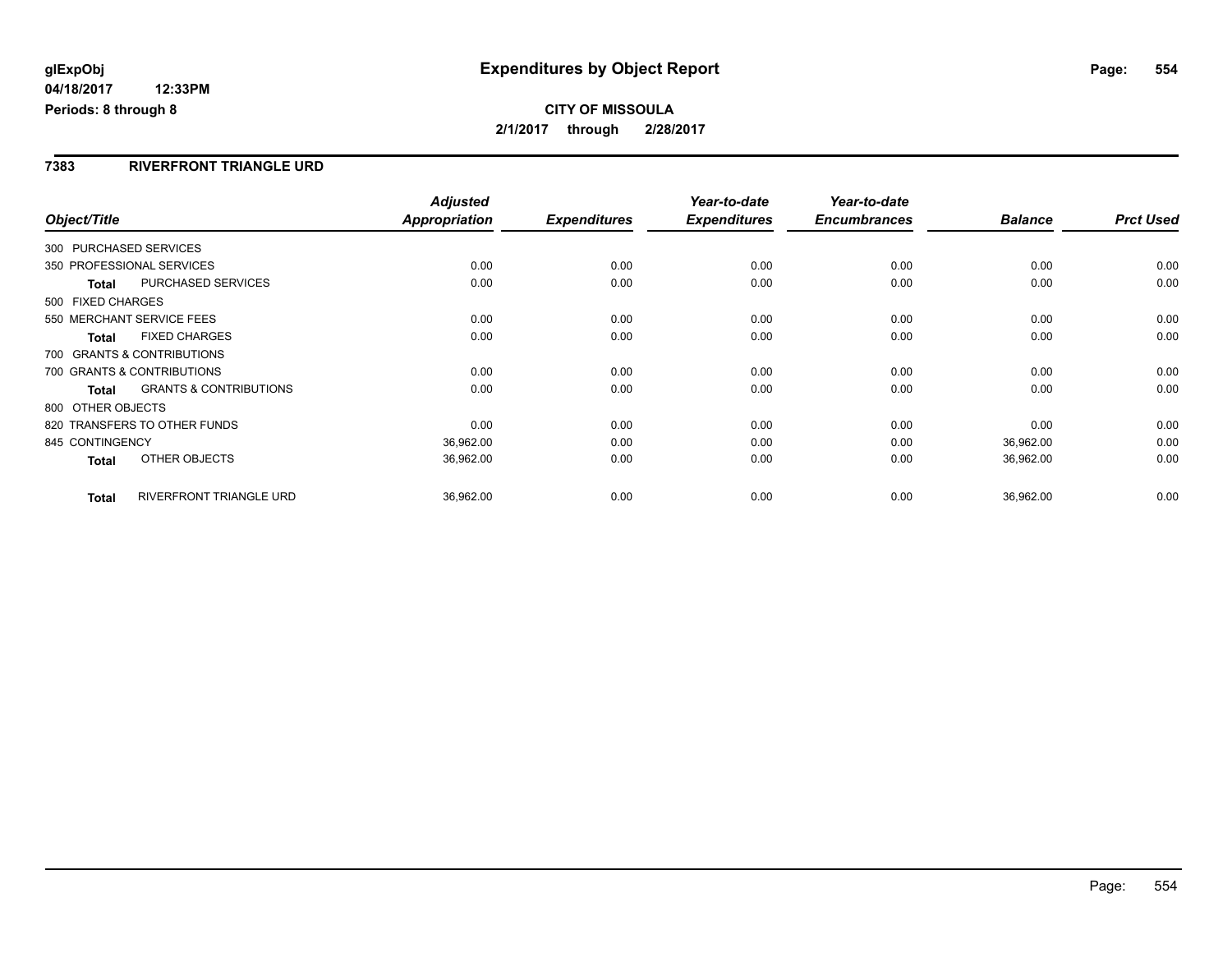glExpObj
04/18/2017 12:33PM
Periods: 8 through 8

# Expenditures by Object Report

**CITY OF MISSOULA**

**2/1/2017 through 2/28/2017**

## 7383 RIVERFRONT TRIANGLE URD

| Object/Title | | Adjusted Appropriation | Expenditures | Year-to-date Expenditures | Year-to-date Encumbrances | Balance | Prct Used |
|---|---|---|---|---|---|---|---|
| 300 PURCHASED SERVICES | | | | | | | |
| 350 PROFESSIONAL SERVICES | | 0.00 | 0.00 | 0.00 | 0.00 | 0.00 | 0.00 |
| **Total** | PURCHASED SERVICES | 0.00 | 0.00 | 0.00 | 0.00 | 0.00 | 0.00 |
| 500 FIXED CHARGES | | | | | | | |
| 550 MERCHANT SERVICE FEES | | 0.00 | 0.00 | 0.00 | 0.00 | 0.00 | 0.00 |
| **Total** | FIXED CHARGES | 0.00 | 0.00 | 0.00 | 0.00 | 0.00 | 0.00 |
| 700 GRANTS & CONTRIBUTIONS | | | | | | | |
| 700 GRANTS & CONTRIBUTIONS | | 0.00 | 0.00 | 0.00 | 0.00 | 0.00 | 0.00 |
| **Total** | GRANTS & CONTRIBUTIONS | 0.00 | 0.00 | 0.00 | 0.00 | 0.00 | 0.00 |
| 800 OTHER OBJECTS | | | | | | | |
| 820 TRANSFERS TO OTHER FUNDS | | 0.00 | 0.00 | 0.00 | 0.00 | 0.00 | 0.00 |
| 845 CONTINGENCY | | 36,962.00 | 0.00 | 0.00 | 0.00 | 36,962.00 | 0.00 |
| **Total** | OTHER OBJECTS | 36,962.00 | 0.00 | 0.00 | 0.00 | 36,962.00 | 0.00 |
| **Total** | RIVERFRONT TRIANGLE URD | 36,962.00 | 0.00 | 0.00 | 0.00 | 36,962.00 | 0.00 |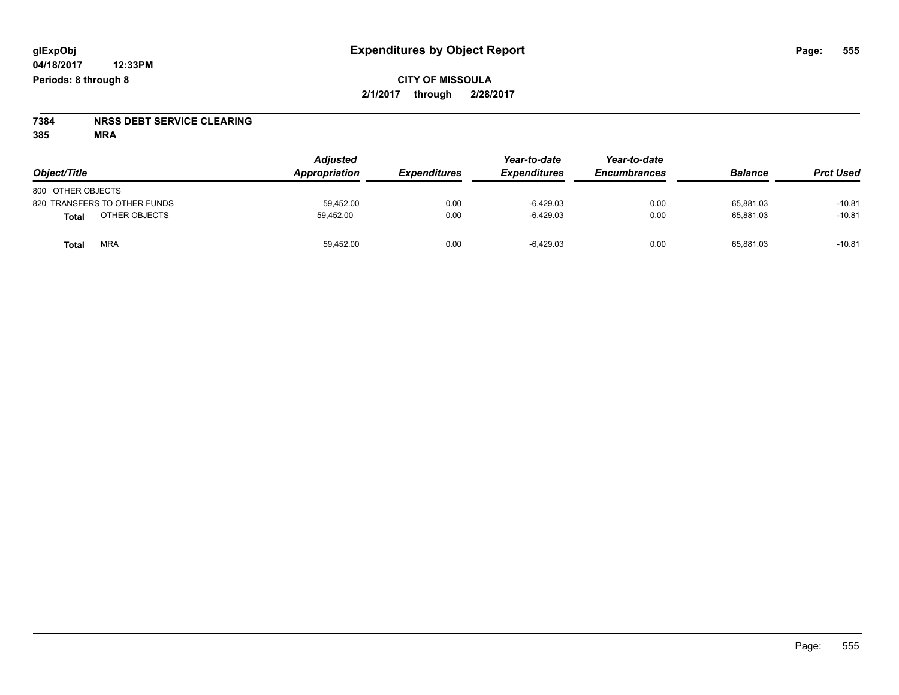glExpObj

04/18/2017 12:33PM

Periods: 8 through 8

# Expenditures by Object Report

**CITY OF MISSOULA**

**2/1/2017 through 2/28/2017**

**7384 NRSS DEBT SERVICE CLEARING**

**385 MRA**

| Object/Title | Adjusted Appropriation | Expenditures | Year-to-date Expenditures | Year-to-date Encumbrances | Balance | Prct Used |
|---|---|---|---|---|---|---|
| 800 OTHER OBJECTS | | | | | | |
| 820 TRANSFERS TO OTHER FUNDS | 59,452.00 | 0.00 | -6,429.03 | 0.00 | 65,881.03 | -10.81 |
| **Total** OTHER OBJECTS | 59,452.00 | 0.00 | -6,429.03 | 0.00 | 65,881.03 | -10.81 |
| **Total** MRA | 59,452.00 | 0.00 | -6,429.03 | 0.00 | 65,881.03 | -10.81 |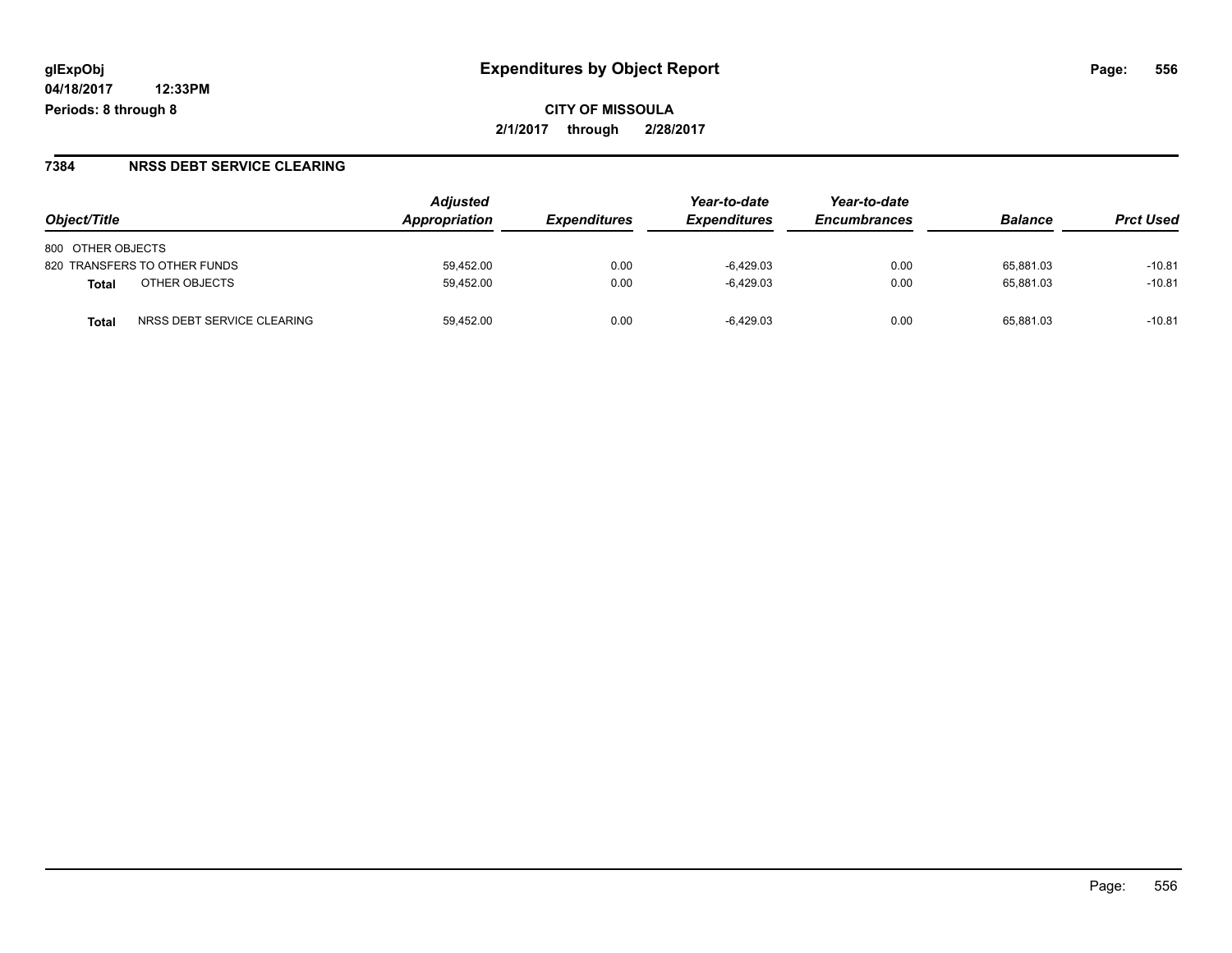# Expenditures by Object Report

glExpObj
04/18/2017 12:33PM
Periods: 8 through 8

**CITY OF MISSOULA**
**2/1/2017 through 2/28/2017**

## 7384 NRSS DEBT SERVICE CLEARING

| Object/Title | | Adjusted Appropriation | Expenditures | Year-to-date Expenditures | Year-to-date Encumbrances | Balance | Prct Used |
|---|---|---|---|---|---|---|---|
| 800 OTHER OBJECTS | | | | | | | |
| 820 TRANSFERS TO OTHER FUNDS | | 59,452.00 | 0.00 | -6,429.03 | 0.00 | 65,881.03 | -10.81 |
| **Total** | OTHER OBJECTS | 59,452.00 | 0.00 | -6,429.03 | 0.00 | 65,881.03 | -10.81 |
| **Total** | NRSS DEBT SERVICE CLEARING | 59,452.00 | 0.00 | -6,429.03 | 0.00 | 65,881.03 | -10.81 |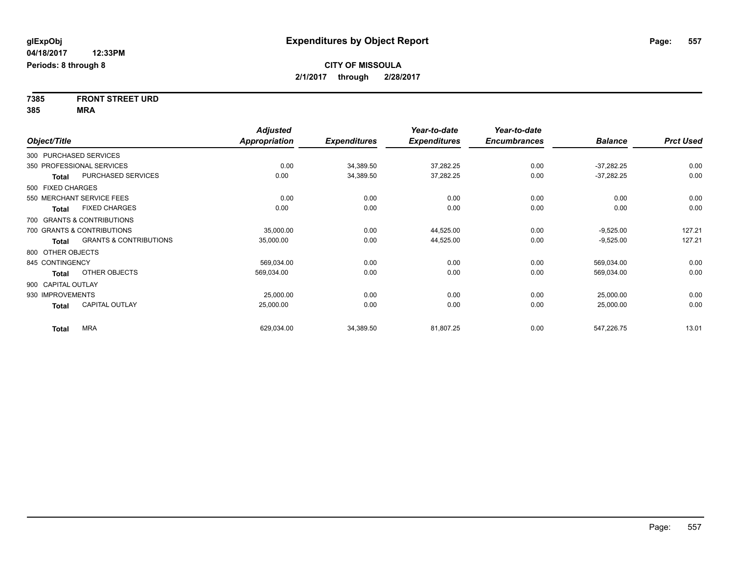**glExpObj** **Expenditures by Object Report**

**04/18/2017 12:33PM**

**Periods: 8 through 8**

**CITY OF MISSOULA**

**2/1/2017 through 2/28/2017**

**7385 FRONT STREET URD**

**385 MRA**

| Object/Title | | Adjusted Appropriation | Expenditures | Year-to-date Expenditures | Year-to-date Encumbrances | Balance | Prct Used |
|---|---|---|---|---|---|---|---|
| 300 PURCHASED SERVICES | | | | | | | |
| 350 PROFESSIONAL SERVICES | | 0.00 | 34,389.50 | 37,282.25 | 0.00 | -37,282.25 | 0.00 |
| **Total** | PURCHASED SERVICES | 0.00 | 34,389.50 | 37,282.25 | 0.00 | -37,282.25 | 0.00 |
| 500 FIXED CHARGES | | | | | | | |
| 550 MERCHANT SERVICE FEES | | 0.00 | 0.00 | 0.00 | 0.00 | 0.00 | 0.00 |
| **Total** | FIXED CHARGES | 0.00 | 0.00 | 0.00 | 0.00 | 0.00 | 0.00 |
| 700 GRANTS & CONTRIBUTIONS | | | | | | | |
| 700 GRANTS & CONTRIBUTIONS | | 35,000.00 | 0.00 | 44,525.00 | 0.00 | -9,525.00 | 127.21 |
| **Total** | GRANTS & CONTRIBUTIONS | 35,000.00 | 0.00 | 44,525.00 | 0.00 | -9,525.00 | 127.21 |
| 800 OTHER OBJECTS | | | | | | | |
| 845 CONTINGENCY | | 569,034.00 | 0.00 | 0.00 | 0.00 | 569,034.00 | 0.00 |
| **Total** | OTHER OBJECTS | 569,034.00 | 0.00 | 0.00 | 0.00 | 569,034.00 | 0.00 |
| 900 CAPITAL OUTLAY | | | | | | | |
| 930 IMPROVEMENTS | | 25,000.00 | 0.00 | 0.00 | 0.00 | 25,000.00 | 0.00 |
| **Total** | CAPITAL OUTLAY | 25,000.00 | 0.00 | 0.00 | 0.00 | 25,000.00 | 0.00 |
| **Total** | MRA | 629,034.00 | 34,389.50 | 81,807.25 | 0.00 | 547,226.75 | 13.01 |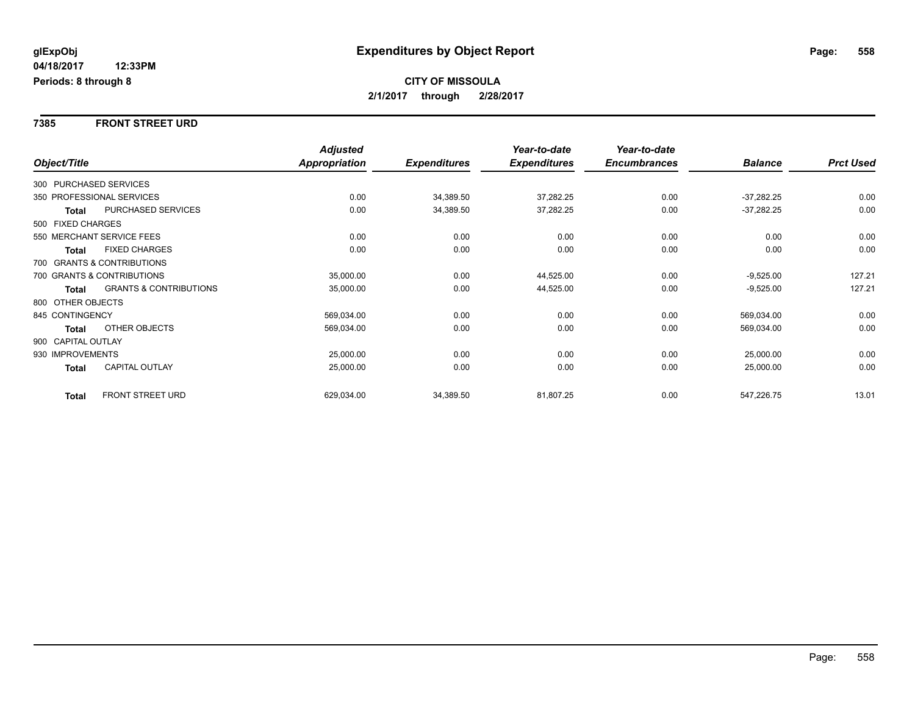glExpObj
04/18/2017 12:33PM
Periods: 8 through 8

# Expenditures by Object Report

**CITY OF MISSOULA**
**2/1/2017 through 2/28/2017**

## 7385 FRONT STREET URD

| Object/Title | | Adjusted Appropriation | Expenditures | Year-to-date Expenditures | Year-to-date Encumbrances | Balance | Prct Used |
|---|---|---|---|---|---|---|---|
| 300 PURCHASED SERVICES | | | | | | | |
| 350 PROFESSIONAL SERVICES | | 0.00 | 34,389.50 | 37,282.25 | 0.00 | -37,282.25 | 0.00 |
| **Total** | PURCHASED SERVICES | 0.00 | 34,389.50 | 37,282.25 | 0.00 | -37,282.25 | 0.00 |
| 500 FIXED CHARGES | | | | | | | |
| 550 MERCHANT SERVICE FEES | | 0.00 | 0.00 | 0.00 | 0.00 | 0.00 | 0.00 |
| **Total** | FIXED CHARGES | 0.00 | 0.00 | 0.00 | 0.00 | 0.00 | 0.00 |
| 700 GRANTS & CONTRIBUTIONS | | | | | | | |
| 700 GRANTS & CONTRIBUTIONS | | 35,000.00 | 0.00 | 44,525.00 | 0.00 | -9,525.00 | 127.21 |
| **Total** | GRANTS & CONTRIBUTIONS | 35,000.00 | 0.00 | 44,525.00 | 0.00 | -9,525.00 | 127.21 |
| 800 OTHER OBJECTS | | | | | | | |
| 845 CONTINGENCY | | 569,034.00 | 0.00 | 0.00 | 0.00 | 569,034.00 | 0.00 |
| **Total** | OTHER OBJECTS | 569,034.00 | 0.00 | 0.00 | 0.00 | 569,034.00 | 0.00 |
| 900 CAPITAL OUTLAY | | | | | | | |
| 930 IMPROVEMENTS | | 25,000.00 | 0.00 | 0.00 | 0.00 | 25,000.00 | 0.00 |
| **Total** | CAPITAL OUTLAY | 25,000.00 | 0.00 | 0.00 | 0.00 | 25,000.00 | 0.00 |
| **Total** | FRONT STREET URD | 629,034.00 | 34,389.50 | 81,807.25 | 0.00 | 547,226.75 | 13.01 |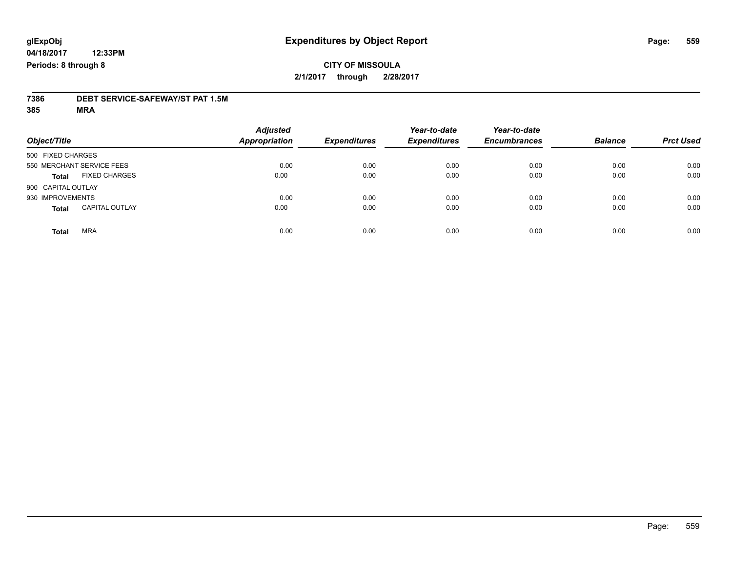**glExpObj** **Expenditures by Object Report**

**04/18/2017 12:33PM**

**Periods: 8 through 8**

**CITY OF MISSOULA**

**2/1/2017 through 2/28/2017**

**7386 DEBT SERVICE-SAFEWAY/ST PAT 1.5M**

**385 MRA**

| Object/Title | Adjusted Appropriation | Expenditures | Year-to-date Expenditures | Year-to-date Encumbrances | Balance | Prct Used |
|---|---|---|---|---|---|---|
| 500 FIXED CHARGES | | | | | | |
| 550 MERCHANT SERVICE FEES | 0.00 | 0.00 | 0.00 | 0.00 | 0.00 | 0.00 |
| **Total** FIXED CHARGES | 0.00 | 0.00 | 0.00 | 0.00 | 0.00 | 0.00 |
| 900 CAPITAL OUTLAY | | | | | | |
| 930 IMPROVEMENTS | 0.00 | 0.00 | 0.00 | 0.00 | 0.00 | 0.00 |
| **Total** CAPITAL OUTLAY | 0.00 | 0.00 | 0.00 | 0.00 | 0.00 | 0.00 |
| **Total** MRA | 0.00 | 0.00 | 0.00 | 0.00 | 0.00 | 0.00 |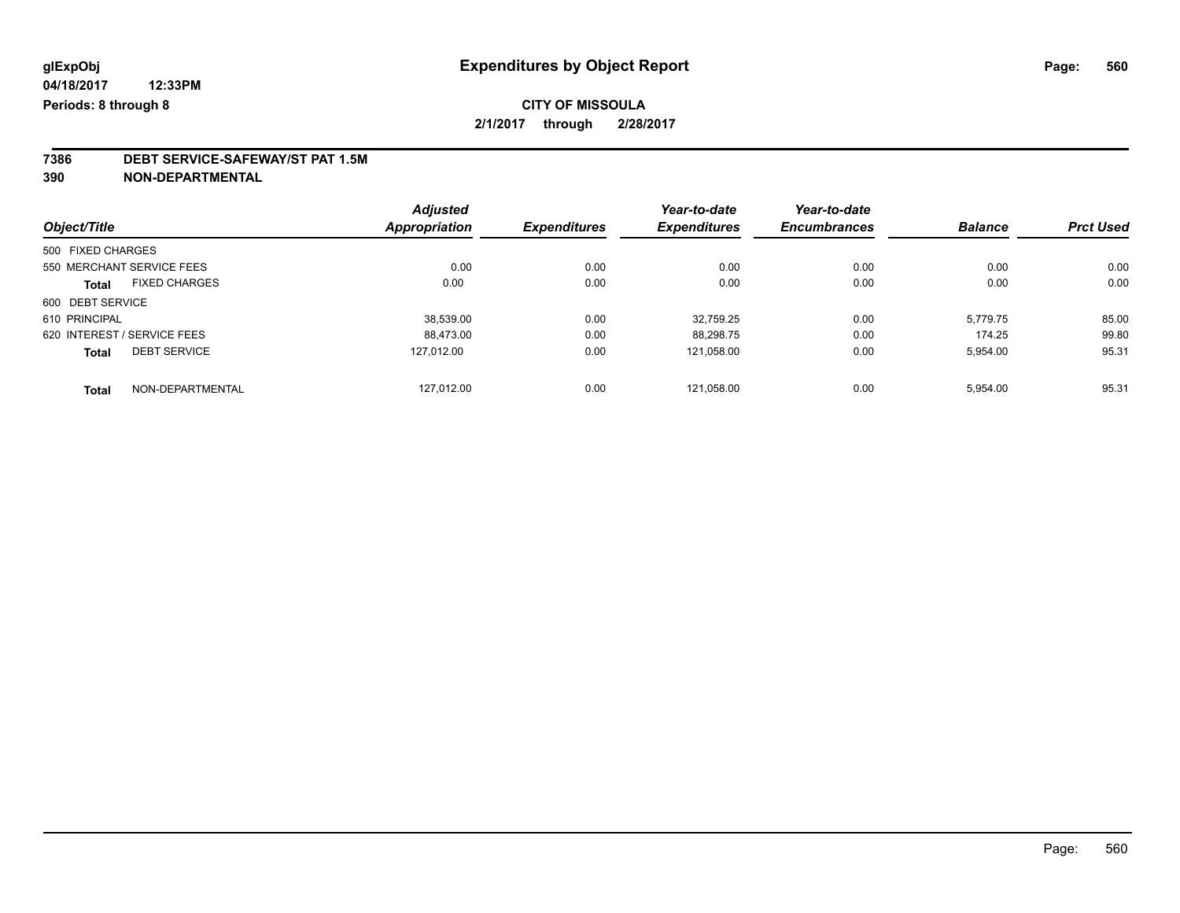# Expenditures by Object Report

glExpObj
04/18/2017 12:33PM
Periods: 8 through 8

**CITY OF MISSOULA**

**2/1/2017 through 2/28/2017**

**7386 DEBT SERVICE-SAFEWAY/ST PAT 1.5M**
**390 NON-DEPARTMENTAL**

| Object/Title | Adjusted Appropriation | Expenditures | Year-to-date Expenditures | Year-to-date Encumbrances | Balance | Prct Used |
|---|---|---|---|---|---|---|
| 500 FIXED CHARGES | | | | | | |
| 550 MERCHANT SERVICE FEES | 0.00 | 0.00 | 0.00 | 0.00 | 0.00 | 0.00 |
| **Total** FIXED CHARGES | 0.00 | 0.00 | 0.00 | 0.00 | 0.00 | 0.00 |
| 600 DEBT SERVICE | | | | | | |
| 610 PRINCIPAL | 38,539.00 | 0.00 | 32,759.25 | 0.00 | 5,779.75 | 85.00 |
| 620 INTEREST / SERVICE FEES | 88,473.00 | 0.00 | 88,298.75 | 0.00 | 174.25 | 99.80 |
| **Total** DEBT SERVICE | 127,012.00 | 0.00 | 121,058.00 | 0.00 | 5,954.00 | 95.31 |
| **Total** NON-DEPARTMENTAL | 127,012.00 | 0.00 | 121,058.00 | 0.00 | 5,954.00 | 95.31 |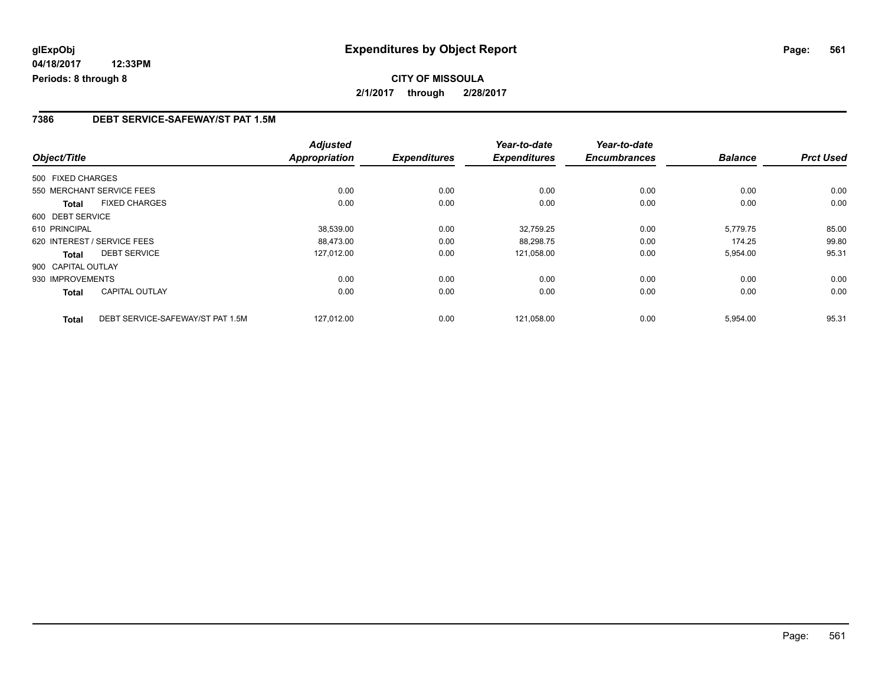**glExpObj**
**04/18/2017 12:33PM**
**Periods: 8 through 8**

# Expenditures by Object Report

**CITY OF MISSOULA**
**2/1/2017 through 2/28/2017**

## 7386 DEBT SERVICE-SAFEWAY/ST PAT 1.5M

| Object/Title | | Adjusted Appropriation | Expenditures | Year-to-date Expenditures | Year-to-date Encumbrances | Balance | Prct Used |
|---|---|---|---|---|---|---|---|
| 500 FIXED CHARGES | | | | | | | |
| 550 MERCHANT SERVICE FEES | | 0.00 | 0.00 | 0.00 | 0.00 | 0.00 | 0.00 |
| **Total** | FIXED CHARGES | 0.00 | 0.00 | 0.00 | 0.00 | 0.00 | 0.00 |
| 600 DEBT SERVICE | | | | | | | |
| 610 PRINCIPAL | | 38,539.00 | 0.00 | 32,759.25 | 0.00 | 5,779.75 | 85.00 |
| 620 INTEREST / SERVICE FEES | | 88,473.00 | 0.00 | 88,298.75 | 0.00 | 174.25 | 99.80 |
| **Total** | DEBT SERVICE | 127,012.00 | 0.00 | 121,058.00 | 0.00 | 5,954.00 | 95.31 |
| 900 CAPITAL OUTLAY | | | | | | | |
| 930 IMPROVEMENTS | | 0.00 | 0.00 | 0.00 | 0.00 | 0.00 | 0.00 |
| **Total** | CAPITAL OUTLAY | 0.00 | 0.00 | 0.00 | 0.00 | 0.00 | 0.00 |
| **Total** | DEBT SERVICE-SAFEWAY/ST PAT 1.5M | 127,012.00 | 0.00 | 121,058.00 | 0.00 | 5,954.00 | 95.31 |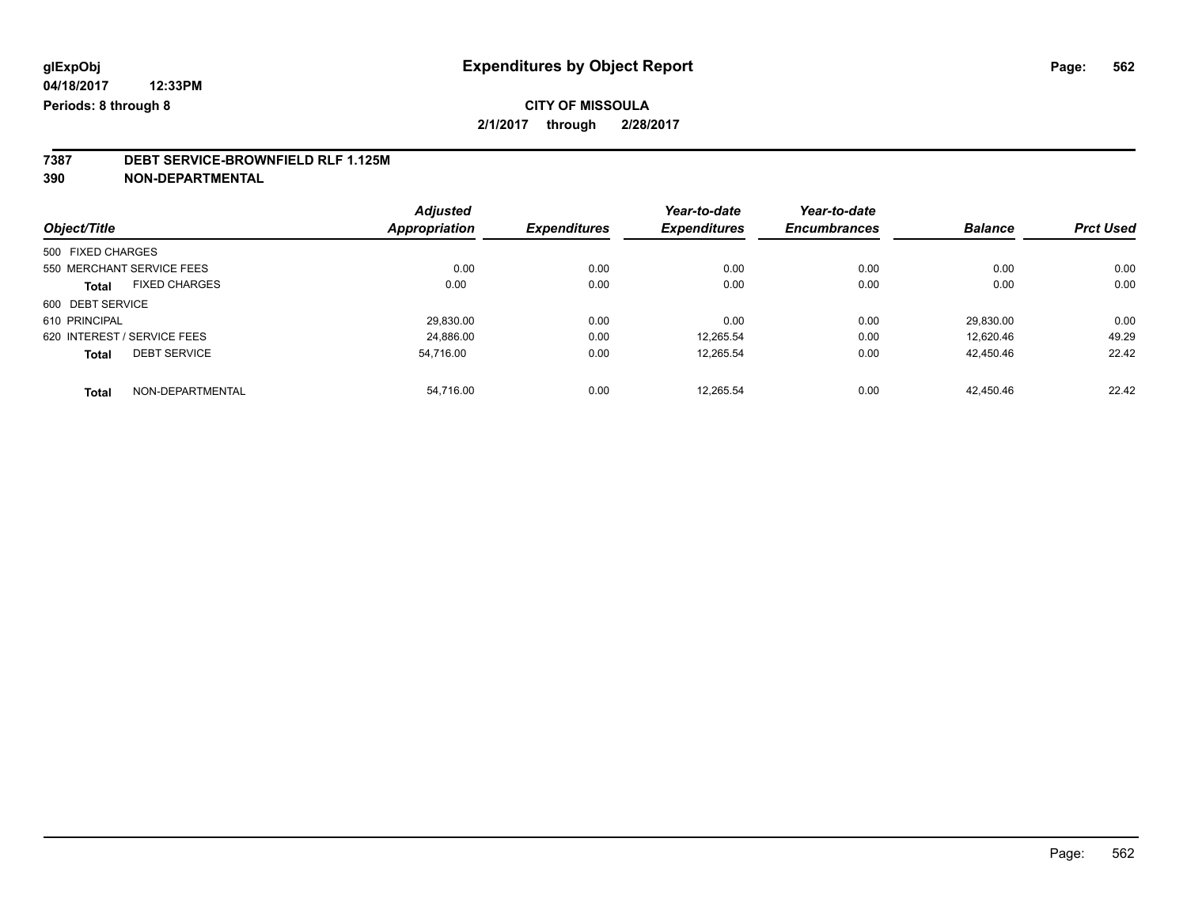# Expenditures by Object Report

glExpObj
04/18/2017 12:33PM
Periods: 8 through 8

**CITY OF MISSOULA**

**2/1/2017 through 2/28/2017**

**7387 DEBT SERVICE-BROWNFIELD RLF 1.125M**

**390 NON-DEPARTMENTAL**

| Object/Title | Adjusted Appropriation | Expenditures | Year-to-date Expenditures | Year-to-date Encumbrances | Balance | Prct Used |
|---|---|---|---|---|---|---|
| 500 FIXED CHARGES | | | | | | |
| 550 MERCHANT SERVICE FEES | 0.00 | 0.00 | 0.00 | 0.00 | 0.00 | 0.00 |
| **Total** FIXED CHARGES | 0.00 | 0.00 | 0.00 | 0.00 | 0.00 | 0.00 |
| 600 DEBT SERVICE | | | | | | |
| 610 PRINCIPAL | 29,830.00 | 0.00 | 0.00 | 0.00 | 29,830.00 | 0.00 |
| 620 INTEREST / SERVICE FEES | 24,886.00 | 0.00 | 12,265.54 | 0.00 | 12,620.46 | 49.29 |
| **Total** DEBT SERVICE | 54,716.00 | 0.00 | 12,265.54 | 0.00 | 42,450.46 | 22.42 |
| **Total** NON-DEPARTMENTAL | 54,716.00 | 0.00 | 12,265.54 | 0.00 | 42,450.46 | 22.42 |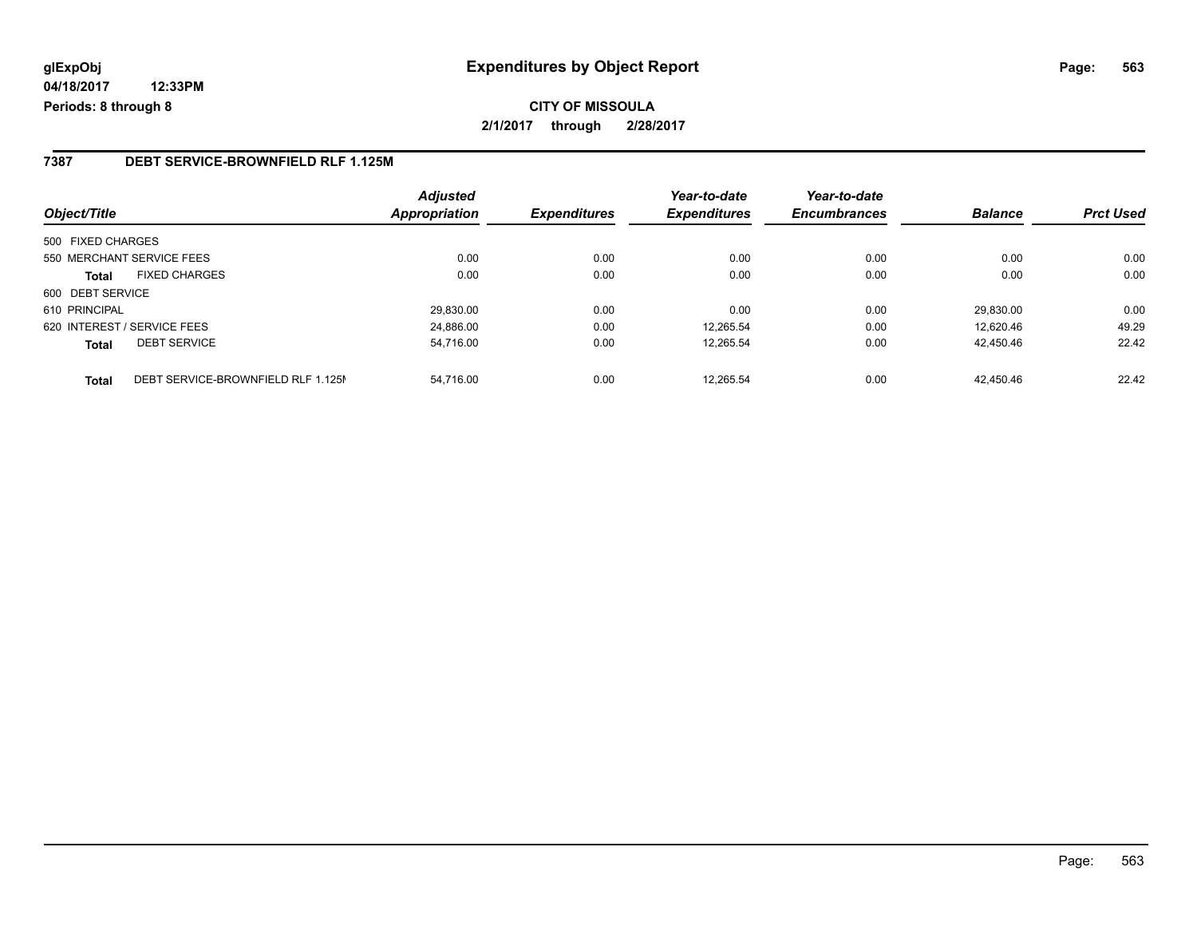**glExpObj**
**04/18/2017 12:33PM**
**Periods: 8 through 8**

# Expenditures by Object Report

**CITY OF MISSOULA**
**2/1/2017 through 2/28/2017**

## 7387 DEBT SERVICE-BROWNFIELD RLF 1.125M

| Object/Title | | *Adjusted Appropriation* | *Expenditures* | *Year-to-date Expenditures* | *Year-to-date Encumbrances* | *Balance* | *Prct Used* |
|---|---|---|---|---|---|---|---|
| 500 FIXED CHARGES | | | | | | | |
| 550 MERCHANT SERVICE FEES | | 0.00 | 0.00 | 0.00 | 0.00 | 0.00 | 0.00 |
| **Total** | FIXED CHARGES | 0.00 | 0.00 | 0.00 | 0.00 | 0.00 | 0.00 |
| 600 DEBT SERVICE | | | | | | | |
| 610 PRINCIPAL | | 29,830.00 | 0.00 | 0.00 | 0.00 | 29,830.00 | 0.00 |
| 620 INTEREST / SERVICE FEES | | 24,886.00 | 0.00 | 12,265.54 | 0.00 | 12,620.46 | 49.29 |
| **Total** | DEBT SERVICE | 54,716.00 | 0.00 | 12,265.54 | 0.00 | 42,450.46 | 22.42 |
| **Total** | DEBT SERVICE-BROWNFIELD RLF 1.125M | 54,716.00 | 0.00 | 12,265.54 | 0.00 | 42,450.46 | 22.42 |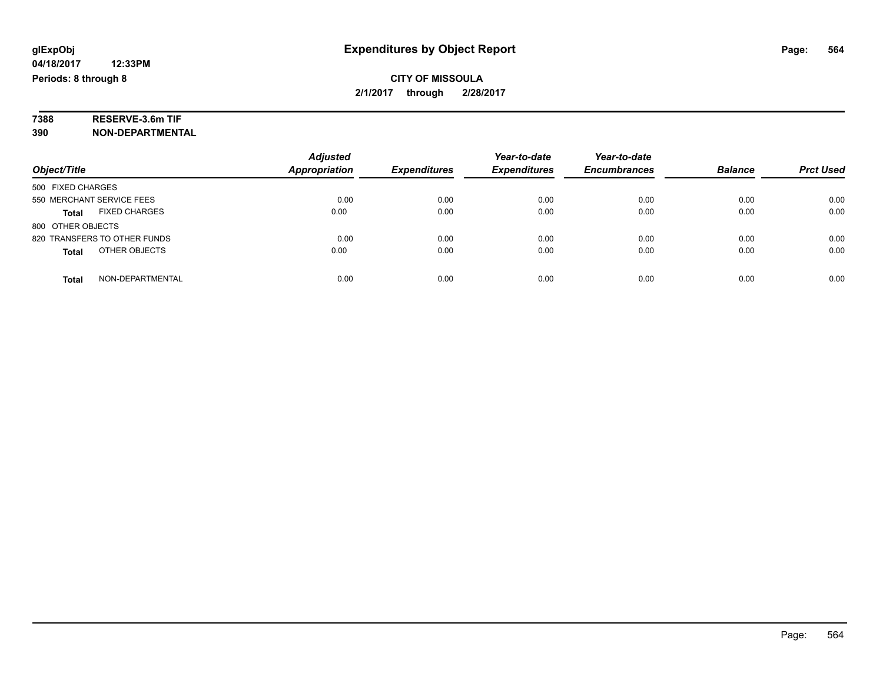glExpObj
04/18/2017 12:33PM
Periods: 8 through 8

# Expenditures by Object Report

**CITY OF MISSOULA**
**2/1/2017 through 2/28/2017**

**7388 RESERVE-3.6m TIF**
**390 NON-DEPARTMENTAL**

| Object/Title | Adjusted Appropriation | Expenditures | Year-to-date Expenditures | Year-to-date Encumbrances | Balance | Prct Used |
|---|---|---|---|---|---|---|
| 500 FIXED CHARGES | | | | | | |
| 550 MERCHANT SERVICE FEES | 0.00 | 0.00 | 0.00 | 0.00 | 0.00 | 0.00 |
| **Total** FIXED CHARGES | 0.00 | 0.00 | 0.00 | 0.00 | 0.00 | 0.00 |
| 800 OTHER OBJECTS | | | | | | |
| 820 TRANSFERS TO OTHER FUNDS | 0.00 | 0.00 | 0.00 | 0.00 | 0.00 | 0.00 |
| **Total** OTHER OBJECTS | 0.00 | 0.00 | 0.00 | 0.00 | 0.00 | 0.00 |
| **Total** NON-DEPARTMENTAL | 0.00 | 0.00 | 0.00 | 0.00 | 0.00 | 0.00 |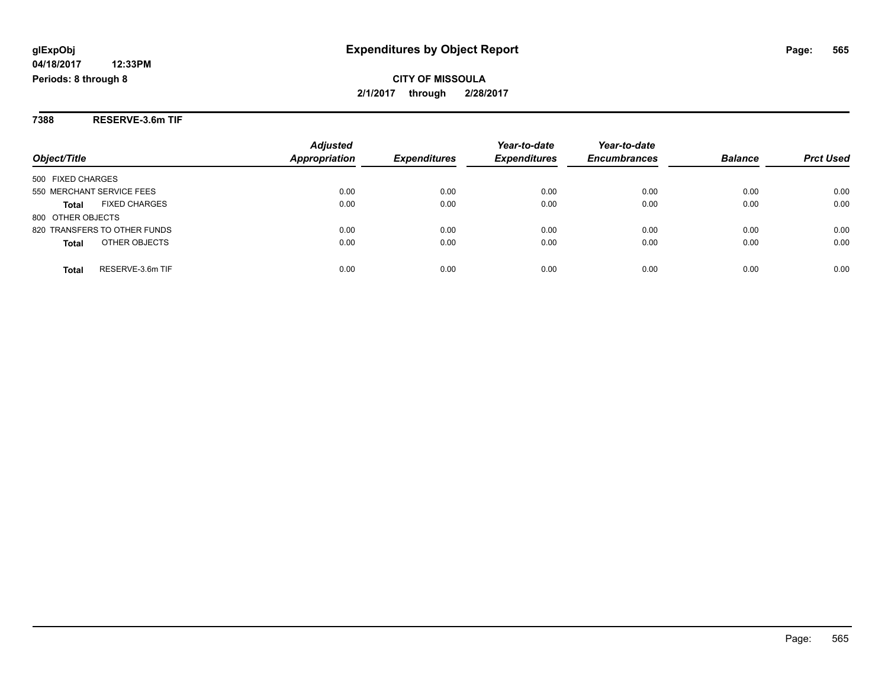**glExpObj** **Expenditures by Object Report**

**04/18/2017 12:33PM**

**Periods: 8 through 8**

**CITY OF MISSOULA**

**2/1/2017 through 2/28/2017**

## 7388 RESERVE-3.6m TIF

| Object/Title | Adjusted Appropriation | Expenditures | Year-to-date Expenditures | Year-to-date Encumbrances | Balance | Prct Used |
|---|---|---|---|---|---|---|
| 500 FIXED CHARGES | | | | | | |
| 550 MERCHANT SERVICE FEES | 0.00 | 0.00 | 0.00 | 0.00 | 0.00 | 0.00 |
| **Total** FIXED CHARGES | 0.00 | 0.00 | 0.00 | 0.00 | 0.00 | 0.00 |
| 800 OTHER OBJECTS | | | | | | |
| 820 TRANSFERS TO OTHER FUNDS | 0.00 | 0.00 | 0.00 | 0.00 | 0.00 | 0.00 |
| **Total** OTHER OBJECTS | 0.00 | 0.00 | 0.00 | 0.00 | 0.00 | 0.00 |
| **Total** RESERVE-3.6m TIF | 0.00 | 0.00 | 0.00 | 0.00 | 0.00 | 0.00 |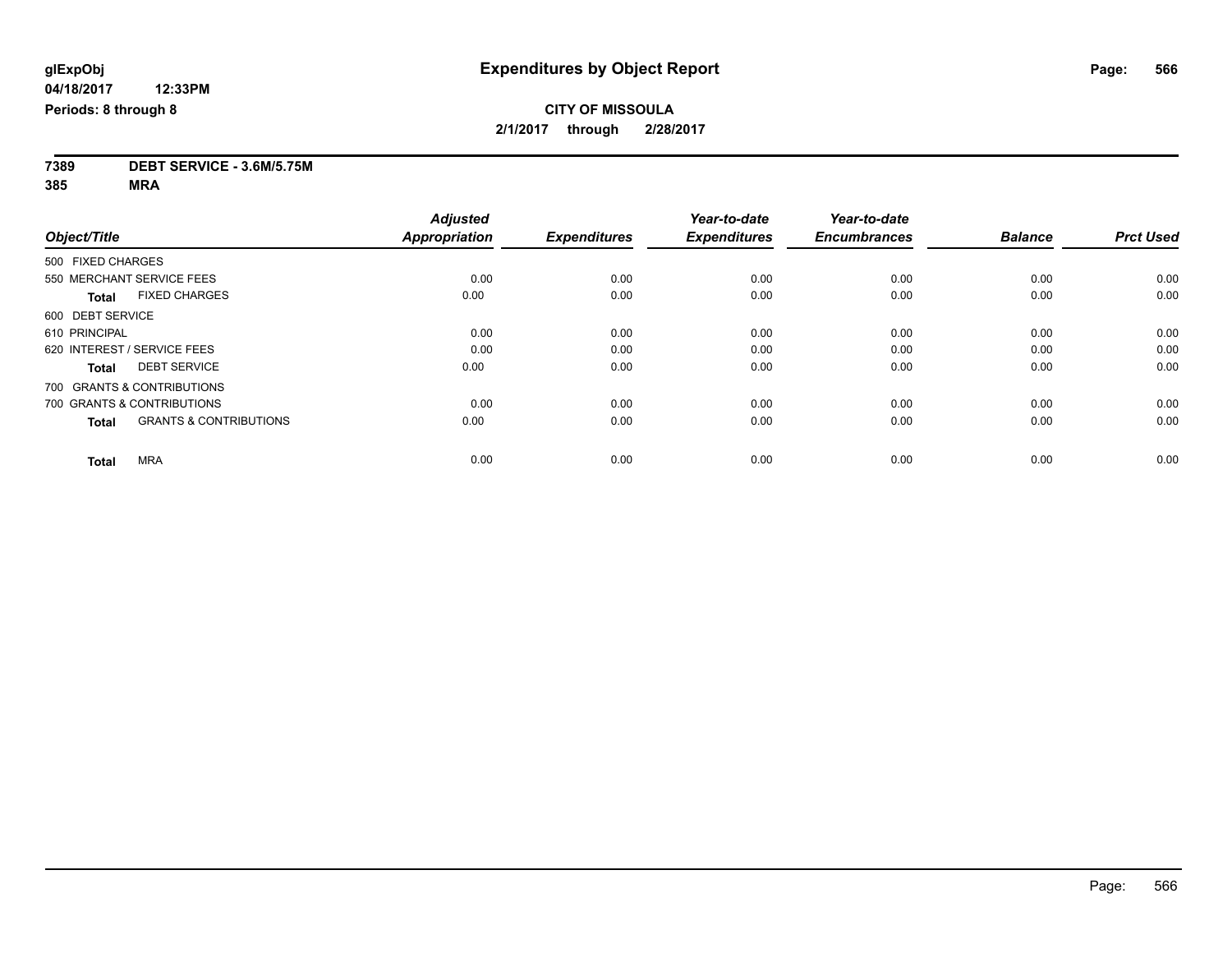glExpObj
04/18/2017 12:33PM
Periods: 8 through 8

# Expenditures by Object Report

**CITY OF MISSOULA**
**2/1/2017 through 2/28/2017**

**7389 DEBT SERVICE - 3.6M/5.75M**
**385 MRA**

| Object/Title | Adjusted Appropriation | Expenditures | Year-to-date Expenditures | Year-to-date Encumbrances | Balance | Prct Used |
|---|---|---|---|---|---|---|
| 500 FIXED CHARGES | | | | | | |
| 550 MERCHANT SERVICE FEES | 0.00 | 0.00 | 0.00 | 0.00 | 0.00 | 0.00 |
| **Total** FIXED CHARGES | 0.00 | 0.00 | 0.00 | 0.00 | 0.00 | 0.00 |
| 600 DEBT SERVICE | | | | | | |
| 610 PRINCIPAL | 0.00 | 0.00 | 0.00 | 0.00 | 0.00 | 0.00 |
| 620 INTEREST / SERVICE FEES | 0.00 | 0.00 | 0.00 | 0.00 | 0.00 | 0.00 |
| **Total** DEBT SERVICE | 0.00 | 0.00 | 0.00 | 0.00 | 0.00 | 0.00 |
| 700 GRANTS & CONTRIBUTIONS | | | | | | |
| 700 GRANTS & CONTRIBUTIONS | 0.00 | 0.00 | 0.00 | 0.00 | 0.00 | 0.00 |
| **Total** GRANTS & CONTRIBUTIONS | 0.00 | 0.00 | 0.00 | 0.00 | 0.00 | 0.00 |
| **Total** MRA | 0.00 | 0.00 | 0.00 | 0.00 | 0.00 | 0.00 |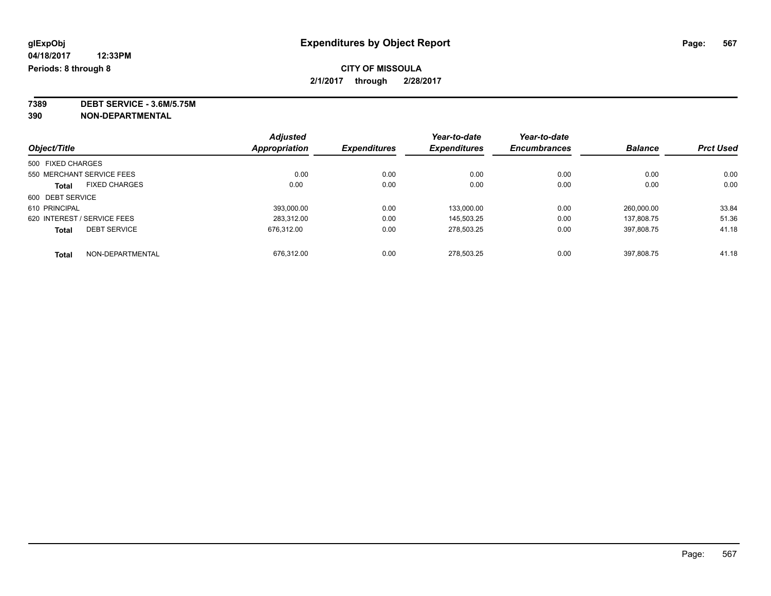**glExpObj** **Expenditures by Object Report**

**04/18/2017 12:33PM**

**Periods: 8 through 8**

**CITY OF MISSOULA**

**2/1/2017 through 2/28/2017**

**7389 DEBT SERVICE - 3.6M/5.75M**

**390 NON-DEPARTMENTAL**

| Object/Title | Adjusted Appropriation | Expenditures | Year-to-date Expenditures | Year-to-date Encumbrances | Balance | Prct Used |
|---|---|---|---|---|---|---|
| 500 FIXED CHARGES | | | | | | |
| 550 MERCHANT SERVICE FEES | 0.00 | 0.00 | 0.00 | 0.00 | 0.00 | 0.00 |
| **Total** FIXED CHARGES | 0.00 | 0.00 | 0.00 | 0.00 | 0.00 | 0.00 |
| 600 DEBT SERVICE | | | | | | |
| 610 PRINCIPAL | 393,000.00 | 0.00 | 133,000.00 | 0.00 | 260,000.00 | 33.84 |
| 620 INTEREST / SERVICE FEES | 283,312.00 | 0.00 | 145,503.25 | 0.00 | 137,808.75 | 51.36 |
| **Total** DEBT SERVICE | 676,312.00 | 0.00 | 278,503.25 | 0.00 | 397,808.75 | 41.18 |
| **Total** NON-DEPARTMENTAL | 676,312.00 | 0.00 | 278,503.25 | 0.00 | 397,808.75 | 41.18 |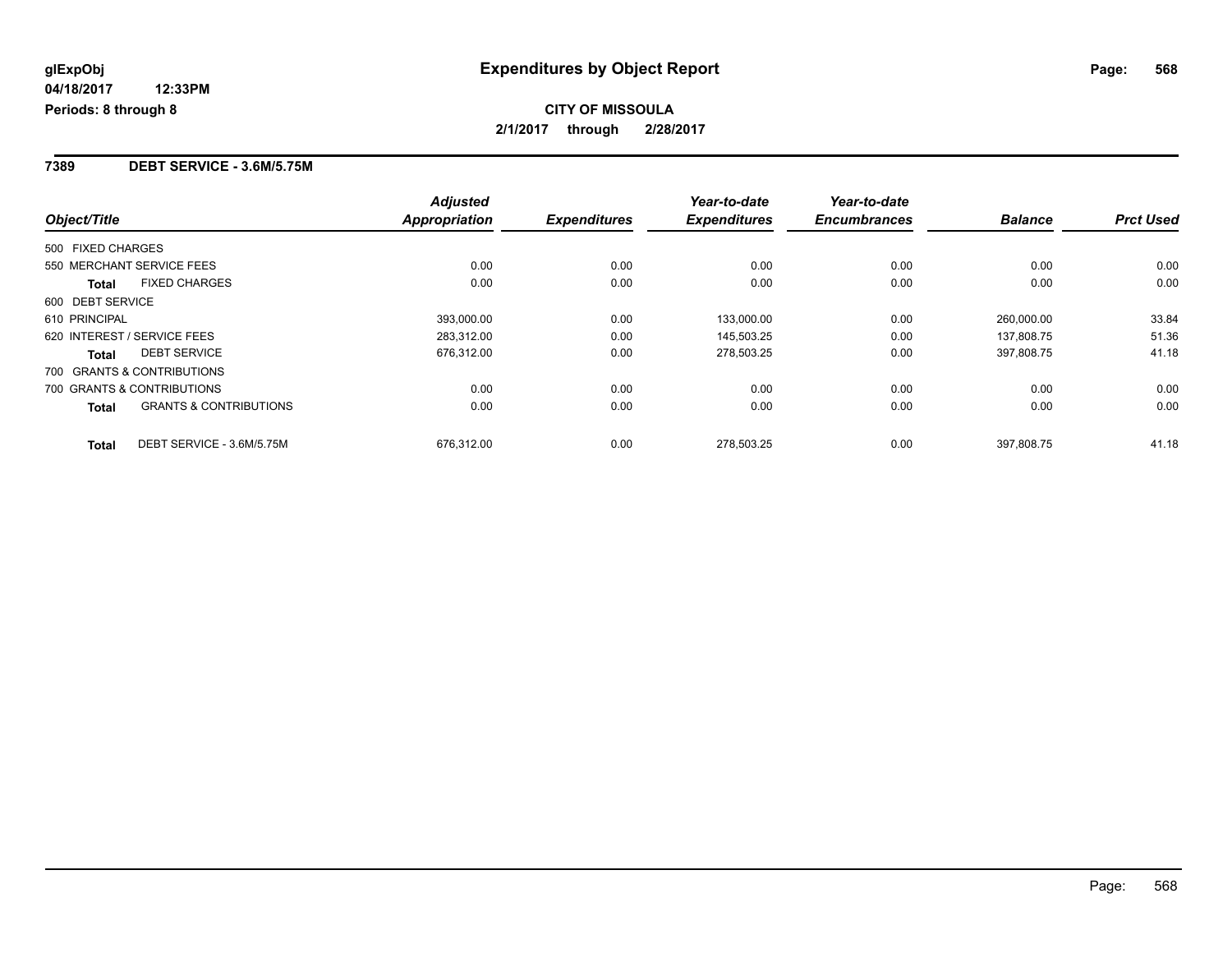**glExpObj**
**04/18/2017 12:33PM**
**Periods: 8 through 8**

# Expenditures by Object Report

**CITY OF MISSOULA**
**2/1/2017 through 2/28/2017**

## 7389 DEBT SERVICE - 3.6M/5.75M

| Object/Title | Adjusted Appropriation | Expenditures | Year-to-date Expenditures | Year-to-date Encumbrances | Balance | Prct Used |
|---|---|---|---|---|---|---|
| 500 FIXED CHARGES | | | | | | |
| 550 MERCHANT SERVICE FEES | 0.00 | 0.00 | 0.00 | 0.00 | 0.00 | 0.00 |
| **Total** FIXED CHARGES | 0.00 | 0.00 | 0.00 | 0.00 | 0.00 | 0.00 |
| 600 DEBT SERVICE | | | | | | |
| 610 PRINCIPAL | 393,000.00 | 0.00 | 133,000.00 | 0.00 | 260,000.00 | 33.84 |
| 620 INTEREST / SERVICE FEES | 283,312.00 | 0.00 | 145,503.25 | 0.00 | 137,808.75 | 51.36 |
| **Total** DEBT SERVICE | 676,312.00 | 0.00 | 278,503.25 | 0.00 | 397,808.75 | 41.18 |
| 700 GRANTS & CONTRIBUTIONS | | | | | | |
| 700 GRANTS & CONTRIBUTIONS | 0.00 | 0.00 | 0.00 | 0.00 | 0.00 | 0.00 |
| **Total** GRANTS & CONTRIBUTIONS | 0.00 | 0.00 | 0.00 | 0.00 | 0.00 | 0.00 |
| **Total** DEBT SERVICE - 3.6M/5.75M | 676,312.00 | 0.00 | 278,503.25 | 0.00 | 397,808.75 | 41.18 |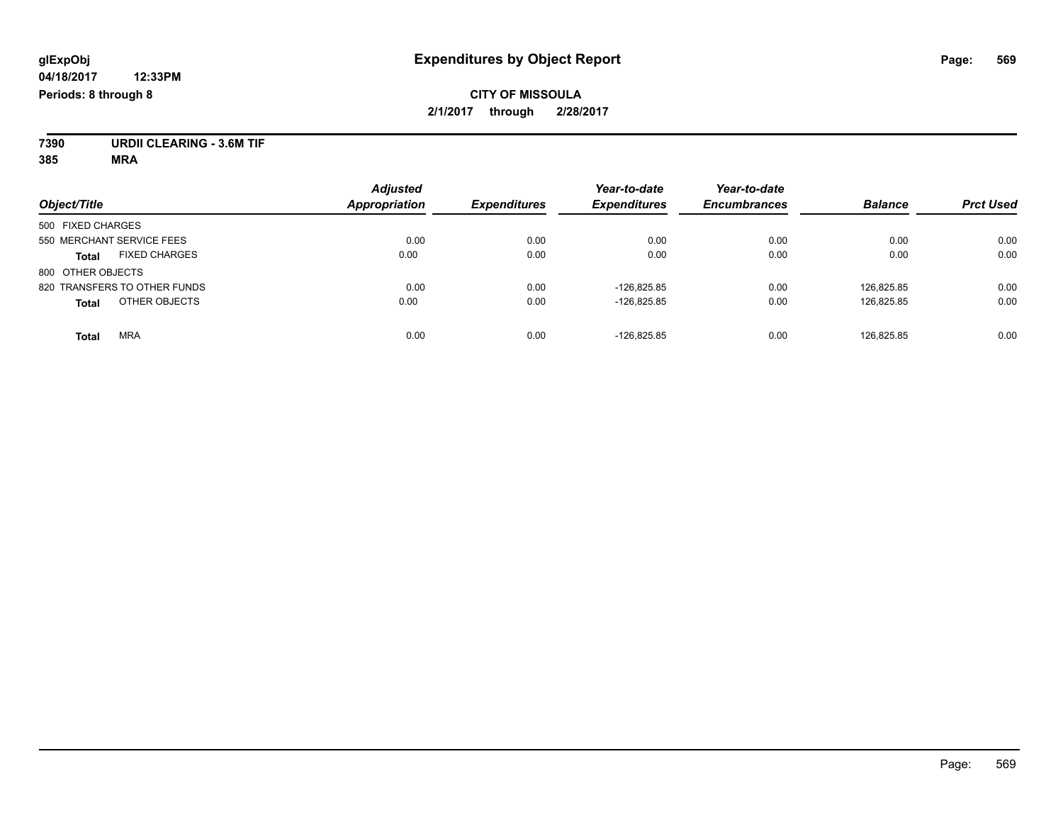**glExpObj** | **Expenditures by Object Report**

**04/18/2017 12:33PM**

**Periods: 8 through 8**

**CITY OF MISSOULA**

**2/1/2017 through 2/28/2017**

**7390 URDII CLEARING - 3.6M TIF**

**385 MRA**

| Object/Title | Adjusted Appropriation | Expenditures | Year-to-date Expenditures | Year-to-date Encumbrances | Balance | Prct Used |
|---|---|---|---|---|---|---|
| 500 FIXED CHARGES | | | | | | |
| 550 MERCHANT SERVICE FEES | 0.00 | 0.00 | 0.00 | 0.00 | 0.00 | 0.00 |
| **Total** FIXED CHARGES | 0.00 | 0.00 | 0.00 | 0.00 | 0.00 | 0.00 |
| 800 OTHER OBJECTS | | | | | | |
| 820 TRANSFERS TO OTHER FUNDS | 0.00 | 0.00 | -126,825.85 | 0.00 | 126,825.85 | 0.00 |
| **Total** OTHER OBJECTS | 0.00 | 0.00 | -126,825.85 | 0.00 | 126,825.85 | 0.00 |
| **Total** MRA | 0.00 | 0.00 | -126,825.85 | 0.00 | 126,825.85 | 0.00 |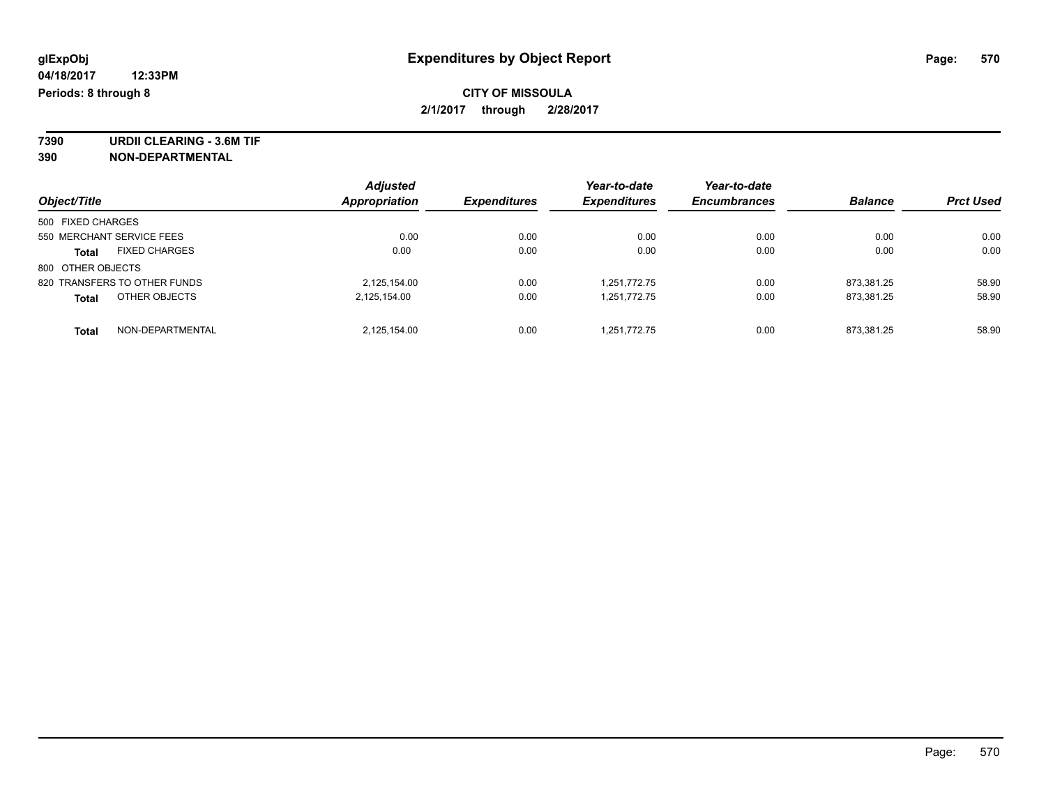# Expenditures by Object Report

glExpObj
04/18/2017 12:33PM
Periods: 8 through 8

**CITY OF MISSOULA**
**2/1/2017 through 2/28/2017**

**7390 URDII CLEARING - 3.6M TIF**
**390 NON-DEPARTMENTAL**

| Object/Title | Adjusted Appropriation | Expenditures | Year-to-date Expenditures | Year-to-date Encumbrances | Balance | Prct Used |
|---|---|---|---|---|---|---|
| 500 FIXED CHARGES | | | | | | |
| 550 MERCHANT SERVICE FEES | 0.00 | 0.00 | 0.00 | 0.00 | 0.00 | 0.00 |
| **Total** FIXED CHARGES | 0.00 | 0.00 | 0.00 | 0.00 | 0.00 | 0.00 |
| 800 OTHER OBJECTS | | | | | | |
| 820 TRANSFERS TO OTHER FUNDS | 2,125,154.00 | 0.00 | 1,251,772.75 | 0.00 | 873,381.25 | 58.90 |
| **Total** OTHER OBJECTS | 2,125,154.00 | 0.00 | 1,251,772.75 | 0.00 | 873,381.25 | 58.90 |
| **Total** NON-DEPARTMENTAL | 2,125,154.00 | 0.00 | 1,251,772.75 | 0.00 | 873,381.25 | 58.90 |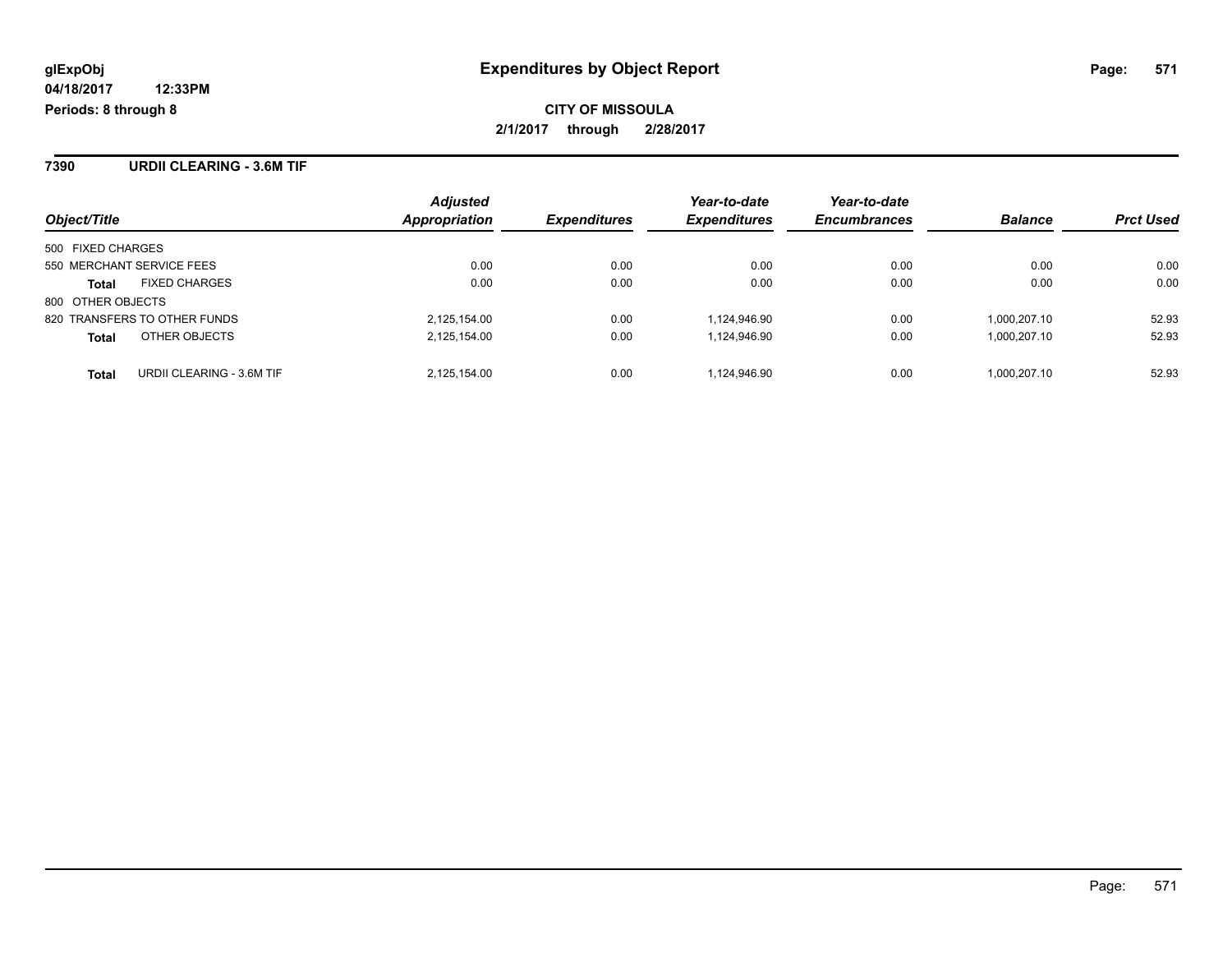glExpObj **Expenditures by Object Report**

04/18/2017 12:33PM

Periods: 8 through 8

**CITY OF MISSOULA**

**2/1/2017 through 2/28/2017**

## 7390 URDII CLEARING - 3.6M TIF

| Object/Title | | Adjusted Appropriation | Expenditures | Year-to-date Expenditures | Year-to-date Encumbrances | Balance | Prct Used |
|---|---|---|---|---|---|---|---|
| 500 FIXED CHARGES | | | | | | | |
| 550 MERCHANT SERVICE FEES | | 0.00 | 0.00 | 0.00 | 0.00 | 0.00 | 0.00 |
| **Total** | FIXED CHARGES | 0.00 | 0.00 | 0.00 | 0.00 | 0.00 | 0.00 |
| 800 OTHER OBJECTS | | | | | | | |
| 820 TRANSFERS TO OTHER FUNDS | | 2,125,154.00 | 0.00 | 1,124,946.90 | 0.00 | 1,000,207.10 | 52.93 |
| **Total** | OTHER OBJECTS | 2,125,154.00 | 0.00 | 1,124,946.90 | 0.00 | 1,000,207.10 | 52.93 |
| **Total** | URDII CLEARING - 3.6M TIF | 2,125,154.00 | 0.00 | 1,124,946.90 | 0.00 | 1,000,207.10 | 52.93 |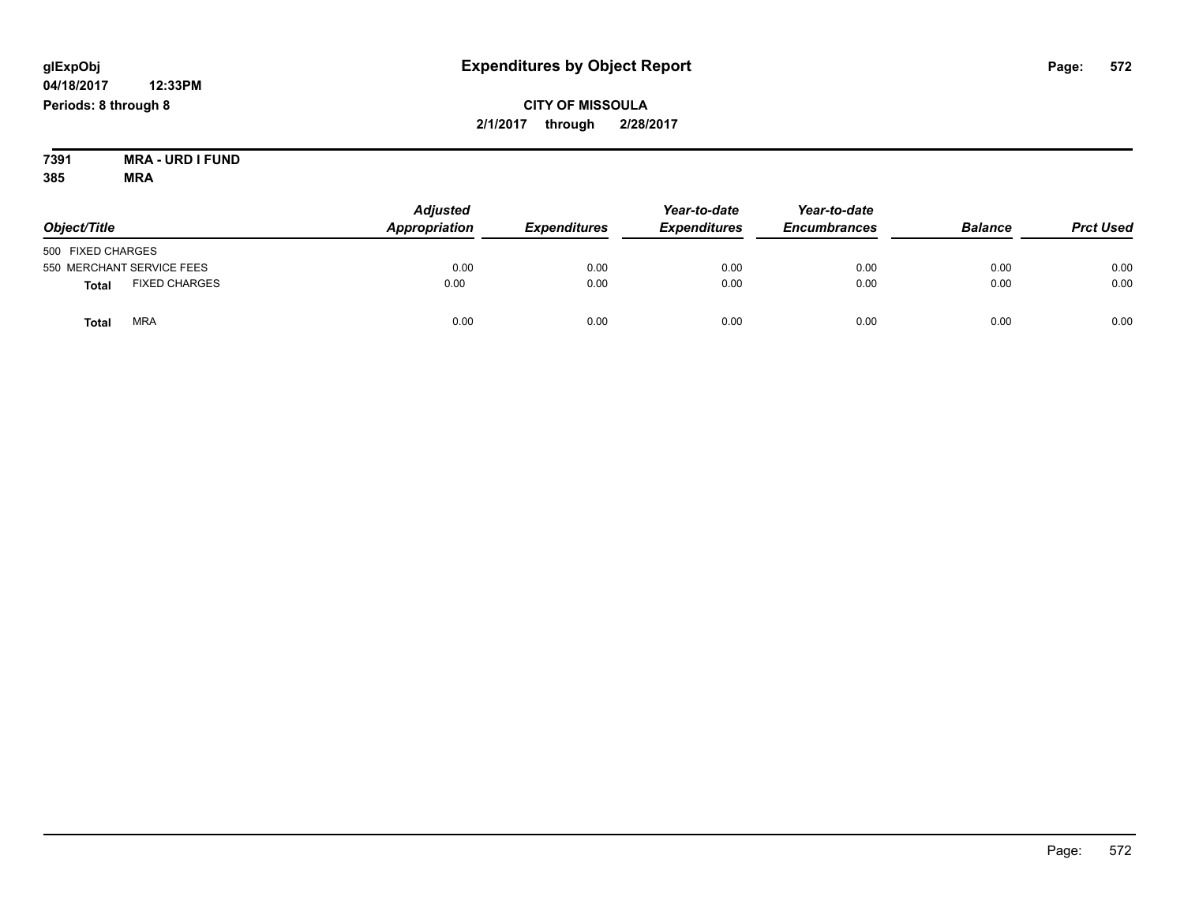glExpObj

04/18/2017 12:33PM

Periods: 8 through 8

# Expenditures by Object Report

**CITY OF MISSOULA**

**2/1/2017 through 2/28/2017**

**7391 MRA - URD I FUND**

**385 MRA**

| Object/Title | | Adjusted Appropriation | Expenditures | Year-to-date Expenditures | Year-to-date Encumbrances | Balance | Prct Used |
|---|---|---|---|---|---|---|---|
| 500 FIXED CHARGES | | | | | | | |
| 550 MERCHANT SERVICE FEES | | 0.00 | 0.00 | 0.00 | 0.00 | 0.00 | 0.00 |
| **Total** | FIXED CHARGES | 0.00 | 0.00 | 0.00 | 0.00 | 0.00 | 0.00 |
| **Total** | MRA | 0.00 | 0.00 | 0.00 | 0.00 | 0.00 | 0.00 |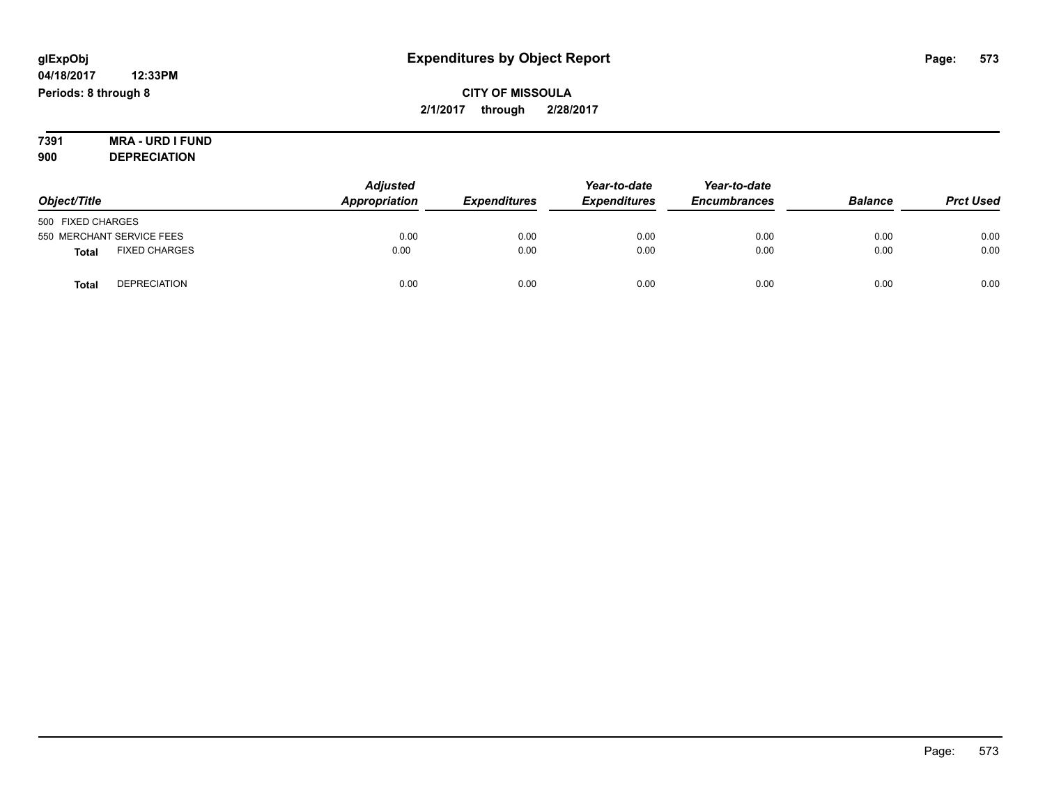**glExpObj**
**04/18/2017 12:33PM**
**Periods: 8 through 8**

# Expenditures by Object Report

**CITY OF MISSOULA**
**2/1/2017 through 2/28/2017**

**7391 MRA - URD I FUND**
**900 DEPRECIATION**

| Object/Title | | Adjusted Appropriation | Expenditures | Year-to-date Expenditures | Year-to-date Encumbrances | Balance | Prct Used |
|---|---|---|---|---|---|---|---|
| 500 FIXED CHARGES | | | | | | | |
| 550 MERCHANT SERVICE FEES | | 0.00 | 0.00 | 0.00 | 0.00 | 0.00 | 0.00 |
| **Total** | FIXED CHARGES | 0.00 | 0.00 | 0.00 | 0.00 | 0.00 | 0.00 |
| **Total** | DEPRECIATION | 0.00 | 0.00 | 0.00 | 0.00 | 0.00 | 0.00 |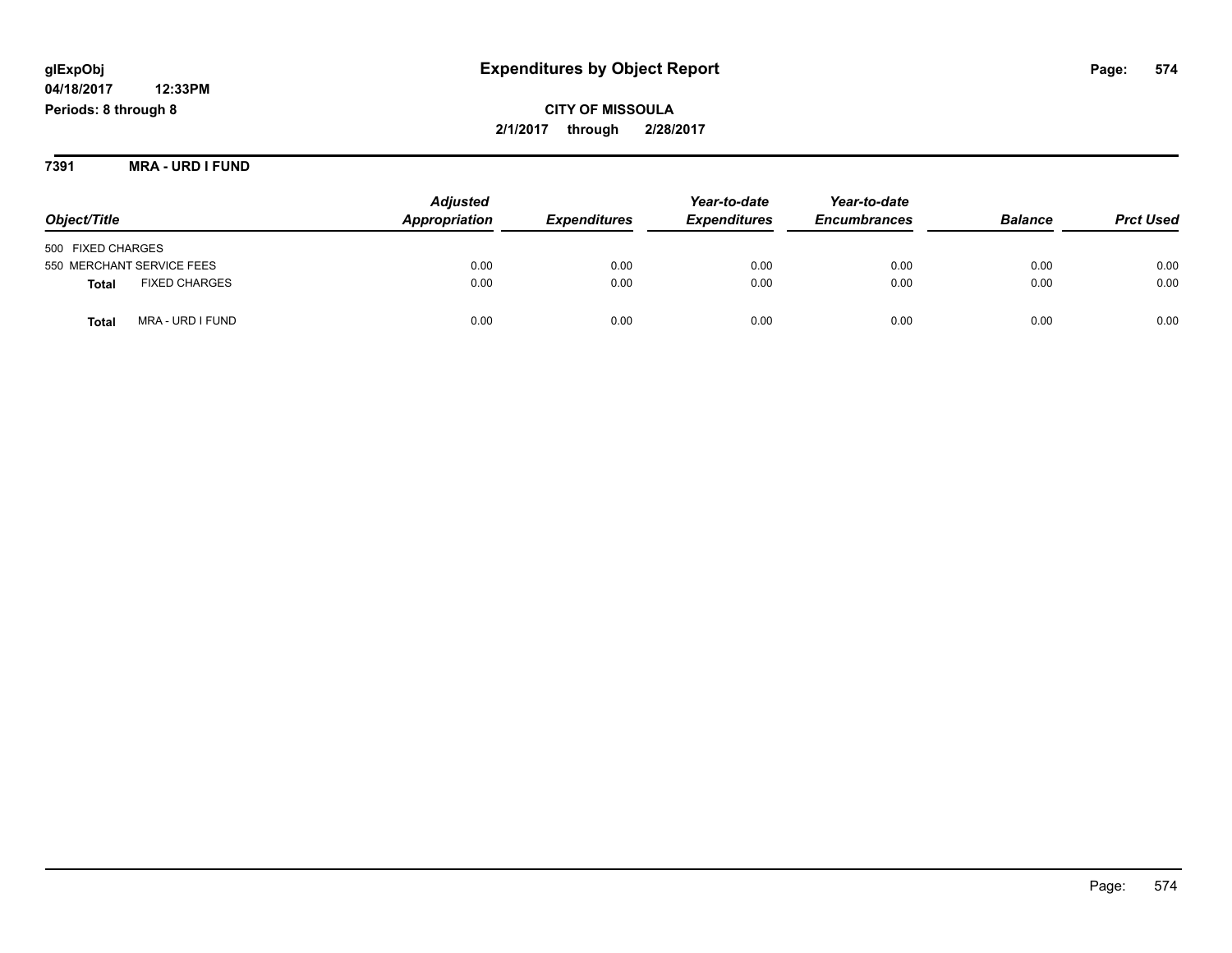**glExpObj**
**04/18/2017 12:33PM**
**Periods: 8 through 8**

# Expenditures by Object Report

**CITY OF MISSOULA**
**2/1/2017 through 2/28/2017**

## 7391 MRA - URD I FUND

| Object/Title | Adjusted Appropriation | Expenditures | Year-to-date Expenditures | Year-to-date Encumbrances | Balance | Prct Used |
|---|---|---|---|---|---|---|
| 500 FIXED CHARGES | | | | | | |
| 550 MERCHANT SERVICE FEES | 0.00 | 0.00 | 0.00 | 0.00 | 0.00 | 0.00 |
| **Total** FIXED CHARGES | 0.00 | 0.00 | 0.00 | 0.00 | 0.00 | 0.00 |
| **Total** MRA - URD I FUND | 0.00 | 0.00 | 0.00 | 0.00 | 0.00 | 0.00 |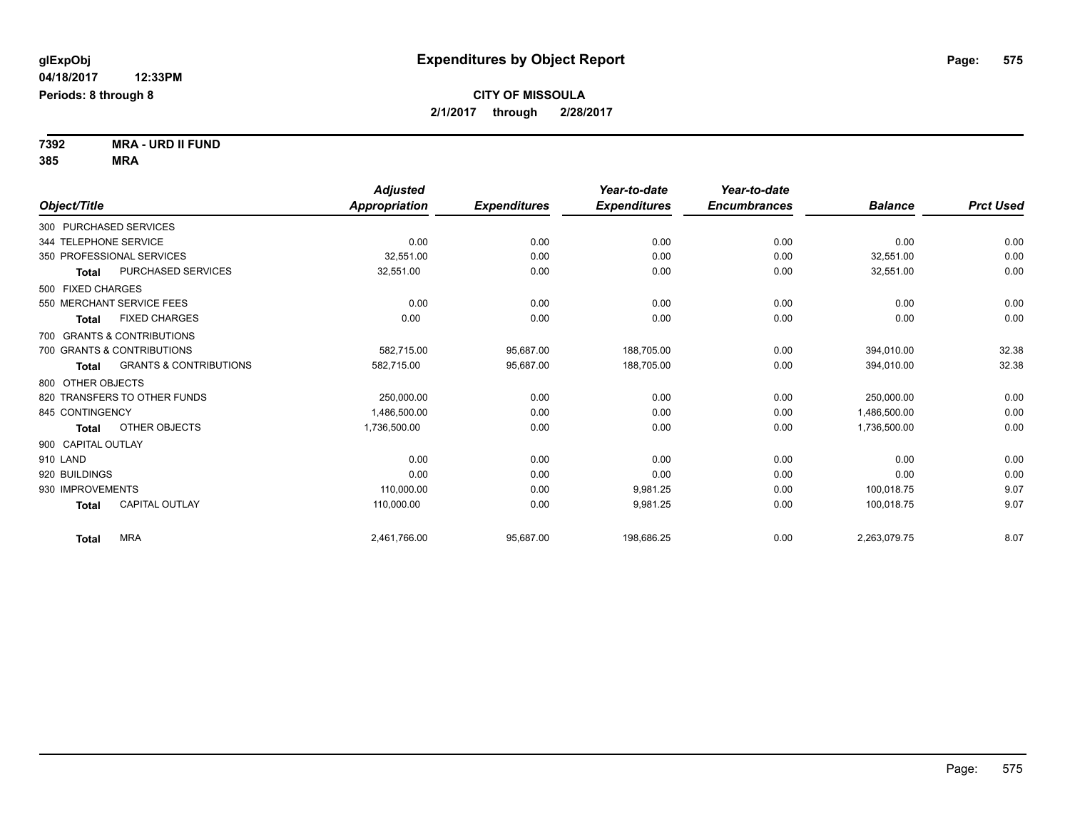glExpObj
04/18/2017 12:33PM
Periods: 8 through 8

# Expenditures by Object Report

**CITY OF MISSOULA**
**2/1/2017 through 2/28/2017**

**7392 MRA - URD II FUND**
**385 MRA**

| Object/Title | | Adjusted Appropriation | Expenditures | Year-to-date Expenditures | Year-to-date Encumbrances | Balance | Prct Used |
|---|---|---|---|---|---|---|---|
| 300 PURCHASED SERVICES | | | | | | | |
| 344 TELEPHONE SERVICE | | 0.00 | 0.00 | 0.00 | 0.00 | 0.00 | 0.00 |
| 350 PROFESSIONAL SERVICES | | 32,551.00 | 0.00 | 0.00 | 0.00 | 32,551.00 | 0.00 |
| Total | PURCHASED SERVICES | 32,551.00 | 0.00 | 0.00 | 0.00 | 32,551.00 | 0.00 |
| 500 FIXED CHARGES | | | | | | | |
| 550 MERCHANT SERVICE FEES | | 0.00 | 0.00 | 0.00 | 0.00 | 0.00 | 0.00 |
| Total | FIXED CHARGES | 0.00 | 0.00 | 0.00 | 0.00 | 0.00 | 0.00 |
| 700 GRANTS & CONTRIBUTIONS | | | | | | | |
| 700 GRANTS & CONTRIBUTIONS | | 582,715.00 | 95,687.00 | 188,705.00 | 0.00 | 394,010.00 | 32.38 |
| Total | GRANTS & CONTRIBUTIONS | 582,715.00 | 95,687.00 | 188,705.00 | 0.00 | 394,010.00 | 32.38 |
| 800 OTHER OBJECTS | | | | | | | |
| 820 TRANSFERS TO OTHER FUNDS | | 250,000.00 | 0.00 | 0.00 | 0.00 | 250,000.00 | 0.00 |
| 845 CONTINGENCY | | 1,486,500.00 | 0.00 | 0.00 | 0.00 | 1,486,500.00 | 0.00 |
| Total | OTHER OBJECTS | 1,736,500.00 | 0.00 | 0.00 | 0.00 | 1,736,500.00 | 0.00 |
| 900 CAPITAL OUTLAY | | | | | | | |
| 910 LAND | | 0.00 | 0.00 | 0.00 | 0.00 | 0.00 | 0.00 |
| 920 BUILDINGS | | 0.00 | 0.00 | 0.00 | 0.00 | 0.00 | 0.00 |
| 930 IMPROVEMENTS | | 110,000.00 | 0.00 | 9,981.25 | 0.00 | 100,018.75 | 9.07 |
| Total | CAPITAL OUTLAY | 110,000.00 | 0.00 | 9,981.25 | 0.00 | 100,018.75 | 9.07 |
| Total | MRA | 2,461,766.00 | 95,687.00 | 198,686.25 | 0.00 | 2,263,079.75 | 8.07 |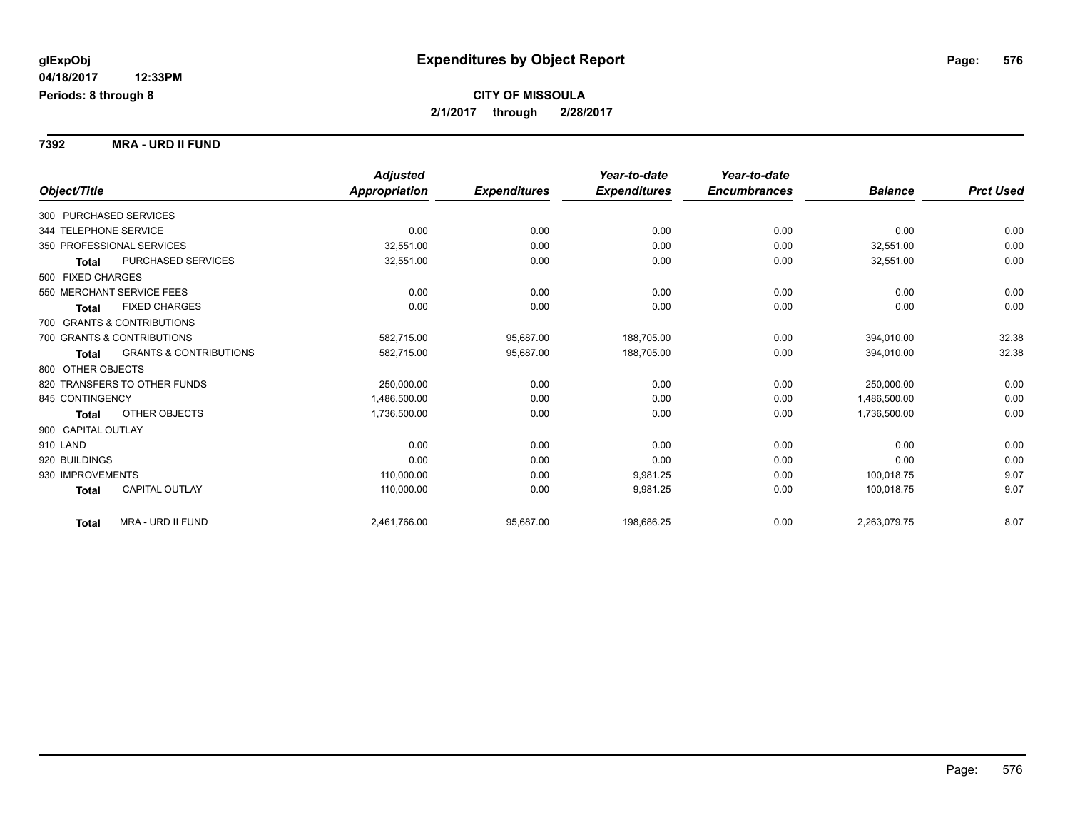**glExpObj**
**04/18/2017 12:33PM**
**Periods: 8 through 8**

# Expenditures by Object Report

**CITY OF MISSOULA**
**2/1/2017 through 2/28/2017**

**7392 MRA - URD II FUND**

| Object/Title | Adjusted Appropriation | Expenditures | Year-to-date Expenditures | Year-to-date Encumbrances | Balance | Prct Used |
|---|---|---|---|---|---|---|
| 300 PURCHASED SERVICES | | | | | | |
| 344 TELEPHONE SERVICE | 0.00 | 0.00 | 0.00 | 0.00 | 0.00 | 0.00 |
| 350 PROFESSIONAL SERVICES | 32,551.00 | 0.00 | 0.00 | 0.00 | 32,551.00 | 0.00 |
| **Total** PURCHASED SERVICES | 32,551.00 | 0.00 | 0.00 | 0.00 | 32,551.00 | 0.00 |
| 500 FIXED CHARGES | | | | | | |
| 550 MERCHANT SERVICE FEES | 0.00 | 0.00 | 0.00 | 0.00 | 0.00 | 0.00 |
| **Total** FIXED CHARGES | 0.00 | 0.00 | 0.00 | 0.00 | 0.00 | 0.00 |
| 700 GRANTS & CONTRIBUTIONS | | | | | | |
| 700 GRANTS & CONTRIBUTIONS | 582,715.00 | 95,687.00 | 188,705.00 | 0.00 | 394,010.00 | 32.38 |
| **Total** GRANTS & CONTRIBUTIONS | 582,715.00 | 95,687.00 | 188,705.00 | 0.00 | 394,010.00 | 32.38 |
| 800 OTHER OBJECTS | | | | | | |
| 820 TRANSFERS TO OTHER FUNDS | 250,000.00 | 0.00 | 0.00 | 0.00 | 250,000.00 | 0.00 |
| 845 CONTINGENCY | 1,486,500.00 | 0.00 | 0.00 | 0.00 | 1,486,500.00 | 0.00 |
| **Total** OTHER OBJECTS | 1,736,500.00 | 0.00 | 0.00 | 0.00 | 1,736,500.00 | 0.00 |
| 900 CAPITAL OUTLAY | | | | | | |
| 910 LAND | 0.00 | 0.00 | 0.00 | 0.00 | 0.00 | 0.00 |
| 920 BUILDINGS | 0.00 | 0.00 | 0.00 | 0.00 | 0.00 | 0.00 |
| 930 IMPROVEMENTS | 110,000.00 | 0.00 | 9,981.25 | 0.00 | 100,018.75 | 9.07 |
| **Total** CAPITAL OUTLAY | 110,000.00 | 0.00 | 9,981.25 | 0.00 | 100,018.75 | 9.07 |
| **Total** MRA - URD II FUND | 2,461,766.00 | 95,687.00 | 198,686.25 | 0.00 | 2,263,079.75 | 8.07 |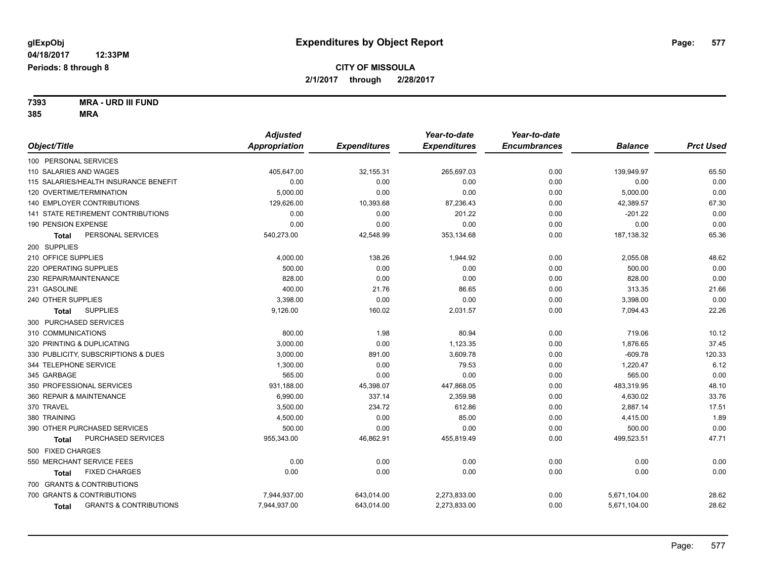# Expenditures by Object Report

glExpObj
04/18/2017 12:33PM
Periods: 8 through 8

**CITY OF MISSOULA**
**2/1/2017 through 2/28/2017**

**7393 MRA - URD III FUND**
**385 MRA**

| Object/Title | Adjusted Appropriation | Expenditures | Year-to-date Expenditures | Year-to-date Encumbrances | Balance | Prct Used |
|---|---|---|---|---|---|---|
| 100 PERSONAL SERVICES | | | | | | |
| 110 SALARIES AND WAGES | 405,647.00 | 32,155.31 | 265,697.03 | 0.00 | 139,949.97 | 65.50 |
| 115 SALARIES/HEALTH INSURANCE BENEFIT | 0.00 | 0.00 | 0.00 | 0.00 | 0.00 | 0.00 |
| 120 OVERTIME/TERMINATION | 5,000.00 | 0.00 | 0.00 | 0.00 | 5,000.00 | 0.00 |
| 140 EMPLOYER CONTRIBUTIONS | 129,626.00 | 10,393.68 | 87,236.43 | 0.00 | 42,389.57 | 67.30 |
| 141 STATE RETIREMENT CONTRIBUTIONS | 0.00 | 0.00 | 201.22 | 0.00 | -201.22 | 0.00 |
| 190 PENSION EXPENSE | 0.00 | 0.00 | 0.00 | 0.00 | 0.00 | 0.00 |
| **Total** PERSONAL SERVICES | 540,273.00 | 42,548.99 | 353,134.68 | 0.00 | 187,138.32 | 65.36 |
| 200 SUPPLIES | | | | | | |
| 210 OFFICE SUPPLIES | 4,000.00 | 138.26 | 1,944.92 | 0.00 | 2,055.08 | 48.62 |
| 220 OPERATING SUPPLIES | 500.00 | 0.00 | 0.00 | 0.00 | 500.00 | 0.00 |
| 230 REPAIR/MAINTENANCE | 828.00 | 0.00 | 0.00 | 0.00 | 828.00 | 0.00 |
| 231 GASOLINE | 400.00 | 21.76 | 86.65 | 0.00 | 313.35 | 21.66 |
| 240 OTHER SUPPLIES | 3,398.00 | 0.00 | 0.00 | 0.00 | 3,398.00 | 0.00 |
| **Total** SUPPLIES | 9,126.00 | 160.02 | 2,031.57 | 0.00 | 7,094.43 | 22.26 |
| 300 PURCHASED SERVICES | | | | | | |
| 310 COMMUNICATIONS | 800.00 | 1.98 | 80.94 | 0.00 | 719.06 | 10.12 |
| 320 PRINTING & DUPLICATING | 3,000.00 | 0.00 | 1,123.35 | 0.00 | 1,876.65 | 37.45 |
| 330 PUBLICITY, SUBSCRIPTIONS & DUES | 3,000.00 | 891.00 | 3,609.78 | 0.00 | -609.78 | 120.33 |
| 344 TELEPHONE SERVICE | 1,300.00 | 0.00 | 79.53 | 0.00 | 1,220.47 | 6.12 |
| 345 GARBAGE | 565.00 | 0.00 | 0.00 | 0.00 | 565.00 | 0.00 |
| 350 PROFESSIONAL SERVICES | 931,188.00 | 45,398.07 | 447,868.05 | 0.00 | 483,319.95 | 48.10 |
| 360 REPAIR & MAINTENANCE | 6,990.00 | 337.14 | 2,359.98 | 0.00 | 4,630.02 | 33.76 |
| 370 TRAVEL | 3,500.00 | 234.72 | 612.86 | 0.00 | 2,887.14 | 17.51 |
| 380 TRAINING | 4,500.00 | 0.00 | 85.00 | 0.00 | 4,415.00 | 1.89 |
| 390 OTHER PURCHASED SERVICES | 500.00 | 0.00 | 0.00 | 0.00 | 500.00 | 0.00 |
| **Total** PURCHASED SERVICES | 955,343.00 | 46,862.91 | 455,819.49 | 0.00 | 499,523.51 | 47.71 |
| 500 FIXED CHARGES | | | | | | |
| 550 MERCHANT SERVICE FEES | 0.00 | 0.00 | 0.00 | 0.00 | 0.00 | 0.00 |
| **Total** FIXED CHARGES | 0.00 | 0.00 | 0.00 | 0.00 | 0.00 | 0.00 |
| 700 GRANTS & CONTRIBUTIONS | | | | | | |
| 700 GRANTS & CONTRIBUTIONS | 7,944,937.00 | 643,014.00 | 2,273,833.00 | 0.00 | 5,671,104.00 | 28.62 |
| **Total** GRANTS & CONTRIBUTIONS | 7,944,937.00 | 643,014.00 | 2,273,833.00 | 0.00 | 5,671,104.00 | 28.62 |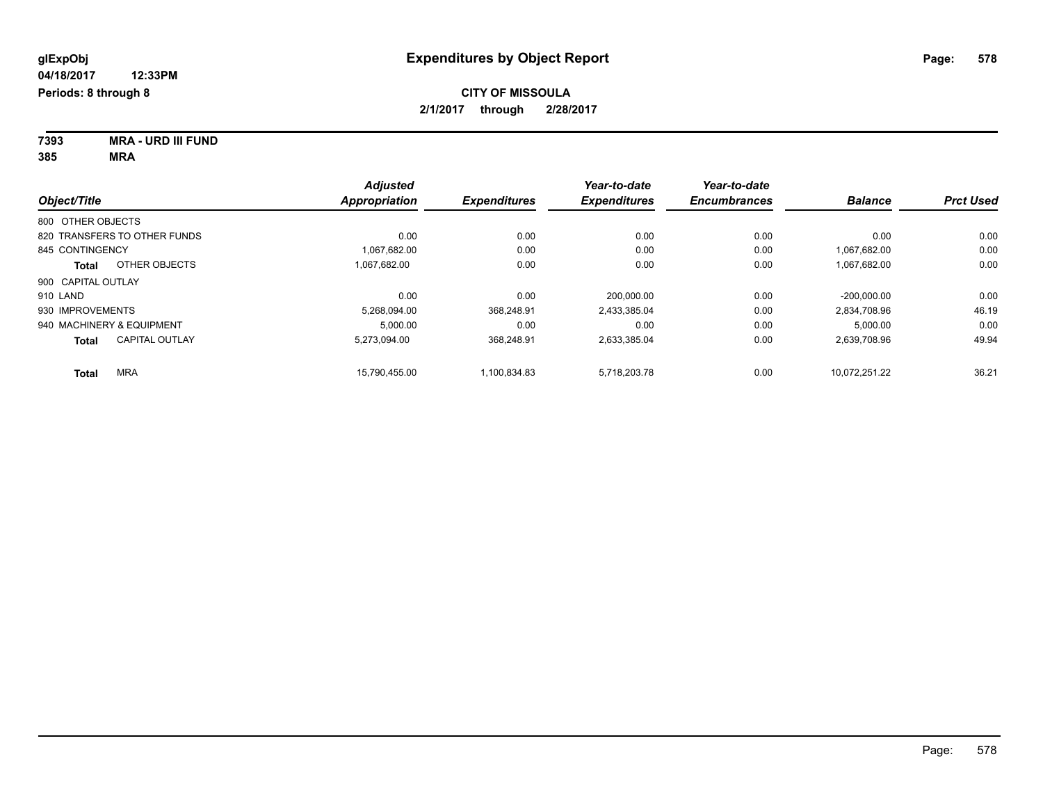# Expenditures by Object Report

glExpObj
04/18/2017 12:33PM
Periods: 8 through 8

**CITY OF MISSOULA**
**2/1/2017 through 2/28/2017**

**7393 MRA - URD III FUND**
**385 MRA**

| Object/Title | Adjusted Appropriation | Expenditures | Year-to-date Expenditures | Year-to-date Encumbrances | Balance | Prct Used |
|---|---|---|---|---|---|---|
| 800 OTHER OBJECTS | | | | | | |
| 820 TRANSFERS TO OTHER FUNDS | 0.00 | 0.00 | 0.00 | 0.00 | 0.00 | 0.00 |
| 845 CONTINGENCY | 1,067,682.00 | 0.00 | 0.00 | 0.00 | 1,067,682.00 | 0.00 |
| **Total** OTHER OBJECTS | 1,067,682.00 | 0.00 | 0.00 | 0.00 | 1,067,682.00 | 0.00 |
| 900 CAPITAL OUTLAY | | | | | | |
| 910 LAND | 0.00 | 0.00 | 200,000.00 | 0.00 | -200,000.00 | 0.00 |
| 930 IMPROVEMENTS | 5,268,094.00 | 368,248.91 | 2,433,385.04 | 0.00 | 2,834,708.96 | 46.19 |
| 940 MACHINERY & EQUIPMENT | 5,000.00 | 0.00 | 0.00 | 0.00 | 5,000.00 | 0.00 |
| **Total** CAPITAL OUTLAY | 5,273,094.00 | 368,248.91 | 2,633,385.04 | 0.00 | 2,639,708.96 | 49.94 |
| **Total** MRA | 15,790,455.00 | 1,100,834.83 | 5,718,203.78 | 0.00 | 10,072,251.22 | 36.21 |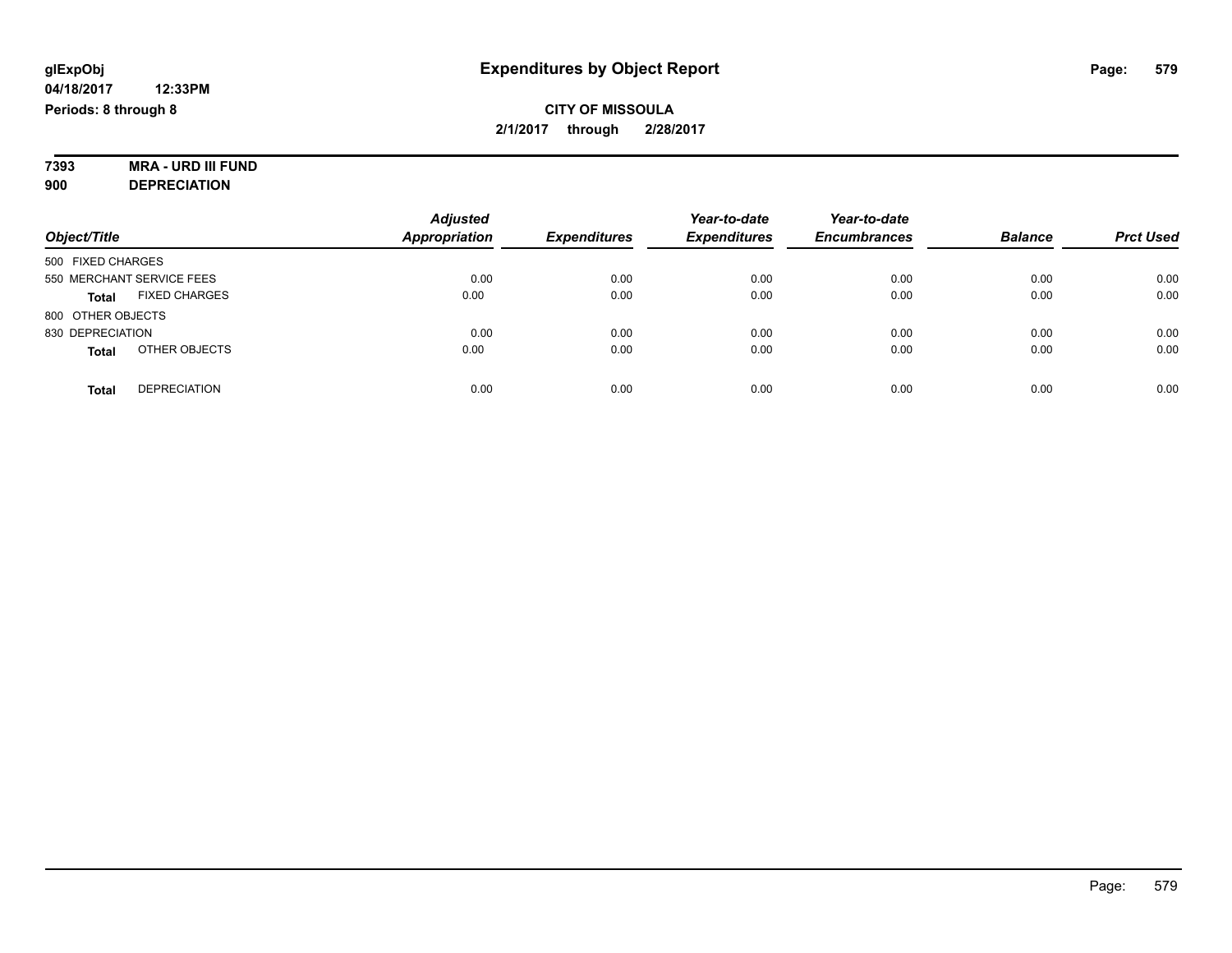glExpObj **Expenditures by Object Report**

04/18/2017 12:33PM

Periods: 8 through 8

**CITY OF MISSOULA**

**2/1/2017 through 2/28/2017**

**7393 MRA - URD III FUND**

**900 DEPRECIATION**

| Object/Title | Adjusted Appropriation | Expenditures | Year-to-date Expenditures | Year-to-date Encumbrances | Balance | Prct Used |
|---|---|---|---|---|---|---|
| 500 FIXED CHARGES | | | | | | |
| 550 MERCHANT SERVICE FEES | 0.00 | 0.00 | 0.00 | 0.00 | 0.00 | 0.00 |
| **Total** FIXED CHARGES | 0.00 | 0.00 | 0.00 | 0.00 | 0.00 | 0.00 |
| 800 OTHER OBJECTS | | | | | | |
| 830 DEPRECIATION | 0.00 | 0.00 | 0.00 | 0.00 | 0.00 | 0.00 |
| **Total** OTHER OBJECTS | 0.00 | 0.00 | 0.00 | 0.00 | 0.00 | 0.00 |
| **Total** DEPRECIATION | 0.00 | 0.00 | 0.00 | 0.00 | 0.00 | 0.00 |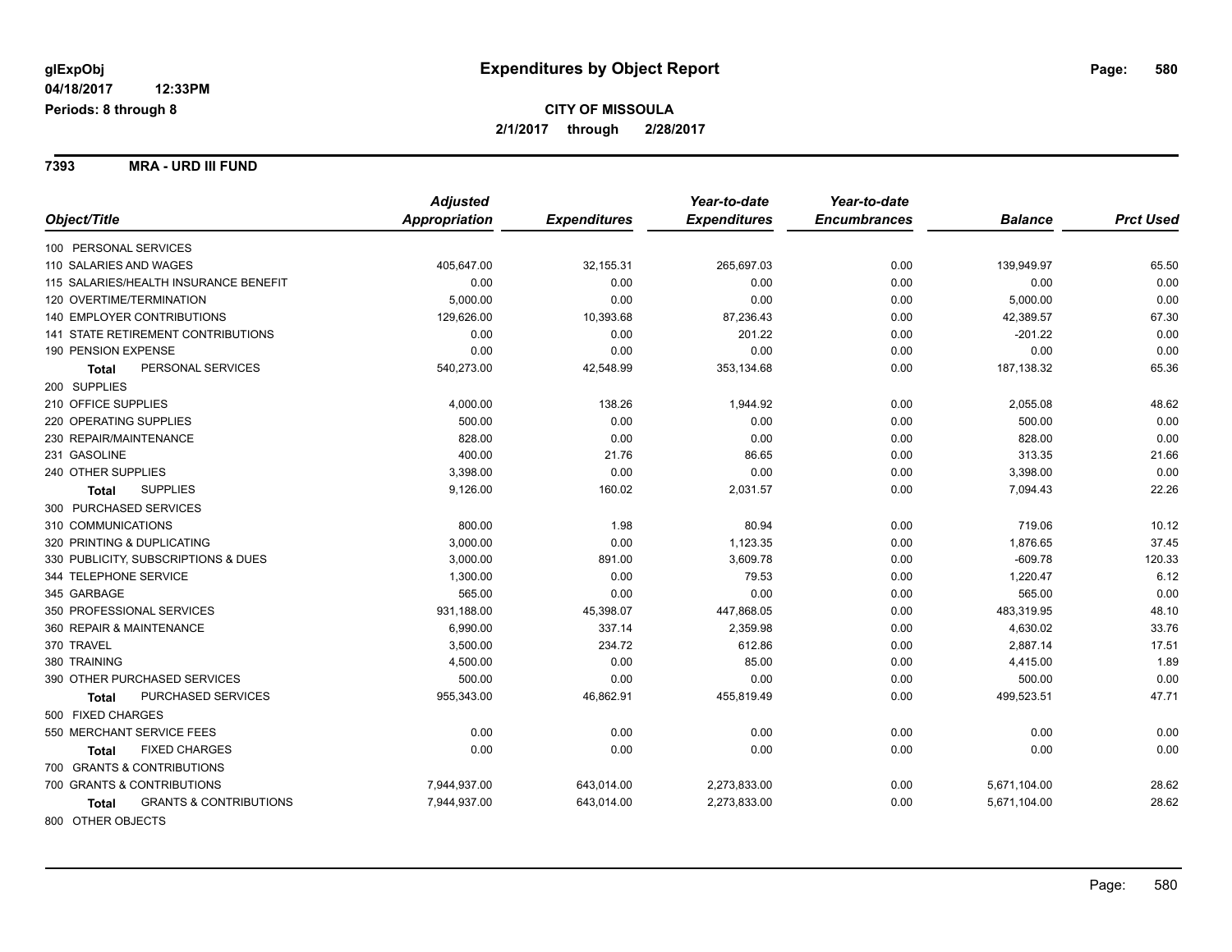# Expenditures by Object Report

glExpObj
04/18/2017 12:33PM
Periods: 8 through 8

**CITY OF MISSOULA**
**2/1/2017 through 2/28/2017**

**7393 MRA - URD III FUND**

| Object/Title | Adjusted Appropriation | Expenditures | Year-to-date Expenditures | Year-to-date Encumbrances | Balance | Prct Used |
|---|---|---|---|---|---|---|
| 100 PERSONAL SERVICES | | | | | | |
| 110 SALARIES AND WAGES | 405,647.00 | 32,155.31 | 265,697.03 | 0.00 | 139,949.97 | 65.50 |
| 115 SALARIES/HEALTH INSURANCE BENEFIT | 0.00 | 0.00 | 0.00 | 0.00 | 0.00 | 0.00 |
| 120 OVERTIME/TERMINATION | 5,000.00 | 0.00 | 0.00 | 0.00 | 5,000.00 | 0.00 |
| 140 EMPLOYER CONTRIBUTIONS | 129,626.00 | 10,393.68 | 87,236.43 | 0.00 | 42,389.57 | 67.30 |
| 141 STATE RETIREMENT CONTRIBUTIONS | 0.00 | 0.00 | 201.22 | 0.00 | -201.22 | 0.00 |
| 190 PENSION EXPENSE | 0.00 | 0.00 | 0.00 | 0.00 | 0.00 | 0.00 |
| **Total** PERSONAL SERVICES | 540,273.00 | 42,548.99 | 353,134.68 | 0.00 | 187,138.32 | 65.36 |
| 200 SUPPLIES | | | | | | |
| 210 OFFICE SUPPLIES | 4,000.00 | 138.26 | 1,944.92 | 0.00 | 2,055.08 | 48.62 |
| 220 OPERATING SUPPLIES | 500.00 | 0.00 | 0.00 | 0.00 | 500.00 | 0.00 |
| 230 REPAIR/MAINTENANCE | 828.00 | 0.00 | 0.00 | 0.00 | 828.00 | 0.00 |
| 231 GASOLINE | 400.00 | 21.76 | 86.65 | 0.00 | 313.35 | 21.66 |
| 240 OTHER SUPPLIES | 3,398.00 | 0.00 | 0.00 | 0.00 | 3,398.00 | 0.00 |
| **Total** SUPPLIES | 9,126.00 | 160.02 | 2,031.57 | 0.00 | 7,094.43 | 22.26 |
| 300 PURCHASED SERVICES | | | | | | |
| 310 COMMUNICATIONS | 800.00 | 1.98 | 80.94 | 0.00 | 719.06 | 10.12 |
| 320 PRINTING & DUPLICATING | 3,000.00 | 0.00 | 1,123.35 | 0.00 | 1,876.65 | 37.45 |
| 330 PUBLICITY, SUBSCRIPTIONS & DUES | 3,000.00 | 891.00 | 3,609.78 | 0.00 | -609.78 | 120.33 |
| 344 TELEPHONE SERVICE | 1,300.00 | 0.00 | 79.53 | 0.00 | 1,220.47 | 6.12 |
| 345 GARBAGE | 565.00 | 0.00 | 0.00 | 0.00 | 565.00 | 0.00 |
| 350 PROFESSIONAL SERVICES | 931,188.00 | 45,398.07 | 447,868.05 | 0.00 | 483,319.95 | 48.10 |
| 360 REPAIR & MAINTENANCE | 6,990.00 | 337.14 | 2,359.98 | 0.00 | 4,630.02 | 33.76 |
| 370 TRAVEL | 3,500.00 | 234.72 | 612.86 | 0.00 | 2,887.14 | 17.51 |
| 380 TRAINING | 4,500.00 | 0.00 | 85.00 | 0.00 | 4,415.00 | 1.89 |
| 390 OTHER PURCHASED SERVICES | 500.00 | 0.00 | 0.00 | 0.00 | 500.00 | 0.00 |
| **Total** PURCHASED SERVICES | 955,343.00 | 46,862.91 | 455,819.49 | 0.00 | 499,523.51 | 47.71 |
| 500 FIXED CHARGES | | | | | | |
| 550 MERCHANT SERVICE FEES | 0.00 | 0.00 | 0.00 | 0.00 | 0.00 | 0.00 |
| **Total** FIXED CHARGES | 0.00 | 0.00 | 0.00 | 0.00 | 0.00 | 0.00 |
| 700 GRANTS & CONTRIBUTIONS | | | | | | |
| 700 GRANTS & CONTRIBUTIONS | 7,944,937.00 | 643,014.00 | 2,273,833.00 | 0.00 | 5,671,104.00 | 28.62 |
| **Total** GRANTS & CONTRIBUTIONS | 7,944,937.00 | 643,014.00 | 2,273,833.00 | 0.00 | 5,671,104.00 | 28.62 |
| 800 OTHER OBJECTS | | | | | | |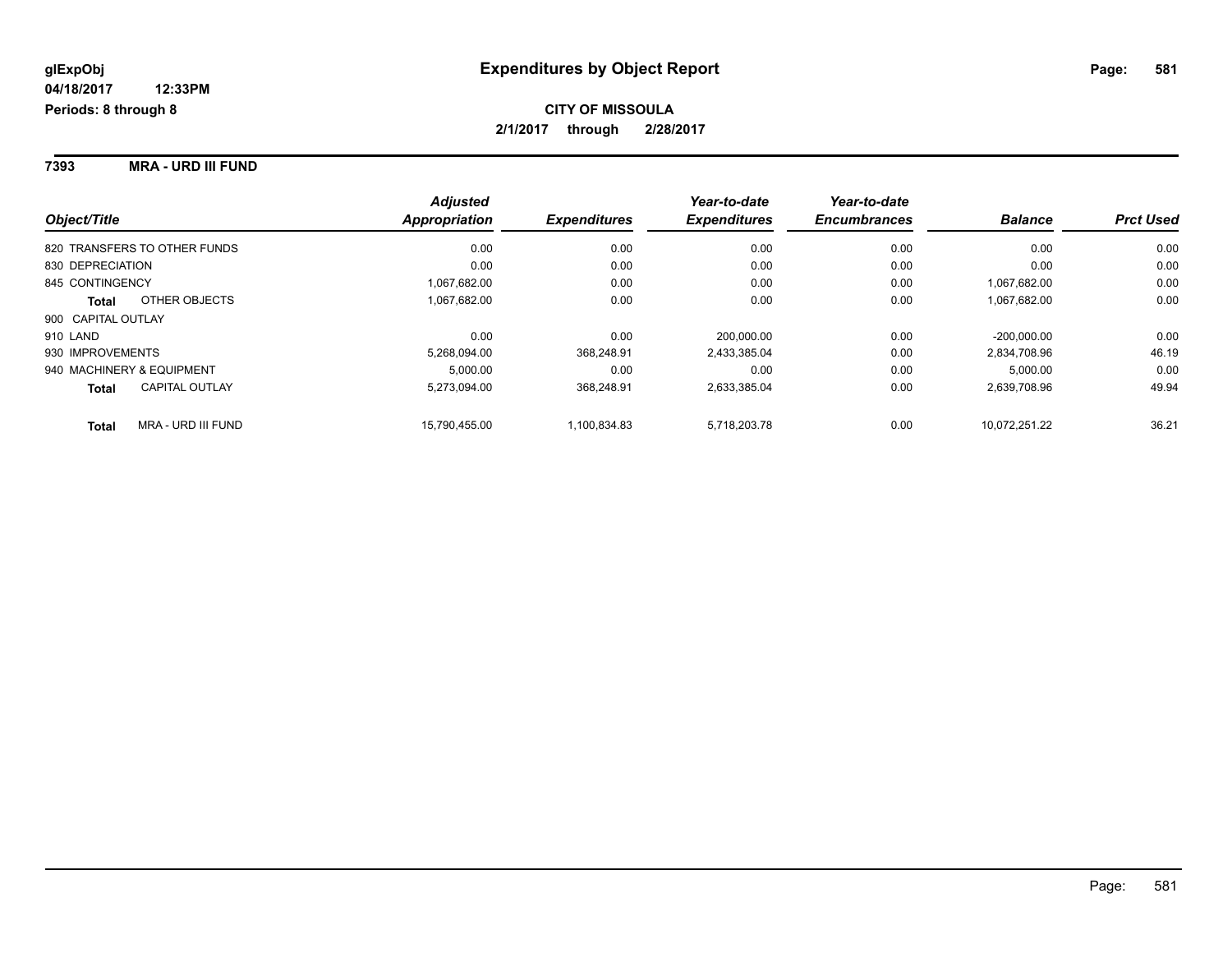glExpObj
04/18/2017 12:33PM
Periods: 8 through 8

# Expenditures by Object Report

**CITY OF MISSOULA**
**2/1/2017 through 2/28/2017**

## 7393 MRA - URD III FUND

| Object/Title | Adjusted Appropriation | Expenditures | Year-to-date Expenditures | Year-to-date Encumbrances | Balance | Prct Used |
|---|---|---|---|---|---|---|
| 820 TRANSFERS TO OTHER FUNDS | 0.00 | 0.00 | 0.00 | 0.00 | 0.00 | 0.00 |
| 830 DEPRECIATION | 0.00 | 0.00 | 0.00 | 0.00 | 0.00 | 0.00 |
| 845 CONTINGENCY | 1,067,682.00 | 0.00 | 0.00 | 0.00 | 1,067,682.00 | 0.00 |
| **Total** OTHER OBJECTS | 1,067,682.00 | 0.00 | 0.00 | 0.00 | 1,067,682.00 | 0.00 |
| 900 CAPITAL OUTLAY | | | | | | |
| 910 LAND | 0.00 | 0.00 | 200,000.00 | 0.00 | -200,000.00 | 0.00 |
| 930 IMPROVEMENTS | 5,268,094.00 | 368,248.91 | 2,433,385.04 | 0.00 | 2,834,708.96 | 46.19 |
| 940 MACHINERY & EQUIPMENT | 5,000.00 | 0.00 | 0.00 | 0.00 | 5,000.00 | 0.00 |
| **Total** CAPITAL OUTLAY | 5,273,094.00 | 368,248.91 | 2,633,385.04 | 0.00 | 2,639,708.96 | 49.94 |
| **Total** MRA - URD III FUND | 15,790,455.00 | 1,100,834.83 | 5,718,203.78 | 0.00 | 10,072,251.22 | 36.21 |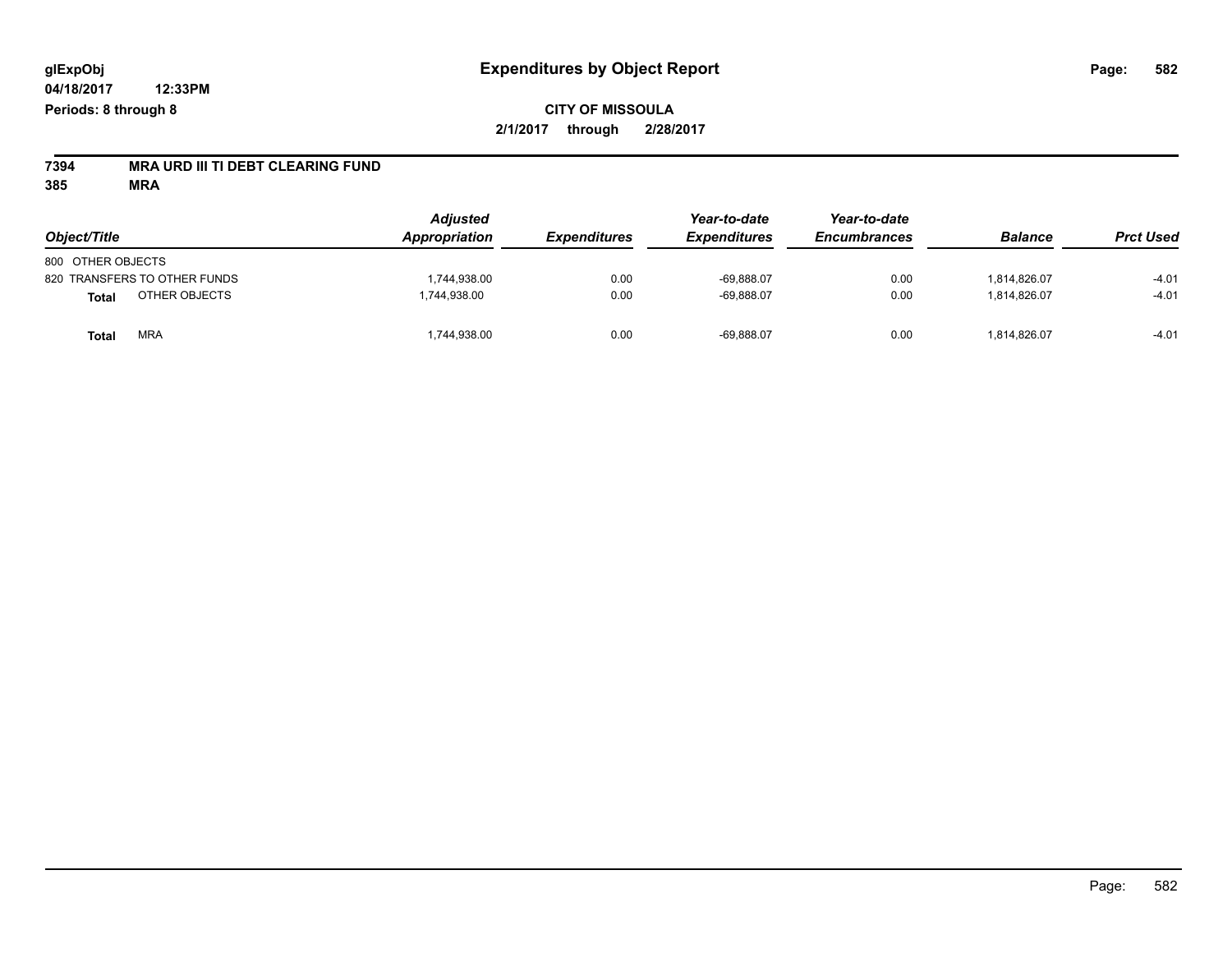**glExpObj** | **Expenditures by Object Report**
**04/18/2017 12:33PM**
**Periods: 8 through 8**

**CITY OF MISSOULA**
**2/1/2017 through 2/28/2017**

**7394 MRA URD III TI DEBT CLEARING FUND**
**385 MRA**

| Object/Title | Adjusted Appropriation | Expenditures | Year-to-date Expenditures | Year-to-date Encumbrances | Balance | Prct Used |
|---|---|---|---|---|---|---|
| 800 OTHER OBJECTS | | | | | | |
| 820 TRANSFERS TO OTHER FUNDS | 1,744,938.00 | 0.00 | -69,888.07 | 0.00 | 1,814,826.07 | -4.01 |
| **Total** OTHER OBJECTS | 1,744,938.00 | 0.00 | -69,888.07 | 0.00 | 1,814,826.07 | -4.01 |
| **Total** MRA | 1,744,938.00 | 0.00 | -69,888.07 | 0.00 | 1,814,826.07 | -4.01 |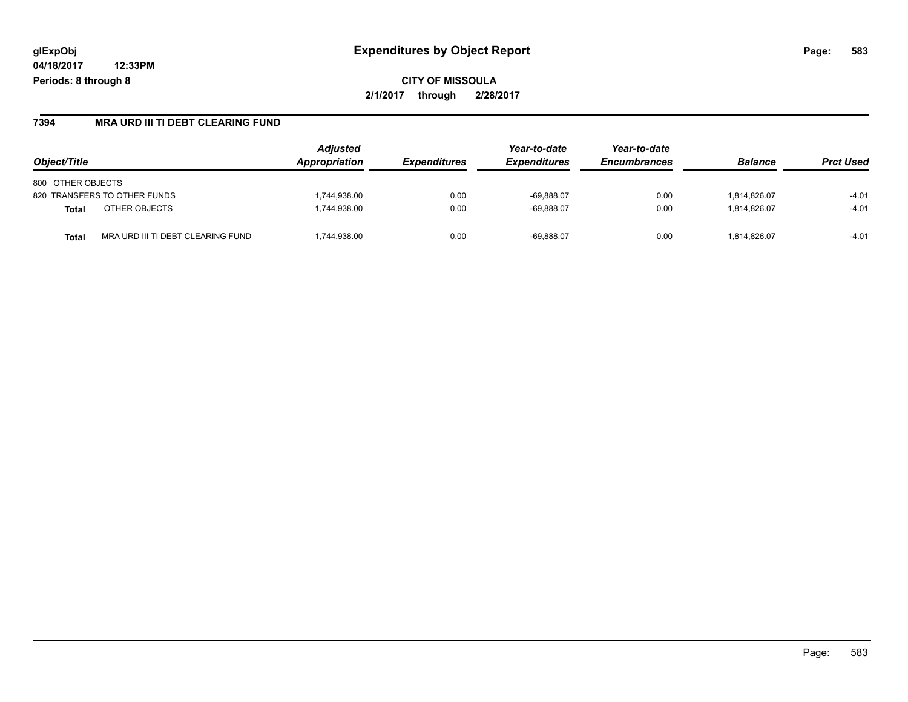**glExpObj** 
**04/18/2017 12:33PM**
**Periods: 8 through 8**

# Expenditures by Object Report

**CITY OF MISSOULA**
**2/1/2017 through 2/28/2017**

## 7394 MRA URD III TI DEBT CLEARING FUND

| Object/Title | | Adjusted Appropriation | Expenditures | Year-to-date Expenditures | Year-to-date Encumbrances | Balance | Prct Used |
|---|---|---|---|---|---|---|---|
| 800 OTHER OBJECTS | | | | | | | |
| 820 TRANSFERS TO OTHER FUNDS | | 1,744,938.00 | 0.00 | -69,888.07 | 0.00 | 1,814,826.07 | -4.01 |
| **Total** | OTHER OBJECTS | 1,744,938.00 | 0.00 | -69,888.07 | 0.00 | 1,814,826.07 | -4.01 |
| **Total** | MRA URD III TI DEBT CLEARING FUND | 1,744,938.00 | 0.00 | -69,888.07 | 0.00 | 1,814,826.07 | -4.01 |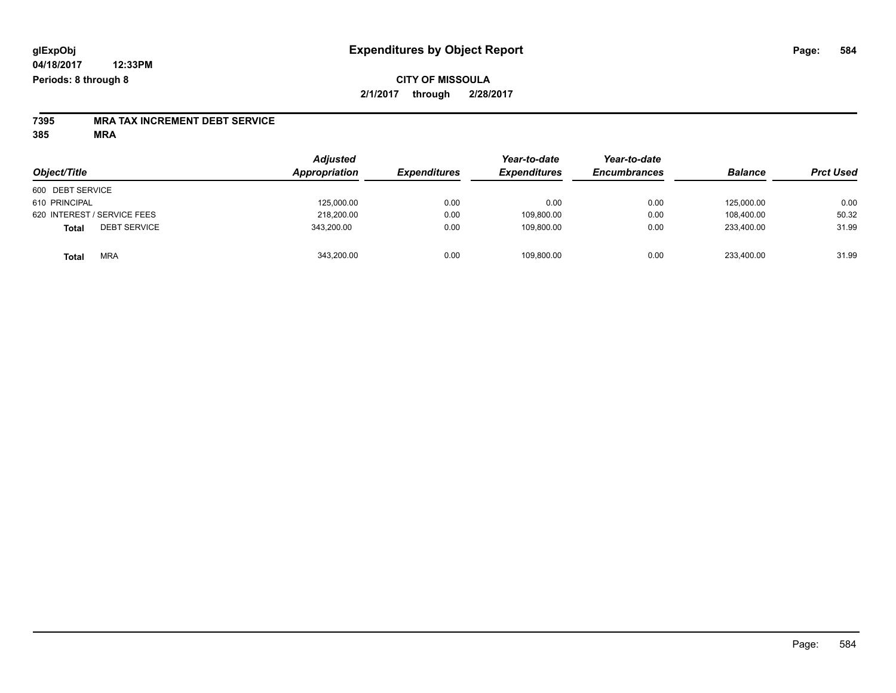glExpObj
04/18/2017 12:33PM
Periods: 8 through 8

# Expenditures by Object Report

**CITY OF MISSOULA**
**2/1/2017 through 2/28/2017**

**7395 MRA TAX INCREMENT DEBT SERVICE**
**385 MRA**

| Object/Title | Adjusted Appropriation | Expenditures | Year-to-date Expenditures | Year-to-date Encumbrances | Balance | Prct Used |
|---|---|---|---|---|---|---|
| 600 DEBT SERVICE | | | | | | |
| 610 PRINCIPAL | 125,000.00 | 0.00 | 0.00 | 0.00 | 125,000.00 | 0.00 |
| 620 INTEREST / SERVICE FEES | 218,200.00 | 0.00 | 109,800.00 | 0.00 | 108,400.00 | 50.32 |
| **Total** DEBT SERVICE | 343,200.00 | 0.00 | 109,800.00 | 0.00 | 233,400.00 | 31.99 |
| **Total** MRA | 343,200.00 | 0.00 | 109,800.00 | 0.00 | 233,400.00 | 31.99 |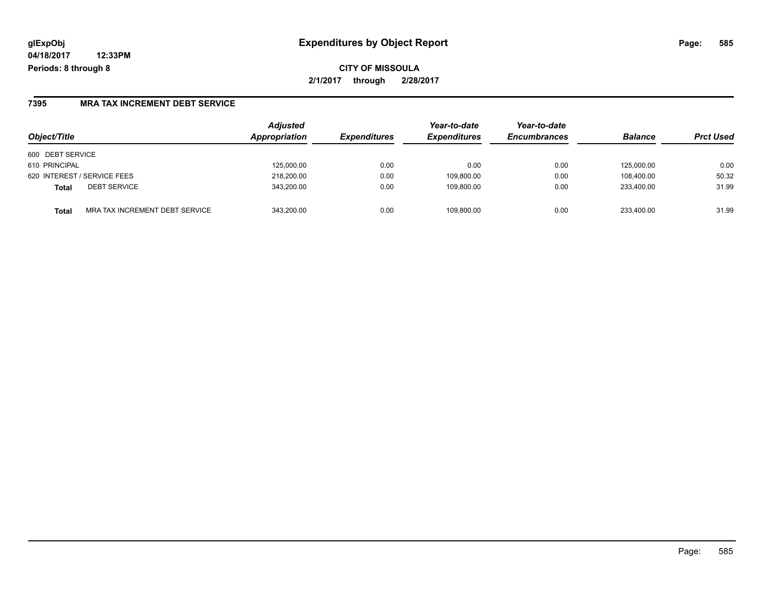**glExpObj** **Expenditures by Object Report**

**04/18/2017 12:33PM**

**Periods: 8 through 8**

**CITY OF MISSOULA**

**2/1/2017 through 2/28/2017**

## 7395 MRA TAX INCREMENT DEBT SERVICE

| Object/Title | | Adjusted Appropriation | Expenditures | Year-to-date Expenditures | Year-to-date Encumbrances | Balance | Prct Used |
|---|---|---|---|---|---|---|---|
| 600 DEBT SERVICE | | | | | | | |
| 610 PRINCIPAL | | 125,000.00 | 0.00 | 0.00 | 0.00 | 125,000.00 | 0.00 |
| 620 INTEREST / SERVICE FEES | | 218,200.00 | 0.00 | 109,800.00 | 0.00 | 108,400.00 | 50.32 |
| **Total** | DEBT SERVICE | 343,200.00 | 0.00 | 109,800.00 | 0.00 | 233,400.00 | 31.99 |
| **Total** | MRA TAX INCREMENT DEBT SERVICE | 343,200.00 | 0.00 | 109,800.00 | 0.00 | 233,400.00 | 31.99 |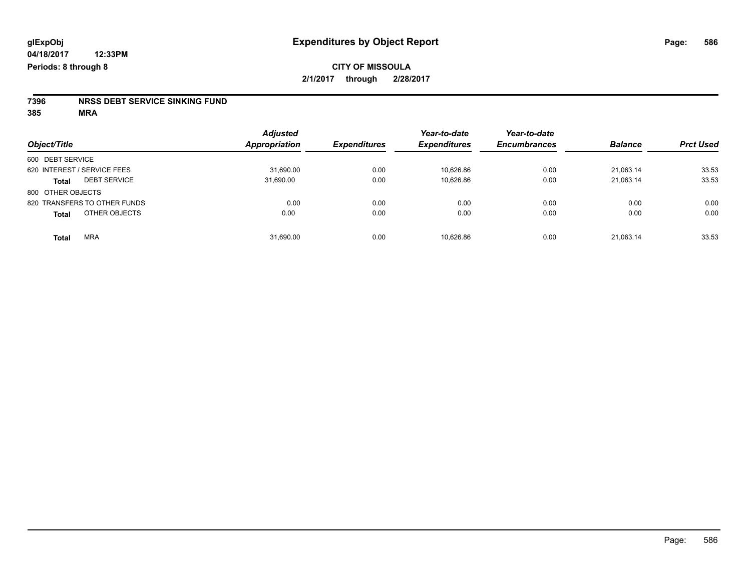# Expenditures by Object Report

glExpObj
04/18/2017 12:33PM
Periods: 8 through 8

**CITY OF MISSOULA**
**2/1/2017 through 2/28/2017**

**7396 NRSS DEBT SERVICE SINKING FUND**
**385 MRA**

| Object/Title | Adjusted Appropriation | Expenditures | Year-to-date Expenditures | Year-to-date Encumbrances | Balance | Prct Used |
|---|---|---|---|---|---|---|
| 600 DEBT SERVICE | | | | | | |
| 620 INTEREST / SERVICE FEES | 31,690.00 | 0.00 | 10,626.86 | 0.00 | 21,063.14 | 33.53 |
| **Total** DEBT SERVICE | 31,690.00 | 0.00 | 10,626.86 | 0.00 | 21,063.14 | 33.53 |
| 800 OTHER OBJECTS | | | | | | |
| 820 TRANSFERS TO OTHER FUNDS | 0.00 | 0.00 | 0.00 | 0.00 | 0.00 | 0.00 |
| **Total** OTHER OBJECTS | 0.00 | 0.00 | 0.00 | 0.00 | 0.00 | 0.00 |
| **Total** MRA | 31,690.00 | 0.00 | 10,626.86 | 0.00 | 21,063.14 | 33.53 |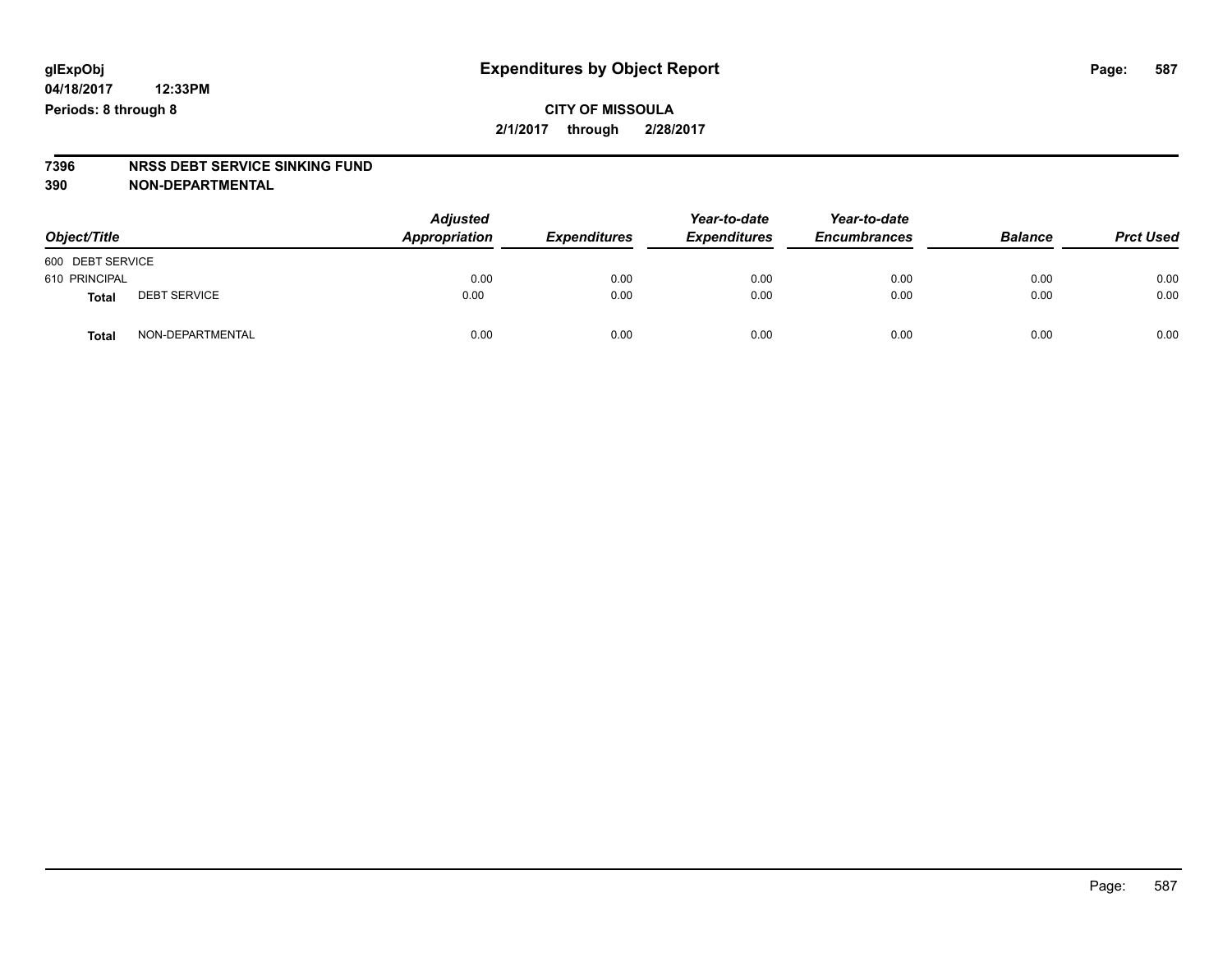glExpObj
04/18/2017 12:33PM
Periods: 8 through 8

# Expenditures by Object Report

**CITY OF MISSOULA**

**2/1/2017 through 2/28/2017**

**7396 NRSS DEBT SERVICE SINKING FUND**
**390 NON-DEPARTMENTAL**

| Object/Title | | Adjusted Appropriation | Expenditures | Year-to-date Expenditures | Year-to-date Encumbrances | Balance | Prct Used |
|---|---|---|---|---|---|---|---|
| 600 DEBT SERVICE | | | | | | | |
| 610 PRINCIPAL | | 0.00 | 0.00 | 0.00 | 0.00 | 0.00 | 0.00 |
| **Total** | DEBT SERVICE | 0.00 | 0.00 | 0.00 | 0.00 | 0.00 | 0.00 |
| **Total** | NON-DEPARTMENTAL | 0.00 | 0.00 | 0.00 | 0.00 | 0.00 | 0.00 |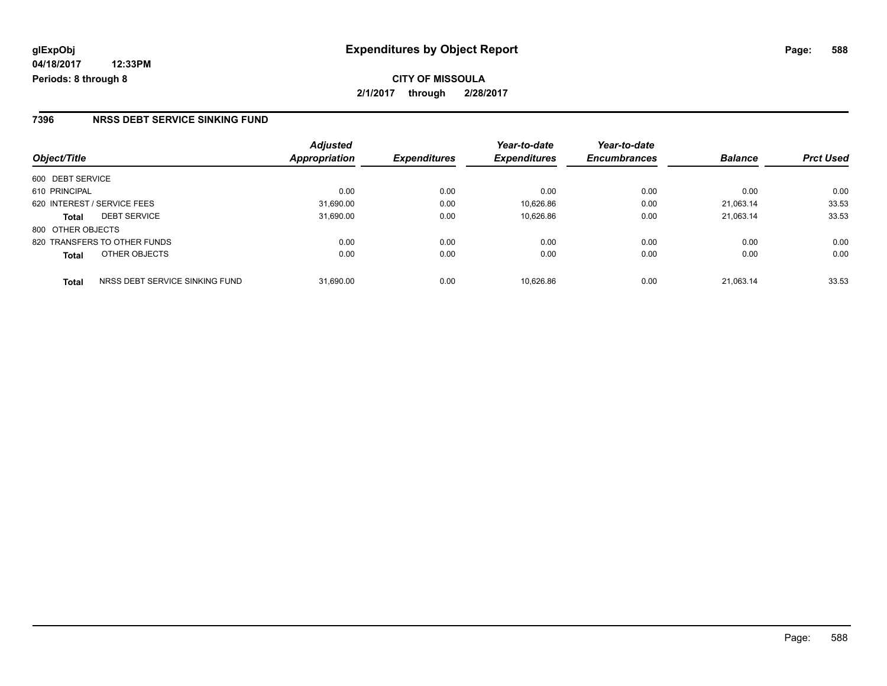glExpObj
04/18/2017 12:33PM
Periods: 8 through 8

# Expenditures by Object Report

**CITY OF MISSOULA**
**2/1/2017 through 2/28/2017**

## 7396 NRSS DEBT SERVICE SINKING FUND

| Object/Title | | Adjusted Appropriation | Expenditures | Year-to-date Expenditures | Year-to-date Encumbrances | Balance | Prct Used |
|---|---|---|---|---|---|---|---|
| 600 DEBT SERVICE | | | | | | | |
| 610 PRINCIPAL | | 0.00 | 0.00 | 0.00 | 0.00 | 0.00 | 0.00 |
| 620 INTEREST / SERVICE FEES | | 31,690.00 | 0.00 | 10,626.86 | 0.00 | 21,063.14 | 33.53 |
| **Total** | DEBT SERVICE | 31,690.00 | 0.00 | 10,626.86 | 0.00 | 21,063.14 | 33.53 |
| 800 OTHER OBJECTS | | | | | | | |
| 820 TRANSFERS TO OTHER FUNDS | | 0.00 | 0.00 | 0.00 | 0.00 | 0.00 | 0.00 |
| **Total** | OTHER OBJECTS | 0.00 | 0.00 | 0.00 | 0.00 | 0.00 | 0.00 |
| **Total** | NRSS DEBT SERVICE SINKING FUND | 31,690.00 | 0.00 | 10,626.86 | 0.00 | 21,063.14 | 33.53 |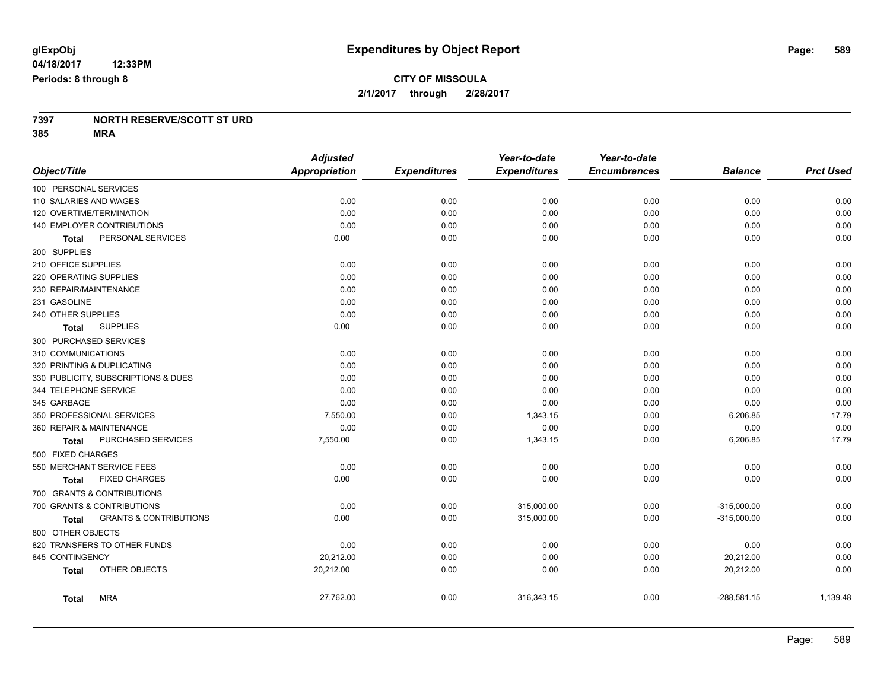**glExpObj**
**04/18/2017 12:33PM**
**Periods: 8 through 8**

# Expenditures by Object Report

**CITY OF MISSOULA**
**2/1/2017 through 2/28/2017**

**7397 NORTH RESERVE/SCOTT ST URD**
**385 MRA**

| Object/Title | Adjusted Appropriation | Expenditures | Year-to-date Expenditures | Year-to-date Encumbrances | Balance | Prct Used |
|---|---|---|---|---|---|---|
| 100 PERSONAL SERVICES | | | | | | |
| 110 SALARIES AND WAGES | 0.00 | 0.00 | 0.00 | 0.00 | 0.00 | 0.00 |
| 120 OVERTIME/TERMINATION | 0.00 | 0.00 | 0.00 | 0.00 | 0.00 | 0.00 |
| 140 EMPLOYER CONTRIBUTIONS | 0.00 | 0.00 | 0.00 | 0.00 | 0.00 | 0.00 |
| **Total** PERSONAL SERVICES | 0.00 | 0.00 | 0.00 | 0.00 | 0.00 | 0.00 |
| 200 SUPPLIES | | | | | | |
| 210 OFFICE SUPPLIES | 0.00 | 0.00 | 0.00 | 0.00 | 0.00 | 0.00 |
| 220 OPERATING SUPPLIES | 0.00 | 0.00 | 0.00 | 0.00 | 0.00 | 0.00 |
| 230 REPAIR/MAINTENANCE | 0.00 | 0.00 | 0.00 | 0.00 | 0.00 | 0.00 |
| 231 GASOLINE | 0.00 | 0.00 | 0.00 | 0.00 | 0.00 | 0.00 |
| 240 OTHER SUPPLIES | 0.00 | 0.00 | 0.00 | 0.00 | 0.00 | 0.00 |
| **Total** SUPPLIES | 0.00 | 0.00 | 0.00 | 0.00 | 0.00 | 0.00 |
| 300 PURCHASED SERVICES | | | | | | |
| 310 COMMUNICATIONS | 0.00 | 0.00 | 0.00 | 0.00 | 0.00 | 0.00 |
| 320 PRINTING & DUPLICATING | 0.00 | 0.00 | 0.00 | 0.00 | 0.00 | 0.00 |
| 330 PUBLICITY, SUBSCRIPTIONS & DUES | 0.00 | 0.00 | 0.00 | 0.00 | 0.00 | 0.00 |
| 344 TELEPHONE SERVICE | 0.00 | 0.00 | 0.00 | 0.00 | 0.00 | 0.00 |
| 345 GARBAGE | 0.00 | 0.00 | 0.00 | 0.00 | 0.00 | 0.00 |
| 350 PROFESSIONAL SERVICES | 7,550.00 | 0.00 | 1,343.15 | 0.00 | 6,206.85 | 17.79 |
| 360 REPAIR & MAINTENANCE | 0.00 | 0.00 | 0.00 | 0.00 | 0.00 | 0.00 |
| **Total** PURCHASED SERVICES | 7,550.00 | 0.00 | 1,343.15 | 0.00 | 6,206.85 | 17.79 |
| 500 FIXED CHARGES | | | | | | |
| 550 MERCHANT SERVICE FEES | 0.00 | 0.00 | 0.00 | 0.00 | 0.00 | 0.00 |
| **Total** FIXED CHARGES | 0.00 | 0.00 | 0.00 | 0.00 | 0.00 | 0.00 |
| 700 GRANTS & CONTRIBUTIONS | | | | | | |
| 700 GRANTS & CONTRIBUTIONS | 0.00 | 0.00 | 315,000.00 | 0.00 | -315,000.00 | 0.00 |
| **Total** GRANTS & CONTRIBUTIONS | 0.00 | 0.00 | 315,000.00 | 0.00 | -315,000.00 | 0.00 |
| 800 OTHER OBJECTS | | | | | | |
| 820 TRANSFERS TO OTHER FUNDS | 0.00 | 0.00 | 0.00 | 0.00 | 0.00 | 0.00 |
| 845 CONTINGENCY | 20,212.00 | 0.00 | 0.00 | 0.00 | 20,212.00 | 0.00 |
| **Total** OTHER OBJECTS | 20,212.00 | 0.00 | 0.00 | 0.00 | 20,212.00 | 0.00 |
| **Total** MRA | 27,762.00 | 0.00 | 316,343.15 | 0.00 | -288,581.15 | 1,139.48 |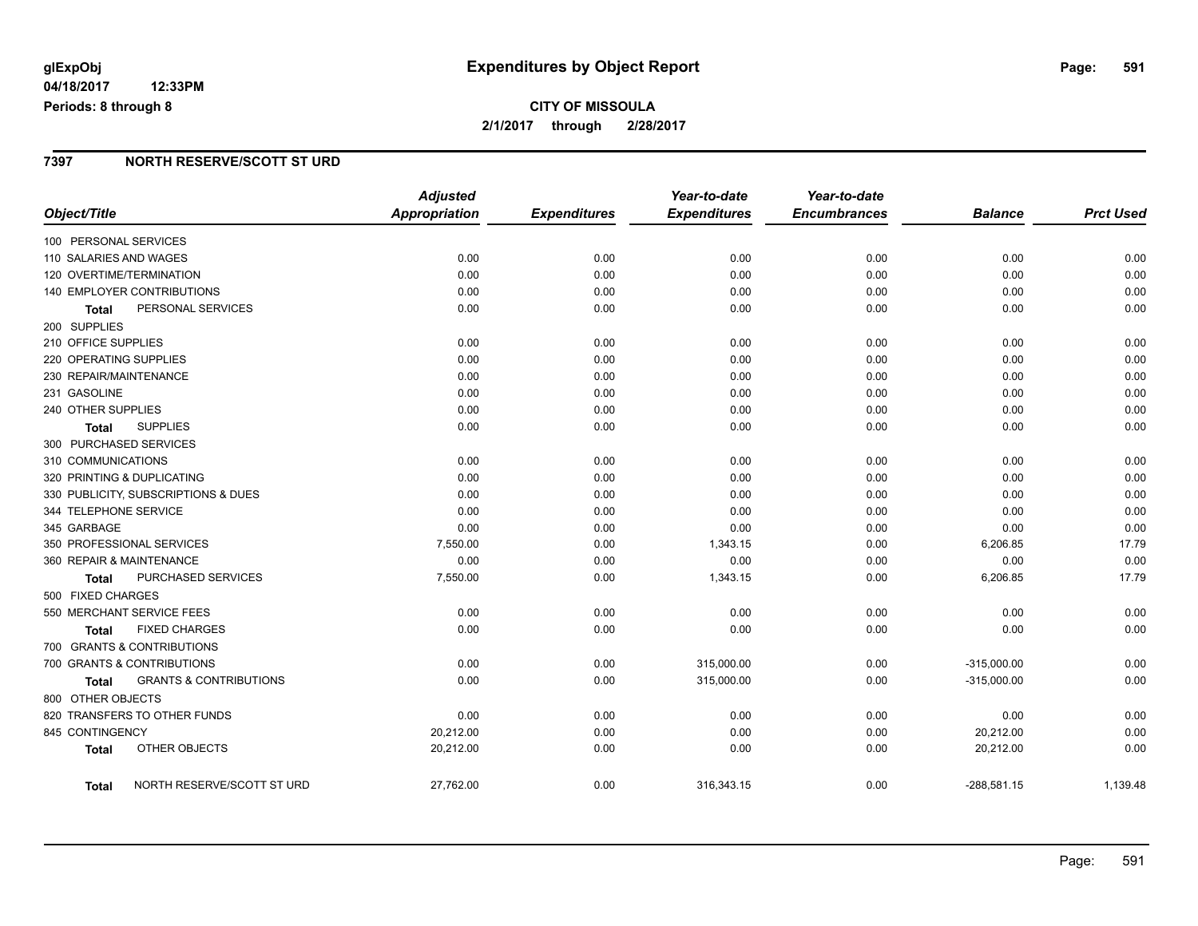glExpObj
04/18/2017 12:33PM
Periods: 8 through 8

# Expenditures by Object Report

**CITY OF MISSOULA**
**2/1/2017 through 2/28/2017**

## 7397 NORTH RESERVE/SCOTT ST URD

| Object/Title | Adjusted Appropriation | Expenditures | Year-to-date Expenditures | Year-to-date Encumbrances | Balance | Prct Used |
|---|---|---|---|---|---|---|
| 100 PERSONAL SERVICES | | | | | | |
| 110 SALARIES AND WAGES | 0.00 | 0.00 | 0.00 | 0.00 | 0.00 | 0.00 |
| 120 OVERTIME/TERMINATION | 0.00 | 0.00 | 0.00 | 0.00 | 0.00 | 0.00 |
| 140 EMPLOYER CONTRIBUTIONS | 0.00 | 0.00 | 0.00 | 0.00 | 0.00 | 0.00 |
| **Total** PERSONAL SERVICES | 0.00 | 0.00 | 0.00 | 0.00 | 0.00 | 0.00 |
| 200 SUPPLIES | | | | | | |
| 210 OFFICE SUPPLIES | 0.00 | 0.00 | 0.00 | 0.00 | 0.00 | 0.00 |
| 220 OPERATING SUPPLIES | 0.00 | 0.00 | 0.00 | 0.00 | 0.00 | 0.00 |
| 230 REPAIR/MAINTENANCE | 0.00 | 0.00 | 0.00 | 0.00 | 0.00 | 0.00 |
| 231 GASOLINE | 0.00 | 0.00 | 0.00 | 0.00 | 0.00 | 0.00 |
| 240 OTHER SUPPLIES | 0.00 | 0.00 | 0.00 | 0.00 | 0.00 | 0.00 |
| **Total** SUPPLIES | 0.00 | 0.00 | 0.00 | 0.00 | 0.00 | 0.00 |
| 300 PURCHASED SERVICES | | | | | | |
| 310 COMMUNICATIONS | 0.00 | 0.00 | 0.00 | 0.00 | 0.00 | 0.00 |
| 320 PRINTING & DUPLICATING | 0.00 | 0.00 | 0.00 | 0.00 | 0.00 | 0.00 |
| 330 PUBLICITY, SUBSCRIPTIONS & DUES | 0.00 | 0.00 | 0.00 | 0.00 | 0.00 | 0.00 |
| 344 TELEPHONE SERVICE | 0.00 | 0.00 | 0.00 | 0.00 | 0.00 | 0.00 |
| 345 GARBAGE | 0.00 | 0.00 | 0.00 | 0.00 | 0.00 | 0.00 |
| 350 PROFESSIONAL SERVICES | 7,550.00 | 0.00 | 1,343.15 | 0.00 | 6,206.85 | 17.79 |
| 360 REPAIR & MAINTENANCE | 0.00 | 0.00 | 0.00 | 0.00 | 0.00 | 0.00 |
| **Total** PURCHASED SERVICES | 7,550.00 | 0.00 | 1,343.15 | 0.00 | 6,206.85 | 17.79 |
| 500 FIXED CHARGES | | | | | | |
| 550 MERCHANT SERVICE FEES | 0.00 | 0.00 | 0.00 | 0.00 | 0.00 | 0.00 |
| **Total** FIXED CHARGES | 0.00 | 0.00 | 0.00 | 0.00 | 0.00 | 0.00 |
| 700 GRANTS & CONTRIBUTIONS | | | | | | |
| 700 GRANTS & CONTRIBUTIONS | 0.00 | 0.00 | 315,000.00 | 0.00 | -315,000.00 | 0.00 |
| **Total** GRANTS & CONTRIBUTIONS | 0.00 | 0.00 | 315,000.00 | 0.00 | -315,000.00 | 0.00 |
| 800 OTHER OBJECTS | | | | | | |
| 820 TRANSFERS TO OTHER FUNDS | 0.00 | 0.00 | 0.00 | 0.00 | 0.00 | 0.00 |
| 845 CONTINGENCY | 20,212.00 | 0.00 | 0.00 | 0.00 | 20,212.00 | 0.00 |
| **Total** OTHER OBJECTS | 20,212.00 | 0.00 | 0.00 | 0.00 | 20,212.00 | 0.00 |
| **Total** NORTH RESERVE/SCOTT ST URD | 27,762.00 | 0.00 | 316,343.15 | 0.00 | -288,581.15 | 1,139.48 |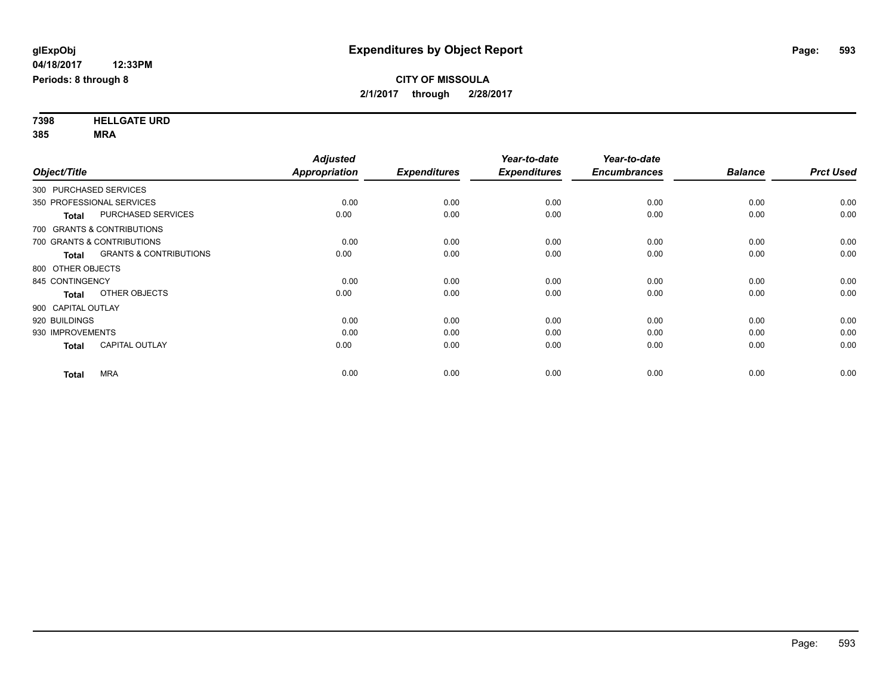**glExpObj**
**04/18/2017 12:33PM**
**Periods: 8 through 8**

# Expenditures by Object Report

**CITY OF MISSOULA**
**2/1/2017 through 2/28/2017**

**7398 HELLGATE URD**
**385 MRA**

| Object/Title | | Adjusted Appropriation | Expenditures | Year-to-date Expenditures | Year-to-date Encumbrances | Balance | Prct Used |
|---|---|---|---|---|---|---|---|
| 300 PURCHASED SERVICES | | | | | | | |
| 350 PROFESSIONAL SERVICES | | 0.00 | 0.00 | 0.00 | 0.00 | 0.00 | 0.00 |
| **Total** | PURCHASED SERVICES | 0.00 | 0.00 | 0.00 | 0.00 | 0.00 | 0.00 |
| 700 GRANTS & CONTRIBUTIONS | | | | | | | |
| 700 GRANTS & CONTRIBUTIONS | | 0.00 | 0.00 | 0.00 | 0.00 | 0.00 | 0.00 |
| **Total** | GRANTS & CONTRIBUTIONS | 0.00 | 0.00 | 0.00 | 0.00 | 0.00 | 0.00 |
| 800 OTHER OBJECTS | | | | | | | |
| 845 CONTINGENCY | | 0.00 | 0.00 | 0.00 | 0.00 | 0.00 | 0.00 |
| **Total** | OTHER OBJECTS | 0.00 | 0.00 | 0.00 | 0.00 | 0.00 | 0.00 |
| 900 CAPITAL OUTLAY | | | | | | | |
| 920 BUILDINGS | | 0.00 | 0.00 | 0.00 | 0.00 | 0.00 | 0.00 |
| 930 IMPROVEMENTS | | 0.00 | 0.00 | 0.00 | 0.00 | 0.00 | 0.00 |
| **Total** | CAPITAL OUTLAY | 0.00 | 0.00 | 0.00 | 0.00 | 0.00 | 0.00 |
| **Total** | MRA | 0.00 | 0.00 | 0.00 | 0.00 | 0.00 | 0.00 |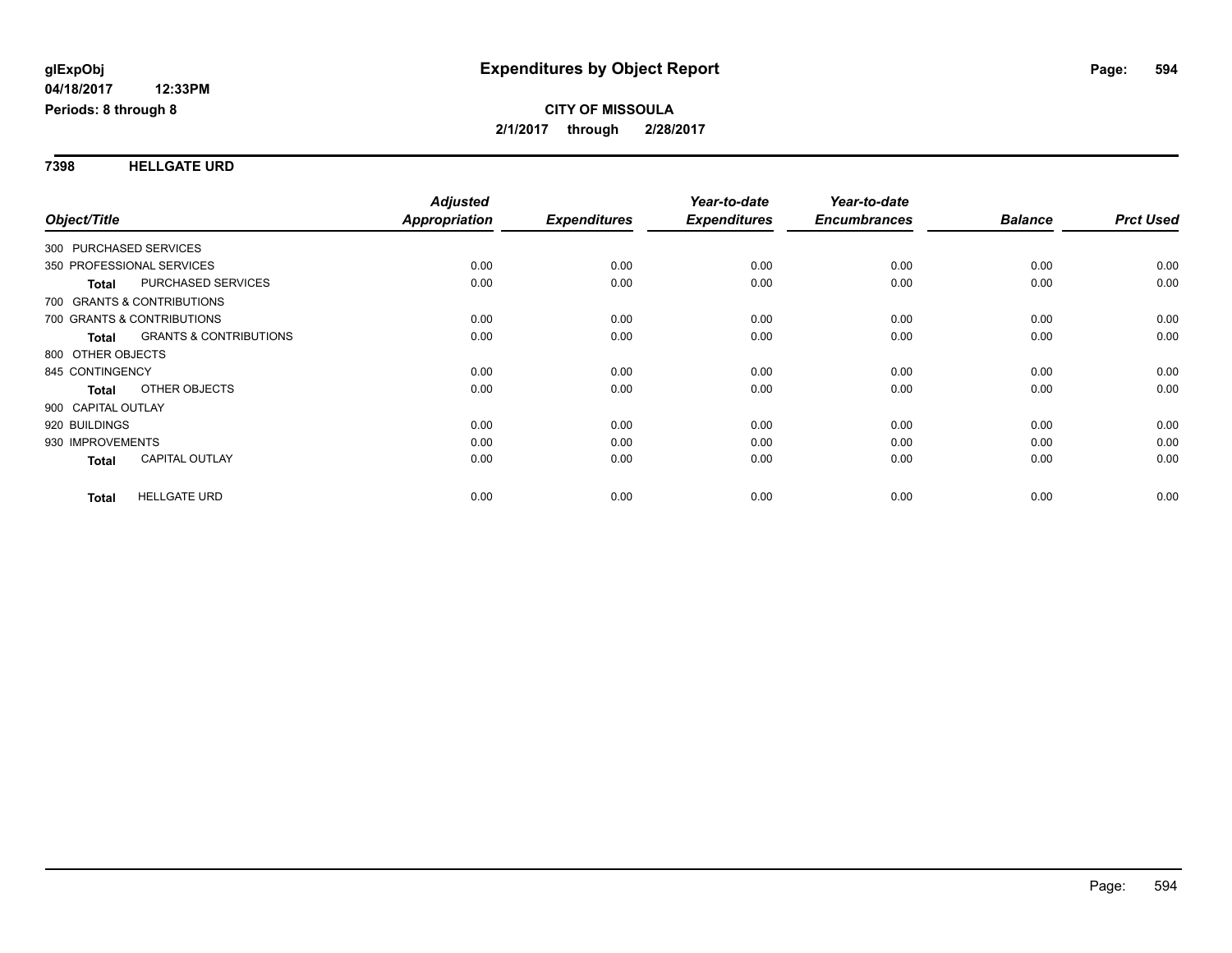**glExpObj**
**04/18/2017 12:33PM**
**Periods: 8 through 8**

# Expenditures by Object Report

**CITY OF MISSOULA**
**2/1/2017 through 2/28/2017**

## 7398 HELLGATE URD

| Object/Title | Adjusted Appropriation | Expenditures | Year-to-date Expenditures | Year-to-date Encumbrances | Balance | Prct Used |
|---|---|---|---|---|---|---|
| 300 PURCHASED SERVICES | | | | | | |
| 350 PROFESSIONAL SERVICES | 0.00 | 0.00 | 0.00 | 0.00 | 0.00 | 0.00 |
| **Total** PURCHASED SERVICES | 0.00 | 0.00 | 0.00 | 0.00 | 0.00 | 0.00 |
| 700 GRANTS & CONTRIBUTIONS | | | | | | |
| 700 GRANTS & CONTRIBUTIONS | 0.00 | 0.00 | 0.00 | 0.00 | 0.00 | 0.00 |
| **Total** GRANTS & CONTRIBUTIONS | 0.00 | 0.00 | 0.00 | 0.00 | 0.00 | 0.00 |
| 800 OTHER OBJECTS | | | | | | |
| 845 CONTINGENCY | 0.00 | 0.00 | 0.00 | 0.00 | 0.00 | 0.00 |
| **Total** OTHER OBJECTS | 0.00 | 0.00 | 0.00 | 0.00 | 0.00 | 0.00 |
| 900 CAPITAL OUTLAY | | | | | | |
| 920 BUILDINGS | 0.00 | 0.00 | 0.00 | 0.00 | 0.00 | 0.00 |
| 930 IMPROVEMENTS | 0.00 | 0.00 | 0.00 | 0.00 | 0.00 | 0.00 |
| **Total** CAPITAL OUTLAY | 0.00 | 0.00 | 0.00 | 0.00 | 0.00 | 0.00 |
| **Total** HELLGATE URD | 0.00 | 0.00 | 0.00 | 0.00 | 0.00 | 0.00 |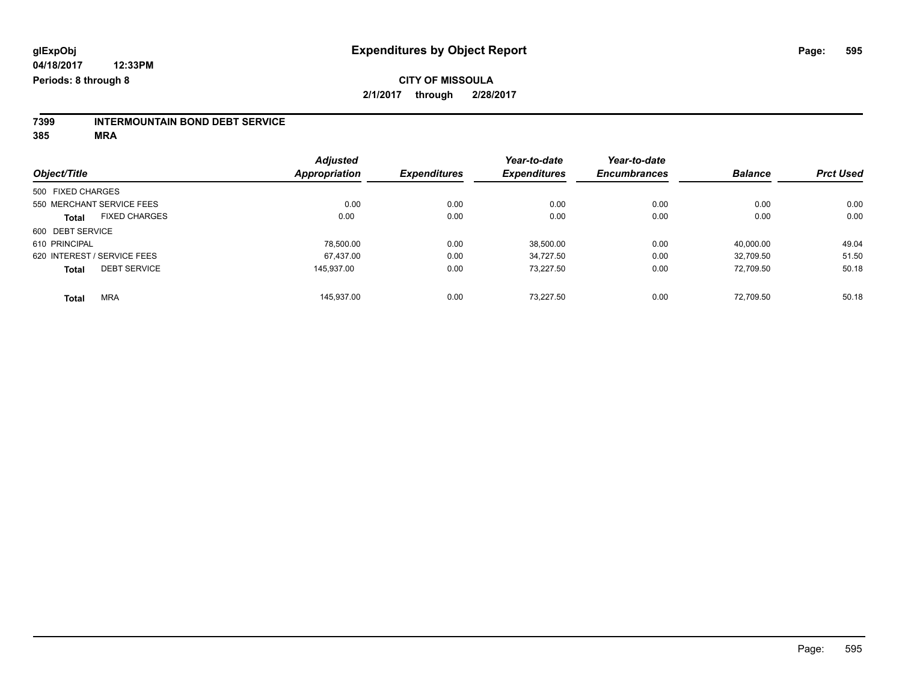glExpObj
04/18/2017 12:33PM
Periods: 8 through 8

# Expenditures by Object Report

**CITY OF MISSOULA**
**2/1/2017 through 2/28/2017**

**7399 INTERMOUNTAIN BOND DEBT SERVICE**
**385 MRA**

| Object/Title | Adjusted Appropriation | Expenditures | Year-to-date Expenditures | Year-to-date Encumbrances | Balance | Prct Used |
|---|---|---|---|---|---|---|
| 500 FIXED CHARGES | | | | | | |
| 550 MERCHANT SERVICE FEES | 0.00 | 0.00 | 0.00 | 0.00 | 0.00 | 0.00 |
| **Total** FIXED CHARGES | 0.00 | 0.00 | 0.00 | 0.00 | 0.00 | 0.00 |
| 600 DEBT SERVICE | | | | | | |
| 610 PRINCIPAL | 78,500.00 | 0.00 | 38,500.00 | 0.00 | 40,000.00 | 49.04 |
| 620 INTEREST / SERVICE FEES | 67,437.00 | 0.00 | 34,727.50 | 0.00 | 32,709.50 | 51.50 |
| **Total** DEBT SERVICE | 145,937.00 | 0.00 | 73,227.50 | 0.00 | 72,709.50 | 50.18 |
| **Total** MRA | 145,937.00 | 0.00 | 73,227.50 | 0.00 | 72,709.50 | 50.18 |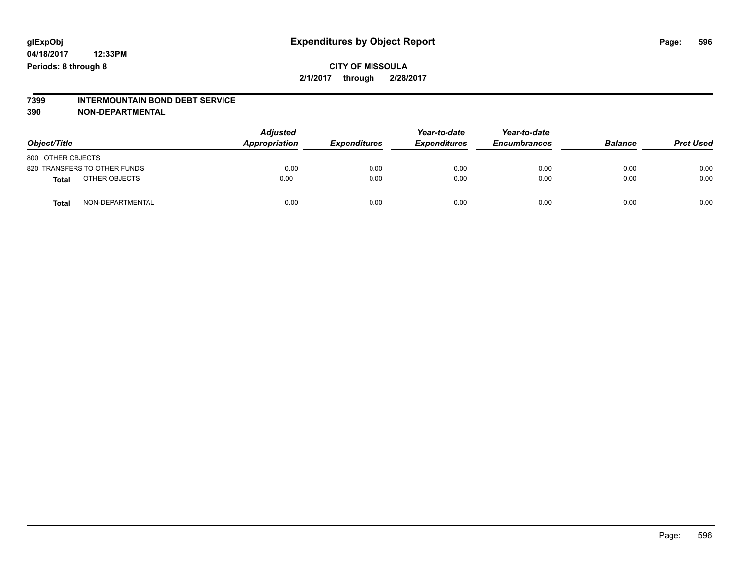glExpObj
04/18/2017 12:33PM
Periods: 8 through 8

# Expenditures by Object Report

**CITY OF MISSOULA**
**2/1/2017 through 2/28/2017**

**7399 INTERMOUNTAIN BOND DEBT SERVICE**
**390 NON-DEPARTMENTAL**

| Object/Title | Adjusted Appropriation | Expenditures | Year-to-date Expenditures | Year-to-date Encumbrances | Balance | Prct Used |
|---|---|---|---|---|---|---|
| 800 OTHER OBJECTS | | | | | | |
| 820 TRANSFERS TO OTHER FUNDS | 0.00 | 0.00 | 0.00 | 0.00 | 0.00 | 0.00 |
| **Total** OTHER OBJECTS | 0.00 | 0.00 | 0.00 | 0.00 | 0.00 | 0.00 |
| **Total** NON-DEPARTMENTAL | 0.00 | 0.00 | 0.00 | 0.00 | 0.00 | 0.00 |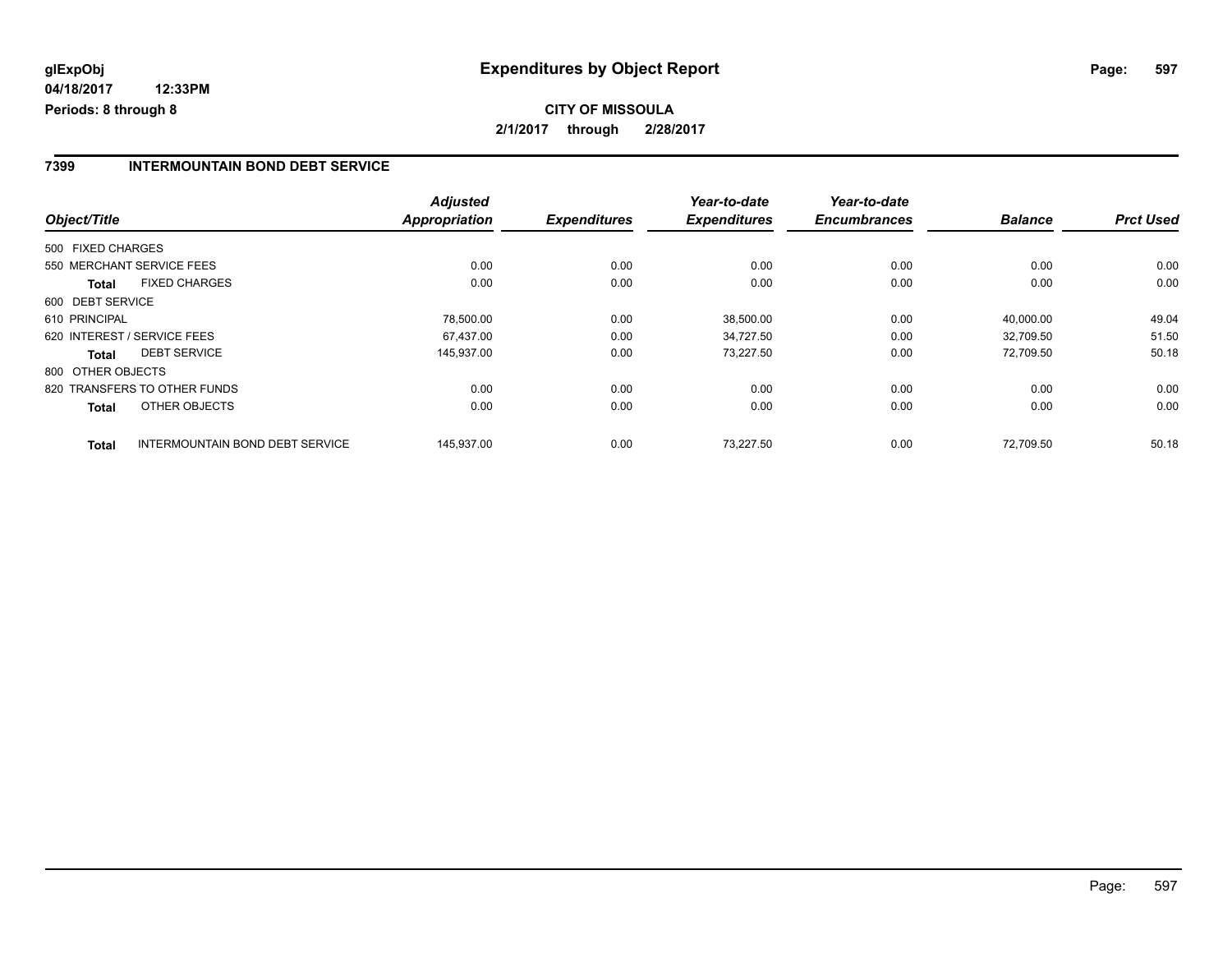**glExpObj**
**04/18/2017 12:33PM**
**Periods: 8 through 8**

# Expenditures by Object Report

**CITY OF MISSOULA**
**2/1/2017 through 2/28/2017**

## 7399 INTERMOUNTAIN BOND DEBT SERVICE

| Object/Title | | Adjusted Appropriation | Expenditures | Year-to-date Expenditures | Year-to-date Encumbrances | Balance | Prct Used |
|---|---|---|---|---|---|---|---|
| 500 FIXED CHARGES | | | | | | | |
| 550 MERCHANT SERVICE FEES | | 0.00 | 0.00 | 0.00 | 0.00 | 0.00 | 0.00 |
| **Total** | FIXED CHARGES | 0.00 | 0.00 | 0.00 | 0.00 | 0.00 | 0.00 |
| 600 DEBT SERVICE | | | | | | | |
| 610 PRINCIPAL | | 78,500.00 | 0.00 | 38,500.00 | 0.00 | 40,000.00 | 49.04 |
| 620 INTEREST / SERVICE FEES | | 67,437.00 | 0.00 | 34,727.50 | 0.00 | 32,709.50 | 51.50 |
| **Total** | DEBT SERVICE | 145,937.00 | 0.00 | 73,227.50 | 0.00 | 72,709.50 | 50.18 |
| 800 OTHER OBJECTS | | | | | | | |
| 820 TRANSFERS TO OTHER FUNDS | | 0.00 | 0.00 | 0.00 | 0.00 | 0.00 | 0.00 |
| **Total** | OTHER OBJECTS | 0.00 | 0.00 | 0.00 | 0.00 | 0.00 | 0.00 |
| **Total** | INTERMOUNTAIN BOND DEBT SERVICE | 145,937.00 | 0.00 | 73,227.50 | 0.00 | 72,709.50 | 50.18 |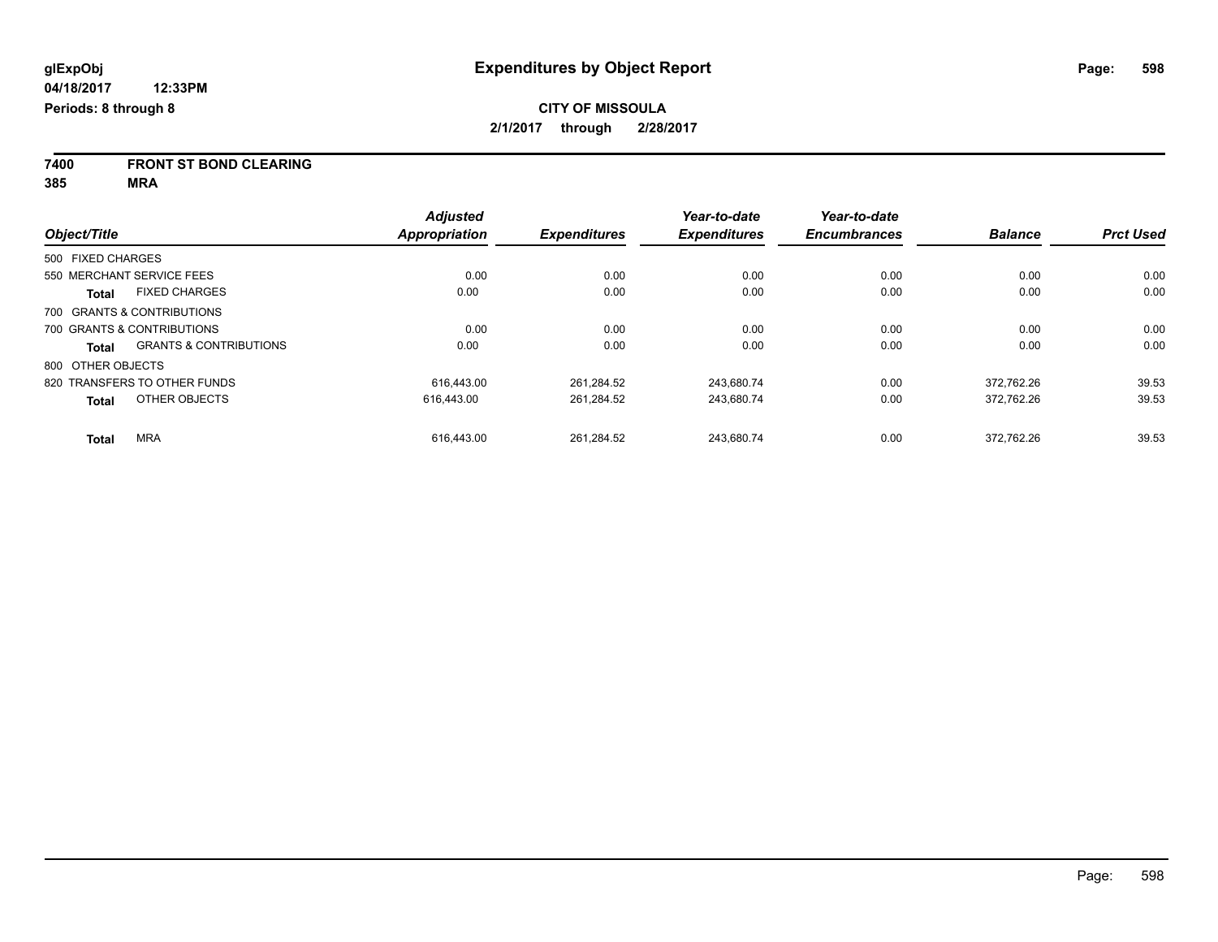**glExpObj**
**04/18/2017 12:33PM**
**Periods: 8 through 8**

# Expenditures by Object Report

**CITY OF MISSOULA**
**2/1/2017 through 2/28/2017**

**7400 FRONT ST BOND CLEARING**
**385 MRA**

| Object/Title | Adjusted Appropriation | Expenditures | Year-to-date Expenditures | Year-to-date Encumbrances | Balance | Prct Used |
|---|---|---|---|---|---|---|
| 500 FIXED CHARGES | | | | | | |
| 550 MERCHANT SERVICE FEES | 0.00 | 0.00 | 0.00 | 0.00 | 0.00 | 0.00 |
| **Total** FIXED CHARGES | 0.00 | 0.00 | 0.00 | 0.00 | 0.00 | 0.00 |
| 700 GRANTS & CONTRIBUTIONS | | | | | | |
| 700 GRANTS & CONTRIBUTIONS | 0.00 | 0.00 | 0.00 | 0.00 | 0.00 | 0.00 |
| **Total** GRANTS & CONTRIBUTIONS | 0.00 | 0.00 | 0.00 | 0.00 | 0.00 | 0.00 |
| 800 OTHER OBJECTS | | | | | | |
| 820 TRANSFERS TO OTHER FUNDS | 616,443.00 | 261,284.52 | 243,680.74 | 0.00 | 372,762.26 | 39.53 |
| **Total** OTHER OBJECTS | 616,443.00 | 261,284.52 | 243,680.74 | 0.00 | 372,762.26 | 39.53 |
| **Total** MRA | 616,443.00 | 261,284.52 | 243,680.74 | 0.00 | 372,762.26 | 39.53 |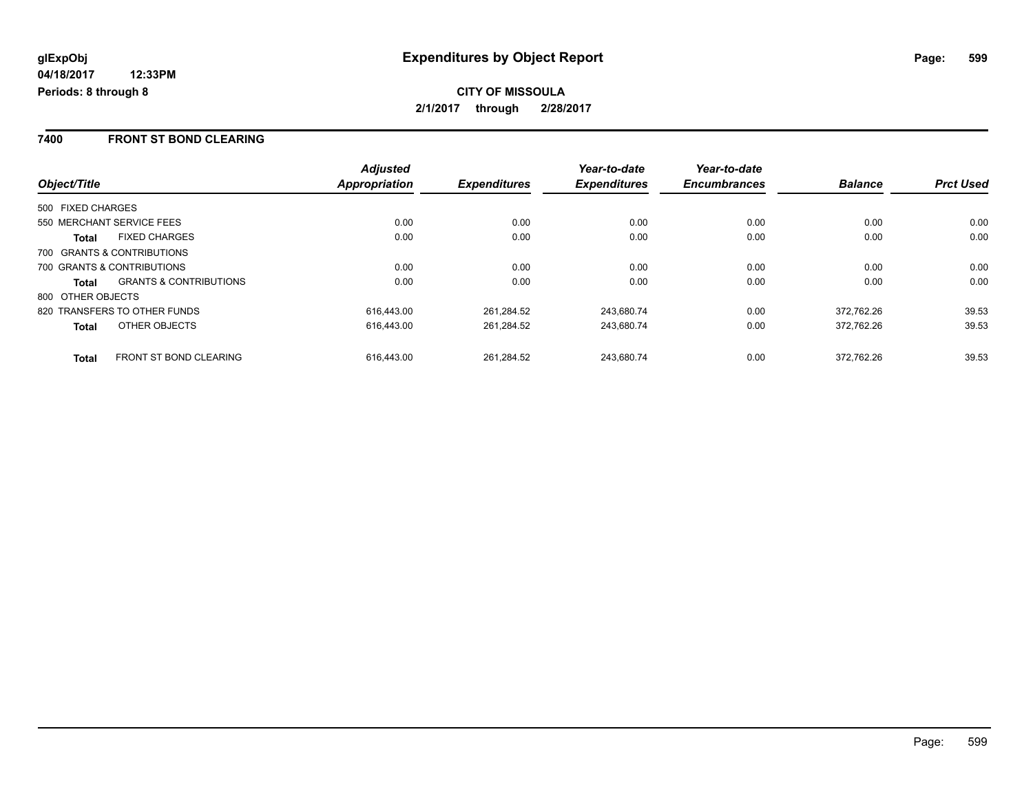glExpObj
04/18/2017 12:33PM
Periods: 8 through 8

# Expenditures by Object Report

**CITY OF MISSOULA**

**2/1/2017 through 2/28/2017**

## 7400 FRONT ST BOND CLEARING

| Object/Title | | Adjusted Appropriation | Expenditures | Year-to-date Expenditures | Year-to-date Encumbrances | Balance | Prct Used |
|---|---|---|---|---|---|---|---|
| 500 FIXED CHARGES | | | | | | | |
| 550 MERCHANT SERVICE FEES | | 0.00 | 0.00 | 0.00 | 0.00 | 0.00 | 0.00 |
| **Total** | FIXED CHARGES | 0.00 | 0.00 | 0.00 | 0.00 | 0.00 | 0.00 |
| 700 GRANTS & CONTRIBUTIONS | | | | | | | |
| 700 GRANTS & CONTRIBUTIONS | | 0.00 | 0.00 | 0.00 | 0.00 | 0.00 | 0.00 |
| **Total** | GRANTS & CONTRIBUTIONS | 0.00 | 0.00 | 0.00 | 0.00 | 0.00 | 0.00 |
| 800 OTHER OBJECTS | | | | | | | |
| 820 TRANSFERS TO OTHER FUNDS | | 616,443.00 | 261,284.52 | 243,680.74 | 0.00 | 372,762.26 | 39.53 |
| **Total** | OTHER OBJECTS | 616,443.00 | 261,284.52 | 243,680.74 | 0.00 | 372,762.26 | 39.53 |
| **Total** | FRONT ST BOND CLEARING | 616,443.00 | 261,284.52 | 243,680.74 | 0.00 | 372,762.26 | 39.53 |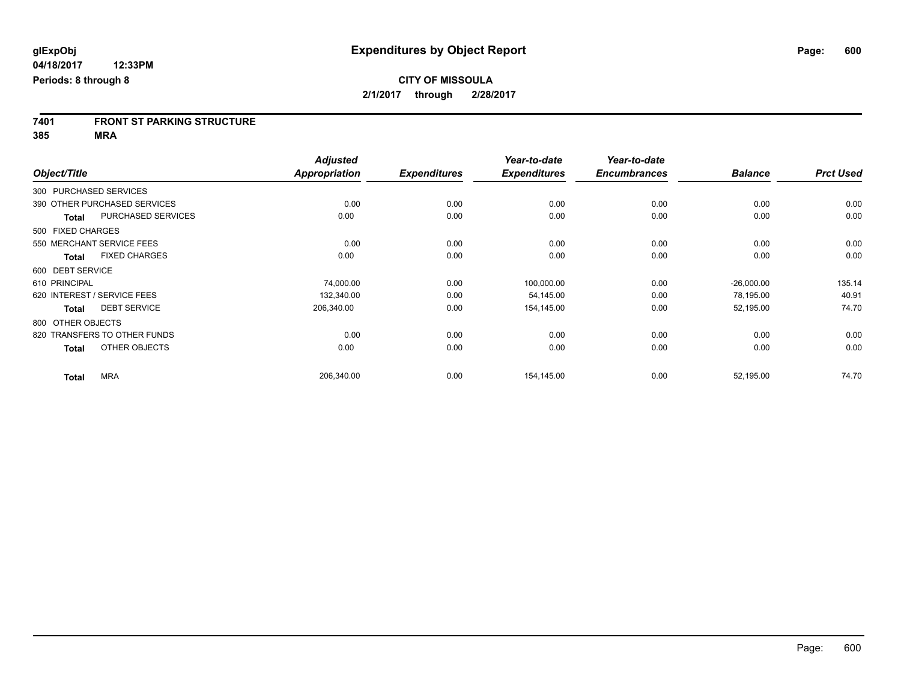**glExpObj** 
**04/18/2017 12:33PM** 
**Periods: 8 through 8**

# Expenditures by Object Report

**CITY OF MISSOULA** 
**2/1/2017 through 2/28/2017**

**7401 FRONT ST PARKING STRUCTURE** 
**385 MRA**

| Object/Title | Adjusted Appropriation | Expenditures | Year-to-date Expenditures | Year-to-date Encumbrances | Balance | Prct Used |
|---|---|---|---|---|---|---|
| 300 PURCHASED SERVICES | | | | | | |
| 390 OTHER PURCHASED SERVICES | 0.00 | 0.00 | 0.00 | 0.00 | 0.00 | 0.00 |
| **Total** PURCHASED SERVICES | 0.00 | 0.00 | 0.00 | 0.00 | 0.00 | 0.00 |
| 500 FIXED CHARGES | | | | | | |
| 550 MERCHANT SERVICE FEES | 0.00 | 0.00 | 0.00 | 0.00 | 0.00 | 0.00 |
| **Total** FIXED CHARGES | 0.00 | 0.00 | 0.00 | 0.00 | 0.00 | 0.00 |
| 600 DEBT SERVICE | | | | | | |
| 610 PRINCIPAL | 74,000.00 | 0.00 | 100,000.00 | 0.00 | -26,000.00 | 135.14 |
| 620 INTEREST / SERVICE FEES | 132,340.00 | 0.00 | 54,145.00 | 0.00 | 78,195.00 | 40.91 |
| **Total** DEBT SERVICE | 206,340.00 | 0.00 | 154,145.00 | 0.00 | 52,195.00 | 74.70 |
| 800 OTHER OBJECTS | | | | | | |
| 820 TRANSFERS TO OTHER FUNDS | 0.00 | 0.00 | 0.00 | 0.00 | 0.00 | 0.00 |
| **Total** OTHER OBJECTS | 0.00 | 0.00 | 0.00 | 0.00 | 0.00 | 0.00 |
| **Total** MRA | 206,340.00 | 0.00 | 154,145.00 | 0.00 | 52,195.00 | 74.70 |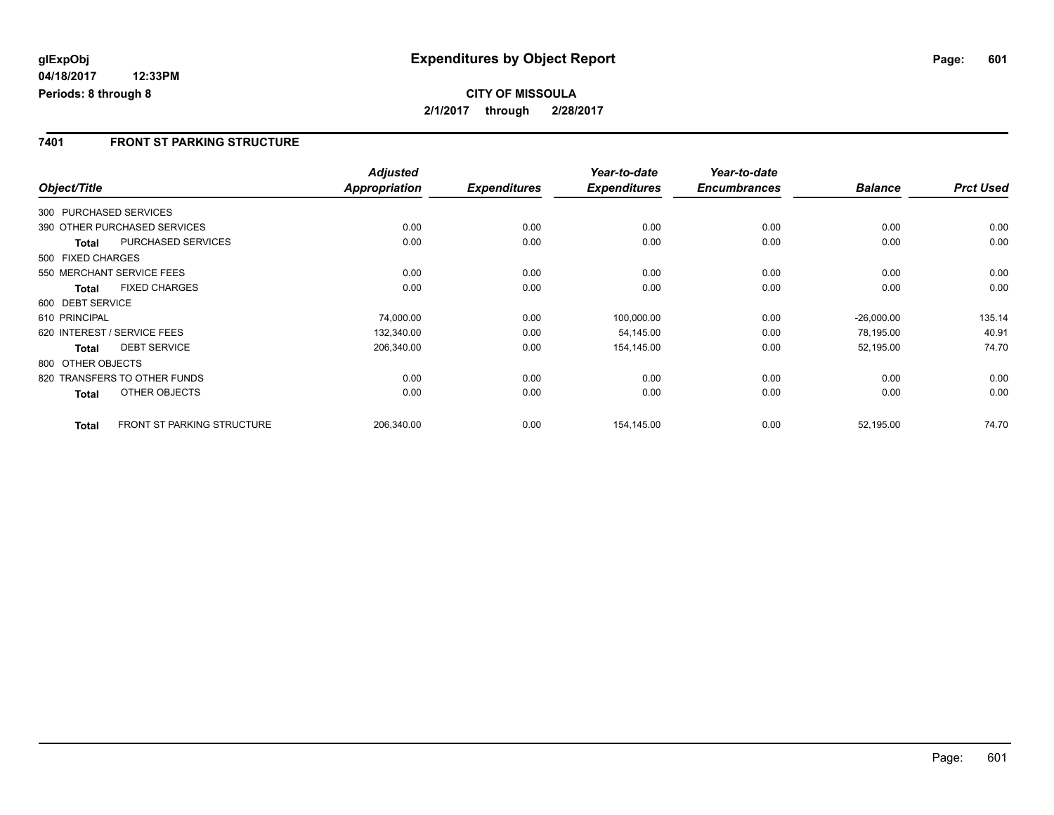# Expenditures by Object Report

glExpObj
04/18/2017 12:33PM
Periods: 8 through 8

**CITY OF MISSOULA**
**2/1/2017 through 2/28/2017**

## 7401 FRONT ST PARKING STRUCTURE

| Object/Title | | Adjusted Appropriation | Expenditures | Year-to-date Expenditures | Year-to-date Encumbrances | Balance | Prct Used |
|---|---|---|---|---|---|---|---|
| 300 PURCHASED SERVICES | | | | | | | |
| 390 OTHER PURCHASED SERVICES | | 0.00 | 0.00 | 0.00 | 0.00 | 0.00 | 0.00 |
| **Total** | PURCHASED SERVICES | 0.00 | 0.00 | 0.00 | 0.00 | 0.00 | 0.00 |
| 500 FIXED CHARGES | | | | | | | |
| 550 MERCHANT SERVICE FEES | | 0.00 | 0.00 | 0.00 | 0.00 | 0.00 | 0.00 |
| **Total** | FIXED CHARGES | 0.00 | 0.00 | 0.00 | 0.00 | 0.00 | 0.00 |
| 600 DEBT SERVICE | | | | | | | |
| 610 PRINCIPAL | | 74,000.00 | 0.00 | 100,000.00 | 0.00 | -26,000.00 | 135.14 |
| 620 INTEREST / SERVICE FEES | | 132,340.00 | 0.00 | 54,145.00 | 0.00 | 78,195.00 | 40.91 |
| **Total** | DEBT SERVICE | 206,340.00 | 0.00 | 154,145.00 | 0.00 | 52,195.00 | 74.70 |
| 800 OTHER OBJECTS | | | | | | | |
| 820 TRANSFERS TO OTHER FUNDS | | 0.00 | 0.00 | 0.00 | 0.00 | 0.00 | 0.00 |
| **Total** | OTHER OBJECTS | 0.00 | 0.00 | 0.00 | 0.00 | 0.00 | 0.00 |
| **Total** | FRONT ST PARKING STRUCTURE | 206,340.00 | 0.00 | 154,145.00 | 0.00 | 52,195.00 | 74.70 |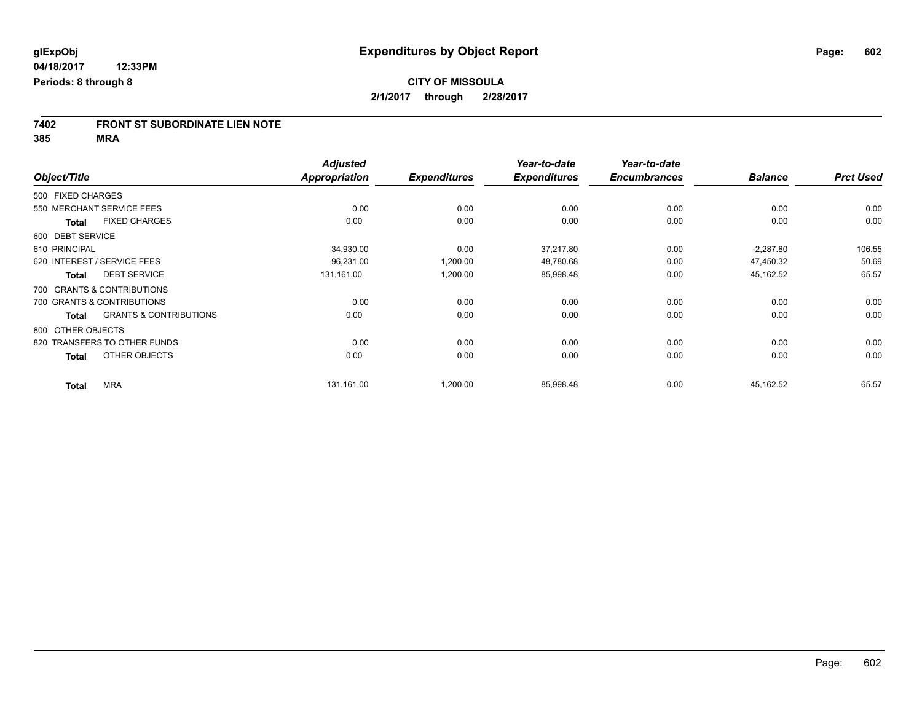**glExpObj**
**04/18/2017 12:33PM**
**Periods: 8 through 8**

# Expenditures by Object Report

**CITY OF MISSOULA**
**2/1/2017 through 2/28/2017**

**7402 FRONT ST SUBORDINATE LIEN NOTE**
**385 MRA**

| Object/Title | Adjusted Appropriation | Expenditures | Year-to-date Expenditures | Year-to-date Encumbrances | Balance | Prct Used |
|---|---|---|---|---|---|---|
| 500 FIXED CHARGES | | | | | | |
| 550 MERCHANT SERVICE FEES | 0.00 | 0.00 | 0.00 | 0.00 | 0.00 | 0.00 |
| **Total** FIXED CHARGES | 0.00 | 0.00 | 0.00 | 0.00 | 0.00 | 0.00 |
| 600 DEBT SERVICE | | | | | | |
| 610 PRINCIPAL | 34,930.00 | 0.00 | 37,217.80 | 0.00 | -2,287.80 | 106.55 |
| 620 INTEREST / SERVICE FEES | 96,231.00 | 1,200.00 | 48,780.68 | 0.00 | 47,450.32 | 50.69 |
| **Total** DEBT SERVICE | 131,161.00 | 1,200.00 | 85,998.48 | 0.00 | 45,162.52 | 65.57 |
| 700 GRANTS & CONTRIBUTIONS | | | | | | |
| 700 GRANTS & CONTRIBUTIONS | 0.00 | 0.00 | 0.00 | 0.00 | 0.00 | 0.00 |
| **Total** GRANTS & CONTRIBUTIONS | 0.00 | 0.00 | 0.00 | 0.00 | 0.00 | 0.00 |
| 800 OTHER OBJECTS | | | | | | |
| 820 TRANSFERS TO OTHER FUNDS | 0.00 | 0.00 | 0.00 | 0.00 | 0.00 | 0.00 |
| **Total** OTHER OBJECTS | 0.00 | 0.00 | 0.00 | 0.00 | 0.00 | 0.00 |
| **Total** MRA | 131,161.00 | 1,200.00 | 85,998.48 | 0.00 | 45,162.52 | 65.57 |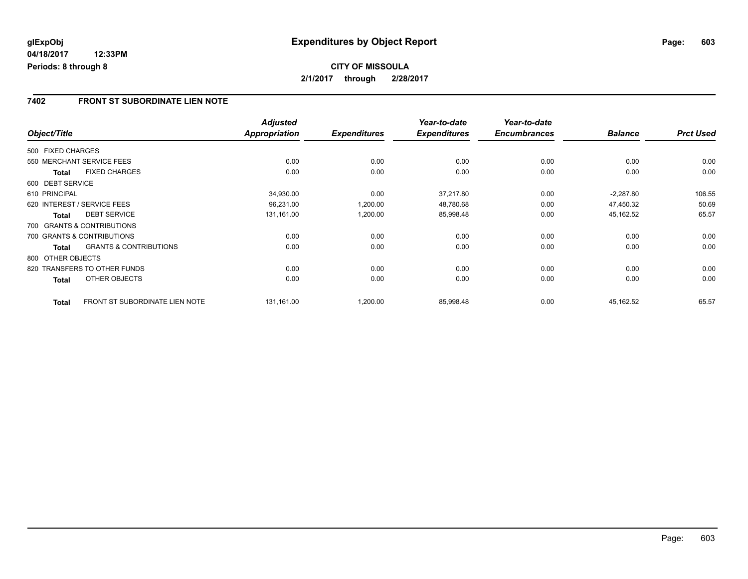**glExpObj**
**04/18/2017 12:33PM**
**Periods: 8 through 8**

# Expenditures by Object Report

**CITY OF MISSOULA**
**2/1/2017 through 2/28/2017**

## 7402 FRONT ST SUBORDINATE LIEN NOTE

| Object/Title | | *Adjusted Appropriation* | *Expenditures* | *Year-to-date Expenditures* | *Year-to-date Encumbrances* | *Balance* | *Prct Used* |
|---|---|---|---|---|---|---|---|
| 500 FIXED CHARGES | | | | | | | |
| 550 MERCHANT SERVICE FEES | | 0.00 | 0.00 | 0.00 | 0.00 | 0.00 | 0.00 |
| **Total** | FIXED CHARGES | 0.00 | 0.00 | 0.00 | 0.00 | 0.00 | 0.00 |
| 600 DEBT SERVICE | | | | | | | |
| 610 PRINCIPAL | | 34,930.00 | 0.00 | 37,217.80 | 0.00 | -2,287.80 | 106.55 |
| 620 INTEREST / SERVICE FEES | | 96,231.00 | 1,200.00 | 48,780.68 | 0.00 | 47,450.32 | 50.69 |
| **Total** | DEBT SERVICE | 131,161.00 | 1,200.00 | 85,998.48 | 0.00 | 45,162.52 | 65.57 |
| 700 GRANTS & CONTRIBUTIONS | | | | | | | |
| 700 GRANTS & CONTRIBUTIONS | | 0.00 | 0.00 | 0.00 | 0.00 | 0.00 | 0.00 |
| **Total** | GRANTS & CONTRIBUTIONS | 0.00 | 0.00 | 0.00 | 0.00 | 0.00 | 0.00 |
| 800 OTHER OBJECTS | | | | | | | |
| 820 TRANSFERS TO OTHER FUNDS | | 0.00 | 0.00 | 0.00 | 0.00 | 0.00 | 0.00 |
| **Total** | OTHER OBJECTS | 0.00 | 0.00 | 0.00 | 0.00 | 0.00 | 0.00 |
| **Total** | FRONT ST SUBORDINATE LIEN NOTE | 131,161.00 | 1,200.00 | 85,998.48 | 0.00 | 45,162.52 | 65.57 |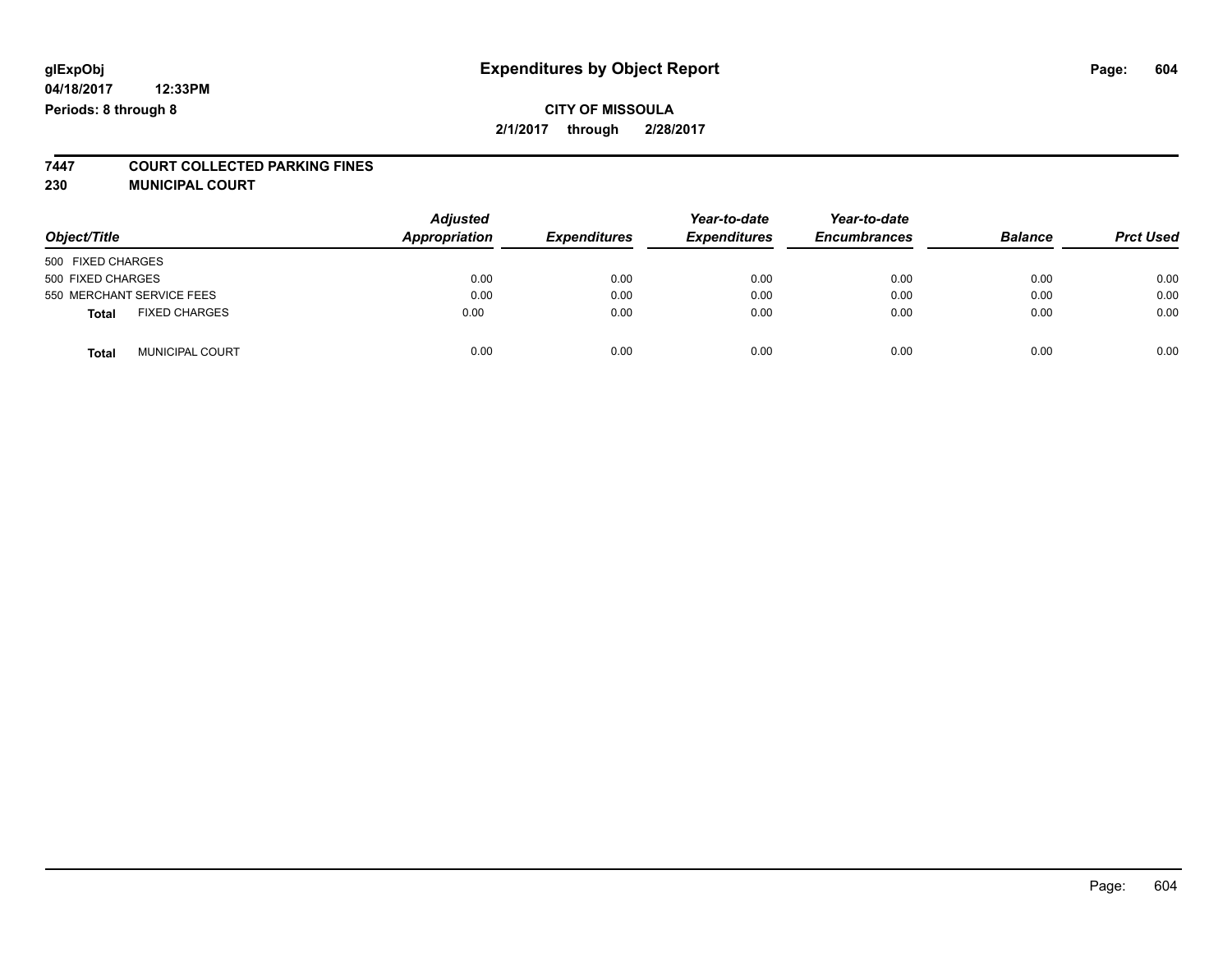glExpObj
04/18/2017 12:33PM
Periods: 8 through 8

# Expenditures by Object Report

**CITY OF MISSOULA**
**2/1/2017 through 2/28/2017**

**7447 COURT COLLECTED PARKING FINES**
**230 MUNICIPAL COURT**

| Object/Title | Adjusted Appropriation | Expenditures | Year-to-date Expenditures | Year-to-date Encumbrances | Balance | Prct Used |
|---|---|---|---|---|---|---|
| 500 FIXED CHARGES | | | | | | |
| 500 FIXED CHARGES | 0.00 | 0.00 | 0.00 | 0.00 | 0.00 | 0.00 |
| 550 MERCHANT SERVICE FEES | 0.00 | 0.00 | 0.00 | 0.00 | 0.00 | 0.00 |
| **Total** FIXED CHARGES | 0.00 | 0.00 | 0.00 | 0.00 | 0.00 | 0.00 |
| **Total** MUNICIPAL COURT | 0.00 | 0.00 | 0.00 | 0.00 | 0.00 | 0.00 |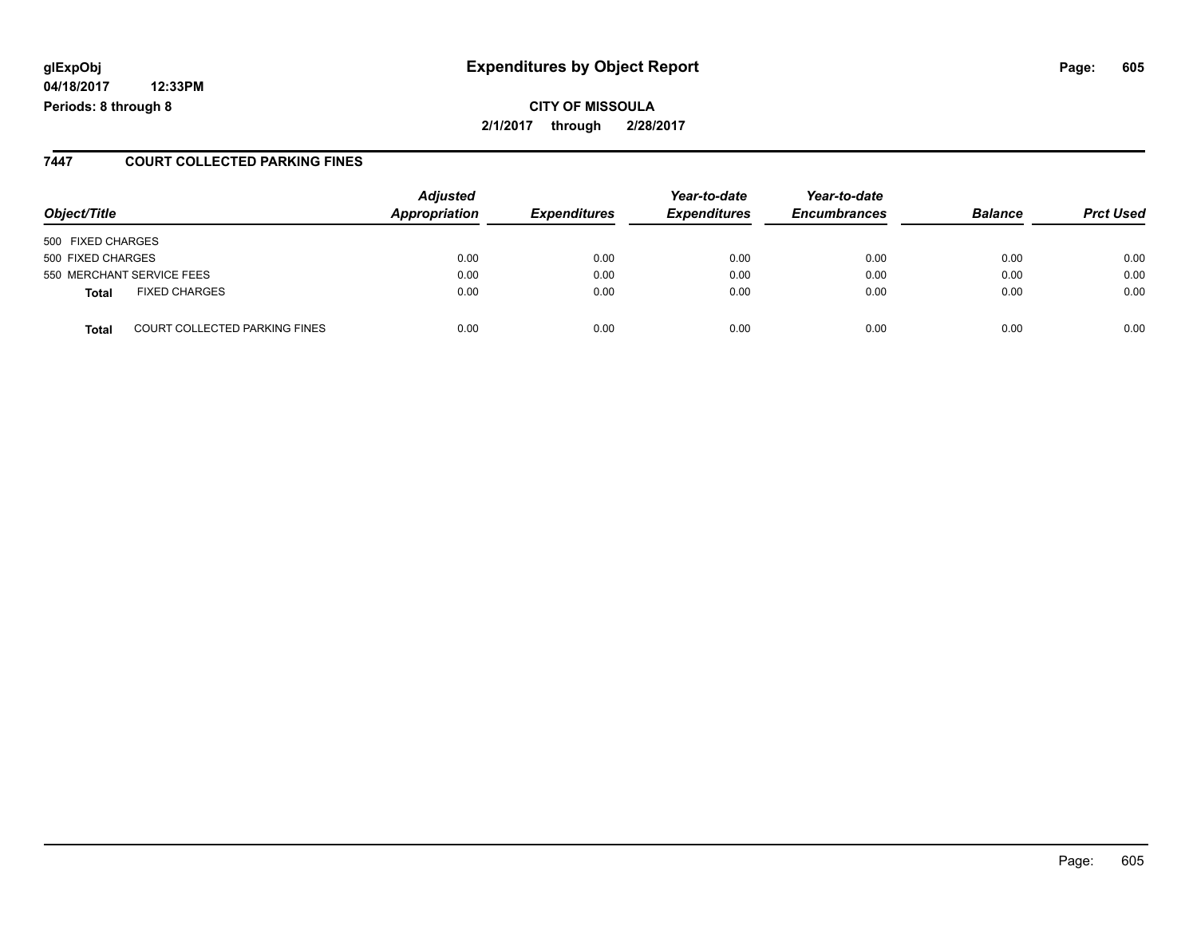**glExpObj**
**04/18/2017 12:33PM**
**Periods: 8 through 8**

# Expenditures by Object Report

**CITY OF MISSOULA**
**2/1/2017 through 2/28/2017**

## 7447 COURT COLLECTED PARKING FINES

| Object/Title | | Adjusted Appropriation | Expenditures | Year-to-date Expenditures | Year-to-date Encumbrances | Balance | Prct Used |
|---|---|---|---|---|---|---|---|
| 500 FIXED CHARGES | | | | | | | |
| 500 FIXED CHARGES | | 0.00 | 0.00 | 0.00 | 0.00 | 0.00 | 0.00 |
| 550 MERCHANT SERVICE FEES | | 0.00 | 0.00 | 0.00 | 0.00 | 0.00 | 0.00 |
| **Total** | FIXED CHARGES | 0.00 | 0.00 | 0.00 | 0.00 | 0.00 | 0.00 |
| **Total** | COURT COLLECTED PARKING FINES | 0.00 | 0.00 | 0.00 | 0.00 | 0.00 | 0.00 |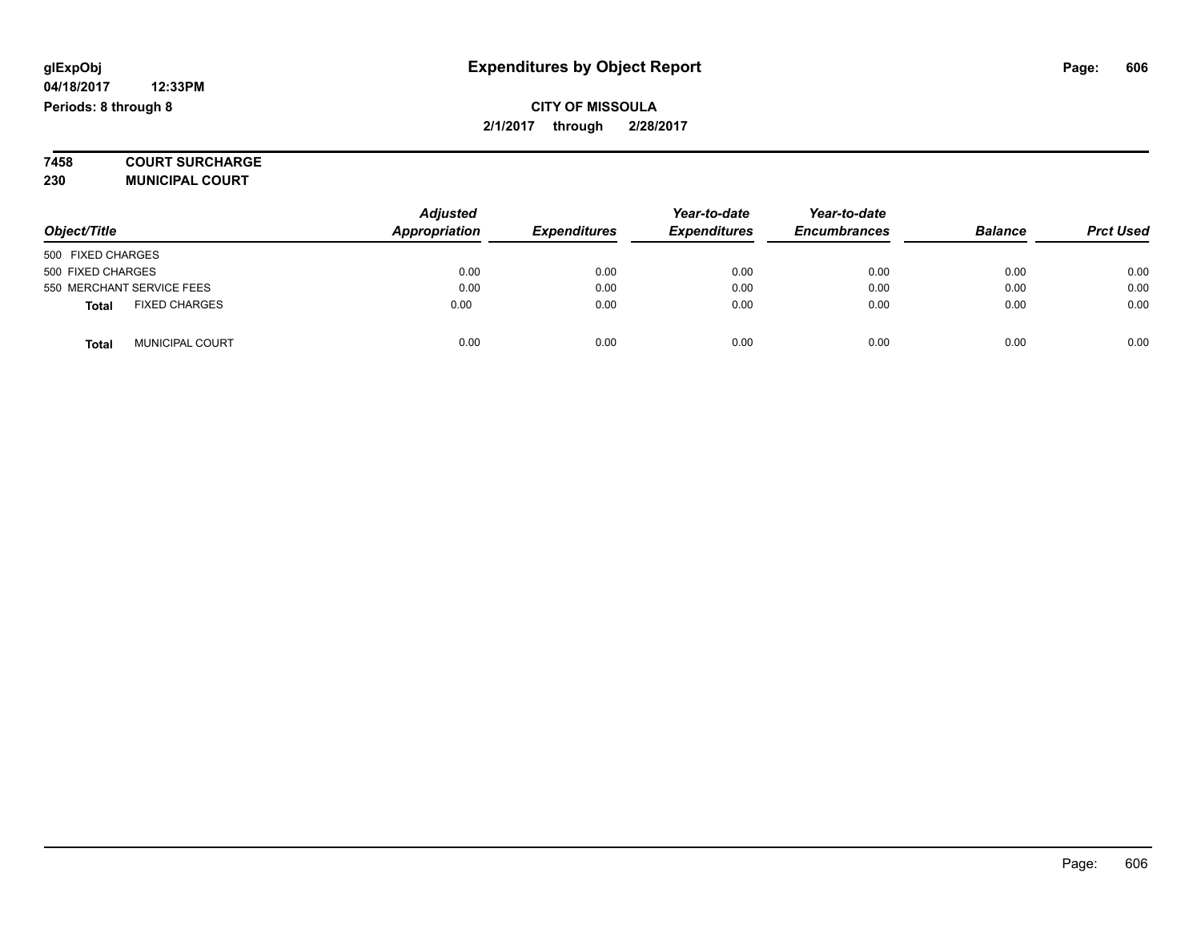# Expenditures by Object Report

glExpObj
04/18/2017 12:33PM
Periods: 8 through 8

**CITY OF MISSOULA**
**2/1/2017 through 2/28/2017**

**7458 COURT SURCHARGE**
**230 MUNICIPAL COURT**

| Object/Title | Adjusted Appropriation | Expenditures | Year-to-date Expenditures | Year-to-date Encumbrances | Balance | Prct Used |
|---|---|---|---|---|---|---|
| 500 FIXED CHARGES | | | | | | |
| 500 FIXED CHARGES | 0.00 | 0.00 | 0.00 | 0.00 | 0.00 | 0.00 |
| 550 MERCHANT SERVICE FEES | 0.00 | 0.00 | 0.00 | 0.00 | 0.00 | 0.00 |
| **Total** FIXED CHARGES | 0.00 | 0.00 | 0.00 | 0.00 | 0.00 | 0.00 |
| **Total** MUNICIPAL COURT | 0.00 | 0.00 | 0.00 | 0.00 | 0.00 | 0.00 |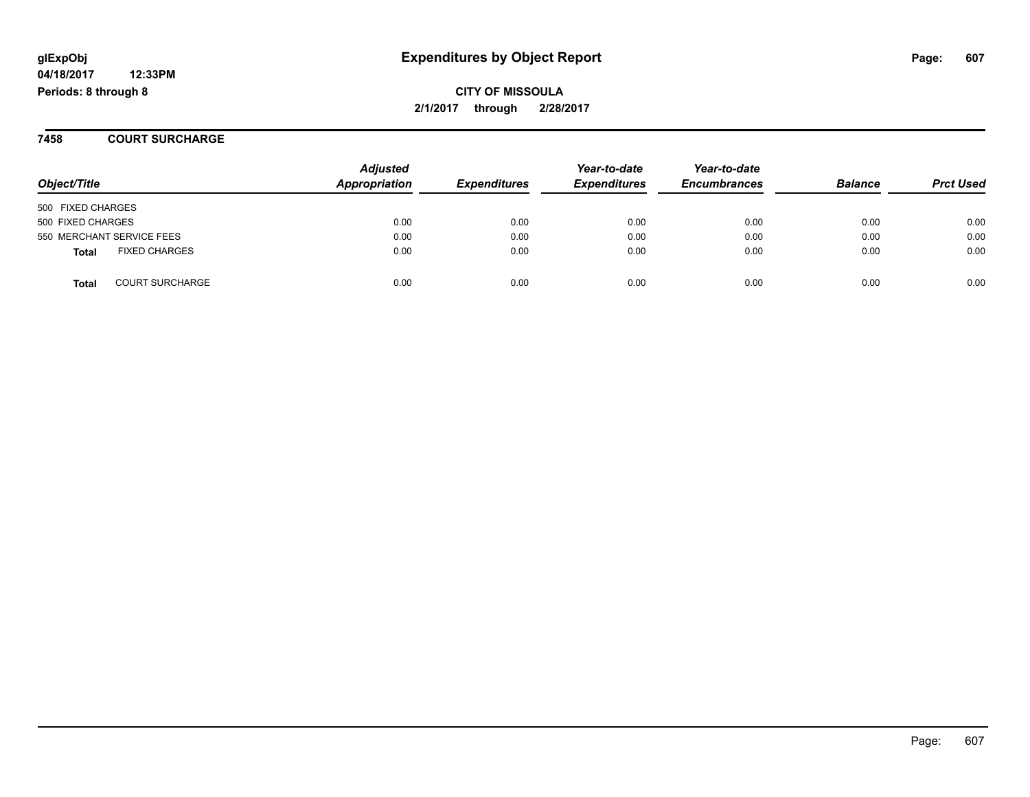**glExpObj** **Expenditures by Object Report**

**04/18/2017 12:33PM**

**Periods: 8 through 8**

**CITY OF MISSOULA**

**2/1/2017 through 2/28/2017**

## 7458 COURT SURCHARGE

| Object/Title | Adjusted Appropriation | Expenditures | Year-to-date Expenditures | Year-to-date Encumbrances | Balance | Prct Used |
|---|---|---|---|---|---|---|
| 500 FIXED CHARGES | | | | | | |
| 500 FIXED CHARGES | 0.00 | 0.00 | 0.00 | 0.00 | 0.00 | 0.00 |
| 550 MERCHANT SERVICE FEES | 0.00 | 0.00 | 0.00 | 0.00 | 0.00 | 0.00 |
| **Total** FIXED CHARGES | 0.00 | 0.00 | 0.00 | 0.00 | 0.00 | 0.00 |
| **Total** COURT SURCHARGE | 0.00 | 0.00 | 0.00 | 0.00 | 0.00 | 0.00 |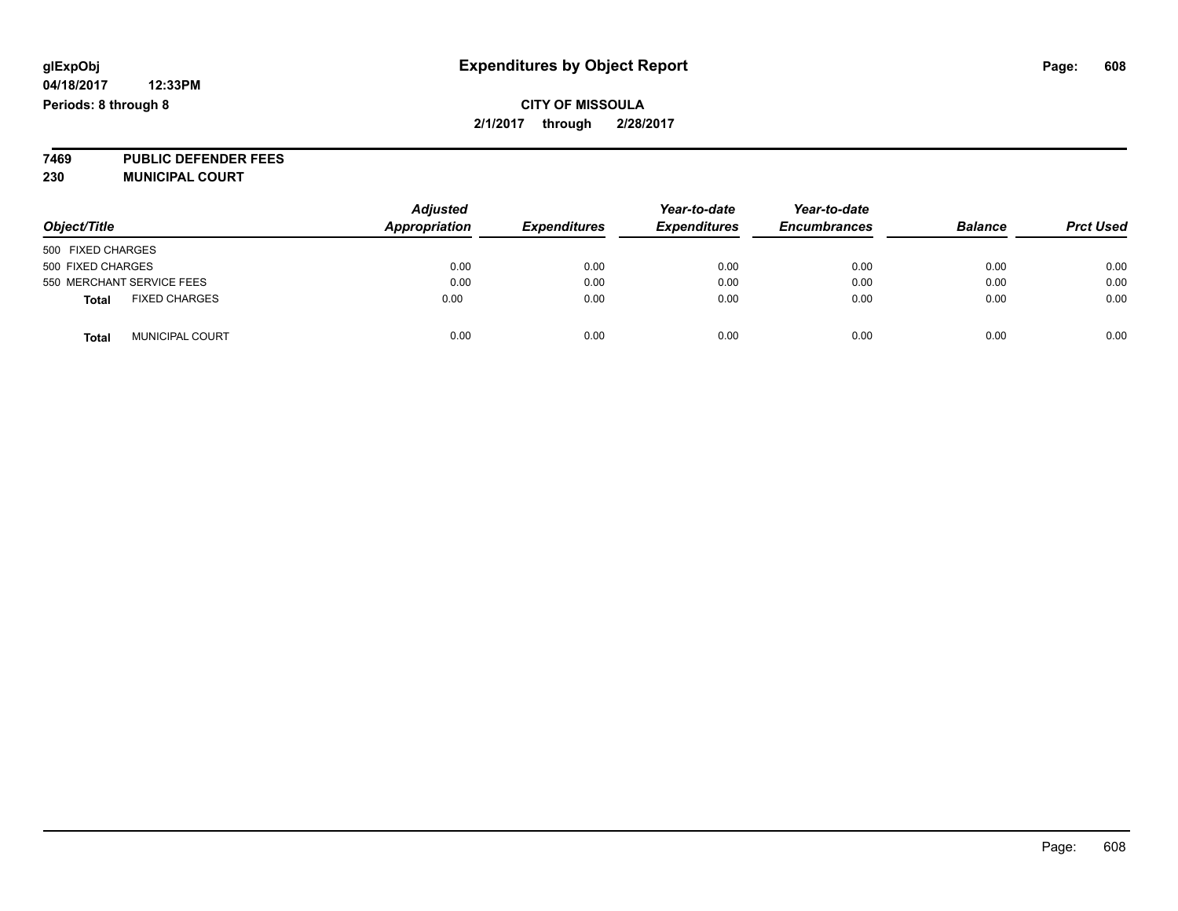glExpObj
04/18/2017 12:33PM
Periods: 8 through 8

# Expenditures by Object Report

**CITY OF MISSOULA**
**2/1/2017 through 2/28/2017**

**7469 PUBLIC DEFENDER FEES**
**230 MUNICIPAL COURT**

| Object/Title | Adjusted Appropriation | Expenditures | Year-to-date Expenditures | Year-to-date Encumbrances | Balance | Prct Used |
|---|---|---|---|---|---|---|
| 500 FIXED CHARGES | | | | | | |
| 500 FIXED CHARGES | 0.00 | 0.00 | 0.00 | 0.00 | 0.00 | 0.00 |
| 550 MERCHANT SERVICE FEES | 0.00 | 0.00 | 0.00 | 0.00 | 0.00 | 0.00 |
| **Total** FIXED CHARGES | 0.00 | 0.00 | 0.00 | 0.00 | 0.00 | 0.00 |
| **Total** MUNICIPAL COURT | 0.00 | 0.00 | 0.00 | 0.00 | 0.00 | 0.00 |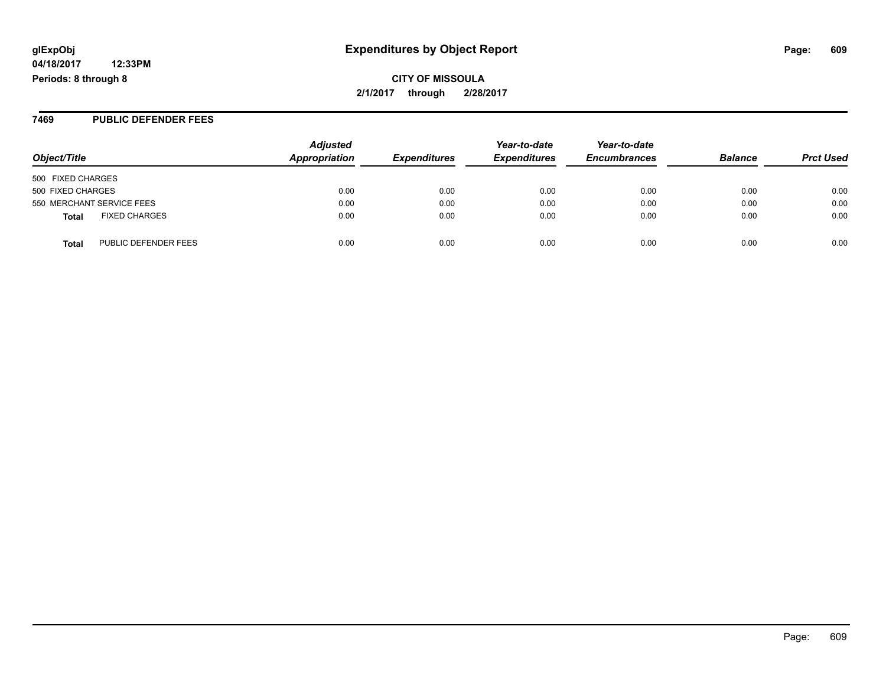glExpObj
04/18/2017 12:33PM
Periods: 8 through 8

# Expenditures by Object Report

**CITY OF MISSOULA**
**2/1/2017 through 2/28/2017**

## 7469 PUBLIC DEFENDER FEES

| Object/Title | | Adjusted Appropriation | Expenditures | Year-to-date Expenditures | Year-to-date Encumbrances | Balance | Prct Used |
|---|---|---|---|---|---|---|---|
| 500 FIXED CHARGES | | | | | | | |
| 500 FIXED CHARGES | | 0.00 | 0.00 | 0.00 | 0.00 | 0.00 | 0.00 |
| 550 MERCHANT SERVICE FEES | | 0.00 | 0.00 | 0.00 | 0.00 | 0.00 | 0.00 |
| **Total** | FIXED CHARGES | 0.00 | 0.00 | 0.00 | 0.00 | 0.00 | 0.00 |
| **Total** | PUBLIC DEFENDER FEES | 0.00 | 0.00 | 0.00 | 0.00 | 0.00 | 0.00 |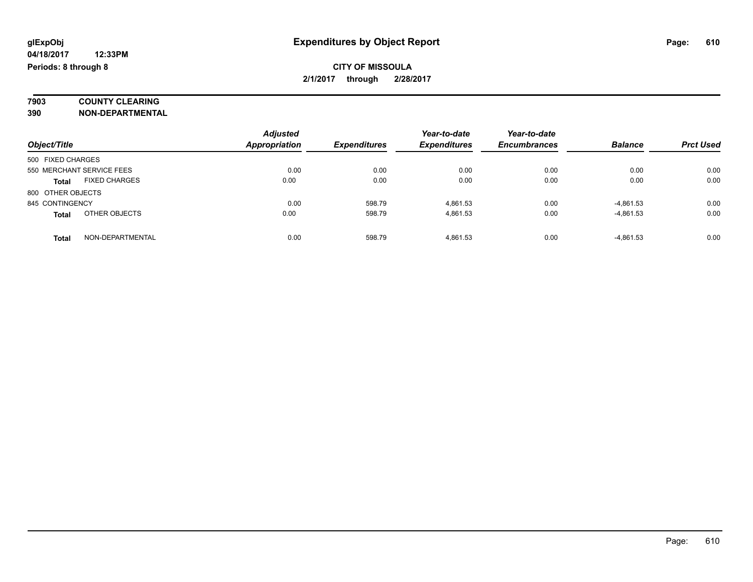**glExpObj** | **Expenditures by Object Report**
**04/18/2017 12:33PM**
**Periods: 8 through 8**

**CITY OF MISSOULA**
**2/1/2017 through 2/28/2017**

**7903 COUNTY CLEARING**
**390 NON-DEPARTMENTAL**

| Object/Title | Adjusted Appropriation | Expenditures | Year-to-date Expenditures | Year-to-date Encumbrances | Balance | Prct Used |
|---|---|---|---|---|---|---|
| 500 FIXED CHARGES | | | | | | |
| 550 MERCHANT SERVICE FEES | 0.00 | 0.00 | 0.00 | 0.00 | 0.00 | 0.00 |
| **Total** FIXED CHARGES | 0.00 | 0.00 | 0.00 | 0.00 | 0.00 | 0.00 |
| 800 OTHER OBJECTS | | | | | | |
| 845 CONTINGENCY | 0.00 | 598.79 | 4,861.53 | 0.00 | -4,861.53 | 0.00 |
| **Total** OTHER OBJECTS | 0.00 | 598.79 | 4,861.53 | 0.00 | -4,861.53 | 0.00 |
| **Total** NON-DEPARTMENTAL | 0.00 | 598.79 | 4,861.53 | 0.00 | -4,861.53 | 0.00 |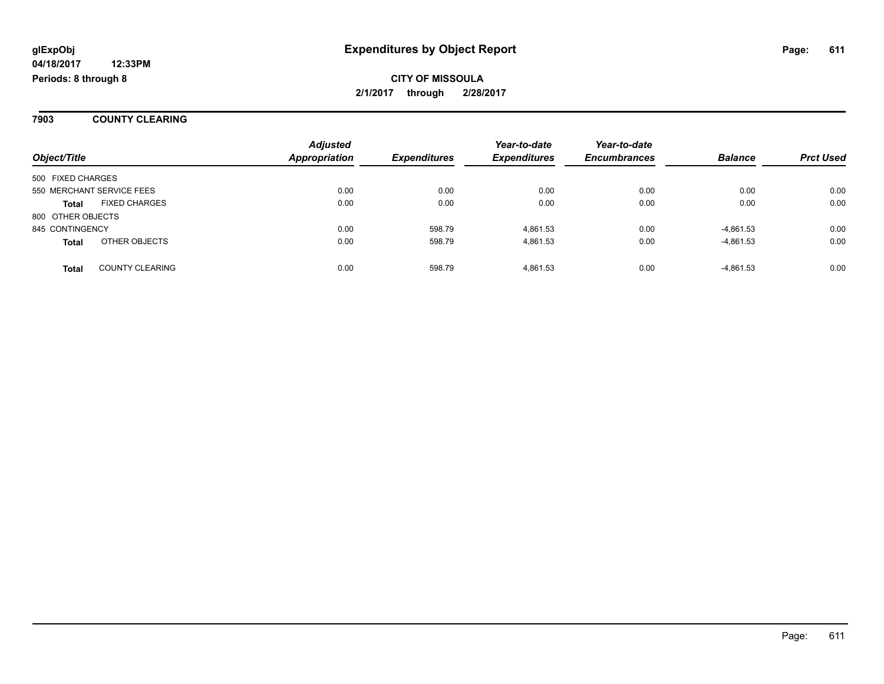**glExpObj**
**04/18/2017 12:33PM**
**Periods: 8 through 8**

# Expenditures by Object Report

**CITY OF MISSOULA**
**2/1/2017 through 2/28/2017**

## 7903 COUNTY CLEARING

| Object/Title | | Adjusted Appropriation | Expenditures | Year-to-date Expenditures | Year-to-date Encumbrances | Balance | Prct Used |
|---|---|---|---|---|---|---|---|
| 500 FIXED CHARGES | | | | | | | |
| 550 MERCHANT SERVICE FEES | | 0.00 | 0.00 | 0.00 | 0.00 | 0.00 | 0.00 |
| **Total** | FIXED CHARGES | 0.00 | 0.00 | 0.00 | 0.00 | 0.00 | 0.00 |
| 800 OTHER OBJECTS | | | | | | | |
| 845 CONTINGENCY | | 0.00 | 598.79 | 4,861.53 | 0.00 | -4,861.53 | 0.00 |
| **Total** | OTHER OBJECTS | 0.00 | 598.79 | 4,861.53 | 0.00 | -4,861.53 | 0.00 |
| **Total** | COUNTY CLEARING | 0.00 | 598.79 | 4,861.53 | 0.00 | -4,861.53 | 0.00 |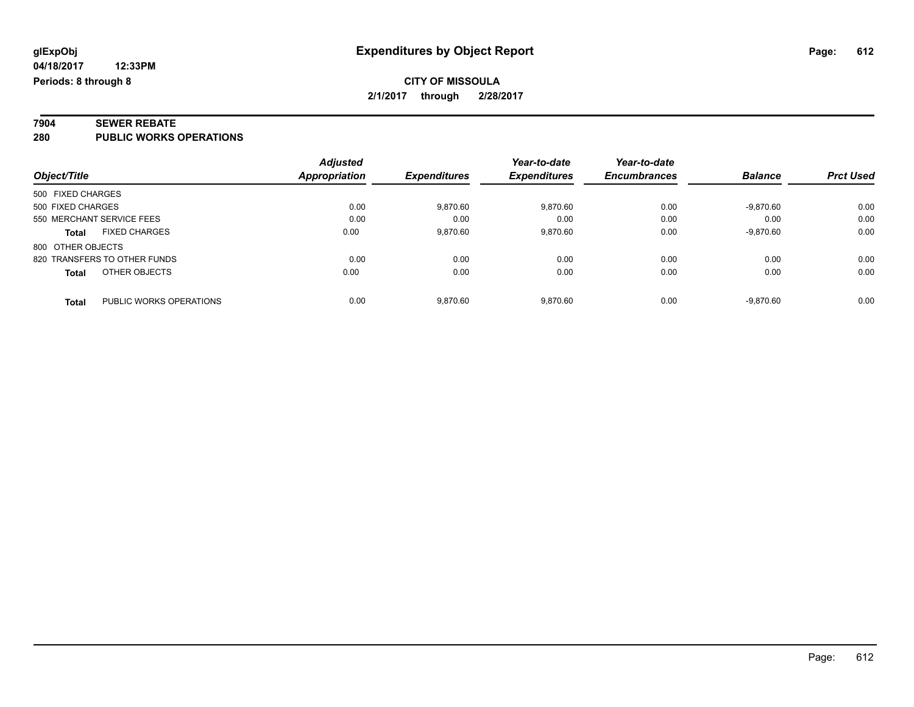glExpObj
04/18/2017 12:33PM
Periods: 8 through 8

# Expenditures by Object Report

## CITY OF MISSOULA

2/1/2017 through 2/28/2017

### 7904 SEWER REBATE
### 280 PUBLIC WORKS OPERATIONS

| Object/Title | | Adjusted Appropriation | Expenditures | Year-to-date Expenditures | Year-to-date Encumbrances | Balance | Prct Used |
|---|---|---|---|---|---|---|---|
| 500 FIXED CHARGES | | | | | | | |
| 500 FIXED CHARGES | | 0.00 | 9,870.60 | 9,870.60 | 0.00 | -9,870.60 | 0.00 |
| 550 MERCHANT SERVICE FEES | | 0.00 | 0.00 | 0.00 | 0.00 | 0.00 | 0.00 |
| **Total** | FIXED CHARGES | 0.00 | 9,870.60 | 9,870.60 | 0.00 | -9,870.60 | 0.00 |
| 800 OTHER OBJECTS | | | | | | | |
| 820 TRANSFERS TO OTHER FUNDS | | 0.00 | 0.00 | 0.00 | 0.00 | 0.00 | 0.00 |
| **Total** | OTHER OBJECTS | 0.00 | 0.00 | 0.00 | 0.00 | 0.00 | 0.00 |
| **Total** | PUBLIC WORKS OPERATIONS | 0.00 | 9,870.60 | 9,870.60 | 0.00 | -9,870.60 | 0.00 |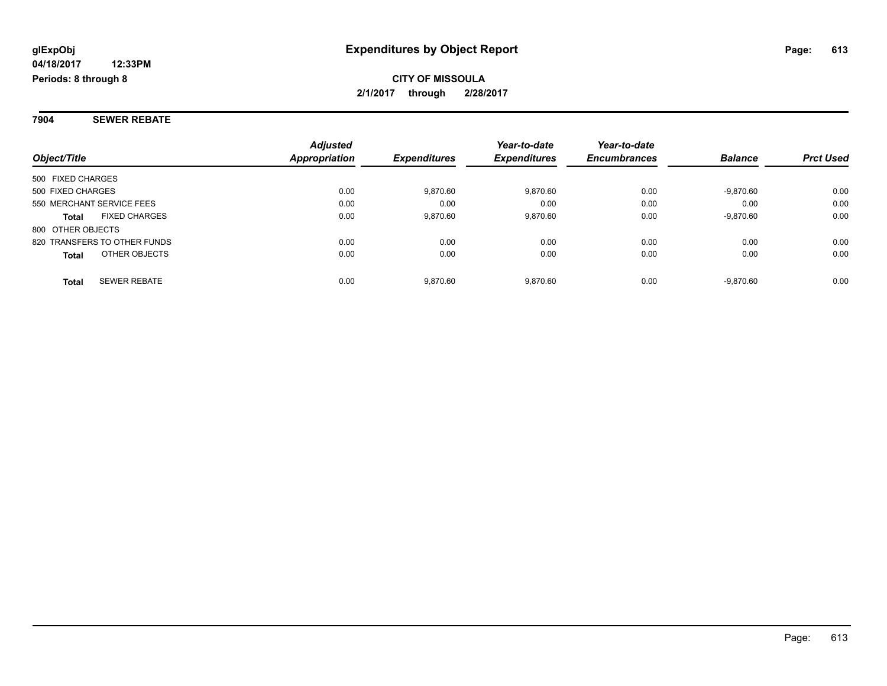**glExpObj**
**04/18/2017 12:33PM**
**Periods: 8 through 8**

# Expenditures by Object Report

**CITY OF MISSOULA**
**2/1/2017 through 2/28/2017**

## 7904 SEWER REBATE

| Object/Title | Adjusted Appropriation | Expenditures | Year-to-date Expenditures | Year-to-date Encumbrances | Balance | Prct Used |
|---|---|---|---|---|---|---|
| 500 FIXED CHARGES | | | | | | |
| 500 FIXED CHARGES | 0.00 | 9,870.60 | 9,870.60 | 0.00 | -9,870.60 | 0.00 |
| 550 MERCHANT SERVICE FEES | 0.00 | 0.00 | 0.00 | 0.00 | 0.00 | 0.00 |
| **Total** FIXED CHARGES | 0.00 | 9,870.60 | 9,870.60 | 0.00 | -9,870.60 | 0.00 |
| 800 OTHER OBJECTS | | | | | | |
| 820 TRANSFERS TO OTHER FUNDS | 0.00 | 0.00 | 0.00 | 0.00 | 0.00 | 0.00 |
| **Total** OTHER OBJECTS | 0.00 | 0.00 | 0.00 | 0.00 | 0.00 | 0.00 |
| **Total** SEWER REBATE | 0.00 | 9,870.60 | 9,870.60 | 0.00 | -9,870.60 | 0.00 |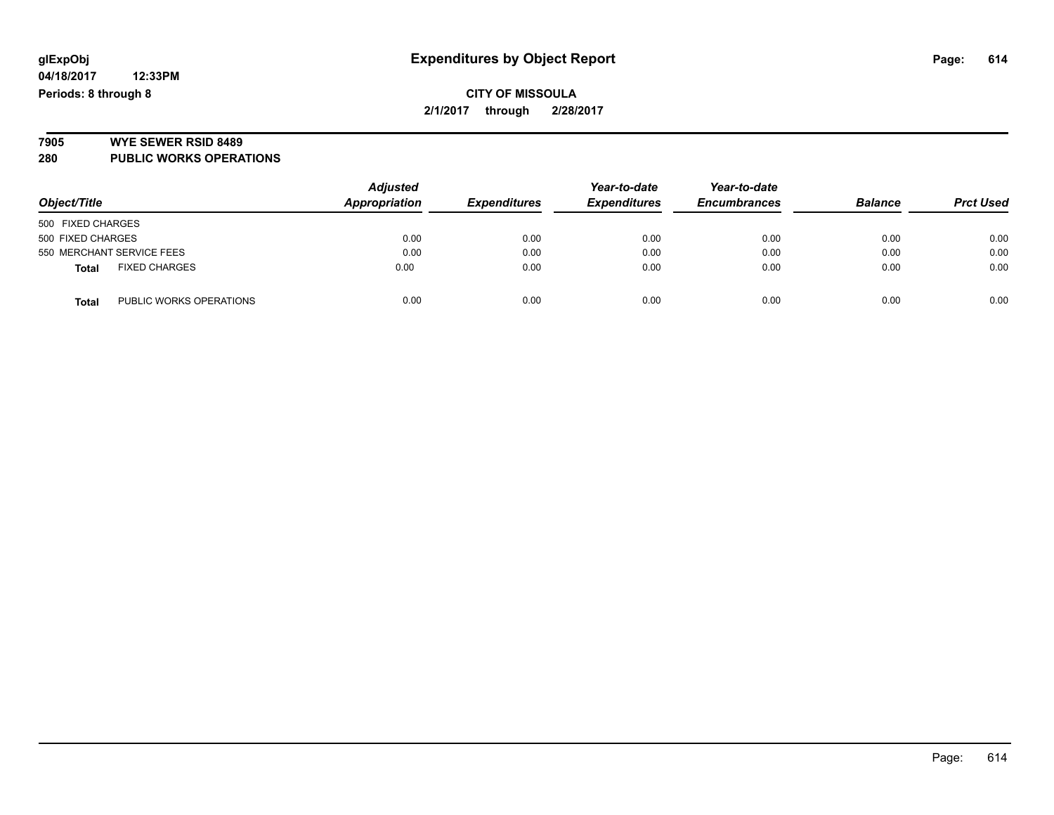glExpObj
04/18/2017 12:33PM
Periods: 8 through 8

# Expenditures by Object Report

**CITY OF MISSOULA**
**2/1/2017 through 2/28/2017**

**7905 WYE SEWER RSID 8489**
**280 PUBLIC WORKS OPERATIONS**

| Object/Title | | Adjusted Appropriation | Expenditures | Year-to-date Expenditures | Year-to-date Encumbrances | Balance | Prct Used |
|---|---|---|---|---|---|---|---|
| 500 FIXED CHARGES | | | | | | | |
| 500 FIXED CHARGES | | 0.00 | 0.00 | 0.00 | 0.00 | 0.00 | 0.00 |
| 550 MERCHANT SERVICE FEES | | 0.00 | 0.00 | 0.00 | 0.00 | 0.00 | 0.00 |
| **Total** | FIXED CHARGES | 0.00 | 0.00 | 0.00 | 0.00 | 0.00 | 0.00 |
| **Total** | PUBLIC WORKS OPERATIONS | 0.00 | 0.00 | 0.00 | 0.00 | 0.00 | 0.00 |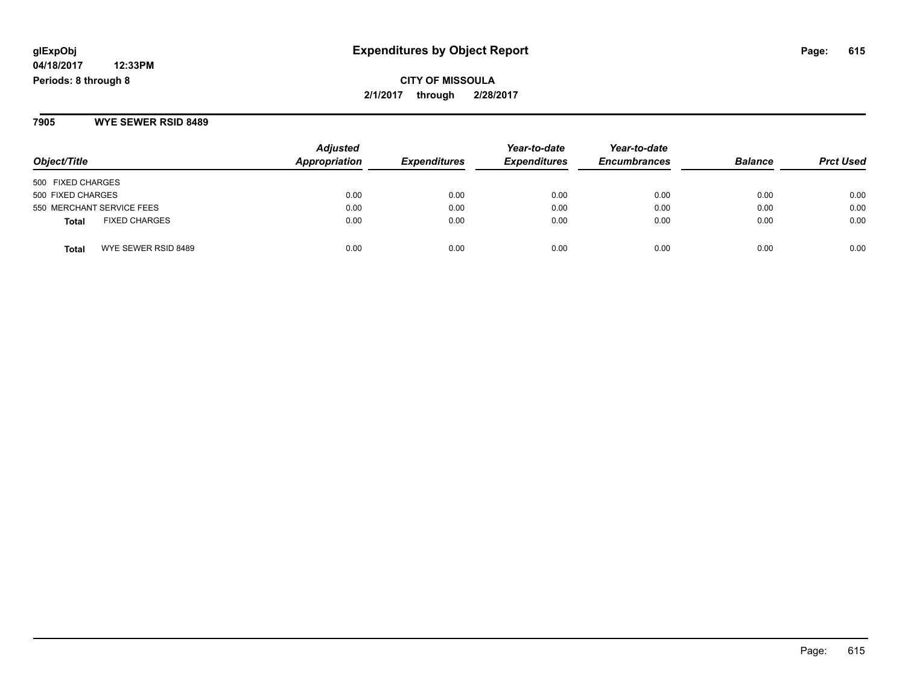**glExpObj**
**04/18/2017 12:33PM**
**Periods: 8 through 8**

# Expenditures by Object Report

**CITY OF MISSOULA**
**2/1/2017 through 2/28/2017**

## 7905 WYE SEWER RSID 8489

| Object/Title | Adjusted Appropriation | Expenditures | Year-to-date Expenditures | Year-to-date Encumbrances | Balance | Prct Used |
|---|---|---|---|---|---|---|
| 500 FIXED CHARGES | | | | | | |
| 500 FIXED CHARGES | 0.00 | 0.00 | 0.00 | 0.00 | 0.00 | 0.00 |
| 550 MERCHANT SERVICE FEES | 0.00 | 0.00 | 0.00 | 0.00 | 0.00 | 0.00 |
| **Total** FIXED CHARGES | 0.00 | 0.00 | 0.00 | 0.00 | 0.00 | 0.00 |
| **Total** WYE SEWER RSID 8489 | 0.00 | 0.00 | 0.00 | 0.00 | 0.00 | 0.00 |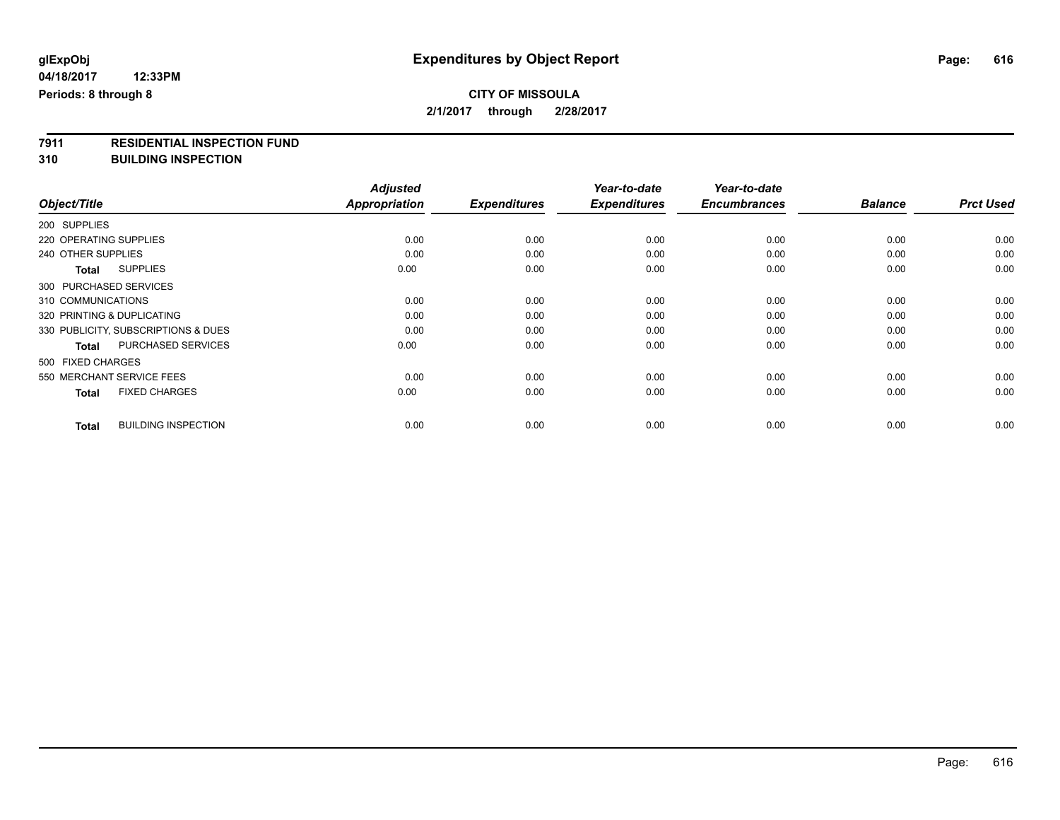# Expenditures by Object Report

glExpObj
04/18/2017 12:33PM
Periods: 8 through 8

**CITY OF MISSOULA**
**2/1/2017 through 2/28/2017**

## 7911 RESIDENTIAL INSPECTION FUND
## 310 BUILDING INSPECTION

| Object/Title | Adjusted Appropriation | Expenditures | Year-to-date Expenditures | Year-to-date Encumbrances | Balance | Prct Used |
|---|---|---|---|---|---|---|
| 200 SUPPLIES | | | | | | |
| 220 OPERATING SUPPLIES | 0.00 | 0.00 | 0.00 | 0.00 | 0.00 | 0.00 |
| 240 OTHER SUPPLIES | 0.00 | 0.00 | 0.00 | 0.00 | 0.00 | 0.00 |
| **Total** SUPPLIES | 0.00 | 0.00 | 0.00 | 0.00 | 0.00 | 0.00 |
| 300 PURCHASED SERVICES | | | | | | |
| 310 COMMUNICATIONS | 0.00 | 0.00 | 0.00 | 0.00 | 0.00 | 0.00 |
| 320 PRINTING & DUPLICATING | 0.00 | 0.00 | 0.00 | 0.00 | 0.00 | 0.00 |
| 330 PUBLICITY, SUBSCRIPTIONS & DUES | 0.00 | 0.00 | 0.00 | 0.00 | 0.00 | 0.00 |
| **Total** PURCHASED SERVICES | 0.00 | 0.00 | 0.00 | 0.00 | 0.00 | 0.00 |
| 500 FIXED CHARGES | | | | | | |
| 550 MERCHANT SERVICE FEES | 0.00 | 0.00 | 0.00 | 0.00 | 0.00 | 0.00 |
| **Total** FIXED CHARGES | 0.00 | 0.00 | 0.00 | 0.00 | 0.00 | 0.00 |
| **Total** BUILDING INSPECTION | 0.00 | 0.00 | 0.00 | 0.00 | 0.00 | 0.00 |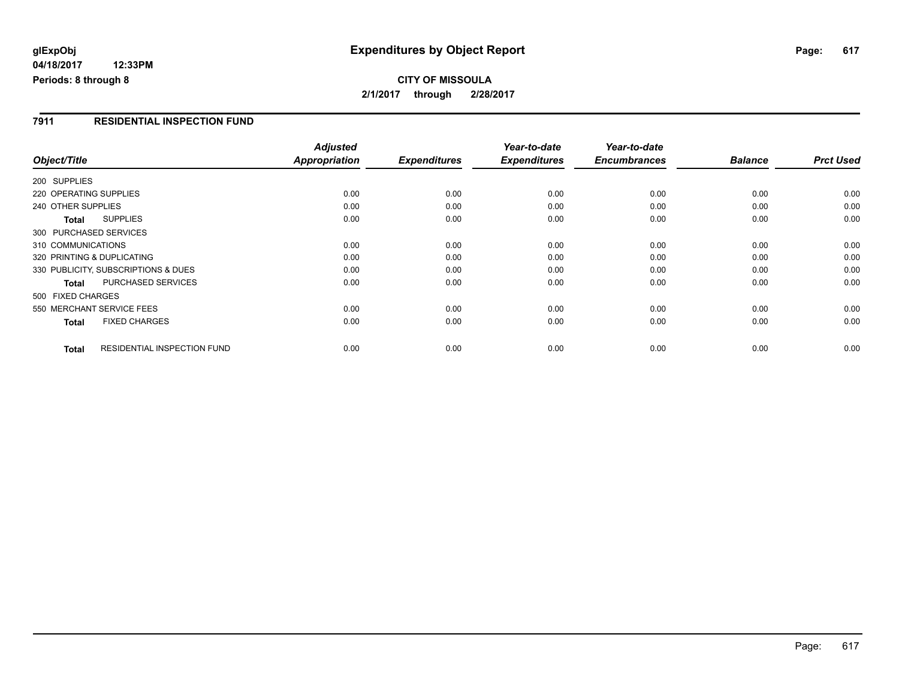**glExpObj**
**04/18/2017 12:33PM**
**Periods: 8 through 8**

# Expenditures by Object Report

**CITY OF MISSOULA**
**2/1/2017 through 2/28/2017**

## 7911 RESIDENTIAL INSPECTION FUND

| Object/Title | Adjusted Appropriation | Expenditures | Year-to-date Expenditures | Year-to-date Encumbrances | Balance | Prct Used |
|---|---|---|---|---|---|---|
| 200 SUPPLIES | | | | | | |
| 220 OPERATING SUPPLIES | 0.00 | 0.00 | 0.00 | 0.00 | 0.00 | 0.00 |
| 240 OTHER SUPPLIES | 0.00 | 0.00 | 0.00 | 0.00 | 0.00 | 0.00 |
| **Total** SUPPLIES | 0.00 | 0.00 | 0.00 | 0.00 | 0.00 | 0.00 |
| 300 PURCHASED SERVICES | | | | | | |
| 310 COMMUNICATIONS | 0.00 | 0.00 | 0.00 | 0.00 | 0.00 | 0.00 |
| 320 PRINTING & DUPLICATING | 0.00 | 0.00 | 0.00 | 0.00 | 0.00 | 0.00 |
| 330 PUBLICITY, SUBSCRIPTIONS & DUES | 0.00 | 0.00 | 0.00 | 0.00 | 0.00 | 0.00 |
| **Total** PURCHASED SERVICES | 0.00 | 0.00 | 0.00 | 0.00 | 0.00 | 0.00 |
| 500 FIXED CHARGES | | | | | | |
| 550 MERCHANT SERVICE FEES | 0.00 | 0.00 | 0.00 | 0.00 | 0.00 | 0.00 |
| **Total** FIXED CHARGES | 0.00 | 0.00 | 0.00 | 0.00 | 0.00 | 0.00 |
| **Total** RESIDENTIAL INSPECTION FUND | 0.00 | 0.00 | 0.00 | 0.00 | 0.00 | 0.00 |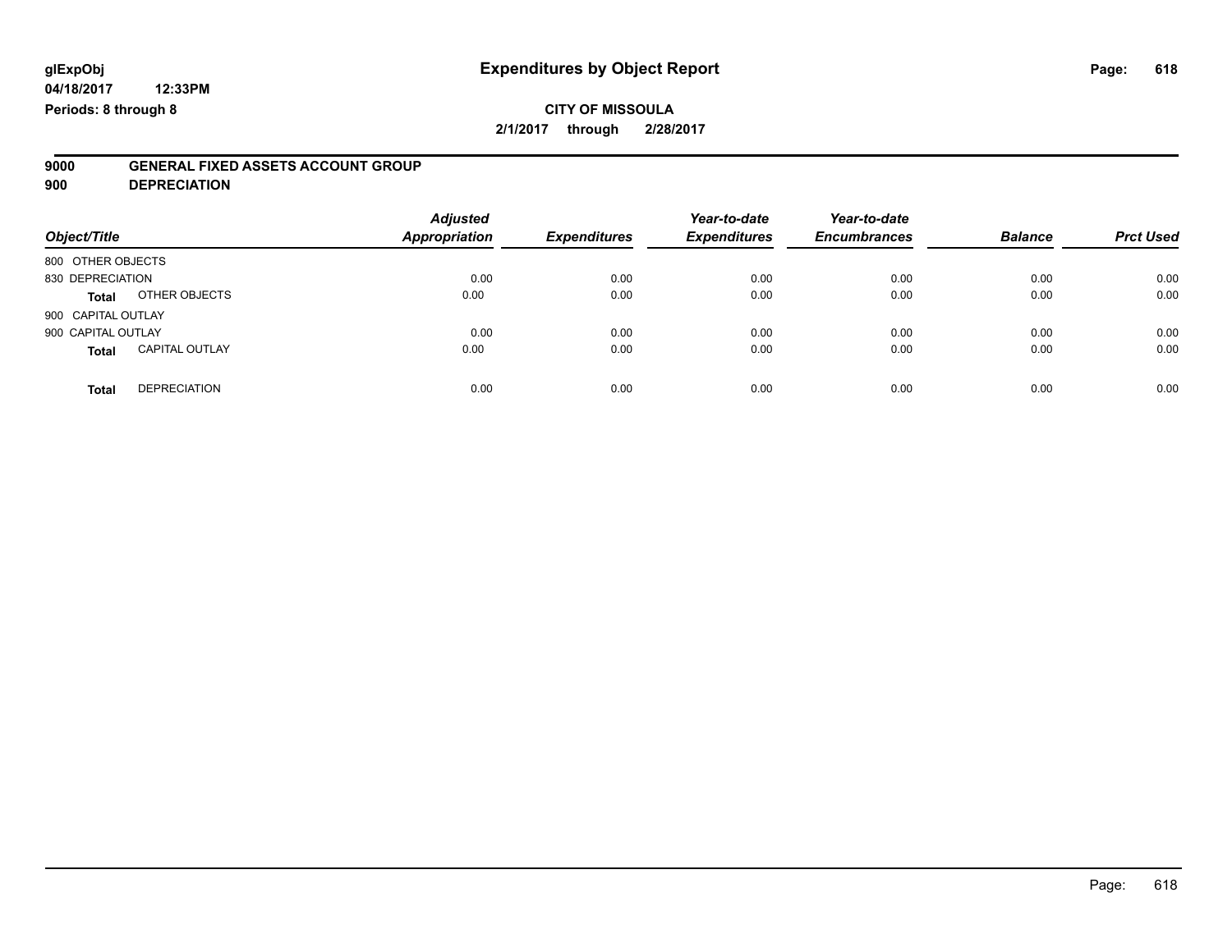**glExpObj** **Expenditures by Object Report**

**04/18/2017 12:33PM**

**Periods: 8 through 8**

**CITY OF MISSOULA**

**2/1/2017 through 2/28/2017**

**9000 GENERAL FIXED ASSETS ACCOUNT GROUP**

**900 DEPRECIATION**

| Object/Title | | Adjusted Appropriation | Expenditures | Year-to-date Expenditures | Year-to-date Encumbrances | Balance | Prct Used |
|---|---|---|---|---|---|---|---|
| 800 OTHER OBJECTS | | | | | | | |
| 830 DEPRECIATION | | 0.00 | 0.00 | 0.00 | 0.00 | 0.00 | 0.00 |
| **Total** | OTHER OBJECTS | 0.00 | 0.00 | 0.00 | 0.00 | 0.00 | 0.00 |
| 900 CAPITAL OUTLAY | | | | | | | |
| 900 CAPITAL OUTLAY | | 0.00 | 0.00 | 0.00 | 0.00 | 0.00 | 0.00 |
| **Total** | CAPITAL OUTLAY | 0.00 | 0.00 | 0.00 | 0.00 | 0.00 | 0.00 |
| **Total** | DEPRECIATION | 0.00 | 0.00 | 0.00 | 0.00 | 0.00 | 0.00 |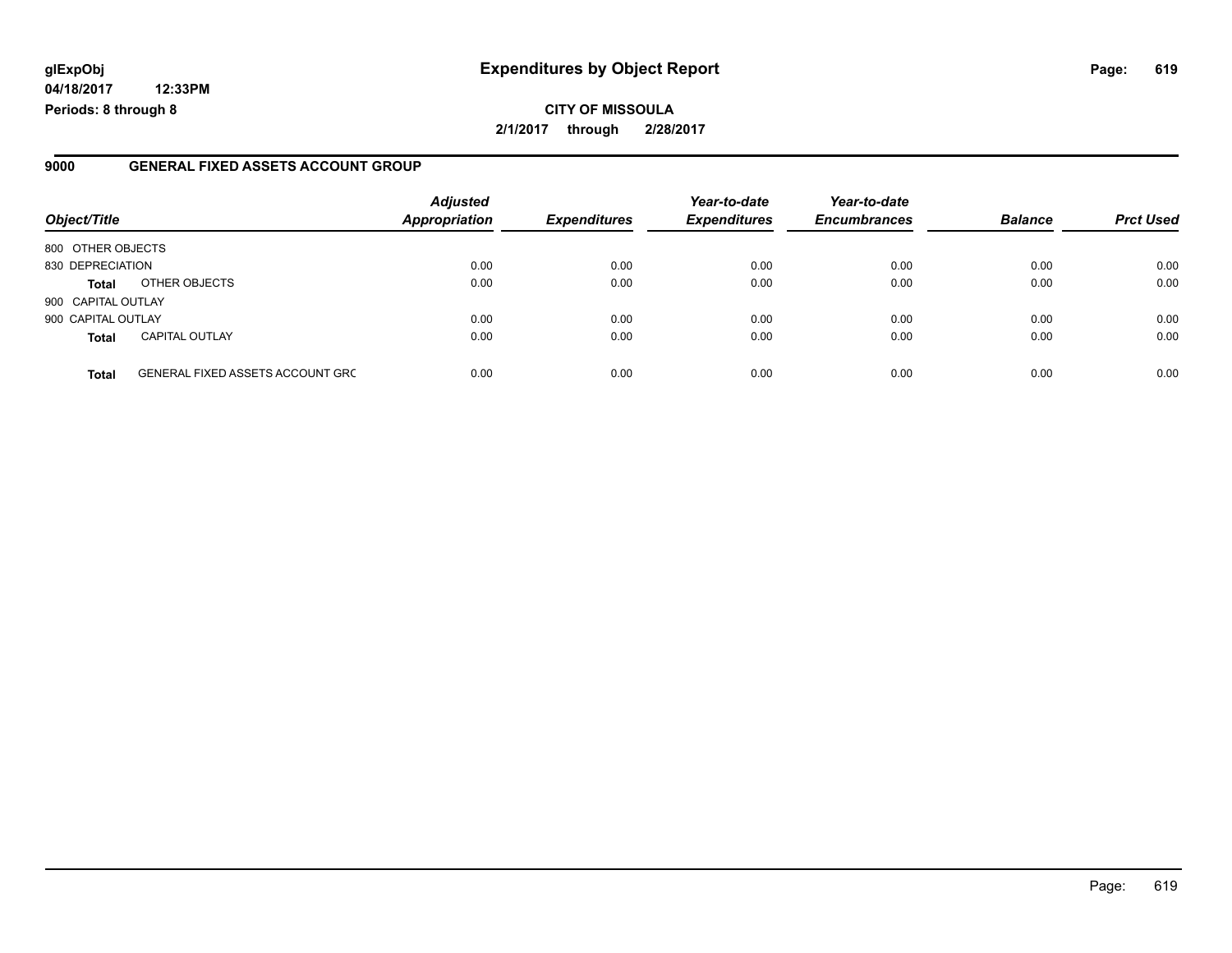**glExpObj**
**04/18/2017 12:33PM**
**Periods: 8 through 8**

# Expenditures by Object Report

**CITY OF MISSOULA**
**2/1/2017 through 2/28/2017**

## 9000 GENERAL FIXED ASSETS ACCOUNT GROUP

| Object/Title | | Adjusted Appropriation | Expenditures | Year-to-date Expenditures | Year-to-date Encumbrances | Balance | Prct Used |
|---|---|---|---|---|---|---|---|
| 800 OTHER OBJECTS | | | | | | | |
| 830 DEPRECIATION | | 0.00 | 0.00 | 0.00 | 0.00 | 0.00 | 0.00 |
| **Total** | OTHER OBJECTS | 0.00 | 0.00 | 0.00 | 0.00 | 0.00 | 0.00 |
| 900 CAPITAL OUTLAY | | | | | | | |
| 900 CAPITAL OUTLAY | | 0.00 | 0.00 | 0.00 | 0.00 | 0.00 | 0.00 |
| **Total** | CAPITAL OUTLAY | 0.00 | 0.00 | 0.00 | 0.00 | 0.00 | 0.00 |
| **Total** | GENERAL FIXED ASSETS ACCOUNT GRC | 0.00 | 0.00 | 0.00 | 0.00 | 0.00 | 0.00 |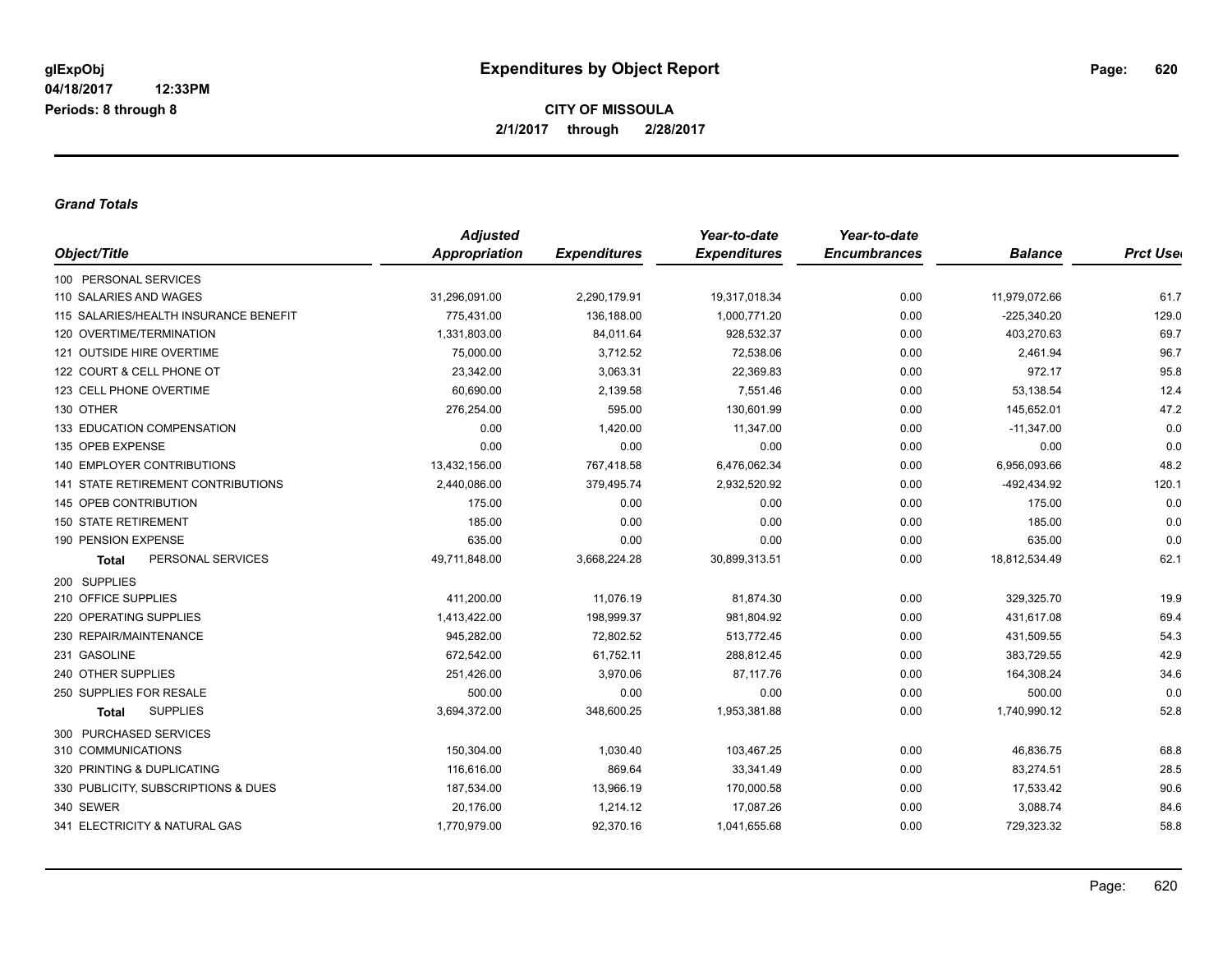# Expenditures by Object Report

glExpObj
04/18/2017 12:33PM
Periods: 8 through 8

**CITY OF MISSOULA**
**2/1/2017 through 2/28/2017**

***Grand Totals***

| Object/Title | *Adjusted* Appropriation | Expenditures | *Year-to-date* Expenditures | *Year-to-date* Encumbrances | Balance | Prct Used |
|---|---|---|---|---|---|---|
| 100 PERSONAL SERVICES | | | | | | |
| 110 SALARIES AND WAGES | 31,296,091.00 | 2,290,179.91 | 19,317,018.34 | 0.00 | 11,979,072.66 | 61.7 |
| 115 SALARIES/HEALTH INSURANCE BENEFIT | 775,431.00 | 136,188.00 | 1,000,771.20 | 0.00 | -225,340.20 | 129.0 |
| 120 OVERTIME/TERMINATION | 1,331,803.00 | 84,011.64 | 928,532.37 | 0.00 | 403,270.63 | 69.7 |
| 121 OUTSIDE HIRE OVERTIME | 75,000.00 | 3,712.52 | 72,538.06 | 0.00 | 2,461.94 | 96.7 |
| 122 COURT & CELL PHONE OT | 23,342.00 | 3,063.31 | 22,369.83 | 0.00 | 972.17 | 95.8 |
| 123 CELL PHONE OVERTIME | 60,690.00 | 2,139.58 | 7,551.46 | 0.00 | 53,138.54 | 12.4 |
| 130 OTHER | 276,254.00 | 595.00 | 130,601.99 | 0.00 | 145,652.01 | 47.2 |
| 133 EDUCATION COMPENSATION | 0.00 | 1,420.00 | 11,347.00 | 0.00 | -11,347.00 | 0.0 |
| 135 OPEB EXPENSE | 0.00 | 0.00 | 0.00 | 0.00 | 0.00 | 0.0 |
| 140 EMPLOYER CONTRIBUTIONS | 13,432,156.00 | 767,418.58 | 6,476,062.34 | 0.00 | 6,956,093.66 | 48.2 |
| 141 STATE RETIREMENT CONTRIBUTIONS | 2,440,086.00 | 379,495.74 | 2,932,520.92 | 0.00 | -492,434.92 | 120.1 |
| 145 OPEB CONTRIBUTION | 175.00 | 0.00 | 0.00 | 0.00 | 175.00 | 0.0 |
| 150 STATE RETIREMENT | 185.00 | 0.00 | 0.00 | 0.00 | 185.00 | 0.0 |
| 190 PENSION EXPENSE | 635.00 | 0.00 | 0.00 | 0.00 | 635.00 | 0.0 |
| **Total** PERSONAL SERVICES | 49,711,848.00 | 3,668,224.28 | 30,899,313.51 | 0.00 | 18,812,534.49 | 62.1 |
| 200 SUPPLIES | | | | | | |
| 210 OFFICE SUPPLIES | 411,200.00 | 11,076.19 | 81,874.30 | 0.00 | 329,325.70 | 19.9 |
| 220 OPERATING SUPPLIES | 1,413,422.00 | 198,999.37 | 981,804.92 | 0.00 | 431,617.08 | 69.4 |
| 230 REPAIR/MAINTENANCE | 945,282.00 | 72,802.52 | 513,772.45 | 0.00 | 431,509.55 | 54.3 |
| 231 GASOLINE | 672,542.00 | 61,752.11 | 288,812.45 | 0.00 | 383,729.55 | 42.9 |
| 240 OTHER SUPPLIES | 251,426.00 | 3,970.06 | 87,117.76 | 0.00 | 164,308.24 | 34.6 |
| 250 SUPPLIES FOR RESALE | 500.00 | 0.00 | 0.00 | 0.00 | 500.00 | 0.0 |
| **Total** SUPPLIES | 3,694,372.00 | 348,600.25 | 1,953,381.88 | 0.00 | 1,740,990.12 | 52.8 |
| 300 PURCHASED SERVICES | | | | | | |
| 310 COMMUNICATIONS | 150,304.00 | 1,030.40 | 103,467.25 | 0.00 | 46,836.75 | 68.8 |
| 320 PRINTING & DUPLICATING | 116,616.00 | 869.64 | 33,341.49 | 0.00 | 83,274.51 | 28.5 |
| 330 PUBLICITY, SUBSCRIPTIONS & DUES | 187,534.00 | 13,966.19 | 170,000.58 | 0.00 | 17,533.42 | 90.6 |
| 340 SEWER | 20,176.00 | 1,214.12 | 17,087.26 | 0.00 | 3,088.74 | 84.6 |
| 341 ELECTRICITY & NATURAL GAS | 1,770,979.00 | 92,370.16 | 1,041,655.68 | 0.00 | 729,323.32 | 58.8 |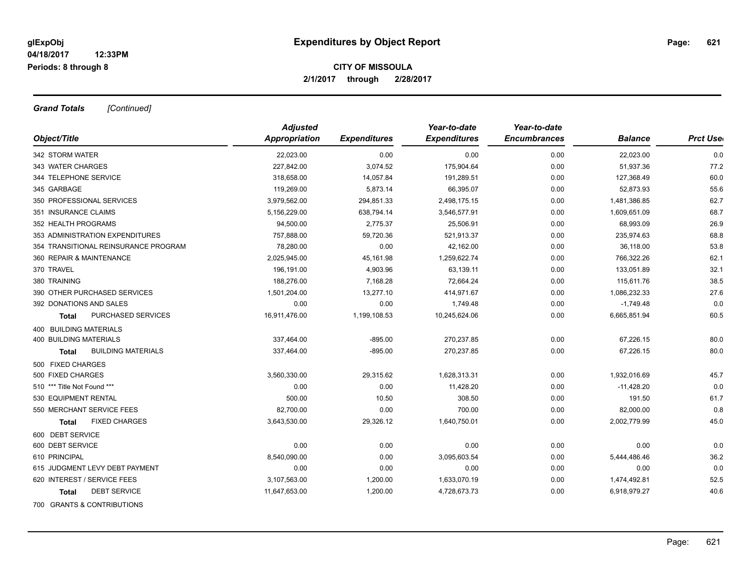**CITY OF MISSOULA**

**2/1/2017 through 2/28/2017**

***Grand Totals*** *[Continued]*

| Object/Title | Adjusted Appropriation | Expenditures | Year-to-date Expenditures | Year-to-date Encumbrances | Balance | Prct Used |
|---|---|---|---|---|---|---|
| 342 STORM WATER | 22,023.00 | 0.00 | 0.00 | 0.00 | 22,023.00 | 0.0 |
| 343 WATER CHARGES | 227,842.00 | 3,074.52 | 175,904.64 | 0.00 | 51,937.36 | 77.2 |
| 344 TELEPHONE SERVICE | 318,658.00 | 14,057.84 | 191,289.51 | 0.00 | 127,368.49 | 60.0 |
| 345 GARBAGE | 119,269.00 | 5,873.14 | 66,395.07 | 0.00 | 52,873.93 | 55.6 |
| 350 PROFESSIONAL SERVICES | 3,979,562.00 | 294,851.33 | 2,498,175.15 | 0.00 | 1,481,386.85 | 62.7 |
| 351 INSURANCE CLAIMS | 5,156,229.00 | 638,794.14 | 3,546,577.91 | 0.00 | 1,609,651.09 | 68.7 |
| 352 HEALTH PROGRAMS | 94,500.00 | 2,775.37 | 25,506.91 | 0.00 | 68,993.09 | 26.9 |
| 353 ADMINISTRATION EXPENDITURES | 757,888.00 | 59,720.36 | 521,913.37 | 0.00 | 235,974.63 | 68.8 |
| 354 TRANSITIONAL REINSURANCE PROGRAM | 78,280.00 | 0.00 | 42,162.00 | 0.00 | 36,118.00 | 53.8 |
| 360 REPAIR & MAINTENANCE | 2,025,945.00 | 45,161.98 | 1,259,622.74 | 0.00 | 766,322.26 | 62.1 |
| 370 TRAVEL | 196,191.00 | 4,903.96 | 63,139.11 | 0.00 | 133,051.89 | 32.1 |
| 380 TRAINING | 188,276.00 | 7,168.28 | 72,664.24 | 0.00 | 115,611.76 | 38.5 |
| 390 OTHER PURCHASED SERVICES | 1,501,204.00 | 13,277.10 | 414,971.67 | 0.00 | 1,086,232.33 | 27.6 |
| 392 DONATIONS AND SALES | 0.00 | 0.00 | 1,749.48 | 0.00 | -1,749.48 | 0.0 |
| **Total** PURCHASED SERVICES | 16,911,476.00 | 1,199,108.53 | 10,245,624.06 | 0.00 | 6,665,851.94 | 60.5 |
| 400 BUILDING MATERIALS | | | | | | |
| 400 BUILDING MATERIALS | 337,464.00 | -895.00 | 270,237.85 | 0.00 | 67,226.15 | 80.0 |
| **Total** BUILDING MATERIALS | 337,464.00 | -895.00 | 270,237.85 | 0.00 | 67,226.15 | 80.0 |
| 500 FIXED CHARGES | | | | | | |
| 500 FIXED CHARGES | 3,560,330.00 | 29,315.62 | 1,628,313.31 | 0.00 | 1,932,016.69 | 45.7 |
| 510 *** Title Not Found *** | 0.00 | 0.00 | 11,428.20 | 0.00 | -11,428.20 | 0.0 |
| 530 EQUIPMENT RENTAL | 500.00 | 10.50 | 308.50 | 0.00 | 191.50 | 61.7 |
| 550 MERCHANT SERVICE FEES | 82,700.00 | 0.00 | 700.00 | 0.00 | 82,000.00 | 0.8 |
| **Total** FIXED CHARGES | 3,643,530.00 | 29,326.12 | 1,640,750.01 | 0.00 | 2,002,779.99 | 45.0 |
| 600 DEBT SERVICE | | | | | | |
| 600 DEBT SERVICE | 0.00 | 0.00 | 0.00 | 0.00 | 0.00 | 0.0 |
| 610 PRINCIPAL | 8,540,090.00 | 0.00 | 3,095,603.54 | 0.00 | 5,444,486.46 | 36.2 |
| 615 JUDGMENT LEVY DEBT PAYMENT | 0.00 | 0.00 | 0.00 | 0.00 | 0.00 | 0.0 |
| 620 INTEREST / SERVICE FEES | 3,107,563.00 | 1,200.00 | 1,633,070.19 | 0.00 | 1,474,492.81 | 52.5 |
| **Total** DEBT SERVICE | 11,647,653.00 | 1,200.00 | 4,728,673.73 | 0.00 | 6,918,979.27 | 40.6 |
| 700 GRANTS & CONTRIBUTIONS | | | | | | |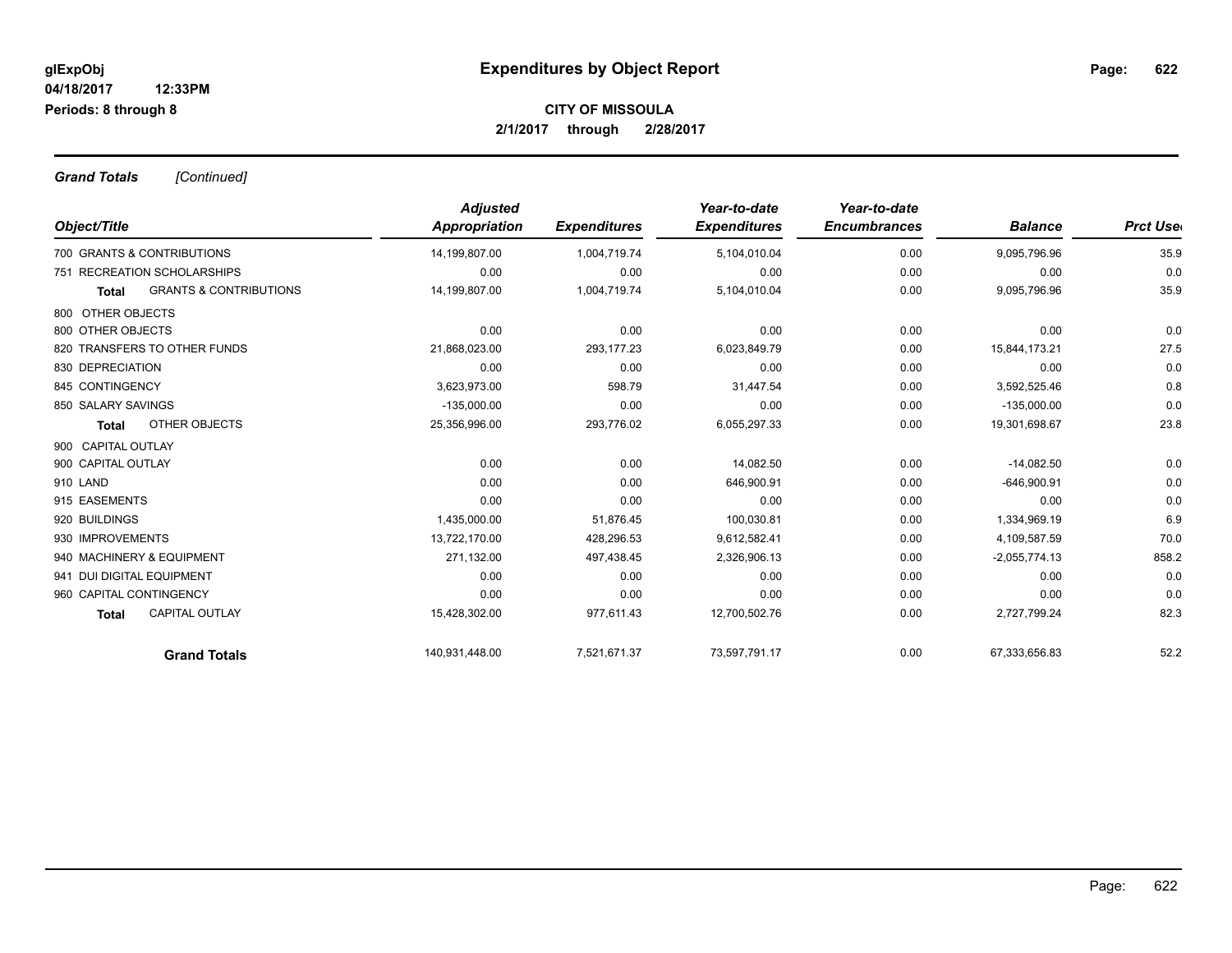**CITY OF MISSOULA**

**2/1/2017 through 2/28/2017**

***Grand Totals*** *[Continued]*

| Object/Title | | Adjusted Appropriation | Expenditures | Year-to-date Expenditures | Year-to-date Encumbrances | Balance | Prct Used |
|---|---|---|---|---|---|---|---|
| 700 GRANTS & CONTRIBUTIONS | | 14,199,807.00 | 1,004,719.74 | 5,104,010.04 | 0.00 | 9,095,796.96 | 35.9 |
| 751 RECREATION SCHOLARSHIPS | | 0.00 | 0.00 | 0.00 | 0.00 | 0.00 | 0.0 |
| **Total** | GRANTS & CONTRIBUTIONS | 14,199,807.00 | 1,004,719.74 | 5,104,010.04 | 0.00 | 9,095,796.96 | 35.9 |
| 800 OTHER OBJECTS | | | | | | | |
| 800 OTHER OBJECTS | | 0.00 | 0.00 | 0.00 | 0.00 | 0.00 | 0.0 |
| 820 TRANSFERS TO OTHER FUNDS | | 21,868,023.00 | 293,177.23 | 6,023,849.79 | 0.00 | 15,844,173.21 | 27.5 |
| 830 DEPRECIATION | | 0.00 | 0.00 | 0.00 | 0.00 | 0.00 | 0.0 |
| 845 CONTINGENCY | | 3,623,973.00 | 598.79 | 31,447.54 | 0.00 | 3,592,525.46 | 0.8 |
| 850 SALARY SAVINGS | | -135,000.00 | 0.00 | 0.00 | 0.00 | -135,000.00 | 0.0 |
| **Total** | OTHER OBJECTS | 25,356,996.00 | 293,776.02 | 6,055,297.33 | 0.00 | 19,301,698.67 | 23.8 |
| 900 CAPITAL OUTLAY | | | | | | | |
| 900 CAPITAL OUTLAY | | 0.00 | 0.00 | 14,082.50 | 0.00 | -14,082.50 | 0.0 |
| 910 LAND | | 0.00 | 0.00 | 646,900.91 | 0.00 | -646,900.91 | 0.0 |
| 915 EASEMENTS | | 0.00 | 0.00 | 0.00 | 0.00 | 0.00 | 0.0 |
| 920 BUILDINGS | | 1,435,000.00 | 51,876.45 | 100,030.81 | 0.00 | 1,334,969.19 | 6.9 |
| 930 IMPROVEMENTS | | 13,722,170.00 | 428,296.53 | 9,612,582.41 | 0.00 | 4,109,587.59 | 70.0 |
| 940 MACHINERY & EQUIPMENT | | 271,132.00 | 497,438.45 | 2,326,906.13 | 0.00 | -2,055,774.13 | 858.2 |
| 941 DUI DIGITAL EQUIPMENT | | 0.00 | 0.00 | 0.00 | 0.00 | 0.00 | 0.0 |
| 960 CAPITAL CONTINGENCY | | 0.00 | 0.00 | 0.00 | 0.00 | 0.00 | 0.0 |
| **Total** | CAPITAL OUTLAY | 15,428,302.00 | 977,611.43 | 12,700,502.76 | 0.00 | 2,727,799.24 | 82.3 |
| **Grand Totals** | | 140,931,448.00 | 7,521,671.37 | 73,597,791.17 | 0.00 | 67,333,656.83 | 52.2 |